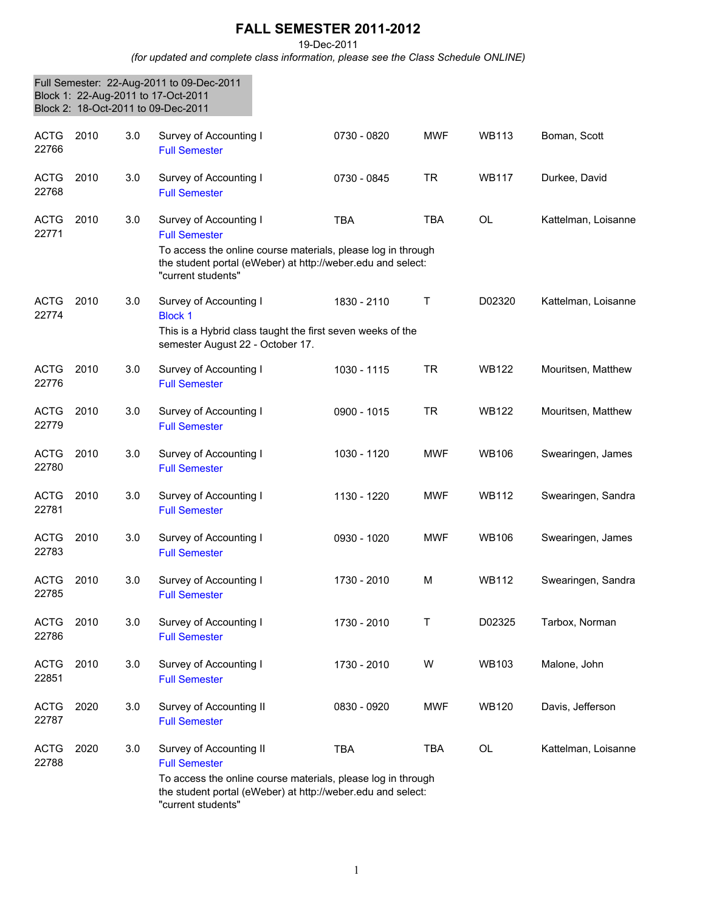# FALL SEMESTER 2011-2012

19-Dec-2011

*(for updated and complete class information, please see the Class Schedule ONLINE)*

Full Semester: 22-Aug-2011 to 09-Dec-2011
Block 1: 22-Aug-2011 to 17-Oct-2011
Block 2: 18-Oct-2011 to 09-Dec-2011

| Subject / CRN | Course | Credits | Title | Time | Days | Room | Instructor |
|---|---|---|---|---|---|---|---|
| ACTG 22766 | 2010 | 3.0 | Survey of Accounting I<br>Full Semester | 0730 - 0820 | MWF | WB113 | Boman, Scott |
| ACTG 22768 | 2010 | 3.0 | Survey of Accounting I<br>Full Semester | 0730 - 0845 | TR | WB117 | Durkee, David |
| ACTG 22771 | 2010 | 3.0 | Survey of Accounting I<br>Full Semester<br>To access the online course materials, please log in through the student portal (eWeber) at http://weber.edu and select: "current students" | TBA | TBA | OL | Kattelman, Loisanne |
| ACTG 22774 | 2010 | 3.0 | Survey of Accounting I<br>Block 1<br>This is a Hybrid class taught the first seven weeks of the semester August 22 - October 17. | 1830 - 2110 | T | D02320 | Kattelman, Loisanne |
| ACTG 22776 | 2010 | 3.0 | Survey of Accounting I<br>Full Semester | 1030 - 1115 | TR | WB122 | Mouritsen, Matthew |
| ACTG 22779 | 2010 | 3.0 | Survey of Accounting I<br>Full Semester | 0900 - 1015 | TR | WB122 | Mouritsen, Matthew |
| ACTG 22780 | 2010 | 3.0 | Survey of Accounting I<br>Full Semester | 1030 - 1120 | MWF | WB106 | Swearingen, James |
| ACTG 22781 | 2010 | 3.0 | Survey of Accounting I<br>Full Semester | 1130 - 1220 | MWF | WB112 | Swearingen, Sandra |
| ACTG 22783 | 2010 | 3.0 | Survey of Accounting I<br>Full Semester | 0930 - 1020 | MWF | WB106 | Swearingen, James |
| ACTG 22785 | 2010 | 3.0 | Survey of Accounting I<br>Full Semester | 1730 - 2010 | M | WB112 | Swearingen, Sandra |
| ACTG 22786 | 2010 | 3.0 | Survey of Accounting I<br>Full Semester | 1730 - 2010 | T | D02325 | Tarbox, Norman |
| ACTG 22851 | 2010 | 3.0 | Survey of Accounting I<br>Full Semester | 1730 - 2010 | W | WB103 | Malone, John |
| ACTG 22787 | 2020 | 3.0 | Survey of Accounting II<br>Full Semester | 0830 - 0920 | MWF | WB120 | Davis, Jefferson |
| ACTG 22788 | 2020 | 3.0 | Survey of Accounting II<br>Full Semester<br>To access the online course materials, please log in through the student portal (eWeber) at http://weber.edu and select: "current students" | TBA | TBA | OL | Kattelman, Loisanne |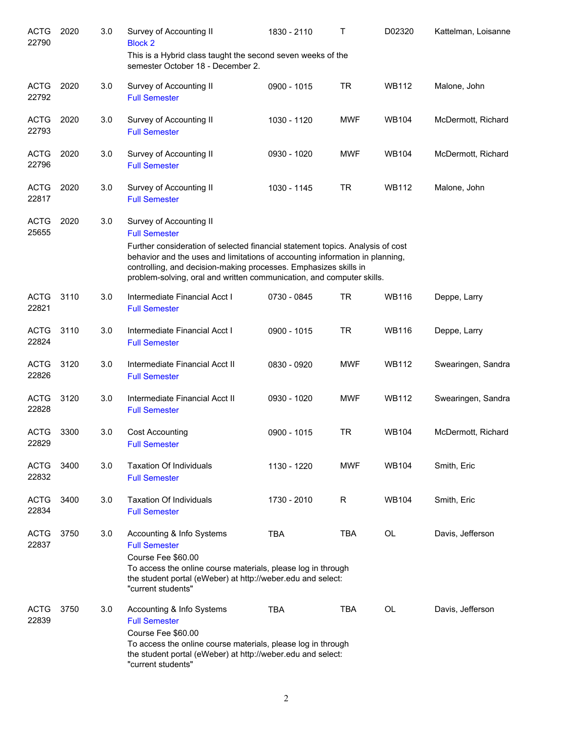| | | | | | | | |
|---|---|---|---|---|---|---|---|
| ACTG 22790 | 2020 | 3.0 | Survey of Accounting II<br>Block 2<br>This is a Hybrid class taught the second seven weeks of the semester October 18 - December 2. | 1830 - 2110 | T | D02320 | Kattelman, Loisanne |
| ACTG 22792 | 2020 | 3.0 | Survey of Accounting II<br>Full Semester | 0900 - 1015 | TR | WB112 | Malone, John |
| ACTG 22793 | 2020 | 3.0 | Survey of Accounting II<br>Full Semester | 1030 - 1120 | MWF | WB104 | McDermott, Richard |
| ACTG 22796 | 2020 | 3.0 | Survey of Accounting II<br>Full Semester | 0930 - 1020 | MWF | WB104 | McDermott, Richard |
| ACTG 22817 | 2020 | 3.0 | Survey of Accounting II<br>Full Semester | 1030 - 1145 | TR | WB112 | Malone, John |
| ACTG 25655 | 2020 | 3.0 | Survey of Accounting II<br>Full Semester<br>Further consideration of selected financial statement topics. Analysis of cost behavior and the uses and limitations of accounting information in planning, controlling, and decision-making processes. Emphasizes skills in problem-solving, oral and written communication, and computer skills. | | | | |
| ACTG 22821 | 3110 | 3.0 | Intermediate Financial Acct I<br>Full Semester | 0730 - 0845 | TR | WB116 | Deppe, Larry |
| ACTG 22824 | 3110 | 3.0 | Intermediate Financial Acct I<br>Full Semester | 0900 - 1015 | TR | WB116 | Deppe, Larry |
| ACTG 22826 | 3120 | 3.0 | Intermediate Financial Acct II<br>Full Semester | 0830 - 0920 | MWF | WB112 | Swearingen, Sandra |
| ACTG 22828 | 3120 | 3.0 | Intermediate Financial Acct II<br>Full Semester | 0930 - 1020 | MWF | WB112 | Swearingen, Sandra |
| ACTG 22829 | 3300 | 3.0 | Cost Accounting<br>Full Semester | 0900 - 1015 | TR | WB104 | McDermott, Richard |
| ACTG 22832 | 3400 | 3.0 | Taxation Of Individuals<br>Full Semester | 1130 - 1220 | MWF | WB104 | Smith, Eric |
| ACTG 22834 | 3400 | 3.0 | Taxation Of Individuals<br>Full Semester | 1730 - 2010 | R | WB104 | Smith, Eric |
| ACTG 22837 | 3750 | 3.0 | Accounting & Info Systems<br>Full Semester<br>Course Fee $60.00<br>To access the online course materials, please log in through the student portal (eWeber) at http://weber.edu and select: "current students" | TBA | TBA | OL | Davis, Jefferson |
| ACTG 22839 | 3750 | 3.0 | Accounting & Info Systems<br>Full Semester<br>Course Fee $60.00<br>To access the online course materials, please log in through the student portal (eWeber) at http://weber.edu and select: "current students" | TBA | TBA | OL | Davis, Jefferson |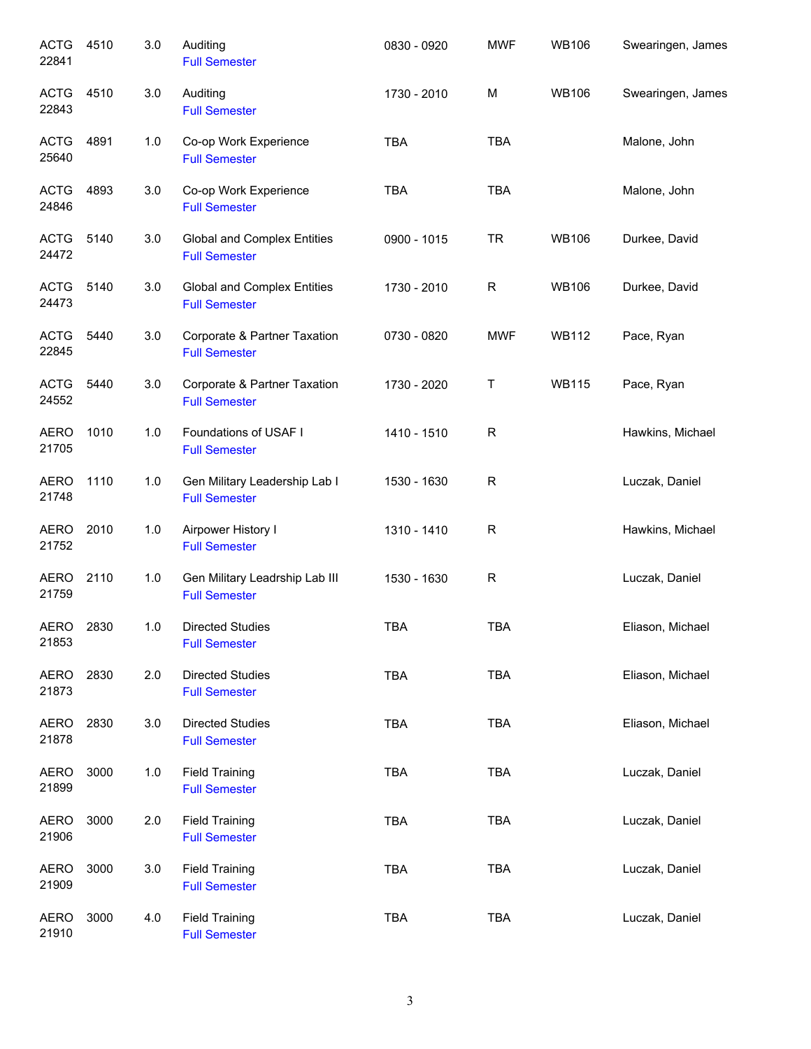| | | | | | | | |
|---|---|---|---|---|---|---|---|
| ACTG 22841 | 4510 | 3.0 | Auditing<br>Full Semester | 0830 - 0920 | MWF | WB106 | Swearingen, James |
| ACTG 22843 | 4510 | 3.0 | Auditing<br>Full Semester | 1730 - 2010 | M | WB106 | Swearingen, James |
| ACTG 25640 | 4891 | 1.0 | Co-op Work Experience<br>Full Semester | TBA | TBA | | Malone, John |
| ACTG 24846 | 4893 | 3.0 | Co-op Work Experience<br>Full Semester | TBA | TBA | | Malone, John |
| ACTG 24472 | 5140 | 3.0 | Global and Complex Entities<br>Full Semester | 0900 - 1015 | TR | WB106 | Durkee, David |
| ACTG 24473 | 5140 | 3.0 | Global and Complex Entities<br>Full Semester | 1730 - 2010 | R | WB106 | Durkee, David |
| ACTG 22845 | 5440 | 3.0 | Corporate & Partner Taxation<br>Full Semester | 0730 - 0820 | MWF | WB112 | Pace, Ryan |
| ACTG 24552 | 5440 | 3.0 | Corporate & Partner Taxation<br>Full Semester | 1730 - 2020 | T | WB115 | Pace, Ryan |
| AERO 21705 | 1010 | 1.0 | Foundations of USAF I<br>Full Semester | 1410 - 1510 | R | | Hawkins, Michael |
| AERO 21748 | 1110 | 1.0 | Gen Military Leadership Lab I<br>Full Semester | 1530 - 1630 | R | | Luczak, Daniel |
| AERO 21752 | 2010 | 1.0 | Airpower History I<br>Full Semester | 1310 - 1410 | R | | Hawkins, Michael |
| AERO 21759 | 2110 | 1.0 | Gen Military Leadrship Lab III<br>Full Semester | 1530 - 1630 | R | | Luczak, Daniel |
| AERO 21853 | 2830 | 1.0 | Directed Studies<br>Full Semester | TBA | TBA | | Eliason, Michael |
| AERO 21873 | 2830 | 2.0 | Directed Studies<br>Full Semester | TBA | TBA | | Eliason, Michael |
| AERO 21878 | 2830 | 3.0 | Directed Studies<br>Full Semester | TBA | TBA | | Eliason, Michael |
| AERO 21899 | 3000 | 1.0 | Field Training<br>Full Semester | TBA | TBA | | Luczak, Daniel |
| AERO 21906 | 3000 | 2.0 | Field Training<br>Full Semester | TBA | TBA | | Luczak, Daniel |
| AERO 21909 | 3000 | 3.0 | Field Training<br>Full Semester | TBA | TBA | | Luczak, Daniel |
| AERO 21910 | 3000 | 4.0 | Field Training<br>Full Semester | TBA | TBA | | Luczak, Daniel |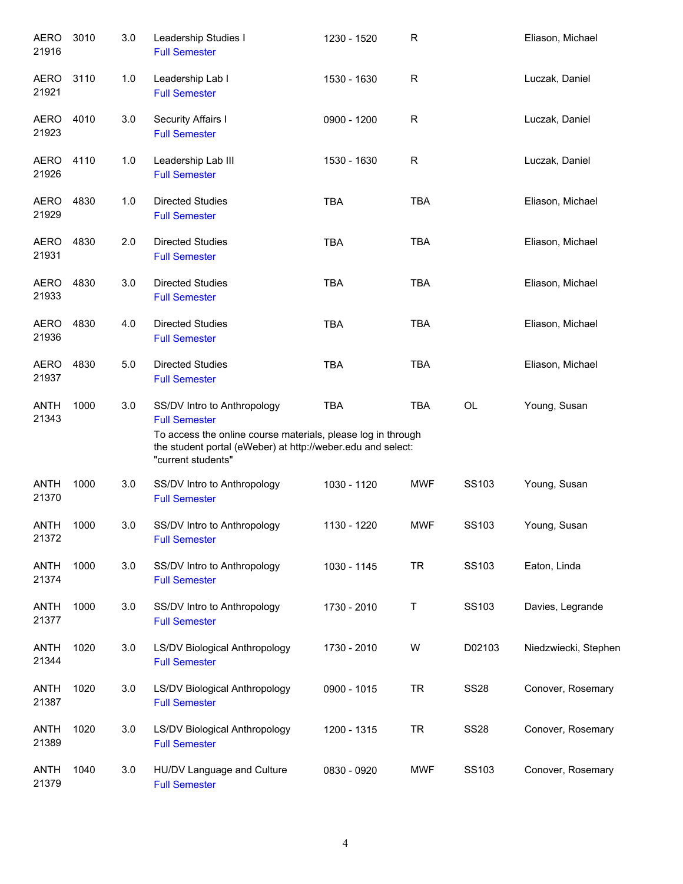| Subject / CRN | Course | Credits | Title | Time | Days | Room | Instructor |
|---|---|---|---|---|---|---|---|
| AERO 21916 | 3010 | 3.0 | Leadership Studies I<br>Full Semester | 1230 - 1520 | R | | Eliason, Michael |
| AERO 21921 | 3110 | 1.0 | Leadership Lab I<br>Full Semester | 1530 - 1630 | R | | Luczak, Daniel |
| AERO 21923 | 4010 | 3.0 | Security Affairs I<br>Full Semester | 0900 - 1200 | R | | Luczak, Daniel |
| AERO 21926 | 4110 | 1.0 | Leadership Lab III<br>Full Semester | 1530 - 1630 | R | | Luczak, Daniel |
| AERO 21929 | 4830 | 1.0 | Directed Studies<br>Full Semester | TBA | TBA | | Eliason, Michael |
| AERO 21931 | 4830 | 2.0 | Directed Studies<br>Full Semester | TBA | TBA | | Eliason, Michael |
| AERO 21933 | 4830 | 3.0 | Directed Studies<br>Full Semester | TBA | TBA | | Eliason, Michael |
| AERO 21936 | 4830 | 4.0 | Directed Studies<br>Full Semester | TBA | TBA | | Eliason, Michael |
| AERO 21937 | 4830 | 5.0 | Directed Studies<br>Full Semester | TBA | TBA | | Eliason, Michael |
| ANTH 21343 | 1000 | 3.0 | SS/DV Intro to Anthropology<br>Full Semester<br>To access the online course materials, please log in through the student portal (eWeber) at http://weber.edu and select: "current students" | TBA | TBA | OL | Young, Susan |
| ANTH 21370 | 1000 | 3.0 | SS/DV Intro to Anthropology<br>Full Semester | 1030 - 1120 | MWF | SS103 | Young, Susan |
| ANTH 21372 | 1000 | 3.0 | SS/DV Intro to Anthropology<br>Full Semester | 1130 - 1220 | MWF | SS103 | Young, Susan |
| ANTH 21374 | 1000 | 3.0 | SS/DV Intro to Anthropology<br>Full Semester | 1030 - 1145 | TR | SS103 | Eaton, Linda |
| ANTH 21377 | 1000 | 3.0 | SS/DV Intro to Anthropology<br>Full Semester | 1730 - 2010 | T | SS103 | Davies, Legrande |
| ANTH 21344 | 1020 | 3.0 | LS/DV Biological Anthropology<br>Full Semester | 1730 - 2010 | W | D02103 | Niedzwiecki, Stephen |
| ANTH 21387 | 1020 | 3.0 | LS/DV Biological Anthropology<br>Full Semester | 0900 - 1015 | TR | SS28 | Conover, Rosemary |
| ANTH 21389 | 1020 | 3.0 | LS/DV Biological Anthropology<br>Full Semester | 1200 - 1315 | TR | SS28 | Conover, Rosemary |
| ANTH 21379 | 1040 | 3.0 | HU/DV Language and Culture<br>Full Semester | 0830 - 0920 | MWF | SS103 | Conover, Rosemary |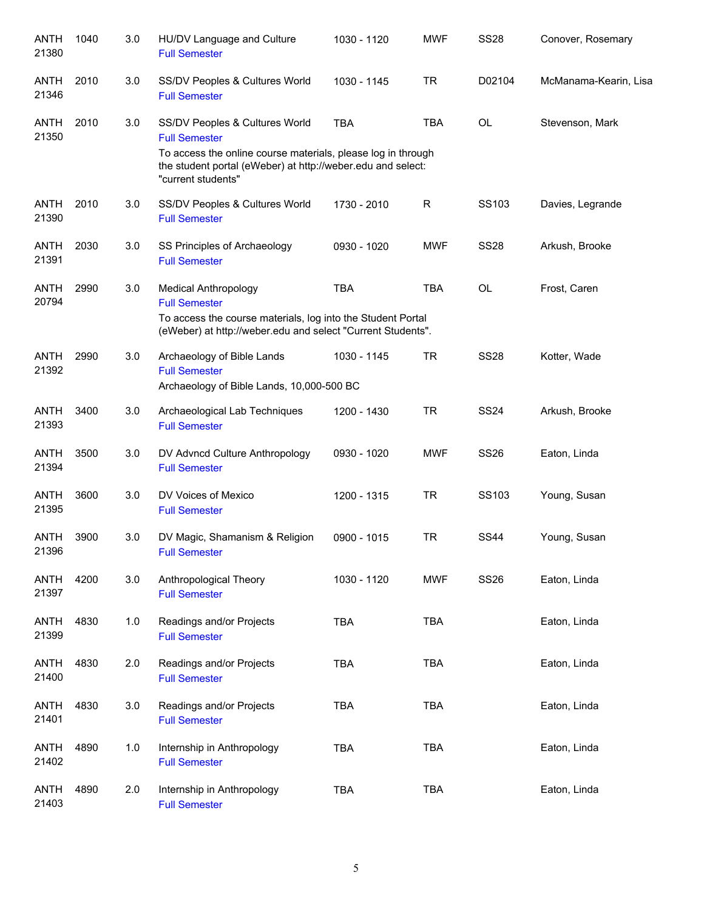| Subject / CRN | Course | Credits | Title | Time | Days | Room | Instructor |
|---|---|---|---|---|---|---|---|
| ANTH 21380 | 1040 | 3.0 | HU/DV Language and Culture<br>Full Semester | 1030 - 1120 | MWF | SS28 | Conover, Rosemary |
| ANTH 21346 | 2010 | 3.0 | SS/DV Peoples & Cultures World<br>Full Semester | 1030 - 1145 | TR | D02104 | McManama-Kearin, Lisa |
| ANTH 21350 | 2010 | 3.0 | SS/DV Peoples & Cultures World<br>Full Semester<br>To access the online course materials, please log in through the student portal (eWeber) at http://weber.edu and select: "current students" | TBA | TBA | OL | Stevenson, Mark |
| ANTH 21390 | 2010 | 3.0 | SS/DV Peoples & Cultures World<br>Full Semester | 1730 - 2010 | R | SS103 | Davies, Legrande |
| ANTH 21391 | 2030 | 3.0 | SS Principles of Archaeology<br>Full Semester | 0930 - 1020 | MWF | SS28 | Arkush, Brooke |
| ANTH 20794 | 2990 | 3.0 | Medical Anthropology<br>Full Semester<br>To access the course materials, log into the Student Portal (eWeber) at http://weber.edu and select "Current Students". | TBA | TBA | OL | Frost, Caren |
| ANTH 21392 | 2990 | 3.0 | Archaeology of Bible Lands<br>Full Semester<br>Archaeology of Bible Lands, 10,000-500 BC | 1030 - 1145 | TR | SS28 | Kotter, Wade |
| ANTH 21393 | 3400 | 3.0 | Archaeological Lab Techniques<br>Full Semester | 1200 - 1430 | TR | SS24 | Arkush, Brooke |
| ANTH 21394 | 3500 | 3.0 | DV Advncd Culture Anthropology<br>Full Semester | 0930 - 1020 | MWF | SS26 | Eaton, Linda |
| ANTH 21395 | 3600 | 3.0 | DV Voices of Mexico<br>Full Semester | 1200 - 1315 | TR | SS103 | Young, Susan |
| ANTH 21396 | 3900 | 3.0 | DV Magic, Shamanism & Religion<br>Full Semester | 0900 - 1015 | TR | SS44 | Young, Susan |
| ANTH 21397 | 4200 | 3.0 | Anthropological Theory<br>Full Semester | 1030 - 1120 | MWF | SS26 | Eaton, Linda |
| ANTH 21399 | 4830 | 1.0 | Readings and/or Projects<br>Full Semester | TBA | TBA | | Eaton, Linda |
| ANTH 21400 | 4830 | 2.0 | Readings and/or Projects<br>Full Semester | TBA | TBA | | Eaton, Linda |
| ANTH 21401 | 4830 | 3.0 | Readings and/or Projects<br>Full Semester | TBA | TBA | | Eaton, Linda |
| ANTH 21402 | 4890 | 1.0 | Internship in Anthropology<br>Full Semester | TBA | TBA | | Eaton, Linda |
| ANTH 21403 | 4890 | 2.0 | Internship in Anthropology<br>Full Semester | TBA | TBA | | Eaton, Linda |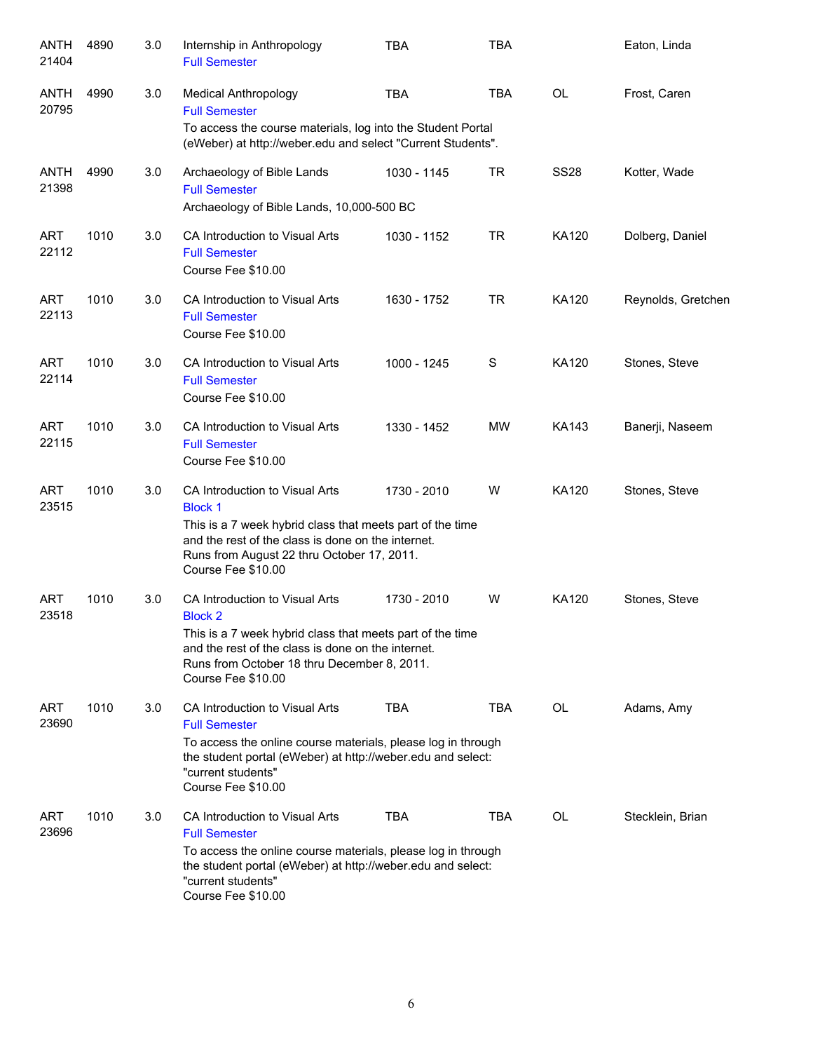| Course | Number | Credits | Title | Time | Days | Room | Instructor |
|---|---|---|---|---|---|---|---|
| ANTH 21404 | 4890 | 3.0 | Internship in Anthropology<br>Full Semester | TBA | TBA | | Eaton, Linda |
| ANTH 20795 | 4990 | 3.0 | Medical Anthropology<br>Full Semester<br>To access the course materials, log into the Student Portal (eWeber) at http://weber.edu and select "Current Students". | TBA | TBA | OL | Frost, Caren |
| ANTH 21398 | 4990 | 3.0 | Archaeology of Bible Lands<br>Full Semester<br>Archaeology of Bible Lands, 10,000-500 BC | 1030 - 1145 | TR | SS28 | Kotter, Wade |
| ART 22112 | 1010 | 3.0 | CA Introduction to Visual Arts<br>Full Semester<br>Course Fee $10.00 | 1030 - 1152 | TR | KA120 | Dolberg, Daniel |
| ART 22113 | 1010 | 3.0 | CA Introduction to Visual Arts<br>Full Semester<br>Course Fee $10.00 | 1630 - 1752 | TR | KA120 | Reynolds, Gretchen |
| ART 22114 | 1010 | 3.0 | CA Introduction to Visual Arts<br>Full Semester<br>Course Fee $10.00 | 1000 - 1245 | S | KA120 | Stones, Steve |
| ART 22115 | 1010 | 3.0 | CA Introduction to Visual Arts<br>Full Semester<br>Course Fee $10.00 | 1330 - 1452 | MW | KA143 | Banerji, Naseem |
| ART 23515 | 1010 | 3.0 | CA Introduction to Visual Arts<br>Block 1<br>This is a 7 week hybrid class that meets part of the time and the rest of the class is done on the internet.<br>Runs from August 22 thru October 17, 2011.<br>Course Fee $10.00 | 1730 - 2010 | W | KA120 | Stones, Steve |
| ART 23518 | 1010 | 3.0 | CA Introduction to Visual Arts<br>Block 2<br>This is a 7 week hybrid class that meets part of the time and the rest of the class is done on the internet.<br>Runs from October 18 thru December 8, 2011.<br>Course Fee $10.00 | 1730 - 2010 | W | KA120 | Stones, Steve |
| ART 23690 | 1010 | 3.0 | CA Introduction to Visual Arts<br>Full Semester<br>To access the online course materials, please log in through the student portal (eWeber) at http://weber.edu and select: "current students"<br>Course Fee $10.00 | TBA | TBA | OL | Adams, Amy |
| ART 23696 | 1010 | 3.0 | CA Introduction to Visual Arts<br>Full Semester<br>To access the online course materials, please log in through the student portal (eWeber) at http://weber.edu and select: "current students"<br>Course Fee $10.00 | TBA | TBA | OL | Stecklein, Brian |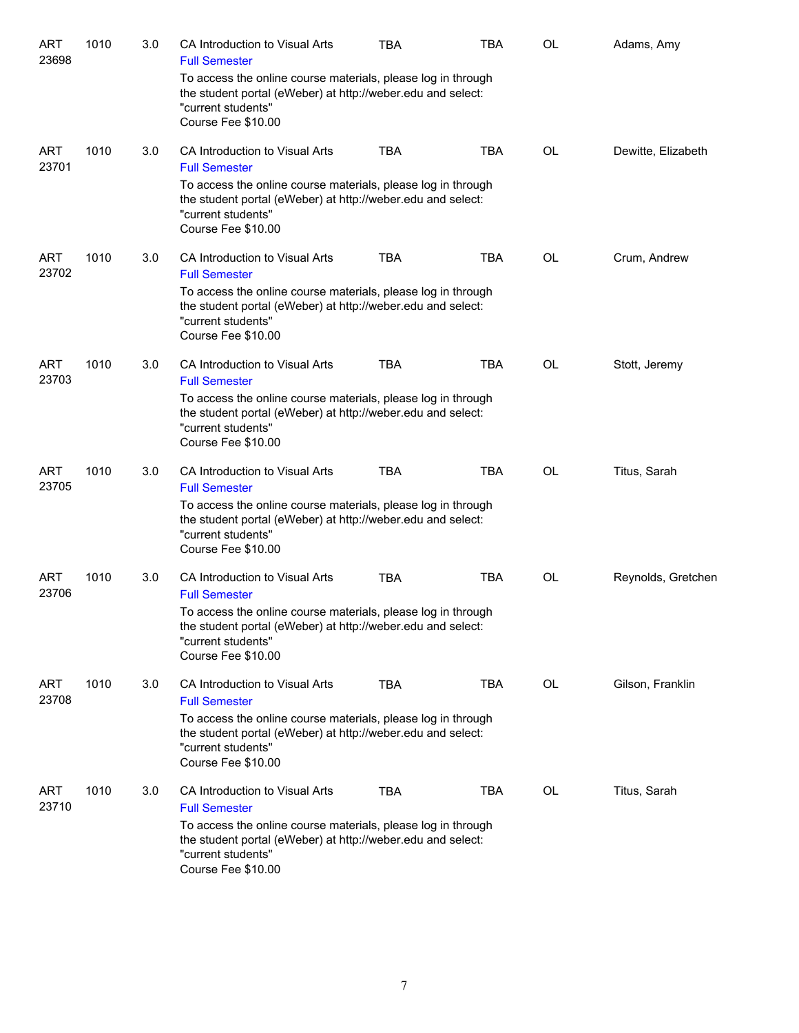| | | | | | | | |
|---|---|---|---|---|---|---|---|
| ART 23698 | 1010 | 3.0 | CA Introduction to Visual Arts<br>Full Semester<br>To access the online course materials, please log in through the student portal (eWeber) at http://weber.edu and select: "current students"<br>Course Fee $10.00 | TBA | TBA | OL | Adams, Amy |
| ART 23701 | 1010 | 3.0 | CA Introduction to Visual Arts<br>Full Semester<br>To access the online course materials, please log in through the student portal (eWeber) at http://weber.edu and select: "current students"<br>Course Fee $10.00 | TBA | TBA | OL | Dewitte, Elizabeth |
| ART 23702 | 1010 | 3.0 | CA Introduction to Visual Arts<br>Full Semester<br>To access the online course materials, please log in through the student portal (eWeber) at http://weber.edu and select: "current students"<br>Course Fee $10.00 | TBA | TBA | OL | Crum, Andrew |
| ART 23703 | 1010 | 3.0 | CA Introduction to Visual Arts<br>Full Semester<br>To access the online course materials, please log in through the student portal (eWeber) at http://weber.edu and select: "current students"<br>Course Fee $10.00 | TBA | TBA | OL | Stott, Jeremy |
| ART 23705 | 1010 | 3.0 | CA Introduction to Visual Arts<br>Full Semester<br>To access the online course materials, please log in through the student portal (eWeber) at http://weber.edu and select: "current students"<br>Course Fee $10.00 | TBA | TBA | OL | Titus, Sarah |
| ART 23706 | 1010 | 3.0 | CA Introduction to Visual Arts<br>Full Semester<br>To access the online course materials, please log in through the student portal (eWeber) at http://weber.edu and select: "current students"<br>Course Fee $10.00 | TBA | TBA | OL | Reynolds, Gretchen |
| ART 23708 | 1010 | 3.0 | CA Introduction to Visual Arts<br>Full Semester<br>To access the online course materials, please log in through the student portal (eWeber) at http://weber.edu and select: "current students"<br>Course Fee $10.00 | TBA | TBA | OL | Gilson, Franklin |
| ART 23710 | 1010 | 3.0 | CA Introduction to Visual Arts<br>Full Semester<br>To access the online course materials, please log in through the student portal (eWeber) at http://weber.edu and select: "current students"<br>Course Fee $10.00 | TBA | TBA | OL | Titus, Sarah |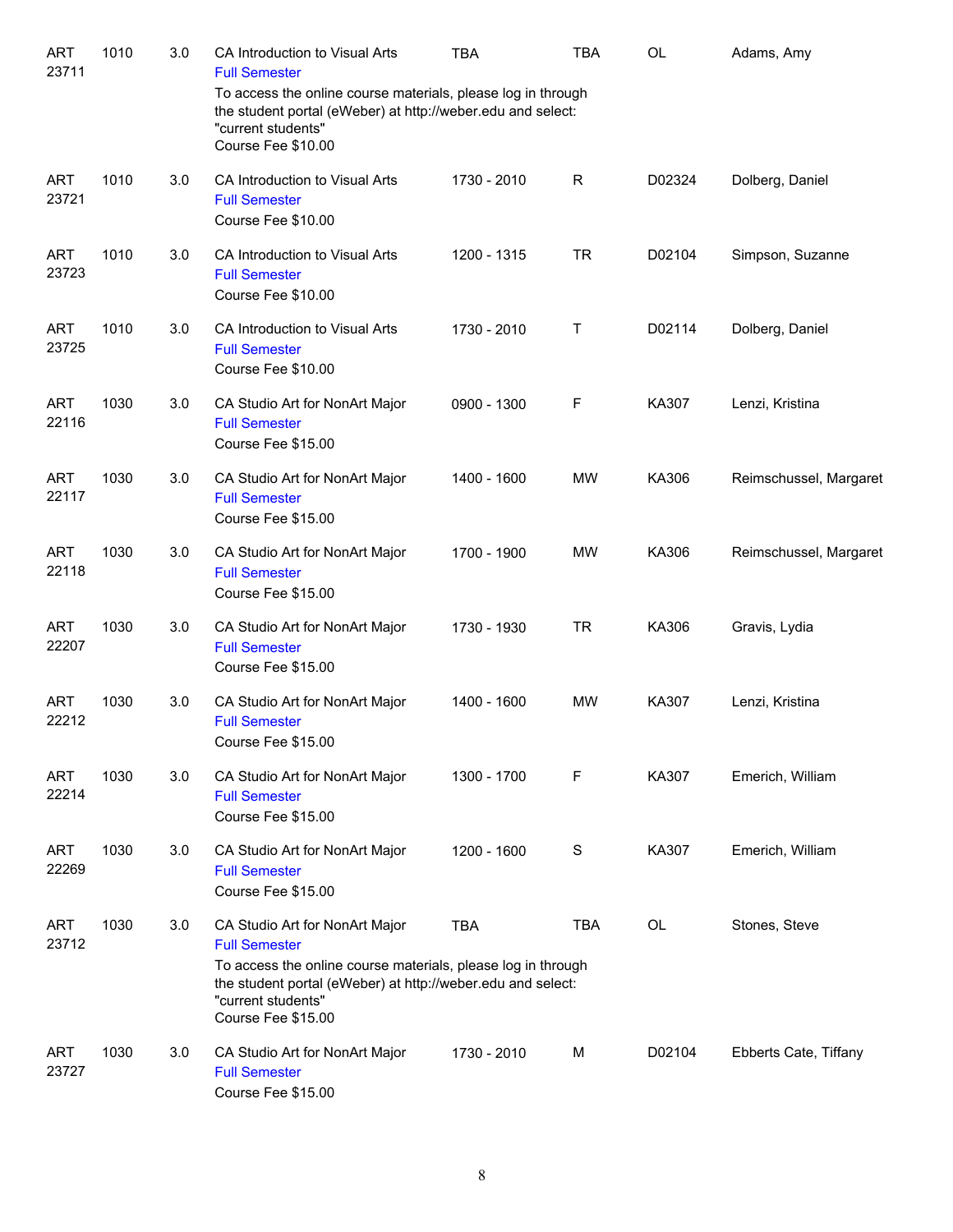| | | | | | | | |
|---|---|---|---|---|---|---|---|
| ART 23711 | 1010 | 3.0 | CA Introduction to Visual Arts<br>Full Semester<br>To access the online course materials, please log in through the student portal (eWeber) at http://weber.edu and select: "current students"<br>Course Fee $10.00 | TBA | TBA | OL | Adams, Amy |
| ART 23721 | 1010 | 3.0 | CA Introduction to Visual Arts<br>Full Semester<br>Course Fee $10.00 | 1730 - 2010 | R | D02324 | Dolberg, Daniel |
| ART 23723 | 1010 | 3.0 | CA Introduction to Visual Arts<br>Full Semester<br>Course Fee $10.00 | 1200 - 1315 | TR | D02104 | Simpson, Suzanne |
| ART 23725 | 1010 | 3.0 | CA Introduction to Visual Arts<br>Full Semester<br>Course Fee $10.00 | 1730 - 2010 | T | D02114 | Dolberg, Daniel |
| ART 22116 | 1030 | 3.0 | CA Studio Art for NonArt Major<br>Full Semester<br>Course Fee $15.00 | 0900 - 1300 | F | KA307 | Lenzi, Kristina |
| ART 22117 | 1030 | 3.0 | CA Studio Art for NonArt Major<br>Full Semester<br>Course Fee $15.00 | 1400 - 1600 | MW | KA306 | Reimschussel, Margaret |
| ART 22118 | 1030 | 3.0 | CA Studio Art for NonArt Major<br>Full Semester<br>Course Fee $15.00 | 1700 - 1900 | MW | KA306 | Reimschussel, Margaret |
| ART 22207 | 1030 | 3.0 | CA Studio Art for NonArt Major<br>Full Semester<br>Course Fee $15.00 | 1730 - 1930 | TR | KA306 | Gravis, Lydia |
| ART 22212 | 1030 | 3.0 | CA Studio Art for NonArt Major<br>Full Semester<br>Course Fee $15.00 | 1400 - 1600 | MW | KA307 | Lenzi, Kristina |
| ART 22214 | 1030 | 3.0 | CA Studio Art for NonArt Major<br>Full Semester<br>Course Fee $15.00 | 1300 - 1700 | F | KA307 | Emerich, William |
| ART 22269 | 1030 | 3.0 | CA Studio Art for NonArt Major<br>Full Semester<br>Course Fee $15.00 | 1200 - 1600 | S | KA307 | Emerich, William |
| ART 23712 | 1030 | 3.0 | CA Studio Art for NonArt Major<br>Full Semester<br>To access the online course materials, please log in through the student portal (eWeber) at http://weber.edu and select: "current students"<br>Course Fee $15.00 | TBA | TBA | OL | Stones, Steve |
| ART 23727 | 1030 | 3.0 | CA Studio Art for NonArt Major<br>Full Semester<br>Course Fee $15.00 | 1730 - 2010 | M | D02104 | Ebberts Cate, Tiffany |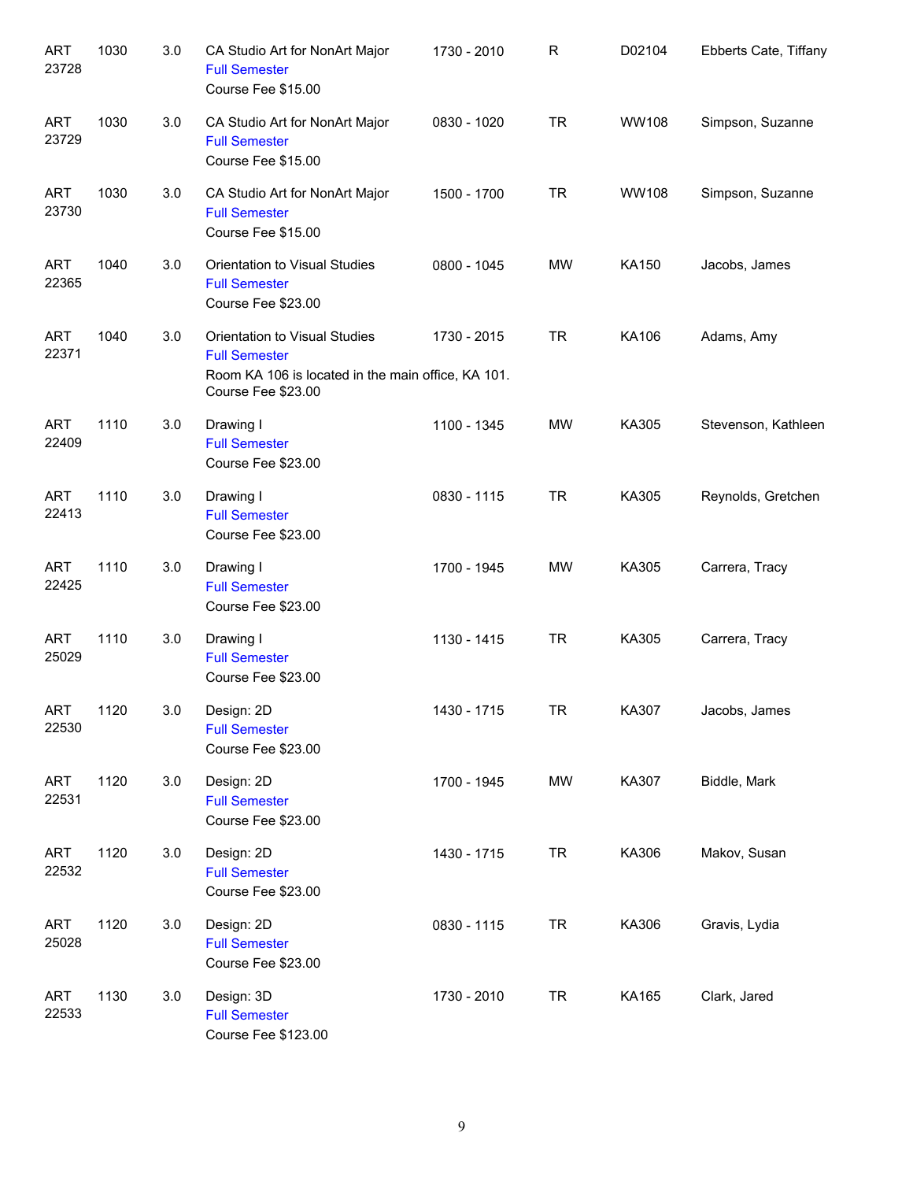| | | | | | | | |
|---|---|---|---|---|---|---|---|
| ART 23728 | 1030 | 3.0 | CA Studio Art for NonArt Major<br>Full Semester<br>Course Fee $15.00 | 1730 - 2010 | R | D02104 | Ebberts Cate, Tiffany |
| ART 23729 | 1030 | 3.0 | CA Studio Art for NonArt Major<br>Full Semester<br>Course Fee $15.00 | 0830 - 1020 | TR | WW108 | Simpson, Suzanne |
| ART 23730 | 1030 | 3.0 | CA Studio Art for NonArt Major<br>Full Semester<br>Course Fee $15.00 | 1500 - 1700 | TR | WW108 | Simpson, Suzanne |
| ART 22365 | 1040 | 3.0 | Orientation to Visual Studies<br>Full Semester<br>Course Fee $23.00 | 0800 - 1045 | MW | KA150 | Jacobs, James |
| ART 22371 | 1040 | 3.0 | Orientation to Visual Studies<br>Full Semester<br>Room KA 106 is located in the main office, KA 101.<br>Course Fee $23.00 | 1730 - 2015 | TR | KA106 | Adams, Amy |
| ART 22409 | 1110 | 3.0 | Drawing I<br>Full Semester<br>Course Fee $23.00 | 1100 - 1345 | MW | KA305 | Stevenson, Kathleen |
| ART 22413 | 1110 | 3.0 | Drawing I<br>Full Semester<br>Course Fee $23.00 | 0830 - 1115 | TR | KA305 | Reynolds, Gretchen |
| ART 22425 | 1110 | 3.0 | Drawing I<br>Full Semester<br>Course Fee $23.00 | 1700 - 1945 | MW | KA305 | Carrera, Tracy |
| ART 25029 | 1110 | 3.0 | Drawing I<br>Full Semester<br>Course Fee $23.00 | 1130 - 1415 | TR | KA305 | Carrera, Tracy |
| ART 22530 | 1120 | 3.0 | Design: 2D<br>Full Semester<br>Course Fee $23.00 | 1430 - 1715 | TR | KA307 | Jacobs, James |
| ART 22531 | 1120 | 3.0 | Design: 2D<br>Full Semester<br>Course Fee $23.00 | 1700 - 1945 | MW | KA307 | Biddle, Mark |
| ART 22532 | 1120 | 3.0 | Design: 2D<br>Full Semester<br>Course Fee $23.00 | 1430 - 1715 | TR | KA306 | Makov, Susan |
| ART 25028 | 1120 | 3.0 | Design: 2D<br>Full Semester<br>Course Fee $23.00 | 0830 - 1115 | TR | KA306 | Gravis, Lydia |
| ART 22533 | 1130 | 3.0 | Design: 3D<br>Full Semester<br>Course Fee $123.00 | 1730 - 2010 | TR | KA165 | Clark, Jared |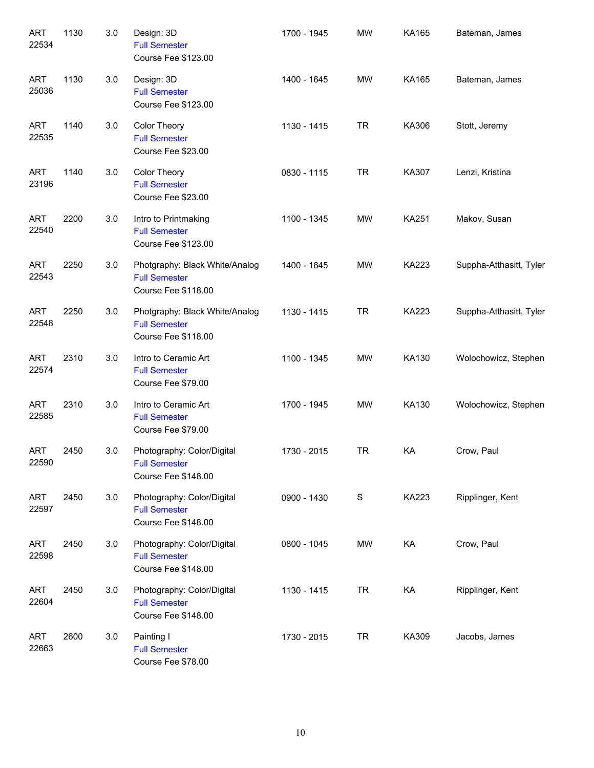| | | | | | | | |
|---|---|---|---|---|---|---|---|
| ART 22534 | 1130 | 3.0 | Design: 3D<br>Full Semester<br>Course Fee $123.00 | 1700 - 1945 | MW | KA165 | Bateman, James |
| ART 25036 | 1130 | 3.0 | Design: 3D<br>Full Semester<br>Course Fee $123.00 | 1400 - 1645 | MW | KA165 | Bateman, James |
| ART 22535 | 1140 | 3.0 | Color Theory<br>Full Semester<br>Course Fee $23.00 | 1130 - 1415 | TR | KA306 | Stott, Jeremy |
| ART 23196 | 1140 | 3.0 | Color Theory<br>Full Semester<br>Course Fee $23.00 | 0830 - 1115 | TR | KA307 | Lenzi, Kristina |
| ART 22540 | 2200 | 3.0 | Intro to Printmaking<br>Full Semester<br>Course Fee $123.00 | 1100 - 1345 | MW | KA251 | Makov, Susan |
| ART 22543 | 2250 | 3.0 | Photgraphy: Black White/Analog<br>Full Semester<br>Course Fee $118.00 | 1400 - 1645 | MW | KA223 | Suppha-Atthasitt, Tyler |
| ART 22548 | 2250 | 3.0 | Photgraphy: Black White/Analog<br>Full Semester<br>Course Fee $118.00 | 1130 - 1415 | TR | KA223 | Suppha-Atthasitt, Tyler |
| ART 22574 | 2310 | 3.0 | Intro to Ceramic Art<br>Full Semester<br>Course Fee $79.00 | 1100 - 1345 | MW | KA130 | Wolochowicz, Stephen |
| ART 22585 | 2310 | 3.0 | Intro to Ceramic Art<br>Full Semester<br>Course Fee $79.00 | 1700 - 1945 | MW | KA130 | Wolochowicz, Stephen |
| ART 22590 | 2450 | 3.0 | Photography: Color/Digital<br>Full Semester<br>Course Fee $148.00 | 1730 - 2015 | TR | KA | Crow, Paul |
| ART 22597 | 2450 | 3.0 | Photography: Color/Digital<br>Full Semester<br>Course Fee $148.00 | 0900 - 1430 | S | KA223 | Ripplinger, Kent |
| ART 22598 | 2450 | 3.0 | Photography: Color/Digital<br>Full Semester<br>Course Fee $148.00 | 0800 - 1045 | MW | KA | Crow, Paul |
| ART 22604 | 2450 | 3.0 | Photography: Color/Digital<br>Full Semester<br>Course Fee $148.00 | 1130 - 1415 | TR | KA | Ripplinger, Kent |
| ART 22663 | 2600 | 3.0 | Painting I<br>Full Semester<br>Course Fee $78.00 | 1730 - 2015 | TR | KA309 | Jacobs, James |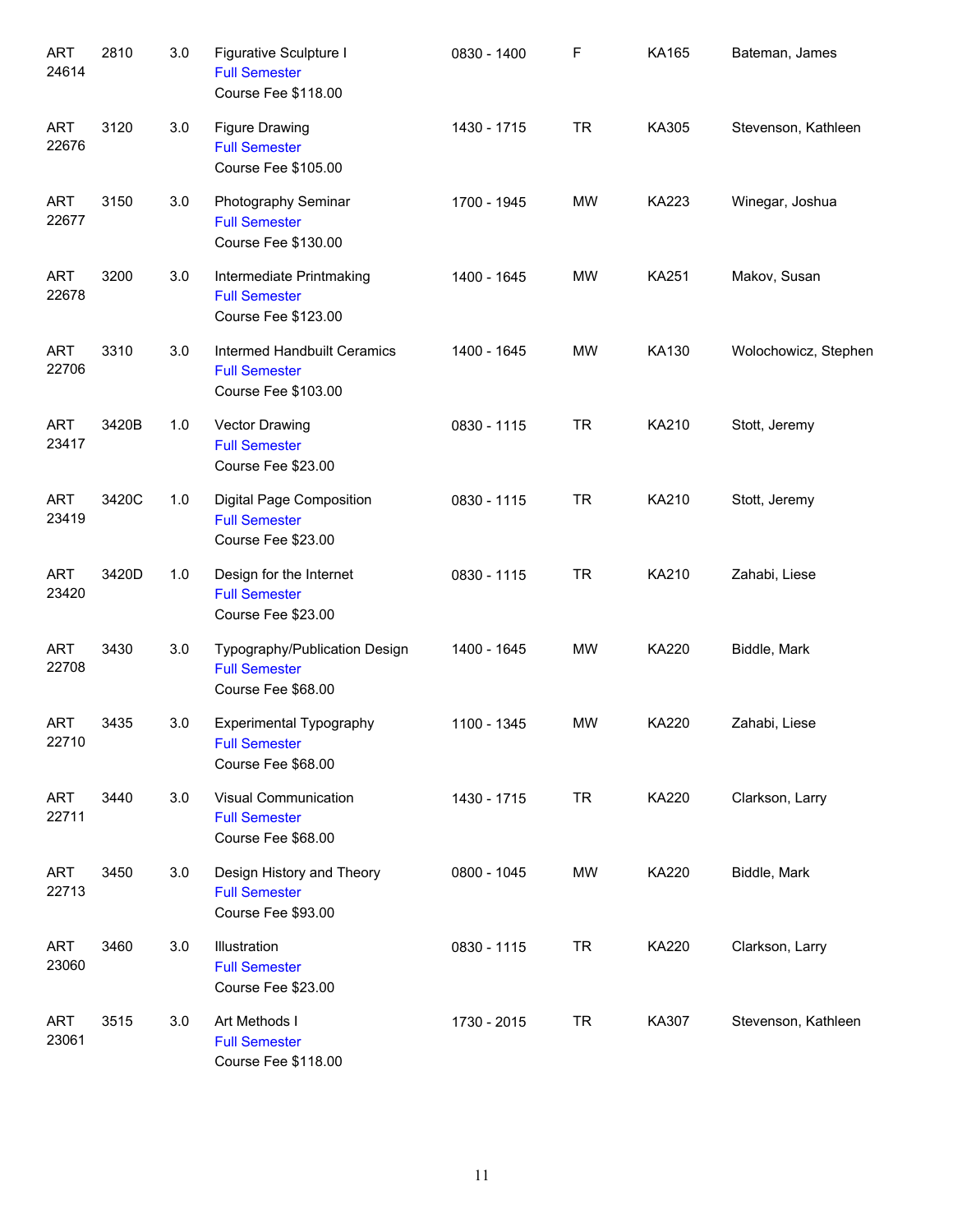| | | | | | | | |
|---|---|---|---|---|---|---|---|
| ART 24614 | 2810 | 3.0 | Figurative Sculpture I<br>Full Semester<br>Course Fee $118.00 | 0830 - 1400 | F | KA165 | Bateman, James |
| ART 22676 | 3120 | 3.0 | Figure Drawing<br>Full Semester<br>Course Fee $105.00 | 1430 - 1715 | TR | KA305 | Stevenson, Kathleen |
| ART 22677 | 3150 | 3.0 | Photography Seminar<br>Full Semester<br>Course Fee $130.00 | 1700 - 1945 | MW | KA223 | Winegar, Joshua |
| ART 22678 | 3200 | 3.0 | Intermediate Printmaking<br>Full Semester<br>Course Fee $123.00 | 1400 - 1645 | MW | KA251 | Makov, Susan |
| ART 22706 | 3310 | 3.0 | Intermed Handbuilt Ceramics<br>Full Semester<br>Course Fee $103.00 | 1400 - 1645 | MW | KA130 | Wolochowicz, Stephen |
| ART 23417 | 3420B | 1.0 | Vector Drawing<br>Full Semester<br>Course Fee $23.00 | 0830 - 1115 | TR | KA210 | Stott, Jeremy |
| ART 23419 | 3420C | 1.0 | Digital Page Composition<br>Full Semester<br>Course Fee $23.00 | 0830 - 1115 | TR | KA210 | Stott, Jeremy |
| ART 23420 | 3420D | 1.0 | Design for the Internet<br>Full Semester<br>Course Fee $23.00 | 0830 - 1115 | TR | KA210 | Zahabi, Liese |
| ART 22708 | 3430 | 3.0 | Typography/Publication Design<br>Full Semester<br>Course Fee $68.00 | 1400 - 1645 | MW | KA220 | Biddle, Mark |
| ART 22710 | 3435 | 3.0 | Experimental Typography<br>Full Semester<br>Course Fee $68.00 | 1100 - 1345 | MW | KA220 | Zahabi, Liese |
| ART 22711 | 3440 | 3.0 | Visual Communication<br>Full Semester<br>Course Fee $68.00 | 1430 - 1715 | TR | KA220 | Clarkson, Larry |
| ART 22713 | 3450 | 3.0 | Design History and Theory<br>Full Semester<br>Course Fee $93.00 | 0800 - 1045 | MW | KA220 | Biddle, Mark |
| ART 23060 | 3460 | 3.0 | Illustration<br>Full Semester<br>Course Fee $23.00 | 0830 - 1115 | TR | KA220 | Clarkson, Larry |
| ART 23061 | 3515 | 3.0 | Art Methods I<br>Full Semester<br>Course Fee $118.00 | 1730 - 2015 | TR | KA307 | Stevenson, Kathleen |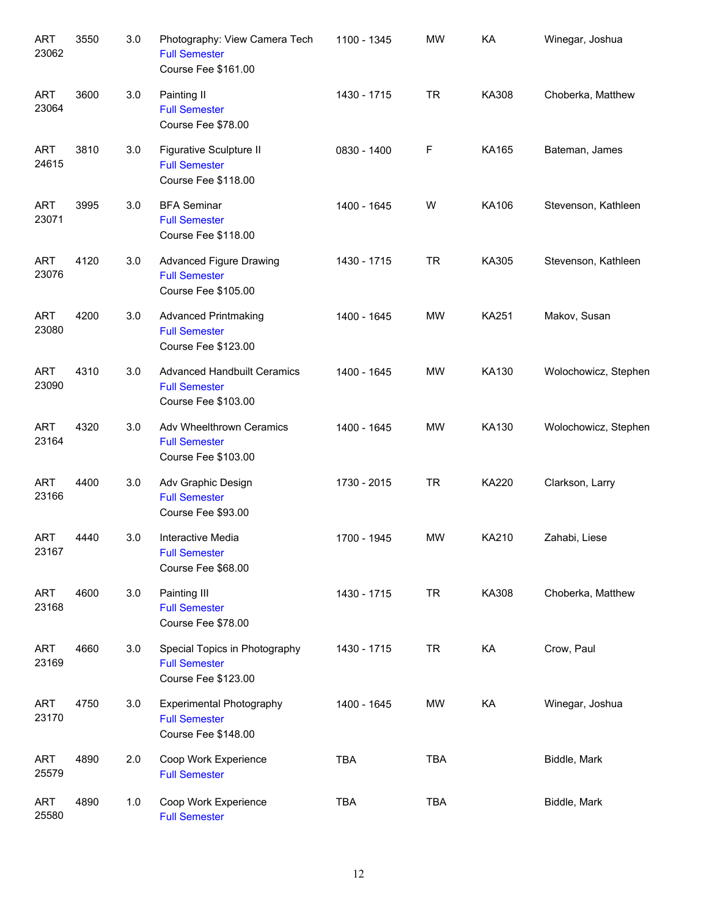| | | | | | | | |
|---|---|---|---|---|---|---|---|
| ART 23062 | 3550 | 3.0 | Photography: View Camera Tech<br>Full Semester<br>Course Fee $161.00 | 1100 - 1345 | MW | KA | Winegar, Joshua |
| ART 23064 | 3600 | 3.0 | Painting II<br>Full Semester<br>Course Fee $78.00 | 1430 - 1715 | TR | KA308 | Choberka, Matthew |
| ART 24615 | 3810 | 3.0 | Figurative Sculpture II<br>Full Semester<br>Course Fee $118.00 | 0830 - 1400 | F | KA165 | Bateman, James |
| ART 23071 | 3995 | 3.0 | BFA Seminar<br>Full Semester<br>Course Fee $118.00 | 1400 - 1645 | W | KA106 | Stevenson, Kathleen |
| ART 23076 | 4120 | 3.0 | Advanced Figure Drawing<br>Full Semester<br>Course Fee $105.00 | 1430 - 1715 | TR | KA305 | Stevenson, Kathleen |
| ART 23080 | 4200 | 3.0 | Advanced Printmaking<br>Full Semester<br>Course Fee $123.00 | 1400 - 1645 | MW | KA251 | Makov, Susan |
| ART 23090 | 4310 | 3.0 | Advanced Handbuilt Ceramics<br>Full Semester<br>Course Fee $103.00 | 1400 - 1645 | MW | KA130 | Wolochowicz, Stephen |
| ART 23164 | 4320 | 3.0 | Adv Wheelthrown Ceramics<br>Full Semester<br>Course Fee $103.00 | 1400 - 1645 | MW | KA130 | Wolochowicz, Stephen |
| ART 23166 | 4400 | 3.0 | Adv Graphic Design<br>Full Semester<br>Course Fee $93.00 | 1730 - 2015 | TR | KA220 | Clarkson, Larry |
| ART 23167 | 4440 | 3.0 | Interactive Media<br>Full Semester<br>Course Fee $68.00 | 1700 - 1945 | MW | KA210 | Zahabi, Liese |
| ART 23168 | 4600 | 3.0 | Painting III<br>Full Semester<br>Course Fee $78.00 | 1430 - 1715 | TR | KA308 | Choberka, Matthew |
| ART 23169 | 4660 | 3.0 | Special Topics in Photography<br>Full Semester<br>Course Fee $123.00 | 1430 - 1715 | TR | KA | Crow, Paul |
| ART 23170 | 4750 | 3.0 | Experimental Photography<br>Full Semester<br>Course Fee $148.00 | 1400 - 1645 | MW | KA | Winegar, Joshua |
| ART 25579 | 4890 | 2.0 | Coop Work Experience<br>Full Semester | TBA | TBA | | Biddle, Mark |
| ART 25580 | 4890 | 1.0 | Coop Work Experience<br>Full Semester | TBA | TBA | | Biddle, Mark |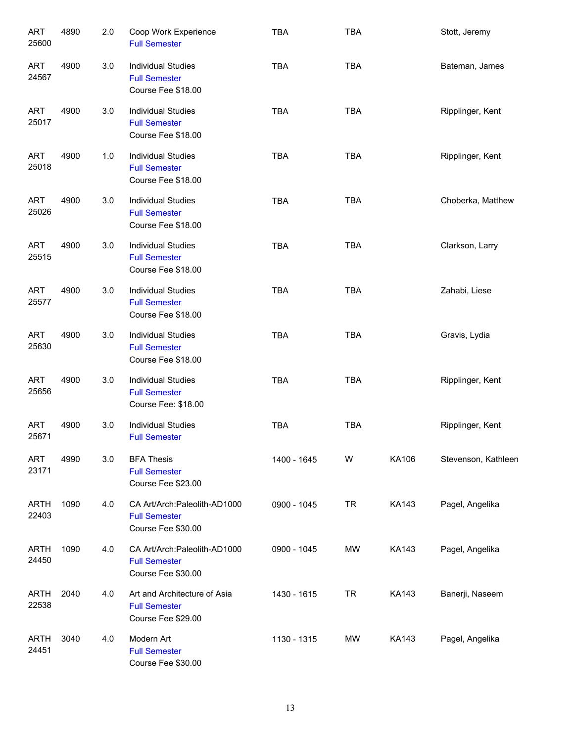| | | | | | | | |
|---|---|---|---|---|---|---|---|
| ART 25600 | 4890 | 2.0 | Coop Work Experience<br>Full Semester | TBA | TBA | | Stott, Jeremy |
| ART 24567 | 4900 | 3.0 | Individual Studies<br>Full Semester<br>Course Fee $18.00 | TBA | TBA | | Bateman, James |
| ART 25017 | 4900 | 3.0 | Individual Studies<br>Full Semester<br>Course Fee $18.00 | TBA | TBA | | Ripplinger, Kent |
| ART 25018 | 4900 | 1.0 | Individual Studies<br>Full Semester<br>Course Fee $18.00 | TBA | TBA | | Ripplinger, Kent |
| ART 25026 | 4900 | 3.0 | Individual Studies<br>Full Semester<br>Course Fee $18.00 | TBA | TBA | | Choberka, Matthew |
| ART 25515 | 4900 | 3.0 | Individual Studies<br>Full Semester<br>Course Fee $18.00 | TBA | TBA | | Clarkson, Larry |
| ART 25577 | 4900 | 3.0 | Individual Studies<br>Full Semester<br>Course Fee $18.00 | TBA | TBA | | Zahabi, Liese |
| ART 25630 | 4900 | 3.0 | Individual Studies<br>Full Semester<br>Course Fee $18.00 | TBA | TBA | | Gravis, Lydia |
| ART 25656 | 4900 | 3.0 | Individual Studies<br>Full Semester<br>Course Fee: $18.00 | TBA | TBA | | Ripplinger, Kent |
| ART 25671 | 4900 | 3.0 | Individual Studies<br>Full Semester | TBA | TBA | | Ripplinger, Kent |
| ART 23171 | 4990 | 3.0 | BFA Thesis<br>Full Semester<br>Course Fee $23.00 | 1400 - 1645 | W | KA106 | Stevenson, Kathleen |
| ARTH 22403 | 1090 | 4.0 | CA Art/Arch:Paleolith-AD1000<br>Full Semester<br>Course Fee $30.00 | 0900 - 1045 | TR | KA143 | Pagel, Angelika |
| ARTH 24450 | 1090 | 4.0 | CA Art/Arch:Paleolith-AD1000<br>Full Semester<br>Course Fee $30.00 | 0900 - 1045 | MW | KA143 | Pagel, Angelika |
| ARTH 22538 | 2040 | 4.0 | Art and Architecture of Asia<br>Full Semester<br>Course Fee $29.00 | 1430 - 1615 | TR | KA143 | Banerji, Naseem |
| ARTH 24451 | 3040 | 4.0 | Modern Art<br>Full Semester<br>Course Fee $30.00 | 1130 - 1315 | MW | KA143 | Pagel, Angelika |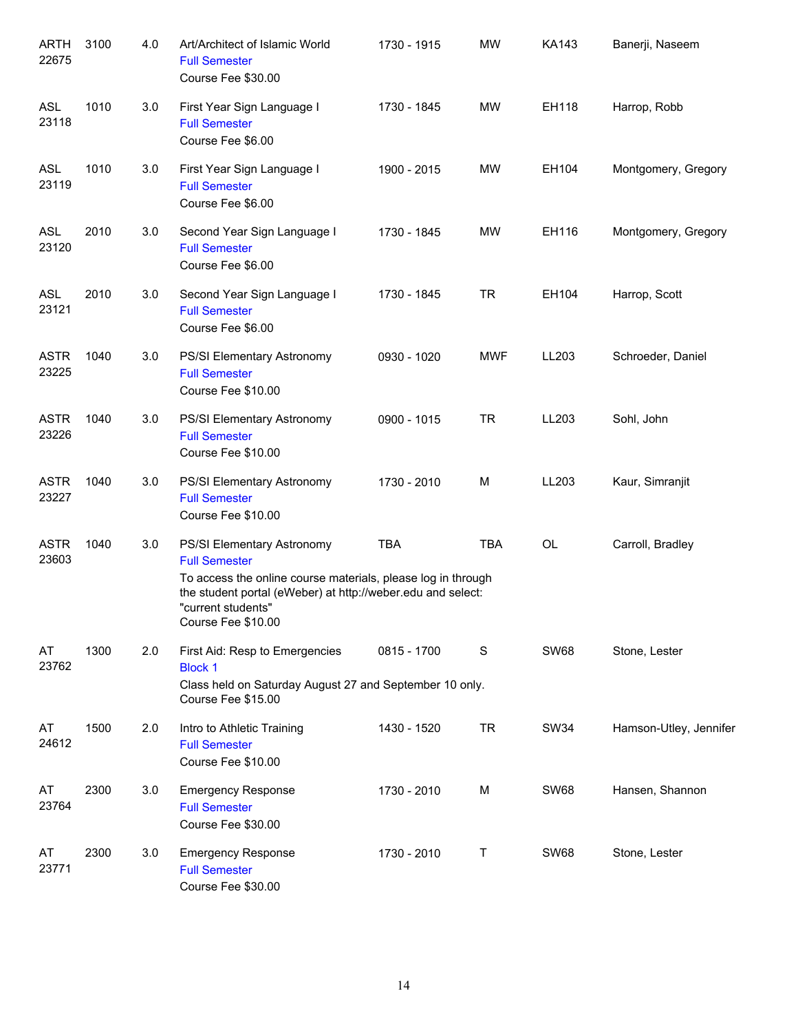| Course | Number | Credits | Title | Time | Days | Room | Instructor |
|---|---|---|---|---|---|---|---|
| ARTH 22675 | 3100 | 4.0 | Art/Architect of Islamic World<br>Full Semester<br>Course Fee $30.00 | 1730 - 1915 | MW | KA143 | Banerji, Naseem |
| ASL 23118 | 1010 | 3.0 | First Year Sign Language I<br>Full Semester<br>Course Fee $6.00 | 1730 - 1845 | MW | EH118 | Harrop, Robb |
| ASL 23119 | 1010 | 3.0 | First Year Sign Language I<br>Full Semester<br>Course Fee $6.00 | 1900 - 2015 | MW | EH104 | Montgomery, Gregory |
| ASL 23120 | 2010 | 3.0 | Second Year Sign Language I<br>Full Semester<br>Course Fee $6.00 | 1730 - 1845 | MW | EH116 | Montgomery, Gregory |
| ASL 23121 | 2010 | 3.0 | Second Year Sign Language I<br>Full Semester<br>Course Fee $6.00 | 1730 - 1845 | TR | EH104 | Harrop, Scott |
| ASTR 23225 | 1040 | 3.0 | PS/SI Elementary Astronomy<br>Full Semester<br>Course Fee $10.00 | 0930 - 1020 | MWF | LL203 | Schroeder, Daniel |
| ASTR 23226 | 1040 | 3.0 | PS/SI Elementary Astronomy<br>Full Semester<br>Course Fee $10.00 | 0900 - 1015 | TR | LL203 | Sohl, John |
| ASTR 23227 | 1040 | 3.0 | PS/SI Elementary Astronomy<br>Full Semester<br>Course Fee $10.00 | 1730 - 2010 | M | LL203 | Kaur, Simranjit |
| ASTR 23603 | 1040 | 3.0 | PS/SI Elementary Astronomy<br>Full Semester<br>To access the online course materials, please log in through the student portal (eWeber) at http://weber.edu and select: "current students"<br>Course Fee $10.00 | TBA | TBA | OL | Carroll, Bradley |
| AT 23762 | 1300 | 2.0 | First Aid: Resp to Emergencies<br>Block 1<br>Class held on Saturday August 27 and September 10 only.<br>Course Fee $15.00 | 0815 - 1700 | S | SW68 | Stone, Lester |
| AT 24612 | 1500 | 2.0 | Intro to Athletic Training<br>Full Semester<br>Course Fee $10.00 | 1430 - 1520 | TR | SW34 | Hamson-Utley, Jennifer |
| AT 23764 | 2300 | 3.0 | Emergency Response<br>Full Semester<br>Course Fee $30.00 | 1730 - 2010 | M | SW68 | Hansen, Shannon |
| AT 23771 | 2300 | 3.0 | Emergency Response<br>Full Semester<br>Course Fee $30.00 | 1730 - 2010 | T | SW68 | Stone, Lester |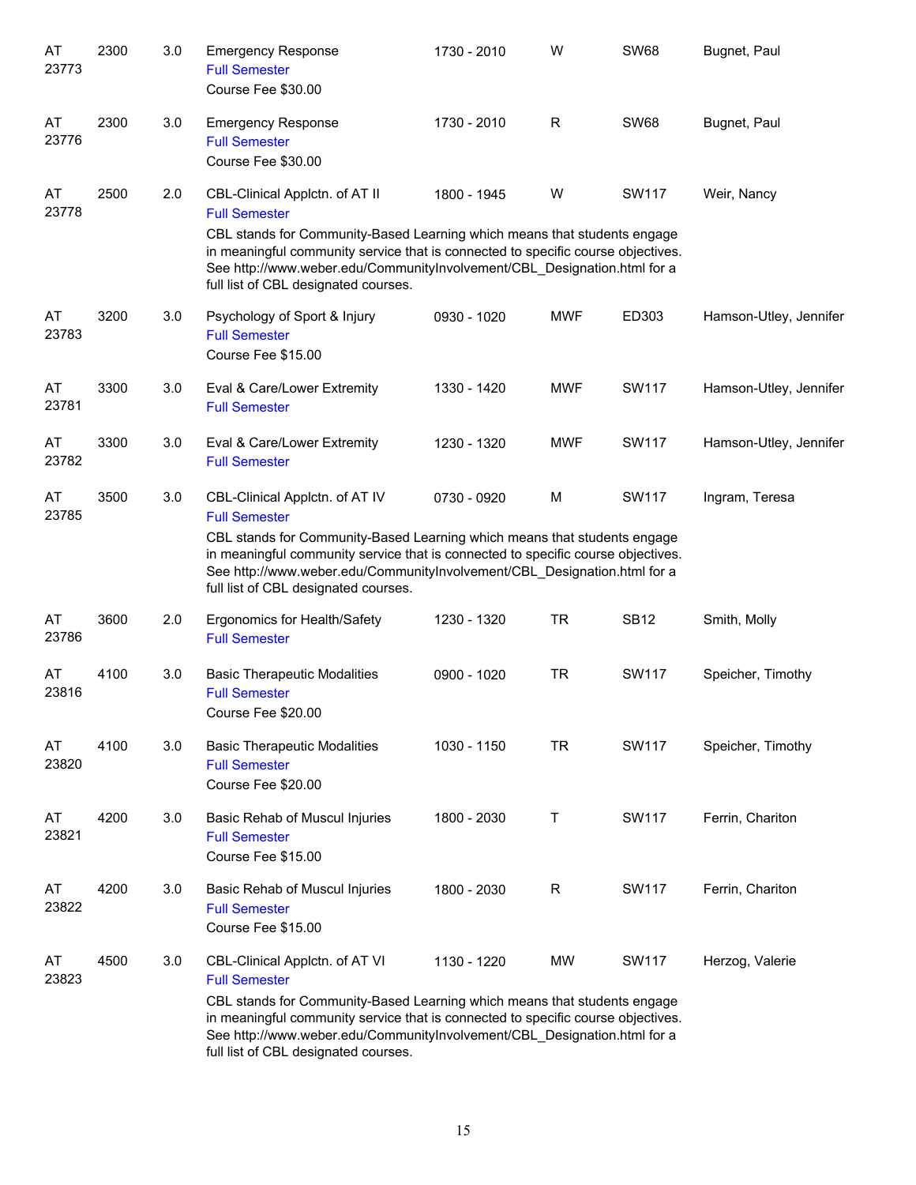| | | | | | | | |
|---|---|---|---|---|---|---|---|
| AT 23773 | 2300 | 3.0 | Emergency Response<br>Full Semester<br>Course Fee $30.00 | 1730 - 2010 | W | SW68 | Bugnet, Paul |
| AT 23776 | 2300 | 3.0 | Emergency Response<br>Full Semester<br>Course Fee $30.00 | 1730 - 2010 | R | SW68 | Bugnet, Paul |
| AT 23778 | 2500 | 2.0 | CBL-Clinical Applctn. of AT II<br>Full Semester<br>CBL stands for Community-Based Learning which means that students engage in meaningful community service that is connected to specific course objectives. See http://www.weber.edu/CommunityInvolvement/CBL_Designation.html for a full list of CBL designated courses. | 1800 - 1945 | W | SW117 | Weir, Nancy |
| AT 23783 | 3200 | 3.0 | Psychology of Sport & Injury<br>Full Semester<br>Course Fee $15.00 | 0930 - 1020 | MWF | ED303 | Hamson-Utley, Jennifer |
| AT 23781 | 3300 | 3.0 | Eval & Care/Lower Extremity<br>Full Semester | 1330 - 1420 | MWF | SW117 | Hamson-Utley, Jennifer |
| AT 23782 | 3300 | 3.0 | Eval & Care/Lower Extremity<br>Full Semester | 1230 - 1320 | MWF | SW117 | Hamson-Utley, Jennifer |
| AT 23785 | 3500 | 3.0 | CBL-Clinical Applctn. of AT IV<br>Full Semester<br>CBL stands for Community-Based Learning which means that students engage in meaningful community service that is connected to specific course objectives. See http://www.weber.edu/CommunityInvolvement/CBL_Designation.html for a full list of CBL designated courses. | 0730 - 0920 | M | SW117 | Ingram, Teresa |
| AT 23786 | 3600 | 2.0 | Ergonomics for Health/Safety<br>Full Semester | 1230 - 1320 | TR | SB12 | Smith, Molly |
| AT 23816 | 4100 | 3.0 | Basic Therapeutic Modalities<br>Full Semester<br>Course Fee $20.00 | 0900 - 1020 | TR | SW117 | Speicher, Timothy |
| AT 23820 | 4100 | 3.0 | Basic Therapeutic Modalities<br>Full Semester<br>Course Fee $20.00 | 1030 - 1150 | TR | SW117 | Speicher, Timothy |
| AT 23821 | 4200 | 3.0 | Basic Rehab of Muscul Injuries<br>Full Semester<br>Course Fee $15.00 | 1800 - 2030 | T | SW117 | Ferrin, Chariton |
| AT 23822 | 4200 | 3.0 | Basic Rehab of Muscul Injuries<br>Full Semester<br>Course Fee $15.00 | 1800 - 2030 | R | SW117 | Ferrin, Chariton |
| AT 23823 | 4500 | 3.0 | CBL-Clinical Applctn. of AT VI<br>Full Semester<br>CBL stands for Community-Based Learning which means that students engage in meaningful community service that is connected to specific course objectives. See http://www.weber.edu/CommunityInvolvement/CBL_Designation.html for a full list of CBL designated courses. | 1130 - 1220 | MW | SW117 | Herzog, Valerie |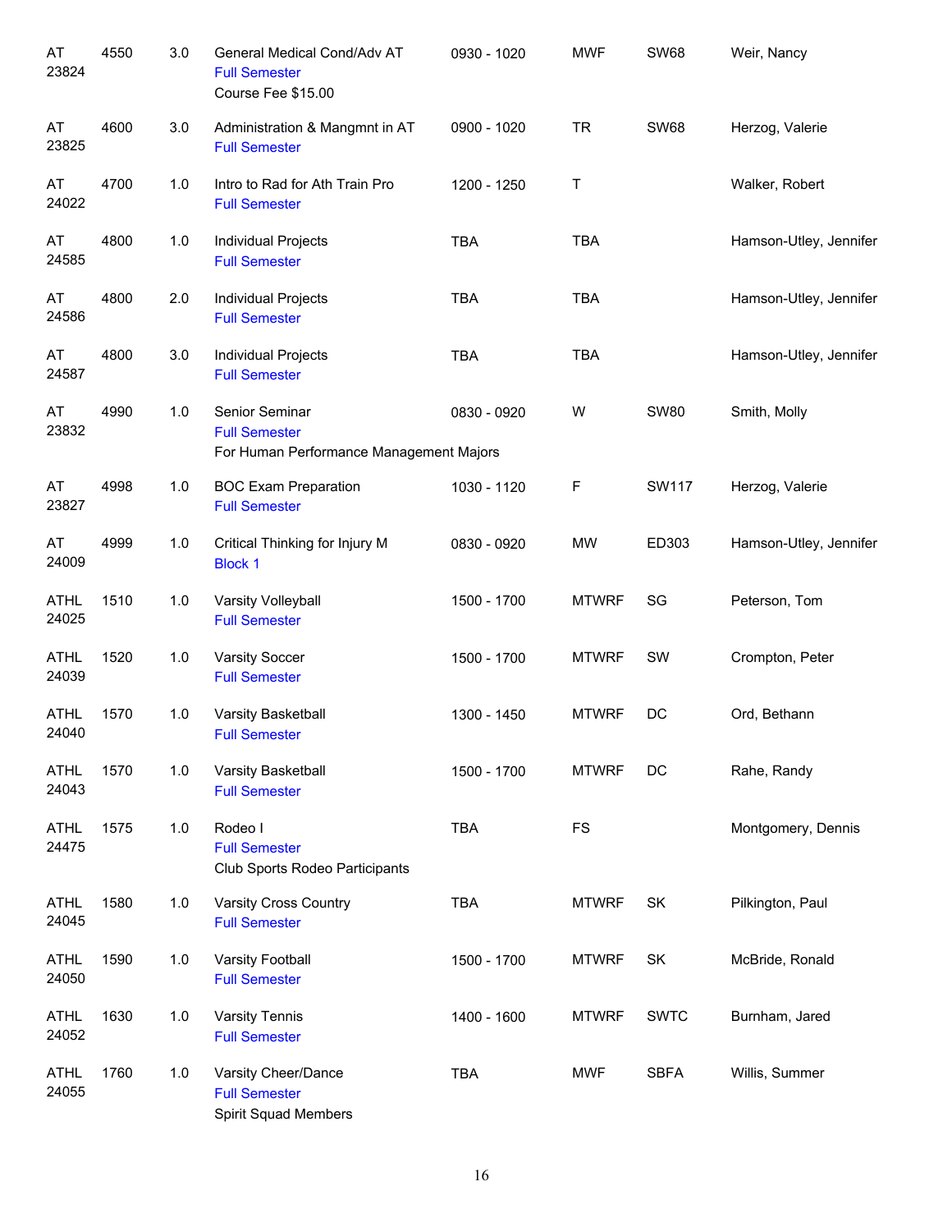| Subject / CRN | Course | Credits | Title | Time | Days | Room | Instructor |
|---|---|---|---|---|---|---|---|
| AT 23824 | 4550 | 3.0 | General Medical Cond/Adv AT<br>Full Semester<br>Course Fee $15.00 | 0930 - 1020 | MWF | SW68 | Weir, Nancy |
| AT 23825 | 4600 | 3.0 | Administration & Mangmnt in AT<br>Full Semester | 0900 - 1020 | TR | SW68 | Herzog, Valerie |
| AT 24022 | 4700 | 1.0 | Intro to Rad for Ath Train Pro<br>Full Semester | 1200 - 1250 | T | | Walker, Robert |
| AT 24585 | 4800 | 1.0 | Individual Projects<br>Full Semester | TBA | TBA | | Hamson-Utley, Jennifer |
| AT 24586 | 4800 | 2.0 | Individual Projects<br>Full Semester | TBA | TBA | | Hamson-Utley, Jennifer |
| AT 24587 | 4800 | 3.0 | Individual Projects<br>Full Semester | TBA | TBA | | Hamson-Utley, Jennifer |
| AT 23832 | 4990 | 1.0 | Senior Seminar<br>Full Semester<br>For Human Performance Management Majors | 0830 - 0920 | W | SW80 | Smith, Molly |
| AT 23827 | 4998 | 1.0 | BOC Exam Preparation<br>Full Semester | 1030 - 1120 | F | SW117 | Herzog, Valerie |
| AT 24009 | 4999 | 1.0 | Critical Thinking for Injury M<br>Block 1 | 0830 - 0920 | MW | ED303 | Hamson-Utley, Jennifer |
| ATHL 24025 | 1510 | 1.0 | Varsity Volleyball<br>Full Semester | 1500 - 1700 | MTWRF | SG | Peterson, Tom |
| ATHL 24039 | 1520 | 1.0 | Varsity Soccer<br>Full Semester | 1500 - 1700 | MTWRF | SW | Crompton, Peter |
| ATHL 24040 | 1570 | 1.0 | Varsity Basketball<br>Full Semester | 1300 - 1450 | MTWRF | DC | Ord, Bethann |
| ATHL 24043 | 1570 | 1.0 | Varsity Basketball<br>Full Semester | 1500 - 1700 | MTWRF | DC | Rahe, Randy |
| ATHL 24475 | 1575 | 1.0 | Rodeo I<br>Full Semester<br>Club Sports Rodeo Participants | TBA | FS | | Montgomery, Dennis |
| ATHL 24045 | 1580 | 1.0 | Varsity Cross Country<br>Full Semester | TBA | MTWRF | SK | Pilkington, Paul |
| ATHL 24050 | 1590 | 1.0 | Varsity Football<br>Full Semester | 1500 - 1700 | MTWRF | SK | McBride, Ronald |
| ATHL 24052 | 1630 | 1.0 | Varsity Tennis<br>Full Semester | 1400 - 1600 | MTWRF | SWTC | Burnham, Jared |
| ATHL 24055 | 1760 | 1.0 | Varsity Cheer/Dance<br>Full Semester<br>Spirit Squad Members | TBA | MWF | SBFA | Willis, Summer |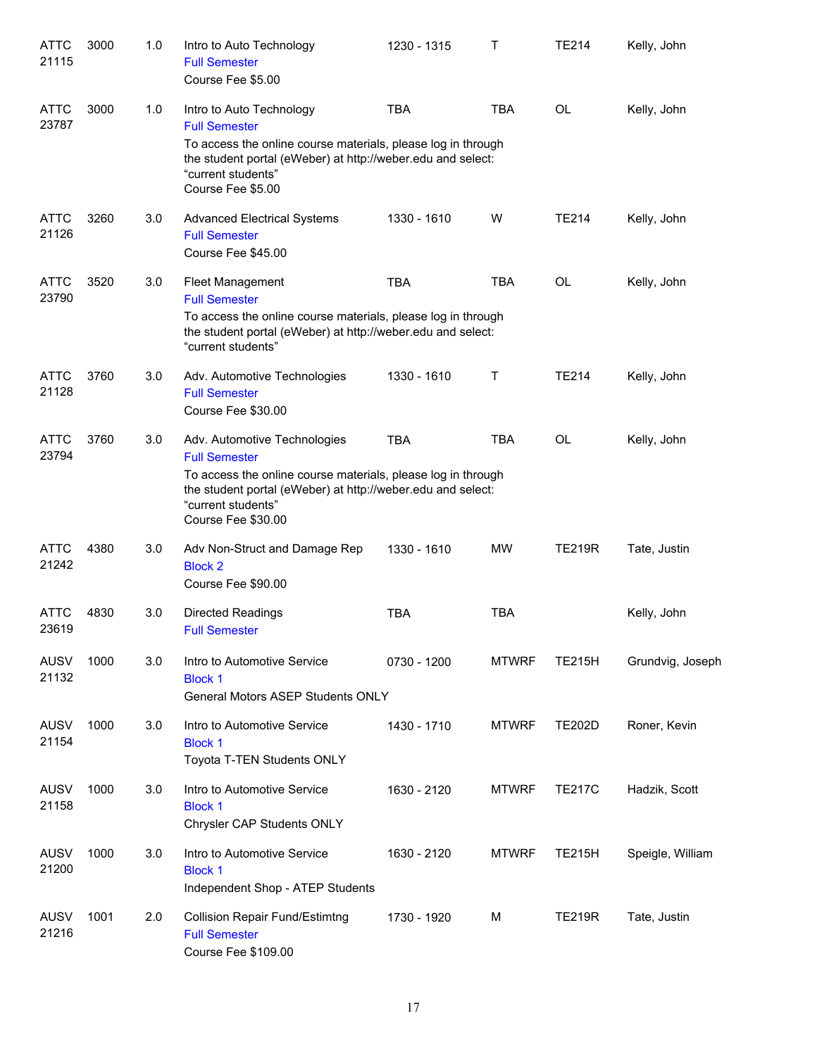| | | | | | | | |
|---|---|---|---|---|---|---|---|
| ATTC 21115 | 3000 | 1.0 | Intro to Auto Technology<br>Full Semester<br>Course Fee $5.00 | 1230 - 1315 | T | TE214 | Kelly, John |
| ATTC 23787 | 3000 | 1.0 | Intro to Auto Technology<br>Full Semester<br>To access the online course materials, please log in through the student portal (eWeber) at http://weber.edu and select: “current students”<br>Course Fee $5.00 | TBA | TBA | OL | Kelly, John |
| ATTC 21126 | 3260 | 3.0 | Advanced Electrical Systems<br>Full Semester<br>Course Fee $45.00 | 1330 - 1610 | W | TE214 | Kelly, John |
| ATTC 23790 | 3520 | 3.0 | Fleet Management<br>Full Semester<br>To access the online course materials, please log in through the student portal (eWeber) at http://weber.edu and select: “current students” | TBA | TBA | OL | Kelly, John |
| ATTC 21128 | 3760 | 3.0 | Adv. Automotive Technologies<br>Full Semester<br>Course Fee $30.00 | 1330 - 1610 | T | TE214 | Kelly, John |
| ATTC 23794 | 3760 | 3.0 | Adv. Automotive Technologies<br>Full Semester<br>To access the online course materials, please log in through the student portal (eWeber) at http://weber.edu and select: “current students”<br>Course Fee $30.00 | TBA | TBA | OL | Kelly, John |
| ATTC 21242 | 4380 | 3.0 | Adv Non-Struct and Damage Rep<br>Block 2<br>Course Fee $90.00 | 1330 - 1610 | MW | TE219R | Tate, Justin |
| ATTC 23619 | 4830 | 3.0 | Directed Readings<br>Full Semester | TBA | TBA | | Kelly, John |
| AUSV 21132 | 1000 | 3.0 | Intro to Automotive Service<br>Block 1<br>General Motors ASEP Students ONLY | 0730 - 1200 | MTWRF | TE215H | Grundvig, Joseph |
| AUSV 21154 | 1000 | 3.0 | Intro to Automotive Service<br>Block 1<br>Toyota T-TEN Students ONLY | 1430 - 1710 | MTWRF | TE202D | Roner, Kevin |
| AUSV 21158 | 1000 | 3.0 | Intro to Automotive Service<br>Block 1<br>Chrysler CAP Students ONLY | 1630 - 2120 | MTWRF | TE217C | Hadzik, Scott |
| AUSV 21200 | 1000 | 3.0 | Intro to Automotive Service<br>Block 1<br>Independent Shop - ATEP Students | 1630 - 2120 | MTWRF | TE215H | Speigle, William |
| AUSV 21216 | 1001 | 2.0 | Collision Repair Fund/Estimtng<br>Full Semester<br>Course Fee $109.00 | 1730 - 1920 | M | TE219R | Tate, Justin |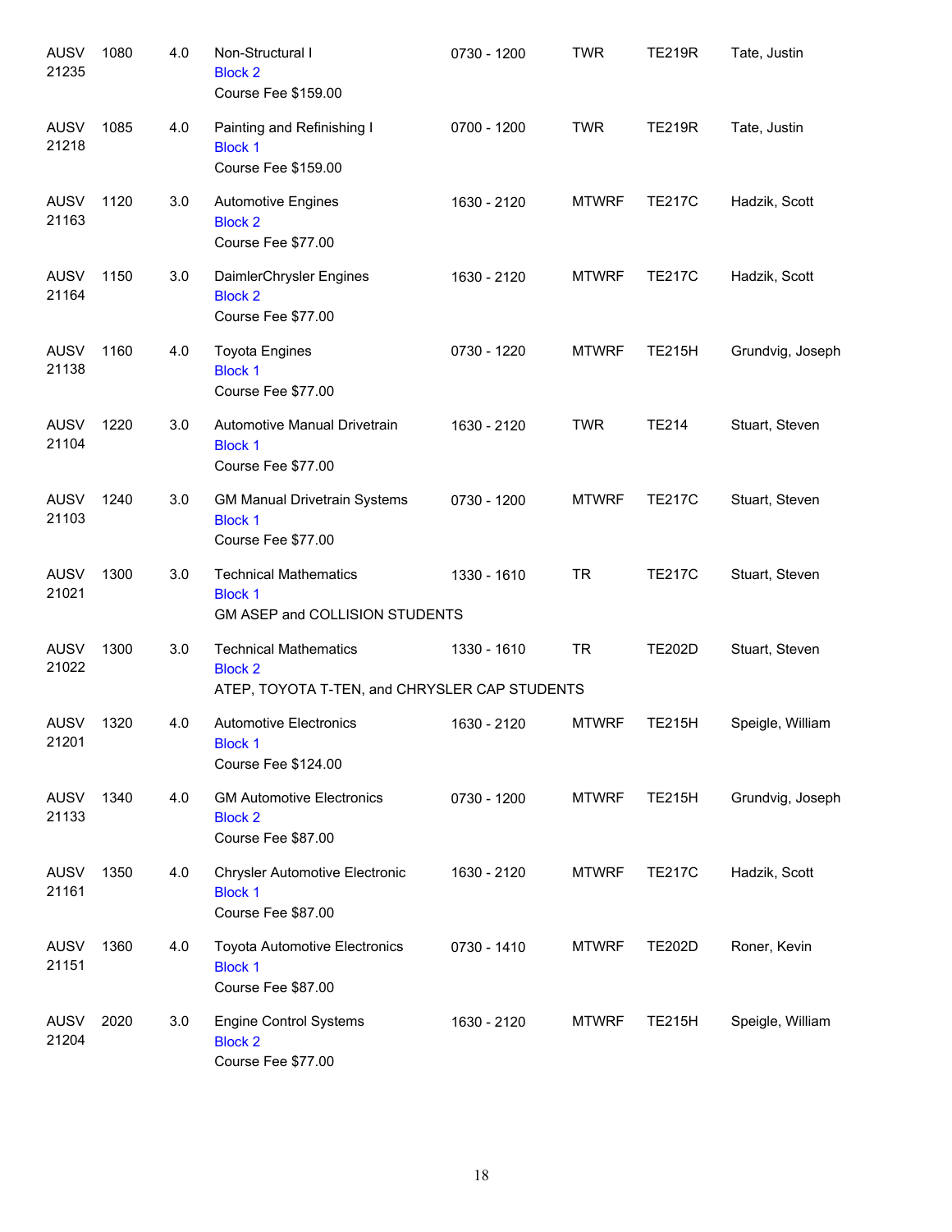| Subject / CRN | Course | Credits | Title / Notes | Time | Days | Room | Instructor |
|---|---|---|---|---|---|---|---|
| AUSV 21235 | 1080 | 4.0 | Non-Structural I<br>Block 2<br>Course Fee $159.00 | 0730 - 1200 | TWR | TE219R | Tate, Justin |
| AUSV 21218 | 1085 | 4.0 | Painting and Refinishing I<br>Block 1<br>Course Fee $159.00 | 0700 - 1200 | TWR | TE219R | Tate, Justin |
| AUSV 21163 | 1120 | 3.0 | Automotive Engines<br>Block 2<br>Course Fee $77.00 | 1630 - 2120 | MTWRF | TE217C | Hadzik, Scott |
| AUSV 21164 | 1150 | 3.0 | DaimlerChrysler Engines<br>Block 2<br>Course Fee $77.00 | 1630 - 2120 | MTWRF | TE217C | Hadzik, Scott |
| AUSV 21138 | 1160 | 4.0 | Toyota Engines<br>Block 1<br>Course Fee $77.00 | 0730 - 1220 | MTWRF | TE215H | Grundvig, Joseph |
| AUSV 21104 | 1220 | 3.0 | Automotive Manual Drivetrain<br>Block 1<br>Course Fee $77.00 | 1630 - 2120 | TWR | TE214 | Stuart, Steven |
| AUSV 21103 | 1240 | 3.0 | GM Manual Drivetrain Systems<br>Block 1<br>Course Fee $77.00 | 0730 - 1200 | MTWRF | TE217C | Stuart, Steven |
| AUSV 21021 | 1300 | 3.0 | Technical Mathematics<br>Block 1<br>GM ASEP and COLLISION STUDENTS | 1330 - 1610 | TR | TE217C | Stuart, Steven |
| AUSV 21022 | 1300 | 3.0 | Technical Mathematics<br>Block 2<br>ATEP, TOYOTA T-TEN, and CHRYSLER CAP STUDENTS | 1330 - 1610 | TR | TE202D | Stuart, Steven |
| AUSV 21201 | 1320 | 4.0 | Automotive Electronics<br>Block 1<br>Course Fee $124.00 | 1630 - 2120 | MTWRF | TE215H | Speigle, William |
| AUSV 21133 | 1340 | 4.0 | GM Automotive Electronics<br>Block 2<br>Course Fee $87.00 | 0730 - 1200 | MTWRF | TE215H | Grundvig, Joseph |
| AUSV 21161 | 1350 | 4.0 | Chrysler Automotive Electronic<br>Block 1<br>Course Fee $87.00 | 1630 - 2120 | MTWRF | TE217C | Hadzik, Scott |
| AUSV 21151 | 1360 | 4.0 | Toyota Automotive Electronics<br>Block 1<br>Course Fee $87.00 | 0730 - 1410 | MTWRF | TE202D | Roner, Kevin |
| AUSV 21204 | 2020 | 3.0 | Engine Control Systems<br>Block 2<br>Course Fee $77.00 | 1630 - 2120 | MTWRF | TE215H | Speigle, William |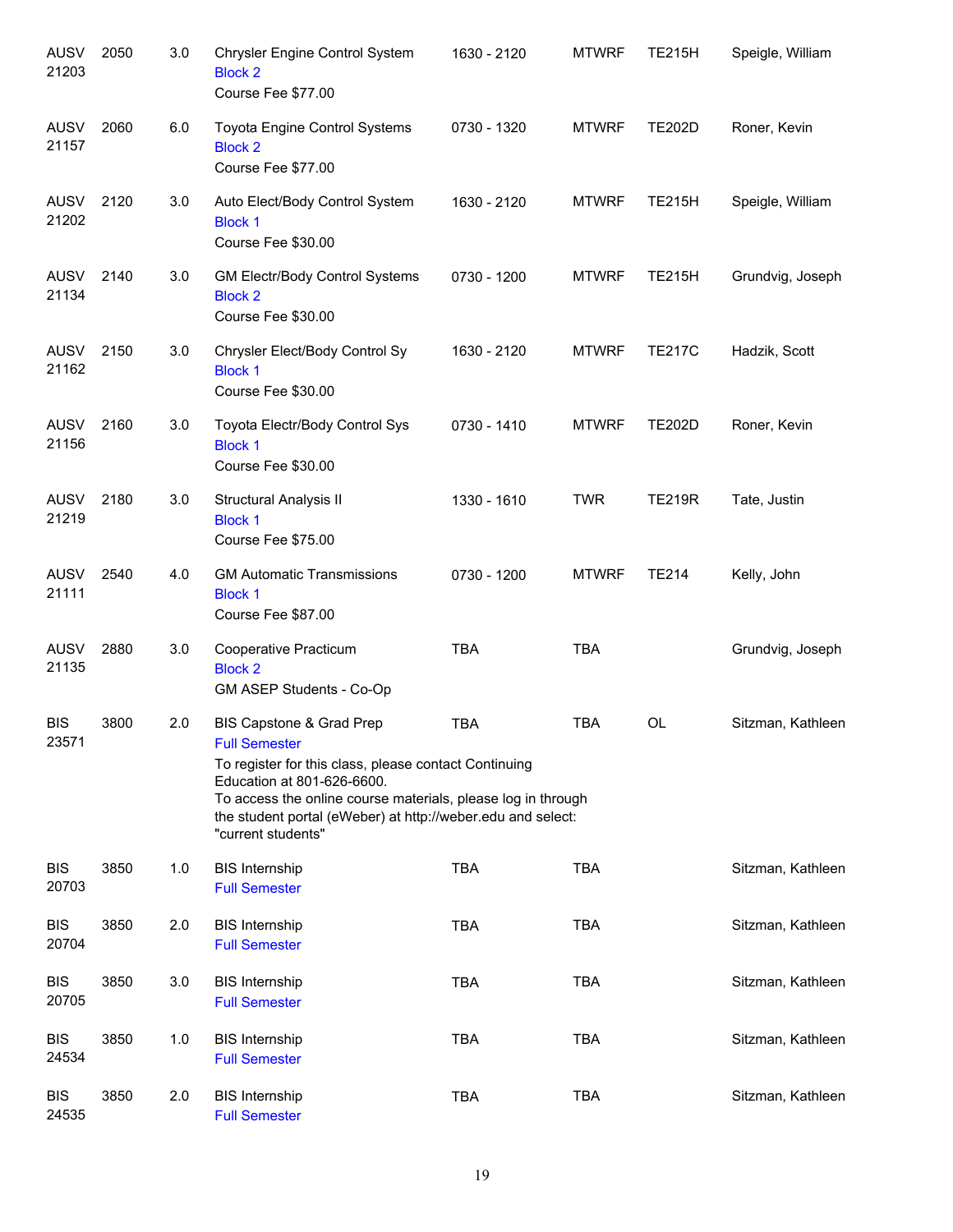| Subject / CRN | Course | Credits | Title / Notes | Time | Days | Room | Instructor |
|---|---|---|---|---|---|---|---|
| AUSV 21203 | 2050 | 3.0 | Chrysler Engine Control System<br>Block 2<br>Course Fee $77.00 | 1630 - 2120 | MTWRF | TE215H | Speigle, William |
| AUSV 21157 | 2060 | 6.0 | Toyota Engine Control Systems<br>Block 2<br>Course Fee $77.00 | 0730 - 1320 | MTWRF | TE202D | Roner, Kevin |
| AUSV 21202 | 2120 | 3.0 | Auto Elect/Body Control System<br>Block 1<br>Course Fee $30.00 | 1630 - 2120 | MTWRF | TE215H | Speigle, William |
| AUSV 21134 | 2140 | 3.0 | GM Electr/Body Control Systems<br>Block 2<br>Course Fee $30.00 | 0730 - 1200 | MTWRF | TE215H | Grundvig, Joseph |
| AUSV 21162 | 2150 | 3.0 | Chrysler Elect/Body Control Sy<br>Block 1<br>Course Fee $30.00 | 1630 - 2120 | MTWRF | TE217C | Hadzik, Scott |
| AUSV 21156 | 2160 | 3.0 | Toyota Electr/Body Control Sys<br>Block 1<br>Course Fee $30.00 | 0730 - 1410 | MTWRF | TE202D | Roner, Kevin |
| AUSV 21219 | 2180 | 3.0 | Structural Analysis II<br>Block 1<br>Course Fee $75.00 | 1330 - 1610 | TWR | TE219R | Tate, Justin |
| AUSV 21111 | 2540 | 4.0 | GM Automatic Transmissions<br>Block 1<br>Course Fee $87.00 | 0730 - 1200 | MTWRF | TE214 | Kelly, John |
| AUSV 21135 | 2880 | 3.0 | Cooperative Practicum<br>Block 2<br>GM ASEP Students - Co-Op | TBA | TBA | | Grundvig, Joseph |
| BIS 23571 | 3800 | 2.0 | BIS Capstone & Grad Prep<br>Full Semester<br>To register for this class, please contact Continuing Education at 801-626-6600.<br>To access the online course materials, please log in through the student portal (eWeber) at http://weber.edu and select: "current students" | TBA | TBA | OL | Sitzman, Kathleen |
| BIS 20703 | 3850 | 1.0 | BIS Internship<br>Full Semester | TBA | TBA | | Sitzman, Kathleen |
| BIS 20704 | 3850 | 2.0 | BIS Internship<br>Full Semester | TBA | TBA | | Sitzman, Kathleen |
| BIS 20705 | 3850 | 3.0 | BIS Internship<br>Full Semester | TBA | TBA | | Sitzman, Kathleen |
| BIS 24534 | 3850 | 1.0 | BIS Internship<br>Full Semester | TBA | TBA | | Sitzman, Kathleen |
| BIS 24535 | 3850 | 2.0 | BIS Internship<br>Full Semester | TBA | TBA | | Sitzman, Kathleen |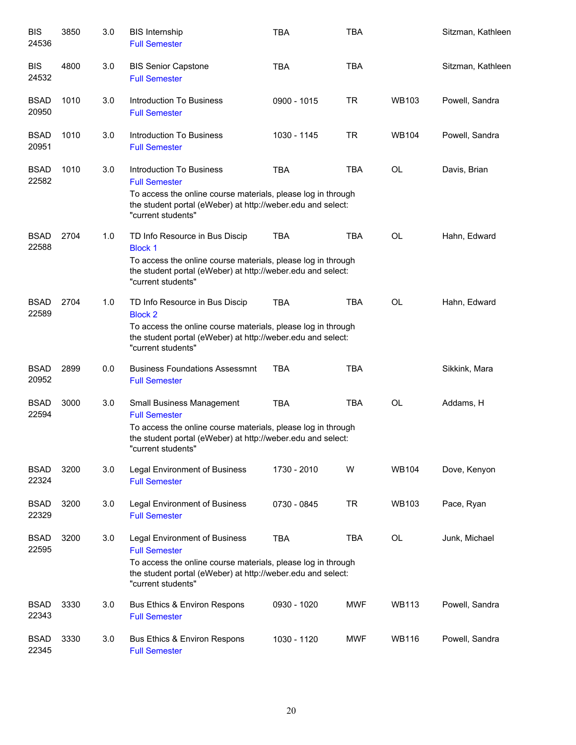| | | | | | | | |
|---|---|---|---|---|---|---|---|
| BIS 24536 | 3850 | 3.0 | BIS Internship<br>Full Semester | TBA | TBA | | Sitzman, Kathleen |
| BIS 24532 | 4800 | 3.0 | BIS Senior Capstone<br>Full Semester | TBA | TBA | | Sitzman, Kathleen |
| BSAD 20950 | 1010 | 3.0 | Introduction To Business<br>Full Semester | 0900 - 1015 | TR | WB103 | Powell, Sandra |
| BSAD 20951 | 1010 | 3.0 | Introduction To Business<br>Full Semester | 1030 - 1145 | TR | WB104 | Powell, Sandra |
| BSAD 22582 | 1010 | 3.0 | Introduction To Business<br>Full Semester<br>To access the online course materials, please log in through the student portal (eWeber) at http://weber.edu and select: "current students" | TBA | TBA | OL | Davis, Brian |
| BSAD 22588 | 2704 | 1.0 | TD Info Resource in Bus Discip<br>Block 1<br>To access the online course materials, please log in through the student portal (eWeber) at http://weber.edu and select: "current students" | TBA | TBA | OL | Hahn, Edward |
| BSAD 22589 | 2704 | 1.0 | TD Info Resource in Bus Discip<br>Block 2<br>To access the online course materials, please log in through the student portal (eWeber) at http://weber.edu and select: "current students" | TBA | TBA | OL | Hahn, Edward |
| BSAD 20952 | 2899 | 0.0 | Business Foundations Assessmnt<br>Full Semester | TBA | TBA | | Sikkink, Mara |
| BSAD 22594 | 3000 | 3.0 | Small Business Management<br>Full Semester<br>To access the online course materials, please log in through the student portal (eWeber) at http://weber.edu and select: "current students" | TBA | TBA | OL | Addams, H |
| BSAD 22324 | 3200 | 3.0 | Legal Environment of Business<br>Full Semester | 1730 - 2010 | W | WB104 | Dove, Kenyon |
| BSAD 22329 | 3200 | 3.0 | Legal Environment of Business<br>Full Semester | 0730 - 0845 | TR | WB103 | Pace, Ryan |
| BSAD 22595 | 3200 | 3.0 | Legal Environment of Business<br>Full Semester<br>To access the online course materials, please log in through the student portal (eWeber) at http://weber.edu and select: "current students" | TBA | TBA | OL | Junk, Michael |
| BSAD 22343 | 3330 | 3.0 | Bus Ethics & Environ Respons<br>Full Semester | 0930 - 1020 | MWF | WB113 | Powell, Sandra |
| BSAD 22345 | 3330 | 3.0 | Bus Ethics & Environ Respons<br>Full Semester | 1030 - 1120 | MWF | WB116 | Powell, Sandra |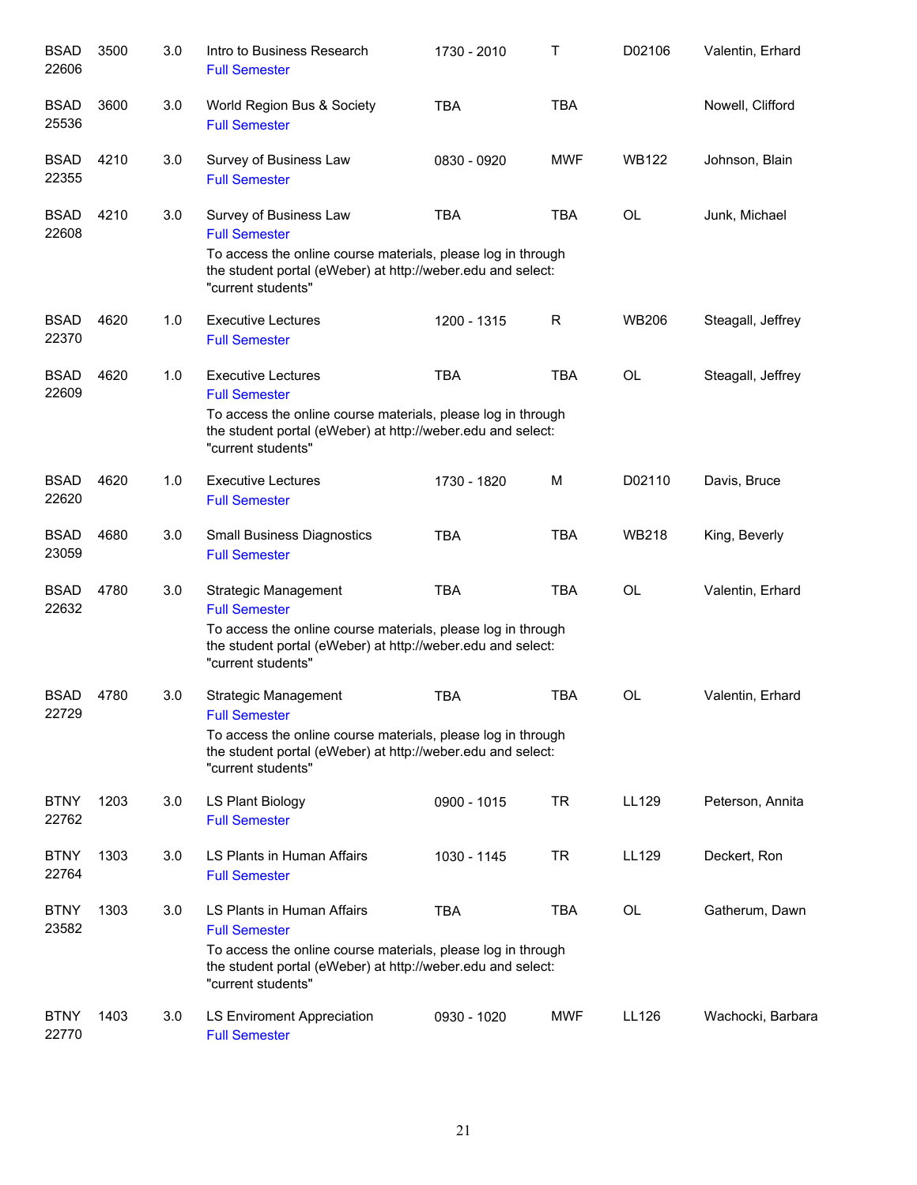| | | | | | | | |
|---|---|---|---|---|---|---|---|
| BSAD 22606 | 3500 | 3.0 | Intro to Business Research<br>Full Semester | 1730 - 2010 | T | D02106 | Valentin, Erhard |
| BSAD 25536 | 3600 | 3.0 | World Region Bus & Society<br>Full Semester | TBA | TBA | | Nowell, Clifford |
| BSAD 22355 | 4210 | 3.0 | Survey of Business Law<br>Full Semester | 0830 - 0920 | MWF | WB122 | Johnson, Blain |
| BSAD 22608 | 4210 | 3.0 | Survey of Business Law<br>Full Semester<br>To access the online course materials, please log in through the student portal (eWeber) at http://weber.edu and select: "current students" | TBA | TBA | OL | Junk, Michael |
| BSAD 22370 | 4620 | 1.0 | Executive Lectures<br>Full Semester | 1200 - 1315 | R | WB206 | Steagall, Jeffrey |
| BSAD 22609 | 4620 | 1.0 | Executive Lectures<br>Full Semester<br>To access the online course materials, please log in through the student portal (eWeber) at http://weber.edu and select: "current students" | TBA | TBA | OL | Steagall, Jeffrey |
| BSAD 22620 | 4620 | 1.0 | Executive Lectures<br>Full Semester | 1730 - 1820 | M | D02110 | Davis, Bruce |
| BSAD 23059 | 4680 | 3.0 | Small Business Diagnostics<br>Full Semester | TBA | TBA | WB218 | King, Beverly |
| BSAD 22632 | 4780 | 3.0 | Strategic Management<br>Full Semester<br>To access the online course materials, please log in through the student portal (eWeber) at http://weber.edu and select: "current students" | TBA | TBA | OL | Valentin, Erhard |
| BSAD 22729 | 4780 | 3.0 | Strategic Management<br>Full Semester<br>To access the online course materials, please log in through the student portal (eWeber) at http://weber.edu and select: "current students" | TBA | TBA | OL | Valentin, Erhard |
| BTNY 22762 | 1203 | 3.0 | LS Plant Biology<br>Full Semester | 0900 - 1015 | TR | LL129 | Peterson, Annita |
| BTNY 22764 | 1303 | 3.0 | LS Plants in Human Affairs<br>Full Semester | 1030 - 1145 | TR | LL129 | Deckert, Ron |
| BTNY 23582 | 1303 | 3.0 | LS Plants in Human Affairs<br>Full Semester<br>To access the online course materials, please log in through the student portal (eWeber) at http://weber.edu and select: "current students" | TBA | TBA | OL | Gatherum, Dawn |
| BTNY 22770 | 1403 | 3.0 | LS Enviroment Appreciation<br>Full Semester | 0930 - 1020 | MWF | LL126 | Wachocki, Barbara |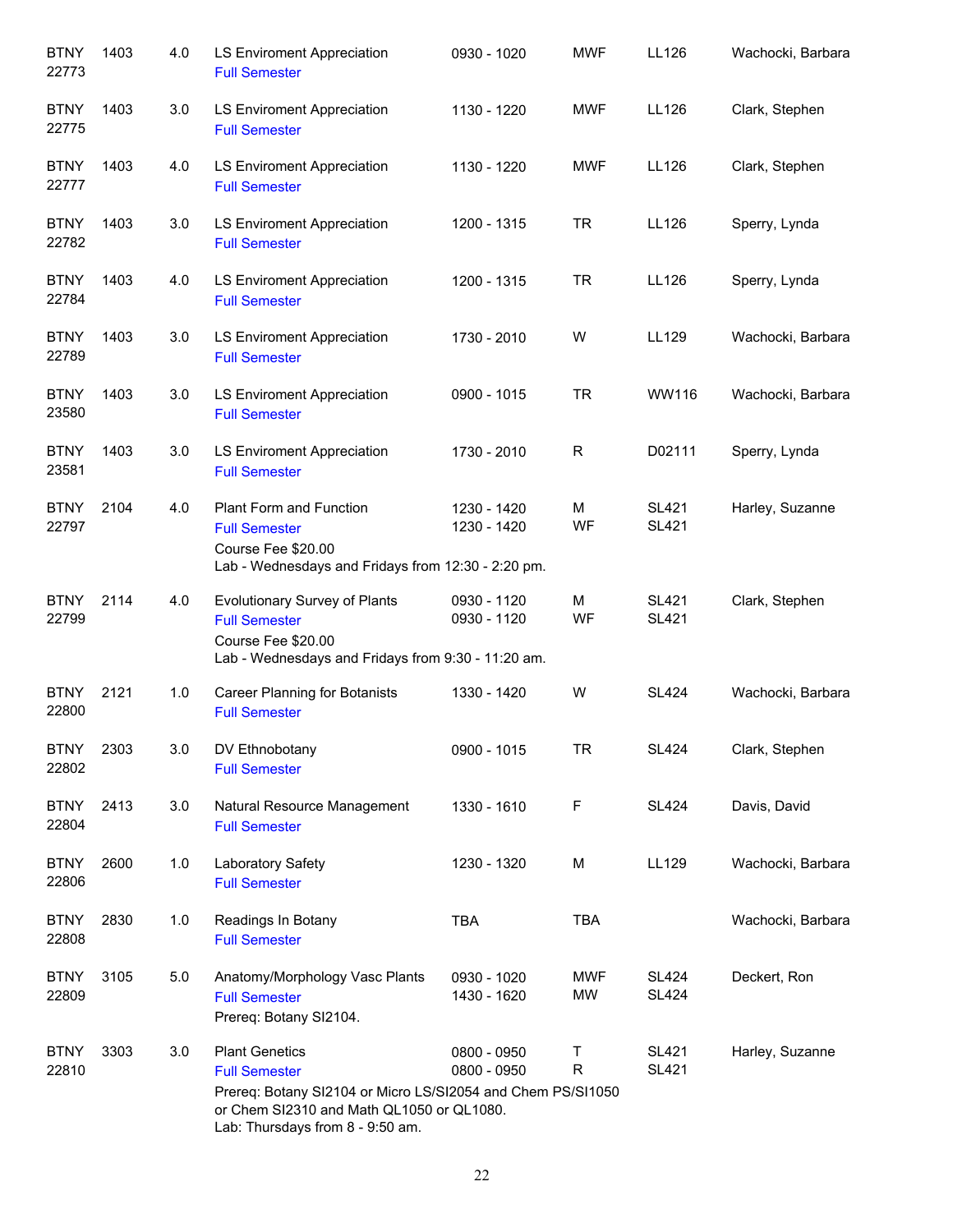| | | | | | | | |
|---|---|---|---|---|---|---|---|
| BTNY 22773 | 1403 | 4.0 | LS Enviroment Appreciation<br>Full Semester | 0930 - 1020 | MWF | LL126 | Wachocki, Barbara |
| BTNY 22775 | 1403 | 3.0 | LS Enviroment Appreciation<br>Full Semester | 1130 - 1220 | MWF | LL126 | Clark, Stephen |
| BTNY 22777 | 1403 | 4.0 | LS Enviroment Appreciation<br>Full Semester | 1130 - 1220 | MWF | LL126 | Clark, Stephen |
| BTNY 22782 | 1403 | 3.0 | LS Enviroment Appreciation<br>Full Semester | 1200 - 1315 | TR | LL126 | Sperry, Lynda |
| BTNY 22784 | 1403 | 4.0 | LS Enviroment Appreciation<br>Full Semester | 1200 - 1315 | TR | LL126 | Sperry, Lynda |
| BTNY 22789 | 1403 | 3.0 | LS Enviroment Appreciation<br>Full Semester | 1730 - 2010 | W | LL129 | Wachocki, Barbara |
| BTNY 23580 | 1403 | 3.0 | LS Enviroment Appreciation<br>Full Semester | 0900 - 1015 | TR | WW116 | Wachocki, Barbara |
| BTNY 23581 | 1403 | 3.0 | LS Enviroment Appreciation<br>Full Semester | 1730 - 2010 | R | D02111 | Sperry, Lynda |
| BTNY 22797 | 2104 | 4.0 | Plant Form and Function<br>Full Semester<br>Course Fee $20.00<br>Lab - Wednesdays and Fridays from 12:30 - 2:20 pm. | 1230 - 1420<br>1230 - 1420 | M<br>WF | SL421<br>SL421 | Harley, Suzanne |
| BTNY 22799 | 2114 | 4.0 | Evolutionary Survey of Plants<br>Full Semester<br>Course Fee $20.00<br>Lab - Wednesdays and Fridays from 9:30 - 11:20 am. | 0930 - 1120<br>0930 - 1120 | M<br>WF | SL421<br>SL421 | Clark, Stephen |
| BTNY 22800 | 2121 | 1.0 | Career Planning for Botanists<br>Full Semester | 1330 - 1420 | W | SL424 | Wachocki, Barbara |
| BTNY 22802 | 2303 | 3.0 | DV Ethnobotany<br>Full Semester | 0900 - 1015 | TR | SL424 | Clark, Stephen |
| BTNY 22804 | 2413 | 3.0 | Natural Resource Management<br>Full Semester | 1330 - 1610 | F | SL424 | Davis, David |
| BTNY 22806 | 2600 | 1.0 | Laboratory Safety<br>Full Semester | 1230 - 1320 | M | LL129 | Wachocki, Barbara |
| BTNY 22808 | 2830 | 1.0 | Readings In Botany<br>Full Semester | TBA | TBA | | Wachocki, Barbara |
| BTNY 22809 | 3105 | 5.0 | Anatomy/Morphology Vasc Plants<br>Full Semester<br>Prereq: Botany SI2104. | 0930 - 1020<br>1430 - 1620 | MWF<br>MW | SL424<br>SL424 | Deckert, Ron |
| BTNY 22810 | 3303 | 3.0 | Plant Genetics<br>Full Semester<br>Prereq: Botany SI2104 or Micro LS/SI2054 and Chem PS/SI1050 or Chem SI2310 and Math QL1050 or QL1080.<br>Lab: Thursdays from 8 - 9:50 am. | 0800 - 0950<br>0800 - 0950 | T<br>R | SL421<br>SL421 | Harley, Suzanne |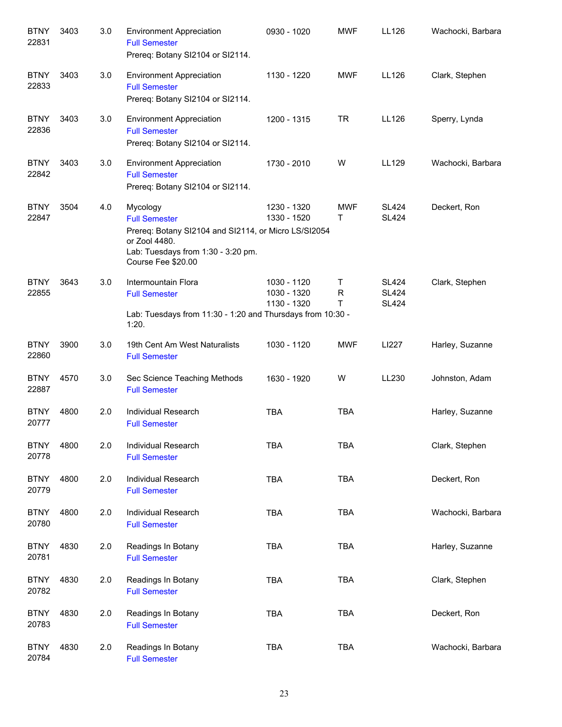| Subject/CRN | Course | Credits | Title | Time | Days | Room | Instructor |
|---|---|---|---|---|---|---|---|
| BTNY 22831 | 3403 | 3.0 | Environment Appreciation<br>Full Semester<br>Prereq: Botany SI2104 or SI2114. | 0930 - 1020 | MWF | LL126 | Wachocki, Barbara |
| BTNY 22833 | 3403 | 3.0 | Environment Appreciation<br>Full Semester<br>Prereq: Botany SI2104 or SI2114. | 1130 - 1220 | MWF | LL126 | Clark, Stephen |
| BTNY 22836 | 3403 | 3.0 | Environment Appreciation<br>Full Semester<br>Prereq: Botany SI2104 or SI2114. | 1200 - 1315 | TR | LL126 | Sperry, Lynda |
| BTNY 22842 | 3403 | 3.0 | Environment Appreciation<br>Full Semester<br>Prereq: Botany SI2104 or SI2114. | 1730 - 2010 | W | LL129 | Wachocki, Barbara |
| BTNY 22847 | 3504 | 4.0 | Mycology<br>Full Semester<br>Prereq: Botany SI2104 and SI2114, or Micro LS/SI2054 or Zool 4480.<br>Lab: Tuesdays from 1:30 - 3:20 pm.<br>Course Fee $20.00 | 1230 - 1320<br>1330 - 1520 | MWF<br>T | SL424<br>SL424 | Deckert, Ron |
| BTNY 22855 | 3643 | 3.0 | Intermountain Flora<br>Full Semester<br>Lab: Tuesdays from 11:30 - 1:20 and Thursdays from 10:30 - 1:20. | 1030 - 1120<br>1030 - 1320<br>1130 - 1320 | T<br>R<br>T | SL424<br>SL424<br>SL424 | Clark, Stephen |
| BTNY 22860 | 3900 | 3.0 | 19th Cent Am West Naturalists<br>Full Semester | 1030 - 1120 | MWF | LI227 | Harley, Suzanne |
| BTNY 22887 | 4570 | 3.0 | Sec Science Teaching Methods<br>Full Semester | 1630 - 1920 | W | LL230 | Johnston, Adam |
| BTNY 20777 | 4800 | 2.0 | Individual Research<br>Full Semester | TBA | TBA | | Harley, Suzanne |
| BTNY 20778 | 4800 | 2.0 | Individual Research<br>Full Semester | TBA | TBA | | Clark, Stephen |
| BTNY 20779 | 4800 | 2.0 | Individual Research<br>Full Semester | TBA | TBA | | Deckert, Ron |
| BTNY 20780 | 4800 | 2.0 | Individual Research<br>Full Semester | TBA | TBA | | Wachocki, Barbara |
| BTNY 20781 | 4830 | 2.0 | Readings In Botany<br>Full Semester | TBA | TBA | | Harley, Suzanne |
| BTNY 20782 | 4830 | 2.0 | Readings In Botany<br>Full Semester | TBA | TBA | | Clark, Stephen |
| BTNY 20783 | 4830 | 2.0 | Readings In Botany<br>Full Semester | TBA | TBA | | Deckert, Ron |
| BTNY 20784 | 4830 | 2.0 | Readings In Botany<br>Full Semester | TBA | TBA | | Wachocki, Barbara |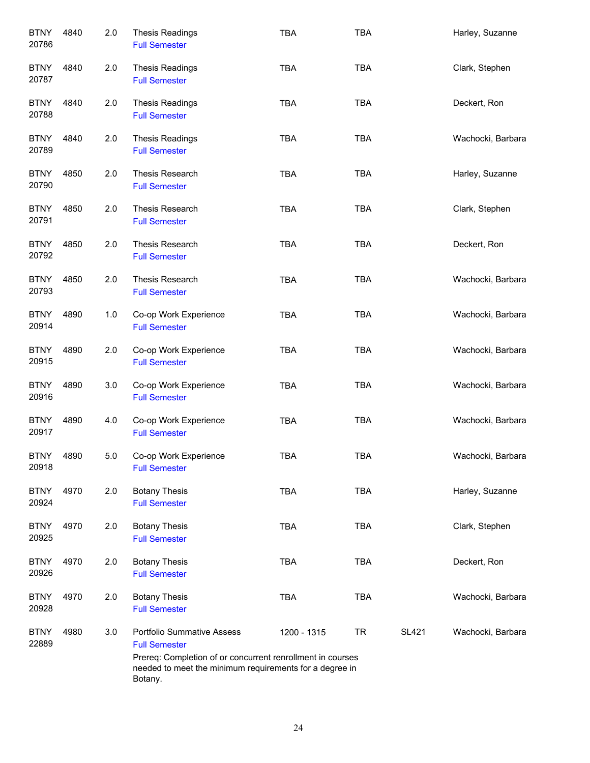| | | | | | | | |
|---|---|---|---|---|---|---|---|
| BTNY 20786 | 4840 | 2.0 | Thesis Readings<br>Full Semester | TBA | TBA | | Harley, Suzanne |
| BTNY 20787 | 4840 | 2.0 | Thesis Readings<br>Full Semester | TBA | TBA | | Clark, Stephen |
| BTNY 20788 | 4840 | 2.0 | Thesis Readings<br>Full Semester | TBA | TBA | | Deckert, Ron |
| BTNY 20789 | 4840 | 2.0 | Thesis Readings<br>Full Semester | TBA | TBA | | Wachocki, Barbara |
| BTNY 20790 | 4850 | 2.0 | Thesis Research<br>Full Semester | TBA | TBA | | Harley, Suzanne |
| BTNY 20791 | 4850 | 2.0 | Thesis Research<br>Full Semester | TBA | TBA | | Clark, Stephen |
| BTNY 20792 | 4850 | 2.0 | Thesis Research<br>Full Semester | TBA | TBA | | Deckert, Ron |
| BTNY 20793 | 4850 | 2.0 | Thesis Research<br>Full Semester | TBA | TBA | | Wachocki, Barbara |
| BTNY 20914 | 4890 | 1.0 | Co-op Work Experience<br>Full Semester | TBA | TBA | | Wachocki, Barbara |
| BTNY 20915 | 4890 | 2.0 | Co-op Work Experience<br>Full Semester | TBA | TBA | | Wachocki, Barbara |
| BTNY 20916 | 4890 | 3.0 | Co-op Work Experience<br>Full Semester | TBA | TBA | | Wachocki, Barbara |
| BTNY 20917 | 4890 | 4.0 | Co-op Work Experience<br>Full Semester | TBA | TBA | | Wachocki, Barbara |
| BTNY 20918 | 4890 | 5.0 | Co-op Work Experience<br>Full Semester | TBA | TBA | | Wachocki, Barbara |
| BTNY 20924 | 4970 | 2.0 | Botany Thesis<br>Full Semester | TBA | TBA | | Harley, Suzanne |
| BTNY 20925 | 4970 | 2.0 | Botany Thesis<br>Full Semester | TBA | TBA | | Clark, Stephen |
| BTNY 20926 | 4970 | 2.0 | Botany Thesis<br>Full Semester | TBA | TBA | | Deckert, Ron |
| BTNY 20928 | 4970 | 2.0 | Botany Thesis<br>Full Semester | TBA | TBA | | Wachocki, Barbara |
| BTNY 22889 | 4980 | 3.0 | Portfolio Summative Assess<br>Full Semester<br>Prereq: Completion of or concurrent renrollment in courses needed to meet the minimum requirements for a degree in Botany. | 1200 - 1315 | TR | SL421 | Wachocki, Barbara |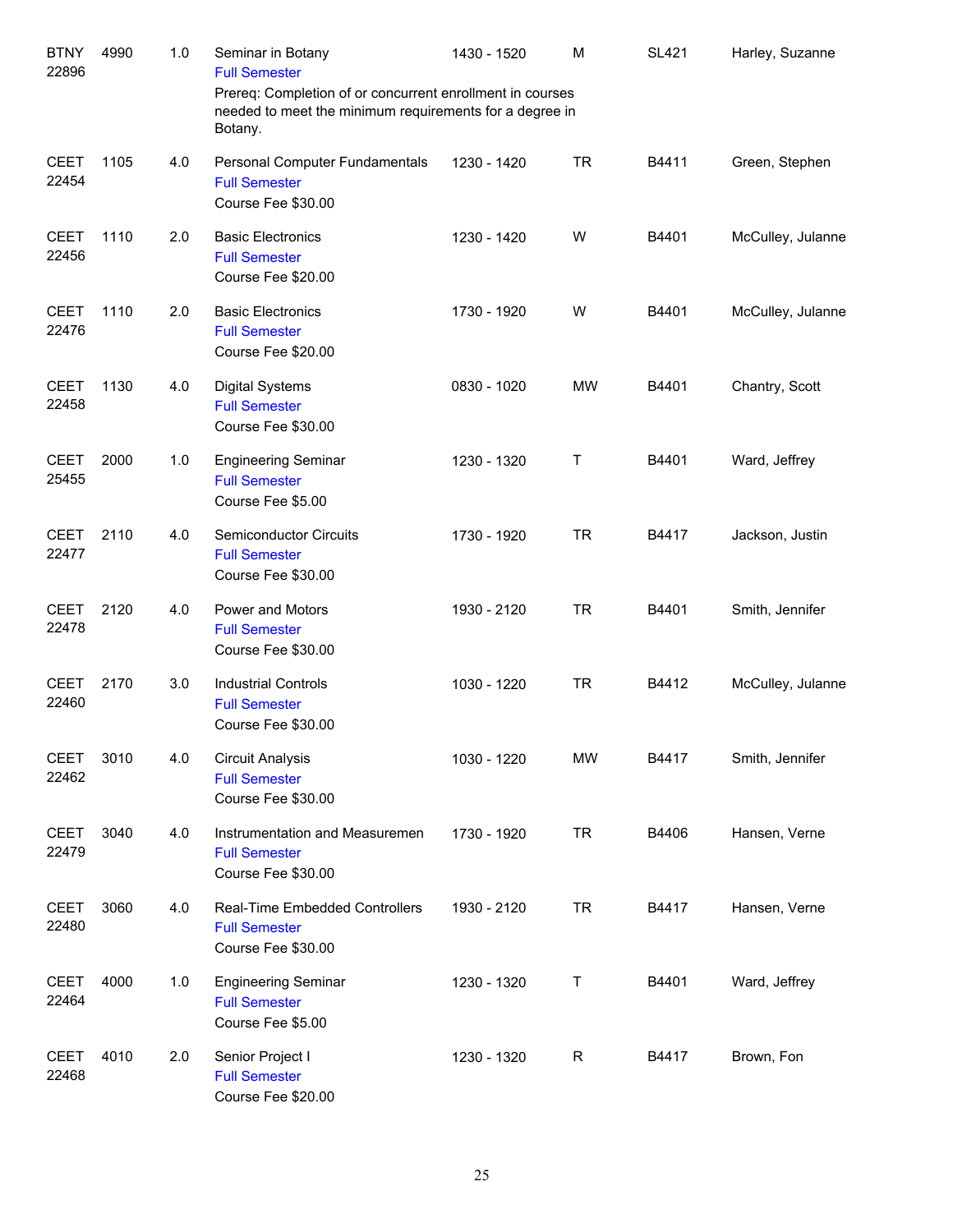| Subject / CRN | Course | Credits | Title | Time | Days | Room | Instructor |
|---|---|---|---|---|---|---|---|
| BTNY 22896 | 4990 | 1.0 | Seminar in Botany<br>Full Semester<br>Prereq: Completion of or concurrent enrollment in courses needed to meet the minimum requirements for a degree in Botany. | 1430 - 1520 | M | SL421 | Harley, Suzanne |
| CEET 22454 | 1105 | 4.0 | Personal Computer Fundamentals<br>Full Semester<br>Course Fee $30.00 | 1230 - 1420 | TR | B4411 | Green, Stephen |
| CEET 22456 | 1110 | 2.0 | Basic Electronics<br>Full Semester<br>Course Fee $20.00 | 1230 - 1420 | W | B4401 | McCulley, Julanne |
| CEET 22476 | 1110 | 2.0 | Basic Electronics<br>Full Semester<br>Course Fee $20.00 | 1730 - 1920 | W | B4401 | McCulley, Julanne |
| CEET 22458 | 1130 | 4.0 | Digital Systems<br>Full Semester<br>Course Fee $30.00 | 0830 - 1020 | MW | B4401 | Chantry, Scott |
| CEET 25455 | 2000 | 1.0 | Engineering Seminar<br>Full Semester<br>Course Fee $5.00 | 1230 - 1320 | T | B4401 | Ward, Jeffrey |
| CEET 22477 | 2110 | 4.0 | Semiconductor Circuits<br>Full Semester<br>Course Fee $30.00 | 1730 - 1920 | TR | B4417 | Jackson, Justin |
| CEET 22478 | 2120 | 4.0 | Power and Motors<br>Full Semester<br>Course Fee $30.00 | 1930 - 2120 | TR | B4401 | Smith, Jennifer |
| CEET 22460 | 2170 | 3.0 | Industrial Controls<br>Full Semester<br>Course Fee $30.00 | 1030 - 1220 | TR | B4412 | McCulley, Julanne |
| CEET 22462 | 3010 | 4.0 | Circuit Analysis<br>Full Semester<br>Course Fee $30.00 | 1030 - 1220 | MW | B4417 | Smith, Jennifer |
| CEET 22479 | 3040 | 4.0 | Instrumentation and Measuremen<br>Full Semester<br>Course Fee $30.00 | 1730 - 1920 | TR | B4406 | Hansen, Verne |
| CEET 22480 | 3060 | 4.0 | Real-Time Embedded Controllers<br>Full Semester<br>Course Fee $30.00 | 1930 - 2120 | TR | B4417 | Hansen, Verne |
| CEET 22464 | 4000 | 1.0 | Engineering Seminar<br>Full Semester<br>Course Fee $5.00 | 1230 - 1320 | T | B4401 | Ward, Jeffrey |
| CEET 22468 | 4010 | 2.0 | Senior Project I<br>Full Semester<br>Course Fee $20.00 | 1230 - 1320 | R | B4417 | Brown, Fon |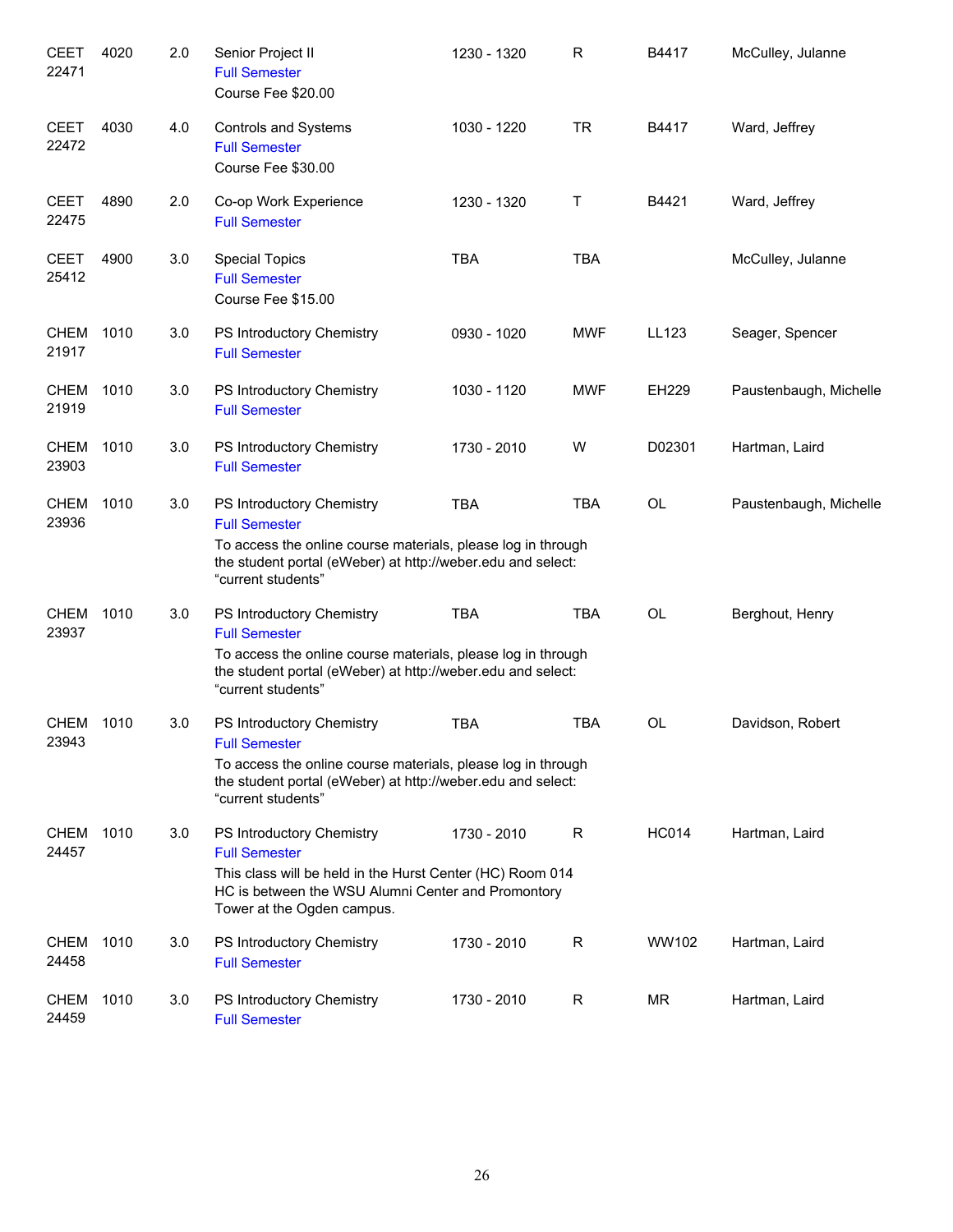| Course | | Credits | Title | Time | Days | Room | Instructor |
|---|---|---|---|---|---|---|---|
| CEET 22471 | 4020 | 2.0 | Senior Project II<br>Full Semester<br>Course Fee $20.00 | 1230 - 1320 | R | B4417 | McCulley, Julanne |
| CEET 22472 | 4030 | 4.0 | Controls and Systems<br>Full Semester<br>Course Fee $30.00 | 1030 - 1220 | TR | B4417 | Ward, Jeffrey |
| CEET 22475 | 4890 | 2.0 | Co-op Work Experience<br>Full Semester | 1230 - 1320 | T | B4421 | Ward, Jeffrey |
| CEET 25412 | 4900 | 3.0 | Special Topics<br>Full Semester<br>Course Fee $15.00 | TBA | TBA | | McCulley, Julanne |
| CHEM 21917 | 1010 | 3.0 | PS Introductory Chemistry<br>Full Semester | 0930 - 1020 | MWF | LL123 | Seager, Spencer |
| CHEM 21919 | 1010 | 3.0 | PS Introductory Chemistry<br>Full Semester | 1030 - 1120 | MWF | EH229 | Paustenbaugh, Michelle |
| CHEM 23903 | 1010 | 3.0 | PS Introductory Chemistry<br>Full Semester | 1730 - 2010 | W | D02301 | Hartman, Laird |
| CHEM 23936 | 1010 | 3.0 | PS Introductory Chemistry<br>Full Semester<br>To access the online course materials, please log in through the student portal (eWeber) at http://weber.edu and select: “current students” | TBA | TBA | OL | Paustenbaugh, Michelle |
| CHEM 23937 | 1010 | 3.0 | PS Introductory Chemistry<br>Full Semester<br>To access the online course materials, please log in through the student portal (eWeber) at http://weber.edu and select: “current students” | TBA | TBA | OL | Berghout, Henry |
| CHEM 23943 | 1010 | 3.0 | PS Introductory Chemistry<br>Full Semester<br>To access the online course materials, please log in through the student portal (eWeber) at http://weber.edu and select: “current students” | TBA | TBA | OL | Davidson, Robert |
| CHEM 24457 | 1010 | 3.0 | PS Introductory Chemistry<br>Full Semester<br>This class will be held in the Hurst Center (HC) Room 014 HC is between the WSU Alumni Center and Promontory Tower at the Ogden campus. | 1730 - 2010 | R | HC014 | Hartman, Laird |
| CHEM 24458 | 1010 | 3.0 | PS Introductory Chemistry<br>Full Semester | 1730 - 2010 | R | WW102 | Hartman, Laird |
| CHEM 24459 | 1010 | 3.0 | PS Introductory Chemistry<br>Full Semester | 1730 - 2010 | R | MR | Hartman, Laird |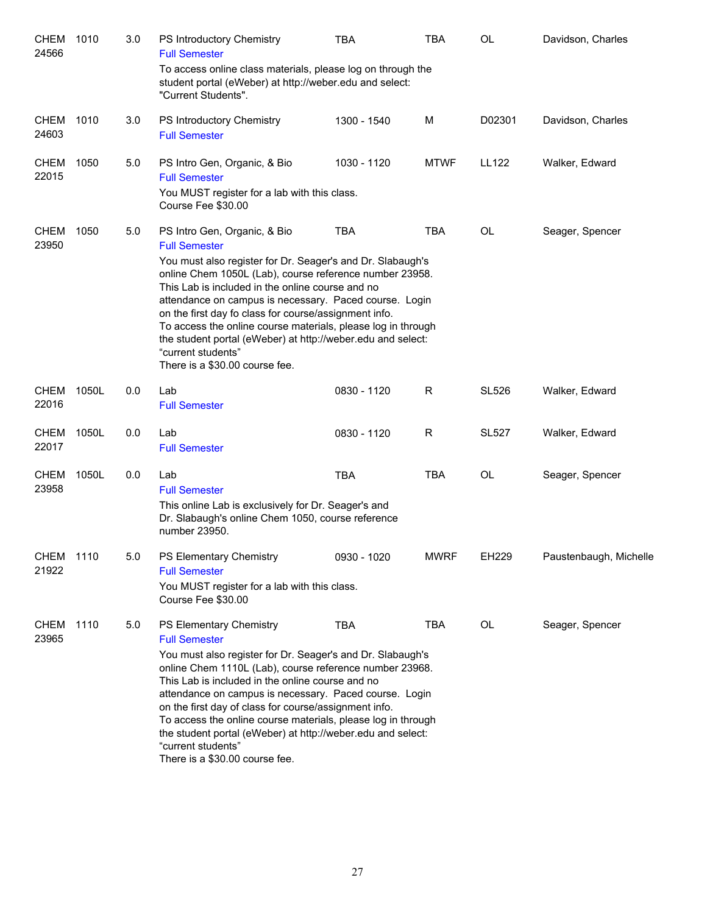| | | | | | | | |
|---|---|---|---|---|---|---|---|
| CHEM 24566 | 1010 | 3.0 | PS Introductory Chemistry<br>Full Semester<br>To access online class materials, please log on through the student portal (eWeber) at http://weber.edu and select: "Current Students". | TBA | TBA | OL | Davidson, Charles |
| CHEM 24603 | 1010 | 3.0 | PS Introductory Chemistry<br>Full Semester | 1300 - 1540 | M | D02301 | Davidson, Charles |
| CHEM 22015 | 1050 | 5.0 | PS Intro Gen, Organic, & Bio<br>Full Semester<br>You MUST register for a lab with this class.<br>Course Fee $30.00 | 1030 - 1120 | MTWF | LL122 | Walker, Edward |
| CHEM 23950 | 1050 | 5.0 | PS Intro Gen, Organic, & Bio<br>Full Semester<br>You must also register for Dr. Seager's and Dr. Slabaugh's online Chem 1050L (Lab), course reference number 23958. This Lab is included in the online course and no attendance on campus is necessary. Paced course. Login on the first day fo class for course/assignment info.<br>To access the online course materials, please log in through the student portal (eWeber) at http://weber.edu and select: “current students”<br>There is a $30.00 course fee. | TBA | TBA | OL | Seager, Spencer |
| CHEM 22016 | 1050L | 0.0 | Lab<br>Full Semester | 0830 - 1120 | R | SL526 | Walker, Edward |
| CHEM 22017 | 1050L | 0.0 | Lab<br>Full Semester | 0830 - 1120 | R | SL527 | Walker, Edward |
| CHEM 23958 | 1050L | 0.0 | Lab<br>Full Semester<br>This online Lab is exclusively for Dr. Seager's and Dr. Slabaugh's online Chem 1050, course reference number 23950. | TBA | TBA | OL | Seager, Spencer |
| CHEM 21922 | 1110 | 5.0 | PS Elementary Chemistry<br>Full Semester<br>You MUST register for a lab with this class.<br>Course Fee $30.00 | 0930 - 1020 | MWRF | EH229 | Paustenbaugh, Michelle |
| CHEM 23965 | 1110 | 5.0 | PS Elementary Chemistry<br>Full Semester<br>You must also register for Dr. Seager's and Dr. Slabaugh's online Chem 1110L (Lab), course reference number 23968. This Lab is included in the online course and no attendance on campus is necessary. Paced course. Login on the first day of class for course/assignment info.<br>To access the online course materials, please log in through the student portal (eWeber) at http://weber.edu and select: “current students”<br>There is a $30.00 course fee. | TBA | TBA | OL | Seager, Spencer |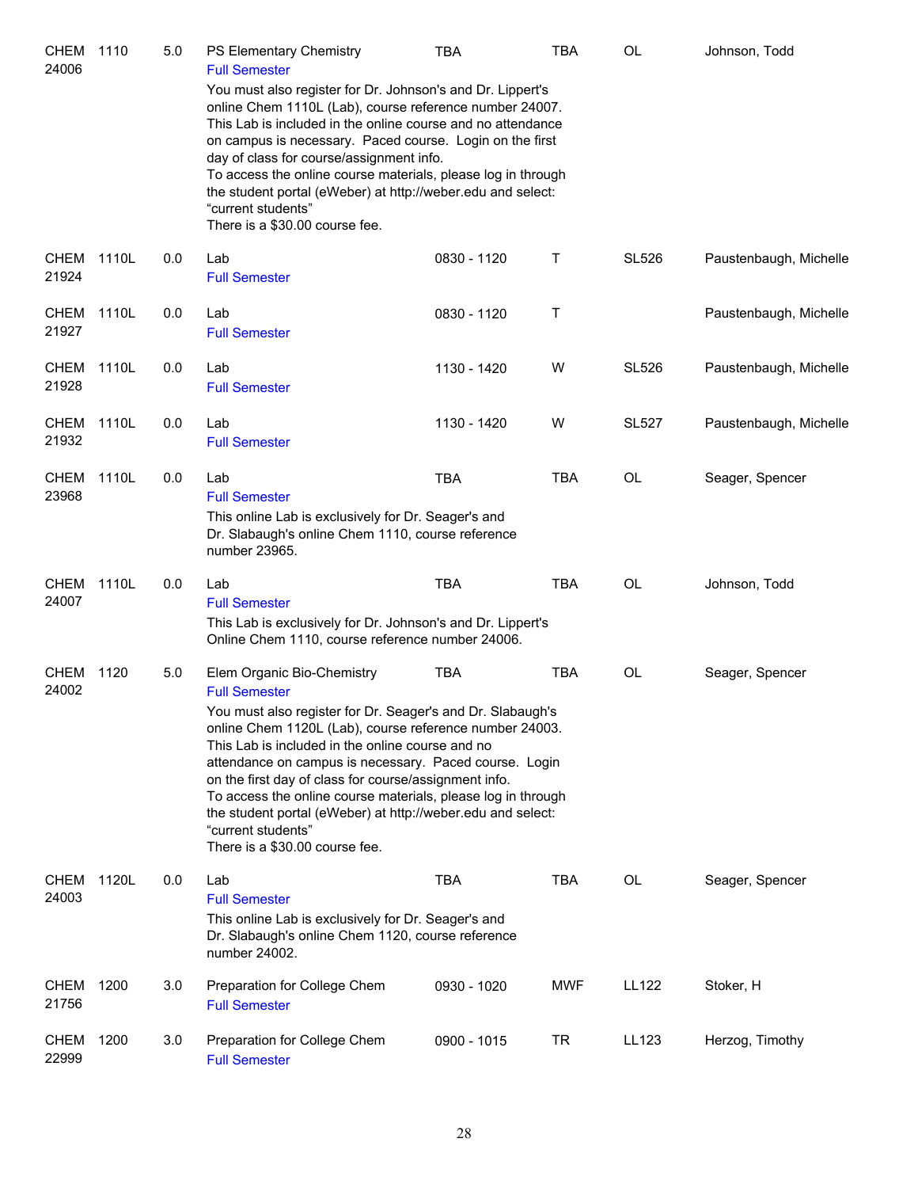| Subject/CRN | Course | Credits | Title | Time | Days | Room | Instructor |
|---|---|---|---|---|---|---|---|
| CHEM 24006 | 1110 | 5.0 | PS Elementary Chemistry<br>Full Semester<br>You must also register for Dr. Johnson's and Dr. Lippert's online Chem 1110L (Lab), course reference number 24007. This Lab is included in the online course and no attendance on campus is necessary. Paced course. Login on the first day of class for course/assignment info.<br>To access the online course materials, please log in through the student portal (eWeber) at http://weber.edu and select: "current students"<br>There is a $30.00 course fee. | TBA | TBA | OL | Johnson, Todd |
| CHEM 21924 | 1110L | 0.0 | Lab<br>Full Semester | 0830 - 1120 | T | SL526 | Paustenbaugh, Michelle |
| CHEM 21927 | 1110L | 0.0 | Lab<br>Full Semester | 0830 - 1120 | T | | Paustenbaugh, Michelle |
| CHEM 21928 | 1110L | 0.0 | Lab<br>Full Semester | 1130 - 1420 | W | SL526 | Paustenbaugh, Michelle |
| CHEM 21932 | 1110L | 0.0 | Lab<br>Full Semester | 1130 - 1420 | W | SL527 | Paustenbaugh, Michelle |
| CHEM 23968 | 1110L | 0.0 | Lab<br>Full Semester<br>This online Lab is exclusively for Dr. Seager's and Dr. Slabaugh's online Chem 1110, course reference number 23965. | TBA | TBA | OL | Seager, Spencer |
| CHEM 24007 | 1110L | 0.0 | Lab<br>Full Semester<br>This Lab is exclusively for Dr. Johnson's and Dr. Lippert's Online Chem 1110, course reference number 24006. | TBA | TBA | OL | Johnson, Todd |
| CHEM 24002 | 1120 | 5.0 | Elem Organic Bio-Chemistry<br>Full Semester<br>You must also register for Dr. Seager's and Dr. Slabaugh's online Chem 1120L (Lab), course reference number 24003. This Lab is included in the online course and no attendance on campus is necessary. Paced course. Login on the first day of class for course/assignment info.<br>To access the online course materials, please log in through the student portal (eWeber) at http://weber.edu and select: "current students"<br>There is a $30.00 course fee. | TBA | TBA | OL | Seager, Spencer |
| CHEM 24003 | 1120L | 0.0 | Lab<br>Full Semester<br>This online Lab is exclusively for Dr. Seager's and Dr. Slabaugh's online Chem 1120, course reference number 24002. | TBA | TBA | OL | Seager, Spencer |
| CHEM 21756 | 1200 | 3.0 | Preparation for College Chem<br>Full Semester | 0930 - 1020 | MWF | LL122 | Stoker, H |
| CHEM 22999 | 1200 | 3.0 | Preparation for College Chem<br>Full Semester | 0900 - 1015 | TR | LL123 | Herzog, Timothy |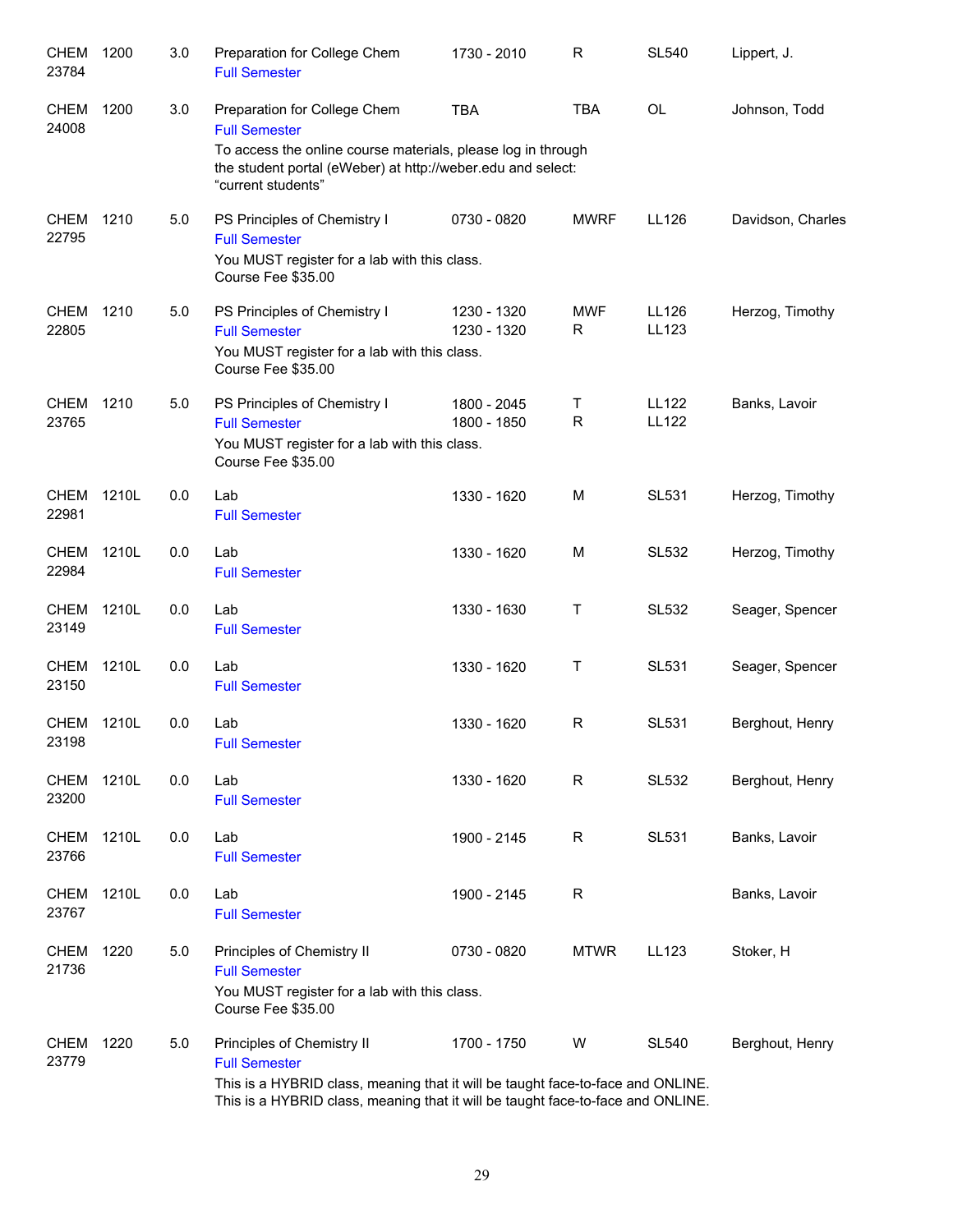| Subject/CRN | Course | Credits | Title | Time | Days | Room | Instructor |
|---|---|---|---|---|---|---|---|
| CHEM 23784 | 1200 | 3.0 | Preparation for College Chem<br>Full Semester | 1730 - 2010 | R | SL540 | Lippert, J. |
| CHEM 24008 | 1200 | 3.0 | Preparation for College Chem<br>Full Semester<br>To access the online course materials, please log in through the student portal (eWeber) at http://weber.edu and select: "current students" | TBA | TBA | OL | Johnson, Todd |
| CHEM 22795 | 1210 | 5.0 | PS Principles of Chemistry I<br>Full Semester<br>You MUST register for a lab with this class.<br>Course Fee $35.00 | 0730 - 0820 | MWRF | LL126 | Davidson, Charles |
| CHEM 22805 | 1210 | 5.0 | PS Principles of Chemistry I<br>Full Semester<br>You MUST register for a lab with this class.<br>Course Fee $35.00 | 1230 - 1320<br>1230 - 1320 | MWF<br>R | LL126<br>LL123 | Herzog, Timothy |
| CHEM 23765 | 1210 | 5.0 | PS Principles of Chemistry I<br>Full Semester<br>You MUST register for a lab with this class.<br>Course Fee $35.00 | 1800 - 2045<br>1800 - 1850 | T<br>R | LL122<br>LL122 | Banks, Lavoir |
| CHEM 22981 | 1210L | 0.0 | Lab<br>Full Semester | 1330 - 1620 | M | SL531 | Herzog, Timothy |
| CHEM 22984 | 1210L | 0.0 | Lab<br>Full Semester | 1330 - 1620 | M | SL532 | Herzog, Timothy |
| CHEM 23149 | 1210L | 0.0 | Lab<br>Full Semester | 1330 - 1630 | T | SL532 | Seager, Spencer |
| CHEM 23150 | 1210L | 0.0 | Lab<br>Full Semester | 1330 - 1620 | T | SL531 | Seager, Spencer |
| CHEM 23198 | 1210L | 0.0 | Lab<br>Full Semester | 1330 - 1620 | R | SL531 | Berghout, Henry |
| CHEM 23200 | 1210L | 0.0 | Lab<br>Full Semester | 1330 - 1620 | R | SL532 | Berghout, Henry |
| CHEM 23766 | 1210L | 0.0 | Lab<br>Full Semester | 1900 - 2145 | R | SL531 | Banks, Lavoir |
| CHEM 23767 | 1210L | 0.0 | Lab<br>Full Semester | 1900 - 2145 | R | | Banks, Lavoir |
| CHEM 21736 | 1220 | 5.0 | Principles of Chemistry II<br>Full Semester<br>You MUST register for a lab with this class.<br>Course Fee $35.00 | 0730 - 0820 | MTWR | LL123 | Stoker, H |
| CHEM 23779 | 1220 | 5.0 | Principles of Chemistry II<br>Full Semester<br>This is a HYBRID class, meaning that it will be taught face-to-face and ONLINE.<br>This is a HYBRID class, meaning that it will be taught face-to-face and ONLINE. | 1700 - 1750 | W | SL540 | Berghout, Henry |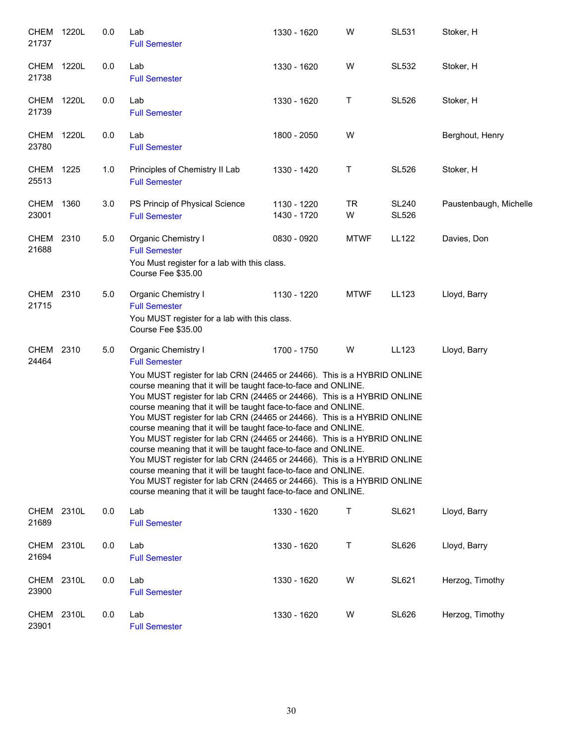| | | | | | | | |
|---|---|---|---|---|---|---|---|
| CHEM 21737 | 1220L | 0.0 | Lab<br>Full Semester | 1330 - 1620 | W | SL531 | Stoker, H |
| CHEM 21738 | 1220L | 0.0 | Lab<br>Full Semester | 1330 - 1620 | W | SL532 | Stoker, H |
| CHEM 21739 | 1220L | 0.0 | Lab<br>Full Semester | 1330 - 1620 | T | SL526 | Stoker, H |
| CHEM 23780 | 1220L | 0.0 | Lab<br>Full Semester | 1800 - 2050 | W | | Berghout, Henry |
| CHEM 25513 | 1225 | 1.0 | Principles of Chemistry II Lab<br>Full Semester | 1330 - 1420 | T | SL526 | Stoker, H |
| CHEM 23001 | 1360 | 3.0 | PS Princip of Physical Science<br>Full Semester | 1130 - 1220<br>1430 - 1720 | TR<br>W | SL240<br>SL526 | Paustenbaugh, Michelle |
| CHEM 21688 | 2310 | 5.0 | Organic Chemistry I<br>Full Semester<br>You Must register for a lab with this class.<br>Course Fee $35.00 | 0830 - 0920 | MTWF | LL122 | Davies, Don |
| CHEM 21715 | 2310 | 5.0 | Organic Chemistry I<br>Full Semester<br>You MUST register for a lab with this class.<br>Course Fee $35.00 | 1130 - 1220 | MTWF | LL123 | Lloyd, Barry |
| CHEM 24464 | 2310 | 5.0 | Organic Chemistry I<br>Full Semester<br>You MUST register for lab CRN (24465 or 24466). This is a HYBRID ONLINE course meaning that it will be taught face-to-face and ONLINE.<br>You MUST register for lab CRN (24465 or 24466). This is a HYBRID ONLINE course meaning that it will be taught face-to-face and ONLINE.<br>You MUST register for lab CRN (24465 or 24466). This is a HYBRID ONLINE course meaning that it will be taught face-to-face and ONLINE.<br>You MUST register for lab CRN (24465 or 24466). This is a HYBRID ONLINE course meaning that it will be taught face-to-face and ONLINE.<br>You MUST register for lab CRN (24465 or 24466). This is a HYBRID ONLINE course meaning that it will be taught face-to-face and ONLINE.<br>You MUST register for lab CRN (24465 or 24466). This is a HYBRID ONLINE course meaning that it will be taught face-to-face and ONLINE. | 1700 - 1750 | W | LL123 | Lloyd, Barry |
| CHEM 21689 | 2310L | 0.0 | Lab<br>Full Semester | 1330 - 1620 | T | SL621 | Lloyd, Barry |
| CHEM 21694 | 2310L | 0.0 | Lab<br>Full Semester | 1330 - 1620 | T | SL626 | Lloyd, Barry |
| CHEM 23900 | 2310L | 0.0 | Lab<br>Full Semester | 1330 - 1620 | W | SL621 | Herzog, Timothy |
| CHEM 23901 | 2310L | 0.0 | Lab<br>Full Semester | 1330 - 1620 | W | SL626 | Herzog, Timothy |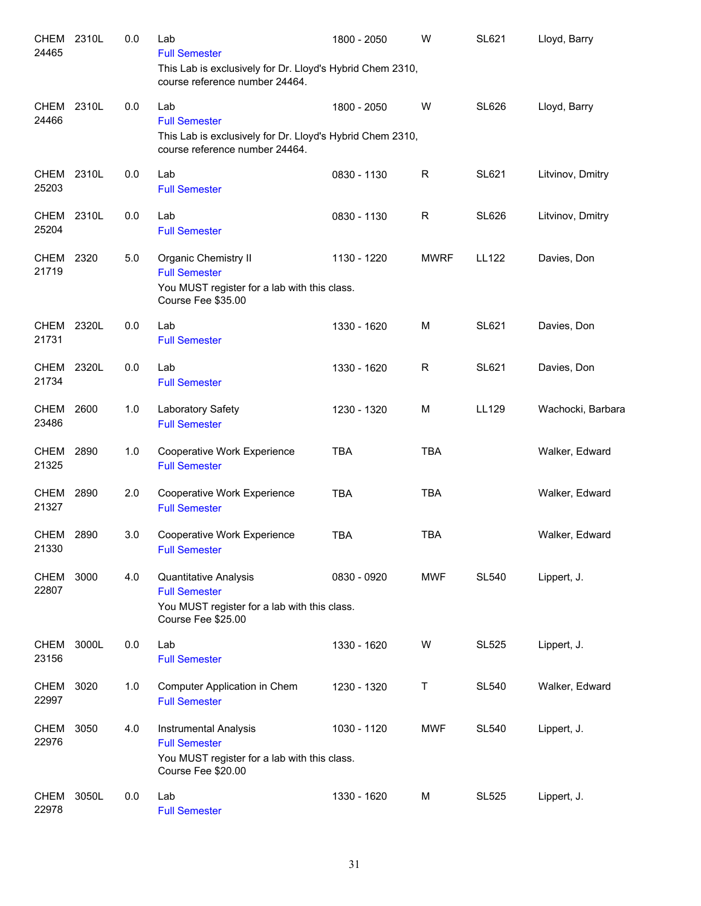| | | | | | | | |
|---|---|---|---|---|---|---|---|
| CHEM 24465 | 2310L | 0.0 | Lab<br>Full Semester<br>This Lab is exclusively for Dr. Lloyd's Hybrid Chem 2310, course reference number 24464. | 1800 - 2050 | W | SL621 | Lloyd, Barry |
| CHEM 24466 | 2310L | 0.0 | Lab<br>Full Semester<br>This Lab is exclusively for Dr. Lloyd's Hybrid Chem 2310, course reference number 24464. | 1800 - 2050 | W | SL626 | Lloyd, Barry |
| CHEM 25203 | 2310L | 0.0 | Lab<br>Full Semester | 0830 - 1130 | R | SL621 | Litvinov, Dmitry |
| CHEM 25204 | 2310L | 0.0 | Lab<br>Full Semester | 0830 - 1130 | R | SL626 | Litvinov, Dmitry |
| CHEM 21719 | 2320 | 5.0 | Organic Chemistry II<br>Full Semester<br>You MUST register for a lab with this class.<br>Course Fee $35.00 | 1130 - 1220 | MWRF | LL122 | Davies, Don |
| CHEM 21731 | 2320L | 0.0 | Lab<br>Full Semester | 1330 - 1620 | M | SL621 | Davies, Don |
| CHEM 21734 | 2320L | 0.0 | Lab<br>Full Semester | 1330 - 1620 | R | SL621 | Davies, Don |
| CHEM 23486 | 2600 | 1.0 | Laboratory Safety<br>Full Semester | 1230 - 1320 | M | LL129 | Wachocki, Barbara |
| CHEM 21325 | 2890 | 1.0 | Cooperative Work Experience<br>Full Semester | TBA | TBA | | Walker, Edward |
| CHEM 21327 | 2890 | 2.0 | Cooperative Work Experience<br>Full Semester | TBA | TBA | | Walker, Edward |
| CHEM 21330 | 2890 | 3.0 | Cooperative Work Experience<br>Full Semester | TBA | TBA | | Walker, Edward |
| CHEM 22807 | 3000 | 4.0 | Quantitative Analysis<br>Full Semester<br>You MUST register for a lab with this class.<br>Course Fee $25.00 | 0830 - 0920 | MWF | SL540 | Lippert, J. |
| CHEM 23156 | 3000L | 0.0 | Lab<br>Full Semester | 1330 - 1620 | W | SL525 | Lippert, J. |
| CHEM 22997 | 3020 | 1.0 | Computer Application in Chem<br>Full Semester | 1230 - 1320 | T | SL540 | Walker, Edward |
| CHEM 22976 | 3050 | 4.0 | Instrumental Analysis<br>Full Semester<br>You MUST register for a lab with this class.<br>Course Fee $20.00 | 1030 - 1120 | MWF | SL540 | Lippert, J. |
| CHEM 22978 | 3050L | 0.0 | Lab<br>Full Semester | 1330 - 1620 | M | SL525 | Lippert, J. |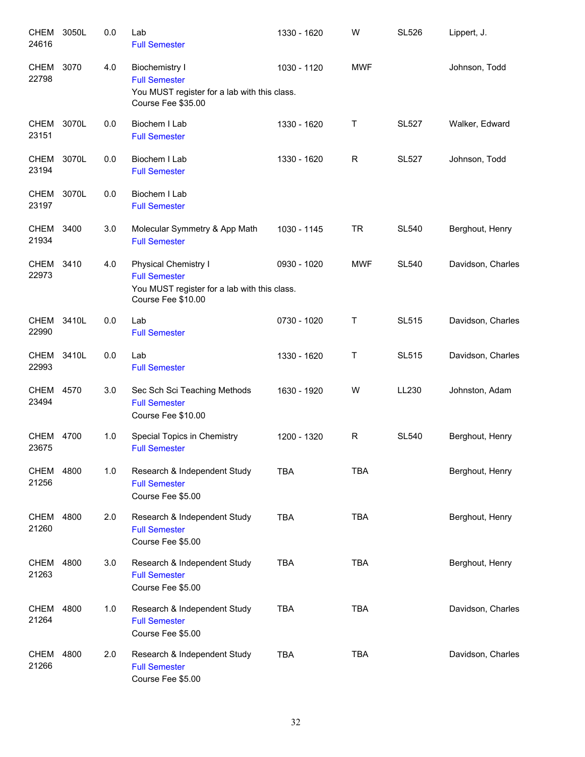| Subject / CRN | Course | Credits | Title | Time | Days | Room | Instructor |
|---|---|---|---|---|---|---|---|
| CHEM 24616 | 3050L | 0.0 | Lab<br>Full Semester | 1330 - 1620 | W | SL526 | Lippert, J. |
| CHEM 22798 | 3070 | 4.0 | Biochemistry I<br>Full Semester<br>You MUST register for a lab with this class.<br>Course Fee $35.00 | 1030 - 1120 | MWF | | Johnson, Todd |
| CHEM 23151 | 3070L | 0.0 | Biochem I Lab<br>Full Semester | 1330 - 1620 | T | SL527 | Walker, Edward |
| CHEM 23194 | 3070L | 0.0 | Biochem I Lab<br>Full Semester | 1330 - 1620 | R | SL527 | Johnson, Todd |
| CHEM 23197 | 3070L | 0.0 | Biochem I Lab<br>Full Semester | | | | |
| CHEM 21934 | 3400 | 3.0 | Molecular Symmetry & App Math<br>Full Semester | 1030 - 1145 | TR | SL540 | Berghout, Henry |
| CHEM 22973 | 3410 | 4.0 | Physical Chemistry I<br>Full Semester<br>You MUST register for a lab with this class.<br>Course Fee $10.00 | 0930 - 1020 | MWF | SL540 | Davidson, Charles |
| CHEM 22990 | 3410L | 0.0 | Lab<br>Full Semester | 0730 - 1020 | T | SL515 | Davidson, Charles |
| CHEM 22993 | 3410L | 0.0 | Lab<br>Full Semester | 1330 - 1620 | T | SL515 | Davidson, Charles |
| CHEM 23494 | 4570 | 3.0 | Sec Sch Sci Teaching Methods<br>Full Semester<br>Course Fee $10.00 | 1630 - 1920 | W | LL230 | Johnston, Adam |
| CHEM 23675 | 4700 | 1.0 | Special Topics in Chemistry<br>Full Semester | 1200 - 1320 | R | SL540 | Berghout, Henry |
| CHEM 21256 | 4800 | 1.0 | Research & Independent Study<br>Full Semester<br>Course Fee $5.00 | TBA | TBA | | Berghout, Henry |
| CHEM 21260 | 4800 | 2.0 | Research & Independent Study<br>Full Semester<br>Course Fee $5.00 | TBA | TBA | | Berghout, Henry |
| CHEM 21263 | 4800 | 3.0 | Research & Independent Study<br>Full Semester<br>Course Fee $5.00 | TBA | TBA | | Berghout, Henry |
| CHEM 21264 | 4800 | 1.0 | Research & Independent Study<br>Full Semester<br>Course Fee $5.00 | TBA | TBA | | Davidson, Charles |
| CHEM 21266 | 4800 | 2.0 | Research & Independent Study<br>Full Semester<br>Course Fee $5.00 | TBA | TBA | | Davidson, Charles |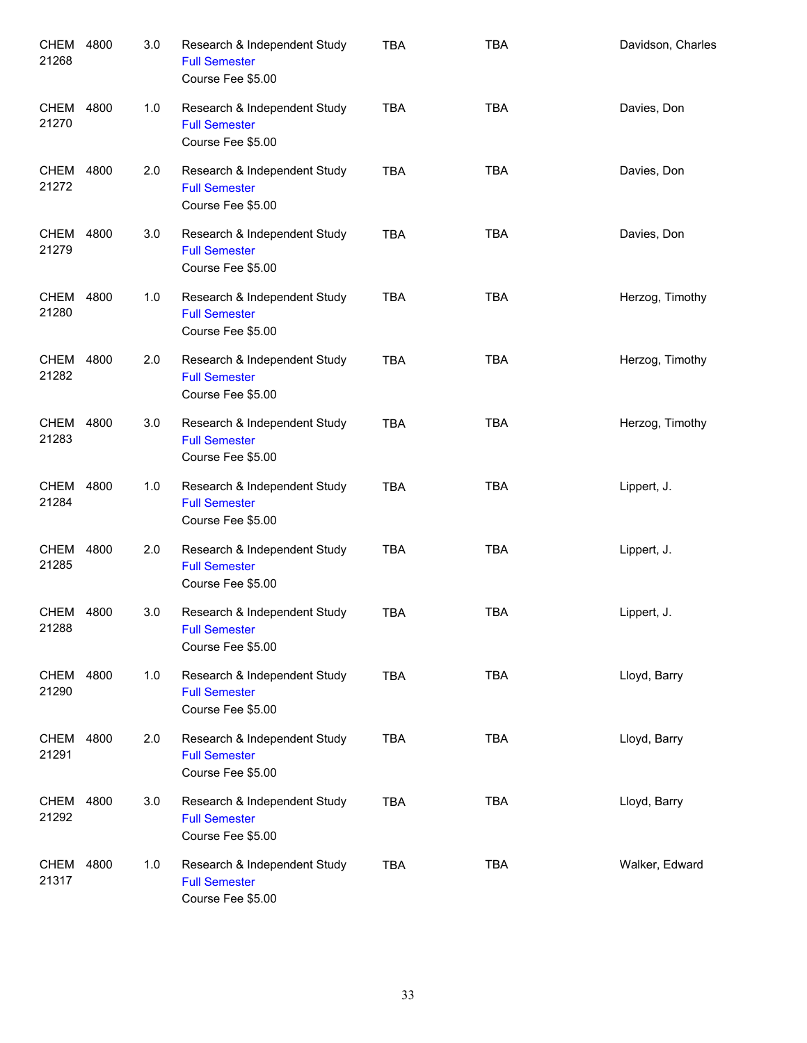| | | | | | | |
|---|---|---|---|---|---|---|
| CHEM 21268 | 4800 | 3.0 | Research & Independent Study<br>Full Semester<br>Course Fee $5.00 | TBA | TBA | Davidson, Charles |
| CHEM 21270 | 4800 | 1.0 | Research & Independent Study<br>Full Semester<br>Course Fee $5.00 | TBA | TBA | Davies, Don |
| CHEM 21272 | 4800 | 2.0 | Research & Independent Study<br>Full Semester<br>Course Fee $5.00 | TBA | TBA | Davies, Don |
| CHEM 21279 | 4800 | 3.0 | Research & Independent Study<br>Full Semester<br>Course Fee $5.00 | TBA | TBA | Davies, Don |
| CHEM 21280 | 4800 | 1.0 | Research & Independent Study<br>Full Semester<br>Course Fee $5.00 | TBA | TBA | Herzog, Timothy |
| CHEM 21282 | 4800 | 2.0 | Research & Independent Study<br>Full Semester<br>Course Fee $5.00 | TBA | TBA | Herzog, Timothy |
| CHEM 21283 | 4800 | 3.0 | Research & Independent Study<br>Full Semester<br>Course Fee $5.00 | TBA | TBA | Herzog, Timothy |
| CHEM 21284 | 4800 | 1.0 | Research & Independent Study<br>Full Semester<br>Course Fee $5.00 | TBA | TBA | Lippert, J. |
| CHEM 21285 | 4800 | 2.0 | Research & Independent Study<br>Full Semester<br>Course Fee $5.00 | TBA | TBA | Lippert, J. |
| CHEM 21288 | 4800 | 3.0 | Research & Independent Study<br>Full Semester<br>Course Fee $5.00 | TBA | TBA | Lippert, J. |
| CHEM 21290 | 4800 | 1.0 | Research & Independent Study<br>Full Semester<br>Course Fee $5.00 | TBA | TBA | Lloyd, Barry |
| CHEM 21291 | 4800 | 2.0 | Research & Independent Study<br>Full Semester<br>Course Fee $5.00 | TBA | TBA | Lloyd, Barry |
| CHEM 21292 | 4800 | 3.0 | Research & Independent Study<br>Full Semester<br>Course Fee $5.00 | TBA | TBA | Lloyd, Barry |
| CHEM 21317 | 4800 | 1.0 | Research & Independent Study<br>Full Semester<br>Course Fee $5.00 | TBA | TBA | Walker, Edward |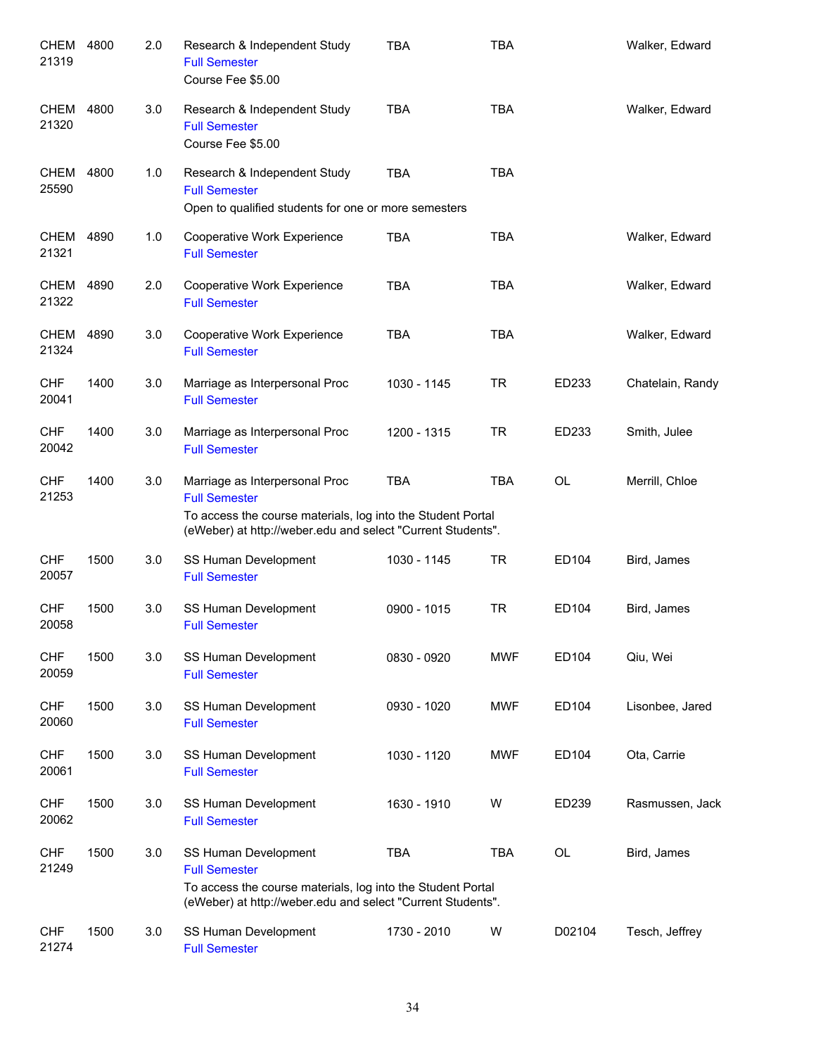| | | | | | | | |
|---|---|---|---|---|---|---|---|
| CHEM 21319 | 4800 | 2.0 | Research & Independent Study<br>Full Semester<br>Course Fee $5.00 | TBA | TBA | | Walker, Edward |
| CHEM 21320 | 4800 | 3.0 | Research & Independent Study<br>Full Semester<br>Course Fee $5.00 | TBA | TBA | | Walker, Edward |
| CHEM 25590 | 4800 | 1.0 | Research & Independent Study<br>Full Semester<br>Open to qualified students for one or more semesters | TBA | TBA | | |
| CHEM 21321 | 4890 | 1.0 | Cooperative Work Experience<br>Full Semester | TBA | TBA | | Walker, Edward |
| CHEM 21322 | 4890 | 2.0 | Cooperative Work Experience<br>Full Semester | TBA | TBA | | Walker, Edward |
| CHEM 21324 | 4890 | 3.0 | Cooperative Work Experience<br>Full Semester | TBA | TBA | | Walker, Edward |
| CHF 20041 | 1400 | 3.0 | Marriage as Interpersonal Proc<br>Full Semester | 1030 - 1145 | TR | ED233 | Chatelain, Randy |
| CHF 20042 | 1400 | 3.0 | Marriage as Interpersonal Proc<br>Full Semester | 1200 - 1315 | TR | ED233 | Smith, Julee |
| CHF 21253 | 1400 | 3.0 | Marriage as Interpersonal Proc<br>Full Semester<br>To access the course materials, log into the Student Portal (eWeber) at http://weber.edu and select "Current Students". | TBA | TBA | OL | Merrill, Chloe |
| CHF 20057 | 1500 | 3.0 | SS Human Development<br>Full Semester | 1030 - 1145 | TR | ED104 | Bird, James |
| CHF 20058 | 1500 | 3.0 | SS Human Development<br>Full Semester | 0900 - 1015 | TR | ED104 | Bird, James |
| CHF 20059 | 1500 | 3.0 | SS Human Development<br>Full Semester | 0830 - 0920 | MWF | ED104 | Qiu, Wei |
| CHF 20060 | 1500 | 3.0 | SS Human Development<br>Full Semester | 0930 - 1020 | MWF | ED104 | Lisonbee, Jared |
| CHF 20061 | 1500 | 3.0 | SS Human Development<br>Full Semester | 1030 - 1120 | MWF | ED104 | Ota, Carrie |
| CHF 20062 | 1500 | 3.0 | SS Human Development<br>Full Semester | 1630 - 1910 | W | ED239 | Rasmussen, Jack |
| CHF 21249 | 1500 | 3.0 | SS Human Development<br>Full Semester<br>To access the course materials, log into the Student Portal (eWeber) at http://weber.edu and select "Current Students". | TBA | TBA | OL | Bird, James |
| CHF 21274 | 1500 | 3.0 | SS Human Development<br>Full Semester | 1730 - 2010 | W | D02104 | Tesch, Jeffrey |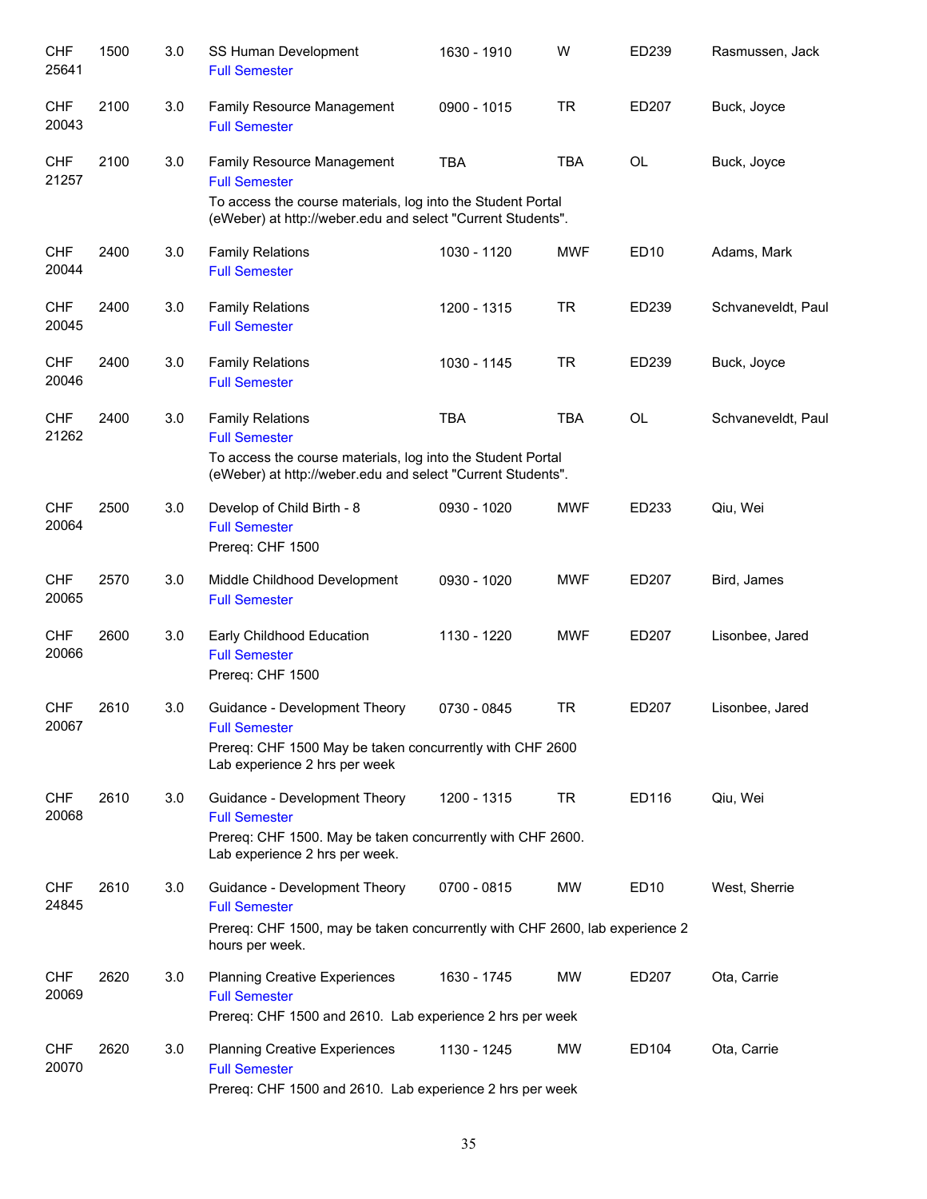| | | | | | | | |
|---|---|---|---|---|---|---|---|
| CHF 25641 | 1500 | 3.0 | SS Human Development<br>Full Semester | 1630 - 1910 | W | ED239 | Rasmussen, Jack |
| CHF 20043 | 2100 | 3.0 | Family Resource Management<br>Full Semester | 0900 - 1015 | TR | ED207 | Buck, Joyce |
| CHF 21257 | 2100 | 3.0 | Family Resource Management<br>Full Semester<br>To access the course materials, log into the Student Portal (eWeber) at http://weber.edu and select "Current Students". | TBA | TBA | OL | Buck, Joyce |
| CHF 20044 | 2400 | 3.0 | Family Relations<br>Full Semester | 1030 - 1120 | MWF | ED10 | Adams, Mark |
| CHF 20045 | 2400 | 3.0 | Family Relations<br>Full Semester | 1200 - 1315 | TR | ED239 | Schvaneveldt, Paul |
| CHF 20046 | 2400 | 3.0 | Family Relations<br>Full Semester | 1030 - 1145 | TR | ED239 | Buck, Joyce |
| CHF 21262 | 2400 | 3.0 | Family Relations<br>Full Semester<br>To access the course materials, log into the Student Portal (eWeber) at http://weber.edu and select "Current Students". | TBA | TBA | OL | Schvaneveldt, Paul |
| CHF 20064 | 2500 | 3.0 | Develop of Child Birth - 8<br>Full Semester<br>Prereq: CHF 1500 | 0930 - 1020 | MWF | ED233 | Qiu, Wei |
| CHF 20065 | 2570 | 3.0 | Middle Childhood Development<br>Full Semester | 0930 - 1020 | MWF | ED207 | Bird, James |
| CHF 20066 | 2600 | 3.0 | Early Childhood Education<br>Full Semester<br>Prereq: CHF 1500 | 1130 - 1220 | MWF | ED207 | Lisonbee, Jared |
| CHF 20067 | 2610 | 3.0 | Guidance - Development Theory<br>Full Semester<br>Prereq: CHF 1500 May be taken concurrently with CHF 2600 Lab experience 2 hrs per week | 0730 - 0845 | TR | ED207 | Lisonbee, Jared |
| CHF 20068 | 2610 | 3.0 | Guidance - Development Theory<br>Full Semester<br>Prereq: CHF 1500. May be taken concurrently with CHF 2600. Lab experience 2 hrs per week. | 1200 - 1315 | TR | ED116 | Qiu, Wei |
| CHF 24845 | 2610 | 3.0 | Guidance - Development Theory<br>Full Semester<br>Prereq: CHF 1500, may be taken concurrently with CHF 2600, lab experience 2 hours per week. | 0700 - 0815 | MW | ED10 | West, Sherrie |
| CHF 20069 | 2620 | 3.0 | Planning Creative Experiences<br>Full Semester<br>Prereq: CHF 1500 and 2610. Lab experience 2 hrs per week | 1630 - 1745 | MW | ED207 | Ota, Carrie |
| CHF 20070 | 2620 | 3.0 | Planning Creative Experiences<br>Full Semester<br>Prereq: CHF 1500 and 2610. Lab experience 2 hrs per week | 1130 - 1245 | MW | ED104 | Ota, Carrie |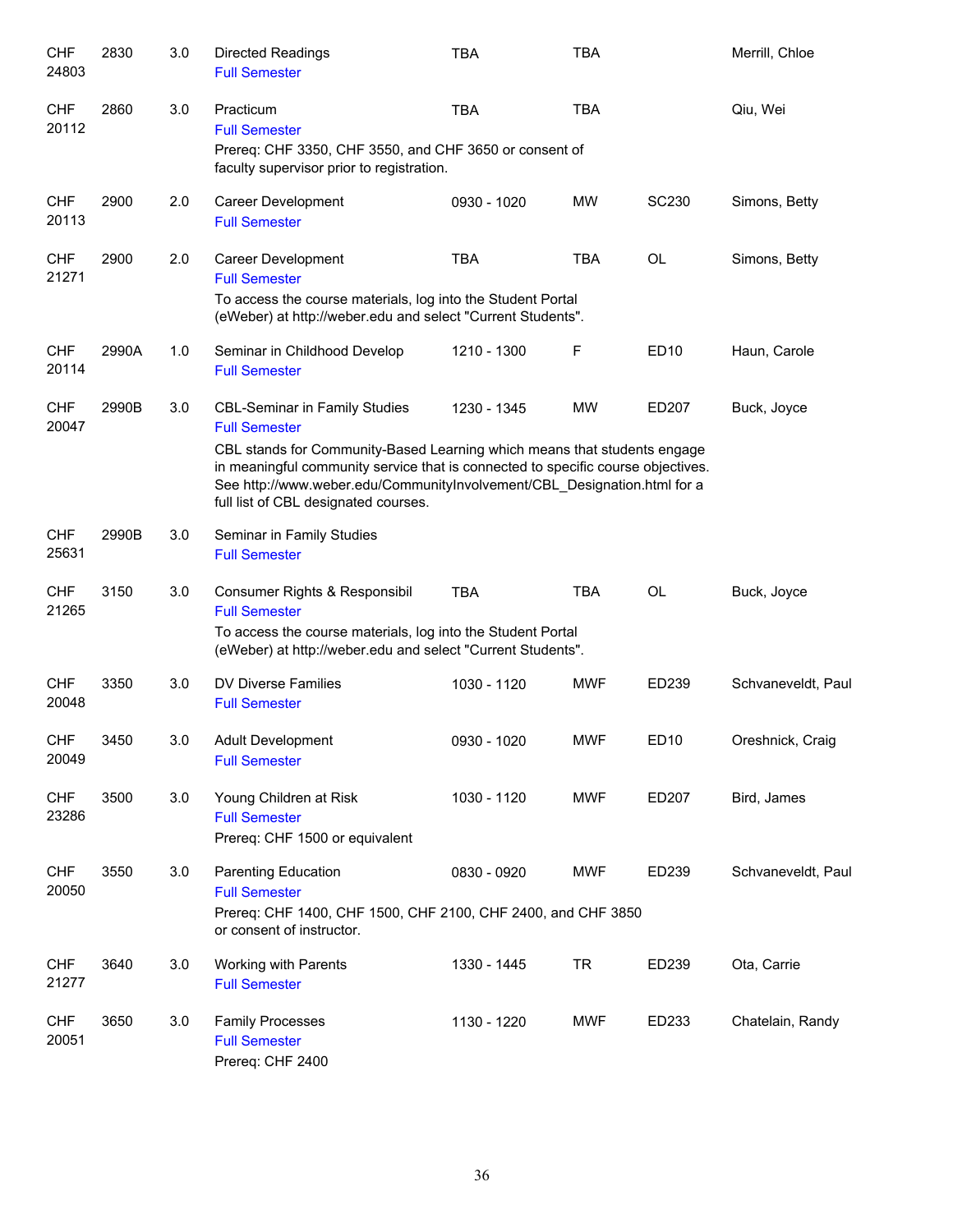| | | | | | | | |
|---|---|---|---|---|---|---|---|
| CHF 24803 | 2830 | 3.0 | Directed Readings<br>Full Semester | TBA | TBA | | Merrill, Chloe |
| CHF 20112 | 2860 | 3.0 | Practicum<br>Full Semester<br>Prereq: CHF 3350, CHF 3550, and CHF 3650 or consent of faculty supervisor prior to registration. | TBA | TBA | | Qiu, Wei |
| CHF 20113 | 2900 | 2.0 | Career Development<br>Full Semester | 0930 - 1020 | MW | SC230 | Simons, Betty |
| CHF 21271 | 2900 | 2.0 | Career Development<br>Full Semester<br>To access the course materials, log into the Student Portal (eWeber) at http://weber.edu and select "Current Students". | TBA | TBA | OL | Simons, Betty |
| CHF 20114 | 2990A | 1.0 | Seminar in Childhood Develop<br>Full Semester | 1210 - 1300 | F | ED10 | Haun, Carole |
| CHF 20047 | 2990B | 3.0 | CBL-Seminar in Family Studies<br>Full Semester<br>CBL stands for Community-Based Learning which means that students engage in meaningful community service that is connected to specific course objectives. See http://www.weber.edu/CommunityInvolvement/CBL_Designation.html for a full list of CBL designated courses. | 1230 - 1345 | MW | ED207 | Buck, Joyce |
| CHF 25631 | 2990B | 3.0 | Seminar in Family Studies<br>Full Semester | | | | |
| CHF 21265 | 3150 | 3.0 | Consumer Rights & Responsibil<br>Full Semester<br>To access the course materials, log into the Student Portal (eWeber) at http://weber.edu and select "Current Students". | TBA | TBA | OL | Buck, Joyce |
| CHF 20048 | 3350 | 3.0 | DV Diverse Families<br>Full Semester | 1030 - 1120 | MWF | ED239 | Schvaneveldt, Paul |
| CHF 20049 | 3450 | 3.0 | Adult Development<br>Full Semester | 0930 - 1020 | MWF | ED10 | Oreshnick, Craig |
| CHF 23286 | 3500 | 3.0 | Young Children at Risk<br>Full Semester<br>Prereq: CHF 1500 or equivalent | 1030 - 1120 | MWF | ED207 | Bird, James |
| CHF 20050 | 3550 | 3.0 | Parenting Education<br>Full Semester<br>Prereq: CHF 1400, CHF 1500, CHF 2100, CHF 2400, and CHF 3850 or consent of instructor. | 0830 - 0920 | MWF | ED239 | Schvaneveldt, Paul |
| CHF 21277 | 3640 | 3.0 | Working with Parents<br>Full Semester | 1330 - 1445 | TR | ED239 | Ota, Carrie |
| CHF 20051 | 3650 | 3.0 | Family Processes<br>Full Semester<br>Prereq: CHF 2400 | 1130 - 1220 | MWF | ED233 | Chatelain, Randy |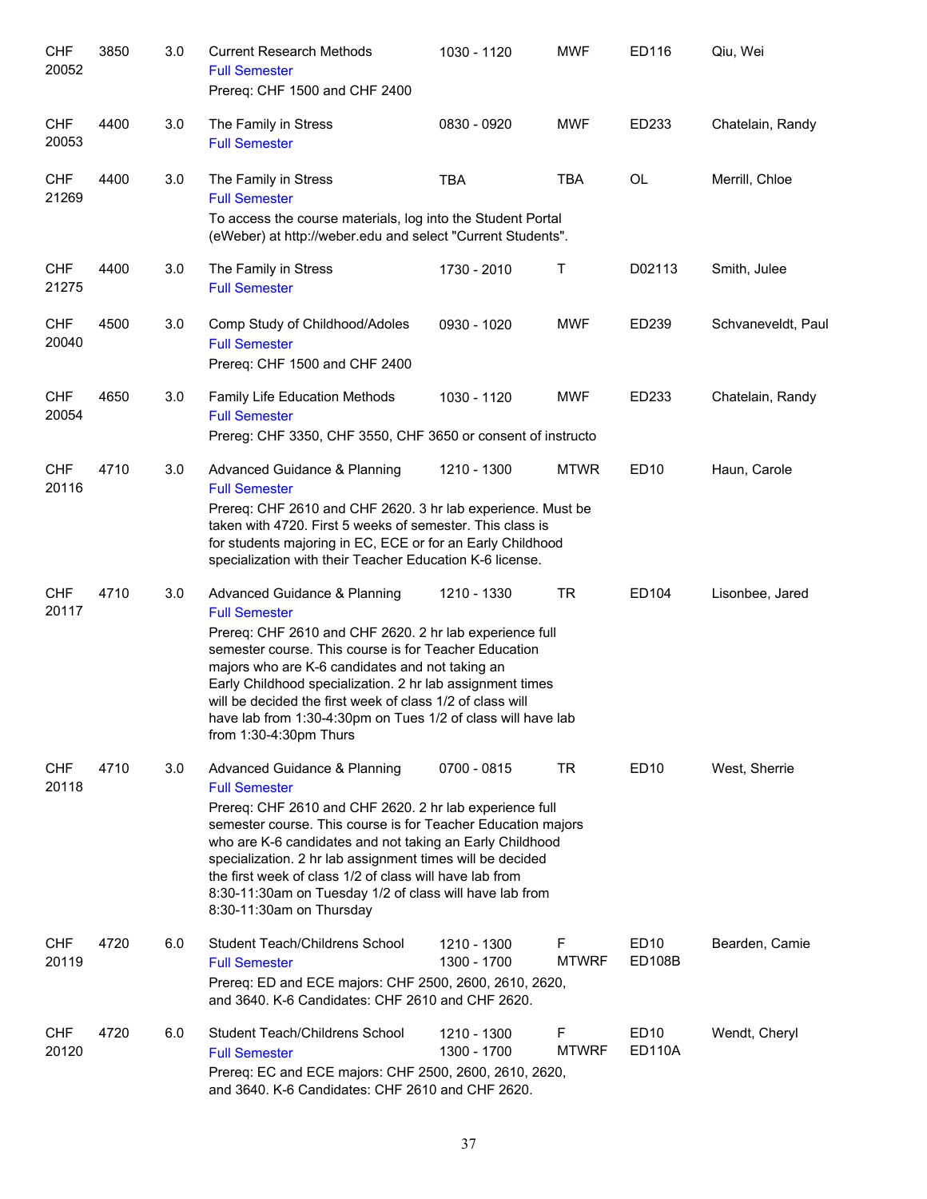| | | | | | | | |
|---|---|---|---|---|---|---|---|
| CHF 20052 | 3850 | 3.0 | Current Research Methods<br>Full Semester<br>Prereq: CHF 1500 and CHF 2400 | 1030 - 1120 | MWF | ED116 | Qiu, Wei |
| CHF 20053 | 4400 | 3.0 | The Family in Stress<br>Full Semester | 0830 - 0920 | MWF | ED233 | Chatelain, Randy |
| CHF 21269 | 4400 | 3.0 | The Family in Stress<br>Full Semester<br>To access the course materials, log into the Student Portal (eWeber) at http://weber.edu and select "Current Students". | TBA | TBA | OL | Merrill, Chloe |
| CHF 21275 | 4400 | 3.0 | The Family in Stress<br>Full Semester | 1730 - 2010 | T | D02113 | Smith, Julee |
| CHF 20040 | 4500 | 3.0 | Comp Study of Childhood/Adoles<br>Full Semester<br>Prereq: CHF 1500 and CHF 2400 | 0930 - 1020 | MWF | ED239 | Schvaneveldt, Paul |
| CHF 20054 | 4650 | 3.0 | Family Life Education Methods<br>Full Semester<br>Prereg: CHF 3350, CHF 3550, CHF 3650 or consent of instructo | 1030 - 1120 | MWF | ED233 | Chatelain, Randy |
| CHF 20116 | 4710 | 3.0 | Advanced Guidance & Planning<br>Full Semester<br>Prereq: CHF 2610 and CHF 2620. 3 hr lab experience. Must be taken with 4720. First 5 weeks of semester. This class is for students majoring in EC, ECE or for an Early Childhood specialization with their Teacher Education K-6 license. | 1210 - 1300 | MTWR | ED10 | Haun, Carole |
| CHF 20117 | 4710 | 3.0 | Advanced Guidance & Planning<br>Full Semester<br>Prereq: CHF 2610 and CHF 2620. 2 hr lab experience full semester course. This course is for Teacher Education majors who are K-6 candidates and not taking an Early Childhood specialization. 2 hr lab assignment times will be decided the first week of class 1/2 of class will have lab from 1:30-4:30pm on Tues 1/2 of class will have lab from 1:30-4:30pm Thurs | 1210 - 1330 | TR | ED104 | Lisonbee, Jared |
| CHF 20118 | 4710 | 3.0 | Advanced Guidance & Planning<br>Full Semester<br>Prereq: CHF 2610 and CHF 2620. 2 hr lab experience full semester course. This course is for Teacher Education majors who are K-6 candidates and not taking an Early Childhood specialization. 2 hr lab assignment times will be decided the first week of class 1/2 of class will have lab from 8:30-11:30am on Tuesday 1/2 of class will have lab from 8:30-11:30am on Thursday | 0700 - 0815 | TR | ED10 | West, Sherrie |
| CHF 20119 | 4720 | 6.0 | Student Teach/Childrens School<br>Full Semester<br>Prereq: ED and ECE majors: CHF 2500, 2600, 2610, 2620, and 3640. K-6 Candidates: CHF 2610 and CHF 2620. | 1210 - 1300<br>1300 - 1700 | F<br>MTWRF | ED10<br>ED108B | Bearden, Camie |
| CHF 20120 | 4720 | 6.0 | Student Teach/Childrens School<br>Full Semester<br>Prereq: EC and ECE majors: CHF 2500, 2600, 2610, 2620, and 3640. K-6 Candidates: CHF 2610 and CHF 2620. | 1210 - 1300<br>1300 - 1700 | F<br>MTWRF | ED10<br>ED110A | Wendt, Cheryl |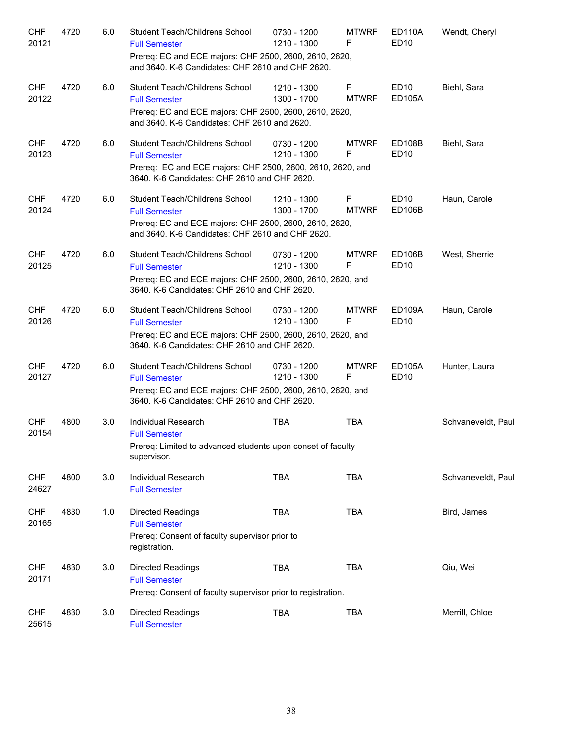| Dept/CRN | Course | Credits | Title | Time | Days | Room | Instructor |
|---|---|---|---|---|---|---|---|
| CHF 20121 | 4720 | 6.0 | Student Teach/Childrens School<br>Full Semester<br>Prereq: EC and ECE majors: CHF 2500, 2600, 2610, 2620, and 3640. K-6 Candidates: CHF 2610 and CHF 2620. | 0730 - 1200<br>1210 - 1300 | MTWRF<br>F | ED110A<br>ED10 | Wendt, Cheryl |
| CHF 20122 | 4720 | 6.0 | Student Teach/Childrens School<br>Full Semester<br>Prereq: EC and ECE majors: CHF 2500, 2600, 2610, 2620, and 3640. K-6 Candidates: CHF 2610 and 2620. | 1210 - 1300<br>1300 - 1700 | F<br>MTWRF | ED10<br>ED105A | Biehl, Sara |
| CHF 20123 | 4720 | 6.0 | Student Teach/Childrens School<br>Full Semester<br>Prereq: EC and ECE majors: CHF 2500, 2600, 2610, 2620, and 3640. K-6 Candidates: CHF 2610 and CHF 2620. | 0730 - 1200<br>1210 - 1300 | MTWRF<br>F | ED108B<br>ED10 | Biehl, Sara |
| CHF 20124 | 4720 | 6.0 | Student Teach/Childrens School<br>Full Semester<br>Prereq: EC and ECE majors: CHF 2500, 2600, 2610, 2620, and 3640. K-6 Candidates: CHF 2610 and CHF 2620. | 1210 - 1300<br>1300 - 1700 | F<br>MTWRF | ED10<br>ED106B | Haun, Carole |
| CHF 20125 | 4720 | 6.0 | Student Teach/Childrens School<br>Full Semester<br>Prereq: EC and ECE majors: CHF 2500, 2600, 2610, 2620, and 3640. K-6 Candidates: CHF 2610 and CHF 2620. | 0730 - 1200<br>1210 - 1300 | MTWRF<br>F | ED106B<br>ED10 | West, Sherrie |
| CHF 20126 | 4720 | 6.0 | Student Teach/Childrens School<br>Full Semester<br>Prereq: EC and ECE majors: CHF 2500, 2600, 2610, 2620, and 3640. K-6 Candidates: CHF 2610 and CHF 2620. | 0730 - 1200<br>1210 - 1300 | MTWRF<br>F | ED109A<br>ED10 | Haun, Carole |
| CHF 20127 | 4720 | 6.0 | Student Teach/Childrens School<br>Full Semester<br>Prereq: EC and ECE majors: CHF 2500, 2600, 2610, 2620, and 3640. K-6 Candidates: CHF 2610 and CHF 2620. | 0730 - 1200<br>1210 - 1300 | MTWRF<br>F | ED105A<br>ED10 | Hunter, Laura |
| CHF 20154 | 4800 | 3.0 | Individual Research<br>Full Semester<br>Prereq: Limited to advanced students upon conset of faculty supervisor. | TBA | TBA | | Schvaneveldt, Paul |
| CHF 24627 | 4800 | 3.0 | Individual Research<br>Full Semester | TBA | TBA | | Schvaneveldt, Paul |
| CHF 20165 | 4830 | 1.0 | Directed Readings<br>Full Semester<br>Prereq: Consent of faculty supervisor prior to registration. | TBA | TBA | | Bird, James |
| CHF 20171 | 4830 | 3.0 | Directed Readings<br>Full Semester<br>Prereq: Consent of faculty supervisor prior to registration. | TBA | TBA | | Qiu, Wei |
| CHF 25615 | 4830 | 3.0 | Directed Readings<br>Full Semester | TBA | TBA | | Merrill, Chloe |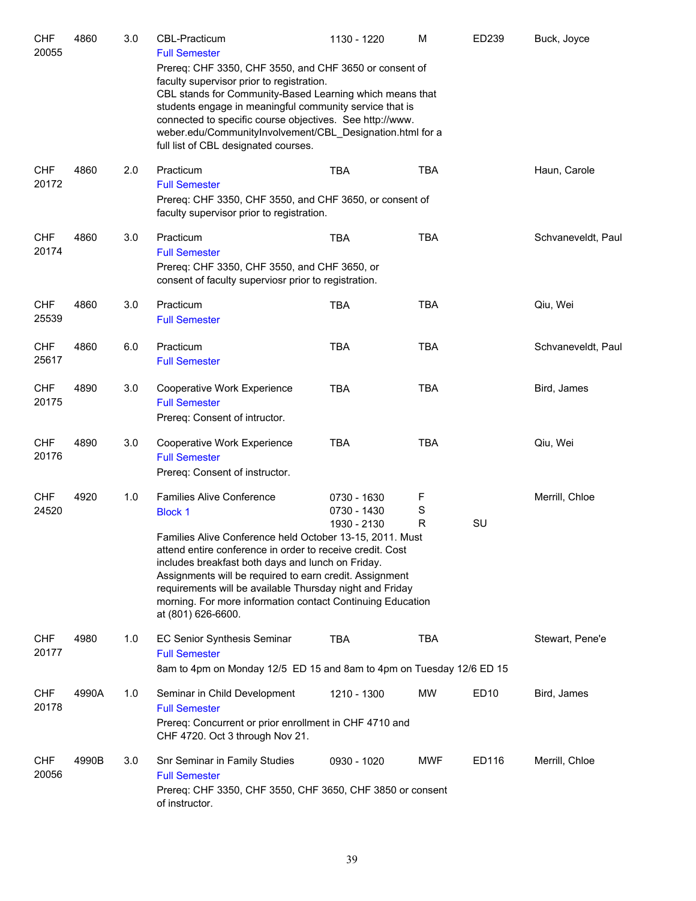| | | | | | | | |
|---|---|---|---|---|---|---|---|
| CHF 20055 | 4860 | 3.0 | CBL-Practicum<br>Full Semester<br>Prereq: CHF 3350, CHF 3550, and CHF 3650 or consent of faculty supervisor prior to registration.<br>CBL stands for Community-Based Learning which means that students engage in meaningful community service that is connected to specific course objectives. See http://www.weber.edu/CommunityInvolvement/CBL_Designation.html for a full list of CBL designated courses. | 1130 - 1220 | M | ED239 | Buck, Joyce |
| CHF 20172 | 4860 | 2.0 | Practicum<br>Full Semester<br>Prereq: CHF 3350, CHF 3550, and CHF 3650, or consent of faculty supervisor prior to registration. | TBA | TBA | | Haun, Carole |
| CHF 20174 | 4860 | 3.0 | Practicum<br>Full Semester<br>Prereq: CHF 3350, CHF 3550, and CHF 3650, or consent of faculty superviosr prior to registration. | TBA | TBA | | Schvaneveldt, Paul |
| CHF 25539 | 4860 | 3.0 | Practicum<br>Full Semester | TBA | TBA | | Qiu, Wei |
| CHF 25617 | 4860 | 6.0 | Practicum<br>Full Semester | TBA | TBA | | Schvaneveldt, Paul |
| CHF 20175 | 4890 | 3.0 | Cooperative Work Experience<br>Full Semester<br>Prereq: Consent of intructor. | TBA | TBA | | Bird, James |
| CHF 20176 | 4890 | 3.0 | Cooperative Work Experience<br>Full Semester<br>Prereq: Consent of instructor. | TBA | TBA | | Qiu, Wei |
| CHF 24520 | 4920 | 1.0 | Families Alive Conference<br>Block 1<br>Families Alive Conference held October 13-15, 2011. Must attend entire conference in order to receive credit. Cost includes breakfast both days and lunch on Friday. Assignments will be required to earn credit. Assignment requirements will be available Thursday night and Friday morning. For more information contact Continuing Education at (801) 626-6600. | 0730 - 1630<br>0730 - 1430<br>1930 - 2130 | F<br>S<br>R | <br><br>SU | Merrill, Chloe |
| CHF 20177 | 4980 | 1.0 | EC Senior Synthesis Seminar<br>Full Semester<br>8am to 4pm on Monday 12/5 ED 15 and 8am to 4pm on Tuesday 12/6 ED 15 | TBA | TBA | | Stewart, Pene'e |
| CHF 20178 | 4990A | 1.0 | Seminar in Child Development<br>Full Semester<br>Prereq: Concurrent or prior enrollment in CHF 4710 and CHF 4720. Oct 3 through Nov 21. | 1210 - 1300 | MW | ED10 | Bird, James |
| CHF 20056 | 4990B | 3.0 | Snr Seminar in Family Studies<br>Full Semester<br>Prereq: CHF 3350, CHF 3550, CHF 3650, CHF 3850 or consent of instructor. | 0930 - 1020 | MWF | ED116 | Merrill, Chloe |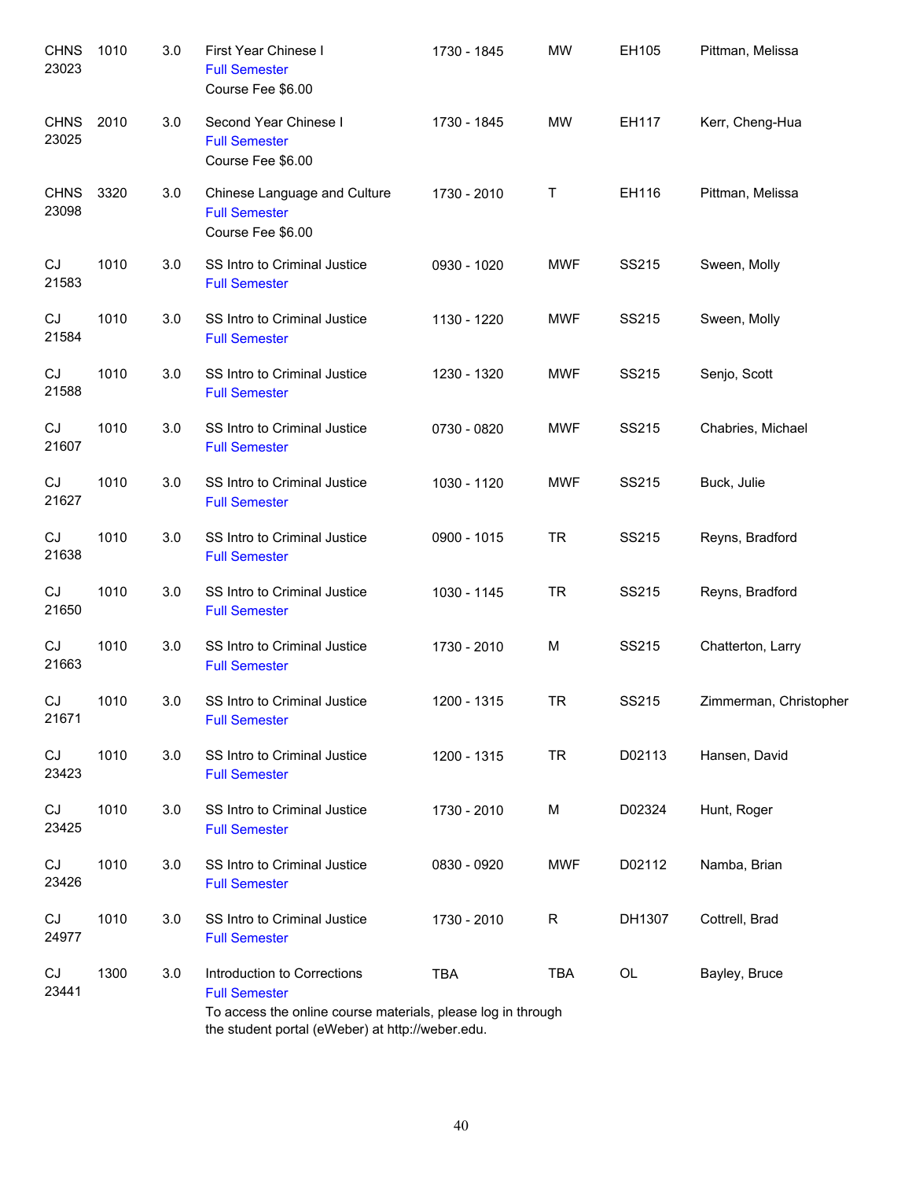| Course | Number | Credits | Title | Time | Days | Room | Instructor |
|---|---|---|---|---|---|---|---|
| CHNS 23023 | 1010 | 3.0 | First Year Chinese I<br>Full Semester<br>Course Fee $6.00 | 1730 - 1845 | MW | EH105 | Pittman, Melissa |
| CHNS 23025 | 2010 | 3.0 | Second Year Chinese I<br>Full Semester<br>Course Fee $6.00 | 1730 - 1845 | MW | EH117 | Kerr, Cheng-Hua |
| CHNS 23098 | 3320 | 3.0 | Chinese Language and Culture<br>Full Semester<br>Course Fee $6.00 | 1730 - 2010 | T | EH116 | Pittman, Melissa |
| CJ 21583 | 1010 | 3.0 | SS Intro to Criminal Justice<br>Full Semester | 0930 - 1020 | MWF | SS215 | Sween, Molly |
| CJ 21584 | 1010 | 3.0 | SS Intro to Criminal Justice<br>Full Semester | 1130 - 1220 | MWF | SS215 | Sween, Molly |
| CJ 21588 | 1010 | 3.0 | SS Intro to Criminal Justice<br>Full Semester | 1230 - 1320 | MWF | SS215 | Senjo, Scott |
| CJ 21607 | 1010 | 3.0 | SS Intro to Criminal Justice<br>Full Semester | 0730 - 0820 | MWF | SS215 | Chabries, Michael |
| CJ 21627 | 1010 | 3.0 | SS Intro to Criminal Justice<br>Full Semester | 1030 - 1120 | MWF | SS215 | Buck, Julie |
| CJ 21638 | 1010 | 3.0 | SS Intro to Criminal Justice<br>Full Semester | 0900 - 1015 | TR | SS215 | Reyns, Bradford |
| CJ 21650 | 1010 | 3.0 | SS Intro to Criminal Justice<br>Full Semester | 1030 - 1145 | TR | SS215 | Reyns, Bradford |
| CJ 21663 | 1010 | 3.0 | SS Intro to Criminal Justice<br>Full Semester | 1730 - 2010 | M | SS215 | Chatterton, Larry |
| CJ 21671 | 1010 | 3.0 | SS Intro to Criminal Justice<br>Full Semester | 1200 - 1315 | TR | SS215 | Zimmerman, Christopher |
| CJ 23423 | 1010 | 3.0 | SS Intro to Criminal Justice<br>Full Semester | 1200 - 1315 | TR | D02113 | Hansen, David |
| CJ 23425 | 1010 | 3.0 | SS Intro to Criminal Justice<br>Full Semester | 1730 - 2010 | M | D02324 | Hunt, Roger |
| CJ 23426 | 1010 | 3.0 | SS Intro to Criminal Justice<br>Full Semester | 0830 - 0920 | MWF | D02112 | Namba, Brian |
| CJ 24977 | 1010 | 3.0 | SS Intro to Criminal Justice<br>Full Semester | 1730 - 2010 | R | DH1307 | Cottrell, Brad |
| CJ 23441 | 1300 | 3.0 | Introduction to Corrections<br>Full Semester<br>To access the online course materials, please log in through the student portal (eWeber) at http://weber.edu. | TBA | TBA | OL | Bayley, Bruce |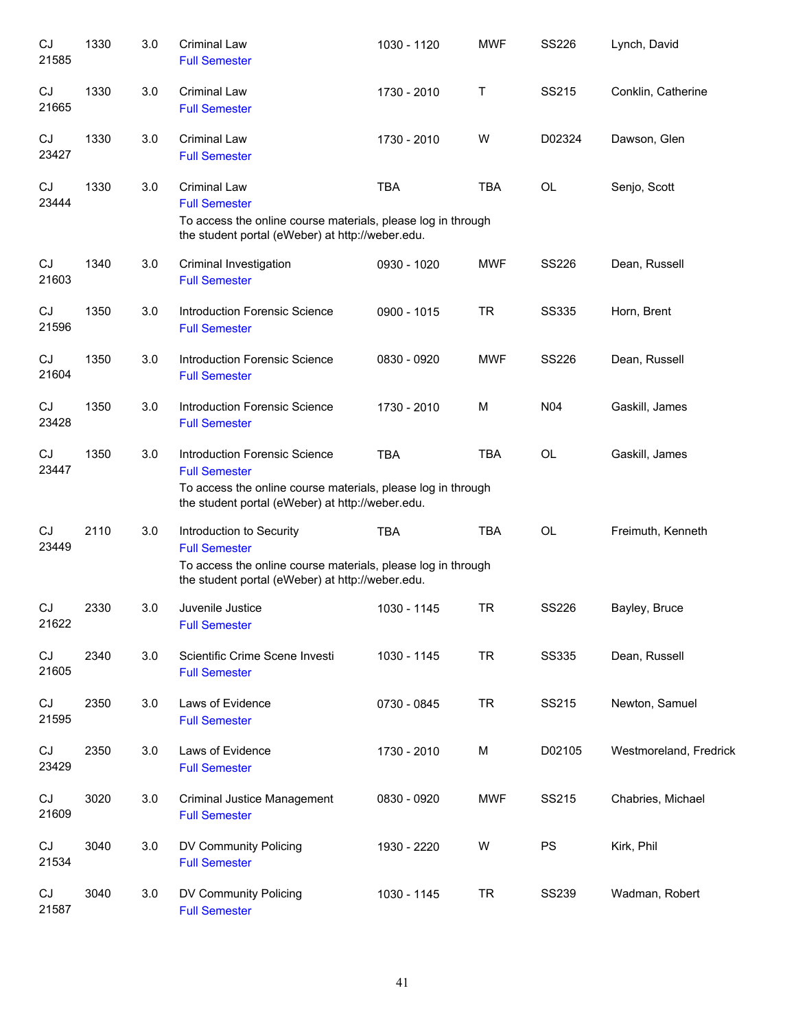| | | | | | | | |
|---|---|---|---|---|---|---|---|
| CJ 21585 | 1330 | 3.0 | Criminal Law<br>Full Semester | 1030 - 1120 | MWF | SS226 | Lynch, David |
| CJ 21665 | 1330 | 3.0 | Criminal Law<br>Full Semester | 1730 - 2010 | T | SS215 | Conklin, Catherine |
| CJ 23427 | 1330 | 3.0 | Criminal Law<br>Full Semester | 1730 - 2010 | W | D02324 | Dawson, Glen |
| CJ 23444 | 1330 | 3.0 | Criminal Law<br>Full Semester<br>To access the online course materials, please log in through the student portal (eWeber) at http://weber.edu. | TBA | TBA | OL | Senjo, Scott |
| CJ 21603 | 1340 | 3.0 | Criminal Investigation<br>Full Semester | 0930 - 1020 | MWF | SS226 | Dean, Russell |
| CJ 21596 | 1350 | 3.0 | Introduction Forensic Science<br>Full Semester | 0900 - 1015 | TR | SS335 | Horn, Brent |
| CJ 21604 | 1350 | 3.0 | Introduction Forensic Science<br>Full Semester | 0830 - 0920 | MWF | SS226 | Dean, Russell |
| CJ 23428 | 1350 | 3.0 | Introduction Forensic Science<br>Full Semester | 1730 - 2010 | M | N04 | Gaskill, James |
| CJ 23447 | 1350 | 3.0 | Introduction Forensic Science<br>Full Semester<br>To access the online course materials, please log in through the student portal (eWeber) at http://weber.edu. | TBA | TBA | OL | Gaskill, James |
| CJ 23449 | 2110 | 3.0 | Introduction to Security<br>Full Semester<br>To access the online course materials, please log in through the student portal (eWeber) at http://weber.edu. | TBA | TBA | OL | Freimuth, Kenneth |
| CJ 21622 | 2330 | 3.0 | Juvenile Justice<br>Full Semester | 1030 - 1145 | TR | SS226 | Bayley, Bruce |
| CJ 21605 | 2340 | 3.0 | Scientific Crime Scene Investi<br>Full Semester | 1030 - 1145 | TR | SS335 | Dean, Russell |
| CJ 21595 | 2350 | 3.0 | Laws of Evidence<br>Full Semester | 0730 - 0845 | TR | SS215 | Newton, Samuel |
| CJ 23429 | 2350 | 3.0 | Laws of Evidence<br>Full Semester | 1730 - 2010 | M | D02105 | Westmoreland, Fredrick |
| CJ 21609 | 3020 | 3.0 | Criminal Justice Management<br>Full Semester | 0830 - 0920 | MWF | SS215 | Chabries, Michael |
| CJ 21534 | 3040 | 3.0 | DV Community Policing<br>Full Semester | 1930 - 2220 | W | PS | Kirk, Phil |
| CJ 21587 | 3040 | 3.0 | DV Community Policing<br>Full Semester | 1030 - 1145 | TR | SS239 | Wadman, Robert |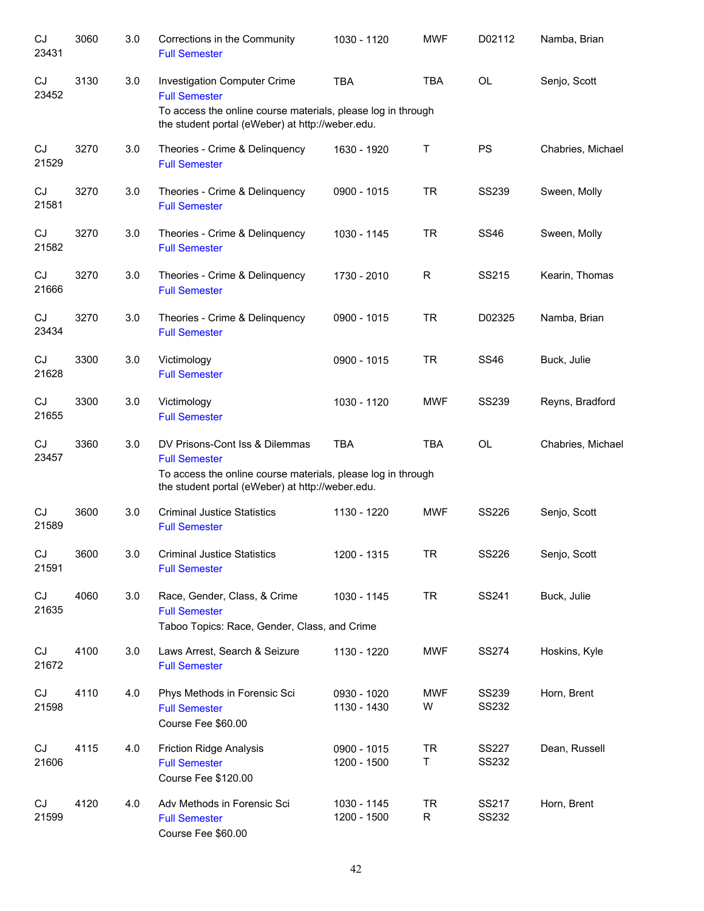| Subject / CRN | Course | Credits | Title | Time | Days | Room | Instructor |
|---|---|---|---|---|---|---|---|
| CJ 23431 | 3060 | 3.0 | Corrections in the Community<br>Full Semester | 1030 - 1120 | MWF | D02112 | Namba, Brian |
| CJ 23452 | 3130 | 3.0 | Investigation Computer Crime<br>Full Semester<br>To access the online course materials, please log in through the student portal (eWeber) at http://weber.edu. | TBA | TBA | OL | Senjo, Scott |
| CJ 21529 | 3270 | 3.0 | Theories - Crime & Delinquency<br>Full Semester | 1630 - 1920 | T | PS | Chabries, Michael |
| CJ 21581 | 3270 | 3.0 | Theories - Crime & Delinquency<br>Full Semester | 0900 - 1015 | TR | SS239 | Sween, Molly |
| CJ 21582 | 3270 | 3.0 | Theories - Crime & Delinquency<br>Full Semester | 1030 - 1145 | TR | SS46 | Sween, Molly |
| CJ 21666 | 3270 | 3.0 | Theories - Crime & Delinquency<br>Full Semester | 1730 - 2010 | R | SS215 | Kearin, Thomas |
| CJ 23434 | 3270 | 3.0 | Theories - Crime & Delinquency<br>Full Semester | 0900 - 1015 | TR | D02325 | Namba, Brian |
| CJ 21628 | 3300 | 3.0 | Victimology<br>Full Semester | 0900 - 1015 | TR | SS46 | Buck, Julie |
| CJ 21655 | 3300 | 3.0 | Victimology<br>Full Semester | 1030 - 1120 | MWF | SS239 | Reyns, Bradford |
| CJ 23457 | 3360 | 3.0 | DV Prisons-Cont Iss & Dilemmas<br>Full Semester<br>To access the online course materials, please log in through the student portal (eWeber) at http://weber.edu. | TBA | TBA | OL | Chabries, Michael |
| CJ 21589 | 3600 | 3.0 | Criminal Justice Statistics<br>Full Semester | 1130 - 1220 | MWF | SS226 | Senjo, Scott |
| CJ 21591 | 3600 | 3.0 | Criminal Justice Statistics<br>Full Semester | 1200 - 1315 | TR | SS226 | Senjo, Scott |
| CJ 21635 | 4060 | 3.0 | Race, Gender, Class, & Crime<br>Full Semester<br>Taboo Topics: Race, Gender, Class, and Crime | 1030 - 1145 | TR | SS241 | Buck, Julie |
| CJ 21672 | 4100 | 3.0 | Laws Arrest, Search & Seizure<br>Full Semester | 1130 - 1220 | MWF | SS274 | Hoskins, Kyle |
| CJ 21598 | 4110 | 4.0 | Phys Methods in Forensic Sci<br>Full Semester<br>Course Fee $60.00 | 0930 - 1020<br>1130 - 1430 | MWF<br>W | SS239<br>SS232 | Horn, Brent |
| CJ 21606 | 4115 | 4.0 | Friction Ridge Analysis<br>Full Semester<br>Course Fee $120.00 | 0900 - 1015<br>1200 - 1500 | TR<br>T | SS227<br>SS232 | Dean, Russell |
| CJ 21599 | 4120 | 4.0 | Adv Methods in Forensic Sci<br>Full Semester<br>Course Fee $60.00 | 1030 - 1145<br>1200 - 1500 | TR<br>R | SS217<br>SS232 | Horn, Brent |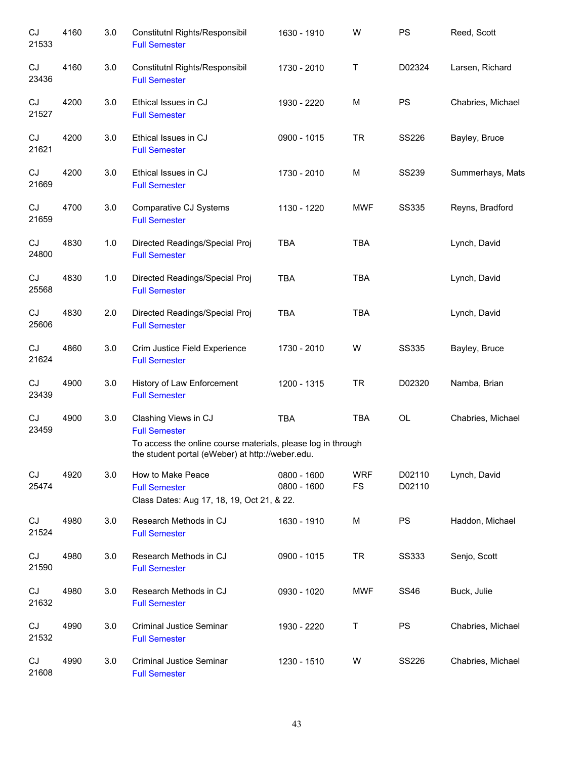| | | | | | | | |
|---|---|---|---|---|---|---|---|
| CJ 21533 | 4160 | 3.0 | Constitutnl Rights/Responsibil<br>Full Semester | 1630 - 1910 | W | PS | Reed, Scott |
| CJ 23436 | 4160 | 3.0 | Constitutnl Rights/Responsibil<br>Full Semester | 1730 - 2010 | T | D02324 | Larsen, Richard |
| CJ 21527 | 4200 | 3.0 | Ethical Issues in CJ<br>Full Semester | 1930 - 2220 | M | PS | Chabries, Michael |
| CJ 21621 | 4200 | 3.0 | Ethical Issues in CJ<br>Full Semester | 0900 - 1015 | TR | SS226 | Bayley, Bruce |
| CJ 21669 | 4200 | 3.0 | Ethical Issues in CJ<br>Full Semester | 1730 - 2010 | M | SS239 | Summerhays, Mats |
| CJ 21659 | 4700 | 3.0 | Comparative CJ Systems<br>Full Semester | 1130 - 1220 | MWF | SS335 | Reyns, Bradford |
| CJ 24800 | 4830 | 1.0 | Directed Readings/Special Proj<br>Full Semester | TBA | TBA | | Lynch, David |
| CJ 25568 | 4830 | 1.0 | Directed Readings/Special Proj<br>Full Semester | TBA | TBA | | Lynch, David |
| CJ 25606 | 4830 | 2.0 | Directed Readings/Special Proj<br>Full Semester | TBA | TBA | | Lynch, David |
| CJ 21624 | 4860 | 3.0 | Crim Justice Field Experience<br>Full Semester | 1730 - 2010 | W | SS335 | Bayley, Bruce |
| CJ 23439 | 4900 | 3.0 | History of Law Enforcement<br>Full Semester | 1200 - 1315 | TR | D02320 | Namba, Brian |
| CJ 23459 | 4900 | 3.0 | Clashing Views in CJ<br>Full Semester<br>To access the online course materials, please log in through the student portal (eWeber) at http://weber.edu. | TBA | TBA | OL | Chabries, Michael |
| CJ 25474 | 4920 | 3.0 | How to Make Peace<br>Full Semester<br>Class Dates: Aug 17, 18, 19, Oct 21, & 22. | 0800 - 1600<br>0800 - 1600 | WRF<br>FS | D02110<br>D02110 | Lynch, David |
| CJ 21524 | 4980 | 3.0 | Research Methods in CJ<br>Full Semester | 1630 - 1910 | M | PS | Haddon, Michael |
| CJ 21590 | 4980 | 3.0 | Research Methods in CJ<br>Full Semester | 0900 - 1015 | TR | SS333 | Senjo, Scott |
| CJ 21632 | 4980 | 3.0 | Research Methods in CJ<br>Full Semester | 0930 - 1020 | MWF | SS46 | Buck, Julie |
| CJ 21532 | 4990 | 3.0 | Criminal Justice Seminar<br>Full Semester | 1930 - 2220 | T | PS | Chabries, Michael |
| CJ 21608 | 4990 | 3.0 | Criminal Justice Seminar<br>Full Semester | 1230 - 1510 | W | SS226 | Chabries, Michael |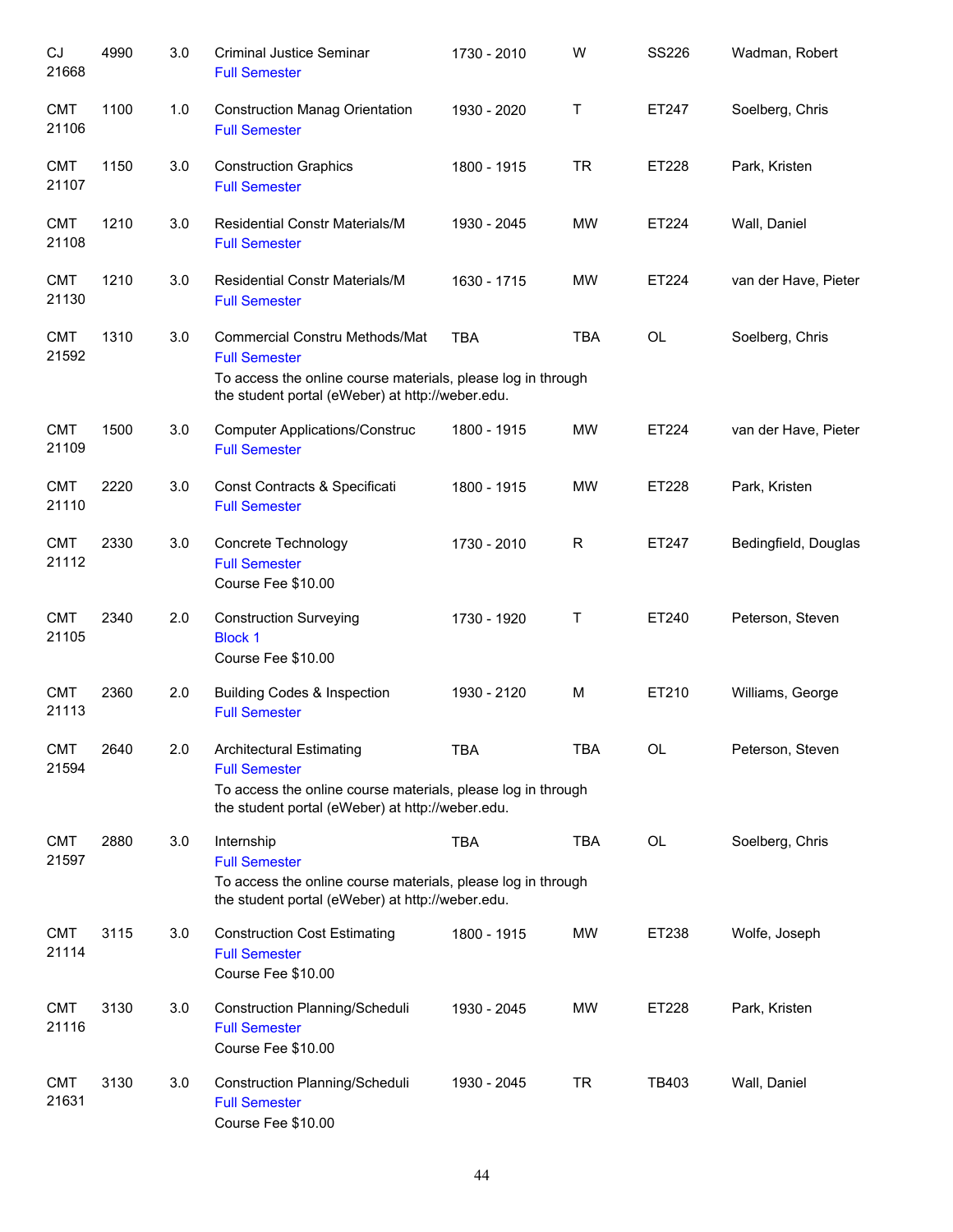| | | | | | | | |
|---|---|---|---|---|---|---|---|
| CJ 21668 | 4990 | 3.0 | Criminal Justice Seminar<br>Full Semester | 1730 - 2010 | W | SS226 | Wadman, Robert |
| CMT 21106 | 1100 | 1.0 | Construction Manag Orientation<br>Full Semester | 1930 - 2020 | T | ET247 | Soelberg, Chris |
| CMT 21107 | 1150 | 3.0 | Construction Graphics<br>Full Semester | 1800 - 1915 | TR | ET228 | Park, Kristen |
| CMT 21108 | 1210 | 3.0 | Residential Constr Materials/M<br>Full Semester | 1930 - 2045 | MW | ET224 | Wall, Daniel |
| CMT 21130 | 1210 | 3.0 | Residential Constr Materials/M<br>Full Semester | 1630 - 1715 | MW | ET224 | van der Have, Pieter |
| CMT 21592 | 1310 | 3.0 | Commercial Constru Methods/Mat<br>Full Semester<br>To access the online course materials, please log in through the student portal (eWeber) at http://weber.edu. | TBA | TBA | OL | Soelberg, Chris |
| CMT 21109 | 1500 | 3.0 | Computer Applications/Construc<br>Full Semester | 1800 - 1915 | MW | ET224 | van der Have, Pieter |
| CMT 21110 | 2220 | 3.0 | Const Contracts & Specificati<br>Full Semester | 1800 - 1915 | MW | ET228 | Park, Kristen |
| CMT 21112 | 2330 | 3.0 | Concrete Technology<br>Full Semester<br>Course Fee $10.00 | 1730 - 2010 | R | ET247 | Bedingfield, Douglas |
| CMT 21105 | 2340 | 2.0 | Construction Surveying<br>Block 1<br>Course Fee $10.00 | 1730 - 1920 | T | ET240 | Peterson, Steven |
| CMT 21113 | 2360 | 2.0 | Building Codes & Inspection<br>Full Semester | 1930 - 2120 | M | ET210 | Williams, George |
| CMT 21594 | 2640 | 2.0 | Architectural Estimating<br>Full Semester<br>To access the online course materials, please log in through the student portal (eWeber) at http://weber.edu. | TBA | TBA | OL | Peterson, Steven |
| CMT 21597 | 2880 | 3.0 | Internship<br>Full Semester<br>To access the online course materials, please log in through the student portal (eWeber) at http://weber.edu. | TBA | TBA | OL | Soelberg, Chris |
| CMT 21114 | 3115 | 3.0 | Construction Cost Estimating<br>Full Semester<br>Course Fee $10.00 | 1800 - 1915 | MW | ET238 | Wolfe, Joseph |
| CMT 21116 | 3130 | 3.0 | Construction Planning/Scheduli<br>Full Semester<br>Course Fee $10.00 | 1930 - 2045 | MW | ET228 | Park, Kristen |
| CMT 21631 | 3130 | 3.0 | Construction Planning/Scheduli<br>Full Semester<br>Course Fee $10.00 | 1930 - 2045 | TR | TB403 | Wall, Daniel |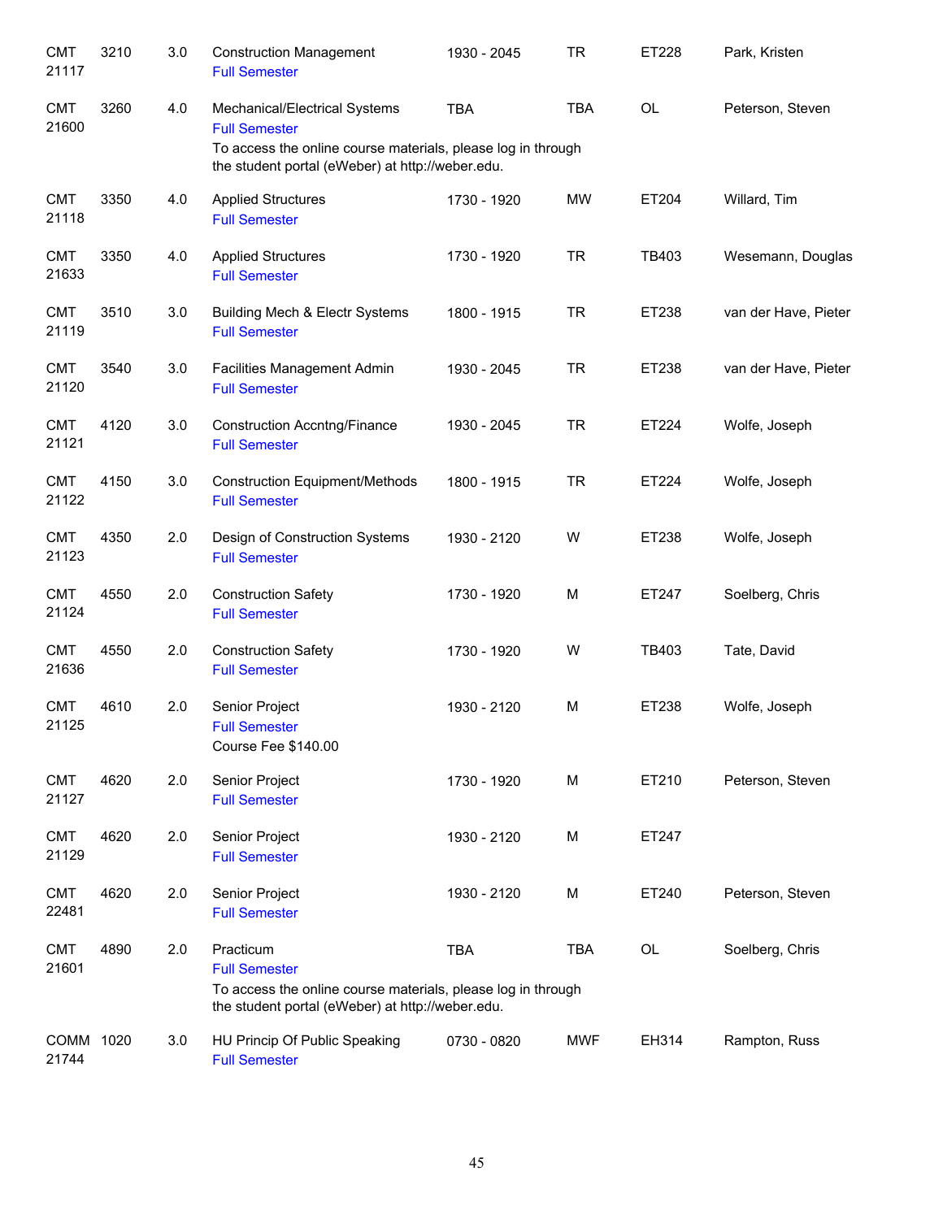| | | | | | | | |
|---|---|---|---|---|---|---|---|
| CMT 21117 | 3210 | 3.0 | Construction Management<br>Full Semester | 1930 - 2045 | TR | ET228 | Park, Kristen |
| CMT 21600 | 3260 | 4.0 | Mechanical/Electrical Systems<br>Full Semester<br>To access the online course materials, please log in through the student portal (eWeber) at http://weber.edu. | TBA | TBA | OL | Peterson, Steven |
| CMT 21118 | 3350 | 4.0 | Applied Structures<br>Full Semester | 1730 - 1920 | MW | ET204 | Willard, Tim |
| CMT 21633 | 3350 | 4.0 | Applied Structures<br>Full Semester | 1730 - 1920 | TR | TB403 | Wesemann, Douglas |
| CMT 21119 | 3510 | 3.0 | Building Mech & Electr Systems<br>Full Semester | 1800 - 1915 | TR | ET238 | van der Have, Pieter |
| CMT 21120 | 3540 | 3.0 | Facilities Management Admin<br>Full Semester | 1930 - 2045 | TR | ET238 | van der Have, Pieter |
| CMT 21121 | 4120 | 3.0 | Construction Accntng/Finance<br>Full Semester | 1930 - 2045 | TR | ET224 | Wolfe, Joseph |
| CMT 21122 | 4150 | 3.0 | Construction Equipment/Methods<br>Full Semester | 1800 - 1915 | TR | ET224 | Wolfe, Joseph |
| CMT 21123 | 4350 | 2.0 | Design of Construction Systems<br>Full Semester | 1930 - 2120 | W | ET238 | Wolfe, Joseph |
| CMT 21124 | 4550 | 2.0 | Construction Safety<br>Full Semester | 1730 - 1920 | M | ET247 | Soelberg, Chris |
| CMT 21636 | 4550 | 2.0 | Construction Safety<br>Full Semester | 1730 - 1920 | W | TB403 | Tate, David |
| CMT 21125 | 4610 | 2.0 | Senior Project<br>Full Semester<br>Course Fee $140.00 | 1930 - 2120 | M | ET238 | Wolfe, Joseph |
| CMT 21127 | 4620 | 2.0 | Senior Project<br>Full Semester | 1730 - 1920 | M | ET210 | Peterson, Steven |
| CMT 21129 | 4620 | 2.0 | Senior Project<br>Full Semester | 1930 - 2120 | M | ET247 | |
| CMT 22481 | 4620 | 2.0 | Senior Project<br>Full Semester | 1930 - 2120 | M | ET240 | Peterson, Steven |
| CMT 21601 | 4890 | 2.0 | Practicum<br>Full Semester<br>To access the online course materials, please log in through the student portal (eWeber) at http://weber.edu. | TBA | TBA | OL | Soelberg, Chris |
| COMM 21744 | 1020 | 3.0 | HU Princip Of Public Speaking<br>Full Semester | 0730 - 0820 | MWF | EH314 | Rampton, Russ |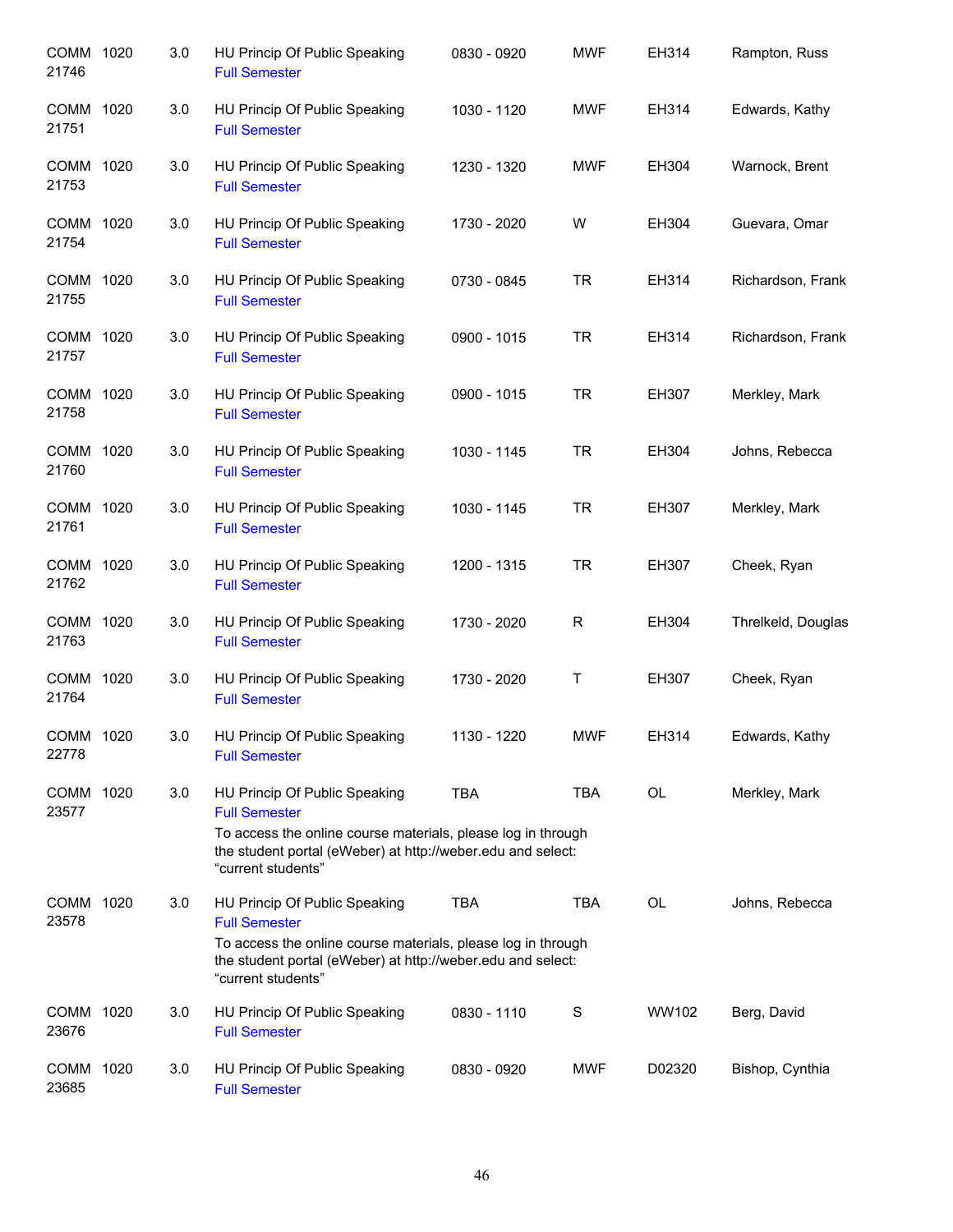| | | | | | | | |
|---|---|---|---|---|---|---|---|
| COMM 21746 | 1020 | 3.0 | HU Princip Of Public Speaking<br>Full Semester | 0830 - 0920 | MWF | EH314 | Rampton, Russ |
| COMM 21751 | 1020 | 3.0 | HU Princip Of Public Speaking<br>Full Semester | 1030 - 1120 | MWF | EH314 | Edwards, Kathy |
| COMM 21753 | 1020 | 3.0 | HU Princip Of Public Speaking<br>Full Semester | 1230 - 1320 | MWF | EH304 | Warnock, Brent |
| COMM 21754 | 1020 | 3.0 | HU Princip Of Public Speaking<br>Full Semester | 1730 - 2020 | W | EH304 | Guevara, Omar |
| COMM 21755 | 1020 | 3.0 | HU Princip Of Public Speaking<br>Full Semester | 0730 - 0845 | TR | EH314 | Richardson, Frank |
| COMM 21757 | 1020 | 3.0 | HU Princip Of Public Speaking<br>Full Semester | 0900 - 1015 | TR | EH314 | Richardson, Frank |
| COMM 21758 | 1020 | 3.0 | HU Princip Of Public Speaking<br>Full Semester | 0900 - 1015 | TR | EH307 | Merkley, Mark |
| COMM 21760 | 1020 | 3.0 | HU Princip Of Public Speaking<br>Full Semester | 1030 - 1145 | TR | EH304 | Johns, Rebecca |
| COMM 21761 | 1020 | 3.0 | HU Princip Of Public Speaking<br>Full Semester | 1030 - 1145 | TR | EH307 | Merkley, Mark |
| COMM 21762 | 1020 | 3.0 | HU Princip Of Public Speaking<br>Full Semester | 1200 - 1315 | TR | EH307 | Cheek, Ryan |
| COMM 21763 | 1020 | 3.0 | HU Princip Of Public Speaking<br>Full Semester | 1730 - 2020 | R | EH304 | Threlkeld, Douglas |
| COMM 21764 | 1020 | 3.0 | HU Princip Of Public Speaking<br>Full Semester | 1730 - 2020 | T | EH307 | Cheek, Ryan |
| COMM 22778 | 1020 | 3.0 | HU Princip Of Public Speaking<br>Full Semester | 1130 - 1220 | MWF | EH314 | Edwards, Kathy |
| COMM 23577 | 1020 | 3.0 | HU Princip Of Public Speaking<br>Full Semester<br>To access the online course materials, please log in through the student portal (eWeber) at http://weber.edu and select: “current students” | TBA | TBA | OL | Merkley, Mark |
| COMM 23578 | 1020 | 3.0 | HU Princip Of Public Speaking<br>Full Semester<br>To access the online course materials, please log in through the student portal (eWeber) at http://weber.edu and select: “current students” | TBA | TBA | OL | Johns, Rebecca |
| COMM 23676 | 1020 | 3.0 | HU Princip Of Public Speaking<br>Full Semester | 0830 - 1110 | S | WW102 | Berg, David |
| COMM 23685 | 1020 | 3.0 | HU Princip Of Public Speaking<br>Full Semester | 0830 - 0920 | MWF | D02320 | Bishop, Cynthia |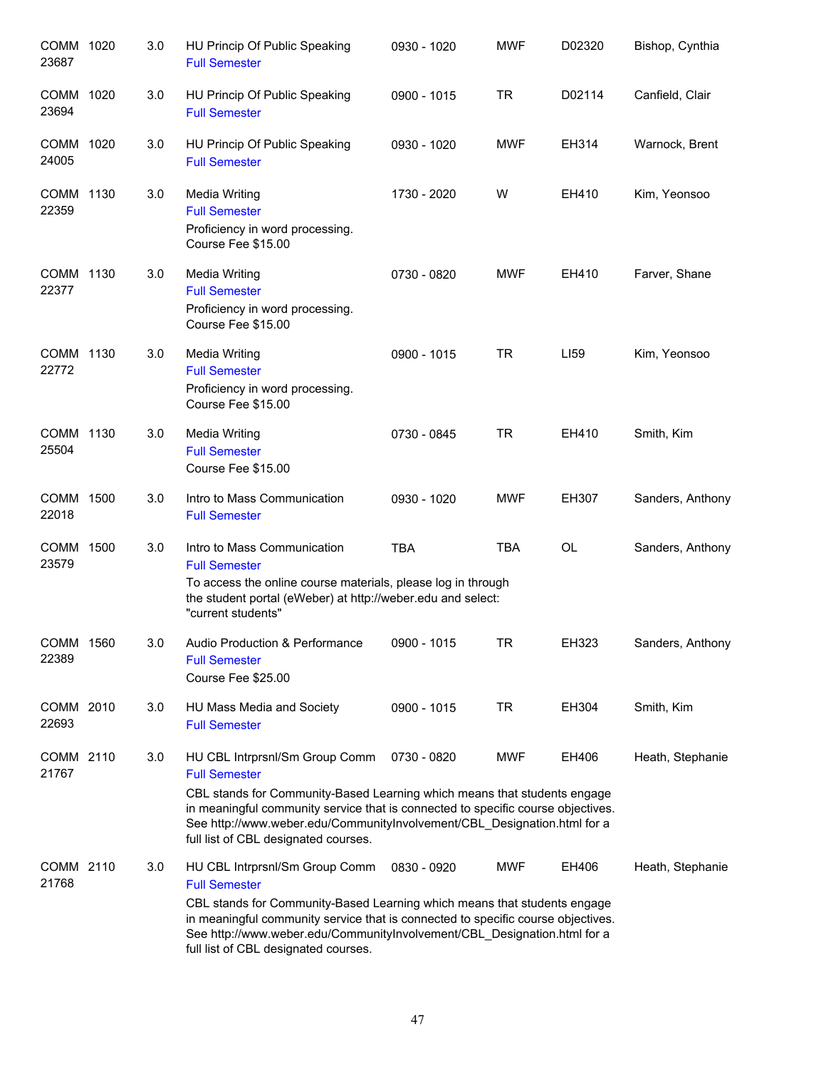| | | | | | | | |
|---|---|---|---|---|---|---|---|
| COMM 23687 | 1020 | 3.0 | HU Princip Of Public Speaking<br>Full Semester | 0930 - 1020 | MWF | D02320 | Bishop, Cynthia |
| COMM 23694 | 1020 | 3.0 | HU Princip Of Public Speaking<br>Full Semester | 0900 - 1015 | TR | D02114 | Canfield, Clair |
| COMM 24005 | 1020 | 3.0 | HU Princip Of Public Speaking<br>Full Semester | 0930 - 1020 | MWF | EH314 | Warnock, Brent |
| COMM 22359 | 1130 | 3.0 | Media Writing<br>Full Semester<br>Proficiency in word processing.<br>Course Fee $15.00 | 1730 - 2020 | W | EH410 | Kim, Yeonsoo |
| COMM 22377 | 1130 | 3.0 | Media Writing<br>Full Semester<br>Proficiency in word processing.<br>Course Fee $15.00 | 0730 - 0820 | MWF | EH410 | Farver, Shane |
| COMM 22772 | 1130 | 3.0 | Media Writing<br>Full Semester<br>Proficiency in word processing.<br>Course Fee $15.00 | 0900 - 1015 | TR | LI59 | Kim, Yeonsoo |
| COMM 25504 | 1130 | 3.0 | Media Writing<br>Full Semester<br>Course Fee $15.00 | 0730 - 0845 | TR | EH410 | Smith, Kim |
| COMM 22018 | 1500 | 3.0 | Intro to Mass Communication<br>Full Semester | 0930 - 1020 | MWF | EH307 | Sanders, Anthony |
| COMM 23579 | 1500 | 3.0 | Intro to Mass Communication<br>Full Semester<br>To access the online course materials, please log in through the student portal (eWeber) at http://weber.edu and select: "current students" | TBA | TBA | OL | Sanders, Anthony |
| COMM 22389 | 1560 | 3.0 | Audio Production & Performance<br>Full Semester<br>Course Fee $25.00 | 0900 - 1015 | TR | EH323 | Sanders, Anthony |
| COMM 22693 | 2010 | 3.0 | HU Mass Media and Society<br>Full Semester | 0900 - 1015 | TR | EH304 | Smith, Kim |
| COMM 21767 | 2110 | 3.0 | HU CBL Intrprsnl/Sm Group Comm<br>Full Semester<br>CBL stands for Community-Based Learning which means that students engage in meaningful community service that is connected to specific course objectives. See http://www.weber.edu/CommunityInvolvement/CBL_Designation.html for a full list of CBL designated courses. | 0730 - 0820 | MWF | EH406 | Heath, Stephanie |
| COMM 21768 | 2110 | 3.0 | HU CBL Intrprsnl/Sm Group Comm<br>Full Semester<br>CBL stands for Community-Based Learning which means that students engage in meaningful community service that is connected to specific course objectives. See http://www.weber.edu/CommunityInvolvement/CBL_Designation.html for a full list of CBL designated courses. | 0830 - 0920 | MWF | EH406 | Heath, Stephanie |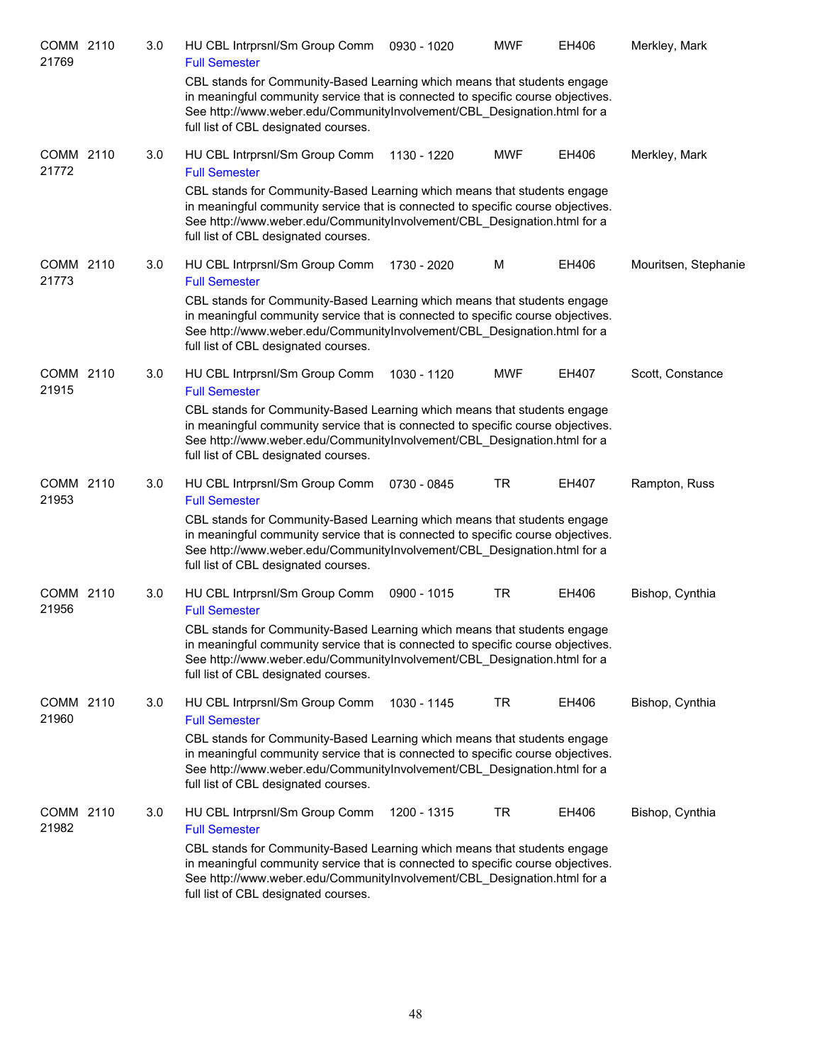COMM 2110 21769 | 3.0 | HU CBL Intrprsnl/Sm Group Comm | 0930 - 1020 | MWF | EH406 | Merkley, Mark

Full Semester

CBL stands for Community-Based Learning which means that students engage in meaningful community service that is connected to specific course objectives. See http://www.weber.edu/CommunityInvolvement/CBL_Designation.html for a full list of CBL designated courses.

COMM 2110 21772 | 3.0 | HU CBL Intrprsnl/Sm Group Comm | 1130 - 1220 | MWF | EH406 | Merkley, Mark

Full Semester

CBL stands for Community-Based Learning which means that students engage in meaningful community service that is connected to specific course objectives. See http://www.weber.edu/CommunityInvolvement/CBL_Designation.html for a full list of CBL designated courses.

COMM 2110 21773 | 3.0 | HU CBL Intrprsnl/Sm Group Comm | 1730 - 2020 | M | EH406 | Mouritsen, Stephanie

Full Semester

CBL stands for Community-Based Learning which means that students engage in meaningful community service that is connected to specific course objectives. See http://www.weber.edu/CommunityInvolvement/CBL_Designation.html for a full list of CBL designated courses.

COMM 2110 21915 | 3.0 | HU CBL Intrprsnl/Sm Group Comm | 1030 - 1120 | MWF | EH407 | Scott, Constance

Full Semester

CBL stands for Community-Based Learning which means that students engage in meaningful community service that is connected to specific course objectives. See http://www.weber.edu/CommunityInvolvement/CBL_Designation.html for a full list of CBL designated courses.

COMM 2110 21953 | 3.0 | HU CBL Intrprsnl/Sm Group Comm | 0730 - 0845 | TR | EH407 | Rampton, Russ

Full Semester

CBL stands for Community-Based Learning which means that students engage in meaningful community service that is connected to specific course objectives. See http://www.weber.edu/CommunityInvolvement/CBL_Designation.html for a full list of CBL designated courses.

COMM 2110 21956 | 3.0 | HU CBL Intrprsnl/Sm Group Comm | 0900 - 1015 | TR | EH406 | Bishop, Cynthia

Full Semester

CBL stands for Community-Based Learning which means that students engage in meaningful community service that is connected to specific course objectives. See http://www.weber.edu/CommunityInvolvement/CBL_Designation.html for a full list of CBL designated courses.

COMM 2110 21960 | 3.0 | HU CBL Intrprsnl/Sm Group Comm | 1030 - 1145 | TR | EH406 | Bishop, Cynthia

Full Semester

CBL stands for Community-Based Learning which means that students engage in meaningful community service that is connected to specific course objectives. See http://www.weber.edu/CommunityInvolvement/CBL_Designation.html for a full list of CBL designated courses.

COMM 2110 21982 | 3.0 | HU CBL Intrprsnl/Sm Group Comm | 1200 - 1315 | TR | EH406 | Bishop, Cynthia

Full Semester

CBL stands for Community-Based Learning which means that students engage in meaningful community service that is connected to specific course objectives. See http://www.weber.edu/CommunityInvolvement/CBL_Designation.html for a full list of CBL designated courses.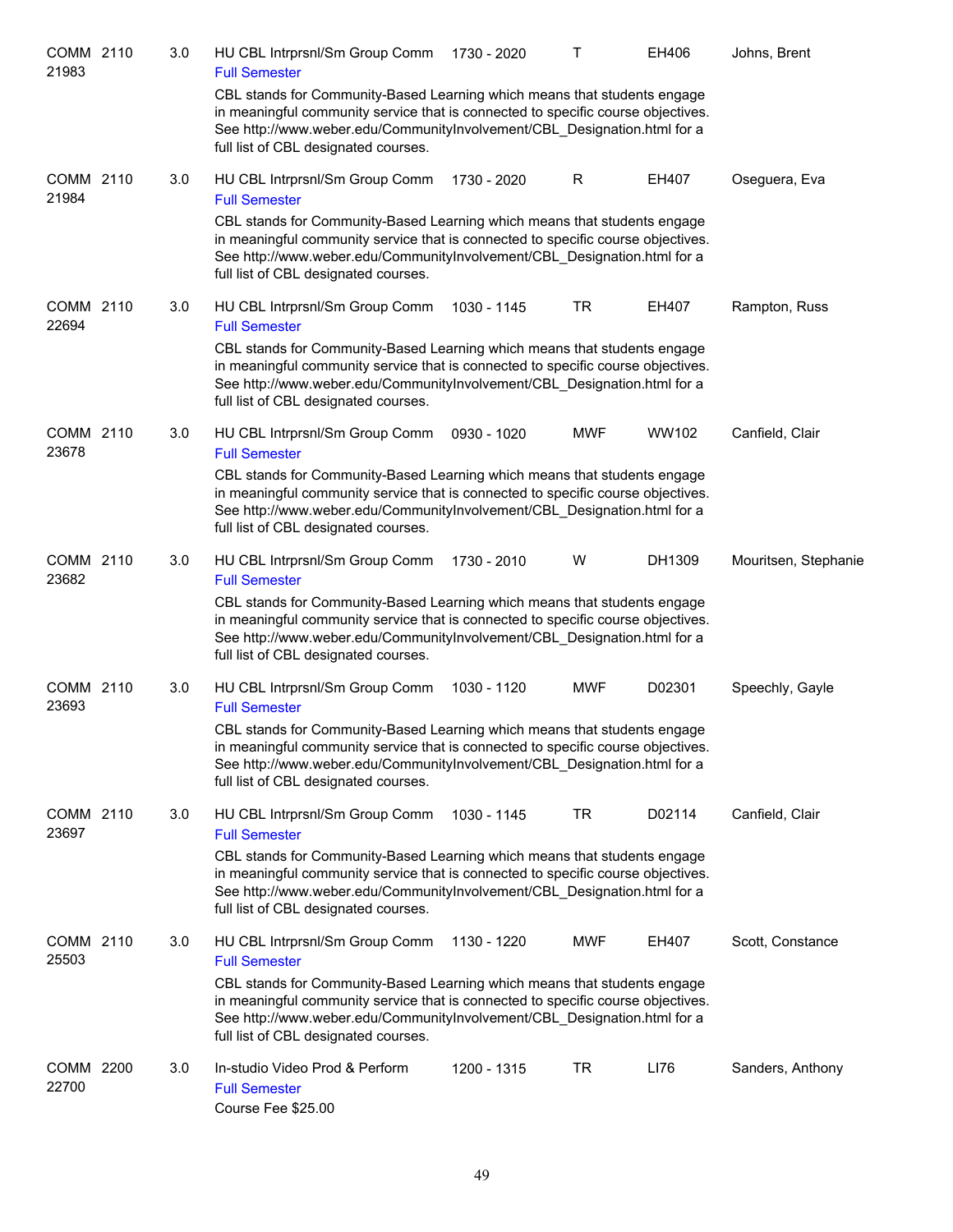| Course | CRN | Credits | Title | Time | Days | Room | Instructor |
|---|---|---|---|---|---|---|---|
| COMM 2110 | 21983 | 3.0 | HU CBL Intrprsnl/Sm Group Comm<br>Full Semester<br>CBL stands for Community-Based Learning which means that students engage in meaningful community service that is connected to specific course objectives. See http://www.weber.edu/CommunityInvolvement/CBL_Designation.html for a full list of CBL designated courses. | 1730 - 2020 | T | EH406 | Johns, Brent |
| COMM 2110 | 21984 | 3.0 | HU CBL Intrprsnl/Sm Group Comm<br>Full Semester<br>CBL stands for Community-Based Learning which means that students engage in meaningful community service that is connected to specific course objectives. See http://www.weber.edu/CommunityInvolvement/CBL_Designation.html for a full list of CBL designated courses. | 1730 - 2020 | R | EH407 | Oseguera, Eva |
| COMM 2110 | 22694 | 3.0 | HU CBL Intrprsnl/Sm Group Comm<br>Full Semester<br>CBL stands for Community-Based Learning which means that students engage in meaningful community service that is connected to specific course objectives. See http://www.weber.edu/CommunityInvolvement/CBL_Designation.html for a full list of CBL designated courses. | 1030 - 1145 | TR | EH407 | Rampton, Russ |
| COMM 2110 | 23678 | 3.0 | HU CBL Intrprsnl/Sm Group Comm<br>Full Semester<br>CBL stands for Community-Based Learning which means that students engage in meaningful community service that is connected to specific course objectives. See http://www.weber.edu/CommunityInvolvement/CBL_Designation.html for a full list of CBL designated courses. | 0930 - 1020 | MWF | WW102 | Canfield, Clair |
| COMM 2110 | 23682 | 3.0 | HU CBL Intrprsnl/Sm Group Comm<br>Full Semester<br>CBL stands for Community-Based Learning which means that students engage in meaningful community service that is connected to specific course objectives. See http://www.weber.edu/CommunityInvolvement/CBL_Designation.html for a full list of CBL designated courses. | 1730 - 2010 | W | DH1309 | Mouritsen, Stephanie |
| COMM 2110 | 23693 | 3.0 | HU CBL Intrprsnl/Sm Group Comm<br>Full Semester<br>CBL stands for Community-Based Learning which means that students engage in meaningful community service that is connected to specific course objectives. See http://www.weber.edu/CommunityInvolvement/CBL_Designation.html for a full list of CBL designated courses. | 1030 - 1120 | MWF | D02301 | Speechly, Gayle |
| COMM 2110 | 23697 | 3.0 | HU CBL Intrprsnl/Sm Group Comm<br>Full Semester<br>CBL stands for Community-Based Learning which means that students engage in meaningful community service that is connected to specific course objectives. See http://www.weber.edu/CommunityInvolvement/CBL_Designation.html for a full list of CBL designated courses. | 1030 - 1145 | TR | D02114 | Canfield, Clair |
| COMM 2110 | 25503 | 3.0 | HU CBL Intrprsnl/Sm Group Comm<br>Full Semester<br>CBL stands for Community-Based Learning which means that students engage in meaningful community service that is connected to specific course objectives. See http://www.weber.edu/CommunityInvolvement/CBL_Designation.html for a full list of CBL designated courses. | 1130 - 1220 | MWF | EH407 | Scott, Constance |
| COMM 2200 | 22700 | 3.0 | In-studio Video Prod & Perform<br>Full Semester<br>Course Fee $25.00 | 1200 - 1315 | TR | LI76 | Sanders, Anthony |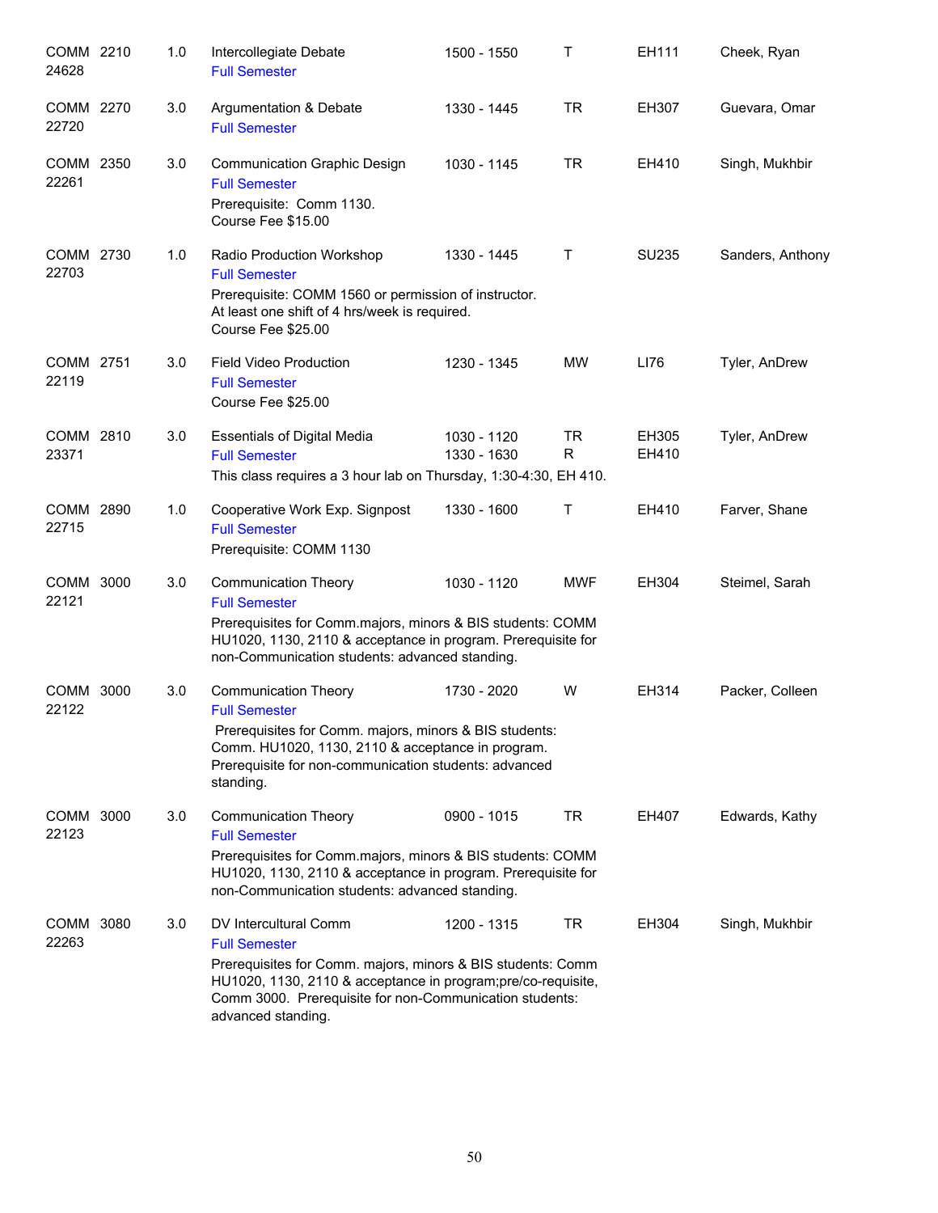| Course | | Credits | Title | Time | Days | Room | Instructor |
|---|---|---|---|---|---|---|---|
| COMM 24628 | 2210 | 1.0 | Intercollegiate Debate<br>Full Semester | 1500 - 1550 | T | EH111 | Cheek, Ryan |
| COMM 22720 | 2270 | 3.0 | Argumentation & Debate<br>Full Semester | 1330 - 1445 | TR | EH307 | Guevara, Omar |
| COMM 22261 | 2350 | 3.0 | Communication Graphic Design<br>Full Semester<br>Prerequisite: Comm 1130.<br>Course Fee $15.00 | 1030 - 1145 | TR | EH410 | Singh, Mukhbir |
| COMM 22703 | 2730 | 1.0 | Radio Production Workshop<br>Full Semester<br>Prerequisite: COMM 1560 or permission of instructor.<br>At least one shift of 4 hrs/week is required.<br>Course Fee $25.00 | 1330 - 1445 | T | SU235 | Sanders, Anthony |
| COMM 22119 | 2751 | 3.0 | Field Video Production<br>Full Semester<br>Course Fee $25.00 | 1230 - 1345 | MW | LI76 | Tyler, AnDrew |
| COMM 23371 | 2810 | 3.0 | Essentials of Digital Media<br>Full Semester<br>This class requires a 3 hour lab on Thursday, 1:30-4:30, EH 410. | 1030 - 1120<br>1330 - 1630 | TR<br>R | EH305<br>EH410 | Tyler, AnDrew |
| COMM 22715 | 2890 | 1.0 | Cooperative Work Exp. Signpost<br>Full Semester<br>Prerequisite: COMM 1130 | 1330 - 1600 | T | EH410 | Farver, Shane |
| COMM 22121 | 3000 | 3.0 | Communication Theory<br>Full Semester<br>Prerequisites for Comm.majors, minors & BIS students: COMM HU1020, 1130, 2110 & acceptance in program. Prerequisite for non-Communication students: advanced standing. | 1030 - 1120 | MWF | EH304 | Steimel, Sarah |
| COMM 22122 | 3000 | 3.0 | Communication Theory<br>Full Semester<br>Prerequisites for Comm. majors, minors & BIS students: Comm. HU1020, 1130, 2110 & acceptance in program. Prerequisite for non-communication students: advanced standing. | 1730 - 2020 | W | EH314 | Packer, Colleen |
| COMM 22123 | 3000 | 3.0 | Communication Theory<br>Full Semester<br>Prerequisites for Comm.majors, minors & BIS students: COMM HU1020, 1130, 2110 & acceptance in program. Prerequisite for non-Communication students: advanced standing. | 0900 - 1015 | TR | EH407 | Edwards, Kathy |
| COMM 22263 | 3080 | 3.0 | DV Intercultural Comm<br>Full Semester<br>Prerequisites for Comm. majors, minors & BIS students: Comm HU1020, 1130, 2110 & acceptance in program;pre/co-requisite, Comm 3000. Prerequisite for non-Communication students: advanced standing. | 1200 - 1315 | TR | EH304 | Singh, Mukhbir |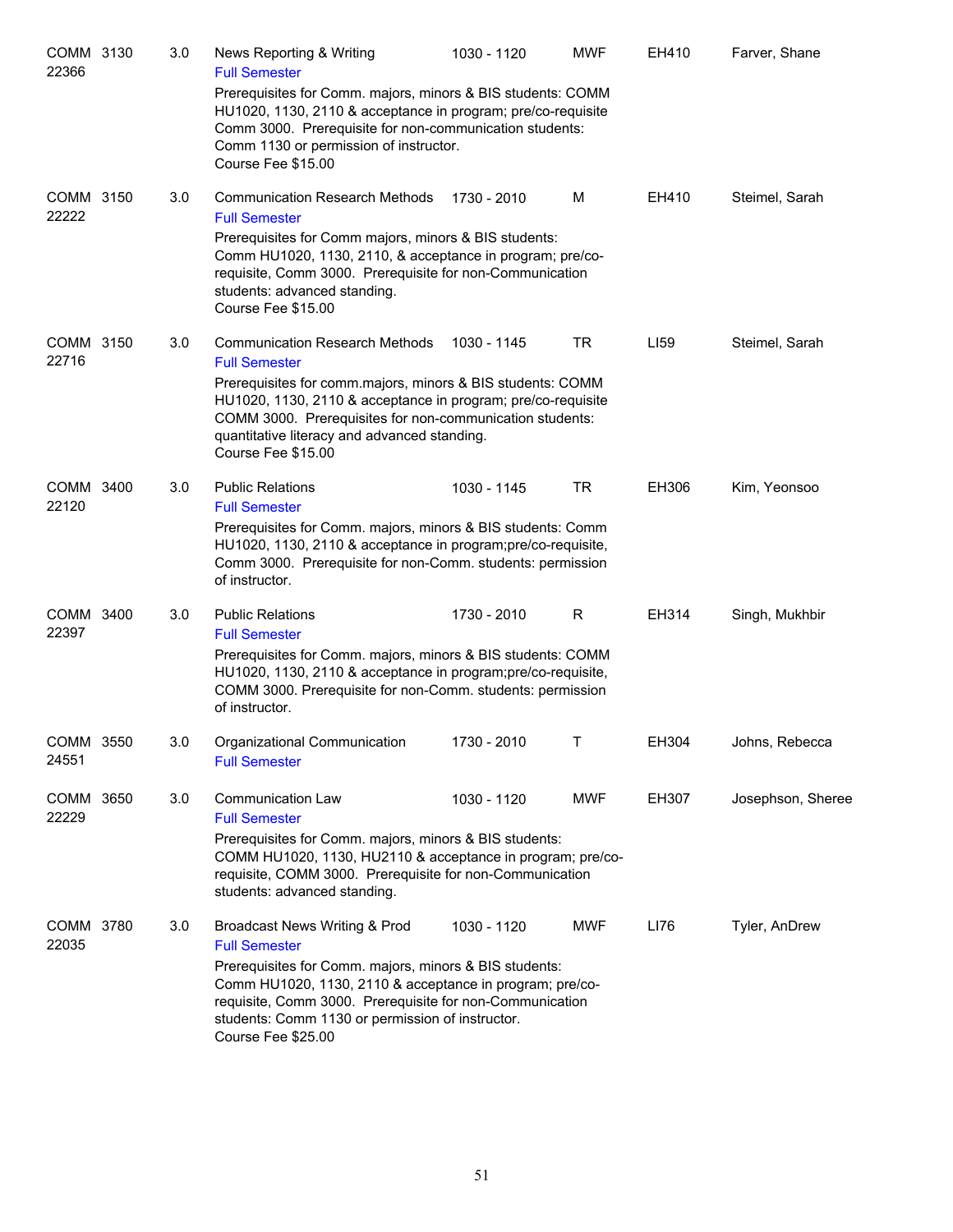| Course | | Credits | Title | Time | Days | Room | Instructor |
|---|---|---|---|---|---|---|---|
| COMM 22366 | 3130 | 3.0 | News Reporting & Writing<br>Full Semester<br>Prerequisites for Comm. majors, minors & BIS students: COMM HU1020, 1130, 2110 & acceptance in program; pre/co-requisite Comm 3000. Prerequisite for non-communication students: Comm 1130 or permission of instructor.<br>Course Fee $15.00 | 1030 - 1120 | MWF | EH410 | Farver, Shane |
| COMM 22222 | 3150 | 3.0 | Communication Research Methods<br>Full Semester<br>Prerequisites for Comm majors, minors & BIS students: Comm HU1020, 1130, 2110, & acceptance in program; pre/co-requisite, Comm 3000. Prerequisite for non-Communication students: advanced standing.<br>Course Fee $15.00 | 1730 - 2010 | M | EH410 | Steimel, Sarah |
| COMM 22716 | 3150 | 3.0 | Communication Research Methods<br>Full Semester<br>Prerequisites for comm.majors, minors & BIS students: COMM HU1020, 1130, 2110 & acceptance in program; pre/co-requisite COMM 3000. Prerequisites for non-communication students: quantitative literacy and advanced standing.<br>Course Fee $15.00 | 1030 - 1145 | TR | LI59 | Steimel, Sarah |
| COMM 22120 | 3400 | 3.0 | Public Relations<br>Full Semester<br>Prerequisites for Comm. majors, minors & BIS students: Comm HU1020, 1130, 2110 & acceptance in program;pre/co-requisite, Comm 3000. Prerequisite for non-Comm. students: permission of instructor. | 1030 - 1145 | TR | EH306 | Kim, Yeonsoo |
| COMM 22397 | 3400 | 3.0 | Public Relations<br>Full Semester<br>Prerequisites for Comm. majors, minors & BIS students: COMM HU1020, 1130, 2110 & acceptance in program;pre/co-requisite, COMM 3000. Prerequisite for non-Comm. students: permission of instructor. | 1730 - 2010 | R | EH314 | Singh, Mukhbir |
| COMM 24551 | 3550 | 3.0 | Organizational Communication<br>Full Semester | 1730 - 2010 | T | EH304 | Johns, Rebecca |
| COMM 22229 | 3650 | 3.0 | Communication Law<br>Full Semester<br>Prerequisites for Comm. majors, minors & BIS students: COMM HU1020, 1130, HU2110 & acceptance in program; pre/co-requisite, COMM 3000. Prerequisite for non-Communication students: advanced standing. | 1030 - 1120 | MWF | EH307 | Josephson, Sheree |
| COMM 22035 | 3780 | 3.0 | Broadcast News Writing & Prod<br>Full Semester<br>Prerequisites for Comm. majors, minors & BIS students: Comm HU1020, 1130, 2110 & acceptance in program; pre/co-requisite, Comm 3000. Prerequisite for non-Communication students: Comm 1130 or permission of instructor.<br>Course Fee $25.00 | 1030 - 1120 | MWF | LI76 | Tyler, AnDrew |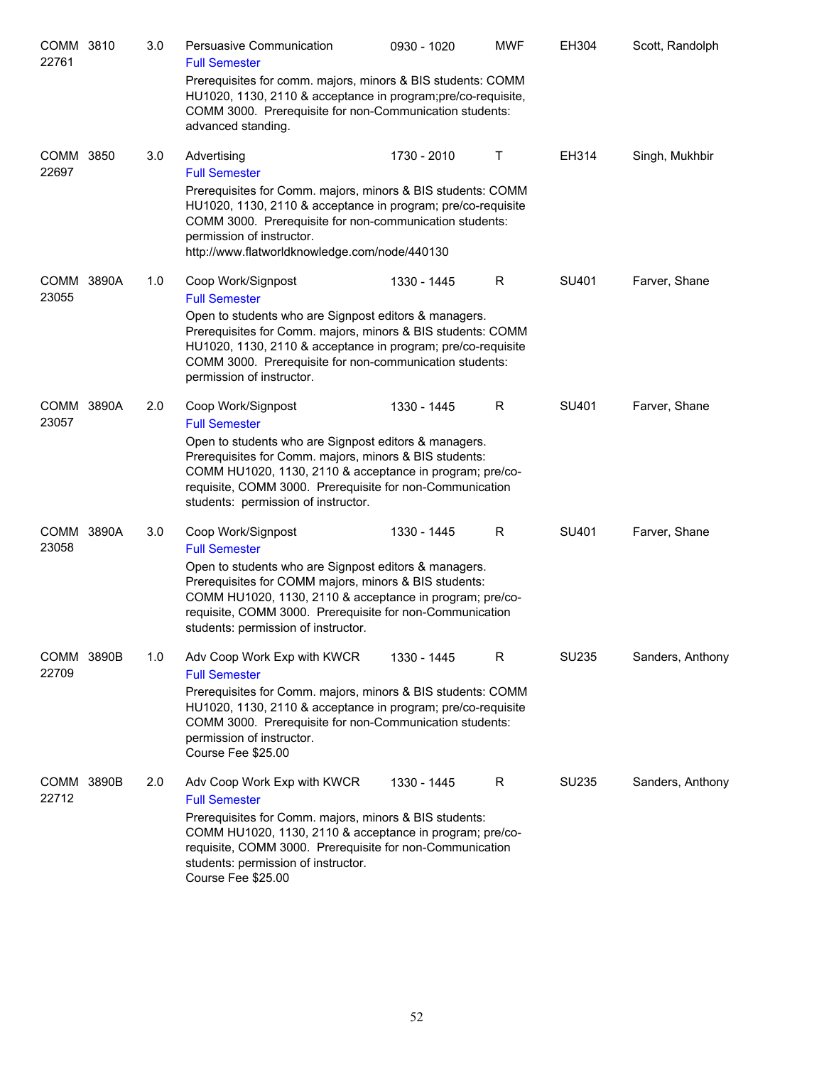| Course | | Credits | Title / Notes | Time | Days | Room | Instructor |
|---|---|---|---|---|---|---|---|
| COMM 22761 | 3810 | 3.0 | Persuasive Communication<br>Full Semester<br>Prerequisites for comm. majors, minors & BIS students: COMM HU1020, 1130, 2110 & acceptance in program;pre/co-requisite, COMM 3000. Prerequisite for non-Communication students: advanced standing. | 0930 - 1020 | MWF | EH304 | Scott, Randolph |
| COMM 22697 | 3850 | 3.0 | Advertising<br>Full Semester<br>Prerequisites for Comm. majors, minors & BIS students: COMM HU1020, 1130, 2110 & acceptance in program; pre/co-requisite COMM 3000. Prerequisite for non-communication students: permission of instructor.<br>http://www.flatworldknowledge.com/node/440130 | 1730 - 2010 | T | EH314 | Singh, Mukhbir |
| COMM 23055 | 3890A | 1.0 | Coop Work/Signpost<br>Full Semester<br>Open to students who are Signpost editors & managers. Prerequisites for Comm. majors, minors & BIS students: COMM HU1020, 1130, 2110 & acceptance in program; pre/co-requisite COMM 3000. Prerequisite for non-communication students: permission of instructor. | 1330 - 1445 | R | SU401 | Farver, Shane |
| COMM 23057 | 3890A | 2.0 | Coop Work/Signpost<br>Full Semester<br>Open to students who are Signpost editors & managers. Prerequisites for Comm. majors, minors & BIS students: COMM HU1020, 1130, 2110 & acceptance in program; pre/co-requisite, COMM 3000. Prerequisite for non-Communication students: permission of instructor. | 1330 - 1445 | R | SU401 | Farver, Shane |
| COMM 23058 | 3890A | 3.0 | Coop Work/Signpost<br>Full Semester<br>Open to students who are Signpost editors & managers. Prerequisites for COMM majors, minors & BIS students: COMM HU1020, 1130, 2110 & acceptance in program; pre/co-requisite, COMM 3000. Prerequisite for non-Communication students: permission of instructor. | 1330 - 1445 | R | SU401 | Farver, Shane |
| COMM 22709 | 3890B | 1.0 | Adv Coop Work Exp with KWCR<br>Full Semester<br>Prerequisites for Comm. majors, minors & BIS students: COMM HU1020, 1130, 2110 & acceptance in program; pre/co-requisite COMM 3000. Prerequisite for non-Communication students: permission of instructor.<br>Course Fee $25.00 | 1330 - 1445 | R | SU235 | Sanders, Anthony |
| COMM 22712 | 3890B | 2.0 | Adv Coop Work Exp with KWCR<br>Full Semester<br>Prerequisites for Comm. majors, minors & BIS students: COMM HU1020, 1130, 2110 & acceptance in program; pre/co-requisite, COMM 3000. Prerequisite for non-Communication students: permission of instructor.<br>Course Fee $25.00 | 1330 - 1445 | R | SU235 | Sanders, Anthony |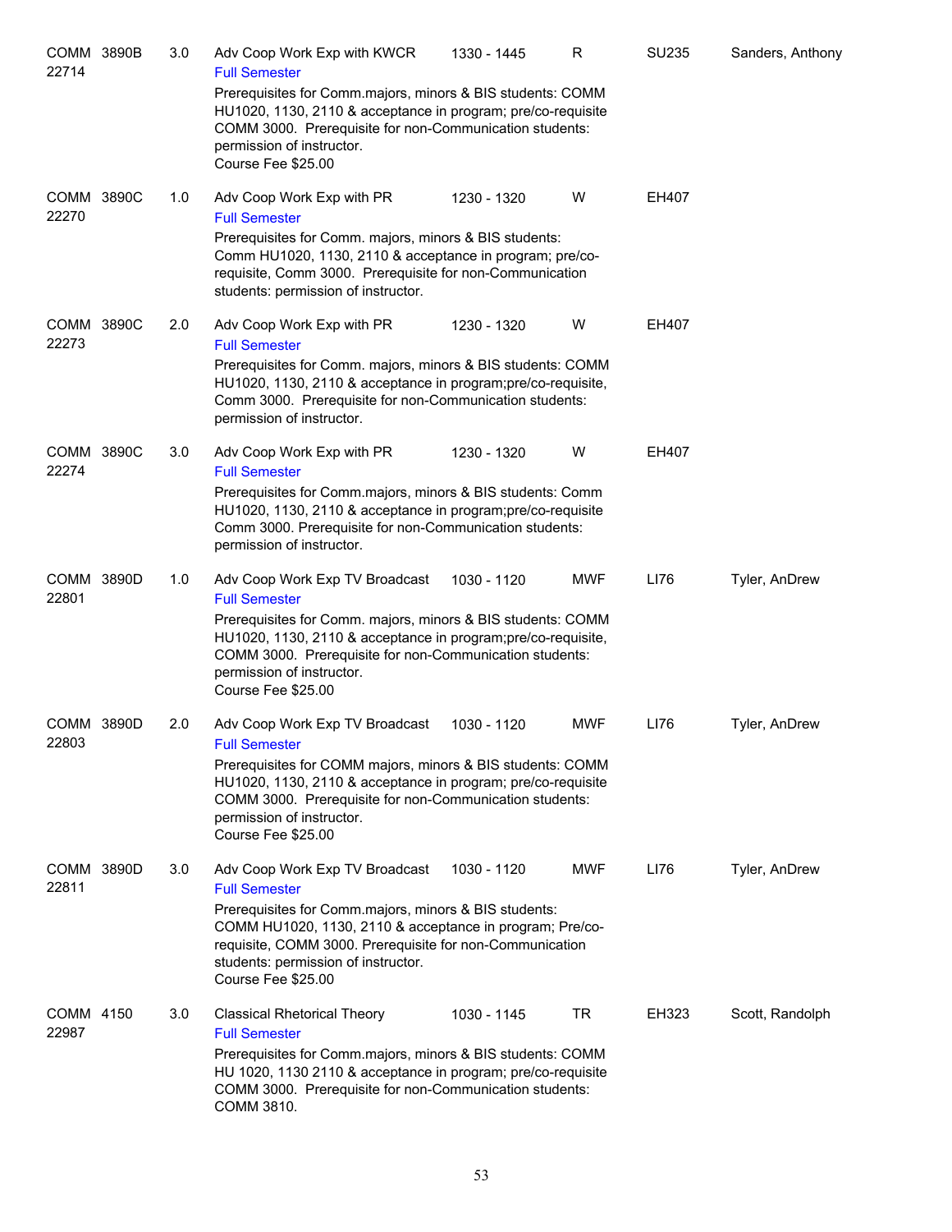| Course | Section | Credits | Title | Time | Days | Room | Instructor |
|---|---|---|---|---|---|---|---|
| COMM 22714 | 3890B | 3.0 | Adv Coop Work Exp with KWCR<br>Full Semester<br>Prerequisites for Comm.majors, minors & BIS students: COMM HU1020, 1130, 2110 & acceptance in program; pre/co-requisite COMM 3000. Prerequisite for non-Communication students: permission of instructor.<br>Course Fee $25.00 | 1330 - 1445 | R | SU235 | Sanders, Anthony |
| COMM 22270 | 3890C | 1.0 | Adv Coop Work Exp with PR<br>Full Semester<br>Prerequisites for Comm. majors, minors & BIS students: Comm HU1020, 1130, 2110 & acceptance in program; pre/co-requisite, Comm 3000. Prerequisite for non-Communication students: permission of instructor. | 1230 - 1320 | W | EH407 | |
| COMM 22273 | 3890C | 2.0 | Adv Coop Work Exp with PR<br>Full Semester<br>Prerequisites for Comm. majors, minors & BIS students: COMM HU1020, 1130, 2110 & acceptance in program;pre/co-requisite, Comm 3000. Prerequisite for non-Communication students: permission of instructor. | 1230 - 1320 | W | EH407 | |
| COMM 22274 | 3890C | 3.0 | Adv Coop Work Exp with PR<br>Full Semester<br>Prerequisites for Comm.majors, minors & BIS students: Comm HU1020, 1130, 2110 & acceptance in program;pre/co-requisite Comm 3000. Prerequisite for non-Communication students: permission of instructor. | 1230 - 1320 | W | EH407 | |
| COMM 22801 | 3890D | 1.0 | Adv Coop Work Exp TV Broadcast<br>Full Semester<br>Prerequisites for Comm. majors, minors & BIS students: COMM HU1020, 1130, 2110 & acceptance in program;pre/co-requisite, COMM 3000. Prerequisite for non-Communication students: permission of instructor.<br>Course Fee $25.00 | 1030 - 1120 | MWF | LI76 | Tyler, AnDrew |
| COMM 22803 | 3890D | 2.0 | Adv Coop Work Exp TV Broadcast<br>Full Semester<br>Prerequisites for COMM majors, minors & BIS students: COMM HU1020, 1130, 2110 & acceptance in program; pre/co-requisite COMM 3000. Prerequisite for non-Communication students: permission of instructor.<br>Course Fee $25.00 | 1030 - 1120 | MWF | LI76 | Tyler, AnDrew |
| COMM 22811 | 3890D | 3.0 | Adv Coop Work Exp TV Broadcast<br>Full Semester<br>Prerequisites for Comm.majors, minors & BIS students: COMM HU1020, 1130, 2110 & acceptance in program; Pre/co-requisite, COMM 3000. Prerequisite for non-Communication students: permission of instructor.<br>Course Fee $25.00 | 1030 - 1120 | MWF | LI76 | Tyler, AnDrew |
| COMM 22987 | 4150 | 3.0 | Classical Rhetorical Theory<br>Full Semester<br>Prerequisites for Comm.majors, minors & BIS students: COMM HU 1020, 1130 2110 & acceptance in program; pre/co-requisite COMM 3000. Prerequisite for non-Communication students: COMM 3810. | 1030 - 1145 | TR | EH323 | Scott, Randolph |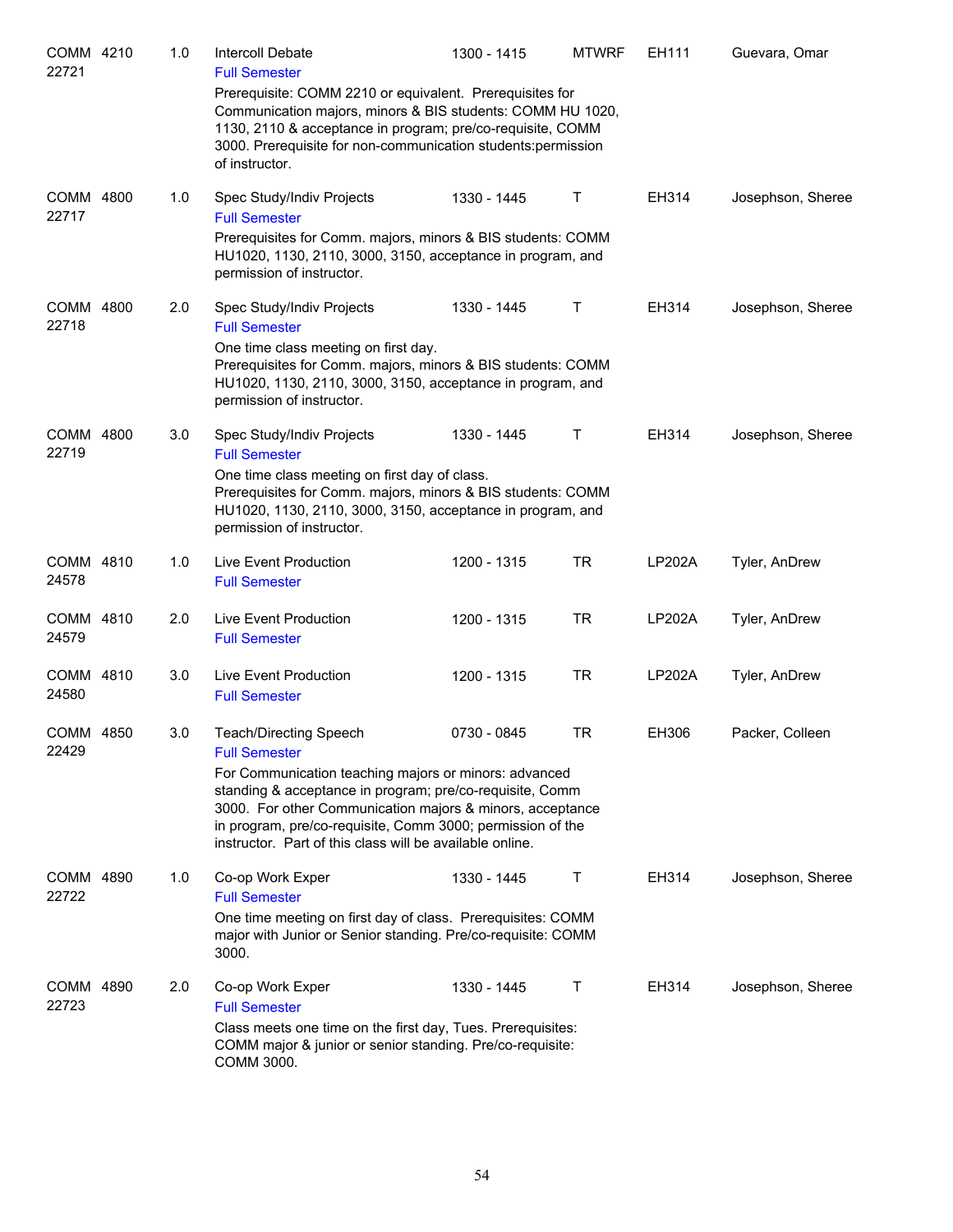| Course | Credits | Title | Time | Days | Room | Instructor |
|---|---|---|---|---|---|---|
| COMM 4210 22721 | 1.0 | Intercoll Debate<br>Full Semester<br>Prerequisite: COMM 2210 or equivalent. Prerequisites for Communication majors, minors & BIS students: COMM HU 1020, 1130, 2110 & acceptance in program; pre/co-requisite, COMM 3000. Prerequisite for non-communication students:permission of instructor. | 1300 - 1415 | MTWRF | EH111 | Guevara, Omar |
| COMM 4800 22717 | 1.0 | Spec Study/Indiv Projects<br>Full Semester<br>Prerequisites for Comm. majors, minors & BIS students: COMM HU1020, 1130, 2110, 3000, 3150, acceptance in program, and permission of instructor. | 1330 - 1445 | T | EH314 | Josephson, Sheree |
| COMM 4800 22718 | 2.0 | Spec Study/Indiv Projects<br>Full Semester<br>One time class meeting on first day.<br>Prerequisites for Comm. majors, minors & BIS students: COMM HU1020, 1130, 2110, 3000, 3150, acceptance in program, and permission of instructor. | 1330 - 1445 | T | EH314 | Josephson, Sheree |
| COMM 4800 22719 | 3.0 | Spec Study/Indiv Projects<br>Full Semester<br>One time class meeting on first day of class.<br>Prerequisites for Comm. majors, minors & BIS students: COMM HU1020, 1130, 2110, 3000, 3150, acceptance in program, and permission of instructor. | 1330 - 1445 | T | EH314 | Josephson, Sheree |
| COMM 4810 24578 | 1.0 | Live Event Production<br>Full Semester | 1200 - 1315 | TR | LP202A | Tyler, AnDrew |
| COMM 4810 24579 | 2.0 | Live Event Production<br>Full Semester | 1200 - 1315 | TR | LP202A | Tyler, AnDrew |
| COMM 4810 24580 | 3.0 | Live Event Production<br>Full Semester | 1200 - 1315 | TR | LP202A | Tyler, AnDrew |
| COMM 4850 22429 | 3.0 | Teach/Directing Speech<br>Full Semester<br>For Communication teaching majors or minors: advanced standing & acceptance in program; pre/co-requisite, Comm 3000. For other Communication majors & minors, acceptance in program, pre/co-requisite, Comm 3000; permission of the instructor. Part of this class will be available online. | 0730 - 0845 | TR | EH306 | Packer, Colleen |
| COMM 4890 22722 | 1.0 | Co-op Work Exper<br>Full Semester<br>One time meeting on first day of class. Prerequisites: COMM major with Junior or Senior standing. Pre/co-requisite: COMM 3000. | 1330 - 1445 | T | EH314 | Josephson, Sheree |
| COMM 4890 22723 | 2.0 | Co-op Work Exper<br>Full Semester<br>Class meets one time on the first day, Tues. Prerequisites: COMM major & junior or senior standing. Pre/co-requisite: COMM 3000. | 1330 - 1445 | T | EH314 | Josephson, Sheree |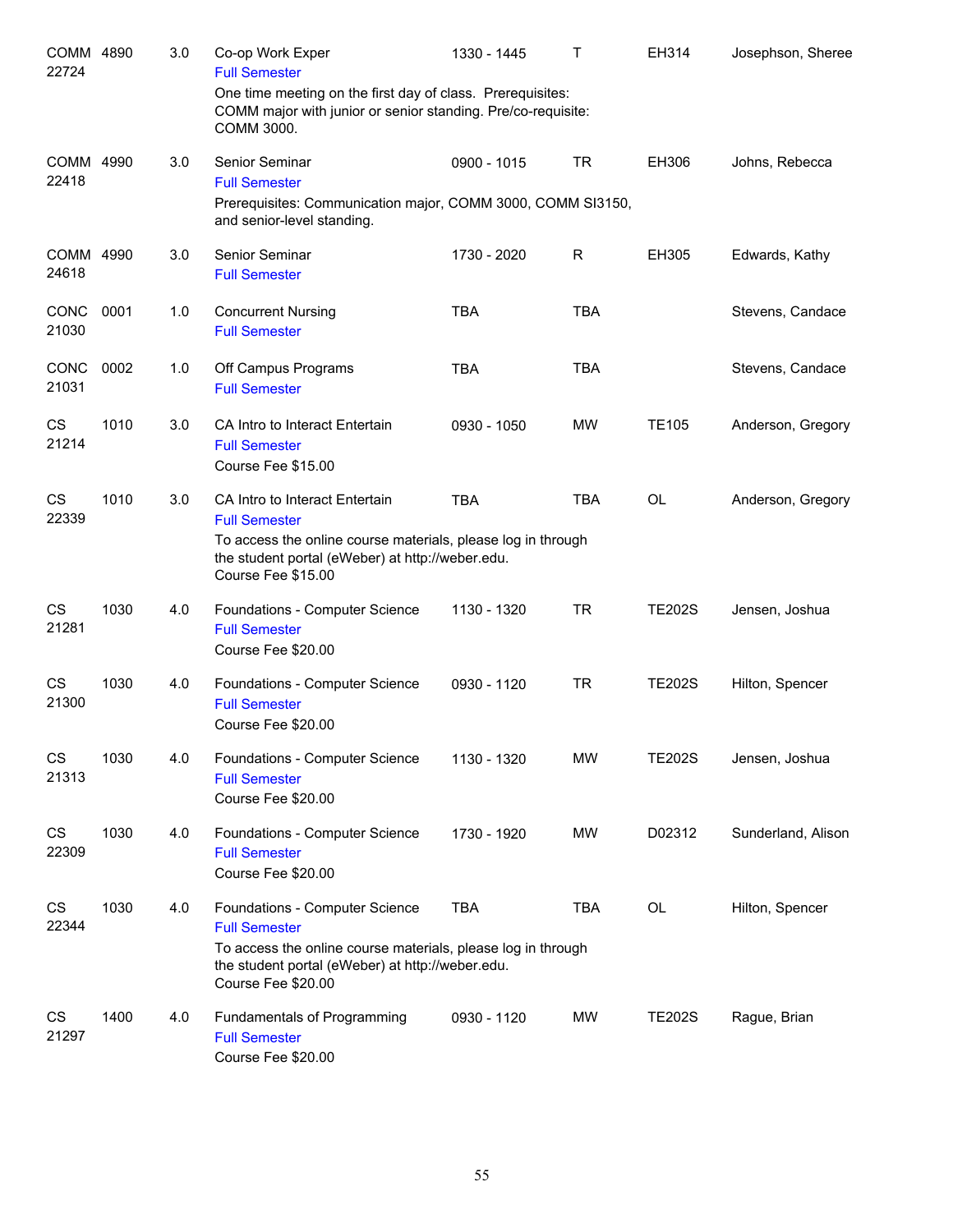| Subject / CRN | Course | Credits | Title | Time | Days | Room | Instructor |
|---|---|---|---|---|---|---|---|
| COMM 22724 | 4890 | 3.0 | Co-op Work Exper<br>Full Semester<br>One time meeting on the first day of class. Prerequisites: COMM major with junior or senior standing. Pre/co-requisite: COMM 3000. | 1330 - 1445 | T | EH314 | Josephson, Sheree |
| COMM 22418 | 4990 | 3.0 | Senior Seminar<br>Full Semester<br>Prerequisites: Communication major, COMM 3000, COMM SI3150, and senior-level standing. | 0900 - 1015 | TR | EH306 | Johns, Rebecca |
| COMM 24618 | 4990 | 3.0 | Senior Seminar<br>Full Semester | 1730 - 2020 | R | EH305 | Edwards, Kathy |
| CONC 21030 | 0001 | 1.0 | Concurrent Nursing<br>Full Semester | TBA | TBA | | Stevens, Candace |
| CONC 21031 | 0002 | 1.0 | Off Campus Programs<br>Full Semester | TBA | TBA | | Stevens, Candace |
| CS 21214 | 1010 | 3.0 | CA Intro to Interact Entertain<br>Full Semester<br>Course Fee $15.00 | 0930 - 1050 | MW | TE105 | Anderson, Gregory |
| CS 22339 | 1010 | 3.0 | CA Intro to Interact Entertain<br>Full Semester<br>To access the online course materials, please log in through the student portal (eWeber) at http://weber.edu.<br>Course Fee $15.00 | TBA | TBA | OL | Anderson, Gregory |
| CS 21281 | 1030 | 4.0 | Foundations - Computer Science<br>Full Semester<br>Course Fee $20.00 | 1130 - 1320 | TR | TE202S | Jensen, Joshua |
| CS 21300 | 1030 | 4.0 | Foundations - Computer Science<br>Full Semester<br>Course Fee $20.00 | 0930 - 1120 | TR | TE202S | Hilton, Spencer |
| CS 21313 | 1030 | 4.0 | Foundations - Computer Science<br>Full Semester<br>Course Fee $20.00 | 1130 - 1320 | MW | TE202S | Jensen, Joshua |
| CS 22309 | 1030 | 4.0 | Foundations - Computer Science<br>Full Semester<br>Course Fee $20.00 | 1730 - 1920 | MW | D02312 | Sunderland, Alison |
| CS 22344 | 1030 | 4.0 | Foundations - Computer Science<br>Full Semester<br>To access the online course materials, please log in through the student portal (eWeber) at http://weber.edu.<br>Course Fee $20.00 | TBA | TBA | OL | Hilton, Spencer |
| CS 21297 | 1400 | 4.0 | Fundamentals of Programming<br>Full Semester<br>Course Fee $20.00 | 0930 - 1120 | MW | TE202S | Rague, Brian |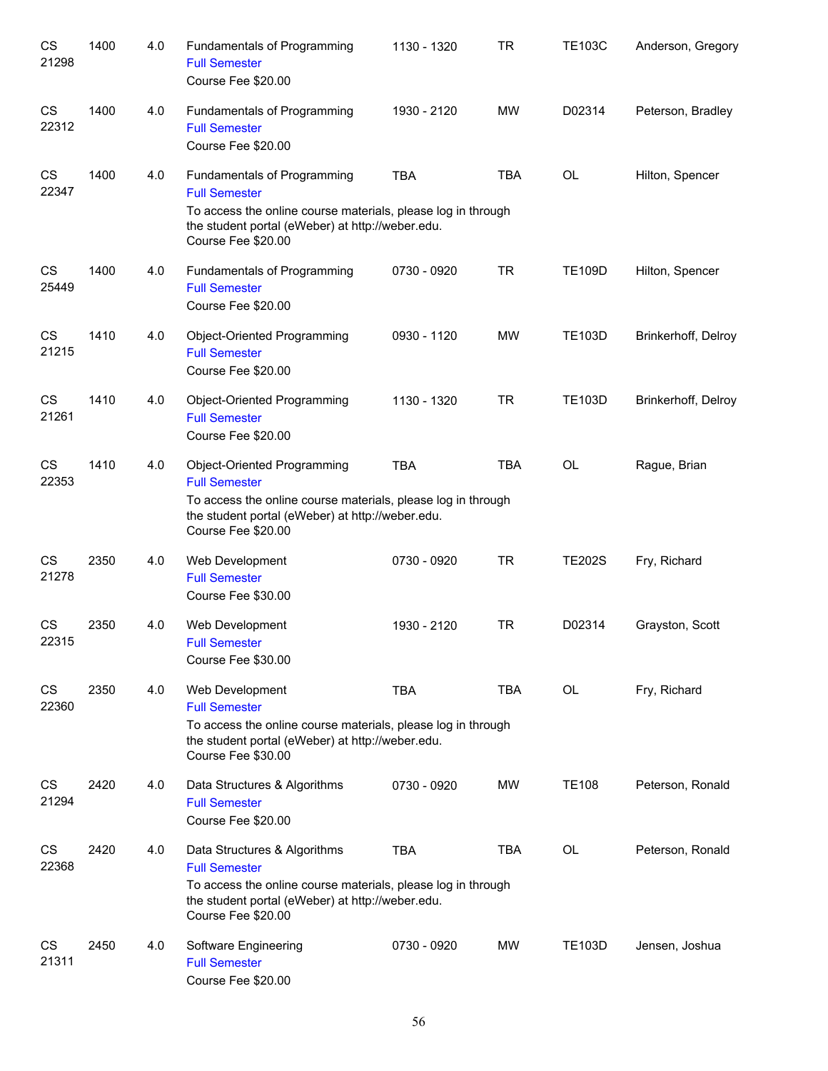| | | | | | | | |
|---|---|---|---|---|---|---|---|
| CS 21298 | 1400 | 4.0 | Fundamentals of Programming<br>Full Semester<br>Course Fee $20.00 | 1130 - 1320 | TR | TE103C | Anderson, Gregory |
| CS 22312 | 1400 | 4.0 | Fundamentals of Programming<br>Full Semester<br>Course Fee $20.00 | 1930 - 2120 | MW | D02314 | Peterson, Bradley |
| CS 22347 | 1400 | 4.0 | Fundamentals of Programming<br>Full Semester<br>To access the online course materials, please log in through the student portal (eWeber) at http://weber.edu.<br>Course Fee $20.00 | TBA | TBA | OL | Hilton, Spencer |
| CS 25449 | 1400 | 4.0 | Fundamentals of Programming<br>Full Semester<br>Course Fee $20.00 | 0730 - 0920 | TR | TE109D | Hilton, Spencer |
| CS 21215 | 1410 | 4.0 | Object-Oriented Programming<br>Full Semester<br>Course Fee $20.00 | 0930 - 1120 | MW | TE103D | Brinkerhoff, Delroy |
| CS 21261 | 1410 | 4.0 | Object-Oriented Programming<br>Full Semester<br>Course Fee $20.00 | 1130 - 1320 | TR | TE103D | Brinkerhoff, Delroy |
| CS 22353 | 1410 | 4.0 | Object-Oriented Programming<br>Full Semester<br>To access the online course materials, please log in through the student portal (eWeber) at http://weber.edu.<br>Course Fee $20.00 | TBA | TBA | OL | Rague, Brian |
| CS 21278 | 2350 | 4.0 | Web Development<br>Full Semester<br>Course Fee $30.00 | 0730 - 0920 | TR | TE202S | Fry, Richard |
| CS 22315 | 2350 | 4.0 | Web Development<br>Full Semester<br>Course Fee $30.00 | 1930 - 2120 | TR | D02314 | Grayston, Scott |
| CS 22360 | 2350 | 4.0 | Web Development<br>Full Semester<br>To access the online course materials, please log in through the student portal (eWeber) at http://weber.edu.<br>Course Fee $30.00 | TBA | TBA | OL | Fry, Richard |
| CS 21294 | 2420 | 4.0 | Data Structures & Algorithms<br>Full Semester<br>Course Fee $20.00 | 0730 - 0920 | MW | TE108 | Peterson, Ronald |
| CS 22368 | 2420 | 4.0 | Data Structures & Algorithms<br>Full Semester<br>To access the online course materials, please log in through the student portal (eWeber) at http://weber.edu.<br>Course Fee $20.00 | TBA | TBA | OL | Peterson, Ronald |
| CS 21311 | 2450 | 4.0 | Software Engineering<br>Full Semester<br>Course Fee $20.00 | 0730 - 0920 | MW | TE103D | Jensen, Joshua |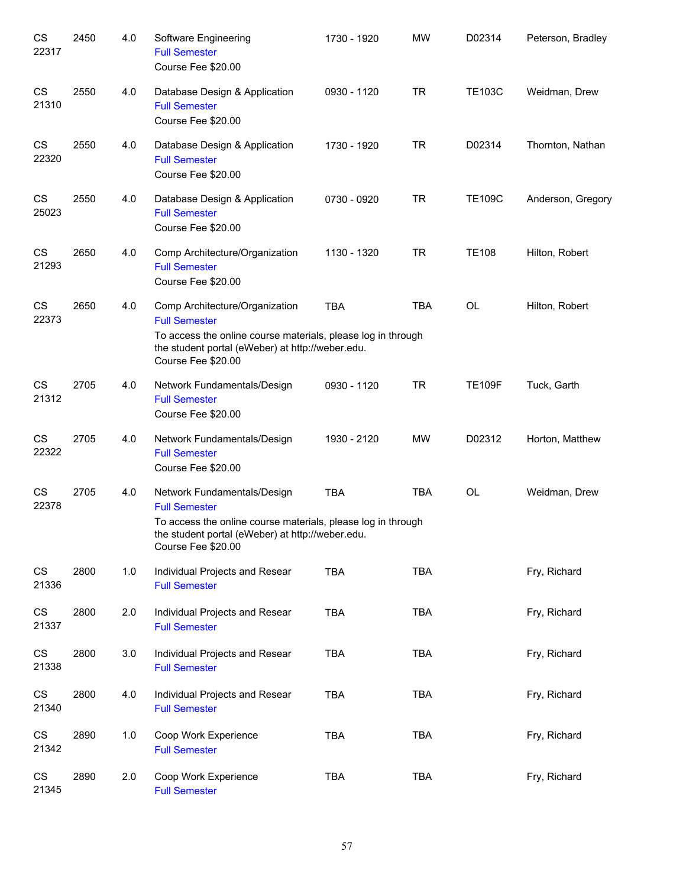| | | | | | | | |
|---|---|---|---|---|---|---|---|
| CS 22317 | 2450 | 4.0 | Software Engineering<br>Full Semester<br>Course Fee $20.00 | 1730 - 1920 | MW | D02314 | Peterson, Bradley |
| CS 21310 | 2550 | 4.0 | Database Design & Application<br>Full Semester<br>Course Fee $20.00 | 0930 - 1120 | TR | TE103C | Weidman, Drew |
| CS 22320 | 2550 | 4.0 | Database Design & Application<br>Full Semester<br>Course Fee $20.00 | 1730 - 1920 | TR | D02314 | Thornton, Nathan |
| CS 25023 | 2550 | 4.0 | Database Design & Application<br>Full Semester<br>Course Fee $20.00 | 0730 - 0920 | TR | TE109C | Anderson, Gregory |
| CS 21293 | 2650 | 4.0 | Comp Architecture/Organization<br>Full Semester<br>Course Fee $20.00 | 1130 - 1320 | TR | TE108 | Hilton, Robert |
| CS 22373 | 2650 | 4.0 | Comp Architecture/Organization<br>Full Semester<br>To access the online course materials, please log in through the student portal (eWeber) at http://weber.edu.<br>Course Fee $20.00 | TBA | TBA | OL | Hilton, Robert |
| CS 21312 | 2705 | 4.0 | Network Fundamentals/Design<br>Full Semester<br>Course Fee $20.00 | 0930 - 1120 | TR | TE109F | Tuck, Garth |
| CS 22322 | 2705 | 4.0 | Network Fundamentals/Design<br>Full Semester<br>Course Fee $20.00 | 1930 - 2120 | MW | D02312 | Horton, Matthew |
| CS 22378 | 2705 | 4.0 | Network Fundamentals/Design<br>Full Semester<br>To access the online course materials, please log in through the student portal (eWeber) at http://weber.edu.<br>Course Fee $20.00 | TBA | TBA | OL | Weidman, Drew |
| CS 21336 | 2800 | 1.0 | Individual Projects and Resear<br>Full Semester | TBA | TBA | | Fry, Richard |
| CS 21337 | 2800 | 2.0 | Individual Projects and Resear<br>Full Semester | TBA | TBA | | Fry, Richard |
| CS 21338 | 2800 | 3.0 | Individual Projects and Resear<br>Full Semester | TBA | TBA | | Fry, Richard |
| CS 21340 | 2800 | 4.0 | Individual Projects and Resear<br>Full Semester | TBA | TBA | | Fry, Richard |
| CS 21342 | 2890 | 1.0 | Coop Work Experience<br>Full Semester | TBA | TBA | | Fry, Richard |
| CS 21345 | 2890 | 2.0 | Coop Work Experience<br>Full Semester | TBA | TBA | | Fry, Richard |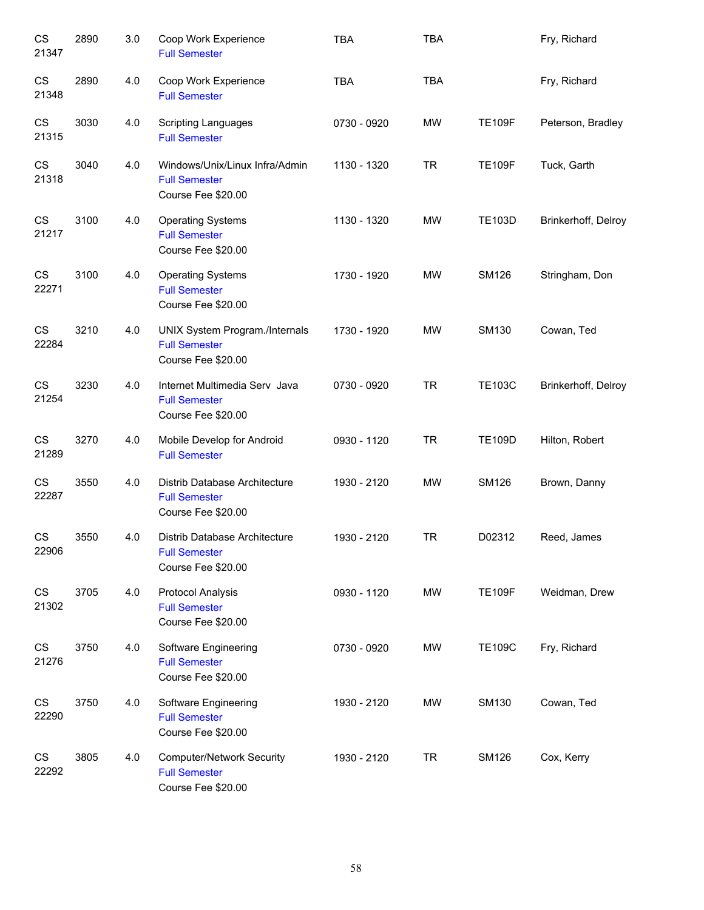| | | | | | | | |
|---|---|---|---|---|---|---|---|
| CS 21347 | 2890 | 3.0 | Coop Work Experience<br>Full Semester | TBA | TBA | | Fry, Richard |
| CS 21348 | 2890 | 4.0 | Coop Work Experience<br>Full Semester | TBA | TBA | | Fry, Richard |
| CS 21315 | 3030 | 4.0 | Scripting Languages<br>Full Semester | 0730 - 0920 | MW | TE109F | Peterson, Bradley |
| CS 21318 | 3040 | 4.0 | Windows/Unix/Linux Infra/Admin<br>Full Semester<br>Course Fee $20.00 | 1130 - 1320 | TR | TE109F | Tuck, Garth |
| CS 21217 | 3100 | 4.0 | Operating Systems<br>Full Semester<br>Course Fee $20.00 | 1130 - 1320 | MW | TE103D | Brinkerhoff, Delroy |
| CS 22271 | 3100 | 4.0 | Operating Systems<br>Full Semester<br>Course Fee $20.00 | 1730 - 1920 | MW | SM126 | Stringham, Don |
| CS 22284 | 3210 | 4.0 | UNIX System Program./Internals<br>Full Semester<br>Course Fee $20.00 | 1730 - 1920 | MW | SM130 | Cowan, Ted |
| CS 21254 | 3230 | 4.0 | Internet Multimedia Serv Java<br>Full Semester<br>Course Fee $20.00 | 0730 - 0920 | TR | TE103C | Brinkerhoff, Delroy |
| CS 21289 | 3270 | 4.0 | Mobile Develop for Android<br>Full Semester | 0930 - 1120 | TR | TE109D | Hilton, Robert |
| CS 22287 | 3550 | 4.0 | Distrib Database Architecture<br>Full Semester<br>Course Fee $20.00 | 1930 - 2120 | MW | SM126 | Brown, Danny |
| CS 22906 | 3550 | 4.0 | Distrib Database Architecture<br>Full Semester<br>Course Fee $20.00 | 1930 - 2120 | TR | D02312 | Reed, James |
| CS 21302 | 3705 | 4.0 | Protocol Analysis<br>Full Semester<br>Course Fee $20.00 | 0930 - 1120 | MW | TE109F | Weidman, Drew |
| CS 21276 | 3750 | 4.0 | Software Engineering<br>Full Semester<br>Course Fee $20.00 | 0730 - 0920 | MW | TE109C | Fry, Richard |
| CS 22290 | 3750 | 4.0 | Software Engineering<br>Full Semester<br>Course Fee $20.00 | 1930 - 2120 | MW | SM130 | Cowan, Ted |
| CS 22292 | 3805 | 4.0 | Computer/Network Security<br>Full Semester<br>Course Fee $20.00 | 1930 - 2120 | TR | SM126 | Cox, Kerry |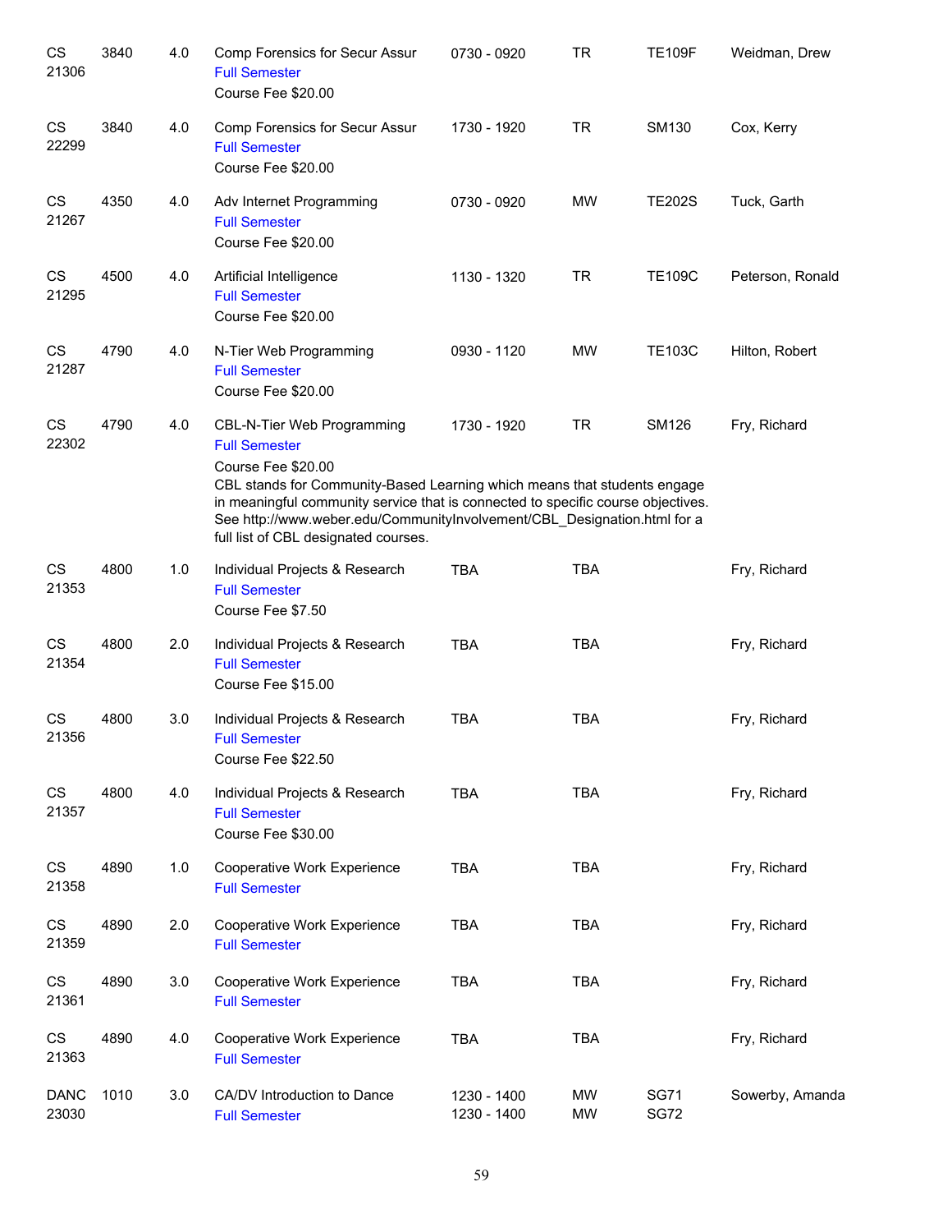| Subject/CRN | Course | Credits | Title | Time | Days | Room | Instructor |
|---|---|---|---|---|---|---|---|
| CS 21306 | 3840 | 4.0 | Comp Forensics for Secur Assur<br>Full Semester<br>Course Fee $20.00 | 0730 - 0920 | TR | TE109F | Weidman, Drew |
| CS 22299 | 3840 | 4.0 | Comp Forensics for Secur Assur<br>Full Semester<br>Course Fee $20.00 | 1730 - 1920 | TR | SM130 | Cox, Kerry |
| CS 21267 | 4350 | 4.0 | Adv Internet Programming<br>Full Semester<br>Course Fee $20.00 | 0730 - 0920 | MW | TE202S | Tuck, Garth |
| CS 21295 | 4500 | 4.0 | Artificial Intelligence<br>Full Semester<br>Course Fee $20.00 | 1130 - 1320 | TR | TE109C | Peterson, Ronald |
| CS 21287 | 4790 | 4.0 | N-Tier Web Programming<br>Full Semester<br>Course Fee $20.00 | 0930 - 1120 | MW | TE103C | Hilton, Robert |
| CS 22302 | 4790 | 4.0 | CBL-N-Tier Web Programming<br>Full Semester<br>Course Fee $20.00<br>CBL stands for Community-Based Learning which means that students engage in meaningful community service that is connected to specific course objectives. See http://www.weber.edu/CommunityInvolvement/CBL_Designation.html for a full list of CBL designated courses. | 1730 - 1920 | TR | SM126 | Fry, Richard |
| CS 21353 | 4800 | 1.0 | Individual Projects & Research<br>Full Semester<br>Course Fee $7.50 | TBA | TBA | | Fry, Richard |
| CS 21354 | 4800 | 2.0 | Individual Projects & Research<br>Full Semester<br>Course Fee $15.00 | TBA | TBA | | Fry, Richard |
| CS 21356 | 4800 | 3.0 | Individual Projects & Research<br>Full Semester<br>Course Fee $22.50 | TBA | TBA | | Fry, Richard |
| CS 21357 | 4800 | 4.0 | Individual Projects & Research<br>Full Semester<br>Course Fee $30.00 | TBA | TBA | | Fry, Richard |
| CS 21358 | 4890 | 1.0 | Cooperative Work Experience<br>Full Semester | TBA | TBA | | Fry, Richard |
| CS 21359 | 4890 | 2.0 | Cooperative Work Experience<br>Full Semester | TBA | TBA | | Fry, Richard |
| CS 21361 | 4890 | 3.0 | Cooperative Work Experience<br>Full Semester | TBA | TBA | | Fry, Richard |
| CS 21363 | 4890 | 4.0 | Cooperative Work Experience<br>Full Semester | TBA | TBA | | Fry, Richard |
| DANC 23030 | 1010 | 3.0 | CA/DV Introduction to Dance<br>Full Semester | 1230 - 1400<br>1230 - 1400 | MW<br>MW | SG71<br>SG72 | Sowerby, Amanda |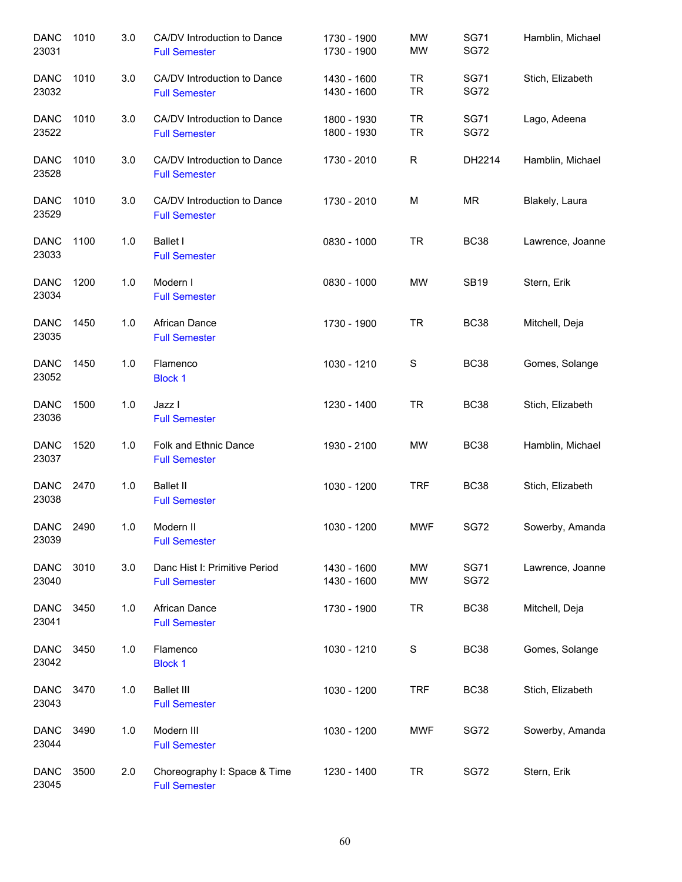| Subject / CRN | Course | Credits | Title / Session | Time | Days | Room | Instructor |
|---|---|---|---|---|---|---|---|
| DANC 23031 | 1010 | 3.0 | CA/DV Introduction to Dance<br>Full Semester | 1730 - 1900<br>1730 - 1900 | MW<br>MW | SG71<br>SG72 | Hamblin, Michael |
| DANC 23032 | 1010 | 3.0 | CA/DV Introduction to Dance<br>Full Semester | 1430 - 1600<br>1430 - 1600 | TR<br>TR | SG71<br>SG72 | Stich, Elizabeth |
| DANC 23522 | 1010 | 3.0 | CA/DV Introduction to Dance<br>Full Semester | 1800 - 1930<br>1800 - 1930 | TR<br>TR | SG71<br>SG72 | Lago, Adeena |
| DANC 23528 | 1010 | 3.0 | CA/DV Introduction to Dance<br>Full Semester | 1730 - 2010 | R | DH2214 | Hamblin, Michael |
| DANC 23529 | 1010 | 3.0 | CA/DV Introduction to Dance<br>Full Semester | 1730 - 2010 | M | MR | Blakely, Laura |
| DANC 23033 | 1100 | 1.0 | Ballet I<br>Full Semester | 0830 - 1000 | TR | BC38 | Lawrence, Joanne |
| DANC 23034 | 1200 | 1.0 | Modern I<br>Full Semester | 0830 - 1000 | MW | SB19 | Stern, Erik |
| DANC 23035 | 1450 | 1.0 | African Dance<br>Full Semester | 1730 - 1900 | TR | BC38 | Mitchell, Deja |
| DANC 23052 | 1450 | 1.0 | Flamenco<br>Block 1 | 1030 - 1210 | S | BC38 | Gomes, Solange |
| DANC 23036 | 1500 | 1.0 | Jazz I<br>Full Semester | 1230 - 1400 | TR | BC38 | Stich, Elizabeth |
| DANC 23037 | 1520 | 1.0 | Folk and Ethnic Dance<br>Full Semester | 1930 - 2100 | MW | BC38 | Hamblin, Michael |
| DANC 23038 | 2470 | 1.0 | Ballet II<br>Full Semester | 1030 - 1200 | TRF | BC38 | Stich, Elizabeth |
| DANC 23039 | 2490 | 1.0 | Modern II<br>Full Semester | 1030 - 1200 | MWF | SG72 | Sowerby, Amanda |
| DANC 23040 | 3010 | 3.0 | Danc Hist I: Primitive Period<br>Full Semester | 1430 - 1600<br>1430 - 1600 | MW<br>MW | SG71<br>SG72 | Lawrence, Joanne |
| DANC 23041 | 3450 | 1.0 | African Dance<br>Full Semester | 1730 - 1900 | TR | BC38 | Mitchell, Deja |
| DANC 23042 | 3450 | 1.0 | Flamenco<br>Block 1 | 1030 - 1210 | S | BC38 | Gomes, Solange |
| DANC 23043 | 3470 | 1.0 | Ballet III<br>Full Semester | 1030 - 1200 | TRF | BC38 | Stich, Elizabeth |
| DANC 23044 | 3490 | 1.0 | Modern III<br>Full Semester | 1030 - 1200 | MWF | SG72 | Sowerby, Amanda |
| DANC 23045 | 3500 | 2.0 | Choreography I: Space & Time<br>Full Semester | 1230 - 1400 | TR | SG72 | Stern, Erik |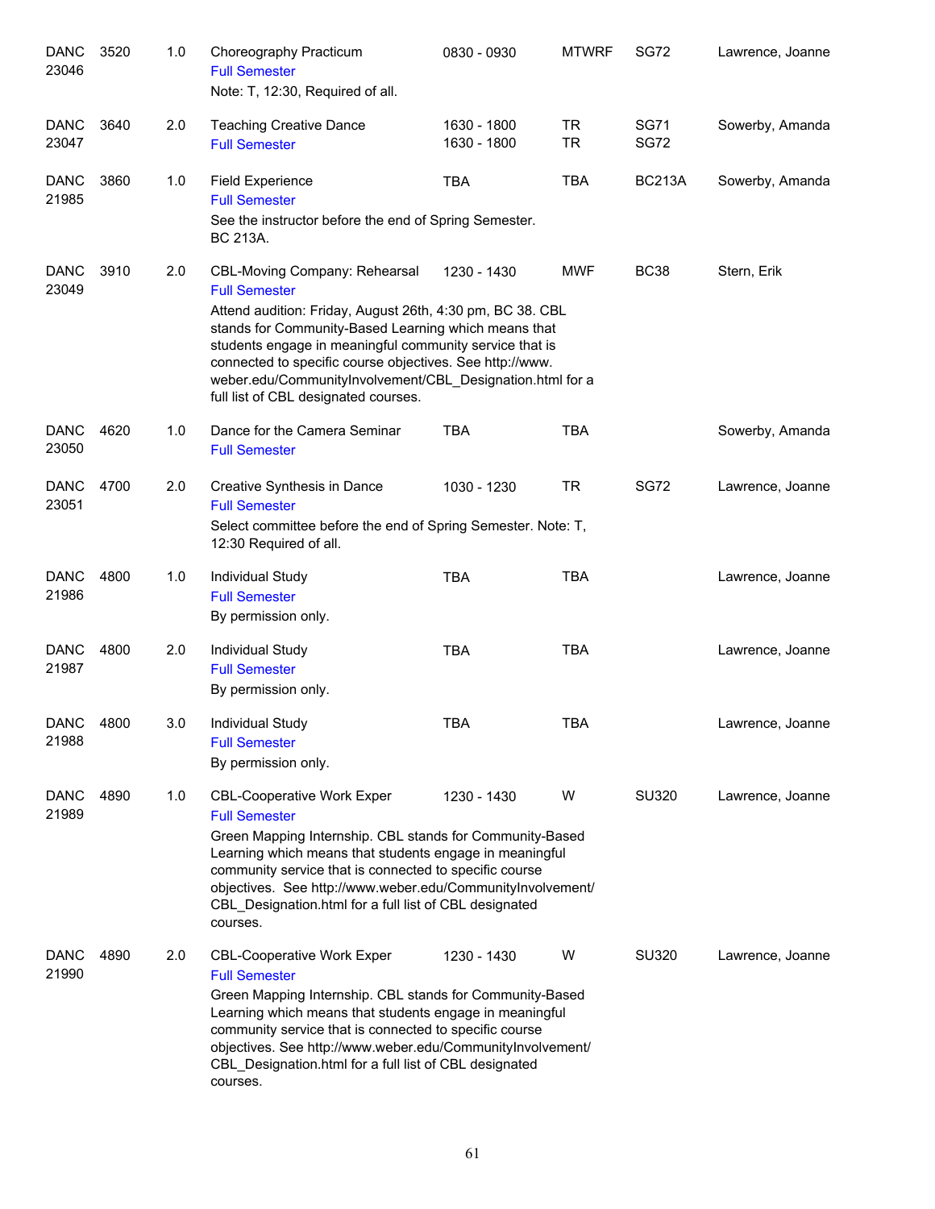| Subject / CRN | Course | Credits | Title / Notes | Time | Days | Room | Instructor |
|---|---|---|---|---|---|---|---|
| DANC 23046 | 3520 | 1.0 | Choreography Practicum<br>Full Semester<br>Note: T, 12:30, Required of all. | 0830 - 0930 | MTWRF | SG72 | Lawrence, Joanne |
| DANC 23047 | 3640 | 2.0 | Teaching Creative Dance<br>Full Semester | 1630 - 1800<br>1630 - 1800 | TR<br>TR | SG71<br>SG72 | Sowerby, Amanda |
| DANC 21985 | 3860 | 1.0 | Field Experience<br>Full Semester<br>See the instructor before the end of Spring Semester. BC 213A. | TBA | TBA | BC213A | Sowerby, Amanda |
| DANC 23049 | 3910 | 2.0 | CBL-Moving Company: Rehearsal<br>Full Semester<br>Attend audition: Friday, August 26th, 4:30 pm, BC 38. CBL stands for Community-Based Learning which means that students engage in meaningful community service that is connected to specific course objectives. See http://www.weber.edu/CommunityInvolvement/CBL_Designation.html for a full list of CBL designated courses. | 1230 - 1430 | MWF | BC38 | Stern, Erik |
| DANC 23050 | 4620 | 1.0 | Dance for the Camera Seminar<br>Full Semester | TBA | TBA | | Sowerby, Amanda |
| DANC 23051 | 4700 | 2.0 | Creative Synthesis in Dance<br>Full Semester<br>Select committee before the end of Spring Semester. Note: T, 12:30 Required of all. | 1030 - 1230 | TR | SG72 | Lawrence, Joanne |
| DANC 21986 | 4800 | 1.0 | Individual Study<br>Full Semester<br>By permission only. | TBA | TBA | | Lawrence, Joanne |
| DANC 21987 | 4800 | 2.0 | Individual Study<br>Full Semester<br>By permission only. | TBA | TBA | | Lawrence, Joanne |
| DANC 21988 | 4800 | 3.0 | Individual Study<br>Full Semester<br>By permission only. | TBA | TBA | | Lawrence, Joanne |
| DANC 21989 | 4890 | 1.0 | CBL-Cooperative Work Exper<br>Full Semester<br>Green Mapping Internship. CBL stands for Community-Based Learning which means that students engage in meaningful community service that is connected to specific course objectives. See http://www.weber.edu/CommunityInvolvement/CBL_Designation.html for a full list of CBL designated courses. | 1230 - 1430 | W | SU320 | Lawrence, Joanne |
| DANC 21990 | 4890 | 2.0 | CBL-Cooperative Work Exper<br>Full Semester<br>Green Mapping Internship. CBL stands for Community-Based Learning which means that students engage in meaningful community service that is connected to specific course objectives. See http://www.weber.edu/CommunityInvolvement/CBL_Designation.html for a full list of CBL designated courses. | 1230 - 1430 | W | SU320 | Lawrence, Joanne |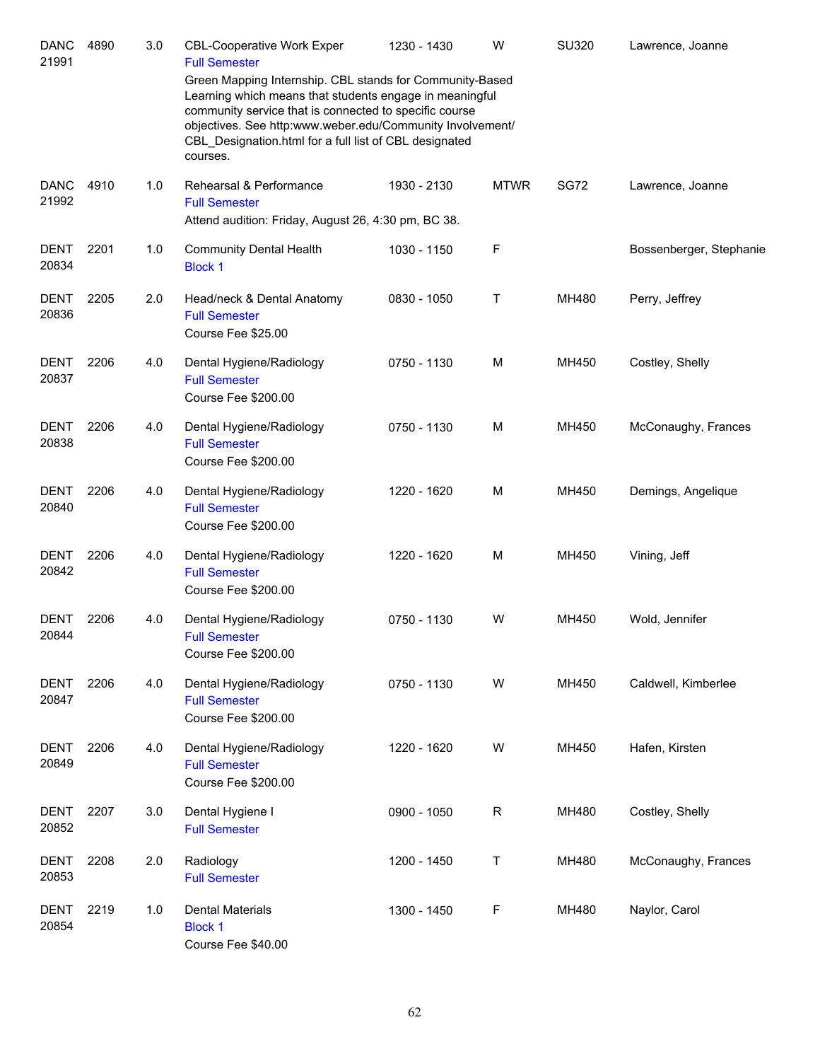| Course | Number | Credits | Title | Time | Days | Room | Instructor |
|---|---|---|---|---|---|---|---|
| DANC 21991 | 4890 | 3.0 | CBL-Cooperative Work Exper<br>Full Semester<br>Green Mapping Internship. CBL stands for Community-Based Learning which means that students engage in meaningful community service that is connected to specific course objectives. See http:www.weber.edu/Community Involvement/ CBL_Designation.html for a full list of CBL designated courses. | 1230 - 1430 | W | SU320 | Lawrence, Joanne |
| DANC 21992 | 4910 | 1.0 | Rehearsal & Performance<br>Full Semester<br>Attend audition: Friday, August 26, 4:30 pm, BC 38. | 1930 - 2130 | MTWR | SG72 | Lawrence, Joanne |
| DENT 20834 | 2201 | 1.0 | Community Dental Health<br>Block 1 | 1030 - 1150 | F | | Bossenberger, Stephanie |
| DENT 20836 | 2205 | 2.0 | Head/neck & Dental Anatomy<br>Full Semester<br>Course Fee $25.00 | 0830 - 1050 | T | MH480 | Perry, Jeffrey |
| DENT 20837 | 2206 | 4.0 | Dental Hygiene/Radiology<br>Full Semester<br>Course Fee $200.00 | 0750 - 1130 | M | MH450 | Costley, Shelly |
| DENT 20838 | 2206 | 4.0 | Dental Hygiene/Radiology<br>Full Semester<br>Course Fee $200.00 | 0750 - 1130 | M | MH450 | McConaughy, Frances |
| DENT 20840 | 2206 | 4.0 | Dental Hygiene/Radiology<br>Full Semester<br>Course Fee $200.00 | 1220 - 1620 | M | MH450 | Demings, Angelique |
| DENT 20842 | 2206 | 4.0 | Dental Hygiene/Radiology<br>Full Semester<br>Course Fee $200.00 | 1220 - 1620 | M | MH450 | Vining, Jeff |
| DENT 20844 | 2206 | 4.0 | Dental Hygiene/Radiology<br>Full Semester<br>Course Fee $200.00 | 0750 - 1130 | W | MH450 | Wold, Jennifer |
| DENT 20847 | 2206 | 4.0 | Dental Hygiene/Radiology<br>Full Semester<br>Course Fee $200.00 | 0750 - 1130 | W | MH450 | Caldwell, Kimberlee |
| DENT 20849 | 2206 | 4.0 | Dental Hygiene/Radiology<br>Full Semester<br>Course Fee $200.00 | 1220 - 1620 | W | MH450 | Hafen, Kirsten |
| DENT 20852 | 2207 | 3.0 | Dental Hygiene I<br>Full Semester | 0900 - 1050 | R | MH480 | Costley, Shelly |
| DENT 20853 | 2208 | 2.0 | Radiology<br>Full Semester | 1200 - 1450 | T | MH480 | McConaughy, Frances |
| DENT 20854 | 2219 | 1.0 | Dental Materials<br>Block 1<br>Course Fee $40.00 | 1300 - 1450 | F | MH480 | Naylor, Carol |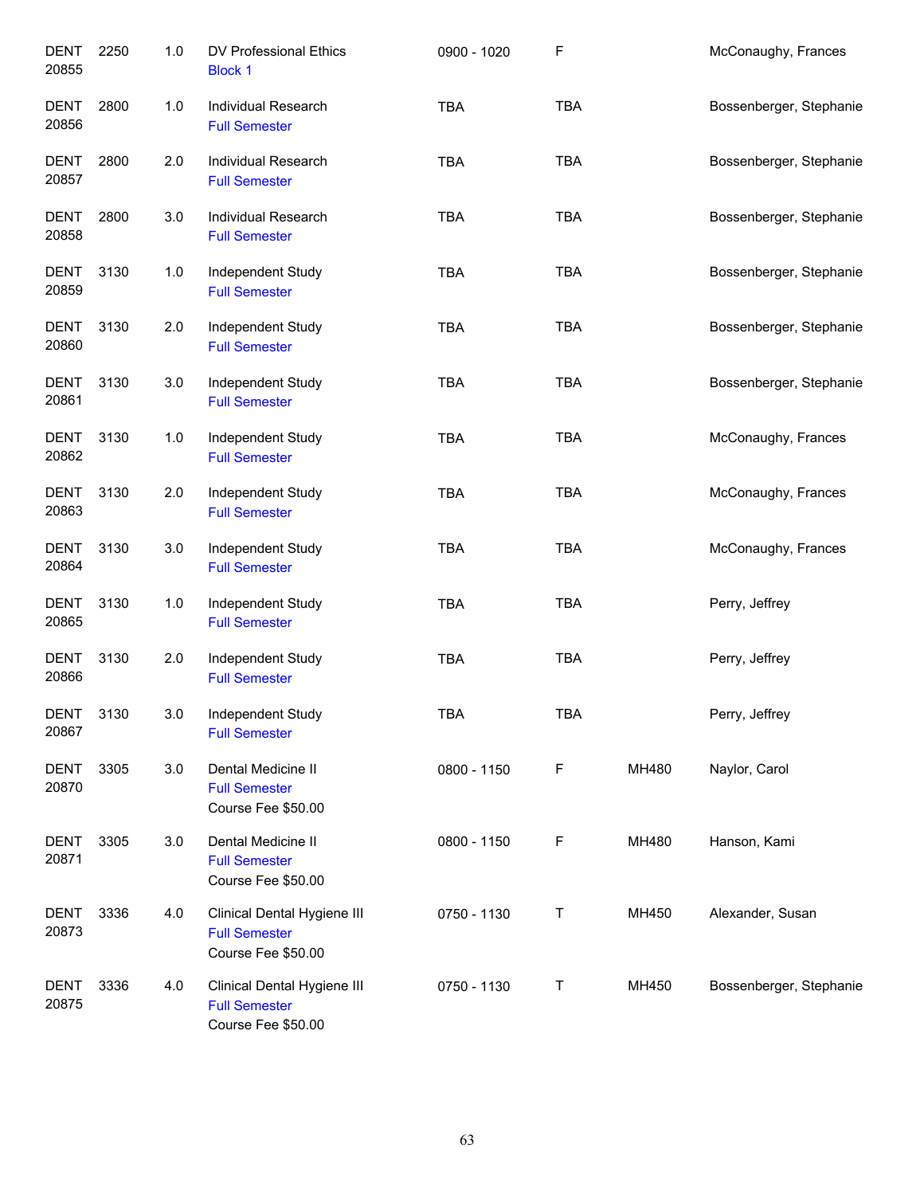| Subject / CRN | Course | Credits | Title | Time | Days | Room | Instructor |
|---|---|---|---|---|---|---|---|
| DENT 20855 | 2250 | 1.0 | DV Professional Ethics<br>Block 1 | 0900 - 1020 | F | | McConaughy, Frances |
| DENT 20856 | 2800 | 1.0 | Individual Research<br>Full Semester | TBA | TBA | | Bossenberger, Stephanie |
| DENT 20857 | 2800 | 2.0 | Individual Research<br>Full Semester | TBA | TBA | | Bossenberger, Stephanie |
| DENT 20858 | 2800 | 3.0 | Individual Research<br>Full Semester | TBA | TBA | | Bossenberger, Stephanie |
| DENT 20859 | 3130 | 1.0 | Independent Study<br>Full Semester | TBA | TBA | | Bossenberger, Stephanie |
| DENT 20860 | 3130 | 2.0 | Independent Study<br>Full Semester | TBA | TBA | | Bossenberger, Stephanie |
| DENT 20861 | 3130 | 3.0 | Independent Study<br>Full Semester | TBA | TBA | | Bossenberger, Stephanie |
| DENT 20862 | 3130 | 1.0 | Independent Study<br>Full Semester | TBA | TBA | | McConaughy, Frances |
| DENT 20863 | 3130 | 2.0 | Independent Study<br>Full Semester | TBA | TBA | | McConaughy, Frances |
| DENT 20864 | 3130 | 3.0 | Independent Study<br>Full Semester | TBA | TBA | | McConaughy, Frances |
| DENT 20865 | 3130 | 1.0 | Independent Study<br>Full Semester | TBA | TBA | | Perry, Jeffrey |
| DENT 20866 | 3130 | 2.0 | Independent Study<br>Full Semester | TBA | TBA | | Perry, Jeffrey |
| DENT 20867 | 3130 | 3.0 | Independent Study<br>Full Semester | TBA | TBA | | Perry, Jeffrey |
| DENT 20870 | 3305 | 3.0 | Dental Medicine II<br>Full Semester<br>Course Fee $50.00 | 0800 - 1150 | F | MH480 | Naylor, Carol |
| DENT 20871 | 3305 | 3.0 | Dental Medicine II<br>Full Semester<br>Course Fee $50.00 | 0800 - 1150 | F | MH480 | Hanson, Kami |
| DENT 20873 | 3336 | 4.0 | Clinical Dental Hygiene III<br>Full Semester<br>Course Fee $50.00 | 0750 - 1130 | T | MH450 | Alexander, Susan |
| DENT 20875 | 3336 | 4.0 | Clinical Dental Hygiene III<br>Full Semester<br>Course Fee $50.00 | 0750 - 1130 | T | MH450 | Bossenberger, Stephanie |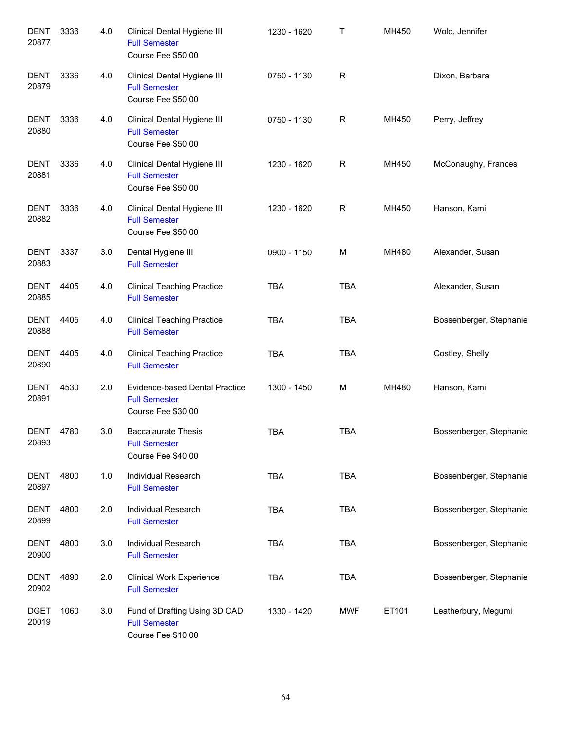| | | | | | | | |
|---|---|---|---|---|---|---|---|
| DENT 20877 | 3336 | 4.0 | Clinical Dental Hygiene III<br>Full Semester<br>Course Fee $50.00 | 1230 - 1620 | T | MH450 | Wold, Jennifer |
| DENT 20879 | 3336 | 4.0 | Clinical Dental Hygiene III<br>Full Semester<br>Course Fee $50.00 | 0750 - 1130 | R | | Dixon, Barbara |
| DENT 20880 | 3336 | 4.0 | Clinical Dental Hygiene III<br>Full Semester<br>Course Fee $50.00 | 0750 - 1130 | R | MH450 | Perry, Jeffrey |
| DENT 20881 | 3336 | 4.0 | Clinical Dental Hygiene III<br>Full Semester<br>Course Fee $50.00 | 1230 - 1620 | R | MH450 | McConaughy, Frances |
| DENT 20882 | 3336 | 4.0 | Clinical Dental Hygiene III<br>Full Semester<br>Course Fee $50.00 | 1230 - 1620 | R | MH450 | Hanson, Kami |
| DENT 20883 | 3337 | 3.0 | Dental Hygiene III<br>Full Semester | 0900 - 1150 | M | MH480 | Alexander, Susan |
| DENT 20885 | 4405 | 4.0 | Clinical Teaching Practice<br>Full Semester | TBA | TBA | | Alexander, Susan |
| DENT 20888 | 4405 | 4.0 | Clinical Teaching Practice<br>Full Semester | TBA | TBA | | Bossenberger, Stephanie |
| DENT 20890 | 4405 | 4.0 | Clinical Teaching Practice<br>Full Semester | TBA | TBA | | Costley, Shelly |
| DENT 20891 | 4530 | 2.0 | Evidence-based Dental Practice<br>Full Semester<br>Course Fee $30.00 | 1300 - 1450 | M | MH480 | Hanson, Kami |
| DENT 20893 | 4780 | 3.0 | Baccalaurate Thesis<br>Full Semester<br>Course Fee $40.00 | TBA | TBA | | Bossenberger, Stephanie |
| DENT 20897 | 4800 | 1.0 | Individual Research<br>Full Semester | TBA | TBA | | Bossenberger, Stephanie |
| DENT 20899 | 4800 | 2.0 | Individual Research<br>Full Semester | TBA | TBA | | Bossenberger, Stephanie |
| DENT 20900 | 4800 | 3.0 | Individual Research<br>Full Semester | TBA | TBA | | Bossenberger, Stephanie |
| DENT 20902 | 4890 | 2.0 | Clinical Work Experience<br>Full Semester | TBA | TBA | | Bossenberger, Stephanie |
| DGET 20019 | 1060 | 3.0 | Fund of Drafting Using 3D CAD<br>Full Semester<br>Course Fee $10.00 | 1330 - 1420 | MWF | ET101 | Leatherbury, Megumi |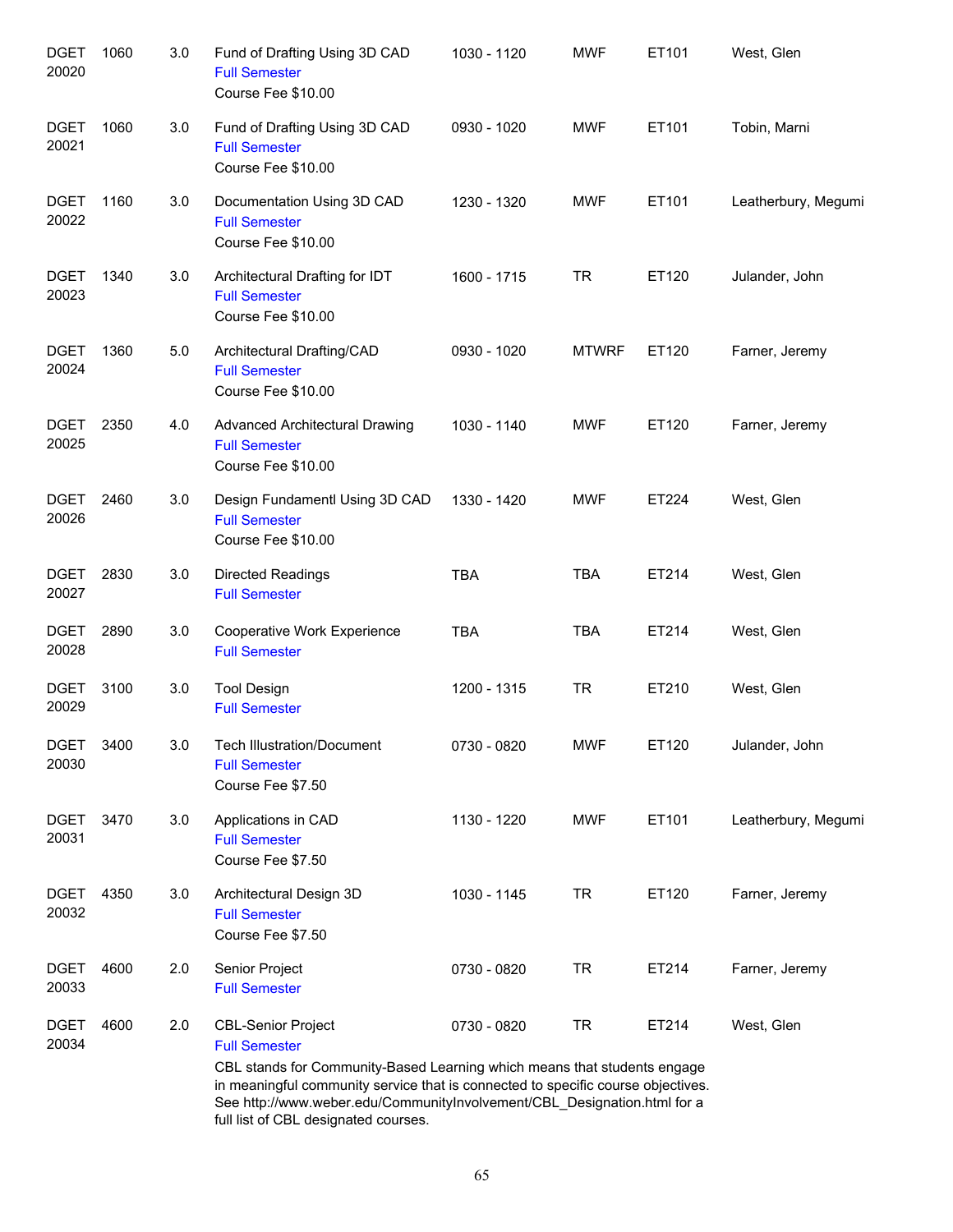| | | | | | | | |
|---|---|---|---|---|---|---|---|
| DGET 20020 | 1060 | 3.0 | Fund of Drafting Using 3D CAD<br>Full Semester<br>Course Fee $10.00 | 1030 - 1120 | MWF | ET101 | West, Glen |
| DGET 20021 | 1060 | 3.0 | Fund of Drafting Using 3D CAD<br>Full Semester<br>Course Fee $10.00 | 0930 - 1020 | MWF | ET101 | Tobin, Marni |
| DGET 20022 | 1160 | 3.0 | Documentation Using 3D CAD<br>Full Semester<br>Course Fee $10.00 | 1230 - 1320 | MWF | ET101 | Leatherbury, Megumi |
| DGET 20023 | 1340 | 3.0 | Architectural Drafting for IDT<br>Full Semester<br>Course Fee $10.00 | 1600 - 1715 | TR | ET120 | Julander, John |
| DGET 20024 | 1360 | 5.0 | Architectural Drafting/CAD<br>Full Semester<br>Course Fee $10.00 | 0930 - 1020 | MTWRF | ET120 | Farner, Jeremy |
| DGET 20025 | 2350 | 4.0 | Advanced Architectural Drawing<br>Full Semester<br>Course Fee $10.00 | 1030 - 1140 | MWF | ET120 | Farner, Jeremy |
| DGET 20026 | 2460 | 3.0 | Design Fundamentl Using 3D CAD<br>Full Semester<br>Course Fee $10.00 | 1330 - 1420 | MWF | ET224 | West, Glen |
| DGET 20027 | 2830 | 3.0 | Directed Readings<br>Full Semester | TBA | TBA | ET214 | West, Glen |
| DGET 20028 | 2890 | 3.0 | Cooperative Work Experience<br>Full Semester | TBA | TBA | ET214 | West, Glen |
| DGET 20029 | 3100 | 3.0 | Tool Design<br>Full Semester | 1200 - 1315 | TR | ET210 | West, Glen |
| DGET 20030 | 3400 | 3.0 | Tech Illustration/Document<br>Full Semester<br>Course Fee $7.50 | 0730 - 0820 | MWF | ET120 | Julander, John |
| DGET 20031 | 3470 | 3.0 | Applications in CAD<br>Full Semester<br>Course Fee $7.50 | 1130 - 1220 | MWF | ET101 | Leatherbury, Megumi |
| DGET 20032 | 4350 | 3.0 | Architectural Design 3D<br>Full Semester<br>Course Fee $7.50 | 1030 - 1145 | TR | ET120 | Farner, Jeremy |
| DGET 20033 | 4600 | 2.0 | Senior Project<br>Full Semester | 0730 - 0820 | TR | ET214 | Farner, Jeremy |
| DGET 20034 | 4600 | 2.0 | CBL-Senior Project<br>Full Semester<br>CBL stands for Community-Based Learning which means that students engage in meaningful community service that is connected to specific course objectives. See http://www.weber.edu/CommunityInvolvement/CBL_Designation.html for a full list of CBL designated courses. | 0730 - 0820 | TR | ET214 | West, Glen |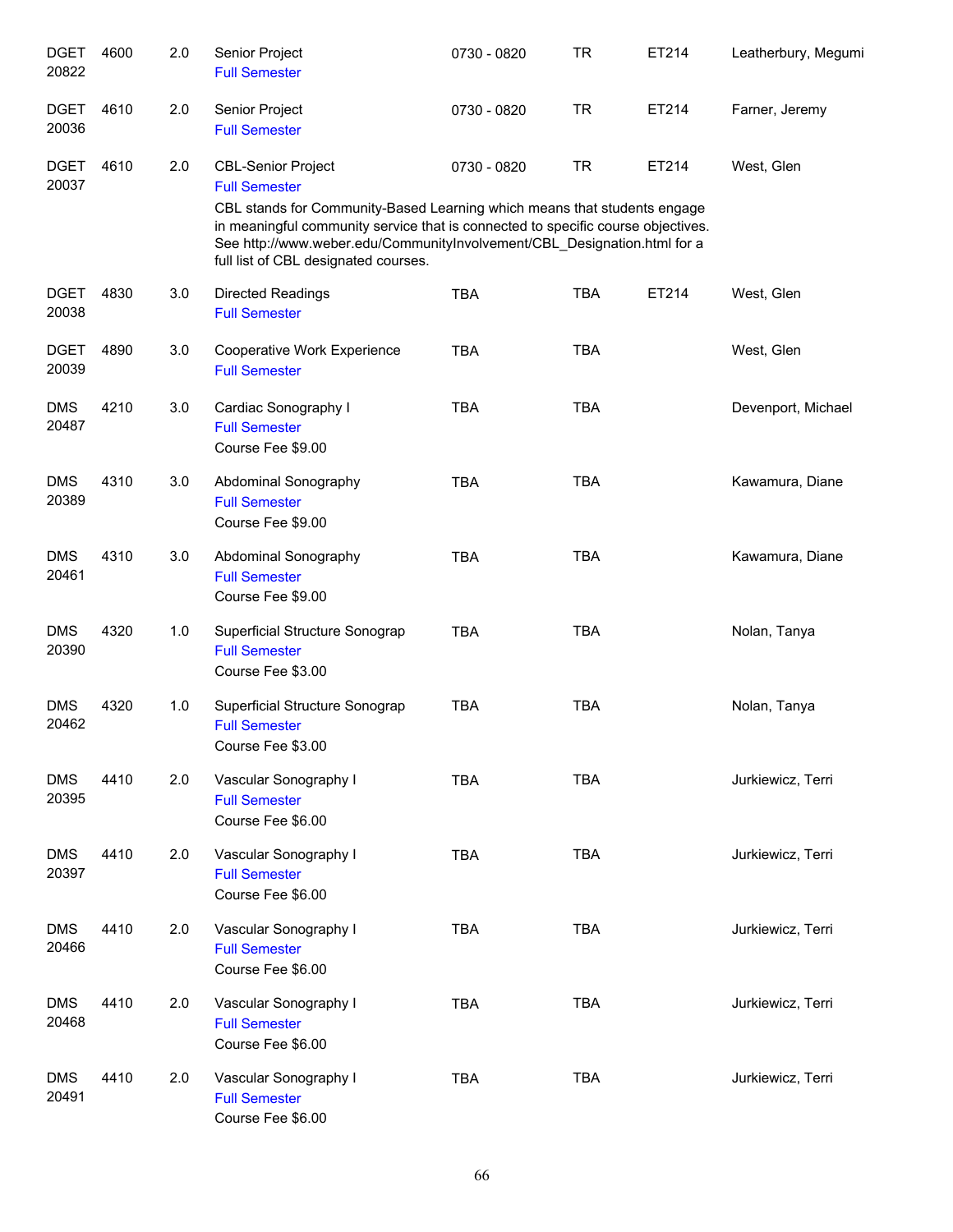| | | | | | | | |
|---|---|---|---|---|---|---|---|
| DGET 20822 | 4600 | 2.0 | Senior Project<br>Full Semester | 0730 - 0820 | TR | ET214 | Leatherbury, Megumi |
| DGET 20036 | 4610 | 2.0 | Senior Project<br>Full Semester | 0730 - 0820 | TR | ET214 | Farner, Jeremy |
| DGET 20037 | 4610 | 2.0 | CBL-Senior Project<br>Full Semester<br>CBL stands for Community-Based Learning which means that students engage in meaningful community service that is connected to specific course objectives. See http://www.weber.edu/CommunityInvolvement/CBL_Designation.html for a full list of CBL designated courses. | 0730 - 0820 | TR | ET214 | West, Glen |
| DGET 20038 | 4830 | 3.0 | Directed Readings<br>Full Semester | TBA | TBA | ET214 | West, Glen |
| DGET 20039 | 4890 | 3.0 | Cooperative Work Experience<br>Full Semester | TBA | TBA | | West, Glen |
| DMS 20487 | 4210 | 3.0 | Cardiac Sonography I<br>Full Semester<br>Course Fee $9.00 | TBA | TBA | | Devenport, Michael |
| DMS 20389 | 4310 | 3.0 | Abdominal Sonography<br>Full Semester<br>Course Fee $9.00 | TBA | TBA | | Kawamura, Diane |
| DMS 20461 | 4310 | 3.0 | Abdominal Sonography<br>Full Semester<br>Course Fee $9.00 | TBA | TBA | | Kawamura, Diane |
| DMS 20390 | 4320 | 1.0 | Superficial Structure Sonograp<br>Full Semester<br>Course Fee $3.00 | TBA | TBA | | Nolan, Tanya |
| DMS 20462 | 4320 | 1.0 | Superficial Structure Sonograp<br>Full Semester<br>Course Fee $3.00 | TBA | TBA | | Nolan, Tanya |
| DMS 20395 | 4410 | 2.0 | Vascular Sonography I<br>Full Semester<br>Course Fee $6.00 | TBA | TBA | | Jurkiewicz, Terri |
| DMS 20397 | 4410 | 2.0 | Vascular Sonography I<br>Full Semester<br>Course Fee $6.00 | TBA | TBA | | Jurkiewicz, Terri |
| DMS 20466 | 4410 | 2.0 | Vascular Sonography I<br>Full Semester<br>Course Fee $6.00 | TBA | TBA | | Jurkiewicz, Terri |
| DMS 20468 | 4410 | 2.0 | Vascular Sonography I<br>Full Semester<br>Course Fee $6.00 | TBA | TBA | | Jurkiewicz, Terri |
| DMS 20491 | 4410 | 2.0 | Vascular Sonography I<br>Full Semester<br>Course Fee $6.00 | TBA | TBA | | Jurkiewicz, Terri |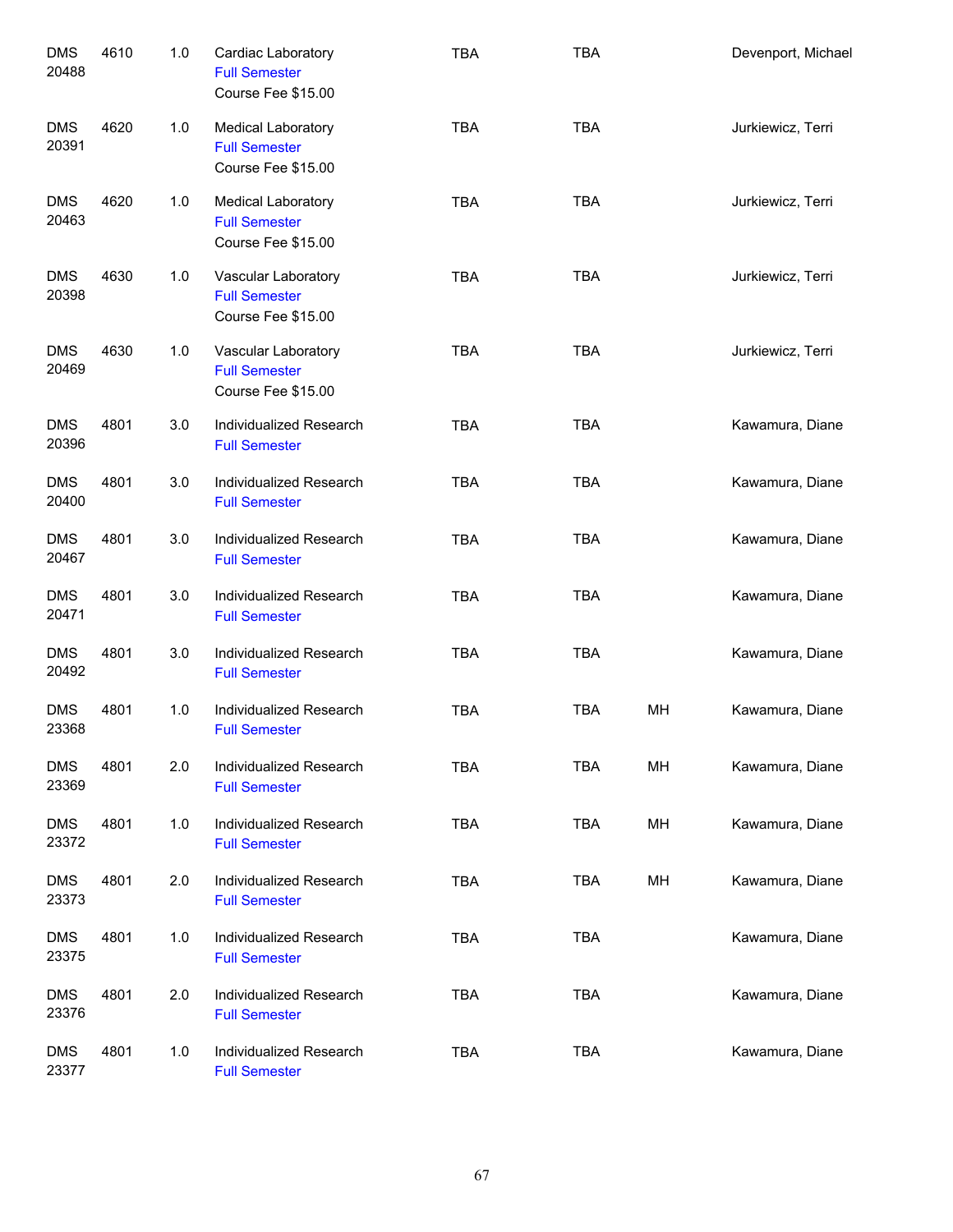| | | | | | | | |
|---|---|---|---|---|---|---|---|
| DMS 20488 | 4610 | 1.0 | Cardiac Laboratory<br>Full Semester<br>Course Fee $15.00 | TBA | TBA | | Devenport, Michael |
| DMS 20391 | 4620 | 1.0 | Medical Laboratory<br>Full Semester<br>Course Fee $15.00 | TBA | TBA | | Jurkiewicz, Terri |
| DMS 20463 | 4620 | 1.0 | Medical Laboratory<br>Full Semester<br>Course Fee $15.00 | TBA | TBA | | Jurkiewicz, Terri |
| DMS 20398 | 4630 | 1.0 | Vascular Laboratory<br>Full Semester<br>Course Fee $15.00 | TBA | TBA | | Jurkiewicz, Terri |
| DMS 20469 | 4630 | 1.0 | Vascular Laboratory<br>Full Semester<br>Course Fee $15.00 | TBA | TBA | | Jurkiewicz, Terri |
| DMS 20396 | 4801 | 3.0 | Individualized Research<br>Full Semester | TBA | TBA | | Kawamura, Diane |
| DMS 20400 | 4801 | 3.0 | Individualized Research<br>Full Semester | TBA | TBA | | Kawamura, Diane |
| DMS 20467 | 4801 | 3.0 | Individualized Research<br>Full Semester | TBA | TBA | | Kawamura, Diane |
| DMS 20471 | 4801 | 3.0 | Individualized Research<br>Full Semester | TBA | TBA | | Kawamura, Diane |
| DMS 20492 | 4801 | 3.0 | Individualized Research<br>Full Semester | TBA | TBA | | Kawamura, Diane |
| DMS 23368 | 4801 | 1.0 | Individualized Research<br>Full Semester | TBA | TBA | MH | Kawamura, Diane |
| DMS 23369 | 4801 | 2.0 | Individualized Research<br>Full Semester | TBA | TBA | MH | Kawamura, Diane |
| DMS 23372 | 4801 | 1.0 | Individualized Research<br>Full Semester | TBA | TBA | MH | Kawamura, Diane |
| DMS 23373 | 4801 | 2.0 | Individualized Research<br>Full Semester | TBA | TBA | MH | Kawamura, Diane |
| DMS 23375 | 4801 | 1.0 | Individualized Research<br>Full Semester | TBA | TBA | | Kawamura, Diane |
| DMS 23376 | 4801 | 2.0 | Individualized Research<br>Full Semester | TBA | TBA | | Kawamura, Diane |
| DMS 23377 | 4801 | 1.0 | Individualized Research<br>Full Semester | TBA | TBA | | Kawamura, Diane |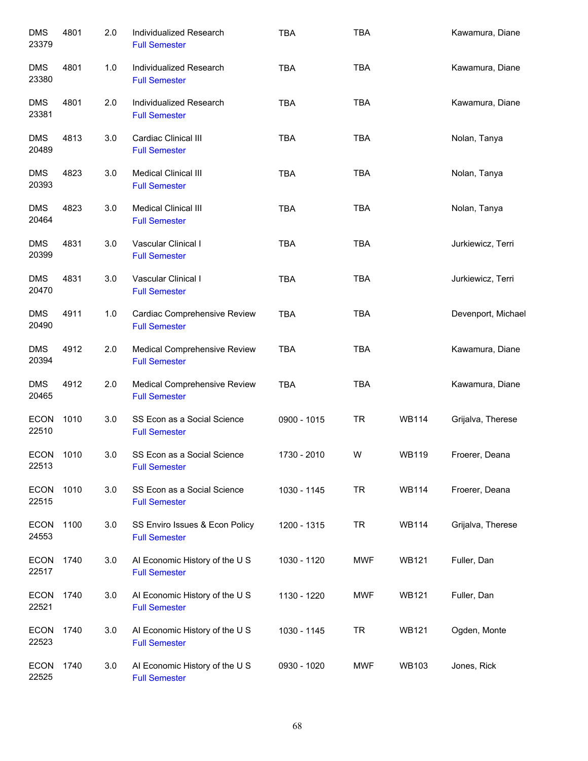| | | | | | | | |
|---|---|---|---|---|---|---|---|
| DMS 23379 | 4801 | 2.0 | Individualized Research<br>Full Semester | TBA | TBA | | Kawamura, Diane |
| DMS 23380 | 4801 | 1.0 | Individualized Research<br>Full Semester | TBA | TBA | | Kawamura, Diane |
| DMS 23381 | 4801 | 2.0 | Individualized Research<br>Full Semester | TBA | TBA | | Kawamura, Diane |
| DMS 20489 | 4813 | 3.0 | Cardiac Clinical III<br>Full Semester | TBA | TBA | | Nolan, Tanya |
| DMS 20393 | 4823 | 3.0 | Medical Clinical III<br>Full Semester | TBA | TBA | | Nolan, Tanya |
| DMS 20464 | 4823 | 3.0 | Medical Clinical III<br>Full Semester | TBA | TBA | | Nolan, Tanya |
| DMS 20399 | 4831 | 3.0 | Vascular Clinical I<br>Full Semester | TBA | TBA | | Jurkiewicz, Terri |
| DMS 20470 | 4831 | 3.0 | Vascular Clinical I<br>Full Semester | TBA | TBA | | Jurkiewicz, Terri |
| DMS 20490 | 4911 | 1.0 | Cardiac Comprehensive Review<br>Full Semester | TBA | TBA | | Devenport, Michael |
| DMS 20394 | 4912 | 2.0 | Medical Comprehensive Review<br>Full Semester | TBA | TBA | | Kawamura, Diane |
| DMS 20465 | 4912 | 2.0 | Medical Comprehensive Review<br>Full Semester | TBA | TBA | | Kawamura, Diane |
| ECON 22510 | 1010 | 3.0 | SS Econ as a Social Science<br>Full Semester | 0900 - 1015 | TR | WB114 | Grijalva, Therese |
| ECON 22513 | 1010 | 3.0 | SS Econ as a Social Science<br>Full Semester | 1730 - 2010 | W | WB119 | Froerer, Deana |
| ECON 22515 | 1010 | 3.0 | SS Econ as a Social Science<br>Full Semester | 1030 - 1145 | TR | WB114 | Froerer, Deana |
| ECON 24553 | 1100 | 3.0 | SS Enviro Issues & Econ Policy<br>Full Semester | 1200 - 1315 | TR | WB114 | Grijalva, Therese |
| ECON 22517 | 1740 | 3.0 | AI Economic History of the U S<br>Full Semester | 1030 - 1120 | MWF | WB121 | Fuller, Dan |
| ECON 22521 | 1740 | 3.0 | AI Economic History of the U S<br>Full Semester | 1130 - 1220 | MWF | WB121 | Fuller, Dan |
| ECON 22523 | 1740 | 3.0 | AI Economic History of the U S<br>Full Semester | 1030 - 1145 | TR | WB121 | Ogden, Monte |
| ECON 22525 | 1740 | 3.0 | AI Economic History of the U S<br>Full Semester | 0930 - 1020 | MWF | WB103 | Jones, Rick |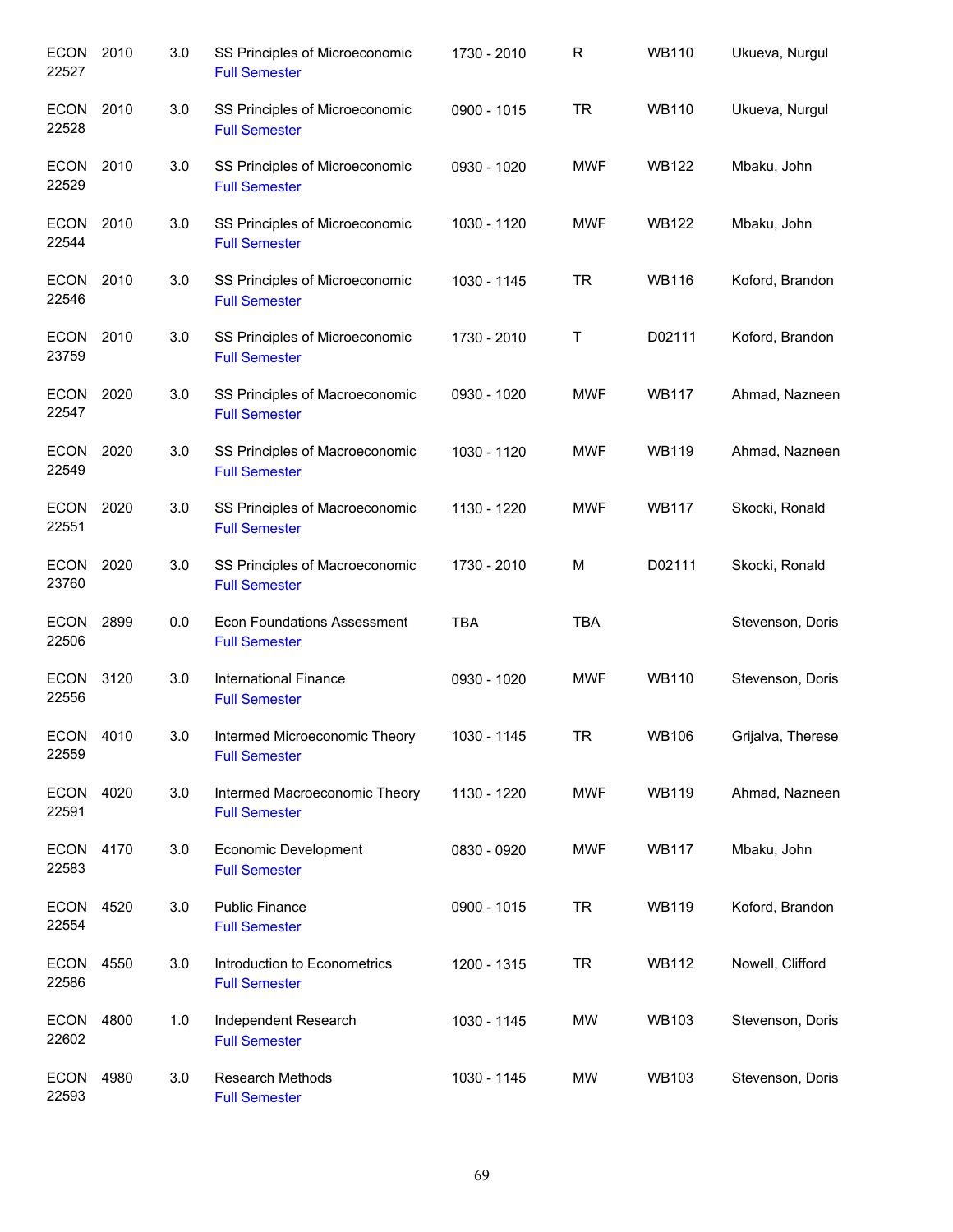| | | | | | | | |
|---|---|---|---|---|---|---|---|
| ECON 22527 | 2010 | 3.0 | SS Principles of Microeconomic<br>Full Semester | 1730 - 2010 | R | WB110 | Ukueva, Nurgul |
| ECON 22528 | 2010 | 3.0 | SS Principles of Microeconomic<br>Full Semester | 0900 - 1015 | TR | WB110 | Ukueva, Nurgul |
| ECON 22529 | 2010 | 3.0 | SS Principles of Microeconomic<br>Full Semester | 0930 - 1020 | MWF | WB122 | Mbaku, John |
| ECON 22544 | 2010 | 3.0 | SS Principles of Microeconomic<br>Full Semester | 1030 - 1120 | MWF | WB122 | Mbaku, John |
| ECON 22546 | 2010 | 3.0 | SS Principles of Microeconomic<br>Full Semester | 1030 - 1145 | TR | WB116 | Koford, Brandon |
| ECON 23759 | 2010 | 3.0 | SS Principles of Microeconomic<br>Full Semester | 1730 - 2010 | T | D02111 | Koford, Brandon |
| ECON 22547 | 2020 | 3.0 | SS Principles of Macroeconomic<br>Full Semester | 0930 - 1020 | MWF | WB117 | Ahmad, Nazneen |
| ECON 22549 | 2020 | 3.0 | SS Principles of Macroeconomic<br>Full Semester | 1030 - 1120 | MWF | WB119 | Ahmad, Nazneen |
| ECON 22551 | 2020 | 3.0 | SS Principles of Macroeconomic<br>Full Semester | 1130 - 1220 | MWF | WB117 | Skocki, Ronald |
| ECON 23760 | 2020 | 3.0 | SS Principles of Macroeconomic<br>Full Semester | 1730 - 2010 | M | D02111 | Skocki, Ronald |
| ECON 22506 | 2899 | 0.0 | Econ Foundations Assessment<br>Full Semester | TBA | TBA | | Stevenson, Doris |
| ECON 22556 | 3120 | 3.0 | International Finance<br>Full Semester | 0930 - 1020 | MWF | WB110 | Stevenson, Doris |
| ECON 22559 | 4010 | 3.0 | Intermed Microeconomic Theory<br>Full Semester | 1030 - 1145 | TR | WB106 | Grijalva, Therese |
| ECON 22591 | 4020 | 3.0 | Intermed Macroeconomic Theory<br>Full Semester | 1130 - 1220 | MWF | WB119 | Ahmad, Nazneen |
| ECON 22583 | 4170 | 3.0 | Economic Development<br>Full Semester | 0830 - 0920 | MWF | WB117 | Mbaku, John |
| ECON 22554 | 4520 | 3.0 | Public Finance<br>Full Semester | 0900 - 1015 | TR | WB119 | Koford, Brandon |
| ECON 22586 | 4550 | 3.0 | Introduction to Econometrics<br>Full Semester | 1200 - 1315 | TR | WB112 | Nowell, Clifford |
| ECON 22602 | 4800 | 1.0 | Independent Research<br>Full Semester | 1030 - 1145 | MW | WB103 | Stevenson, Doris |
| ECON 22593 | 4980 | 3.0 | Research Methods<br>Full Semester | 1030 - 1145 | MW | WB103 | Stevenson, Doris |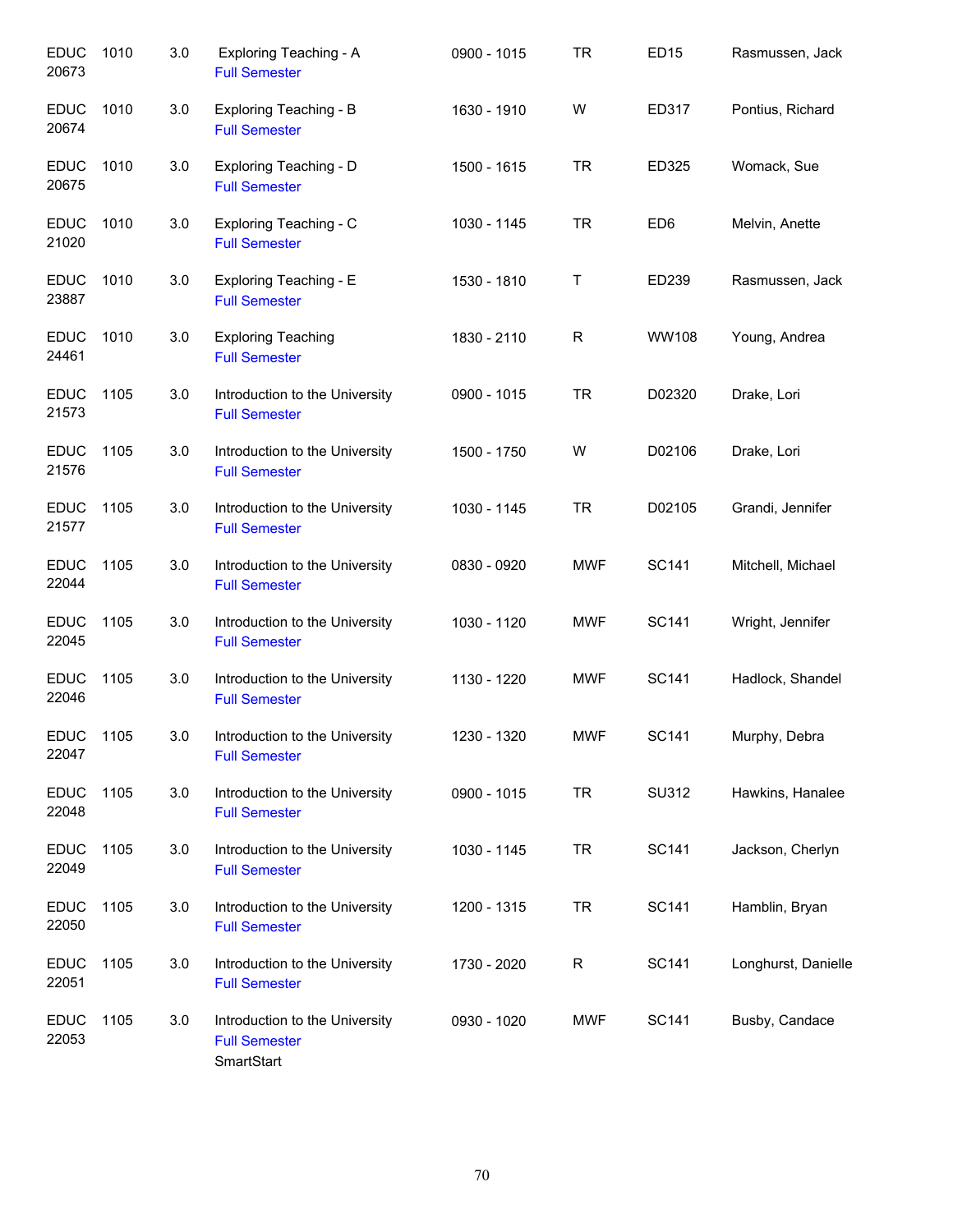| | | | | | | | |
|---|---|---|---|---|---|---|---|
| EDUC 20673 | 1010 | 3.0 | Exploring Teaching - A<br>Full Semester | 0900 - 1015 | TR | ED15 | Rasmussen, Jack |
| EDUC 20674 | 1010 | 3.0 | Exploring Teaching - B<br>Full Semester | 1630 - 1910 | W | ED317 | Pontius, Richard |
| EDUC 20675 | 1010 | 3.0 | Exploring Teaching - D<br>Full Semester | 1500 - 1615 | TR | ED325 | Womack, Sue |
| EDUC 21020 | 1010 | 3.0 | Exploring Teaching - C<br>Full Semester | 1030 - 1145 | TR | ED6 | Melvin, Anette |
| EDUC 23887 | 1010 | 3.0 | Exploring Teaching - E<br>Full Semester | 1530 - 1810 | T | ED239 | Rasmussen, Jack |
| EDUC 24461 | 1010 | 3.0 | Exploring Teaching<br>Full Semester | 1830 - 2110 | R | WW108 | Young, Andrea |
| EDUC 21573 | 1105 | 3.0 | Introduction to the University<br>Full Semester | 0900 - 1015 | TR | D02320 | Drake, Lori |
| EDUC 21576 | 1105 | 3.0 | Introduction to the University<br>Full Semester | 1500 - 1750 | W | D02106 | Drake, Lori |
| EDUC 21577 | 1105 | 3.0 | Introduction to the University<br>Full Semester | 1030 - 1145 | TR | D02105 | Grandi, Jennifer |
| EDUC 22044 | 1105 | 3.0 | Introduction to the University<br>Full Semester | 0830 - 0920 | MWF | SC141 | Mitchell, Michael |
| EDUC 22045 | 1105 | 3.0 | Introduction to the University<br>Full Semester | 1030 - 1120 | MWF | SC141 | Wright, Jennifer |
| EDUC 22046 | 1105 | 3.0 | Introduction to the University<br>Full Semester | 1130 - 1220 | MWF | SC141 | Hadlock, Shandel |
| EDUC 22047 | 1105 | 3.0 | Introduction to the University<br>Full Semester | 1230 - 1320 | MWF | SC141 | Murphy, Debra |
| EDUC 22048 | 1105 | 3.0 | Introduction to the University<br>Full Semester | 0900 - 1015 | TR | SU312 | Hawkins, Hanalee |
| EDUC 22049 | 1105 | 3.0 | Introduction to the University<br>Full Semester | 1030 - 1145 | TR | SC141 | Jackson, Cherlyn |
| EDUC 22050 | 1105 | 3.0 | Introduction to the University<br>Full Semester | 1200 - 1315 | TR | SC141 | Hamblin, Bryan |
| EDUC 22051 | 1105 | 3.0 | Introduction to the University<br>Full Semester | 1730 - 2020 | R | SC141 | Longhurst, Danielle |
| EDUC 22053 | 1105 | 3.0 | Introduction to the University<br>Full Semester<br>SmartStart | 0930 - 1020 | MWF | SC141 | Busby, Candace |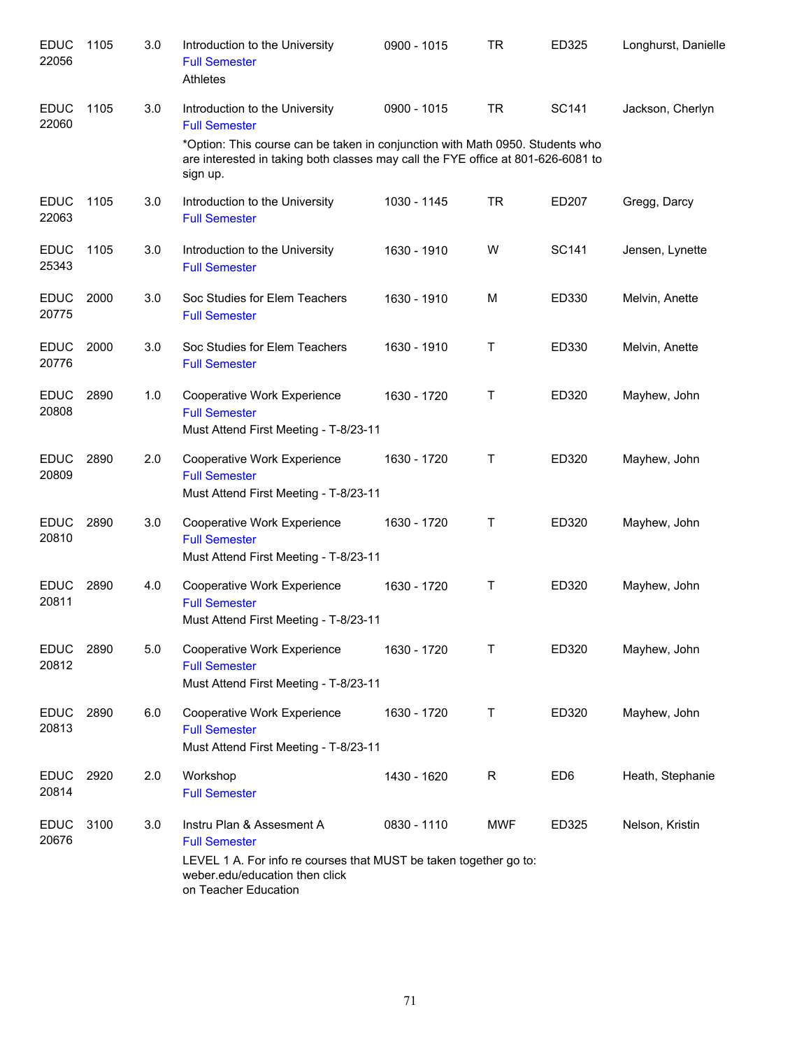| Subject / CRN | Course | Credits | Title | Time | Days | Room | Instructor |
|---|---|---|---|---|---|---|---|
| EDUC 22056 | 1105 | 3.0 | Introduction to the University<br>Full Semester<br>Athletes | 0900 - 1015 | TR | ED325 | Longhurst, Danielle |
| EDUC 22060 | 1105 | 3.0 | Introduction to the University<br>Full Semester<br>*Option: This course can be taken in conjunction with Math 0950. Students who are interested in taking both classes may call the FYE office at 801-626-6081 to sign up. | 0900 - 1015 | TR | SC141 | Jackson, Cherlyn |
| EDUC 22063 | 1105 | 3.0 | Introduction to the University<br>Full Semester | 1030 - 1145 | TR | ED207 | Gregg, Darcy |
| EDUC 25343 | 1105 | 3.0 | Introduction to the University<br>Full Semester | 1630 - 1910 | W | SC141 | Jensen, Lynette |
| EDUC 20775 | 2000 | 3.0 | Soc Studies for Elem Teachers<br>Full Semester | 1630 - 1910 | M | ED330 | Melvin, Anette |
| EDUC 20776 | 2000 | 3.0 | Soc Studies for Elem Teachers<br>Full Semester | 1630 - 1910 | T | ED330 | Melvin, Anette |
| EDUC 20808 | 2890 | 1.0 | Cooperative Work Experience<br>Full Semester<br>Must Attend First Meeting - T-8/23-11 | 1630 - 1720 | T | ED320 | Mayhew, John |
| EDUC 20809 | 2890 | 2.0 | Cooperative Work Experience<br>Full Semester<br>Must Attend First Meeting - T-8/23-11 | 1630 - 1720 | T | ED320 | Mayhew, John |
| EDUC 20810 | 2890 | 3.0 | Cooperative Work Experience<br>Full Semester<br>Must Attend First Meeting - T-8/23-11 | 1630 - 1720 | T | ED320 | Mayhew, John |
| EDUC 20811 | 2890 | 4.0 | Cooperative Work Experience<br>Full Semester<br>Must Attend First Meeting - T-8/23-11 | 1630 - 1720 | T | ED320 | Mayhew, John |
| EDUC 20812 | 2890 | 5.0 | Cooperative Work Experience<br>Full Semester<br>Must Attend First Meeting - T-8/23-11 | 1630 - 1720 | T | ED320 | Mayhew, John |
| EDUC 20813 | 2890 | 6.0 | Cooperative Work Experience<br>Full Semester<br>Must Attend First Meeting - T-8/23-11 | 1630 - 1720 | T | ED320 | Mayhew, John |
| EDUC 20814 | 2920 | 2.0 | Workshop<br>Full Semester | 1430 - 1620 | R | ED6 | Heath, Stephanie |
| EDUC 20676 | 3100 | 3.0 | Instru Plan & Assesment A<br>Full Semester<br>LEVEL 1 A. For info re courses that MUST be taken together go to: weber.edu/education then click on Teacher Education | 0830 - 1110 | MWF | ED325 | Nelson, Kristin |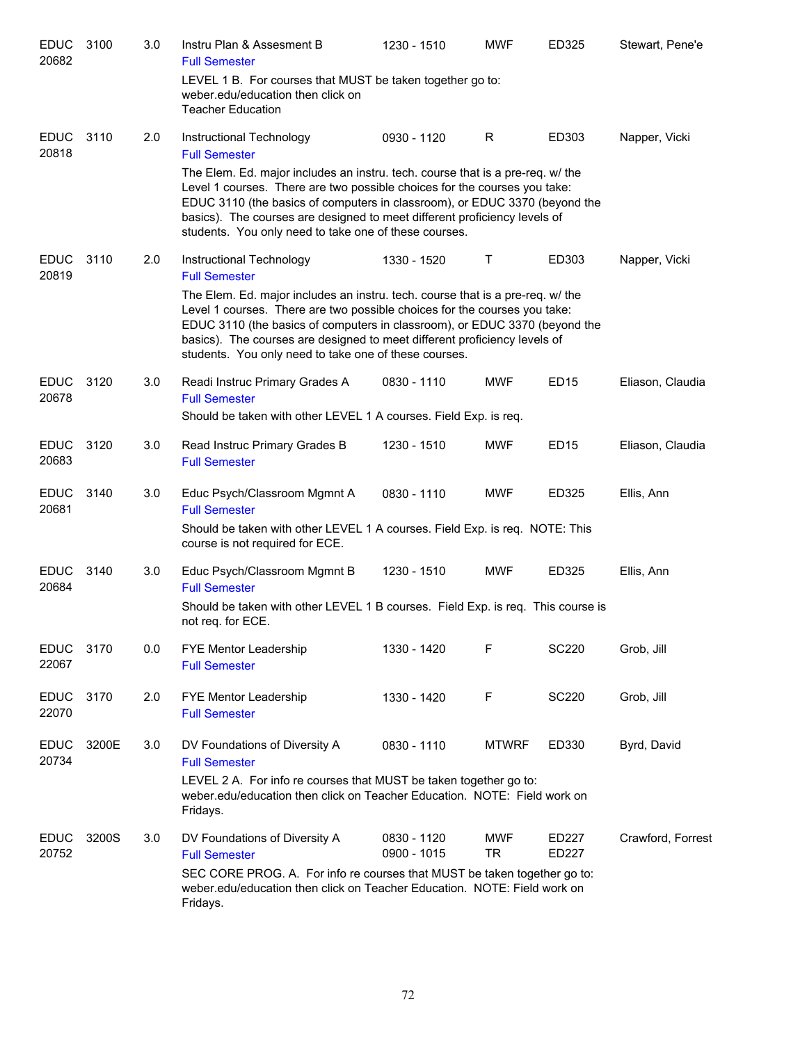| Course | Number | Credits | Title | Time | Days | Room | Instructor |
|---|---|---|---|---|---|---|---|
| EDUC 20682 | 3100 | 3.0 | Instru Plan & Assesment B<br>Full Semester<br>LEVEL 1 B. For courses that MUST be taken together go to: weber.edu/education then click on Teacher Education | 1230 - 1510 | MWF | ED325 | Stewart, Pene'e |
| EDUC 20818 | 3110 | 2.0 | Instructional Technology<br>Full Semester<br>The Elem. Ed. major includes an instru. tech. course that is a pre-req. w/ the Level 1 courses. There are two possible choices for the courses you take: EDUC 3110 (the basics of computers in classroom), or EDUC 3370 (beyond the basics). The courses are designed to meet different proficiency levels of students. You only need to take one of these courses. | 0930 - 1120 | R | ED303 | Napper, Vicki |
| EDUC 20819 | 3110 | 2.0 | Instructional Technology<br>Full Semester<br>The Elem. Ed. major includes an instru. tech. course that is a pre-req. w/ the Level 1 courses. There are two possible choices for the courses you take: EDUC 3110 (the basics of computers in classroom), or EDUC 3370 (beyond the basics). The courses are designed to meet different proficiency levels of students. You only need to take one of these courses. | 1330 - 1520 | T | ED303 | Napper, Vicki |
| EDUC 20678 | 3120 | 3.0 | Readi Instruc Primary Grades A<br>Full Semester<br>Should be taken with other LEVEL 1 A courses. Field Exp. is req. | 0830 - 1110 | MWF | ED15 | Eliason, Claudia |
| EDUC 20683 | 3120 | 3.0 | Read Instruc Primary Grades B<br>Full Semester | 1230 - 1510 | MWF | ED15 | Eliason, Claudia |
| EDUC 20681 | 3140 | 3.0 | Educ Psych/Classroom Mgmnt A<br>Full Semester<br>Should be taken with other LEVEL 1 A courses. Field Exp. is req. NOTE: This course is not required for ECE. | 0830 - 1110 | MWF | ED325 | Ellis, Ann |
| EDUC 20684 | 3140 | 3.0 | Educ Psych/Classroom Mgmnt B<br>Full Semester<br>Should be taken with other LEVEL 1 B courses. Field Exp. is req. This course is not req. for ECE. | 1230 - 1510 | MWF | ED325 | Ellis, Ann |
| EDUC 22067 | 3170 | 0.0 | FYE Mentor Leadership<br>Full Semester | 1330 - 1420 | F | SC220 | Grob, Jill |
| EDUC 22070 | 3170 | 2.0 | FYE Mentor Leadership<br>Full Semester | 1330 - 1420 | F | SC220 | Grob, Jill |
| EDUC 20734 | 3200E | 3.0 | DV Foundations of Diversity A<br>Full Semester<br>LEVEL 2 A. For info re courses that MUST be taken together go to: weber.edu/education then click on Teacher Education. NOTE: Field work on Fridays. | 0830 - 1110 | MTWRF | ED330 | Byrd, David |
| EDUC 20752 | 3200S | 3.0 | DV Foundations of Diversity A<br>Full Semester<br>SEC CORE PROG. A. For info re courses that MUST be taken together go to: weber.edu/education then click on Teacher Education. NOTE: Field work on Fridays. | 0830 - 1120<br>0900 - 1015 | MWF<br>TR | ED227<br>ED227 | Crawford, Forrest |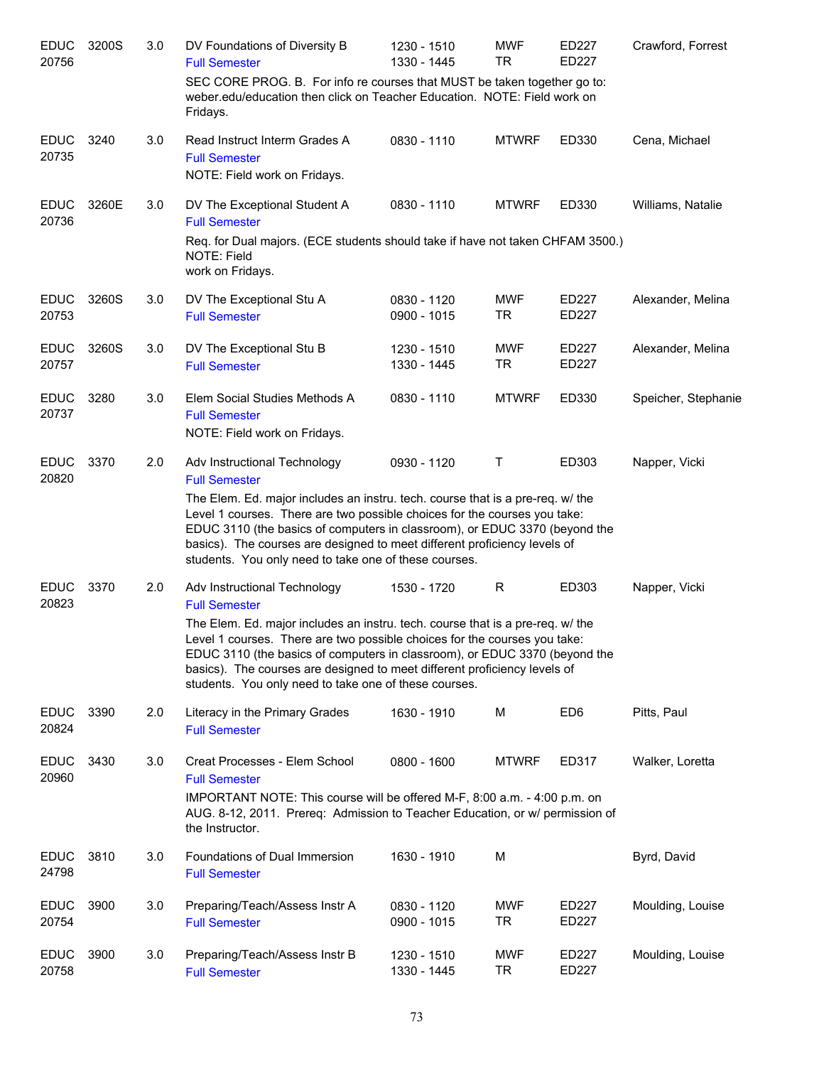| | | | | | | | |
|---|---|---|---|---|---|---|---|
| EDUC 20756 | 3200S | 3.0 | DV Foundations of Diversity B<br>Full Semester | 1230 - 1510<br>1330 - 1445 | MWF<br>TR | ED227<br>ED227 | Crawford, Forrest |
| | | | SEC CORE PROG. B. For info re courses that MUST be taken together go to: weber.edu/education then click on Teacher Education. NOTE: Field work on Fridays. | | | | |
| EDUC 20735 | 3240 | 3.0 | Read Instruct Interm Grades A<br>Full Semester | 0830 - 1110 | MTWRF | ED330 | Cena, Michael |
| | | | NOTE: Field work on Fridays. | | | | |
| EDUC 20736 | 3260E | 3.0 | DV The Exceptional Student A<br>Full Semester | 0830 - 1110 | MTWRF | ED330 | Williams, Natalie |
| | | | Req. for Dual majors. (ECE students should take if have not taken CHFAM 3500.) NOTE: Field work on Fridays. | | | | |
| EDUC 20753 | 3260S | 3.0 | DV The Exceptional Stu A<br>Full Semester | 0830 - 1120<br>0900 - 1015 | MWF<br>TR | ED227<br>ED227 | Alexander, Melina |
| EDUC 20757 | 3260S | 3.0 | DV The Exceptional Stu B<br>Full Semester | 1230 - 1510<br>1330 - 1445 | MWF<br>TR | ED227<br>ED227 | Alexander, Melina |
| EDUC 20737 | 3280 | 3.0 | Elem Social Studies Methods A<br>Full Semester | 0830 - 1110 | MTWRF | ED330 | Speicher, Stephanie |
| | | | NOTE: Field work on Fridays. | | | | |
| EDUC 20820 | 3370 | 2.0 | Adv Instructional Technology<br>Full Semester | 0930 - 1120 | T | ED303 | Napper, Vicki |
| | | | The Elem. Ed. major includes an instru. tech. course that is a pre-req. w/ the Level 1 courses. There are two possible choices for the courses you take: EDUC 3110 (the basics of computers in classroom), or EDUC 3370 (beyond the basics). The courses are designed to meet different proficiency levels of students. You only need to take one of these courses. | | | | |
| EDUC 20823 | 3370 | 2.0 | Adv Instructional Technology<br>Full Semester | 1530 - 1720 | R | ED303 | Napper, Vicki |
| | | | The Elem. Ed. major includes an instru. tech. course that is a pre-req. w/ the Level 1 courses. There are two possible choices for the courses you take: EDUC 3110 (the basics of computers in classroom), or EDUC 3370 (beyond the basics). The courses are designed to meet different proficiency levels of students. You only need to take one of these courses. | | | | |
| EDUC 20824 | 3390 | 2.0 | Literacy in the Primary Grades<br>Full Semester | 1630 - 1910 | M | ED6 | Pitts, Paul |
| EDUC 20960 | 3430 | 3.0 | Creat Processes - Elem School<br>Full Semester | 0800 - 1600 | MTWRF | ED317 | Walker, Loretta |
| | | | IMPORTANT NOTE: This course will be offered M-F, 8:00 a.m. - 4:00 p.m. on AUG. 8-12, 2011. Prereq: Admission to Teacher Education, or w/ permission of the Instructor. | | | | |
| EDUC 24798 | 3810 | 3.0 | Foundations of Dual Immersion<br>Full Semester | 1630 - 1910 | M | | Byrd, David |
| EDUC 20754 | 3900 | 3.0 | Preparing/Teach/Assess Instr A<br>Full Semester | 0830 - 1120<br>0900 - 1015 | MWF<br>TR | ED227<br>ED227 | Moulding, Louise |
| EDUC 20758 | 3900 | 3.0 | Preparing/Teach/Assess Instr B<br>Full Semester | 1230 - 1510<br>1330 - 1445 | MWF<br>TR | ED227<br>ED227 | Moulding, Louise |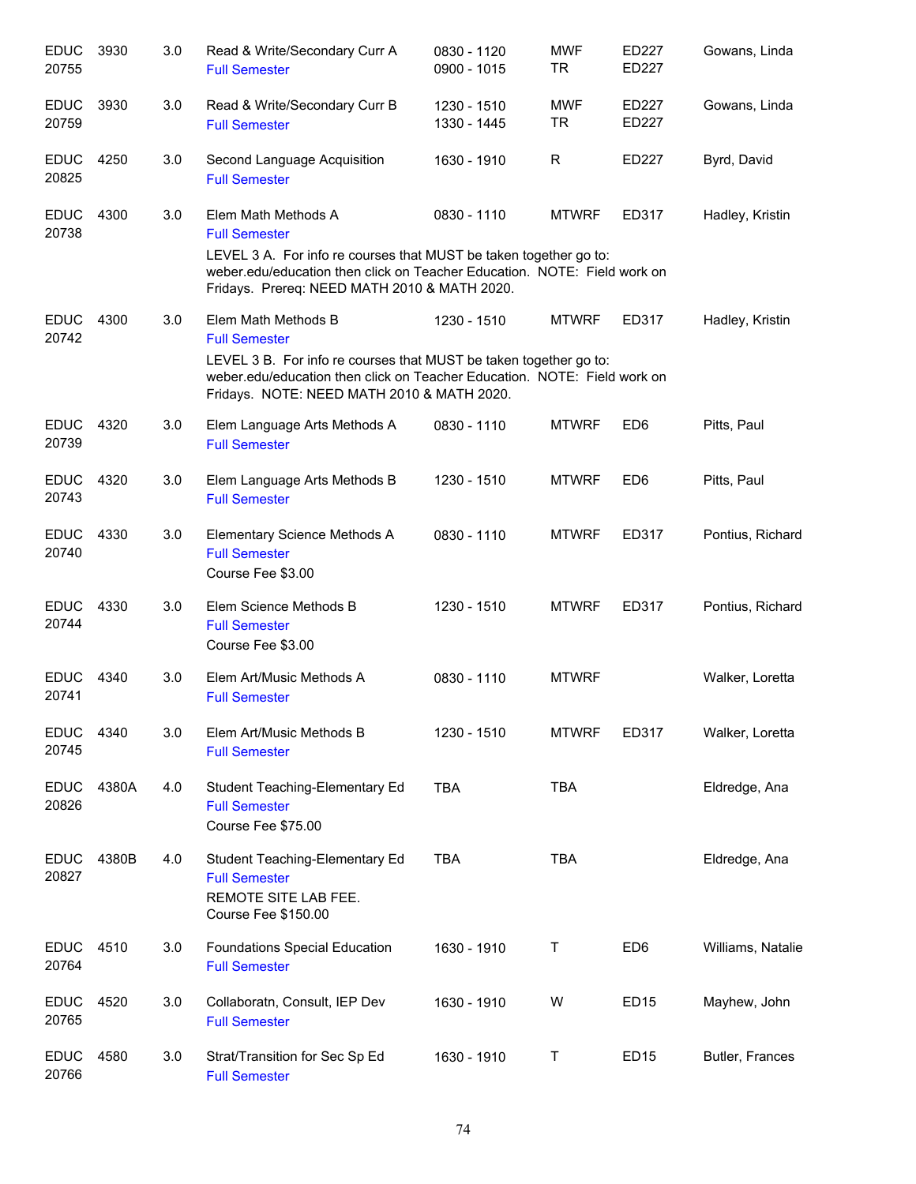| Subject | Course | Credits | Title | Time | Days | Room | Instructor |
|---|---|---|---|---|---|---|---|
| EDUC 20755 | 3930 | 3.0 | Read & Write/Secondary Curr A<br>Full Semester | 0830 - 1120<br>0900 - 1015 | MWF<br>TR | ED227<br>ED227 | Gowans, Linda |
| EDUC 20759 | 3930 | 3.0 | Read & Write/Secondary Curr B<br>Full Semester | 1230 - 1510<br>1330 - 1445 | MWF<br>TR | ED227<br>ED227 | Gowans, Linda |
| EDUC 20825 | 4250 | 3.0 | Second Language Acquisition<br>Full Semester | 1630 - 1910 | R | ED227 | Byrd, David |
| EDUC 20738 | 4300 | 3.0 | Elem Math Methods A<br>Full Semester<br>LEVEL 3 A. For info re courses that MUST be taken together go to: weber.edu/education then click on Teacher Education. NOTE: Field work on Fridays. Prereq: NEED MATH 2010 & MATH 2020. | 0830 - 1110 | MTWRF | ED317 | Hadley, Kristin |
| EDUC 20742 | 4300 | 3.0 | Elem Math Methods B<br>Full Semester<br>LEVEL 3 B. For info re courses that MUST be taken together go to: weber.edu/education then click on Teacher Education. NOTE: Field work on Fridays. NOTE: NEED MATH 2010 & MATH 2020. | 1230 - 1510 | MTWRF | ED317 | Hadley, Kristin |
| EDUC 20739 | 4320 | 3.0 | Elem Language Arts Methods A<br>Full Semester | 0830 - 1110 | MTWRF | ED6 | Pitts, Paul |
| EDUC 20743 | 4320 | 3.0 | Elem Language Arts Methods B<br>Full Semester | 1230 - 1510 | MTWRF | ED6 | Pitts, Paul |
| EDUC 20740 | 4330 | 3.0 | Elementary Science Methods A<br>Full Semester<br>Course Fee $3.00 | 0830 - 1110 | MTWRF | ED317 | Pontius, Richard |
| EDUC 20744 | 4330 | 3.0 | Elem Science Methods B<br>Full Semester<br>Course Fee $3.00 | 1230 - 1510 | MTWRF | ED317 | Pontius, Richard |
| EDUC 20741 | 4340 | 3.0 | Elem Art/Music Methods A<br>Full Semester | 0830 - 1110 | MTWRF | | Walker, Loretta |
| EDUC 20745 | 4340 | 3.0 | Elem Art/Music Methods B<br>Full Semester | 1230 - 1510 | MTWRF | ED317 | Walker, Loretta |
| EDUC 20826 | 4380A | 4.0 | Student Teaching-Elementary Ed<br>Full Semester<br>Course Fee $75.00 | TBA | TBA | | Eldredge, Ana |
| EDUC 20827 | 4380B | 4.0 | Student Teaching-Elementary Ed<br>Full Semester<br>REMOTE SITE LAB FEE.<br>Course Fee $150.00 | TBA | TBA | | Eldredge, Ana |
| EDUC 20764 | 4510 | 3.0 | Foundations Special Education<br>Full Semester | 1630 - 1910 | T | ED6 | Williams, Natalie |
| EDUC 20765 | 4520 | 3.0 | Collaboratn, Consult, IEP Dev<br>Full Semester | 1630 - 1910 | W | ED15 | Mayhew, John |
| EDUC 20766 | 4580 | 3.0 | Strat/Transition for Sec Sp Ed<br>Full Semester | 1630 - 1910 | T | ED15 | Butler, Frances |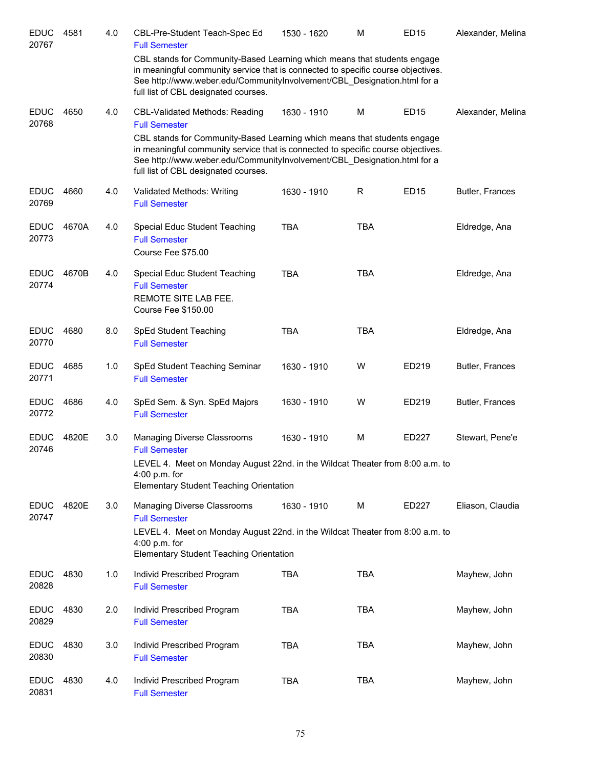| | | | | | | | |
|---|---|---|---|---|---|---|---|
| EDUC 20767 | 4581 | 4.0 | CBL-Pre-Student Teach-Spec Ed<br>Full Semester | 1530 - 1620 | M | ED15 | Alexander, Melina |

CBL stands for Community-Based Learning which means that students engage in meaningful community service that is connected to specific course objectives. See http://www.weber.edu/CommunityInvolvement/CBL_Designation.html for a full list of CBL designated courses.

| | | | | | | | |
|---|---|---|---|---|---|---|---|
| EDUC 20768 | 4650 | 4.0 | CBL-Validated Methods: Reading<br>Full Semester | 1630 - 1910 | M | ED15 | Alexander, Melina |

CBL stands for Community-Based Learning which means that students engage in meaningful community service that is connected to specific course objectives. See http://www.weber.edu/CommunityInvolvement/CBL_Designation.html for a full list of CBL designated courses.

| | | | | | | | |
|---|---|---|---|---|---|---|---|
| EDUC 20769 | 4660 | 4.0 | Validated Methods: Writing<br>Full Semester | 1630 - 1910 | R | ED15 | Butler, Frances |
| EDUC 20773 | 4670A | 4.0 | Special Educ Student Teaching<br>Full Semester<br>Course Fee $75.00 | TBA | TBA | | Eldredge, Ana |
| EDUC 20774 | 4670B | 4.0 | Special Educ Student Teaching<br>Full Semester<br>REMOTE SITE LAB FEE.<br>Course Fee $150.00 | TBA | TBA | | Eldredge, Ana |
| EDUC 20770 | 4680 | 8.0 | SpEd Student Teaching<br>Full Semester | TBA | TBA | | Eldredge, Ana |
| EDUC 20771 | 4685 | 1.0 | SpEd Student Teaching Seminar<br>Full Semester | 1630 - 1910 | W | ED219 | Butler, Frances |
| EDUC 20772 | 4686 | 4.0 | SpEd Sem. & Syn. SpEd Majors<br>Full Semester | 1630 - 1910 | W | ED219 | Butler, Frances |
| EDUC 20746 | 4820E | 3.0 | Managing Diverse Classrooms<br>Full Semester | 1630 - 1910 | M | ED227 | Stewart, Pene'e |

LEVEL 4. Meet on Monday August 22nd. in the Wildcat Theater from 8:00 a.m. to 4:00 p.m. for
Elementary Student Teaching Orientation

| | | | | | | | |
|---|---|---|---|---|---|---|---|
| EDUC 20747 | 4820E | 3.0 | Managing Diverse Classrooms<br>Full Semester | 1630 - 1910 | M | ED227 | Eliason, Claudia |

LEVEL 4. Meet on Monday August 22nd. in the Wildcat Theater from 8:00 a.m. to 4:00 p.m. for
Elementary Student Teaching Orientation

| | | | | | | | |
|---|---|---|---|---|---|---|---|
| EDUC 20828 | 4830 | 1.0 | Individ Prescribed Program<br>Full Semester | TBA | TBA | | Mayhew, John |
| EDUC 20829 | 4830 | 2.0 | Individ Prescribed Program<br>Full Semester | TBA | TBA | | Mayhew, John |
| EDUC 20830 | 4830 | 3.0 | Individ Prescribed Program<br>Full Semester | TBA | TBA | | Mayhew, John |
| EDUC 20831 | 4830 | 4.0 | Individ Prescribed Program<br>Full Semester | TBA | TBA | | Mayhew, John |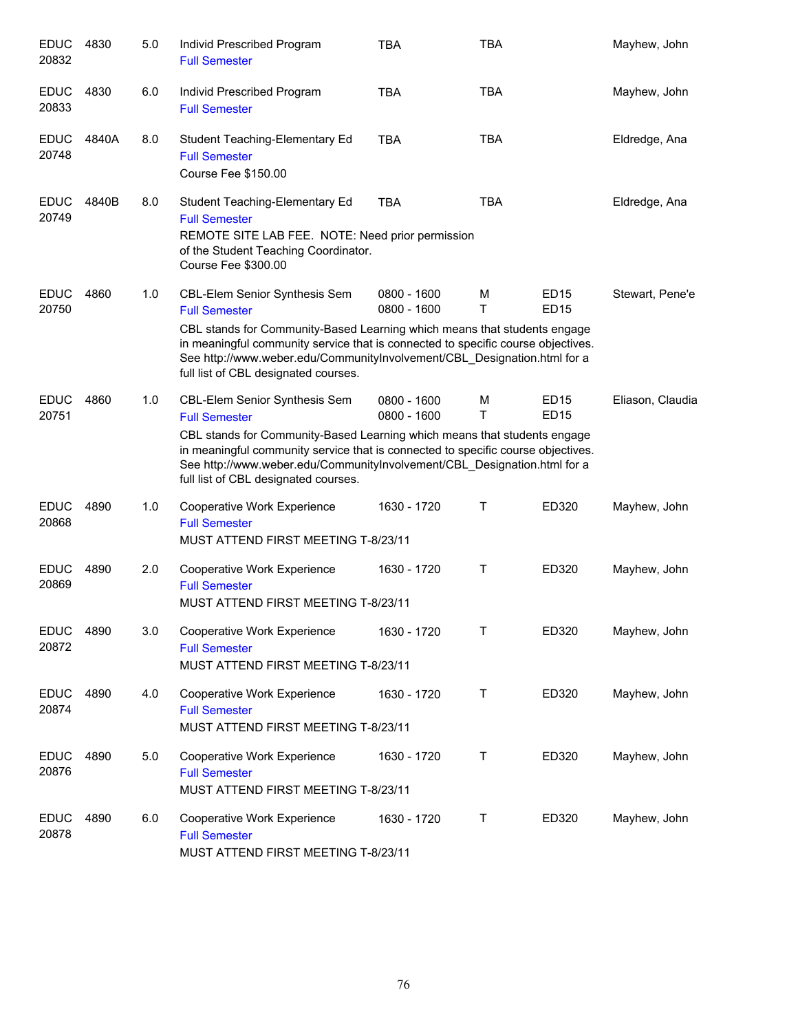| | | | | | | | |
|---|---|---|---|---|---|---|---|
| EDUC 20832 | 4830 | 5.0 | Individ Prescribed Program<br>Full Semester | TBA | TBA | | Mayhew, John |
| EDUC 20833 | 4830 | 6.0 | Individ Prescribed Program<br>Full Semester | TBA | TBA | | Mayhew, John |
| EDUC 20748 | 4840A | 8.0 | Student Teaching-Elementary Ed<br>Full Semester<br>Course Fee $150.00 | TBA | TBA | | Eldredge, Ana |
| EDUC 20749 | 4840B | 8.0 | Student Teaching-Elementary Ed<br>Full Semester<br>REMOTE SITE LAB FEE. NOTE: Need prior permission of the Student Teaching Coordinator.<br>Course Fee $300.00 | TBA | TBA | | Eldredge, Ana |
| EDUC 20750 | 4860 | 1.0 | CBL-Elem Senior Synthesis Sem<br>Full Semester<br>CBL stands for Community-Based Learning which means that students engage in meaningful community service that is connected to specific course objectives. See http://www.weber.edu/CommunityInvolvement/CBL_Designation.html for a full list of CBL designated courses. | 0800 - 1600<br>0800 - 1600 | M<br>T | ED15<br>ED15 | Stewart, Pene'e |
| EDUC 20751 | 4860 | 1.0 | CBL-Elem Senior Synthesis Sem<br>Full Semester<br>CBL stands for Community-Based Learning which means that students engage in meaningful community service that is connected to specific course objectives. See http://www.weber.edu/CommunityInvolvement/CBL_Designation.html for a full list of CBL designated courses. | 0800 - 1600<br>0800 - 1600 | M<br>T | ED15<br>ED15 | Eliason, Claudia |
| EDUC 20868 | 4890 | 1.0 | Cooperative Work Experience<br>Full Semester<br>MUST ATTEND FIRST MEETING T-8/23/11 | 1630 - 1720 | T | ED320 | Mayhew, John |
| EDUC 20869 | 4890 | 2.0 | Cooperative Work Experience<br>Full Semester<br>MUST ATTEND FIRST MEETING T-8/23/11 | 1630 - 1720 | T | ED320 | Mayhew, John |
| EDUC 20872 | 4890 | 3.0 | Cooperative Work Experience<br>Full Semester<br>MUST ATTEND FIRST MEETING T-8/23/11 | 1630 - 1720 | T | ED320 | Mayhew, John |
| EDUC 20874 | 4890 | 4.0 | Cooperative Work Experience<br>Full Semester<br>MUST ATTEND FIRST MEETING T-8/23/11 | 1630 - 1720 | T | ED320 | Mayhew, John |
| EDUC 20876 | 4890 | 5.0 | Cooperative Work Experience<br>Full Semester<br>MUST ATTEND FIRST MEETING T-8/23/11 | 1630 - 1720 | T | ED320 | Mayhew, John |
| EDUC 20878 | 4890 | 6.0 | Cooperative Work Experience<br>Full Semester<br>MUST ATTEND FIRST MEETING T-8/23/11 | 1630 - 1720 | T | ED320 | Mayhew, John |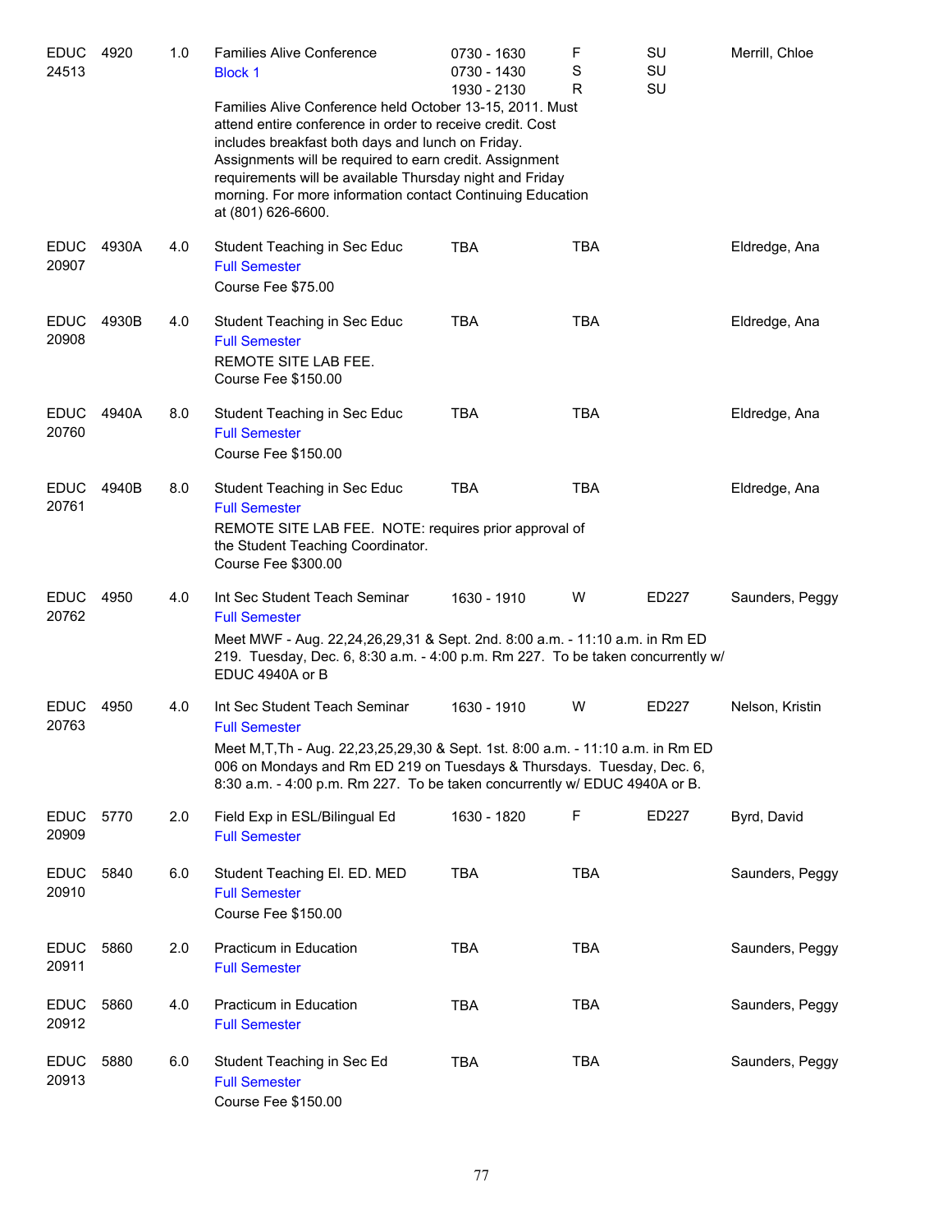| Subject / CRN | Course | Credits | Title | Time | Days | Room | Instructor |
|---|---|---|---|---|---|---|---|
| EDUC 24513 | 4920 | 1.0 | Families Alive Conference<br>Block 1 | 0730 - 1630<br>0730 - 1430<br>1930 - 2130 | F<br>S<br>R | SU<br>SU<br>SU | Merrill, Chloe |

Families Alive Conference held October 13-15, 2011. Must attend entire conference in order to receive credit. Cost includes breakfast both days and lunch on Friday. Assignments will be required to earn credit. Assignment requirements will be available Thursday night and Friday morning. For more information contact Continuing Education at (801) 626-6600.

| Subject / CRN | Course | Credits | Title | Time | Days | Room | Instructor |
|---|---|---|---|---|---|---|---|
| EDUC 20907 | 4930A | 4.0 | Student Teaching in Sec Educ<br>Full Semester | TBA | TBA | | Eldredge, Ana |

Course Fee $75.00

| Subject / CRN | Course | Credits | Title | Time | Days | Room | Instructor |
|---|---|---|---|---|---|---|---|
| EDUC 20908 | 4930B | 4.0 | Student Teaching in Sec Educ<br>Full Semester | TBA | TBA | | Eldredge, Ana |

REMOTE SITE LAB FEE.
Course Fee $150.00

| Subject / CRN | Course | Credits | Title | Time | Days | Room | Instructor |
|---|---|---|---|---|---|---|---|
| EDUC 20760 | 4940A | 8.0 | Student Teaching in Sec Educ<br>Full Semester | TBA | TBA | | Eldredge, Ana |

Course Fee $150.00

| Subject / CRN | Course | Credits | Title | Time | Days | Room | Instructor |
|---|---|---|---|---|---|---|---|
| EDUC 20761 | 4940B | 8.0 | Student Teaching in Sec Educ<br>Full Semester | TBA | TBA | | Eldredge, Ana |

REMOTE SITE LAB FEE. NOTE: requires prior approval of the Student Teaching Coordinator.
Course Fee $300.00

| Subject / CRN | Course | Credits | Title | Time | Days | Room | Instructor |
|---|---|---|---|---|---|---|---|
| EDUC 20762 | 4950 | 4.0 | Int Sec Student Teach Seminar<br>Full Semester | 1630 - 1910 | W | ED227 | Saunders, Peggy |

Meet MWF - Aug. 22,24,26,29,31 & Sept. 2nd. 8:00 a.m. - 11:10 a.m. in Rm ED 219. Tuesday, Dec. 6, 8:30 a.m. - 4:00 p.m. Rm 227. To be taken concurrently w/ EDUC 4940A or B

| Subject / CRN | Course | Credits | Title | Time | Days | Room | Instructor |
|---|---|---|---|---|---|---|---|
| EDUC 20763 | 4950 | 4.0 | Int Sec Student Teach Seminar<br>Full Semester | 1630 - 1910 | W | ED227 | Nelson, Kristin |

Meet M,T,Th - Aug. 22,23,25,29,30 & Sept. 1st. 8:00 a.m. - 11:10 a.m. in Rm ED 006 on Mondays and Rm ED 219 on Tuesdays & Thursdays. Tuesday, Dec. 6, 8:30 a.m. - 4:00 p.m. Rm 227. To be taken concurrently w/ EDUC 4940A or B.

| Subject / CRN | Course | Credits | Title | Time | Days | Room | Instructor |
|---|---|---|---|---|---|---|---|
| EDUC 20909 | 5770 | 2.0 | Field Exp in ESL/Bilingual Ed<br>Full Semester | 1630 - 1820 | F | ED227 | Byrd, David |
| EDUC 20910 | 5840 | 6.0 | Student Teaching El. ED. MED<br>Full Semester | TBA | TBA | | Saunders, Peggy |

Course Fee $150.00

| Subject / CRN | Course | Credits | Title | Time | Days | Room | Instructor |
|---|---|---|---|---|---|---|---|
| EDUC 20911 | 5860 | 2.0 | Practicum in Education<br>Full Semester | TBA | TBA | | Saunders, Peggy |
| EDUC 20912 | 5860 | 4.0 | Practicum in Education<br>Full Semester | TBA | TBA | | Saunders, Peggy |
| EDUC 20913 | 5880 | 6.0 | Student Teaching in Sec Ed<br>Full Semester | TBA | TBA | | Saunders, Peggy |

Course Fee $150.00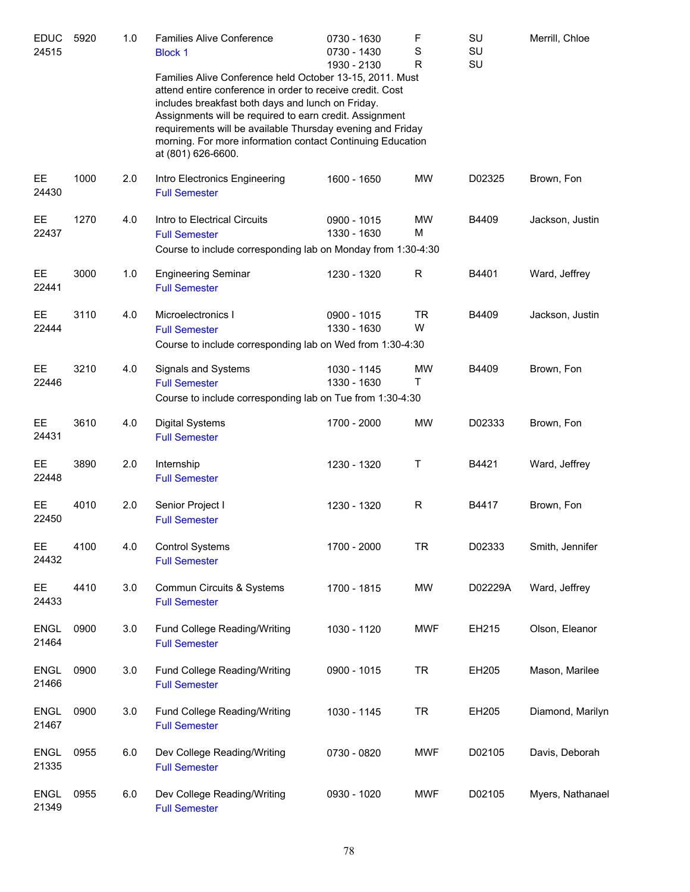| | | | | | | | |
|---|---|---|---|---|---|---|---|
| EDUC 24515 | 5920 | 1.0 | Families Alive Conference<br>Block 1 | 0730 - 1630<br>0730 - 1430<br>1930 - 2130 | F<br>S<br>R | SU<br>SU<br>SU | Merrill, Chloe |
| | | | Families Alive Conference held October 13-15, 2011. Must attend entire conference in order to receive credit. Cost includes breakfast both days and lunch on Friday. Assignments will be required to earn credit. Assignment requirements will be available Thursday evening and Friday morning. For more information contact Continuing Education at (801) 626-6600. | | | | |
| EE 24430 | 1000 | 2.0 | Intro Electronics Engineering<br>Full Semester | 1600 - 1650 | MW | D02325 | Brown, Fon |
| EE 22437 | 1270 | 4.0 | Intro to Electrical Circuits<br>Full Semester | 0900 - 1015<br>1330 - 1630 | MW<br>M | B4409 | Jackson, Justin |
| | | | Course to include corresponding lab on Monday from 1:30-4:30 | | | | |
| EE 22441 | 3000 | 1.0 | Engineering Seminar<br>Full Semester | 1230 - 1320 | R | B4401 | Ward, Jeffrey |
| EE 22444 | 3110 | 4.0 | Microelectronics I<br>Full Semester | 0900 - 1015<br>1330 - 1630 | TR<br>W | B4409 | Jackson, Justin |
| | | | Course to include corresponding lab on Wed from 1:30-4:30 | | | | |
| EE 22446 | 3210 | 4.0 | Signals and Systems<br>Full Semester | 1030 - 1145<br>1330 - 1630 | MW<br>T | B4409 | Brown, Fon |
| | | | Course to include corresponding lab on Tue from 1:30-4:30 | | | | |
| EE 24431 | 3610 | 4.0 | Digital Systems<br>Full Semester | 1700 - 2000 | MW | D02333 | Brown, Fon |
| EE 22448 | 3890 | 2.0 | Internship<br>Full Semester | 1230 - 1320 | T | B4421 | Ward, Jeffrey |
| EE 22450 | 4010 | 2.0 | Senior Project I<br>Full Semester | 1230 - 1320 | R | B4417 | Brown, Fon |
| EE 24432 | 4100 | 4.0 | Control Systems<br>Full Semester | 1700 - 2000 | TR | D02333 | Smith, Jennifer |
| EE 24433 | 4410 | 3.0 | Commun Circuits & Systems<br>Full Semester | 1700 - 1815 | MW | D02229A | Ward, Jeffrey |
| ENGL 21464 | 0900 | 3.0 | Fund College Reading/Writing<br>Full Semester | 1030 - 1120 | MWF | EH215 | Olson, Eleanor |
| ENGL 21466 | 0900 | 3.0 | Fund College Reading/Writing<br>Full Semester | 0900 - 1015 | TR | EH205 | Mason, Marilee |
| ENGL 21467 | 0900 | 3.0 | Fund College Reading/Writing<br>Full Semester | 1030 - 1145 | TR | EH205 | Diamond, Marilyn |
| ENGL 21335 | 0955 | 6.0 | Dev College Reading/Writing<br>Full Semester | 0730 - 0820 | MWF | D02105 | Davis, Deborah |
| ENGL 21349 | 0955 | 6.0 | Dev College Reading/Writing<br>Full Semester | 0930 - 1020 | MWF | D02105 | Myers, Nathanael |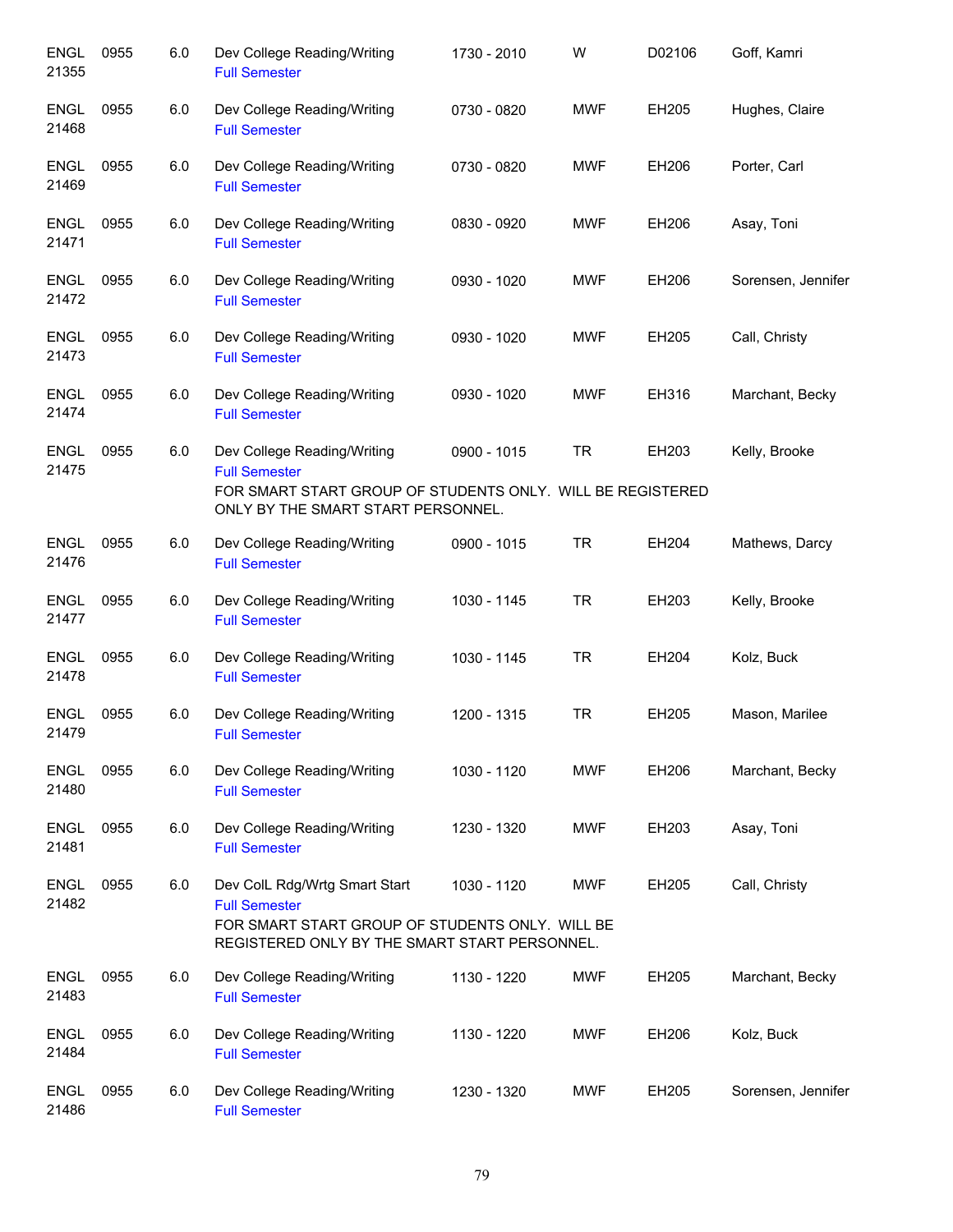| Course | Number | Credits | Title | Time | Days | Room | Instructor |
|---|---|---|---|---|---|---|---|
| ENGL 21355 | 0955 | 6.0 | Dev College Reading/Writing<br>Full Semester | 1730 - 2010 | W | D02106 | Goff, Kamri |
| ENGL 21468 | 0955 | 6.0 | Dev College Reading/Writing<br>Full Semester | 0730 - 0820 | MWF | EH205 | Hughes, Claire |
| ENGL 21469 | 0955 | 6.0 | Dev College Reading/Writing<br>Full Semester | 0730 - 0820 | MWF | EH206 | Porter, Carl |
| ENGL 21471 | 0955 | 6.0 | Dev College Reading/Writing<br>Full Semester | 0830 - 0920 | MWF | EH206 | Asay, Toni |
| ENGL 21472 | 0955 | 6.0 | Dev College Reading/Writing<br>Full Semester | 0930 - 1020 | MWF | EH206 | Sorensen, Jennifer |
| ENGL 21473 | 0955 | 6.0 | Dev College Reading/Writing<br>Full Semester | 0930 - 1020 | MWF | EH205 | Call, Christy |
| ENGL 21474 | 0955 | 6.0 | Dev College Reading/Writing<br>Full Semester | 0930 - 1020 | MWF | EH316 | Marchant, Becky |
| ENGL 21475 | 0955 | 6.0 | Dev College Reading/Writing<br>Full Semester<br>FOR SMART START GROUP OF STUDENTS ONLY. WILL BE REGISTERED ONLY BY THE SMART START PERSONNEL. | 0900 - 1015 | TR | EH203 | Kelly, Brooke |
| ENGL 21476 | 0955 | 6.0 | Dev College Reading/Writing<br>Full Semester | 0900 - 1015 | TR | EH204 | Mathews, Darcy |
| ENGL 21477 | 0955 | 6.0 | Dev College Reading/Writing<br>Full Semester | 1030 - 1145 | TR | EH203 | Kelly, Brooke |
| ENGL 21478 | 0955 | 6.0 | Dev College Reading/Writing<br>Full Semester | 1030 - 1145 | TR | EH204 | Kolz, Buck |
| ENGL 21479 | 0955 | 6.0 | Dev College Reading/Writing<br>Full Semester | 1200 - 1315 | TR | EH205 | Mason, Marilee |
| ENGL 21480 | 0955 | 6.0 | Dev College Reading/Writing<br>Full Semester | 1030 - 1120 | MWF | EH206 | Marchant, Becky |
| ENGL 21481 | 0955 | 6.0 | Dev College Reading/Writing<br>Full Semester | 1230 - 1320 | MWF | EH203 | Asay, Toni |
| ENGL 21482 | 0955 | 6.0 | Dev ColL Rdg/Wrtg Smart Start<br>Full Semester<br>FOR SMART START GROUP OF STUDENTS ONLY. WILL BE REGISTERED ONLY BY THE SMART START PERSONNEL. | 1030 - 1120 | MWF | EH205 | Call, Christy |
| ENGL 21483 | 0955 | 6.0 | Dev College Reading/Writing<br>Full Semester | 1130 - 1220 | MWF | EH205 | Marchant, Becky |
| ENGL 21484 | 0955 | 6.0 | Dev College Reading/Writing<br>Full Semester | 1130 - 1220 | MWF | EH206 | Kolz, Buck |
| ENGL 21486 | 0955 | 6.0 | Dev College Reading/Writing<br>Full Semester | 1230 - 1320 | MWF | EH205 | Sorensen, Jennifer |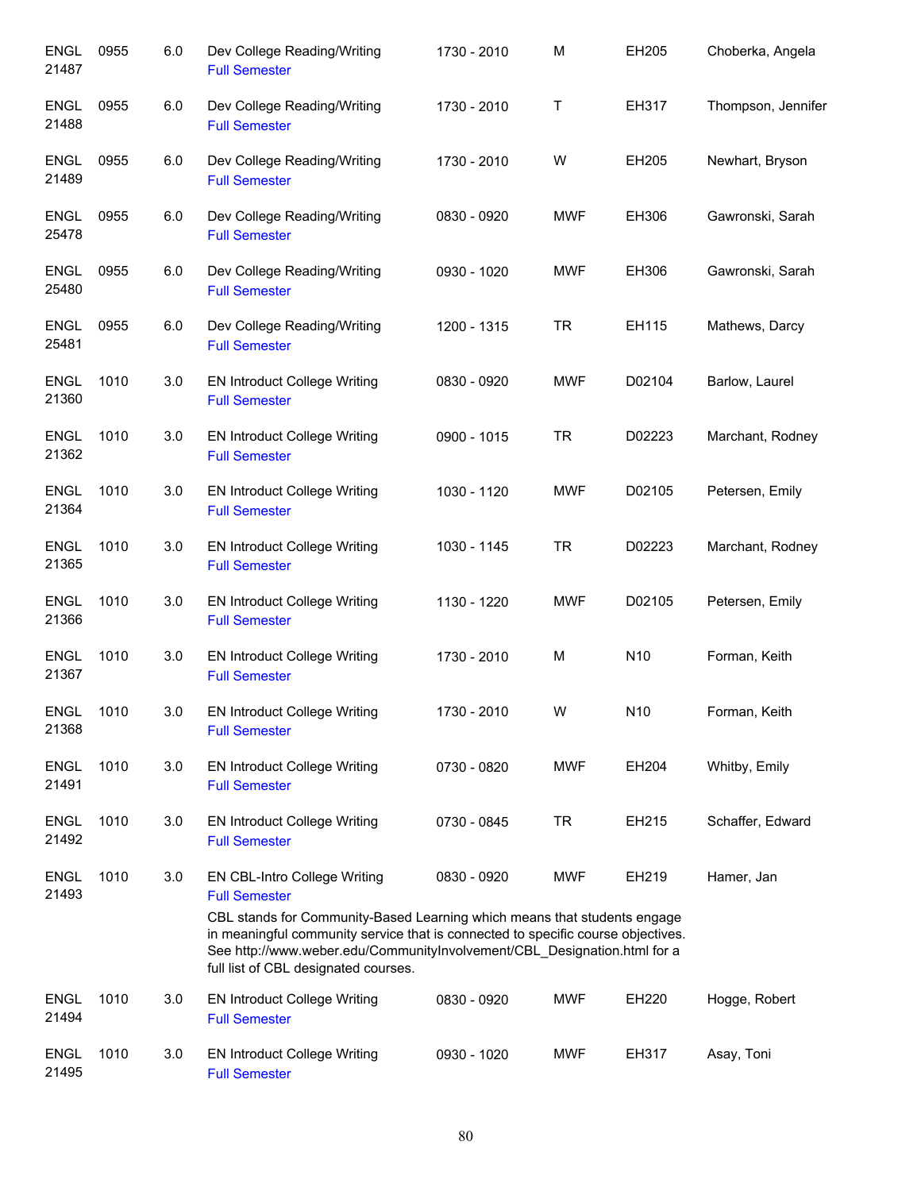| | | | | | | | |
|---|---|---|---|---|---|---|---|
| ENGL 21487 | 0955 | 6.0 | Dev College Reading/Writing<br>Full Semester | 1730 - 2010 | M | EH205 | Choberka, Angela |
| ENGL 21488 | 0955 | 6.0 | Dev College Reading/Writing<br>Full Semester | 1730 - 2010 | T | EH317 | Thompson, Jennifer |
| ENGL 21489 | 0955 | 6.0 | Dev College Reading/Writing<br>Full Semester | 1730 - 2010 | W | EH205 | Newhart, Bryson |
| ENGL 25478 | 0955 | 6.0 | Dev College Reading/Writing<br>Full Semester | 0830 - 0920 | MWF | EH306 | Gawronski, Sarah |
| ENGL 25480 | 0955 | 6.0 | Dev College Reading/Writing<br>Full Semester | 0930 - 1020 | MWF | EH306 | Gawronski, Sarah |
| ENGL 25481 | 0955 | 6.0 | Dev College Reading/Writing<br>Full Semester | 1200 - 1315 | TR | EH115 | Mathews, Darcy |
| ENGL 21360 | 1010 | 3.0 | EN Introduct College Writing<br>Full Semester | 0830 - 0920 | MWF | D02104 | Barlow, Laurel |
| ENGL 21362 | 1010 | 3.0 | EN Introduct College Writing<br>Full Semester | 0900 - 1015 | TR | D02223 | Marchant, Rodney |
| ENGL 21364 | 1010 | 3.0 | EN Introduct College Writing<br>Full Semester | 1030 - 1120 | MWF | D02105 | Petersen, Emily |
| ENGL 21365 | 1010 | 3.0 | EN Introduct College Writing<br>Full Semester | 1030 - 1145 | TR | D02223 | Marchant, Rodney |
| ENGL 21366 | 1010 | 3.0 | EN Introduct College Writing<br>Full Semester | 1130 - 1220 | MWF | D02105 | Petersen, Emily |
| ENGL 21367 | 1010 | 3.0 | EN Introduct College Writing<br>Full Semester | 1730 - 2010 | M | N10 | Forman, Keith |
| ENGL 21368 | 1010 | 3.0 | EN Introduct College Writing<br>Full Semester | 1730 - 2010 | W | N10 | Forman, Keith |
| ENGL 21491 | 1010 | 3.0 | EN Introduct College Writing<br>Full Semester | 0730 - 0820 | MWF | EH204 | Whitby, Emily |
| ENGL 21492 | 1010 | 3.0 | EN Introduct College Writing<br>Full Semester | 0730 - 0845 | TR | EH215 | Schaffer, Edward |
| ENGL 21493 | 1010 | 3.0 | EN CBL-Intro College Writing<br>Full Semester<br>CBL stands for Community-Based Learning which means that students engage in meaningful community service that is connected to specific course objectives. See http://www.weber.edu/CommunityInvolvement/CBL_Designation.html for a full list of CBL designated courses. | 0830 - 0920 | MWF | EH219 | Hamer, Jan |
| ENGL 21494 | 1010 | 3.0 | EN Introduct College Writing<br>Full Semester | 0830 - 0920 | MWF | EH220 | Hogge, Robert |
| ENGL 21495 | 1010 | 3.0 | EN Introduct College Writing<br>Full Semester | 0930 - 1020 | MWF | EH317 | Asay, Toni |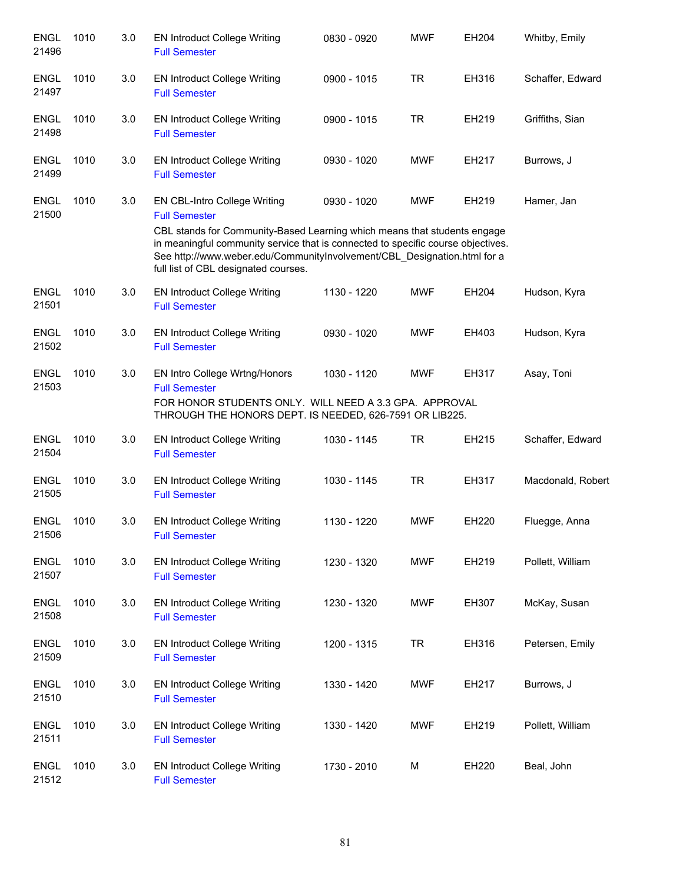| Subject/CRN | Course | Credits | Title | Time | Days | Room | Instructor |
|---|---|---|---|---|---|---|---|
| ENGL 21496 | 1010 | 3.0 | EN Introduct College Writing<br>Full Semester | 0830 - 0920 | MWF | EH204 | Whitby, Emily |
| ENGL 21497 | 1010 | 3.0 | EN Introduct College Writing<br>Full Semester | 0900 - 1015 | TR | EH316 | Schaffer, Edward |
| ENGL 21498 | 1010 | 3.0 | EN Introduct College Writing<br>Full Semester | 0900 - 1015 | TR | EH219 | Griffiths, Sian |
| ENGL 21499 | 1010 | 3.0 | EN Introduct College Writing<br>Full Semester | 0930 - 1020 | MWF | EH217 | Burrows, J |
| ENGL 21500 | 1010 | 3.0 | EN CBL-Intro College Writing<br>Full Semester<br>CBL stands for Community-Based Learning which means that students engage in meaningful community service that is connected to specific course objectives. See http://www.weber.edu/CommunityInvolvement/CBL_Designation.html for a full list of CBL designated courses. | 0930 - 1020 | MWF | EH219 | Hamer, Jan |
| ENGL 21501 | 1010 | 3.0 | EN Introduct College Writing<br>Full Semester | 1130 - 1220 | MWF | EH204 | Hudson, Kyra |
| ENGL 21502 | 1010 | 3.0 | EN Introduct College Writing<br>Full Semester | 0930 - 1020 | MWF | EH403 | Hudson, Kyra |
| ENGL 21503 | 1010 | 3.0 | EN Intro College Wrtng/Honors<br>Full Semester<br>FOR HONOR STUDENTS ONLY. WILL NEED A 3.3 GPA. APPROVAL THROUGH THE HONORS DEPT. IS NEEDED, 626-7591 OR LIB225. | 1030 - 1120 | MWF | EH317 | Asay, Toni |
| ENGL 21504 | 1010 | 3.0 | EN Introduct College Writing<br>Full Semester | 1030 - 1145 | TR | EH215 | Schaffer, Edward |
| ENGL 21505 | 1010 | 3.0 | EN Introduct College Writing<br>Full Semester | 1030 - 1145 | TR | EH317 | Macdonald, Robert |
| ENGL 21506 | 1010 | 3.0 | EN Introduct College Writing<br>Full Semester | 1130 - 1220 | MWF | EH220 | Fluegge, Anna |
| ENGL 21507 | 1010 | 3.0 | EN Introduct College Writing<br>Full Semester | 1230 - 1320 | MWF | EH219 | Pollett, William |
| ENGL 21508 | 1010 | 3.0 | EN Introduct College Writing<br>Full Semester | 1230 - 1320 | MWF | EH307 | McKay, Susan |
| ENGL 21509 | 1010 | 3.0 | EN Introduct College Writing<br>Full Semester | 1200 - 1315 | TR | EH316 | Petersen, Emily |
| ENGL 21510 | 1010 | 3.0 | EN Introduct College Writing<br>Full Semester | 1330 - 1420 | MWF | EH217 | Burrows, J |
| ENGL 21511 | 1010 | 3.0 | EN Introduct College Writing<br>Full Semester | 1330 - 1420 | MWF | EH219 | Pollett, William |
| ENGL 21512 | 1010 | 3.0 | EN Introduct College Writing<br>Full Semester | 1730 - 2010 | M | EH220 | Beal, John |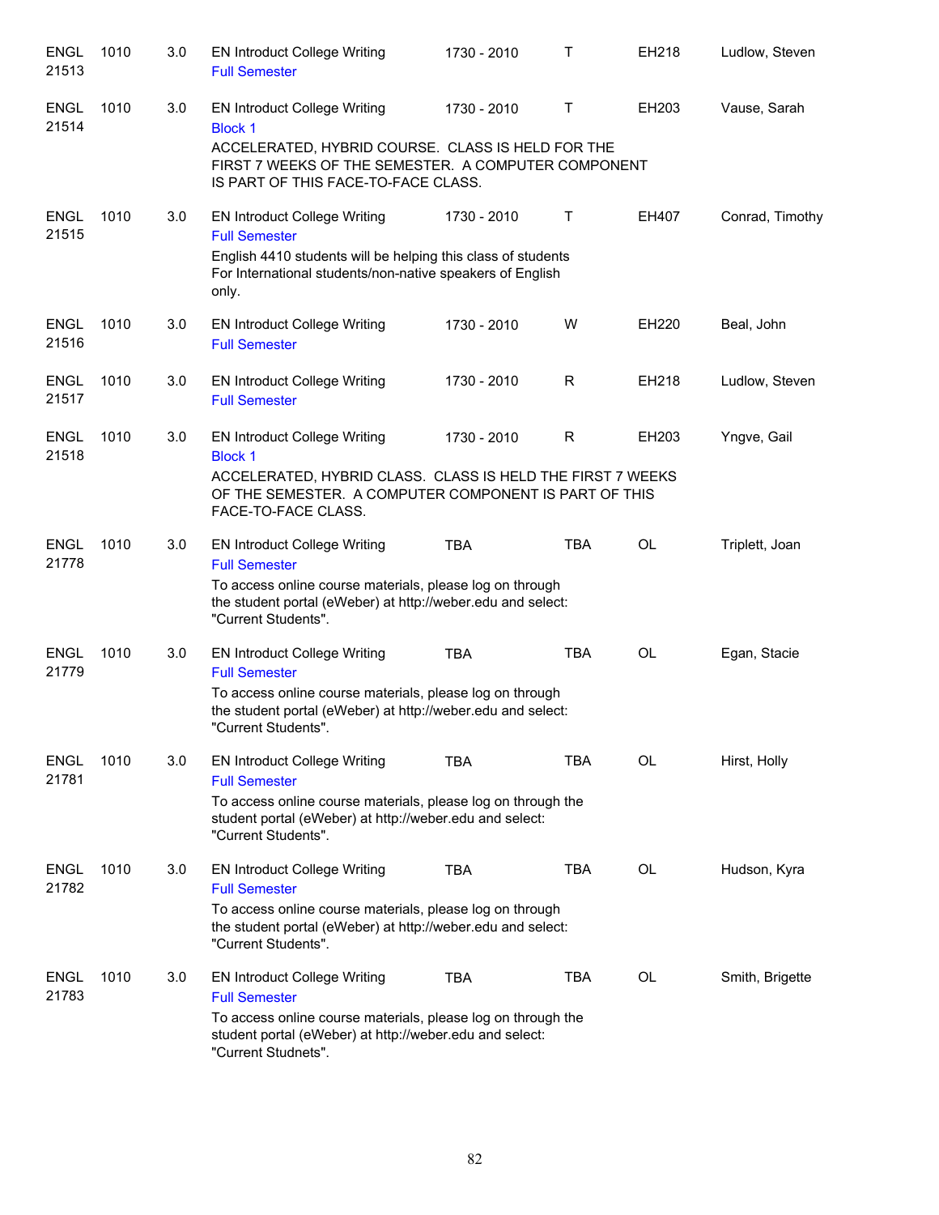| | | | | | | | |
|---|---|---|---|---|---|---|---|
| ENGL 21513 | 1010 | 3.0 | EN Introduct College Writing<br>Full Semester | 1730 - 2010 | T | EH218 | Ludlow, Steven |
| ENGL 21514 | 1010 | 3.0 | EN Introduct College Writing<br>Block 1<br>ACCELERATED, HYBRID COURSE. CLASS IS HELD FOR THE FIRST 7 WEEKS OF THE SEMESTER. A COMPUTER COMPONENT IS PART OF THIS FACE-TO-FACE CLASS. | 1730 - 2010 | T | EH203 | Vause, Sarah |
| ENGL 21515 | 1010 | 3.0 | EN Introduct College Writing<br>Full Semester<br>English 4410 students will be helping this class of students For International students/non-native speakers of English only. | 1730 - 2010 | T | EH407 | Conrad, Timothy |
| ENGL 21516 | 1010 | 3.0 | EN Introduct College Writing<br>Full Semester | 1730 - 2010 | W | EH220 | Beal, John |
| ENGL 21517 | 1010 | 3.0 | EN Introduct College Writing<br>Full Semester | 1730 - 2010 | R | EH218 | Ludlow, Steven |
| ENGL 21518 | 1010 | 3.0 | EN Introduct College Writing<br>Block 1<br>ACCELERATED, HYBRID CLASS. CLASS IS HELD THE FIRST 7 WEEKS OF THE SEMESTER. A COMPUTER COMPONENT IS PART OF THIS FACE-TO-FACE CLASS. | 1730 - 2010 | R | EH203 | Yngve, Gail |
| ENGL 21778 | 1010 | 3.0 | EN Introduct College Writing<br>Full Semester<br>To access online course materials, please log on through the student portal (eWeber) at http://weber.edu and select: "Current Students". | TBA | TBA | OL | Triplett, Joan |
| ENGL 21779 | 1010 | 3.0 | EN Introduct College Writing<br>Full Semester<br>To access online course materials, please log on through the student portal (eWeber) at http://weber.edu and select: "Current Students". | TBA | TBA | OL | Egan, Stacie |
| ENGL 21781 | 1010 | 3.0 | EN Introduct College Writing<br>Full Semester<br>To access online course materials, please log on through the student portal (eWeber) at http://weber.edu and select: "Current Students". | TBA | TBA | OL | Hirst, Holly |
| ENGL 21782 | 1010 | 3.0 | EN Introduct College Writing<br>Full Semester<br>To access online course materials, please log on through the student portal (eWeber) at http://weber.edu and select: "Current Students". | TBA | TBA | OL | Hudson, Kyra |
| ENGL 21783 | 1010 | 3.0 | EN Introduct College Writing<br>Full Semester<br>To access online course materials, please log on through the student portal (eWeber) at http://weber.edu and select: "Current Studnets". | TBA | TBA | OL | Smith, Brigette |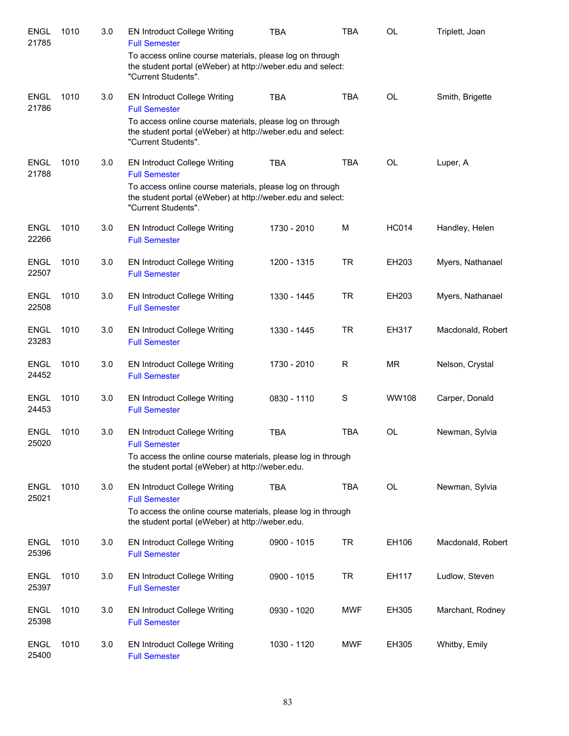| | | | | | | | |
|---|---|---|---|---|---|---|---|
| ENGL 21785 | 1010 | 3.0 | EN Introduct College Writing<br>Full Semester<br>To access online course materials, please log on through the student portal (eWeber) at http://weber.edu and select: "Current Students". | TBA | TBA | OL | Triplett, Joan |
| ENGL 21786 | 1010 | 3.0 | EN Introduct College Writing<br>Full Semester<br>To access online course materials, please log on through the student portal (eWeber) at http://weber.edu and select: "Current Students". | TBA | TBA | OL | Smith, Brigette |
| ENGL 21788 | 1010 | 3.0 | EN Introduct College Writing<br>Full Semester<br>To access online course materials, please log on through the student portal (eWeber) at http://weber.edu and select: "Current Students". | TBA | TBA | OL | Luper, A |
| ENGL 22266 | 1010 | 3.0 | EN Introduct College Writing<br>Full Semester | 1730 - 2010 | M | HC014 | Handley, Helen |
| ENGL 22507 | 1010 | 3.0 | EN Introduct College Writing<br>Full Semester | 1200 - 1315 | TR | EH203 | Myers, Nathanael |
| ENGL 22508 | 1010 | 3.0 | EN Introduct College Writing<br>Full Semester | 1330 - 1445 | TR | EH203 | Myers, Nathanael |
| ENGL 23283 | 1010 | 3.0 | EN Introduct College Writing<br>Full Semester | 1330 - 1445 | TR | EH317 | Macdonald, Robert |
| ENGL 24452 | 1010 | 3.0 | EN Introduct College Writing<br>Full Semester | 1730 - 2010 | R | MR | Nelson, Crystal |
| ENGL 24453 | 1010 | 3.0 | EN Introduct College Writing<br>Full Semester | 0830 - 1110 | S | WW108 | Carper, Donald |
| ENGL 25020 | 1010 | 3.0 | EN Introduct College Writing<br>Full Semester<br>To access the online course materials, please log in through the student portal (eWeber) at http://weber.edu. | TBA | TBA | OL | Newman, Sylvia |
| ENGL 25021 | 1010 | 3.0 | EN Introduct College Writing<br>Full Semester<br>To access the online course materials, please log in through the student portal (eWeber) at http://weber.edu. | TBA | TBA | OL | Newman, Sylvia |
| ENGL 25396 | 1010 | 3.0 | EN Introduct College Writing<br>Full Semester | 0900 - 1015 | TR | EH106 | Macdonald, Robert |
| ENGL 25397 | 1010 | 3.0 | EN Introduct College Writing<br>Full Semester | 0900 - 1015 | TR | EH117 | Ludlow, Steven |
| ENGL 25398 | 1010 | 3.0 | EN Introduct College Writing<br>Full Semester | 0930 - 1020 | MWF | EH305 | Marchant, Rodney |
| ENGL 25400 | 1010 | 3.0 | EN Introduct College Writing<br>Full Semester | 1030 - 1120 | MWF | EH305 | Whitby, Emily |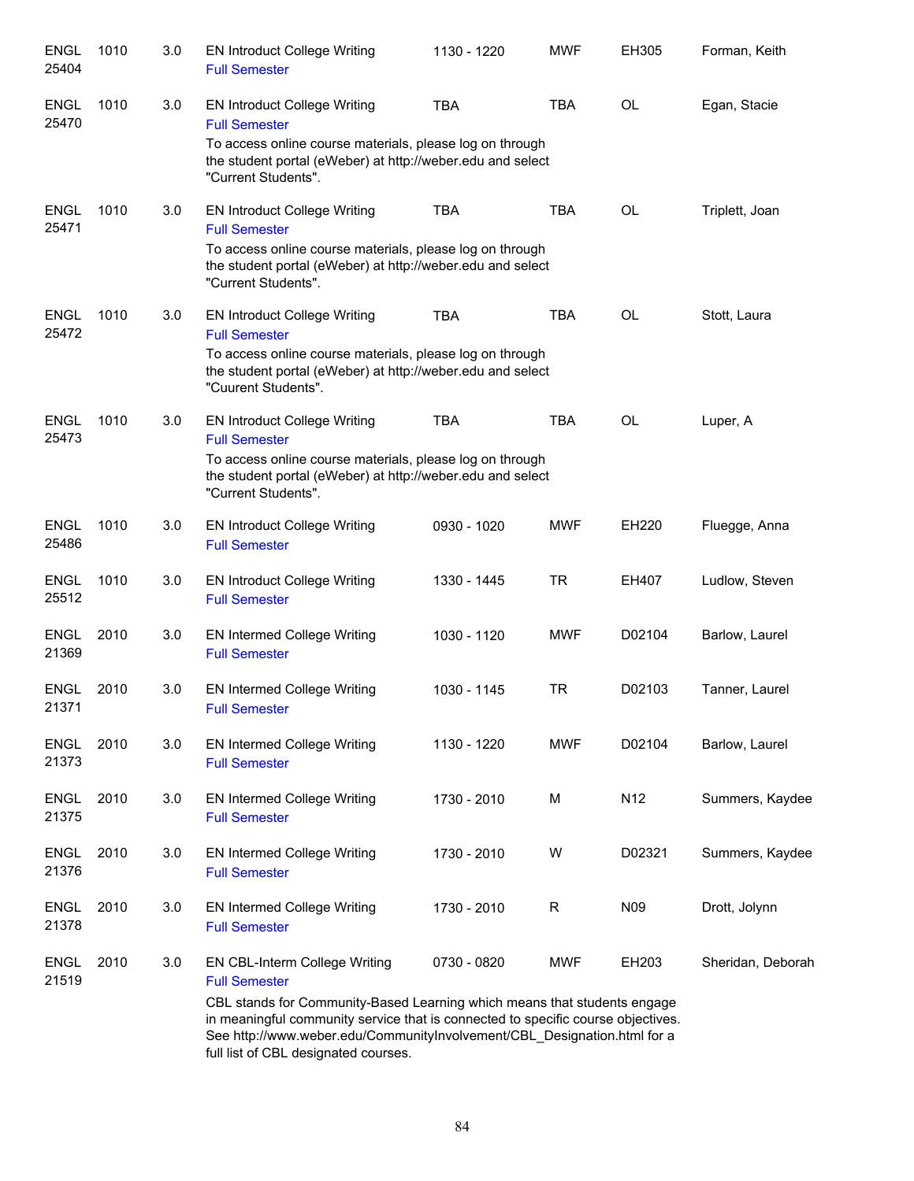| | | | | | | | |
|---|---|---|---|---|---|---|---|
| ENGL 25404 | 1010 | 3.0 | EN Introduct College Writing<br>Full Semester | 1130 - 1220 | MWF | EH305 | Forman, Keith |
| ENGL 25470 | 1010 | 3.0 | EN Introduct College Writing<br>Full Semester<br>To access online course materials, please log on through the student portal (eWeber) at http://weber.edu and select "Current Students". | TBA | TBA | OL | Egan, Stacie |
| ENGL 25471 | 1010 | 3.0 | EN Introduct College Writing<br>Full Semester<br>To access online course materials, please log on through the student portal (eWeber) at http://weber.edu and select "Current Students". | TBA | TBA | OL | Triplett, Joan |
| ENGL 25472 | 1010 | 3.0 | EN Introduct College Writing<br>Full Semester<br>To access online course materials, please log on through the student portal (eWeber) at http://weber.edu and select "Cuurent Students". | TBA | TBA | OL | Stott, Laura |
| ENGL 25473 | 1010 | 3.0 | EN Introduct College Writing<br>Full Semester<br>To access online course materials, please log on through the student portal (eWeber) at http://weber.edu and select "Current Students". | TBA | TBA | OL | Luper, A |
| ENGL 25486 | 1010 | 3.0 | EN Introduct College Writing<br>Full Semester | 0930 - 1020 | MWF | EH220 | Fluegge, Anna |
| ENGL 25512 | 1010 | 3.0 | EN Introduct College Writing<br>Full Semester | 1330 - 1445 | TR | EH407 | Ludlow, Steven |
| ENGL 21369 | 2010 | 3.0 | EN Intermed College Writing<br>Full Semester | 1030 - 1120 | MWF | D02104 | Barlow, Laurel |
| ENGL 21371 | 2010 | 3.0 | EN Intermed College Writing<br>Full Semester | 1030 - 1145 | TR | D02103 | Tanner, Laurel |
| ENGL 21373 | 2010 | 3.0 | EN Intermed College Writing<br>Full Semester | 1130 - 1220 | MWF | D02104 | Barlow, Laurel |
| ENGL 21375 | 2010 | 3.0 | EN Intermed College Writing<br>Full Semester | 1730 - 2010 | M | N12 | Summers, Kaydee |
| ENGL 21376 | 2010 | 3.0 | EN Intermed College Writing<br>Full Semester | 1730 - 2010 | W | D02321 | Summers, Kaydee |
| ENGL 21378 | 2010 | 3.0 | EN Intermed College Writing<br>Full Semester | 1730 - 2010 | R | N09 | Drott, Jolynn |
| ENGL 21519 | 2010 | 3.0 | EN CBL-Interm College Writing<br>Full Semester<br>CBL stands for Community-Based Learning which means that students engage in meaningful community service that is connected to specific course objectives. See http://www.weber.edu/CommunityInvolvement/CBL_Designation.html for a full list of CBL designated courses. | 0730 - 0820 | MWF | EH203 | Sheridan, Deborah |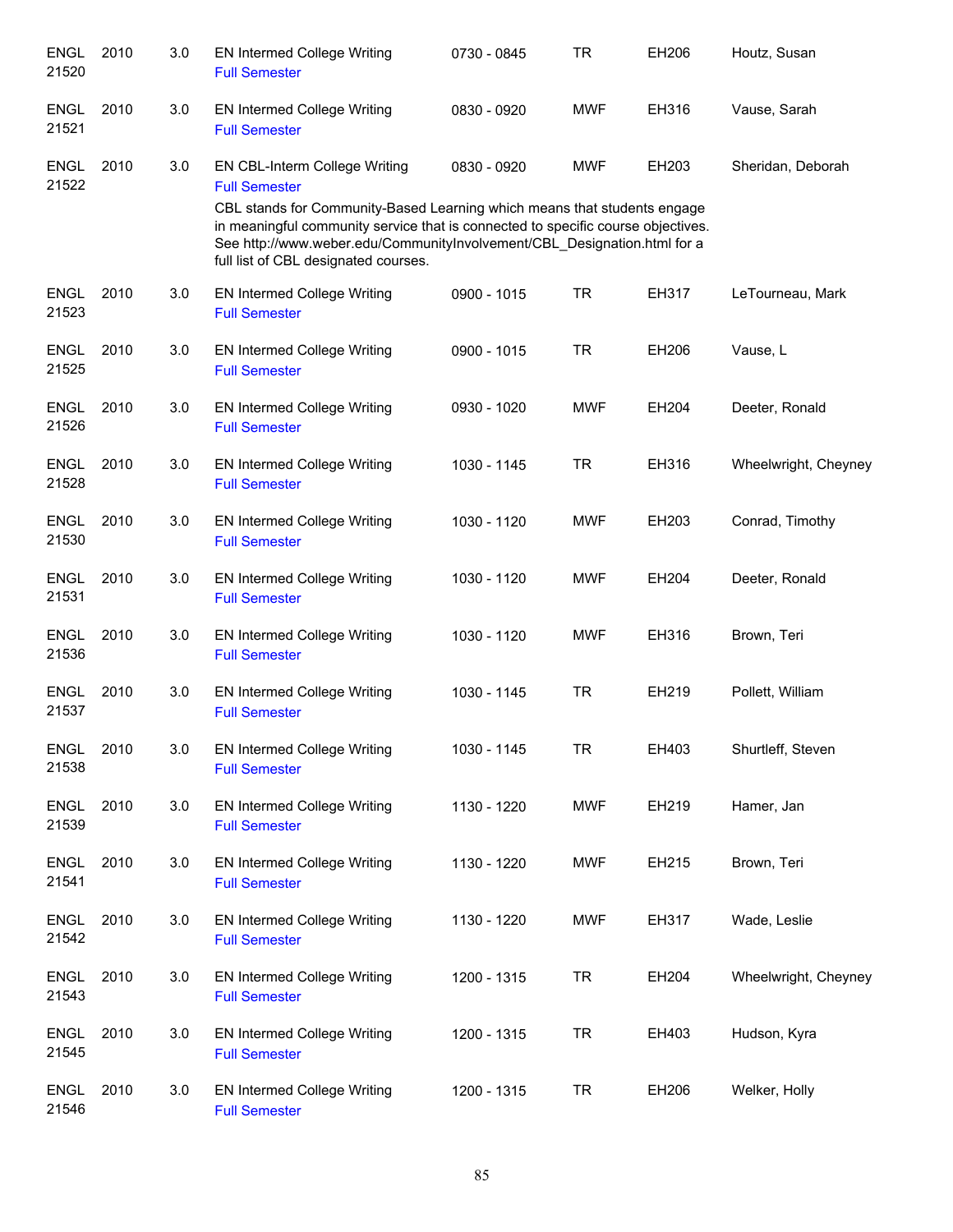| Course | Number | Credits | Title | Time | Days | Room | Instructor |
|---|---|---|---|---|---|---|---|
| ENGL 21520 | 2010 | 3.0 | EN Intermed College Writing<br>Full Semester | 0730 - 0845 | TR | EH206 | Houtz, Susan |
| ENGL 21521 | 2010 | 3.0 | EN Intermed College Writing<br>Full Semester | 0830 - 0920 | MWF | EH316 | Vause, Sarah |
| ENGL 21522 | 2010 | 3.0 | EN CBL-Interm College Writing<br>Full Semester<br>CBL stands for Community-Based Learning which means that students engage in meaningful community service that is connected to specific course objectives. See http://www.weber.edu/CommunityInvolvement/CBL_Designation.html for a full list of CBL designated courses. | 0830 - 0920 | MWF | EH203 | Sheridan, Deborah |
| ENGL 21523 | 2010 | 3.0 | EN Intermed College Writing<br>Full Semester | 0900 - 1015 | TR | EH317 | LeTourneau, Mark |
| ENGL 21525 | 2010 | 3.0 | EN Intermed College Writing<br>Full Semester | 0900 - 1015 | TR | EH206 | Vause, L |
| ENGL 21526 | 2010 | 3.0 | EN Intermed College Writing<br>Full Semester | 0930 - 1020 | MWF | EH204 | Deeter, Ronald |
| ENGL 21528 | 2010 | 3.0 | EN Intermed College Writing<br>Full Semester | 1030 - 1145 | TR | EH316 | Wheelwright, Cheyney |
| ENGL 21530 | 2010 | 3.0 | EN Intermed College Writing<br>Full Semester | 1030 - 1120 | MWF | EH203 | Conrad, Timothy |
| ENGL 21531 | 2010 | 3.0 | EN Intermed College Writing<br>Full Semester | 1030 - 1120 | MWF | EH204 | Deeter, Ronald |
| ENGL 21536 | 2010 | 3.0 | EN Intermed College Writing<br>Full Semester | 1030 - 1120 | MWF | EH316 | Brown, Teri |
| ENGL 21537 | 2010 | 3.0 | EN Intermed College Writing<br>Full Semester | 1030 - 1145 | TR | EH219 | Pollett, William |
| ENGL 21538 | 2010 | 3.0 | EN Intermed College Writing<br>Full Semester | 1030 - 1145 | TR | EH403 | Shurtleff, Steven |
| ENGL 21539 | 2010 | 3.0 | EN Intermed College Writing<br>Full Semester | 1130 - 1220 | MWF | EH219 | Hamer, Jan |
| ENGL 21541 | 2010 | 3.0 | EN Intermed College Writing<br>Full Semester | 1130 - 1220 | MWF | EH215 | Brown, Teri |
| ENGL 21542 | 2010 | 3.0 | EN Intermed College Writing<br>Full Semester | 1130 - 1220 | MWF | EH317 | Wade, Leslie |
| ENGL 21543 | 2010 | 3.0 | EN Intermed College Writing<br>Full Semester | 1200 - 1315 | TR | EH204 | Wheelwright, Cheyney |
| ENGL 21545 | 2010 | 3.0 | EN Intermed College Writing<br>Full Semester | 1200 - 1315 | TR | EH403 | Hudson, Kyra |
| ENGL 21546 | 2010 | 3.0 | EN Intermed College Writing<br>Full Semester | 1200 - 1315 | TR | EH206 | Welker, Holly |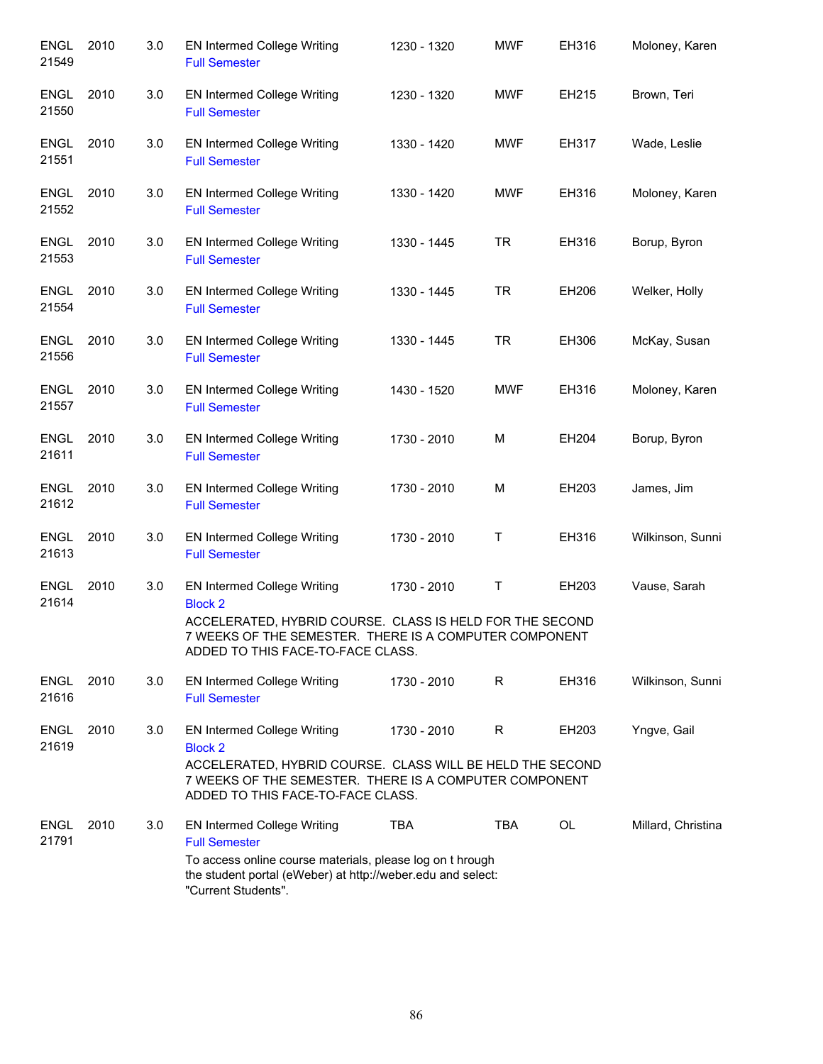| | | | | | | | |
|---|---|---|---|---|---|---|---|
| ENGL 21549 | 2010 | 3.0 | EN Intermed College Writing<br>Full Semester | 1230 - 1320 | MWF | EH316 | Moloney, Karen |
| ENGL 21550 | 2010 | 3.0 | EN Intermed College Writing<br>Full Semester | 1230 - 1320 | MWF | EH215 | Brown, Teri |
| ENGL 21551 | 2010 | 3.0 | EN Intermed College Writing<br>Full Semester | 1330 - 1420 | MWF | EH317 | Wade, Leslie |
| ENGL 21552 | 2010 | 3.0 | EN Intermed College Writing<br>Full Semester | 1330 - 1420 | MWF | EH316 | Moloney, Karen |
| ENGL 21553 | 2010 | 3.0 | EN Intermed College Writing<br>Full Semester | 1330 - 1445 | TR | EH316 | Borup, Byron |
| ENGL 21554 | 2010 | 3.0 | EN Intermed College Writing<br>Full Semester | 1330 - 1445 | TR | EH206 | Welker, Holly |
| ENGL 21556 | 2010 | 3.0 | EN Intermed College Writing<br>Full Semester | 1330 - 1445 | TR | EH306 | McKay, Susan |
| ENGL 21557 | 2010 | 3.0 | EN Intermed College Writing<br>Full Semester | 1430 - 1520 | MWF | EH316 | Moloney, Karen |
| ENGL 21611 | 2010 | 3.0 | EN Intermed College Writing<br>Full Semester | 1730 - 2010 | M | EH204 | Borup, Byron |
| ENGL 21612 | 2010 | 3.0 | EN Intermed College Writing<br>Full Semester | 1730 - 2010 | M | EH203 | James, Jim |
| ENGL 21613 | 2010 | 3.0 | EN Intermed College Writing<br>Full Semester | 1730 - 2010 | T | EH316 | Wilkinson, Sunni |
| ENGL 21614 | 2010 | 3.0 | EN Intermed College Writing<br>Block 2<br>ACCELERATED, HYBRID COURSE. CLASS IS HELD FOR THE SECOND 7 WEEKS OF THE SEMESTER. THERE IS A COMPUTER COMPONENT ADDED TO THIS FACE-TO-FACE CLASS. | 1730 - 2010 | T | EH203 | Vause, Sarah |
| ENGL 21616 | 2010 | 3.0 | EN Intermed College Writing<br>Full Semester | 1730 - 2010 | R | EH316 | Wilkinson, Sunni |
| ENGL 21619 | 2010 | 3.0 | EN Intermed College Writing<br>Block 2<br>ACCELERATED, HYBRID COURSE. CLASS WILL BE HELD THE SECOND 7 WEEKS OF THE SEMESTER. THERE IS A COMPUTER COMPONENT ADDED TO THIS FACE-TO-FACE CLASS. | 1730 - 2010 | R | EH203 | Yngve, Gail |
| ENGL 21791 | 2010 | 3.0 | EN Intermed College Writing<br>Full Semester<br>To access online course materials, please log on t hrough the student portal (eWeber) at http://weber.edu and select: "Current Students". | TBA | TBA | OL | Millard, Christina |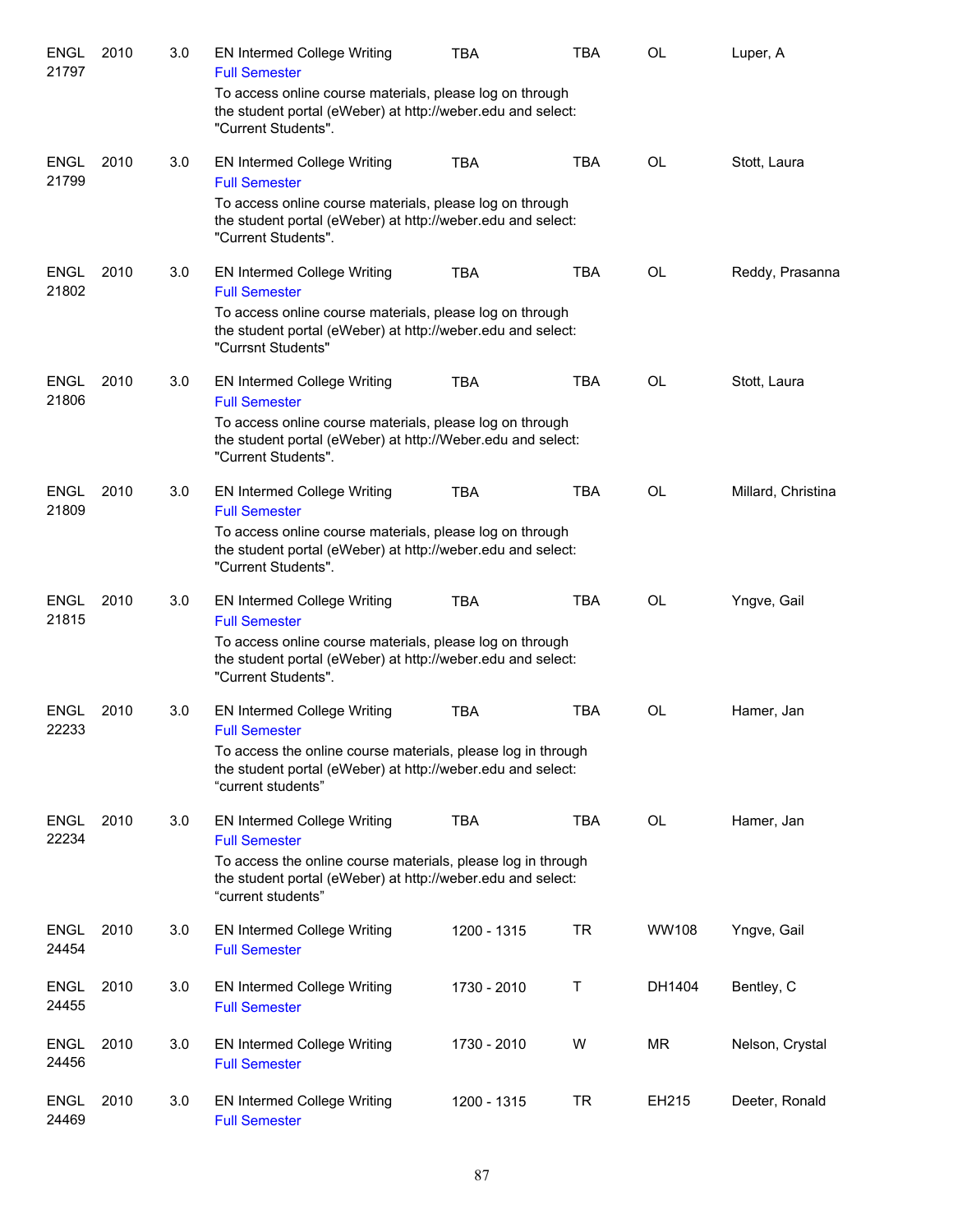| Dept/CRN | Course | Credits | Title | Time | Days | Room | Instructor |
|---|---|---|---|---|---|---|---|
| ENGL 21797 | 2010 | 3.0 | EN Intermed College Writing<br>Full Semester<br>To access online course materials, please log on through the student portal (eWeber) at http://weber.edu and select: "Current Students". | TBA | TBA | OL | Luper, A |
| ENGL 21799 | 2010 | 3.0 | EN Intermed College Writing<br>Full Semester<br>To access online course materials, please log on through the student portal (eWeber) at http://weber.edu and select: "Current Students". | TBA | TBA | OL | Stott, Laura |
| ENGL 21802 | 2010 | 3.0 | EN Intermed College Writing<br>Full Semester<br>To access online course materials, please log on through the student portal (eWeber) at http://weber.edu and select: "Currsnt Students" | TBA | TBA | OL | Reddy, Prasanna |
| ENGL 21806 | 2010 | 3.0 | EN Intermed College Writing<br>Full Semester<br>To access online course materials, please log on through the student portal (eWeber) at http://Weber.edu and select: "Current Students". | TBA | TBA | OL | Stott, Laura |
| ENGL 21809 | 2010 | 3.0 | EN Intermed College Writing<br>Full Semester<br>To access online course materials, please log on through the student portal (eWeber) at http://weber.edu and select: "Current Students". | TBA | TBA | OL | Millard, Christina |
| ENGL 21815 | 2010 | 3.0 | EN Intermed College Writing<br>Full Semester<br>To access online course materials, please log on through the student portal (eWeber) at http://weber.edu and select: "Current Students". | TBA | TBA | OL | Yngve, Gail |
| ENGL 22233 | 2010 | 3.0 | EN Intermed College Writing<br>Full Semester<br>To access the online course materials, please log in through the student portal (eWeber) at http://weber.edu and select: "current students" | TBA | TBA | OL | Hamer, Jan |
| ENGL 22234 | 2010 | 3.0 | EN Intermed College Writing<br>Full Semester<br>To access the online course materials, please log in through the student portal (eWeber) at http://weber.edu and select: "current students" | TBA | TBA | OL | Hamer, Jan |
| ENGL 24454 | 2010 | 3.0 | EN Intermed College Writing<br>Full Semester | 1200 - 1315 | TR | WW108 | Yngve, Gail |
| ENGL 24455 | 2010 | 3.0 | EN Intermed College Writing<br>Full Semester | 1730 - 2010 | T | DH1404 | Bentley, C |
| ENGL 24456 | 2010 | 3.0 | EN Intermed College Writing<br>Full Semester | 1730 - 2010 | W | MR | Nelson, Crystal |
| ENGL 24469 | 2010 | 3.0 | EN Intermed College Writing<br>Full Semester | 1200 - 1315 | TR | EH215 | Deeter, Ronald |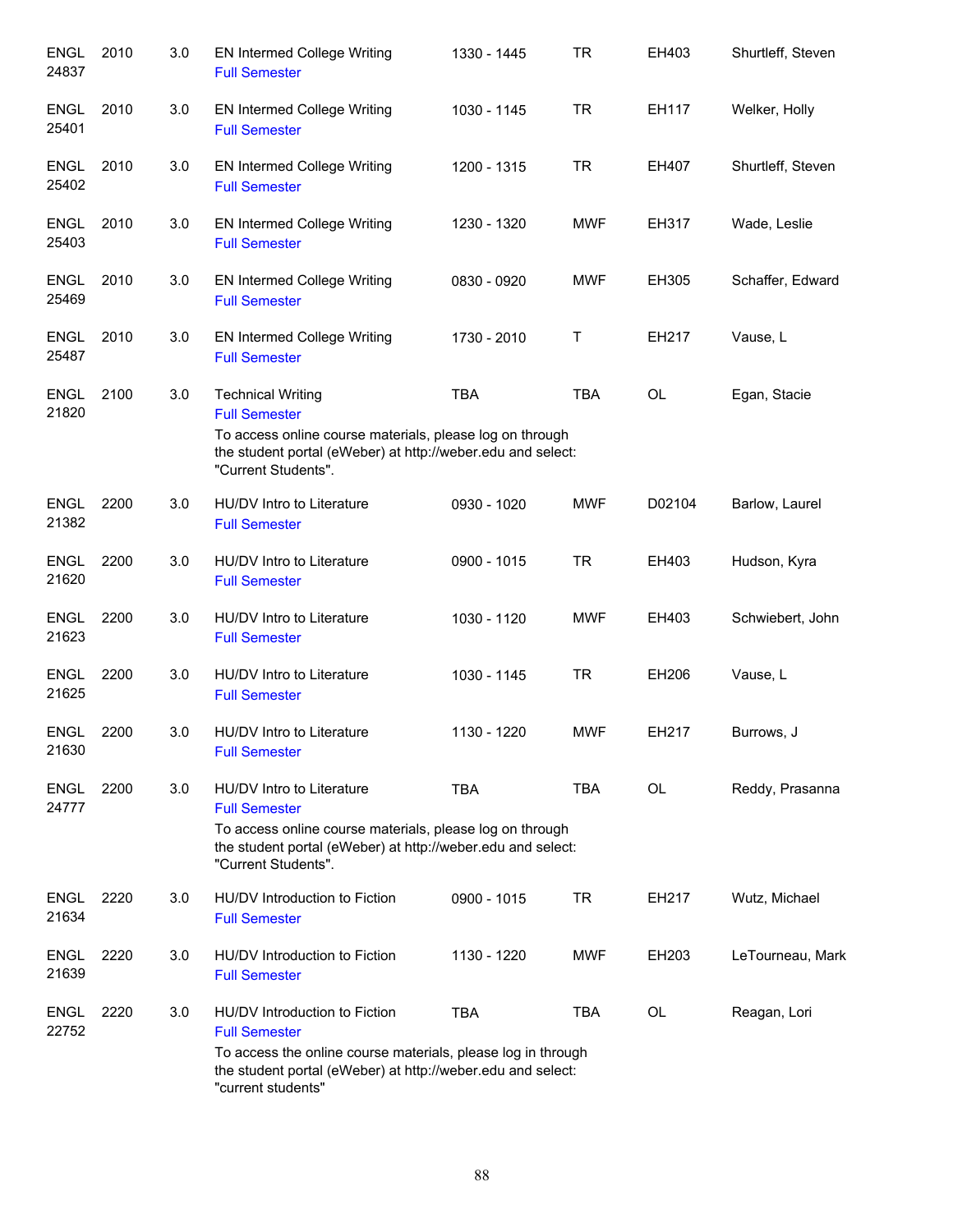| | | | | | | | |
|---|---|---|---|---|---|---|---|
| ENGL 24837 | 2010 | 3.0 | EN Intermed College Writing<br>Full Semester | 1330 - 1445 | TR | EH403 | Shurtleff, Steven |
| ENGL 25401 | 2010 | 3.0 | EN Intermed College Writing<br>Full Semester | 1030 - 1145 | TR | EH117 | Welker, Holly |
| ENGL 25402 | 2010 | 3.0 | EN Intermed College Writing<br>Full Semester | 1200 - 1315 | TR | EH407 | Shurtleff, Steven |
| ENGL 25403 | 2010 | 3.0 | EN Intermed College Writing<br>Full Semester | 1230 - 1320 | MWF | EH317 | Wade, Leslie |
| ENGL 25469 | 2010 | 3.0 | EN Intermed College Writing<br>Full Semester | 0830 - 0920 | MWF | EH305 | Schaffer, Edward |
| ENGL 25487 | 2010 | 3.0 | EN Intermed College Writing<br>Full Semester | 1730 - 2010 | T | EH217 | Vause, L |
| ENGL 21820 | 2100 | 3.0 | Technical Writing<br>Full Semester<br>To access online course materials, please log on through the student portal (eWeber) at http://weber.edu and select: "Current Students". | TBA | TBA | OL | Egan, Stacie |
| ENGL 21382 | 2200 | 3.0 | HU/DV Intro to Literature<br>Full Semester | 0930 - 1020 | MWF | D02104 | Barlow, Laurel |
| ENGL 21620 | 2200 | 3.0 | HU/DV Intro to Literature<br>Full Semester | 0900 - 1015 | TR | EH403 | Hudson, Kyra |
| ENGL 21623 | 2200 | 3.0 | HU/DV Intro to Literature<br>Full Semester | 1030 - 1120 | MWF | EH403 | Schwiebert, John |
| ENGL 21625 | 2200 | 3.0 | HU/DV Intro to Literature<br>Full Semester | 1030 - 1145 | TR | EH206 | Vause, L |
| ENGL 21630 | 2200 | 3.0 | HU/DV Intro to Literature<br>Full Semester | 1130 - 1220 | MWF | EH217 | Burrows, J |
| ENGL 24777 | 2200 | 3.0 | HU/DV Intro to Literature<br>Full Semester<br>To access online course materials, please log on through the student portal (eWeber) at http://weber.edu and select: "Current Students". | TBA | TBA | OL | Reddy, Prasanna |
| ENGL 21634 | 2220 | 3.0 | HU/DV Introduction to Fiction<br>Full Semester | 0900 - 1015 | TR | EH217 | Wutz, Michael |
| ENGL 21639 | 2220 | 3.0 | HU/DV Introduction to Fiction<br>Full Semester | 1130 - 1220 | MWF | EH203 | LeTourneau, Mark |
| ENGL 22752 | 2220 | 3.0 | HU/DV Introduction to Fiction<br>Full Semester<br>To access the online course materials, please log in through the student portal (eWeber) at http://weber.edu and select: "current students" | TBA | TBA | OL | Reagan, Lori |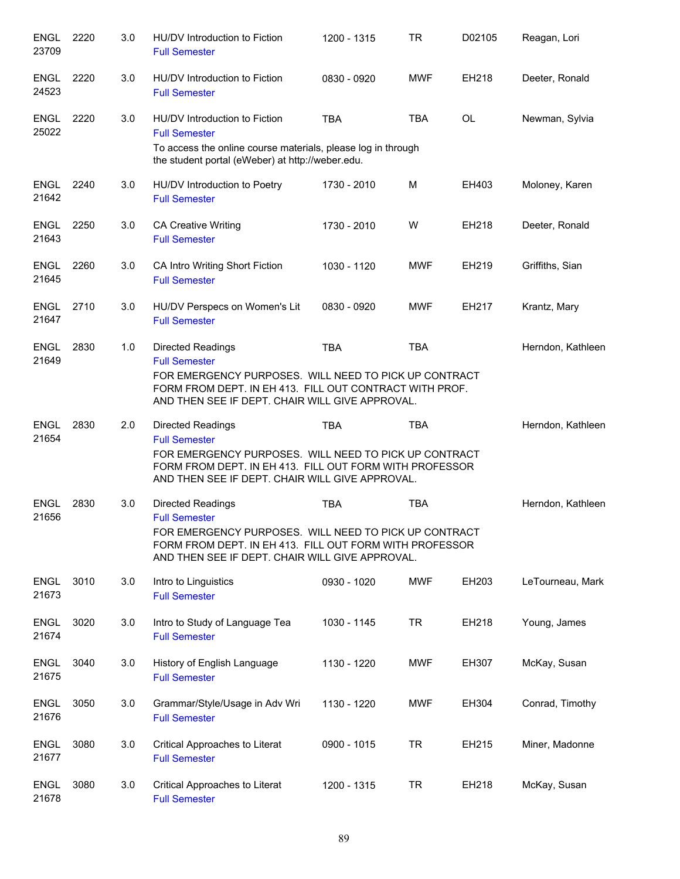| | | | | | | | |
|---|---|---|---|---|---|---|---|
| ENGL 23709 | 2220 | 3.0 | HU/DV Introduction to Fiction<br>Full Semester | 1200 - 1315 | TR | D02105 | Reagan, Lori |
| ENGL 24523 | 2220 | 3.0 | HU/DV Introduction to Fiction<br>Full Semester | 0830 - 0920 | MWF | EH218 | Deeter, Ronald |
| ENGL 25022 | 2220 | 3.0 | HU/DV Introduction to Fiction<br>Full Semester<br>To access the online course materials, please log in through the student portal (eWeber) at http://weber.edu. | TBA | TBA | OL | Newman, Sylvia |
| ENGL 21642 | 2240 | 3.0 | HU/DV Introduction to Poetry<br>Full Semester | 1730 - 2010 | M | EH403 | Moloney, Karen |
| ENGL 21643 | 2250 | 3.0 | CA Creative Writing<br>Full Semester | 1730 - 2010 | W | EH218 | Deeter, Ronald |
| ENGL 21645 | 2260 | 3.0 | CA Intro Writing Short Fiction<br>Full Semester | 1030 - 1120 | MWF | EH219 | Griffiths, Sian |
| ENGL 21647 | 2710 | 3.0 | HU/DV Perspecs on Women's Lit<br>Full Semester | 0830 - 0920 | MWF | EH217 | Krantz, Mary |
| ENGL 21649 | 2830 | 1.0 | Directed Readings<br>Full Semester<br>FOR EMERGENCY PURPOSES. WILL NEED TO PICK UP CONTRACT FORM FROM DEPT. IN EH 413. FILL OUT CONTRACT WITH PROF. AND THEN SEE IF DEPT. CHAIR WILL GIVE APPROVAL. | TBA | TBA | | Herndon, Kathleen |
| ENGL 21654 | 2830 | 2.0 | Directed Readings<br>Full Semester<br>FOR EMERGENCY PURPOSES. WILL NEED TO PICK UP CONTRACT FORM FROM DEPT. IN EH 413. FILL OUT FORM WITH PROFESSOR AND THEN SEE IF DEPT. CHAIR WILL GIVE APPROVAL. | TBA | TBA | | Herndon, Kathleen |
| ENGL 21656 | 2830 | 3.0 | Directed Readings<br>Full Semester<br>FOR EMERGENCY PURPOSES. WILL NEED TO PICK UP CONTRACT FORM FROM DEPT. IN EH 413. FILL OUT FORM WITH PROFESSOR AND THEN SEE IF DEPT. CHAIR WILL GIVE APPROVAL. | TBA | TBA | | Herndon, Kathleen |
| ENGL 21673 | 3010 | 3.0 | Intro to Linguistics<br>Full Semester | 0930 - 1020 | MWF | EH203 | LeTourneau, Mark |
| ENGL 21674 | 3020 | 3.0 | Intro to Study of Language Tea<br>Full Semester | 1030 - 1145 | TR | EH218 | Young, James |
| ENGL 21675 | 3040 | 3.0 | History of English Language<br>Full Semester | 1130 - 1220 | MWF | EH307 | McKay, Susan |
| ENGL 21676 | 3050 | 3.0 | Grammar/Style/Usage in Adv Wri<br>Full Semester | 1130 - 1220 | MWF | EH304 | Conrad, Timothy |
| ENGL 21677 | 3080 | 3.0 | Critical Approaches to Literat<br>Full Semester | 0900 - 1015 | TR | EH215 | Miner, Madonne |
| ENGL 21678 | 3080 | 3.0 | Critical Approaches to Literat<br>Full Semester | 1200 - 1315 | TR | EH218 | McKay, Susan |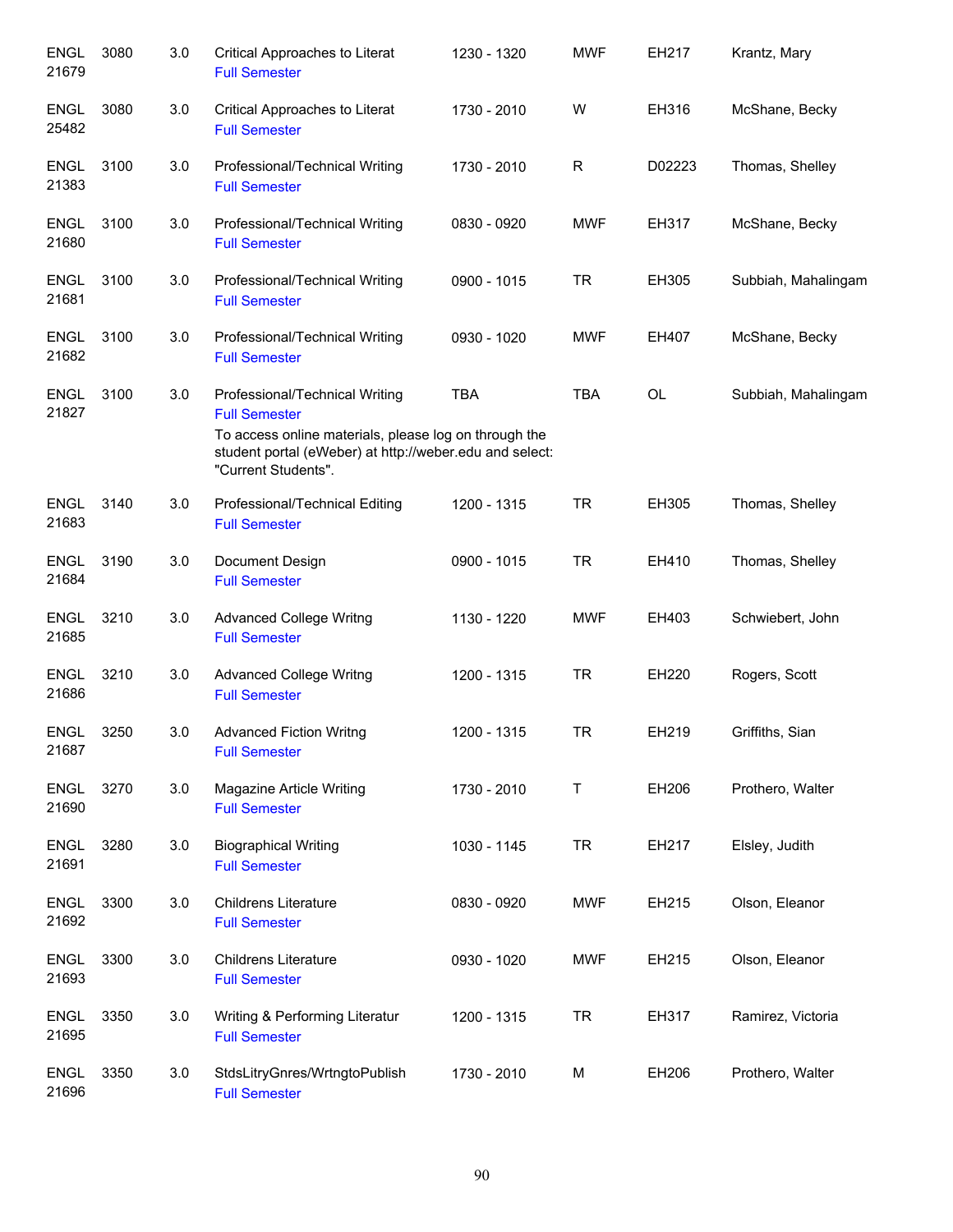| | | | | | | | |
|---|---|---|---|---|---|---|---|
| ENGL 21679 | 3080 | 3.0 | Critical Approaches to Literat<br>Full Semester | 1230 - 1320 | MWF | EH217 | Krantz, Mary |
| ENGL 25482 | 3080 | 3.0 | Critical Approaches to Literat<br>Full Semester | 1730 - 2010 | W | EH316 | McShane, Becky |
| ENGL 21383 | 3100 | 3.0 | Professional/Technical Writing<br>Full Semester | 1730 - 2010 | R | D02223 | Thomas, Shelley |
| ENGL 21680 | 3100 | 3.0 | Professional/Technical Writing<br>Full Semester | 0830 - 0920 | MWF | EH317 | McShane, Becky |
| ENGL 21681 | 3100 | 3.0 | Professional/Technical Writing<br>Full Semester | 0900 - 1015 | TR | EH305 | Subbiah, Mahalingam |
| ENGL 21682 | 3100 | 3.0 | Professional/Technical Writing<br>Full Semester | 0930 - 1020 | MWF | EH407 | McShane, Becky |
| ENGL 21827 | 3100 | 3.0 | Professional/Technical Writing<br>Full Semester<br>To access online materials, please log on through the student portal (eWeber) at http://weber.edu and select: "Current Students". | TBA | TBA | OL | Subbiah, Mahalingam |
| ENGL 21683 | 3140 | 3.0 | Professional/Technical Editing<br>Full Semester | 1200 - 1315 | TR | EH305 | Thomas, Shelley |
| ENGL 21684 | 3190 | 3.0 | Document Design<br>Full Semester | 0900 - 1015 | TR | EH410 | Thomas, Shelley |
| ENGL 21685 | 3210 | 3.0 | Advanced College Writng<br>Full Semester | 1130 - 1220 | MWF | EH403 | Schwiebert, John |
| ENGL 21686 | 3210 | 3.0 | Advanced College Writng<br>Full Semester | 1200 - 1315 | TR | EH220 | Rogers, Scott |
| ENGL 21687 | 3250 | 3.0 | Advanced Fiction Writng<br>Full Semester | 1200 - 1315 | TR | EH219 | Griffiths, Sian |
| ENGL 21690 | 3270 | 3.0 | Magazine Article Writing<br>Full Semester | 1730 - 2010 | T | EH206 | Prothero, Walter |
| ENGL 21691 | 3280 | 3.0 | Biographical Writing<br>Full Semester | 1030 - 1145 | TR | EH217 | Elsley, Judith |
| ENGL 21692 | 3300 | 3.0 | Childrens Literature<br>Full Semester | 0830 - 0920 | MWF | EH215 | Olson, Eleanor |
| ENGL 21693 | 3300 | 3.0 | Childrens Literature<br>Full Semester | 0930 - 1020 | MWF | EH215 | Olson, Eleanor |
| ENGL 21695 | 3350 | 3.0 | Writing & Performing Literatur<br>Full Semester | 1200 - 1315 | TR | EH317 | Ramirez, Victoria |
| ENGL 21696 | 3350 | 3.0 | StdsLitryGnres/WrtngtoPublish<br>Full Semester | 1730 - 2010 | M | EH206 | Prothero, Walter |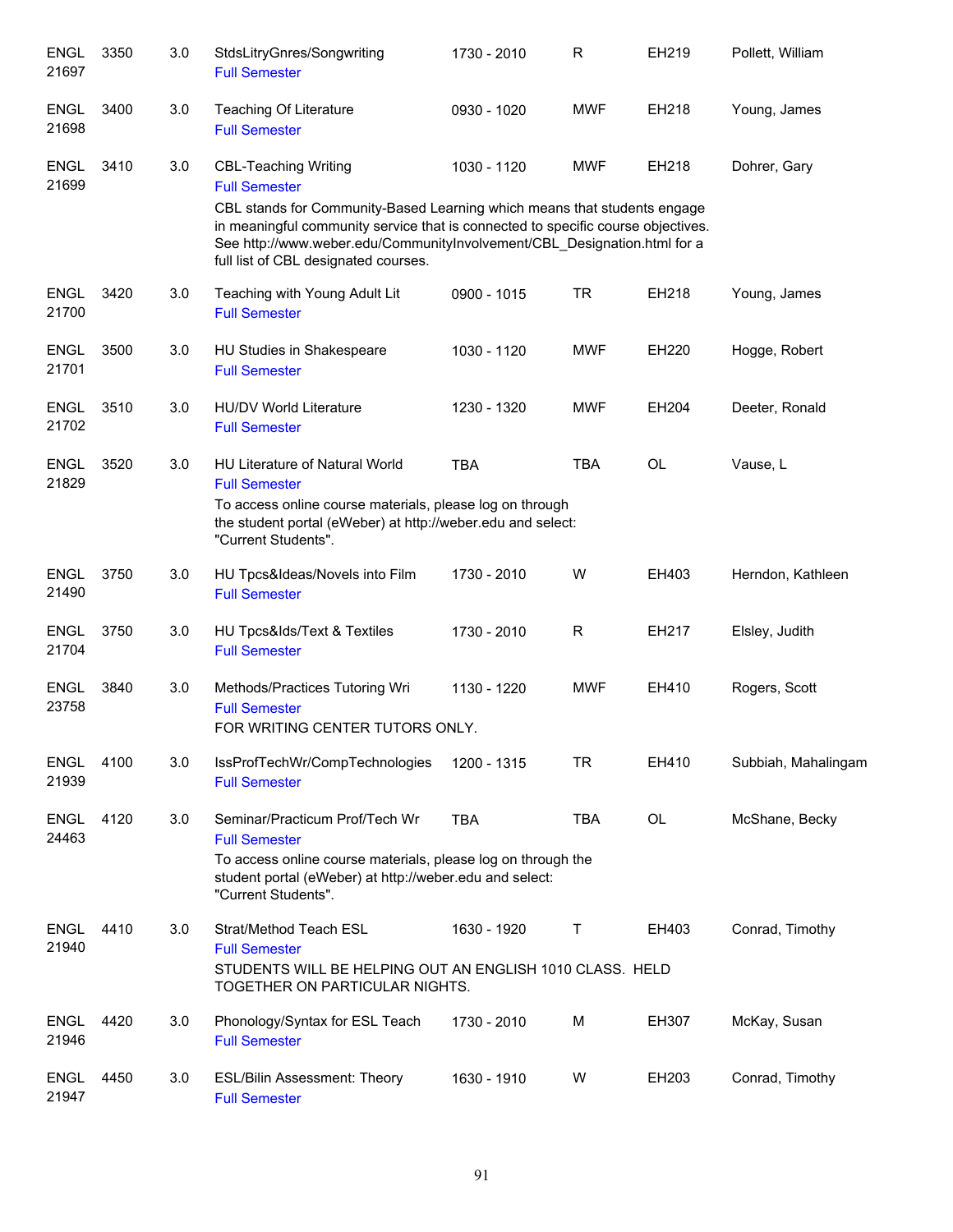| Subject/CRN | Course | Credits | Title | Time | Days | Room | Instructor |
|---|---|---|---|---|---|---|---|
| ENGL 21697 | 3350 | 3.0 | StdsLitryGnres/Songwriting<br>Full Semester | 1730 - 2010 | R | EH219 | Pollett, William |
| ENGL 21698 | 3400 | 3.0 | Teaching Of Literature<br>Full Semester | 0930 - 1020 | MWF | EH218 | Young, James |
| ENGL 21699 | 3410 | 3.0 | CBL-Teaching Writing<br>Full Semester<br>CBL stands for Community-Based Learning which means that students engage in meaningful community service that is connected to specific course objectives. See http://www.weber.edu/CommunityInvolvement/CBL_Designation.html for a full list of CBL designated courses. | 1030 - 1120 | MWF | EH218 | Dohrer, Gary |
| ENGL 21700 | 3420 | 3.0 | Teaching with Young Adult Lit<br>Full Semester | 0900 - 1015 | TR | EH218 | Young, James |
| ENGL 21701 | 3500 | 3.0 | HU Studies in Shakespeare<br>Full Semester | 1030 - 1120 | MWF | EH220 | Hogge, Robert |
| ENGL 21702 | 3510 | 3.0 | HU/DV World Literature<br>Full Semester | 1230 - 1320 | MWF | EH204 | Deeter, Ronald |
| ENGL 21829 | 3520 | 3.0 | HU Literature of Natural World<br>Full Semester<br>To access online course materials, please log on through the student portal (eWeber) at http://weber.edu and select: "Current Students". | TBA | TBA | OL | Vause, L |
| ENGL 21490 | 3750 | 3.0 | HU Tpcs&Ideas/Novels into Film<br>Full Semester | 1730 - 2010 | W | EH403 | Herndon, Kathleen |
| ENGL 21704 | 3750 | 3.0 | HU Tpcs&Ids/Text & Textiles<br>Full Semester | 1730 - 2010 | R | EH217 | Elsley, Judith |
| ENGL 23758 | 3840 | 3.0 | Methods/Practices Tutoring Wri<br>Full Semester<br>FOR WRITING CENTER TUTORS ONLY. | 1130 - 1220 | MWF | EH410 | Rogers, Scott |
| ENGL 21939 | 4100 | 3.0 | IssProfTechWr/CompTechnologies<br>Full Semester | 1200 - 1315 | TR | EH410 | Subbiah, Mahalingam |
| ENGL 24463 | 4120 | 3.0 | Seminar/Practicum Prof/Tech Wr<br>Full Semester<br>To access online course materials, please log on through the student portal (eWeber) at http://weber.edu and select: "Current Students". | TBA | TBA | OL | McShane, Becky |
| ENGL 21940 | 4410 | 3.0 | Strat/Method Teach ESL<br>Full Semester<br>STUDENTS WILL BE HELPING OUT AN ENGLISH 1010 CLASS. HELD TOGETHER ON PARTICULAR NIGHTS. | 1630 - 1920 | T | EH403 | Conrad, Timothy |
| ENGL 21946 | 4420 | 3.0 | Phonology/Syntax for ESL Teach<br>Full Semester | 1730 - 2010 | M | EH307 | McKay, Susan |
| ENGL 21947 | 4450 | 3.0 | ESL/Bilin Assessment: Theory<br>Full Semester | 1630 - 1910 | W | EH203 | Conrad, Timothy |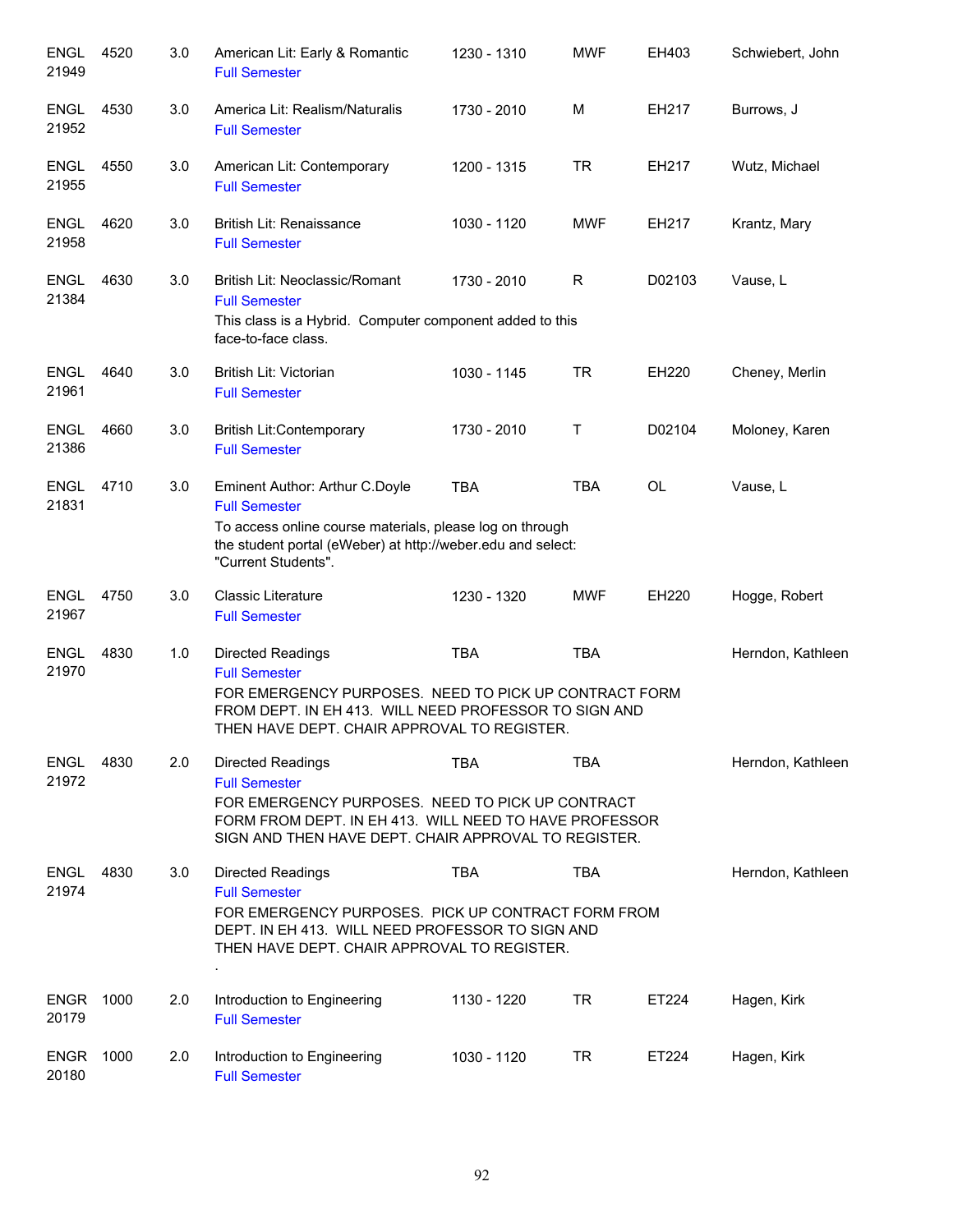| | | | | | | | |
|---|---|---|---|---|---|---|---|
| ENGL 21949 | 4520 | 3.0 | American Lit: Early & Romantic<br>Full Semester | 1230 - 1310 | MWF | EH403 | Schwiebert, John |
| ENGL 21952 | 4530 | 3.0 | America Lit: Realism/Naturalis<br>Full Semester | 1730 - 2010 | M | EH217 | Burrows, J |
| ENGL 21955 | 4550 | 3.0 | American Lit: Contemporary<br>Full Semester | 1200 - 1315 | TR | EH217 | Wutz, Michael |
| ENGL 21958 | 4620 | 3.0 | British Lit: Renaissance<br>Full Semester | 1030 - 1120 | MWF | EH217 | Krantz, Mary |
| ENGL 21384 | 4630 | 3.0 | British Lit: Neoclassic/Romant<br>Full Semester<br>This class is a Hybrid. Computer component added to this face-to-face class. | 1730 - 2010 | R | D02103 | Vause, L |
| ENGL 21961 | 4640 | 3.0 | British Lit: Victorian<br>Full Semester | 1030 - 1145 | TR | EH220 | Cheney, Merlin |
| ENGL 21386 | 4660 | 3.0 | British Lit:Contemporary<br>Full Semester | 1730 - 2010 | T | D02104 | Moloney, Karen |
| ENGL 21831 | 4710 | 3.0 | Eminent Author: Arthur C.Doyle<br>Full Semester<br>To access online course materials, please log on through the student portal (eWeber) at http://weber.edu and select: "Current Students". | TBA | TBA | OL | Vause, L |
| ENGL 21967 | 4750 | 3.0 | Classic Literature<br>Full Semester | 1230 - 1320 | MWF | EH220 | Hogge, Robert |
| ENGL 21970 | 4830 | 1.0 | Directed Readings<br>Full Semester<br>FOR EMERGENCY PURPOSES. NEED TO PICK UP CONTRACT FORM FROM DEPT. IN EH 413. WILL NEED PROFESSOR TO SIGN AND THEN HAVE DEPT. CHAIR APPROVAL TO REGISTER. | TBA | TBA | | Herndon, Kathleen |
| ENGL 21972 | 4830 | 2.0 | Directed Readings<br>Full Semester<br>FOR EMERGENCY PURPOSES. NEED TO PICK UP CONTRACT FORM FROM DEPT. IN EH 413. WILL NEED TO HAVE PROFESSOR SIGN AND THEN HAVE DEPT. CHAIR APPROVAL TO REGISTER. | TBA | TBA | | Herndon, Kathleen |
| ENGL 21974 | 4830 | 3.0 | Directed Readings<br>Full Semester<br>FOR EMERGENCY PURPOSES. PICK UP CONTRACT FORM FROM DEPT. IN EH 413. WILL NEED PROFESSOR TO SIGN AND THEN HAVE DEPT. CHAIR APPROVAL TO REGISTER.<br>. | TBA | TBA | | Herndon, Kathleen |
| ENGR 20179 | 1000 | 2.0 | Introduction to Engineering<br>Full Semester | 1130 - 1220 | TR | ET224 | Hagen, Kirk |
| ENGR 20180 | 1000 | 2.0 | Introduction to Engineering<br>Full Semester | 1030 - 1120 | TR | ET224 | Hagen, Kirk |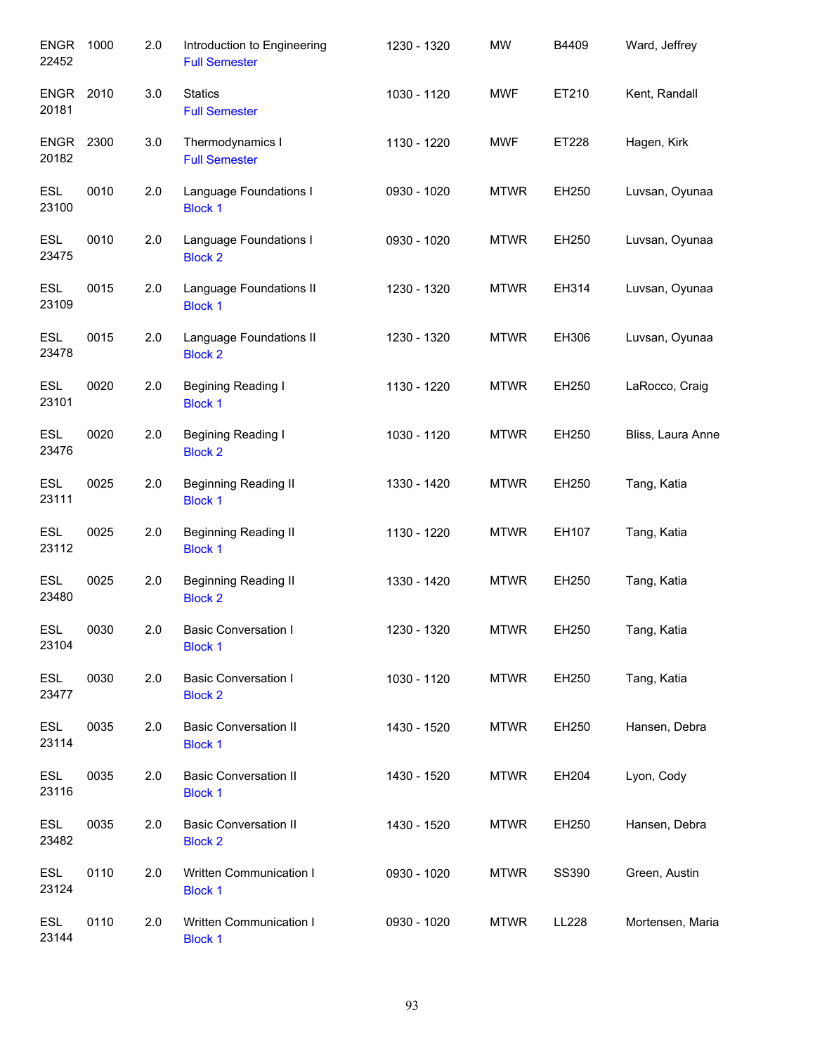| | | | | | | | |
|---|---|---|---|---|---|---|---|
| ENGR 22452 | 1000 | 2.0 | Introduction to Engineering<br>Full Semester | 1230 - 1320 | MW | B4409 | Ward, Jeffrey |
| ENGR 20181 | 2010 | 3.0 | Statics<br>Full Semester | 1030 - 1120 | MWF | ET210 | Kent, Randall |
| ENGR 20182 | 2300 | 3.0 | Thermodynamics I<br>Full Semester | 1130 - 1220 | MWF | ET228 | Hagen, Kirk |
| ESL 23100 | 0010 | 2.0 | Language Foundations I<br>Block 1 | 0930 - 1020 | MTWR | EH250 | Luvsan, Oyunaa |
| ESL 23475 | 0010 | 2.0 | Language Foundations I<br>Block 2 | 0930 - 1020 | MTWR | EH250 | Luvsan, Oyunaa |
| ESL 23109 | 0015 | 2.0 | Language Foundations II<br>Block 1 | 1230 - 1320 | MTWR | EH314 | Luvsan, Oyunaa |
| ESL 23478 | 0015 | 2.0 | Language Foundations II<br>Block 2 | 1230 - 1320 | MTWR | EH306 | Luvsan, Oyunaa |
| ESL 23101 | 0020 | 2.0 | Begining Reading I<br>Block 1 | 1130 - 1220 | MTWR | EH250 | LaRocco, Craig |
| ESL 23476 | 0020 | 2.0 | Begining Reading I<br>Block 2 | 1030 - 1120 | MTWR | EH250 | Bliss, Laura Anne |
| ESL 23111 | 0025 | 2.0 | Beginning Reading II<br>Block 1 | 1330 - 1420 | MTWR | EH250 | Tang, Katia |
| ESL 23112 | 0025 | 2.0 | Beginning Reading II<br>Block 1 | 1130 - 1220 | MTWR | EH107 | Tang, Katia |
| ESL 23480 | 0025 | 2.0 | Beginning Reading II<br>Block 2 | 1330 - 1420 | MTWR | EH250 | Tang, Katia |
| ESL 23104 | 0030 | 2.0 | Basic Conversation I<br>Block 1 | 1230 - 1320 | MTWR | EH250 | Tang, Katia |
| ESL 23477 | 0030 | 2.0 | Basic Conversation I<br>Block 2 | 1030 - 1120 | MTWR | EH250 | Tang, Katia |
| ESL 23114 | 0035 | 2.0 | Basic Conversation II<br>Block 1 | 1430 - 1520 | MTWR | EH250 | Hansen, Debra |
| ESL 23116 | 0035 | 2.0 | Basic Conversation II<br>Block 1 | 1430 - 1520 | MTWR | EH204 | Lyon, Cody |
| ESL 23482 | 0035 | 2.0 | Basic Conversation II<br>Block 2 | 1430 - 1520 | MTWR | EH250 | Hansen, Debra |
| ESL 23124 | 0110 | 2.0 | Written Communication I<br>Block 1 | 0930 - 1020 | MTWR | SS390 | Green, Austin |
| ESL 23144 | 0110 | 2.0 | Written Communication I<br>Block 1 | 0930 - 1020 | MTWR | LL228 | Mortensen, Maria |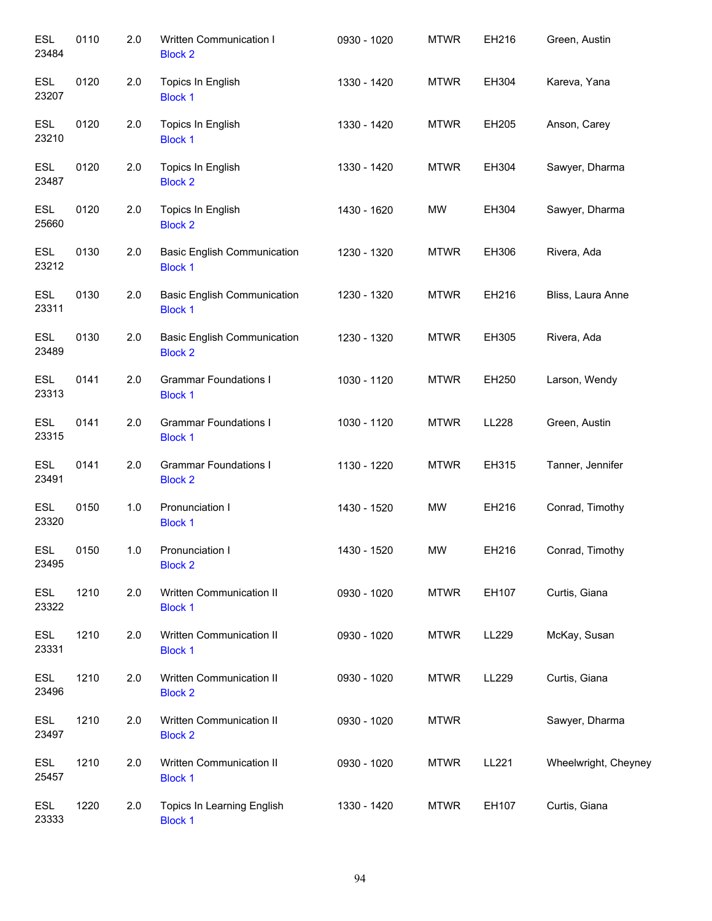| | | | | | | | |
|---|---|---|---|---|---|---|---|
| ESL 23484 | 0110 | 2.0 | Written Communication I<br>Block 2 | 0930 - 1020 | MTWR | EH216 | Green, Austin |
| ESL 23207 | 0120 | 2.0 | Topics In English<br>Block 1 | 1330 - 1420 | MTWR | EH304 | Kareva, Yana |
| ESL 23210 | 0120 | 2.0 | Topics In English<br>Block 1 | 1330 - 1420 | MTWR | EH205 | Anson, Carey |
| ESL 23487 | 0120 | 2.0 | Topics In English<br>Block 2 | 1330 - 1420 | MTWR | EH304 | Sawyer, Dharma |
| ESL 25660 | 0120 | 2.0 | Topics In English<br>Block 2 | 1430 - 1620 | MW | EH304 | Sawyer, Dharma |
| ESL 23212 | 0130 | 2.0 | Basic English Communication<br>Block 1 | 1230 - 1320 | MTWR | EH306 | Rivera, Ada |
| ESL 23311 | 0130 | 2.0 | Basic English Communication<br>Block 1 | 1230 - 1320 | MTWR | EH216 | Bliss, Laura Anne |
| ESL 23489 | 0130 | 2.0 | Basic English Communication<br>Block 2 | 1230 - 1320 | MTWR | EH305 | Rivera, Ada |
| ESL 23313 | 0141 | 2.0 | Grammar Foundations I<br>Block 1 | 1030 - 1120 | MTWR | EH250 | Larson, Wendy |
| ESL 23315 | 0141 | 2.0 | Grammar Foundations I<br>Block 1 | 1030 - 1120 | MTWR | LL228 | Green, Austin |
| ESL 23491 | 0141 | 2.0 | Grammar Foundations I<br>Block 2 | 1130 - 1220 | MTWR | EH315 | Tanner, Jennifer |
| ESL 23320 | 0150 | 1.0 | Pronunciation I<br>Block 1 | 1430 - 1520 | MW | EH216 | Conrad, Timothy |
| ESL 23495 | 0150 | 1.0 | Pronunciation I<br>Block 2 | 1430 - 1520 | MW | EH216 | Conrad, Timothy |
| ESL 23322 | 1210 | 2.0 | Written Communication II<br>Block 1 | 0930 - 1020 | MTWR | EH107 | Curtis, Giana |
| ESL 23331 | 1210 | 2.0 | Written Communication II<br>Block 1 | 0930 - 1020 | MTWR | LL229 | McKay, Susan |
| ESL 23496 | 1210 | 2.0 | Written Communication II<br>Block 2 | 0930 - 1020 | MTWR | LL229 | Curtis, Giana |
| ESL 23497 | 1210 | 2.0 | Written Communication II<br>Block 2 | 0930 - 1020 | MTWR | | Sawyer, Dharma |
| ESL 25457 | 1210 | 2.0 | Written Communication II<br>Block 1 | 0930 - 1020 | MTWR | LL221 | Wheelwright, Cheyney |
| ESL 23333 | 1220 | 2.0 | Topics In Learning English<br>Block 1 | 1330 - 1420 | MTWR | EH107 | Curtis, Giana |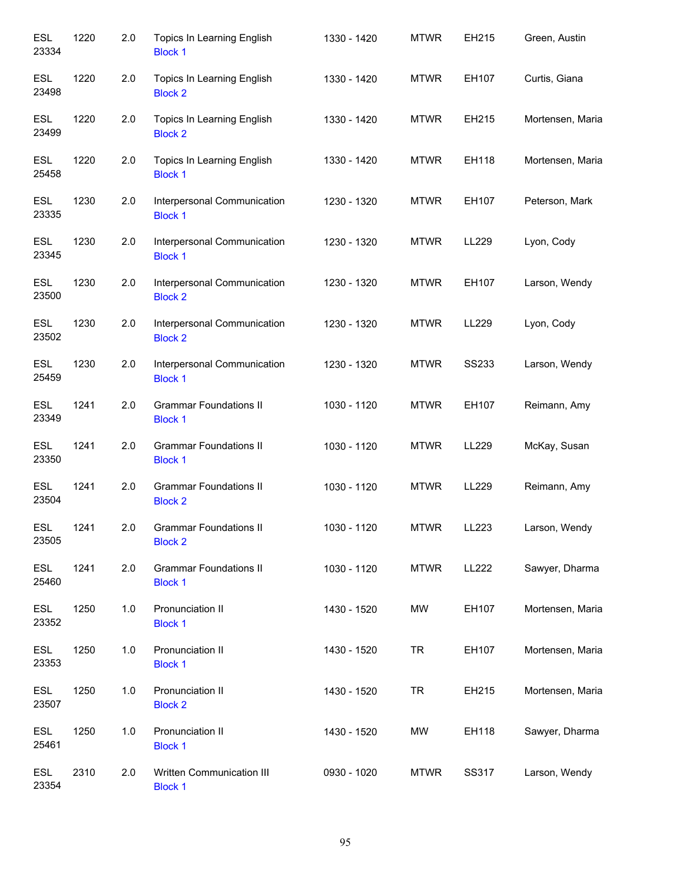| | | | | | | | |
|---|---|---|---|---|---|---|---|
| ESL 23334 | 1220 | 2.0 | Topics In Learning English<br>Block 1 | 1330 - 1420 | MTWR | EH215 | Green, Austin |
| ESL 23498 | 1220 | 2.0 | Topics In Learning English<br>Block 2 | 1330 - 1420 | MTWR | EH107 | Curtis, Giana |
| ESL 23499 | 1220 | 2.0 | Topics In Learning English<br>Block 2 | 1330 - 1420 | MTWR | EH215 | Mortensen, Maria |
| ESL 25458 | 1220 | 2.0 | Topics In Learning English<br>Block 1 | 1330 - 1420 | MTWR | EH118 | Mortensen, Maria |
| ESL 23335 | 1230 | 2.0 | Interpersonal Communication<br>Block 1 | 1230 - 1320 | MTWR | EH107 | Peterson, Mark |
| ESL 23345 | 1230 | 2.0 | Interpersonal Communication<br>Block 1 | 1230 - 1320 | MTWR | LL229 | Lyon, Cody |
| ESL 23500 | 1230 | 2.0 | Interpersonal Communication<br>Block 2 | 1230 - 1320 | MTWR | EH107 | Larson, Wendy |
| ESL 23502 | 1230 | 2.0 | Interpersonal Communication<br>Block 2 | 1230 - 1320 | MTWR | LL229 | Lyon, Cody |
| ESL 25459 | 1230 | 2.0 | Interpersonal Communication<br>Block 1 | 1230 - 1320 | MTWR | SS233 | Larson, Wendy |
| ESL 23349 | 1241 | 2.0 | Grammar Foundations II<br>Block 1 | 1030 - 1120 | MTWR | EH107 | Reimann, Amy |
| ESL 23350 | 1241 | 2.0 | Grammar Foundations II<br>Block 1 | 1030 - 1120 | MTWR | LL229 | McKay, Susan |
| ESL 23504 | 1241 | 2.0 | Grammar Foundations II<br>Block 2 | 1030 - 1120 | MTWR | LL229 | Reimann, Amy |
| ESL 23505 | 1241 | 2.0 | Grammar Foundations II<br>Block 2 | 1030 - 1120 | MTWR | LL223 | Larson, Wendy |
| ESL 25460 | 1241 | 2.0 | Grammar Foundations II<br>Block 1 | 1030 - 1120 | MTWR | LL222 | Sawyer, Dharma |
| ESL 23352 | 1250 | 1.0 | Pronunciation II<br>Block 1 | 1430 - 1520 | MW | EH107 | Mortensen, Maria |
| ESL 23353 | 1250 | 1.0 | Pronunciation II<br>Block 1 | 1430 - 1520 | TR | EH107 | Mortensen, Maria |
| ESL 23507 | 1250 | 1.0 | Pronunciation II<br>Block 2 | 1430 - 1520 | TR | EH215 | Mortensen, Maria |
| ESL 25461 | 1250 | 1.0 | Pronunciation II<br>Block 1 | 1430 - 1520 | MW | EH118 | Sawyer, Dharma |
| ESL 23354 | 2310 | 2.0 | Written Communication III<br>Block 1 | 0930 - 1020 | MTWR | SS317 | Larson, Wendy |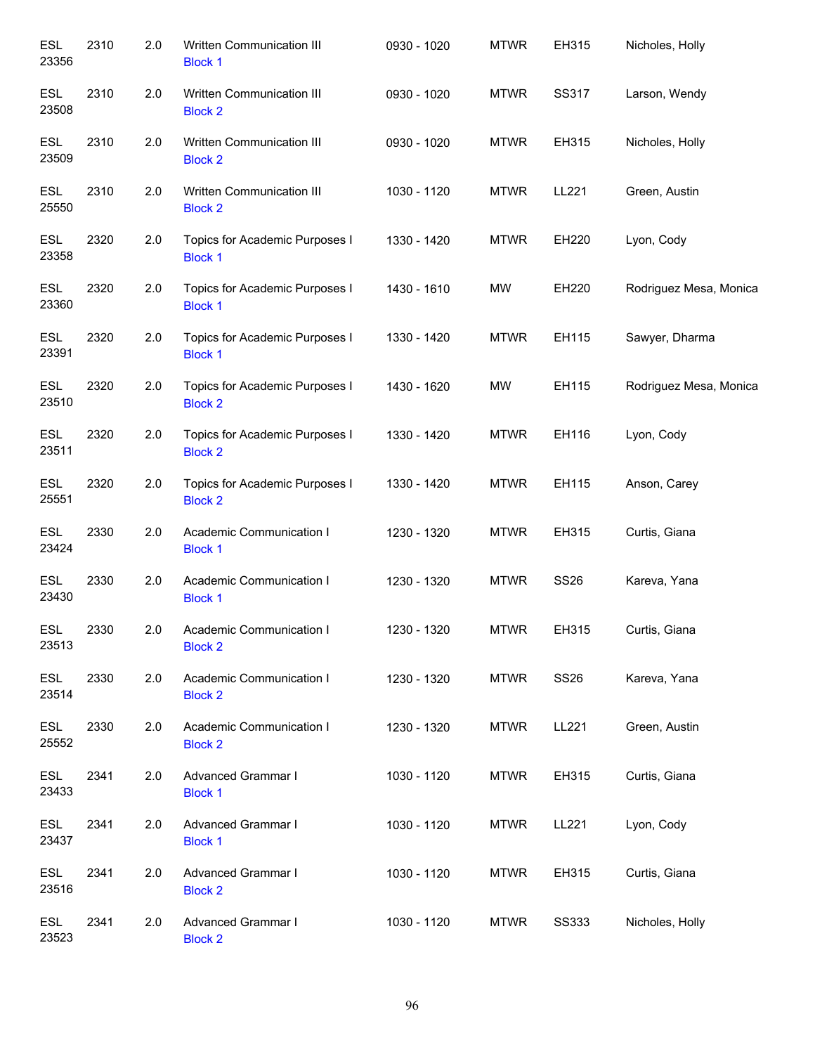| | | | | | | | |
|---|---|---|---|---|---|---|---|
| ESL 23356 | 2310 | 2.0 | Written Communication III<br>Block 1 | 0930 - 1020 | MTWR | EH315 | Nicholes, Holly |
| ESL 23508 | 2310 | 2.0 | Written Communication III<br>Block 2 | 0930 - 1020 | MTWR | SS317 | Larson, Wendy |
| ESL 23509 | 2310 | 2.0 | Written Communication III<br>Block 2 | 0930 - 1020 | MTWR | EH315 | Nicholes, Holly |
| ESL 25550 | 2310 | 2.0 | Written Communication III<br>Block 2 | 1030 - 1120 | MTWR | LL221 | Green, Austin |
| ESL 23358 | 2320 | 2.0 | Topics for Academic Purposes I<br>Block 1 | 1330 - 1420 | MTWR | EH220 | Lyon, Cody |
| ESL 23360 | 2320 | 2.0 | Topics for Academic Purposes I<br>Block 1 | 1430 - 1610 | MW | EH220 | Rodriguez Mesa, Monica |
| ESL 23391 | 2320 | 2.0 | Topics for Academic Purposes I<br>Block 1 | 1330 - 1420 | MTWR | EH115 | Sawyer, Dharma |
| ESL 23510 | 2320 | 2.0 | Topics for Academic Purposes I<br>Block 2 | 1430 - 1620 | MW | EH115 | Rodriguez Mesa, Monica |
| ESL 23511 | 2320 | 2.0 | Topics for Academic Purposes I<br>Block 2 | 1330 - 1420 | MTWR | EH116 | Lyon, Cody |
| ESL 25551 | 2320 | 2.0 | Topics for Academic Purposes I<br>Block 2 | 1330 - 1420 | MTWR | EH115 | Anson, Carey |
| ESL 23424 | 2330 | 2.0 | Academic Communication I<br>Block 1 | 1230 - 1320 | MTWR | EH315 | Curtis, Giana |
| ESL 23430 | 2330 | 2.0 | Academic Communication I<br>Block 1 | 1230 - 1320 | MTWR | SS26 | Kareva, Yana |
| ESL 23513 | 2330 | 2.0 | Academic Communication I<br>Block 2 | 1230 - 1320 | MTWR | EH315 | Curtis, Giana |
| ESL 23514 | 2330 | 2.0 | Academic Communication I<br>Block 2 | 1230 - 1320 | MTWR | SS26 | Kareva, Yana |
| ESL 25552 | 2330 | 2.0 | Academic Communication I<br>Block 2 | 1230 - 1320 | MTWR | LL221 | Green, Austin |
| ESL 23433 | 2341 | 2.0 | Advanced Grammar I<br>Block 1 | 1030 - 1120 | MTWR | EH315 | Curtis, Giana |
| ESL 23437 | 2341 | 2.0 | Advanced Grammar I<br>Block 1 | 1030 - 1120 | MTWR | LL221 | Lyon, Cody |
| ESL 23516 | 2341 | 2.0 | Advanced Grammar I<br>Block 2 | 1030 - 1120 | MTWR | EH315 | Curtis, Giana |
| ESL 23523 | 2341 | 2.0 | Advanced Grammar I<br>Block 2 | 1030 - 1120 | MTWR | SS333 | Nicholes, Holly |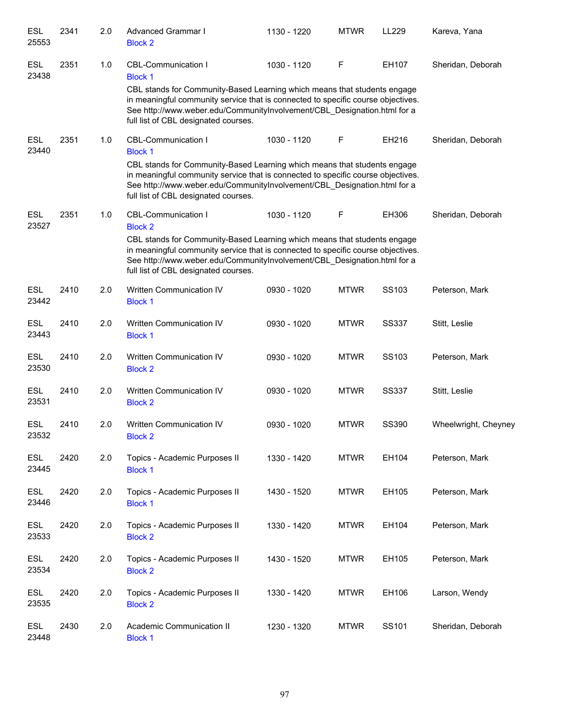| Subject / CRN | Course | Credits | Title | Time | Days | Room | Instructor |
|---|---|---|---|---|---|---|---|
| ESL 25553 | 2341 | 2.0 | Advanced Grammar I<br>Block 2 | 1130 - 1220 | MTWR | LL229 | Kareva, Yana |
| ESL 23438 | 2351 | 1.0 | CBL-Communication I<br>Block 1<br>CBL stands for Community-Based Learning which means that students engage in meaningful community service that is connected to specific course objectives. See http://www.weber.edu/CommunityInvolvement/CBL_Designation.html for a full list of CBL designated courses. | 1030 - 1120 | F | EH107 | Sheridan, Deborah |
| ESL 23440 | 2351 | 1.0 | CBL-Communication I<br>Block 1<br>CBL stands for Community-Based Learning which means that students engage in meaningful community service that is connected to specific course objectives. See http://www.weber.edu/CommunityInvolvement/CBL_Designation.html for a full list of CBL designated courses. | 1030 - 1120 | F | EH216 | Sheridan, Deborah |
| ESL 23527 | 2351 | 1.0 | CBL-Communication I<br>Block 2<br>CBL stands for Community-Based Learning which means that students engage in meaningful community service that is connected to specific course objectives. See http://www.weber.edu/CommunityInvolvement/CBL_Designation.html for a full list of CBL designated courses. | 1030 - 1120 | F | EH306 | Sheridan, Deborah |
| ESL 23442 | 2410 | 2.0 | Written Communication IV<br>Block 1 | 0930 - 1020 | MTWR | SS103 | Peterson, Mark |
| ESL 23443 | 2410 | 2.0 | Written Communication IV<br>Block 1 | 0930 - 1020 | MTWR | SS337 | Stitt, Leslie |
| ESL 23530 | 2410 | 2.0 | Written Communication IV<br>Block 2 | 0930 - 1020 | MTWR | SS103 | Peterson, Mark |
| ESL 23531 | 2410 | 2.0 | Written Communication IV<br>Block 2 | 0930 - 1020 | MTWR | SS337 | Stitt, Leslie |
| ESL 23532 | 2410 | 2.0 | Written Communication IV<br>Block 2 | 0930 - 1020 | MTWR | SS390 | Wheelwright, Cheyney |
| ESL 23445 | 2420 | 2.0 | Topics - Academic Purposes II<br>Block 1 | 1330 - 1420 | MTWR | EH104 | Peterson, Mark |
| ESL 23446 | 2420 | 2.0 | Topics - Academic Purposes II<br>Block 1 | 1430 - 1520 | MTWR | EH105 | Peterson, Mark |
| ESL 23533 | 2420 | 2.0 | Topics - Academic Purposes II<br>Block 2 | 1330 - 1420 | MTWR | EH104 | Peterson, Mark |
| ESL 23534 | 2420 | 2.0 | Topics - Academic Purposes II<br>Block 2 | 1430 - 1520 | MTWR | EH105 | Peterson, Mark |
| ESL 23535 | 2420 | 2.0 | Topics - Academic Purposes II<br>Block 2 | 1330 - 1420 | MTWR | EH106 | Larson, Wendy |
| ESL 23448 | 2430 | 2.0 | Academic Communication II<br>Block 1 | 1230 - 1320 | MTWR | SS101 | Sheridan, Deborah |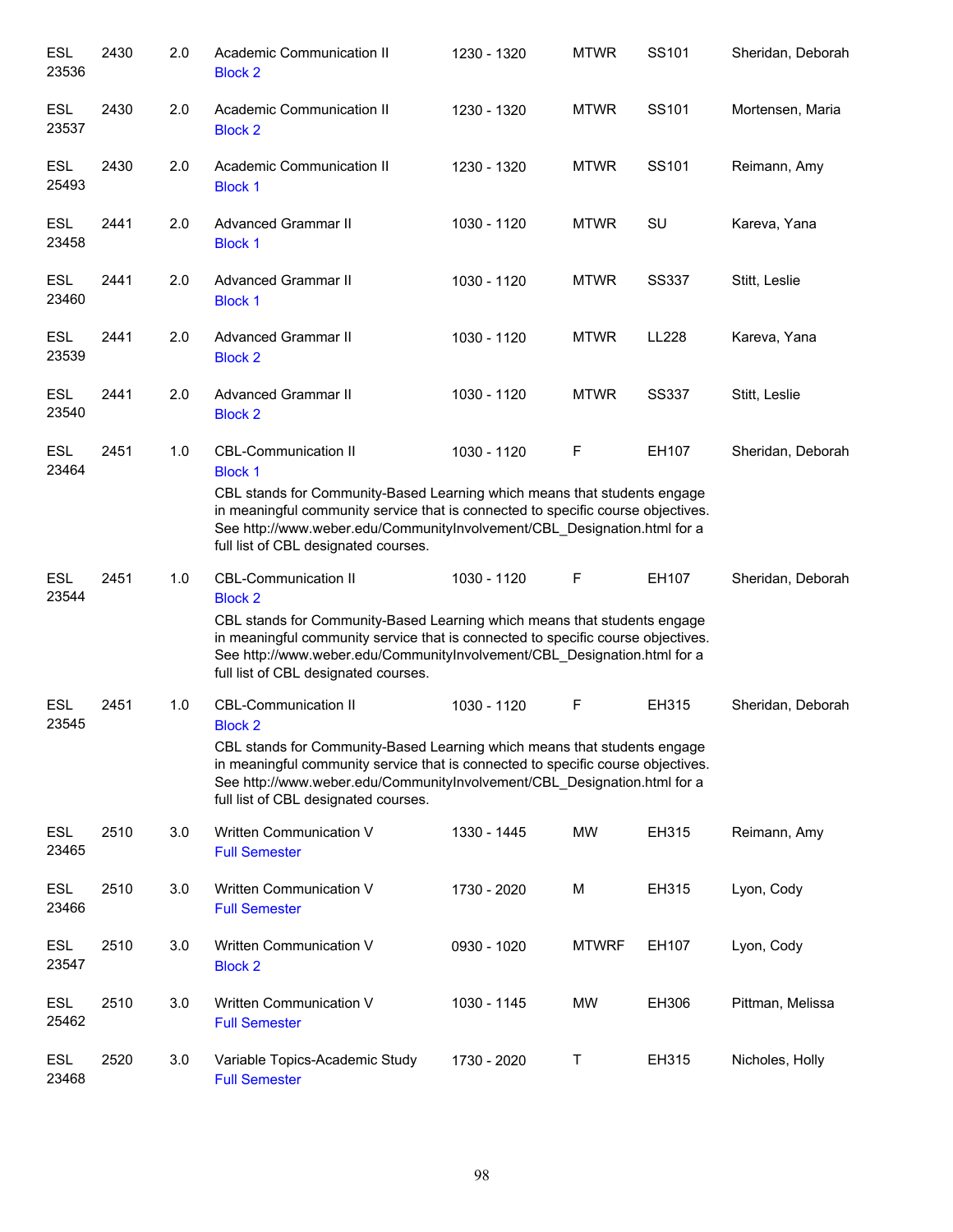| Subject / CRN | Course | Credits | Title | Time | Days | Room | Instructor |
|---|---|---|---|---|---|---|---|
| ESL 23536 | 2430 | 2.0 | Academic Communication II<br>Block 2 | 1230 - 1320 | MTWR | SS101 | Sheridan, Deborah |
| ESL 23537 | 2430 | 2.0 | Academic Communication II<br>Block 2 | 1230 - 1320 | MTWR | SS101 | Mortensen, Maria |
| ESL 25493 | 2430 | 2.0 | Academic Communication II<br>Block 1 | 1230 - 1320 | MTWR | SS101 | Reimann, Amy |
| ESL 23458 | 2441 | 2.0 | Advanced Grammar II<br>Block 1 | 1030 - 1120 | MTWR | SU | Kareva, Yana |
| ESL 23460 | 2441 | 2.0 | Advanced Grammar II<br>Block 1 | 1030 - 1120 | MTWR | SS337 | Stitt, Leslie |
| ESL 23539 | 2441 | 2.0 | Advanced Grammar II<br>Block 2 | 1030 - 1120 | MTWR | LL228 | Kareva, Yana |
| ESL 23540 | 2441 | 2.0 | Advanced Grammar II<br>Block 2 | 1030 - 1120 | MTWR | SS337 | Stitt, Leslie |
| ESL 23464 | 2451 | 1.0 | CBL-Communication II<br>Block 1<br>CBL stands for Community-Based Learning which means that students engage in meaningful community service that is connected to specific course objectives. See http://www.weber.edu/CommunityInvolvement/CBL_Designation.html for a full list of CBL designated courses. | 1030 - 1120 | F | EH107 | Sheridan, Deborah |
| ESL 23544 | 2451 | 1.0 | CBL-Communication II<br>Block 2<br>CBL stands for Community-Based Learning which means that students engage in meaningful community service that is connected to specific course objectives. See http://www.weber.edu/CommunityInvolvement/CBL_Designation.html for a full list of CBL designated courses. | 1030 - 1120 | F | EH107 | Sheridan, Deborah |
| ESL 23545 | 2451 | 1.0 | CBL-Communication II<br>Block 2<br>CBL stands for Community-Based Learning which means that students engage in meaningful community service that is connected to specific course objectives. See http://www.weber.edu/CommunityInvolvement/CBL_Designation.html for a full list of CBL designated courses. | 1030 - 1120 | F | EH315 | Sheridan, Deborah |
| ESL 23465 | 2510 | 3.0 | Written Communication V<br>Full Semester | 1330 - 1445 | MW | EH315 | Reimann, Amy |
| ESL 23466 | 2510 | 3.0 | Written Communication V<br>Full Semester | 1730 - 2020 | M | EH315 | Lyon, Cody |
| ESL 23547 | 2510 | 3.0 | Written Communication V<br>Block 2 | 0930 - 1020 | MTWRF | EH107 | Lyon, Cody |
| ESL 25462 | 2510 | 3.0 | Written Communication V<br>Full Semester | 1030 - 1145 | MW | EH306 | Pittman, Melissa |
| ESL 23468 | 2520 | 3.0 | Variable Topics-Academic Study<br>Full Semester | 1730 - 2020 | T | EH315 | Nicholes, Holly |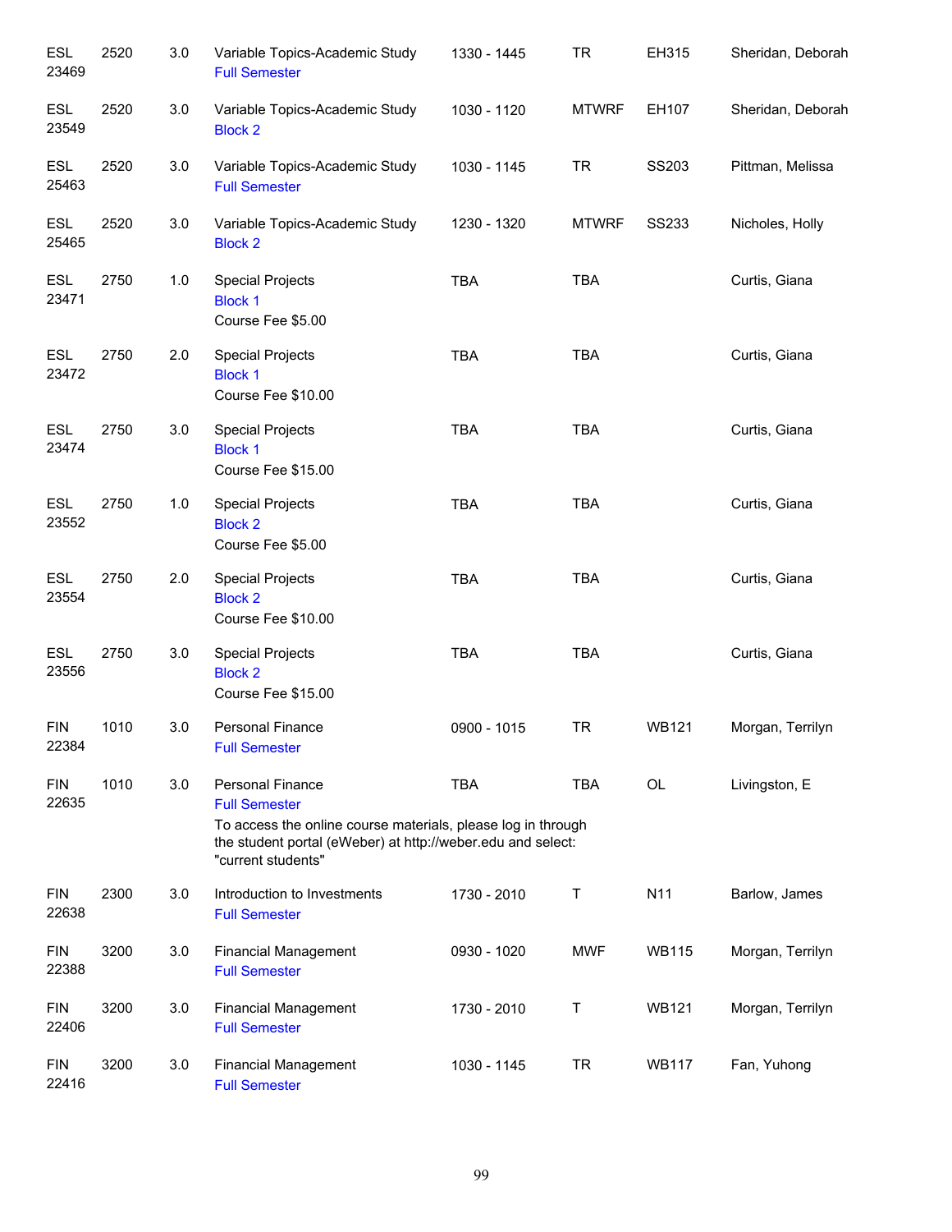| | | | | | | | |
|---|---|---|---|---|---|---|---|
| ESL 23469 | 2520 | 3.0 | Variable Topics-Academic Study<br>Full Semester | 1330 - 1445 | TR | EH315 | Sheridan, Deborah |
| ESL 23549 | 2520 | 3.0 | Variable Topics-Academic Study<br>Block 2 | 1030 - 1120 | MTWRF | EH107 | Sheridan, Deborah |
| ESL 25463 | 2520 | 3.0 | Variable Topics-Academic Study<br>Full Semester | 1030 - 1145 | TR | SS203 | Pittman, Melissa |
| ESL 25465 | 2520 | 3.0 | Variable Topics-Academic Study<br>Block 2 | 1230 - 1320 | MTWRF | SS233 | Nicholes, Holly |
| ESL 23471 | 2750 | 1.0 | Special Projects<br>Block 1<br>Course Fee $5.00 | TBA | TBA | | Curtis, Giana |
| ESL 23472 | 2750 | 2.0 | Special Projects<br>Block 1<br>Course Fee $10.00 | TBA | TBA | | Curtis, Giana |
| ESL 23474 | 2750 | 3.0 | Special Projects<br>Block 1<br>Course Fee $15.00 | TBA | TBA | | Curtis, Giana |
| ESL 23552 | 2750 | 1.0 | Special Projects<br>Block 2<br>Course Fee $5.00 | TBA | TBA | | Curtis, Giana |
| ESL 23554 | 2750 | 2.0 | Special Projects<br>Block 2<br>Course Fee $10.00 | TBA | TBA | | Curtis, Giana |
| ESL 23556 | 2750 | 3.0 | Special Projects<br>Block 2<br>Course Fee $15.00 | TBA | TBA | | Curtis, Giana |
| FIN 22384 | 1010 | 3.0 | Personal Finance<br>Full Semester | 0900 - 1015 | TR | WB121 | Morgan, Terrilyn |
| FIN 22635 | 1010 | 3.0 | Personal Finance<br>Full Semester<br>To access the online course materials, please log in through the student portal (eWeber) at http://weber.edu and select: "current students" | TBA | TBA | OL | Livingston, E |
| FIN 22638 | 2300 | 3.0 | Introduction to Investments<br>Full Semester | 1730 - 2010 | T | N11 | Barlow, James |
| FIN 22388 | 3200 | 3.0 | Financial Management<br>Full Semester | 0930 - 1020 | MWF | WB115 | Morgan, Terrilyn |
| FIN 22406 | 3200 | 3.0 | Financial Management<br>Full Semester | 1730 - 2010 | T | WB121 | Morgan, Terrilyn |
| FIN 22416 | 3200 | 3.0 | Financial Management<br>Full Semester | 1030 - 1145 | TR | WB117 | Fan, Yuhong |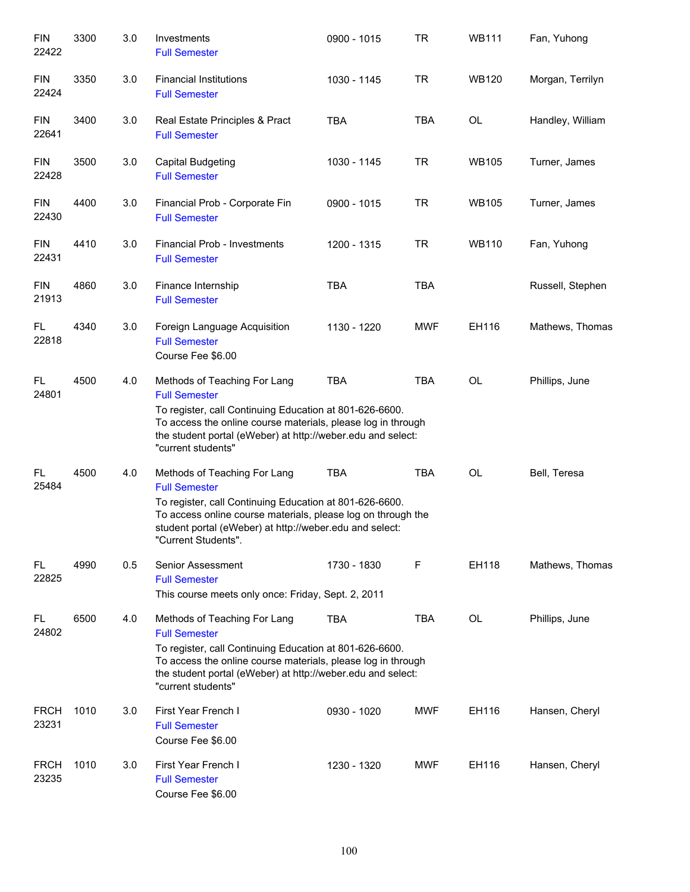| Subject / CRN | Course | Credits | Title | Time | Days | Room | Instructor |
|---|---|---|---|---|---|---|---|
| FIN 22422 | 3300 | 3.0 | Investments<br>Full Semester | 0900 - 1015 | TR | WB111 | Fan, Yuhong |
| FIN 22424 | 3350 | 3.0 | Financial Institutions<br>Full Semester | 1030 - 1145 | TR | WB120 | Morgan, Terrilyn |
| FIN 22641 | 3400 | 3.0 | Real Estate Principles & Pract<br>Full Semester | TBA | TBA | OL | Handley, William |
| FIN 22428 | 3500 | 3.0 | Capital Budgeting<br>Full Semester | 1030 - 1145 | TR | WB105 | Turner, James |
| FIN 22430 | 4400 | 3.0 | Financial Prob - Corporate Fin<br>Full Semester | 0900 - 1015 | TR | WB105 | Turner, James |
| FIN 22431 | 4410 | 3.0 | Financial Prob - Investments<br>Full Semester | 1200 - 1315 | TR | WB110 | Fan, Yuhong |
| FIN 21913 | 4860 | 3.0 | Finance Internship<br>Full Semester | TBA | TBA | | Russell, Stephen |
| FL 22818 | 4340 | 3.0 | Foreign Language Acquisition<br>Full Semester<br>Course Fee $6.00 | 1130 - 1220 | MWF | EH116 | Mathews, Thomas |
| FL 24801 | 4500 | 4.0 | Methods of Teaching For Lang<br>Full Semester<br>To register, call Continuing Education at 801-626-6600. To access the online course materials, please log in through the student portal (eWeber) at http://weber.edu and select: "current students" | TBA | TBA | OL | Phillips, June |
| FL 25484 | 4500 | 4.0 | Methods of Teaching For Lang<br>Full Semester<br>To register, call Continuing Education at 801-626-6600. To access online course materials, please log on through the student portal (eWeber) at http://weber.edu and select: "Current Students". | TBA | TBA | OL | Bell, Teresa |
| FL 22825 | 4990 | 0.5 | Senior Assessment<br>Full Semester<br>This course meets only once: Friday, Sept. 2, 2011 | 1730 - 1830 | F | EH118 | Mathews, Thomas |
| FL 24802 | 6500 | 4.0 | Methods of Teaching For Lang<br>Full Semester<br>To register, call Continuing Education at 801-626-6600. To access the online course materials, please log in through the student portal (eWeber) at http://weber.edu and select: "current students" | TBA | TBA | OL | Phillips, June |
| FRCH 23231 | 1010 | 3.0 | First Year French I<br>Full Semester<br>Course Fee $6.00 | 0930 - 1020 | MWF | EH116 | Hansen, Cheryl |
| FRCH 23235 | 1010 | 3.0 | First Year French I<br>Full Semester<br>Course Fee $6.00 | 1230 - 1320 | MWF | EH116 | Hansen, Cheryl |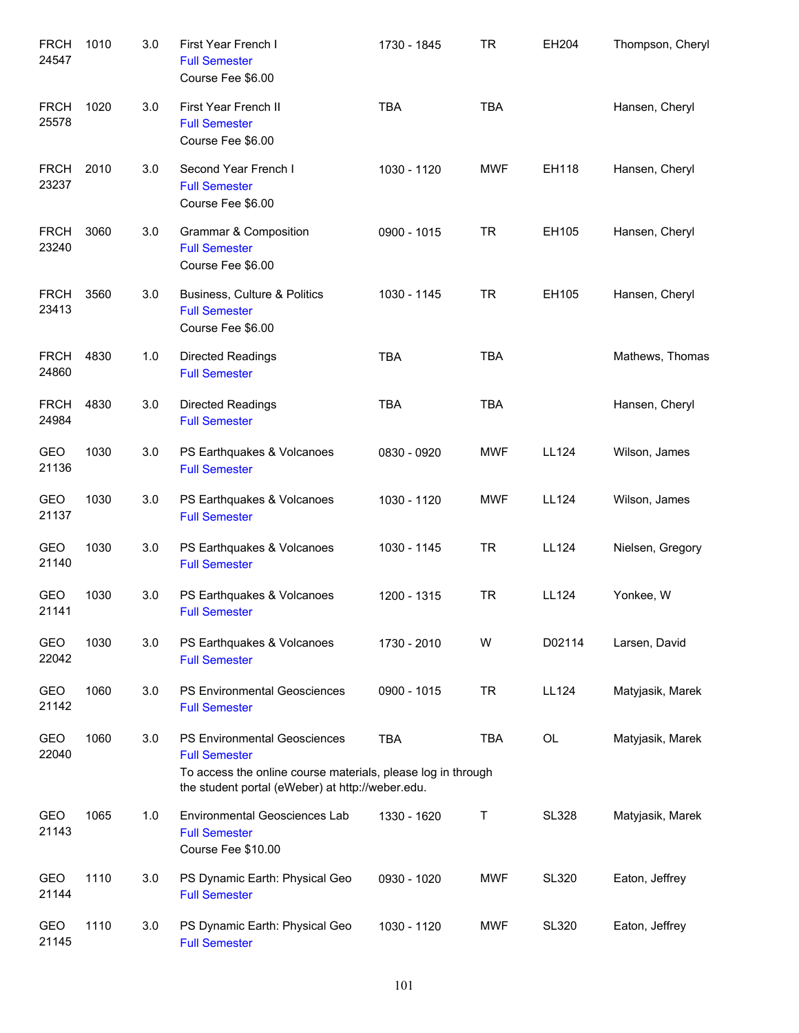| Course | Number | Credits | Title | Time | Days | Room | Instructor |
| --- | --- | --- | --- | --- | --- | --- | --- |
| FRCH 24547 | 1010 | 3.0 | First Year French I<br>Full Semester<br>Course Fee $6.00 | 1730 - 1845 | TR | EH204 | Thompson, Cheryl |
| FRCH 25578 | 1020 | 3.0 | First Year French II<br>Full Semester<br>Course Fee $6.00 | TBA | TBA | | Hansen, Cheryl |
| FRCH 23237 | 2010 | 3.0 | Second Year French I<br>Full Semester<br>Course Fee $6.00 | 1030 - 1120 | MWF | EH118 | Hansen, Cheryl |
| FRCH 23240 | 3060 | 3.0 | Grammar & Composition<br>Full Semester<br>Course Fee $6.00 | 0900 - 1015 | TR | EH105 | Hansen, Cheryl |
| FRCH 23413 | 3560 | 3.0 | Business, Culture & Politics<br>Full Semester<br>Course Fee $6.00 | 1030 - 1145 | TR | EH105 | Hansen, Cheryl |
| FRCH 24860 | 4830 | 1.0 | Directed Readings<br>Full Semester | TBA | TBA | | Mathews, Thomas |
| FRCH 24984 | 4830 | 3.0 | Directed Readings<br>Full Semester | TBA | TBA | | Hansen, Cheryl |
| GEO 21136 | 1030 | 3.0 | PS Earthquakes & Volcanoes<br>Full Semester | 0830 - 0920 | MWF | LL124 | Wilson, James |
| GEO 21137 | 1030 | 3.0 | PS Earthquakes & Volcanoes<br>Full Semester | 1030 - 1120 | MWF | LL124 | Wilson, James |
| GEO 21140 | 1030 | 3.0 | PS Earthquakes & Volcanoes<br>Full Semester | 1030 - 1145 | TR | LL124 | Nielsen, Gregory |
| GEO 21141 | 1030 | 3.0 | PS Earthquakes & Volcanoes<br>Full Semester | 1200 - 1315 | TR | LL124 | Yonkee, W |
| GEO 22042 | 1030 | 3.0 | PS Earthquakes & Volcanoes<br>Full Semester | 1730 - 2010 | W | D02114 | Larsen, David |
| GEO 21142 | 1060 | 3.0 | PS Environmental Geosciences<br>Full Semester | 0900 - 1015 | TR | LL124 | Matyjasik, Marek |
| GEO 22040 | 1060 | 3.0 | PS Environmental Geosciences<br>Full Semester<br>To access the online course materials, please log in through the student portal (eWeber) at http://weber.edu. | TBA | TBA | OL | Matyjasik, Marek |
| GEO 21143 | 1065 | 1.0 | Environmental Geosciences Lab<br>Full Semester<br>Course Fee $10.00 | 1330 - 1620 | T | SL328 | Matyjasik, Marek |
| GEO 21144 | 1110 | 3.0 | PS Dynamic Earth: Physical Geo<br>Full Semester | 0930 - 1020 | MWF | SL320 | Eaton, Jeffrey |
| GEO 21145 | 1110 | 3.0 | PS Dynamic Earth: Physical Geo<br>Full Semester | 1030 - 1120 | MWF | SL320 | Eaton, Jeffrey |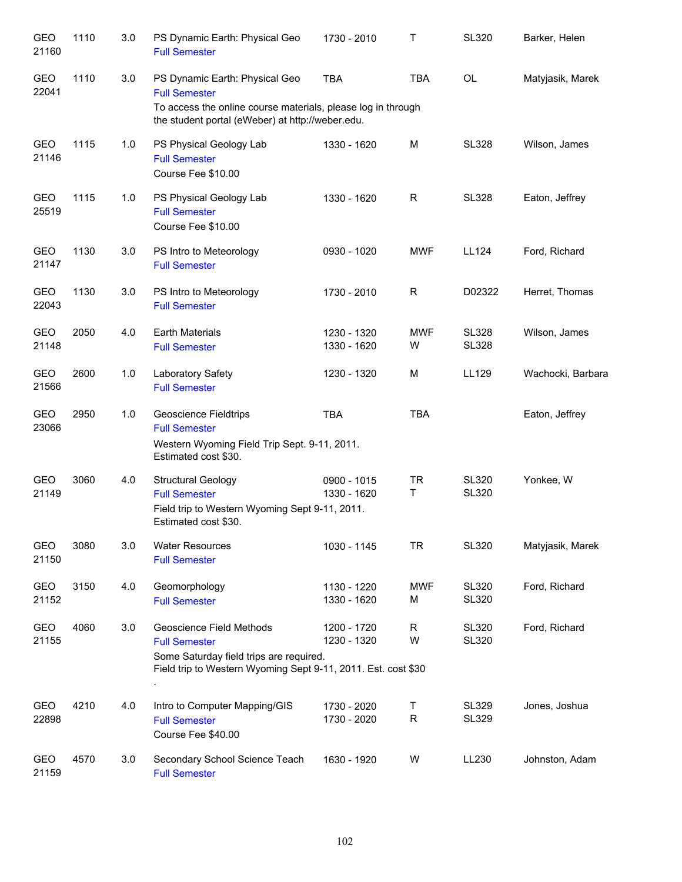| | | | | | | | |
|---|---|---|---|---|---|---|---|
| GEO 21160 | 1110 | 3.0 | PS Dynamic Earth: Physical Geo<br>Full Semester | 1730 - 2010 | T | SL320 | Barker, Helen |
| GEO 22041 | 1110 | 3.0 | PS Dynamic Earth: Physical Geo<br>Full Semester<br>To access the online course materials, please log in through the student portal (eWeber) at http://weber.edu. | TBA | TBA | OL | Matyjasik, Marek |
| GEO 21146 | 1115 | 1.0 | PS Physical Geology Lab<br>Full Semester<br>Course Fee $10.00 | 1330 - 1620 | M | SL328 | Wilson, James |
| GEO 25519 | 1115 | 1.0 | PS Physical Geology Lab<br>Full Semester<br>Course Fee $10.00 | 1330 - 1620 | R | SL328 | Eaton, Jeffrey |
| GEO 21147 | 1130 | 3.0 | PS Intro to Meteorology<br>Full Semester | 0930 - 1020 | MWF | LL124 | Ford, Richard |
| GEO 22043 | 1130 | 3.0 | PS Intro to Meteorology<br>Full Semester | 1730 - 2010 | R | D02322 | Herret, Thomas |
| GEO 21148 | 2050 | 4.0 | Earth Materials<br>Full Semester | 1230 - 1320<br>1330 - 1620 | MWF<br>W | SL328<br>SL328 | Wilson, James |
| GEO 21566 | 2600 | 1.0 | Laboratory Safety<br>Full Semester | 1230 - 1320 | M | LL129 | Wachocki, Barbara |
| GEO 23066 | 2950 | 1.0 | Geoscience Fieldtrips<br>Full Semester<br>Western Wyoming Field Trip Sept. 9-11, 2011. Estimated cost $30. | TBA | TBA | | Eaton, Jeffrey |
| GEO 21149 | 3060 | 4.0 | Structural Geology<br>Full Semester<br>Field trip to Western Wyoming Sept 9-11, 2011. Estimated cost $30. | 0900 - 1015<br>1330 - 1620 | TR<br>T | SL320<br>SL320 | Yonkee, W |
| GEO 21150 | 3080 | 3.0 | Water Resources<br>Full Semester | 1030 - 1145 | TR | SL320 | Matyjasik, Marek |
| GEO 21152 | 3150 | 4.0 | Geomorphology<br>Full Semester | 1130 - 1220<br>1330 - 1620 | MWF<br>M | SL320<br>SL320 | Ford, Richard |
| GEO 21155 | 4060 | 3.0 | Geoscience Field Methods<br>Full Semester<br>Some Saturday field trips are required.<br>Field trip to Western Wyoming Sept 9-11, 2011. Est. cost $30<br>. | 1200 - 1720<br>1230 - 1320 | R<br>W | SL320<br>SL320 | Ford, Richard |
| GEO 22898 | 4210 | 4.0 | Intro to Computer Mapping/GIS<br>Full Semester<br>Course Fee $40.00 | 1730 - 2020<br>1730 - 2020 | T<br>R | SL329<br>SL329 | Jones, Joshua |
| GEO 21159 | 4570 | 3.0 | Secondary School Science Teach<br>Full Semester | 1630 - 1920 | W | LL230 | Johnston, Adam |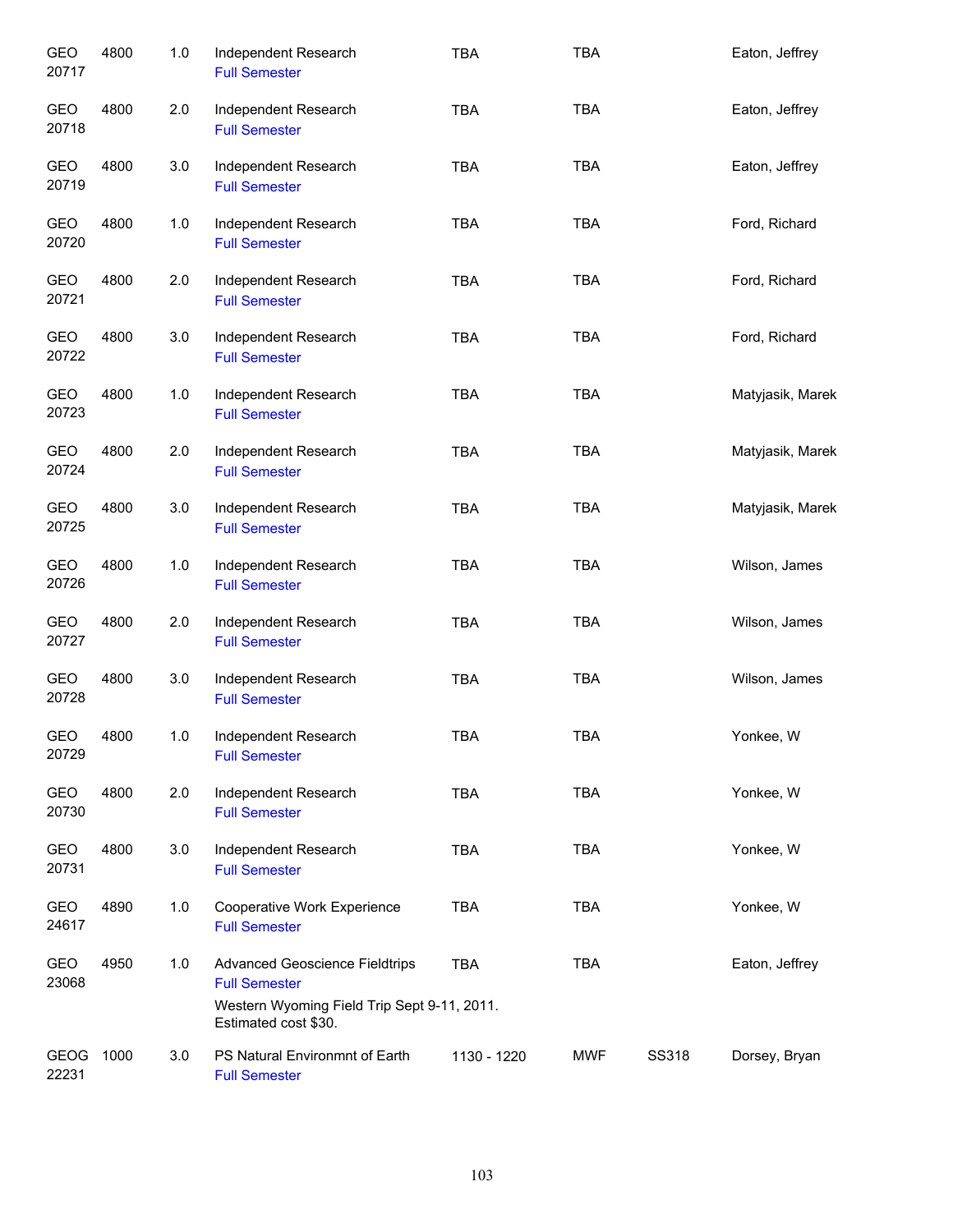| | | | | | | | |
|---|---|---|---|---|---|---|---|
| GEO 20717 | 4800 | 1.0 | Independent Research<br>Full Semester | TBA | TBA | | Eaton, Jeffrey |
| GEO 20718 | 4800 | 2.0 | Independent Research<br>Full Semester | TBA | TBA | | Eaton, Jeffrey |
| GEO 20719 | 4800 | 3.0 | Independent Research<br>Full Semester | TBA | TBA | | Eaton, Jeffrey |
| GEO 20720 | 4800 | 1.0 | Independent Research<br>Full Semester | TBA | TBA | | Ford, Richard |
| GEO 20721 | 4800 | 2.0 | Independent Research<br>Full Semester | TBA | TBA | | Ford, Richard |
| GEO 20722 | 4800 | 3.0 | Independent Research<br>Full Semester | TBA | TBA | | Ford, Richard |
| GEO 20723 | 4800 | 1.0 | Independent Research<br>Full Semester | TBA | TBA | | Matyjasik, Marek |
| GEO 20724 | 4800 | 2.0 | Independent Research<br>Full Semester | TBA | TBA | | Matyjasik, Marek |
| GEO 20725 | 4800 | 3.0 | Independent Research<br>Full Semester | TBA | TBA | | Matyjasik, Marek |
| GEO 20726 | 4800 | 1.0 | Independent Research<br>Full Semester | TBA | TBA | | Wilson, James |
| GEO 20727 | 4800 | 2.0 | Independent Research<br>Full Semester | TBA | TBA | | Wilson, James |
| GEO 20728 | 4800 | 3.0 | Independent Research<br>Full Semester | TBA | TBA | | Wilson, James |
| GEO 20729 | 4800 | 1.0 | Independent Research<br>Full Semester | TBA | TBA | | Yonkee, W |
| GEO 20730 | 4800 | 2.0 | Independent Research<br>Full Semester | TBA | TBA | | Yonkee, W |
| GEO 20731 | 4800 | 3.0 | Independent Research<br>Full Semester | TBA | TBA | | Yonkee, W |
| GEO 24617 | 4890 | 1.0 | Cooperative Work Experience<br>Full Semester | TBA | TBA | | Yonkee, W |
| GEO 23068 | 4950 | 1.0 | Advanced Geoscience Fieldtrips<br>Full Semester<br>Western Wyoming Field Trip Sept 9-11, 2011. Estimated cost $30. | TBA | TBA | | Eaton, Jeffrey |
| GEOG 22231 | 1000 | 3.0 | PS Natural Environmnt of Earth<br>Full Semester | 1130 - 1220 | MWF | SS318 | Dorsey, Bryan |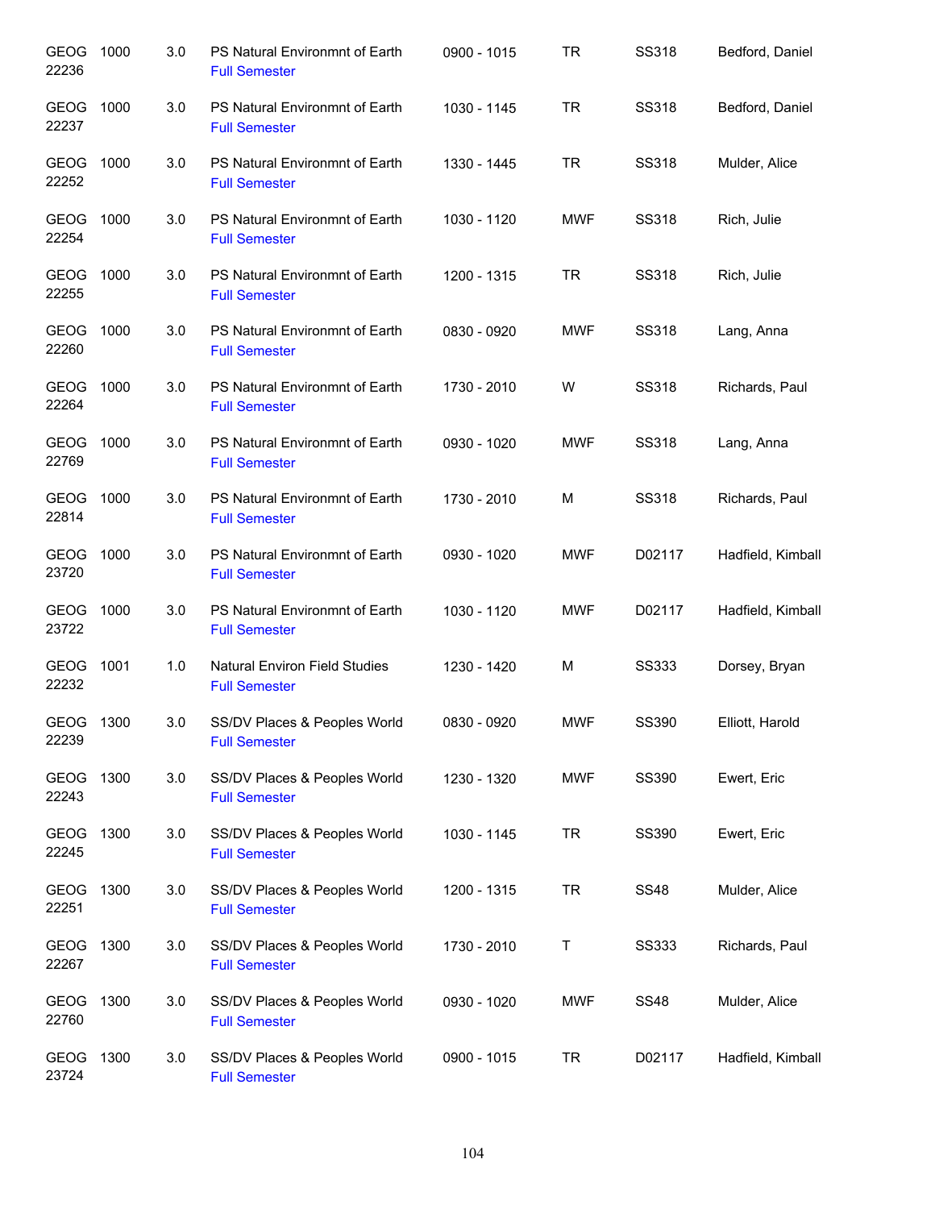| | | | | | | | |
|---|---|---|---|---|---|---|---|
| GEOG 22236 | 1000 | 3.0 | PS Natural Environmnt of Earth<br>Full Semester | 0900 - 1015 | TR | SS318 | Bedford, Daniel |
| GEOG 22237 | 1000 | 3.0 | PS Natural Environmnt of Earth<br>Full Semester | 1030 - 1145 | TR | SS318 | Bedford, Daniel |
| GEOG 22252 | 1000 | 3.0 | PS Natural Environmnt of Earth<br>Full Semester | 1330 - 1445 | TR | SS318 | Mulder, Alice |
| GEOG 22254 | 1000 | 3.0 | PS Natural Environmnt of Earth<br>Full Semester | 1030 - 1120 | MWF | SS318 | Rich, Julie |
| GEOG 22255 | 1000 | 3.0 | PS Natural Environmnt of Earth<br>Full Semester | 1200 - 1315 | TR | SS318 | Rich, Julie |
| GEOG 22260 | 1000 | 3.0 | PS Natural Environmnt of Earth<br>Full Semester | 0830 - 0920 | MWF | SS318 | Lang, Anna |
| GEOG 22264 | 1000 | 3.0 | PS Natural Environmnt of Earth<br>Full Semester | 1730 - 2010 | W | SS318 | Richards, Paul |
| GEOG 22769 | 1000 | 3.0 | PS Natural Environmnt of Earth<br>Full Semester | 0930 - 1020 | MWF | SS318 | Lang, Anna |
| GEOG 22814 | 1000 | 3.0 | PS Natural Environmnt of Earth<br>Full Semester | 1730 - 2010 | M | SS318 | Richards, Paul |
| GEOG 23720 | 1000 | 3.0 | PS Natural Environmnt of Earth<br>Full Semester | 0930 - 1020 | MWF | D02117 | Hadfield, Kimball |
| GEOG 23722 | 1000 | 3.0 | PS Natural Environmnt of Earth<br>Full Semester | 1030 - 1120 | MWF | D02117 | Hadfield, Kimball |
| GEOG 22232 | 1001 | 1.0 | Natural Environ Field Studies<br>Full Semester | 1230 - 1420 | M | SS333 | Dorsey, Bryan |
| GEOG 22239 | 1300 | 3.0 | SS/DV Places & Peoples World<br>Full Semester | 0830 - 0920 | MWF | SS390 | Elliott, Harold |
| GEOG 22243 | 1300 | 3.0 | SS/DV Places & Peoples World<br>Full Semester | 1230 - 1320 | MWF | SS390 | Ewert, Eric |
| GEOG 22245 | 1300 | 3.0 | SS/DV Places & Peoples World<br>Full Semester | 1030 - 1145 | TR | SS390 | Ewert, Eric |
| GEOG 22251 | 1300 | 3.0 | SS/DV Places & Peoples World<br>Full Semester | 1200 - 1315 | TR | SS48 | Mulder, Alice |
| GEOG 22267 | 1300 | 3.0 | SS/DV Places & Peoples World<br>Full Semester | 1730 - 2010 | T | SS333 | Richards, Paul |
| GEOG 22760 | 1300 | 3.0 | SS/DV Places & Peoples World<br>Full Semester | 0930 - 1020 | MWF | SS48 | Mulder, Alice |
| GEOG 23724 | 1300 | 3.0 | SS/DV Places & Peoples World<br>Full Semester | 0900 - 1015 | TR | D02117 | Hadfield, Kimball |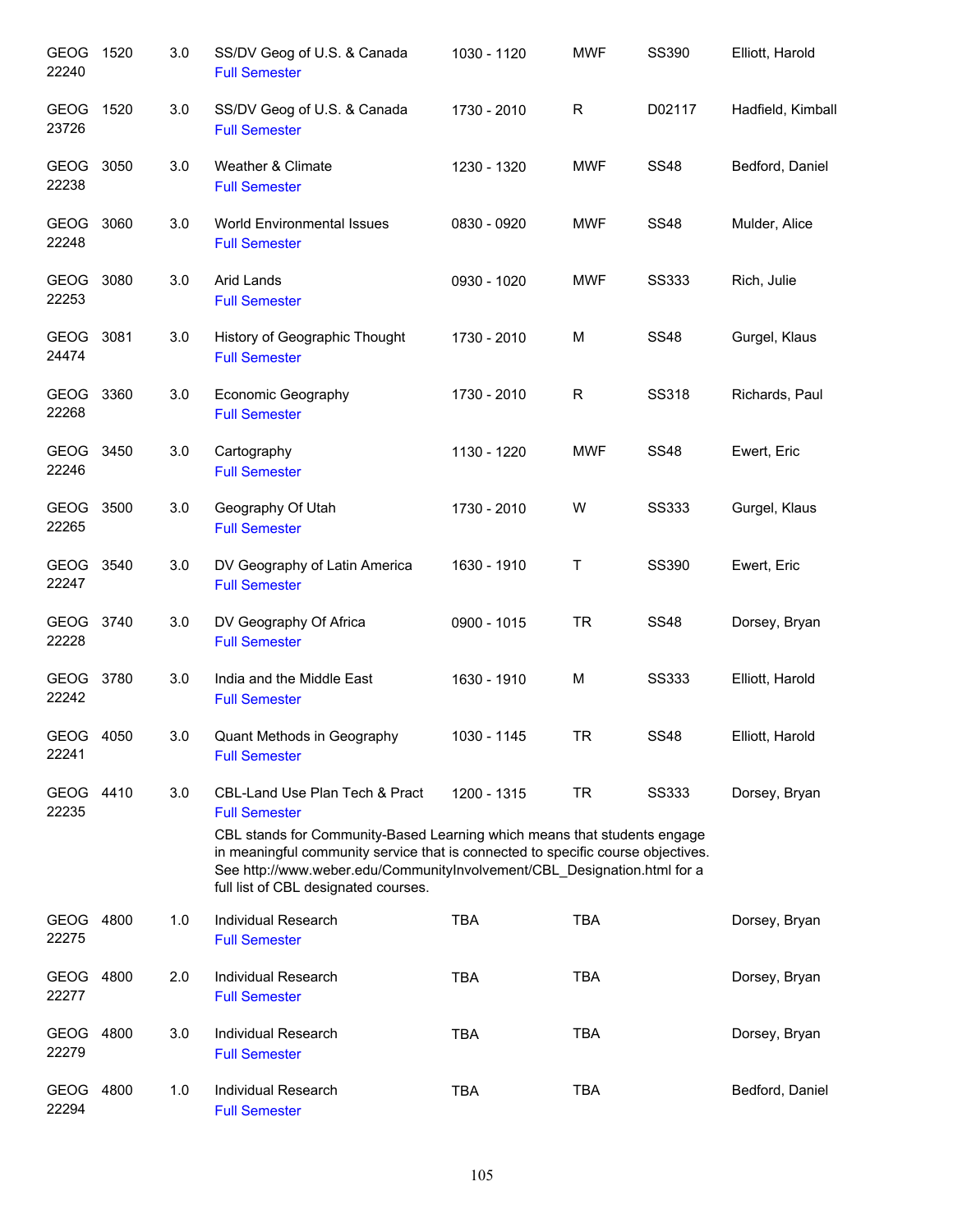| | | | | | | | |
|---|---|---|---|---|---|---|---|
| GEOG 22240 | 1520 | 3.0 | SS/DV Geog of U.S. & Canada<br>Full Semester | 1030 - 1120 | MWF | SS390 | Elliott, Harold |
| GEOG 23726 | 1520 | 3.0 | SS/DV Geog of U.S. & Canada<br>Full Semester | 1730 - 2010 | R | D02117 | Hadfield, Kimball |
| GEOG 22238 | 3050 | 3.0 | Weather & Climate<br>Full Semester | 1230 - 1320 | MWF | SS48 | Bedford, Daniel |
| GEOG 22248 | 3060 | 3.0 | World Environmental Issues<br>Full Semester | 0830 - 0920 | MWF | SS48 | Mulder, Alice |
| GEOG 22253 | 3080 | 3.0 | Arid Lands<br>Full Semester | 0930 - 1020 | MWF | SS333 | Rich, Julie |
| GEOG 24474 | 3081 | 3.0 | History of Geographic Thought<br>Full Semester | 1730 - 2010 | M | SS48 | Gurgel, Klaus |
| GEOG 22268 | 3360 | 3.0 | Economic Geography<br>Full Semester | 1730 - 2010 | R | SS318 | Richards, Paul |
| GEOG 22246 | 3450 | 3.0 | Cartography<br>Full Semester | 1130 - 1220 | MWF | SS48 | Ewert, Eric |
| GEOG 22265 | 3500 | 3.0 | Geography Of Utah<br>Full Semester | 1730 - 2010 | W | SS333 | Gurgel, Klaus |
| GEOG 22247 | 3540 | 3.0 | DV Geography of Latin America<br>Full Semester | 1630 - 1910 | T | SS390 | Ewert, Eric |
| GEOG 22228 | 3740 | 3.0 | DV Geography Of Africa<br>Full Semester | 0900 - 1015 | TR | SS48 | Dorsey, Bryan |
| GEOG 22242 | 3780 | 3.0 | India and the Middle East<br>Full Semester | 1630 - 1910 | M | SS333 | Elliott, Harold |
| GEOG 22241 | 4050 | 3.0 | Quant Methods in Geography<br>Full Semester | 1030 - 1145 | TR | SS48 | Elliott, Harold |
| GEOG 22235 | 4410 | 3.0 | CBL-Land Use Plan Tech & Pract<br>Full Semester<br>CBL stands for Community-Based Learning which means that students engage in meaningful community service that is connected to specific course objectives. See http://www.weber.edu/CommunityInvolvement/CBL_Designation.html for a full list of CBL designated courses. | 1200 - 1315 | TR | SS333 | Dorsey, Bryan |
| GEOG 22275 | 4800 | 1.0 | Individual Research<br>Full Semester | TBA | TBA | | Dorsey, Bryan |
| GEOG 22277 | 4800 | 2.0 | Individual Research<br>Full Semester | TBA | TBA | | Dorsey, Bryan |
| GEOG 22279 | 4800 | 3.0 | Individual Research<br>Full Semester | TBA | TBA | | Dorsey, Bryan |
| GEOG 22294 | 4800 | 1.0 | Individual Research<br>Full Semester | TBA | TBA | | Bedford, Daniel |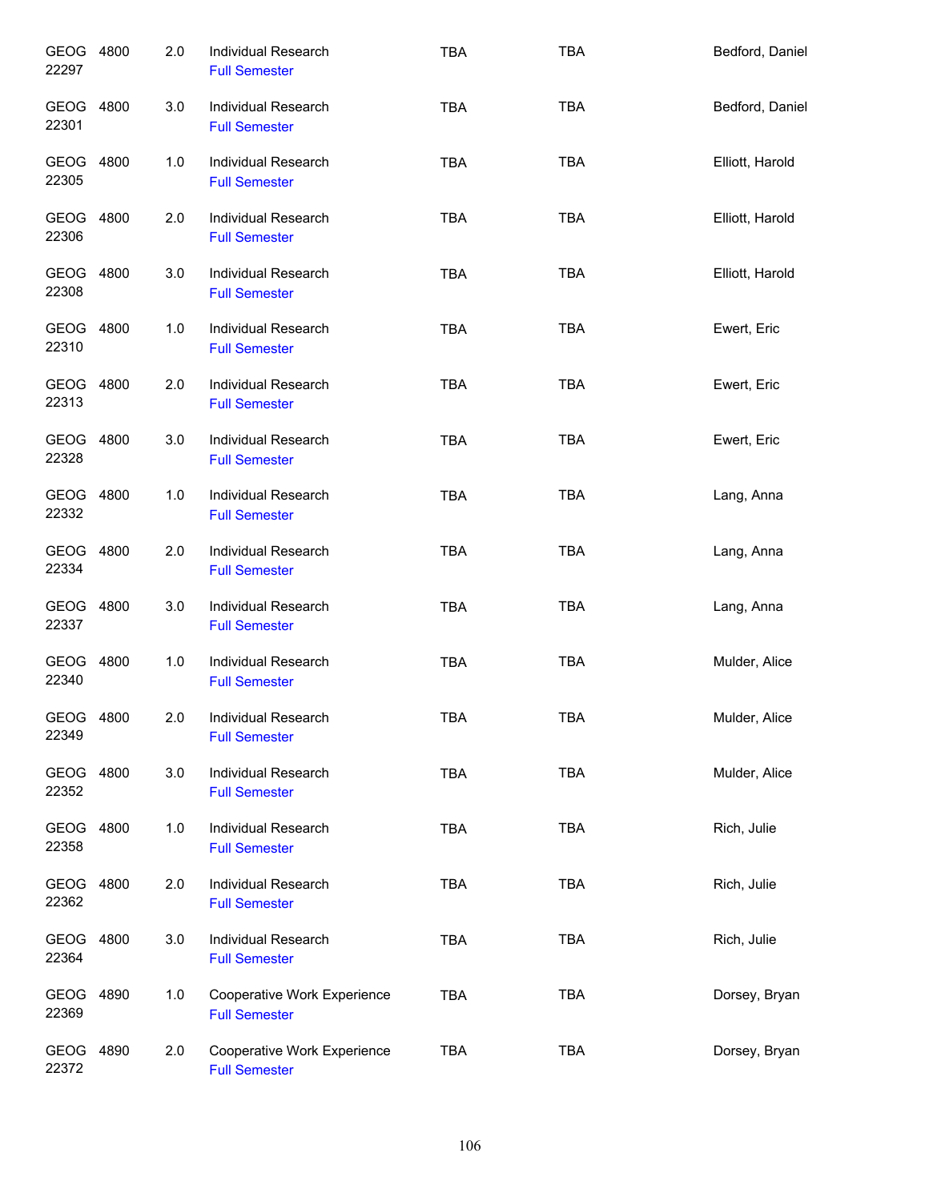| | | | | | | |
|---|---|---|---|---|---|---|
| GEOG 22297 | 4800 | 2.0 | Individual Research<br>Full Semester | TBA | TBA | Bedford, Daniel |
| GEOG 22301 | 4800 | 3.0 | Individual Research<br>Full Semester | TBA | TBA | Bedford, Daniel |
| GEOG 22305 | 4800 | 1.0 | Individual Research<br>Full Semester | TBA | TBA | Elliott, Harold |
| GEOG 22306 | 4800 | 2.0 | Individual Research<br>Full Semester | TBA | TBA | Elliott, Harold |
| GEOG 22308 | 4800 | 3.0 | Individual Research<br>Full Semester | TBA | TBA | Elliott, Harold |
| GEOG 22310 | 4800 | 1.0 | Individual Research<br>Full Semester | TBA | TBA | Ewert, Eric |
| GEOG 22313 | 4800 | 2.0 | Individual Research<br>Full Semester | TBA | TBA | Ewert, Eric |
| GEOG 22328 | 4800 | 3.0 | Individual Research<br>Full Semester | TBA | TBA | Ewert, Eric |
| GEOG 22332 | 4800 | 1.0 | Individual Research<br>Full Semester | TBA | TBA | Lang, Anna |
| GEOG 22334 | 4800 | 2.0 | Individual Research<br>Full Semester | TBA | TBA | Lang, Anna |
| GEOG 22337 | 4800 | 3.0 | Individual Research<br>Full Semester | TBA | TBA | Lang, Anna |
| GEOG 22340 | 4800 | 1.0 | Individual Research<br>Full Semester | TBA | TBA | Mulder, Alice |
| GEOG 22349 | 4800 | 2.0 | Individual Research<br>Full Semester | TBA | TBA | Mulder, Alice |
| GEOG 22352 | 4800 | 3.0 | Individual Research<br>Full Semester | TBA | TBA | Mulder, Alice |
| GEOG 22358 | 4800 | 1.0 | Individual Research<br>Full Semester | TBA | TBA | Rich, Julie |
| GEOG 22362 | 4800 | 2.0 | Individual Research<br>Full Semester | TBA | TBA | Rich, Julie |
| GEOG 22364 | 4800 | 3.0 | Individual Research<br>Full Semester | TBA | TBA | Rich, Julie |
| GEOG 22369 | 4890 | 1.0 | Cooperative Work Experience<br>Full Semester | TBA | TBA | Dorsey, Bryan |
| GEOG 22372 | 4890 | 2.0 | Cooperative Work Experience<br>Full Semester | TBA | TBA | Dorsey, Bryan |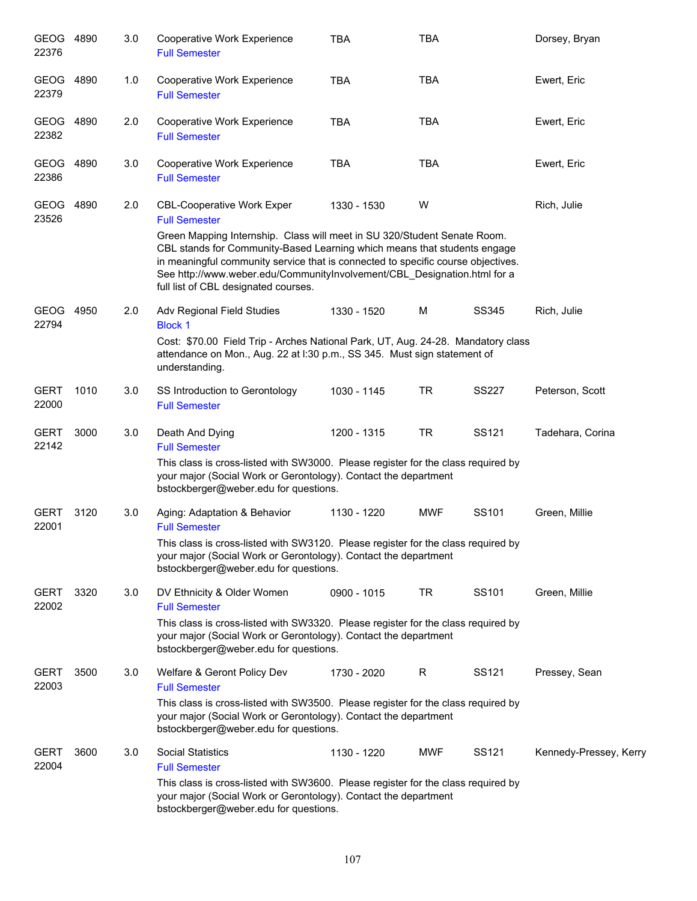| Subject / CRN | Course | Credits | Title | Time | Days | Room | Instructor |
|---|---|---|---|---|---|---|---|
| GEOG 22376 | 4890 | 3.0 | Cooperative Work Experience<br>Full Semester | TBA | TBA | | Dorsey, Bryan |
| GEOG 22379 | 4890 | 1.0 | Cooperative Work Experience<br>Full Semester | TBA | TBA | | Ewert, Eric |
| GEOG 22382 | 4890 | 2.0 | Cooperative Work Experience<br>Full Semester | TBA | TBA | | Ewert, Eric |
| GEOG 22386 | 4890 | 3.0 | Cooperative Work Experience<br>Full Semester | TBA | TBA | | Ewert, Eric |
| GEOG 23526 | 4890 | 2.0 | CBL-Cooperative Work Exper<br>Full Semester<br>Green Mapping Internship. Class will meet in SU 320/Student Senate Room. CBL stands for Community-Based Learning which means that students engage in meaningful community service that is connected to specific course objectives. See http://www.weber.edu/CommunityInvolvement/CBL_Designation.html for a full list of CBL designated courses. | 1330 - 1530 | W | | Rich, Julie |
| GEOG 22794 | 4950 | 2.0 | Adv Regional Field Studies<br>Block 1<br>Cost: $70.00 Field Trip - Arches National Park, UT, Aug. 24-28. Mandatory class attendance on Mon., Aug. 22 at l:30 p.m., SS 345. Must sign statement of understanding. | 1330 - 1520 | M | SS345 | Rich, Julie |
| GERT 22000 | 1010 | 3.0 | SS Introduction to Gerontology<br>Full Semester | 1030 - 1145 | TR | SS227 | Peterson, Scott |
| GERT 22142 | 3000 | 3.0 | Death And Dying<br>Full Semester<br>This class is cross-listed with SW3000. Please register for the class required by your major (Social Work or Gerontology). Contact the department bstockberger@weber.edu for questions. | 1200 - 1315 | TR | SS121 | Tadehara, Corina |
| GERT 22001 | 3120 | 3.0 | Aging: Adaptation & Behavior<br>Full Semester<br>This class is cross-listed with SW3120. Please register for the class required by your major (Social Work or Gerontology). Contact the department bstockberger@weber.edu for questions. | 1130 - 1220 | MWF | SS101 | Green, Millie |
| GERT 22002 | 3320 | 3.0 | DV Ethnicity & Older Women<br>Full Semester<br>This class is cross-listed with SW3320. Please register for the class required by your major (Social Work or Gerontology). Contact the department bstockberger@weber.edu for questions. | 0900 - 1015 | TR | SS101 | Green, Millie |
| GERT 22003 | 3500 | 3.0 | Welfare & Geront Policy Dev<br>Full Semester<br>This class is cross-listed with SW3500. Please register for the class required by your major (Social Work or Gerontology). Contact the department bstockberger@weber.edu for questions. | 1730 - 2020 | R | SS121 | Pressey, Sean |
| GERT 22004 | 3600 | 3.0 | Social Statistics<br>Full Semester<br>This class is cross-listed with SW3600. Please register for the class required by your major (Social Work or Gerontology). Contact the department bstockberger@weber.edu for questions. | 1130 - 1220 | MWF | SS121 | Kennedy-Pressey, Kerry |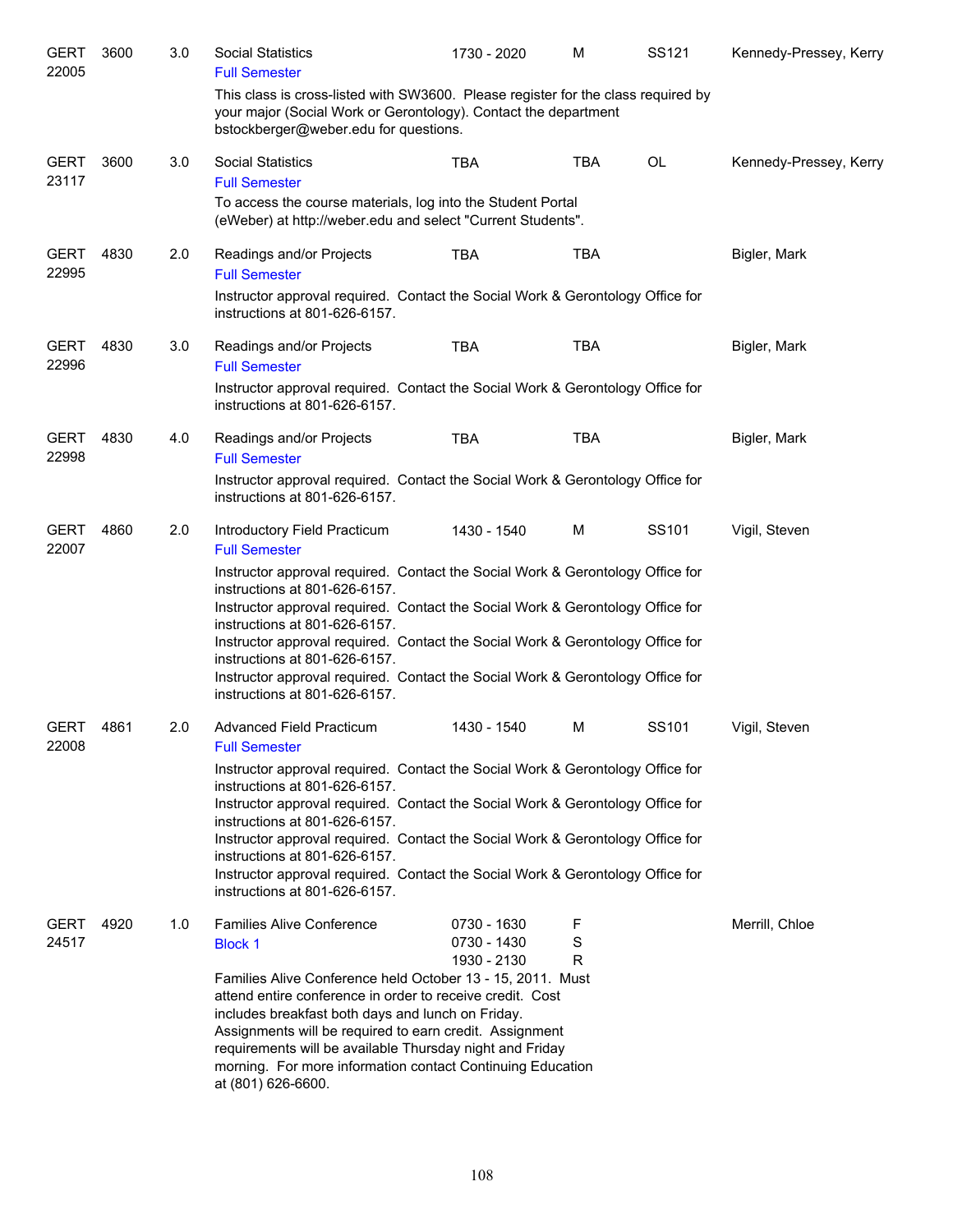| Course | Number | Credits | Title | Time | Days | Room | Instructor |
|---|---|---|---|---|---|---|---|
| GERT 22005 | 3600 | 3.0 | Social Statistics<br>Full Semester | 1730 - 2020 | M | SS121 | Kennedy-Pressey, Kerry |
| | | | This class is cross-listed with SW3600. Please register for the class required by your major (Social Work or Gerontology). Contact the department bstockberger@weber.edu for questions. | | | | |
| GERT 23117 | 3600 | 3.0 | Social Statistics<br>Full Semester | TBA | TBA | OL | Kennedy-Pressey, Kerry |
| | | | To access the course materials, log into the Student Portal (eWeber) at http://weber.edu and select "Current Students". | | | | |
| GERT 22995 | 4830 | 2.0 | Readings and/or Projects<br>Full Semester | TBA | TBA | | Bigler, Mark |
| | | | Instructor approval required. Contact the Social Work & Gerontology Office for instructions at 801-626-6157. | | | | |
| GERT 22996 | 4830 | 3.0 | Readings and/or Projects<br>Full Semester | TBA | TBA | | Bigler, Mark |
| | | | Instructor approval required. Contact the Social Work & Gerontology Office for instructions at 801-626-6157. | | | | |
| GERT 22998 | 4830 | 4.0 | Readings and/or Projects<br>Full Semester | TBA | TBA | | Bigler, Mark |
| | | | Instructor approval required. Contact the Social Work & Gerontology Office for instructions at 801-626-6157. | | | | |
| GERT 22007 | 4860 | 2.0 | Introductory Field Practicum<br>Full Semester | 1430 - 1540 | M | SS101 | Vigil, Steven |
| | | | Instructor approval required. Contact the Social Work & Gerontology Office for instructions at 801-626-6157.<br>Instructor approval required. Contact the Social Work & Gerontology Office for instructions at 801-626-6157.<br>Instructor approval required. Contact the Social Work & Gerontology Office for instructions at 801-626-6157.<br>Instructor approval required. Contact the Social Work & Gerontology Office for instructions at 801-626-6157. | | | | |
| GERT 22008 | 4861 | 2.0 | Advanced Field Practicum<br>Full Semester | 1430 - 1540 | M | SS101 | Vigil, Steven |
| | | | Instructor approval required. Contact the Social Work & Gerontology Office for instructions at 801-626-6157.<br>Instructor approval required. Contact the Social Work & Gerontology Office for instructions at 801-626-6157.<br>Instructor approval required. Contact the Social Work & Gerontology Office for instructions at 801-626-6157.<br>Instructor approval required. Contact the Social Work & Gerontology Office for instructions at 801-626-6157. | | | | |
| GERT 24517 | 4920 | 1.0 | Families Alive Conference<br>Block 1 | 0730 - 1630<br>0730 - 1430<br>1930 - 2130 | F<br>S<br>R | | Merrill, Chloe |
| | | | Families Alive Conference held October 13 - 15, 2011. Must attend entire conference in order to receive credit. Cost includes breakfast both days and lunch on Friday. Assignments will be required to earn credit. Assignment requirements will be available Thursday night and Friday morning. For more information contact Continuing Education at (801) 626-6600. | | | | |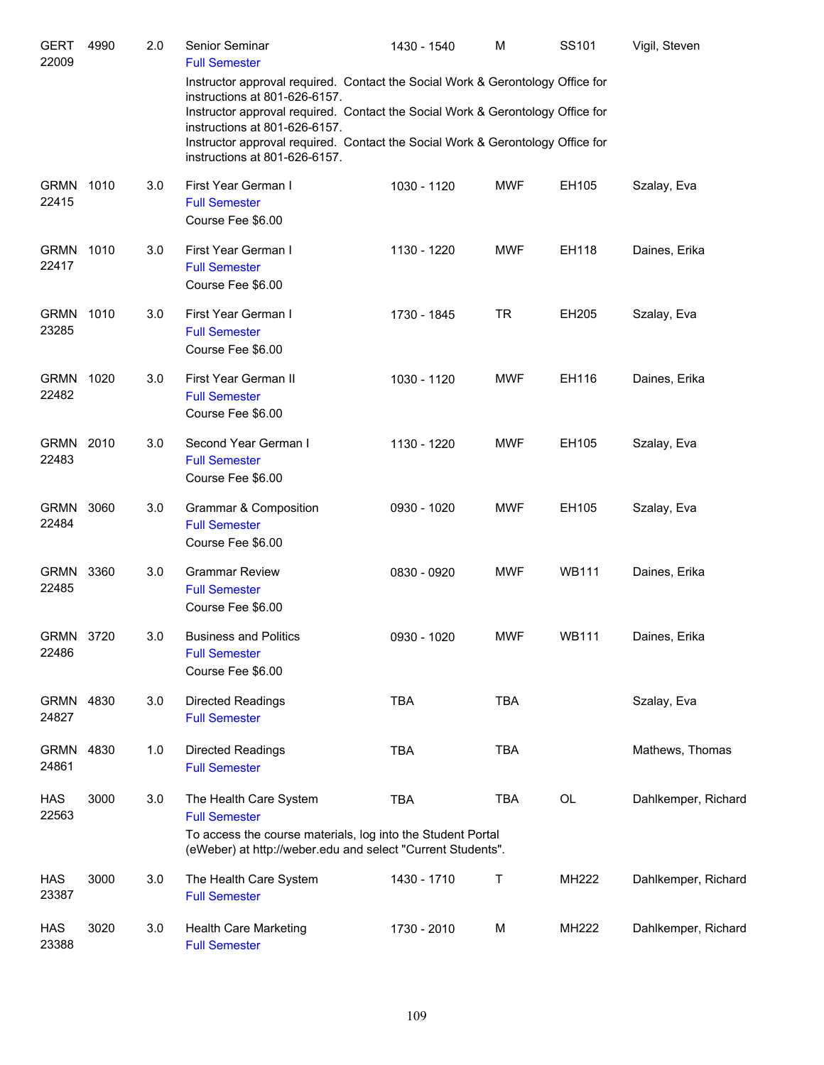| Course | Number | Credits | Title | Time | Days | Room | Instructor |
|---|---|---|---|---|---|---|---|
| GERT 22009 | 4990 | 2.0 | Senior Seminar<br>Full Semester<br>Instructor approval required.  Contact the Social Work & Gerontology Office for instructions at 801-626-6157.<br>Instructor approval required.  Contact the Social Work & Gerontology Office for instructions at 801-626-6157.<br>Instructor approval required.  Contact the Social Work & Gerontology Office for instructions at 801-626-6157. | 1430 - 1540 | M | SS101 | Vigil, Steven |
| GRMN 22415 | 1010 | 3.0 | First Year German I<br>Full Semester<br>Course Fee $6.00 | 1030 - 1120 | MWF | EH105 | Szalay, Eva |
| GRMN 22417 | 1010 | 3.0 | First Year German I<br>Full Semester<br>Course Fee $6.00 | 1130 - 1220 | MWF | EH118 | Daines, Erika |
| GRMN 23285 | 1010 | 3.0 | First Year German I<br>Full Semester<br>Course Fee $6.00 | 1730 - 1845 | TR | EH205 | Szalay, Eva |
| GRMN 22482 | 1020 | 3.0 | First Year German II<br>Full Semester<br>Course Fee $6.00 | 1030 - 1120 | MWF | EH116 | Daines, Erika |
| GRMN 22483 | 2010 | 3.0 | Second Year German I<br>Full Semester<br>Course Fee $6.00 | 1130 - 1220 | MWF | EH105 | Szalay, Eva |
| GRMN 22484 | 3060 | 3.0 | Grammar & Composition<br>Full Semester<br>Course Fee $6.00 | 0930 - 1020 | MWF | EH105 | Szalay, Eva |
| GRMN 22485 | 3360 | 3.0 | Grammar Review<br>Full Semester<br>Course Fee $6.00 | 0830 - 0920 | MWF | WB111 | Daines, Erika |
| GRMN 22486 | 3720 | 3.0 | Business and Politics<br>Full Semester<br>Course Fee $6.00 | 0930 - 1020 | MWF | WB111 | Daines, Erika |
| GRMN 24827 | 4830 | 3.0 | Directed Readings<br>Full Semester | TBA | TBA | | Szalay, Eva |
| GRMN 24861 | 4830 | 1.0 | Directed Readings<br>Full Semester | TBA | TBA | | Mathews, Thomas |
| HAS 22563 | 3000 | 3.0 | The Health Care System<br>Full Semester<br>To access the course materials, log into the Student Portal (eWeber) at http://weber.edu and select "Current Students". | TBA | TBA | OL | Dahlkemper, Richard |
| HAS 23387 | 3000 | 3.0 | The Health Care System<br>Full Semester | 1430 - 1710 | T | MH222 | Dahlkemper, Richard |
| HAS 23388 | 3020 | 3.0 | Health Care Marketing<br>Full Semester | 1730 - 2010 | M | MH222 | Dahlkemper, Richard |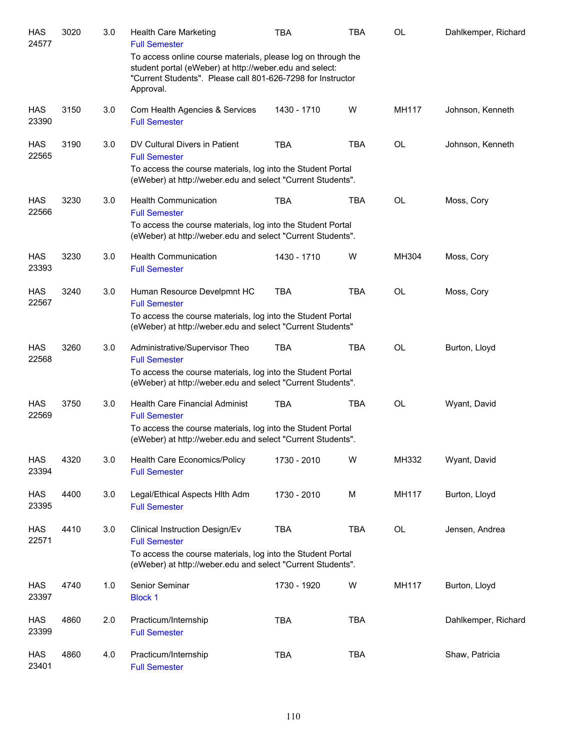| | | | | | | | |
|---|---|---|---|---|---|---|---|
| HAS 24577 | 3020 | 3.0 | Health Care Marketing<br>Full Semester<br>To access online course materials, please log on through the student portal (eWeber) at http://weber.edu and select: "Current Students". Please call 801-626-7298 for Instructor Approval. | TBA | TBA | OL | Dahlkemper, Richard |
| HAS 23390 | 3150 | 3.0 | Com Health Agencies & Services<br>Full Semester | 1430 - 1710 | W | MH117 | Johnson, Kenneth |
| HAS 22565 | 3190 | 3.0 | DV Cultural Divers in Patient<br>Full Semester<br>To access the course materials, log into the Student Portal (eWeber) at http://weber.edu and select "Current Students". | TBA | TBA | OL | Johnson, Kenneth |
| HAS 22566 | 3230 | 3.0 | Health Communication<br>Full Semester<br>To access the course materials, log into the Student Portal (eWeber) at http://weber.edu and select "Current Students". | TBA | TBA | OL | Moss, Cory |
| HAS 23393 | 3230 | 3.0 | Health Communication<br>Full Semester | 1430 - 1710 | W | MH304 | Moss, Cory |
| HAS 22567 | 3240 | 3.0 | Human Resource Develpmnt HC<br>Full Semester<br>To access the course materials, log into the Student Portal (eWeber) at http://weber.edu and select "Current Students" | TBA | TBA | OL | Moss, Cory |
| HAS 22568 | 3260 | 3.0 | Administrative/Supervisor Theo<br>Full Semester<br>To access the course materials, log into the Student Portal (eWeber) at http://weber.edu and select "Current Students". | TBA | TBA | OL | Burton, Lloyd |
| HAS 22569 | 3750 | 3.0 | Health Care Financial Administ<br>Full Semester<br>To access the course materials, log into the Student Portal (eWeber) at http://weber.edu and select "Current Students". | TBA | TBA | OL | Wyant, David |
| HAS 23394 | 4320 | 3.0 | Health Care Economics/Policy<br>Full Semester | 1730 - 2010 | W | MH332 | Wyant, David |
| HAS 23395 | 4400 | 3.0 | Legal/Ethical Aspects Hlth Adm<br>Full Semester | 1730 - 2010 | M | MH117 | Burton, Lloyd |
| HAS 22571 | 4410 | 3.0 | Clinical Instruction Design/Ev<br>Full Semester<br>To access the course materials, log into the Student Portal (eWeber) at http://weber.edu and select "Current Students". | TBA | TBA | OL | Jensen, Andrea |
| HAS 23397 | 4740 | 1.0 | Senior Seminar<br>Block 1 | 1730 - 1920 | W | MH117 | Burton, Lloyd |
| HAS 23399 | 4860 | 2.0 | Practicum/Internship<br>Full Semester | TBA | TBA | | Dahlkemper, Richard |
| HAS 23401 | 4860 | 4.0 | Practicum/Internship<br>Full Semester | TBA | TBA | | Shaw, Patricia |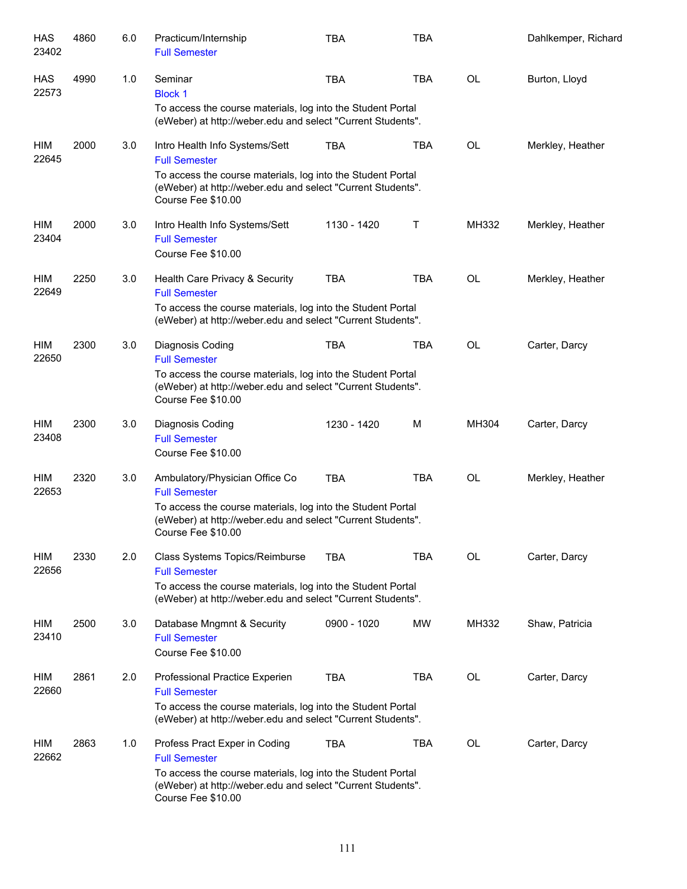| | | | | | | | |
|---|---|---|---|---|---|---|---|
| HAS 23402 | 4860 | 6.0 | Practicum/Internship<br>Full Semester | TBA | TBA | | Dahlkemper, Richard |
| HAS 22573 | 4990 | 1.0 | Seminar<br>Block 1<br>To access the course materials, log into the Student Portal (eWeber) at http://weber.edu and select "Current Students". | TBA | TBA | OL | Burton, Lloyd |
| HIM 22645 | 2000 | 3.0 | Intro Health Info Systems/Sett<br>Full Semester<br>To access the course materials, log into the Student Portal (eWeber) at http://weber.edu and select "Current Students".<br>Course Fee $10.00 | TBA | TBA | OL | Merkley, Heather |
| HIM 23404 | 2000 | 3.0 | Intro Health Info Systems/Sett<br>Full Semester<br>Course Fee $10.00 | 1130 - 1420 | T | MH332 | Merkley, Heather |
| HIM 22649 | 2250 | 3.0 | Health Care Privacy & Security<br>Full Semester<br>To access the course materials, log into the Student Portal (eWeber) at http://weber.edu and select "Current Students". | TBA | TBA | OL | Merkley, Heather |
| HIM 22650 | 2300 | 3.0 | Diagnosis Coding<br>Full Semester<br>To access the course materials, log into the Student Portal (eWeber) at http://weber.edu and select "Current Students".<br>Course Fee $10.00 | TBA | TBA | OL | Carter, Darcy |
| HIM 23408 | 2300 | 3.0 | Diagnosis Coding<br>Full Semester<br>Course Fee $10.00 | 1230 - 1420 | M | MH304 | Carter, Darcy |
| HIM 22653 | 2320 | 3.0 | Ambulatory/Physician Office Co<br>Full Semester<br>To access the course materials, log into the Student Portal (eWeber) at http://weber.edu and select "Current Students".<br>Course Fee $10.00 | TBA | TBA | OL | Merkley, Heather |
| HIM 22656 | 2330 | 2.0 | Class Systems Topics/Reimburse<br>Full Semester<br>To access the course materials, log into the Student Portal (eWeber) at http://weber.edu and select "Current Students". | TBA | TBA | OL | Carter, Darcy |
| HIM 23410 | 2500 | 3.0 | Database Mngmnt & Security<br>Full Semester<br>Course Fee $10.00 | 0900 - 1020 | MW | MH332 | Shaw, Patricia |
| HIM 22660 | 2861 | 2.0 | Professional Practice Experien<br>Full Semester<br>To access the course materials, log into the Student Portal (eWeber) at http://weber.edu and select "Current Students". | TBA | TBA | OL | Carter, Darcy |
| HIM 22662 | 2863 | 1.0 | Profess Pract Exper in Coding<br>Full Semester<br>To access the course materials, log into the Student Portal (eWeber) at http://weber.edu and select "Current Students".<br>Course Fee $10.00 | TBA | TBA | OL | Carter, Darcy |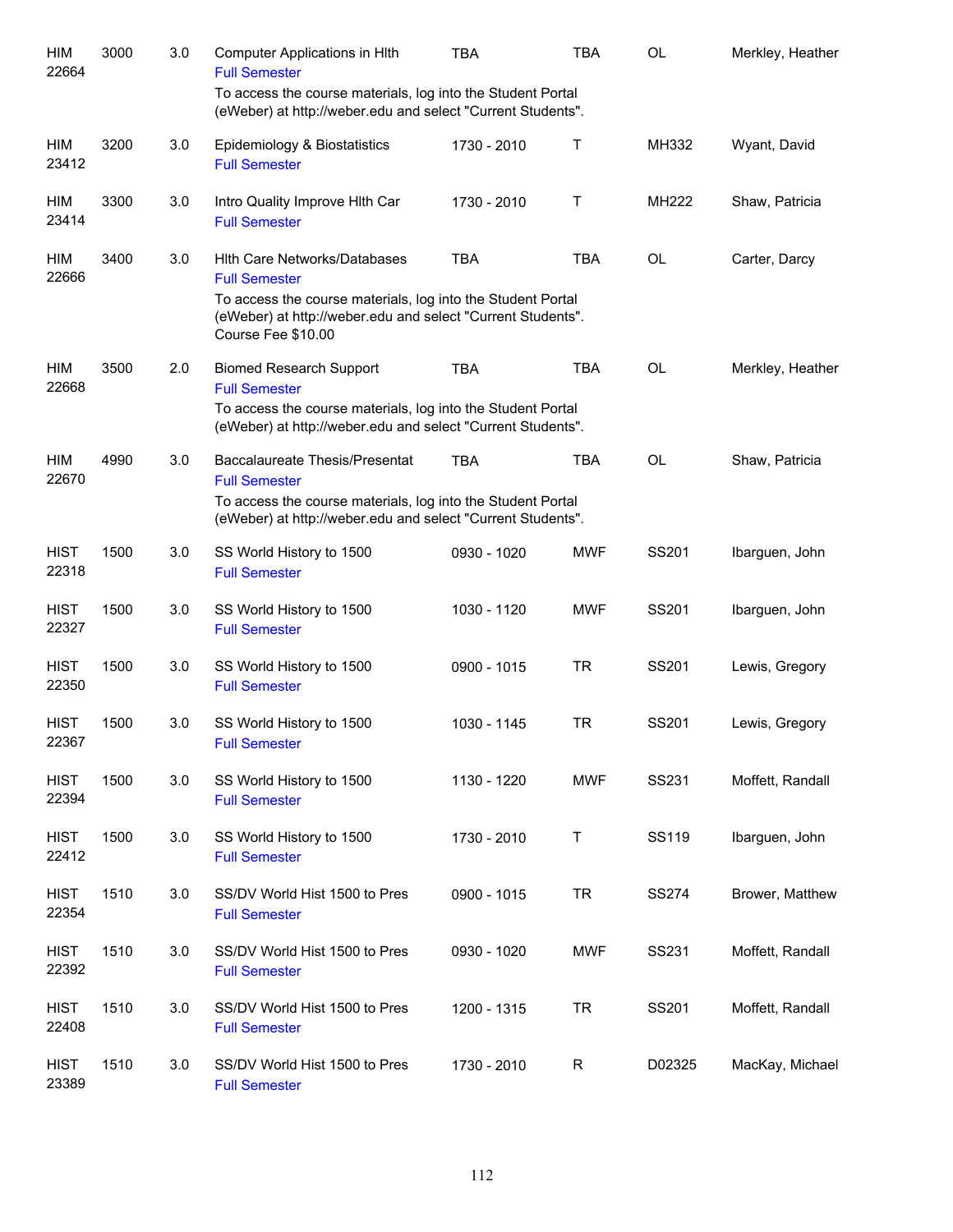| | | | | | | | |
|---|---|---|---|---|---|---|---|
| HIM 22664 | 3000 | 3.0 | Computer Applications in Hlth<br>Full Semester<br>To access the course materials, log into the Student Portal (eWeber) at http://weber.edu and select "Current Students". | TBA | TBA | OL | Merkley, Heather |
| HIM 23412 | 3200 | 3.0 | Epidemiology & Biostatistics<br>Full Semester | 1730 - 2010 | T | MH332 | Wyant, David |
| HIM 23414 | 3300 | 3.0 | Intro Quality Improve Hlth Car<br>Full Semester | 1730 - 2010 | T | MH222 | Shaw, Patricia |
| HIM 22666 | 3400 | 3.0 | Hlth Care Networks/Databases<br>Full Semester<br>To access the course materials, log into the Student Portal (eWeber) at http://weber.edu and select "Current Students".<br>Course Fee $10.00 | TBA | TBA | OL | Carter, Darcy |
| HIM 22668 | 3500 | 2.0 | Biomed Research Support<br>Full Semester<br>To access the course materials, log into the Student Portal (eWeber) at http://weber.edu and select "Current Students". | TBA | TBA | OL | Merkley, Heather |
| HIM 22670 | 4990 | 3.0 | Baccalaureate Thesis/Presentat<br>Full Semester<br>To access the course materials, log into the Student Portal (eWeber) at http://weber.edu and select "Current Students". | TBA | TBA | OL | Shaw, Patricia |
| HIST 22318 | 1500 | 3.0 | SS World History to 1500<br>Full Semester | 0930 - 1020 | MWF | SS201 | Ibarguen, John |
| HIST 22327 | 1500 | 3.0 | SS World History to 1500<br>Full Semester | 1030 - 1120 | MWF | SS201 | Ibarguen, John |
| HIST 22350 | 1500 | 3.0 | SS World History to 1500<br>Full Semester | 0900 - 1015 | TR | SS201 | Lewis, Gregory |
| HIST 22367 | 1500 | 3.0 | SS World History to 1500<br>Full Semester | 1030 - 1145 | TR | SS201 | Lewis, Gregory |
| HIST 22394 | 1500 | 3.0 | SS World History to 1500<br>Full Semester | 1130 - 1220 | MWF | SS231 | Moffett, Randall |
| HIST 22412 | 1500 | 3.0 | SS World History to 1500<br>Full Semester | 1730 - 2010 | T | SS119 | Ibarguen, John |
| HIST 22354 | 1510 | 3.0 | SS/DV World Hist 1500 to Pres<br>Full Semester | 0900 - 1015 | TR | SS274 | Brower, Matthew |
| HIST 22392 | 1510 | 3.0 | SS/DV World Hist 1500 to Pres<br>Full Semester | 0930 - 1020 | MWF | SS231 | Moffett, Randall |
| HIST 22408 | 1510 | 3.0 | SS/DV World Hist 1500 to Pres<br>Full Semester | 1200 - 1315 | TR | SS201 | Moffett, Randall |
| HIST 23389 | 1510 | 3.0 | SS/DV World Hist 1500 to Pres<br>Full Semester | 1730 - 2010 | R | D02325 | MacKay, Michael |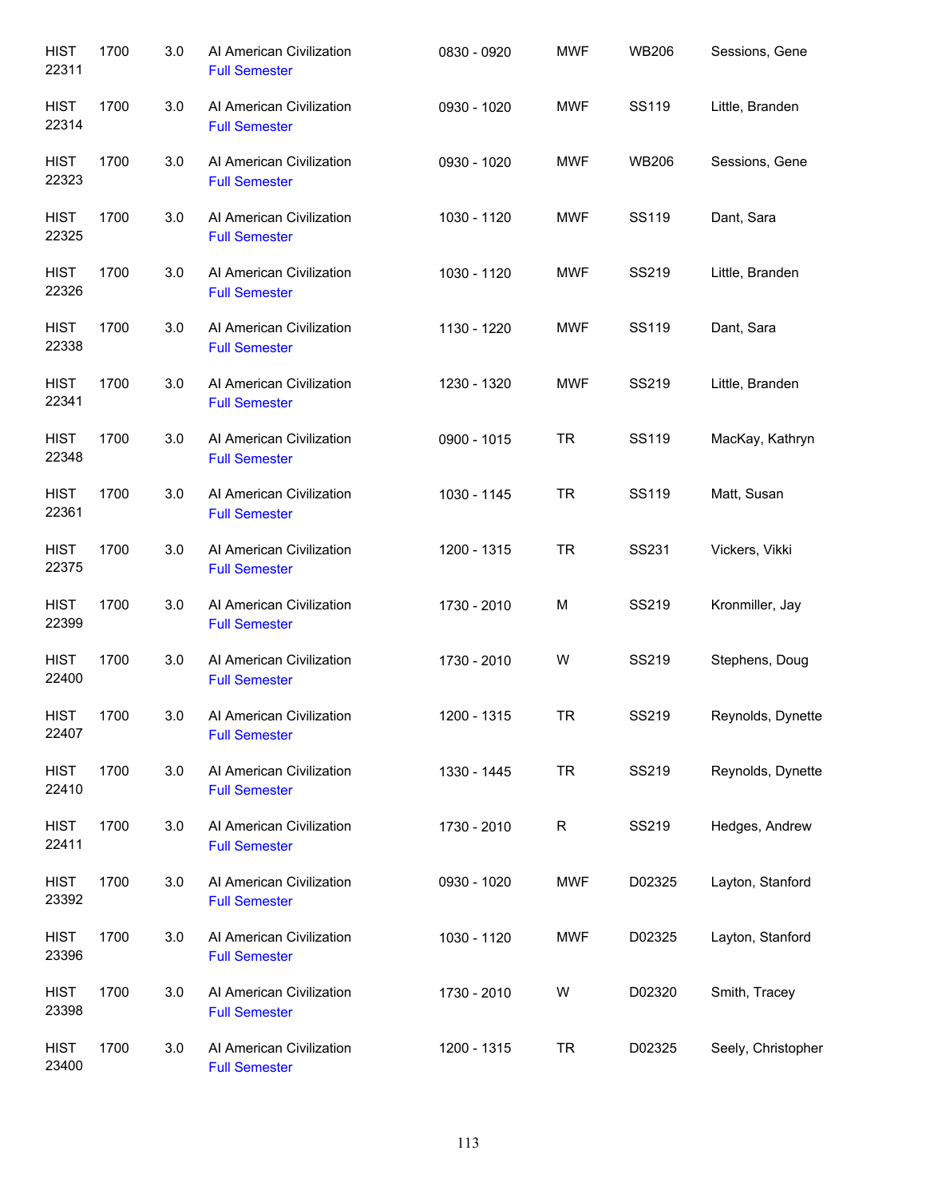| | | | | | | | |
|---|---|---|---|---|---|---|---|
| HIST 22311 | 1700 | 3.0 | AI American Civilization<br>Full Semester | 0830 - 0920 | MWF | WB206 | Sessions, Gene |
| HIST 22314 | 1700 | 3.0 | AI American Civilization<br>Full Semester | 0930 - 1020 | MWF | SS119 | Little, Branden |
| HIST 22323 | 1700 | 3.0 | AI American Civilization<br>Full Semester | 0930 - 1020 | MWF | WB206 | Sessions, Gene |
| HIST 22325 | 1700 | 3.0 | AI American Civilization<br>Full Semester | 1030 - 1120 | MWF | SS119 | Dant, Sara |
| HIST 22326 | 1700 | 3.0 | AI American Civilization<br>Full Semester | 1030 - 1120 | MWF | SS219 | Little, Branden |
| HIST 22338 | 1700 | 3.0 | AI American Civilization<br>Full Semester | 1130 - 1220 | MWF | SS119 | Dant, Sara |
| HIST 22341 | 1700 | 3.0 | AI American Civilization<br>Full Semester | 1230 - 1320 | MWF | SS219 | Little, Branden |
| HIST 22348 | 1700 | 3.0 | AI American Civilization<br>Full Semester | 0900 - 1015 | TR | SS119 | MacKay, Kathryn |
| HIST 22361 | 1700 | 3.0 | AI American Civilization<br>Full Semester | 1030 - 1145 | TR | SS119 | Matt, Susan |
| HIST 22375 | 1700 | 3.0 | AI American Civilization<br>Full Semester | 1200 - 1315 | TR | SS231 | Vickers, Vikki |
| HIST 22399 | 1700 | 3.0 | AI American Civilization<br>Full Semester | 1730 - 2010 | M | SS219 | Kronmiller, Jay |
| HIST 22400 | 1700 | 3.0 | AI American Civilization<br>Full Semester | 1730 - 2010 | W | SS219 | Stephens, Doug |
| HIST 22407 | 1700 | 3.0 | AI American Civilization<br>Full Semester | 1200 - 1315 | TR | SS219 | Reynolds, Dynette |
| HIST 22410 | 1700 | 3.0 | AI American Civilization<br>Full Semester | 1330 - 1445 | TR | SS219 | Reynolds, Dynette |
| HIST 22411 | 1700 | 3.0 | AI American Civilization<br>Full Semester | 1730 - 2010 | R | SS219 | Hedges, Andrew |
| HIST 23392 | 1700 | 3.0 | AI American Civilization<br>Full Semester | 0930 - 1020 | MWF | D02325 | Layton, Stanford |
| HIST 23396 | 1700 | 3.0 | AI American Civilization<br>Full Semester | 1030 - 1120 | MWF | D02325 | Layton, Stanford |
| HIST 23398 | 1700 | 3.0 | AI American Civilization<br>Full Semester | 1730 - 2010 | W | D02320 | Smith, Tracey |
| HIST 23400 | 1700 | 3.0 | AI American Civilization<br>Full Semester | 1200 - 1315 | TR | D02325 | Seely, Christopher |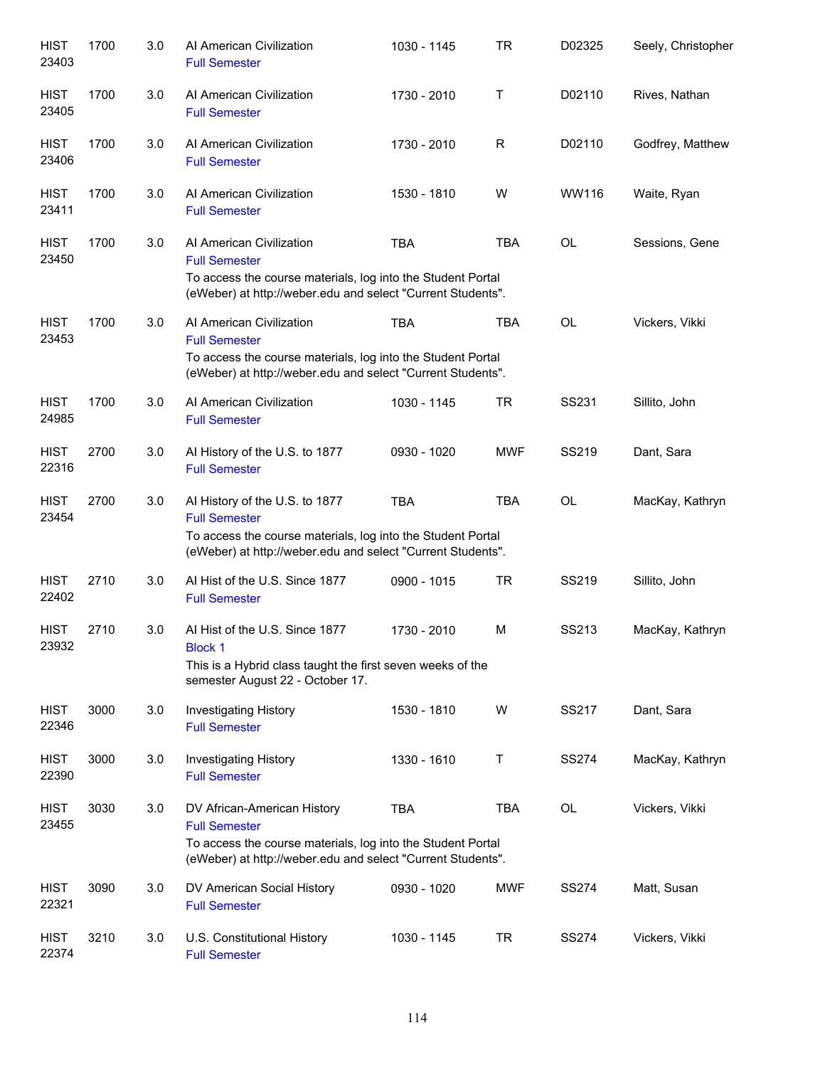| | | | | | | | |
|---|---|---|---|---|---|---|---|
| HIST 23403 | 1700 | 3.0 | AI American Civilization<br>Full Semester | 1030 - 1145 | TR | D02325 | Seely, Christopher |
| HIST 23405 | 1700 | 3.0 | AI American Civilization<br>Full Semester | 1730 - 2010 | T | D02110 | Rives, Nathan |
| HIST 23406 | 1700 | 3.0 | AI American Civilization<br>Full Semester | 1730 - 2010 | R | D02110 | Godfrey, Matthew |
| HIST 23411 | 1700 | 3.0 | AI American Civilization<br>Full Semester | 1530 - 1810 | W | WW116 | Waite, Ryan |
| HIST 23450 | 1700 | 3.0 | AI American Civilization<br>Full Semester<br>To access the course materials, log into the Student Portal (eWeber) at http://weber.edu and select "Current Students". | TBA | TBA | OL | Sessions, Gene |
| HIST 23453 | 1700 | 3.0 | AI American Civilization<br>Full Semester<br>To access the course materials, log into the Student Portal (eWeber) at http://weber.edu and select "Current Students". | TBA | TBA | OL | Vickers, Vikki |
| HIST 24985 | 1700 | 3.0 | AI American Civilization<br>Full Semester | 1030 - 1145 | TR | SS231 | Sillito, John |
| HIST 22316 | 2700 | 3.0 | AI History of the U.S. to 1877<br>Full Semester | 0930 - 1020 | MWF | SS219 | Dant, Sara |
| HIST 23454 | 2700 | 3.0 | AI History of the U.S. to 1877<br>Full Semester<br>To access the course materials, log into the Student Portal (eWeber) at http://weber.edu and select "Current Students". | TBA | TBA | OL | MacKay, Kathryn |
| HIST 22402 | 2710 | 3.0 | AI Hist of the U.S. Since 1877<br>Full Semester | 0900 - 1015 | TR | SS219 | Sillito, John |
| HIST 23932 | 2710 | 3.0 | AI Hist of the U.S. Since 1877<br>Block 1<br>This is a Hybrid class taught the first seven weeks of the semester August 22 - October 17. | 1730 - 2010 | M | SS213 | MacKay, Kathryn |
| HIST 22346 | 3000 | 3.0 | Investigating History<br>Full Semester | 1530 - 1810 | W | SS217 | Dant, Sara |
| HIST 22390 | 3000 | 3.0 | Investigating History<br>Full Semester | 1330 - 1610 | T | SS274 | MacKay, Kathryn |
| HIST 23455 | 3030 | 3.0 | DV African-American History<br>Full Semester<br>To access the course materials, log into the Student Portal (eWeber) at http://weber.edu and select "Current Students". | TBA | TBA | OL | Vickers, Vikki |
| HIST 22321 | 3090 | 3.0 | DV American Social History<br>Full Semester | 0930 - 1020 | MWF | SS274 | Matt, Susan |
| HIST 22374 | 3210 | 3.0 | U.S. Constitutional History<br>Full Semester | 1030 - 1145 | TR | SS274 | Vickers, Vikki |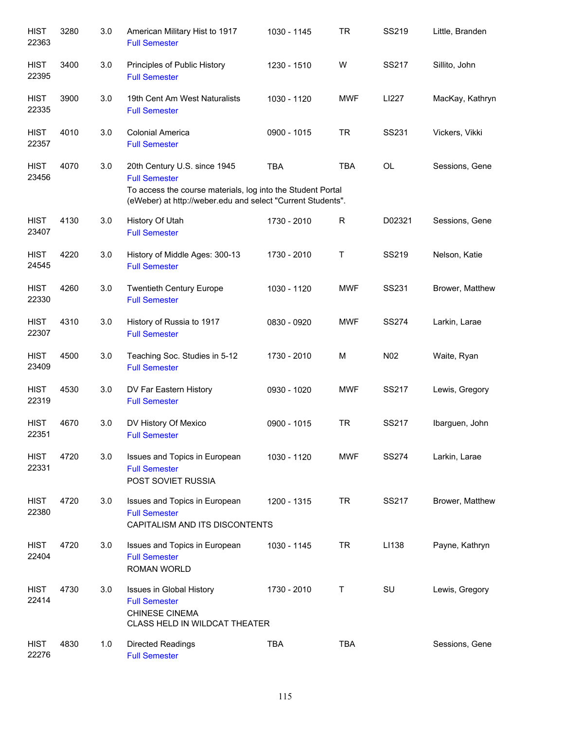| | | | | | | | |
|---|---|---|---|---|---|---|---|
| HIST 22363 | 3280 | 3.0 | American Military Hist to 1917<br>Full Semester | 1030 - 1145 | TR | SS219 | Little, Branden |
| HIST 22395 | 3400 | 3.0 | Principles of Public History<br>Full Semester | 1230 - 1510 | W | SS217 | Sillito, John |
| HIST 22335 | 3900 | 3.0 | 19th Cent Am West Naturalists<br>Full Semester | 1030 - 1120 | MWF | LI227 | MacKay, Kathryn |
| HIST 22357 | 4010 | 3.0 | Colonial America<br>Full Semester | 0900 - 1015 | TR | SS231 | Vickers, Vikki |
| HIST 23456 | 4070 | 3.0 | 20th Century U.S. since 1945<br>Full Semester<br>To access the course materials, log into the Student Portal (eWeber) at http://weber.edu and select "Current Students". | TBA | TBA | OL | Sessions, Gene |
| HIST 23407 | 4130 | 3.0 | History Of Utah<br>Full Semester | 1730 - 2010 | R | D02321 | Sessions, Gene |
| HIST 24545 | 4220 | 3.0 | History of Middle Ages: 300-13<br>Full Semester | 1730 - 2010 | T | SS219 | Nelson, Katie |
| HIST 22330 | 4260 | 3.0 | Twentieth Century Europe<br>Full Semester | 1030 - 1120 | MWF | SS231 | Brower, Matthew |
| HIST 22307 | 4310 | 3.0 | History of Russia to 1917<br>Full Semester | 0830 - 0920 | MWF | SS274 | Larkin, Larae |
| HIST 23409 | 4500 | 3.0 | Teaching Soc. Studies in 5-12<br>Full Semester | 1730 - 2010 | M | N02 | Waite, Ryan |
| HIST 22319 | 4530 | 3.0 | DV Far Eastern History<br>Full Semester | 0930 - 1020 | MWF | SS217 | Lewis, Gregory |
| HIST 22351 | 4670 | 3.0 | DV History Of Mexico<br>Full Semester | 0900 - 1015 | TR | SS217 | Ibarguen, John |
| HIST 22331 | 4720 | 3.0 | Issues and Topics in European<br>Full Semester<br>POST SOVIET RUSSIA | 1030 - 1120 | MWF | SS274 | Larkin, Larae |
| HIST 22380 | 4720 | 3.0 | Issues and Topics in European<br>Full Semester<br>CAPITALISM AND ITS DISCONTENTS | 1200 - 1315 | TR | SS217 | Brower, Matthew |
| HIST 22404 | 4720 | 3.0 | Issues and Topics in European<br>Full Semester<br>ROMAN WORLD | 1030 - 1145 | TR | LI138 | Payne, Kathryn |
| HIST 22414 | 4730 | 3.0 | Issues in Global History<br>Full Semester<br>CHINESE CINEMA<br>CLASS HELD IN WILDCAT THEATER | 1730 - 2010 | T | SU | Lewis, Gregory |
| HIST 22276 | 4830 | 1.0 | Directed Readings<br>Full Semester | TBA | TBA | | Sessions, Gene |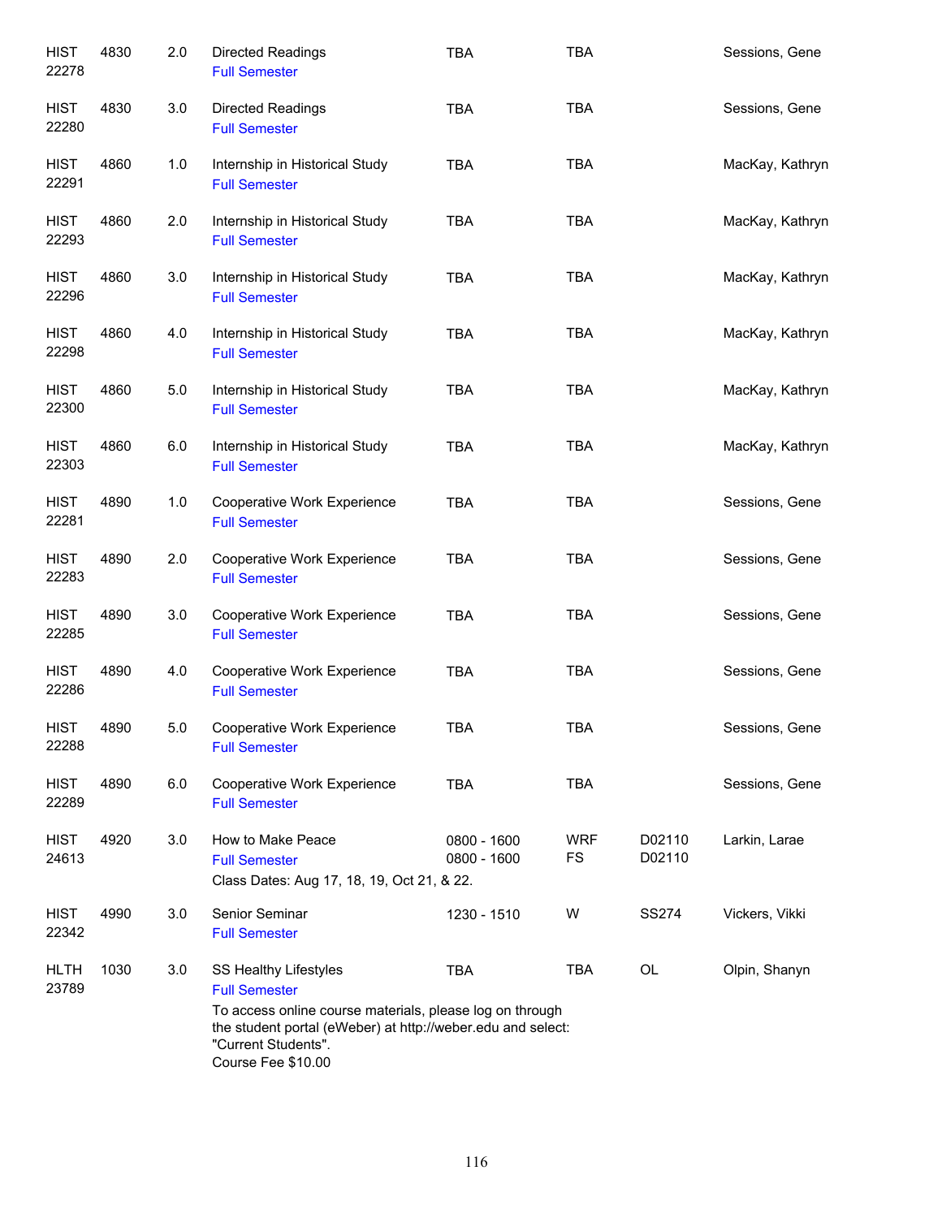| Subject / CRN | Course | Credits | Title | Time | Days | Room | Instructor |
|---|---|---|---|---|---|---|---|
| HIST 22278 | 4830 | 2.0 | Directed Readings<br>Full Semester | TBA | TBA | | Sessions, Gene |
| HIST 22280 | 4830 | 3.0 | Directed Readings<br>Full Semester | TBA | TBA | | Sessions, Gene |
| HIST 22291 | 4860 | 1.0 | Internship in Historical Study<br>Full Semester | TBA | TBA | | MacKay, Kathryn |
| HIST 22293 | 4860 | 2.0 | Internship in Historical Study<br>Full Semester | TBA | TBA | | MacKay, Kathryn |
| HIST 22296 | 4860 | 3.0 | Internship in Historical Study<br>Full Semester | TBA | TBA | | MacKay, Kathryn |
| HIST 22298 | 4860 | 4.0 | Internship in Historical Study<br>Full Semester | TBA | TBA | | MacKay, Kathryn |
| HIST 22300 | 4860 | 5.0 | Internship in Historical Study<br>Full Semester | TBA | TBA | | MacKay, Kathryn |
| HIST 22303 | 4860 | 6.0 | Internship in Historical Study<br>Full Semester | TBA | TBA | | MacKay, Kathryn |
| HIST 22281 | 4890 | 1.0 | Cooperative Work Experience<br>Full Semester | TBA | TBA | | Sessions, Gene |
| HIST 22283 | 4890 | 2.0 | Cooperative Work Experience<br>Full Semester | TBA | TBA | | Sessions, Gene |
| HIST 22285 | 4890 | 3.0 | Cooperative Work Experience<br>Full Semester | TBA | TBA | | Sessions, Gene |
| HIST 22286 | 4890 | 4.0 | Cooperative Work Experience<br>Full Semester | TBA | TBA | | Sessions, Gene |
| HIST 22288 | 4890 | 5.0 | Cooperative Work Experience<br>Full Semester | TBA | TBA | | Sessions, Gene |
| HIST 22289 | 4890 | 6.0 | Cooperative Work Experience<br>Full Semester | TBA | TBA | | Sessions, Gene |
| HIST 24613 | 4920 | 3.0 | How to Make Peace<br>Full Semester<br>Class Dates: Aug 17, 18, 19, Oct 21, & 22. | 0800 - 1600<br>0800 - 1600 | WRF<br>FS | D02110<br>D02110 | Larkin, Larae |
| HIST 22342 | 4990 | 3.0 | Senior Seminar<br>Full Semester | 1230 - 1510 | W | SS274 | Vickers, Vikki |
| HLTH 23789 | 1030 | 3.0 | SS Healthy Lifestyles<br>Full Semester<br>To access online course materials, please log on through the student portal (eWeber) at http://weber.edu and select: "Current Students".<br>Course Fee $10.00 | TBA | TBA | OL | Olpin, Shanyn |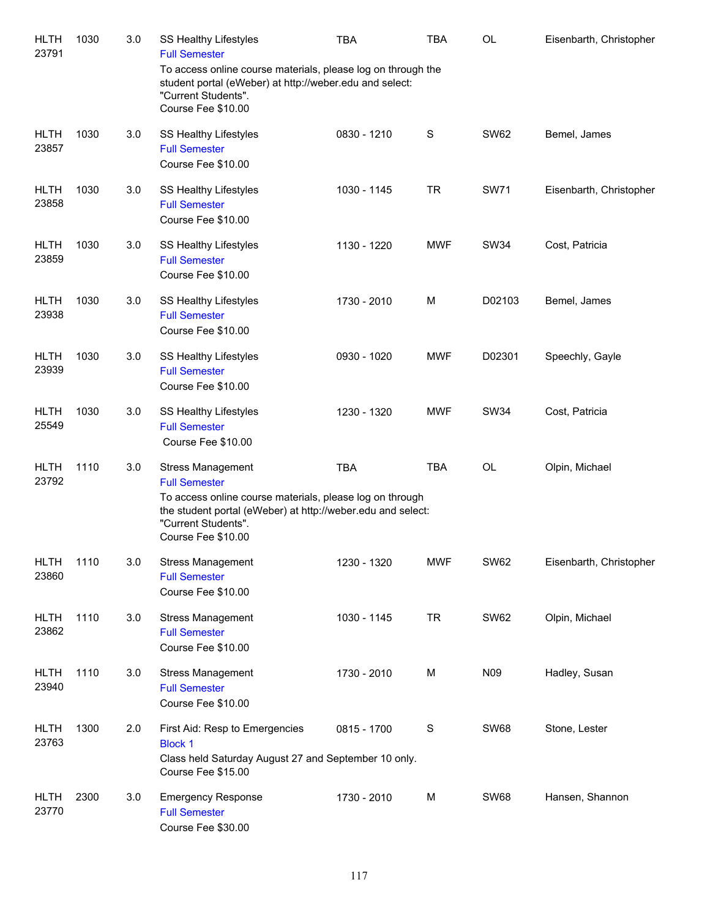| | | | | | | | |
|---|---|---|---|---|---|---|---|
| HLTH 23791 | 1030 | 3.0 | SS Healthy Lifestyles<br>Full Semester<br>To access online course materials, please log on through the student portal (eWeber) at http://weber.edu and select: "Current Students".<br>Course Fee $10.00 | TBA | TBA | OL | Eisenbarth, Christopher |
| HLTH 23857 | 1030 | 3.0 | SS Healthy Lifestyles<br>Full Semester<br>Course Fee $10.00 | 0830 - 1210 | S | SW62 | Bemel, James |
| HLTH 23858 | 1030 | 3.0 | SS Healthy Lifestyles<br>Full Semester<br>Course Fee $10.00 | 1030 - 1145 | TR | SW71 | Eisenbarth, Christopher |
| HLTH 23859 | 1030 | 3.0 | SS Healthy Lifestyles<br>Full Semester<br>Course Fee $10.00 | 1130 - 1220 | MWF | SW34 | Cost, Patricia |
| HLTH 23938 | 1030 | 3.0 | SS Healthy Lifestyles<br>Full Semester<br>Course Fee $10.00 | 1730 - 2010 | M | D02103 | Bemel, James |
| HLTH 23939 | 1030 | 3.0 | SS Healthy Lifestyles<br>Full Semester<br>Course Fee $10.00 | 0930 - 1020 | MWF | D02301 | Speechly, Gayle |
| HLTH 25549 | 1030 | 3.0 | SS Healthy Lifestyles<br>Full Semester<br>Course Fee $10.00 | 1230 - 1320 | MWF | SW34 | Cost, Patricia |
| HLTH 23792 | 1110 | 3.0 | Stress Management<br>Full Semester<br>To access online course materials, please log on through the student portal (eWeber) at http://weber.edu and select: "Current Students".<br>Course Fee $10.00 | TBA | TBA | OL | Olpin, Michael |
| HLTH 23860 | 1110 | 3.0 | Stress Management<br>Full Semester<br>Course Fee $10.00 | 1230 - 1320 | MWF | SW62 | Eisenbarth, Christopher |
| HLTH 23862 | 1110 | 3.0 | Stress Management<br>Full Semester<br>Course Fee $10.00 | 1030 - 1145 | TR | SW62 | Olpin, Michael |
| HLTH 23940 | 1110 | 3.0 | Stress Management<br>Full Semester<br>Course Fee $10.00 | 1730 - 2010 | M | N09 | Hadley, Susan |
| HLTH 23763 | 1300 | 2.0 | First Aid: Resp to Emergencies<br>Block 1<br>Class held Saturday August 27 and September 10 only.<br>Course Fee $15.00 | 0815 - 1700 | S | SW68 | Stone, Lester |
| HLTH 23770 | 2300 | 3.0 | Emergency Response<br>Full Semester<br>Course Fee $30.00 | 1730 - 2010 | M | SW68 | Hansen, Shannon |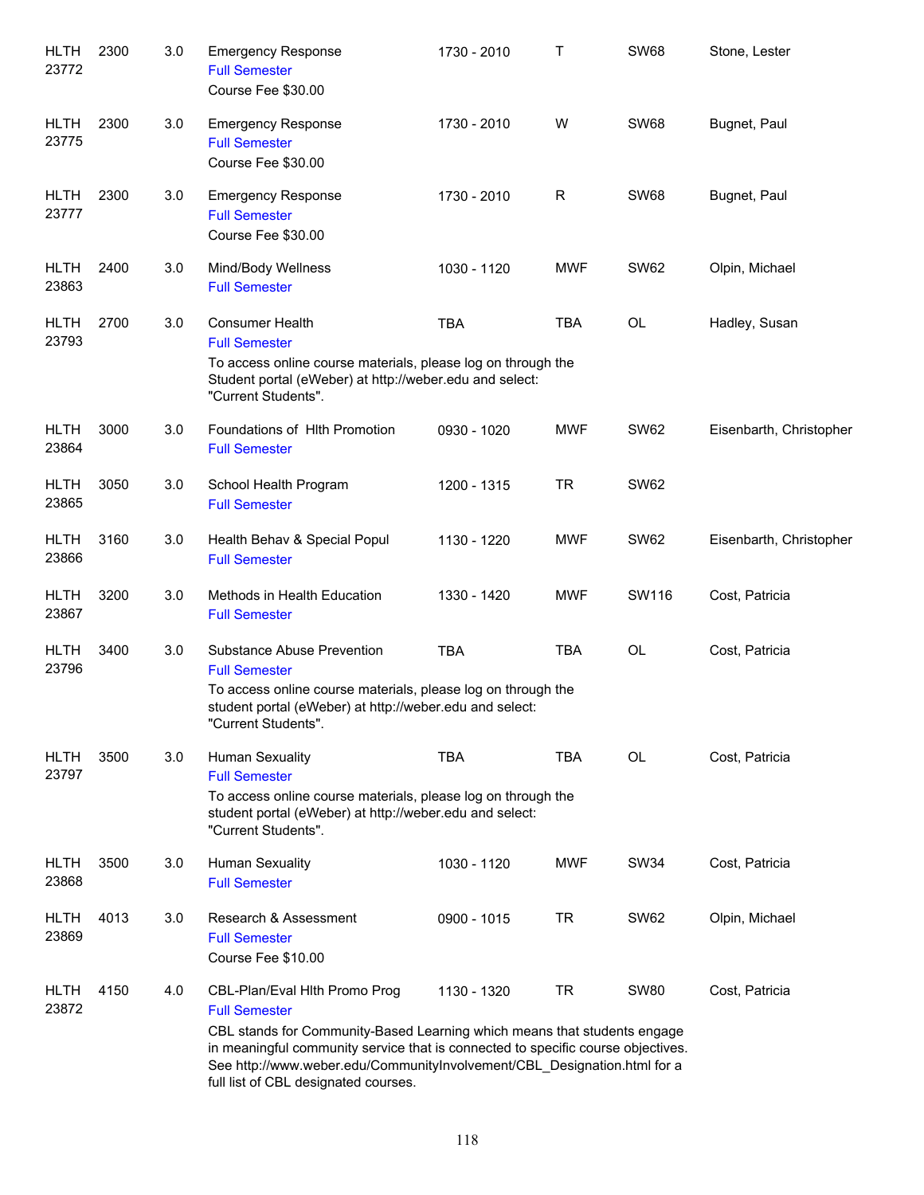| | | | | | | | |
|---|---|---|---|---|---|---|---|
| HLTH 23772 | 2300 | 3.0 | Emergency Response<br>Full Semester<br>Course Fee $30.00 | 1730 - 2010 | T | SW68 | Stone, Lester |
| HLTH 23775 | 2300 | 3.0 | Emergency Response<br>Full Semester<br>Course Fee $30.00 | 1730 - 2010 | W | SW68 | Bugnet, Paul |
| HLTH 23777 | 2300 | 3.0 | Emergency Response<br>Full Semester<br>Course Fee $30.00 | 1730 - 2010 | R | SW68 | Bugnet, Paul |
| HLTH 23863 | 2400 | 3.0 | Mind/Body Wellness<br>Full Semester | 1030 - 1120 | MWF | SW62 | Olpin, Michael |
| HLTH 23793 | 2700 | 3.0 | Consumer Health<br>Full Semester<br>To access online course materials, please log on through the Student portal (eWeber) at http://weber.edu and select: "Current Students". | TBA | TBA | OL | Hadley, Susan |
| HLTH 23864 | 3000 | 3.0 | Foundations of Hlth Promotion<br>Full Semester | 0930 - 1020 | MWF | SW62 | Eisenbarth, Christopher |
| HLTH 23865 | 3050 | 3.0 | School Health Program<br>Full Semester | 1200 - 1315 | TR | SW62 | |
| HLTH 23866 | 3160 | 3.0 | Health Behav & Special Popul<br>Full Semester | 1130 - 1220 | MWF | SW62 | Eisenbarth, Christopher |
| HLTH 23867 | 3200 | 3.0 | Methods in Health Education<br>Full Semester | 1330 - 1420 | MWF | SW116 | Cost, Patricia |
| HLTH 23796 | 3400 | 3.0 | Substance Abuse Prevention<br>Full Semester<br>To access online course materials, please log on through the student portal (eWeber) at http://weber.edu and select: "Current Students". | TBA | TBA | OL | Cost, Patricia |
| HLTH 23797 | 3500 | 3.0 | Human Sexuality<br>Full Semester<br>To access online course materials, please log on through the student portal (eWeber) at http://weber.edu and select: "Current Students". | TBA | TBA | OL | Cost, Patricia |
| HLTH 23868 | 3500 | 3.0 | Human Sexuality<br>Full Semester | 1030 - 1120 | MWF | SW34 | Cost, Patricia |
| HLTH 23869 | 4013 | 3.0 | Research & Assessment<br>Full Semester<br>Course Fee $10.00 | 0900 - 1015 | TR | SW62 | Olpin, Michael |
| HLTH 23872 | 4150 | 4.0 | CBL-Plan/Eval Hlth Promo Prog<br>Full Semester<br>CBL stands for Community-Based Learning which means that students engage in meaningful community service that is connected to specific course objectives. See http://www.weber.edu/CommunityInvolvement/CBL_Designation.html for a full list of CBL designated courses. | 1130 - 1320 | TR | SW80 | Cost, Patricia |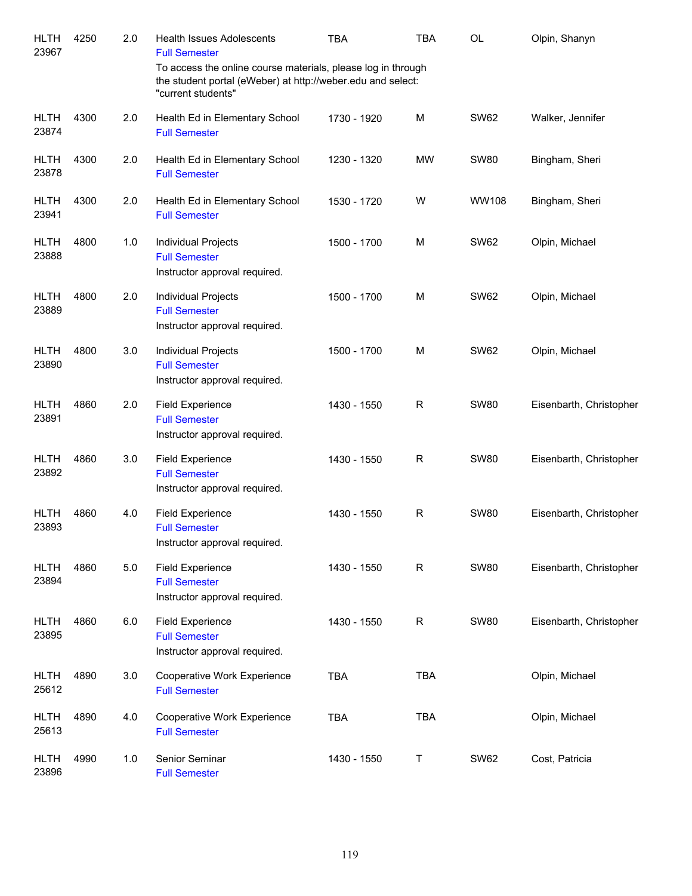| Course | | Credits | Title | Time | Days | Room | Instructor |
|---|---|---|---|---|---|---|---|
| HLTH 23967 | 4250 | 2.0 | Health Issues Adolescents<br>Full Semester<br>To access the online course materials, please log in through the student portal (eWeber) at http://weber.edu and select: "current students" | TBA | TBA | OL | Olpin, Shanyn |
| HLTH 23874 | 4300 | 2.0 | Health Ed in Elementary School<br>Full Semester | 1730 - 1920 | M | SW62 | Walker, Jennifer |
| HLTH 23878 | 4300 | 2.0 | Health Ed in Elementary School<br>Full Semester | 1230 - 1320 | MW | SW80 | Bingham, Sheri |
| HLTH 23941 | 4300 | 2.0 | Health Ed in Elementary School<br>Full Semester | 1530 - 1720 | W | WW108 | Bingham, Sheri |
| HLTH 23888 | 4800 | 1.0 | Individual Projects<br>Full Semester<br>Instructor approval required. | 1500 - 1700 | M | SW62 | Olpin, Michael |
| HLTH 23889 | 4800 | 2.0 | Individual Projects<br>Full Semester<br>Instructor approval required. | 1500 - 1700 | M | SW62 | Olpin, Michael |
| HLTH 23890 | 4800 | 3.0 | Individual Projects<br>Full Semester<br>Instructor approval required. | 1500 - 1700 | M | SW62 | Olpin, Michael |
| HLTH 23891 | 4860 | 2.0 | Field Experience<br>Full Semester<br>Instructor approval required. | 1430 - 1550 | R | SW80 | Eisenbarth, Christopher |
| HLTH 23892 | 4860 | 3.0 | Field Experience<br>Full Semester<br>Instructor approval required. | 1430 - 1550 | R | SW80 | Eisenbarth, Christopher |
| HLTH 23893 | 4860 | 4.0 | Field Experience<br>Full Semester<br>Instructor approval required. | 1430 - 1550 | R | SW80 | Eisenbarth, Christopher |
| HLTH 23894 | 4860 | 5.0 | Field Experience<br>Full Semester<br>Instructor approval required. | 1430 - 1550 | R | SW80 | Eisenbarth, Christopher |
| HLTH 23895 | 4860 | 6.0 | Field Experience<br>Full Semester<br>Instructor approval required. | 1430 - 1550 | R | SW80 | Eisenbarth, Christopher |
| HLTH 25612 | 4890 | 3.0 | Cooperative Work Experience<br>Full Semester | TBA | TBA | | Olpin, Michael |
| HLTH 25613 | 4890 | 4.0 | Cooperative Work Experience<br>Full Semester | TBA | TBA | | Olpin, Michael |
| HLTH 23896 | 4990 | 1.0 | Senior Seminar<br>Full Semester | 1430 - 1550 | T | SW62 | Cost, Patricia |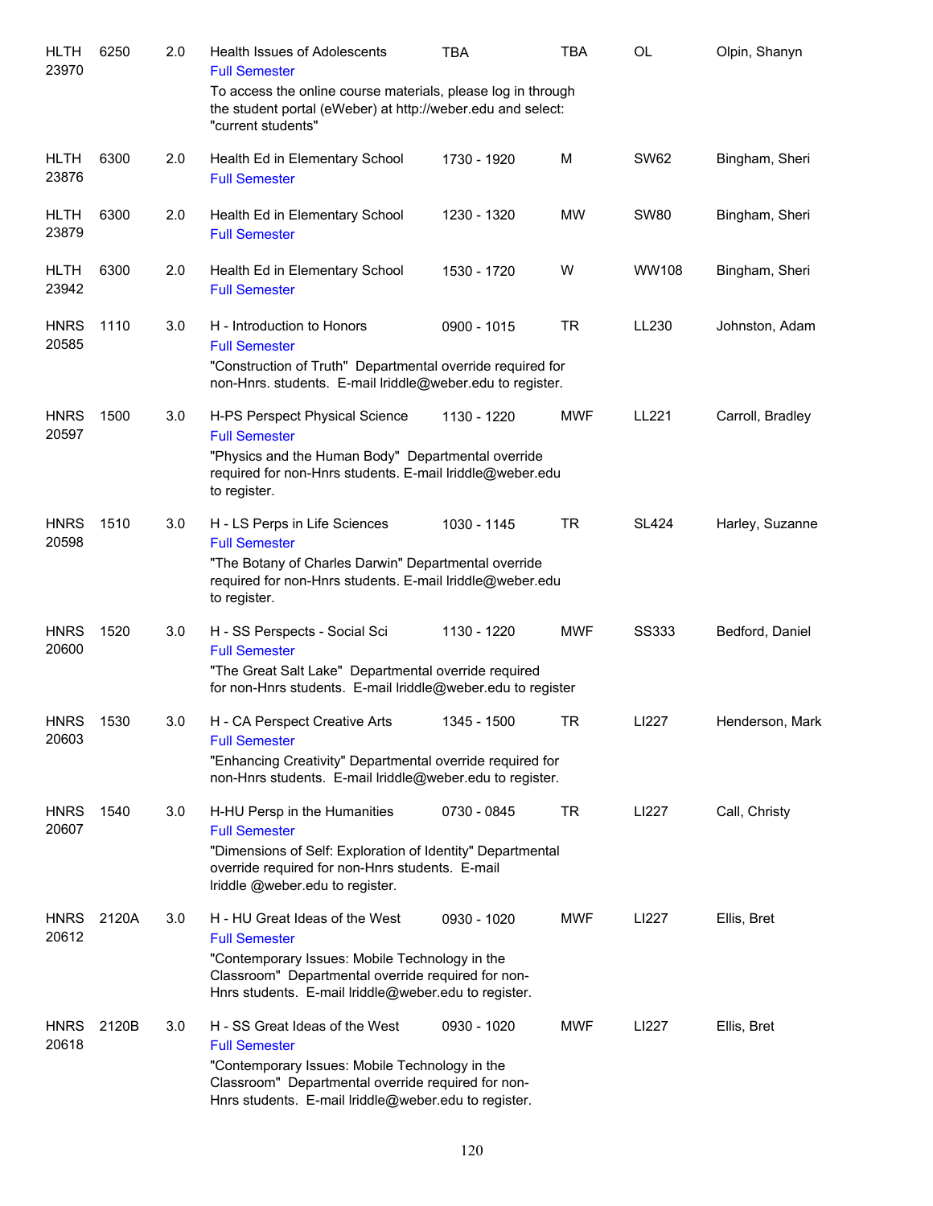| | | | | | | | |
|---|---|---|---|---|---|---|---|
| HLTH 23970 | 6250 | 2.0 | Health Issues of Adolescents<br>Full Semester<br>To access the online course materials, please log in through the student portal (eWeber) at http://weber.edu and select: "current students" | TBA | TBA | OL | Olpin, Shanyn |
| HLTH 23876 | 6300 | 2.0 | Health Ed in Elementary School<br>Full Semester | 1730 - 1920 | M | SW62 | Bingham, Sheri |
| HLTH 23879 | 6300 | 2.0 | Health Ed in Elementary School<br>Full Semester | 1230 - 1320 | MW | SW80 | Bingham, Sheri |
| HLTH 23942 | 6300 | 2.0 | Health Ed in Elementary School<br>Full Semester | 1530 - 1720 | W | WW108 | Bingham, Sheri |
| HNRS 20585 | 1110 | 3.0 | H - Introduction to Honors<br>Full Semester<br>"Construction of Truth" Departmental override required for non-Hnrs. students. E-mail lriddle@weber.edu to register. | 0900 - 1015 | TR | LL230 | Johnston, Adam |
| HNRS 20597 | 1500 | 3.0 | H-PS Perspect Physical Science<br>Full Semester<br>"Physics and the Human Body" Departmental override required for non-Hnrs students. E-mail lriddle@weber.edu to register. | 1130 - 1220 | MWF | LL221 | Carroll, Bradley |
| HNRS 20598 | 1510 | 3.0 | H - LS Perps in Life Sciences<br>Full Semester<br>"The Botany of Charles Darwin" Departmental override required for non-Hnrs students. E-mail lriddle@weber.edu to register. | 1030 - 1145 | TR | SL424 | Harley, Suzanne |
| HNRS 20600 | 1520 | 3.0 | H - SS Perspects - Social Sci<br>Full Semester<br>"The Great Salt Lake" Departmental override required for non-Hnrs students. E-mail lriddle@weber.edu to register | 1130 - 1220 | MWF | SS333 | Bedford, Daniel |
| HNRS 20603 | 1530 | 3.0 | H - CA Perspect Creative Arts<br>Full Semester<br>"Enhancing Creativity" Departmental override required for non-Hnrs students. E-mail lriddle@weber.edu to register. | 1345 - 1500 | TR | LI227 | Henderson, Mark |
| HNRS 20607 | 1540 | 3.0 | H-HU Persp in the Humanities<br>Full Semester<br>"Dimensions of Self: Exploration of Identity" Departmental override required for non-Hnrs students. E-mail lriddle @weber.edu to register. | 0730 - 0845 | TR | LI227 | Call, Christy |
| HNRS 20612 | 2120A | 3.0 | H - HU Great Ideas of the West<br>Full Semester<br>"Contemporary Issues: Mobile Technology in the Classroom" Departmental override required for non-Hnrs students. E-mail lriddle@weber.edu to register. | 0930 - 1020 | MWF | LI227 | Ellis, Bret |
| HNRS 20618 | 2120B | 3.0 | H - SS Great Ideas of the West<br>Full Semester<br>"Contemporary Issues: Mobile Technology in the Classroom" Departmental override required for non-Hnrs students. E-mail lriddle@weber.edu to register. | 0930 - 1020 | MWF | LI227 | Ellis, Bret |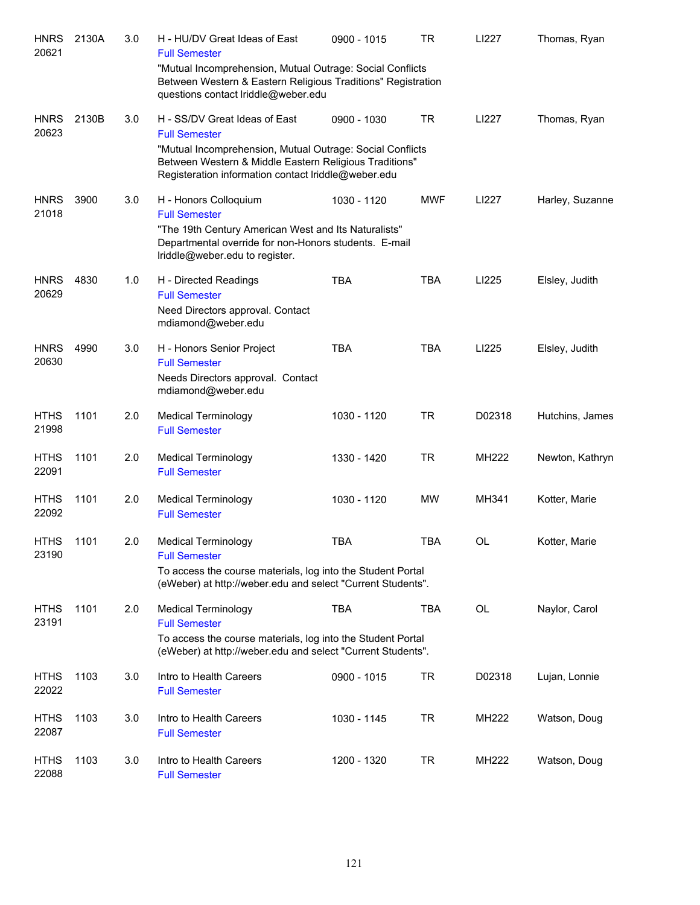| Subject / CRN | Course | Credits | Title | Time | Days | Room | Instructor |
|---|---|---|---|---|---|---|---|
| HNRS 20621 | 2130A | 3.0 | H - HU/DV Great Ideas of East<br>Full Semester<br>"Mutual Incomprehension, Mutual Outrage: Social Conflicts Between Western & Eastern Religious Traditions" Registration questions contact lriddle@weber.edu | 0900 - 1015 | TR | LI227 | Thomas, Ryan |
| HNRS 20623 | 2130B | 3.0 | H - SS/DV Great Ideas of East<br>Full Semester<br>"Mutual Incomprehension, Mutual Outrage: Social Conflicts Between Western & Middle Eastern Religious Traditions" Registeration information contact lriddle@weber.edu | 0900 - 1030 | TR | LI227 | Thomas, Ryan |
| HNRS 21018 | 3900 | 3.0 | H - Honors Colloquium<br>Full Semester<br>"The 19th Century American West and Its Naturalists" Departmental override for non-Honors students. E-mail lriddle@weber.edu to register. | 1030 - 1120 | MWF | LI227 | Harley, Suzanne |
| HNRS 20629 | 4830 | 1.0 | H - Directed Readings<br>Full Semester<br>Need Directors approval. Contact mdiamond@weber.edu | TBA | TBA | LI225 | Elsley, Judith |
| HNRS 20630 | 4990 | 3.0 | H - Honors Senior Project<br>Full Semester<br>Needs Directors approval. Contact mdiamond@weber.edu | TBA | TBA | LI225 | Elsley, Judith |
| HTHS 21998 | 1101 | 2.0 | Medical Terminology<br>Full Semester | 1030 - 1120 | TR | D02318 | Hutchins, James |
| HTHS 22091 | 1101 | 2.0 | Medical Terminology<br>Full Semester | 1330 - 1420 | TR | MH222 | Newton, Kathryn |
| HTHS 22092 | 1101 | 2.0 | Medical Terminology<br>Full Semester | 1030 - 1120 | MW | MH341 | Kotter, Marie |
| HTHS 23190 | 1101 | 2.0 | Medical Terminology<br>Full Semester<br>To access the course materials, log into the Student Portal (eWeber) at http://weber.edu and select "Current Students". | TBA | TBA | OL | Kotter, Marie |
| HTHS 23191 | 1101 | 2.0 | Medical Terminology<br>Full Semester<br>To access the course materials, log into the Student Portal (eWeber) at http://weber.edu and select "Current Students". | TBA | TBA | OL | Naylor, Carol |
| HTHS 22022 | 1103 | 3.0 | Intro to Health Careers<br>Full Semester | 0900 - 1015 | TR | D02318 | Lujan, Lonnie |
| HTHS 22087 | 1103 | 3.0 | Intro to Health Careers<br>Full Semester | 1030 - 1145 | TR | MH222 | Watson, Doug |
| HTHS 22088 | 1103 | 3.0 | Intro to Health Careers<br>Full Semester | 1200 - 1320 | TR | MH222 | Watson, Doug |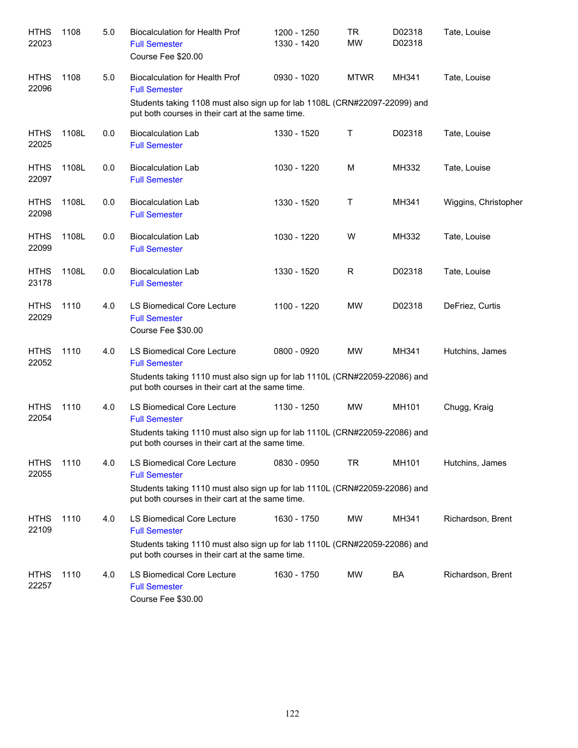| | | | | | | | |
|---|---|---|---|---|---|---|---|
| HTHS 22023 | 1108 | 5.0 | Biocalculation for Health Prof<br>Full Semester<br>Course Fee $20.00 | 1200 - 1250<br>1330 - 1420 | TR<br>MW | D02318<br>D02318 | Tate, Louise |
| HTHS 22096 | 1108 | 5.0 | Biocalculation for Health Prof<br>Full Semester<br>Students taking 1108 must also sign up for lab 1108L (CRN#22097-22099) and put both courses in their cart at the same time. | 0930 - 1020 | MTWR | MH341 | Tate, Louise |
| HTHS 22025 | 1108L | 0.0 | Biocalculation Lab<br>Full Semester | 1330 - 1520 | T | D02318 | Tate, Louise |
| HTHS 22097 | 1108L | 0.0 | Biocalculation Lab<br>Full Semester | 1030 - 1220 | M | MH332 | Tate, Louise |
| HTHS 22098 | 1108L | 0.0 | Biocalculation Lab<br>Full Semester | 1330 - 1520 | T | MH341 | Wiggins, Christopher |
| HTHS 22099 | 1108L | 0.0 | Biocalculation Lab<br>Full Semester | 1030 - 1220 | W | MH332 | Tate, Louise |
| HTHS 23178 | 1108L | 0.0 | Biocalculation Lab<br>Full Semester | 1330 - 1520 | R | D02318 | Tate, Louise |
| HTHS 22029 | 1110 | 4.0 | LS Biomedical Core Lecture<br>Full Semester<br>Course Fee $30.00 | 1100 - 1220 | MW | D02318 | DeFriez, Curtis |
| HTHS 22052 | 1110 | 4.0 | LS Biomedical Core Lecture<br>Full Semester<br>Students taking 1110 must also sign up for lab 1110L (CRN#22059-22086) and put both courses in their cart at the same time. | 0800 - 0920 | MW | MH341 | Hutchins, James |
| HTHS 22054 | 1110 | 4.0 | LS Biomedical Core Lecture<br>Full Semester<br>Students taking 1110 must also sign up for lab 1110L (CRN#22059-22086) and put both courses in their cart at the same time. | 1130 - 1250 | MW | MH101 | Chugg, Kraig |
| HTHS 22055 | 1110 | 4.0 | LS Biomedical Core Lecture<br>Full Semester<br>Students taking 1110 must also sign up for lab 1110L (CRN#22059-22086) and put both courses in their cart at the same time. | 0830 - 0950 | TR | MH101 | Hutchins, James |
| HTHS 22109 | 1110 | 4.0 | LS Biomedical Core Lecture<br>Full Semester<br>Students taking 1110 must also sign up for lab 1110L (CRN#22059-22086) and put both courses in their cart at the same time. | 1630 - 1750 | MW | MH341 | Richardson, Brent |
| HTHS 22257 | 1110 | 4.0 | LS Biomedical Core Lecture<br>Full Semester<br>Course Fee $30.00 | 1630 - 1750 | MW | BA | Richardson, Brent |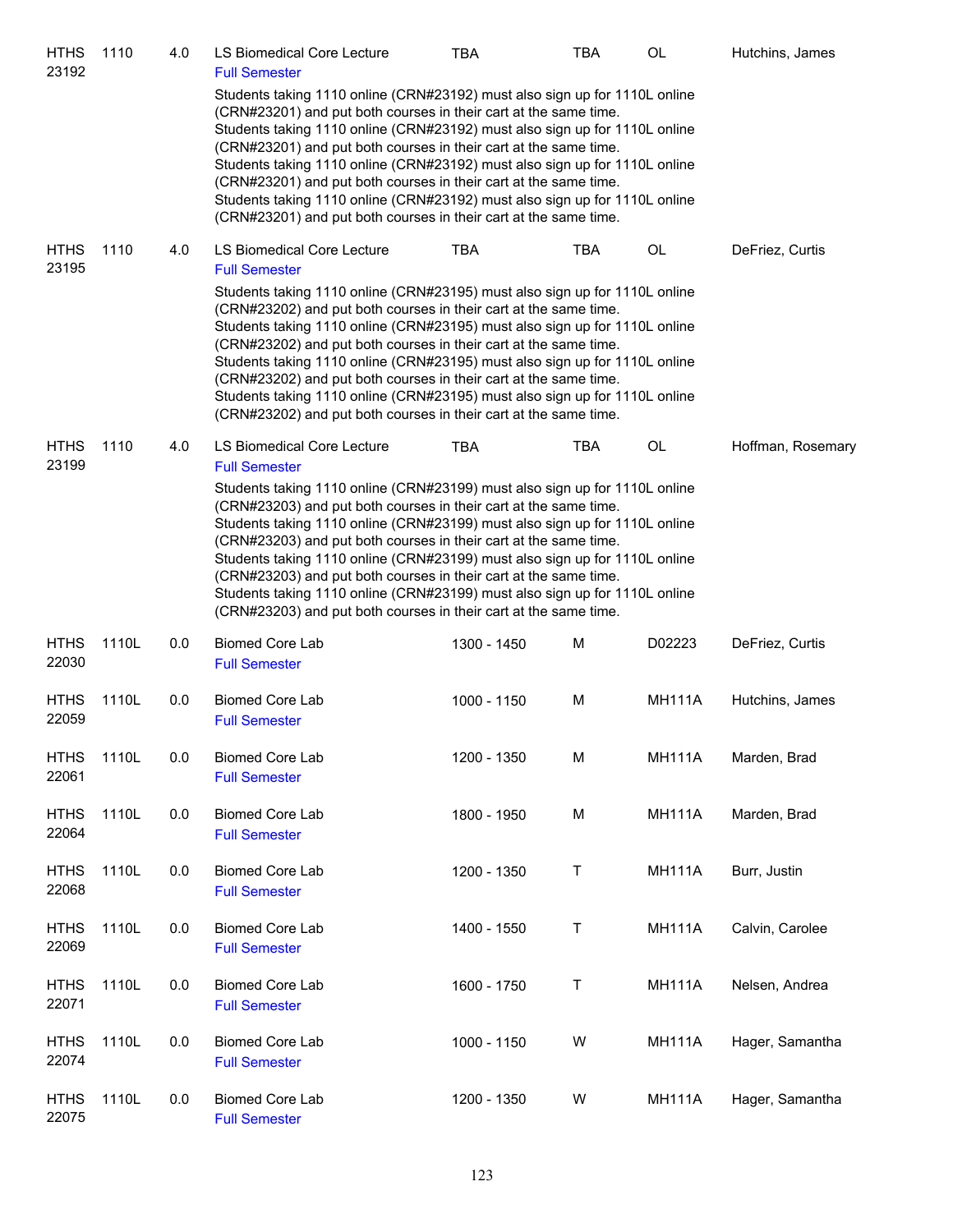| Subject/CRN | Course | Credits | Title | Time | Days | Room | Instructor |
|---|---|---|---|---|---|---|---|
| HTHS 23192 | 1110 | 4.0 | LS Biomedical Core Lecture<br>Full Semester | TBA | TBA | OL | Hutchins, James |
| | | | Students taking 1110 online (CRN#23192) must also sign up for 1110L online (CRN#23201) and put both courses in their cart at the same time.<br>Students taking 1110 online (CRN#23192) must also sign up for 1110L online (CRN#23201) and put both courses in their cart at the same time.<br>Students taking 1110 online (CRN#23192) must also sign up for 1110L online (CRN#23201) and put both courses in their cart at the same time.<br>Students taking 1110 online (CRN#23192) must also sign up for 1110L online (CRN#23201) and put both courses in their cart at the same time. | | | | |
| HTHS 23195 | 1110 | 4.0 | LS Biomedical Core Lecture<br>Full Semester | TBA | TBA | OL | DeFriez, Curtis |
| | | | Students taking 1110 online (CRN#23195) must also sign up for 1110L online (CRN#23202) and put both courses in their cart at the same time.<br>Students taking 1110 online (CRN#23195) must also sign up for 1110L online (CRN#23202) and put both courses in their cart at the same time.<br>Students taking 1110 online (CRN#23195) must also sign up for 1110L online (CRN#23202) and put both courses in their cart at the same time.<br>Students taking 1110 online (CRN#23195) must also sign up for 1110L online (CRN#23202) and put both courses in their cart at the same time. | | | | |
| HTHS 23199 | 1110 | 4.0 | LS Biomedical Core Lecture<br>Full Semester | TBA | TBA | OL | Hoffman, Rosemary |
| | | | Students taking 1110 online (CRN#23199) must also sign up for 1110L online (CRN#23203) and put both courses in their cart at the same time.<br>Students taking 1110 online (CRN#23199) must also sign up for 1110L online (CRN#23203) and put both courses in their cart at the same time.<br>Students taking 1110 online (CRN#23199) must also sign up for 1110L online (CRN#23203) and put both courses in their cart at the same time.<br>Students taking 1110 online (CRN#23199) must also sign up for 1110L online (CRN#23203) and put both courses in their cart at the same time. | | | | |
| HTHS 22030 | 1110L | 0.0 | Biomed Core Lab<br>Full Semester | 1300 - 1450 | M | D02223 | DeFriez, Curtis |
| HTHS 22059 | 1110L | 0.0 | Biomed Core Lab<br>Full Semester | 1000 - 1150 | M | MH111A | Hutchins, James |
| HTHS 22061 | 1110L | 0.0 | Biomed Core Lab<br>Full Semester | 1200 - 1350 | M | MH111A | Marden, Brad |
| HTHS 22064 | 1110L | 0.0 | Biomed Core Lab<br>Full Semester | 1800 - 1950 | M | MH111A | Marden, Brad |
| HTHS 22068 | 1110L | 0.0 | Biomed Core Lab<br>Full Semester | 1200 - 1350 | T | MH111A | Burr, Justin |
| HTHS 22069 | 1110L | 0.0 | Biomed Core Lab<br>Full Semester | 1400 - 1550 | T | MH111A | Calvin, Carolee |
| HTHS 22071 | 1110L | 0.0 | Biomed Core Lab<br>Full Semester | 1600 - 1750 | T | MH111A | Nelsen, Andrea |
| HTHS 22074 | 1110L | 0.0 | Biomed Core Lab<br>Full Semester | 1000 - 1150 | W | MH111A | Hager, Samantha |
| HTHS 22075 | 1110L | 0.0 | Biomed Core Lab<br>Full Semester | 1200 - 1350 | W | MH111A | Hager, Samantha |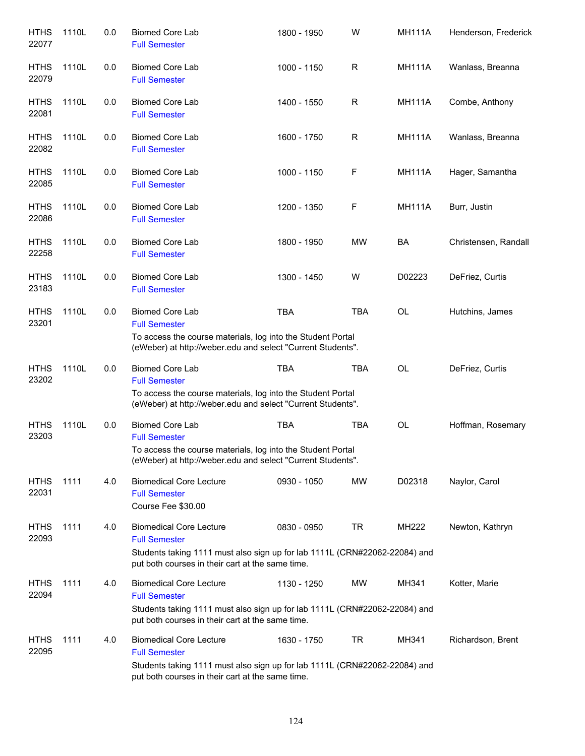| | | | | | | | |
|---|---|---|---|---|---|---|---|
| HTHS 22077 | 1110L | 0.0 | Biomed Core Lab<br>Full Semester | 1800 - 1950 | W | MH111A | Henderson, Frederick |
| HTHS 22079 | 1110L | 0.0 | Biomed Core Lab<br>Full Semester | 1000 - 1150 | R | MH111A | Wanlass, Breanna |
| HTHS 22081 | 1110L | 0.0 | Biomed Core Lab<br>Full Semester | 1400 - 1550 | R | MH111A | Combe, Anthony |
| HTHS 22082 | 1110L | 0.0 | Biomed Core Lab<br>Full Semester | 1600 - 1750 | R | MH111A | Wanlass, Breanna |
| HTHS 22085 | 1110L | 0.0 | Biomed Core Lab<br>Full Semester | 1000 - 1150 | F | MH111A | Hager, Samantha |
| HTHS 22086 | 1110L | 0.0 | Biomed Core Lab<br>Full Semester | 1200 - 1350 | F | MH111A | Burr, Justin |
| HTHS 22258 | 1110L | 0.0 | Biomed Core Lab<br>Full Semester | 1800 - 1950 | MW | BA | Christensen, Randall |
| HTHS 23183 | 1110L | 0.0 | Biomed Core Lab<br>Full Semester | 1300 - 1450 | W | D02223 | DeFriez, Curtis |
| HTHS 23201 | 1110L | 0.0 | Biomed Core Lab<br>Full Semester<br>To access the course materials, log into the Student Portal (eWeber) at http://weber.edu and select "Current Students". | TBA | TBA | OL | Hutchins, James |
| HTHS 23202 | 1110L | 0.0 | Biomed Core Lab<br>Full Semester<br>To access the course materials, log into the Student Portal (eWeber) at http://weber.edu and select "Current Students". | TBA | TBA | OL | DeFriez, Curtis |
| HTHS 23203 | 1110L | 0.0 | Biomed Core Lab<br>Full Semester<br>To access the course materials, log into the Student Portal (eWeber) at http://weber.edu and select "Current Students". | TBA | TBA | OL | Hoffman, Rosemary |
| HTHS 22031 | 1111 | 4.0 | Biomedical Core Lecture<br>Full Semester<br>Course Fee $30.00 | 0930 - 1050 | MW | D02318 | Naylor, Carol |
| HTHS 22093 | 1111 | 4.0 | Biomedical Core Lecture<br>Full Semester<br>Students taking 1111 must also sign up for lab 1111L (CRN#22062-22084) and put both courses in their cart at the same time. | 0830 - 0950 | TR | MH222 | Newton, Kathryn |
| HTHS 22094 | 1111 | 4.0 | Biomedical Core Lecture<br>Full Semester<br>Students taking 1111 must also sign up for lab 1111L (CRN#22062-22084) and put both courses in their cart at the same time. | 1130 - 1250 | MW | MH341 | Kotter, Marie |
| HTHS 22095 | 1111 | 4.0 | Biomedical Core Lecture<br>Full Semester<br>Students taking 1111 must also sign up for lab 1111L (CRN#22062-22084) and put both courses in their cart at the same time. | 1630 - 1750 | TR | MH341 | Richardson, Brent |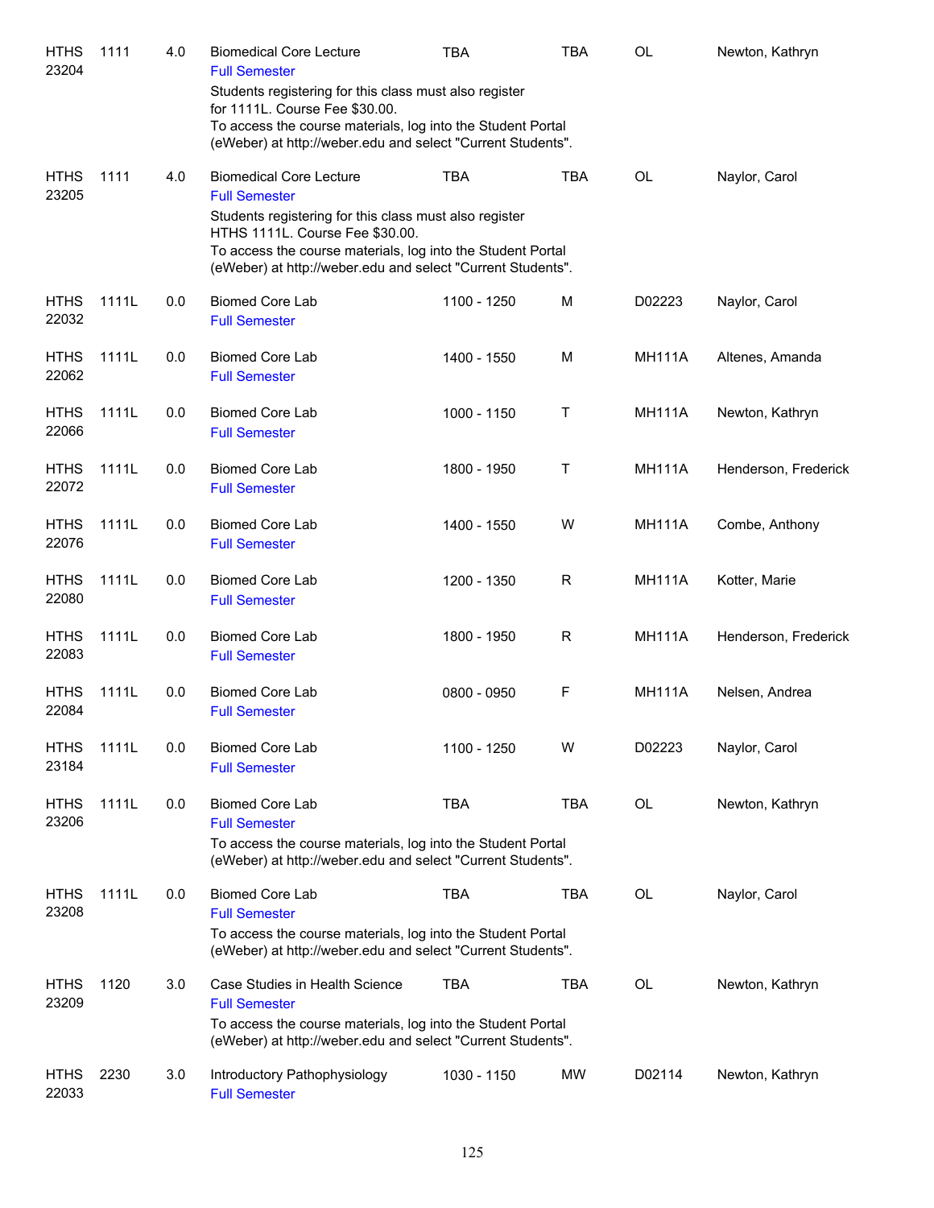| | | | | | | | |
|---|---|---|---|---|---|---|---|
| HTHS 23204 | 1111 | 4.0 | Biomedical Core Lecture<br>Full Semester<br>Students registering for this class must also register for 1111L. Course Fee $30.00.<br>To access the course materials, log into the Student Portal (eWeber) at http://weber.edu and select "Current Students". | TBA | TBA | OL | Newton, Kathryn |
| HTHS 23205 | 1111 | 4.0 | Biomedical Core Lecture<br>Full Semester<br>Students registering for this class must also register HTHS 1111L. Course Fee $30.00.<br>To access the course materials, log into the Student Portal (eWeber) at http://weber.edu and select "Current Students". | TBA | TBA | OL | Naylor, Carol |
| HTHS 22032 | 1111L | 0.0 | Biomed Core Lab<br>Full Semester | 1100 - 1250 | M | D02223 | Naylor, Carol |
| HTHS 22062 | 1111L | 0.0 | Biomed Core Lab<br>Full Semester | 1400 - 1550 | M | MH111A | Altenes, Amanda |
| HTHS 22066 | 1111L | 0.0 | Biomed Core Lab<br>Full Semester | 1000 - 1150 | T | MH111A | Newton, Kathryn |
| HTHS 22072 | 1111L | 0.0 | Biomed Core Lab<br>Full Semester | 1800 - 1950 | T | MH111A | Henderson, Frederick |
| HTHS 22076 | 1111L | 0.0 | Biomed Core Lab<br>Full Semester | 1400 - 1550 | W | MH111A | Combe, Anthony |
| HTHS 22080 | 1111L | 0.0 | Biomed Core Lab<br>Full Semester | 1200 - 1350 | R | MH111A | Kotter, Marie |
| HTHS 22083 | 1111L | 0.0 | Biomed Core Lab<br>Full Semester | 1800 - 1950 | R | MH111A | Henderson, Frederick |
| HTHS 22084 | 1111L | 0.0 | Biomed Core Lab<br>Full Semester | 0800 - 0950 | F | MH111A | Nelsen, Andrea |
| HTHS 23184 | 1111L | 0.0 | Biomed Core Lab<br>Full Semester | 1100 - 1250 | W | D02223 | Naylor, Carol |
| HTHS 23206 | 1111L | 0.0 | Biomed Core Lab<br>Full Semester<br>To access the course materials, log into the Student Portal (eWeber) at http://weber.edu and select "Current Students". | TBA | TBA | OL | Newton, Kathryn |
| HTHS 23208 | 1111L | 0.0 | Biomed Core Lab<br>Full Semester<br>To access the course materials, log into the Student Portal (eWeber) at http://weber.edu and select "Current Students". | TBA | TBA | OL | Naylor, Carol |
| HTHS 23209 | 1120 | 3.0 | Case Studies in Health Science<br>Full Semester<br>To access the course materials, log into the Student Portal (eWeber) at http://weber.edu and select "Current Students". | TBA | TBA | OL | Newton, Kathryn |
| HTHS 22033 | 2230 | 3.0 | Introductory Pathophysiology<br>Full Semester | 1030 - 1150 | MW | D02114 | Newton, Kathryn |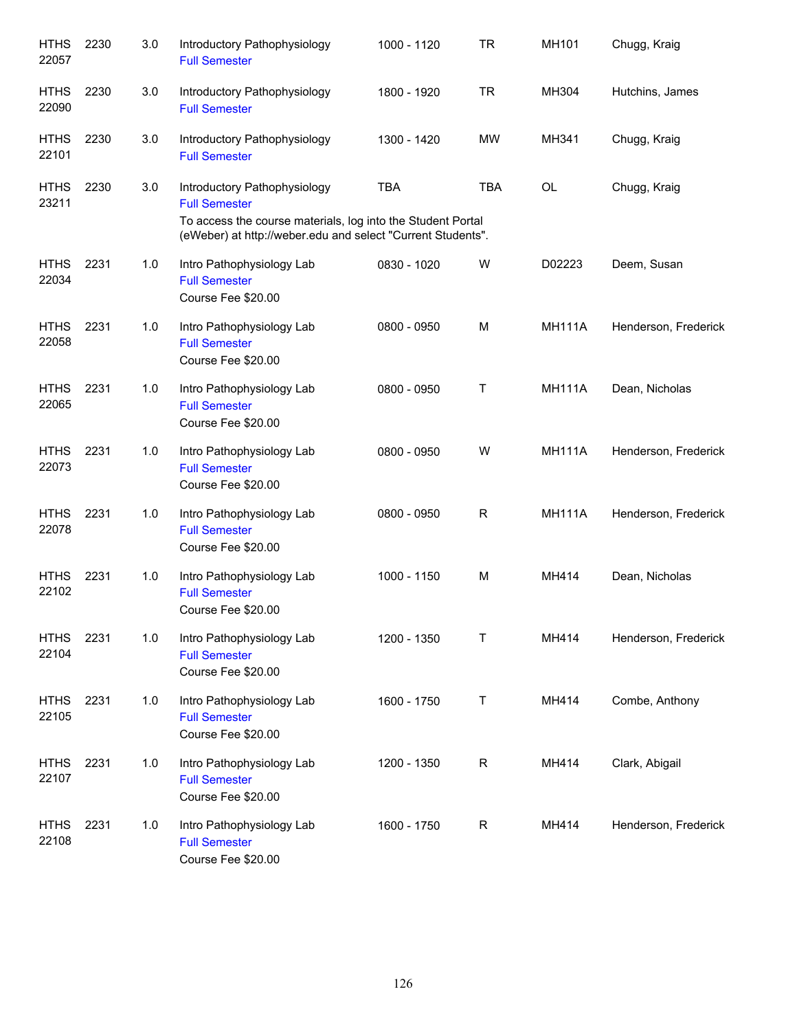| | | | | | | | |
|---|---|---|---|---|---|---|---|
| HTHS 22057 | 2230 | 3.0 | Introductory Pathophysiology<br>Full Semester | 1000 - 1120 | TR | MH101 | Chugg, Kraig |
| HTHS 22090 | 2230 | 3.0 | Introductory Pathophysiology<br>Full Semester | 1800 - 1920 | TR | MH304 | Hutchins, James |
| HTHS 22101 | 2230 | 3.0 | Introductory Pathophysiology<br>Full Semester | 1300 - 1420 | MW | MH341 | Chugg, Kraig |
| HTHS 23211 | 2230 | 3.0 | Introductory Pathophysiology<br>Full Semester<br>To access the course materials, log into the Student Portal (eWeber) at http://weber.edu and select "Current Students". | TBA | TBA | OL | Chugg, Kraig |
| HTHS 22034 | 2231 | 1.0 | Intro Pathophysiology Lab<br>Full Semester<br>Course Fee $20.00 | 0830 - 1020 | W | D02223 | Deem, Susan |
| HTHS 22058 | 2231 | 1.0 | Intro Pathophysiology Lab<br>Full Semester<br>Course Fee $20.00 | 0800 - 0950 | M | MH111A | Henderson, Frederick |
| HTHS 22065 | 2231 | 1.0 | Intro Pathophysiology Lab<br>Full Semester<br>Course Fee $20.00 | 0800 - 0950 | T | MH111A | Dean, Nicholas |
| HTHS 22073 | 2231 | 1.0 | Intro Pathophysiology Lab<br>Full Semester<br>Course Fee $20.00 | 0800 - 0950 | W | MH111A | Henderson, Frederick |
| HTHS 22078 | 2231 | 1.0 | Intro Pathophysiology Lab<br>Full Semester<br>Course Fee $20.00 | 0800 - 0950 | R | MH111A | Henderson, Frederick |
| HTHS 22102 | 2231 | 1.0 | Intro Pathophysiology Lab<br>Full Semester<br>Course Fee $20.00 | 1000 - 1150 | M | MH414 | Dean, Nicholas |
| HTHS 22104 | 2231 | 1.0 | Intro Pathophysiology Lab<br>Full Semester<br>Course Fee $20.00 | 1200 - 1350 | T | MH414 | Henderson, Frederick |
| HTHS 22105 | 2231 | 1.0 | Intro Pathophysiology Lab<br>Full Semester<br>Course Fee $20.00 | 1600 - 1750 | T | MH414 | Combe, Anthony |
| HTHS 22107 | 2231 | 1.0 | Intro Pathophysiology Lab<br>Full Semester<br>Course Fee $20.00 | 1200 - 1350 | R | MH414 | Clark, Abigail |
| HTHS 22108 | 2231 | 1.0 | Intro Pathophysiology Lab<br>Full Semester<br>Course Fee $20.00 | 1600 - 1750 | R | MH414 | Henderson, Frederick |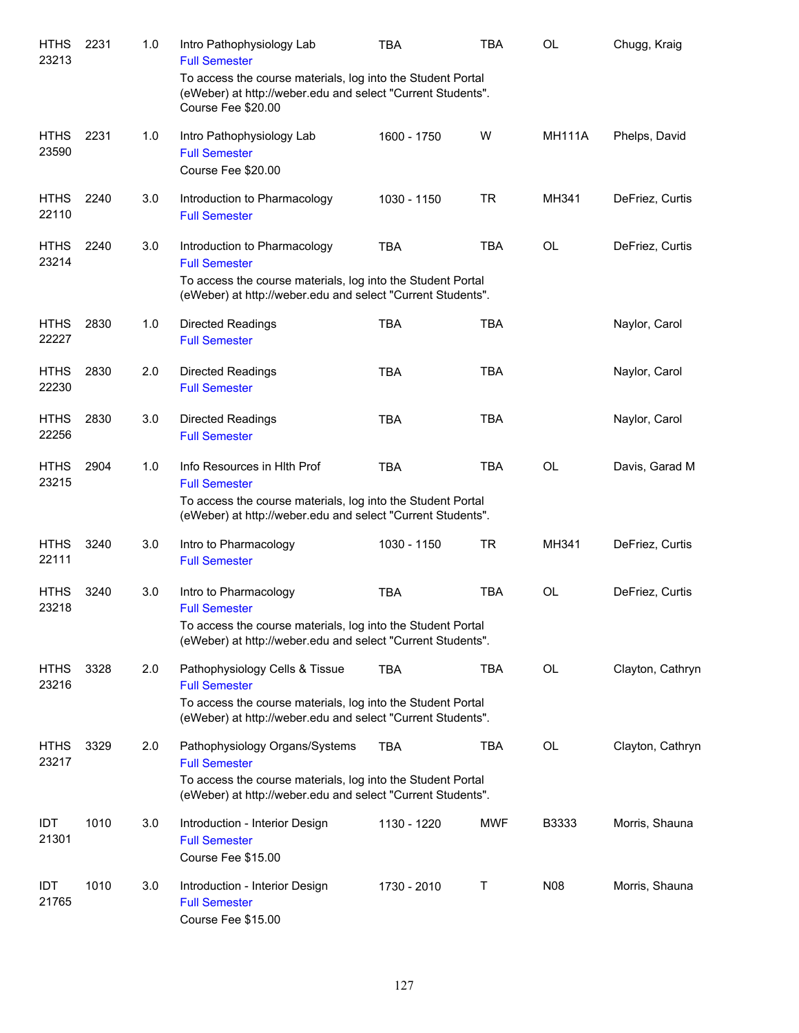| Subject / CRN | Course | Credits | Title | Time | Days | Room | Instructor |
|---|---|---|---|---|---|---|---|
| HTHS 23213 | 2231 | 1.0 | Intro Pathophysiology Lab<br>Full Semester<br>To access the course materials, log into the Student Portal (eWeber) at http://weber.edu and select "Current Students".<br>Course Fee $20.00 | TBA | TBA | OL | Chugg, Kraig |
| HTHS 23590 | 2231 | 1.0 | Intro Pathophysiology Lab<br>Full Semester<br>Course Fee $20.00 | 1600 - 1750 | W | MH111A | Phelps, David |
| HTHS 22110 | 2240 | 3.0 | Introduction to Pharmacology<br>Full Semester | 1030 - 1150 | TR | MH341 | DeFriez, Curtis |
| HTHS 23214 | 2240 | 3.0 | Introduction to Pharmacology<br>Full Semester<br>To access the course materials, log into the Student Portal (eWeber) at http://weber.edu and select "Current Students". | TBA | TBA | OL | DeFriez, Curtis |
| HTHS 22227 | 2830 | 1.0 | Directed Readings<br>Full Semester | TBA | TBA | | Naylor, Carol |
| HTHS 22230 | 2830 | 2.0 | Directed Readings<br>Full Semester | TBA | TBA | | Naylor, Carol |
| HTHS 22256 | 2830 | 3.0 | Directed Readings<br>Full Semester | TBA | TBA | | Naylor, Carol |
| HTHS 23215 | 2904 | 1.0 | Info Resources in Hlth Prof<br>Full Semester<br>To access the course materials, log into the Student Portal (eWeber) at http://weber.edu and select "Current Students". | TBA | TBA | OL | Davis, Garad M |
| HTHS 22111 | 3240 | 3.0 | Intro to Pharmacology<br>Full Semester | 1030 - 1150 | TR | MH341 | DeFriez, Curtis |
| HTHS 23218 | 3240 | 3.0 | Intro to Pharmacology<br>Full Semester<br>To access the course materials, log into the Student Portal (eWeber) at http://weber.edu and select "Current Students". | TBA | TBA | OL | DeFriez, Curtis |
| HTHS 23216 | 3328 | 2.0 | Pathophysiology Cells & Tissue<br>Full Semester<br>To access the course materials, log into the Student Portal (eWeber) at http://weber.edu and select "Current Students". | TBA | TBA | OL | Clayton, Cathryn |
| HTHS 23217 | 3329 | 2.0 | Pathophysiology Organs/Systems<br>Full Semester<br>To access the course materials, log into the Student Portal (eWeber) at http://weber.edu and select "Current Students". | TBA | TBA | OL | Clayton, Cathryn |
| IDT 21301 | 1010 | 3.0 | Introduction - Interior Design<br>Full Semester<br>Course Fee $15.00 | 1130 - 1220 | MWF | B3333 | Morris, Shauna |
| IDT 21765 | 1010 | 3.0 | Introduction - Interior Design<br>Full Semester<br>Course Fee $15.00 | 1730 - 2010 | T | N08 | Morris, Shauna |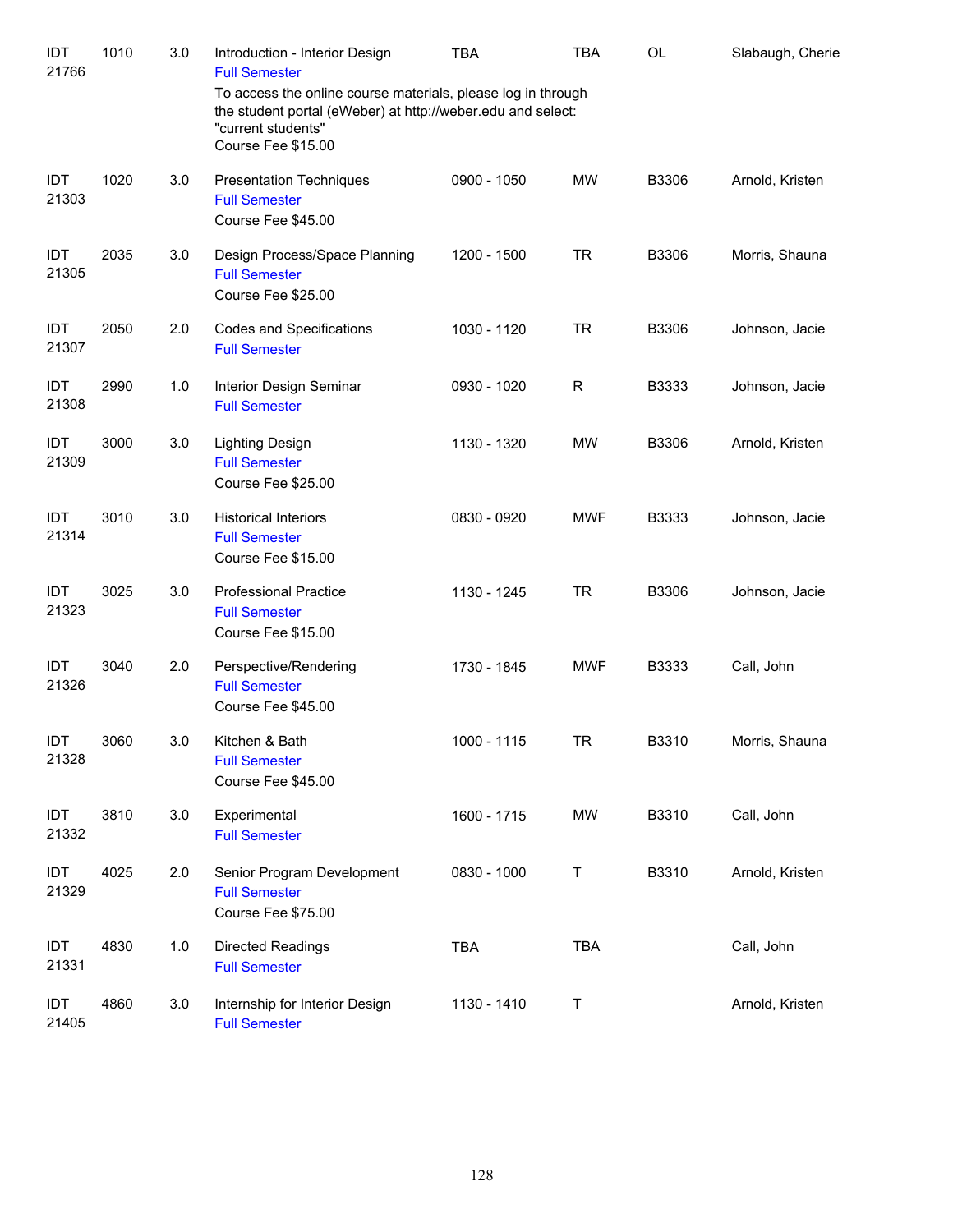| Course | Number | Credits | Title | Time | Days | Room | Instructor |
|---|---|---|---|---|---|---|---|
| IDT 21766 | 1010 | 3.0 | Introduction - Interior Design<br>Full Semester<br>To access the online course materials, please log in through the student portal (eWeber) at http://weber.edu and select: "current students"<br>Course Fee $15.00 | TBA | TBA | OL | Slabaugh, Cherie |
| IDT 21303 | 1020 | 3.0 | Presentation Techniques<br>Full Semester<br>Course Fee $45.00 | 0900 - 1050 | MW | B3306 | Arnold, Kristen |
| IDT 21305 | 2035 | 3.0 | Design Process/Space Planning<br>Full Semester<br>Course Fee $25.00 | 1200 - 1500 | TR | B3306 | Morris, Shauna |
| IDT 21307 | 2050 | 2.0 | Codes and Specifications<br>Full Semester | 1030 - 1120 | TR | B3306 | Johnson, Jacie |
| IDT 21308 | 2990 | 1.0 | Interior Design Seminar<br>Full Semester | 0930 - 1020 | R | B3333 | Johnson, Jacie |
| IDT 21309 | 3000 | 3.0 | Lighting Design<br>Full Semester<br>Course Fee $25.00 | 1130 - 1320 | MW | B3306 | Arnold, Kristen |
| IDT 21314 | 3010 | 3.0 | Historical Interiors<br>Full Semester<br>Course Fee $15.00 | 0830 - 0920 | MWF | B3333 | Johnson, Jacie |
| IDT 21323 | 3025 | 3.0 | Professional Practice<br>Full Semester<br>Course Fee $15.00 | 1130 - 1245 | TR | B3306 | Johnson, Jacie |
| IDT 21326 | 3040 | 2.0 | Perspective/Rendering<br>Full Semester<br>Course Fee $45.00 | 1730 - 1845 | MWF | B3333 | Call, John |
| IDT 21328 | 3060 | 3.0 | Kitchen & Bath<br>Full Semester<br>Course Fee $45.00 | 1000 - 1115 | TR | B3310 | Morris, Shauna |
| IDT 21332 | 3810 | 3.0 | Experimental<br>Full Semester | 1600 - 1715 | MW | B3310 | Call, John |
| IDT 21329 | 4025 | 2.0 | Senior Program Development<br>Full Semester<br>Course Fee $75.00 | 0830 - 1000 | T | B3310 | Arnold, Kristen |
| IDT 21331 | 4830 | 1.0 | Directed Readings<br>Full Semester | TBA | TBA | | Call, John |
| IDT 21405 | 4860 | 3.0 | Internship for Interior Design<br>Full Semester | 1130 - 1410 | T | | Arnold, Kristen |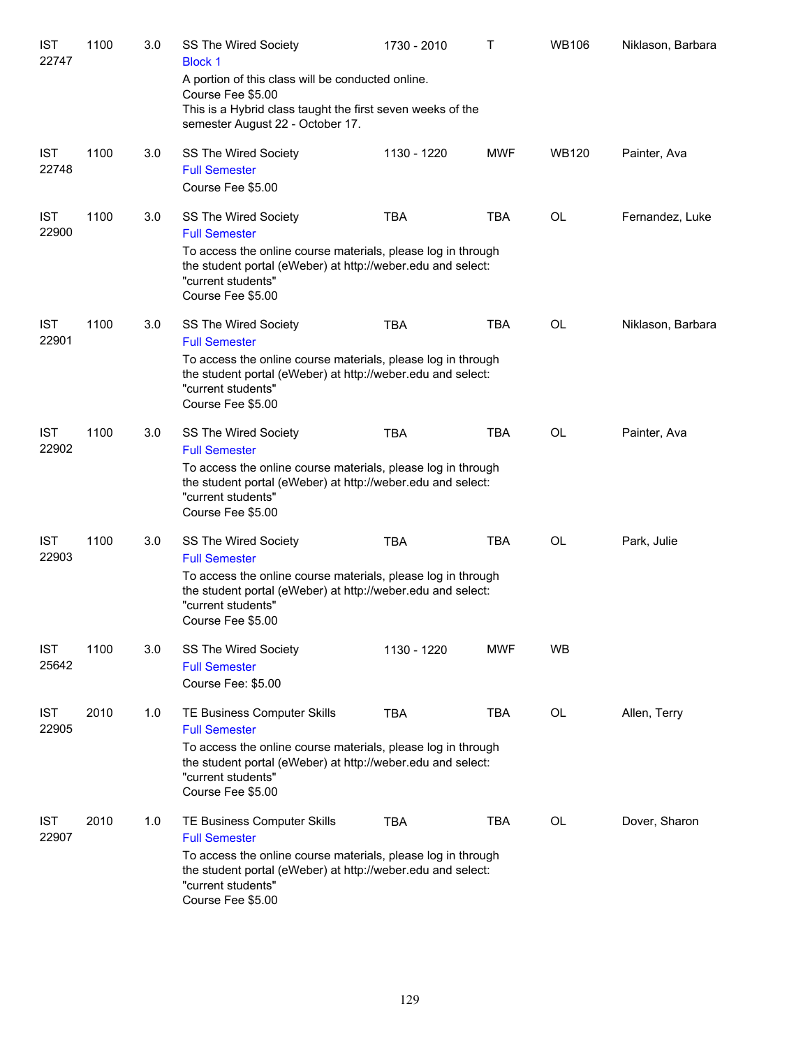| | | | | | | | |
|---|---|---|---|---|---|---|---|
| IST 22747 | 1100 | 3.0 | SS The Wired Society<br>Block 1<br>A portion of this class will be conducted online.<br>Course Fee $5.00<br>This is a Hybrid class taught the first seven weeks of the semester August 22 - October 17. | 1730 - 2010 | T | WB106 | Niklason, Barbara |
| IST 22748 | 1100 | 3.0 | SS The Wired Society<br>Full Semester<br>Course Fee $5.00 | 1130 - 1220 | MWF | WB120 | Painter, Ava |
| IST 22900 | 1100 | 3.0 | SS The Wired Society<br>Full Semester<br>To access the online course materials, please log in through the student portal (eWeber) at http://weber.edu and select: "current students"<br>Course Fee $5.00 | TBA | TBA | OL | Fernandez, Luke |
| IST 22901 | 1100 | 3.0 | SS The Wired Society<br>Full Semester<br>To access the online course materials, please log in through the student portal (eWeber) at http://weber.edu and select: "current students"<br>Course Fee $5.00 | TBA | TBA | OL | Niklason, Barbara |
| IST 22902 | 1100 | 3.0 | SS The Wired Society<br>Full Semester<br>To access the online course materials, please log in through the student portal (eWeber) at http://weber.edu and select: "current students"<br>Course Fee $5.00 | TBA | TBA | OL | Painter, Ava |
| IST 22903 | 1100 | 3.0 | SS The Wired Society<br>Full Semester<br>To access the online course materials, please log in through the student portal (eWeber) at http://weber.edu and select: "current students"<br>Course Fee $5.00 | TBA | TBA | OL | Park, Julie |
| IST 25642 | 1100 | 3.0 | SS The Wired Society<br>Full Semester<br>Course Fee: $5.00 | 1130 - 1220 | MWF | WB | |
| IST 22905 | 2010 | 1.0 | TE Business Computer Skills<br>Full Semester<br>To access the online course materials, please log in through the student portal (eWeber) at http://weber.edu and select: "current students"<br>Course Fee $5.00 | TBA | TBA | OL | Allen, Terry |
| IST 22907 | 2010 | 1.0 | TE Business Computer Skills<br>Full Semester<br>To access the online course materials, please log in through the student portal (eWeber) at http://weber.edu and select: "current students"<br>Course Fee $5.00 | TBA | TBA | OL | Dover, Sharon |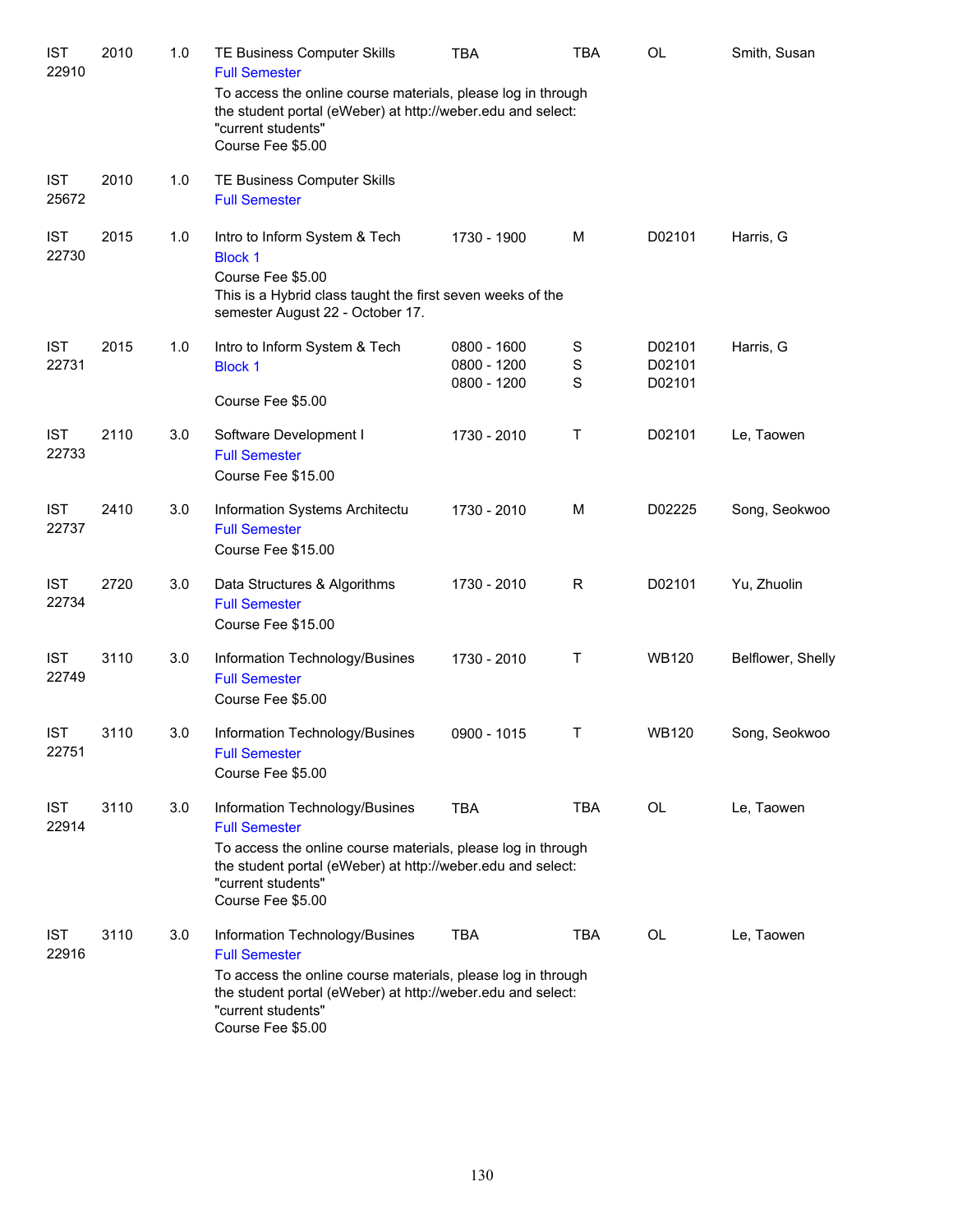| | | | | | | | |
|---|---|---|---|---|---|---|---|
| IST 22910 | 2010 | 1.0 | TE Business Computer Skills<br>Full Semester<br>To access the online course materials, please log in through the student portal (eWeber) at http://weber.edu and select: "current students"<br>Course Fee $5.00 | TBA | TBA | OL | Smith, Susan |
| IST 25672 | 2010 | 1.0 | TE Business Computer Skills<br>Full Semester | | | | |
| IST 22730 | 2015 | 1.0 | Intro to Inform System & Tech<br>Block 1<br>Course Fee $5.00<br>This is a Hybrid class taught the first seven weeks of the semester August 22 - October 17. | 1730 - 1900 | M | D02101 | Harris, G |
| IST 22731 | 2015 | 1.0 | Intro to Inform System & Tech<br>Block 1<br>Course Fee $5.00 | 0800 - 1600<br>0800 - 1200<br>0800 - 1200 | S<br>S<br>S | D02101<br>D02101<br>D02101 | Harris, G |
| IST 22733 | 2110 | 3.0 | Software Development I<br>Full Semester<br>Course Fee $15.00 | 1730 - 2010 | T | D02101 | Le, Taowen |
| IST 22737 | 2410 | 3.0 | Information Systems Architectu<br>Full Semester<br>Course Fee $15.00 | 1730 - 2010 | M | D02225 | Song, Seokwoo |
| IST 22734 | 2720 | 3.0 | Data Structures & Algorithms<br>Full Semester<br>Course Fee $15.00 | 1730 - 2010 | R | D02101 | Yu, Zhuolin |
| IST 22749 | 3110 | 3.0 | Information Technology/Busines<br>Full Semester<br>Course Fee $5.00 | 1730 - 2010 | T | WB120 | Belflower, Shelly |
| IST 22751 | 3110 | 3.0 | Information Technology/Busines<br>Full Semester<br>Course Fee $5.00 | 0900 - 1015 | T | WB120 | Song, Seokwoo |
| IST 22914 | 3110 | 3.0 | Information Technology/Busines<br>Full Semester<br>To access the online course materials, please log in through the student portal (eWeber) at http://weber.edu and select: "current students"<br>Course Fee $5.00 | TBA | TBA | OL | Le, Taowen |
| IST 22916 | 3110 | 3.0 | Information Technology/Busines<br>Full Semester<br>To access the online course materials, please log in through the student portal (eWeber) at http://weber.edu and select: "current students"<br>Course Fee $5.00 | TBA | TBA | OL | Le, Taowen |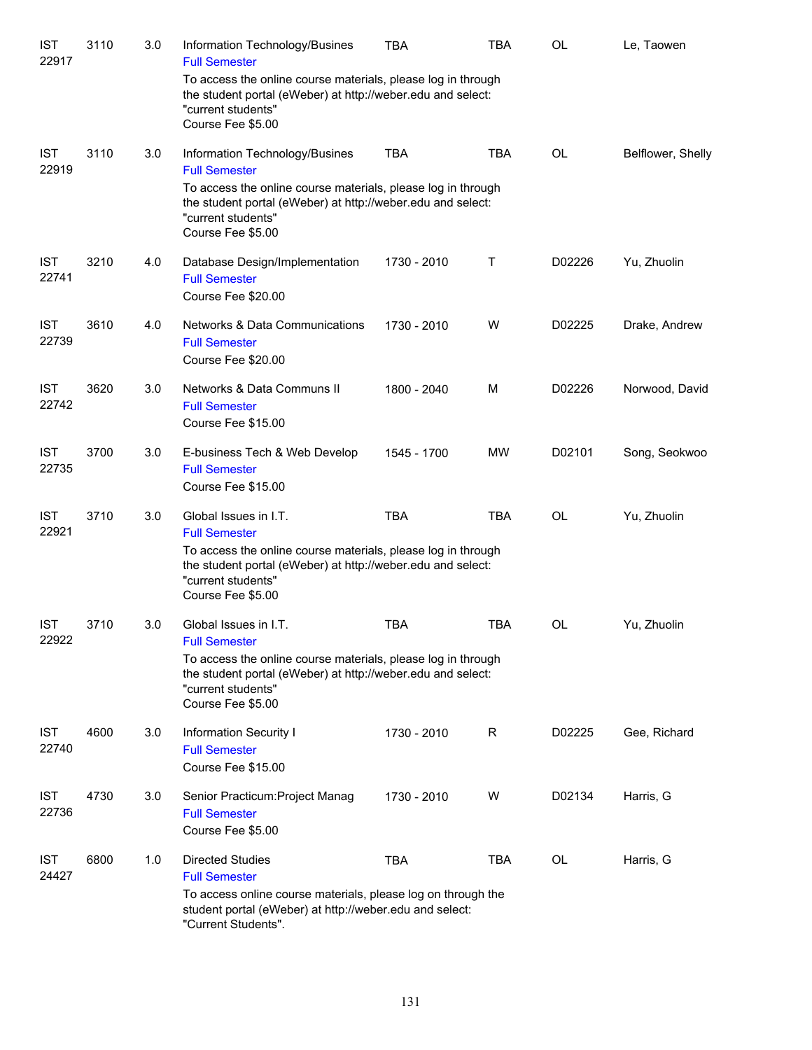| | | | | | | | |
|---|---|---|---|---|---|---|---|
| IST 22917 | 3110 | 3.0 | Information Technology/Busines<br>Full Semester<br>To access the online course materials, please log in through the student portal (eWeber) at http://weber.edu and select: "current students"<br>Course Fee $5.00 | TBA | TBA | OL | Le, Taowen |
| IST 22919 | 3110 | 3.0 | Information Technology/Busines<br>Full Semester<br>To access the online course materials, please log in through the student portal (eWeber) at http://weber.edu and select: "current students"<br>Course Fee $5.00 | TBA | TBA | OL | Belflower, Shelly |
| IST 22741 | 3210 | 4.0 | Database Design/Implementation<br>Full Semester<br>Course Fee $20.00 | 1730 - 2010 | T | D02226 | Yu, Zhuolin |
| IST 22739 | 3610 | 4.0 | Networks & Data Communications<br>Full Semester<br>Course Fee $20.00 | 1730 - 2010 | W | D02225 | Drake, Andrew |
| IST 22742 | 3620 | 3.0 | Networks & Data Communs II<br>Full Semester<br>Course Fee $15.00 | 1800 - 2040 | M | D02226 | Norwood, David |
| IST 22735 | 3700 | 3.0 | E-business Tech & Web Develop<br>Full Semester<br>Course Fee $15.00 | 1545 - 1700 | MW | D02101 | Song, Seokwoo |
| IST 22921 | 3710 | 3.0 | Global Issues in I.T.<br>Full Semester<br>To access the online course materials, please log in through the student portal (eWeber) at http://weber.edu and select: "current students"<br>Course Fee $5.00 | TBA | TBA | OL | Yu, Zhuolin |
| IST 22922 | 3710 | 3.0 | Global Issues in I.T.<br>Full Semester<br>To access the online course materials, please log in through the student portal (eWeber) at http://weber.edu and select: "current students"<br>Course Fee $5.00 | TBA | TBA | OL | Yu, Zhuolin |
| IST 22740 | 4600 | 3.0 | Information Security I<br>Full Semester<br>Course Fee $15.00 | 1730 - 2010 | R | D02225 | Gee, Richard |
| IST 22736 | 4730 | 3.0 | Senior Practicum:Project Manag<br>Full Semester<br>Course Fee $5.00 | 1730 - 2010 | W | D02134 | Harris, G |
| IST 24427 | 6800 | 1.0 | Directed Studies<br>Full Semester<br>To access online course materials, please log on through the student portal (eWeber) at http://weber.edu and select: "Current Students". | TBA | TBA | OL | Harris, G |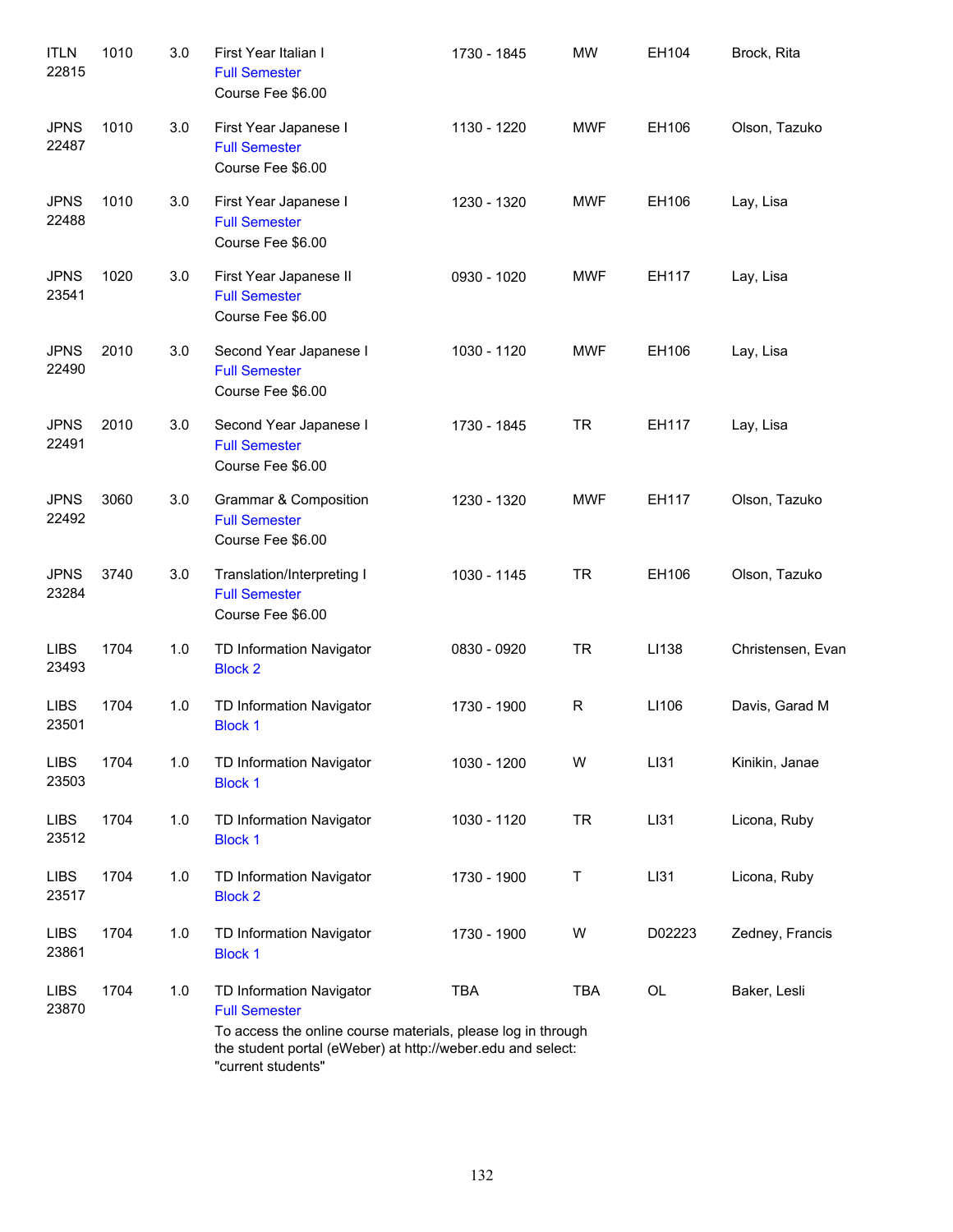| Subject / CRN | Course | Credits | Title | Time | Days | Room | Instructor |
|---|---|---|---|---|---|---|---|
| ITLN 22815 | 1010 | 3.0 | First Year Italian I<br>Full Semester<br>Course Fee $6.00 | 1730 - 1845 | MW | EH104 | Brock, Rita |
| JPNS 22487 | 1010 | 3.0 | First Year Japanese I<br>Full Semester<br>Course Fee $6.00 | 1130 - 1220 | MWF | EH106 | Olson, Tazuko |
| JPNS 22488 | 1010 | 3.0 | First Year Japanese I<br>Full Semester<br>Course Fee $6.00 | 1230 - 1320 | MWF | EH106 | Lay, Lisa |
| JPNS 23541 | 1020 | 3.0 | First Year Japanese II<br>Full Semester<br>Course Fee $6.00 | 0930 - 1020 | MWF | EH117 | Lay, Lisa |
| JPNS 22490 | 2010 | 3.0 | Second Year Japanese I<br>Full Semester<br>Course Fee $6.00 | 1030 - 1120 | MWF | EH106 | Lay, Lisa |
| JPNS 22491 | 2010 | 3.0 | Second Year Japanese I<br>Full Semester<br>Course Fee $6.00 | 1730 - 1845 | TR | EH117 | Lay, Lisa |
| JPNS 22492 | 3060 | 3.0 | Grammar & Composition<br>Full Semester<br>Course Fee $6.00 | 1230 - 1320 | MWF | EH117 | Olson, Tazuko |
| JPNS 23284 | 3740 | 3.0 | Translation/Interpreting I<br>Full Semester<br>Course Fee $6.00 | 1030 - 1145 | TR | EH106 | Olson, Tazuko |
| LIBS 23493 | 1704 | 1.0 | TD Information Navigator<br>Block 2 | 0830 - 0920 | TR | LI138 | Christensen, Evan |
| LIBS 23501 | 1704 | 1.0 | TD Information Navigator<br>Block 1 | 1730 - 1900 | R | LI106 | Davis, Garad M |
| LIBS 23503 | 1704 | 1.0 | TD Information Navigator<br>Block 1 | 1030 - 1200 | W | LI31 | Kinikin, Janae |
| LIBS 23512 | 1704 | 1.0 | TD Information Navigator<br>Block 1 | 1030 - 1120 | TR | LI31 | Licona, Ruby |
| LIBS 23517 | 1704 | 1.0 | TD Information Navigator<br>Block 2 | 1730 - 1900 | T | LI31 | Licona, Ruby |
| LIBS 23861 | 1704 | 1.0 | TD Information Navigator<br>Block 1 | 1730 - 1900 | W | D02223 | Zedney, Francis |
| LIBS 23870 | 1704 | 1.0 | TD Information Navigator<br>Full Semester<br>To access the online course materials, please log in through the student portal (eWeber) at http://weber.edu and select: "current students" | TBA | TBA | OL | Baker, Lesli |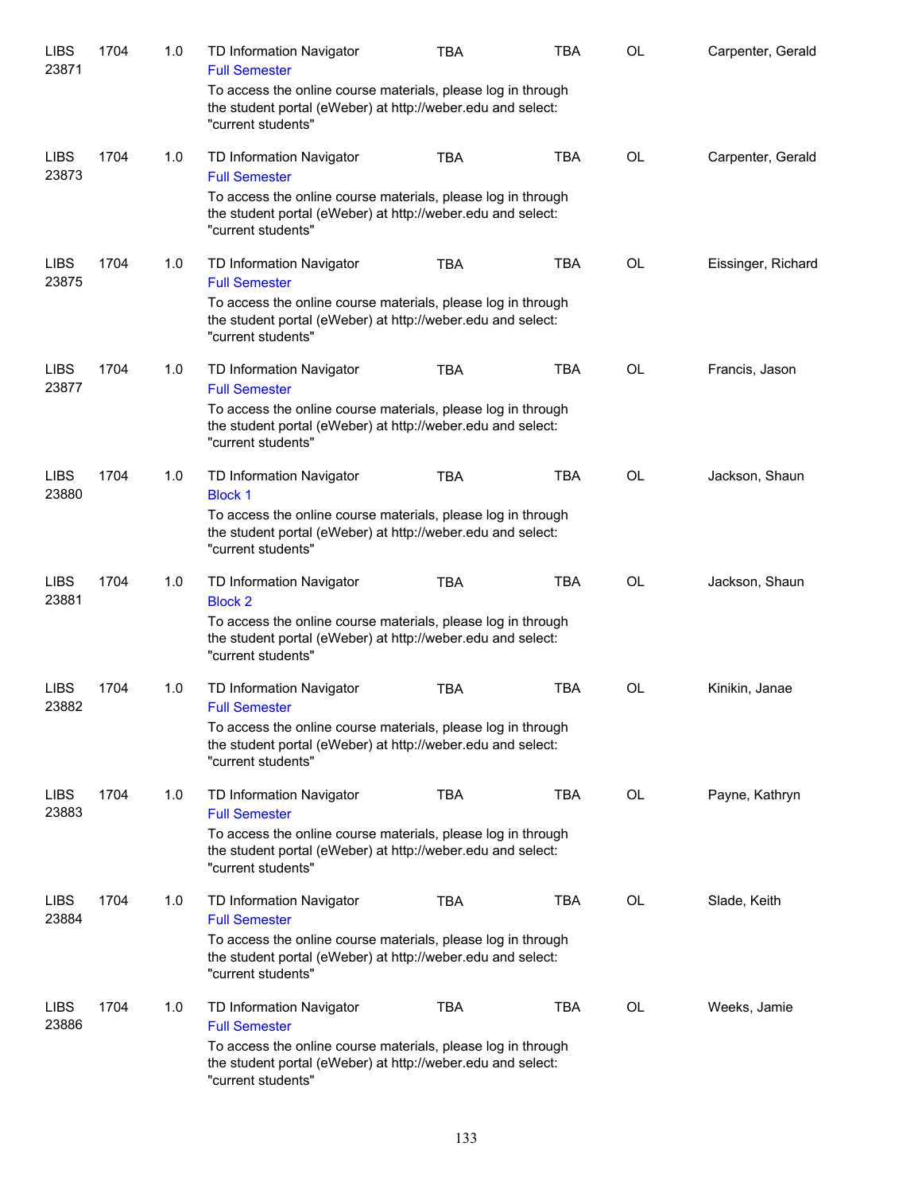| | | | | | | | |
|---|---|---|---|---|---|---|---|
| LIBS 23871 | 1704 | 1.0 | TD Information Navigator<br>Full Semester<br>To access the online course materials, please log in through the student portal (eWeber) at http://weber.edu and select: "current students" | TBA | TBA | OL | Carpenter, Gerald |
| LIBS 23873 | 1704 | 1.0 | TD Information Navigator<br>Full Semester<br>To access the online course materials, please log in through the student portal (eWeber) at http://weber.edu and select: "current students" | TBA | TBA | OL | Carpenter, Gerald |
| LIBS 23875 | 1704 | 1.0 | TD Information Navigator<br>Full Semester<br>To access the online course materials, please log in through the student portal (eWeber) at http://weber.edu and select: "current students" | TBA | TBA | OL | Eissinger, Richard |
| LIBS 23877 | 1704 | 1.0 | TD Information Navigator<br>Full Semester<br>To access the online course materials, please log in through the student portal (eWeber) at http://weber.edu and select: "current students" | TBA | TBA | OL | Francis, Jason |
| LIBS 23880 | 1704 | 1.0 | TD Information Navigator<br>Block 1<br>To access the online course materials, please log in through the student portal (eWeber) at http://weber.edu and select: "current students" | TBA | TBA | OL | Jackson, Shaun |
| LIBS 23881 | 1704 | 1.0 | TD Information Navigator<br>Block 2<br>To access the online course materials, please log in through the student portal (eWeber) at http://weber.edu and select: "current students" | TBA | TBA | OL | Jackson, Shaun |
| LIBS 23882 | 1704 | 1.0 | TD Information Navigator<br>Full Semester<br>To access the online course materials, please log in through the student portal (eWeber) at http://weber.edu and select: "current students" | TBA | TBA | OL | Kinikin, Janae |
| LIBS 23883 | 1704 | 1.0 | TD Information Navigator<br>Full Semester<br>To access the online course materials, please log in through the student portal (eWeber) at http://weber.edu and select: "current students" | TBA | TBA | OL | Payne, Kathryn |
| LIBS 23884 | 1704 | 1.0 | TD Information Navigator<br>Full Semester<br>To access the online course materials, please log in through the student portal (eWeber) at http://weber.edu and select: "current students" | TBA | TBA | OL | Slade, Keith |
| LIBS 23886 | 1704 | 1.0 | TD Information Navigator<br>Full Semester<br>To access the online course materials, please log in through the student portal (eWeber) at http://weber.edu and select: "current students" | TBA | TBA | OL | Weeks, Jamie |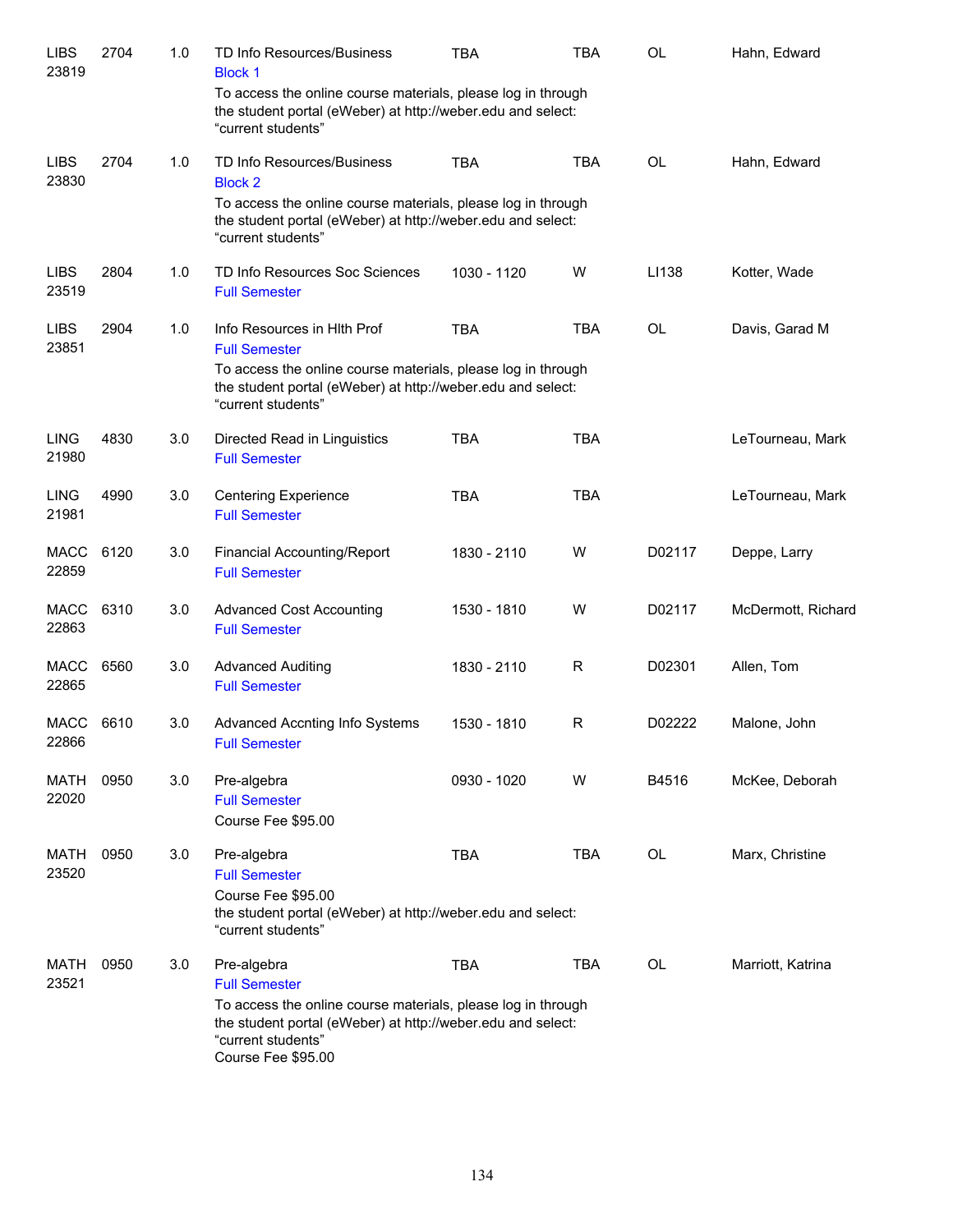| | | | | | | | |
|---|---|---|---|---|---|---|---|
| LIBS 23819 | 2704 | 1.0 | TD Info Resources/Business<br>Block 1<br>To access the online course materials, please log in through the student portal (eWeber) at http://weber.edu and select: "current students" | TBA | TBA | OL | Hahn, Edward |
| LIBS 23830 | 2704 | 1.0 | TD Info Resources/Business<br>Block 2<br>To access the online course materials, please log in through the student portal (eWeber) at http://weber.edu and select: "current students" | TBA | TBA | OL | Hahn, Edward |
| LIBS 23519 | 2804 | 1.0 | TD Info Resources Soc Sciences<br>Full Semester | 1030 - 1120 | W | LI138 | Kotter, Wade |
| LIBS 23851 | 2904 | 1.0 | Info Resources in Hlth Prof<br>Full Semester<br>To access the online course materials, please log in through the student portal (eWeber) at http://weber.edu and select: "current students" | TBA | TBA | OL | Davis, Garad M |
| LING 21980 | 4830 | 3.0 | Directed Read in Linguistics<br>Full Semester | TBA | TBA | | LeTourneau, Mark |
| LING 21981 | 4990 | 3.0 | Centering Experience<br>Full Semester | TBA | TBA | | LeTourneau, Mark |
| MACC 22859 | 6120 | 3.0 | Financial Accounting/Report<br>Full Semester | 1830 - 2110 | W | D02117 | Deppe, Larry |
| MACC 22863 | 6310 | 3.0 | Advanced Cost Accounting<br>Full Semester | 1530 - 1810 | W | D02117 | McDermott, Richard |
| MACC 22865 | 6560 | 3.0 | Advanced Auditing<br>Full Semester | 1830 - 2110 | R | D02301 | Allen, Tom |
| MACC 22866 | 6610 | 3.0 | Advanced Accnting Info Systems<br>Full Semester | 1530 - 1810 | R | D02222 | Malone, John |
| MATH 22020 | 0950 | 3.0 | Pre-algebra<br>Full Semester<br>Course Fee $95.00 | 0930 - 1020 | W | B4516 | McKee, Deborah |
| MATH 23520 | 0950 | 3.0 | Pre-algebra<br>Full Semester<br>Course Fee $95.00<br>the student portal (eWeber) at http://weber.edu and select: "current students" | TBA | TBA | OL | Marx, Christine |
| MATH 23521 | 0950 | 3.0 | Pre-algebra<br>Full Semester<br>To access the online course materials, please log in through the student portal (eWeber) at http://weber.edu and select: "current students"<br>Course Fee $95.00 | TBA | TBA | OL | Marriott, Katrina |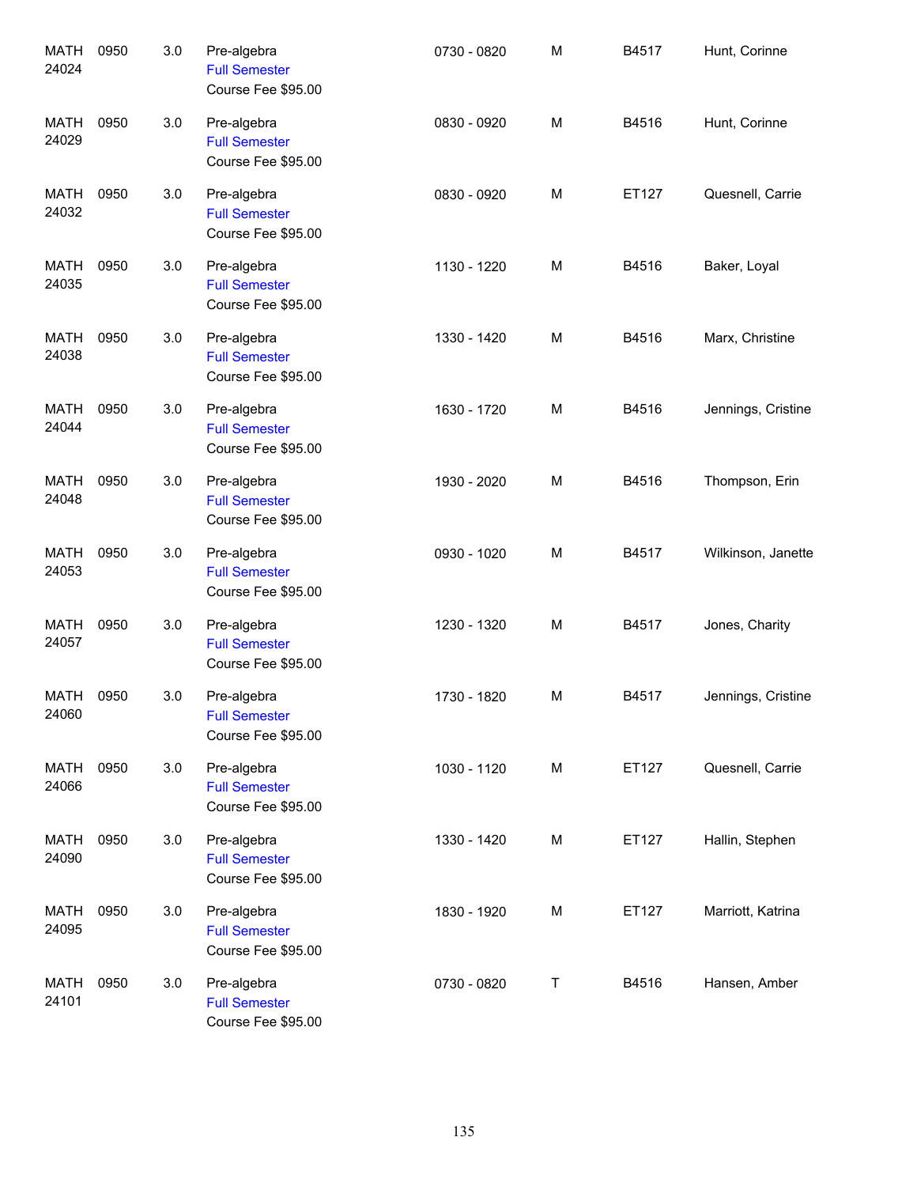| | | | | | | | |
|---|---|---|---|---|---|---|---|
| MATH 24024 | 0950 | 3.0 | Pre-algebra<br>Full Semester<br>Course Fee $95.00 | 0730 - 0820 | M | B4517 | Hunt, Corinne |
| MATH 24029 | 0950 | 3.0 | Pre-algebra<br>Full Semester<br>Course Fee $95.00 | 0830 - 0920 | M | B4516 | Hunt, Corinne |
| MATH 24032 | 0950 | 3.0 | Pre-algebra<br>Full Semester<br>Course Fee $95.00 | 0830 - 0920 | M | ET127 | Quesnell, Carrie |
| MATH 24035 | 0950 | 3.0 | Pre-algebra<br>Full Semester<br>Course Fee $95.00 | 1130 - 1220 | M | B4516 | Baker, Loyal |
| MATH 24038 | 0950 | 3.0 | Pre-algebra<br>Full Semester<br>Course Fee $95.00 | 1330 - 1420 | M | B4516 | Marx, Christine |
| MATH 24044 | 0950 | 3.0 | Pre-algebra<br>Full Semester<br>Course Fee $95.00 | 1630 - 1720 | M | B4516 | Jennings, Cristine |
| MATH 24048 | 0950 | 3.0 | Pre-algebra<br>Full Semester<br>Course Fee $95.00 | 1930 - 2020 | M | B4516 | Thompson, Erin |
| MATH 24053 | 0950 | 3.0 | Pre-algebra<br>Full Semester<br>Course Fee $95.00 | 0930 - 1020 | M | B4517 | Wilkinson, Janette |
| MATH 24057 | 0950 | 3.0 | Pre-algebra<br>Full Semester<br>Course Fee $95.00 | 1230 - 1320 | M | B4517 | Jones, Charity |
| MATH 24060 | 0950 | 3.0 | Pre-algebra<br>Full Semester<br>Course Fee $95.00 | 1730 - 1820 | M | B4517 | Jennings, Cristine |
| MATH 24066 | 0950 | 3.0 | Pre-algebra<br>Full Semester<br>Course Fee $95.00 | 1030 - 1120 | M | ET127 | Quesnell, Carrie |
| MATH 24090 | 0950 | 3.0 | Pre-algebra<br>Full Semester<br>Course Fee $95.00 | 1330 - 1420 | M | ET127 | Hallin, Stephen |
| MATH 24095 | 0950 | 3.0 | Pre-algebra<br>Full Semester<br>Course Fee $95.00 | 1830 - 1920 | M | ET127 | Marriott, Katrina |
| MATH 24101 | 0950 | 3.0 | Pre-algebra<br>Full Semester<br>Course Fee $95.00 | 0730 - 0820 | T | B4516 | Hansen, Amber |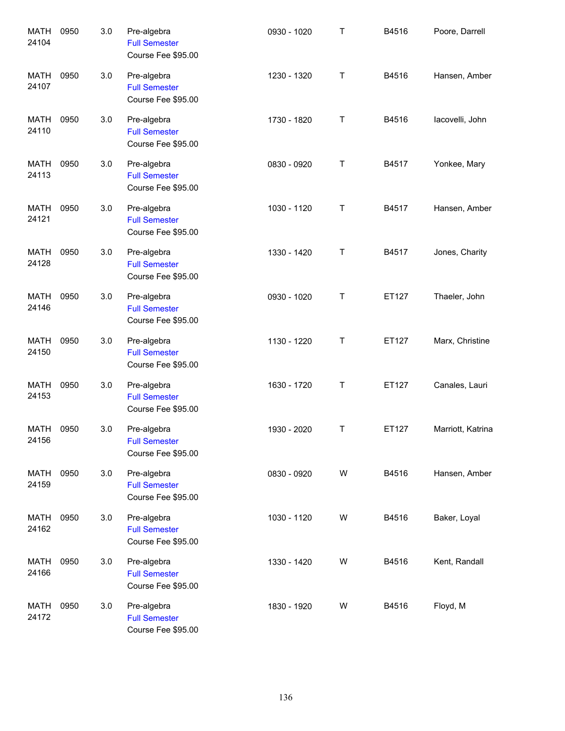| | | | | | | | |
|---|---|---|---|---|---|---|---|
| MATH 24104 | 0950 | 3.0 | Pre-algebra<br>Full Semester<br>Course Fee $95.00 | 0930 - 1020 | T | B4516 | Poore, Darrell |
| MATH 24107 | 0950 | 3.0 | Pre-algebra<br>Full Semester<br>Course Fee $95.00 | 1230 - 1320 | T | B4516 | Hansen, Amber |
| MATH 24110 | 0950 | 3.0 | Pre-algebra<br>Full Semester<br>Course Fee $95.00 | 1730 - 1820 | T | B4516 | Iacovelli, John |
| MATH 24113 | 0950 | 3.0 | Pre-algebra<br>Full Semester<br>Course Fee $95.00 | 0830 - 0920 | T | B4517 | Yonkee, Mary |
| MATH 24121 | 0950 | 3.0 | Pre-algebra<br>Full Semester<br>Course Fee $95.00 | 1030 - 1120 | T | B4517 | Hansen, Amber |
| MATH 24128 | 0950 | 3.0 | Pre-algebra<br>Full Semester<br>Course Fee $95.00 | 1330 - 1420 | T | B4517 | Jones, Charity |
| MATH 24146 | 0950 | 3.0 | Pre-algebra<br>Full Semester<br>Course Fee $95.00 | 0930 - 1020 | T | ET127 | Thaeler, John |
| MATH 24150 | 0950 | 3.0 | Pre-algebra<br>Full Semester<br>Course Fee $95.00 | 1130 - 1220 | T | ET127 | Marx, Christine |
| MATH 24153 | 0950 | 3.0 | Pre-algebra<br>Full Semester<br>Course Fee $95.00 | 1630 - 1720 | T | ET127 | Canales, Lauri |
| MATH 24156 | 0950 | 3.0 | Pre-algebra<br>Full Semester<br>Course Fee $95.00 | 1930 - 2020 | T | ET127 | Marriott, Katrina |
| MATH 24159 | 0950 | 3.0 | Pre-algebra<br>Full Semester<br>Course Fee $95.00 | 0830 - 0920 | W | B4516 | Hansen, Amber |
| MATH 24162 | 0950 | 3.0 | Pre-algebra<br>Full Semester<br>Course Fee $95.00 | 1030 - 1120 | W | B4516 | Baker, Loyal |
| MATH 24166 | 0950 | 3.0 | Pre-algebra<br>Full Semester<br>Course Fee $95.00 | 1330 - 1420 | W | B4516 | Kent, Randall |
| MATH 24172 | 0950 | 3.0 | Pre-algebra<br>Full Semester<br>Course Fee $95.00 | 1830 - 1920 | W | B4516 | Floyd, M |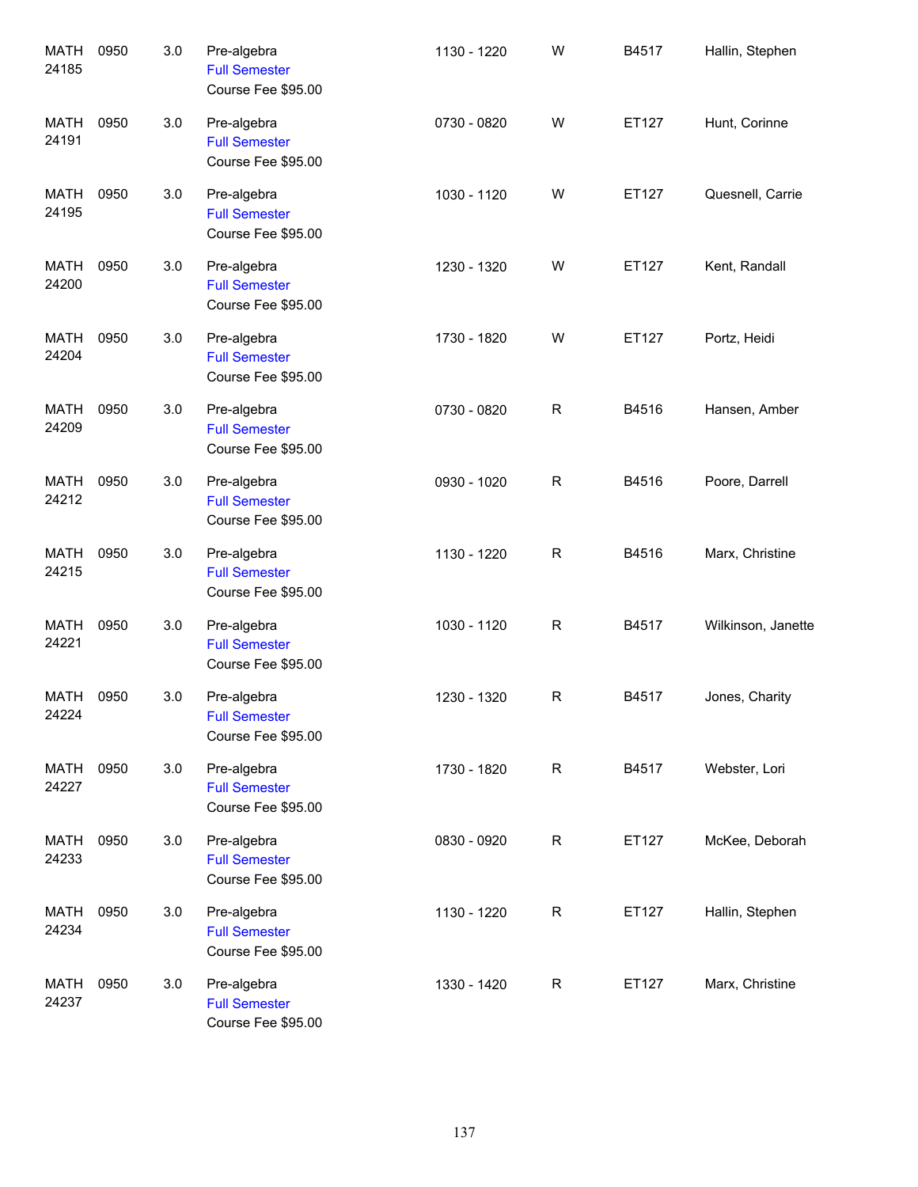| | | | | | | | |
|---|---|---|---|---|---|---|---|
| MATH 24185 | 0950 | 3.0 | Pre-algebra<br>Full Semester<br>Course Fee $95.00 | 1130 - 1220 | W | B4517 | Hallin, Stephen |
| MATH 24191 | 0950 | 3.0 | Pre-algebra<br>Full Semester<br>Course Fee $95.00 | 0730 - 0820 | W | ET127 | Hunt, Corinne |
| MATH 24195 | 0950 | 3.0 | Pre-algebra<br>Full Semester<br>Course Fee $95.00 | 1030 - 1120 | W | ET127 | Quesnell, Carrie |
| MATH 24200 | 0950 | 3.0 | Pre-algebra<br>Full Semester<br>Course Fee $95.00 | 1230 - 1320 | W | ET127 | Kent, Randall |
| MATH 24204 | 0950 | 3.0 | Pre-algebra<br>Full Semester<br>Course Fee $95.00 | 1730 - 1820 | W | ET127 | Portz, Heidi |
| MATH 24209 | 0950 | 3.0 | Pre-algebra<br>Full Semester<br>Course Fee $95.00 | 0730 - 0820 | R | B4516 | Hansen, Amber |
| MATH 24212 | 0950 | 3.0 | Pre-algebra<br>Full Semester<br>Course Fee $95.00 | 0930 - 1020 | R | B4516 | Poore, Darrell |
| MATH 24215 | 0950 | 3.0 | Pre-algebra<br>Full Semester<br>Course Fee $95.00 | 1130 - 1220 | R | B4516 | Marx, Christine |
| MATH 24221 | 0950 | 3.0 | Pre-algebra<br>Full Semester<br>Course Fee $95.00 | 1030 - 1120 | R | B4517 | Wilkinson, Janette |
| MATH 24224 | 0950 | 3.0 | Pre-algebra<br>Full Semester<br>Course Fee $95.00 | 1230 - 1320 | R | B4517 | Jones, Charity |
| MATH 24227 | 0950 | 3.0 | Pre-algebra<br>Full Semester<br>Course Fee $95.00 | 1730 - 1820 | R | B4517 | Webster, Lori |
| MATH 24233 | 0950 | 3.0 | Pre-algebra<br>Full Semester<br>Course Fee $95.00 | 0830 - 0920 | R | ET127 | McKee, Deborah |
| MATH 24234 | 0950 | 3.0 | Pre-algebra<br>Full Semester<br>Course Fee $95.00 | 1130 - 1220 | R | ET127 | Hallin, Stephen |
| MATH 24237 | 0950 | 3.0 | Pre-algebra<br>Full Semester<br>Course Fee $95.00 | 1330 - 1420 | R | ET127 | Marx, Christine |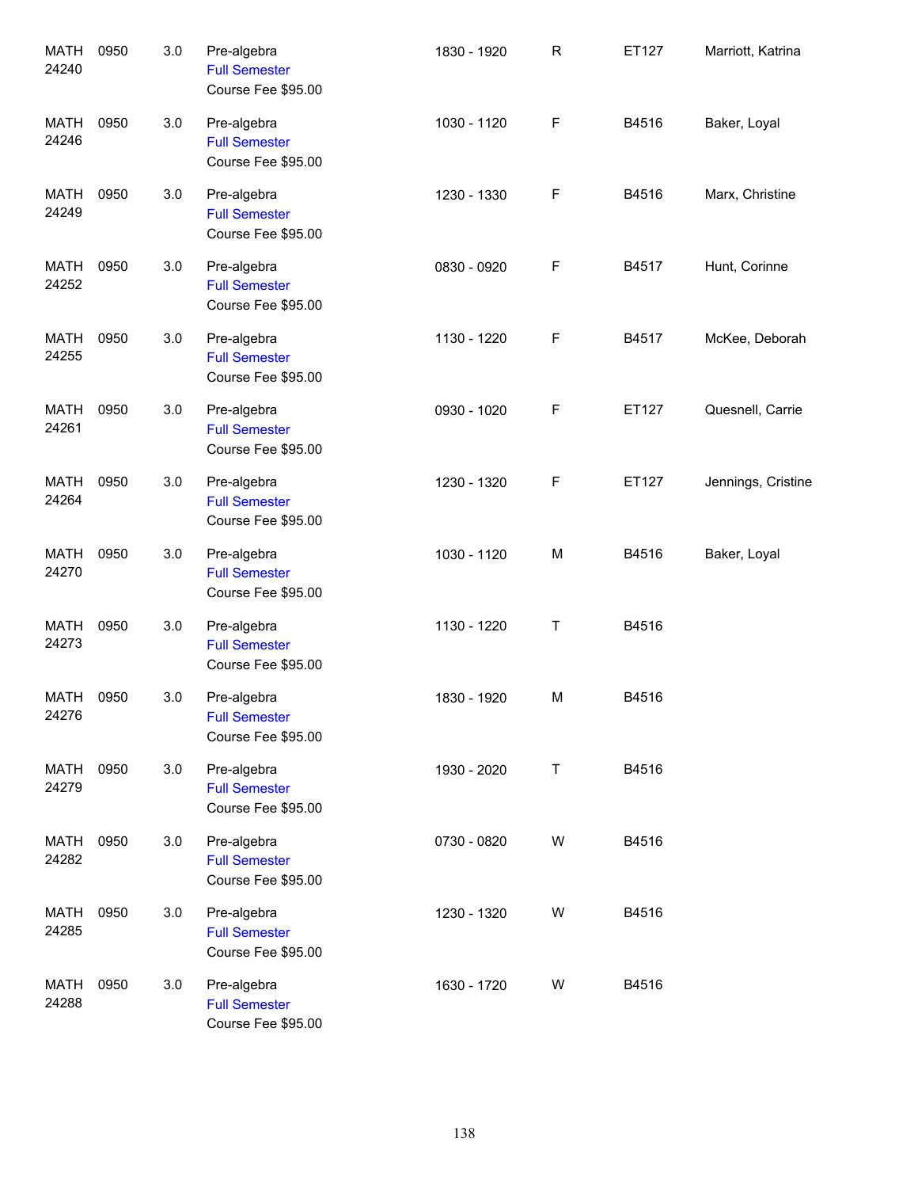| | | | | | | | |
|---|---|---|---|---|---|---|---|
| MATH 24240 | 0950 | 3.0 | Pre-algebra<br>Full Semester<br>Course Fee $95.00 | 1830 - 1920 | R | ET127 | Marriott, Katrina |
| MATH 24246 | 0950 | 3.0 | Pre-algebra<br>Full Semester<br>Course Fee $95.00 | 1030 - 1120 | F | B4516 | Baker, Loyal |
| MATH 24249 | 0950 | 3.0 | Pre-algebra<br>Full Semester<br>Course Fee $95.00 | 1230 - 1330 | F | B4516 | Marx, Christine |
| MATH 24252 | 0950 | 3.0 | Pre-algebra<br>Full Semester<br>Course Fee $95.00 | 0830 - 0920 | F | B4517 | Hunt, Corinne |
| MATH 24255 | 0950 | 3.0 | Pre-algebra<br>Full Semester<br>Course Fee $95.00 | 1130 - 1220 | F | B4517 | McKee, Deborah |
| MATH 24261 | 0950 | 3.0 | Pre-algebra<br>Full Semester<br>Course Fee $95.00 | 0930 - 1020 | F | ET127 | Quesnell, Carrie |
| MATH 24264 | 0950 | 3.0 | Pre-algebra<br>Full Semester<br>Course Fee $95.00 | 1230 - 1320 | F | ET127 | Jennings, Cristine |
| MATH 24270 | 0950 | 3.0 | Pre-algebra<br>Full Semester<br>Course Fee $95.00 | 1030 - 1120 | M | B4516 | Baker, Loyal |
| MATH 24273 | 0950 | 3.0 | Pre-algebra<br>Full Semester<br>Course Fee $95.00 | 1130 - 1220 | T | B4516 | |
| MATH 24276 | 0950 | 3.0 | Pre-algebra<br>Full Semester<br>Course Fee $95.00 | 1830 - 1920 | M | B4516 | |
| MATH 24279 | 0950 | 3.0 | Pre-algebra<br>Full Semester<br>Course Fee $95.00 | 1930 - 2020 | T | B4516 | |
| MATH 24282 | 0950 | 3.0 | Pre-algebra<br>Full Semester<br>Course Fee $95.00 | 0730 - 0820 | W | B4516 | |
| MATH 24285 | 0950 | 3.0 | Pre-algebra<br>Full Semester<br>Course Fee $95.00 | 1230 - 1320 | W | B4516 | |
| MATH 24288 | 0950 | 3.0 | Pre-algebra<br>Full Semester<br>Course Fee $95.00 | 1630 - 1720 | W | B4516 | |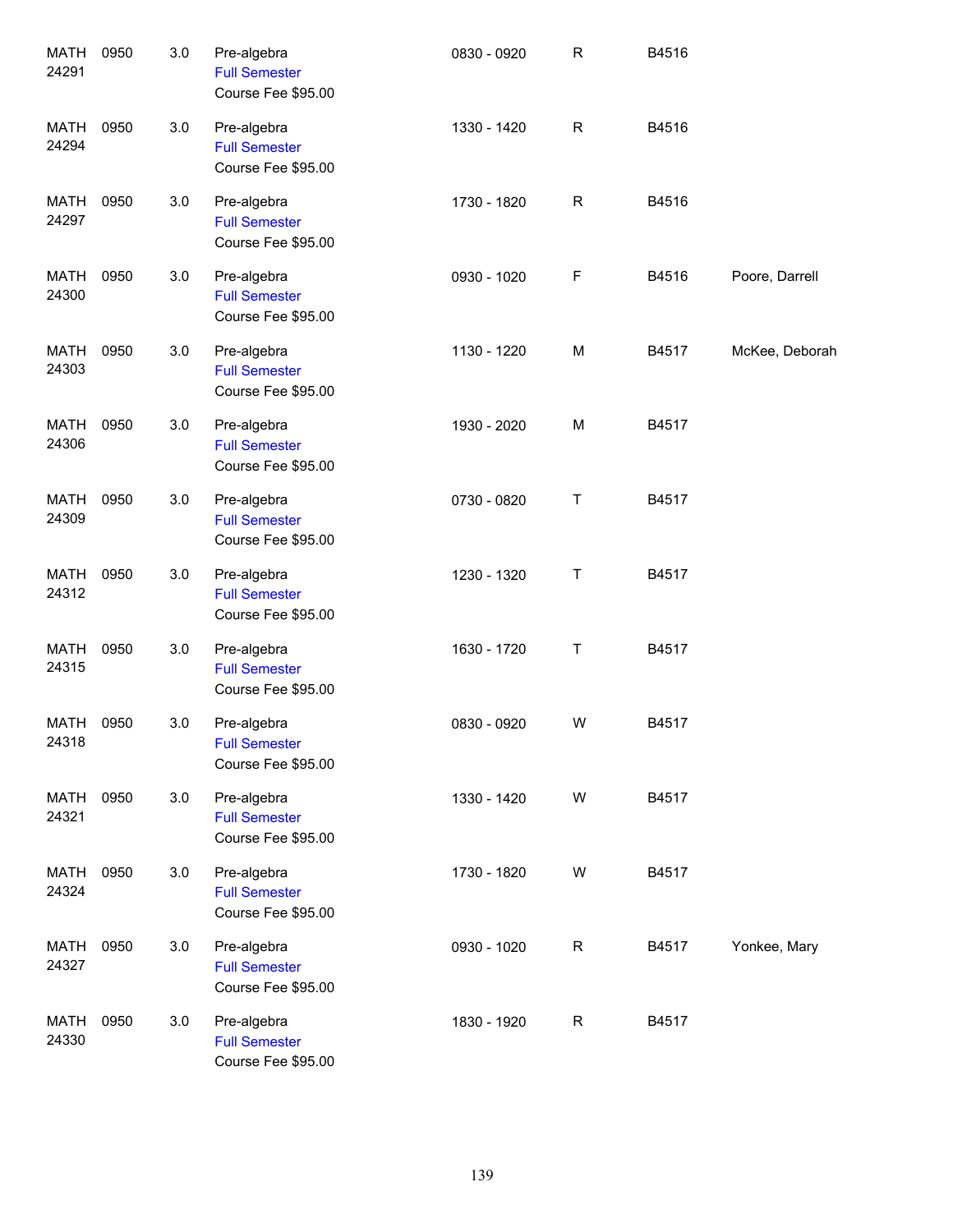| | | | | | | | |
|---|---|---|---|---|---|---|---|
| MATH 24291 | 0950 | 3.0 | Pre-algebra<br>Full Semester<br>Course Fee $95.00 | 0830 - 0920 | R | B4516 | |
| MATH 24294 | 0950 | 3.0 | Pre-algebra<br>Full Semester<br>Course Fee $95.00 | 1330 - 1420 | R | B4516 | |
| MATH 24297 | 0950 | 3.0 | Pre-algebra<br>Full Semester<br>Course Fee $95.00 | 1730 - 1820 | R | B4516 | |
| MATH 24300 | 0950 | 3.0 | Pre-algebra<br>Full Semester<br>Course Fee $95.00 | 0930 - 1020 | F | B4516 | Poore, Darrell |
| MATH 24303 | 0950 | 3.0 | Pre-algebra<br>Full Semester<br>Course Fee $95.00 | 1130 - 1220 | M | B4517 | McKee, Deborah |
| MATH 24306 | 0950 | 3.0 | Pre-algebra<br>Full Semester<br>Course Fee $95.00 | 1930 - 2020 | M | B4517 | |
| MATH 24309 | 0950 | 3.0 | Pre-algebra<br>Full Semester<br>Course Fee $95.00 | 0730 - 0820 | T | B4517 | |
| MATH 24312 | 0950 | 3.0 | Pre-algebra<br>Full Semester<br>Course Fee $95.00 | 1230 - 1320 | T | B4517 | |
| MATH 24315 | 0950 | 3.0 | Pre-algebra<br>Full Semester<br>Course Fee $95.00 | 1630 - 1720 | T | B4517 | |
| MATH 24318 | 0950 | 3.0 | Pre-algebra<br>Full Semester<br>Course Fee $95.00 | 0830 - 0920 | W | B4517 | |
| MATH 24321 | 0950 | 3.0 | Pre-algebra<br>Full Semester<br>Course Fee $95.00 | 1330 - 1420 | W | B4517 | |
| MATH 24324 | 0950 | 3.0 | Pre-algebra<br>Full Semester<br>Course Fee $95.00 | 1730 - 1820 | W | B4517 | |
| MATH 24327 | 0950 | 3.0 | Pre-algebra<br>Full Semester<br>Course Fee $95.00 | 0930 - 1020 | R | B4517 | Yonkee, Mary |
| MATH 24330 | 0950 | 3.0 | Pre-algebra<br>Full Semester<br>Course Fee $95.00 | 1830 - 1920 | R | B4517 | |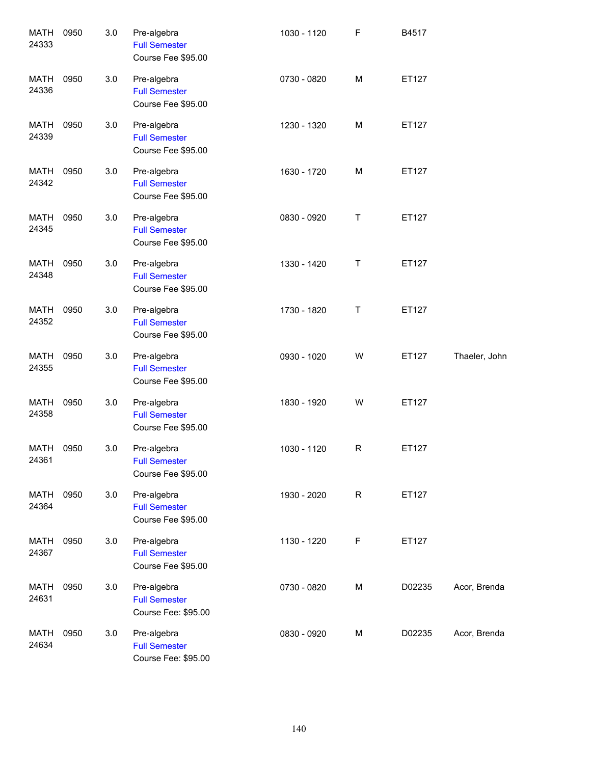| | | | | | | | |
|---|---|---|---|---|---|---|---|
| MATH 24333 | 0950 | 3.0 | Pre-algebra<br>Full Semester<br>Course Fee $95.00 | 1030 - 1120 | F | B4517 | |
| MATH 24336 | 0950 | 3.0 | Pre-algebra<br>Full Semester<br>Course Fee $95.00 | 0730 - 0820 | M | ET127 | |
| MATH 24339 | 0950 | 3.0 | Pre-algebra<br>Full Semester<br>Course Fee $95.00 | 1230 - 1320 | M | ET127 | |
| MATH 24342 | 0950 | 3.0 | Pre-algebra<br>Full Semester<br>Course Fee $95.00 | 1630 - 1720 | M | ET127 | |
| MATH 24345 | 0950 | 3.0 | Pre-algebra<br>Full Semester<br>Course Fee $95.00 | 0830 - 0920 | T | ET127 | |
| MATH 24348 | 0950 | 3.0 | Pre-algebra<br>Full Semester<br>Course Fee $95.00 | 1330 - 1420 | T | ET127 | |
| MATH 24352 | 0950 | 3.0 | Pre-algebra<br>Full Semester<br>Course Fee $95.00 | 1730 - 1820 | T | ET127 | |
| MATH 24355 | 0950 | 3.0 | Pre-algebra<br>Full Semester<br>Course Fee $95.00 | 0930 - 1020 | W | ET127 | Thaeler, John |
| MATH 24358 | 0950 | 3.0 | Pre-algebra<br>Full Semester<br>Course Fee $95.00 | 1830 - 1920 | W | ET127 | |
| MATH 24361 | 0950 | 3.0 | Pre-algebra<br>Full Semester<br>Course Fee $95.00 | 1030 - 1120 | R | ET127 | |
| MATH 24364 | 0950 | 3.0 | Pre-algebra<br>Full Semester<br>Course Fee $95.00 | 1930 - 2020 | R | ET127 | |
| MATH 24367 | 0950 | 3.0 | Pre-algebra<br>Full Semester<br>Course Fee $95.00 | 1130 - 1220 | F | ET127 | |
| MATH 24631 | 0950 | 3.0 | Pre-algebra<br>Full Semester<br>Course Fee: $95.00 | 0730 - 0820 | M | D02235 | Acor, Brenda |
| MATH 24634 | 0950 | 3.0 | Pre-algebra<br>Full Semester<br>Course Fee: $95.00 | 0830 - 0920 | M | D02235 | Acor, Brenda |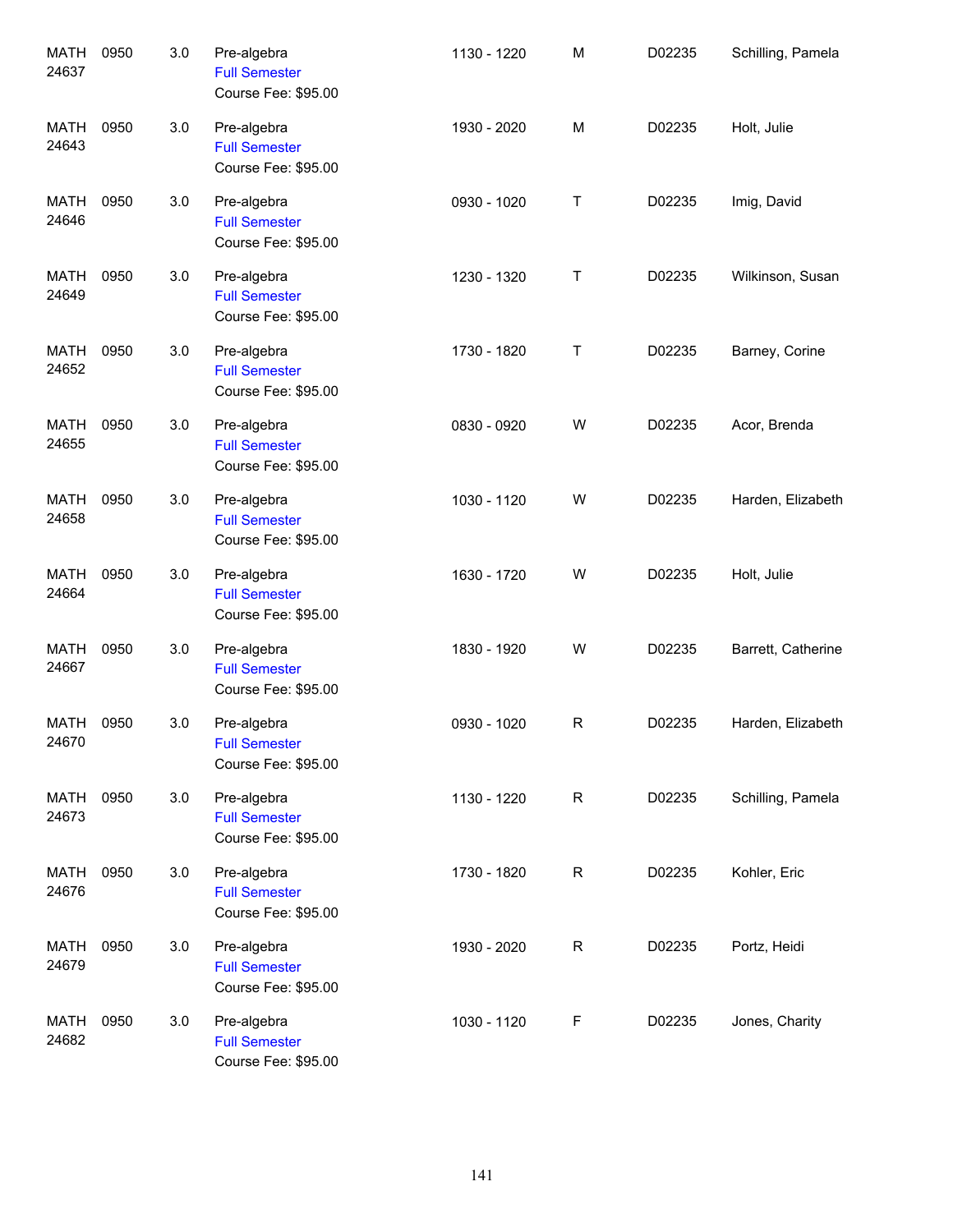| | | | | | | | |
|---|---|---|---|---|---|---|---|
| MATH 24637 | 0950 | 3.0 | Pre-algebra<br>Full Semester<br>Course Fee: $95.00 | 1130 - 1220 | M | D02235 | Schilling, Pamela |
| MATH 24643 | 0950 | 3.0 | Pre-algebra<br>Full Semester<br>Course Fee: $95.00 | 1930 - 2020 | M | D02235 | Holt, Julie |
| MATH 24646 | 0950 | 3.0 | Pre-algebra<br>Full Semester<br>Course Fee: $95.00 | 0930 - 1020 | T | D02235 | Imig, David |
| MATH 24649 | 0950 | 3.0 | Pre-algebra<br>Full Semester<br>Course Fee: $95.00 | 1230 - 1320 | T | D02235 | Wilkinson, Susan |
| MATH 24652 | 0950 | 3.0 | Pre-algebra<br>Full Semester<br>Course Fee: $95.00 | 1730 - 1820 | T | D02235 | Barney, Corine |
| MATH 24655 | 0950 | 3.0 | Pre-algebra<br>Full Semester<br>Course Fee: $95.00 | 0830 - 0920 | W | D02235 | Acor, Brenda |
| MATH 24658 | 0950 | 3.0 | Pre-algebra<br>Full Semester<br>Course Fee: $95.00 | 1030 - 1120 | W | D02235 | Harden, Elizabeth |
| MATH 24664 | 0950 | 3.0 | Pre-algebra<br>Full Semester<br>Course Fee: $95.00 | 1630 - 1720 | W | D02235 | Holt, Julie |
| MATH 24667 | 0950 | 3.0 | Pre-algebra<br>Full Semester<br>Course Fee: $95.00 | 1830 - 1920 | W | D02235 | Barrett, Catherine |
| MATH 24670 | 0950 | 3.0 | Pre-algebra<br>Full Semester<br>Course Fee: $95.00 | 0930 - 1020 | R | D02235 | Harden, Elizabeth |
| MATH 24673 | 0950 | 3.0 | Pre-algebra<br>Full Semester<br>Course Fee: $95.00 | 1130 - 1220 | R | D02235 | Schilling, Pamela |
| MATH 24676 | 0950 | 3.0 | Pre-algebra<br>Full Semester<br>Course Fee: $95.00 | 1730 - 1820 | R | D02235 | Kohler, Eric |
| MATH 24679 | 0950 | 3.0 | Pre-algebra<br>Full Semester<br>Course Fee: $95.00 | 1930 - 2020 | R | D02235 | Portz, Heidi |
| MATH 24682 | 0950 | 3.0 | Pre-algebra<br>Full Semester<br>Course Fee: $95.00 | 1030 - 1120 | F | D02235 | Jones, Charity |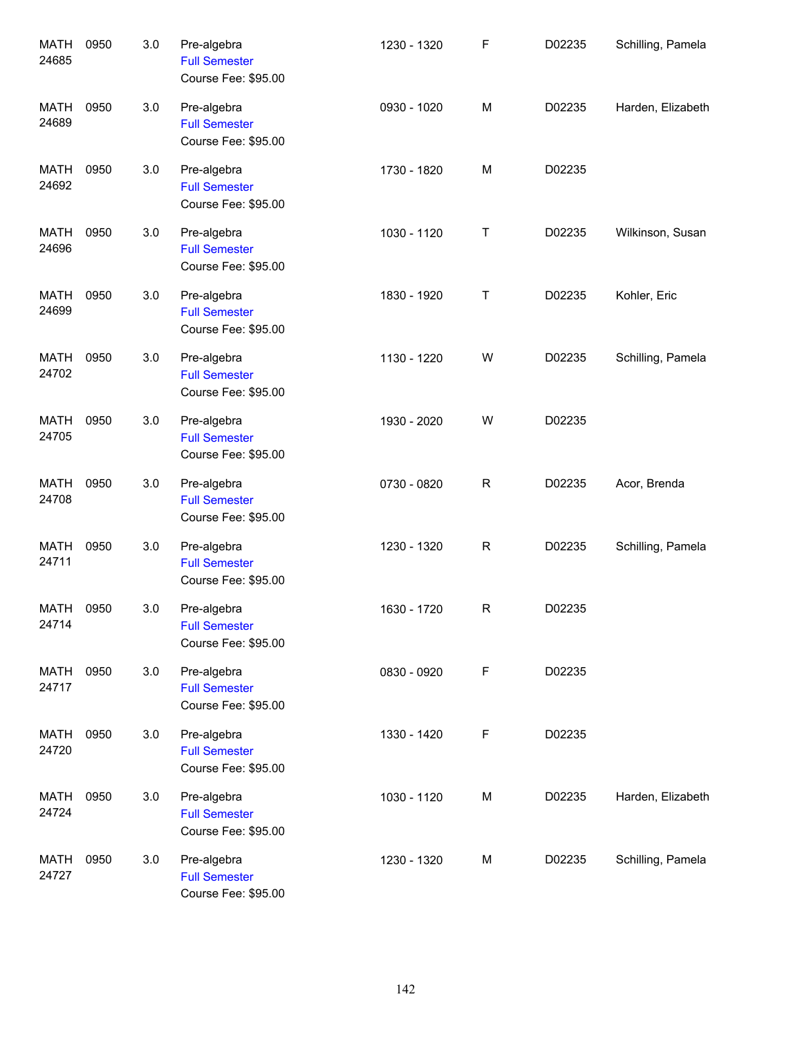| | | | | | | | |
|---|---|---|---|---|---|---|---|
| MATH 24685 | 0950 | 3.0 | Pre-algebra<br>Full Semester<br>Course Fee: $95.00 | 1230 - 1320 | F | D02235 | Schilling, Pamela |
| MATH 24689 | 0950 | 3.0 | Pre-algebra<br>Full Semester<br>Course Fee: $95.00 | 0930 - 1020 | M | D02235 | Harden, Elizabeth |
| MATH 24692 | 0950 | 3.0 | Pre-algebra<br>Full Semester<br>Course Fee: $95.00 | 1730 - 1820 | M | D02235 | |
| MATH 24696 | 0950 | 3.0 | Pre-algebra<br>Full Semester<br>Course Fee: $95.00 | 1030 - 1120 | T | D02235 | Wilkinson, Susan |
| MATH 24699 | 0950 | 3.0 | Pre-algebra<br>Full Semester<br>Course Fee: $95.00 | 1830 - 1920 | T | D02235 | Kohler, Eric |
| MATH 24702 | 0950 | 3.0 | Pre-algebra<br>Full Semester<br>Course Fee: $95.00 | 1130 - 1220 | W | D02235 | Schilling, Pamela |
| MATH 24705 | 0950 | 3.0 | Pre-algebra<br>Full Semester<br>Course Fee: $95.00 | 1930 - 2020 | W | D02235 | |
| MATH 24708 | 0950 | 3.0 | Pre-algebra<br>Full Semester<br>Course Fee: $95.00 | 0730 - 0820 | R | D02235 | Acor, Brenda |
| MATH 24711 | 0950 | 3.0 | Pre-algebra<br>Full Semester<br>Course Fee: $95.00 | 1230 - 1320 | R | D02235 | Schilling, Pamela |
| MATH 24714 | 0950 | 3.0 | Pre-algebra<br>Full Semester<br>Course Fee: $95.00 | 1630 - 1720 | R | D02235 | |
| MATH 24717 | 0950 | 3.0 | Pre-algebra<br>Full Semester<br>Course Fee: $95.00 | 0830 - 0920 | F | D02235 | |
| MATH 24720 | 0950 | 3.0 | Pre-algebra<br>Full Semester<br>Course Fee: $95.00 | 1330 - 1420 | F | D02235 | |
| MATH 24724 | 0950 | 3.0 | Pre-algebra<br>Full Semester<br>Course Fee: $95.00 | 1030 - 1120 | M | D02235 | Harden, Elizabeth |
| MATH 24727 | 0950 | 3.0 | Pre-algebra<br>Full Semester<br>Course Fee: $95.00 | 1230 - 1320 | M | D02235 | Schilling, Pamela |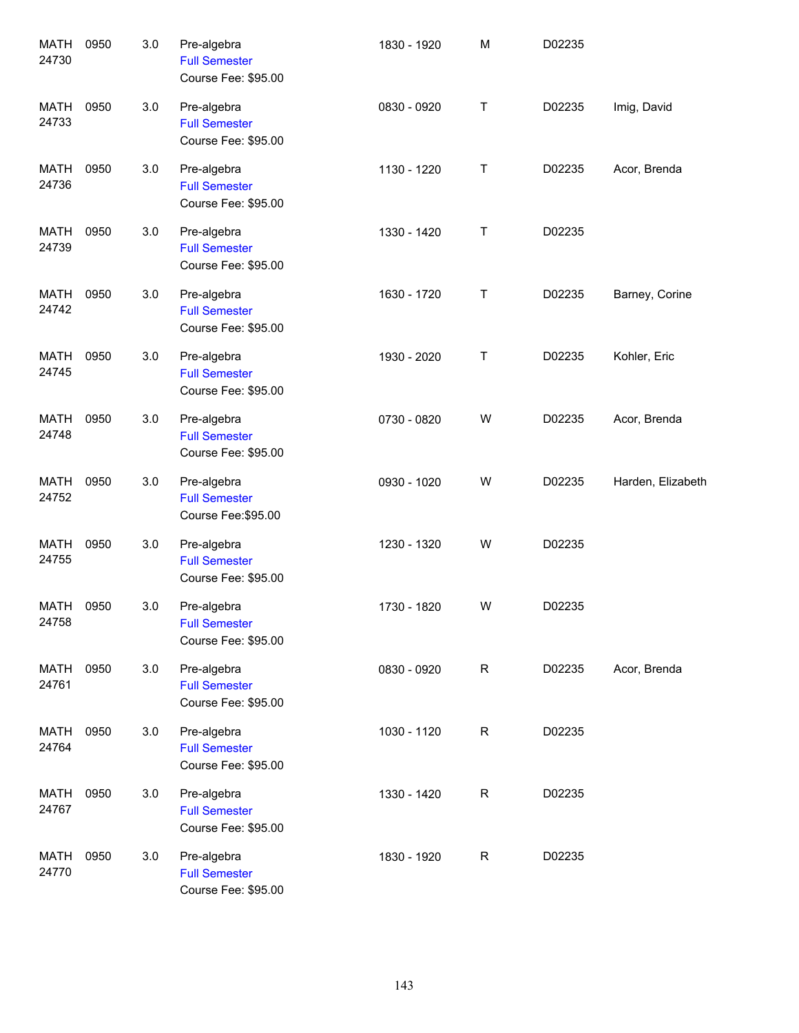| | | | | | | | |
|---|---|---|---|---|---|---|---|
| MATH 24730 | 0950 | 3.0 | Pre-algebra<br>Full Semester<br>Course Fee: $95.00 | 1830 - 1920 | M | D02235 | |
| MATH 24733 | 0950 | 3.0 | Pre-algebra<br>Full Semester<br>Course Fee: $95.00 | 0830 - 0920 | T | D02235 | Imig, David |
| MATH 24736 | 0950 | 3.0 | Pre-algebra<br>Full Semester<br>Course Fee: $95.00 | 1130 - 1220 | T | D02235 | Acor, Brenda |
| MATH 24739 | 0950 | 3.0 | Pre-algebra<br>Full Semester<br>Course Fee: $95.00 | 1330 - 1420 | T | D02235 | |
| MATH 24742 | 0950 | 3.0 | Pre-algebra<br>Full Semester<br>Course Fee: $95.00 | 1630 - 1720 | T | D02235 | Barney, Corine |
| MATH 24745 | 0950 | 3.0 | Pre-algebra<br>Full Semester<br>Course Fee: $95.00 | 1930 - 2020 | T | D02235 | Kohler, Eric |
| MATH 24748 | 0950 | 3.0 | Pre-algebra<br>Full Semester<br>Course Fee: $95.00 | 0730 - 0820 | W | D02235 | Acor, Brenda |
| MATH 24752 | 0950 | 3.0 | Pre-algebra<br>Full Semester<br>Course Fee:$95.00 | 0930 - 1020 | W | D02235 | Harden, Elizabeth |
| MATH 24755 | 0950 | 3.0 | Pre-algebra<br>Full Semester<br>Course Fee: $95.00 | 1230 - 1320 | W | D02235 | |
| MATH 24758 | 0950 | 3.0 | Pre-algebra<br>Full Semester<br>Course Fee: $95.00 | 1730 - 1820 | W | D02235 | |
| MATH 24761 | 0950 | 3.0 | Pre-algebra<br>Full Semester<br>Course Fee: $95.00 | 0830 - 0920 | R | D02235 | Acor, Brenda |
| MATH 24764 | 0950 | 3.0 | Pre-algebra<br>Full Semester<br>Course Fee: $95.00 | 1030 - 1120 | R | D02235 | |
| MATH 24767 | 0950 | 3.0 | Pre-algebra<br>Full Semester<br>Course Fee: $95.00 | 1330 - 1420 | R | D02235 | |
| MATH 24770 | 0950 | 3.0 | Pre-algebra<br>Full Semester<br>Course Fee: $95.00 | 1830 - 1920 | R | D02235 | |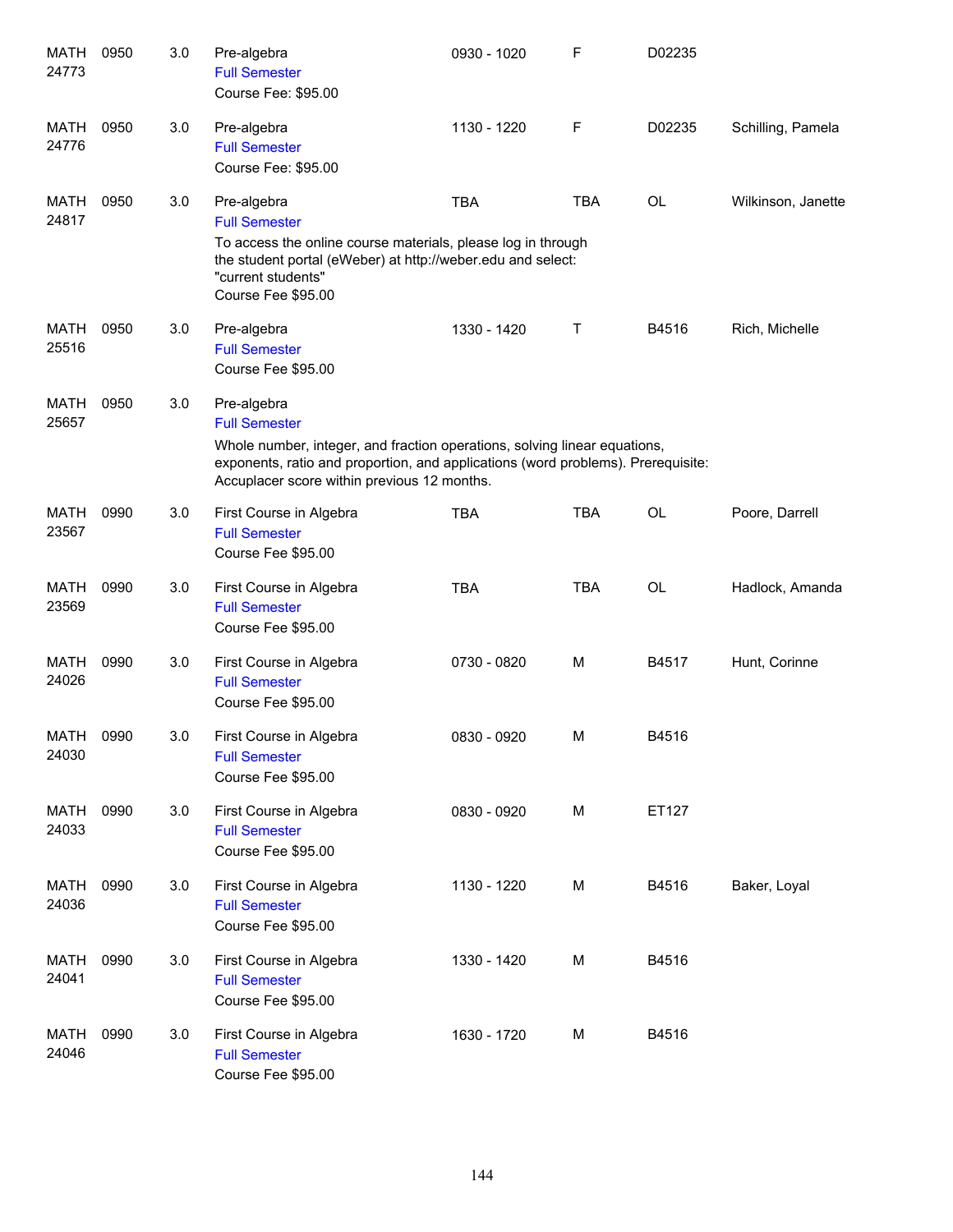| | | | | | | | |
|---|---|---|---|---|---|---|---|
| MATH 24773 | 0950 | 3.0 | Pre-algebra<br>Full Semester<br>Course Fee: $95.00 | 0930 - 1020 | F | D02235 | |
| MATH 24776 | 0950 | 3.0 | Pre-algebra<br>Full Semester<br>Course Fee: $95.00 | 1130 - 1220 | F | D02235 | Schilling, Pamela |
| MATH 24817 | 0950 | 3.0 | Pre-algebra<br>Full Semester<br>To access the online course materials, please log in through the student portal (eWeber) at http://weber.edu and select: "current students"<br>Course Fee $95.00 | TBA | TBA | OL | Wilkinson, Janette |
| MATH 25516 | 0950 | 3.0 | Pre-algebra<br>Full Semester<br>Course Fee $95.00 | 1330 - 1420 | T | B4516 | Rich, Michelle |
| MATH 25657 | 0950 | 3.0 | Pre-algebra<br>Full Semester<br>Whole number, integer, and fraction operations, solving linear equations, exponents, ratio and proportion, and applications (word problems). Prerequisite: Accuplacer score within previous 12 months. | | | | |
| MATH 23567 | 0990 | 3.0 | First Course in Algebra<br>Full Semester<br>Course Fee $95.00 | TBA | TBA | OL | Poore, Darrell |
| MATH 23569 | 0990 | 3.0 | First Course in Algebra<br>Full Semester<br>Course Fee $95.00 | TBA | TBA | OL | Hadlock, Amanda |
| MATH 24026 | 0990 | 3.0 | First Course in Algebra<br>Full Semester<br>Course Fee $95.00 | 0730 - 0820 | M | B4517 | Hunt, Corinne |
| MATH 24030 | 0990 | 3.0 | First Course in Algebra<br>Full Semester<br>Course Fee $95.00 | 0830 - 0920 | M | B4516 | |
| MATH 24033 | 0990 | 3.0 | First Course in Algebra<br>Full Semester<br>Course Fee $95.00 | 0830 - 0920 | M | ET127 | |
| MATH 24036 | 0990 | 3.0 | First Course in Algebra<br>Full Semester<br>Course Fee $95.00 | 1130 - 1220 | M | B4516 | Baker, Loyal |
| MATH 24041 | 0990 | 3.0 | First Course in Algebra<br>Full Semester<br>Course Fee $95.00 | 1330 - 1420 | M | B4516 | |
| MATH 24046 | 0990 | 3.0 | First Course in Algebra<br>Full Semester<br>Course Fee $95.00 | 1630 - 1720 | M | B4516 | |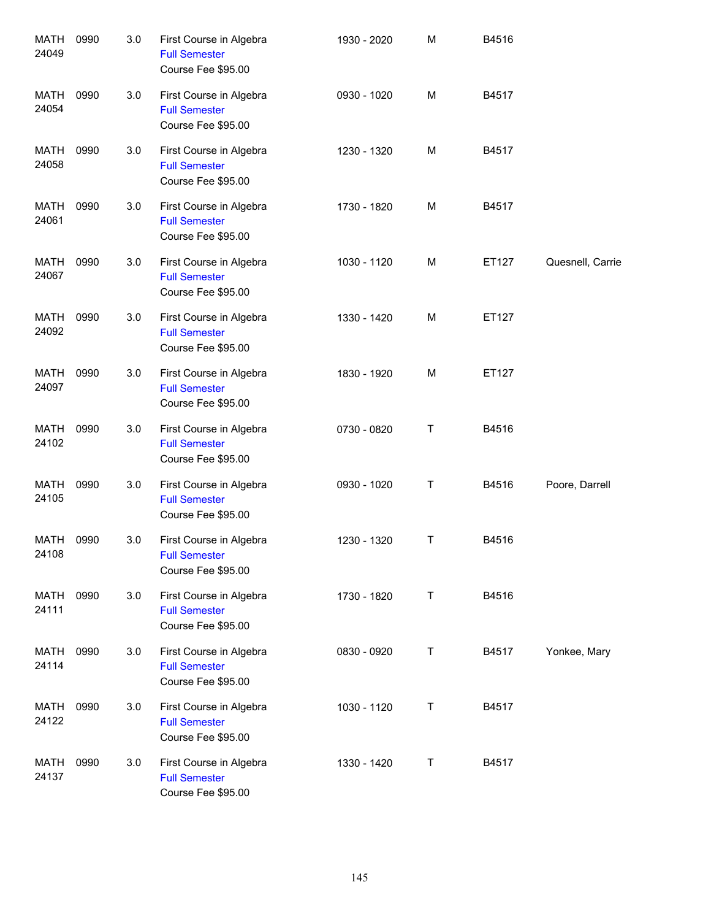| | | | | | | | |
|---|---|---|---|---|---|---|---|
| MATH 24049 | 0990 | 3.0 | First Course in Algebra<br>Full Semester<br>Course Fee $95.00 | 1930 - 2020 | M | B4516 | |
| MATH 24054 | 0990 | 3.0 | First Course in Algebra<br>Full Semester<br>Course Fee $95.00 | 0930 - 1020 | M | B4517 | |
| MATH 24058 | 0990 | 3.0 | First Course in Algebra<br>Full Semester<br>Course Fee $95.00 | 1230 - 1320 | M | B4517 | |
| MATH 24061 | 0990 | 3.0 | First Course in Algebra<br>Full Semester<br>Course Fee $95.00 | 1730 - 1820 | M | B4517 | |
| MATH 24067 | 0990 | 3.0 | First Course in Algebra<br>Full Semester<br>Course Fee $95.00 | 1030 - 1120 | M | ET127 | Quesnell, Carrie |
| MATH 24092 | 0990 | 3.0 | First Course in Algebra<br>Full Semester<br>Course Fee $95.00 | 1330 - 1420 | M | ET127 | |
| MATH 24097 | 0990 | 3.0 | First Course in Algebra<br>Full Semester<br>Course Fee $95.00 | 1830 - 1920 | M | ET127 | |
| MATH 24102 | 0990 | 3.0 | First Course in Algebra<br>Full Semester<br>Course Fee $95.00 | 0730 - 0820 | T | B4516 | |
| MATH 24105 | 0990 | 3.0 | First Course in Algebra<br>Full Semester<br>Course Fee $95.00 | 0930 - 1020 | T | B4516 | Poore, Darrell |
| MATH 24108 | 0990 | 3.0 | First Course in Algebra<br>Full Semester<br>Course Fee $95.00 | 1230 - 1320 | T | B4516 | |
| MATH 24111 | 0990 | 3.0 | First Course in Algebra<br>Full Semester<br>Course Fee $95.00 | 1730 - 1820 | T | B4516 | |
| MATH 24114 | 0990 | 3.0 | First Course in Algebra<br>Full Semester<br>Course Fee $95.00 | 0830 - 0920 | T | B4517 | Yonkee, Mary |
| MATH 24122 | 0990 | 3.0 | First Course in Algebra<br>Full Semester<br>Course Fee $95.00 | 1030 - 1120 | T | B4517 | |
| MATH 24137 | 0990 | 3.0 | First Course in Algebra<br>Full Semester<br>Course Fee $95.00 | 1330 - 1420 | T | B4517 | |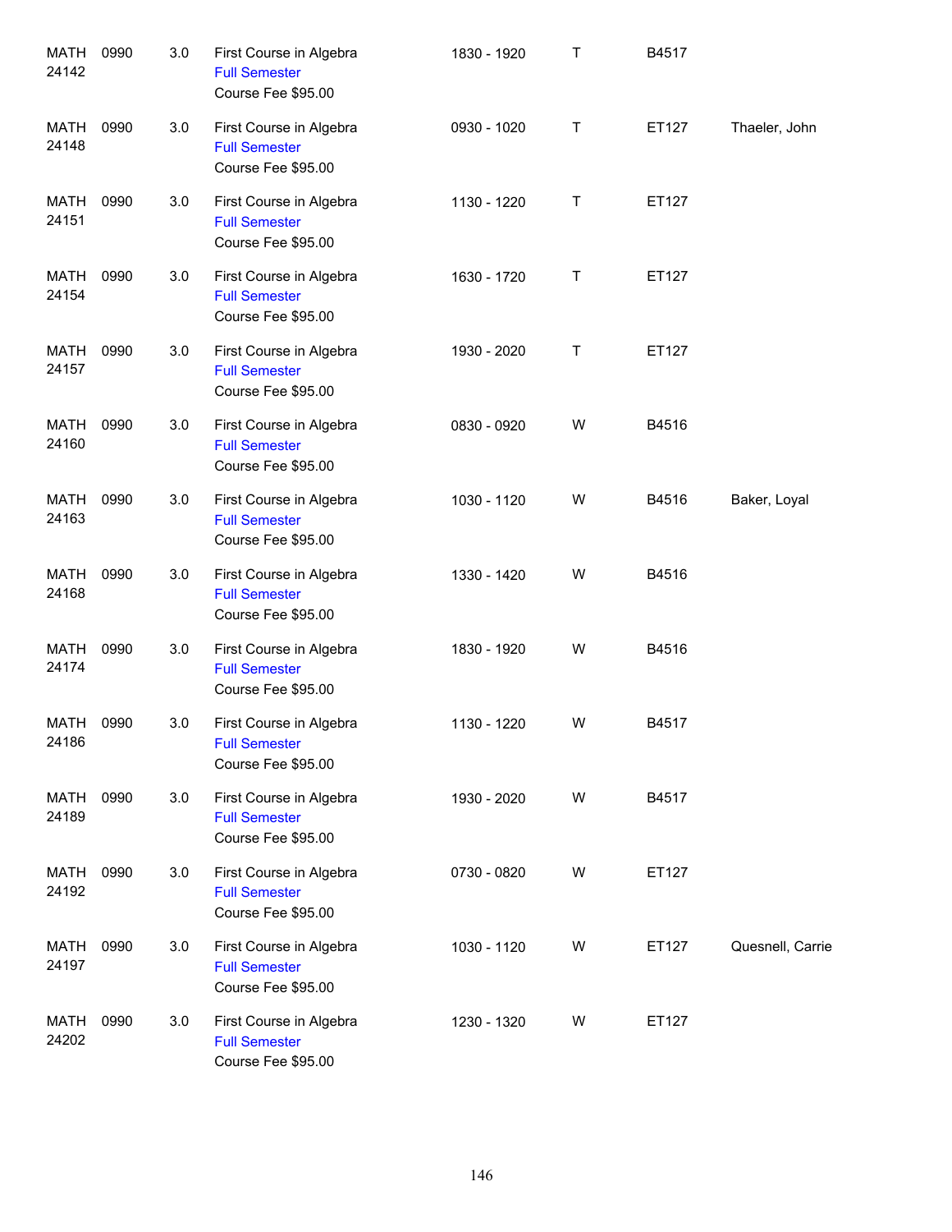| | | | | | | | |
|---|---|---|---|---|---|---|---|
| MATH 24142 | 0990 | 3.0 | First Course in Algebra<br>Full Semester<br>Course Fee $95.00 | 1830 - 1920 | T | B4517 | |
| MATH 24148 | 0990 | 3.0 | First Course in Algebra<br>Full Semester<br>Course Fee $95.00 | 0930 - 1020 | T | ET127 | Thaeler, John |
| MATH 24151 | 0990 | 3.0 | First Course in Algebra<br>Full Semester<br>Course Fee $95.00 | 1130 - 1220 | T | ET127 | |
| MATH 24154 | 0990 | 3.0 | First Course in Algebra<br>Full Semester<br>Course Fee $95.00 | 1630 - 1720 | T | ET127 | |
| MATH 24157 | 0990 | 3.0 | First Course in Algebra<br>Full Semester<br>Course Fee $95.00 | 1930 - 2020 | T | ET127 | |
| MATH 24160 | 0990 | 3.0 | First Course in Algebra<br>Full Semester<br>Course Fee $95.00 | 0830 - 0920 | W | B4516 | |
| MATH 24163 | 0990 | 3.0 | First Course in Algebra<br>Full Semester<br>Course Fee $95.00 | 1030 - 1120 | W | B4516 | Baker, Loyal |
| MATH 24168 | 0990 | 3.0 | First Course in Algebra<br>Full Semester<br>Course Fee $95.00 | 1330 - 1420 | W | B4516 | |
| MATH 24174 | 0990 | 3.0 | First Course in Algebra<br>Full Semester<br>Course Fee $95.00 | 1830 - 1920 | W | B4516 | |
| MATH 24186 | 0990 | 3.0 | First Course in Algebra<br>Full Semester<br>Course Fee $95.00 | 1130 - 1220 | W | B4517 | |
| MATH 24189 | 0990 | 3.0 | First Course in Algebra<br>Full Semester<br>Course Fee $95.00 | 1930 - 2020 | W | B4517 | |
| MATH 24192 | 0990 | 3.0 | First Course in Algebra<br>Full Semester<br>Course Fee $95.00 | 0730 - 0820 | W | ET127 | |
| MATH 24197 | 0990 | 3.0 | First Course in Algebra<br>Full Semester<br>Course Fee $95.00 | 1030 - 1120 | W | ET127 | Quesnell, Carrie |
| MATH 24202 | 0990 | 3.0 | First Course in Algebra<br>Full Semester<br>Course Fee $95.00 | 1230 - 1320 | W | ET127 | |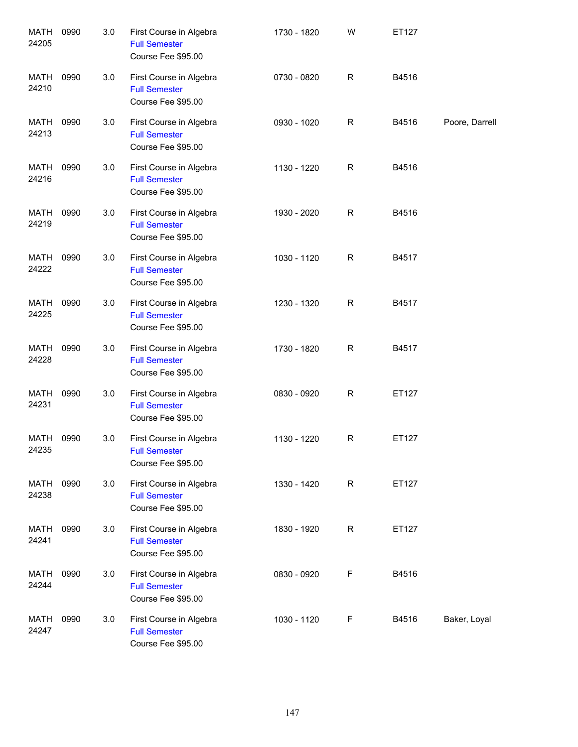| | | | | | | | |
|---|---|---|---|---|---|---|---|
| MATH 24205 | 0990 | 3.0 | First Course in Algebra<br>Full Semester<br>Course Fee $95.00 | 1730 - 1820 | W | ET127 | |
| MATH 24210 | 0990 | 3.0 | First Course in Algebra<br>Full Semester<br>Course Fee $95.00 | 0730 - 0820 | R | B4516 | |
| MATH 24213 | 0990 | 3.0 | First Course in Algebra<br>Full Semester<br>Course Fee $95.00 | 0930 - 1020 | R | B4516 | Poore, Darrell |
| MATH 24216 | 0990 | 3.0 | First Course in Algebra<br>Full Semester<br>Course Fee $95.00 | 1130 - 1220 | R | B4516 | |
| MATH 24219 | 0990 | 3.0 | First Course in Algebra<br>Full Semester<br>Course Fee $95.00 | 1930 - 2020 | R | B4516 | |
| MATH 24222 | 0990 | 3.0 | First Course in Algebra<br>Full Semester<br>Course Fee $95.00 | 1030 - 1120 | R | B4517 | |
| MATH 24225 | 0990 | 3.0 | First Course in Algebra<br>Full Semester<br>Course Fee $95.00 | 1230 - 1320 | R | B4517 | |
| MATH 24228 | 0990 | 3.0 | First Course in Algebra<br>Full Semester<br>Course Fee $95.00 | 1730 - 1820 | R | B4517 | |
| MATH 24231 | 0990 | 3.0 | First Course in Algebra<br>Full Semester<br>Course Fee $95.00 | 0830 - 0920 | R | ET127 | |
| MATH 24235 | 0990 | 3.0 | First Course in Algebra<br>Full Semester<br>Course Fee $95.00 | 1130 - 1220 | R | ET127 | |
| MATH 24238 | 0990 | 3.0 | First Course in Algebra<br>Full Semester<br>Course Fee $95.00 | 1330 - 1420 | R | ET127 | |
| MATH 24241 | 0990 | 3.0 | First Course in Algebra<br>Full Semester<br>Course Fee $95.00 | 1830 - 1920 | R | ET127 | |
| MATH 24244 | 0990 | 3.0 | First Course in Algebra<br>Full Semester<br>Course Fee $95.00 | 0830 - 0920 | F | B4516 | |
| MATH 24247 | 0990 | 3.0 | First Course in Algebra<br>Full Semester<br>Course Fee $95.00 | 1030 - 1120 | F | B4516 | Baker, Loyal |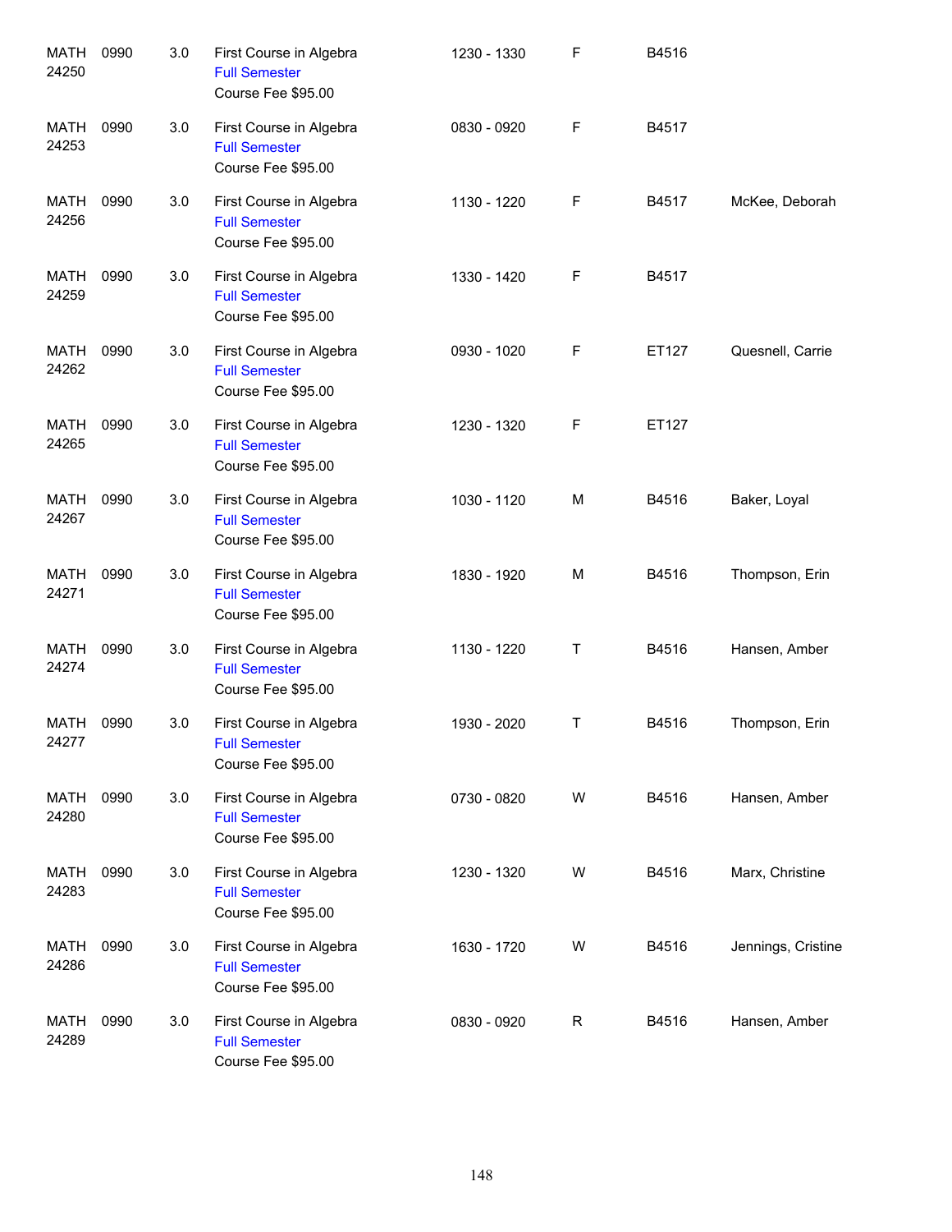| | | | | | | | |
|---|---|---|---|---|---|---|---|
| MATH 24250 | 0990 | 3.0 | First Course in Algebra<br>Full Semester<br>Course Fee $95.00 | 1230 - 1330 | F | B4516 | |
| MATH 24253 | 0990 | 3.0 | First Course in Algebra<br>Full Semester<br>Course Fee $95.00 | 0830 - 0920 | F | B4517 | |
| MATH 24256 | 0990 | 3.0 | First Course in Algebra<br>Full Semester<br>Course Fee $95.00 | 1130 - 1220 | F | B4517 | McKee, Deborah |
| MATH 24259 | 0990 | 3.0 | First Course in Algebra<br>Full Semester<br>Course Fee $95.00 | 1330 - 1420 | F | B4517 | |
| MATH 24262 | 0990 | 3.0 | First Course in Algebra<br>Full Semester<br>Course Fee $95.00 | 0930 - 1020 | F | ET127 | Quesnell, Carrie |
| MATH 24265 | 0990 | 3.0 | First Course in Algebra<br>Full Semester<br>Course Fee $95.00 | 1230 - 1320 | F | ET127 | |
| MATH 24267 | 0990 | 3.0 | First Course in Algebra<br>Full Semester<br>Course Fee $95.00 | 1030 - 1120 | M | B4516 | Baker, Loyal |
| MATH 24271 | 0990 | 3.0 | First Course in Algebra<br>Full Semester<br>Course Fee $95.00 | 1830 - 1920 | M | B4516 | Thompson, Erin |
| MATH 24274 | 0990 | 3.0 | First Course in Algebra<br>Full Semester<br>Course Fee $95.00 | 1130 - 1220 | T | B4516 | Hansen, Amber |
| MATH 24277 | 0990 | 3.0 | First Course in Algebra<br>Full Semester<br>Course Fee $95.00 | 1930 - 2020 | T | B4516 | Thompson, Erin |
| MATH 24280 | 0990 | 3.0 | First Course in Algebra<br>Full Semester<br>Course Fee $95.00 | 0730 - 0820 | W | B4516 | Hansen, Amber |
| MATH 24283 | 0990 | 3.0 | First Course in Algebra<br>Full Semester<br>Course Fee $95.00 | 1230 - 1320 | W | B4516 | Marx, Christine |
| MATH 24286 | 0990 | 3.0 | First Course in Algebra<br>Full Semester<br>Course Fee $95.00 | 1630 - 1720 | W | B4516 | Jennings, Cristine |
| MATH 24289 | 0990 | 3.0 | First Course in Algebra<br>Full Semester<br>Course Fee $95.00 | 0830 - 0920 | R | B4516 | Hansen, Amber |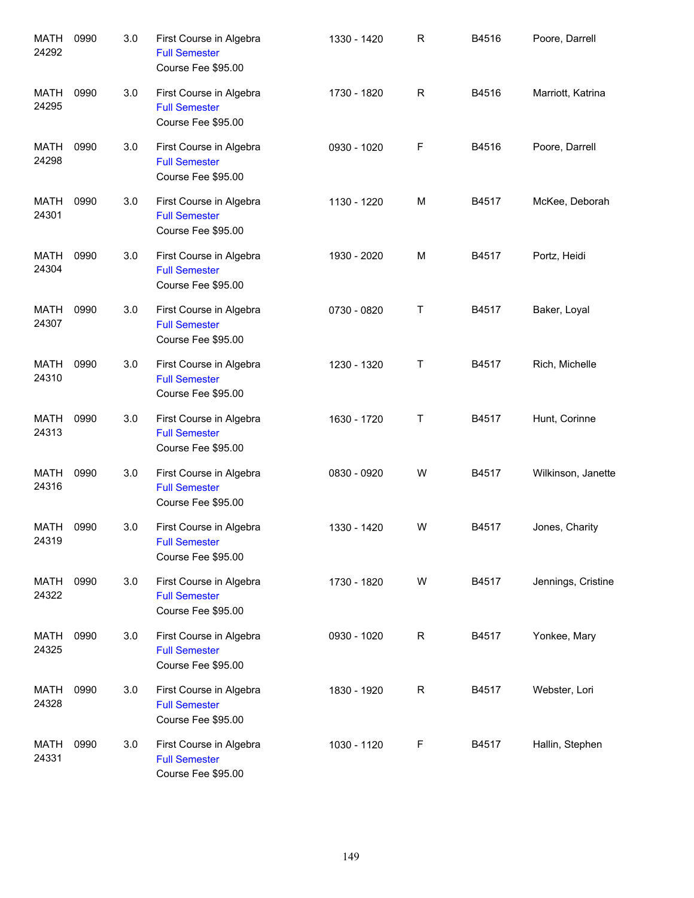| | | | | | | | |
|---|---|---|---|---|---|---|---|
| MATH 24292 | 0990 | 3.0 | First Course in Algebra<br>Full Semester<br>Course Fee $95.00 | 1330 - 1420 | R | B4516 | Poore, Darrell |
| MATH 24295 | 0990 | 3.0 | First Course in Algebra<br>Full Semester<br>Course Fee $95.00 | 1730 - 1820 | R | B4516 | Marriott, Katrina |
| MATH 24298 | 0990 | 3.0 | First Course in Algebra<br>Full Semester<br>Course Fee $95.00 | 0930 - 1020 | F | B4516 | Poore, Darrell |
| MATH 24301 | 0990 | 3.0 | First Course in Algebra<br>Full Semester<br>Course Fee $95.00 | 1130 - 1220 | M | B4517 | McKee, Deborah |
| MATH 24304 | 0990 | 3.0 | First Course in Algebra<br>Full Semester<br>Course Fee $95.00 | 1930 - 2020 | M | B4517 | Portz, Heidi |
| MATH 24307 | 0990 | 3.0 | First Course in Algebra<br>Full Semester<br>Course Fee $95.00 | 0730 - 0820 | T | B4517 | Baker, Loyal |
| MATH 24310 | 0990 | 3.0 | First Course in Algebra<br>Full Semester<br>Course Fee $95.00 | 1230 - 1320 | T | B4517 | Rich, Michelle |
| MATH 24313 | 0990 | 3.0 | First Course in Algebra<br>Full Semester<br>Course Fee $95.00 | 1630 - 1720 | T | B4517 | Hunt, Corinne |
| MATH 24316 | 0990 | 3.0 | First Course in Algebra<br>Full Semester<br>Course Fee $95.00 | 0830 - 0920 | W | B4517 | Wilkinson, Janette |
| MATH 24319 | 0990 | 3.0 | First Course in Algebra<br>Full Semester<br>Course Fee $95.00 | 1330 - 1420 | W | B4517 | Jones, Charity |
| MATH 24322 | 0990 | 3.0 | First Course in Algebra<br>Full Semester<br>Course Fee $95.00 | 1730 - 1820 | W | B4517 | Jennings, Cristine |
| MATH 24325 | 0990 | 3.0 | First Course in Algebra<br>Full Semester<br>Course Fee $95.00 | 0930 - 1020 | R | B4517 | Yonkee, Mary |
| MATH 24328 | 0990 | 3.0 | First Course in Algebra<br>Full Semester<br>Course Fee $95.00 | 1830 - 1920 | R | B4517 | Webster, Lori |
| MATH 24331 | 0990 | 3.0 | First Course in Algebra<br>Full Semester<br>Course Fee $95.00 | 1030 - 1120 | F | B4517 | Hallin, Stephen |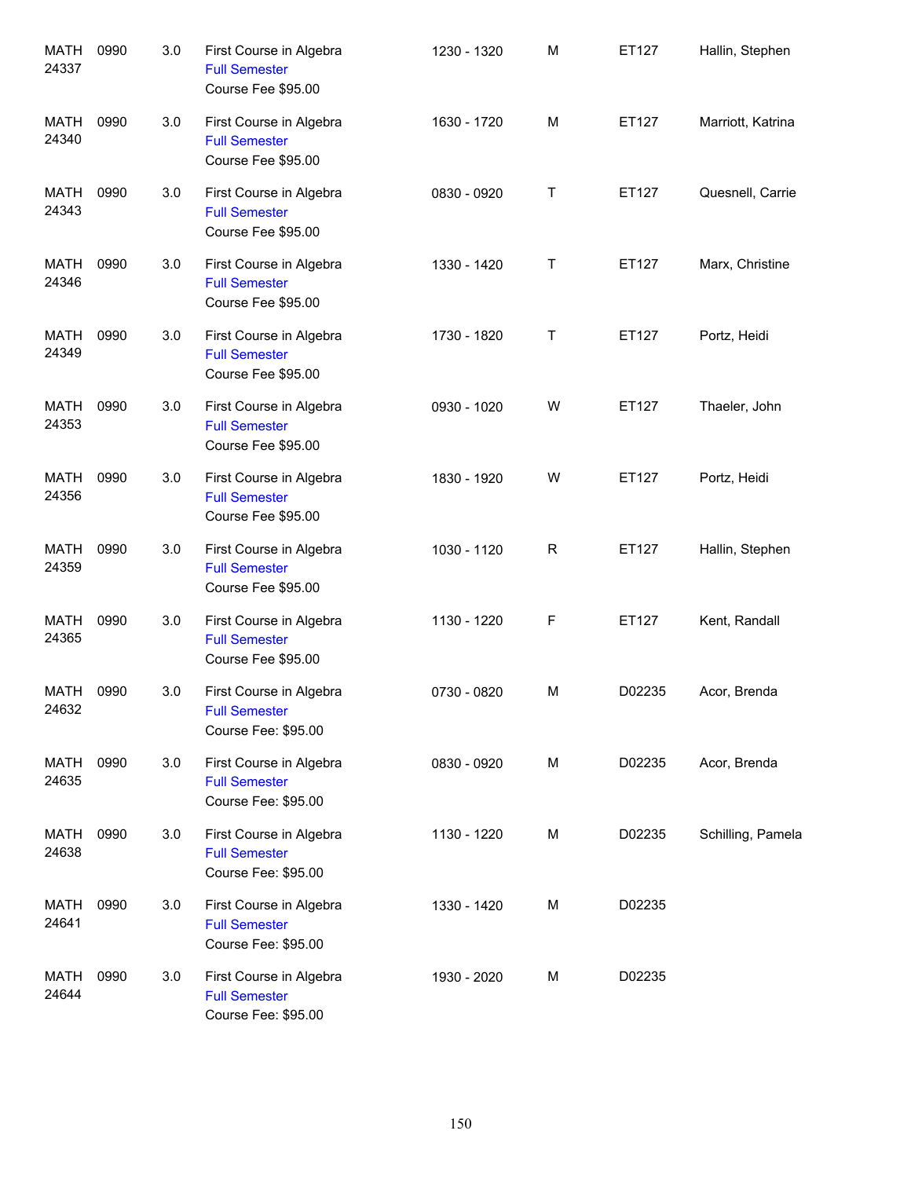| | | | | | | | |
|---|---|---|---|---|---|---|---|
| MATH 24337 | 0990 | 3.0 | First Course in Algebra<br>Full Semester<br>Course Fee $95.00 | 1230 - 1320 | M | ET127 | Hallin, Stephen |
| MATH 24340 | 0990 | 3.0 | First Course in Algebra<br>Full Semester<br>Course Fee $95.00 | 1630 - 1720 | M | ET127 | Marriott, Katrina |
| MATH 24343 | 0990 | 3.0 | First Course in Algebra<br>Full Semester<br>Course Fee $95.00 | 0830 - 0920 | T | ET127 | Quesnell, Carrie |
| MATH 24346 | 0990 | 3.0 | First Course in Algebra<br>Full Semester<br>Course Fee $95.00 | 1330 - 1420 | T | ET127 | Marx, Christine |
| MATH 24349 | 0990 | 3.0 | First Course in Algebra<br>Full Semester<br>Course Fee $95.00 | 1730 - 1820 | T | ET127 | Portz, Heidi |
| MATH 24353 | 0990 | 3.0 | First Course in Algebra<br>Full Semester<br>Course Fee $95.00 | 0930 - 1020 | W | ET127 | Thaeler, John |
| MATH 24356 | 0990 | 3.0 | First Course in Algebra<br>Full Semester<br>Course Fee $95.00 | 1830 - 1920 | W | ET127 | Portz, Heidi |
| MATH 24359 | 0990 | 3.0 | First Course in Algebra<br>Full Semester<br>Course Fee $95.00 | 1030 - 1120 | R | ET127 | Hallin, Stephen |
| MATH 24365 | 0990 | 3.0 | First Course in Algebra<br>Full Semester<br>Course Fee $95.00 | 1130 - 1220 | F | ET127 | Kent, Randall |
| MATH 24632 | 0990 | 3.0 | First Course in Algebra<br>Full Semester<br>Course Fee: $95.00 | 0730 - 0820 | M | D02235 | Acor, Brenda |
| MATH 24635 | 0990 | 3.0 | First Course in Algebra<br>Full Semester<br>Course Fee: $95.00 | 0830 - 0920 | M | D02235 | Acor, Brenda |
| MATH 24638 | 0990 | 3.0 | First Course in Algebra<br>Full Semester<br>Course Fee: $95.00 | 1130 - 1220 | M | D02235 | Schilling, Pamela |
| MATH 24641 | 0990 | 3.0 | First Course in Algebra<br>Full Semester<br>Course Fee: $95.00 | 1330 - 1420 | M | D02235 | |
| MATH 24644 | 0990 | 3.0 | First Course in Algebra<br>Full Semester<br>Course Fee: $95.00 | 1930 - 2020 | M | D02235 | |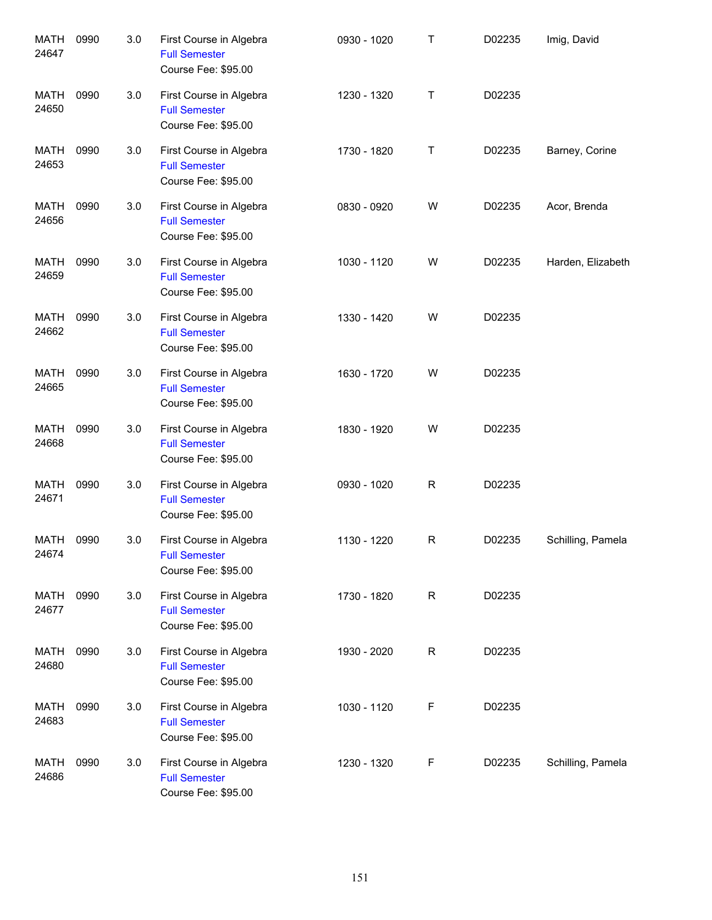| | | | | | | | |
|---|---|---|---|---|---|---|---|
| MATH 24647 | 0990 | 3.0 | First Course in Algebra<br>Full Semester<br>Course Fee: $95.00 | 0930 - 1020 | T | D02235 | Imig, David |
| MATH 24650 | 0990 | 3.0 | First Course in Algebra<br>Full Semester<br>Course Fee: $95.00 | 1230 - 1320 | T | D02235 | |
| MATH 24653 | 0990 | 3.0 | First Course in Algebra<br>Full Semester<br>Course Fee: $95.00 | 1730 - 1820 | T | D02235 | Barney, Corine |
| MATH 24656 | 0990 | 3.0 | First Course in Algebra<br>Full Semester<br>Course Fee: $95.00 | 0830 - 0920 | W | D02235 | Acor, Brenda |
| MATH 24659 | 0990 | 3.0 | First Course in Algebra<br>Full Semester<br>Course Fee: $95.00 | 1030 - 1120 | W | D02235 | Harden, Elizabeth |
| MATH 24662 | 0990 | 3.0 | First Course in Algebra<br>Full Semester<br>Course Fee: $95.00 | 1330 - 1420 | W | D02235 | |
| MATH 24665 | 0990 | 3.0 | First Course in Algebra<br>Full Semester<br>Course Fee: $95.00 | 1630 - 1720 | W | D02235 | |
| MATH 24668 | 0990 | 3.0 | First Course in Algebra<br>Full Semester<br>Course Fee: $95.00 | 1830 - 1920 | W | D02235 | |
| MATH 24671 | 0990 | 3.0 | First Course in Algebra<br>Full Semester<br>Course Fee: $95.00 | 0930 - 1020 | R | D02235 | |
| MATH 24674 | 0990 | 3.0 | First Course in Algebra<br>Full Semester<br>Course Fee: $95.00 | 1130 - 1220 | R | D02235 | Schilling, Pamela |
| MATH 24677 | 0990 | 3.0 | First Course in Algebra<br>Full Semester<br>Course Fee: $95.00 | 1730 - 1820 | R | D02235 | |
| MATH 24680 | 0990 | 3.0 | First Course in Algebra<br>Full Semester<br>Course Fee: $95.00 | 1930 - 2020 | R | D02235 | |
| MATH 24683 | 0990 | 3.0 | First Course in Algebra<br>Full Semester<br>Course Fee: $95.00 | 1030 - 1120 | F | D02235 | |
| MATH 24686 | 0990 | 3.0 | First Course in Algebra<br>Full Semester<br>Course Fee: $95.00 | 1230 - 1320 | F | D02235 | Schilling, Pamela |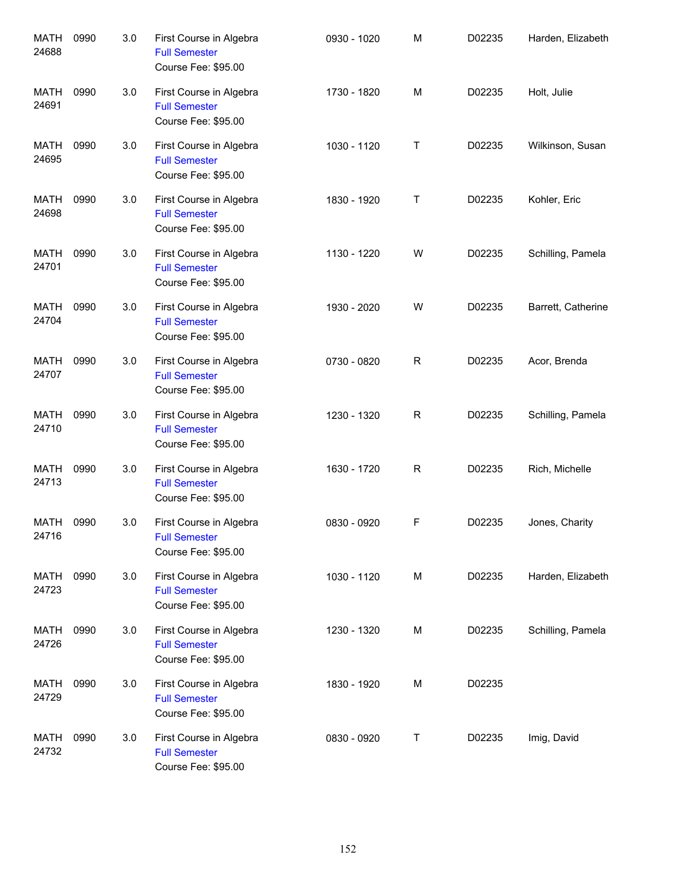| | | | | | | | |
|---|---|---|---|---|---|---|---|
| MATH 24688 | 0990 | 3.0 | First Course in Algebra<br>Full Semester<br>Course Fee: $95.00 | 0930 - 1020 | M | D02235 | Harden, Elizabeth |
| MATH 24691 | 0990 | 3.0 | First Course in Algebra<br>Full Semester<br>Course Fee: $95.00 | 1730 - 1820 | M | D02235 | Holt, Julie |
| MATH 24695 | 0990 | 3.0 | First Course in Algebra<br>Full Semester<br>Course Fee: $95.00 | 1030 - 1120 | T | D02235 | Wilkinson, Susan |
| MATH 24698 | 0990 | 3.0 | First Course in Algebra<br>Full Semester<br>Course Fee: $95.00 | 1830 - 1920 | T | D02235 | Kohler, Eric |
| MATH 24701 | 0990 | 3.0 | First Course in Algebra<br>Full Semester<br>Course Fee: $95.00 | 1130 - 1220 | W | D02235 | Schilling, Pamela |
| MATH 24704 | 0990 | 3.0 | First Course in Algebra<br>Full Semester<br>Course Fee: $95.00 | 1930 - 2020 | W | D02235 | Barrett, Catherine |
| MATH 24707 | 0990 | 3.0 | First Course in Algebra<br>Full Semester<br>Course Fee: $95.00 | 0730 - 0820 | R | D02235 | Acor, Brenda |
| MATH 24710 | 0990 | 3.0 | First Course in Algebra<br>Full Semester<br>Course Fee: $95.00 | 1230 - 1320 | R | D02235 | Schilling, Pamela |
| MATH 24713 | 0990 | 3.0 | First Course in Algebra<br>Full Semester<br>Course Fee: $95.00 | 1630 - 1720 | R | D02235 | Rich, Michelle |
| MATH 24716 | 0990 | 3.0 | First Course in Algebra<br>Full Semester<br>Course Fee: $95.00 | 0830 - 0920 | F | D02235 | Jones, Charity |
| MATH 24723 | 0990 | 3.0 | First Course in Algebra<br>Full Semester<br>Course Fee: $95.00 | 1030 - 1120 | M | D02235 | Harden, Elizabeth |
| MATH 24726 | 0990 | 3.0 | First Course in Algebra<br>Full Semester<br>Course Fee: $95.00 | 1230 - 1320 | M | D02235 | Schilling, Pamela |
| MATH 24729 | 0990 | 3.0 | First Course in Algebra<br>Full Semester<br>Course Fee: $95.00 | 1830 - 1920 | M | D02235 | |
| MATH 24732 | 0990 | 3.0 | First Course in Algebra<br>Full Semester<br>Course Fee: $95.00 | 0830 - 0920 | T | D02235 | Imig, David |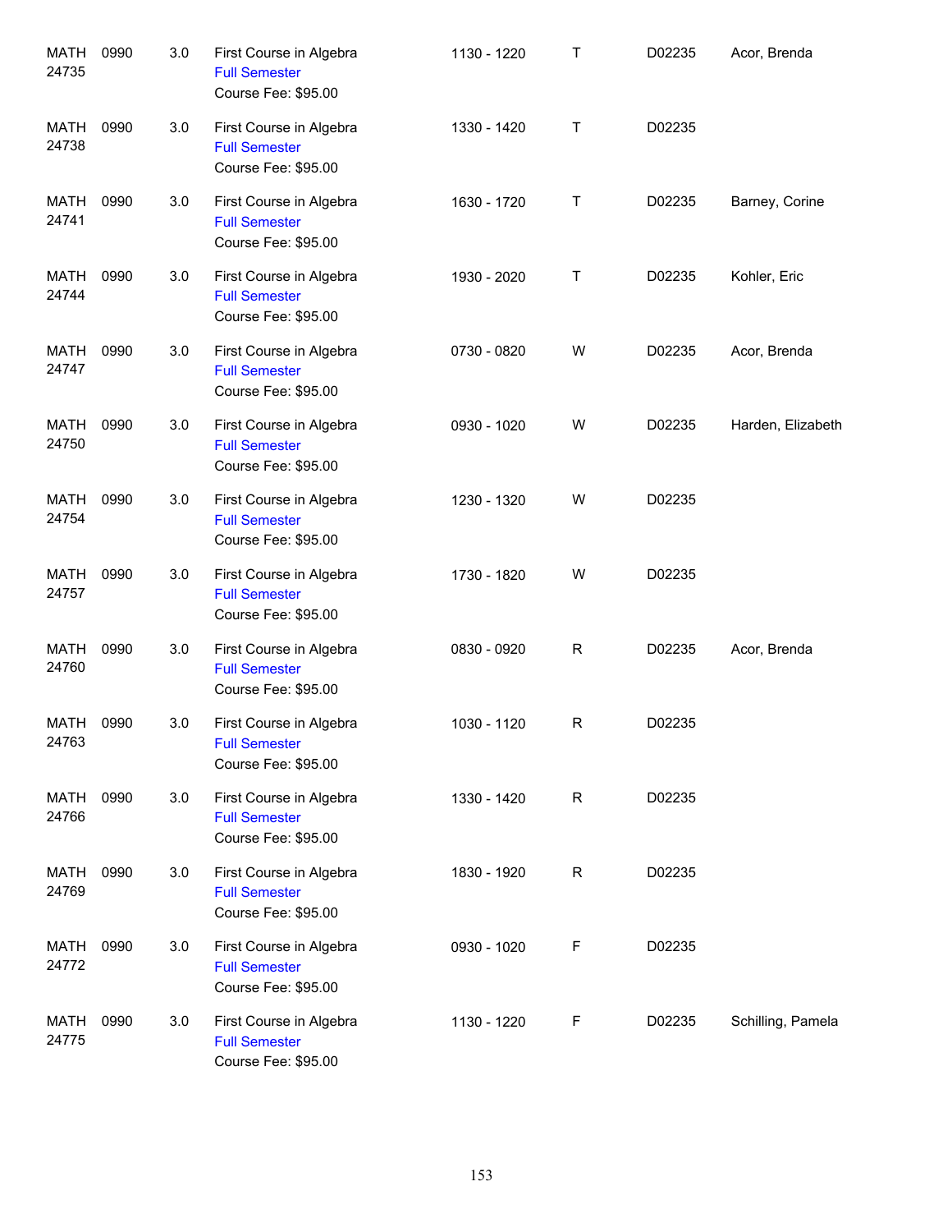| Course | Number | Credits | Title | Time | Day | Room | Instructor |
|---|---|---|---|---|---|---|---|
| MATH 24735 | 0990 | 3.0 | First Course in Algebra<br>Full Semester<br>Course Fee: $95.00 | 1130 - 1220 | T | D02235 | Acor, Brenda |
| MATH 24738 | 0990 | 3.0 | First Course in Algebra<br>Full Semester<br>Course Fee: $95.00 | 1330 - 1420 | T | D02235 | |
| MATH 24741 | 0990 | 3.0 | First Course in Algebra<br>Full Semester<br>Course Fee: $95.00 | 1630 - 1720 | T | D02235 | Barney, Corine |
| MATH 24744 | 0990 | 3.0 | First Course in Algebra<br>Full Semester<br>Course Fee: $95.00 | 1930 - 2020 | T | D02235 | Kohler, Eric |
| MATH 24747 | 0990 | 3.0 | First Course in Algebra<br>Full Semester<br>Course Fee: $95.00 | 0730 - 0820 | W | D02235 | Acor, Brenda |
| MATH 24750 | 0990 | 3.0 | First Course in Algebra<br>Full Semester<br>Course Fee: $95.00 | 0930 - 1020 | W | D02235 | Harden, Elizabeth |
| MATH 24754 | 0990 | 3.0 | First Course in Algebra<br>Full Semester<br>Course Fee: $95.00 | 1230 - 1320 | W | D02235 | |
| MATH 24757 | 0990 | 3.0 | First Course in Algebra<br>Full Semester<br>Course Fee: $95.00 | 1730 - 1820 | W | D02235 | |
| MATH 24760 | 0990 | 3.0 | First Course in Algebra<br>Full Semester<br>Course Fee: $95.00 | 0830 - 0920 | R | D02235 | Acor, Brenda |
| MATH 24763 | 0990 | 3.0 | First Course in Algebra<br>Full Semester<br>Course Fee: $95.00 | 1030 - 1120 | R | D02235 | |
| MATH 24766 | 0990 | 3.0 | First Course in Algebra<br>Full Semester<br>Course Fee: $95.00 | 1330 - 1420 | R | D02235 | |
| MATH 24769 | 0990 | 3.0 | First Course in Algebra<br>Full Semester<br>Course Fee: $95.00 | 1830 - 1920 | R | D02235 | |
| MATH 24772 | 0990 | 3.0 | First Course in Algebra<br>Full Semester<br>Course Fee: $95.00 | 0930 - 1020 | F | D02235 | |
| MATH 24775 | 0990 | 3.0 | First Course in Algebra<br>Full Semester<br>Course Fee: $95.00 | 1130 - 1220 | F | D02235 | Schilling, Pamela |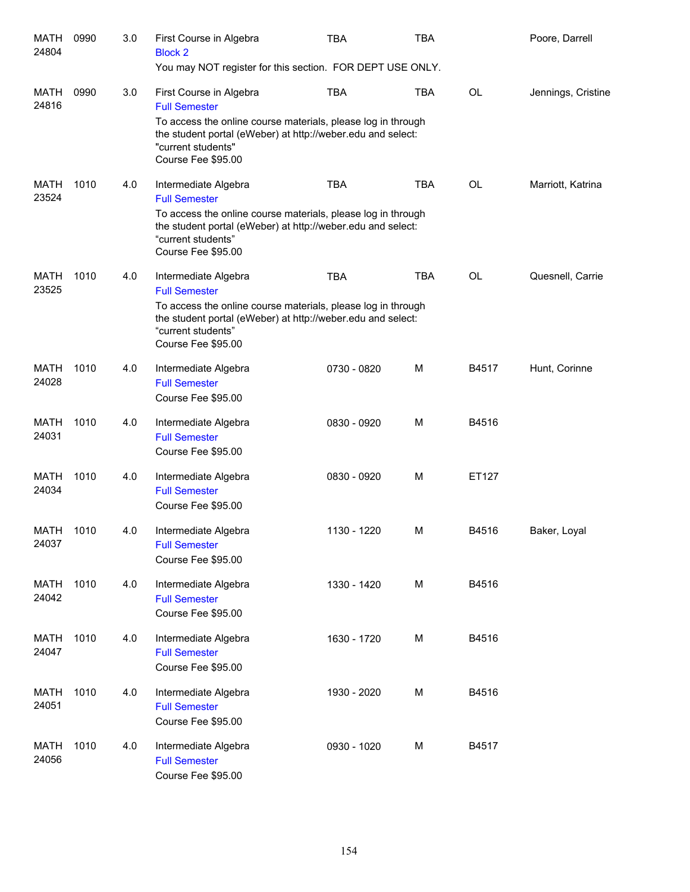| Subject / CRN | Course | Credits | Title | Time | Days | Room | Instructor |
|---|---|---|---|---|---|---|---|
| MATH 24804 | 0990 | 3.0 | First Course in Algebra<br>Block 2<br>You may NOT register for this section. FOR DEPT USE ONLY. | TBA | TBA | | Poore, Darrell |
| MATH 24816 | 0990 | 3.0 | First Course in Algebra<br>Full Semester<br>To access the online course materials, please log in through the student portal (eWeber) at http://weber.edu and select: "current students"<br>Course Fee $95.00 | TBA | TBA | OL | Jennings, Cristine |
| MATH 23524 | 1010 | 4.0 | Intermediate Algebra<br>Full Semester<br>To access the online course materials, please log in through the student portal (eWeber) at http://weber.edu and select: “current students”<br>Course Fee $95.00 | TBA | TBA | OL | Marriott, Katrina |
| MATH 23525 | 1010 | 4.0 | Intermediate Algebra<br>Full Semester<br>To access the online course materials, please log in through the student portal (eWeber) at http://weber.edu and select: “current students”<br>Course Fee $95.00 | TBA | TBA | OL | Quesnell, Carrie |
| MATH 24028 | 1010 | 4.0 | Intermediate Algebra<br>Full Semester<br>Course Fee $95.00 | 0730 - 0820 | M | B4517 | Hunt, Corinne |
| MATH 24031 | 1010 | 4.0 | Intermediate Algebra<br>Full Semester<br>Course Fee $95.00 | 0830 - 0920 | M | B4516 | |
| MATH 24034 | 1010 | 4.0 | Intermediate Algebra<br>Full Semester<br>Course Fee $95.00 | 0830 - 0920 | M | ET127 | |
| MATH 24037 | 1010 | 4.0 | Intermediate Algebra<br>Full Semester<br>Course Fee $95.00 | 1130 - 1220 | M | B4516 | Baker, Loyal |
| MATH 24042 | 1010 | 4.0 | Intermediate Algebra<br>Full Semester<br>Course Fee $95.00 | 1330 - 1420 | M | B4516 | |
| MATH 24047 | 1010 | 4.0 | Intermediate Algebra<br>Full Semester<br>Course Fee $95.00 | 1630 - 1720 | M | B4516 | |
| MATH 24051 | 1010 | 4.0 | Intermediate Algebra<br>Full Semester<br>Course Fee $95.00 | 1930 - 2020 | M | B4516 | |
| MATH 24056 | 1010 | 4.0 | Intermediate Algebra<br>Full Semester<br>Course Fee $95.00 | 0930 - 1020 | M | B4517 | |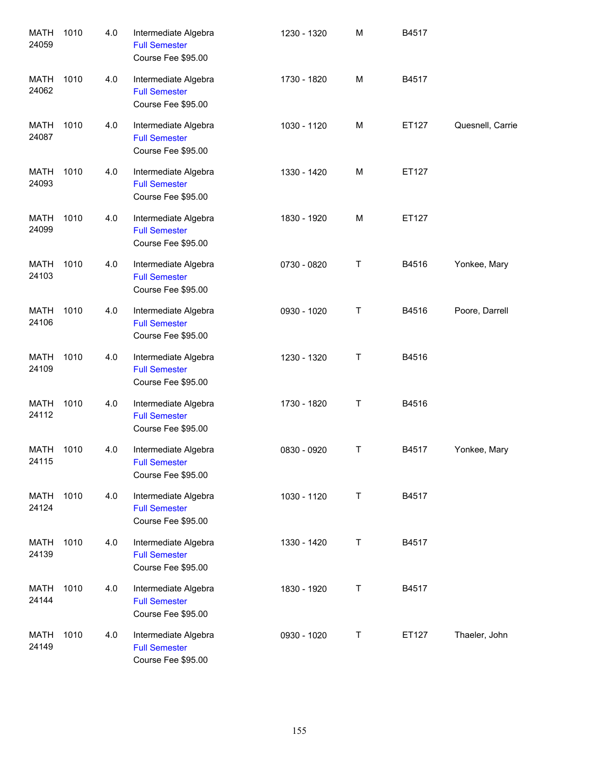| | | | | | | | |
|---|---|---|---|---|---|---|---|
| MATH 24059 | 1010 | 4.0 | Intermediate Algebra<br>Full Semester<br>Course Fee $95.00 | 1230 - 1320 | M | B4517 | |
| MATH 24062 | 1010 | 4.0 | Intermediate Algebra<br>Full Semester<br>Course Fee $95.00 | 1730 - 1820 | M | B4517 | |
| MATH 24087 | 1010 | 4.0 | Intermediate Algebra<br>Full Semester<br>Course Fee $95.00 | 1030 - 1120 | M | ET127 | Quesnell, Carrie |
| MATH 24093 | 1010 | 4.0 | Intermediate Algebra<br>Full Semester<br>Course Fee $95.00 | 1330 - 1420 | M | ET127 | |
| MATH 24099 | 1010 | 4.0 | Intermediate Algebra<br>Full Semester<br>Course Fee $95.00 | 1830 - 1920 | M | ET127 | |
| MATH 24103 | 1010 | 4.0 | Intermediate Algebra<br>Full Semester<br>Course Fee $95.00 | 0730 - 0820 | T | B4516 | Yonkee, Mary |
| MATH 24106 | 1010 | 4.0 | Intermediate Algebra<br>Full Semester<br>Course Fee $95.00 | 0930 - 1020 | T | B4516 | Poore, Darrell |
| MATH 24109 | 1010 | 4.0 | Intermediate Algebra<br>Full Semester<br>Course Fee $95.00 | 1230 - 1320 | T | B4516 | |
| MATH 24112 | 1010 | 4.0 | Intermediate Algebra<br>Full Semester<br>Course Fee $95.00 | 1730 - 1820 | T | B4516 | |
| MATH 24115 | 1010 | 4.0 | Intermediate Algebra<br>Full Semester<br>Course Fee $95.00 | 0830 - 0920 | T | B4517 | Yonkee, Mary |
| MATH 24124 | 1010 | 4.0 | Intermediate Algebra<br>Full Semester<br>Course Fee $95.00 | 1030 - 1120 | T | B4517 | |
| MATH 24139 | 1010 | 4.0 | Intermediate Algebra<br>Full Semester<br>Course Fee $95.00 | 1330 - 1420 | T | B4517 | |
| MATH 24144 | 1010 | 4.0 | Intermediate Algebra<br>Full Semester<br>Course Fee $95.00 | 1830 - 1920 | T | B4517 | |
| MATH 24149 | 1010 | 4.0 | Intermediate Algebra<br>Full Semester<br>Course Fee $95.00 | 0930 - 1020 | T | ET127 | Thaeler, John |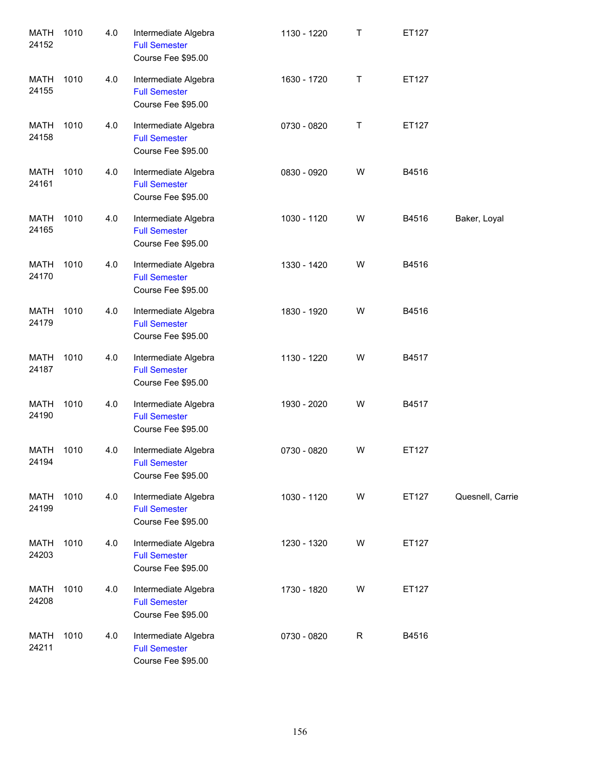| | | | | | | | |
|---|---|---|---|---|---|---|---|
| MATH 24152 | 1010 | 4.0 | Intermediate Algebra<br>Full Semester<br>Course Fee $95.00 | 1130 - 1220 | T | ET127 | |
| MATH 24155 | 1010 | 4.0 | Intermediate Algebra<br>Full Semester<br>Course Fee $95.00 | 1630 - 1720 | T | ET127 | |
| MATH 24158 | 1010 | 4.0 | Intermediate Algebra<br>Full Semester<br>Course Fee $95.00 | 0730 - 0820 | T | ET127 | |
| MATH 24161 | 1010 | 4.0 | Intermediate Algebra<br>Full Semester<br>Course Fee $95.00 | 0830 - 0920 | W | B4516 | |
| MATH 24165 | 1010 | 4.0 | Intermediate Algebra<br>Full Semester<br>Course Fee $95.00 | 1030 - 1120 | W | B4516 | Baker, Loyal |
| MATH 24170 | 1010 | 4.0 | Intermediate Algebra<br>Full Semester<br>Course Fee $95.00 | 1330 - 1420 | W | B4516 | |
| MATH 24179 | 1010 | 4.0 | Intermediate Algebra<br>Full Semester<br>Course Fee $95.00 | 1830 - 1920 | W | B4516 | |
| MATH 24187 | 1010 | 4.0 | Intermediate Algebra<br>Full Semester<br>Course Fee $95.00 | 1130 - 1220 | W | B4517 | |
| MATH 24190 | 1010 | 4.0 | Intermediate Algebra<br>Full Semester<br>Course Fee $95.00 | 1930 - 2020 | W | B4517 | |
| MATH 24194 | 1010 | 4.0 | Intermediate Algebra<br>Full Semester<br>Course Fee $95.00 | 0730 - 0820 | W | ET127 | |
| MATH 24199 | 1010 | 4.0 | Intermediate Algebra<br>Full Semester<br>Course Fee $95.00 | 1030 - 1120 | W | ET127 | Quesnell, Carrie |
| MATH 24203 | 1010 | 4.0 | Intermediate Algebra<br>Full Semester<br>Course Fee $95.00 | 1230 - 1320 | W | ET127 | |
| MATH 24208 | 1010 | 4.0 | Intermediate Algebra<br>Full Semester<br>Course Fee $95.00 | 1730 - 1820 | W | ET127 | |
| MATH 24211 | 1010 | 4.0 | Intermediate Algebra<br>Full Semester<br>Course Fee $95.00 | 0730 - 0820 | R | B4516 | |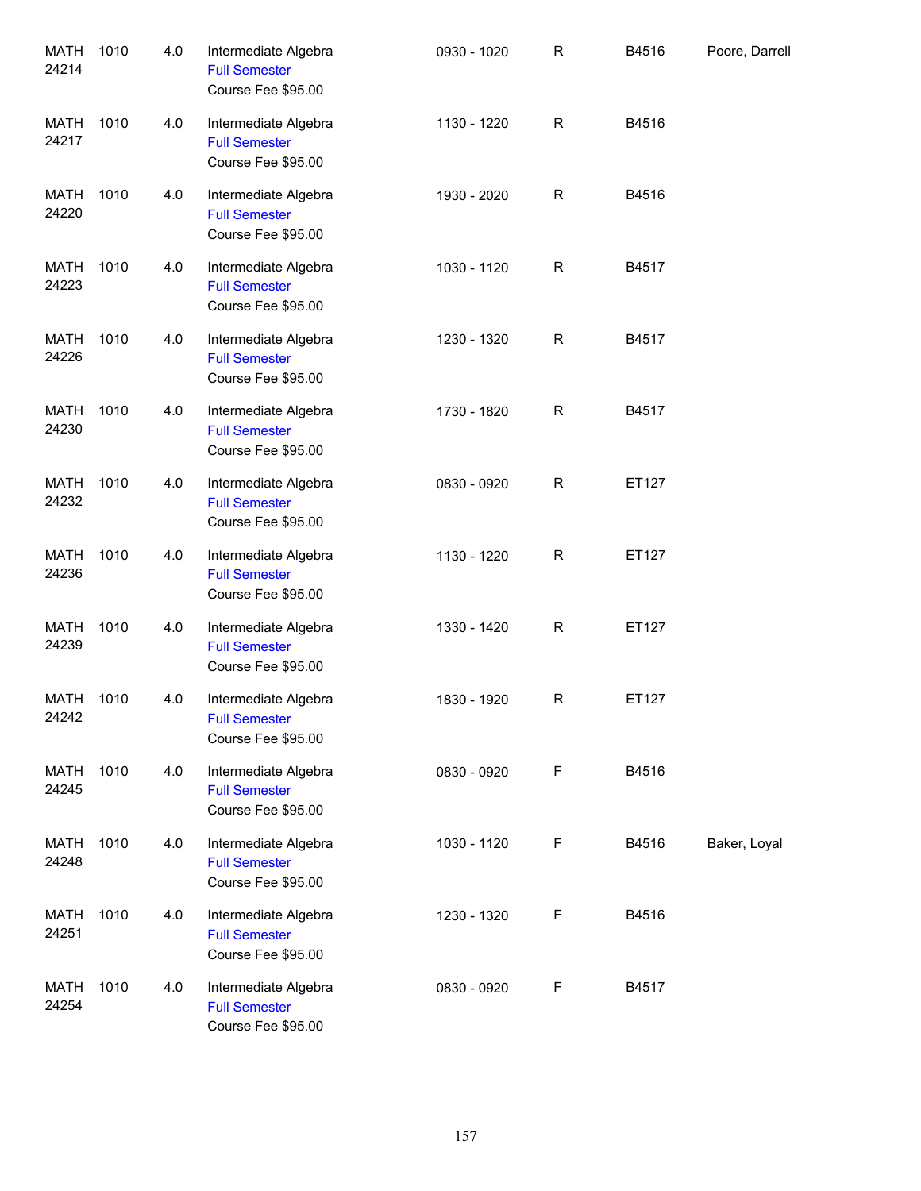| | | | | | | | |
|---|---|---|---|---|---|---|---|
| MATH 24214 | 1010 | 4.0 | Intermediate Algebra<br>Full Semester<br>Course Fee $95.00 | 0930 - 1020 | R | B4516 | Poore, Darrell |
| MATH 24217 | 1010 | 4.0 | Intermediate Algebra<br>Full Semester<br>Course Fee $95.00 | 1130 - 1220 | R | B4516 | |
| MATH 24220 | 1010 | 4.0 | Intermediate Algebra<br>Full Semester<br>Course Fee $95.00 | 1930 - 2020 | R | B4516 | |
| MATH 24223 | 1010 | 4.0 | Intermediate Algebra<br>Full Semester<br>Course Fee $95.00 | 1030 - 1120 | R | B4517 | |
| MATH 24226 | 1010 | 4.0 | Intermediate Algebra<br>Full Semester<br>Course Fee $95.00 | 1230 - 1320 | R | B4517 | |
| MATH 24230 | 1010 | 4.0 | Intermediate Algebra<br>Full Semester<br>Course Fee $95.00 | 1730 - 1820 | R | B4517 | |
| MATH 24232 | 1010 | 4.0 | Intermediate Algebra<br>Full Semester<br>Course Fee $95.00 | 0830 - 0920 | R | ET127 | |
| MATH 24236 | 1010 | 4.0 | Intermediate Algebra<br>Full Semester<br>Course Fee $95.00 | 1130 - 1220 | R | ET127 | |
| MATH 24239 | 1010 | 4.0 | Intermediate Algebra<br>Full Semester<br>Course Fee $95.00 | 1330 - 1420 | R | ET127 | |
| MATH 24242 | 1010 | 4.0 | Intermediate Algebra<br>Full Semester<br>Course Fee $95.00 | 1830 - 1920 | R | ET127 | |
| MATH 24245 | 1010 | 4.0 | Intermediate Algebra<br>Full Semester<br>Course Fee $95.00 | 0830 - 0920 | F | B4516 | |
| MATH 24248 | 1010 | 4.0 | Intermediate Algebra<br>Full Semester<br>Course Fee $95.00 | 1030 - 1120 | F | B4516 | Baker, Loyal |
| MATH 24251 | 1010 | 4.0 | Intermediate Algebra<br>Full Semester<br>Course Fee $95.00 | 1230 - 1320 | F | B4516 | |
| MATH 24254 | 1010 | 4.0 | Intermediate Algebra<br>Full Semester<br>Course Fee $95.00 | 0830 - 0920 | F | B4517 | |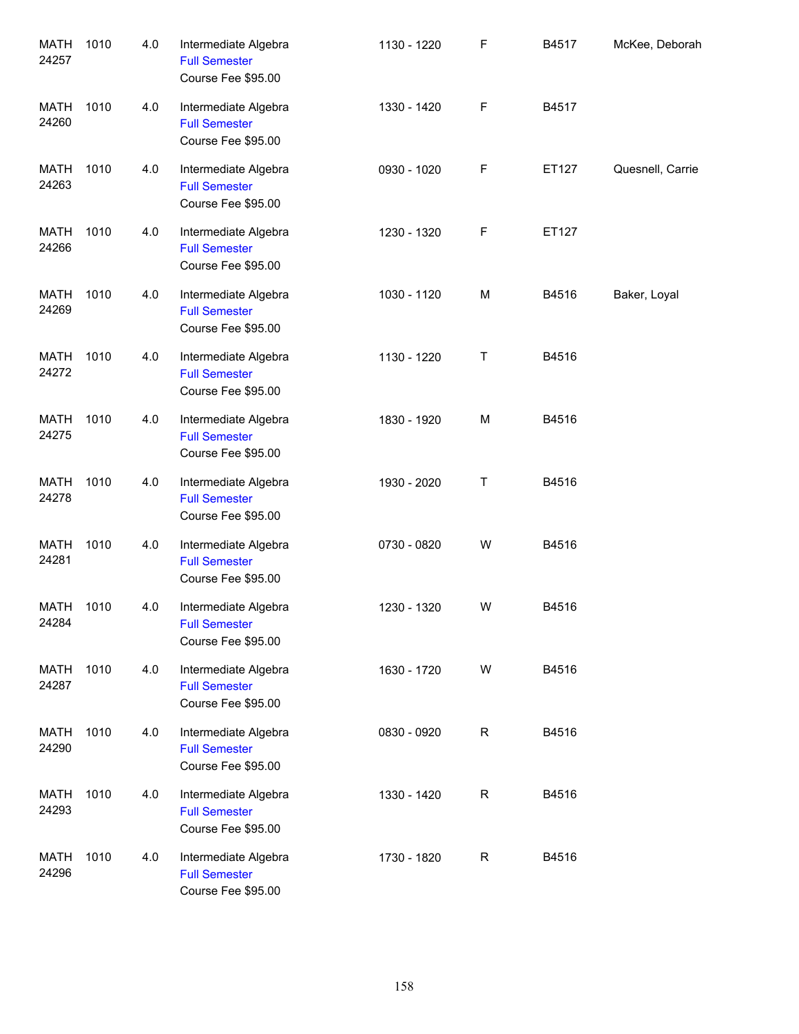| | | | | | | | |
|---|---|---|---|---|---|---|---|
| MATH 24257 | 1010 | 4.0 | Intermediate Algebra<br>Full Semester<br>Course Fee $95.00 | 1130 - 1220 | F | B4517 | McKee, Deborah |
| MATH 24260 | 1010 | 4.0 | Intermediate Algebra<br>Full Semester<br>Course Fee $95.00 | 1330 - 1420 | F | B4517 | |
| MATH 24263 | 1010 | 4.0 | Intermediate Algebra<br>Full Semester<br>Course Fee $95.00 | 0930 - 1020 | F | ET127 | Quesnell, Carrie |
| MATH 24266 | 1010 | 4.0 | Intermediate Algebra<br>Full Semester<br>Course Fee $95.00 | 1230 - 1320 | F | ET127 | |
| MATH 24269 | 1010 | 4.0 | Intermediate Algebra<br>Full Semester<br>Course Fee $95.00 | 1030 - 1120 | M | B4516 | Baker, Loyal |
| MATH 24272 | 1010 | 4.0 | Intermediate Algebra<br>Full Semester<br>Course Fee $95.00 | 1130 - 1220 | T | B4516 | |
| MATH 24275 | 1010 | 4.0 | Intermediate Algebra<br>Full Semester<br>Course Fee $95.00 | 1830 - 1920 | M | B4516 | |
| MATH 24278 | 1010 | 4.0 | Intermediate Algebra<br>Full Semester<br>Course Fee $95.00 | 1930 - 2020 | T | B4516 | |
| MATH 24281 | 1010 | 4.0 | Intermediate Algebra<br>Full Semester<br>Course Fee $95.00 | 0730 - 0820 | W | B4516 | |
| MATH 24284 | 1010 | 4.0 | Intermediate Algebra<br>Full Semester<br>Course Fee $95.00 | 1230 - 1320 | W | B4516 | |
| MATH 24287 | 1010 | 4.0 | Intermediate Algebra<br>Full Semester<br>Course Fee $95.00 | 1630 - 1720 | W | B4516 | |
| MATH 24290 | 1010 | 4.0 | Intermediate Algebra<br>Full Semester<br>Course Fee $95.00 | 0830 - 0920 | R | B4516 | |
| MATH 24293 | 1010 | 4.0 | Intermediate Algebra<br>Full Semester<br>Course Fee $95.00 | 1330 - 1420 | R | B4516 | |
| MATH 24296 | 1010 | 4.0 | Intermediate Algebra<br>Full Semester<br>Course Fee $95.00 | 1730 - 1820 | R | B4516 | |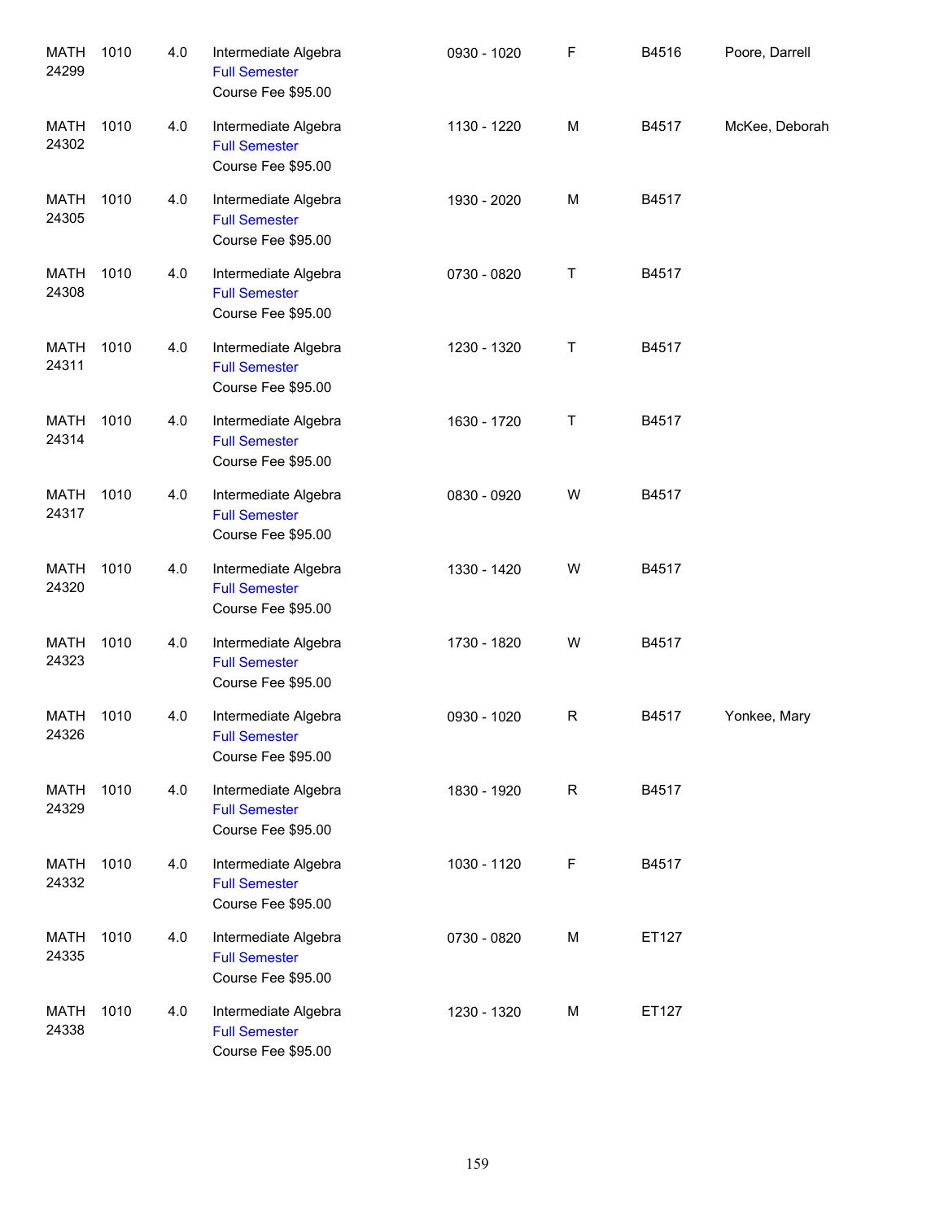| | | | | | | | |
|---|---|---|---|---|---|---|---|
| MATH 24299 | 1010 | 4.0 | Intermediate Algebra<br>Full Semester<br>Course Fee $95.00 | 0930 - 1020 | F | B4516 | Poore, Darrell |
| MATH 24302 | 1010 | 4.0 | Intermediate Algebra<br>Full Semester<br>Course Fee $95.00 | 1130 - 1220 | M | B4517 | McKee, Deborah |
| MATH 24305 | 1010 | 4.0 | Intermediate Algebra<br>Full Semester<br>Course Fee $95.00 | 1930 - 2020 | M | B4517 | |
| MATH 24308 | 1010 | 4.0 | Intermediate Algebra<br>Full Semester<br>Course Fee $95.00 | 0730 - 0820 | T | B4517 | |
| MATH 24311 | 1010 | 4.0 | Intermediate Algebra<br>Full Semester<br>Course Fee $95.00 | 1230 - 1320 | T | B4517 | |
| MATH 24314 | 1010 | 4.0 | Intermediate Algebra<br>Full Semester<br>Course Fee $95.00 | 1630 - 1720 | T | B4517 | |
| MATH 24317 | 1010 | 4.0 | Intermediate Algebra<br>Full Semester<br>Course Fee $95.00 | 0830 - 0920 | W | B4517 | |
| MATH 24320 | 1010 | 4.0 | Intermediate Algebra<br>Full Semester<br>Course Fee $95.00 | 1330 - 1420 | W | B4517 | |
| MATH 24323 | 1010 | 4.0 | Intermediate Algebra<br>Full Semester<br>Course Fee $95.00 | 1730 - 1820 | W | B4517 | |
| MATH 24326 | 1010 | 4.0 | Intermediate Algebra<br>Full Semester<br>Course Fee $95.00 | 0930 - 1020 | R | B4517 | Yonkee, Mary |
| MATH 24329 | 1010 | 4.0 | Intermediate Algebra<br>Full Semester<br>Course Fee $95.00 | 1830 - 1920 | R | B4517 | |
| MATH 24332 | 1010 | 4.0 | Intermediate Algebra<br>Full Semester<br>Course Fee $95.00 | 1030 - 1120 | F | B4517 | |
| MATH 24335 | 1010 | 4.0 | Intermediate Algebra<br>Full Semester<br>Course Fee $95.00 | 0730 - 0820 | M | ET127 | |
| MATH 24338 | 1010 | 4.0 | Intermediate Algebra<br>Full Semester<br>Course Fee $95.00 | 1230 - 1320 | M | ET127 | |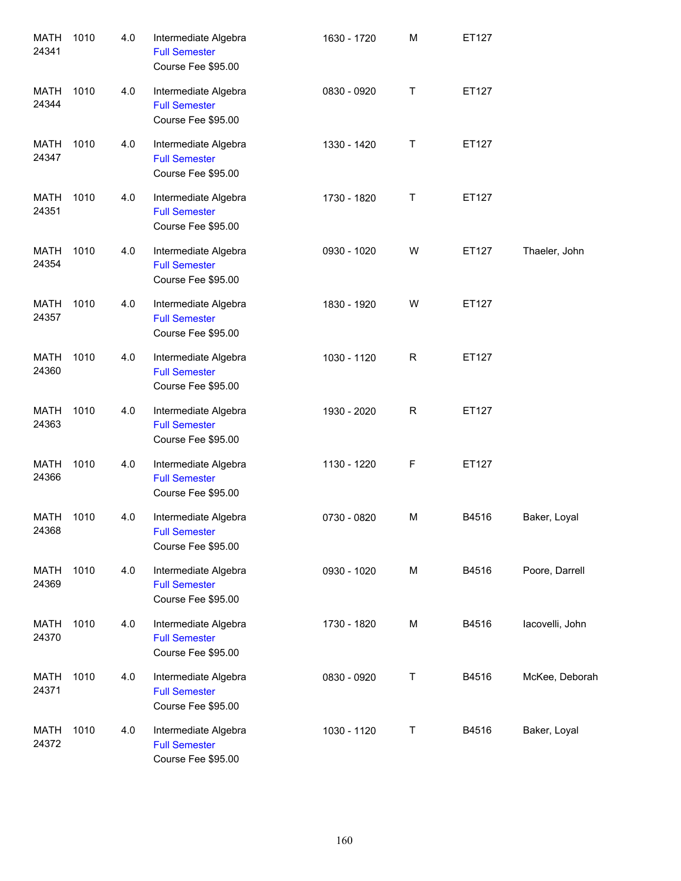| | | | | | | | |
|---|---|---|---|---|---|---|---|
| MATH 24341 | 1010 | 4.0 | Intermediate Algebra<br>Full Semester<br>Course Fee $95.00 | 1630 - 1720 | M | ET127 | |
| MATH 24344 | 1010 | 4.0 | Intermediate Algebra<br>Full Semester<br>Course Fee $95.00 | 0830 - 0920 | T | ET127 | |
| MATH 24347 | 1010 | 4.0 | Intermediate Algebra<br>Full Semester<br>Course Fee $95.00 | 1330 - 1420 | T | ET127 | |
| MATH 24351 | 1010 | 4.0 | Intermediate Algebra<br>Full Semester<br>Course Fee $95.00 | 1730 - 1820 | T | ET127 | |
| MATH 24354 | 1010 | 4.0 | Intermediate Algebra<br>Full Semester<br>Course Fee $95.00 | 0930 - 1020 | W | ET127 | Thaeler, John |
| MATH 24357 | 1010 | 4.0 | Intermediate Algebra<br>Full Semester<br>Course Fee $95.00 | 1830 - 1920 | W | ET127 | |
| MATH 24360 | 1010 | 4.0 | Intermediate Algebra<br>Full Semester<br>Course Fee $95.00 | 1030 - 1120 | R | ET127 | |
| MATH 24363 | 1010 | 4.0 | Intermediate Algebra<br>Full Semester<br>Course Fee $95.00 | 1930 - 2020 | R | ET127 | |
| MATH 24366 | 1010 | 4.0 | Intermediate Algebra<br>Full Semester<br>Course Fee $95.00 | 1130 - 1220 | F | ET127 | |
| MATH 24368 | 1010 | 4.0 | Intermediate Algebra<br>Full Semester<br>Course Fee $95.00 | 0730 - 0820 | M | B4516 | Baker, Loyal |
| MATH 24369 | 1010 | 4.0 | Intermediate Algebra<br>Full Semester<br>Course Fee $95.00 | 0930 - 1020 | M | B4516 | Poore, Darrell |
| MATH 24370 | 1010 | 4.0 | Intermediate Algebra<br>Full Semester<br>Course Fee $95.00 | 1730 - 1820 | M | B4516 | Iacovelli, John |
| MATH 24371 | 1010 | 4.0 | Intermediate Algebra<br>Full Semester<br>Course Fee $95.00 | 0830 - 0920 | T | B4516 | McKee, Deborah |
| MATH 24372 | 1010 | 4.0 | Intermediate Algebra<br>Full Semester<br>Course Fee $95.00 | 1030 - 1120 | T | B4516 | Baker, Loyal |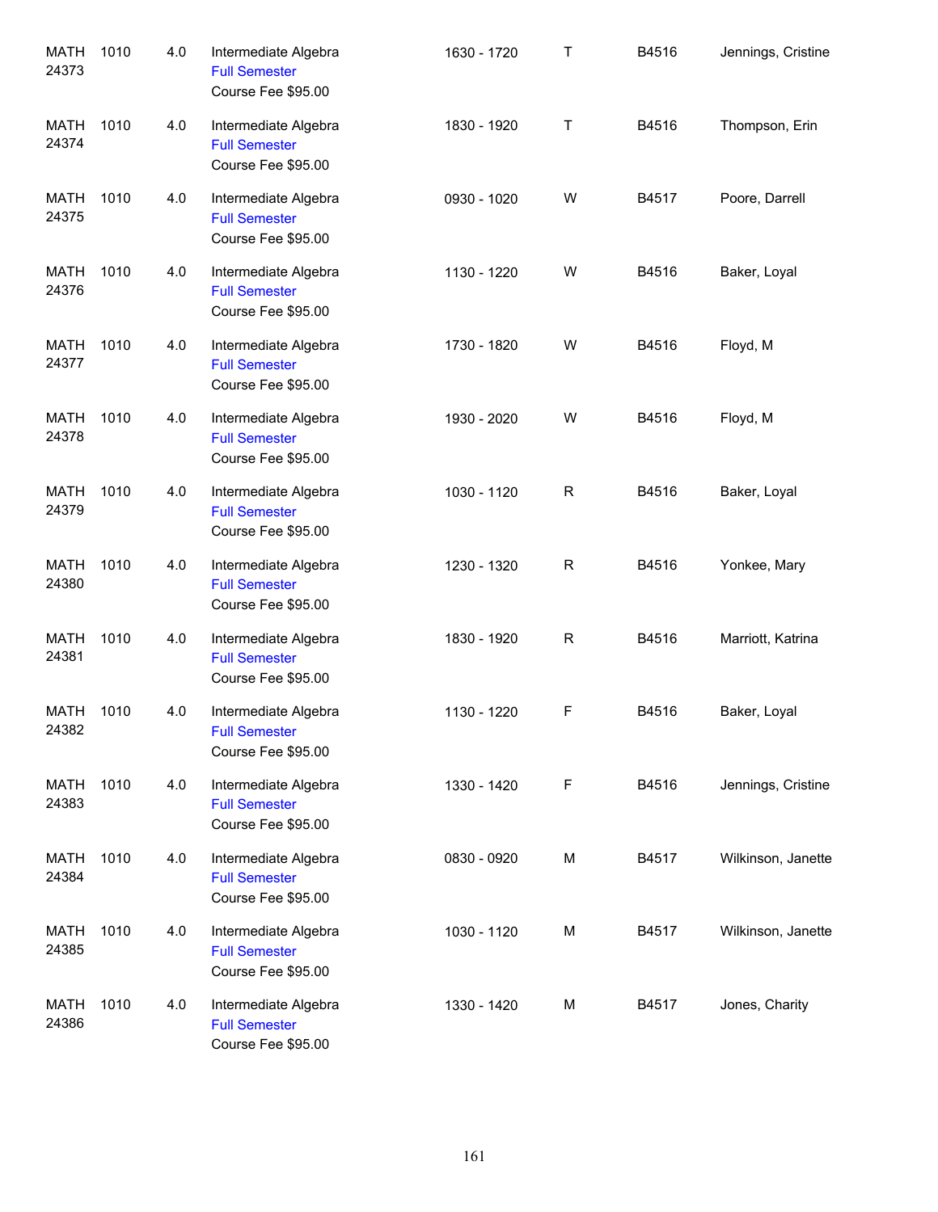| | | | | | | | |
|---|---|---|---|---|---|---|---|
| MATH 24373 | 1010 | 4.0 | Intermediate Algebra<br>Full Semester<br>Course Fee $95.00 | 1630 - 1720 | T | B4516 | Jennings, Cristine |
| MATH 24374 | 1010 | 4.0 | Intermediate Algebra<br>Full Semester<br>Course Fee $95.00 | 1830 - 1920 | T | B4516 | Thompson, Erin |
| MATH 24375 | 1010 | 4.0 | Intermediate Algebra<br>Full Semester<br>Course Fee $95.00 | 0930 - 1020 | W | B4517 | Poore, Darrell |
| MATH 24376 | 1010 | 4.0 | Intermediate Algebra<br>Full Semester<br>Course Fee $95.00 | 1130 - 1220 | W | B4516 | Baker, Loyal |
| MATH 24377 | 1010 | 4.0 | Intermediate Algebra<br>Full Semester<br>Course Fee $95.00 | 1730 - 1820 | W | B4516 | Floyd, M |
| MATH 24378 | 1010 | 4.0 | Intermediate Algebra<br>Full Semester<br>Course Fee $95.00 | 1930 - 2020 | W | B4516 | Floyd, M |
| MATH 24379 | 1010 | 4.0 | Intermediate Algebra<br>Full Semester<br>Course Fee $95.00 | 1030 - 1120 | R | B4516 | Baker, Loyal |
| MATH 24380 | 1010 | 4.0 | Intermediate Algebra<br>Full Semester<br>Course Fee $95.00 | 1230 - 1320 | R | B4516 | Yonkee, Mary |
| MATH 24381 | 1010 | 4.0 | Intermediate Algebra<br>Full Semester<br>Course Fee $95.00 | 1830 - 1920 | R | B4516 | Marriott, Katrina |
| MATH 24382 | 1010 | 4.0 | Intermediate Algebra<br>Full Semester<br>Course Fee $95.00 | 1130 - 1220 | F | B4516 | Baker, Loyal |
| MATH 24383 | 1010 | 4.0 | Intermediate Algebra<br>Full Semester<br>Course Fee $95.00 | 1330 - 1420 | F | B4516 | Jennings, Cristine |
| MATH 24384 | 1010 | 4.0 | Intermediate Algebra<br>Full Semester<br>Course Fee $95.00 | 0830 - 0920 | M | B4517 | Wilkinson, Janette |
| MATH 24385 | 1010 | 4.0 | Intermediate Algebra<br>Full Semester<br>Course Fee $95.00 | 1030 - 1120 | M | B4517 | Wilkinson, Janette |
| MATH 24386 | 1010 | 4.0 | Intermediate Algebra<br>Full Semester<br>Course Fee $95.00 | 1330 - 1420 | M | B4517 | Jones, Charity |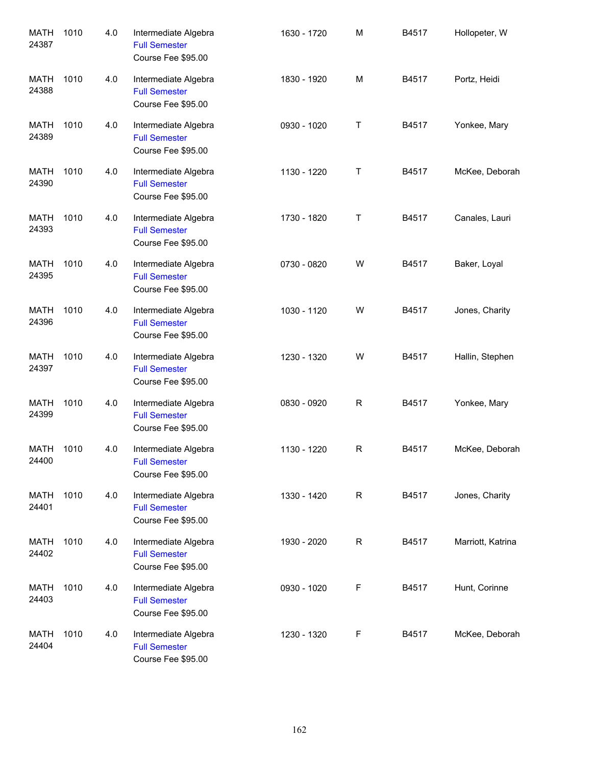| | | | | | | | |
|---|---|---|---|---|---|---|---|
| MATH 24387 | 1010 | 4.0 | Intermediate Algebra<br>Full Semester<br>Course Fee $95.00 | 1630 - 1720 | M | B4517 | Hollopeter, W |
| MATH 24388 | 1010 | 4.0 | Intermediate Algebra<br>Full Semester<br>Course Fee $95.00 | 1830 - 1920 | M | B4517 | Portz, Heidi |
| MATH 24389 | 1010 | 4.0 | Intermediate Algebra<br>Full Semester<br>Course Fee $95.00 | 0930 - 1020 | T | B4517 | Yonkee, Mary |
| MATH 24390 | 1010 | 4.0 | Intermediate Algebra<br>Full Semester<br>Course Fee $95.00 | 1130 - 1220 | T | B4517 | McKee, Deborah |
| MATH 24393 | 1010 | 4.0 | Intermediate Algebra<br>Full Semester<br>Course Fee $95.00 | 1730 - 1820 | T | B4517 | Canales, Lauri |
| MATH 24395 | 1010 | 4.0 | Intermediate Algebra<br>Full Semester<br>Course Fee $95.00 | 0730 - 0820 | W | B4517 | Baker, Loyal |
| MATH 24396 | 1010 | 4.0 | Intermediate Algebra<br>Full Semester<br>Course Fee $95.00 | 1030 - 1120 | W | B4517 | Jones, Charity |
| MATH 24397 | 1010 | 4.0 | Intermediate Algebra<br>Full Semester<br>Course Fee $95.00 | 1230 - 1320 | W | B4517 | Hallin, Stephen |
| MATH 24399 | 1010 | 4.0 | Intermediate Algebra<br>Full Semester<br>Course Fee $95.00 | 0830 - 0920 | R | B4517 | Yonkee, Mary |
| MATH 24400 | 1010 | 4.0 | Intermediate Algebra<br>Full Semester<br>Course Fee $95.00 | 1130 - 1220 | R | B4517 | McKee, Deborah |
| MATH 24401 | 1010 | 4.0 | Intermediate Algebra<br>Full Semester<br>Course Fee $95.00 | 1330 - 1420 | R | B4517 | Jones, Charity |
| MATH 24402 | 1010 | 4.0 | Intermediate Algebra<br>Full Semester<br>Course Fee $95.00 | 1930 - 2020 | R | B4517 | Marriott, Katrina |
| MATH 24403 | 1010 | 4.0 | Intermediate Algebra<br>Full Semester<br>Course Fee $95.00 | 0930 - 1020 | F | B4517 | Hunt, Corinne |
| MATH 24404 | 1010 | 4.0 | Intermediate Algebra<br>Full Semester<br>Course Fee $95.00 | 1230 - 1320 | F | B4517 | McKee, Deborah |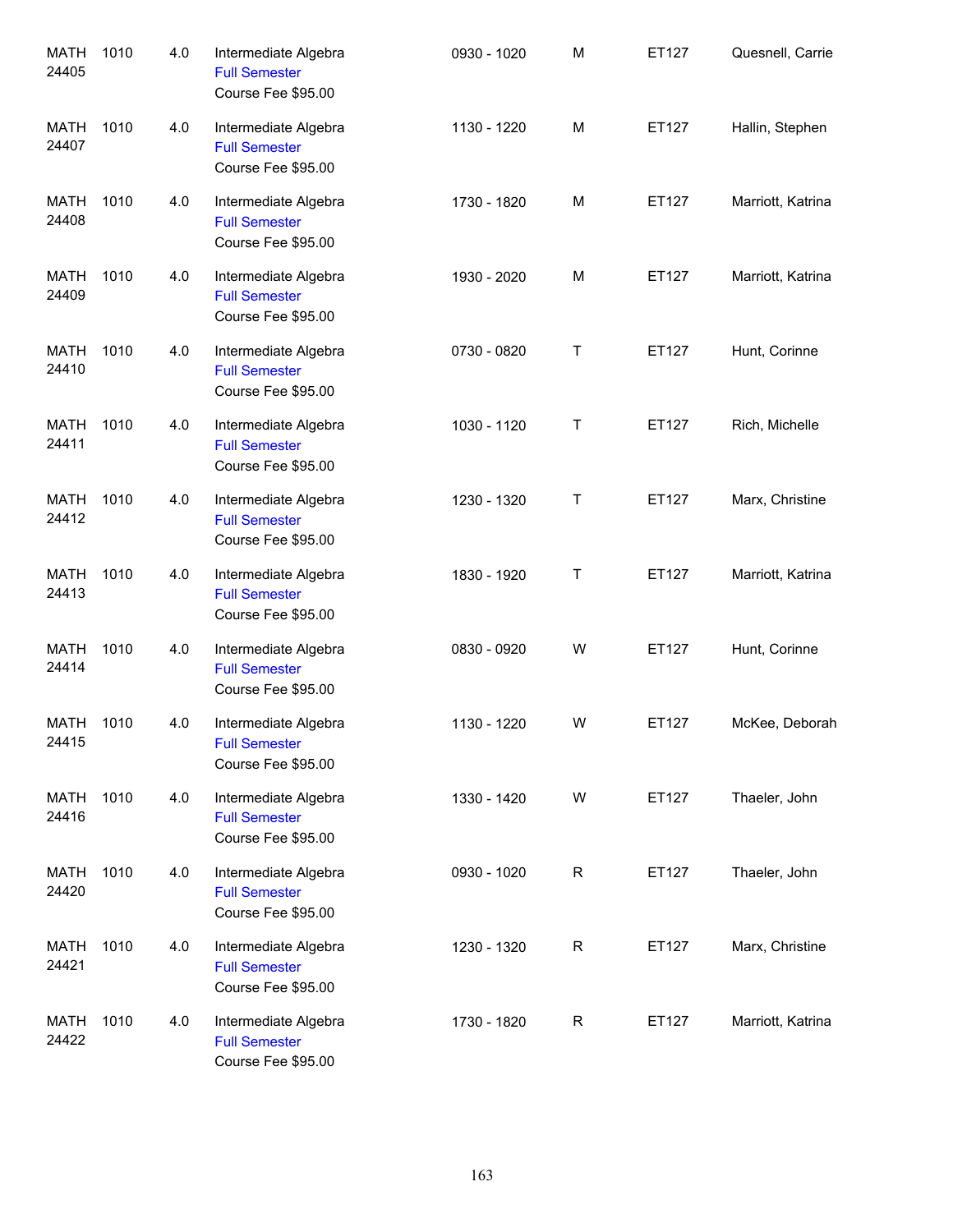| | | | | | | | |
|---|---|---|---|---|---|---|---|
| MATH 24405 | 1010 | 4.0 | Intermediate Algebra<br>Full Semester<br>Course Fee $95.00 | 0930 - 1020 | M | ET127 | Quesnell, Carrie |
| MATH 24407 | 1010 | 4.0 | Intermediate Algebra<br>Full Semester<br>Course Fee $95.00 | 1130 - 1220 | M | ET127 | Hallin, Stephen |
| MATH 24408 | 1010 | 4.0 | Intermediate Algebra<br>Full Semester<br>Course Fee $95.00 | 1730 - 1820 | M | ET127 | Marriott, Katrina |
| MATH 24409 | 1010 | 4.0 | Intermediate Algebra<br>Full Semester<br>Course Fee $95.00 | 1930 - 2020 | M | ET127 | Marriott, Katrina |
| MATH 24410 | 1010 | 4.0 | Intermediate Algebra<br>Full Semester<br>Course Fee $95.00 | 0730 - 0820 | T | ET127 | Hunt, Corinne |
| MATH 24411 | 1010 | 4.0 | Intermediate Algebra<br>Full Semester<br>Course Fee $95.00 | 1030 - 1120 | T | ET127 | Rich, Michelle |
| MATH 24412 | 1010 | 4.0 | Intermediate Algebra<br>Full Semester<br>Course Fee $95.00 | 1230 - 1320 | T | ET127 | Marx, Christine |
| MATH 24413 | 1010 | 4.0 | Intermediate Algebra<br>Full Semester<br>Course Fee $95.00 | 1830 - 1920 | T | ET127 | Marriott, Katrina |
| MATH 24414 | 1010 | 4.0 | Intermediate Algebra<br>Full Semester<br>Course Fee $95.00 | 0830 - 0920 | W | ET127 | Hunt, Corinne |
| MATH 24415 | 1010 | 4.0 | Intermediate Algebra<br>Full Semester<br>Course Fee $95.00 | 1130 - 1220 | W | ET127 | McKee, Deborah |
| MATH 24416 | 1010 | 4.0 | Intermediate Algebra<br>Full Semester<br>Course Fee $95.00 | 1330 - 1420 | W | ET127 | Thaeler, John |
| MATH 24420 | 1010 | 4.0 | Intermediate Algebra<br>Full Semester<br>Course Fee $95.00 | 0930 - 1020 | R | ET127 | Thaeler, John |
| MATH 24421 | 1010 | 4.0 | Intermediate Algebra<br>Full Semester<br>Course Fee $95.00 | 1230 - 1320 | R | ET127 | Marx, Christine |
| MATH 24422 | 1010 | 4.0 | Intermediate Algebra<br>Full Semester<br>Course Fee $95.00 | 1730 - 1820 | R | ET127 | Marriott, Katrina |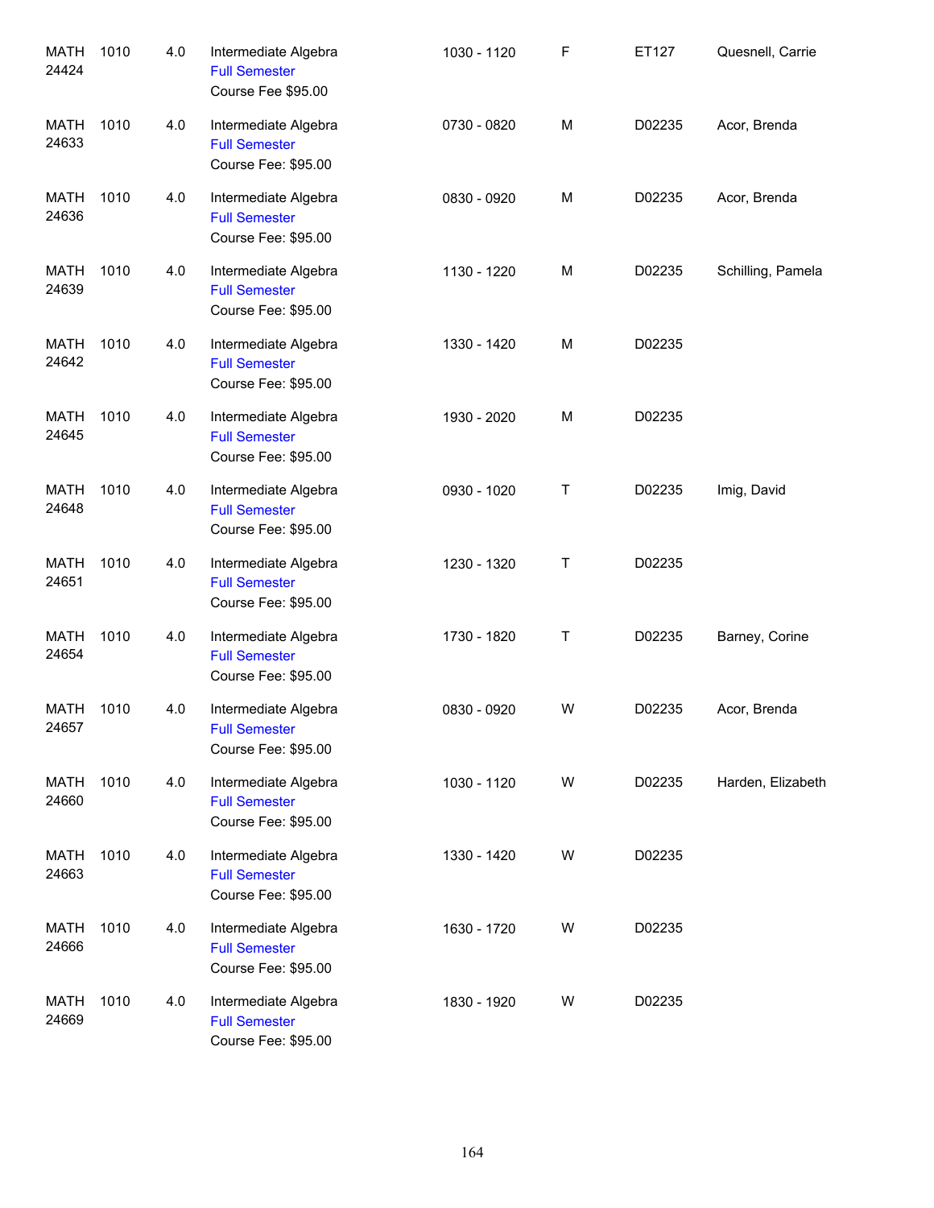| | | | | | | | |
|---|---|---|---|---|---|---|---|
| MATH 24424 | 1010 | 4.0 | Intermediate Algebra<br>Full Semester<br>Course Fee $95.00 | 1030 - 1120 | F | ET127 | Quesnell, Carrie |
| MATH 24633 | 1010 | 4.0 | Intermediate Algebra<br>Full Semester<br>Course Fee: $95.00 | 0730 - 0820 | M | D02235 | Acor, Brenda |
| MATH 24636 | 1010 | 4.0 | Intermediate Algebra<br>Full Semester<br>Course Fee: $95.00 | 0830 - 0920 | M | D02235 | Acor, Brenda |
| MATH 24639 | 1010 | 4.0 | Intermediate Algebra<br>Full Semester<br>Course Fee: $95.00 | 1130 - 1220 | M | D02235 | Schilling, Pamela |
| MATH 24642 | 1010 | 4.0 | Intermediate Algebra<br>Full Semester<br>Course Fee: $95.00 | 1330 - 1420 | M | D02235 | |
| MATH 24645 | 1010 | 4.0 | Intermediate Algebra<br>Full Semester<br>Course Fee: $95.00 | 1930 - 2020 | M | D02235 | |
| MATH 24648 | 1010 | 4.0 | Intermediate Algebra<br>Full Semester<br>Course Fee: $95.00 | 0930 - 1020 | T | D02235 | Imig, David |
| MATH 24651 | 1010 | 4.0 | Intermediate Algebra<br>Full Semester<br>Course Fee: $95.00 | 1230 - 1320 | T | D02235 | |
| MATH 24654 | 1010 | 4.0 | Intermediate Algebra<br>Full Semester<br>Course Fee: $95.00 | 1730 - 1820 | T | D02235 | Barney, Corine |
| MATH 24657 | 1010 | 4.0 | Intermediate Algebra<br>Full Semester<br>Course Fee: $95.00 | 0830 - 0920 | W | D02235 | Acor, Brenda |
| MATH 24660 | 1010 | 4.0 | Intermediate Algebra<br>Full Semester<br>Course Fee: $95.00 | 1030 - 1120 | W | D02235 | Harden, Elizabeth |
| MATH 24663 | 1010 | 4.0 | Intermediate Algebra<br>Full Semester<br>Course Fee: $95.00 | 1330 - 1420 | W | D02235 | |
| MATH 24666 | 1010 | 4.0 | Intermediate Algebra<br>Full Semester<br>Course Fee: $95.00 | 1630 - 1720 | W | D02235 | |
| MATH 24669 | 1010 | 4.0 | Intermediate Algebra<br>Full Semester<br>Course Fee: $95.00 | 1830 - 1920 | W | D02235 | |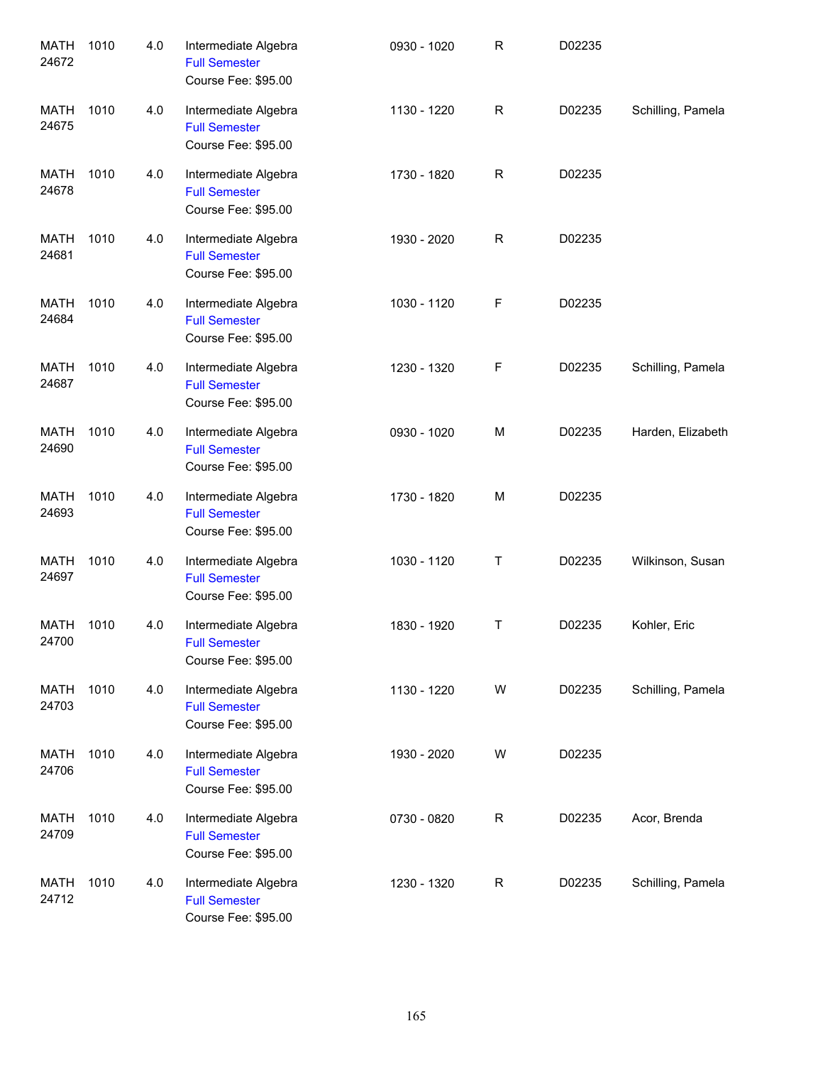| | | | | | | | |
|---|---|---|---|---|---|---|---|
| MATH 24672 | 1010 | 4.0 | Intermediate Algebra<br>Full Semester<br>Course Fee: $95.00 | 0930 - 1020 | R | D02235 | |
| MATH 24675 | 1010 | 4.0 | Intermediate Algebra<br>Full Semester<br>Course Fee: $95.00 | 1130 - 1220 | R | D02235 | Schilling, Pamela |
| MATH 24678 | 1010 | 4.0 | Intermediate Algebra<br>Full Semester<br>Course Fee: $95.00 | 1730 - 1820 | R | D02235 | |
| MATH 24681 | 1010 | 4.0 | Intermediate Algebra<br>Full Semester<br>Course Fee: $95.00 | 1930 - 2020 | R | D02235 | |
| MATH 24684 | 1010 | 4.0 | Intermediate Algebra<br>Full Semester<br>Course Fee: $95.00 | 1030 - 1120 | F | D02235 | |
| MATH 24687 | 1010 | 4.0 | Intermediate Algebra<br>Full Semester<br>Course Fee: $95.00 | 1230 - 1320 | F | D02235 | Schilling, Pamela |
| MATH 24690 | 1010 | 4.0 | Intermediate Algebra<br>Full Semester<br>Course Fee: $95.00 | 0930 - 1020 | M | D02235 | Harden, Elizabeth |
| MATH 24693 | 1010 | 4.0 | Intermediate Algebra<br>Full Semester<br>Course Fee: $95.00 | 1730 - 1820 | M | D02235 | |
| MATH 24697 | 1010 | 4.0 | Intermediate Algebra<br>Full Semester<br>Course Fee: $95.00 | 1030 - 1120 | T | D02235 | Wilkinson, Susan |
| MATH 24700 | 1010 | 4.0 | Intermediate Algebra<br>Full Semester<br>Course Fee: $95.00 | 1830 - 1920 | T | D02235 | Kohler, Eric |
| MATH 24703 | 1010 | 4.0 | Intermediate Algebra<br>Full Semester<br>Course Fee: $95.00 | 1130 - 1220 | W | D02235 | Schilling, Pamela |
| MATH 24706 | 1010 | 4.0 | Intermediate Algebra<br>Full Semester<br>Course Fee: $95.00 | 1930 - 2020 | W | D02235 | |
| MATH 24709 | 1010 | 4.0 | Intermediate Algebra<br>Full Semester<br>Course Fee: $95.00 | 0730 - 0820 | R | D02235 | Acor, Brenda |
| MATH 24712 | 1010 | 4.0 | Intermediate Algebra<br>Full Semester<br>Course Fee: $95.00 | 1230 - 1320 | R | D02235 | Schilling, Pamela |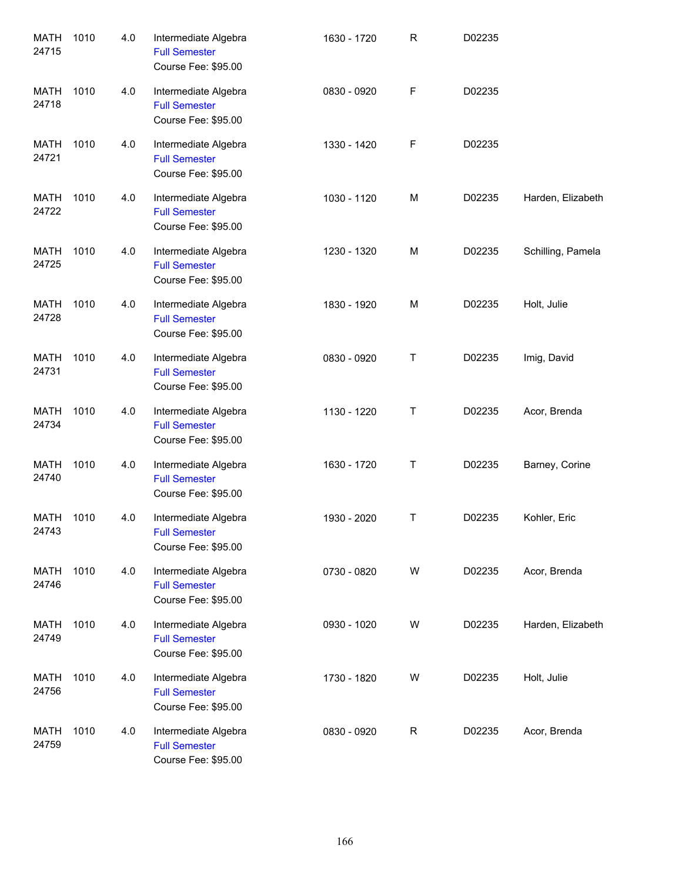| | | | | | | | |
|---|---|---|---|---|---|---|---|
| MATH 24715 | 1010 | 4.0 | Intermediate Algebra<br>Full Semester<br>Course Fee: $95.00 | 1630 - 1720 | R | D02235 | |
| MATH 24718 | 1010 | 4.0 | Intermediate Algebra<br>Full Semester<br>Course Fee: $95.00 | 0830 - 0920 | F | D02235 | |
| MATH 24721 | 1010 | 4.0 | Intermediate Algebra<br>Full Semester<br>Course Fee: $95.00 | 1330 - 1420 | F | D02235 | |
| MATH 24722 | 1010 | 4.0 | Intermediate Algebra<br>Full Semester<br>Course Fee: $95.00 | 1030 - 1120 | M | D02235 | Harden, Elizabeth |
| MATH 24725 | 1010 | 4.0 | Intermediate Algebra<br>Full Semester<br>Course Fee: $95.00 | 1230 - 1320 | M | D02235 | Schilling, Pamela |
| MATH 24728 | 1010 | 4.0 | Intermediate Algebra<br>Full Semester<br>Course Fee: $95.00 | 1830 - 1920 | M | D02235 | Holt, Julie |
| MATH 24731 | 1010 | 4.0 | Intermediate Algebra<br>Full Semester<br>Course Fee: $95.00 | 0830 - 0920 | T | D02235 | Imig, David |
| MATH 24734 | 1010 | 4.0 | Intermediate Algebra<br>Full Semester<br>Course Fee: $95.00 | 1130 - 1220 | T | D02235 | Acor, Brenda |
| MATH 24740 | 1010 | 4.0 | Intermediate Algebra<br>Full Semester<br>Course Fee: $95.00 | 1630 - 1720 | T | D02235 | Barney, Corine |
| MATH 24743 | 1010 | 4.0 | Intermediate Algebra<br>Full Semester<br>Course Fee: $95.00 | 1930 - 2020 | T | D02235 | Kohler, Eric |
| MATH 24746 | 1010 | 4.0 | Intermediate Algebra<br>Full Semester<br>Course Fee: $95.00 | 0730 - 0820 | W | D02235 | Acor, Brenda |
| MATH 24749 | 1010 | 4.0 | Intermediate Algebra<br>Full Semester<br>Course Fee: $95.00 | 0930 - 1020 | W | D02235 | Harden, Elizabeth |
| MATH 24756 | 1010 | 4.0 | Intermediate Algebra<br>Full Semester<br>Course Fee: $95.00 | 1730 - 1820 | W | D02235 | Holt, Julie |
| MATH 24759 | 1010 | 4.0 | Intermediate Algebra<br>Full Semester<br>Course Fee: $95.00 | 0830 - 0920 | R | D02235 | Acor, Brenda |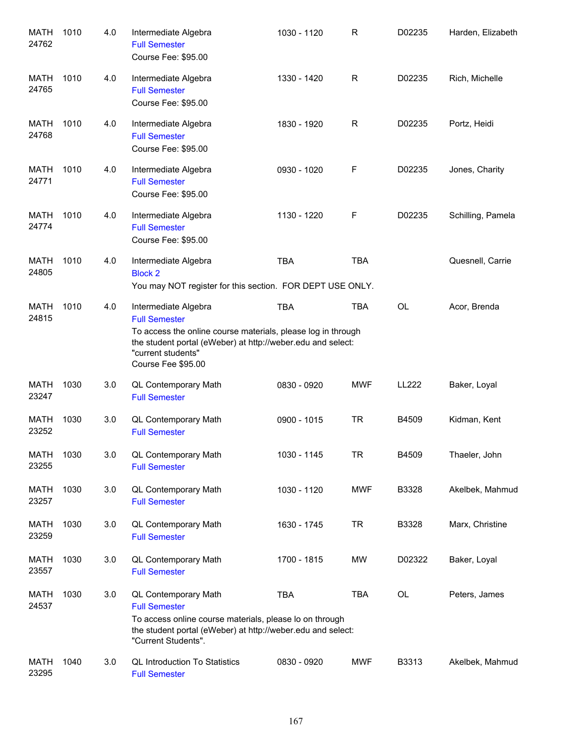| Course | Number | Credits | Title | Time | Days | Room | Instructor |
|---|---|---|---|---|---|---|---|
| MATH 24762 | 1010 | 4.0 | Intermediate Algebra<br>Full Semester<br>Course Fee: $95.00 | 1030 - 1120 | R | D02235 | Harden, Elizabeth |
| MATH 24765 | 1010 | 4.0 | Intermediate Algebra<br>Full Semester<br>Course Fee: $95.00 | 1330 - 1420 | R | D02235 | Rich, Michelle |
| MATH 24768 | 1010 | 4.0 | Intermediate Algebra<br>Full Semester<br>Course Fee: $95.00 | 1830 - 1920 | R | D02235 | Portz, Heidi |
| MATH 24771 | 1010 | 4.0 | Intermediate Algebra<br>Full Semester<br>Course Fee: $95.00 | 0930 - 1020 | F | D02235 | Jones, Charity |
| MATH 24774 | 1010 | 4.0 | Intermediate Algebra<br>Full Semester<br>Course Fee: $95.00 | 1130 - 1220 | F | D02235 | Schilling, Pamela |
| MATH 24805 | 1010 | 4.0 | Intermediate Algebra<br>Block 2<br>You may NOT register for this section. FOR DEPT USE ONLY. | TBA | TBA | | Quesnell, Carrie |
| MATH 24815 | 1010 | 4.0 | Intermediate Algebra<br>Full Semester<br>To access the online course materials, please log in through the student portal (eWeber) at http://weber.edu and select: "current students"<br>Course Fee $95.00 | TBA | TBA | OL | Acor, Brenda |
| MATH 23247 | 1030 | 3.0 | QL Contemporary Math<br>Full Semester | 0830 - 0920 | MWF | LL222 | Baker, Loyal |
| MATH 23252 | 1030 | 3.0 | QL Contemporary Math<br>Full Semester | 0900 - 1015 | TR | B4509 | Kidman, Kent |
| MATH 23255 | 1030 | 3.0 | QL Contemporary Math<br>Full Semester | 1030 - 1145 | TR | B4509 | Thaeler, John |
| MATH 23257 | 1030 | 3.0 | QL Contemporary Math<br>Full Semester | 1030 - 1120 | MWF | B3328 | Akelbek, Mahmud |
| MATH 23259 | 1030 | 3.0 | QL Contemporary Math<br>Full Semester | 1630 - 1745 | TR | B3328 | Marx, Christine |
| MATH 23557 | 1030 | 3.0 | QL Contemporary Math<br>Full Semester | 1700 - 1815 | MW | D02322 | Baker, Loyal |
| MATH 24537 | 1030 | 3.0 | QL Contemporary Math<br>Full Semester<br>To access online course materials, please lo on through the student portal (eWeber) at http://weber.edu and select: "Current Students". | TBA | TBA | OL | Peters, James |
| MATH 23295 | 1040 | 3.0 | QL Introduction To Statistics<br>Full Semester | 0830 - 0920 | MWF | B3313 | Akelbek, Mahmud |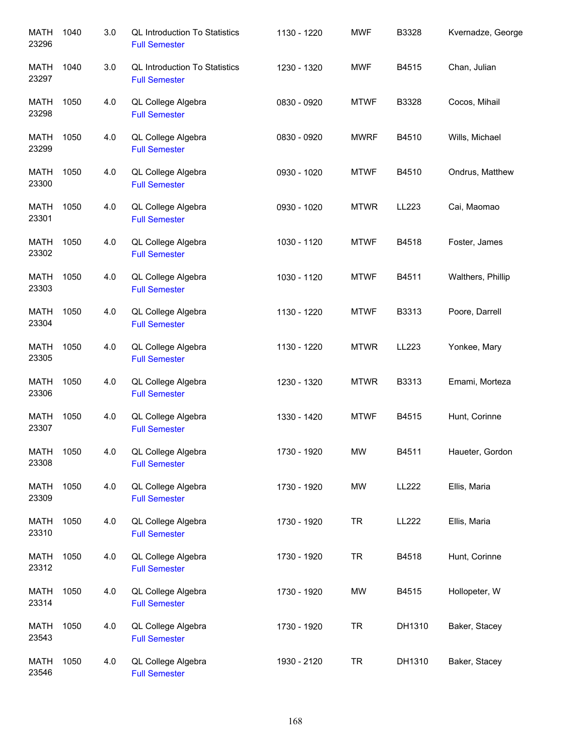| | | | | | | | |
|---|---|---|---|---|---|---|---|
| MATH 23296 | 1040 | 3.0 | QL Introduction To Statistics<br>Full Semester | 1130 - 1220 | MWF | B3328 | Kvernadze, George |
| MATH 23297 | 1040 | 3.0 | QL Introduction To Statistics<br>Full Semester | 1230 - 1320 | MWF | B4515 | Chan, Julian |
| MATH 23298 | 1050 | 4.0 | QL College Algebra<br>Full Semester | 0830 - 0920 | MTWF | B3328 | Cocos, Mihail |
| MATH 23299 | 1050 | 4.0 | QL College Algebra<br>Full Semester | 0830 - 0920 | MWRF | B4510 | Wills, Michael |
| MATH 23300 | 1050 | 4.0 | QL College Algebra<br>Full Semester | 0930 - 1020 | MTWF | B4510 | Ondrus, Matthew |
| MATH 23301 | 1050 | 4.0 | QL College Algebra<br>Full Semester | 0930 - 1020 | MTWR | LL223 | Cai, Maomao |
| MATH 23302 | 1050 | 4.0 | QL College Algebra<br>Full Semester | 1030 - 1120 | MTWF | B4518 | Foster, James |
| MATH 23303 | 1050 | 4.0 | QL College Algebra<br>Full Semester | 1030 - 1120 | MTWF | B4511 | Walthers, Phillip |
| MATH 23304 | 1050 | 4.0 | QL College Algebra<br>Full Semester | 1130 - 1220 | MTWF | B3313 | Poore, Darrell |
| MATH 23305 | 1050 | 4.0 | QL College Algebra<br>Full Semester | 1130 - 1220 | MTWR | LL223 | Yonkee, Mary |
| MATH 23306 | 1050 | 4.0 | QL College Algebra<br>Full Semester | 1230 - 1320 | MTWR | B3313 | Emami, Morteza |
| MATH 23307 | 1050 | 4.0 | QL College Algebra<br>Full Semester | 1330 - 1420 | MTWF | B4515 | Hunt, Corinne |
| MATH 23308 | 1050 | 4.0 | QL College Algebra<br>Full Semester | 1730 - 1920 | MW | B4511 | Haueter, Gordon |
| MATH 23309 | 1050 | 4.0 | QL College Algebra<br>Full Semester | 1730 - 1920 | MW | LL222 | Ellis, Maria |
| MATH 23310 | 1050 | 4.0 | QL College Algebra<br>Full Semester | 1730 - 1920 | TR | LL222 | Ellis, Maria |
| MATH 23312 | 1050 | 4.0 | QL College Algebra<br>Full Semester | 1730 - 1920 | TR | B4518 | Hunt, Corinne |
| MATH 23314 | 1050 | 4.0 | QL College Algebra<br>Full Semester | 1730 - 1920 | MW | B4515 | Hollopeter, W |
| MATH 23543 | 1050 | 4.0 | QL College Algebra<br>Full Semester | 1730 - 1920 | TR | DH1310 | Baker, Stacey |
| MATH 23546 | 1050 | 4.0 | QL College Algebra<br>Full Semester | 1930 - 2120 | TR | DH1310 | Baker, Stacey |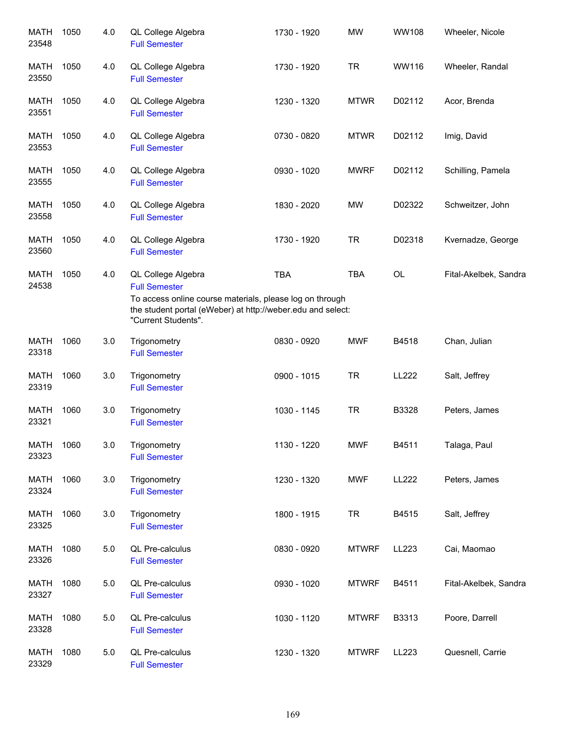| | | | | | | | |
|---|---|---|---|---|---|---|---|
| MATH 23548 | 1050 | 4.0 | QL College Algebra<br>Full Semester | 1730 - 1920 | MW | WW108 | Wheeler, Nicole |
| MATH 23550 | 1050 | 4.0 | QL College Algebra<br>Full Semester | 1730 - 1920 | TR | WW116 | Wheeler, Randal |
| MATH 23551 | 1050 | 4.0 | QL College Algebra<br>Full Semester | 1230 - 1320 | MTWR | D02112 | Acor, Brenda |
| MATH 23553 | 1050 | 4.0 | QL College Algebra<br>Full Semester | 0730 - 0820 | MTWR | D02112 | Imig, David |
| MATH 23555 | 1050 | 4.0 | QL College Algebra<br>Full Semester | 0930 - 1020 | MWRF | D02112 | Schilling, Pamela |
| MATH 23558 | 1050 | 4.0 | QL College Algebra<br>Full Semester | 1830 - 2020 | MW | D02322 | Schweitzer, John |
| MATH 23560 | 1050 | 4.0 | QL College Algebra<br>Full Semester | 1730 - 1920 | TR | D02318 | Kvernadze, George |
| MATH 24538 | 1050 | 4.0 | QL College Algebra<br>Full Semester<br>To access online course materials, please log on through the student portal (eWeber) at http://weber.edu and select: "Current Students". | TBA | TBA | OL | Fital-Akelbek, Sandra |
| MATH 23318 | 1060 | 3.0 | Trigonometry<br>Full Semester | 0830 - 0920 | MWF | B4518 | Chan, Julian |
| MATH 23319 | 1060 | 3.0 | Trigonometry<br>Full Semester | 0900 - 1015 | TR | LL222 | Salt, Jeffrey |
| MATH 23321 | 1060 | 3.0 | Trigonometry<br>Full Semester | 1030 - 1145 | TR | B3328 | Peters, James |
| MATH 23323 | 1060 | 3.0 | Trigonometry<br>Full Semester | 1130 - 1220 | MWF | B4511 | Talaga, Paul |
| MATH 23324 | 1060 | 3.0 | Trigonometry<br>Full Semester | 1230 - 1320 | MWF | LL222 | Peters, James |
| MATH 23325 | 1060 | 3.0 | Trigonometry<br>Full Semester | 1800 - 1915 | TR | B4515 | Salt, Jeffrey |
| MATH 23326 | 1080 | 5.0 | QL Pre-calculus<br>Full Semester | 0830 - 0920 | MTWRF | LL223 | Cai, Maomao |
| MATH 23327 | 1080 | 5.0 | QL Pre-calculus<br>Full Semester | 0930 - 1020 | MTWRF | B4511 | Fital-Akelbek, Sandra |
| MATH 23328 | 1080 | 5.0 | QL Pre-calculus<br>Full Semester | 1030 - 1120 | MTWRF | B3313 | Poore, Darrell |
| MATH 23329 | 1080 | 5.0 | QL Pre-calculus<br>Full Semester | 1230 - 1320 | MTWRF | LL223 | Quesnell, Carrie |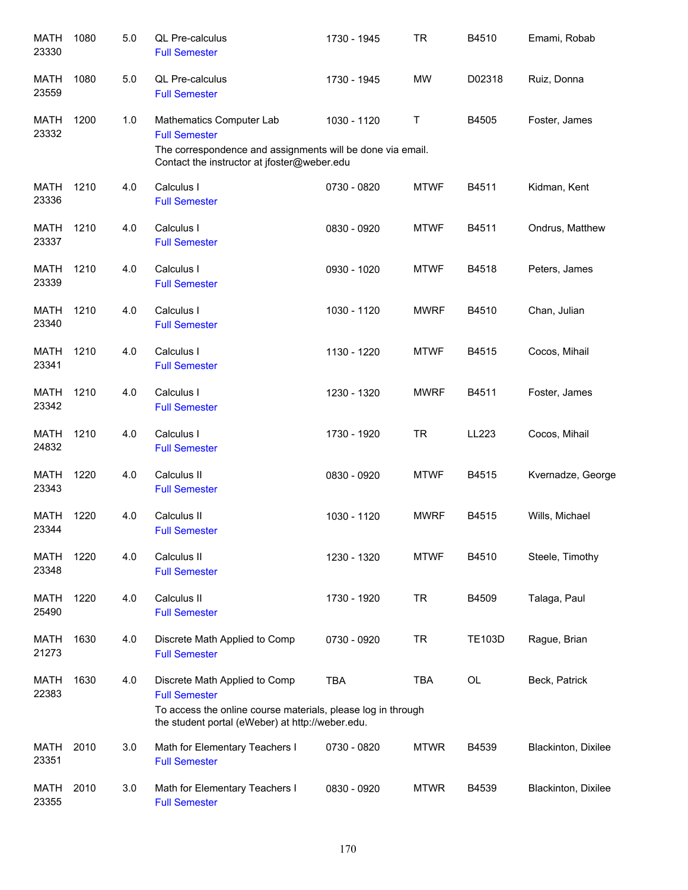| Subject / CRN | Course | Credits | Title | Time | Days | Room | Instructor |
|---|---|---|---|---|---|---|---|
| MATH 23330 | 1080 | 5.0 | QL Pre-calculus<br>Full Semester | 1730 - 1945 | TR | B4510 | Emami, Robab |
| MATH 23559 | 1080 | 5.0 | QL Pre-calculus<br>Full Semester | 1730 - 1945 | MW | D02318 | Ruiz, Donna |
| MATH 23332 | 1200 | 1.0 | Mathematics Computer Lab<br>Full Semester<br>The correspondence and assignments will be done via email. Contact the instructor at jfoster@weber.edu | 1030 - 1120 | T | B4505 | Foster, James |
| MATH 23336 | 1210 | 4.0 | Calculus I<br>Full Semester | 0730 - 0820 | MTWF | B4511 | Kidman, Kent |
| MATH 23337 | 1210 | 4.0 | Calculus I<br>Full Semester | 0830 - 0920 | MTWF | B4511 | Ondrus, Matthew |
| MATH 23339 | 1210 | 4.0 | Calculus I<br>Full Semester | 0930 - 1020 | MTWF | B4518 | Peters, James |
| MATH 23340 | 1210 | 4.0 | Calculus I<br>Full Semester | 1030 - 1120 | MWRF | B4510 | Chan, Julian |
| MATH 23341 | 1210 | 4.0 | Calculus I<br>Full Semester | 1130 - 1220 | MTWF | B4515 | Cocos, Mihail |
| MATH 23342 | 1210 | 4.0 | Calculus I<br>Full Semester | 1230 - 1320 | MWRF | B4511 | Foster, James |
| MATH 24832 | 1210 | 4.0 | Calculus I<br>Full Semester | 1730 - 1920 | TR | LL223 | Cocos, Mihail |
| MATH 23343 | 1220 | 4.0 | Calculus II<br>Full Semester | 0830 - 0920 | MTWF | B4515 | Kvernadze, George |
| MATH 23344 | 1220 | 4.0 | Calculus II<br>Full Semester | 1030 - 1120 | MWRF | B4515 | Wills, Michael |
| MATH 23348 | 1220 | 4.0 | Calculus II<br>Full Semester | 1230 - 1320 | MTWF | B4510 | Steele, Timothy |
| MATH 25490 | 1220 | 4.0 | Calculus II<br>Full Semester | 1730 - 1920 | TR | B4509 | Talaga, Paul |
| MATH 21273 | 1630 | 4.0 | Discrete Math Applied to Comp<br>Full Semester | 0730 - 0920 | TR | TE103D | Rague, Brian |
| MATH 22383 | 1630 | 4.0 | Discrete Math Applied to Comp<br>Full Semester<br>To access the online course materials, please log in through the student portal (eWeber) at http://weber.edu. | TBA | TBA | OL | Beck, Patrick |
| MATH 23351 | 2010 | 3.0 | Math for Elementary Teachers I<br>Full Semester | 0730 - 0820 | MTWR | B4539 | Blackinton, Dixilee |
| MATH 23355 | 2010 | 3.0 | Math for Elementary Teachers I<br>Full Semester | 0830 - 0920 | MTWR | B4539 | Blackinton, Dixilee |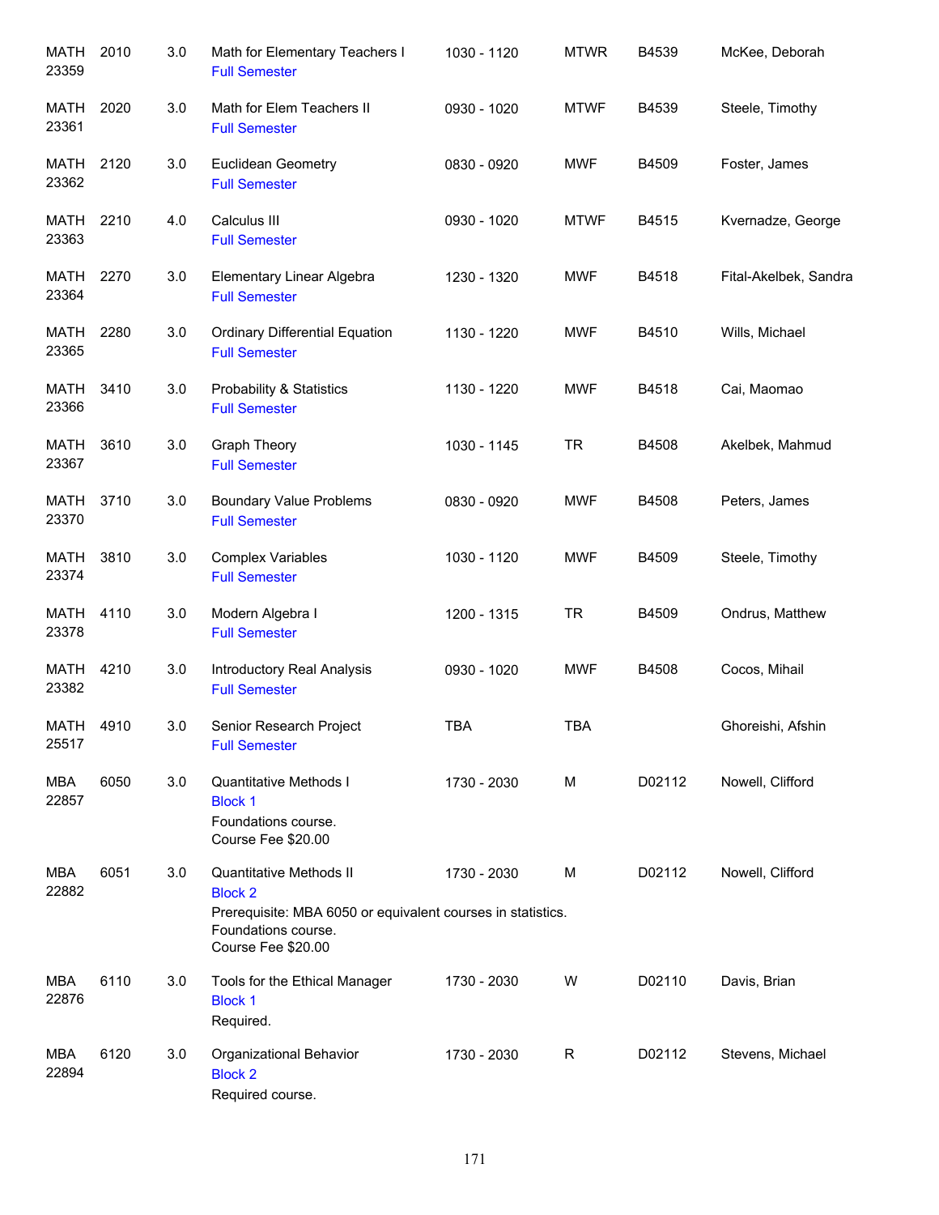| | | | | | | | |
|---|---|---|---|---|---|---|---|
| MATH 23359 | 2010 | 3.0 | Math for Elementary Teachers I<br>Full Semester | 1030 - 1120 | MTWR | B4539 | McKee, Deborah |
| MATH 23361 | 2020 | 3.0 | Math for Elem Teachers II<br>Full Semester | 0930 - 1020 | MTWF | B4539 | Steele, Timothy |
| MATH 23362 | 2120 | 3.0 | Euclidean Geometry<br>Full Semester | 0830 - 0920 | MWF | B4509 | Foster, James |
| MATH 23363 | 2210 | 4.0 | Calculus III<br>Full Semester | 0930 - 1020 | MTWF | B4515 | Kvernadze, George |
| MATH 23364 | 2270 | 3.0 | Elementary Linear Algebra<br>Full Semester | 1230 - 1320 | MWF | B4518 | Fital-Akelbek, Sandra |
| MATH 23365 | 2280 | 3.0 | Ordinary Differential Equation<br>Full Semester | 1130 - 1220 | MWF | B4510 | Wills, Michael |
| MATH 23366 | 3410 | 3.0 | Probability & Statistics<br>Full Semester | 1130 - 1220 | MWF | B4518 | Cai, Maomao |
| MATH 23367 | 3610 | 3.0 | Graph Theory<br>Full Semester | 1030 - 1145 | TR | B4508 | Akelbek, Mahmud |
| MATH 23370 | 3710 | 3.0 | Boundary Value Problems<br>Full Semester | 0830 - 0920 | MWF | B4508 | Peters, James |
| MATH 23374 | 3810 | 3.0 | Complex Variables<br>Full Semester | 1030 - 1120 | MWF | B4509 | Steele, Timothy |
| MATH 23378 | 4110 | 3.0 | Modern Algebra I<br>Full Semester | 1200 - 1315 | TR | B4509 | Ondrus, Matthew |
| MATH 23382 | 4210 | 3.0 | Introductory Real Analysis<br>Full Semester | 0930 - 1020 | MWF | B4508 | Cocos, Mihail |
| MATH 25517 | 4910 | 3.0 | Senior Research Project<br>Full Semester | TBA | TBA | | Ghoreishi, Afshin |
| MBA 22857 | 6050 | 3.0 | Quantitative Methods I<br>Block 1<br>Foundations course.<br>Course Fee $20.00 | 1730 - 2030 | M | D02112 | Nowell, Clifford |
| MBA 22882 | 6051 | 3.0 | Quantitative Methods II<br>Block 2<br>Prerequisite: MBA 6050 or equivalent courses in statistics.<br>Foundations course.<br>Course Fee $20.00 | 1730 - 2030 | M | D02112 | Nowell, Clifford |
| MBA 22876 | 6110 | 3.0 | Tools for the Ethical Manager<br>Block 1<br>Required. | 1730 - 2030 | W | D02110 | Davis, Brian |
| MBA 22894 | 6120 | 3.0 | Organizational Behavior<br>Block 2<br>Required course. | 1730 - 2030 | R | D02112 | Stevens, Michael |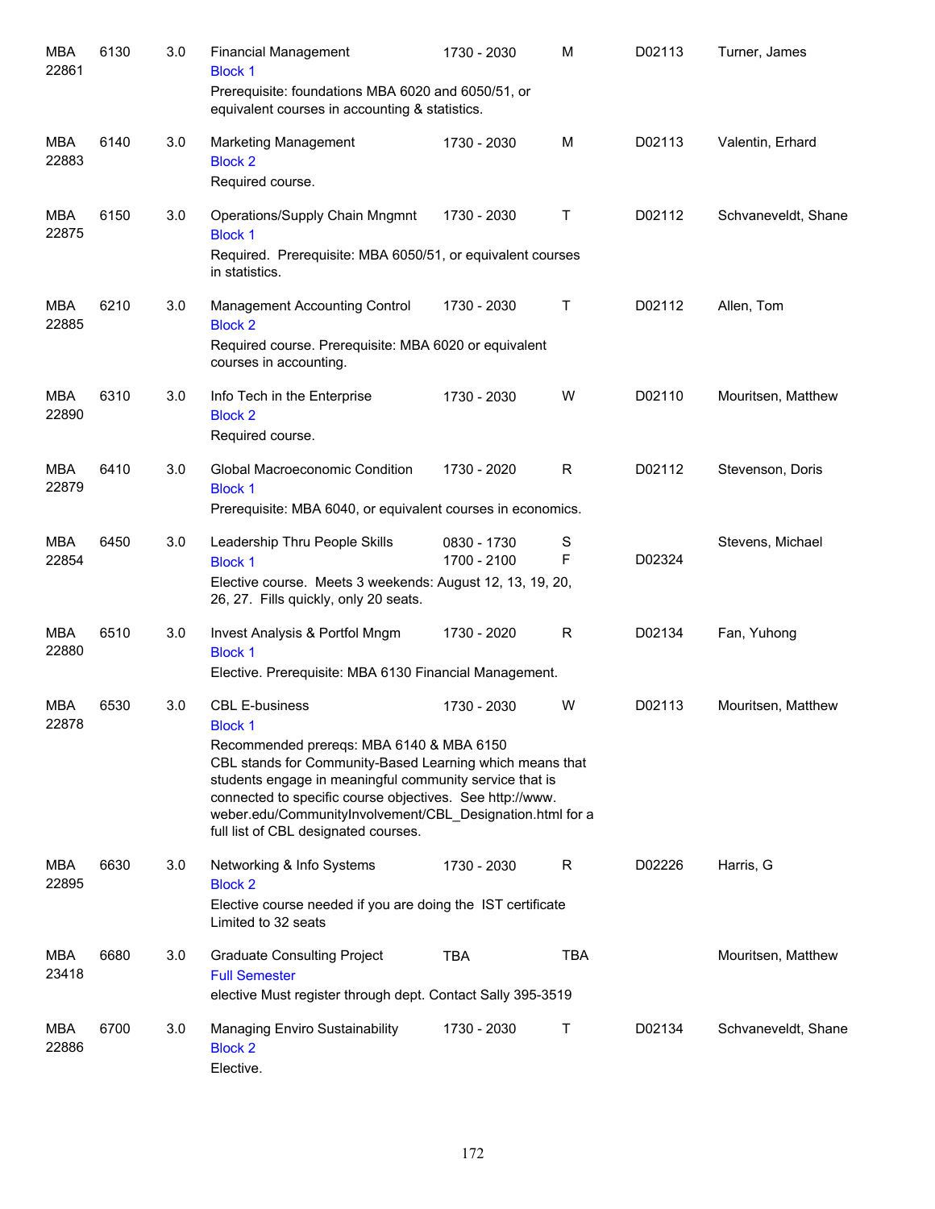| Subject / CRN | Course | Credits | Title / Notes | Time | Days | Room | Instructor |
|---|---|---|---|---|---|---|---|
| MBA 22861 | 6130 | 3.0 | Financial Management<br>Block 1<br>Prerequisite: foundations MBA 6020 and 6050/51, or equivalent courses in accounting & statistics. | 1730 - 2030 | M | D02113 | Turner, James |
| MBA 22883 | 6140 | 3.0 | Marketing Management<br>Block 2<br>Required course. | 1730 - 2030 | M | D02113 | Valentin, Erhard |
| MBA 22875 | 6150 | 3.0 | Operations/Supply Chain Mngmnt<br>Block 1<br>Required. Prerequisite: MBA 6050/51, or equivalent courses in statistics. | 1730 - 2030 | T | D02112 | Schvaneveldt, Shane |
| MBA 22885 | 6210 | 3.0 | Management Accounting Control<br>Block 2<br>Required course. Prerequisite: MBA 6020 or equivalent courses in accounting. | 1730 - 2030 | T | D02112 | Allen, Tom |
| MBA 22890 | 6310 | 3.0 | Info Tech in the Enterprise<br>Block 2<br>Required course. | 1730 - 2030 | W | D02110 | Mouritsen, Matthew |
| MBA 22879 | 6410 | 3.0 | Global Macroeconomic Condition<br>Block 1<br>Prerequisite: MBA 6040, or equivalent courses in economics. | 1730 - 2020 | R | D02112 | Stevenson, Doris |
| MBA 22854 | 6450 | 3.0 | Leadership Thru People Skills<br>Block 1<br>Elective course. Meets 3 weekends: August 12, 13, 19, 20, 26, 27. Fills quickly, only 20 seats. | 0830 - 1730<br>1700 - 2100 | S<br>F | D02324 | Stevens, Michael |
| MBA 22880 | 6510 | 3.0 | Invest Analysis & Portfol Mngm<br>Block 1<br>Elective. Prerequisite: MBA 6130 Financial Management. | 1730 - 2020 | R | D02134 | Fan, Yuhong |
| MBA 22878 | 6530 | 3.0 | CBL E-business<br>Block 1<br>Recommended prereqs: MBA 6140 & MBA 6150<br>CBL stands for Community-Based Learning which means that students engage in meaningful community service that is connected to specific course objectives. See http://www.weber.edu/CommunityInvolvement/CBL_Designation.html for a full list of CBL designated courses. | 1730 - 2030 | W | D02113 | Mouritsen, Matthew |
| MBA 22895 | 6630 | 3.0 | Networking & Info Systems<br>Block 2<br>Elective course needed if you are doing the IST certificate<br>Limited to 32 seats | 1730 - 2030 | R | D02226 | Harris, G |
| MBA 23418 | 6680 | 3.0 | Graduate Consulting Project<br>Full Semester<br>elective Must register through dept. Contact Sally 395-3519 | TBA | TBA | | Mouritsen, Matthew |
| MBA 22886 | 6700 | 3.0 | Managing Enviro Sustainability<br>Block 2<br>Elective. | 1730 - 2030 | T | D02134 | Schvaneveldt, Shane |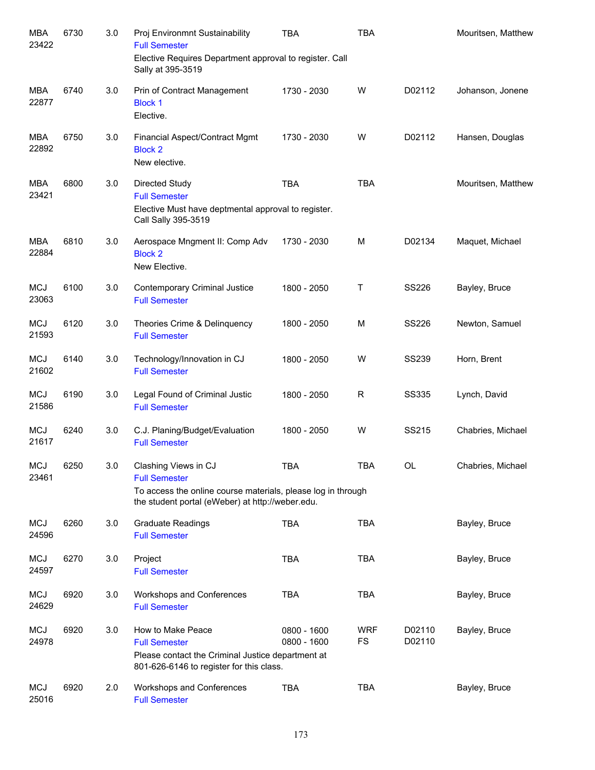| Subject / CRN | Course | Credits | Title / Notes | Time | Days | Room | Instructor |
|---|---|---|---|---|---|---|---|
| MBA 23422 | 6730 | 3.0 | Proj Environmnt Sustainability<br>Full Semester<br>Elective Requires Department approval to register. Call Sally at 395-3519 | TBA | TBA | | Mouritsen, Matthew |
| MBA 22877 | 6740 | 3.0 | Prin of Contract Management<br>Block 1<br>Elective. | 1730 - 2030 | W | D02112 | Johanson, Jonene |
| MBA 22892 | 6750 | 3.0 | Financial Aspect/Contract Mgmt<br>Block 2<br>New elective. | 1730 - 2030 | W | D02112 | Hansen, Douglas |
| MBA 23421 | 6800 | 3.0 | Directed Study<br>Full Semester<br>Elective Must have deptmental approval to register. Call Sally 395-3519 | TBA | TBA | | Mouritsen, Matthew |
| MBA 22884 | 6810 | 3.0 | Aerospace Mngment II: Comp Adv<br>Block 2<br>New Elective. | 1730 - 2030 | M | D02134 | Maquet, Michael |
| MCJ 23063 | 6100 | 3.0 | Contemporary Criminal Justice<br>Full Semester | 1800 - 2050 | T | SS226 | Bayley, Bruce |
| MCJ 21593 | 6120 | 3.0 | Theories Crime & Delinquency<br>Full Semester | 1800 - 2050 | M | SS226 | Newton, Samuel |
| MCJ 21602 | 6140 | 3.0 | Technology/Innovation in CJ<br>Full Semester | 1800 - 2050 | W | SS239 | Horn, Brent |
| MCJ 21586 | 6190 | 3.0 | Legal Found of Criminal Justic<br>Full Semester | 1800 - 2050 | R | SS335 | Lynch, David |
| MCJ 21617 | 6240 | 3.0 | C.J. Planing/Budget/Evaluation<br>Full Semester | 1800 - 2050 | W | SS215 | Chabries, Michael |
| MCJ 23461 | 6250 | 3.0 | Clashing Views in CJ<br>Full Semester<br>To access the online course materials, please log in through the student portal (eWeber) at http://weber.edu. | TBA | TBA | OL | Chabries, Michael |
| MCJ 24596 | 6260 | 3.0 | Graduate Readings<br>Full Semester | TBA | TBA | | Bayley, Bruce |
| MCJ 24597 | 6270 | 3.0 | Project<br>Full Semester | TBA | TBA | | Bayley, Bruce |
| MCJ 24629 | 6920 | 3.0 | Workshops and Conferences<br>Full Semester | TBA | TBA | | Bayley, Bruce |
| MCJ 24978 | 6920 | 3.0 | How to Make Peace<br>Full Semester<br>Please contact the Criminal Justice department at 801-626-6146 to register for this class. | 0800 - 1600<br>0800 - 1600 | WRF<br>FS | D02110<br>D02110 | Bayley, Bruce |
| MCJ 25016 | 6920 | 2.0 | Workshops and Conferences<br>Full Semester | TBA | TBA | | Bayley, Bruce |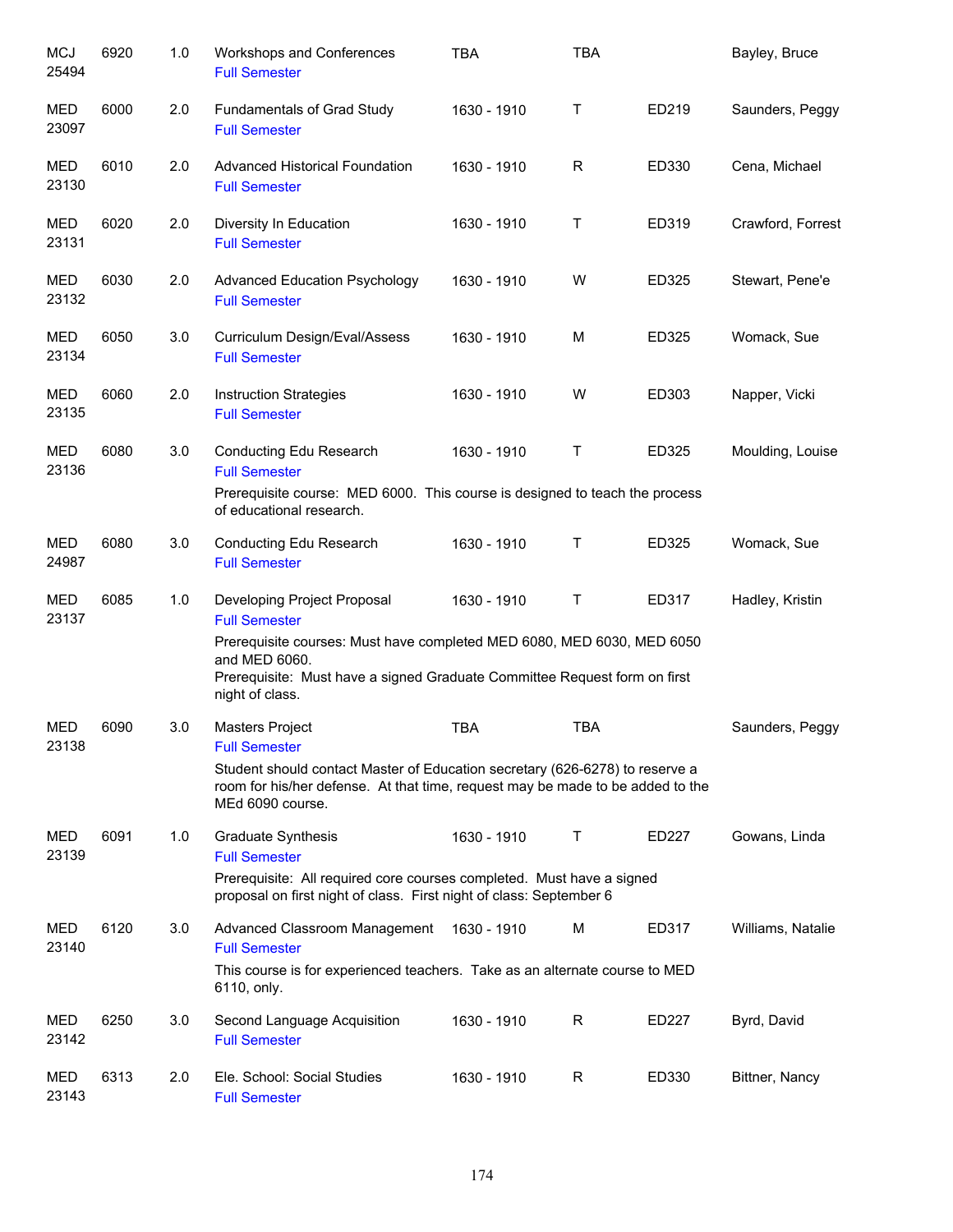| Course | | Credits | Title | Time | Days | Room | Instructor |
|---|---|---|---|---|---|---|---|
| MCJ 25494 | 6920 | 1.0 | Workshops and Conferences<br>Full Semester | TBA | TBA | | Bayley, Bruce |
| MED 23097 | 6000 | 2.0 | Fundamentals of Grad Study<br>Full Semester | 1630 - 1910 | T | ED219 | Saunders, Peggy |
| MED 23130 | 6010 | 2.0 | Advanced Historical Foundation<br>Full Semester | 1630 - 1910 | R | ED330 | Cena, Michael |
| MED 23131 | 6020 | 2.0 | Diversity In Education<br>Full Semester | 1630 - 1910 | T | ED319 | Crawford, Forrest |
| MED 23132 | 6030 | 2.0 | Advanced Education Psychology<br>Full Semester | 1630 - 1910 | W | ED325 | Stewart, Pene'e |
| MED 23134 | 6050 | 3.0 | Curriculum Design/Eval/Assess<br>Full Semester | 1630 - 1910 | M | ED325 | Womack, Sue |
| MED 23135 | 6060 | 2.0 | Instruction Strategies<br>Full Semester | 1630 - 1910 | W | ED303 | Napper, Vicki |
| MED 23136 | 6080 | 3.0 | Conducting Edu Research<br>Full Semester<br>Prerequisite course: MED 6000. This course is designed to teach the process of educational research. | 1630 - 1910 | T | ED325 | Moulding, Louise |
| MED 24987 | 6080 | 3.0 | Conducting Edu Research<br>Full Semester | 1630 - 1910 | T | ED325 | Womack, Sue |
| MED 23137 | 6085 | 1.0 | Developing Project Proposal<br>Full Semester<br>Prerequisite courses: Must have completed MED 6080, MED 6030, MED 6050 and MED 6060.<br>Prerequisite: Must have a signed Graduate Committee Request form on first night of class. | 1630 - 1910 | T | ED317 | Hadley, Kristin |
| MED 23138 | 6090 | 3.0 | Masters Project<br>Full Semester<br>Student should contact Master of Education secretary (626-6278) to reserve a room for his/her defense. At that time, request may be made to be added to the MEd 6090 course. | TBA | TBA | | Saunders, Peggy |
| MED 23139 | 6091 | 1.0 | Graduate Synthesis<br>Full Semester<br>Prerequisite: All required core courses completed. Must have a signed proposal on first night of class. First night of class: September 6 | 1630 - 1910 | T | ED227 | Gowans, Linda |
| MED 23140 | 6120 | 3.0 | Advanced Classroom Management<br>Full Semester<br>This course is for experienced teachers. Take as an alternate course to MED 6110, only. | 1630 - 1910 | M | ED317 | Williams, Natalie |
| MED 23142 | 6250 | 3.0 | Second Language Acquisition<br>Full Semester | 1630 - 1910 | R | ED227 | Byrd, David |
| MED 23143 | 6313 | 2.0 | Ele. School: Social Studies<br>Full Semester | 1630 - 1910 | R | ED330 | Bittner, Nancy |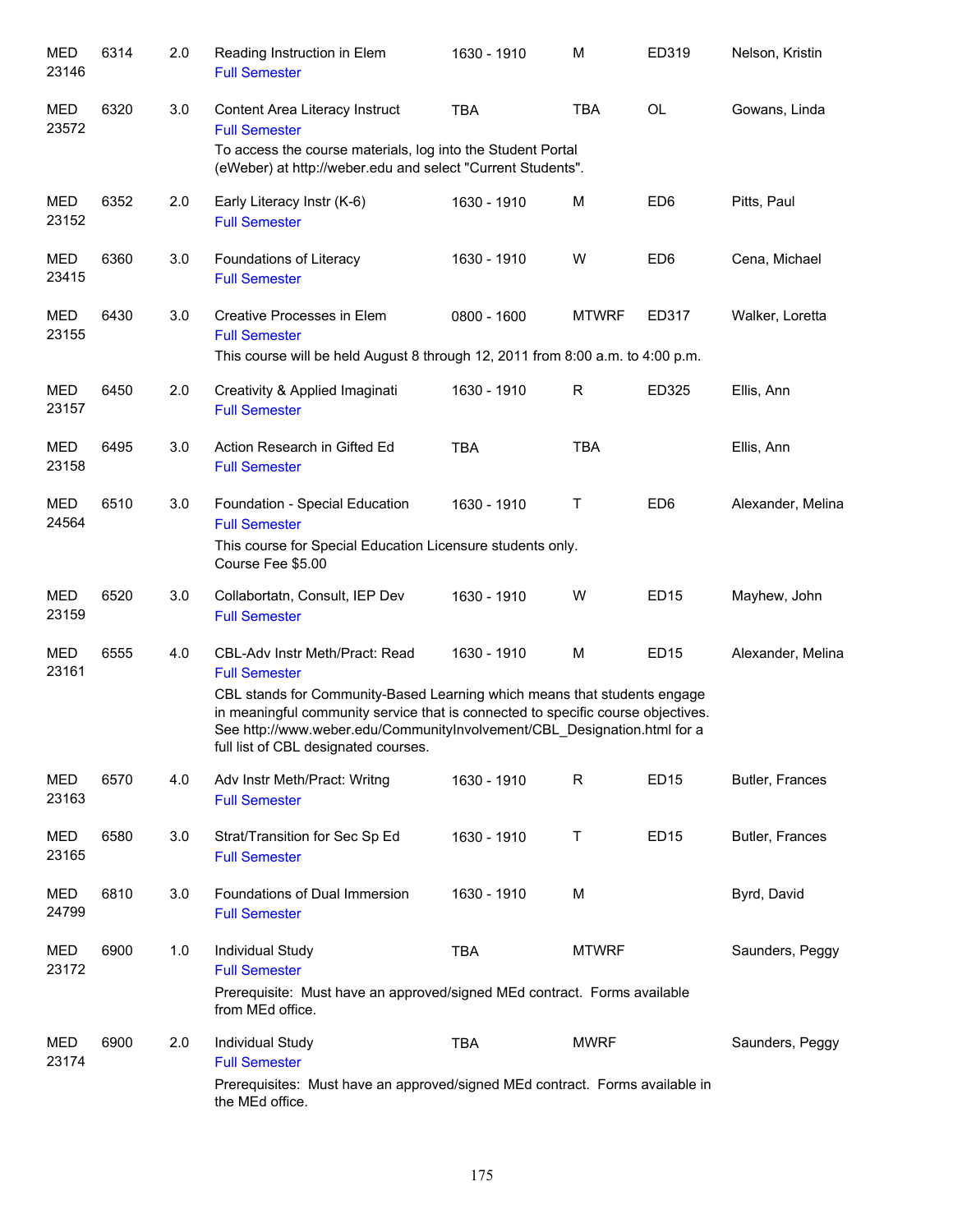| Subject / CRN | Course | Credits | Title | Time | Days | Room | Instructor |
|---|---|---|---|---|---|---|---|
| MED 23146 | 6314 | 2.0 | Reading Instruction in Elem<br>Full Semester | 1630 - 1910 | M | ED319 | Nelson, Kristin |
| MED 23572 | 6320 | 3.0 | Content Area Literacy Instruct<br>Full Semester<br>To access the course materials, log into the Student Portal (eWeber) at http://weber.edu and select "Current Students". | TBA | TBA | OL | Gowans, Linda |
| MED 23152 | 6352 | 2.0 | Early Literacy Instr (K-6)<br>Full Semester | 1630 - 1910 | M | ED6 | Pitts, Paul |
| MED 23415 | 6360 | 3.0 | Foundations of Literacy<br>Full Semester | 1630 - 1910 | W | ED6 | Cena, Michael |
| MED 23155 | 6430 | 3.0 | Creative Processes in Elem<br>Full Semester<br>This course will be held August 8 through 12, 2011 from 8:00 a.m. to 4:00 p.m. | 0800 - 1600 | MTWRF | ED317 | Walker, Loretta |
| MED 23157 | 6450 | 2.0 | Creativity & Applied Imaginati<br>Full Semester | 1630 - 1910 | R | ED325 | Ellis, Ann |
| MED 23158 | 6495 | 3.0 | Action Research in Gifted Ed<br>Full Semester | TBA | TBA | | Ellis, Ann |
| MED 24564 | 6510 | 3.0 | Foundation - Special Education<br>Full Semester<br>This course for Special Education Licensure students only.<br>Course Fee $5.00 | 1630 - 1910 | T | ED6 | Alexander, Melina |
| MED 23159 | 6520 | 3.0 | Collabortatn, Consult, IEP Dev<br>Full Semester | 1630 - 1910 | W | ED15 | Mayhew, John |
| MED 23161 | 6555 | 4.0 | CBL-Adv Instr Meth/Pract: Read<br>Full Semester<br>CBL stands for Community-Based Learning which means that students engage in meaningful community service that is connected to specific course objectives. See http://www.weber.edu/CommunityInvolvement/CBL_Designation.html for a full list of CBL designated courses. | 1630 - 1910 | M | ED15 | Alexander, Melina |
| MED 23163 | 6570 | 4.0 | Adv Instr Meth/Pract: Writng<br>Full Semester | 1630 - 1910 | R | ED15 | Butler, Frances |
| MED 23165 | 6580 | 3.0 | Strat/Transition for Sec Sp Ed<br>Full Semester | 1630 - 1910 | T | ED15 | Butler, Frances |
| MED 24799 | 6810 | 3.0 | Foundations of Dual Immersion<br>Full Semester | 1630 - 1910 | M | | Byrd, David |
| MED 23172 | 6900 | 1.0 | Individual Study<br>Full Semester<br>Prerequisite: Must have an approved/signed MEd contract. Forms available from MEd office. | TBA | MTWRF | | Saunders, Peggy |
| MED 23174 | 6900 | 2.0 | Individual Study<br>Full Semester<br>Prerequisites: Must have an approved/signed MEd contract. Forms available in the MEd office. | TBA | MWRF | | Saunders, Peggy |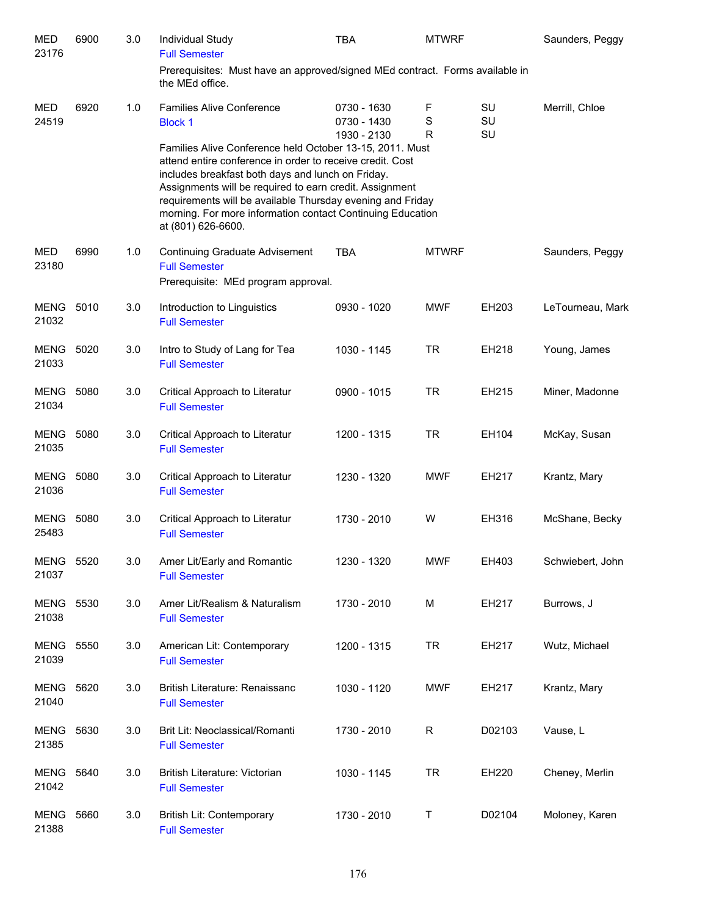| | | | | | | | |
|---|---|---|---|---|---|---|---|
| MED 23176 | 6900 | 3.0 | Individual Study<br>Full Semester | TBA | MTWRF | | Saunders, Peggy |
| | | | Prerequisites: Must have an approved/signed MEd contract. Forms available in the MEd office. | | | | |
| MED 24519 | 6920 | 1.0 | Families Alive Conference<br>Block 1 | 0730 - 1630<br>0730 - 1430<br>1930 - 2130 | F<br>S<br>R | SU<br>SU<br>SU | Merrill, Chloe |
| | | | Families Alive Conference held October 13-15, 2011. Must attend entire conference in order to receive credit. Cost includes breakfast both days and lunch on Friday. Assignments will be required to earn credit. Assignment requirements will be available Thursday evening and Friday morning. For more information contact Continuing Education at (801) 626-6600. | | | | |
| MED 23180 | 6990 | 1.0 | Continuing Graduate Advisement<br>Full Semester | TBA | MTWRF | | Saunders, Peggy |
| | | | Prerequisite: MEd program approval. | | | | |
| MENG 21032 | 5010 | 3.0 | Introduction to Linguistics<br>Full Semester | 0930 - 1020 | MWF | EH203 | LeTourneau, Mark |
| MENG 21033 | 5020 | 3.0 | Intro to Study of Lang for Tea<br>Full Semester | 1030 - 1145 | TR | EH218 | Young, James |
| MENG 21034 | 5080 | 3.0 | Critical Approach to Literatur<br>Full Semester | 0900 - 1015 | TR | EH215 | Miner, Madonne |
| MENG 21035 | 5080 | 3.0 | Critical Approach to Literatur<br>Full Semester | 1200 - 1315 | TR | EH104 | McKay, Susan |
| MENG 21036 | 5080 | 3.0 | Critical Approach to Literatur<br>Full Semester | 1230 - 1320 | MWF | EH217 | Krantz, Mary |
| MENG 25483 | 5080 | 3.0 | Critical Approach to Literatur<br>Full Semester | 1730 - 2010 | W | EH316 | McShane, Becky |
| MENG 21037 | 5520 | 3.0 | Amer Lit/Early and Romantic<br>Full Semester | 1230 - 1320 | MWF | EH403 | Schwiebert, John |
| MENG 21038 | 5530 | 3.0 | Amer Lit/Realism & Naturalism<br>Full Semester | 1730 - 2010 | M | EH217 | Burrows, J |
| MENG 21039 | 5550 | 3.0 | American Lit: Contemporary<br>Full Semester | 1200 - 1315 | TR | EH217 | Wutz, Michael |
| MENG 21040 | 5620 | 3.0 | British Literature: Renaissanc<br>Full Semester | 1030 - 1120 | MWF | EH217 | Krantz, Mary |
| MENG 21385 | 5630 | 3.0 | Brit Lit: Neoclassical/Romanti<br>Full Semester | 1730 - 2010 | R | D02103 | Vause, L |
| MENG 21042 | 5640 | 3.0 | British Literature: Victorian<br>Full Semester | 1030 - 1145 | TR | EH220 | Cheney, Merlin |
| MENG 21388 | 5660 | 3.0 | British Lit: Contemporary<br>Full Semester | 1730 - 2010 | T | D02104 | Moloney, Karen |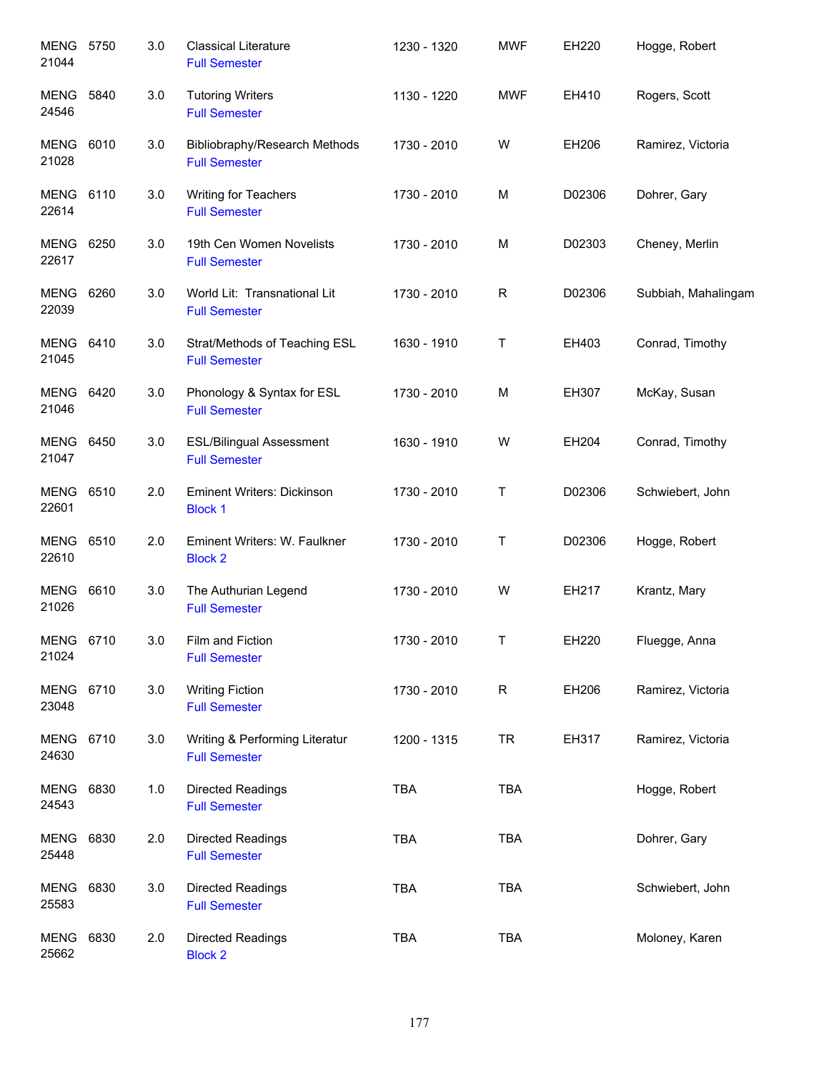| | | | | | | | |
|---|---|---|---|---|---|---|---|
| MENG 21044 | 5750 | 3.0 | Classical Literature<br>Full Semester | 1230 - 1320 | MWF | EH220 | Hogge, Robert |
| MENG 24546 | 5840 | 3.0 | Tutoring Writers<br>Full Semester | 1130 - 1220 | MWF | EH410 | Rogers, Scott |
| MENG 21028 | 6010 | 3.0 | Bibliobraphy/Research Methods<br>Full Semester | 1730 - 2010 | W | EH206 | Ramirez, Victoria |
| MENG 22614 | 6110 | 3.0 | Writing for Teachers<br>Full Semester | 1730 - 2010 | M | D02306 | Dohrer, Gary |
| MENG 22617 | 6250 | 3.0 | 19th Cen Women Novelists<br>Full Semester | 1730 - 2010 | M | D02303 | Cheney, Merlin |
| MENG 22039 | 6260 | 3.0 | World Lit: Transnational Lit<br>Full Semester | 1730 - 2010 | R | D02306 | Subbiah, Mahalingam |
| MENG 21045 | 6410 | 3.0 | Strat/Methods of Teaching ESL<br>Full Semester | 1630 - 1910 | T | EH403 | Conrad, Timothy |
| MENG 21046 | 6420 | 3.0 | Phonology & Syntax for ESL<br>Full Semester | 1730 - 2010 | M | EH307 | McKay, Susan |
| MENG 21047 | 6450 | 3.0 | ESL/Bilingual Assessment<br>Full Semester | 1630 - 1910 | W | EH204 | Conrad, Timothy |
| MENG 22601 | 6510 | 2.0 | Eminent Writers: Dickinson<br>Block 1 | 1730 - 2010 | T | D02306 | Schwiebert, John |
| MENG 22610 | 6510 | 2.0 | Eminent Writers: W. Faulkner<br>Block 2 | 1730 - 2010 | T | D02306 | Hogge, Robert |
| MENG 21026 | 6610 | 3.0 | The Authurian Legend<br>Full Semester | 1730 - 2010 | W | EH217 | Krantz, Mary |
| MENG 21024 | 6710 | 3.0 | Film and Fiction<br>Full Semester | 1730 - 2010 | T | EH220 | Fluegge, Anna |
| MENG 23048 | 6710 | 3.0 | Writing Fiction<br>Full Semester | 1730 - 2010 | R | EH206 | Ramirez, Victoria |
| MENG 24630 | 6710 | 3.0 | Writing & Performing Literatur<br>Full Semester | 1200 - 1315 | TR | EH317 | Ramirez, Victoria |
| MENG 24543 | 6830 | 1.0 | Directed Readings<br>Full Semester | TBA | TBA | | Hogge, Robert |
| MENG 25448 | 6830 | 2.0 | Directed Readings<br>Full Semester | TBA | TBA | | Dohrer, Gary |
| MENG 25583 | 6830 | 3.0 | Directed Readings<br>Full Semester | TBA | TBA | | Schwiebert, John |
| MENG 25662 | 6830 | 2.0 | Directed Readings<br>Block 2 | TBA | TBA | | Moloney, Karen |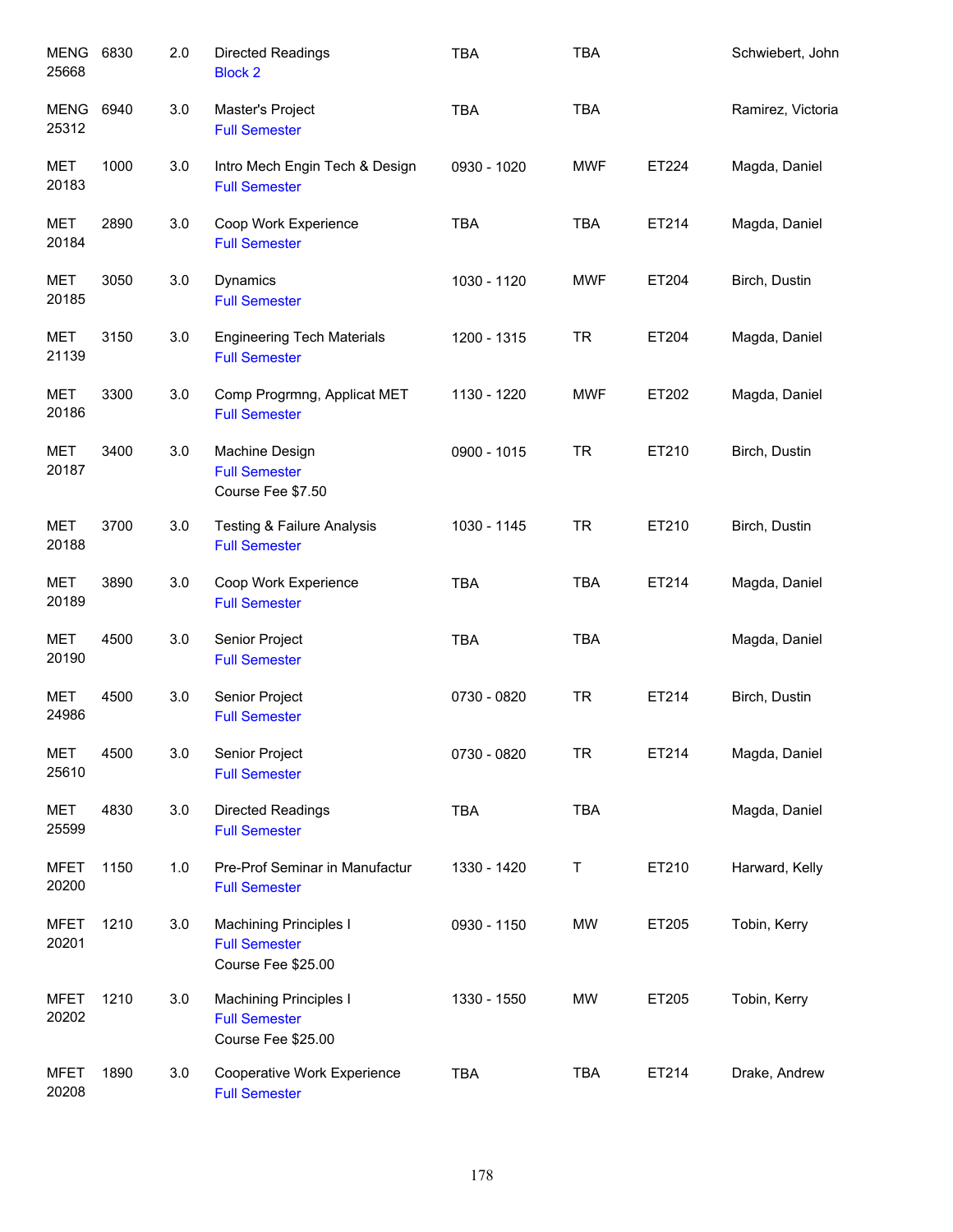| Course | Number | Credits | Title | Time | Days | Room | Instructor |
|---|---|---|---|---|---|---|---|
| MENG 25668 | 6830 | 2.0 | Directed Readings<br>Block 2 | TBA | TBA | | Schwiebert, John |
| MENG 25312 | 6940 | 3.0 | Master's Project<br>Full Semester | TBA | TBA | | Ramirez, Victoria |
| MET 20183 | 1000 | 3.0 | Intro Mech Engin Tech & Design<br>Full Semester | 0930 - 1020 | MWF | ET224 | Magda, Daniel |
| MET 20184 | 2890 | 3.0 | Coop Work Experience<br>Full Semester | TBA | TBA | ET214 | Magda, Daniel |
| MET 20185 | 3050 | 3.0 | Dynamics<br>Full Semester | 1030 - 1120 | MWF | ET204 | Birch, Dustin |
| MET 21139 | 3150 | 3.0 | Engineering Tech Materials<br>Full Semester | 1200 - 1315 | TR | ET204 | Magda, Daniel |
| MET 20186 | 3300 | 3.0 | Comp Progrmng, Applicat MET<br>Full Semester | 1130 - 1220 | MWF | ET202 | Magda, Daniel |
| MET 20187 | 3400 | 3.0 | Machine Design<br>Full Semester<br>Course Fee $7.50 | 0900 - 1015 | TR | ET210 | Birch, Dustin |
| MET 20188 | 3700 | 3.0 | Testing & Failure Analysis<br>Full Semester | 1030 - 1145 | TR | ET210 | Birch, Dustin |
| MET 20189 | 3890 | 3.0 | Coop Work Experience<br>Full Semester | TBA | TBA | ET214 | Magda, Daniel |
| MET 20190 | 4500 | 3.0 | Senior Project<br>Full Semester | TBA | TBA | | Magda, Daniel |
| MET 24986 | 4500 | 3.0 | Senior Project<br>Full Semester | 0730 - 0820 | TR | ET214 | Birch, Dustin |
| MET 25610 | 4500 | 3.0 | Senior Project<br>Full Semester | 0730 - 0820 | TR | ET214 | Magda, Daniel |
| MET 25599 | 4830 | 3.0 | Directed Readings<br>Full Semester | TBA | TBA | | Magda, Daniel |
| MFET 20200 | 1150 | 1.0 | Pre-Prof Seminar in Manufactur<br>Full Semester | 1330 - 1420 | T | ET210 | Harward, Kelly |
| MFET 20201 | 1210 | 3.0 | Machining Principles I<br>Full Semester<br>Course Fee $25.00 | 0930 - 1150 | MW | ET205 | Tobin, Kerry |
| MFET 20202 | 1210 | 3.0 | Machining Principles I<br>Full Semester<br>Course Fee $25.00 | 1330 - 1550 | MW | ET205 | Tobin, Kerry |
| MFET 20208 | 1890 | 3.0 | Cooperative Work Experience<br>Full Semester | TBA | TBA | ET214 | Drake, Andrew |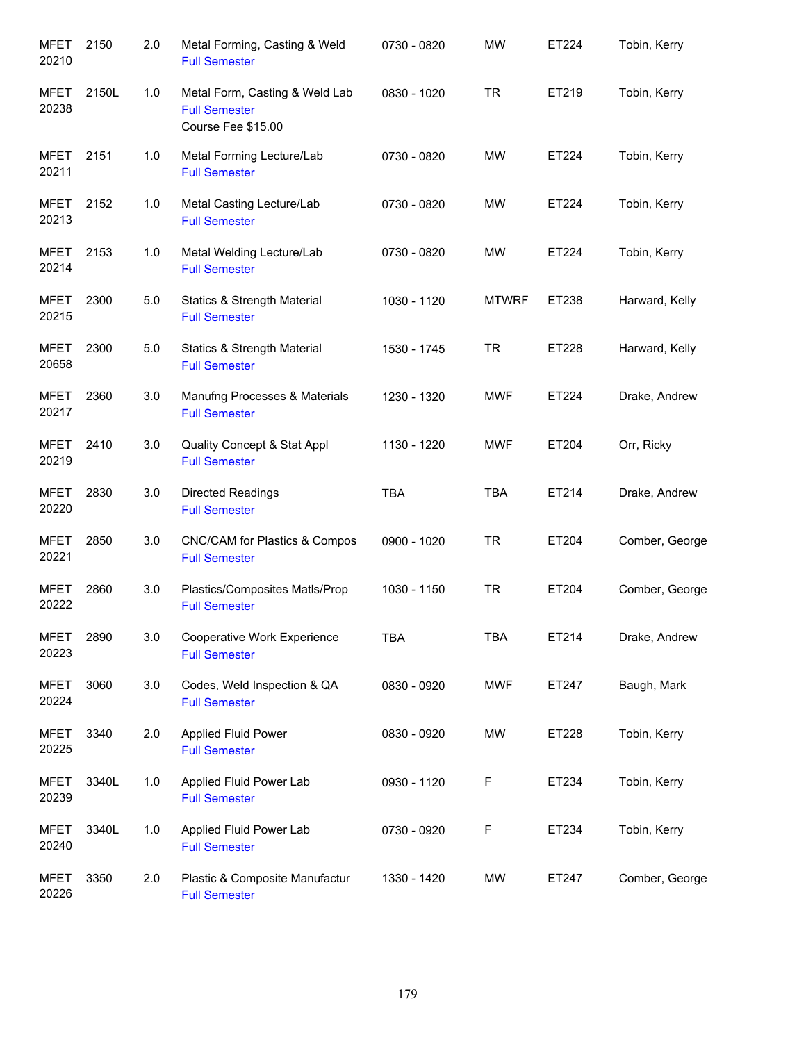| | | | | | | | |
|---|---|---|---|---|---|---|---|
| MFET 20210 | 2150 | 2.0 | Metal Forming, Casting & Weld<br>Full Semester | 0730 - 0820 | MW | ET224 | Tobin, Kerry |
| MFET 20238 | 2150L | 1.0 | Metal Form, Casting & Weld Lab<br>Full Semester<br>Course Fee $15.00 | 0830 - 1020 | TR | ET219 | Tobin, Kerry |
| MFET 20211 | 2151 | 1.0 | Metal Forming Lecture/Lab<br>Full Semester | 0730 - 0820 | MW | ET224 | Tobin, Kerry |
| MFET 20213 | 2152 | 1.0 | Metal Casting Lecture/Lab<br>Full Semester | 0730 - 0820 | MW | ET224 | Tobin, Kerry |
| MFET 20214 | 2153 | 1.0 | Metal Welding Lecture/Lab<br>Full Semester | 0730 - 0820 | MW | ET224 | Tobin, Kerry |
| MFET 20215 | 2300 | 5.0 | Statics & Strength Material<br>Full Semester | 1030 - 1120 | MTWRF | ET238 | Harward, Kelly |
| MFET 20658 | 2300 | 5.0 | Statics & Strength Material<br>Full Semester | 1530 - 1745 | TR | ET228 | Harward, Kelly |
| MFET 20217 | 2360 | 3.0 | Manufng Processes & Materials<br>Full Semester | 1230 - 1320 | MWF | ET224 | Drake, Andrew |
| MFET 20219 | 2410 | 3.0 | Quality Concept & Stat Appl<br>Full Semester | 1130 - 1220 | MWF | ET204 | Orr, Ricky |
| MFET 20220 | 2830 | 3.0 | Directed Readings<br>Full Semester | TBA | TBA | ET214 | Drake, Andrew |
| MFET 20221 | 2850 | 3.0 | CNC/CAM for Plastics & Compos<br>Full Semester | 0900 - 1020 | TR | ET204 | Comber, George |
| MFET 20222 | 2860 | 3.0 | Plastics/Composites Matls/Prop<br>Full Semester | 1030 - 1150 | TR | ET204 | Comber, George |
| MFET 20223 | 2890 | 3.0 | Cooperative Work Experience<br>Full Semester | TBA | TBA | ET214 | Drake, Andrew |
| MFET 20224 | 3060 | 3.0 | Codes, Weld Inspection & QA<br>Full Semester | 0830 - 0920 | MWF | ET247 | Baugh, Mark |
| MFET 20225 | 3340 | 2.0 | Applied Fluid Power<br>Full Semester | 0830 - 0920 | MW | ET228 | Tobin, Kerry |
| MFET 20239 | 3340L | 1.0 | Applied Fluid Power Lab<br>Full Semester | 0930 - 1120 | F | ET234 | Tobin, Kerry |
| MFET 20240 | 3340L | 1.0 | Applied Fluid Power Lab<br>Full Semester | 0730 - 0920 | F | ET234 | Tobin, Kerry |
| MFET 20226 | 3350 | 2.0 | Plastic & Composite Manufactur<br>Full Semester | 1330 - 1420 | MW | ET247 | Comber, George |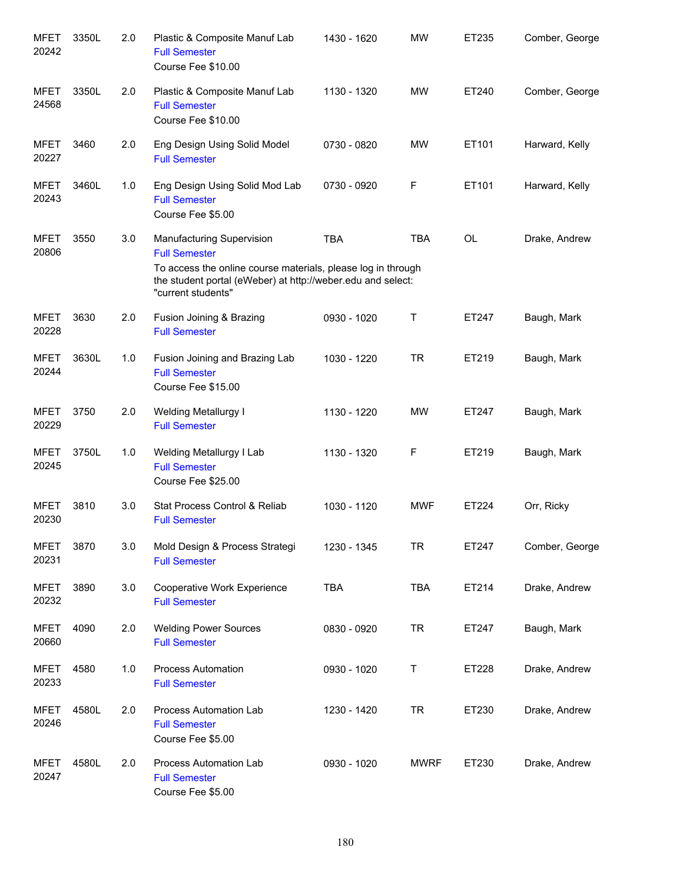| | | | | | | | |
|---|---|---|---|---|---|---|---|
| MFET 20242 | 3350L | 2.0 | Plastic & Composite Manuf Lab<br>Full Semester<br>Course Fee $10.00 | 1430 - 1620 | MW | ET235 | Comber, George |
| MFET 24568 | 3350L | 2.0 | Plastic & Composite Manuf Lab<br>Full Semester<br>Course Fee $10.00 | 1130 - 1320 | MW | ET240 | Comber, George |
| MFET 20227 | 3460 | 2.0 | Eng Design Using Solid Model<br>Full Semester | 0730 - 0820 | MW | ET101 | Harward, Kelly |
| MFET 20243 | 3460L | 1.0 | Eng Design Using Solid Mod Lab<br>Full Semester<br>Course Fee $5.00 | 0730 - 0920 | F | ET101 | Harward, Kelly |
| MFET 20806 | 3550 | 3.0 | Manufacturing Supervision<br>Full Semester<br>To access the online course materials, please log in through the student portal (eWeber) at http://weber.edu and select: "current students" | TBA | TBA | OL | Drake, Andrew |
| MFET 20228 | 3630 | 2.0 | Fusion Joining & Brazing<br>Full Semester | 0930 - 1020 | T | ET247 | Baugh, Mark |
| MFET 20244 | 3630L | 1.0 | Fusion Joining and Brazing Lab<br>Full Semester<br>Course Fee $15.00 | 1030 - 1220 | TR | ET219 | Baugh, Mark |
| MFET 20229 | 3750 | 2.0 | Welding Metallurgy I<br>Full Semester | 1130 - 1220 | MW | ET247 | Baugh, Mark |
| MFET 20245 | 3750L | 1.0 | Welding Metallurgy I Lab<br>Full Semester<br>Course Fee $25.00 | 1130 - 1320 | F | ET219 | Baugh, Mark |
| MFET 20230 | 3810 | 3.0 | Stat Process Control & Reliab<br>Full Semester | 1030 - 1120 | MWF | ET224 | Orr, Ricky |
| MFET 20231 | 3870 | 3.0 | Mold Design & Process Strategi<br>Full Semester | 1230 - 1345 | TR | ET247 | Comber, George |
| MFET 20232 | 3890 | 3.0 | Cooperative Work Experience<br>Full Semester | TBA | TBA | ET214 | Drake, Andrew |
| MFET 20660 | 4090 | 2.0 | Welding Power Sources<br>Full Semester | 0830 - 0920 | TR | ET247 | Baugh, Mark |
| MFET 20233 | 4580 | 1.0 | Process Automation<br>Full Semester | 0930 - 1020 | T | ET228 | Drake, Andrew |
| MFET 20246 | 4580L | 2.0 | Process Automation Lab<br>Full Semester<br>Course Fee $5.00 | 1230 - 1420 | TR | ET230 | Drake, Andrew |
| MFET 20247 | 4580L | 2.0 | Process Automation Lab<br>Full Semester<br>Course Fee $5.00 | 0930 - 1020 | MWRF | ET230 | Drake, Andrew |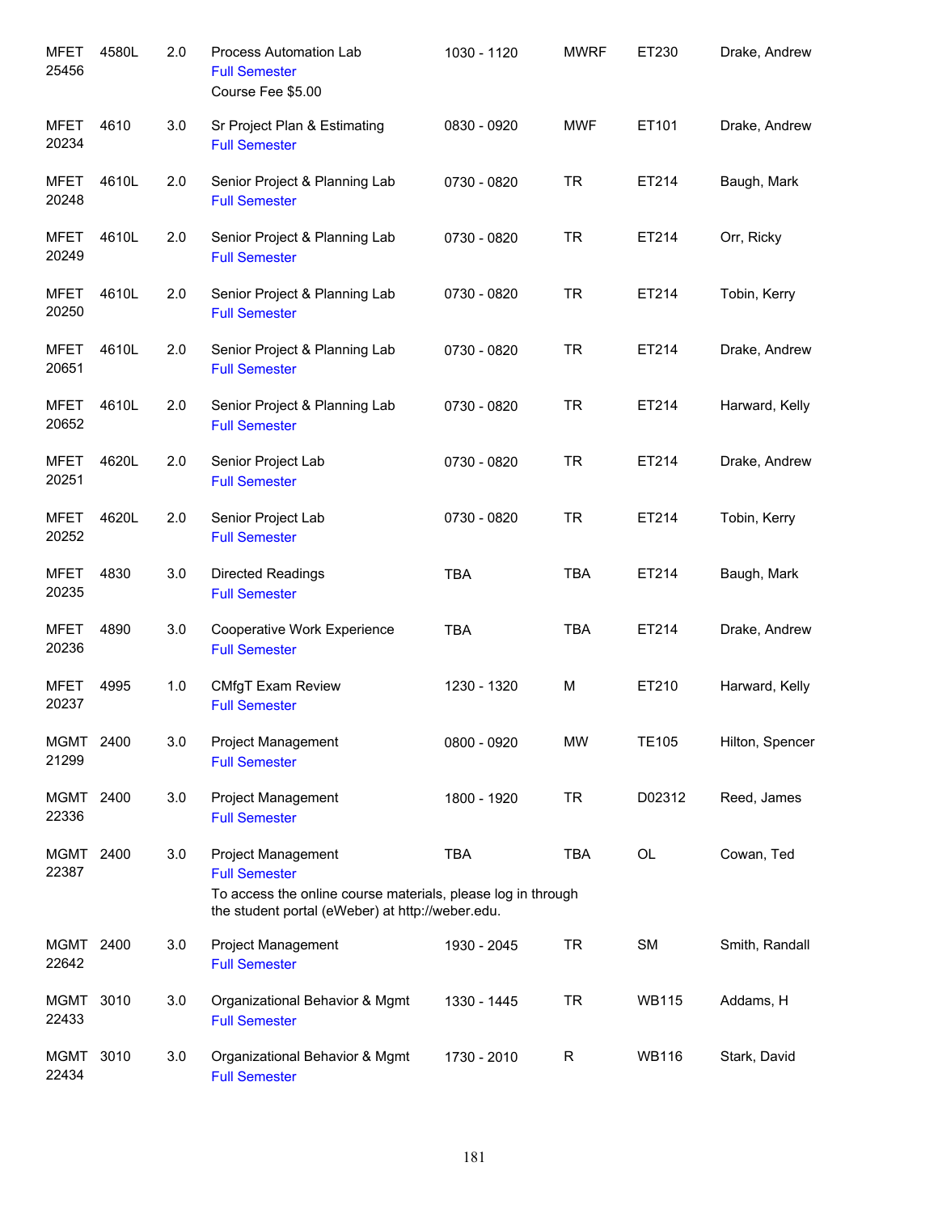| Course | | Credits | Title | Time | Days | Room | Instructor |
|---|---|---|---|---|---|---|---|
| MFET 25456 | 4580L | 2.0 | Process Automation Lab<br>Full Semester<br>Course Fee $5.00 | 1030 - 1120 | MWRF | ET230 | Drake, Andrew |
| MFET 20234 | 4610 | 3.0 | Sr Project Plan & Estimating<br>Full Semester | 0830 - 0920 | MWF | ET101 | Drake, Andrew |
| MFET 20248 | 4610L | 2.0 | Senior Project & Planning Lab<br>Full Semester | 0730 - 0820 | TR | ET214 | Baugh, Mark |
| MFET 20249 | 4610L | 2.0 | Senior Project & Planning Lab<br>Full Semester | 0730 - 0820 | TR | ET214 | Orr, Ricky |
| MFET 20250 | 4610L | 2.0 | Senior Project & Planning Lab<br>Full Semester | 0730 - 0820 | TR | ET214 | Tobin, Kerry |
| MFET 20651 | 4610L | 2.0 | Senior Project & Planning Lab<br>Full Semester | 0730 - 0820 | TR | ET214 | Drake, Andrew |
| MFET 20652 | 4610L | 2.0 | Senior Project & Planning Lab<br>Full Semester | 0730 - 0820 | TR | ET214 | Harward, Kelly |
| MFET 20251 | 4620L | 2.0 | Senior Project Lab<br>Full Semester | 0730 - 0820 | TR | ET214 | Drake, Andrew |
| MFET 20252 | 4620L | 2.0 | Senior Project Lab<br>Full Semester | 0730 - 0820 | TR | ET214 | Tobin, Kerry |
| MFET 20235 | 4830 | 3.0 | Directed Readings<br>Full Semester | TBA | TBA | ET214 | Baugh, Mark |
| MFET 20236 | 4890 | 3.0 | Cooperative Work Experience<br>Full Semester | TBA | TBA | ET214 | Drake, Andrew |
| MFET 20237 | 4995 | 1.0 | CMfgT Exam Review<br>Full Semester | 1230 - 1320 | M | ET210 | Harward, Kelly |
| MGMT 21299 | 2400 | 3.0 | Project Management<br>Full Semester | 0800 - 0920 | MW | TE105 | Hilton, Spencer |
| MGMT 22336 | 2400 | 3.0 | Project Management<br>Full Semester | 1800 - 1920 | TR | D02312 | Reed, James |
| MGMT 22387 | 2400 | 3.0 | Project Management<br>Full Semester<br>To access the online course materials, please log in through the student portal (eWeber) at http://weber.edu. | TBA | TBA | OL | Cowan, Ted |
| MGMT 22642 | 2400 | 3.0 | Project Management<br>Full Semester | 1930 - 2045 | TR | SM | Smith, Randall |
| MGMT 22433 | 3010 | 3.0 | Organizational Behavior & Mgmt<br>Full Semester | 1330 - 1445 | TR | WB115 | Addams, H |
| MGMT 22434 | 3010 | 3.0 | Organizational Behavior & Mgmt<br>Full Semester | 1730 - 2010 | R | WB116 | Stark, David |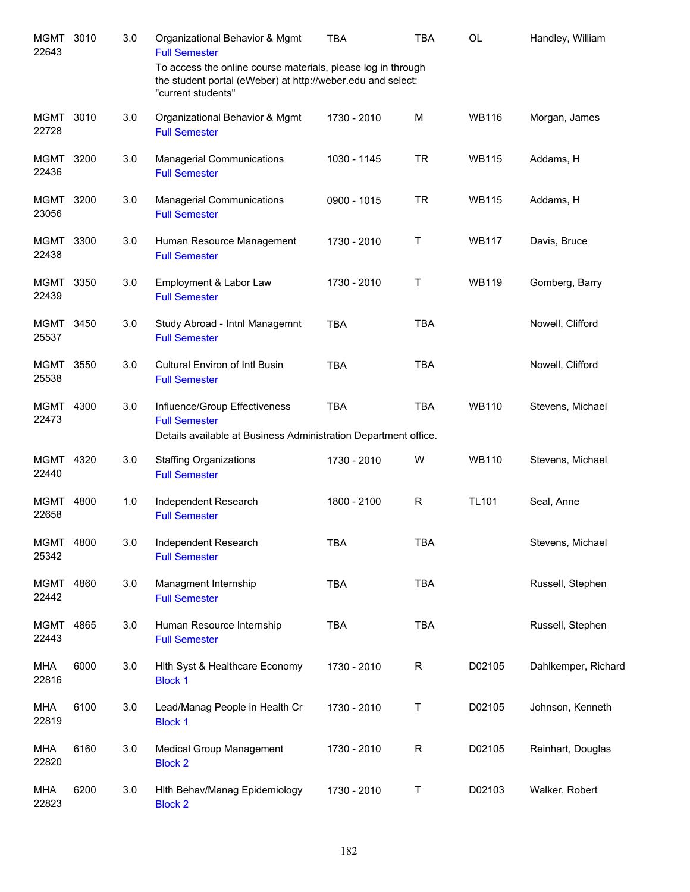| Subject / CRN | Course | Credits | Title | Time | Days | Room | Instructor |
|---|---|---|---|---|---|---|---|
| MGMT 22643 | 3010 | 3.0 | Organizational Behavior & Mgmt<br>Full Semester<br>To access the online course materials, please log in through the student portal (eWeber) at http://weber.edu and select: "current students" | TBA | TBA | OL | Handley, William |
| MGMT 22728 | 3010 | 3.0 | Organizational Behavior & Mgmt<br>Full Semester | 1730 - 2010 | M | WB116 | Morgan, James |
| MGMT 22436 | 3200 | 3.0 | Managerial Communications<br>Full Semester | 1030 - 1145 | TR | WB115 | Addams, H |
| MGMT 23056 | 3200 | 3.0 | Managerial Communications<br>Full Semester | 0900 - 1015 | TR | WB115 | Addams, H |
| MGMT 22438 | 3300 | 3.0 | Human Resource Management<br>Full Semester | 1730 - 2010 | T | WB117 | Davis, Bruce |
| MGMT 22439 | 3350 | 3.0 | Employment & Labor Law<br>Full Semester | 1730 - 2010 | T | WB119 | Gomberg, Barry |
| MGMT 25537 | 3450 | 3.0 | Study Abroad - Intnl Managemnt<br>Full Semester | TBA | TBA | | Nowell, Clifford |
| MGMT 25538 | 3550 | 3.0 | Cultural Environ of Intl Busin<br>Full Semester | TBA | TBA | | Nowell, Clifford |
| MGMT 22473 | 4300 | 3.0 | Influence/Group Effectiveness<br>Full Semester<br>Details available at Business Administration Department office. | TBA | TBA | WB110 | Stevens, Michael |
| MGMT 22440 | 4320 | 3.0 | Staffing Organizations<br>Full Semester | 1730 - 2010 | W | WB110 | Stevens, Michael |
| MGMT 22658 | 4800 | 1.0 | Independent Research<br>Full Semester | 1800 - 2100 | R | TL101 | Seal, Anne |
| MGMT 25342 | 4800 | 3.0 | Independent Research<br>Full Semester | TBA | TBA | | Stevens, Michael |
| MGMT 22442 | 4860 | 3.0 | Managment Internship<br>Full Semester | TBA | TBA | | Russell, Stephen |
| MGMT 22443 | 4865 | 3.0 | Human Resource Internship<br>Full Semester | TBA | TBA | | Russell, Stephen |
| MHA 22816 | 6000 | 3.0 | Hlth Syst & Healthcare Economy<br>Block 1 | 1730 - 2010 | R | D02105 | Dahlkemper, Richard |
| MHA 22819 | 6100 | 3.0 | Lead/Manag People in Health Cr<br>Block 1 | 1730 - 2010 | T | D02105 | Johnson, Kenneth |
| MHA 22820 | 6160 | 3.0 | Medical Group Management<br>Block 2 | 1730 - 2010 | R | D02105 | Reinhart, Douglas |
| MHA 22823 | 6200 | 3.0 | Hlth Behav/Manag Epidemiology<br>Block 2 | 1730 - 2010 | T | D02103 | Walker, Robert |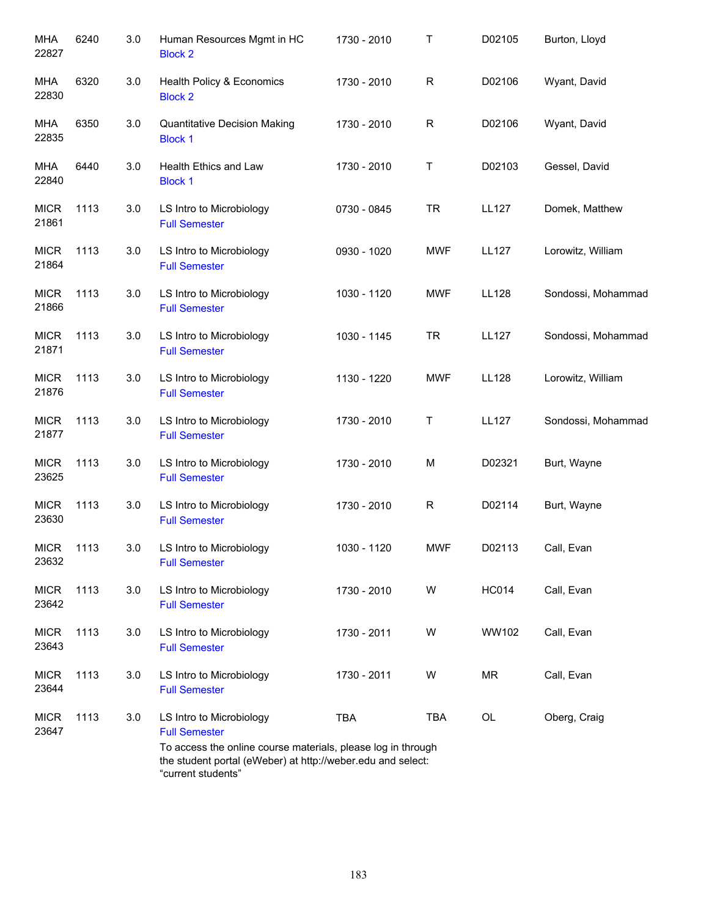| | | | | | | | |
|---|---|---|---|---|---|---|---|
| MHA 22827 | 6240 | 3.0 | Human Resources Mgmt in HC<br>Block 2 | 1730 - 2010 | T | D02105 | Burton, Lloyd |
| MHA 22830 | 6320 | 3.0 | Health Policy & Economics<br>Block 2 | 1730 - 2010 | R | D02106 | Wyant, David |
| MHA 22835 | 6350 | 3.0 | Quantitative Decision Making<br>Block 1 | 1730 - 2010 | R | D02106 | Wyant, David |
| MHA 22840 | 6440 | 3.0 | Health Ethics and Law<br>Block 1 | 1730 - 2010 | T | D02103 | Gessel, David |
| MICR 21861 | 1113 | 3.0 | LS Intro to Microbiology<br>Full Semester | 0730 - 0845 | TR | LL127 | Domek, Matthew |
| MICR 21864 | 1113 | 3.0 | LS Intro to Microbiology<br>Full Semester | 0930 - 1020 | MWF | LL127 | Lorowitz, William |
| MICR 21866 | 1113 | 3.0 | LS Intro to Microbiology<br>Full Semester | 1030 - 1120 | MWF | LL128 | Sondossi, Mohammad |
| MICR 21871 | 1113 | 3.0 | LS Intro to Microbiology<br>Full Semester | 1030 - 1145 | TR | LL127 | Sondossi, Mohammad |
| MICR 21876 | 1113 | 3.0 | LS Intro to Microbiology<br>Full Semester | 1130 - 1220 | MWF | LL128 | Lorowitz, William |
| MICR 21877 | 1113 | 3.0 | LS Intro to Microbiology<br>Full Semester | 1730 - 2010 | T | LL127 | Sondossi, Mohammad |
| MICR 23625 | 1113 | 3.0 | LS Intro to Microbiology<br>Full Semester | 1730 - 2010 | M | D02321 | Burt, Wayne |
| MICR 23630 | 1113 | 3.0 | LS Intro to Microbiology<br>Full Semester | 1730 - 2010 | R | D02114 | Burt, Wayne |
| MICR 23632 | 1113 | 3.0 | LS Intro to Microbiology<br>Full Semester | 1030 - 1120 | MWF | D02113 | Call, Evan |
| MICR 23642 | 1113 | 3.0 | LS Intro to Microbiology<br>Full Semester | 1730 - 2010 | W | HC014 | Call, Evan |
| MICR 23643 | 1113 | 3.0 | LS Intro to Microbiology<br>Full Semester | 1730 - 2011 | W | WW102 | Call, Evan |
| MICR 23644 | 1113 | 3.0 | LS Intro to Microbiology<br>Full Semester | 1730 - 2011 | W | MR | Call, Evan |
| MICR 23647 | 1113 | 3.0 | LS Intro to Microbiology<br>Full Semester<br>To access the online course materials, please log in through the student portal (eWeber) at http://weber.edu and select: “current students” | TBA | TBA | OL | Oberg, Craig |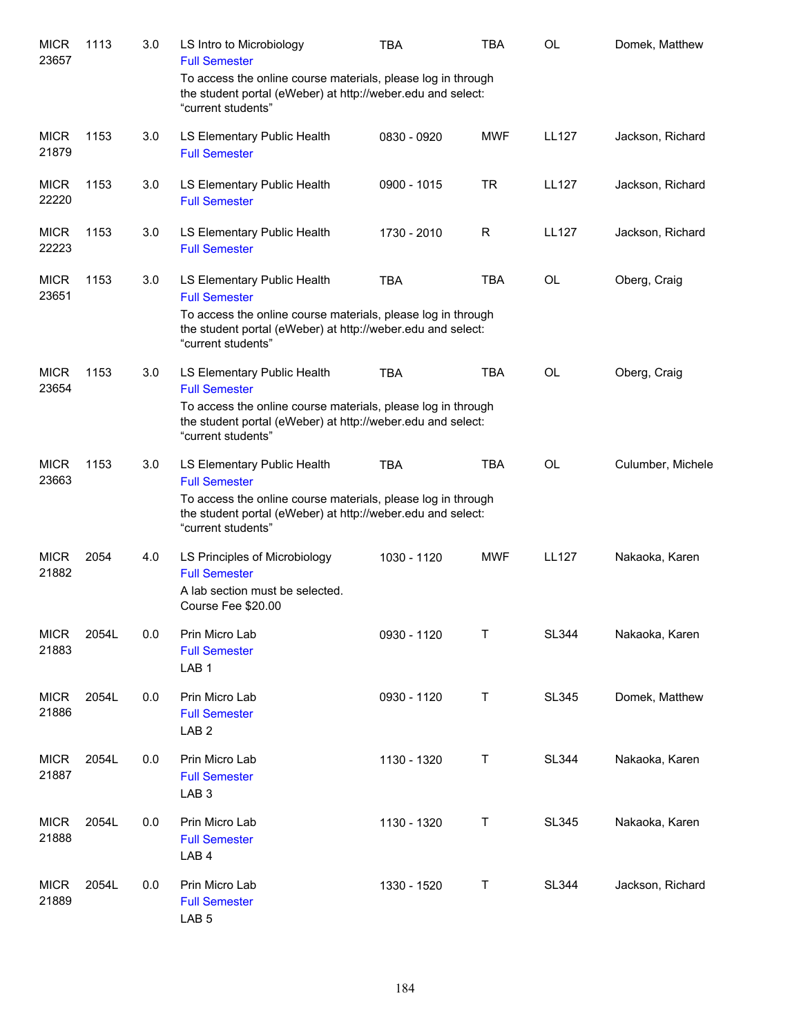| Subject / CRN | Course | Credits | Title | Time | Days | Room | Instructor |
|---|---|---|---|---|---|---|---|
| MICR 23657 | 1113 | 3.0 | LS Intro to Microbiology<br>Full Semester<br>To access the online course materials, please log in through the student portal (eWeber) at http://weber.edu and select: “current students” | TBA | TBA | OL | Domek, Matthew |
| MICR 21879 | 1153 | 3.0 | LS Elementary Public Health<br>Full Semester | 0830 - 0920 | MWF | LL127 | Jackson, Richard |
| MICR 22220 | 1153 | 3.0 | LS Elementary Public Health<br>Full Semester | 0900 - 1015 | TR | LL127 | Jackson, Richard |
| MICR 22223 | 1153 | 3.0 | LS Elementary Public Health<br>Full Semester | 1730 - 2010 | R | LL127 | Jackson, Richard |
| MICR 23651 | 1153 | 3.0 | LS Elementary Public Health<br>Full Semester<br>To access the online course materials, please log in through the student portal (eWeber) at http://weber.edu and select: “current students” | TBA | TBA | OL | Oberg, Craig |
| MICR 23654 | 1153 | 3.0 | LS Elementary Public Health<br>Full Semester<br>To access the online course materials, please log in through the student portal (eWeber) at http://weber.edu and select: “current students” | TBA | TBA | OL | Oberg, Craig |
| MICR 23663 | 1153 | 3.0 | LS Elementary Public Health<br>Full Semester<br>To access the online course materials, please log in through the student portal (eWeber) at http://weber.edu and select: “current students” | TBA | TBA | OL | Culumber, Michele |
| MICR 21882 | 2054 | 4.0 | LS Principles of Microbiology<br>Full Semester<br>A lab section must be selected.<br>Course Fee $20.00 | 1030 - 1120 | MWF | LL127 | Nakaoka, Karen |
| MICR 21883 | 2054L | 0.0 | Prin Micro Lab<br>Full Semester<br>LAB 1 | 0930 - 1120 | T | SL344 | Nakaoka, Karen |
| MICR 21886 | 2054L | 0.0 | Prin Micro Lab<br>Full Semester<br>LAB 2 | 0930 - 1120 | T | SL345 | Domek, Matthew |
| MICR 21887 | 2054L | 0.0 | Prin Micro Lab<br>Full Semester<br>LAB 3 | 1130 - 1320 | T | SL344 | Nakaoka, Karen |
| MICR 21888 | 2054L | 0.0 | Prin Micro Lab<br>Full Semester<br>LAB 4 | 1130 - 1320 | T | SL345 | Nakaoka, Karen |
| MICR 21889 | 2054L | 0.0 | Prin Micro Lab<br>Full Semester<br>LAB 5 | 1330 - 1520 | T | SL344 | Jackson, Richard |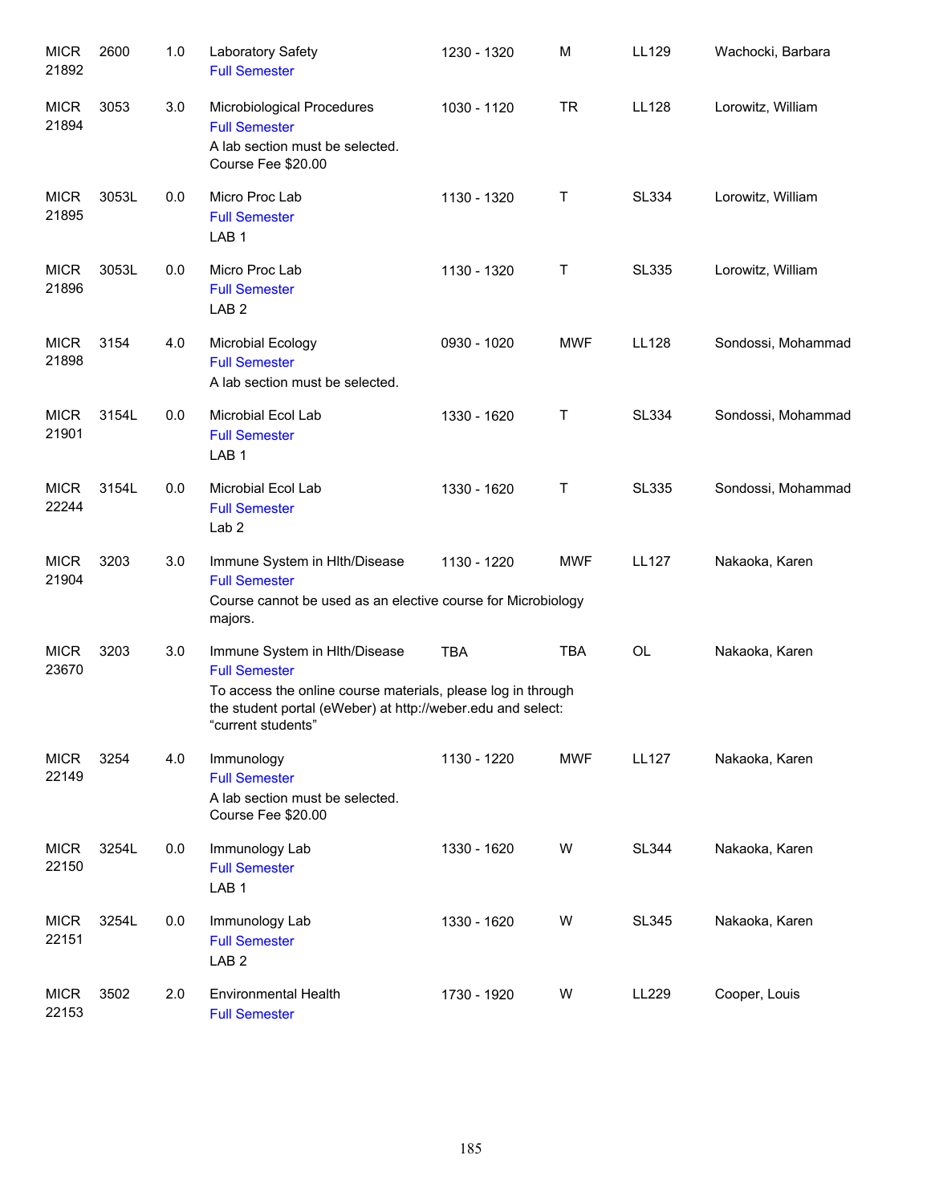| Course | Number | Credits | Title | Time | Days | Room | Instructor |
|---|---|---|---|---|---|---|---|
| MICR 21892 | 2600 | 1.0 | Laboratory Safety<br>Full Semester | 1230 - 1320 | M | LL129 | Wachocki, Barbara |
| MICR 21894 | 3053 | 3.0 | Microbiological Procedures<br>Full Semester<br>A lab section must be selected.<br>Course Fee $20.00 | 1030 - 1120 | TR | LL128 | Lorowitz, William |
| MICR 21895 | 3053L | 0.0 | Micro Proc Lab<br>Full Semester<br>LAB 1 | 1130 - 1320 | T | SL334 | Lorowitz, William |
| MICR 21896 | 3053L | 0.0 | Micro Proc Lab<br>Full Semester<br>LAB 2 | 1130 - 1320 | T | SL335 | Lorowitz, William |
| MICR 21898 | 3154 | 4.0 | Microbial Ecology<br>Full Semester<br>A lab section must be selected. | 0930 - 1020 | MWF | LL128 | Sondossi, Mohammad |
| MICR 21901 | 3154L | 0.0 | Microbial Ecol Lab<br>Full Semester<br>LAB 1 | 1330 - 1620 | T | SL334 | Sondossi, Mohammad |
| MICR 22244 | 3154L | 0.0 | Microbial Ecol Lab<br>Full Semester<br>Lab 2 | 1330 - 1620 | T | SL335 | Sondossi, Mohammad |
| MICR 21904 | 3203 | 3.0 | Immune System in Hlth/Disease<br>Full Semester<br>Course cannot be used as an elective course for Microbiology majors. | 1130 - 1220 | MWF | LL127 | Nakaoka, Karen |
| MICR 23670 | 3203 | 3.0 | Immune System in Hlth/Disease<br>Full Semester<br>To access the online course materials, please log in through the student portal (eWeber) at http://weber.edu and select: "current students" | TBA | TBA | OL | Nakaoka, Karen |
| MICR 22149 | 3254 | 4.0 | Immunology<br>Full Semester<br>A lab section must be selected.<br>Course Fee $20.00 | 1130 - 1220 | MWF | LL127 | Nakaoka, Karen |
| MICR 22150 | 3254L | 0.0 | Immunology Lab<br>Full Semester<br>LAB 1 | 1330 - 1620 | W | SL344 | Nakaoka, Karen |
| MICR 22151 | 3254L | 0.0 | Immunology Lab<br>Full Semester<br>LAB 2 | 1330 - 1620 | W | SL345 | Nakaoka, Karen |
| MICR 22153 | 3502 | 2.0 | Environmental Health<br>Full Semester | 1730 - 1920 | W | LL229 | Cooper, Louis |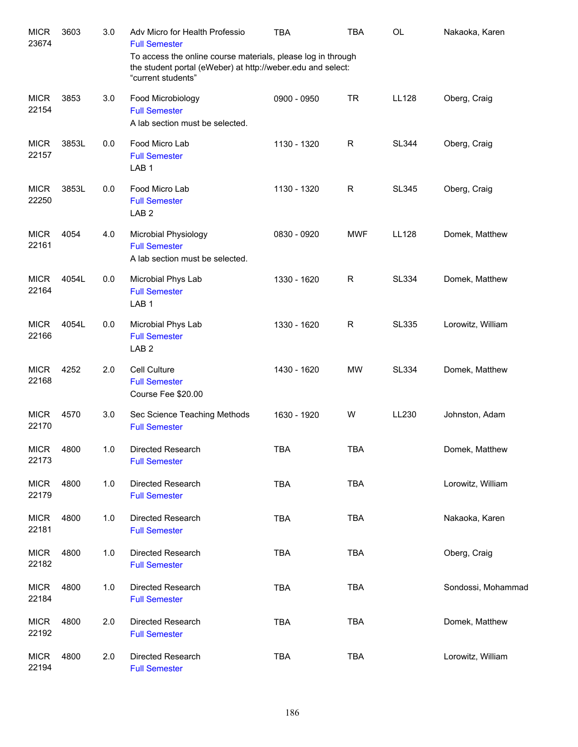| Subject / CRN | Course | Credits | Title | Time | Days | Room | Instructor |
|---|---|---|---|---|---|---|---|
| MICR 23674 | 3603 | 3.0 | Adv Micro for Health Professio<br>Full Semester<br>To access the online course materials, please log in through the student portal (eWeber) at http://weber.edu and select: “current students” | TBA | TBA | OL | Nakaoka, Karen |
| MICR 22154 | 3853 | 3.0 | Food Microbiology<br>Full Semester<br>A lab section must be selected. | 0900 - 0950 | TR | LL128 | Oberg, Craig |
| MICR 22157 | 3853L | 0.0 | Food Micro Lab<br>Full Semester<br>LAB 1 | 1130 - 1320 | R | SL344 | Oberg, Craig |
| MICR 22250 | 3853L | 0.0 | Food Micro Lab<br>Full Semester<br>LAB 2 | 1130 - 1320 | R | SL345 | Oberg, Craig |
| MICR 22161 | 4054 | 4.0 | Microbial Physiology<br>Full Semester<br>A lab section must be selected. | 0830 - 0920 | MWF | LL128 | Domek, Matthew |
| MICR 22164 | 4054L | 0.0 | Microbial Phys Lab<br>Full Semester<br>LAB 1 | 1330 - 1620 | R | SL334 | Domek, Matthew |
| MICR 22166 | 4054L | 0.0 | Microbial Phys Lab<br>Full Semester<br>LAB 2 | 1330 - 1620 | R | SL335 | Lorowitz, William |
| MICR 22168 | 4252 | 2.0 | Cell Culture<br>Full Semester<br>Course Fee $20.00 | 1430 - 1620 | MW | SL334 | Domek, Matthew |
| MICR 22170 | 4570 | 3.0 | Sec Science Teaching Methods<br>Full Semester | 1630 - 1920 | W | LL230 | Johnston, Adam |
| MICR 22173 | 4800 | 1.0 | Directed Research<br>Full Semester | TBA | TBA | | Domek, Matthew |
| MICR 22179 | 4800 | 1.0 | Directed Research<br>Full Semester | TBA | TBA | | Lorowitz, William |
| MICR 22181 | 4800 | 1.0 | Directed Research<br>Full Semester | TBA | TBA | | Nakaoka, Karen |
| MICR 22182 | 4800 | 1.0 | Directed Research<br>Full Semester | TBA | TBA | | Oberg, Craig |
| MICR 22184 | 4800 | 1.0 | Directed Research<br>Full Semester | TBA | TBA | | Sondossi, Mohammad |
| MICR 22192 | 4800 | 2.0 | Directed Research<br>Full Semester | TBA | TBA | | Domek, Matthew |
| MICR 22194 | 4800 | 2.0 | Directed Research<br>Full Semester | TBA | TBA | | Lorowitz, William |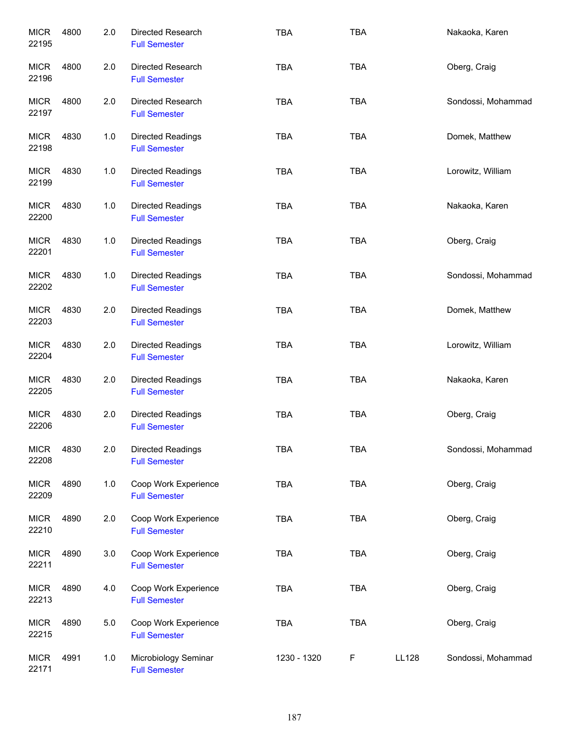| Subject/CRN | Course | Credits | Title | Time | Days | Room | Instructor |
|---|---|---|---|---|---|---|---|
| MICR 22195 | 4800 | 2.0 | Directed Research<br>Full Semester | TBA | TBA | | Nakaoka, Karen |
| MICR 22196 | 4800 | 2.0 | Directed Research<br>Full Semester | TBA | TBA | | Oberg, Craig |
| MICR 22197 | 4800 | 2.0 | Directed Research<br>Full Semester | TBA | TBA | | Sondossi, Mohammad |
| MICR 22198 | 4830 | 1.0 | Directed Readings<br>Full Semester | TBA | TBA | | Domek, Matthew |
| MICR 22199 | 4830 | 1.0 | Directed Readings<br>Full Semester | TBA | TBA | | Lorowitz, William |
| MICR 22200 | 4830 | 1.0 | Directed Readings<br>Full Semester | TBA | TBA | | Nakaoka, Karen |
| MICR 22201 | 4830 | 1.0 | Directed Readings<br>Full Semester | TBA | TBA | | Oberg, Craig |
| MICR 22202 | 4830 | 1.0 | Directed Readings<br>Full Semester | TBA | TBA | | Sondossi, Mohammad |
| MICR 22203 | 4830 | 2.0 | Directed Readings<br>Full Semester | TBA | TBA | | Domek, Matthew |
| MICR 22204 | 4830 | 2.0 | Directed Readings<br>Full Semester | TBA | TBA | | Lorowitz, William |
| MICR 22205 | 4830 | 2.0 | Directed Readings<br>Full Semester | TBA | TBA | | Nakaoka, Karen |
| MICR 22206 | 4830 | 2.0 | Directed Readings<br>Full Semester | TBA | TBA | | Oberg, Craig |
| MICR 22208 | 4830 | 2.0 | Directed Readings<br>Full Semester | TBA | TBA | | Sondossi, Mohammad |
| MICR 22209 | 4890 | 1.0 | Coop Work Experience<br>Full Semester | TBA | TBA | | Oberg, Craig |
| MICR 22210 | 4890 | 2.0 | Coop Work Experience<br>Full Semester | TBA | TBA | | Oberg, Craig |
| MICR 22211 | 4890 | 3.0 | Coop Work Experience<br>Full Semester | TBA | TBA | | Oberg, Craig |
| MICR 22213 | 4890 | 4.0 | Coop Work Experience<br>Full Semester | TBA | TBA | | Oberg, Craig |
| MICR 22215 | 4890 | 5.0 | Coop Work Experience<br>Full Semester | TBA | TBA | | Oberg, Craig |
| MICR 22171 | 4991 | 1.0 | Microbiology Seminar<br>Full Semester | 1230 - 1320 | F | LL128 | Sondossi, Mohammad |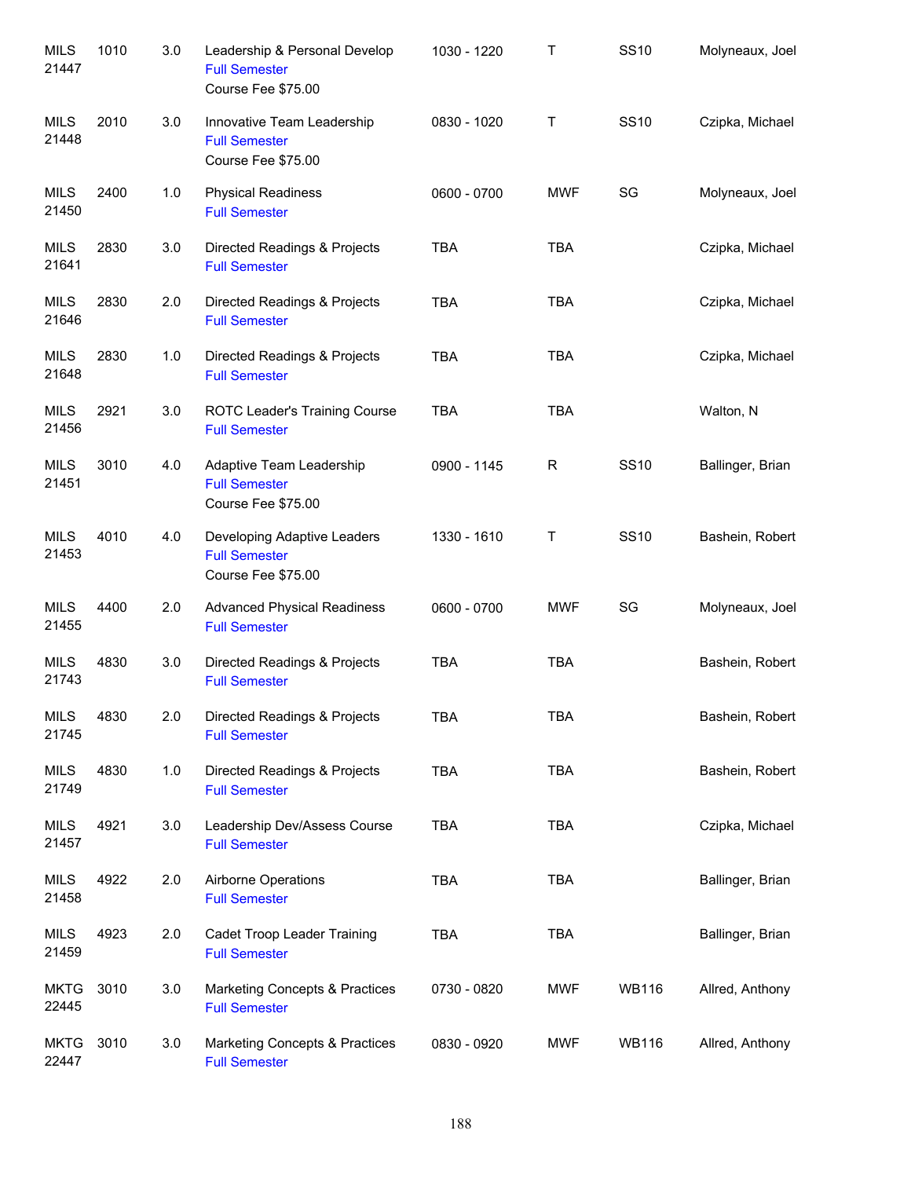| Subject/CRN | Course | Credits | Title | Time | Days | Room | Instructor |
|---|---|---|---|---|---|---|---|
| MILS 21447 | 1010 | 3.0 | Leadership & Personal Develop<br>Full Semester<br>Course Fee $75.00 | 1030 - 1220 | T | SS10 | Molyneaux, Joel |
| MILS 21448 | 2010 | 3.0 | Innovative Team Leadership<br>Full Semester<br>Course Fee $75.00 | 0830 - 1020 | T | SS10 | Czipka, Michael |
| MILS 21450 | 2400 | 1.0 | Physical Readiness<br>Full Semester | 0600 - 0700 | MWF | SG | Molyneaux, Joel |
| MILS 21641 | 2830 | 3.0 | Directed Readings & Projects<br>Full Semester | TBA | TBA | | Czipka, Michael |
| MILS 21646 | 2830 | 2.0 | Directed Readings & Projects<br>Full Semester | TBA | TBA | | Czipka, Michael |
| MILS 21648 | 2830 | 1.0 | Directed Readings & Projects<br>Full Semester | TBA | TBA | | Czipka, Michael |
| MILS 21456 | 2921 | 3.0 | ROTC Leader's Training Course<br>Full Semester | TBA | TBA | | Walton, N |
| MILS 21451 | 3010 | 4.0 | Adaptive Team Leadership<br>Full Semester<br>Course Fee $75.00 | 0900 - 1145 | R | SS10 | Ballinger, Brian |
| MILS 21453 | 4010 | 4.0 | Developing Adaptive Leaders<br>Full Semester<br>Course Fee $75.00 | 1330 - 1610 | T | SS10 | Bashein, Robert |
| MILS 21455 | 4400 | 2.0 | Advanced Physical Readiness<br>Full Semester | 0600 - 0700 | MWF | SG | Molyneaux, Joel |
| MILS 21743 | 4830 | 3.0 | Directed Readings & Projects<br>Full Semester | TBA | TBA | | Bashein, Robert |
| MILS 21745 | 4830 | 2.0 | Directed Readings & Projects<br>Full Semester | TBA | TBA | | Bashein, Robert |
| MILS 21749 | 4830 | 1.0 | Directed Readings & Projects<br>Full Semester | TBA | TBA | | Bashein, Robert |
| MILS 21457 | 4921 | 3.0 | Leadership Dev/Assess Course<br>Full Semester | TBA | TBA | | Czipka, Michael |
| MILS 21458 | 4922 | 2.0 | Airborne Operations<br>Full Semester | TBA | TBA | | Ballinger, Brian |
| MILS 21459 | 4923 | 2.0 | Cadet Troop Leader Training<br>Full Semester | TBA | TBA | | Ballinger, Brian |
| MKTG 22445 | 3010 | 3.0 | Marketing Concepts & Practices<br>Full Semester | 0730 - 0820 | MWF | WB116 | Allred, Anthony |
| MKTG 22447 | 3010 | 3.0 | Marketing Concepts & Practices<br>Full Semester | 0830 - 0920 | MWF | WB116 | Allred, Anthony |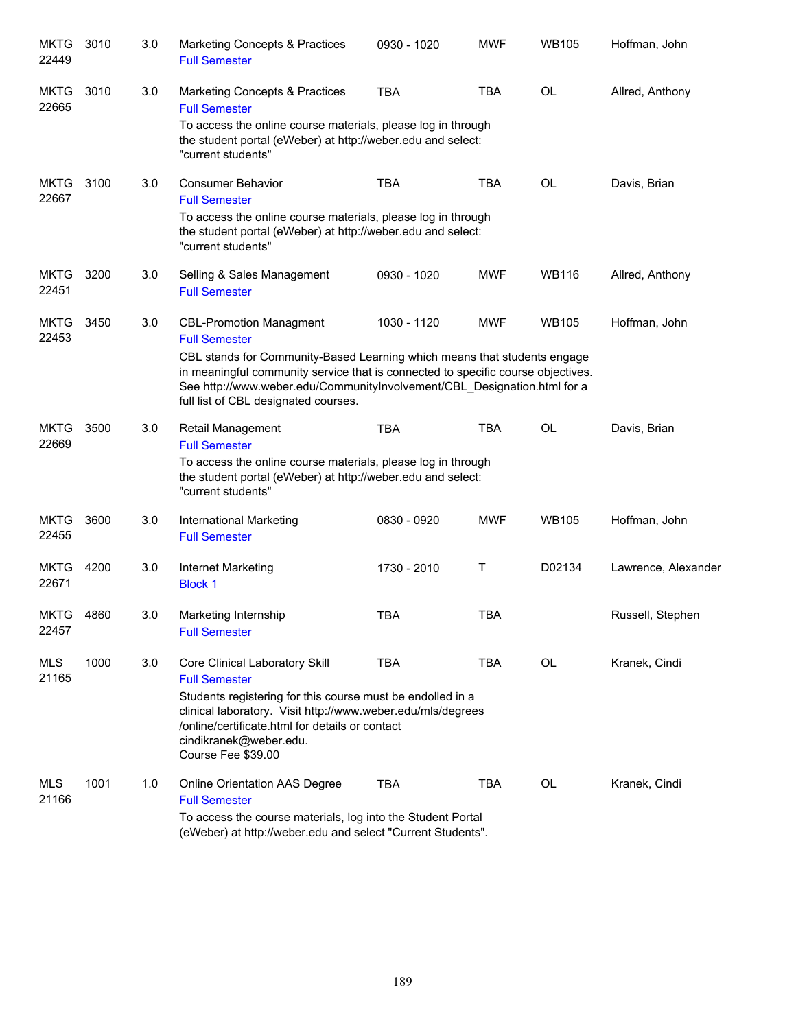| Subject / CRN | Course | Credits | Title | Time | Days | Room | Instructor |
|---|---|---|---|---|---|---|---|
| MKTG 22449 | 3010 | 3.0 | Marketing Concepts & Practices<br>Full Semester | 0930 - 1020 | MWF | WB105 | Hoffman, John |
| MKTG 22665 | 3010 | 3.0 | Marketing Concepts & Practices<br>Full Semester<br>To access the online course materials, please log in through the student portal (eWeber) at http://weber.edu and select: "current students" | TBA | TBA | OL | Allred, Anthony |
| MKTG 22667 | 3100 | 3.0 | Consumer Behavior<br>Full Semester<br>To access the online course materials, please log in through the student portal (eWeber) at http://weber.edu and select: "current students" | TBA | TBA | OL | Davis, Brian |
| MKTG 22451 | 3200 | 3.0 | Selling & Sales Management<br>Full Semester | 0930 - 1020 | MWF | WB116 | Allred, Anthony |
| MKTG 22453 | 3450 | 3.0 | CBL-Promotion Managment<br>Full Semester<br>CBL stands for Community-Based Learning which means that students engage in meaningful community service that is connected to specific course objectives. See http://www.weber.edu/CommunityInvolvement/CBL_Designation.html for a full list of CBL designated courses. | 1030 - 1120 | MWF | WB105 | Hoffman, John |
| MKTG 22669 | 3500 | 3.0 | Retail Management<br>Full Semester<br>To access the online course materials, please log in through the student portal (eWeber) at http://weber.edu and select: "current students" | TBA | TBA | OL | Davis, Brian |
| MKTG 22455 | 3600 | 3.0 | International Marketing<br>Full Semester | 0830 - 0920 | MWF | WB105 | Hoffman, John |
| MKTG 22671 | 4200 | 3.0 | Internet Marketing<br>Block 1 | 1730 - 2010 | T | D02134 | Lawrence, Alexander |
| MKTG 22457 | 4860 | 3.0 | Marketing Internship<br>Full Semester | TBA | TBA | | Russell, Stephen |
| MLS 21165 | 1000 | 3.0 | Core Clinical Laboratory Skill<br>Full Semester<br>Students registering for this course must be endolled in a clinical laboratory. Visit http://www.weber.edu/mls/degrees /online/certificate.html for details or contact cindikranek@weber.edu.<br>Course Fee $39.00 | TBA | TBA | OL | Kranek, Cindi |
| MLS 21166 | 1001 | 1.0 | Online Orientation AAS Degree<br>Full Semester<br>To access the course materials, log into the Student Portal (eWeber) at http://weber.edu and select "Current Students". | TBA | TBA | OL | Kranek, Cindi |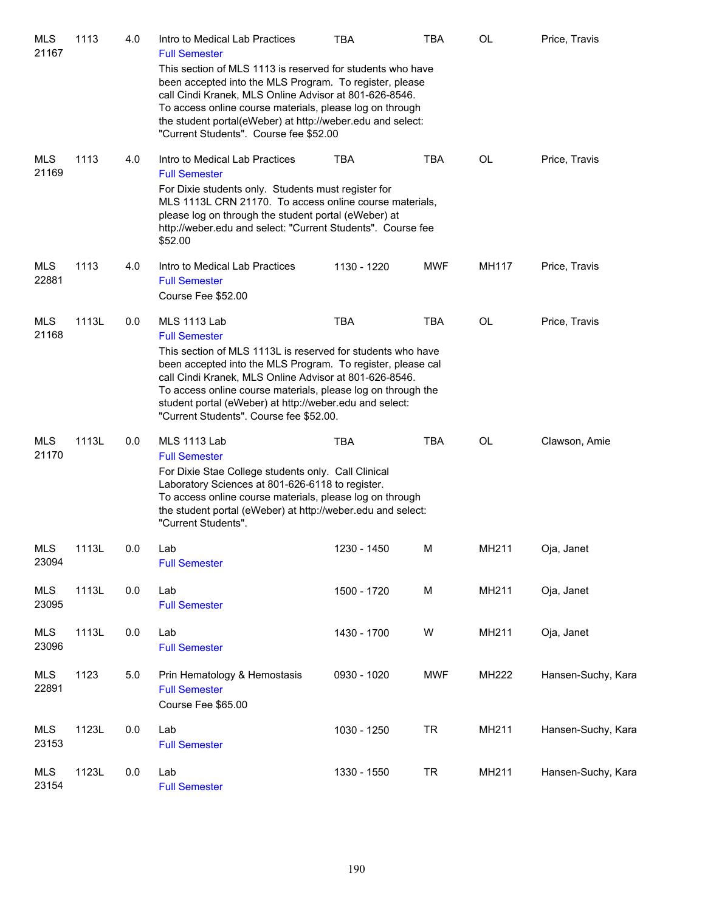| Subject / CRN | Course | Credits | Title | Time | Days | Room | Instructor |
|---|---|---|---|---|---|---|---|
| MLS 21167 | 1113 | 4.0 | Intro to Medical Lab Practices<br>Full Semester<br>This section of MLS 1113 is reserved for students who have been accepted into the MLS Program. To register, please call Cindi Kranek, MLS Online Advisor at 801-626-8546. To access online course materials, please log on through the student portal(eWeber) at http://weber.edu and select: "Current Students". Course fee $52.00 | TBA | TBA | OL | Price, Travis |
| MLS 21169 | 1113 | 4.0 | Intro to Medical Lab Practices<br>Full Semester<br>For Dixie students only. Students must register for MLS 1113L CRN 21170. To access online course materials, please log on through the student portal (eWeber) at http://weber.edu and select: "Current Students". Course fee $52.00 | TBA | TBA | OL | Price, Travis |
| MLS 22881 | 1113 | 4.0 | Intro to Medical Lab Practices<br>Full Semester<br>Course Fee $52.00 | 1130 - 1220 | MWF | MH117 | Price, Travis |
| MLS 21168 | 1113L | 0.0 | MLS 1113 Lab<br>Full Semester<br>This section of MLS 1113L is reserved for students who have been accepted into the MLS Program. To register, please cal call Cindi Kranek, MLS Online Advisor at 801-626-8546. To access online course materials, please log on through the student portal (eWeber) at http://weber.edu and select: "Current Students". Course fee $52.00. | TBA | TBA | OL | Price, Travis |
| MLS 21170 | 1113L | 0.0 | MLS 1113 Lab<br>Full Semester<br>For Dixie Stae College students only. Call Clinical Laboratory Sciences at 801-626-6118 to register. To access online course materials, please log on through the student portal (eWeber) at http://weber.edu and select: "Current Students". | TBA | TBA | OL | Clawson, Amie |
| MLS 23094 | 1113L | 0.0 | Lab<br>Full Semester | 1230 - 1450 | M | MH211 | Oja, Janet |
| MLS 23095 | 1113L | 0.0 | Lab<br>Full Semester | 1500 - 1720 | M | MH211 | Oja, Janet |
| MLS 23096 | 1113L | 0.0 | Lab<br>Full Semester | 1430 - 1700 | W | MH211 | Oja, Janet |
| MLS 22891 | 1123 | 5.0 | Prin Hematology & Hemostasis<br>Full Semester<br>Course Fee $65.00 | 0930 - 1020 | MWF | MH222 | Hansen-Suchy, Kara |
| MLS 23153 | 1123L | 0.0 | Lab<br>Full Semester | 1030 - 1250 | TR | MH211 | Hansen-Suchy, Kara |
| MLS 23154 | 1123L | 0.0 | Lab<br>Full Semester | 1330 - 1550 | TR | MH211 | Hansen-Suchy, Kara |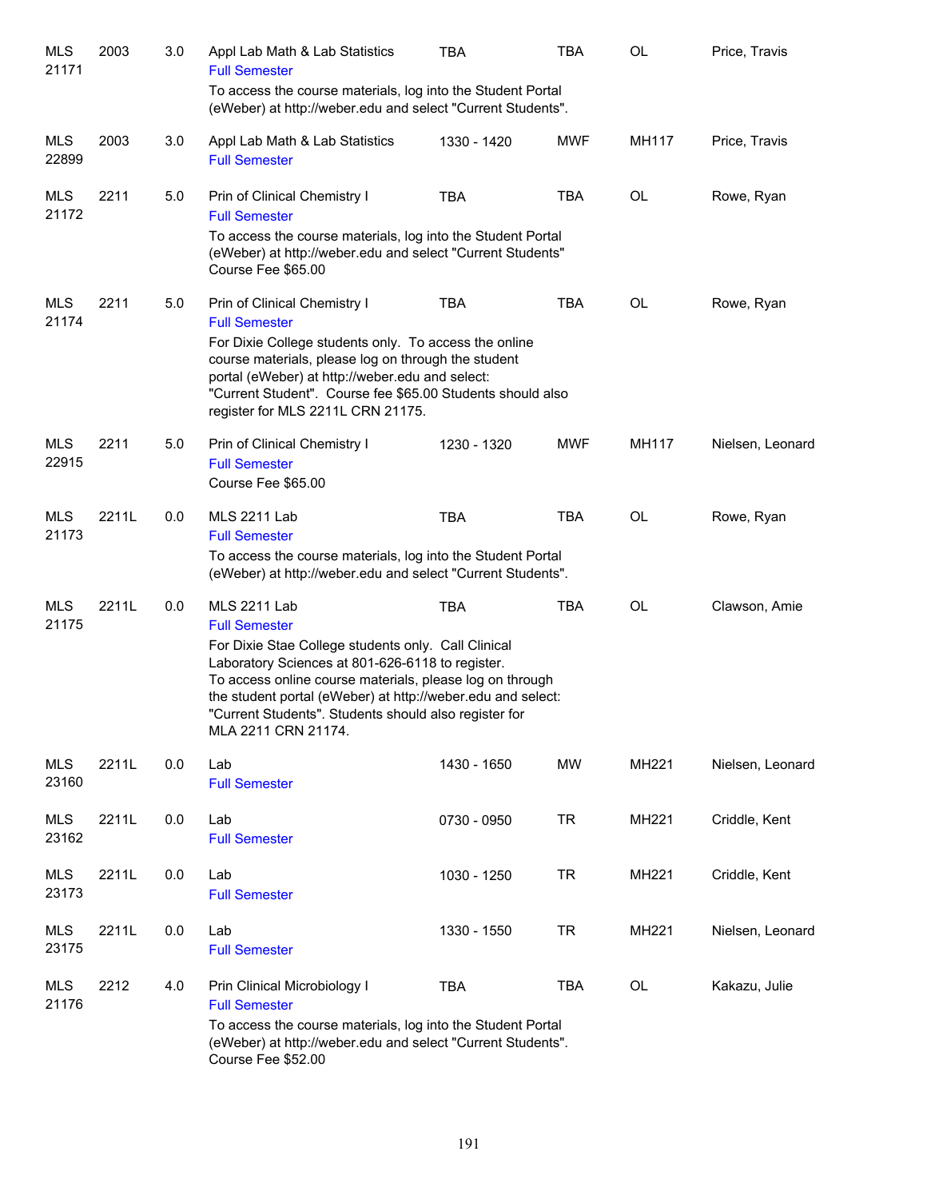| | | | | | | | |
|---|---|---|---|---|---|---|---|
| MLS 21171 | 2003 | 3.0 | Appl Lab Math & Lab Statistics<br>Full Semester<br>To access the course materials, log into the Student Portal (eWeber) at http://weber.edu and select "Current Students". | TBA | TBA | OL | Price, Travis |
| MLS 22899 | 2003 | 3.0 | Appl Lab Math & Lab Statistics<br>Full Semester | 1330 - 1420 | MWF | MH117 | Price, Travis |
| MLS 21172 | 2211 | 5.0 | Prin of Clinical Chemistry I<br>Full Semester<br>To access the course materials, log into the Student Portal (eWeber) at http://weber.edu and select "Current Students" Course Fee $65.00 | TBA | TBA | OL | Rowe, Ryan |
| MLS 21174 | 2211 | 5.0 | Prin of Clinical Chemistry I<br>Full Semester<br>For Dixie College students only. To access the online course materials, please log on through the student portal (eWeber) at http://weber.edu and select: "Current Student". Course fee $65.00 Students should also register for MLS 2211L CRN 21175. | TBA | TBA | OL | Rowe, Ryan |
| MLS 22915 | 2211 | 5.0 | Prin of Clinical Chemistry I<br>Full Semester<br>Course Fee $65.00 | 1230 - 1320 | MWF | MH117 | Nielsen, Leonard |
| MLS 21173 | 2211L | 0.0 | MLS 2211 Lab<br>Full Semester<br>To access the course materials, log into the Student Portal (eWeber) at http://weber.edu and select "Current Students". | TBA | TBA | OL | Rowe, Ryan |
| MLS 21175 | 2211L | 0.0 | MLS 2211 Lab<br>Full Semester<br>For Dixie Stae College students only. Call Clinical Laboratory Sciences at 801-626-6118 to register. To access online course materials, please log on through the student portal (eWeber) at http://weber.edu and select: "Current Students". Students should also register for MLA 2211 CRN 21174. | TBA | TBA | OL | Clawson, Amie |
| MLS 23160 | 2211L | 0.0 | Lab<br>Full Semester | 1430 - 1650 | MW | MH221 | Nielsen, Leonard |
| MLS 23162 | 2211L | 0.0 | Lab<br>Full Semester | 0730 - 0950 | TR | MH221 | Criddle, Kent |
| MLS 23173 | 2211L | 0.0 | Lab<br>Full Semester | 1030 - 1250 | TR | MH221 | Criddle, Kent |
| MLS 23175 | 2211L | 0.0 | Lab<br>Full Semester | 1330 - 1550 | TR | MH221 | Nielsen, Leonard |
| MLS 21176 | 2212 | 4.0 | Prin Clinical Microbiology I<br>Full Semester<br>To access the course materials, log into the Student Portal (eWeber) at http://weber.edu and select "Current Students". Course Fee $52.00 | TBA | TBA | OL | Kakazu, Julie |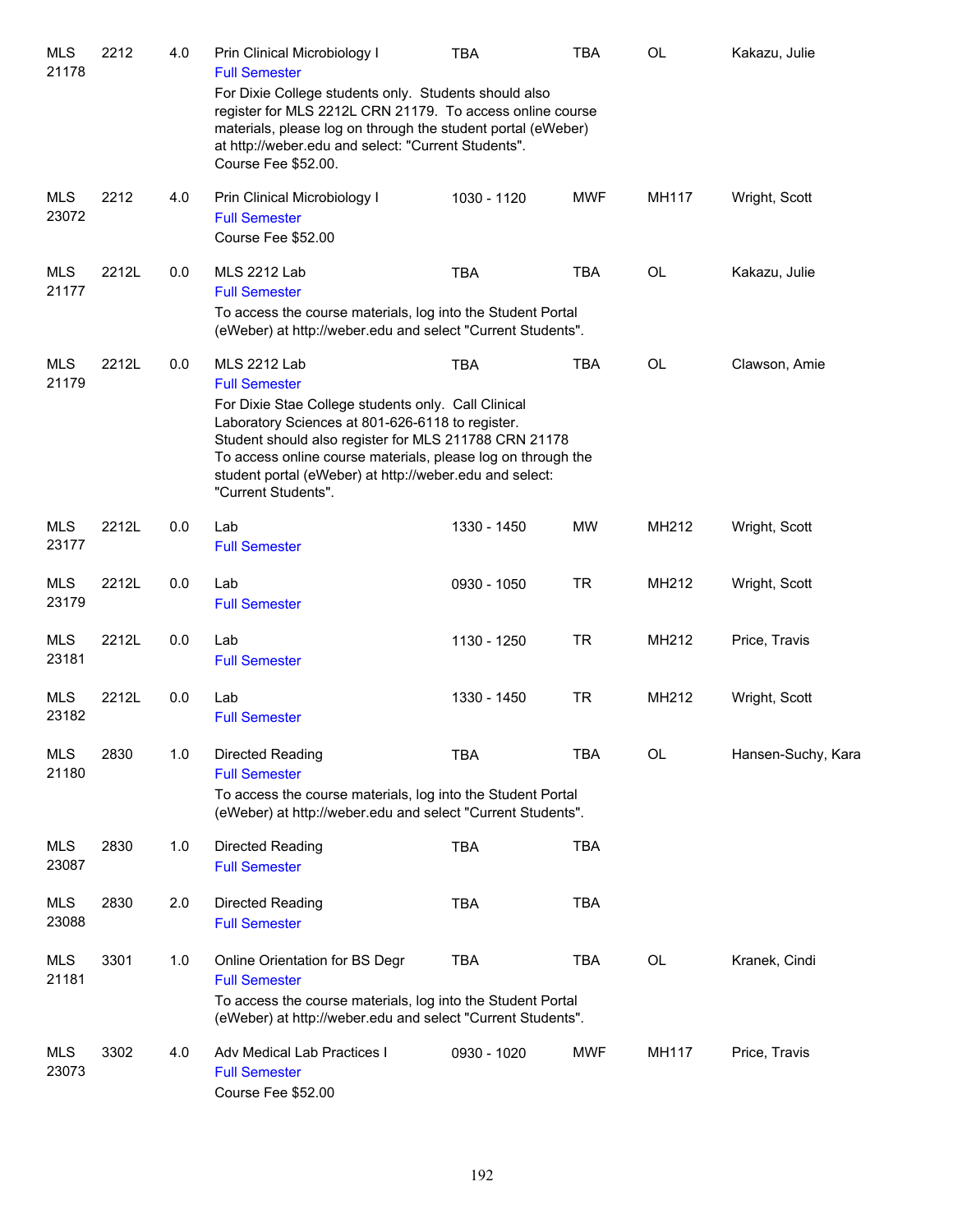| Subject / CRN | Course | Credits | Title / Notes | Time | Days | Room | Instructor |
|---|---|---|---|---|---|---|---|
| MLS 21178 | 2212 | 4.0 | Prin Clinical Microbiology I<br>Full Semester<br>For Dixie College students only. Students should also register for MLS 2212L CRN 21179. To access online course materials, please log on through the student portal (eWeber) at http://weber.edu and select: "Current Students".<br>Course Fee $52.00. | TBA | TBA | OL | Kakazu, Julie |
| MLS 23072 | 2212 | 4.0 | Prin Clinical Microbiology I<br>Full Semester<br>Course Fee $52.00 | 1030 - 1120 | MWF | MH117 | Wright, Scott |
| MLS 21177 | 2212L | 0.0 | MLS 2212 Lab<br>Full Semester<br>To access the course materials, log into the Student Portal (eWeber) at http://weber.edu and select "Current Students". | TBA | TBA | OL | Kakazu, Julie |
| MLS 21179 | 2212L | 0.0 | MLS 2212 Lab<br>Full Semester<br>For Dixie Stae College students only. Call Clinical Laboratory Sciences at 801-626-6118 to register. Student should also register for MLS 211788 CRN 21178 To access online course materials, please log on through the student portal (eWeber) at http://weber.edu and select: "Current Students". | TBA | TBA | OL | Clawson, Amie |
| MLS 23177 | 2212L | 0.0 | Lab<br>Full Semester | 1330 - 1450 | MW | MH212 | Wright, Scott |
| MLS 23179 | 2212L | 0.0 | Lab<br>Full Semester | 0930 - 1050 | TR | MH212 | Wright, Scott |
| MLS 23181 | 2212L | 0.0 | Lab<br>Full Semester | 1130 - 1250 | TR | MH212 | Price, Travis |
| MLS 23182 | 2212L | 0.0 | Lab<br>Full Semester | 1330 - 1450 | TR | MH212 | Wright, Scott |
| MLS 21180 | 2830 | 1.0 | Directed Reading<br>Full Semester<br>To access the course materials, log into the Student Portal (eWeber) at http://weber.edu and select "Current Students". | TBA | TBA | OL | Hansen-Suchy, Kara |
| MLS 23087 | 2830 | 1.0 | Directed Reading<br>Full Semester | TBA | TBA | | |
| MLS 23088 | 2830 | 2.0 | Directed Reading<br>Full Semester | TBA | TBA | | |
| MLS 21181 | 3301 | 1.0 | Online Orientation for BS Degr<br>Full Semester<br>To access the course materials, log into the Student Portal (eWeber) at http://weber.edu and select "Current Students". | TBA | TBA | OL | Kranek, Cindi |
| MLS 23073 | 3302 | 4.0 | Adv Medical Lab Practices I<br>Full Semester<br>Course Fee $52.00 | 0930 - 1020 | MWF | MH117 | Price, Travis |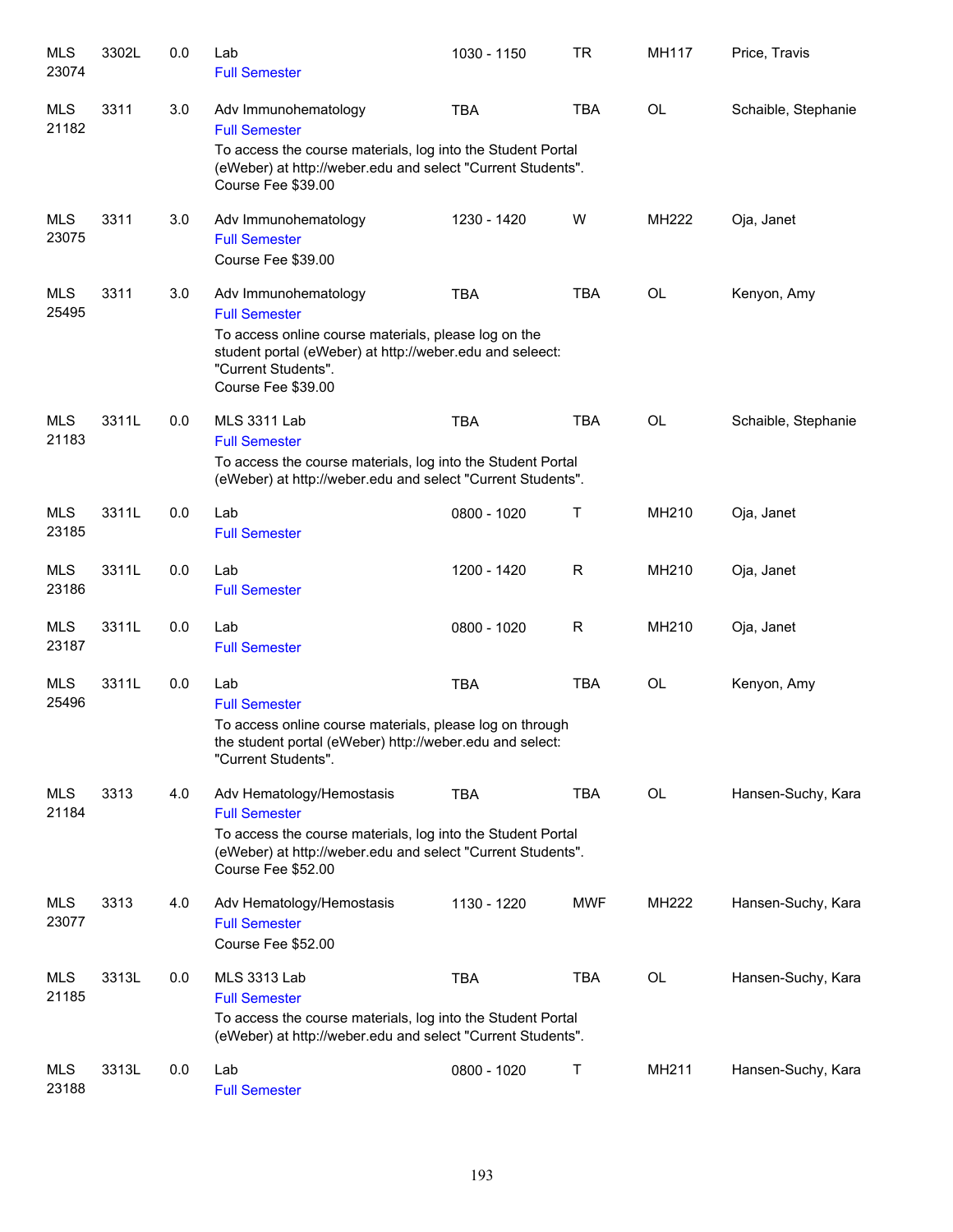| | | | | | | | |
|---|---|---|---|---|---|---|---|
| MLS 23074 | 3302L | 0.0 | Lab<br>Full Semester | 1030 - 1150 | TR | MH117 | Price, Travis |
| MLS 21182 | 3311 | 3.0 | Adv Immunohematology<br>Full Semester<br>To access the course materials, log into the Student Portal (eWeber) at http://weber.edu and select "Current Students".<br>Course Fee $39.00 | TBA | TBA | OL | Schaible, Stephanie |
| MLS 23075 | 3311 | 3.0 | Adv Immunohematology<br>Full Semester<br>Course Fee $39.00 | 1230 - 1420 | W | MH222 | Oja, Janet |
| MLS 25495 | 3311 | 3.0 | Adv Immunohematology<br>Full Semester<br>To access online course materials, please log on the student portal (eWeber) at http://weber.edu and seleect: "Current Students".<br>Course Fee $39.00 | TBA | TBA | OL | Kenyon, Amy |
| MLS 21183 | 3311L | 0.0 | MLS 3311 Lab<br>Full Semester<br>To access the course materials, log into the Student Portal (eWeber) at http://weber.edu and select "Current Students". | TBA | TBA | OL | Schaible, Stephanie |
| MLS 23185 | 3311L | 0.0 | Lab<br>Full Semester | 0800 - 1020 | T | MH210 | Oja, Janet |
| MLS 23186 | 3311L | 0.0 | Lab<br>Full Semester | 1200 - 1420 | R | MH210 | Oja, Janet |
| MLS 23187 | 3311L | 0.0 | Lab<br>Full Semester | 0800 - 1020 | R | MH210 | Oja, Janet |
| MLS 25496 | 3311L | 0.0 | Lab<br>Full Semester<br>To access online course materials, please log on through the student portal (eWeber) http://weber.edu and select: "Current Students". | TBA | TBA | OL | Kenyon, Amy |
| MLS 21184 | 3313 | 4.0 | Adv Hematology/Hemostasis<br>Full Semester<br>To access the course materials, log into the Student Portal (eWeber) at http://weber.edu and select "Current Students".<br>Course Fee $52.00 | TBA | TBA | OL | Hansen-Suchy, Kara |
| MLS 23077 | 3313 | 4.0 | Adv Hematology/Hemostasis<br>Full Semester<br>Course Fee $52.00 | 1130 - 1220 | MWF | MH222 | Hansen-Suchy, Kara |
| MLS 21185 | 3313L | 0.0 | MLS 3313 Lab<br>Full Semester<br>To access the course materials, log into the Student Portal (eWeber) at http://weber.edu and select "Current Students". | TBA | TBA | OL | Hansen-Suchy, Kara |
| MLS 23188 | 3313L | 0.0 | Lab<br>Full Semester | 0800 - 1020 | T | MH211 | Hansen-Suchy, Kara |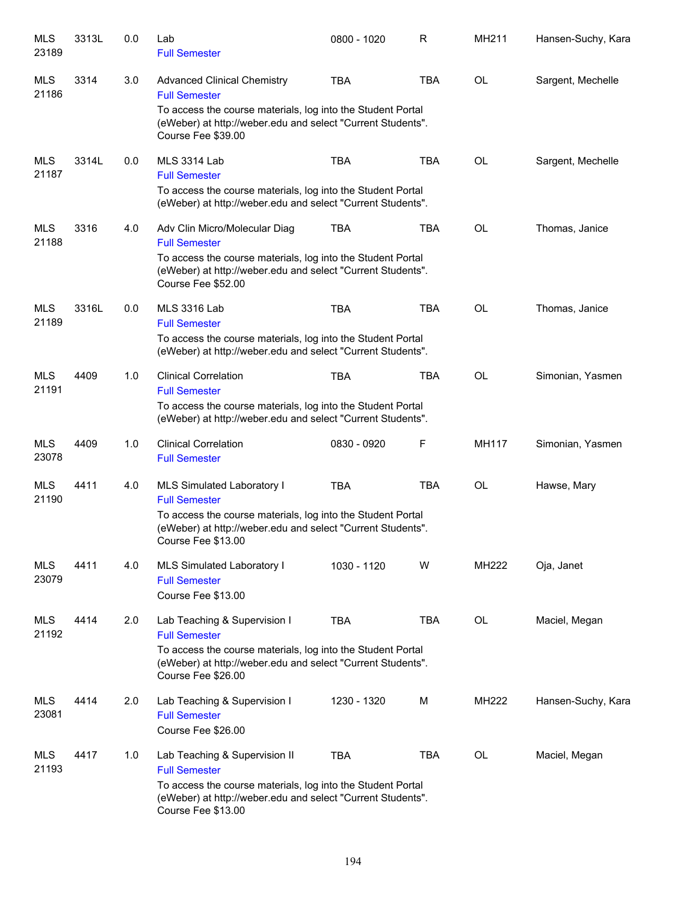| | | | | | | | |
|---|---|---|---|---|---|---|---|
| MLS 23189 | 3313L | 0.0 | Lab<br>Full Semester | 0800 - 1020 | R | MH211 | Hansen-Suchy, Kara |
| MLS 21186 | 3314 | 3.0 | Advanced Clinical Chemistry<br>Full Semester<br>To access the course materials, log into the Student Portal (eWeber) at http://weber.edu and select "Current Students".<br>Course Fee $39.00 | TBA | TBA | OL | Sargent, Mechelle |
| MLS 21187 | 3314L | 0.0 | MLS 3314 Lab<br>Full Semester<br>To access the course materials, log into the Student Portal (eWeber) at http://weber.edu and select "Current Students". | TBA | TBA | OL | Sargent, Mechelle |
| MLS 21188 | 3316 | 4.0 | Adv Clin Micro/Molecular Diag<br>Full Semester<br>To access the course materials, log into the Student Portal (eWeber) at http://weber.edu and select "Current Students".<br>Course Fee $52.00 | TBA | TBA | OL | Thomas, Janice |
| MLS 21189 | 3316L | 0.0 | MLS 3316 Lab<br>Full Semester<br>To access the course materials, log into the Student Portal (eWeber) at http://weber.edu and select "Current Students". | TBA | TBA | OL | Thomas, Janice |
| MLS 21191 | 4409 | 1.0 | Clinical Correlation<br>Full Semester<br>To access the course materials, log into the Student Portal (eWeber) at http://weber.edu and select "Current Students". | TBA | TBA | OL | Simonian, Yasmen |
| MLS 23078 | 4409 | 1.0 | Clinical Correlation<br>Full Semester | 0830 - 0920 | F | MH117 | Simonian, Yasmen |
| MLS 21190 | 4411 | 4.0 | MLS Simulated Laboratory I<br>Full Semester<br>To access the course materials, log into the Student Portal (eWeber) at http://weber.edu and select "Current Students".<br>Course Fee $13.00 | TBA | TBA | OL | Hawse, Mary |
| MLS 23079 | 4411 | 4.0 | MLS Simulated Laboratory I<br>Full Semester<br>Course Fee $13.00 | 1030 - 1120 | W | MH222 | Oja, Janet |
| MLS 21192 | 4414 | 2.0 | Lab Teaching & Supervision I<br>Full Semester<br>To access the course materials, log into the Student Portal (eWeber) at http://weber.edu and select "Current Students".<br>Course Fee $26.00 | TBA | TBA | OL | Maciel, Megan |
| MLS 23081 | 4414 | 2.0 | Lab Teaching & Supervision I<br>Full Semester<br>Course Fee $26.00 | 1230 - 1320 | M | MH222 | Hansen-Suchy, Kara |
| MLS 21193 | 4417 | 1.0 | Lab Teaching & Supervision II<br>Full Semester<br>To access the course materials, log into the Student Portal (eWeber) at http://weber.edu and select "Current Students".<br>Course Fee $13.00 | TBA | TBA | OL | Maciel, Megan |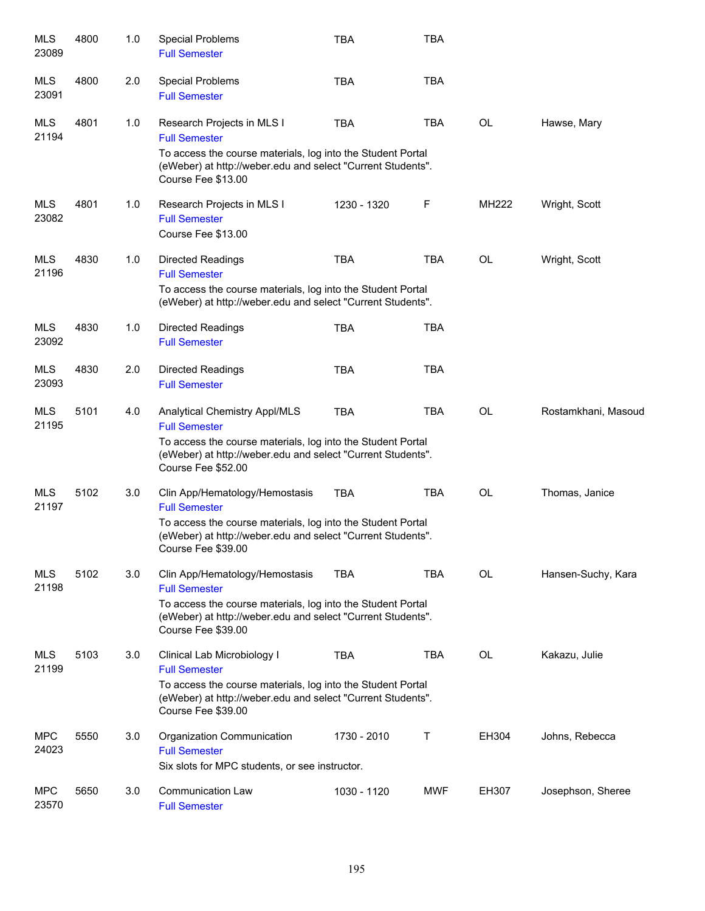| | | | | | | | |
|---|---|---|---|---|---|---|---|
| MLS 23089 | 4800 | 1.0 | Special Problems<br>Full Semester | TBA | TBA | | |
| MLS 23091 | 4800 | 2.0 | Special Problems<br>Full Semester | TBA | TBA | | |
| MLS 21194 | 4801 | 1.0 | Research Projects in MLS I<br>Full Semester<br>To access the course materials, log into the Student Portal (eWeber) at http://weber.edu and select "Current Students".<br>Course Fee $13.00 | TBA | TBA | OL | Hawse, Mary |
| MLS 23082 | 4801 | 1.0 | Research Projects in MLS I<br>Full Semester<br>Course Fee $13.00 | 1230 - 1320 | F | MH222 | Wright, Scott |
| MLS 21196 | 4830 | 1.0 | Directed Readings<br>Full Semester<br>To access the course materials, log into the Student Portal (eWeber) at http://weber.edu and select "Current Students". | TBA | TBA | OL | Wright, Scott |
| MLS 23092 | 4830 | 1.0 | Directed Readings<br>Full Semester | TBA | TBA | | |
| MLS 23093 | 4830 | 2.0 | Directed Readings<br>Full Semester | TBA | TBA | | |
| MLS 21195 | 5101 | 4.0 | Analytical Chemistry Appl/MLS<br>Full Semester<br>To access the course materials, log into the Student Portal (eWeber) at http://weber.edu and select "Current Students".<br>Course Fee $52.00 | TBA | TBA | OL | Rostamkhani, Masoud |
| MLS 21197 | 5102 | 3.0 | Clin App/Hematology/Hemostasis<br>Full Semester<br>To access the course materials, log into the Student Portal (eWeber) at http://weber.edu and select "Current Students".<br>Course Fee $39.00 | TBA | TBA | OL | Thomas, Janice |
| MLS 21198 | 5102 | 3.0 | Clin App/Hematology/Hemostasis<br>Full Semester<br>To access the course materials, log into the Student Portal (eWeber) at http://weber.edu and select "Current Students".<br>Course Fee $39.00 | TBA | TBA | OL | Hansen-Suchy, Kara |
| MLS 21199 | 5103 | 3.0 | Clinical Lab Microbiology I<br>Full Semester<br>To access the course materials, log into the Student Portal (eWeber) at http://weber.edu and select "Current Students".<br>Course Fee $39.00 | TBA | TBA | OL | Kakazu, Julie |
| MPC 24023 | 5550 | 3.0 | Organization Communication<br>Full Semester<br>Six slots for MPC students, or see instructor. | 1730 - 2010 | T | EH304 | Johns, Rebecca |
| MPC 23570 | 5650 | 3.0 | Communication Law<br>Full Semester | 1030 - 1120 | MWF | EH307 | Josephson, Sheree |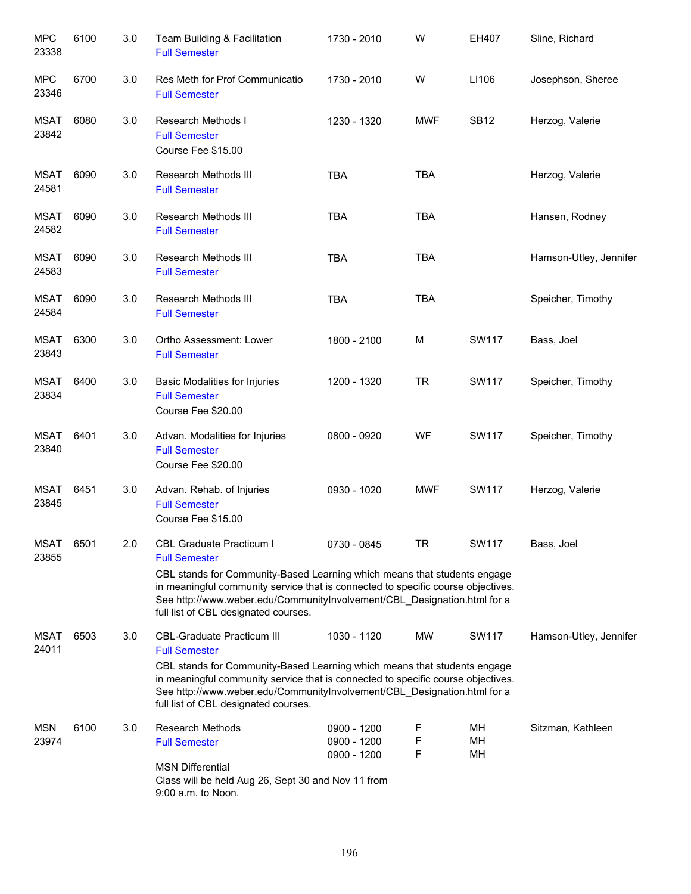| | | | | | | | |
|---|---|---|---|---|---|---|---|
| MPC 23338 | 6100 | 3.0 | Team Building & Facilitation<br>Full Semester | 1730 - 2010 | W | EH407 | Sline, Richard |
| MPC 23346 | 6700 | 3.0 | Res Meth for Prof Communicatio<br>Full Semester | 1730 - 2010 | W | LI106 | Josephson, Sheree |
| MSAT 23842 | 6080 | 3.0 | Research Methods I<br>Full Semester<br>Course Fee $15.00 | 1230 - 1320 | MWF | SB12 | Herzog, Valerie |
| MSAT 24581 | 6090 | 3.0 | Research Methods III<br>Full Semester | TBA | TBA | | Herzog, Valerie |
| MSAT 24582 | 6090 | 3.0 | Research Methods III<br>Full Semester | TBA | TBA | | Hansen, Rodney |
| MSAT 24583 | 6090 | 3.0 | Research Methods III<br>Full Semester | TBA | TBA | | Hamson-Utley, Jennifer |
| MSAT 24584 | 6090 | 3.0 | Research Methods III<br>Full Semester | TBA | TBA | | Speicher, Timothy |
| MSAT 23843 | 6300 | 3.0 | Ortho Assessment: Lower<br>Full Semester | 1800 - 2100 | M | SW117 | Bass, Joel |
| MSAT 23834 | 6400 | 3.0 | Basic Modalities for Injuries<br>Full Semester<br>Course Fee $20.00 | 1200 - 1320 | TR | SW117 | Speicher, Timothy |
| MSAT 23840 | 6401 | 3.0 | Advan. Modalities for Injuries<br>Full Semester<br>Course Fee $20.00 | 0800 - 0920 | WF | SW117 | Speicher, Timothy |
| MSAT 23845 | 6451 | 3.0 | Advan. Rehab. of Injuries<br>Full Semester<br>Course Fee $15.00 | 0930 - 1020 | MWF | SW117 | Herzog, Valerie |
| MSAT 23855 | 6501 | 2.0 | CBL Graduate Practicum I<br>Full Semester<br>CBL stands for Community-Based Learning which means that students engage in meaningful community service that is connected to specific course objectives. See http://www.weber.edu/CommunityInvolvement/CBL_Designation.html for a full list of CBL designated courses. | 0730 - 0845 | TR | SW117 | Bass, Joel |
| MSAT 24011 | 6503 | 3.0 | CBL-Graduate Practicum III<br>Full Semester<br>CBL stands for Community-Based Learning which means that students engage in meaningful community service that is connected to specific course objectives. See http://www.weber.edu/CommunityInvolvement/CBL_Designation.html for a full list of CBL designated courses. | 1030 - 1120 | MW | SW117 | Hamson-Utley, Jennifer |
| MSN 23974 | 6100 | 3.0 | Research Methods<br>Full Semester<br>MSN Differential<br>Class will be held Aug 26, Sept 30 and Nov 11 from 9:00 a.m. to Noon. | 0900 - 1200<br>0900 - 1200<br>0900 - 1200 | F<br>F<br>F | MH<br>MH<br>MH | Sitzman, Kathleen |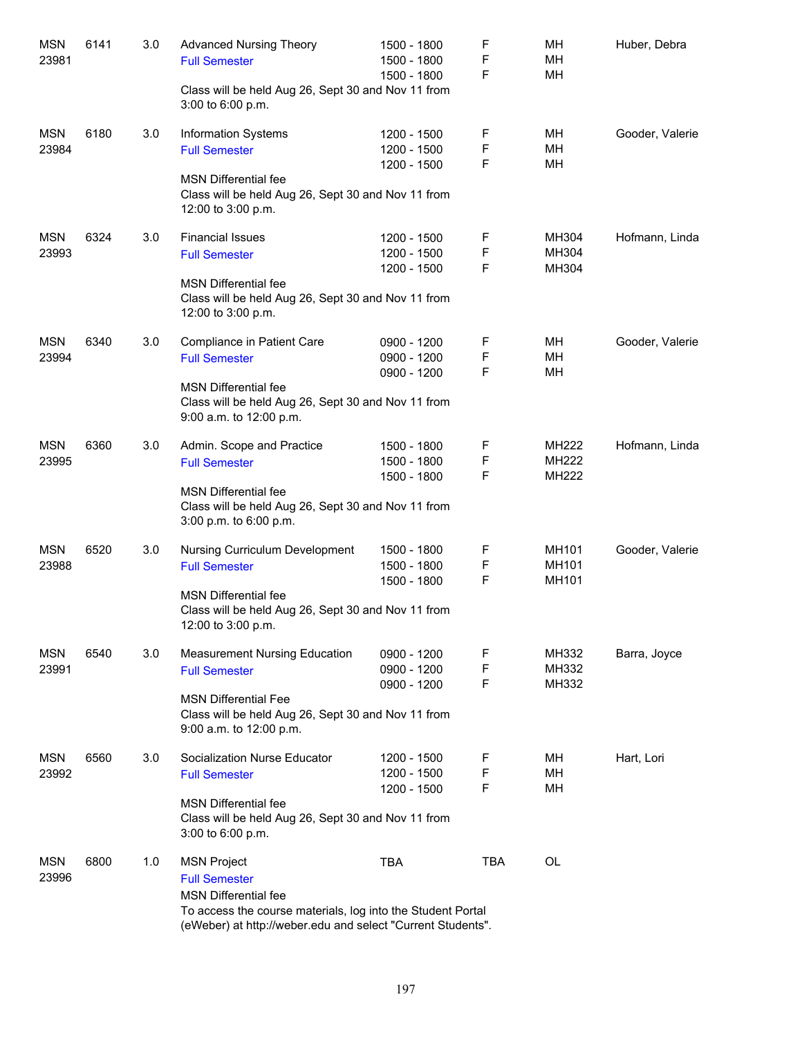| Subject / CRN | Course | Credits | Title | Time | Days | Room | Instructor |
|---|---|---|---|---|---|---|---|
| MSN 23981 | 6141 | 3.0 | Advanced Nursing Theory<br>Full Semester<br>Class will be held Aug 26, Sept 30 and Nov 11 from 3:00 to 6:00 p.m. | 1500 - 1800<br>1500 - 1800<br>1500 - 1800 | F<br>F<br>F | MH<br>MH<br>MH | Huber, Debra |
| MSN 23984 | 6180 | 3.0 | Information Systems<br>Full Semester<br>MSN Differential fee<br>Class will be held Aug 26, Sept 30 and Nov 11 from 12:00 to 3:00 p.m. | 1200 - 1500<br>1200 - 1500<br>1200 - 1500 | F<br>F<br>F | MH<br>MH<br>MH | Gooder, Valerie |
| MSN 23993 | 6324 | 3.0 | Financial Issues<br>Full Semester<br>MSN Differential fee<br>Class will be held Aug 26, Sept 30 and Nov 11 from 12:00 to 3:00 p.m. | 1200 - 1500<br>1200 - 1500<br>1200 - 1500 | F<br>F<br>F | MH304<br>MH304<br>MH304 | Hofmann, Linda |
| MSN 23994 | 6340 | 3.0 | Compliance in Patient Care<br>Full Semester<br>MSN Differential fee<br>Class will be held Aug 26, Sept 30 and Nov 11 from 9:00 a.m. to 12:00 p.m. | 0900 - 1200<br>0900 - 1200<br>0900 - 1200 | F<br>F<br>F | MH<br>MH<br>MH | Gooder, Valerie |
| MSN 23995 | 6360 | 3.0 | Admin. Scope and Practice<br>Full Semester<br>MSN Differential fee<br>Class will be held Aug 26, Sept 30 and Nov 11 from 3:00 p.m. to 6:00 p.m. | 1500 - 1800<br>1500 - 1800<br>1500 - 1800 | F<br>F<br>F | MH222<br>MH222<br>MH222 | Hofmann, Linda |
| MSN 23988 | 6520 | 3.0 | Nursing Curriculum Development<br>Full Semester<br>MSN Differential fee<br>Class will be held Aug 26, Sept 30 and Nov 11 from 12:00 to 3:00 p.m. | 1500 - 1800<br>1500 - 1800<br>1500 - 1800 | F<br>F<br>F | MH101<br>MH101<br>MH101 | Gooder, Valerie |
| MSN 23991 | 6540 | 3.0 | Measurement Nursing Education<br>Full Semester<br>MSN Differential Fee<br>Class will be held Aug 26, Sept 30 and Nov 11 from 9:00 a.m. to 12:00 p.m. | 0900 - 1200<br>0900 - 1200<br>0900 - 1200 | F<br>F<br>F | MH332<br>MH332<br>MH332 | Barra, Joyce |
| MSN 23992 | 6560 | 3.0 | Socialization Nurse Educator<br>Full Semester<br>MSN Differential fee<br>Class will be held Aug 26, Sept 30 and Nov 11 from 3:00 to 6:00 p.m. | 1200 - 1500<br>1200 - 1500<br>1200 - 1500 | F<br>F<br>F | MH<br>MH<br>MH | Hart, Lori |
| MSN 23996 | 6800 | 1.0 | MSN Project<br>Full Semester<br>MSN Differential fee<br>To access the course materials, log into the Student Portal (eWeber) at http://weber.edu and select "Current Students". | TBA | TBA | OL | |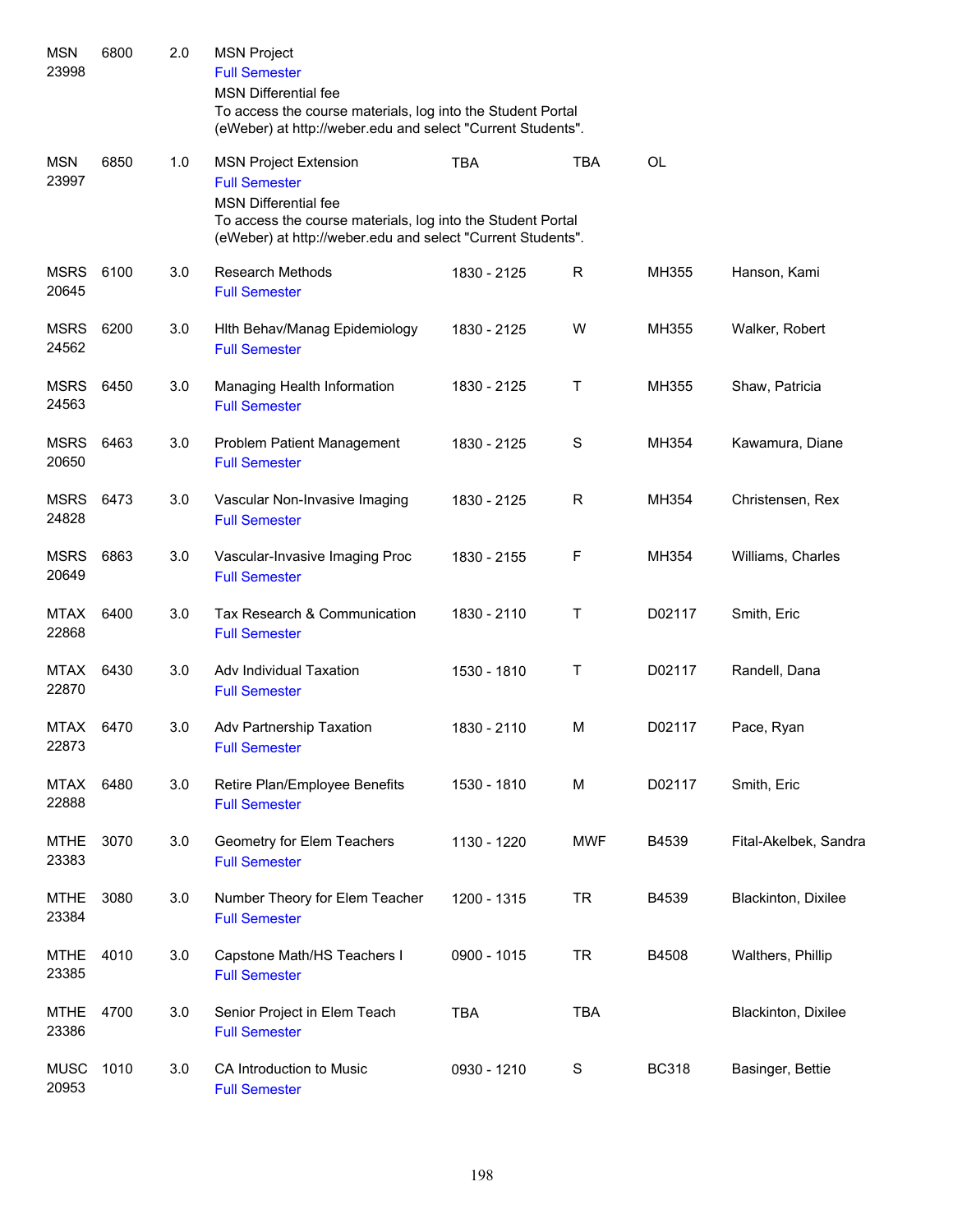| Subject / CRN | Course | Credits | Title | Time | Days | Room | Instructor |
|---|---|---|---|---|---|---|---|
| MSN 23998 | 6800 | 2.0 | MSN Project<br>Full Semester<br>MSN Differential fee<br>To access the course materials, log into the Student Portal (eWeber) at http://weber.edu and select "Current Students". | | | | |
| MSN 23997 | 6850 | 1.0 | MSN Project Extension<br>Full Semester<br>MSN Differential fee<br>To access the course materials, log into the Student Portal (eWeber) at http://weber.edu and select "Current Students". | TBA | TBA | OL | |
| MSRS 20645 | 6100 | 3.0 | Research Methods<br>Full Semester | 1830 - 2125 | R | MH355 | Hanson, Kami |
| MSRS 24562 | 6200 | 3.0 | Hlth Behav/Manag Epidemiology<br>Full Semester | 1830 - 2125 | W | MH355 | Walker, Robert |
| MSRS 24563 | 6450 | 3.0 | Managing Health Information<br>Full Semester | 1830 - 2125 | T | MH355 | Shaw, Patricia |
| MSRS 20650 | 6463 | 3.0 | Problem Patient Management<br>Full Semester | 1830 - 2125 | S | MH354 | Kawamura, Diane |
| MSRS 24828 | 6473 | 3.0 | Vascular Non-Invasive Imaging<br>Full Semester | 1830 - 2125 | R | MH354 | Christensen, Rex |
| MSRS 20649 | 6863 | 3.0 | Vascular-Invasive Imaging Proc<br>Full Semester | 1830 - 2155 | F | MH354 | Williams, Charles |
| MTAX 22868 | 6400 | 3.0 | Tax Research & Communication<br>Full Semester | 1830 - 2110 | T | D02117 | Smith, Eric |
| MTAX 22870 | 6430 | 3.0 | Adv Individual Taxation<br>Full Semester | 1530 - 1810 | T | D02117 | Randell, Dana |
| MTAX 22873 | 6470 | 3.0 | Adv Partnership Taxation<br>Full Semester | 1830 - 2110 | M | D02117 | Pace, Ryan |
| MTAX 22888 | 6480 | 3.0 | Retire Plan/Employee Benefits<br>Full Semester | 1530 - 1810 | M | D02117 | Smith, Eric |
| MTHE 23383 | 3070 | 3.0 | Geometry for Elem Teachers<br>Full Semester | 1130 - 1220 | MWF | B4539 | Fital-Akelbek, Sandra |
| MTHE 23384 | 3080 | 3.0 | Number Theory for Elem Teacher<br>Full Semester | 1200 - 1315 | TR | B4539 | Blackinton, Dixilee |
| MTHE 23385 | 4010 | 3.0 | Capstone Math/HS Teachers I<br>Full Semester | 0900 - 1015 | TR | B4508 | Walthers, Phillip |
| MTHE 23386 | 4700 | 3.0 | Senior Project in Elem Teach<br>Full Semester | TBA | TBA | | Blackinton, Dixilee |
| MUSC 20953 | 1010 | 3.0 | CA Introduction to Music<br>Full Semester | 0930 - 1210 | S | BC318 | Basinger, Bettie |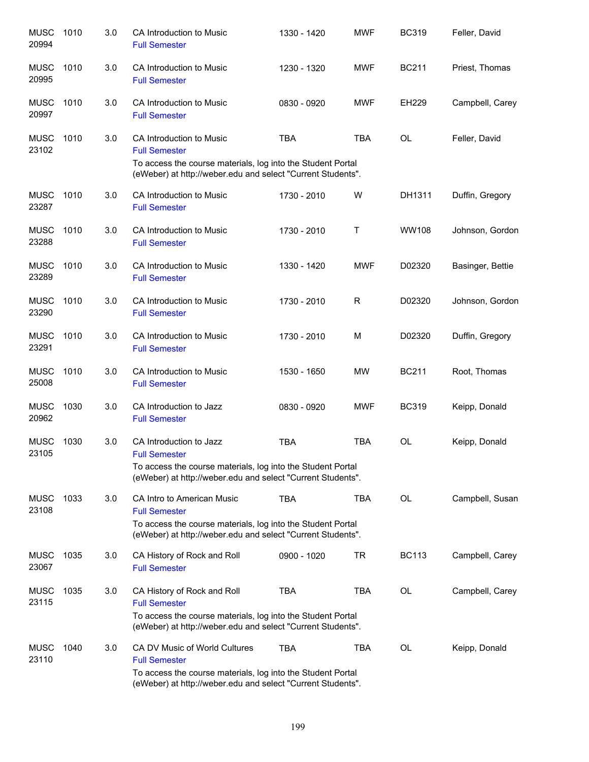| | | | | | | | |
|---|---|---|---|---|---|---|---|
| MUSC 20994 | 1010 | 3.0 | CA Introduction to Music<br>Full Semester | 1330 - 1420 | MWF | BC319 | Feller, David |
| MUSC 20995 | 1010 | 3.0 | CA Introduction to Music<br>Full Semester | 1230 - 1320 | MWF | BC211 | Priest, Thomas |
| MUSC 20997 | 1010 | 3.0 | CA Introduction to Music<br>Full Semester | 0830 - 0920 | MWF | EH229 | Campbell, Carey |
| MUSC 23102 | 1010 | 3.0 | CA Introduction to Music<br>Full Semester<br>To access the course materials, log into the Student Portal (eWeber) at http://weber.edu and select "Current Students". | TBA | TBA | OL | Feller, David |
| MUSC 23287 | 1010 | 3.0 | CA Introduction to Music<br>Full Semester | 1730 - 2010 | W | DH1311 | Duffin, Gregory |
| MUSC 23288 | 1010 | 3.0 | CA Introduction to Music<br>Full Semester | 1730 - 2010 | T | WW108 | Johnson, Gordon |
| MUSC 23289 | 1010 | 3.0 | CA Introduction to Music<br>Full Semester | 1330 - 1420 | MWF | D02320 | Basinger, Bettie |
| MUSC 23290 | 1010 | 3.0 | CA Introduction to Music<br>Full Semester | 1730 - 2010 | R | D02320 | Johnson, Gordon |
| MUSC 23291 | 1010 | 3.0 | CA Introduction to Music<br>Full Semester | 1730 - 2010 | M | D02320 | Duffin, Gregory |
| MUSC 25008 | 1010 | 3.0 | CA Introduction to Music<br>Full Semester | 1530 - 1650 | MW | BC211 | Root, Thomas |
| MUSC 20962 | 1030 | 3.0 | CA Introduction to Jazz<br>Full Semester | 0830 - 0920 | MWF | BC319 | Keipp, Donald |
| MUSC 23105 | 1030 | 3.0 | CA Introduction to Jazz<br>Full Semester<br>To access the course materials, log into the Student Portal (eWeber) at http://weber.edu and select "Current Students". | TBA | TBA | OL | Keipp, Donald |
| MUSC 23108 | 1033 | 3.0 | CA Intro to American Music<br>Full Semester<br>To access the course materials, log into the Student Portal (eWeber) at http://weber.edu and select "Current Students". | TBA | TBA | OL | Campbell, Susan |
| MUSC 23067 | 1035 | 3.0 | CA History of Rock and Roll<br>Full Semester | 0900 - 1020 | TR | BC113 | Campbell, Carey |
| MUSC 23115 | 1035 | 3.0 | CA History of Rock and Roll<br>Full Semester<br>To access the course materials, log into the Student Portal (eWeber) at http://weber.edu and select "Current Students". | TBA | TBA | OL | Campbell, Carey |
| MUSC 23110 | 1040 | 3.0 | CA DV Music of World Cultures<br>Full Semester<br>To access the course materials, log into the Student Portal (eWeber) at http://weber.edu and select "Current Students". | TBA | TBA | OL | Keipp, Donald |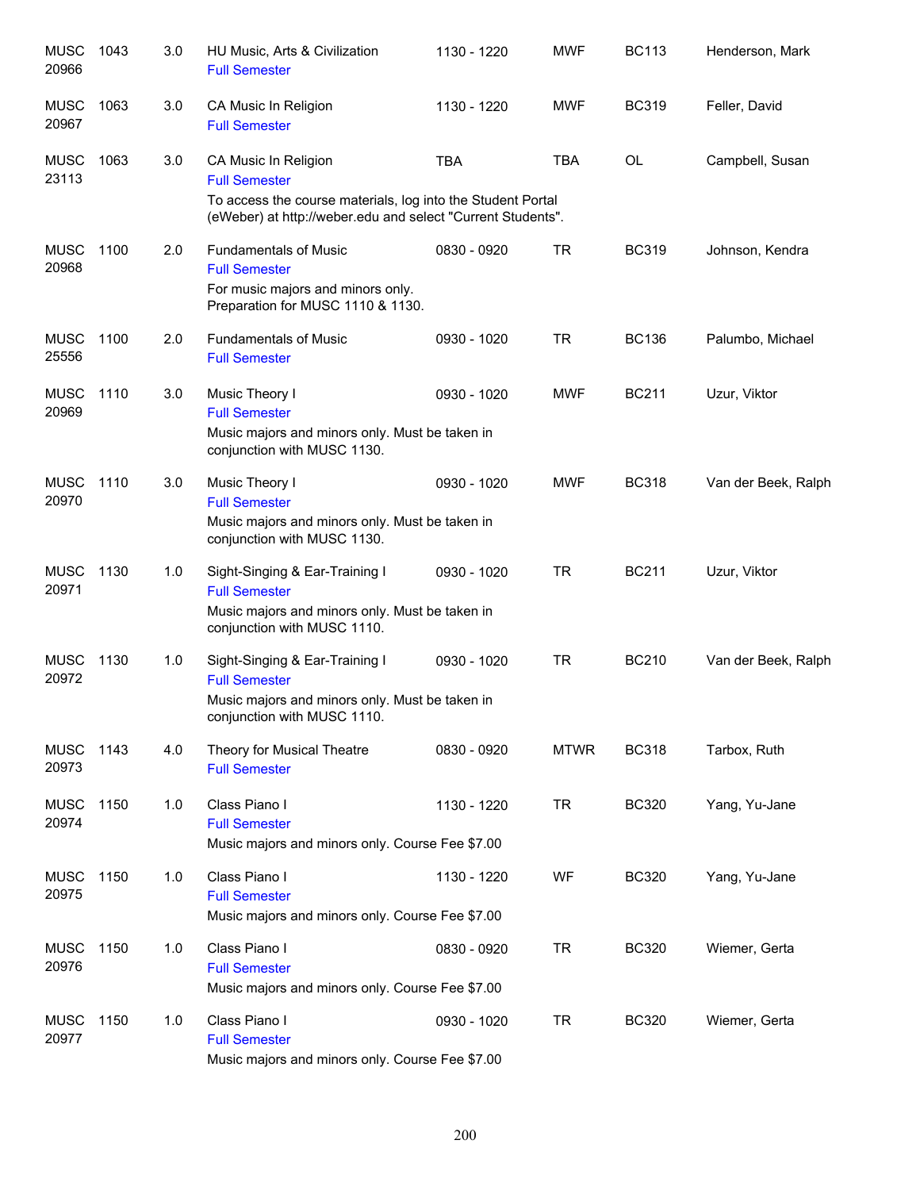| Course | Number | Credits | Title | Time | Days | Room | Instructor |
|---|---|---|---|---|---|---|---|
| MUSC 20966 | 1043 | 3.0 | HU Music, Arts & Civilization<br>Full Semester | 1130 - 1220 | MWF | BC113 | Henderson, Mark |
| MUSC 20967 | 1063 | 3.0 | CA Music In Religion<br>Full Semester | 1130 - 1220 | MWF | BC319 | Feller, David |
| MUSC 23113 | 1063 | 3.0 | CA Music In Religion<br>Full Semester<br>To access the course materials, log into the Student Portal (eWeber) at http://weber.edu and select "Current Students". | TBA | TBA | OL | Campbell, Susan |
| MUSC 20968 | 1100 | 2.0 | Fundamentals of Music<br>Full Semester<br>For music majors and minors only. Preparation for MUSC 1110 & 1130. | 0830 - 0920 | TR | BC319 | Johnson, Kendra |
| MUSC 25556 | 1100 | 2.0 | Fundamentals of Music<br>Full Semester | 0930 - 1020 | TR | BC136 | Palumbo, Michael |
| MUSC 20969 | 1110 | 3.0 | Music Theory I<br>Full Semester<br>Music majors and minors only. Must be taken in conjunction with MUSC 1130. | 0930 - 1020 | MWF | BC211 | Uzur, Viktor |
| MUSC 20970 | 1110 | 3.0 | Music Theory I<br>Full Semester<br>Music majors and minors only. Must be taken in conjunction with MUSC 1130. | 0930 - 1020 | MWF | BC318 | Van der Beek, Ralph |
| MUSC 20971 | 1130 | 1.0 | Sight-Singing & Ear-Training I<br>Full Semester<br>Music majors and minors only. Must be taken in conjunction with MUSC 1110. | 0930 - 1020 | TR | BC211 | Uzur, Viktor |
| MUSC 20972 | 1130 | 1.0 | Sight-Singing & Ear-Training I<br>Full Semester<br>Music majors and minors only. Must be taken in conjunction with MUSC 1110. | 0930 - 1020 | TR | BC210 | Van der Beek, Ralph |
| MUSC 20973 | 1143 | 4.0 | Theory for Musical Theatre<br>Full Semester | 0830 - 0920 | MTWR | BC318 | Tarbox, Ruth |
| MUSC 20974 | 1150 | 1.0 | Class Piano I<br>Full Semester<br>Music majors and minors only. Course Fee $7.00 | 1130 - 1220 | TR | BC320 | Yang, Yu-Jane |
| MUSC 20975 | 1150 | 1.0 | Class Piano I<br>Full Semester<br>Music majors and minors only. Course Fee $7.00 | 1130 - 1220 | WF | BC320 | Yang, Yu-Jane |
| MUSC 20976 | 1150 | 1.0 | Class Piano I<br>Full Semester<br>Music majors and minors only. Course Fee $7.00 | 0830 - 0920 | TR | BC320 | Wiemer, Gerta |
| MUSC 20977 | 1150 | 1.0 | Class Piano I<br>Full Semester<br>Music majors and minors only. Course Fee $7.00 | 0930 - 1020 | TR | BC320 | Wiemer, Gerta |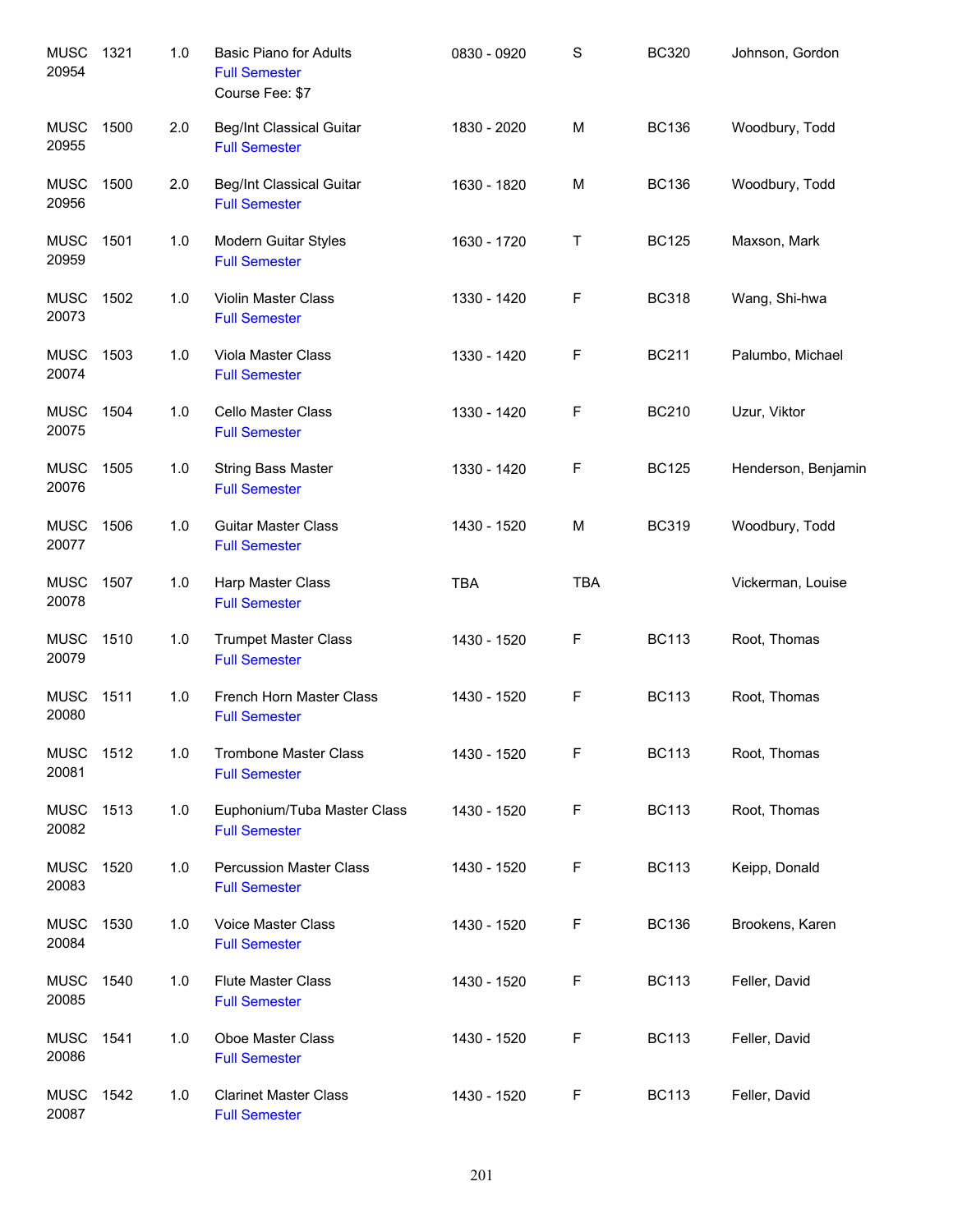| | | | | | | | |
|---|---|---|---|---|---|---|---|
| MUSC 20954 | 1321 | 1.0 | Basic Piano for Adults<br>Full Semester<br>Course Fee: $7 | 0830 - 0920 | S | BC320 | Johnson, Gordon |
| MUSC 20955 | 1500 | 2.0 | Beg/Int Classical Guitar<br>Full Semester | 1830 - 2020 | M | BC136 | Woodbury, Todd |
| MUSC 20956 | 1500 | 2.0 | Beg/Int Classical Guitar<br>Full Semester | 1630 - 1820 | M | BC136 | Woodbury, Todd |
| MUSC 20959 | 1501 | 1.0 | Modern Guitar Styles<br>Full Semester | 1630 - 1720 | T | BC125 | Maxson, Mark |
| MUSC 20073 | 1502 | 1.0 | Violin Master Class<br>Full Semester | 1330 - 1420 | F | BC318 | Wang, Shi-hwa |
| MUSC 20074 | 1503 | 1.0 | Viola Master Class<br>Full Semester | 1330 - 1420 | F | BC211 | Palumbo, Michael |
| MUSC 20075 | 1504 | 1.0 | Cello Master Class<br>Full Semester | 1330 - 1420 | F | BC210 | Uzur, Viktor |
| MUSC 20076 | 1505 | 1.0 | String Bass Master<br>Full Semester | 1330 - 1420 | F | BC125 | Henderson, Benjamin |
| MUSC 20077 | 1506 | 1.0 | Guitar Master Class<br>Full Semester | 1430 - 1520 | M | BC319 | Woodbury, Todd |
| MUSC 20078 | 1507 | 1.0 | Harp Master Class<br>Full Semester | TBA | TBA | | Vickerman, Louise |
| MUSC 20079 | 1510 | 1.0 | Trumpet Master Class<br>Full Semester | 1430 - 1520 | F | BC113 | Root, Thomas |
| MUSC 20080 | 1511 | 1.0 | French Horn Master Class<br>Full Semester | 1430 - 1520 | F | BC113 | Root, Thomas |
| MUSC 20081 | 1512 | 1.0 | Trombone Master Class<br>Full Semester | 1430 - 1520 | F | BC113 | Root, Thomas |
| MUSC 20082 | 1513 | 1.0 | Euphonium/Tuba Master Class<br>Full Semester | 1430 - 1520 | F | BC113 | Root, Thomas |
| MUSC 20083 | 1520 | 1.0 | Percussion Master Class<br>Full Semester | 1430 - 1520 | F | BC113 | Keipp, Donald |
| MUSC 20084 | 1530 | 1.0 | Voice Master Class<br>Full Semester | 1430 - 1520 | F | BC136 | Brookens, Karen |
| MUSC 20085 | 1540 | 1.0 | Flute Master Class<br>Full Semester | 1430 - 1520 | F | BC113 | Feller, David |
| MUSC 20086 | 1541 | 1.0 | Oboe Master Class<br>Full Semester | 1430 - 1520 | F | BC113 | Feller, David |
| MUSC 20087 | 1542 | 1.0 | Clarinet Master Class<br>Full Semester | 1430 - 1520 | F | BC113 | Feller, David |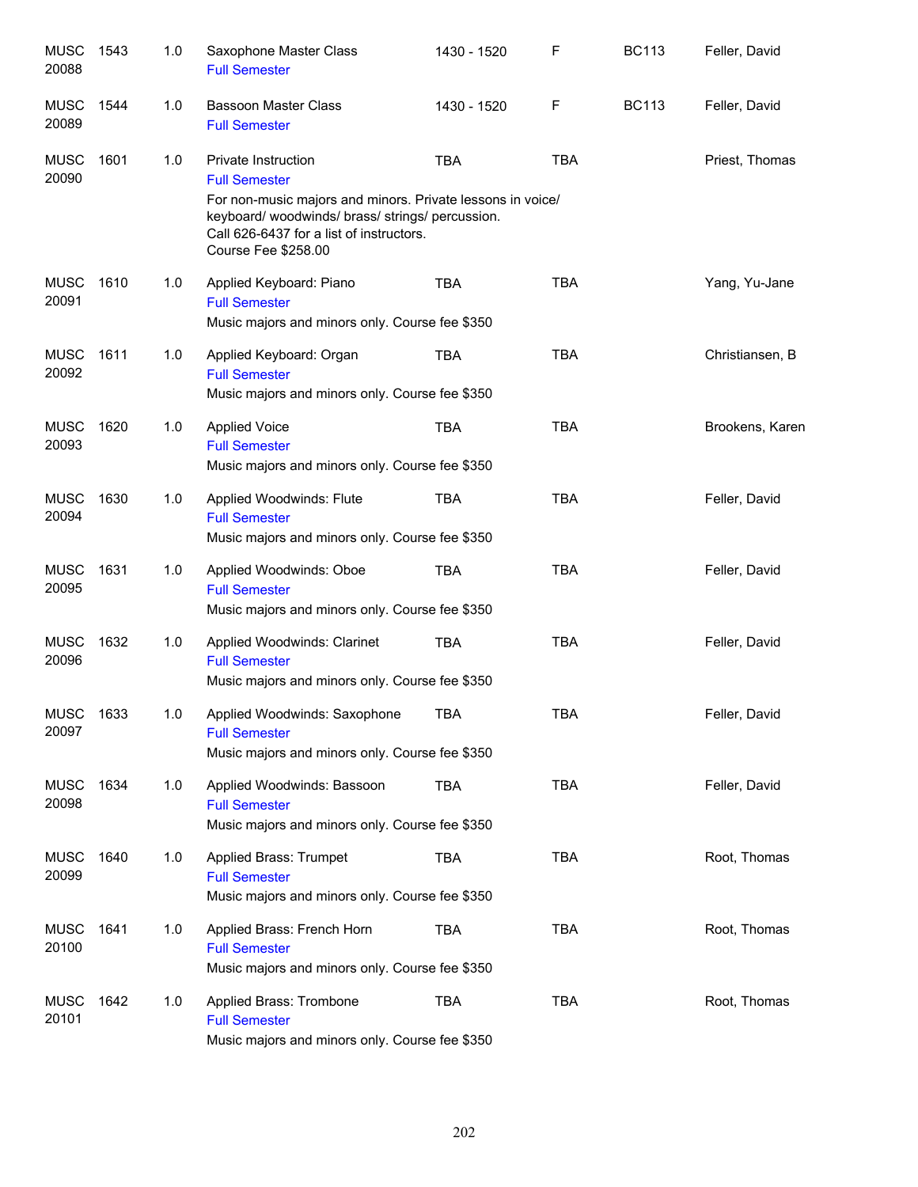| Subject / CRN | Course | Credits | Title | Time | Days | Room | Instructor |
|---|---|---|---|---|---|---|---|
| MUSC 20088 | 1543 | 1.0 | Saxophone Master Class<br>Full Semester | 1430 - 1520 | F | BC113 | Feller, David |
| MUSC 20089 | 1544 | 1.0 | Bassoon Master Class<br>Full Semester | 1430 - 1520 | F | BC113 | Feller, David |
| MUSC 20090 | 1601 | 1.0 | Private Instruction<br>Full Semester<br>For non-music majors and minors. Private lessons in voice/ keyboard/ woodwinds/ brass/ strings/ percussion. Call 626-6437 for a list of instructors. Course Fee $258.00 | TBA | TBA | | Priest, Thomas |
| MUSC 20091 | 1610 | 1.0 | Applied Keyboard: Piano<br>Full Semester<br>Music majors and minors only. Course fee $350 | TBA | TBA | | Yang, Yu-Jane |
| MUSC 20092 | 1611 | 1.0 | Applied Keyboard: Organ<br>Full Semester<br>Music majors and minors only. Course fee $350 | TBA | TBA | | Christiansen, B |
| MUSC 20093 | 1620 | 1.0 | Applied Voice<br>Full Semester<br>Music majors and minors only. Course fee $350 | TBA | TBA | | Brookens, Karen |
| MUSC 20094 | 1630 | 1.0 | Applied Woodwinds: Flute<br>Full Semester<br>Music majors and minors only. Course fee $350 | TBA | TBA | | Feller, David |
| MUSC 20095 | 1631 | 1.0 | Applied Woodwinds: Oboe<br>Full Semester<br>Music majors and minors only. Course fee $350 | TBA | TBA | | Feller, David |
| MUSC 20096 | 1632 | 1.0 | Applied Woodwinds: Clarinet<br>Full Semester<br>Music majors and minors only. Course fee $350 | TBA | TBA | | Feller, David |
| MUSC 20097 | 1633 | 1.0 | Applied Woodwinds: Saxophone<br>Full Semester<br>Music majors and minors only. Course fee $350 | TBA | TBA | | Feller, David |
| MUSC 20098 | 1634 | 1.0 | Applied Woodwinds: Bassoon<br>Full Semester<br>Music majors and minors only. Course fee $350 | TBA | TBA | | Feller, David |
| MUSC 20099 | 1640 | 1.0 | Applied Brass: Trumpet<br>Full Semester<br>Music majors and minors only. Course fee $350 | TBA | TBA | | Root, Thomas |
| MUSC 20100 | 1641 | 1.0 | Applied Brass: French Horn<br>Full Semester<br>Music majors and minors only. Course fee $350 | TBA | TBA | | Root, Thomas |
| MUSC 20101 | 1642 | 1.0 | Applied Brass: Trombone<br>Full Semester<br>Music majors and minors only. Course fee $350 | TBA | TBA | | Root, Thomas |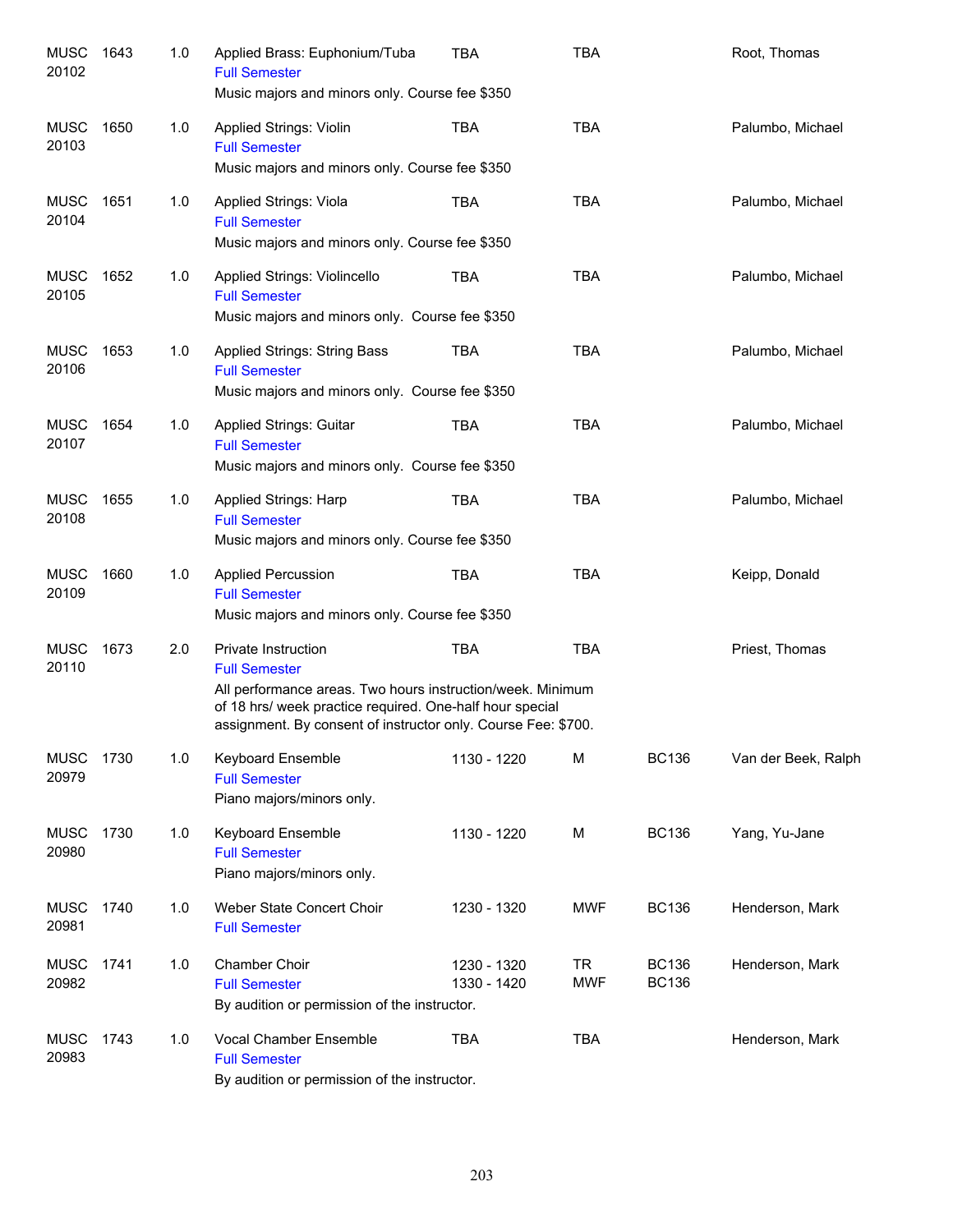| | | | | | | | |
|---|---|---|---|---|---|---|---|
| MUSC 20102 | 1643 | 1.0 | Applied Brass: Euphonium/Tuba<br>Full Semester<br>Music majors and minors only. Course fee $350 | TBA | TBA | | Root, Thomas |
| MUSC 20103 | 1650 | 1.0 | Applied Strings: Violin<br>Full Semester<br>Music majors and minors only. Course fee $350 | TBA | TBA | | Palumbo, Michael |
| MUSC 20104 | 1651 | 1.0 | Applied Strings: Viola<br>Full Semester<br>Music majors and minors only. Course fee $350 | TBA | TBA | | Palumbo, Michael |
| MUSC 20105 | 1652 | 1.0 | Applied Strings: Violincello<br>Full Semester<br>Music majors and minors only. Course fee $350 | TBA | TBA | | Palumbo, Michael |
| MUSC 20106 | 1653 | 1.0 | Applied Strings: String Bass<br>Full Semester<br>Music majors and minors only. Course fee $350 | TBA | TBA | | Palumbo, Michael |
| MUSC 20107 | 1654 | 1.0 | Applied Strings: Guitar<br>Full Semester<br>Music majors and minors only. Course fee $350 | TBA | TBA | | Palumbo, Michael |
| MUSC 20108 | 1655 | 1.0 | Applied Strings: Harp<br>Full Semester<br>Music majors and minors only. Course fee $350 | TBA | TBA | | Palumbo, Michael |
| MUSC 20109 | 1660 | 1.0 | Applied Percussion<br>Full Semester<br>Music majors and minors only. Course fee $350 | TBA | TBA | | Keipp, Donald |
| MUSC 20110 | 1673 | 2.0 | Private Instruction<br>Full Semester<br>All performance areas. Two hours instruction/week. Minimum of 18 hrs/ week practice required. One-half hour special assignment. By consent of instructor only. Course Fee: $700. | TBA | TBA | | Priest, Thomas |
| MUSC 20979 | 1730 | 1.0 | Keyboard Ensemble<br>Full Semester<br>Piano majors/minors only. | 1130 - 1220 | M | BC136 | Van der Beek, Ralph |
| MUSC 20980 | 1730 | 1.0 | Keyboard Ensemble<br>Full Semester<br>Piano majors/minors only. | 1130 - 1220 | M | BC136 | Yang, Yu-Jane |
| MUSC 20981 | 1740 | 1.0 | Weber State Concert Choir<br>Full Semester | 1230 - 1320 | MWF | BC136 | Henderson, Mark |
| MUSC 20982 | 1741 | 1.0 | Chamber Choir<br>Full Semester<br>By audition or permission of the instructor. | 1230 - 1320<br>1330 - 1420 | TR<br>MWF | BC136<br>BC136 | Henderson, Mark |
| MUSC 20983 | 1743 | 1.0 | Vocal Chamber Ensemble<br>Full Semester<br>By audition or permission of the instructor. | TBA | TBA | | Henderson, Mark |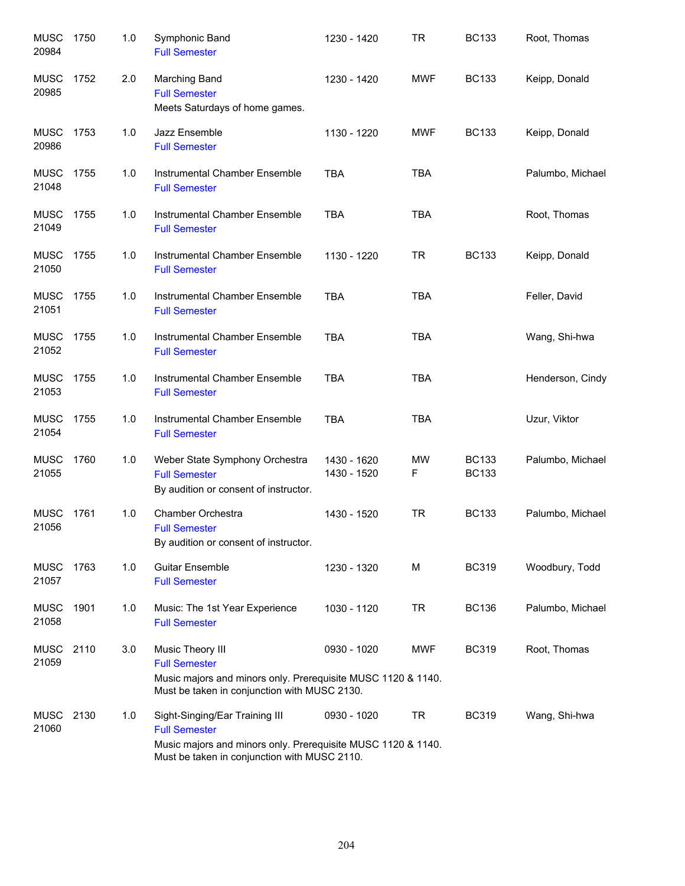| Subject / CRN | Course | Credits | Title | Time | Days | Room | Instructor |
|---|---|---|---|---|---|---|---|
| MUSC 20984 | 1750 | 1.0 | Symphonic Band<br>Full Semester | 1230 - 1420 | TR | BC133 | Root, Thomas |
| MUSC 20985 | 1752 | 2.0 | Marching Band<br>Full Semester<br>Meets Saturdays of home games. | 1230 - 1420 | MWF | BC133 | Keipp, Donald |
| MUSC 20986 | 1753 | 1.0 | Jazz Ensemble<br>Full Semester | 1130 - 1220 | MWF | BC133 | Keipp, Donald |
| MUSC 21048 | 1755 | 1.0 | Instrumental Chamber Ensemble<br>Full Semester | TBA | TBA | | Palumbo, Michael |
| MUSC 21049 | 1755 | 1.0 | Instrumental Chamber Ensemble<br>Full Semester | TBA | TBA | | Root, Thomas |
| MUSC 21050 | 1755 | 1.0 | Instrumental Chamber Ensemble<br>Full Semester | 1130 - 1220 | TR | BC133 | Keipp, Donald |
| MUSC 21051 | 1755 | 1.0 | Instrumental Chamber Ensemble<br>Full Semester | TBA | TBA | | Feller, David |
| MUSC 21052 | 1755 | 1.0 | Instrumental Chamber Ensemble<br>Full Semester | TBA | TBA | | Wang, Shi-hwa |
| MUSC 21053 | 1755 | 1.0 | Instrumental Chamber Ensemble<br>Full Semester | TBA | TBA | | Henderson, Cindy |
| MUSC 21054 | 1755 | 1.0 | Instrumental Chamber Ensemble<br>Full Semester | TBA | TBA | | Uzur, Viktor |
| MUSC 21055 | 1760 | 1.0 | Weber State Symphony Orchestra<br>Full Semester<br>By audition or consent of instructor. | 1430 - 1620<br>1430 - 1520 | MW<br>F | BC133<br>BC133 | Palumbo, Michael |
| MUSC 21056 | 1761 | 1.0 | Chamber Orchestra<br>Full Semester<br>By audition or consent of instructor. | 1430 - 1520 | TR | BC133 | Palumbo, Michael |
| MUSC 21057 | 1763 | 1.0 | Guitar Ensemble<br>Full Semester | 1230 - 1320 | M | BC319 | Woodbury, Todd |
| MUSC 21058 | 1901 | 1.0 | Music: The 1st Year Experience<br>Full Semester | 1030 - 1120 | TR | BC136 | Palumbo, Michael |
| MUSC 21059 | 2110 | 3.0 | Music Theory III<br>Full Semester<br>Music majors and minors only. Prerequisite MUSC 1120 & 1140. Must be taken in conjunction with MUSC 2130. | 0930 - 1020 | MWF | BC319 | Root, Thomas |
| MUSC 21060 | 2130 | 1.0 | Sight-Singing/Ear Training III<br>Full Semester<br>Music majors and minors only. Prerequisite MUSC 1120 & 1140. Must be taken in conjunction with MUSC 2110. | 0930 - 1020 | TR | BC319 | Wang, Shi-hwa |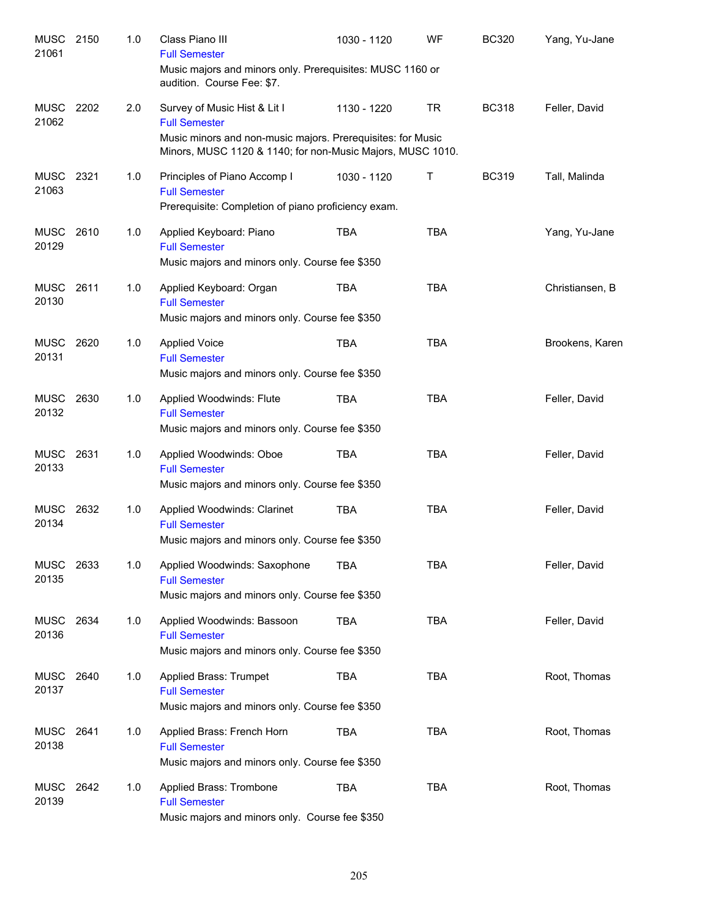| | | | | | | | |
|---|---|---|---|---|---|---|---|
| MUSC 21061 | 2150 | 1.0 | Class Piano III<br>Full Semester<br>Music majors and minors only. Prerequisites: MUSC 1160 or audition. Course Fee: $7. | 1030 - 1120 | WF | BC320 | Yang, Yu-Jane |
| MUSC 21062 | 2202 | 2.0 | Survey of Music Hist & Lit I<br>Full Semester<br>Music minors and non-music majors. Prerequisites: for Music Minors, MUSC 1120 & 1140; for non-Music Majors, MUSC 1010. | 1130 - 1220 | TR | BC318 | Feller, David |
| MUSC 21063 | 2321 | 1.0 | Principles of Piano Accomp I<br>Full Semester<br>Prerequisite: Completion of piano proficiency exam. | 1030 - 1120 | T | BC319 | Tall, Malinda |
| MUSC 20129 | 2610 | 1.0 | Applied Keyboard: Piano<br>Full Semester<br>Music majors and minors only. Course fee $350 | TBA | TBA | | Yang, Yu-Jane |
| MUSC 20130 | 2611 | 1.0 | Applied Keyboard: Organ<br>Full Semester<br>Music majors and minors only. Course fee $350 | TBA | TBA | | Christiansen, B |
| MUSC 20131 | 2620 | 1.0 | Applied Voice<br>Full Semester<br>Music majors and minors only. Course fee $350 | TBA | TBA | | Brookens, Karen |
| MUSC 20132 | 2630 | 1.0 | Applied Woodwinds: Flute<br>Full Semester<br>Music majors and minors only. Course fee $350 | TBA | TBA | | Feller, David |
| MUSC 20133 | 2631 | 1.0 | Applied Woodwinds: Oboe<br>Full Semester<br>Music majors and minors only. Course fee $350 | TBA | TBA | | Feller, David |
| MUSC 20134 | 2632 | 1.0 | Applied Woodwinds: Clarinet<br>Full Semester<br>Music majors and minors only. Course fee $350 | TBA | TBA | | Feller, David |
| MUSC 20135 | 2633 | 1.0 | Applied Woodwinds: Saxophone<br>Full Semester<br>Music majors and minors only. Course fee $350 | TBA | TBA | | Feller, David |
| MUSC 20136 | 2634 | 1.0 | Applied Woodwinds: Bassoon<br>Full Semester<br>Music majors and minors only. Course fee $350 | TBA | TBA | | Feller, David |
| MUSC 20137 | 2640 | 1.0 | Applied Brass: Trumpet<br>Full Semester<br>Music majors and minors only. Course fee $350 | TBA | TBA | | Root, Thomas |
| MUSC 20138 | 2641 | 1.0 | Applied Brass: French Horn<br>Full Semester<br>Music majors and minors only. Course fee $350 | TBA | TBA | | Root, Thomas |
| MUSC 20139 | 2642 | 1.0 | Applied Brass: Trombone<br>Full Semester<br>Music majors and minors only. Course fee $350 | TBA | TBA | | Root, Thomas |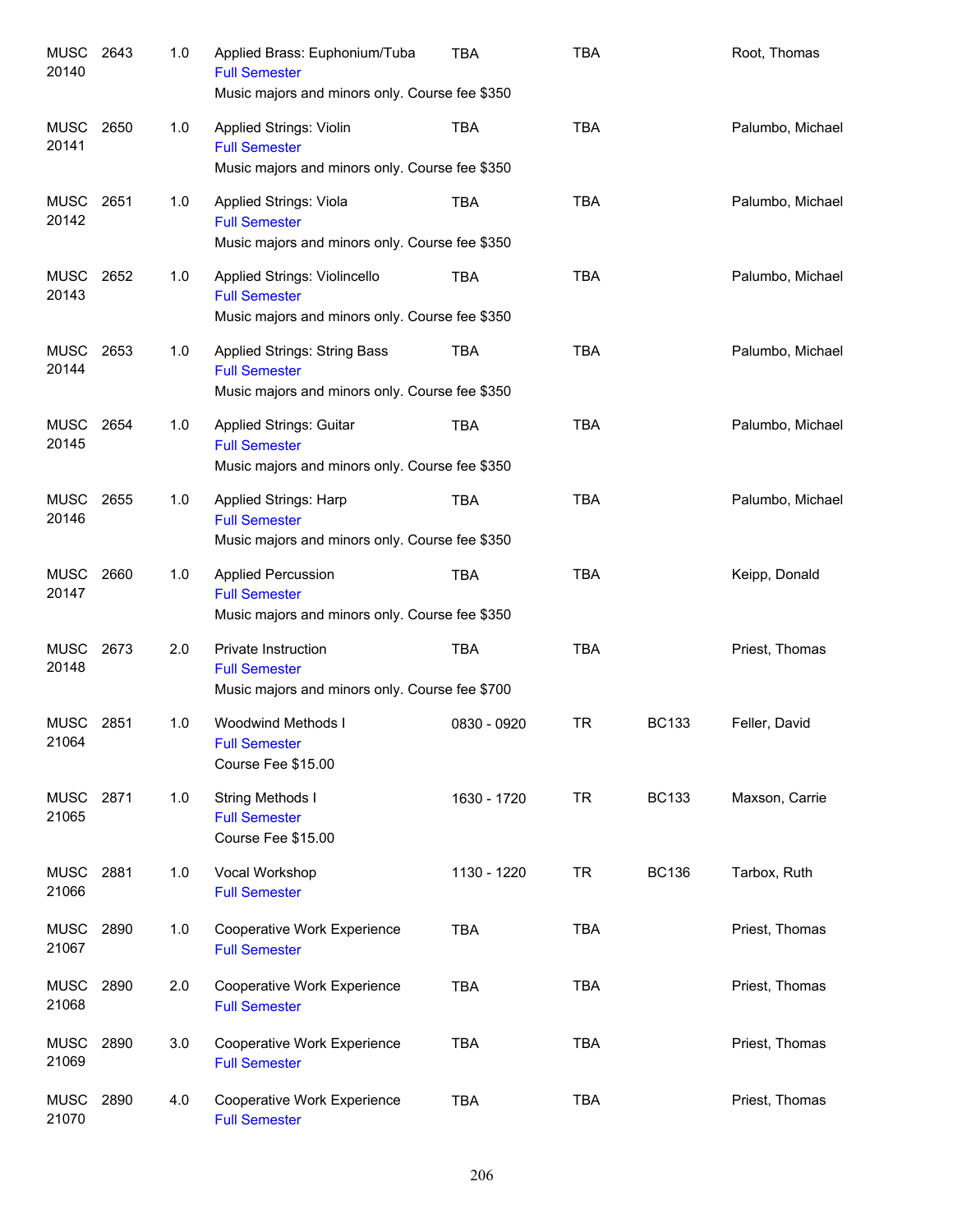| | | | | | | | |
|---|---|---|---|---|---|---|---|
| MUSC 20140 | 2643 | 1.0 | Applied Brass: Euphonium/Tuba<br>Full Semester<br>Music majors and minors only. Course fee $350 | TBA | TBA | | Root, Thomas |
| MUSC 20141 | 2650 | 1.0 | Applied Strings: Violin<br>Full Semester<br>Music majors and minors only. Course fee $350 | TBA | TBA | | Palumbo, Michael |
| MUSC 20142 | 2651 | 1.0 | Applied Strings: Viola<br>Full Semester<br>Music majors and minors only. Course fee $350 | TBA | TBA | | Palumbo, Michael |
| MUSC 20143 | 2652 | 1.0 | Applied Strings: Violincello<br>Full Semester<br>Music majors and minors only. Course fee $350 | TBA | TBA | | Palumbo, Michael |
| MUSC 20144 | 2653 | 1.0 | Applied Strings: String Bass<br>Full Semester<br>Music majors and minors only. Course fee $350 | TBA | TBA | | Palumbo, Michael |
| MUSC 20145 | 2654 | 1.0 | Applied Strings: Guitar<br>Full Semester<br>Music majors and minors only. Course fee $350 | TBA | TBA | | Palumbo, Michael |
| MUSC 20146 | 2655 | 1.0 | Applied Strings: Harp<br>Full Semester<br>Music majors and minors only. Course fee $350 | TBA | TBA | | Palumbo, Michael |
| MUSC 20147 | 2660 | 1.0 | Applied Percussion<br>Full Semester<br>Music majors and minors only. Course fee $350 | TBA | TBA | | Keipp, Donald |
| MUSC 20148 | 2673 | 2.0 | Private Instruction<br>Full Semester<br>Music majors and minors only. Course fee $700 | TBA | TBA | | Priest, Thomas |
| MUSC 21064 | 2851 | 1.0 | Woodwind Methods I<br>Full Semester<br>Course Fee $15.00 | 0830 - 0920 | TR | BC133 | Feller, David |
| MUSC 21065 | 2871 | 1.0 | String Methods I<br>Full Semester<br>Course Fee $15.00 | 1630 - 1720 | TR | BC133 | Maxson, Carrie |
| MUSC 21066 | 2881 | 1.0 | Vocal Workshop<br>Full Semester | 1130 - 1220 | TR | BC136 | Tarbox, Ruth |
| MUSC 21067 | 2890 | 1.0 | Cooperative Work Experience<br>Full Semester | TBA | TBA | | Priest, Thomas |
| MUSC 21068 | 2890 | 2.0 | Cooperative Work Experience<br>Full Semester | TBA | TBA | | Priest, Thomas |
| MUSC 21069 | 2890 | 3.0 | Cooperative Work Experience<br>Full Semester | TBA | TBA | | Priest, Thomas |
| MUSC 21070 | 2890 | 4.0 | Cooperative Work Experience<br>Full Semester | TBA | TBA | | Priest, Thomas |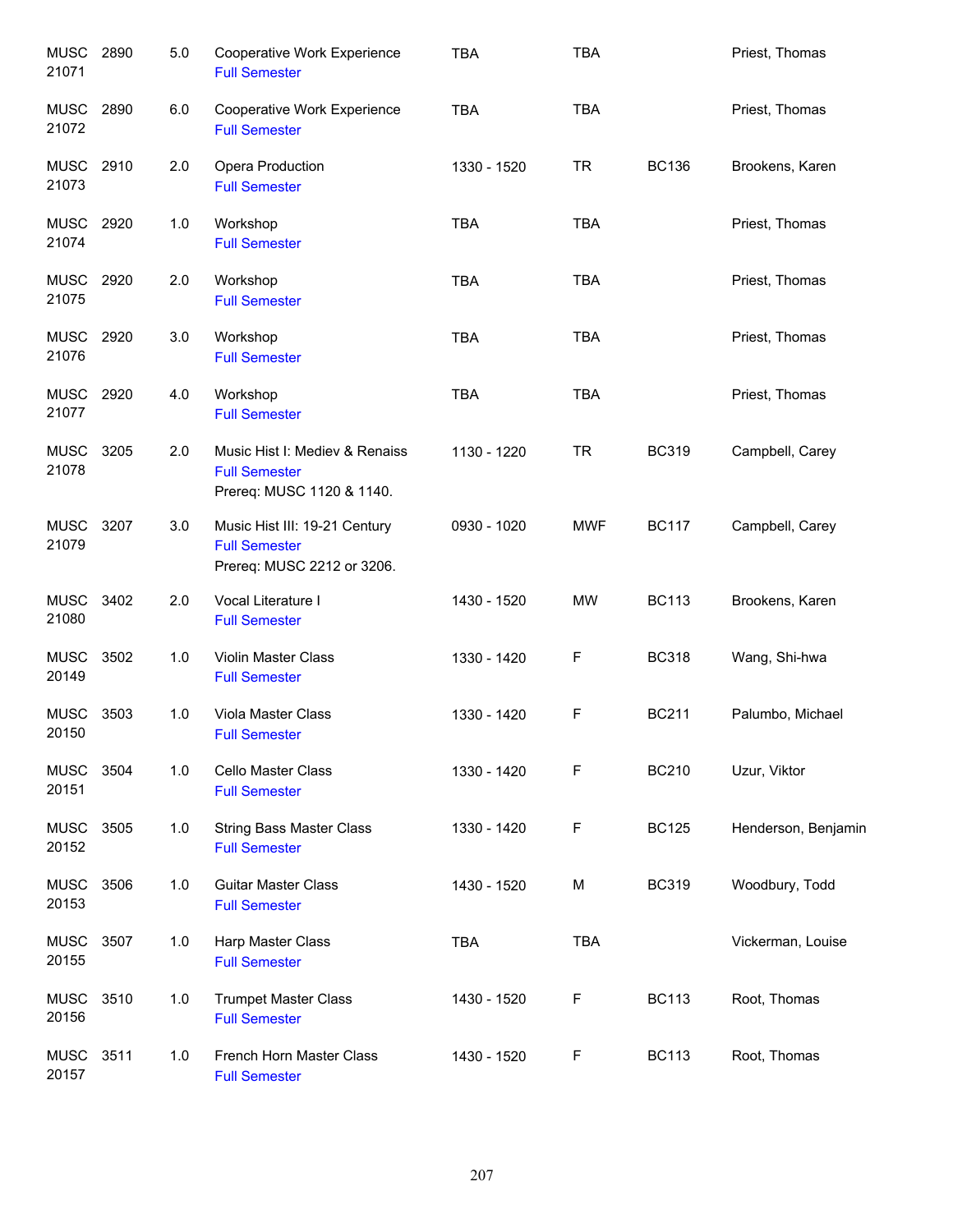| | | | | | | | |
|---|---|---|---|---|---|---|---|
| MUSC 21071 | 2890 | 5.0 | Cooperative Work Experience<br>Full Semester | TBA | TBA | | Priest, Thomas |
| MUSC 21072 | 2890 | 6.0 | Cooperative Work Experience<br>Full Semester | TBA | TBA | | Priest, Thomas |
| MUSC 21073 | 2910 | 2.0 | Opera Production<br>Full Semester | 1330 - 1520 | TR | BC136 | Brookens, Karen |
| MUSC 21074 | 2920 | 1.0 | Workshop<br>Full Semester | TBA | TBA | | Priest, Thomas |
| MUSC 21075 | 2920 | 2.0 | Workshop<br>Full Semester | TBA | TBA | | Priest, Thomas |
| MUSC 21076 | 2920 | 3.0 | Workshop<br>Full Semester | TBA | TBA | | Priest, Thomas |
| MUSC 21077 | 2920 | 4.0 | Workshop<br>Full Semester | TBA | TBA | | Priest, Thomas |
| MUSC 21078 | 3205 | 2.0 | Music Hist I: Mediev & Renaiss<br>Full Semester<br>Prereq: MUSC 1120 & 1140. | 1130 - 1220 | TR | BC319 | Campbell, Carey |
| MUSC 21079 | 3207 | 3.0 | Music Hist III: 19-21 Century<br>Full Semester<br>Prereq: MUSC 2212 or 3206. | 0930 - 1020 | MWF | BC117 | Campbell, Carey |
| MUSC 21080 | 3402 | 2.0 | Vocal Literature I<br>Full Semester | 1430 - 1520 | MW | BC113 | Brookens, Karen |
| MUSC 20149 | 3502 | 1.0 | Violin Master Class<br>Full Semester | 1330 - 1420 | F | BC318 | Wang, Shi-hwa |
| MUSC 20150 | 3503 | 1.0 | Viola Master Class<br>Full Semester | 1330 - 1420 | F | BC211 | Palumbo, Michael |
| MUSC 20151 | 3504 | 1.0 | Cello Master Class<br>Full Semester | 1330 - 1420 | F | BC210 | Uzur, Viktor |
| MUSC 20152 | 3505 | 1.0 | String Bass Master Class<br>Full Semester | 1330 - 1420 | F | BC125 | Henderson, Benjamin |
| MUSC 20153 | 3506 | 1.0 | Guitar Master Class<br>Full Semester | 1430 - 1520 | M | BC319 | Woodbury, Todd |
| MUSC 20155 | 3507 | 1.0 | Harp Master Class<br>Full Semester | TBA | TBA | | Vickerman, Louise |
| MUSC 20156 | 3510 | 1.0 | Trumpet Master Class<br>Full Semester | 1430 - 1520 | F | BC113 | Root, Thomas |
| MUSC 20157 | 3511 | 1.0 | French Horn Master Class<br>Full Semester | 1430 - 1520 | F | BC113 | Root, Thomas |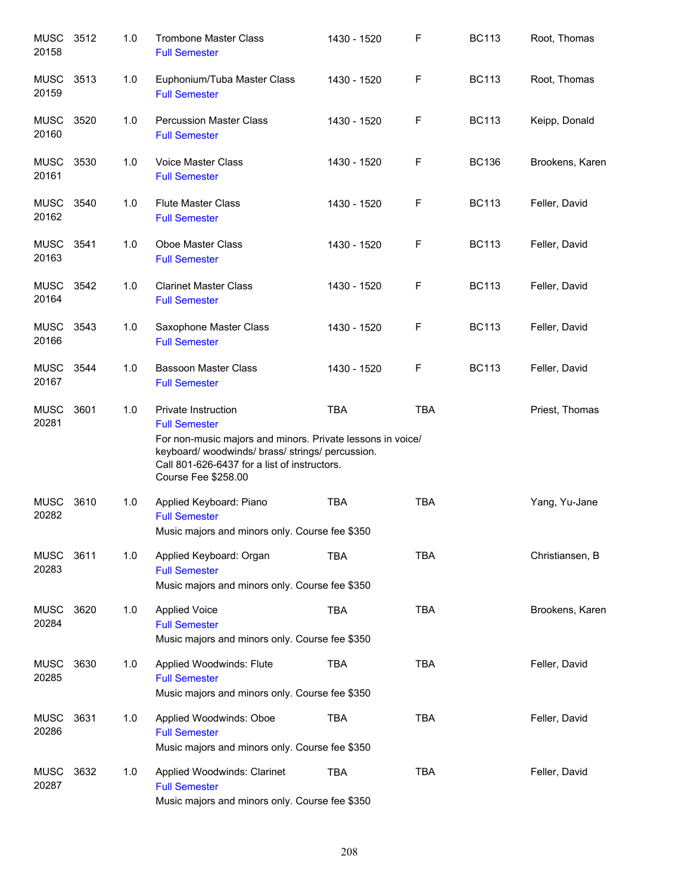| | | | | | | | |
|---|---|---|---|---|---|---|---|
| MUSC 20158 | 3512 | 1.0 | Trombone Master Class<br>Full Semester | 1430 - 1520 | F | BC113 | Root, Thomas |
| MUSC 20159 | 3513 | 1.0 | Euphonium/Tuba Master Class<br>Full Semester | 1430 - 1520 | F | BC113 | Root, Thomas |
| MUSC 20160 | 3520 | 1.0 | Percussion Master Class<br>Full Semester | 1430 - 1520 | F | BC113 | Keipp, Donald |
| MUSC 20161 | 3530 | 1.0 | Voice Master Class<br>Full Semester | 1430 - 1520 | F | BC136 | Brookens, Karen |
| MUSC 20162 | 3540 | 1.0 | Flute Master Class<br>Full Semester | 1430 - 1520 | F | BC113 | Feller, David |
| MUSC 20163 | 3541 | 1.0 | Oboe Master Class<br>Full Semester | 1430 - 1520 | F | BC113 | Feller, David |
| MUSC 20164 | 3542 | 1.0 | Clarinet Master Class<br>Full Semester | 1430 - 1520 | F | BC113 | Feller, David |
| MUSC 20166 | 3543 | 1.0 | Saxophone Master Class<br>Full Semester | 1430 - 1520 | F | BC113 | Feller, David |
| MUSC 20167 | 3544 | 1.0 | Bassoon Master Class<br>Full Semester | 1430 - 1520 | F | BC113 | Feller, David |
| MUSC 20281 | 3601 | 1.0 | Private Instruction<br>Full Semester<br>For non-music majors and minors. Private lessons in voice/ keyboard/ woodwinds/ brass/ strings/ percussion. Call 801-626-6437 for a list of instructors. Course Fee $258.00 | TBA | TBA | | Priest, Thomas |
| MUSC 20282 | 3610 | 1.0 | Applied Keyboard: Piano<br>Full Semester<br>Music majors and minors only. Course fee $350 | TBA | TBA | | Yang, Yu-Jane |
| MUSC 20283 | 3611 | 1.0 | Applied Keyboard: Organ<br>Full Semester<br>Music majors and minors only. Course fee $350 | TBA | TBA | | Christiansen, B |
| MUSC 20284 | 3620 | 1.0 | Applied Voice<br>Full Semester<br>Music majors and minors only. Course fee $350 | TBA | TBA | | Brookens, Karen |
| MUSC 20285 | 3630 | 1.0 | Applied Woodwinds: Flute<br>Full Semester<br>Music majors and minors only. Course fee $350 | TBA | TBA | | Feller, David |
| MUSC 20286 | 3631 | 1.0 | Applied Woodwinds: Oboe<br>Full Semester<br>Music majors and minors only. Course fee $350 | TBA | TBA | | Feller, David |
| MUSC 20287 | 3632 | 1.0 | Applied Woodwinds: Clarinet<br>Full Semester<br>Music majors and minors only. Course fee $350 | TBA | TBA | | Feller, David |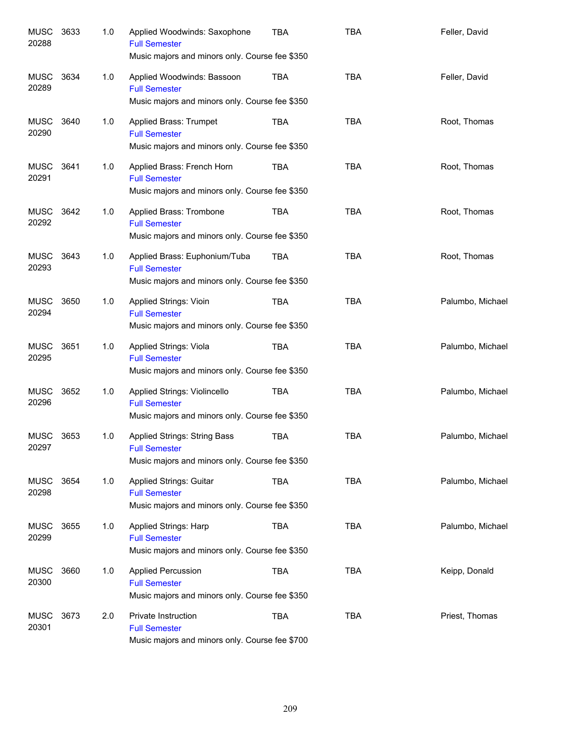| Subject / CRN | Course | Credits | Title | Days | Time | Instructor |
|---|---|---|---|---|---|---|
| MUSC 20288 | 3633 | 1.0 | Applied Woodwinds: Saxophone<br>Full Semester<br>Music majors and minors only. Course fee $350 | TBA | TBA | Feller, David |
| MUSC 20289 | 3634 | 1.0 | Applied Woodwinds: Bassoon<br>Full Semester<br>Music majors and minors only. Course fee $350 | TBA | TBA | Feller, David |
| MUSC 20290 | 3640 | 1.0 | Applied Brass: Trumpet<br>Full Semester<br>Music majors and minors only. Course fee $350 | TBA | TBA | Root, Thomas |
| MUSC 20291 | 3641 | 1.0 | Applied Brass: French Horn<br>Full Semester<br>Music majors and minors only. Course fee $350 | TBA | TBA | Root, Thomas |
| MUSC 20292 | 3642 | 1.0 | Applied Brass: Trombone<br>Full Semester<br>Music majors and minors only. Course fee $350 | TBA | TBA | Root, Thomas |
| MUSC 20293 | 3643 | 1.0 | Applied Brass: Euphonium/Tuba<br>Full Semester<br>Music majors and minors only. Course fee $350 | TBA | TBA | Root, Thomas |
| MUSC 20294 | 3650 | 1.0 | Applied Strings: Vioin<br>Full Semester<br>Music majors and minors only. Course fee $350 | TBA | TBA | Palumbo, Michael |
| MUSC 20295 | 3651 | 1.0 | Applied Strings: Viola<br>Full Semester<br>Music majors and minors only. Course fee $350 | TBA | TBA | Palumbo, Michael |
| MUSC 20296 | 3652 | 1.0 | Applied Strings: Violincello<br>Full Semester<br>Music majors and minors only. Course fee $350 | TBA | TBA | Palumbo, Michael |
| MUSC 20297 | 3653 | 1.0 | Applied Strings: String Bass<br>Full Semester<br>Music majors and minors only. Course fee $350 | TBA | TBA | Palumbo, Michael |
| MUSC 20298 | 3654 | 1.0 | Applied Strings: Guitar<br>Full Semester<br>Music majors and minors only. Course fee $350 | TBA | TBA | Palumbo, Michael |
| MUSC 20299 | 3655 | 1.0 | Applied Strings: Harp<br>Full Semester<br>Music majors and minors only. Course fee $350 | TBA | TBA | Palumbo, Michael |
| MUSC 20300 | 3660 | 1.0 | Applied Percussion<br>Full Semester<br>Music majors and minors only. Course fee $350 | TBA | TBA | Keipp, Donald |
| MUSC 20301 | 3673 | 2.0 | Private Instruction<br>Full Semester<br>Music majors and minors only. Course fee $700 | TBA | TBA | Priest, Thomas |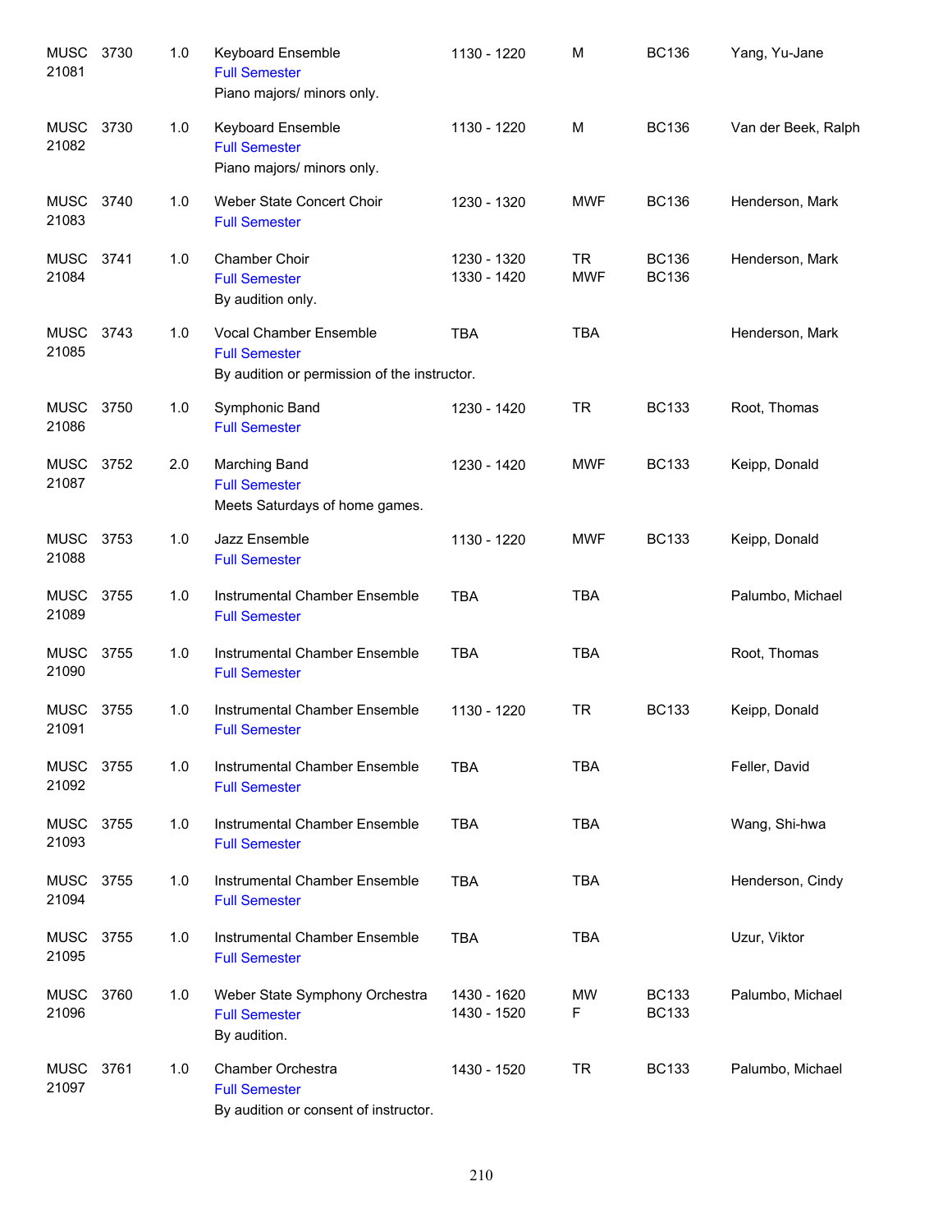| Subject / CRN | Course | Credits | Title | Time | Days | Room | Instructor |
|---|---|---|---|---|---|---|---|
| MUSC 21081 | 3730 | 1.0 | Keyboard Ensemble<br>Full Semester<br>Piano majors/ minors only. | 1130 - 1220 | M | BC136 | Yang, Yu-Jane |
| MUSC 21082 | 3730 | 1.0 | Keyboard Ensemble<br>Full Semester<br>Piano majors/ minors only. | 1130 - 1220 | M | BC136 | Van der Beek, Ralph |
| MUSC 21083 | 3740 | 1.0 | Weber State Concert Choir<br>Full Semester | 1230 - 1320 | MWF | BC136 | Henderson, Mark |
| MUSC 21084 | 3741 | 1.0 | Chamber Choir<br>Full Semester<br>By audition only. | 1230 - 1320<br>1330 - 1420 | TR<br>MWF | BC136<br>BC136 | Henderson, Mark |
| MUSC 21085 | 3743 | 1.0 | Vocal Chamber Ensemble<br>Full Semester<br>By audition or permission of the instructor. | TBA | TBA | | Henderson, Mark |
| MUSC 21086 | 3750 | 1.0 | Symphonic Band<br>Full Semester | 1230 - 1420 | TR | BC133 | Root, Thomas |
| MUSC 21087 | 3752 | 2.0 | Marching Band<br>Full Semester<br>Meets Saturdays of home games. | 1230 - 1420 | MWF | BC133 | Keipp, Donald |
| MUSC 21088 | 3753 | 1.0 | Jazz Ensemble<br>Full Semester | 1130 - 1220 | MWF | BC133 | Keipp, Donald |
| MUSC 21089 | 3755 | 1.0 | Instrumental Chamber Ensemble<br>Full Semester | TBA | TBA | | Palumbo, Michael |
| MUSC 21090 | 3755 | 1.0 | Instrumental Chamber Ensemble<br>Full Semester | TBA | TBA | | Root, Thomas |
| MUSC 21091 | 3755 | 1.0 | Instrumental Chamber Ensemble<br>Full Semester | 1130 - 1220 | TR | BC133 | Keipp, Donald |
| MUSC 21092 | 3755 | 1.0 | Instrumental Chamber Ensemble<br>Full Semester | TBA | TBA | | Feller, David |
| MUSC 21093 | 3755 | 1.0 | Instrumental Chamber Ensemble<br>Full Semester | TBA | TBA | | Wang, Shi-hwa |
| MUSC 21094 | 3755 | 1.0 | Instrumental Chamber Ensemble<br>Full Semester | TBA | TBA | | Henderson, Cindy |
| MUSC 21095 | 3755 | 1.0 | Instrumental Chamber Ensemble<br>Full Semester | TBA | TBA | | Uzur, Viktor |
| MUSC 21096 | 3760 | 1.0 | Weber State Symphony Orchestra<br>Full Semester<br>By audition. | 1430 - 1620<br>1430 - 1520 | MW<br>F | BC133<br>BC133 | Palumbo, Michael |
| MUSC 21097 | 3761 | 1.0 | Chamber Orchestra<br>Full Semester<br>By audition or consent of instructor. | 1430 - 1520 | TR | BC133 | Palumbo, Michael |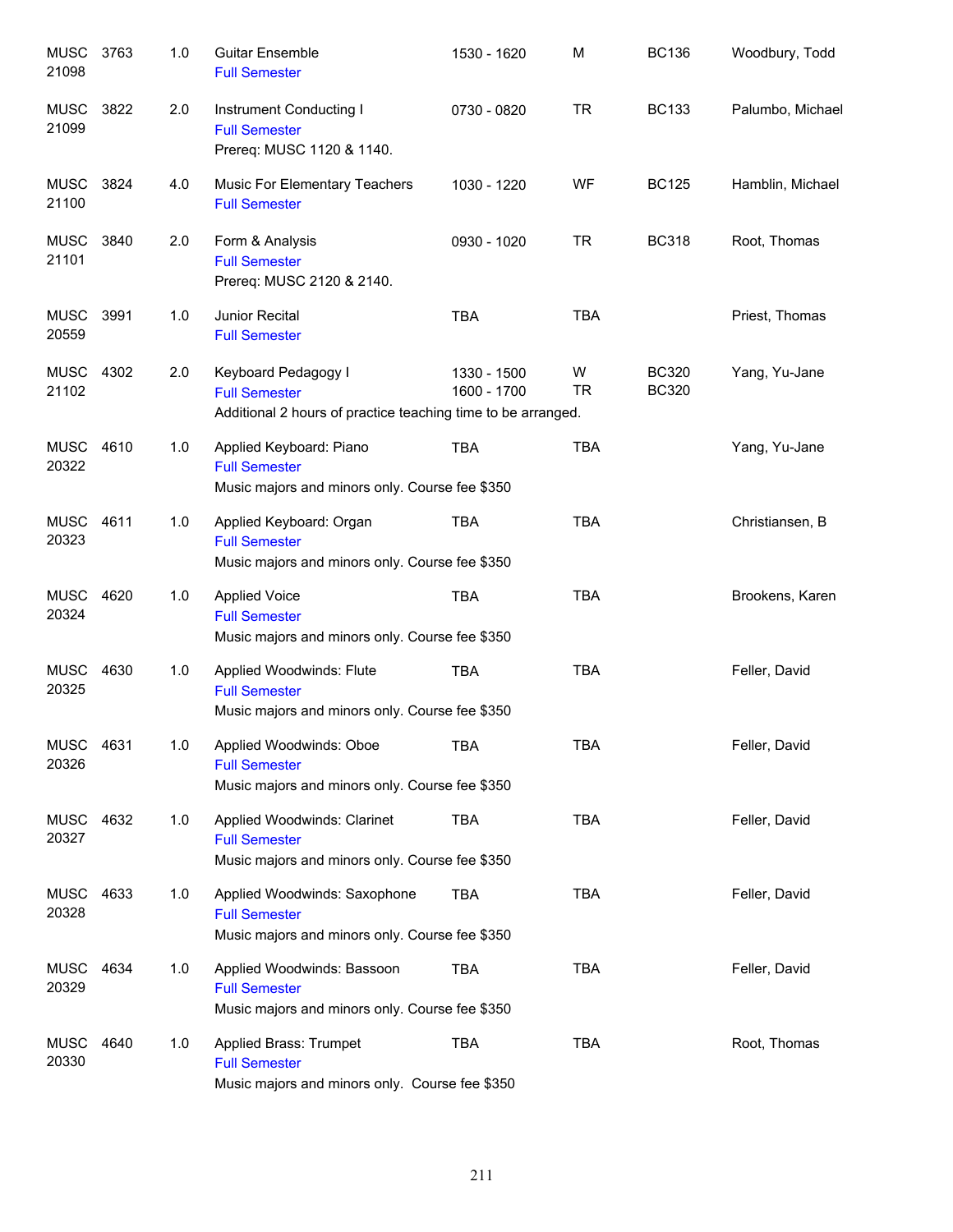| | | | | | | | |
|---|---|---|---|---|---|---|---|
| MUSC 21098 | 3763 | 1.0 | Guitar Ensemble<br>Full Semester | 1530 - 1620 | M | BC136 | Woodbury, Todd |
| MUSC 21099 | 3822 | 2.0 | Instrument Conducting I<br>Full Semester<br>Prereq: MUSC 1120 & 1140. | 0730 - 0820 | TR | BC133 | Palumbo, Michael |
| MUSC 21100 | 3824 | 4.0 | Music For Elementary Teachers<br>Full Semester | 1030 - 1220 | WF | BC125 | Hamblin, Michael |
| MUSC 21101 | 3840 | 2.0 | Form & Analysis<br>Full Semester<br>Prereq: MUSC 2120 & 2140. | 0930 - 1020 | TR | BC318 | Root, Thomas |
| MUSC 20559 | 3991 | 1.0 | Junior Recital<br>Full Semester | TBA | TBA | | Priest, Thomas |
| MUSC 21102 | 4302 | 2.0 | Keyboard Pedagogy I<br>Full Semester<br>Additional 2 hours of practice teaching time to be arranged. | 1330 - 1500<br>1600 - 1700 | W<br>TR | BC320<br>BC320 | Yang, Yu-Jane |
| MUSC 20322 | 4610 | 1.0 | Applied Keyboard: Piano<br>Full Semester<br>Music majors and minors only. Course fee $350 | TBA | TBA | | Yang, Yu-Jane |
| MUSC 20323 | 4611 | 1.0 | Applied Keyboard: Organ<br>Full Semester<br>Music majors and minors only. Course fee $350 | TBA | TBA | | Christiansen, B |
| MUSC 20324 | 4620 | 1.0 | Applied Voice<br>Full Semester<br>Music majors and minors only. Course fee $350 | TBA | TBA | | Brookens, Karen |
| MUSC 20325 | 4630 | 1.0 | Applied Woodwinds: Flute<br>Full Semester<br>Music majors and minors only. Course fee $350 | TBA | TBA | | Feller, David |
| MUSC 20326 | 4631 | 1.0 | Applied Woodwinds: Oboe<br>Full Semester<br>Music majors and minors only. Course fee $350 | TBA | TBA | | Feller, David |
| MUSC 20327 | 4632 | 1.0 | Applied Woodwinds: Clarinet<br>Full Semester<br>Music majors and minors only. Course fee $350 | TBA | TBA | | Feller, David |
| MUSC 20328 | 4633 | 1.0 | Applied Woodwinds: Saxophone<br>Full Semester<br>Music majors and minors only. Course fee $350 | TBA | TBA | | Feller, David |
| MUSC 20329 | 4634 | 1.0 | Applied Woodwinds: Bassoon<br>Full Semester<br>Music majors and minors only. Course fee $350 | TBA | TBA | | Feller, David |
| MUSC 20330 | 4640 | 1.0 | Applied Brass: Trumpet<br>Full Semester<br>Music majors and minors only. Course fee $350 | TBA | TBA | | Root, Thomas |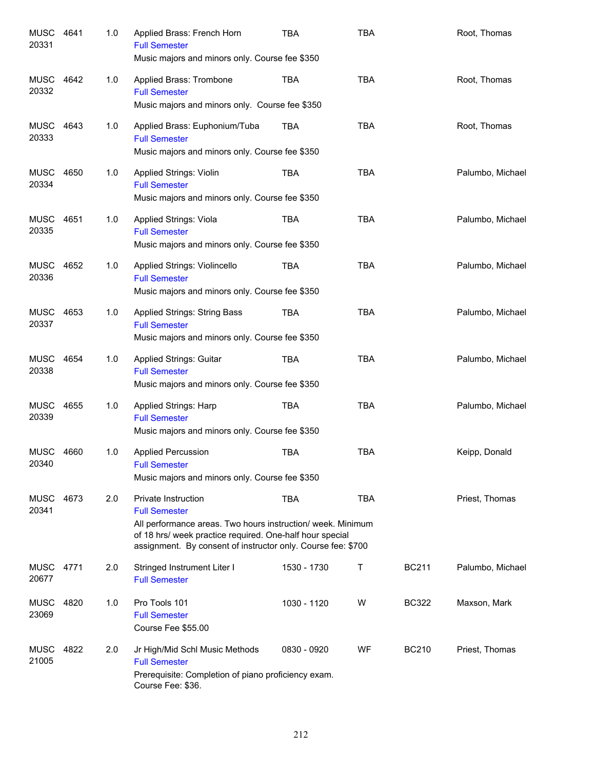| Subject | Course | Credits | Title | Time | Days | Room | Instructor |
|---|---|---|---|---|---|---|---|
| MUSC 20331 | 4641 | 1.0 | Applied Brass: French Horn<br>Full Semester<br>Music majors and minors only. Course fee $350 | TBA | TBA | | Root, Thomas |
| MUSC 20332 | 4642 | 1.0 | Applied Brass: Trombone<br>Full Semester<br>Music majors and minors only. Course fee $350 | TBA | TBA | | Root, Thomas |
| MUSC 20333 | 4643 | 1.0 | Applied Brass: Euphonium/Tuba<br>Full Semester<br>Music majors and minors only. Course fee $350 | TBA | TBA | | Root, Thomas |
| MUSC 20334 | 4650 | 1.0 | Applied Strings: Violin<br>Full Semester<br>Music majors and minors only. Course fee $350 | TBA | TBA | | Palumbo, Michael |
| MUSC 20335 | 4651 | 1.0 | Applied Strings: Viola<br>Full Semester<br>Music majors and minors only. Course fee $350 | TBA | TBA | | Palumbo, Michael |
| MUSC 20336 | 4652 | 1.0 | Applied Strings: Violincello<br>Full Semester<br>Music majors and minors only. Course fee $350 | TBA | TBA | | Palumbo, Michael |
| MUSC 20337 | 4653 | 1.0 | Applied Strings: String Bass<br>Full Semester<br>Music majors and minors only. Course fee $350 | TBA | TBA | | Palumbo, Michael |
| MUSC 20338 | 4654 | 1.0 | Applied Strings: Guitar<br>Full Semester<br>Music majors and minors only. Course fee $350 | TBA | TBA | | Palumbo, Michael |
| MUSC 20339 | 4655 | 1.0 | Applied Strings: Harp<br>Full Semester<br>Music majors and minors only. Course fee $350 | TBA | TBA | | Palumbo, Michael |
| MUSC 20340 | 4660 | 1.0 | Applied Percussion<br>Full Semester<br>Music majors and minors only. Course fee $350 | TBA | TBA | | Keipp, Donald |
| MUSC 20341 | 4673 | 2.0 | Private Instruction<br>Full Semester<br>All performance areas. Two hours instruction/ week. Minimum of 18 hrs/ week practice required. One-half hour special assignment. By consent of instructor only. Course fee: $700 | TBA | TBA | | Priest, Thomas |
| MUSC 20677 | 4771 | 2.0 | Stringed Instrument Liter I<br>Full Semester | 1530 - 1730 | T | BC211 | Palumbo, Michael |
| MUSC 23069 | 4820 | 1.0 | Pro Tools 101<br>Full Semester<br>Course Fee $55.00 | 1030 - 1120 | W | BC322 | Maxson, Mark |
| MUSC 21005 | 4822 | 2.0 | Jr High/Mid Schl Music Methods<br>Full Semester<br>Prerequisite: Completion of piano proficiency exam. Course Fee: $36. | 0830 - 0920 | WF | BC210 | Priest, Thomas |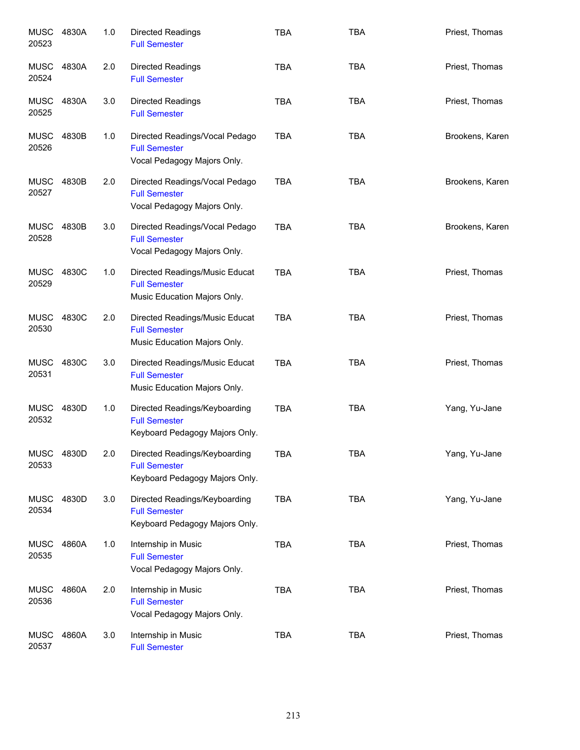| | | | | | | |
|---|---|---|---|---|---|---|
| MUSC 20523 | 4830A | 1.0 | Directed Readings<br>Full Semester | TBA | TBA | Priest, Thomas |
| MUSC 20524 | 4830A | 2.0 | Directed Readings<br>Full Semester | TBA | TBA | Priest, Thomas |
| MUSC 20525 | 4830A | 3.0 | Directed Readings<br>Full Semester | TBA | TBA | Priest, Thomas |
| MUSC 20526 | 4830B | 1.0 | Directed Readings/Vocal Pedago<br>Full Semester<br>Vocal Pedagogy Majors Only. | TBA | TBA | Brookens, Karen |
| MUSC 20527 | 4830B | 2.0 | Directed Readings/Vocal Pedago<br>Full Semester<br>Vocal Pedagogy Majors Only. | TBA | TBA | Brookens, Karen |
| MUSC 20528 | 4830B | 3.0 | Directed Readings/Vocal Pedago<br>Full Semester<br>Vocal Pedagogy Majors Only. | TBA | TBA | Brookens, Karen |
| MUSC 20529 | 4830C | 1.0 | Directed Readings/Music Educat<br>Full Semester<br>Music Education Majors Only. | TBA | TBA | Priest, Thomas |
| MUSC 20530 | 4830C | 2.0 | Directed Readings/Music Educat<br>Full Semester<br>Music Education Majors Only. | TBA | TBA | Priest, Thomas |
| MUSC 20531 | 4830C | 3.0 | Directed Readings/Music Educat<br>Full Semester<br>Music Education Majors Only. | TBA | TBA | Priest, Thomas |
| MUSC 20532 | 4830D | 1.0 | Directed Readings/Keyboarding<br>Full Semester<br>Keyboard Pedagogy Majors Only. | TBA | TBA | Yang, Yu-Jane |
| MUSC 20533 | 4830D | 2.0 | Directed Readings/Keyboarding<br>Full Semester<br>Keyboard Pedagogy Majors Only. | TBA | TBA | Yang, Yu-Jane |
| MUSC 20534 | 4830D | 3.0 | Directed Readings/Keyboarding<br>Full Semester<br>Keyboard Pedagogy Majors Only. | TBA | TBA | Yang, Yu-Jane |
| MUSC 20535 | 4860A | 1.0 | Internship in Music<br>Full Semester<br>Vocal Pedagogy Majors Only. | TBA | TBA | Priest, Thomas |
| MUSC 20536 | 4860A | 2.0 | Internship in Music<br>Full Semester<br>Vocal Pedagogy Majors Only. | TBA | TBA | Priest, Thomas |
| MUSC 20537 | 4860A | 3.0 | Internship in Music<br>Full Semester | TBA | TBA | Priest, Thomas |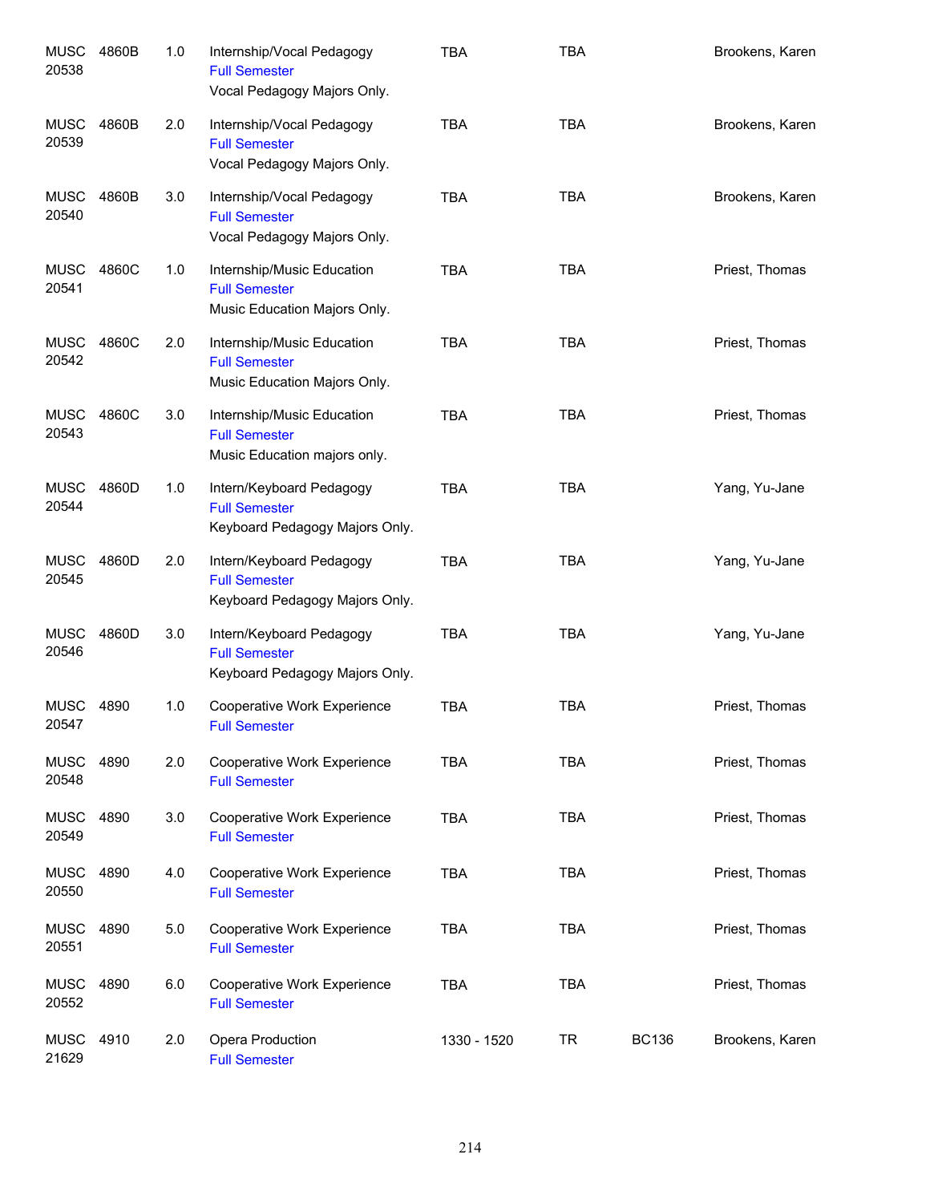| | | | | | | | |
|---|---|---|---|---|---|---|---|
| MUSC 20538 | 4860B | 1.0 | Internship/Vocal Pedagogy<br>Full Semester<br>Vocal Pedagogy Majors Only. | TBA | TBA | | Brookens, Karen |
| MUSC 20539 | 4860B | 2.0 | Internship/Vocal Pedagogy<br>Full Semester<br>Vocal Pedagogy Majors Only. | TBA | TBA | | Brookens, Karen |
| MUSC 20540 | 4860B | 3.0 | Internship/Vocal Pedagogy<br>Full Semester<br>Vocal Pedagogy Majors Only. | TBA | TBA | | Brookens, Karen |
| MUSC 20541 | 4860C | 1.0 | Internship/Music Education<br>Full Semester<br>Music Education Majors Only. | TBA | TBA | | Priest, Thomas |
| MUSC 20542 | 4860C | 2.0 | Internship/Music Education<br>Full Semester<br>Music Education Majors Only. | TBA | TBA | | Priest, Thomas |
| MUSC 20543 | 4860C | 3.0 | Internship/Music Education<br>Full Semester<br>Music Education majors only. | TBA | TBA | | Priest, Thomas |
| MUSC 20544 | 4860D | 1.0 | Intern/Keyboard Pedagogy<br>Full Semester<br>Keyboard Pedagogy Majors Only. | TBA | TBA | | Yang, Yu-Jane |
| MUSC 20545 | 4860D | 2.0 | Intern/Keyboard Pedagogy<br>Full Semester<br>Keyboard Pedagogy Majors Only. | TBA | TBA | | Yang, Yu-Jane |
| MUSC 20546 | 4860D | 3.0 | Intern/Keyboard Pedagogy<br>Full Semester<br>Keyboard Pedagogy Majors Only. | TBA | TBA | | Yang, Yu-Jane |
| MUSC 20547 | 4890 | 1.0 | Cooperative Work Experience<br>Full Semester | TBA | TBA | | Priest, Thomas |
| MUSC 20548 | 4890 | 2.0 | Cooperative Work Experience<br>Full Semester | TBA | TBA | | Priest, Thomas |
| MUSC 20549 | 4890 | 3.0 | Cooperative Work Experience<br>Full Semester | TBA | TBA | | Priest, Thomas |
| MUSC 20550 | 4890 | 4.0 | Cooperative Work Experience<br>Full Semester | TBA | TBA | | Priest, Thomas |
| MUSC 20551 | 4890 | 5.0 | Cooperative Work Experience<br>Full Semester | TBA | TBA | | Priest, Thomas |
| MUSC 20552 | 4890 | 6.0 | Cooperative Work Experience<br>Full Semester | TBA | TBA | | Priest, Thomas |
| MUSC 21629 | 4910 | 2.0 | Opera Production<br>Full Semester | 1330 - 1520 | TR | BC136 | Brookens, Karen |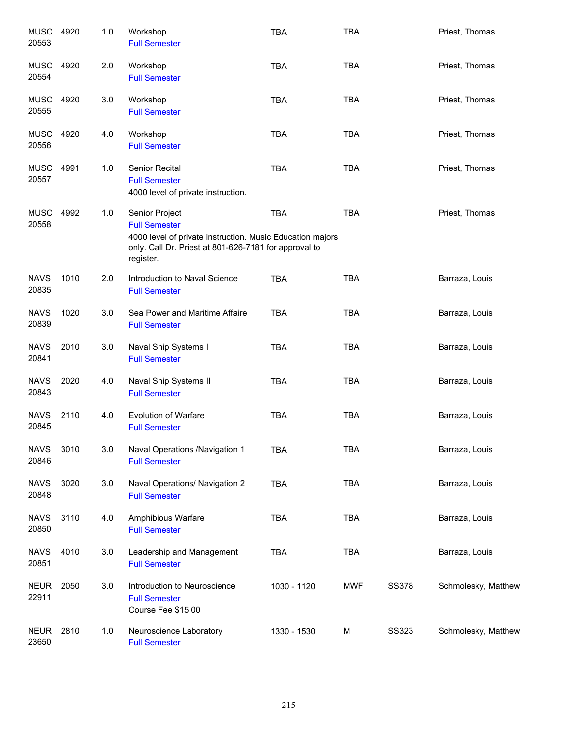| Course | | Credits | Title | Time | Days | Room | Instructor |
|---|---|---|---|---|---|---|---|
| MUSC 20553 | 4920 | 1.0 | Workshop<br>Full Semester | TBA | TBA | | Priest, Thomas |
| MUSC 20554 | 4920 | 2.0 | Workshop<br>Full Semester | TBA | TBA | | Priest, Thomas |
| MUSC 20555 | 4920 | 3.0 | Workshop<br>Full Semester | TBA | TBA | | Priest, Thomas |
| MUSC 20556 | 4920 | 4.0 | Workshop<br>Full Semester | TBA | TBA | | Priest, Thomas |
| MUSC 20557 | 4991 | 1.0 | Senior Recital<br>Full Semester<br>4000 level of private instruction. | TBA | TBA | | Priest, Thomas |
| MUSC 20558 | 4992 | 1.0 | Senior Project<br>Full Semester<br>4000 level of private instruction. Music Education majors only. Call Dr. Priest at 801-626-7181 for approval to register. | TBA | TBA | | Priest, Thomas |
| NAVS 20835 | 1010 | 2.0 | Introduction to Naval Science<br>Full Semester | TBA | TBA | | Barraza, Louis |
| NAVS 20839 | 1020 | 3.0 | Sea Power and Maritime Affaire<br>Full Semester | TBA | TBA | | Barraza, Louis |
| NAVS 20841 | 2010 | 3.0 | Naval Ship Systems I<br>Full Semester | TBA | TBA | | Barraza, Louis |
| NAVS 20843 | 2020 | 4.0 | Naval Ship Systems II<br>Full Semester | TBA | TBA | | Barraza, Louis |
| NAVS 20845 | 2110 | 4.0 | Evolution of Warfare<br>Full Semester | TBA | TBA | | Barraza, Louis |
| NAVS 20846 | 3010 | 3.0 | Naval Operations /Navigation 1<br>Full Semester | TBA | TBA | | Barraza, Louis |
| NAVS 20848 | 3020 | 3.0 | Naval Operations/ Navigation 2<br>Full Semester | TBA | TBA | | Barraza, Louis |
| NAVS 20850 | 3110 | 4.0 | Amphibious Warfare<br>Full Semester | TBA | TBA | | Barraza, Louis |
| NAVS 20851 | 4010 | 3.0 | Leadership and Management<br>Full Semester | TBA | TBA | | Barraza, Louis |
| NEUR 22911 | 2050 | 3.0 | Introduction to Neuroscience<br>Full Semester<br>Course Fee $15.00 | 1030 - 1120 | MWF | SS378 | Schmolesky, Matthew |
| NEUR 23650 | 2810 | 1.0 | Neuroscience Laboratory<br>Full Semester | 1330 - 1530 | M | SS323 | Schmolesky, Matthew |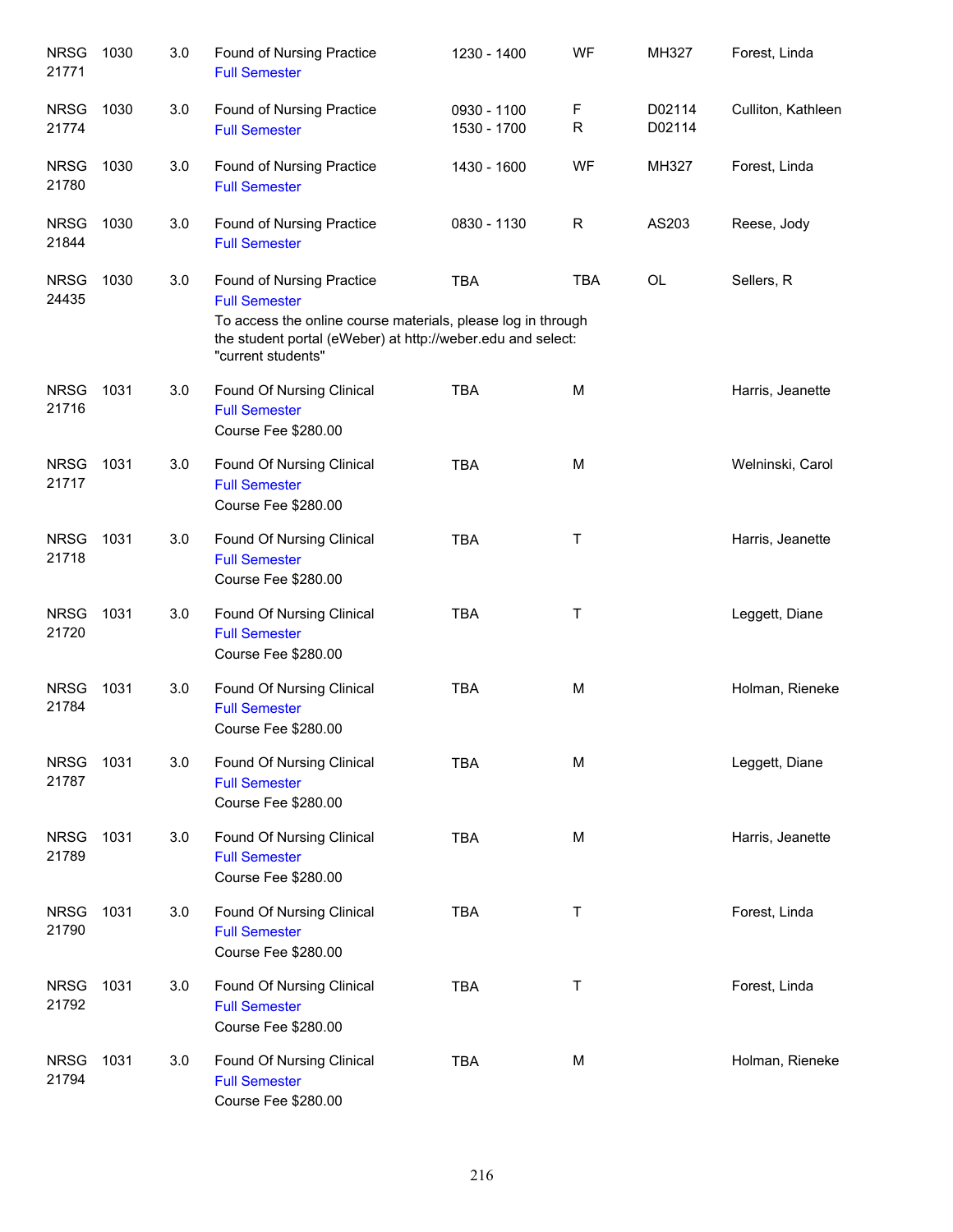| Subject | Course | Credits | Title | Time | Days | Room | Instructor |
|---|---|---|---|---|---|---|---|
| NRSG 21771 | 1030 | 3.0 | Found of Nursing Practice<br>Full Semester | 1230 - 1400 | WF | MH327 | Forest, Linda |
| NRSG 21774 | 1030 | 3.0 | Found of Nursing Practice<br>Full Semester | 0930 - 1100<br>1530 - 1700 | F<br>R | D02114<br>D02114 | Culliton, Kathleen |
| NRSG 21780 | 1030 | 3.0 | Found of Nursing Practice<br>Full Semester | 1430 - 1600 | WF | MH327 | Forest, Linda |
| NRSG 21844 | 1030 | 3.0 | Found of Nursing Practice<br>Full Semester | 0830 - 1130 | R | AS203 | Reese, Jody |
| NRSG 24435 | 1030 | 3.0 | Found of Nursing Practice<br>Full Semester<br>To access the online course materials, please log in through the student portal (eWeber) at http://weber.edu and select: "current students" | TBA | TBA | OL | Sellers, R |
| NRSG 21716 | 1031 | 3.0 | Found Of Nursing Clinical<br>Full Semester<br>Course Fee $280.00 | TBA | M | | Harris, Jeanette |
| NRSG 21717 | 1031 | 3.0 | Found Of Nursing Clinical<br>Full Semester<br>Course Fee $280.00 | TBA | M | | Welninski, Carol |
| NRSG 21718 | 1031 | 3.0 | Found Of Nursing Clinical<br>Full Semester<br>Course Fee $280.00 | TBA | T | | Harris, Jeanette |
| NRSG 21720 | 1031 | 3.0 | Found Of Nursing Clinical<br>Full Semester<br>Course Fee $280.00 | TBA | T | | Leggett, Diane |
| NRSG 21784 | 1031 | 3.0 | Found Of Nursing Clinical<br>Full Semester<br>Course Fee $280.00 | TBA | M | | Holman, Rieneke |
| NRSG 21787 | 1031 | 3.0 | Found Of Nursing Clinical<br>Full Semester<br>Course Fee $280.00 | TBA | M | | Leggett, Diane |
| NRSG 21789 | 1031 | 3.0 | Found Of Nursing Clinical<br>Full Semester<br>Course Fee $280.00 | TBA | M | | Harris, Jeanette |
| NRSG 21790 | 1031 | 3.0 | Found Of Nursing Clinical<br>Full Semester<br>Course Fee $280.00 | TBA | T | | Forest, Linda |
| NRSG 21792 | 1031 | 3.0 | Found Of Nursing Clinical<br>Full Semester<br>Course Fee $280.00 | TBA | T | | Forest, Linda |
| NRSG 21794 | 1031 | 3.0 | Found Of Nursing Clinical<br>Full Semester<br>Course Fee $280.00 | TBA | M | | Holman, Rieneke |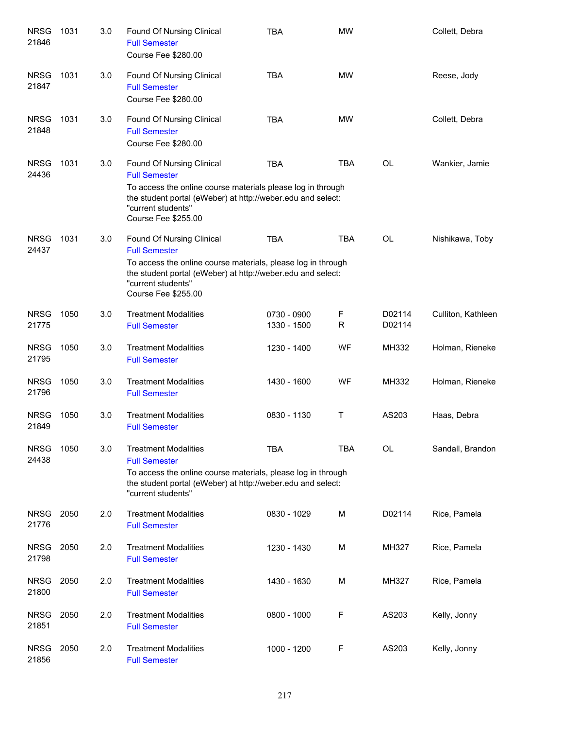| Course | Number | Credits | Title | Time | Days | Room | Instructor |
|---|---|---|---|---|---|---|---|
| NRSG 21846 | 1031 | 3.0 | Found Of Nursing Clinical<br>Full Semester<br>Course Fee $280.00 | TBA | MW | | Collett, Debra |
| NRSG 21847 | 1031 | 3.0 | Found Of Nursing Clinical<br>Full Semester<br>Course Fee $280.00 | TBA | MW | | Reese, Jody |
| NRSG 21848 | 1031 | 3.0 | Found Of Nursing Clinical<br>Full Semester<br>Course Fee $280.00 | TBA | MW | | Collett, Debra |
| NRSG 24436 | 1031 | 3.0 | Found Of Nursing Clinical<br>Full Semester<br>To access the online course materials please log in through the student portal (eWeber) at http://weber.edu and select: "current students"<br>Course Fee $255.00 | TBA | TBA | OL | Wankier, Jamie |
| NRSG 24437 | 1031 | 3.0 | Found Of Nursing Clinical<br>Full Semester<br>To access the online course materials, please log in through the student portal (eWeber) at http://weber.edu and select: "current students"<br>Course Fee $255.00 | TBA | TBA | OL | Nishikawa, Toby |
| NRSG 21775 | 1050 | 3.0 | Treatment Modalities<br>Full Semester | 0730 - 0900<br>1330 - 1500 | F<br>R | D02114<br>D02114 | Culliton, Kathleen |
| NRSG 21795 | 1050 | 3.0 | Treatment Modalities<br>Full Semester | 1230 - 1400 | WF | MH332 | Holman, Rieneke |
| NRSG 21796 | 1050 | 3.0 | Treatment Modalities<br>Full Semester | 1430 - 1600 | WF | MH332 | Holman, Rieneke |
| NRSG 21849 | 1050 | 3.0 | Treatment Modalities<br>Full Semester | 0830 - 1130 | T | AS203 | Haas, Debra |
| NRSG 24438 | 1050 | 3.0 | Treatment Modalities<br>Full Semester<br>To access the online course materials, please log in through the student portal (eWeber) at http://weber.edu and select: "current students" | TBA | TBA | OL | Sandall, Brandon |
| NRSG 21776 | 2050 | 2.0 | Treatment Modalities<br>Full Semester | 0830 - 1029 | M | D02114 | Rice, Pamela |
| NRSG 21798 | 2050 | 2.0 | Treatment Modalities<br>Full Semester | 1230 - 1430 | M | MH327 | Rice, Pamela |
| NRSG 21800 | 2050 | 2.0 | Treatment Modalities<br>Full Semester | 1430 - 1630 | M | MH327 | Rice, Pamela |
| NRSG 21851 | 2050 | 2.0 | Treatment Modalities<br>Full Semester | 0800 - 1000 | F | AS203 | Kelly, Jonny |
| NRSG 21856 | 2050 | 2.0 | Treatment Modalities<br>Full Semester | 1000 - 1200 | F | AS203 | Kelly, Jonny |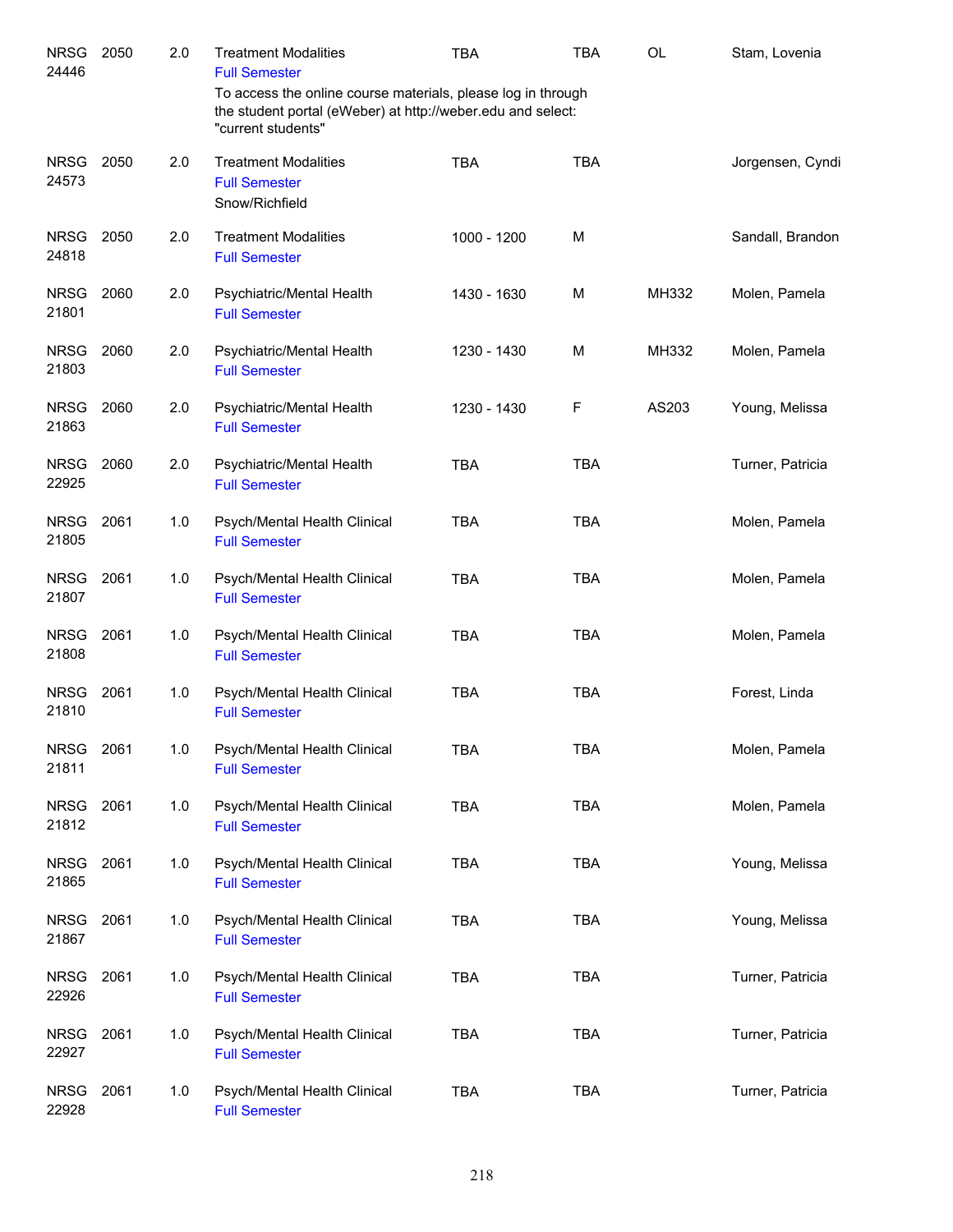| Subject / CRN | Course | Credits | Title | Time | Days | Room | Instructor |
|---|---|---|---|---|---|---|---|
| NRSG 24446 | 2050 | 2.0 | Treatment Modalities<br>Full Semester<br>To access the online course materials, please log in through the student portal (eWeber) at http://weber.edu and select: "current students" | TBA | TBA | OL | Stam, Lovenia |
| NRSG 24573 | 2050 | 2.0 | Treatment Modalities<br>Full Semester<br>Snow/Richfield | TBA | TBA | | Jorgensen, Cyndi |
| NRSG 24818 | 2050 | 2.0 | Treatment Modalities<br>Full Semester | 1000 - 1200 | M | | Sandall, Brandon |
| NRSG 21801 | 2060 | 2.0 | Psychiatric/Mental Health<br>Full Semester | 1430 - 1630 | M | MH332 | Molen, Pamela |
| NRSG 21803 | 2060 | 2.0 | Psychiatric/Mental Health<br>Full Semester | 1230 - 1430 | M | MH332 | Molen, Pamela |
| NRSG 21863 | 2060 | 2.0 | Psychiatric/Mental Health<br>Full Semester | 1230 - 1430 | F | AS203 | Young, Melissa |
| NRSG 22925 | 2060 | 2.0 | Psychiatric/Mental Health<br>Full Semester | TBA | TBA | | Turner, Patricia |
| NRSG 21805 | 2061 | 1.0 | Psych/Mental Health Clinical<br>Full Semester | TBA | TBA | | Molen, Pamela |
| NRSG 21807 | 2061 | 1.0 | Psych/Mental Health Clinical<br>Full Semester | TBA | TBA | | Molen, Pamela |
| NRSG 21808 | 2061 | 1.0 | Psych/Mental Health Clinical<br>Full Semester | TBA | TBA | | Molen, Pamela |
| NRSG 21810 | 2061 | 1.0 | Psych/Mental Health Clinical<br>Full Semester | TBA | TBA | | Forest, Linda |
| NRSG 21811 | 2061 | 1.0 | Psych/Mental Health Clinical<br>Full Semester | TBA | TBA | | Molen, Pamela |
| NRSG 21812 | 2061 | 1.0 | Psych/Mental Health Clinical<br>Full Semester | TBA | TBA | | Molen, Pamela |
| NRSG 21865 | 2061 | 1.0 | Psych/Mental Health Clinical<br>Full Semester | TBA | TBA | | Young, Melissa |
| NRSG 21867 | 2061 | 1.0 | Psych/Mental Health Clinical<br>Full Semester | TBA | TBA | | Young, Melissa |
| NRSG 22926 | 2061 | 1.0 | Psych/Mental Health Clinical<br>Full Semester | TBA | TBA | | Turner, Patricia |
| NRSG 22927 | 2061 | 1.0 | Psych/Mental Health Clinical<br>Full Semester | TBA | TBA | | Turner, Patricia |
| NRSG 22928 | 2061 | 1.0 | Psych/Mental Health Clinical<br>Full Semester | TBA | TBA | | Turner, Patricia |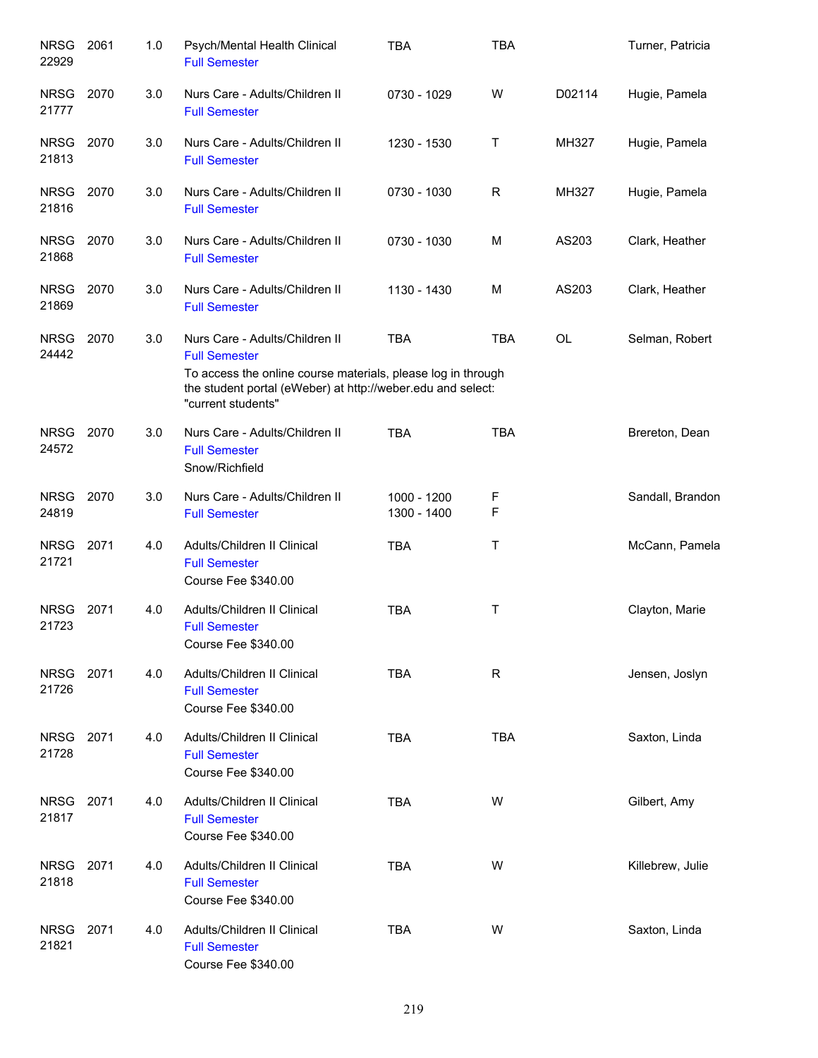| | | | | | | | |
|---|---|---|---|---|---|---|---|
| NRSG 22929 | 2061 | 1.0 | Psych/Mental Health Clinical<br>Full Semester | TBA | TBA | | Turner, Patricia |
| NRSG 21777 | 2070 | 3.0 | Nurs Care - Adults/Children II<br>Full Semester | 0730 - 1029 | W | D02114 | Hugie, Pamela |
| NRSG 21813 | 2070 | 3.0 | Nurs Care - Adults/Children II<br>Full Semester | 1230 - 1530 | T | MH327 | Hugie, Pamela |
| NRSG 21816 | 2070 | 3.0 | Nurs Care - Adults/Children II<br>Full Semester | 0730 - 1030 | R | MH327 | Hugie, Pamela |
| NRSG 21868 | 2070 | 3.0 | Nurs Care - Adults/Children II<br>Full Semester | 0730 - 1030 | M | AS203 | Clark, Heather |
| NRSG 21869 | 2070 | 3.0 | Nurs Care - Adults/Children II<br>Full Semester | 1130 - 1430 | M | AS203 | Clark, Heather |
| NRSG 24442 | 2070 | 3.0 | Nurs Care - Adults/Children II<br>Full Semester<br>To access the online course materials, please log in through the student portal (eWeber) at http://weber.edu and select: "current students" | TBA | TBA | OL | Selman, Robert |
| NRSG 24572 | 2070 | 3.0 | Nurs Care - Adults/Children II<br>Full Semester<br>Snow/Richfield | TBA | TBA | | Brereton, Dean |
| NRSG 24819 | 2070 | 3.0 | Nurs Care - Adults/Children II<br>Full Semester | 1000 - 1200<br>1300 - 1400 | F<br>F | | Sandall, Brandon |
| NRSG 21721 | 2071 | 4.0 | Adults/Children II Clinical<br>Full Semester<br>Course Fee $340.00 | TBA | T | | McCann, Pamela |
| NRSG 21723 | 2071 | 4.0 | Adults/Children II Clinical<br>Full Semester<br>Course Fee $340.00 | TBA | T | | Clayton, Marie |
| NRSG 21726 | 2071 | 4.0 | Adults/Children II Clinical<br>Full Semester<br>Course Fee $340.00 | TBA | R | | Jensen, Joslyn |
| NRSG 21728 | 2071 | 4.0 | Adults/Children II Clinical<br>Full Semester<br>Course Fee $340.00 | TBA | TBA | | Saxton, Linda |
| NRSG 21817 | 2071 | 4.0 | Adults/Children II Clinical<br>Full Semester<br>Course Fee $340.00 | TBA | W | | Gilbert, Amy |
| NRSG 21818 | 2071 | 4.0 | Adults/Children II Clinical<br>Full Semester<br>Course Fee $340.00 | TBA | W | | Killebrew, Julie |
| NRSG 21821 | 2071 | 4.0 | Adults/Children II Clinical<br>Full Semester<br>Course Fee $340.00 | TBA | W | | Saxton, Linda |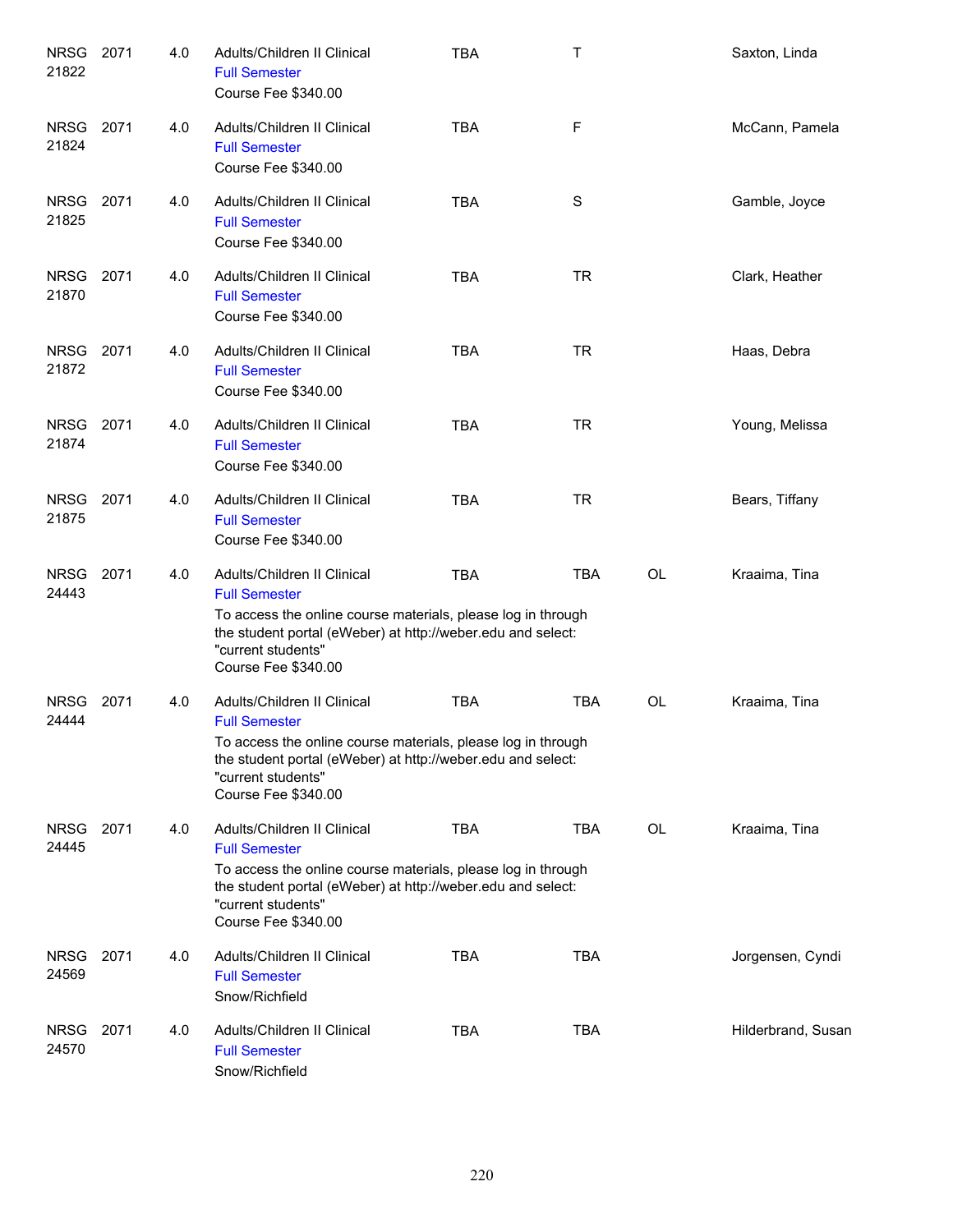| Subject/CRN | Course | Credits | Title | Time | Days | Location | Instructor |
|---|---|---|---|---|---|---|---|
| NRSG 21822 | 2071 | 4.0 | Adults/Children II Clinical<br>Full Semester<br>Course Fee $340.00 | TBA | T | | Saxton, Linda |
| NRSG 21824 | 2071 | 4.0 | Adults/Children II Clinical<br>Full Semester<br>Course Fee $340.00 | TBA | F | | McCann, Pamela |
| NRSG 21825 | 2071 | 4.0 | Adults/Children II Clinical<br>Full Semester<br>Course Fee $340.00 | TBA | S | | Gamble, Joyce |
| NRSG 21870 | 2071 | 4.0 | Adults/Children II Clinical<br>Full Semester<br>Course Fee $340.00 | TBA | TR | | Clark, Heather |
| NRSG 21872 | 2071 | 4.0 | Adults/Children II Clinical<br>Full Semester<br>Course Fee $340.00 | TBA | TR | | Haas, Debra |
| NRSG 21874 | 2071 | 4.0 | Adults/Children II Clinical<br>Full Semester<br>Course Fee $340.00 | TBA | TR | | Young, Melissa |
| NRSG 21875 | 2071 | 4.0 | Adults/Children II Clinical<br>Full Semester<br>Course Fee $340.00 | TBA | TR | | Bears, Tiffany |
| NRSG 24443 | 2071 | 4.0 | Adults/Children II Clinical<br>Full Semester<br>To access the online course materials, please log in through the student portal (eWeber) at http://weber.edu and select: "current students"<br>Course Fee $340.00 | TBA | TBA | OL | Kraaima, Tina |
| NRSG 24444 | 2071 | 4.0 | Adults/Children II Clinical<br>Full Semester<br>To access the online course materials, please log in through the student portal (eWeber) at http://weber.edu and select: "current students"<br>Course Fee $340.00 | TBA | TBA | OL | Kraaima, Tina |
| NRSG 24445 | 2071 | 4.0 | Adults/Children II Clinical<br>Full Semester<br>To access the online course materials, please log in through the student portal (eWeber) at http://weber.edu and select: "current students"<br>Course Fee $340.00 | TBA | TBA | OL | Kraaima, Tina |
| NRSG 24569 | 2071 | 4.0 | Adults/Children II Clinical<br>Full Semester<br>Snow/Richfield | TBA | TBA | | Jorgensen, Cyndi |
| NRSG 24570 | 2071 | 4.0 | Adults/Children II Clinical<br>Full Semester<br>Snow/Richfield | TBA | TBA | | Hilderbrand, Susan |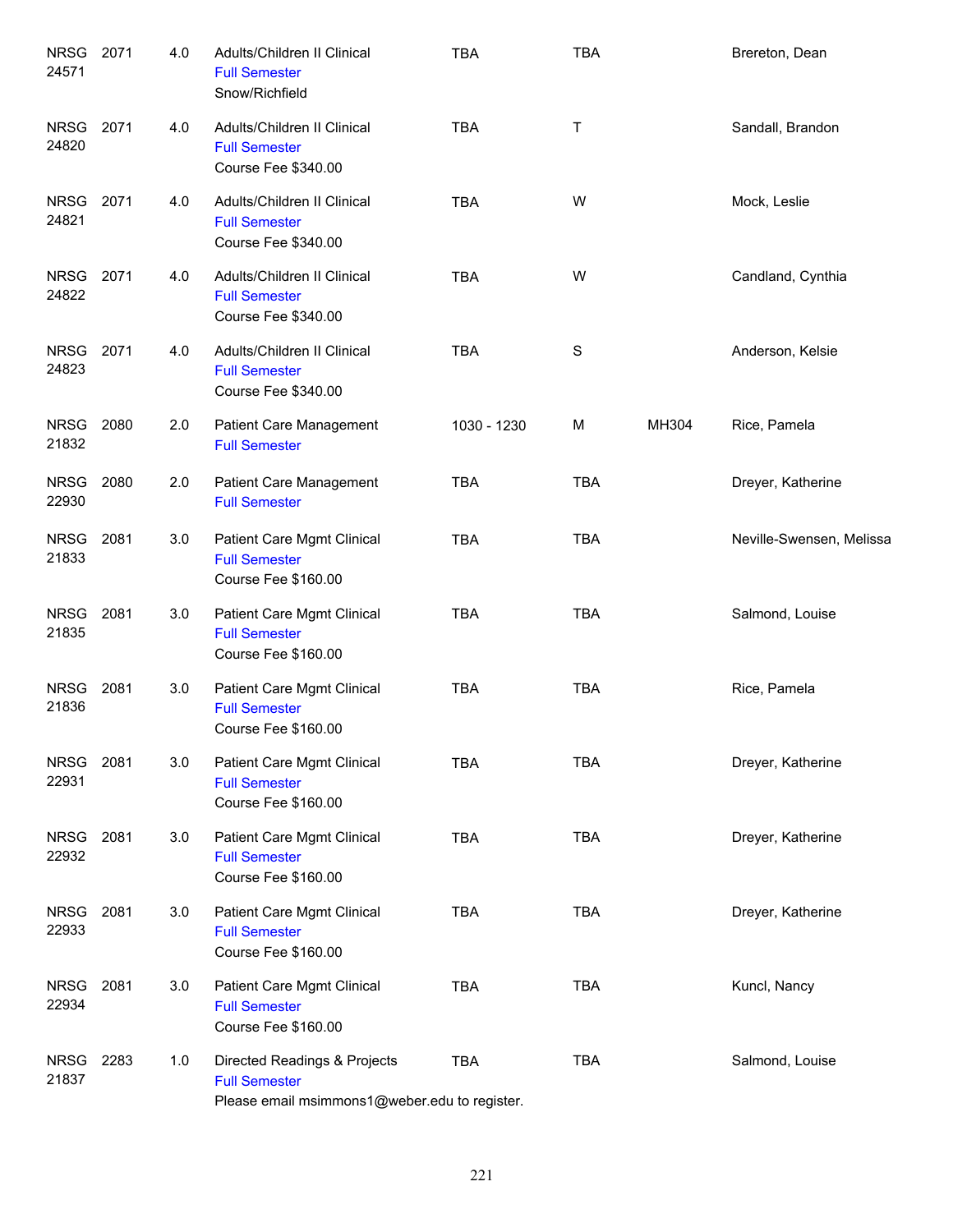| | | | | | | | |
|---|---|---|---|---|---|---|---|
| NRSG 24571 | 2071 | 4.0 | Adults/Children II Clinical<br>Full Semester<br>Snow/Richfield | TBA | TBA | | Brereton, Dean |
| NRSG 24820 | 2071 | 4.0 | Adults/Children II Clinical<br>Full Semester<br>Course Fee $340.00 | TBA | T | | Sandall, Brandon |
| NRSG 24821 | 2071 | 4.0 | Adults/Children II Clinical<br>Full Semester<br>Course Fee $340.00 | TBA | W | | Mock, Leslie |
| NRSG 24822 | 2071 | 4.0 | Adults/Children II Clinical<br>Full Semester<br>Course Fee $340.00 | TBA | W | | Candland, Cynthia |
| NRSG 24823 | 2071 | 4.0 | Adults/Children II Clinical<br>Full Semester<br>Course Fee $340.00 | TBA | S | | Anderson, Kelsie |
| NRSG 21832 | 2080 | 2.0 | Patient Care Management<br>Full Semester | 1030 - 1230 | M | MH304 | Rice, Pamela |
| NRSG 22930 | 2080 | 2.0 | Patient Care Management<br>Full Semester | TBA | TBA | | Dreyer, Katherine |
| NRSG 21833 | 2081 | 3.0 | Patient Care Mgmt Clinical<br>Full Semester<br>Course Fee $160.00 | TBA | TBA | | Neville-Swensen, Melissa |
| NRSG 21835 | 2081 | 3.0 | Patient Care Mgmt Clinical<br>Full Semester<br>Course Fee $160.00 | TBA | TBA | | Salmond, Louise |
| NRSG 21836 | 2081 | 3.0 | Patient Care Mgmt Clinical<br>Full Semester<br>Course Fee $160.00 | TBA | TBA | | Rice, Pamela |
| NRSG 22931 | 2081 | 3.0 | Patient Care Mgmt Clinical<br>Full Semester<br>Course Fee $160.00 | TBA | TBA | | Dreyer, Katherine |
| NRSG 22932 | 2081 | 3.0 | Patient Care Mgmt Clinical<br>Full Semester<br>Course Fee $160.00 | TBA | TBA | | Dreyer, Katherine |
| NRSG 22933 | 2081 | 3.0 | Patient Care Mgmt Clinical<br>Full Semester<br>Course Fee $160.00 | TBA | TBA | | Dreyer, Katherine |
| NRSG 22934 | 2081 | 3.0 | Patient Care Mgmt Clinical<br>Full Semester<br>Course Fee $160.00 | TBA | TBA | | Kuncl, Nancy |
| NRSG 21837 | 2283 | 1.0 | Directed Readings & Projects<br>Full Semester<br>Please email msimmons1@weber.edu to register. | TBA | TBA | | Salmond, Louise |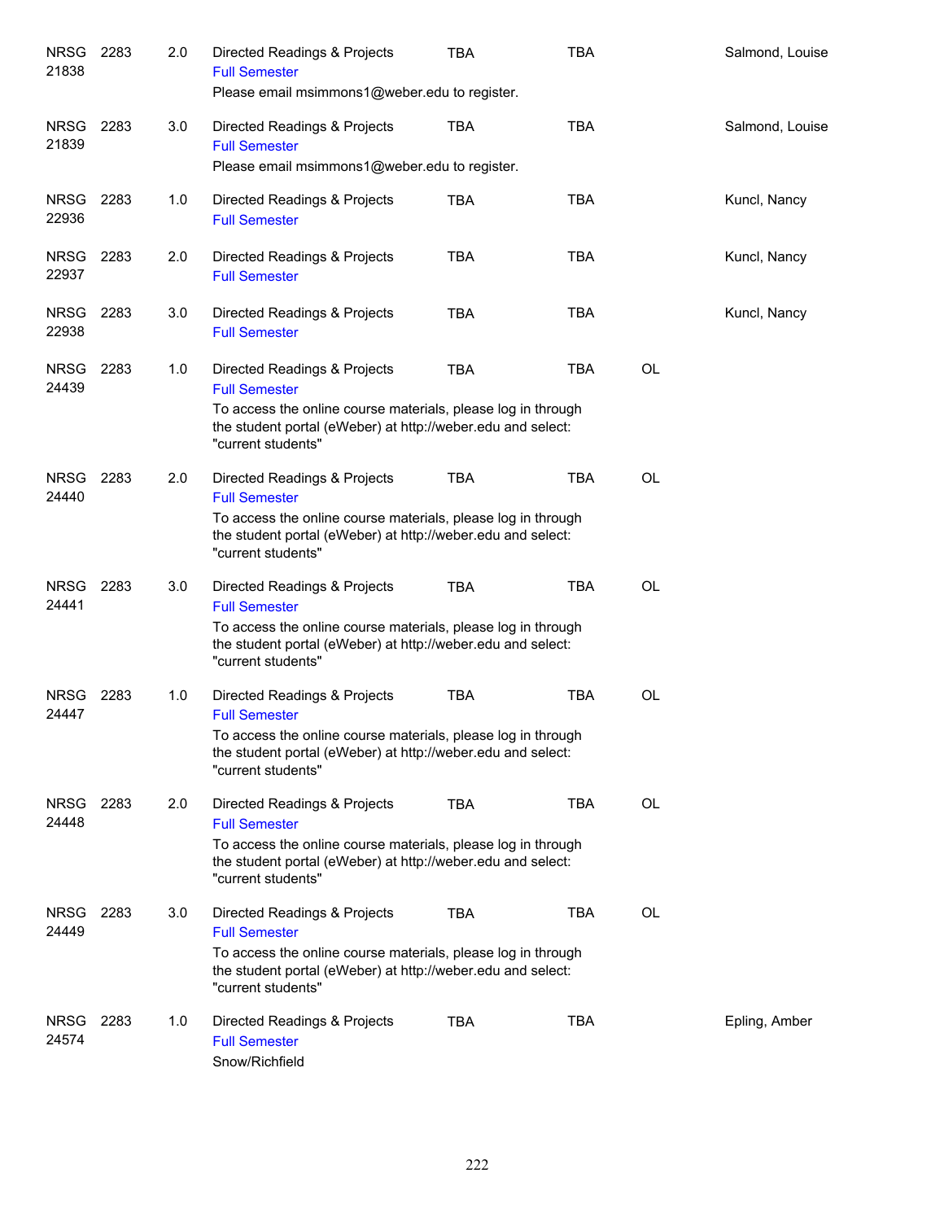| Subject | Course | Credits | Title | Days | Time | Location | Instructor |
|---|---|---|---|---|---|---|---|
| NRSG 21838 | 2283 | 2.0 | Directed Readings & Projects<br>Full Semester<br>Please email msimmons1@weber.edu to register. | TBA | TBA | | Salmond, Louise |
| NRSG 21839 | 2283 | 3.0 | Directed Readings & Projects<br>Full Semester<br>Please email msimmons1@weber.edu to register. | TBA | TBA | | Salmond, Louise |
| NRSG 22936 | 2283 | 1.0 | Directed Readings & Projects<br>Full Semester | TBA | TBA | | Kuncl, Nancy |
| NRSG 22937 | 2283 | 2.0 | Directed Readings & Projects<br>Full Semester | TBA | TBA | | Kuncl, Nancy |
| NRSG 22938 | 2283 | 3.0 | Directed Readings & Projects<br>Full Semester | TBA | TBA | | Kuncl, Nancy |
| NRSG 24439 | 2283 | 1.0 | Directed Readings & Projects<br>Full Semester<br>To access the online course materials, please log in through the student portal (eWeber) at http://weber.edu and select: "current students" | TBA | TBA | OL | |
| NRSG 24440 | 2283 | 2.0 | Directed Readings & Projects<br>Full Semester<br>To access the online course materials, please log in through the student portal (eWeber) at http://weber.edu and select: "current students" | TBA | TBA | OL | |
| NRSG 24441 | 2283 | 3.0 | Directed Readings & Projects<br>Full Semester<br>To access the online course materials, please log in through the student portal (eWeber) at http://weber.edu and select: "current students" | TBA | TBA | OL | |
| NRSG 24447 | 2283 | 1.0 | Directed Readings & Projects<br>Full Semester<br>To access the online course materials, please log in through the student portal (eWeber) at http://weber.edu and select: "current students" | TBA | TBA | OL | |
| NRSG 24448 | 2283 | 2.0 | Directed Readings & Projects<br>Full Semester<br>To access the online course materials, please log in through the student portal (eWeber) at http://weber.edu and select: "current students" | TBA | TBA | OL | |
| NRSG 24449 | 2283 | 3.0 | Directed Readings & Projects<br>Full Semester<br>To access the online course materials, please log in through the student portal (eWeber) at http://weber.edu and select: "current students" | TBA | TBA | OL | |
| NRSG 24574 | 2283 | 1.0 | Directed Readings & Projects<br>Full Semester<br>Snow/Richfield | TBA | TBA | | Epling, Amber |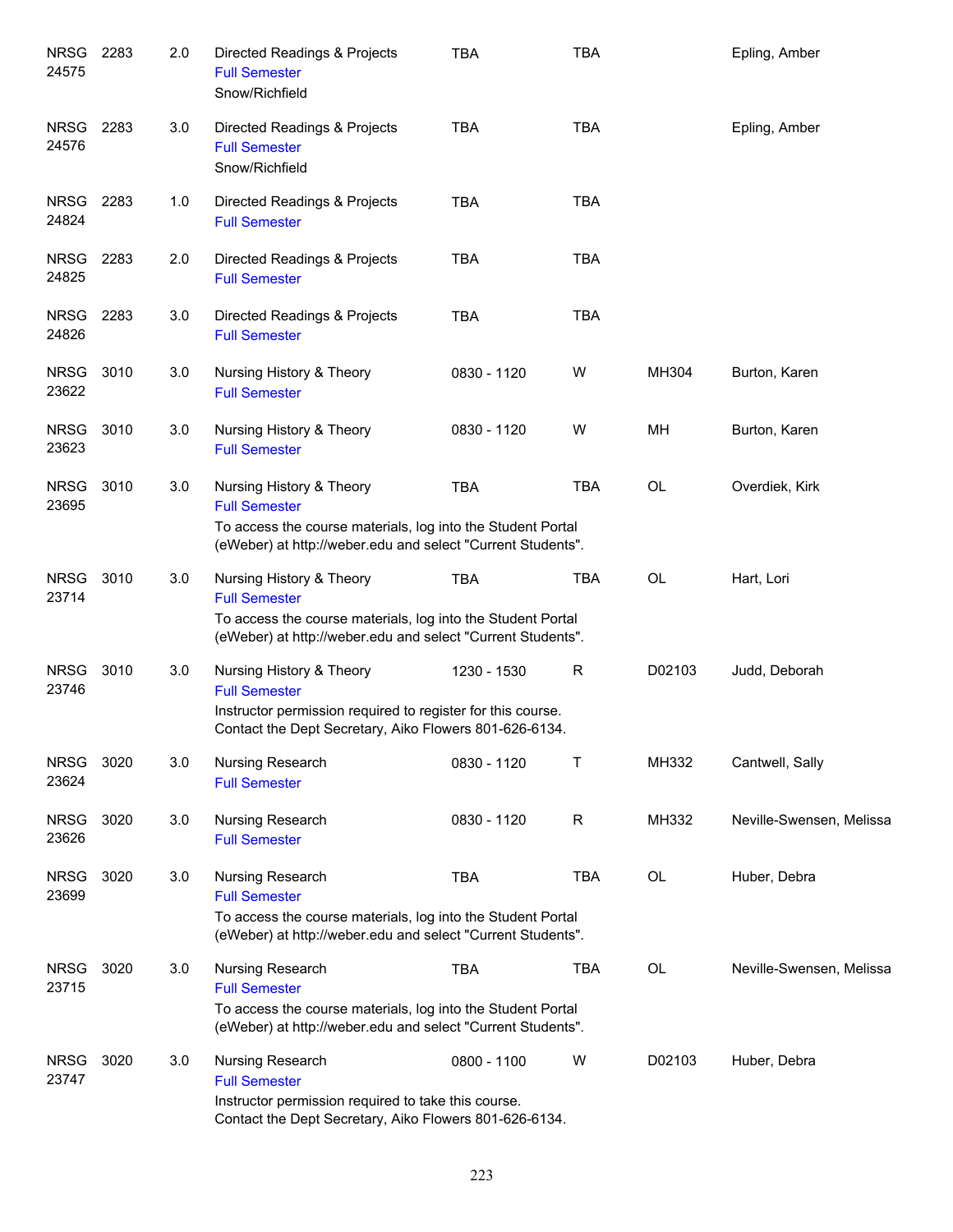| Course | | Credits | Title | Time | Days | Room | Instructor |
|---|---|---|---|---|---|---|---|
| NRSG 24575 | 2283 | 2.0 | Directed Readings & Projects<br>Full Semester<br>Snow/Richfield | TBA | TBA | | Epling, Amber |
| NRSG 24576 | 2283 | 3.0 | Directed Readings & Projects<br>Full Semester<br>Snow/Richfield | TBA | TBA | | Epling, Amber |
| NRSG 24824 | 2283 | 1.0 | Directed Readings & Projects<br>Full Semester | TBA | TBA | | |
| NRSG 24825 | 2283 | 2.0 | Directed Readings & Projects<br>Full Semester | TBA | TBA | | |
| NRSG 24826 | 2283 | 3.0 | Directed Readings & Projects<br>Full Semester | TBA | TBA | | |
| NRSG 23622 | 3010 | 3.0 | Nursing History & Theory<br>Full Semester | 0830 - 1120 | W | MH304 | Burton, Karen |
| NRSG 23623 | 3010 | 3.0 | Nursing History & Theory<br>Full Semester | 0830 - 1120 | W | MH | Burton, Karen |
| NRSG 23695 | 3010 | 3.0 | Nursing History & Theory<br>Full Semester<br>To access the course materials, log into the Student Portal (eWeber) at http://weber.edu and select "Current Students". | TBA | TBA | OL | Overdiek, Kirk |
| NRSG 23714 | 3010 | 3.0 | Nursing History & Theory<br>Full Semester<br>To access the course materials, log into the Student Portal (eWeber) at http://weber.edu and select "Current Students". | TBA | TBA | OL | Hart, Lori |
| NRSG 23746 | 3010 | 3.0 | Nursing History & Theory<br>Full Semester<br>Instructor permission required to register for this course. Contact the Dept Secretary, Aiko Flowers 801-626-6134. | 1230 - 1530 | R | D02103 | Judd, Deborah |
| NRSG 23624 | 3020 | 3.0 | Nursing Research<br>Full Semester | 0830 - 1120 | T | MH332 | Cantwell, Sally |
| NRSG 23626 | 3020 | 3.0 | Nursing Research<br>Full Semester | 0830 - 1120 | R | MH332 | Neville-Swensen, Melissa |
| NRSG 23699 | 3020 | 3.0 | Nursing Research<br>Full Semester<br>To access the course materials, log into the Student Portal (eWeber) at http://weber.edu and select "Current Students". | TBA | TBA | OL | Huber, Debra |
| NRSG 23715 | 3020 | 3.0 | Nursing Research<br>Full Semester<br>To access the course materials, log into the Student Portal (eWeber) at http://weber.edu and select "Current Students". | TBA | TBA | OL | Neville-Swensen, Melissa |
| NRSG 23747 | 3020 | 3.0 | Nursing Research<br>Full Semester<br>Instructor permission required to take this course. Contact the Dept Secretary, Aiko Flowers 801-626-6134. | 0800 - 1100 | W | D02103 | Huber, Debra |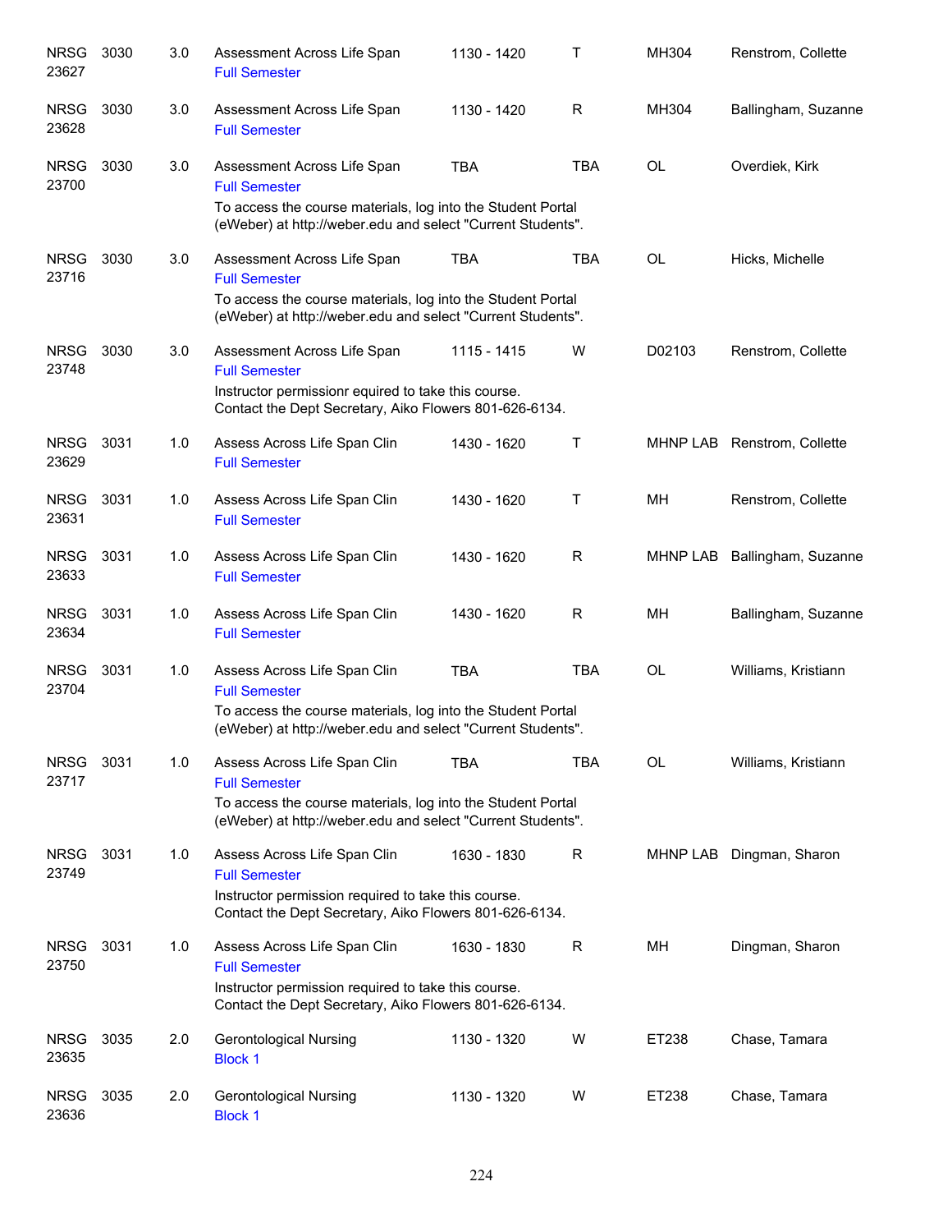| | | | | | | | |
|---|---|---|---|---|---|---|---|
| NRSG 23627 | 3030 | 3.0 | Assessment Across Life Span<br>Full Semester | 1130 - 1420 | T | MH304 | Renstrom, Collette |
| NRSG 23628 | 3030 | 3.0 | Assessment Across Life Span<br>Full Semester | 1130 - 1420 | R | MH304 | Ballingham, Suzanne |
| NRSG 23700 | 3030 | 3.0 | Assessment Across Life Span<br>Full Semester<br>To access the course materials, log into the Student Portal (eWeber) at http://weber.edu and select "Current Students". | TBA | TBA | OL | Overdiek, Kirk |
| NRSG 23716 | 3030 | 3.0 | Assessment Across Life Span<br>Full Semester<br>To access the course materials, log into the Student Portal (eWeber) at http://weber.edu and select "Current Students". | TBA | TBA | OL | Hicks, Michelle |
| NRSG 23748 | 3030 | 3.0 | Assessment Across Life Span<br>Full Semester<br>Instructor permissionr equired to take this course. Contact the Dept Secretary, Aiko Flowers 801-626-6134. | 1115 - 1415 | W | D02103 | Renstrom, Collette |
| NRSG 23629 | 3031 | 1.0 | Assess Across Life Span Clin<br>Full Semester | 1430 - 1620 | T | MHNP LAB | Renstrom, Collette |
| NRSG 23631 | 3031 | 1.0 | Assess Across Life Span Clin<br>Full Semester | 1430 - 1620 | T | MH | Renstrom, Collette |
| NRSG 23633 | 3031 | 1.0 | Assess Across Life Span Clin<br>Full Semester | 1430 - 1620 | R | MHNP LAB | Ballingham, Suzanne |
| NRSG 23634 | 3031 | 1.0 | Assess Across Life Span Clin<br>Full Semester | 1430 - 1620 | R | MH | Ballingham, Suzanne |
| NRSG 23704 | 3031 | 1.0 | Assess Across Life Span Clin<br>Full Semester<br>To access the course materials, log into the Student Portal (eWeber) at http://weber.edu and select "Current Students". | TBA | TBA | OL | Williams, Kristiann |
| NRSG 23717 | 3031 | 1.0 | Assess Across Life Span Clin<br>Full Semester<br>To access the course materials, log into the Student Portal (eWeber) at http://weber.edu and select "Current Students". | TBA | TBA | OL | Williams, Kristiann |
| NRSG 23749 | 3031 | 1.0 | Assess Across Life Span Clin<br>Full Semester<br>Instructor permission required to take this course. Contact the Dept Secretary, Aiko Flowers 801-626-6134. | 1630 - 1830 | R | MHNP LAB | Dingman, Sharon |
| NRSG 23750 | 3031 | 1.0 | Assess Across Life Span Clin<br>Full Semester<br>Instructor permission required to take this course. Contact the Dept Secretary, Aiko Flowers 801-626-6134. | 1630 - 1830 | R | MH | Dingman, Sharon |
| NRSG 23635 | 3035 | 2.0 | Gerontological Nursing<br>Block 1 | 1130 - 1320 | W | ET238 | Chase, Tamara |
| NRSG 23636 | 3035 | 2.0 | Gerontological Nursing<br>Block 1 | 1130 - 1320 | W | ET238 | Chase, Tamara |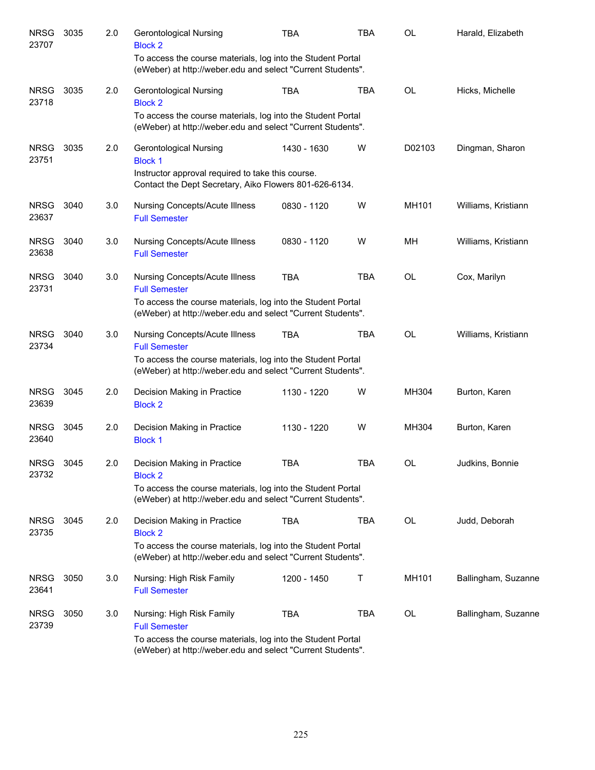| | | | | | | | |
|---|---|---|---|---|---|---|---|
| NRSG 23707 | 3035 | 2.0 | Gerontological Nursing<br>Block 2<br>To access the course materials, log into the Student Portal (eWeber) at http://weber.edu and select "Current Students". | TBA | TBA | OL | Harald, Elizabeth |
| NRSG 23718 | 3035 | 2.0 | Gerontological Nursing<br>Block 2<br>To access the course materials, log into the Student Portal (eWeber) at http://weber.edu and select "Current Students". | TBA | TBA | OL | Hicks, Michelle |
| NRSG 23751 | 3035 | 2.0 | Gerontological Nursing<br>Block 1<br>Instructor approval required to take this course. Contact the Dept Secretary, Aiko Flowers 801-626-6134. | 1430 - 1630 | W | D02103 | Dingman, Sharon |
| NRSG 23637 | 3040 | 3.0 | Nursing Concepts/Acute Illness<br>Full Semester | 0830 - 1120 | W | MH101 | Williams, Kristiann |
| NRSG 23638 | 3040 | 3.0 | Nursing Concepts/Acute Illness<br>Full Semester | 0830 - 1120 | W | MH | Williams, Kristiann |
| NRSG 23731 | 3040 | 3.0 | Nursing Concepts/Acute Illness<br>Full Semester<br>To access the course materials, log into the Student Portal (eWeber) at http://weber.edu and select "Current Students". | TBA | TBA | OL | Cox, Marilyn |
| NRSG 23734 | 3040 | 3.0 | Nursing Concepts/Acute Illness<br>Full Semester<br>To access the course materials, log into the Student Portal (eWeber) at http://weber.edu and select "Current Students". | TBA | TBA | OL | Williams, Kristiann |
| NRSG 23639 | 3045 | 2.0 | Decision Making in Practice<br>Block 2 | 1130 - 1220 | W | MH304 | Burton, Karen |
| NRSG 23640 | 3045 | 2.0 | Decision Making in Practice<br>Block 1 | 1130 - 1220 | W | MH304 | Burton, Karen |
| NRSG 23732 | 3045 | 2.0 | Decision Making in Practice<br>Block 2<br>To access the course materials, log into the Student Portal (eWeber) at http://weber.edu and select "Current Students". | TBA | TBA | OL | Judkins, Bonnie |
| NRSG 23735 | 3045 | 2.0 | Decision Making in Practice<br>Block 2<br>To access the course materials, log into the Student Portal (eWeber) at http://weber.edu and select "Current Students". | TBA | TBA | OL | Judd, Deborah |
| NRSG 23641 | 3050 | 3.0 | Nursing: High Risk Family<br>Full Semester | 1200 - 1450 | T | MH101 | Ballingham, Suzanne |
| NRSG 23739 | 3050 | 3.0 | Nursing: High Risk Family<br>Full Semester<br>To access the course materials, log into the Student Portal (eWeber) at http://weber.edu and select "Current Students". | TBA | TBA | OL | Ballingham, Suzanne |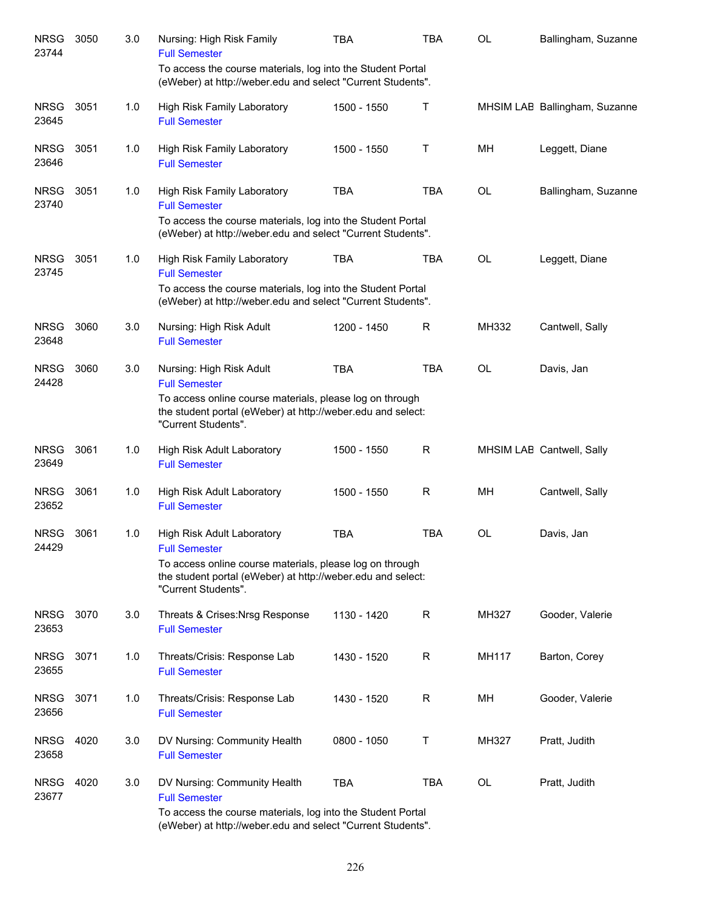| | | | | | | | |
|---|---|---|---|---|---|---|---|
| NRSG 23744 | 3050 | 3.0 | Nursing: High Risk Family<br>Full Semester<br>To access the course materials, log into the Student Portal (eWeber) at http://weber.edu and select "Current Students". | TBA | TBA | OL | Ballingham, Suzanne |
| NRSG 23645 | 3051 | 1.0 | High Risk Family Laboratory<br>Full Semester | 1500 - 1550 | T | MHSIM LAB | Ballingham, Suzanne |
| NRSG 23646 | 3051 | 1.0 | High Risk Family Laboratory<br>Full Semester | 1500 - 1550 | T | MH | Leggett, Diane |
| NRSG 23740 | 3051 | 1.0 | High Risk Family Laboratory<br>Full Semester<br>To access the course materials, log into the Student Portal (eWeber) at http://weber.edu and select "Current Students". | TBA | TBA | OL | Ballingham, Suzanne |
| NRSG 23745 | 3051 | 1.0 | High Risk Family Laboratory<br>Full Semester<br>To access the course materials, log into the Student Portal (eWeber) at http://weber.edu and select "Current Students". | TBA | TBA | OL | Leggett, Diane |
| NRSG 23648 | 3060 | 3.0 | Nursing: High Risk Adult<br>Full Semester | 1200 - 1450 | R | MH332 | Cantwell, Sally |
| NRSG 24428 | 3060 | 3.0 | Nursing: High Risk Adult<br>Full Semester<br>To access online course materials, please log on through the student portal (eWeber) at http://weber.edu and select: "Current Students". | TBA | TBA | OL | Davis, Jan |
| NRSG 23649 | 3061 | 1.0 | High Risk Adult Laboratory<br>Full Semester | 1500 - 1550 | R | MHSIM LAB | Cantwell, Sally |
| NRSG 23652 | 3061 | 1.0 | High Risk Adult Laboratory<br>Full Semester | 1500 - 1550 | R | MH | Cantwell, Sally |
| NRSG 24429 | 3061 | 1.0 | High Risk Adult Laboratory<br>Full Semester<br>To access online course materials, please log on through the student portal (eWeber) at http://weber.edu and select: "Current Students". | TBA | TBA | OL | Davis, Jan |
| NRSG 23653 | 3070 | 3.0 | Threats & Crises:Nrsg Response<br>Full Semester | 1130 - 1420 | R | MH327 | Gooder, Valerie |
| NRSG 23655 | 3071 | 1.0 | Threats/Crisis: Response Lab<br>Full Semester | 1430 - 1520 | R | MH117 | Barton, Corey |
| NRSG 23656 | 3071 | 1.0 | Threats/Crisis: Response Lab<br>Full Semester | 1430 - 1520 | R | MH | Gooder, Valerie |
| NRSG 23658 | 4020 | 3.0 | DV Nursing: Community Health<br>Full Semester | 0800 - 1050 | T | MH327 | Pratt, Judith |
| NRSG 23677 | 4020 | 3.0 | DV Nursing: Community Health<br>Full Semester<br>To access the course materials, log into the Student Portal (eWeber) at http://weber.edu and select "Current Students". | TBA | TBA | OL | Pratt, Judith |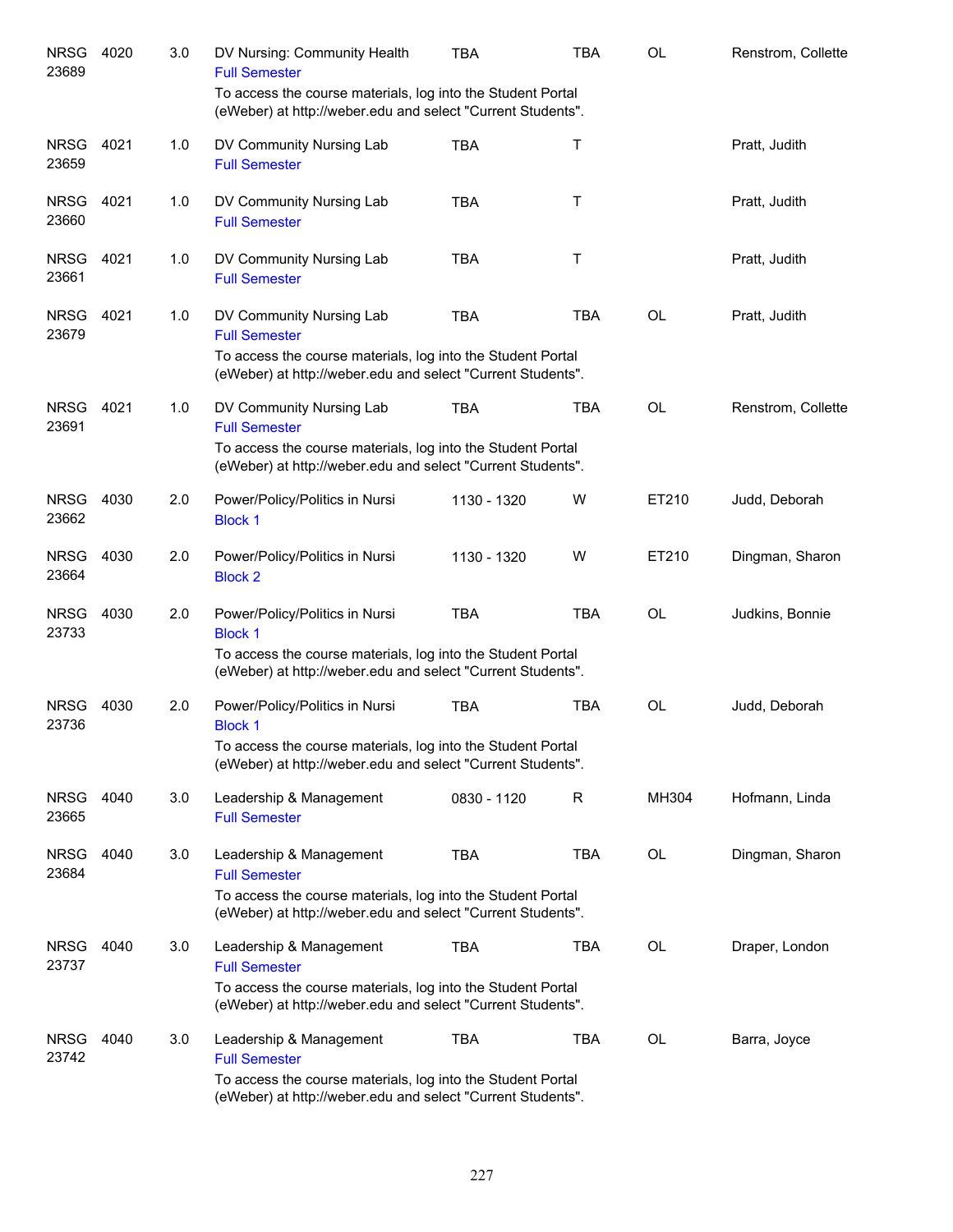| | | | | | | | |
|---|---|---|---|---|---|---|---|
| NRSG 23689 | 4020 | 3.0 | DV Nursing: Community Health<br>Full Semester<br>To access the course materials, log into the Student Portal (eWeber) at http://weber.edu and select "Current Students". | TBA | TBA | OL | Renstrom, Collette |
| NRSG 23659 | 4021 | 1.0 | DV Community Nursing Lab<br>Full Semester | TBA | T | | Pratt, Judith |
| NRSG 23660 | 4021 | 1.0 | DV Community Nursing Lab<br>Full Semester | TBA | T | | Pratt, Judith |
| NRSG 23661 | 4021 | 1.0 | DV Community Nursing Lab<br>Full Semester | TBA | T | | Pratt, Judith |
| NRSG 23679 | 4021 | 1.0 | DV Community Nursing Lab<br>Full Semester<br>To access the course materials, log into the Student Portal (eWeber) at http://weber.edu and select "Current Students". | TBA | TBA | OL | Pratt, Judith |
| NRSG 23691 | 4021 | 1.0 | DV Community Nursing Lab<br>Full Semester<br>To access the course materials, log into the Student Portal (eWeber) at http://weber.edu and select "Current Students". | TBA | TBA | OL | Renstrom, Collette |
| NRSG 23662 | 4030 | 2.0 | Power/Policy/Politics in Nursi<br>Block 1 | 1130 - 1320 | W | ET210 | Judd, Deborah |
| NRSG 23664 | 4030 | 2.0 | Power/Policy/Politics in Nursi<br>Block 2 | 1130 - 1320 | W | ET210 | Dingman, Sharon |
| NRSG 23733 | 4030 | 2.0 | Power/Policy/Politics in Nursi<br>Block 1<br>To access the course materials, log into the Student Portal (eWeber) at http://weber.edu and select "Current Students". | TBA | TBA | OL | Judkins, Bonnie |
| NRSG 23736 | 4030 | 2.0 | Power/Policy/Politics in Nursi<br>Block 1<br>To access the course materials, log into the Student Portal (eWeber) at http://weber.edu and select "Current Students". | TBA | TBA | OL | Judd, Deborah |
| NRSG 23665 | 4040 | 3.0 | Leadership & Management<br>Full Semester | 0830 - 1120 | R | MH304 | Hofmann, Linda |
| NRSG 23684 | 4040 | 3.0 | Leadership & Management<br>Full Semester<br>To access the course materials, log into the Student Portal (eWeber) at http://weber.edu and select "Current Students". | TBA | TBA | OL | Dingman, Sharon |
| NRSG 23737 | 4040 | 3.0 | Leadership & Management<br>Full Semester<br>To access the course materials, log into the Student Portal (eWeber) at http://weber.edu and select "Current Students". | TBA | TBA | OL | Draper, London |
| NRSG 23742 | 4040 | 3.0 | Leadership & Management<br>Full Semester<br>To access the course materials, log into the Student Portal (eWeber) at http://weber.edu and select "Current Students". | TBA | TBA | OL | Barra, Joyce |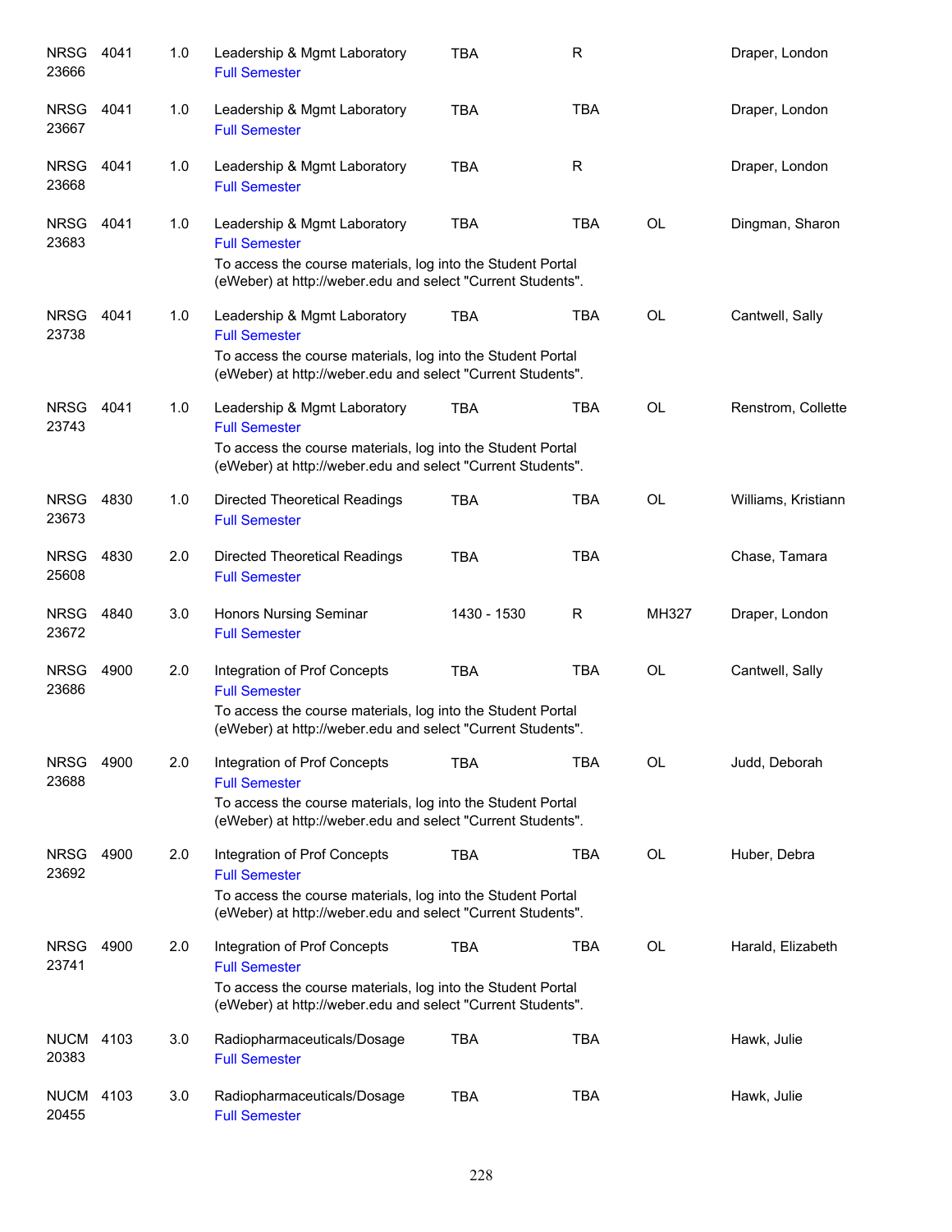| | | | | | | | |
|---|---|---|---|---|---|---|---|
| NRSG 23666 | 4041 | 1.0 | Leadership & Mgmt Laboratory<br>Full Semester | TBA | R | | Draper, London |
| NRSG 23667 | 4041 | 1.0 | Leadership & Mgmt Laboratory<br>Full Semester | TBA | TBA | | Draper, London |
| NRSG 23668 | 4041 | 1.0 | Leadership & Mgmt Laboratory<br>Full Semester | TBA | R | | Draper, London |
| NRSG 23683 | 4041 | 1.0 | Leadership & Mgmt Laboratory<br>Full Semester<br>To access the course materials, log into the Student Portal (eWeber) at http://weber.edu and select "Current Students". | TBA | TBA | OL | Dingman, Sharon |
| NRSG 23738 | 4041 | 1.0 | Leadership & Mgmt Laboratory<br>Full Semester<br>To access the course materials, log into the Student Portal (eWeber) at http://weber.edu and select "Current Students". | TBA | TBA | OL | Cantwell, Sally |
| NRSG 23743 | 4041 | 1.0 | Leadership & Mgmt Laboratory<br>Full Semester<br>To access the course materials, log into the Student Portal (eWeber) at http://weber.edu and select "Current Students". | TBA | TBA | OL | Renstrom, Collette |
| NRSG 23673 | 4830 | 1.0 | Directed Theoretical Readings<br>Full Semester | TBA | TBA | OL | Williams, Kristiann |
| NRSG 25608 | 4830 | 2.0 | Directed Theoretical Readings<br>Full Semester | TBA | TBA | | Chase, Tamara |
| NRSG 23672 | 4840 | 3.0 | Honors Nursing Seminar<br>Full Semester | 1430 - 1530 | R | MH327 | Draper, London |
| NRSG 23686 | 4900 | 2.0 | Integration of Prof Concepts<br>Full Semester<br>To access the course materials, log into the Student Portal (eWeber) at http://weber.edu and select "Current Students". | TBA | TBA | OL | Cantwell, Sally |
| NRSG 23688 | 4900 | 2.0 | Integration of Prof Concepts<br>Full Semester<br>To access the course materials, log into the Student Portal (eWeber) at http://weber.edu and select "Current Students". | TBA | TBA | OL | Judd, Deborah |
| NRSG 23692 | 4900 | 2.0 | Integration of Prof Concepts<br>Full Semester<br>To access the course materials, log into the Student Portal (eWeber) at http://weber.edu and select "Current Students". | TBA | TBA | OL | Huber, Debra |
| NRSG 23741 | 4900 | 2.0 | Integration of Prof Concepts<br>Full Semester<br>To access the course materials, log into the Student Portal (eWeber) at http://weber.edu and select "Current Students". | TBA | TBA | OL | Harald, Elizabeth |
| NUCM 20383 | 4103 | 3.0 | Radiopharmaceuticals/Dosage<br>Full Semester | TBA | TBA | | Hawk, Julie |
| NUCM 20455 | 4103 | 3.0 | Radiopharmaceuticals/Dosage<br>Full Semester | TBA | TBA | | Hawk, Julie |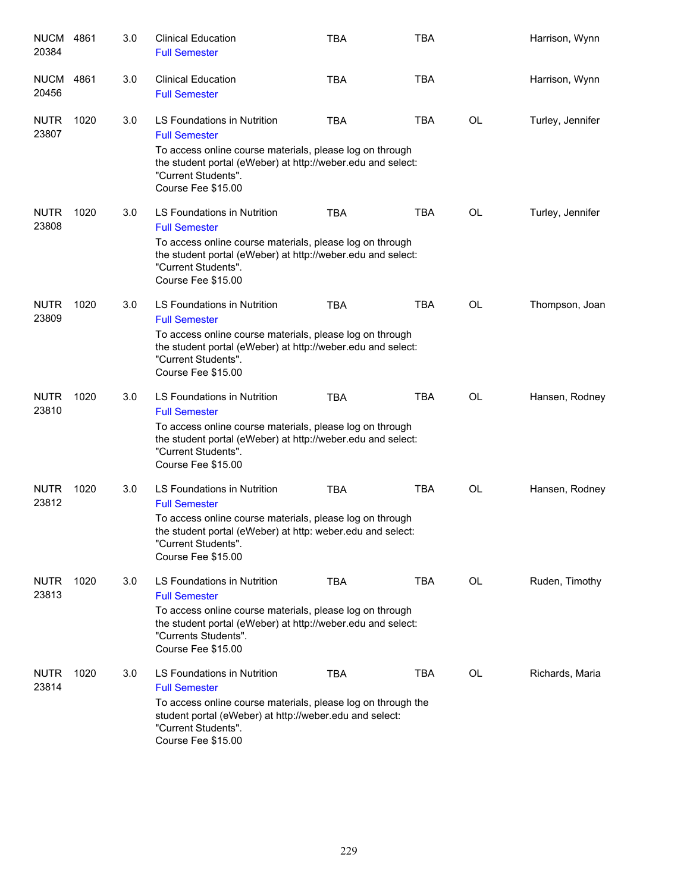| | | | | | | | |
|---|---|---|---|---|---|---|---|
| NUCM 20384 | 4861 | 3.0 | Clinical Education<br>Full Semester | TBA | TBA | | Harrison, Wynn |
| NUCM 20456 | 4861 | 3.0 | Clinical Education<br>Full Semester | TBA | TBA | | Harrison, Wynn |
| NUTR 23807 | 1020 | 3.0 | LS Foundations in Nutrition<br>Full Semester<br>To access online course materials, please log on through the student portal (eWeber) at http://weber.edu and select: "Current Students".<br>Course Fee $15.00 | TBA | TBA | OL | Turley, Jennifer |
| NUTR 23808 | 1020 | 3.0 | LS Foundations in Nutrition<br>Full Semester<br>To access online course materials, please log on through the student portal (eWeber) at http://weber.edu and select: "Current Students".<br>Course Fee $15.00 | TBA | TBA | OL | Turley, Jennifer |
| NUTR 23809 | 1020 | 3.0 | LS Foundations in Nutrition<br>Full Semester<br>To access online course materials, please log on through the student portal (eWeber) at http://weber.edu and select: "Current Students".<br>Course Fee $15.00 | TBA | TBA | OL | Thompson, Joan |
| NUTR 23810 | 1020 | 3.0 | LS Foundations in Nutrition<br>Full Semester<br>To access online course materials, please log on through the student portal (eWeber) at http://weber.edu and select: "Current Students".<br>Course Fee $15.00 | TBA | TBA | OL | Hansen, Rodney |
| NUTR 23812 | 1020 | 3.0 | LS Foundations in Nutrition<br>Full Semester<br>To access online course materials, please log on through the student portal (eWeber) at http: weber.edu and select: "Current Students".<br>Course Fee $15.00 | TBA | TBA | OL | Hansen, Rodney |
| NUTR 23813 | 1020 | 3.0 | LS Foundations in Nutrition<br>Full Semester<br>To access online course materials, please log on through the student portal (eWeber) at http://weber.edu and select: "Currents Students".<br>Course Fee $15.00 | TBA | TBA | OL | Ruden, Timothy |
| NUTR 23814 | 1020 | 3.0 | LS Foundations in Nutrition<br>Full Semester<br>To access online course materials, please log on through the student portal (eWeber) at http://weber.edu and select: "Current Students".<br>Course Fee $15.00 | TBA | TBA | OL | Richards, Maria |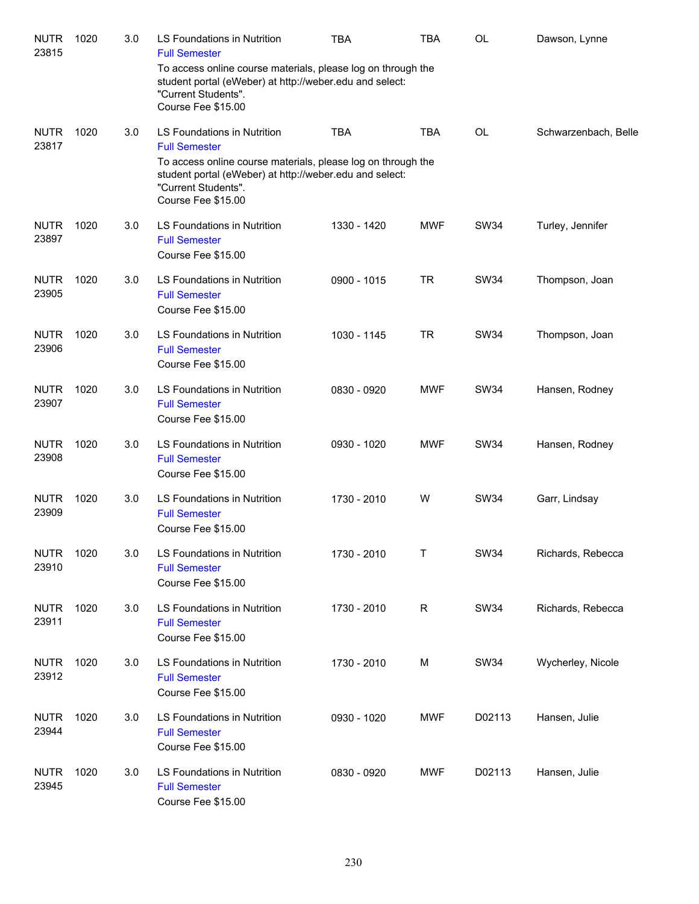| | | | | | | | |
|---|---|---|---|---|---|---|---|
| NUTR 23815 | 1020 | 3.0 | LS Foundations in Nutrition<br>Full Semester<br>To access online course materials, please log on through the student portal (eWeber) at http://weber.edu and select: "Current Students".<br>Course Fee $15.00 | TBA | TBA | OL | Dawson, Lynne |
| NUTR 23817 | 1020 | 3.0 | LS Foundations in Nutrition<br>Full Semester<br>To access online course materials, please log on through the student portal (eWeber) at http://weber.edu and select: "Current Students".<br>Course Fee $15.00 | TBA | TBA | OL | Schwarzenbach, Belle |
| NUTR 23897 | 1020 | 3.0 | LS Foundations in Nutrition<br>Full Semester<br>Course Fee $15.00 | 1330 - 1420 | MWF | SW34 | Turley, Jennifer |
| NUTR 23905 | 1020 | 3.0 | LS Foundations in Nutrition<br>Full Semester<br>Course Fee $15.00 | 0900 - 1015 | TR | SW34 | Thompson, Joan |
| NUTR 23906 | 1020 | 3.0 | LS Foundations in Nutrition<br>Full Semester<br>Course Fee $15.00 | 1030 - 1145 | TR | SW34 | Thompson, Joan |
| NUTR 23907 | 1020 | 3.0 | LS Foundations in Nutrition<br>Full Semester<br>Course Fee $15.00 | 0830 - 0920 | MWF | SW34 | Hansen, Rodney |
| NUTR 23908 | 1020 | 3.0 | LS Foundations in Nutrition<br>Full Semester<br>Course Fee $15.00 | 0930 - 1020 | MWF | SW34 | Hansen, Rodney |
| NUTR 23909 | 1020 | 3.0 | LS Foundations in Nutrition<br>Full Semester<br>Course Fee $15.00 | 1730 - 2010 | W | SW34 | Garr, Lindsay |
| NUTR 23910 | 1020 | 3.0 | LS Foundations in Nutrition<br>Full Semester<br>Course Fee $15.00 | 1730 - 2010 | T | SW34 | Richards, Rebecca |
| NUTR 23911 | 1020 | 3.0 | LS Foundations in Nutrition<br>Full Semester<br>Course Fee $15.00 | 1730 - 2010 | R | SW34 | Richards, Rebecca |
| NUTR 23912 | 1020 | 3.0 | LS Foundations in Nutrition<br>Full Semester<br>Course Fee $15.00 | 1730 - 2010 | M | SW34 | Wycherley, Nicole |
| NUTR 23944 | 1020 | 3.0 | LS Foundations in Nutrition<br>Full Semester<br>Course Fee $15.00 | 0930 - 1020 | MWF | D02113 | Hansen, Julie |
| NUTR 23945 | 1020 | 3.0 | LS Foundations in Nutrition<br>Full Semester<br>Course Fee $15.00 | 0830 - 0920 | MWF | D02113 | Hansen, Julie |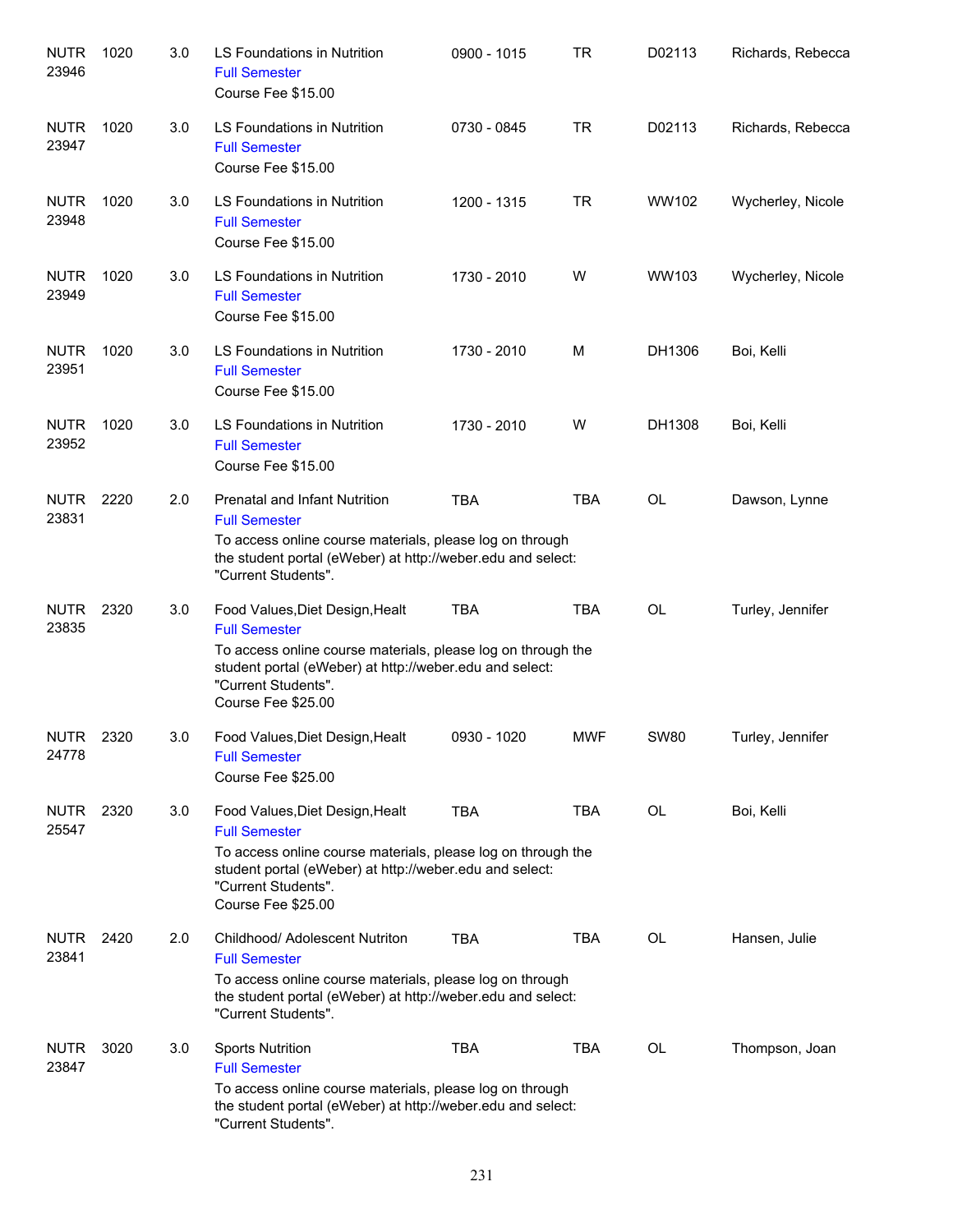| | | | | | | | |
|---|---|---|---|---|---|---|---|
| NUTR 23946 | 1020 | 3.0 | LS Foundations in Nutrition<br>Full Semester<br>Course Fee $15.00 | 0900 - 1015 | TR | D02113 | Richards, Rebecca |
| NUTR 23947 | 1020 | 3.0 | LS Foundations in Nutrition<br>Full Semester<br>Course Fee $15.00 | 0730 - 0845 | TR | D02113 | Richards, Rebecca |
| NUTR 23948 | 1020 | 3.0 | LS Foundations in Nutrition<br>Full Semester<br>Course Fee $15.00 | 1200 - 1315 | TR | WW102 | Wycherley, Nicole |
| NUTR 23949 | 1020 | 3.0 | LS Foundations in Nutrition<br>Full Semester<br>Course Fee $15.00 | 1730 - 2010 | W | WW103 | Wycherley, Nicole |
| NUTR 23951 | 1020 | 3.0 | LS Foundations in Nutrition<br>Full Semester<br>Course Fee $15.00 | 1730 - 2010 | M | DH1306 | Boi, Kelli |
| NUTR 23952 | 1020 | 3.0 | LS Foundations in Nutrition<br>Full Semester<br>Course Fee $15.00 | 1730 - 2010 | W | DH1308 | Boi, Kelli |
| NUTR 23831 | 2220 | 2.0 | Prenatal and Infant Nutrition<br>Full Semester<br>To access online course materials, please log on through the student portal (eWeber) at http://weber.edu and select: "Current Students". | TBA | TBA | OL | Dawson, Lynne |
| NUTR 23835 | 2320 | 3.0 | Food Values,Diet Design,Healt<br>Full Semester<br>To access online course materials, please log on through the student portal (eWeber) at http://weber.edu and select: "Current Students".<br>Course Fee $25.00 | TBA | TBA | OL | Turley, Jennifer |
| NUTR 24778 | 2320 | 3.0 | Food Values,Diet Design,Healt<br>Full Semester<br>Course Fee $25.00 | 0930 - 1020 | MWF | SW80 | Turley, Jennifer |
| NUTR 25547 | 2320 | 3.0 | Food Values,Diet Design,Healt<br>Full Semester<br>To access online course materials, please log on through the student portal (eWeber) at http://weber.edu and select: "Current Students".<br>Course Fee $25.00 | TBA | TBA | OL | Boi, Kelli |
| NUTR 23841 | 2420 | 2.0 | Childhood/ Adolescent Nutriton<br>Full Semester<br>To access online course materials, please log on through the student portal (eWeber) at http://weber.edu and select: "Current Students". | TBA | TBA | OL | Hansen, Julie |
| NUTR 23847 | 3020 | 3.0 | Sports Nutrition<br>Full Semester<br>To access online course materials, please log on through the student portal (eWeber) at http://weber.edu and select: "Current Students". | TBA | TBA | OL | Thompson, Joan |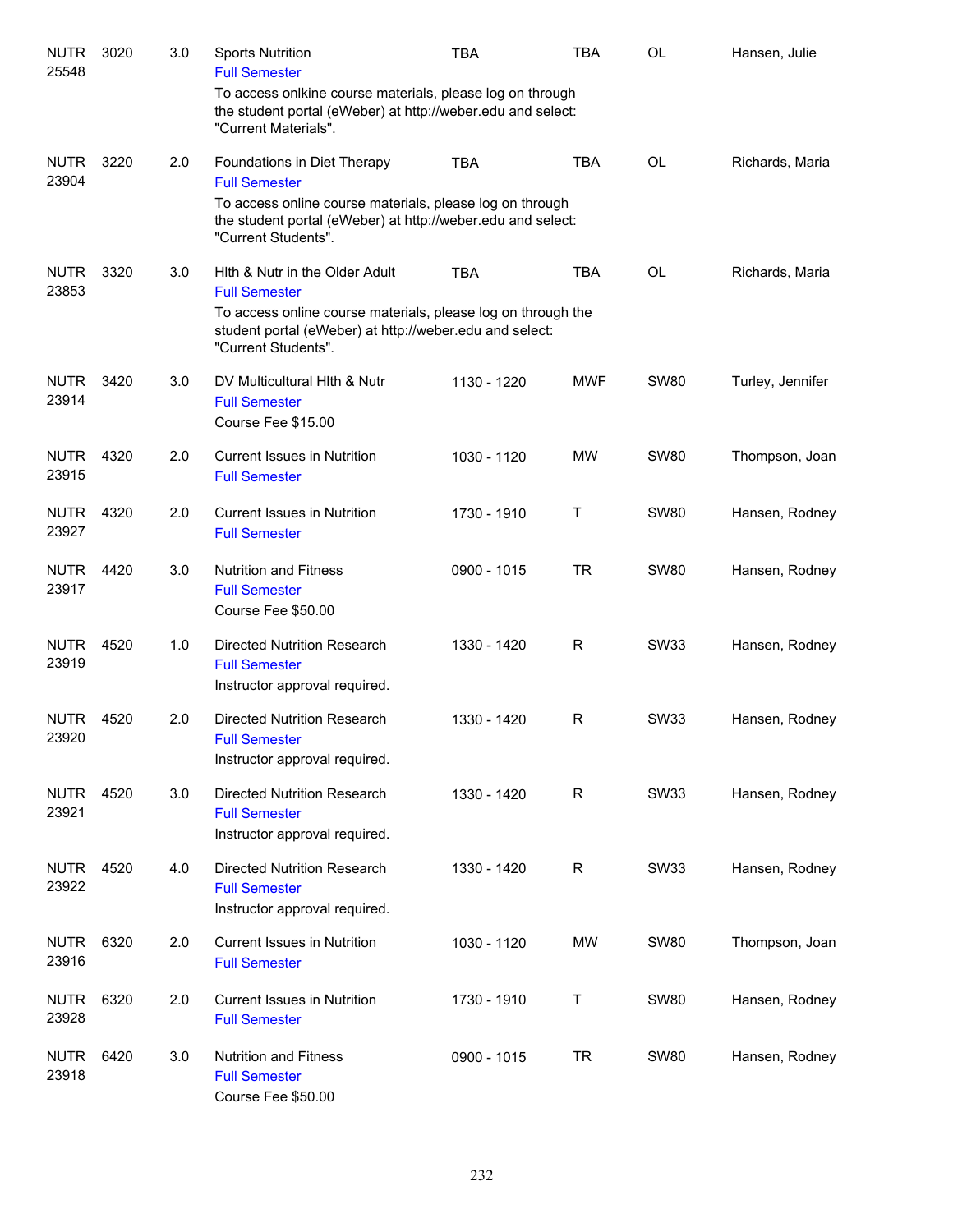| | | | | | | | |
|---|---|---|---|---|---|---|---|
| NUTR 25548 | 3020 | 3.0 | Sports Nutrition<br>Full Semester<br>To access onlkine course materials, please log on through the student portal (eWeber) at http://weber.edu and select: "Current Materials". | TBA | TBA | OL | Hansen, Julie |
| NUTR 23904 | 3220 | 2.0 | Foundations in Diet Therapy<br>Full Semester<br>To access online course materials, please log on through the student portal (eWeber) at http://weber.edu and select: "Current Students". | TBA | TBA | OL | Richards, Maria |
| NUTR 23853 | 3320 | 3.0 | Hlth & Nutr in the Older Adult<br>Full Semester<br>To access online course materials, please log on through the student portal (eWeber) at http://weber.edu and select: "Current Students". | TBA | TBA | OL | Richards, Maria |
| NUTR 23914 | 3420 | 3.0 | DV Multicultural Hlth & Nutr<br>Full Semester<br>Course Fee $15.00 | 1130 - 1220 | MWF | SW80 | Turley, Jennifer |
| NUTR 23915 | 4320 | 2.0 | Current Issues in Nutrition<br>Full Semester | 1030 - 1120 | MW | SW80 | Thompson, Joan |
| NUTR 23927 | 4320 | 2.0 | Current Issues in Nutrition<br>Full Semester | 1730 - 1910 | T | SW80 | Hansen, Rodney |
| NUTR 23917 | 4420 | 3.0 | Nutrition and Fitness<br>Full Semester<br>Course Fee $50.00 | 0900 - 1015 | TR | SW80 | Hansen, Rodney |
| NUTR 23919 | 4520 | 1.0 | Directed Nutrition Research<br>Full Semester<br>Instructor approval required. | 1330 - 1420 | R | SW33 | Hansen, Rodney |
| NUTR 23920 | 4520 | 2.0 | Directed Nutrition Research<br>Full Semester<br>Instructor approval required. | 1330 - 1420 | R | SW33 | Hansen, Rodney |
| NUTR 23921 | 4520 | 3.0 | Directed Nutrition Research<br>Full Semester<br>Instructor approval required. | 1330 - 1420 | R | SW33 | Hansen, Rodney |
| NUTR 23922 | 4520 | 4.0 | Directed Nutrition Research<br>Full Semester<br>Instructor approval required. | 1330 - 1420 | R | SW33 | Hansen, Rodney |
| NUTR 23916 | 6320 | 2.0 | Current Issues in Nutrition<br>Full Semester | 1030 - 1120 | MW | SW80 | Thompson, Joan |
| NUTR 23928 | 6320 | 2.0 | Current Issues in Nutrition<br>Full Semester | 1730 - 1910 | T | SW80 | Hansen, Rodney |
| NUTR 23918 | 6420 | 3.0 | Nutrition and Fitness<br>Full Semester<br>Course Fee $50.00 | 0900 - 1015 | TR | SW80 | Hansen, Rodney |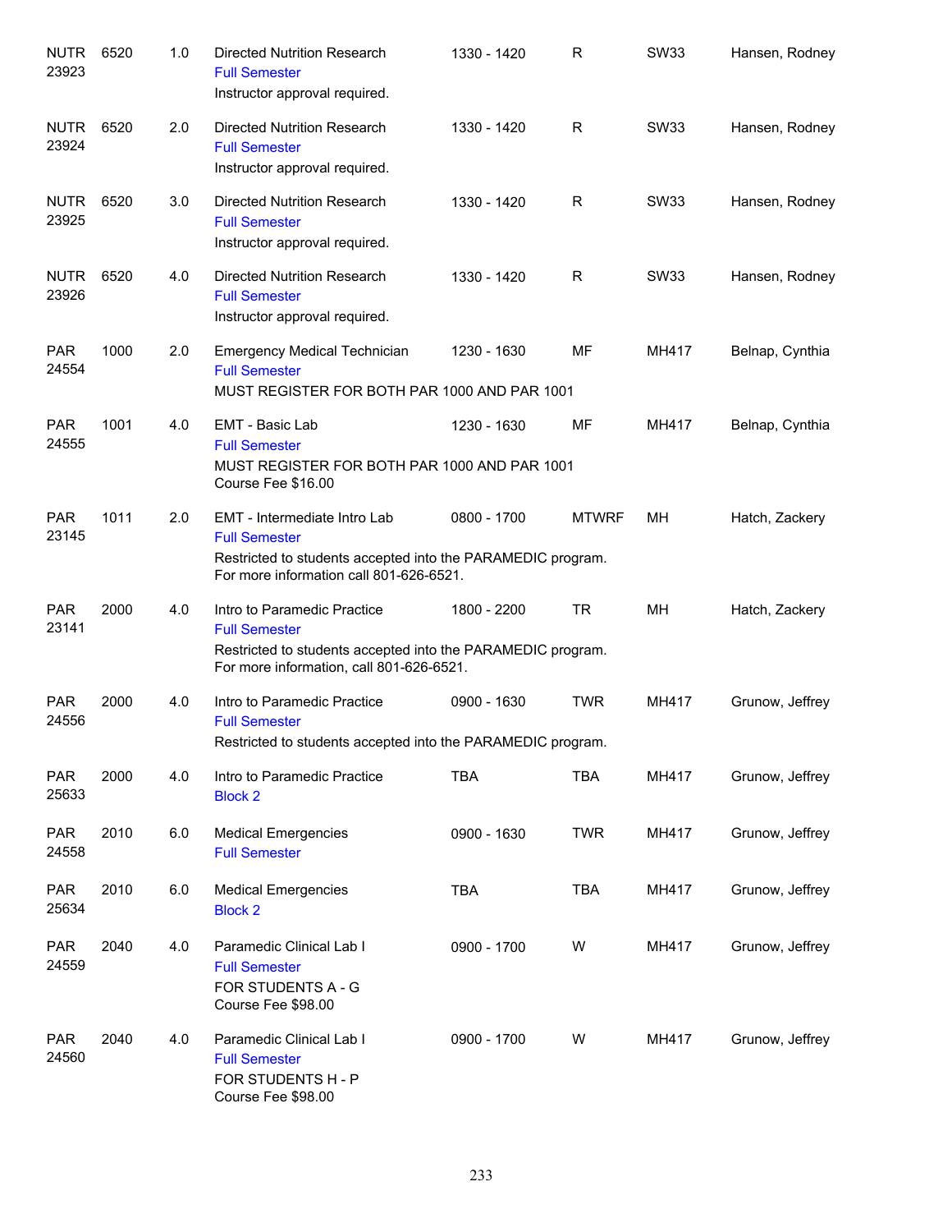| | | | | | | | |
|---|---|---|---|---|---|---|---|
| NUTR 23923 | 6520 | 1.0 | Directed Nutrition Research<br>Full Semester<br>Instructor approval required. | 1330 - 1420 | R | SW33 | Hansen, Rodney |
| NUTR 23924 | 6520 | 2.0 | Directed Nutrition Research<br>Full Semester<br>Instructor approval required. | 1330 - 1420 | R | SW33 | Hansen, Rodney |
| NUTR 23925 | 6520 | 3.0 | Directed Nutrition Research<br>Full Semester<br>Instructor approval required. | 1330 - 1420 | R | SW33 | Hansen, Rodney |
| NUTR 23926 | 6520 | 4.0 | Directed Nutrition Research<br>Full Semester<br>Instructor approval required. | 1330 - 1420 | R | SW33 | Hansen, Rodney |
| PAR 24554 | 1000 | 2.0 | Emergency Medical Technician<br>Full Semester<br>MUST REGISTER FOR BOTH PAR 1000 AND PAR 1001 | 1230 - 1630 | MF | MH417 | Belnap, Cynthia |
| PAR 24555 | 1001 | 4.0 | EMT - Basic Lab<br>Full Semester<br>MUST REGISTER FOR BOTH PAR 1000 AND PAR 1001<br>Course Fee $16.00 | 1230 - 1630 | MF | MH417 | Belnap, Cynthia |
| PAR 23145 | 1011 | 2.0 | EMT - Intermediate Intro Lab<br>Full Semester<br>Restricted to students accepted into the PARAMEDIC program. For more information call 801-626-6521. | 0800 - 1700 | MTWRF | MH | Hatch, Zackery |
| PAR 23141 | 2000 | 4.0 | Intro to Paramedic Practice<br>Full Semester<br>Restricted to students accepted into the PARAMEDIC program. For more information, call 801-626-6521. | 1800 - 2200 | TR | MH | Hatch, Zackery |
| PAR 24556 | 2000 | 4.0 | Intro to Paramedic Practice<br>Full Semester<br>Restricted to students accepted into the PARAMEDIC program. | 0900 - 1630 | TWR | MH417 | Grunow, Jeffrey |
| PAR 25633 | 2000 | 4.0 | Intro to Paramedic Practice<br>Block 2 | TBA | TBA | MH417 | Grunow, Jeffrey |
| PAR 24558 | 2010 | 6.0 | Medical Emergencies<br>Full Semester | 0900 - 1630 | TWR | MH417 | Grunow, Jeffrey |
| PAR 25634 | 2010 | 6.0 | Medical Emergencies<br>Block 2 | TBA | TBA | MH417 | Grunow, Jeffrey |
| PAR 24559 | 2040 | 4.0 | Paramedic Clinical Lab I<br>Full Semester<br>FOR STUDENTS A - G<br>Course Fee $98.00 | 0900 - 1700 | W | MH417 | Grunow, Jeffrey |
| PAR 24560 | 2040 | 4.0 | Paramedic Clinical Lab I<br>Full Semester<br>FOR STUDENTS H - P<br>Course Fee $98.00 | 0900 - 1700 | W | MH417 | Grunow, Jeffrey |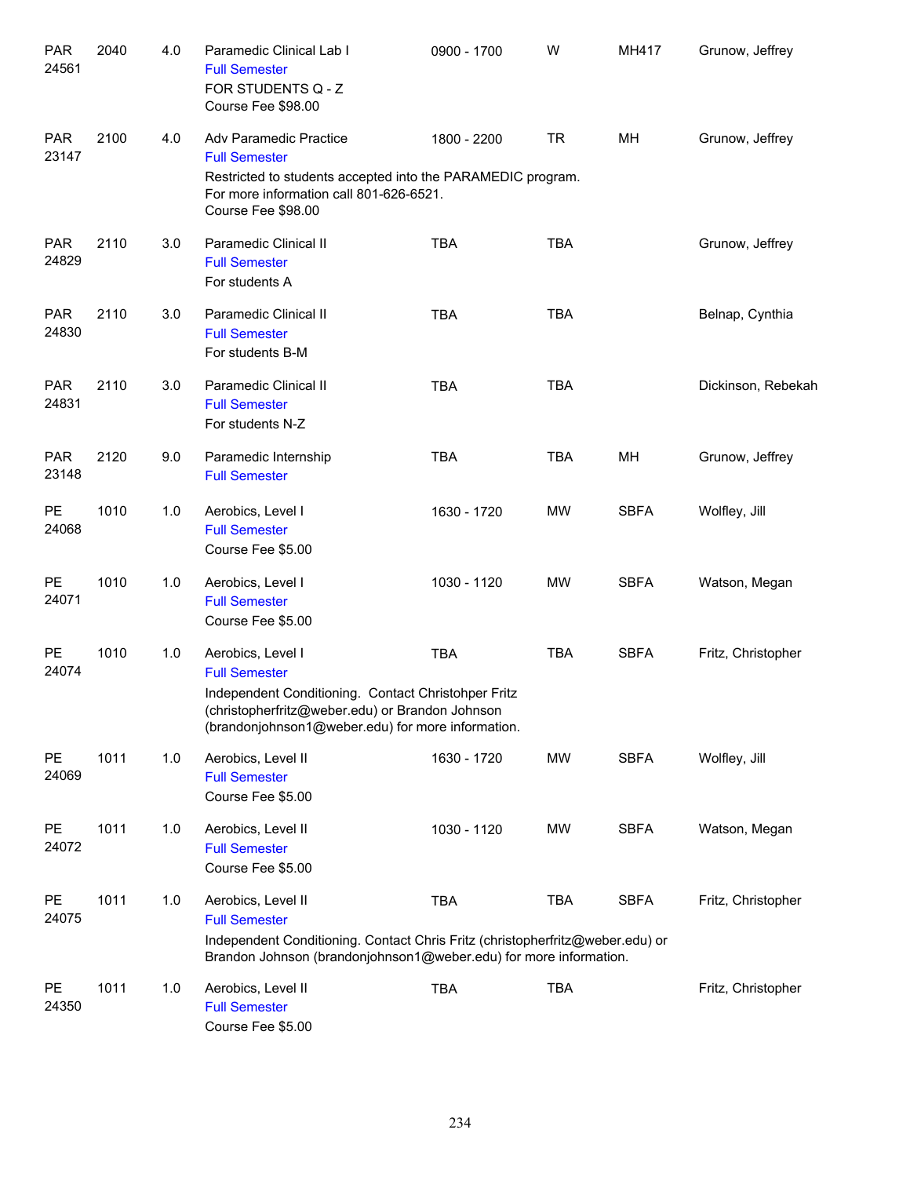| | | | | | | | |
|---|---|---|---|---|---|---|---|
| PAR 24561 | 2040 | 4.0 | Paramedic Clinical Lab I<br>Full Semester<br>FOR STUDENTS Q - Z<br>Course Fee $98.00 | 0900 - 1700 | W | MH417 | Grunow, Jeffrey |
| PAR 23147 | 2100 | 4.0 | Adv Paramedic Practice<br>Full Semester<br>Restricted to students accepted into the PARAMEDIC program.<br>For more information call 801-626-6521.<br>Course Fee $98.00 | 1800 - 2200 | TR | MH | Grunow, Jeffrey |
| PAR 24829 | 2110 | 3.0 | Paramedic Clinical II<br>Full Semester<br>For students A | TBA | TBA | | Grunow, Jeffrey |
| PAR 24830 | 2110 | 3.0 | Paramedic Clinical II<br>Full Semester<br>For students B-M | TBA | TBA | | Belnap, Cynthia |
| PAR 24831 | 2110 | 3.0 | Paramedic Clinical II<br>Full Semester<br>For students N-Z | TBA | TBA | | Dickinson, Rebekah |
| PAR 23148 | 2120 | 9.0 | Paramedic Internship<br>Full Semester | TBA | TBA | MH | Grunow, Jeffrey |
| PE 24068 | 1010 | 1.0 | Aerobics, Level I<br>Full Semester<br>Course Fee $5.00 | 1630 - 1720 | MW | SBFA | Wolfley, Jill |
| PE 24071 | 1010 | 1.0 | Aerobics, Level I<br>Full Semester<br>Course Fee $5.00 | 1030 - 1120 | MW | SBFA | Watson, Megan |
| PE 24074 | 1010 | 1.0 | Aerobics, Level I<br>Full Semester<br>Independent Conditioning. Contact Christohper Fritz (christopherfritz@weber.edu) or Brandon Johnson (brandonjohnson1@weber.edu) for more information. | TBA | TBA | SBFA | Fritz, Christopher |
| PE 24069 | 1011 | 1.0 | Aerobics, Level II<br>Full Semester<br>Course Fee $5.00 | 1630 - 1720 | MW | SBFA | Wolfley, Jill |
| PE 24072 | 1011 | 1.0 | Aerobics, Level II<br>Full Semester<br>Course Fee $5.00 | 1030 - 1120 | MW | SBFA | Watson, Megan |
| PE 24075 | 1011 | 1.0 | Aerobics, Level II<br>Full Semester<br>Independent Conditioning. Contact Chris Fritz (christopherfritz@weber.edu) or Brandon Johnson (brandonjohnson1@weber.edu) for more information. | TBA | TBA | SBFA | Fritz, Christopher |
| PE 24350 | 1011 | 1.0 | Aerobics, Level II<br>Full Semester<br>Course Fee $5.00 | TBA | TBA | | Fritz, Christopher |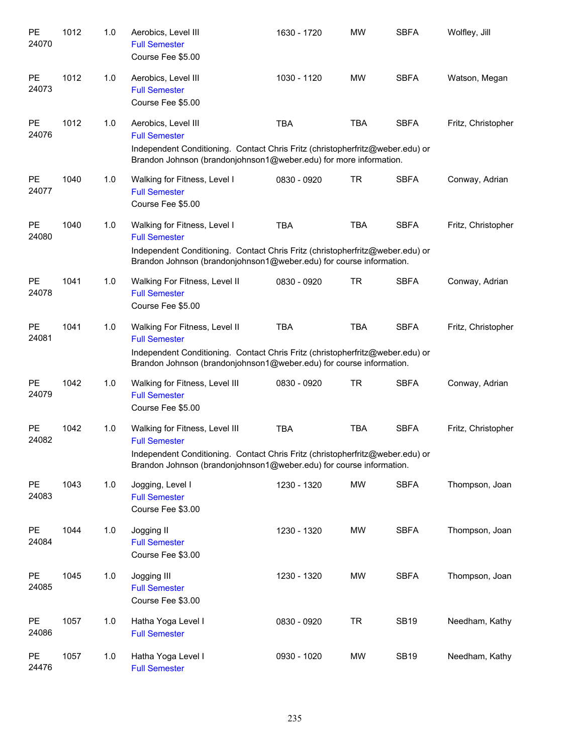| | | | | | | | |
|---|---|---|---|---|---|---|---|
| PE 24070 | 1012 | 1.0 | Aerobics, Level III<br>Full Semester<br>Course Fee $5.00 | 1630 - 1720 | MW | SBFA | Wolfley, Jill |
| PE 24073 | 1012 | 1.0 | Aerobics, Level III<br>Full Semester<br>Course Fee $5.00 | 1030 - 1120 | MW | SBFA | Watson, Megan |
| PE 24076 | 1012 | 1.0 | Aerobics, Level III<br>Full Semester<br>Independent Conditioning. Contact Chris Fritz (christopherfritz@weber.edu) or Brandon Johnson (brandonjohnson1@weber.edu) for more information. | TBA | TBA | SBFA | Fritz, Christopher |
| PE 24077 | 1040 | 1.0 | Walking for Fitness, Level I<br>Full Semester<br>Course Fee $5.00 | 0830 - 0920 | TR | SBFA | Conway, Adrian |
| PE 24080 | 1040 | 1.0 | Walking for Fitness, Level I<br>Full Semester<br>Independent Conditioning. Contact Chris Fritz (christopherfritz@weber.edu) or Brandon Johnson (brandonjohnson1@weber.edu) for course information. | TBA | TBA | SBFA | Fritz, Christopher |
| PE 24078 | 1041 | 1.0 | Walking For Fitness, Level II<br>Full Semester<br>Course Fee $5.00 | 0830 - 0920 | TR | SBFA | Conway, Adrian |
| PE 24081 | 1041 | 1.0 | Walking For Fitness, Level II<br>Full Semester<br>Independent Conditioning. Contact Chris Fritz (christopherfritz@weber.edu) or Brandon Johnson (brandonjohnson1@weber.edu) for course information. | TBA | TBA | SBFA | Fritz, Christopher |
| PE 24079 | 1042 | 1.0 | Walking for Fitness, Level III<br>Full Semester<br>Course Fee $5.00 | 0830 - 0920 | TR | SBFA | Conway, Adrian |
| PE 24082 | 1042 | 1.0 | Walking for Fitness, Level III<br>Full Semester<br>Independent Conditioning. Contact Chris Fritz (christopherfritz@weber.edu) or Brandon Johnson (brandonjohnson1@weber.edu) for course information. | TBA | TBA | SBFA | Fritz, Christopher |
| PE 24083 | 1043 | 1.0 | Jogging, Level I<br>Full Semester<br>Course Fee $3.00 | 1230 - 1320 | MW | SBFA | Thompson, Joan |
| PE 24084 | 1044 | 1.0 | Jogging II<br>Full Semester<br>Course Fee $3.00 | 1230 - 1320 | MW | SBFA | Thompson, Joan |
| PE 24085 | 1045 | 1.0 | Jogging III<br>Full Semester<br>Course Fee $3.00 | 1230 - 1320 | MW | SBFA | Thompson, Joan |
| PE 24086 | 1057 | 1.0 | Hatha Yoga Level I<br>Full Semester | 0830 - 0920 | TR | SB19 | Needham, Kathy |
| PE 24476 | 1057 | 1.0 | Hatha Yoga Level I<br>Full Semester | 0930 - 1020 | MW | SB19 | Needham, Kathy |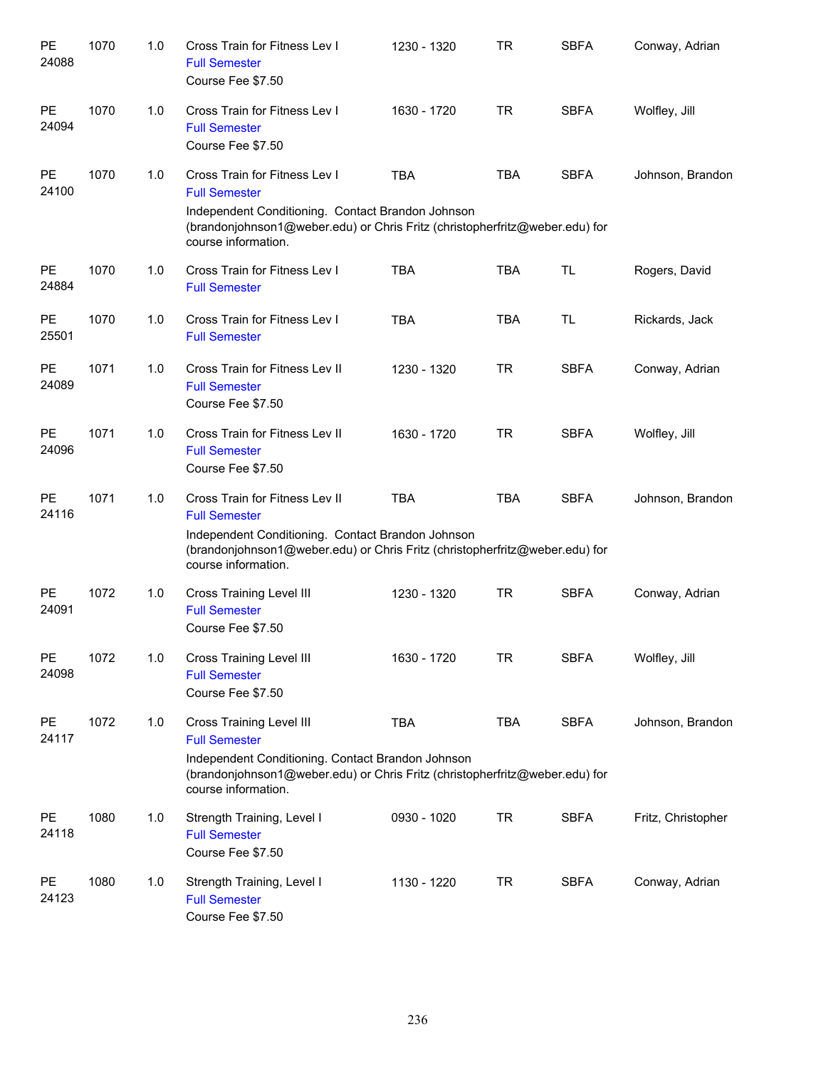| | | | | | | | |
|---|---|---|---|---|---|---|---|
| PE 24088 | 1070 | 1.0 | Cross Train for Fitness Lev I<br>Full Semester<br>Course Fee $7.50 | 1230 - 1320 | TR | SBFA | Conway, Adrian |
| PE 24094 | 1070 | 1.0 | Cross Train for Fitness Lev I<br>Full Semester<br>Course Fee $7.50 | 1630 - 1720 | TR | SBFA | Wolfley, Jill |
| PE 24100 | 1070 | 1.0 | Cross Train for Fitness Lev I<br>Full Semester<br>Independent Conditioning. Contact Brandon Johnson (brandonjohnson1@weber.edu) or Chris Fritz (christopherfritz@weber.edu) for course information. | TBA | TBA | SBFA | Johnson, Brandon |
| PE 24884 | 1070 | 1.0 | Cross Train for Fitness Lev I<br>Full Semester | TBA | TBA | TL | Rogers, David |
| PE 25501 | 1070 | 1.0 | Cross Train for Fitness Lev I<br>Full Semester | TBA | TBA | TL | Rickards, Jack |
| PE 24089 | 1071 | 1.0 | Cross Train for Fitness Lev II<br>Full Semester<br>Course Fee $7.50 | 1230 - 1320 | TR | SBFA | Conway, Adrian |
| PE 24096 | 1071 | 1.0 | Cross Train for Fitness Lev II<br>Full Semester<br>Course Fee $7.50 | 1630 - 1720 | TR | SBFA | Wolfley, Jill |
| PE 24116 | 1071 | 1.0 | Cross Train for Fitness Lev II<br>Full Semester<br>Independent Conditioning. Contact Brandon Johnson (brandonjohnson1@weber.edu) or Chris Fritz (christopherfritz@weber.edu) for course information. | TBA | TBA | SBFA | Johnson, Brandon |
| PE 24091 | 1072 | 1.0 | Cross Training Level III<br>Full Semester<br>Course Fee $7.50 | 1230 - 1320 | TR | SBFA | Conway, Adrian |
| PE 24098 | 1072 | 1.0 | Cross Training Level III<br>Full Semester<br>Course Fee $7.50 | 1630 - 1720 | TR | SBFA | Wolfley, Jill |
| PE 24117 | 1072 | 1.0 | Cross Training Level III<br>Full Semester<br>Independent Conditioning. Contact Brandon Johnson (brandonjohnson1@weber.edu) or Chris Fritz (christopherfritz@weber.edu) for course information. | TBA | TBA | SBFA | Johnson, Brandon |
| PE 24118 | 1080 | 1.0 | Strength Training, Level I<br>Full Semester<br>Course Fee $7.50 | 0930 - 1020 | TR | SBFA | Fritz, Christopher |
| PE 24123 | 1080 | 1.0 | Strength Training, Level I<br>Full Semester<br>Course Fee $7.50 | 1130 - 1220 | TR | SBFA | Conway, Adrian |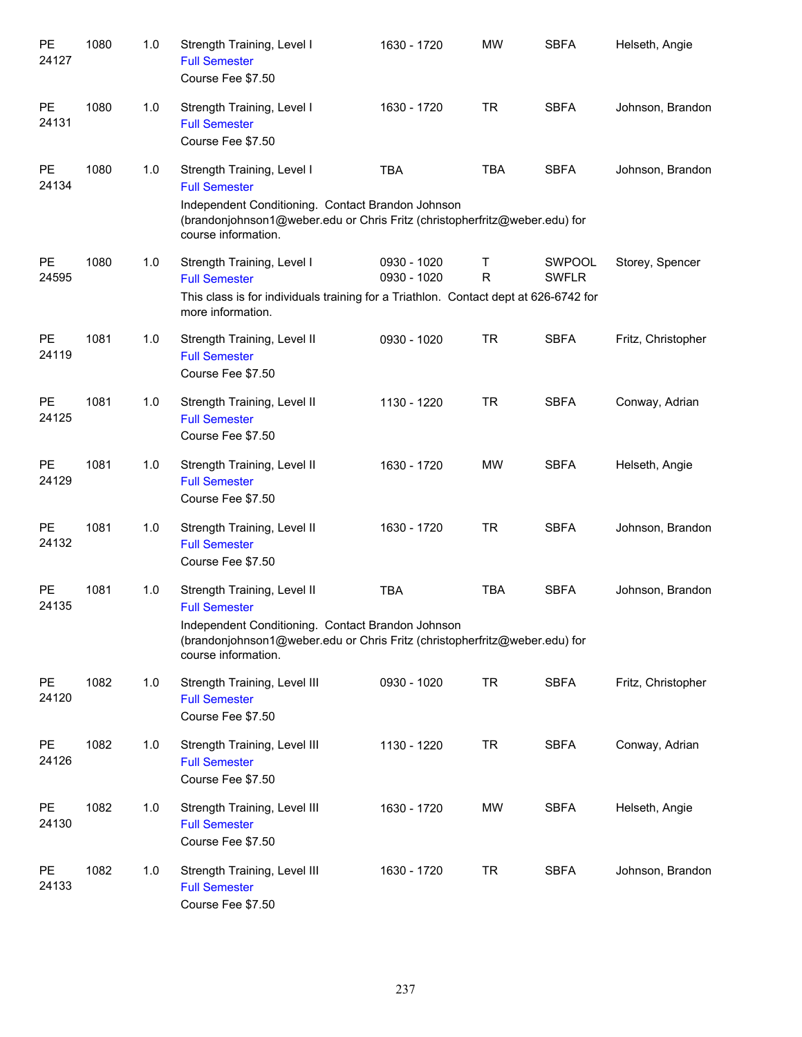| Dept / CRN | Course | Credits | Title / Notes | Time | Days | Location | Instructor |
|---|---|---|---|---|---|---|---|
| PE 24127 | 1080 | 1.0 | Strength Training, Level I<br>Full Semester<br>Course Fee $7.50 | 1630 - 1720 | MW | SBFA | Helseth, Angie |
| PE 24131 | 1080 | 1.0 | Strength Training, Level I<br>Full Semester<br>Course Fee $7.50 | 1630 - 1720 | TR | SBFA | Johnson, Brandon |
| PE 24134 | 1080 | 1.0 | Strength Training, Level I<br>Full Semester<br>Independent Conditioning. Contact Brandon Johnson (brandonjohnson1@weber.edu or Chris Fritz (christopherfritz@weber.edu) for course information. | TBA | TBA | SBFA | Johnson, Brandon |
| PE 24595 | 1080 | 1.0 | Strength Training, Level I<br>Full Semester<br>This class is for individuals training for a Triathlon. Contact dept at 626-6742 for more information. | 0930 - 1020<br>0930 - 1020 | T<br>R | SWPOOL<br>SWFLR | Storey, Spencer |
| PE 24119 | 1081 | 1.0 | Strength Training, Level II<br>Full Semester<br>Course Fee $7.50 | 0930 - 1020 | TR | SBFA | Fritz, Christopher |
| PE 24125 | 1081 | 1.0 | Strength Training, Level II<br>Full Semester<br>Course Fee $7.50 | 1130 - 1220 | TR | SBFA | Conway, Adrian |
| PE 24129 | 1081 | 1.0 | Strength Training, Level II<br>Full Semester<br>Course Fee $7.50 | 1630 - 1720 | MW | SBFA | Helseth, Angie |
| PE 24132 | 1081 | 1.0 | Strength Training, Level II<br>Full Semester<br>Course Fee $7.50 | 1630 - 1720 | TR | SBFA | Johnson, Brandon |
| PE 24135 | 1081 | 1.0 | Strength Training, Level II<br>Full Semester<br>Independent Conditioning. Contact Brandon Johnson (brandonjohnson1@weber.edu or Chris Fritz (christopherfritz@weber.edu) for course information. | TBA | TBA | SBFA | Johnson, Brandon |
| PE 24120 | 1082 | 1.0 | Strength Training, Level III<br>Full Semester<br>Course Fee $7.50 | 0930 - 1020 | TR | SBFA | Fritz, Christopher |
| PE 24126 | 1082 | 1.0 | Strength Training, Level III<br>Full Semester<br>Course Fee $7.50 | 1130 - 1220 | TR | SBFA | Conway, Adrian |
| PE 24130 | 1082 | 1.0 | Strength Training, Level III<br>Full Semester<br>Course Fee $7.50 | 1630 - 1720 | MW | SBFA | Helseth, Angie |
| PE 24133 | 1082 | 1.0 | Strength Training, Level III<br>Full Semester<br>Course Fee $7.50 | 1630 - 1720 | TR | SBFA | Johnson, Brandon |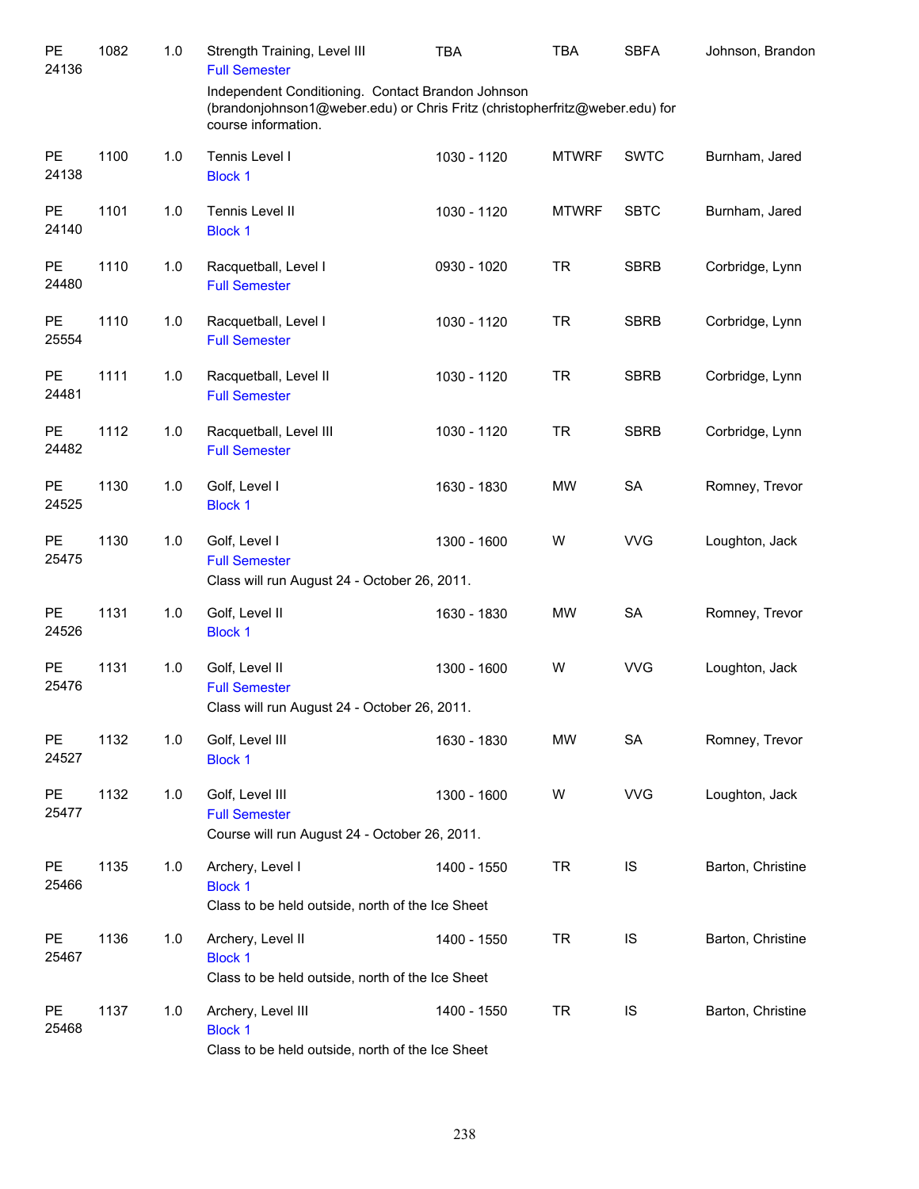| Subject / CRN | Course | Credits | Title | Time | Days | Location | Instructor |
|---|---|---|---|---|---|---|---|
| PE 24136 | 1082 | 1.0 | Strength Training, Level III<br>Full Semester<br>Independent Conditioning. Contact Brandon Johnson (brandonjohnson1@weber.edu) or Chris Fritz (christopherfritz@weber.edu) for course information. | TBA | TBA | SBFA | Johnson, Brandon |
| PE 24138 | 1100 | 1.0 | Tennis Level I<br>Block 1 | 1030 - 1120 | MTWRF | SWTC | Burnham, Jared |
| PE 24140 | 1101 | 1.0 | Tennis Level II<br>Block 1 | 1030 - 1120 | MTWRF | SBTC | Burnham, Jared |
| PE 24480 | 1110 | 1.0 | Racquetball, Level I<br>Full Semester | 0930 - 1020 | TR | SBRB | Corbridge, Lynn |
| PE 25554 | 1110 | 1.0 | Racquetball, Level I<br>Full Semester | 1030 - 1120 | TR | SBRB | Corbridge, Lynn |
| PE 24481 | 1111 | 1.0 | Racquetball, Level II<br>Full Semester | 1030 - 1120 | TR | SBRB | Corbridge, Lynn |
| PE 24482 | 1112 | 1.0 | Racquetball, Level III<br>Full Semester | 1030 - 1120 | TR | SBRB | Corbridge, Lynn |
| PE 24525 | 1130 | 1.0 | Golf, Level I<br>Block 1 | 1630 - 1830 | MW | SA | Romney, Trevor |
| PE 25475 | 1130 | 1.0 | Golf, Level I<br>Full Semester<br>Class will run August 24 - October 26, 2011. | 1300 - 1600 | W | VVG | Loughton, Jack |
| PE 24526 | 1131 | 1.0 | Golf, Level II<br>Block 1 | 1630 - 1830 | MW | SA | Romney, Trevor |
| PE 25476 | 1131 | 1.0 | Golf, Level II<br>Full Semester<br>Class will run August 24 - October 26, 2011. | 1300 - 1600 | W | VVG | Loughton, Jack |
| PE 24527 | 1132 | 1.0 | Golf, Level III<br>Block 1 | 1630 - 1830 | MW | SA | Romney, Trevor |
| PE 25477 | 1132 | 1.0 | Golf, Level III<br>Full Semester<br>Course will run August 24 - October 26, 2011. | 1300 - 1600 | W | VVG | Loughton, Jack |
| PE 25466 | 1135 | 1.0 | Archery, Level I<br>Block 1<br>Class to be held outside, north of the Ice Sheet | 1400 - 1550 | TR | IS | Barton, Christine |
| PE 25467 | 1136 | 1.0 | Archery, Level II<br>Block 1<br>Class to be held outside, north of the Ice Sheet | 1400 - 1550 | TR | IS | Barton, Christine |
| PE 25468 | 1137 | 1.0 | Archery, Level III<br>Block 1<br>Class to be held outside, north of the Ice Sheet | 1400 - 1550 | TR | IS | Barton, Christine |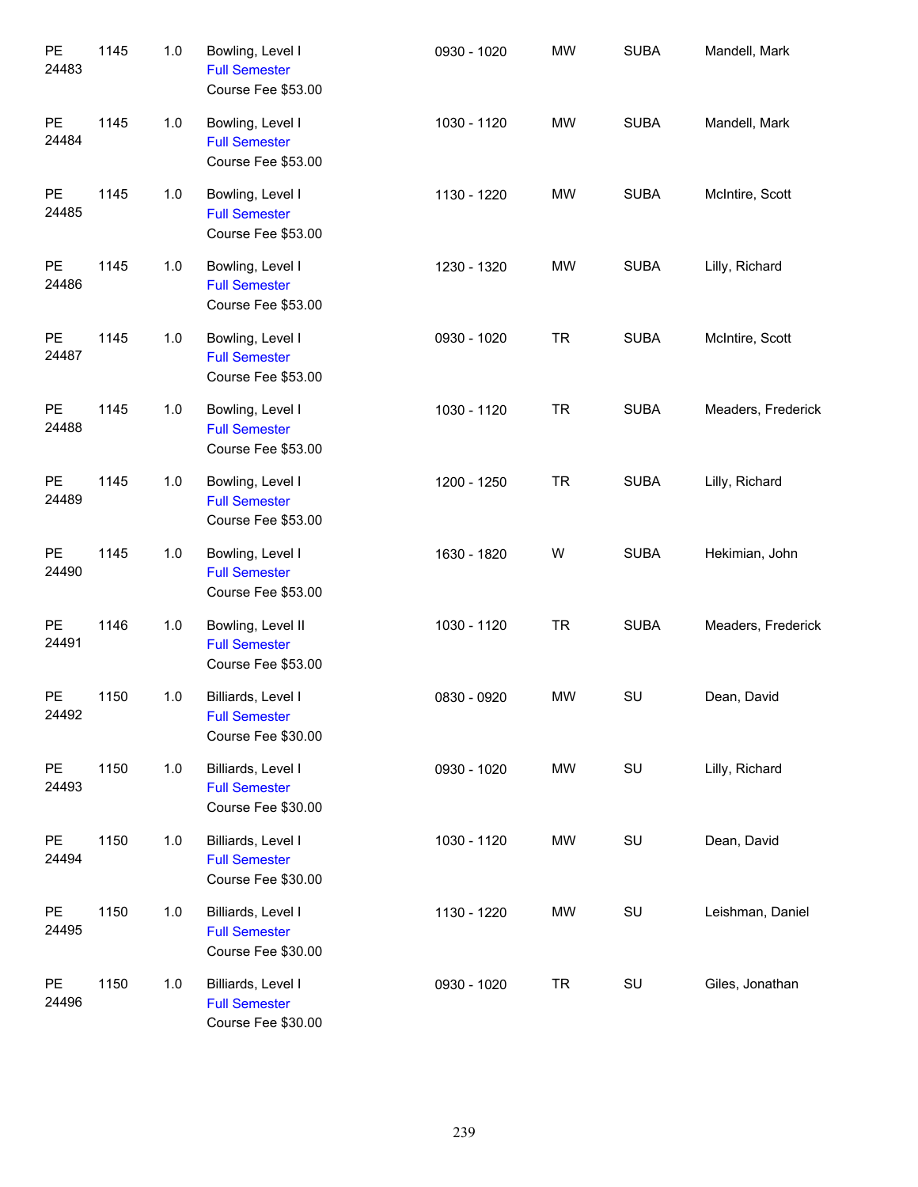| | | | | | | | |
|---|---|---|---|---|---|---|---|
| PE 24483 | 1145 | 1.0 | Bowling, Level I<br>Full Semester<br>Course Fee $53.00 | 0930 - 1020 | MW | SUBA | Mandell, Mark |
| PE 24484 | 1145 | 1.0 | Bowling, Level I<br>Full Semester<br>Course Fee $53.00 | 1030 - 1120 | MW | SUBA | Mandell, Mark |
| PE 24485 | 1145 | 1.0 | Bowling, Level I<br>Full Semester<br>Course Fee $53.00 | 1130 - 1220 | MW | SUBA | McIntire, Scott |
| PE 24486 | 1145 | 1.0 | Bowling, Level I<br>Full Semester<br>Course Fee $53.00 | 1230 - 1320 | MW | SUBA | Lilly, Richard |
| PE 24487 | 1145 | 1.0 | Bowling, Level I<br>Full Semester<br>Course Fee $53.00 | 0930 - 1020 | TR | SUBA | McIntire, Scott |
| PE 24488 | 1145 | 1.0 | Bowling, Level I<br>Full Semester<br>Course Fee $53.00 | 1030 - 1120 | TR | SUBA | Meaders, Frederick |
| PE 24489 | 1145 | 1.0 | Bowling, Level I<br>Full Semester<br>Course Fee $53.00 | 1200 - 1250 | TR | SUBA | Lilly, Richard |
| PE 24490 | 1145 | 1.0 | Bowling, Level I<br>Full Semester<br>Course Fee $53.00 | 1630 - 1820 | W | SUBA | Hekimian, John |
| PE 24491 | 1146 | 1.0 | Bowling, Level II<br>Full Semester<br>Course Fee $53.00 | 1030 - 1120 | TR | SUBA | Meaders, Frederick |
| PE 24492 | 1150 | 1.0 | Billiards, Level I<br>Full Semester<br>Course Fee $30.00 | 0830 - 0920 | MW | SU | Dean, David |
| PE 24493 | 1150 | 1.0 | Billiards, Level I<br>Full Semester<br>Course Fee $30.00 | 0930 - 1020 | MW | SU | Lilly, Richard |
| PE 24494 | 1150 | 1.0 | Billiards, Level I<br>Full Semester<br>Course Fee $30.00 | 1030 - 1120 | MW | SU | Dean, David |
| PE 24495 | 1150 | 1.0 | Billiards, Level I<br>Full Semester<br>Course Fee $30.00 | 1130 - 1220 | MW | SU | Leishman, Daniel |
| PE 24496 | 1150 | 1.0 | Billiards, Level I<br>Full Semester<br>Course Fee $30.00 | 0930 - 1020 | TR | SU | Giles, Jonathan |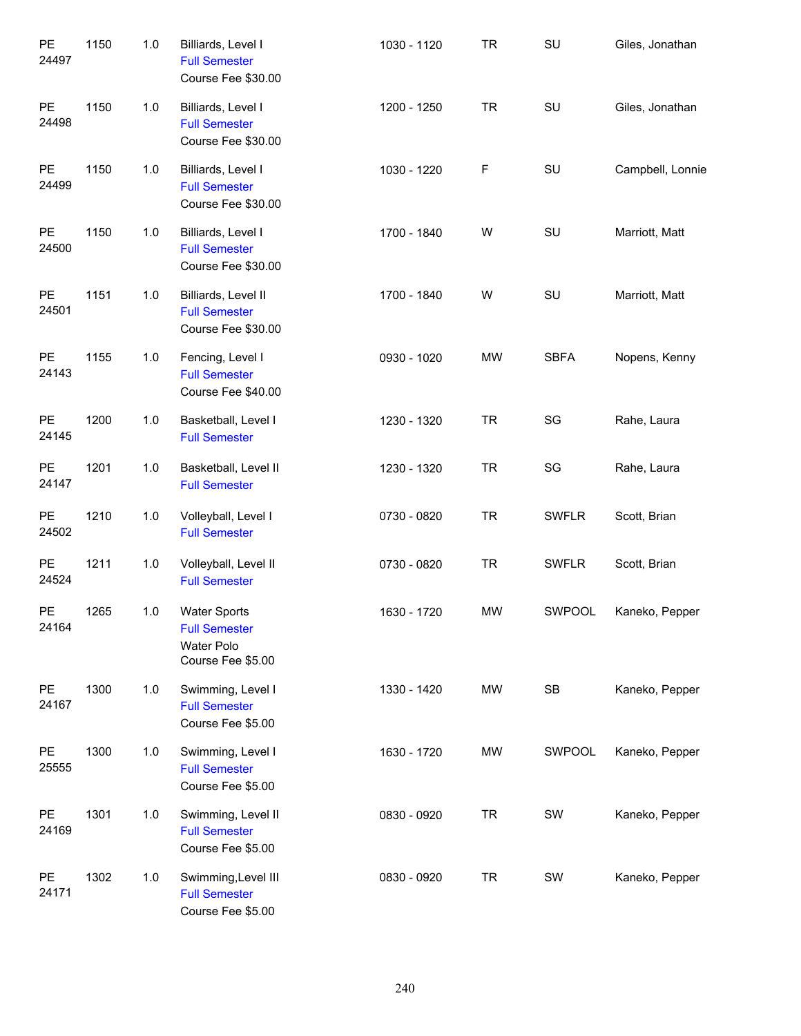| | | | | | | | |
|---|---|---|---|---|---|---|---|
| PE 24497 | 1150 | 1.0 | Billiards, Level I<br>Full Semester<br>Course Fee $30.00 | 1030 - 1120 | TR | SU | Giles, Jonathan |
| PE 24498 | 1150 | 1.0 | Billiards, Level I<br>Full Semester<br>Course Fee $30.00 | 1200 - 1250 | TR | SU | Giles, Jonathan |
| PE 24499 | 1150 | 1.0 | Billiards, Level I<br>Full Semester<br>Course Fee $30.00 | 1030 - 1220 | F | SU | Campbell, Lonnie |
| PE 24500 | 1150 | 1.0 | Billiards, Level I<br>Full Semester<br>Course Fee $30.00 | 1700 - 1840 | W | SU | Marriott, Matt |
| PE 24501 | 1151 | 1.0 | Billiards, Level II<br>Full Semester<br>Course Fee $30.00 | 1700 - 1840 | W | SU | Marriott, Matt |
| PE 24143 | 1155 | 1.0 | Fencing, Level I<br>Full Semester<br>Course Fee $40.00 | 0930 - 1020 | MW | SBFA | Nopens, Kenny |
| PE 24145 | 1200 | 1.0 | Basketball, Level I<br>Full Semester | 1230 - 1320 | TR | SG | Rahe, Laura |
| PE 24147 | 1201 | 1.0 | Basketball, Level II<br>Full Semester | 1230 - 1320 | TR | SG | Rahe, Laura |
| PE 24502 | 1210 | 1.0 | Volleyball, Level I<br>Full Semester | 0730 - 0820 | TR | SWFLR | Scott, Brian |
| PE 24524 | 1211 | 1.0 | Volleyball, Level II<br>Full Semester | 0730 - 0820 | TR | SWFLR | Scott, Brian |
| PE 24164 | 1265 | 1.0 | Water Sports<br>Full Semester<br>Water Polo<br>Course Fee $5.00 | 1630 - 1720 | MW | SWPOOL | Kaneko, Pepper |
| PE 24167 | 1300 | 1.0 | Swimming, Level I<br>Full Semester<br>Course Fee $5.00 | 1330 - 1420 | MW | SB | Kaneko, Pepper |
| PE 25555 | 1300 | 1.0 | Swimming, Level I<br>Full Semester<br>Course Fee $5.00 | 1630 - 1720 | MW | SWPOOL | Kaneko, Pepper |
| PE 24169 | 1301 | 1.0 | Swimming, Level II<br>Full Semester<br>Course Fee $5.00 | 0830 - 0920 | TR | SW | Kaneko, Pepper |
| PE 24171 | 1302 | 1.0 | Swimming,Level III<br>Full Semester<br>Course Fee $5.00 | 0830 - 0920 | TR | SW | Kaneko, Pepper |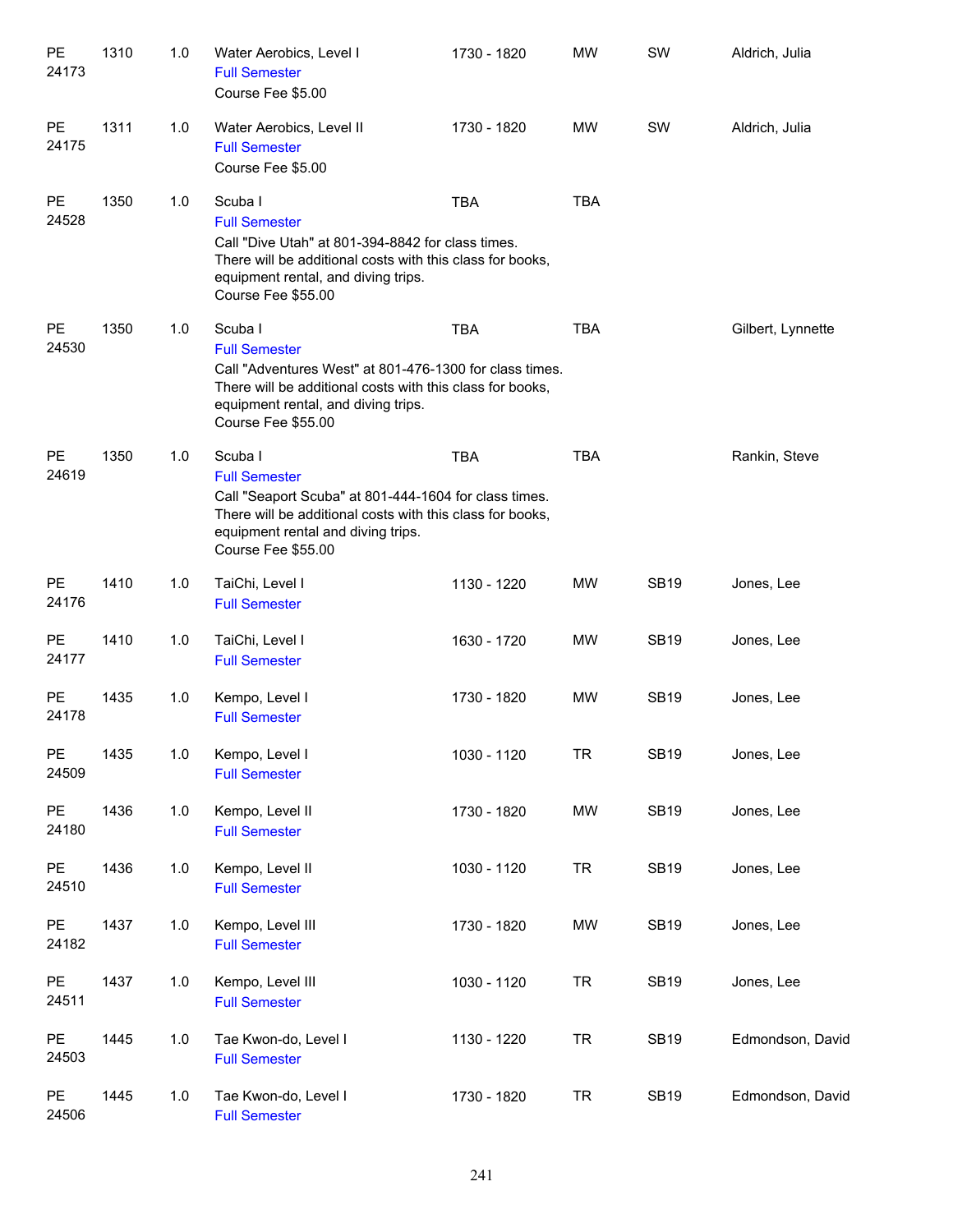| | | | | | | | |
|---|---|---|---|---|---|---|---|
| PE 24173 | 1310 | 1.0 | Water Aerobics, Level I<br>Full Semester<br>Course Fee $5.00 | 1730 - 1820 | MW | SW | Aldrich, Julia |
| PE 24175 | 1311 | 1.0 | Water Aerobics, Level II<br>Full Semester<br>Course Fee $5.00 | 1730 - 1820 | MW | SW | Aldrich, Julia |
| PE 24528 | 1350 | 1.0 | Scuba I<br>Full Semester<br>Call "Dive Utah" at 801-394-8842 for class times. There will be additional costs with this class for books, equipment rental, and diving trips.<br>Course Fee $55.00 | TBA | TBA | | |
| PE 24530 | 1350 | 1.0 | Scuba I<br>Full Semester<br>Call "Adventures West" at 801-476-1300 for class times. There will be additional costs with this class for books, equipment rental, and diving trips.<br>Course Fee $55.00 | TBA | TBA | | Gilbert, Lynnette |
| PE 24619 | 1350 | 1.0 | Scuba I<br>Full Semester<br>Call "Seaport Scuba" at 801-444-1604 for class times. There will be additional costs with this class for books, equipment rental and diving trips.<br>Course Fee $55.00 | TBA | TBA | | Rankin, Steve |
| PE 24176 | 1410 | 1.0 | TaiChi, Level I<br>Full Semester | 1130 - 1220 | MW | SB19 | Jones, Lee |
| PE 24177 | 1410 | 1.0 | TaiChi, Level I<br>Full Semester | 1630 - 1720 | MW | SB19 | Jones, Lee |
| PE 24178 | 1435 | 1.0 | Kempo, Level I<br>Full Semester | 1730 - 1820 | MW | SB19 | Jones, Lee |
| PE 24509 | 1435 | 1.0 | Kempo, Level I<br>Full Semester | 1030 - 1120 | TR | SB19 | Jones, Lee |
| PE 24180 | 1436 | 1.0 | Kempo, Level II<br>Full Semester | 1730 - 1820 | MW | SB19 | Jones, Lee |
| PE 24510 | 1436 | 1.0 | Kempo, Level II<br>Full Semester | 1030 - 1120 | TR | SB19 | Jones, Lee |
| PE 24182 | 1437 | 1.0 | Kempo, Level III<br>Full Semester | 1730 - 1820 | MW | SB19 | Jones, Lee |
| PE 24511 | 1437 | 1.0 | Kempo, Level III<br>Full Semester | 1030 - 1120 | TR | SB19 | Jones, Lee |
| PE 24503 | 1445 | 1.0 | Tae Kwon-do, Level I<br>Full Semester | 1130 - 1220 | TR | SB19 | Edmondson, David |
| PE 24506 | 1445 | 1.0 | Tae Kwon-do, Level I<br>Full Semester | 1730 - 1820 | TR | SB19 | Edmondson, David |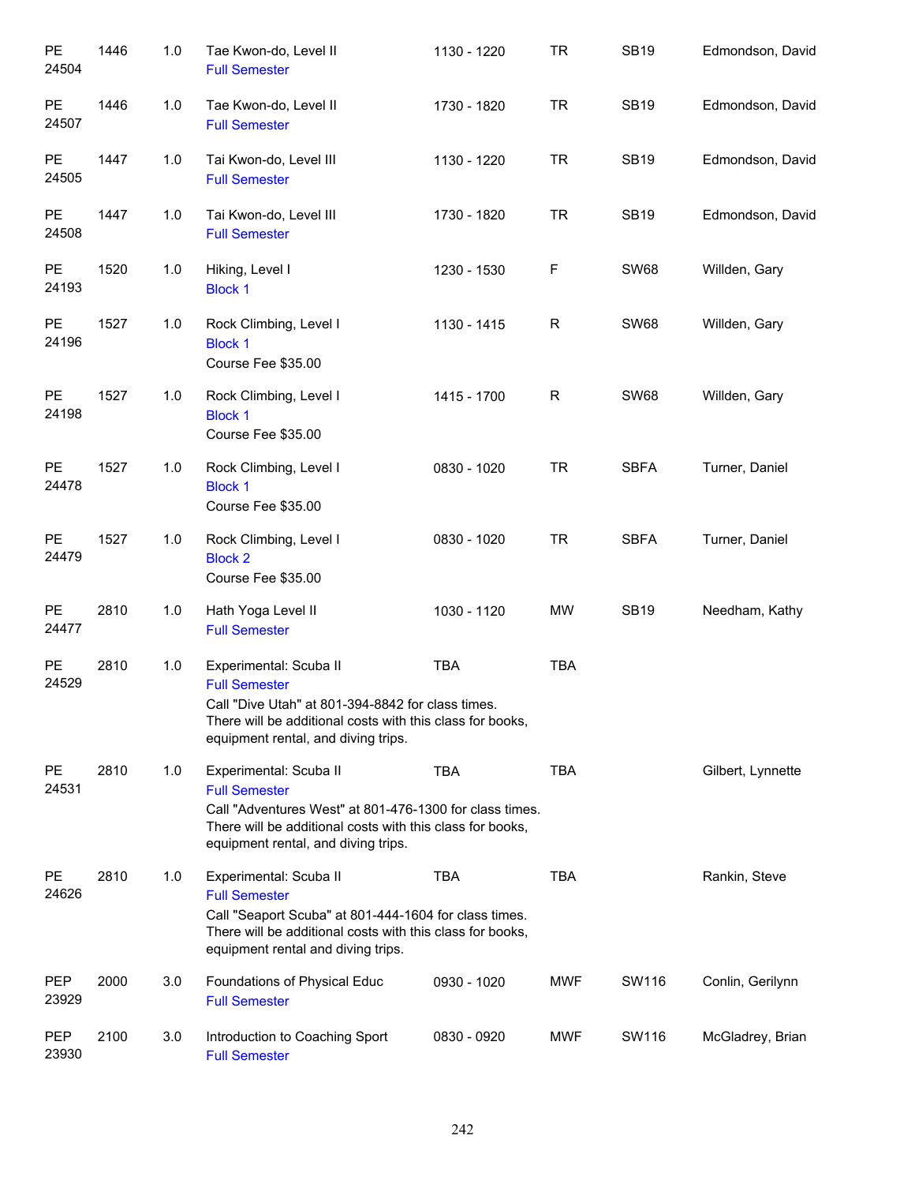| | | | | | | | |
|---|---|---|---|---|---|---|---|
| PE 24504 | 1446 | 1.0 | Tae Kwon-do, Level II<br>Full Semester | 1130 - 1220 | TR | SB19 | Edmondson, David |
| PE 24507 | 1446 | 1.0 | Tae Kwon-do, Level II<br>Full Semester | 1730 - 1820 | TR | SB19 | Edmondson, David |
| PE 24505 | 1447 | 1.0 | Tai Kwon-do, Level III<br>Full Semester | 1130 - 1220 | TR | SB19 | Edmondson, David |
| PE 24508 | 1447 | 1.0 | Tai Kwon-do, Level III<br>Full Semester | 1730 - 1820 | TR | SB19 | Edmondson, David |
| PE 24193 | 1520 | 1.0 | Hiking, Level I<br>Block 1 | 1230 - 1530 | F | SW68 | Willden, Gary |
| PE 24196 | 1527 | 1.0 | Rock Climbing, Level I<br>Block 1<br>Course Fee $35.00 | 1130 - 1415 | R | SW68 | Willden, Gary |
| PE 24198 | 1527 | 1.0 | Rock Climbing, Level I<br>Block 1<br>Course Fee $35.00 | 1415 - 1700 | R | SW68 | Willden, Gary |
| PE 24478 | 1527 | 1.0 | Rock Climbing, Level I<br>Block 1<br>Course Fee $35.00 | 0830 - 1020 | TR | SBFA | Turner, Daniel |
| PE 24479 | 1527 | 1.0 | Rock Climbing, Level I<br>Block 2<br>Course Fee $35.00 | 0830 - 1020 | TR | SBFA | Turner, Daniel |
| PE 24477 | 2810 | 1.0 | Hath Yoga Level II<br>Full Semester | 1030 - 1120 | MW | SB19 | Needham, Kathy |
| PE 24529 | 2810 | 1.0 | Experimental: Scuba II<br>Full Semester<br>Call "Dive Utah" at 801-394-8842 for class times. There will be additional costs with this class for books, equipment rental, and diving trips. | TBA | TBA | | |
| PE 24531 | 2810 | 1.0 | Experimental: Scuba II<br>Full Semester<br>Call "Adventures West" at 801-476-1300 for class times. There will be additional costs with this class for books, equipment rental, and diving trips. | TBA | TBA | | Gilbert, Lynnette |
| PE 24626 | 2810 | 1.0 | Experimental: Scuba II<br>Full Semester<br>Call "Seaport Scuba" at 801-444-1604 for class times. There will be additional costs with this class for books, equipment rental and diving trips. | TBA | TBA | | Rankin, Steve |
| PEP 23929 | 2000 | 3.0 | Foundations of Physical Educ<br>Full Semester | 0930 - 1020 | MWF | SW116 | Conlin, Gerilynn |
| PEP 23930 | 2100 | 3.0 | Introduction to Coaching Sport<br>Full Semester | 0830 - 0920 | MWF | SW116 | McGladrey, Brian |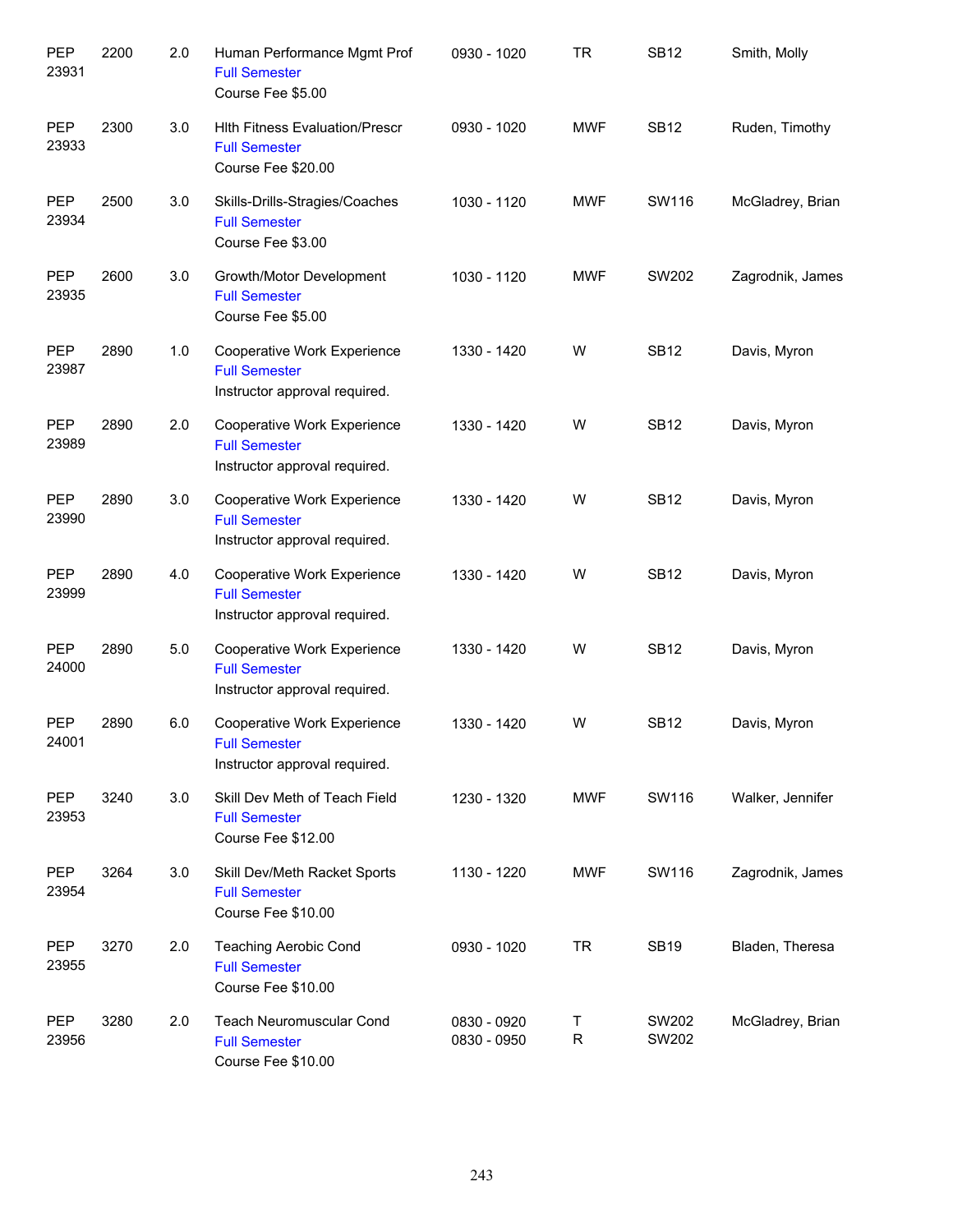| | | | | | | | |
|---|---|---|---|---|---|---|---|
| PEP 23931 | 2200 | 2.0 | Human Performance Mgmt Prof<br>Full Semester<br>Course Fee $5.00 | 0930 - 1020 | TR | SB12 | Smith, Molly |
| PEP 23933 | 2300 | 3.0 | Hlth Fitness Evaluation/Prescr<br>Full Semester<br>Course Fee $20.00 | 0930 - 1020 | MWF | SB12 | Ruden, Timothy |
| PEP 23934 | 2500 | 3.0 | Skills-Drills-Stragies/Coaches<br>Full Semester<br>Course Fee $3.00 | 1030 - 1120 | MWF | SW116 | McGladrey, Brian |
| PEP 23935 | 2600 | 3.0 | Growth/Motor Development<br>Full Semester<br>Course Fee $5.00 | 1030 - 1120 | MWF | SW202 | Zagrodnik, James |
| PEP 23987 | 2890 | 1.0 | Cooperative Work Experience<br>Full Semester<br>Instructor approval required. | 1330 - 1420 | W | SB12 | Davis, Myron |
| PEP 23989 | 2890 | 2.0 | Cooperative Work Experience<br>Full Semester<br>Instructor approval required. | 1330 - 1420 | W | SB12 | Davis, Myron |
| PEP 23990 | 2890 | 3.0 | Cooperative Work Experience<br>Full Semester<br>Instructor approval required. | 1330 - 1420 | W | SB12 | Davis, Myron |
| PEP 23999 | 2890 | 4.0 | Cooperative Work Experience<br>Full Semester<br>Instructor approval required. | 1330 - 1420 | W | SB12 | Davis, Myron |
| PEP 24000 | 2890 | 5.0 | Cooperative Work Experience<br>Full Semester<br>Instructor approval required. | 1330 - 1420 | W | SB12 | Davis, Myron |
| PEP 24001 | 2890 | 6.0 | Cooperative Work Experience<br>Full Semester<br>Instructor approval required. | 1330 - 1420 | W | SB12 | Davis, Myron |
| PEP 23953 | 3240 | 3.0 | Skill Dev Meth of Teach Field<br>Full Semester<br>Course Fee $12.00 | 1230 - 1320 | MWF | SW116 | Walker, Jennifer |
| PEP 23954 | 3264 | 3.0 | Skill Dev/Meth Racket Sports<br>Full Semester<br>Course Fee $10.00 | 1130 - 1220 | MWF | SW116 | Zagrodnik, James |
| PEP 23955 | 3270 | 2.0 | Teaching Aerobic Cond<br>Full Semester<br>Course Fee $10.00 | 0930 - 1020 | TR | SB19 | Bladen, Theresa |
| PEP 23956 | 3280 | 2.0 | Teach Neuromuscular Cond<br>Full Semester<br>Course Fee $10.00 | 0830 - 0920<br>0830 - 0950 | T<br>R | SW202<br>SW202 | McGladrey, Brian |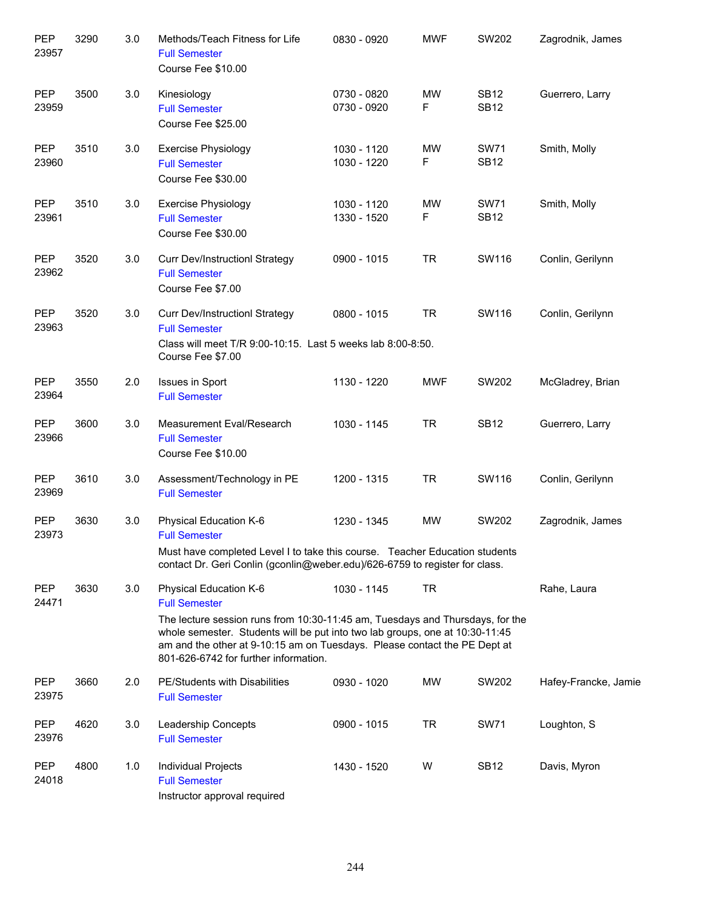| Dept/CRN | Course | Credits | Title | Time | Days | Room | Instructor |
|---|---|---|---|---|---|---|---|
| PEP 23957 | 3290 | 3.0 | Methods/Teach Fitness for Life<br>Full Semester<br>Course Fee $10.00 | 0830 - 0920 | MWF | SW202 | Zagrodnik, James |
| PEP 23959 | 3500 | 3.0 | Kinesiology<br>Full Semester<br>Course Fee $25.00 | 0730 - 0820<br>0730 - 0920 | MW<br>F | SB12<br>SB12 | Guerrero, Larry |
| PEP 23960 | 3510 | 3.0 | Exercise Physiology<br>Full Semester<br>Course Fee $30.00 | 1030 - 1120<br>1030 - 1220 | MW<br>F | SW71<br>SB12 | Smith, Molly |
| PEP 23961 | 3510 | 3.0 | Exercise Physiology<br>Full Semester<br>Course Fee $30.00 | 1030 - 1120<br>1330 - 1520 | MW<br>F | SW71<br>SB12 | Smith, Molly |
| PEP 23962 | 3520 | 3.0 | Curr Dev/Instructionl Strategy<br>Full Semester<br>Course Fee $7.00 | 0900 - 1015 | TR | SW116 | Conlin, Gerilynn |
| PEP 23963 | 3520 | 3.0 | Curr Dev/Instructionl Strategy<br>Full Semester<br>Class will meet T/R 9:00-10:15. Last 5 weeks lab 8:00-8:50.<br>Course Fee $7.00 | 0800 - 1015 | TR | SW116 | Conlin, Gerilynn |
| PEP 23964 | 3550 | 2.0 | Issues in Sport<br>Full Semester | 1130 - 1220 | MWF | SW202 | McGladrey, Brian |
| PEP 23966 | 3600 | 3.0 | Measurement Eval/Research<br>Full Semester<br>Course Fee $10.00 | 1030 - 1145 | TR | SB12 | Guerrero, Larry |
| PEP 23969 | 3610 | 3.0 | Assessment/Technology in PE<br>Full Semester | 1200 - 1315 | TR | SW116 | Conlin, Gerilynn |
| PEP 23973 | 3630 | 3.0 | Physical Education K-6<br>Full Semester<br>Must have completed Level I to take this course. Teacher Education students contact Dr. Geri Conlin (gconlin@weber.edu)/626-6759 to register for class. | 1230 - 1345 | MW | SW202 | Zagrodnik, James |
| PEP 24471 | 3630 | 3.0 | Physical Education K-6<br>Full Semester<br>The lecture session runs from 10:30-11:45 am, Tuesdays and Thursdays, for the whole semester. Students will be put into two lab groups, one at 10:30-11:45 am and the other at 9-10:15 am on Tuesdays. Please contact the PE Dept at 801-626-6742 for further information. | 1030 - 1145 | TR | | Rahe, Laura |
| PEP 23975 | 3660 | 2.0 | PE/Students with Disabilities<br>Full Semester | 0930 - 1020 | MW | SW202 | Hafey-Francke, Jamie |
| PEP 23976 | 4620 | 3.0 | Leadership Concepts<br>Full Semester | 0900 - 1015 | TR | SW71 | Loughton, S |
| PEP 24018 | 4800 | 1.0 | Individual Projects<br>Full Semester<br>Instructor approval required | 1430 - 1520 | W | SB12 | Davis, Myron |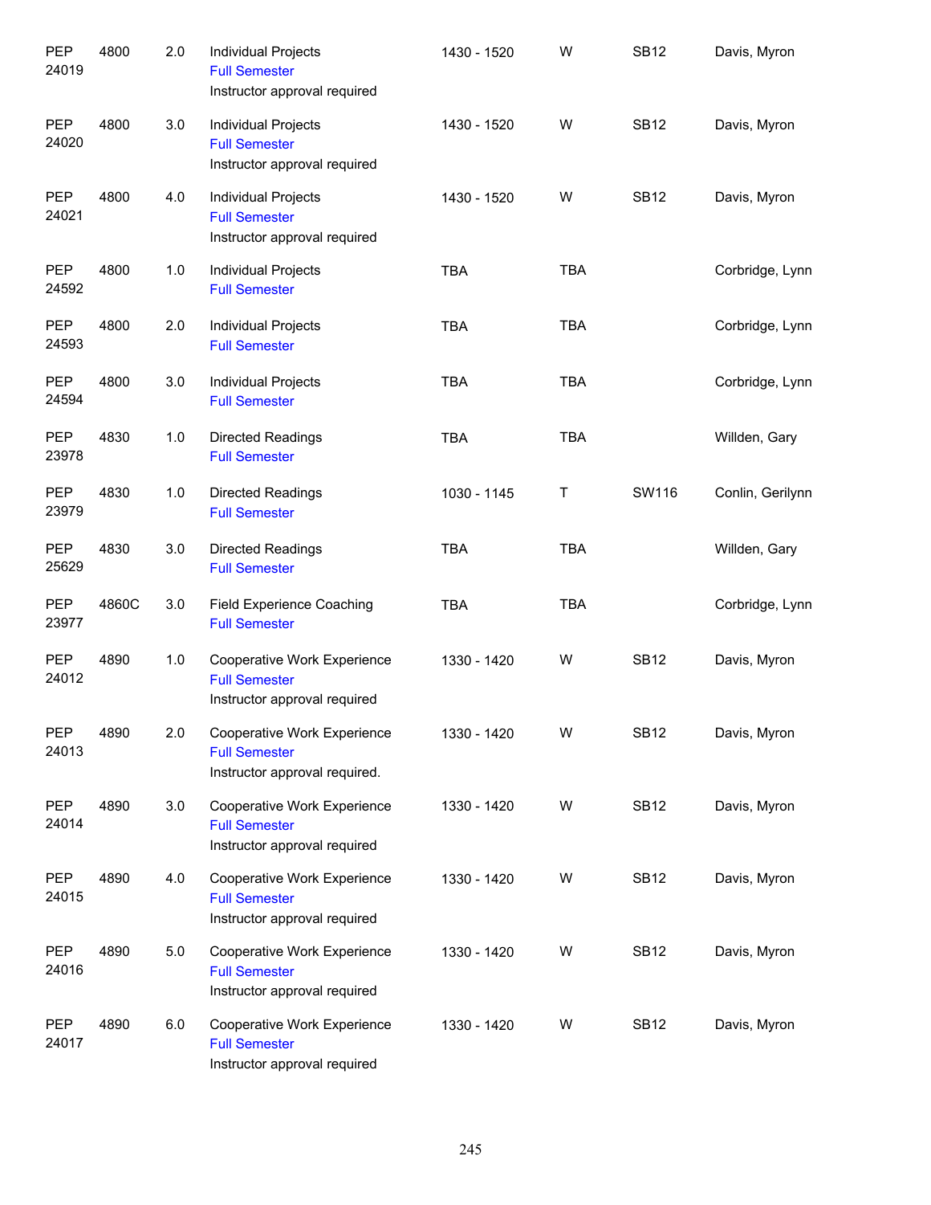| | | | | | | | |
|---|---|---|---|---|---|---|---|
| PEP 24019 | 4800 | 2.0 | Individual Projects<br>Full Semester<br>Instructor approval required | 1430 - 1520 | W | SB12 | Davis, Myron |
| PEP 24020 | 4800 | 3.0 | Individual Projects<br>Full Semester<br>Instructor approval required | 1430 - 1520 | W | SB12 | Davis, Myron |
| PEP 24021 | 4800 | 4.0 | Individual Projects<br>Full Semester<br>Instructor approval required | 1430 - 1520 | W | SB12 | Davis, Myron |
| PEP 24592 | 4800 | 1.0 | Individual Projects<br>Full Semester | TBA | TBA | | Corbridge, Lynn |
| PEP 24593 | 4800 | 2.0 | Individual Projects<br>Full Semester | TBA | TBA | | Corbridge, Lynn |
| PEP 24594 | 4800 | 3.0 | Individual Projects<br>Full Semester | TBA | TBA | | Corbridge, Lynn |
| PEP 23978 | 4830 | 1.0 | Directed Readings<br>Full Semester | TBA | TBA | | Willden, Gary |
| PEP 23979 | 4830 | 1.0 | Directed Readings<br>Full Semester | 1030 - 1145 | T | SW116 | Conlin, Gerilynn |
| PEP 25629 | 4830 | 3.0 | Directed Readings<br>Full Semester | TBA | TBA | | Willden, Gary |
| PEP 23977 | 4860C | 3.0 | Field Experience Coaching<br>Full Semester | TBA | TBA | | Corbridge, Lynn |
| PEP 24012 | 4890 | 1.0 | Cooperative Work Experience<br>Full Semester<br>Instructor approval required | 1330 - 1420 | W | SB12 | Davis, Myron |
| PEP 24013 | 4890 | 2.0 | Cooperative Work Experience<br>Full Semester<br>Instructor approval required. | 1330 - 1420 | W | SB12 | Davis, Myron |
| PEP 24014 | 4890 | 3.0 | Cooperative Work Experience<br>Full Semester<br>Instructor approval required | 1330 - 1420 | W | SB12 | Davis, Myron |
| PEP 24015 | 4890 | 4.0 | Cooperative Work Experience<br>Full Semester<br>Instructor approval required | 1330 - 1420 | W | SB12 | Davis, Myron |
| PEP 24016 | 4890 | 5.0 | Cooperative Work Experience<br>Full Semester<br>Instructor approval required | 1330 - 1420 | W | SB12 | Davis, Myron |
| PEP 24017 | 4890 | 6.0 | Cooperative Work Experience<br>Full Semester<br>Instructor approval required | 1330 - 1420 | W | SB12 | Davis, Myron |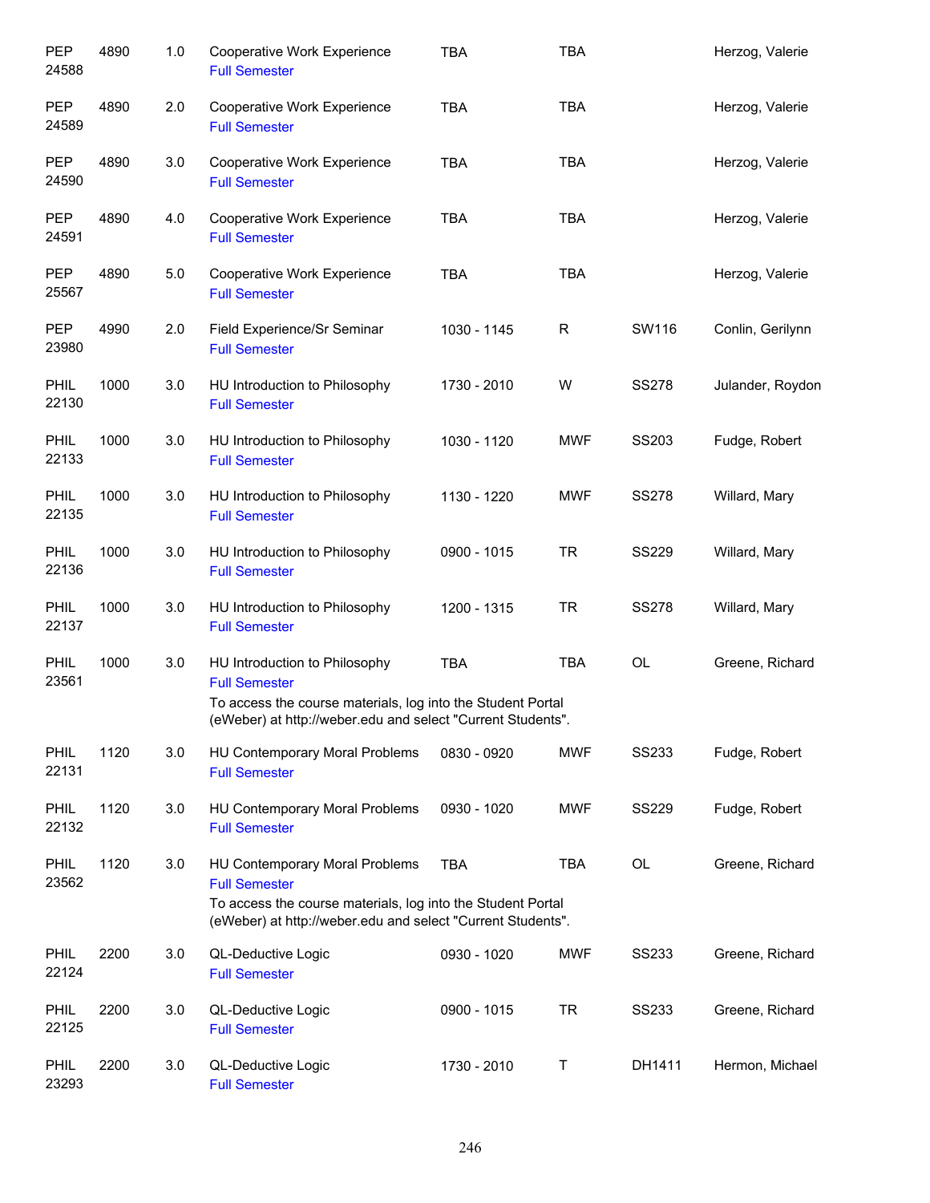| | | | | | | | |
|---|---|---|---|---|---|---|---|
| PEP 24588 | 4890 | 1.0 | Cooperative Work Experience<br>Full Semester | TBA | TBA | | Herzog, Valerie |
| PEP 24589 | 4890 | 2.0 | Cooperative Work Experience<br>Full Semester | TBA | TBA | | Herzog, Valerie |
| PEP 24590 | 4890 | 3.0 | Cooperative Work Experience<br>Full Semester | TBA | TBA | | Herzog, Valerie |
| PEP 24591 | 4890 | 4.0 | Cooperative Work Experience<br>Full Semester | TBA | TBA | | Herzog, Valerie |
| PEP 25567 | 4890 | 5.0 | Cooperative Work Experience<br>Full Semester | TBA | TBA | | Herzog, Valerie |
| PEP 23980 | 4990 | 2.0 | Field Experience/Sr Seminar<br>Full Semester | 1030 - 1145 | R | SW116 | Conlin, Gerilynn |
| PHIL 22130 | 1000 | 3.0 | HU Introduction to Philosophy<br>Full Semester | 1730 - 2010 | W | SS278 | Julander, Roydon |
| PHIL 22133 | 1000 | 3.0 | HU Introduction to Philosophy<br>Full Semester | 1030 - 1120 | MWF | SS203 | Fudge, Robert |
| PHIL 22135 | 1000 | 3.0 | HU Introduction to Philosophy<br>Full Semester | 1130 - 1220 | MWF | SS278 | Willard, Mary |
| PHIL 22136 | 1000 | 3.0 | HU Introduction to Philosophy<br>Full Semester | 0900 - 1015 | TR | SS229 | Willard, Mary |
| PHIL 22137 | 1000 | 3.0 | HU Introduction to Philosophy<br>Full Semester | 1200 - 1315 | TR | SS278 | Willard, Mary |
| PHIL 23561 | 1000 | 3.0 | HU Introduction to Philosophy<br>Full Semester<br>To access the course materials, log into the Student Portal (eWeber) at http://weber.edu and select "Current Students". | TBA | TBA | OL | Greene, Richard |
| PHIL 22131 | 1120 | 3.0 | HU Contemporary Moral Problems<br>Full Semester | 0830 - 0920 | MWF | SS233 | Fudge, Robert |
| PHIL 22132 | 1120 | 3.0 | HU Contemporary Moral Problems<br>Full Semester | 0930 - 1020 | MWF | SS229 | Fudge, Robert |
| PHIL 23562 | 1120 | 3.0 | HU Contemporary Moral Problems<br>Full Semester<br>To access the course materials, log into the Student Portal (eWeber) at http://weber.edu and select "Current Students". | TBA | TBA | OL | Greene, Richard |
| PHIL 22124 | 2200 | 3.0 | QL-Deductive Logic<br>Full Semester | 0930 - 1020 | MWF | SS233 | Greene, Richard |
| PHIL 22125 | 2200 | 3.0 | QL-Deductive Logic<br>Full Semester | 0900 - 1015 | TR | SS233 | Greene, Richard |
| PHIL 23293 | 2200 | 3.0 | QL-Deductive Logic<br>Full Semester | 1730 - 2010 | T | DH1411 | Hermon, Michael |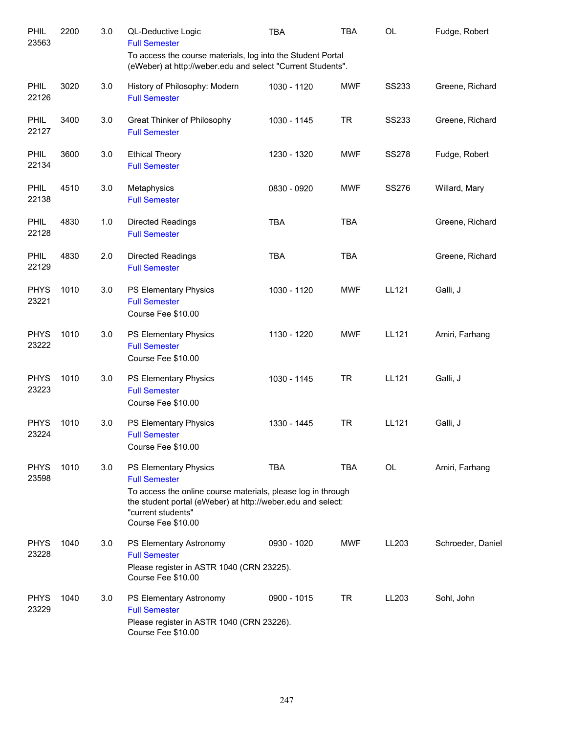| | | | | | | | |
|---|---|---|---|---|---|---|---|
| PHIL 23563 | 2200 | 3.0 | QL-Deductive Logic<br>Full Semester<br>To access the course materials, log into the Student Portal (eWeber) at http://weber.edu and select "Current Students". | TBA | TBA | OL | Fudge, Robert |
| PHIL 22126 | 3020 | 3.0 | History of Philosophy: Modern<br>Full Semester | 1030 - 1120 | MWF | SS233 | Greene, Richard |
| PHIL 22127 | 3400 | 3.0 | Great Thinker of Philosophy<br>Full Semester | 1030 - 1145 | TR | SS233 | Greene, Richard |
| PHIL 22134 | 3600 | 3.0 | Ethical Theory<br>Full Semester | 1230 - 1320 | MWF | SS278 | Fudge, Robert |
| PHIL 22138 | 4510 | 3.0 | Metaphysics<br>Full Semester | 0830 - 0920 | MWF | SS276 | Willard, Mary |
| PHIL 22128 | 4830 | 1.0 | Directed Readings<br>Full Semester | TBA | TBA | | Greene, Richard |
| PHIL 22129 | 4830 | 2.0 | Directed Readings<br>Full Semester | TBA | TBA | | Greene, Richard |
| PHYS 23221 | 1010 | 3.0 | PS Elementary Physics<br>Full Semester<br>Course Fee $10.00 | 1030 - 1120 | MWF | LL121 | Galli, J |
| PHYS 23222 | 1010 | 3.0 | PS Elementary Physics<br>Full Semester<br>Course Fee $10.00 | 1130 - 1220 | MWF | LL121 | Amiri, Farhang |
| PHYS 23223 | 1010 | 3.0 | PS Elementary Physics<br>Full Semester<br>Course Fee $10.00 | 1030 - 1145 | TR | LL121 | Galli, J |
| PHYS 23224 | 1010 | 3.0 | PS Elementary Physics<br>Full Semester<br>Course Fee $10.00 | 1330 - 1445 | TR | LL121 | Galli, J |
| PHYS 23598 | 1010 | 3.0 | PS Elementary Physics<br>Full Semester<br>To access the online course materials, please log in through the student portal (eWeber) at http://weber.edu and select: "current students"<br>Course Fee $10.00 | TBA | TBA | OL | Amiri, Farhang |
| PHYS 23228 | 1040 | 3.0 | PS Elementary Astronomy<br>Full Semester<br>Please register in ASTR 1040 (CRN 23225).<br>Course Fee $10.00 | 0930 - 1020 | MWF | LL203 | Schroeder, Daniel |
| PHYS 23229 | 1040 | 3.0 | PS Elementary Astronomy<br>Full Semester<br>Please register in ASTR 1040 (CRN 23226).<br>Course Fee $10.00 | 0900 - 1015 | TR | LL203 | Sohl, John |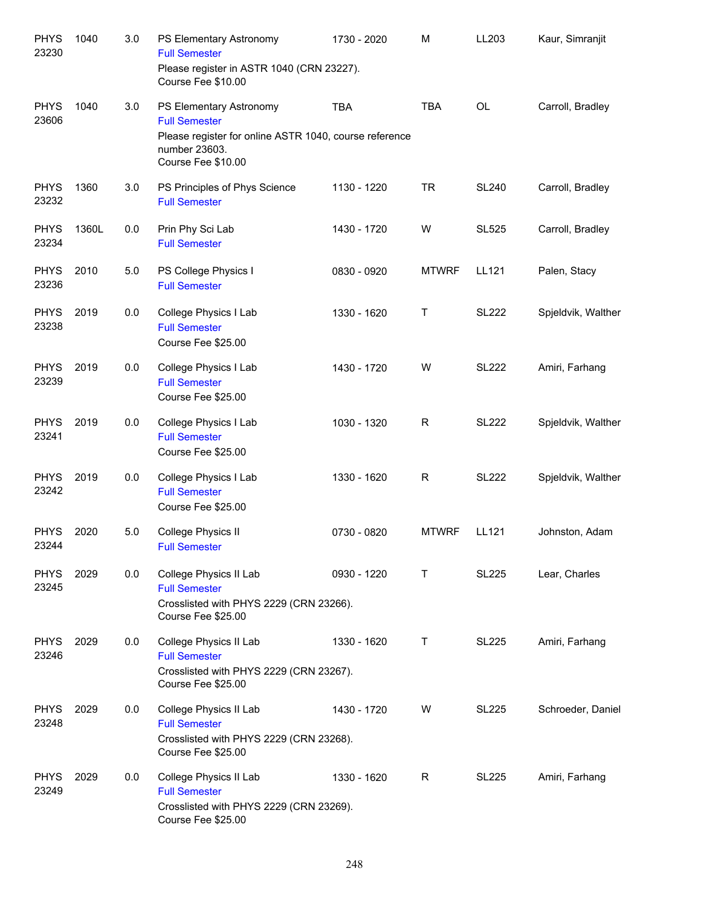| | | | | | | | |
|---|---|---|---|---|---|---|---|
| PHYS 23230 | 1040 | 3.0 | PS Elementary Astronomy<br>Full Semester<br>Please register in ASTR 1040 (CRN 23227).<br>Course Fee $10.00 | 1730 - 2020 | M | LL203 | Kaur, Simranjit |
| PHYS 23606 | 1040 | 3.0 | PS Elementary Astronomy<br>Full Semester<br>Please register for online ASTR 1040, course reference number 23603.<br>Course Fee $10.00 | TBA | TBA | OL | Carroll, Bradley |
| PHYS 23232 | 1360 | 3.0 | PS Principles of Phys Science<br>Full Semester | 1130 - 1220 | TR | SL240 | Carroll, Bradley |
| PHYS 23234 | 1360L | 0.0 | Prin Phy Sci Lab<br>Full Semester | 1430 - 1720 | W | SL525 | Carroll, Bradley |
| PHYS 23236 | 2010 | 5.0 | PS College Physics I<br>Full Semester | 0830 - 0920 | MTWRF | LL121 | Palen, Stacy |
| PHYS 23238 | 2019 | 0.0 | College Physics I Lab<br>Full Semester<br>Course Fee $25.00 | 1330 - 1620 | T | SL222 | Spjeldvik, Walther |
| PHYS 23239 | 2019 | 0.0 | College Physics I Lab<br>Full Semester<br>Course Fee $25.00 | 1430 - 1720 | W | SL222 | Amiri, Farhang |
| PHYS 23241 | 2019 | 0.0 | College Physics I Lab<br>Full Semester<br>Course Fee $25.00 | 1030 - 1320 | R | SL222 | Spjeldvik, Walther |
| PHYS 23242 | 2019 | 0.0 | College Physics I Lab<br>Full Semester<br>Course Fee $25.00 | 1330 - 1620 | R | SL222 | Spjeldvik, Walther |
| PHYS 23244 | 2020 | 5.0 | College Physics II<br>Full Semester | 0730 - 0820 | MTWRF | LL121 | Johnston, Adam |
| PHYS 23245 | 2029 | 0.0 | College Physics II Lab<br>Full Semester<br>Crosslisted with PHYS 2229 (CRN 23266).<br>Course Fee $25.00 | 0930 - 1220 | T | SL225 | Lear, Charles |
| PHYS 23246 | 2029 | 0.0 | College Physics II Lab<br>Full Semester<br>Crosslisted with PHYS 2229 (CRN 23267).<br>Course Fee $25.00 | 1330 - 1620 | T | SL225 | Amiri, Farhang |
| PHYS 23248 | 2029 | 0.0 | College Physics II Lab<br>Full Semester<br>Crosslisted with PHYS 2229 (CRN 23268).<br>Course Fee $25.00 | 1430 - 1720 | W | SL225 | Schroeder, Daniel |
| PHYS 23249 | 2029 | 0.0 | College Physics II Lab<br>Full Semester<br>Crosslisted with PHYS 2229 (CRN 23269).<br>Course Fee $25.00 | 1330 - 1620 | R | SL225 | Amiri, Farhang |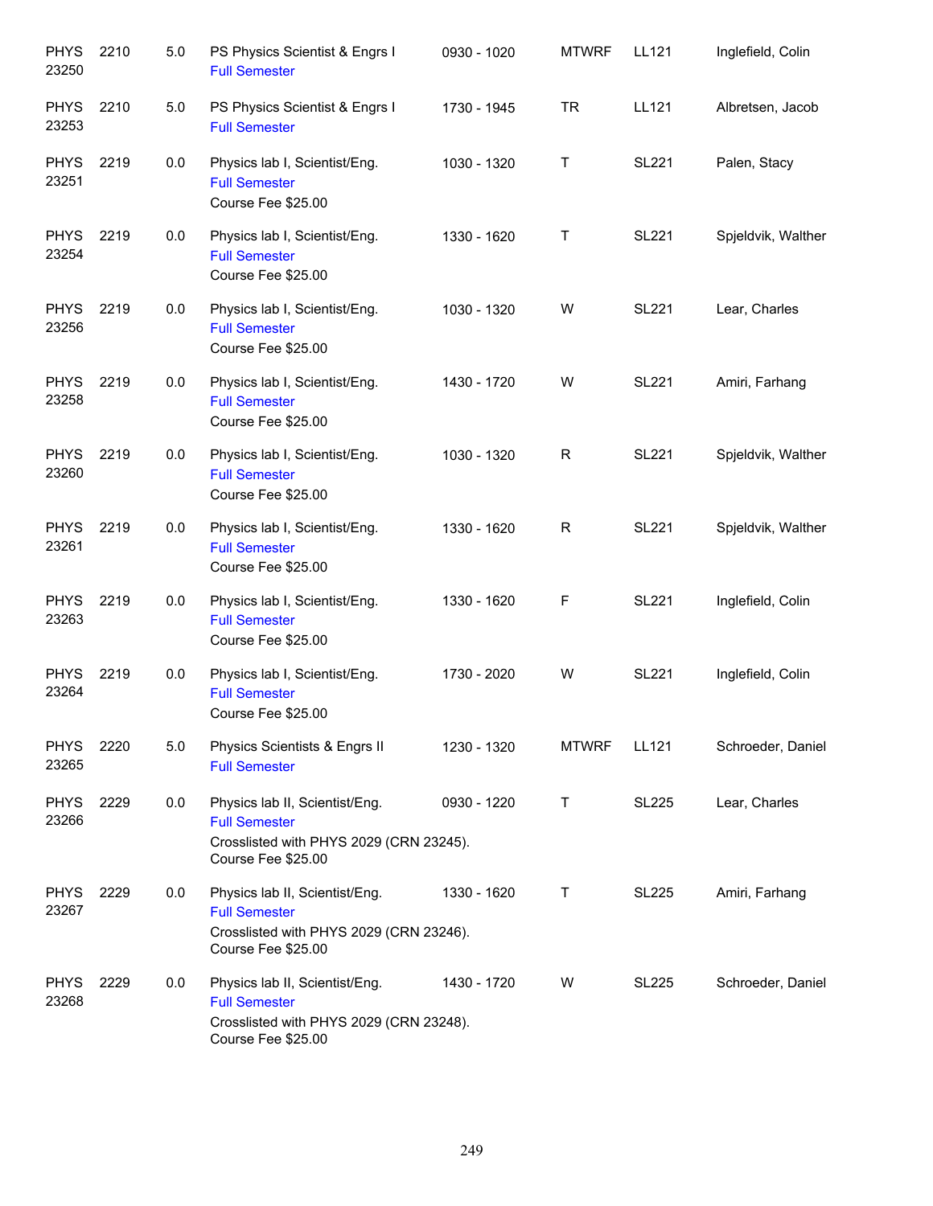| Subject/CRN | Course | Credits | Title | Time | Days | Room | Instructor |
|---|---|---|---|---|---|---|---|
| PHYS 23250 | 2210 | 5.0 | PS Physics Scientist & Engrs I<br>Full Semester | 0930 - 1020 | MTWRF | LL121 | Inglefield, Colin |
| PHYS 23253 | 2210 | 5.0 | PS Physics Scientist & Engrs I<br>Full Semester | 1730 - 1945 | TR | LL121 | Albretsen, Jacob |
| PHYS 23251 | 2219 | 0.0 | Physics lab I, Scientist/Eng.<br>Full Semester<br>Course Fee $25.00 | 1030 - 1320 | T | SL221 | Palen, Stacy |
| PHYS 23254 | 2219 | 0.0 | Physics lab I, Scientist/Eng.<br>Full Semester<br>Course Fee $25.00 | 1330 - 1620 | T | SL221 | Spjeldvik, Walther |
| PHYS 23256 | 2219 | 0.0 | Physics lab I, Scientist/Eng.<br>Full Semester<br>Course Fee $25.00 | 1030 - 1320 | W | SL221 | Lear, Charles |
| PHYS 23258 | 2219 | 0.0 | Physics lab I, Scientist/Eng.<br>Full Semester<br>Course Fee $25.00 | 1430 - 1720 | W | SL221 | Amiri, Farhang |
| PHYS 23260 | 2219 | 0.0 | Physics lab I, Scientist/Eng.<br>Full Semester<br>Course Fee $25.00 | 1030 - 1320 | R | SL221 | Spjeldvik, Walther |
| PHYS 23261 | 2219 | 0.0 | Physics lab I, Scientist/Eng.<br>Full Semester<br>Course Fee $25.00 | 1330 - 1620 | R | SL221 | Spjeldvik, Walther |
| PHYS 23263 | 2219 | 0.0 | Physics lab I, Scientist/Eng.<br>Full Semester<br>Course Fee $25.00 | 1330 - 1620 | F | SL221 | Inglefield, Colin |
| PHYS 23264 | 2219 | 0.0 | Physics lab I, Scientist/Eng.<br>Full Semester<br>Course Fee $25.00 | 1730 - 2020 | W | SL221 | Inglefield, Colin |
| PHYS 23265 | 2220 | 5.0 | Physics Scientists & Engrs II<br>Full Semester | 1230 - 1320 | MTWRF | LL121 | Schroeder, Daniel |
| PHYS 23266 | 2229 | 0.0 | Physics lab II, Scientist/Eng.<br>Full Semester<br>Crosslisted with PHYS 2029 (CRN 23245).<br>Course Fee $25.00 | 0930 - 1220 | T | SL225 | Lear, Charles |
| PHYS 23267 | 2229 | 0.0 | Physics lab II, Scientist/Eng.<br>Full Semester<br>Crosslisted with PHYS 2029 (CRN 23246).<br>Course Fee $25.00 | 1330 - 1620 | T | SL225 | Amiri, Farhang |
| PHYS 23268 | 2229 | 0.0 | Physics lab II, Scientist/Eng.<br>Full Semester<br>Crosslisted with PHYS 2029 (CRN 23248).<br>Course Fee $25.00 | 1430 - 1720 | W | SL225 | Schroeder, Daniel |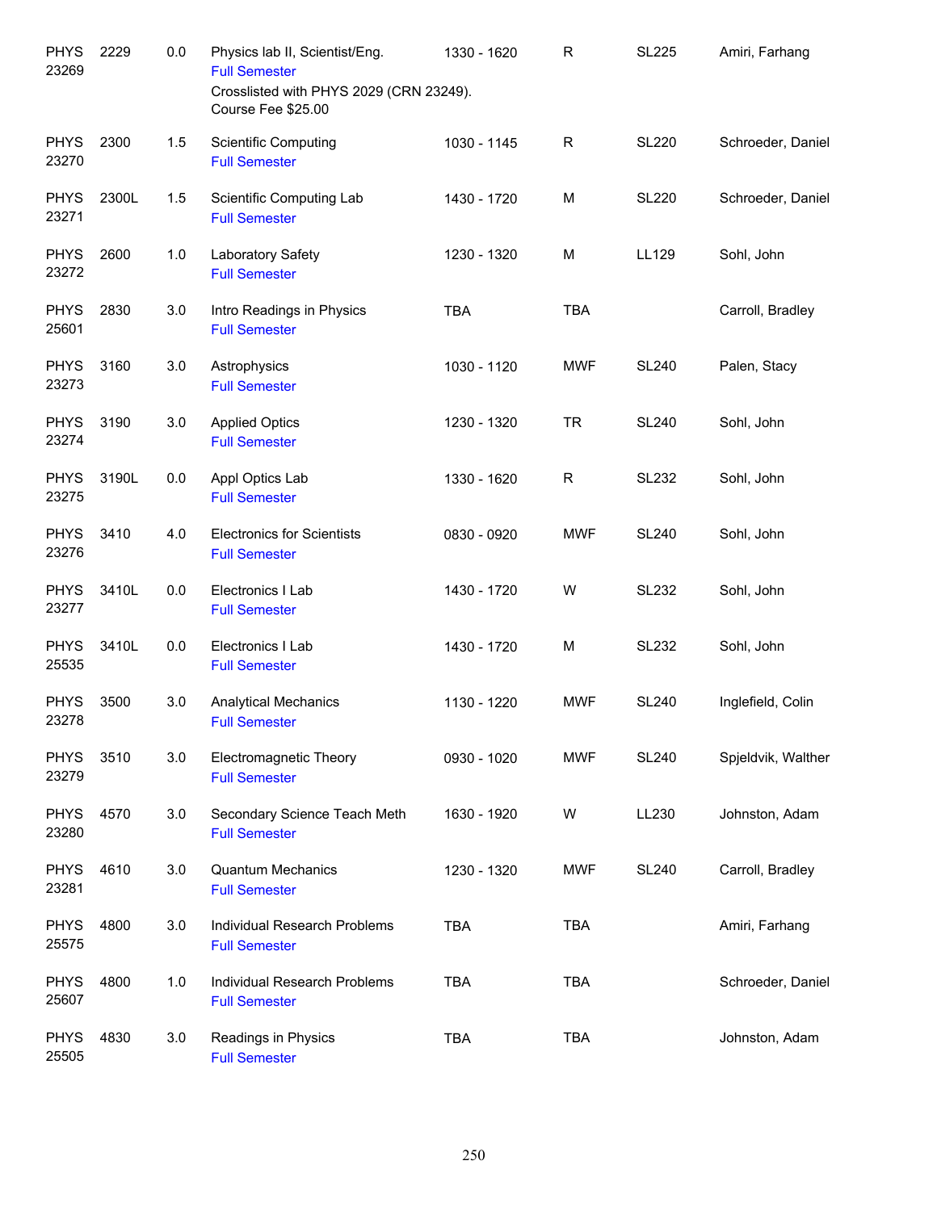| | | | | | | | |
|---|---|---|---|---|---|---|---|
| PHYS 23269 | 2229 | 0.0 | Physics lab II, Scientist/Eng.<br>Full Semester<br>Crosslisted with PHYS 2029 (CRN 23249).<br>Course Fee $25.00 | 1330 - 1620 | R | SL225 | Amiri, Farhang |
| PHYS 23270 | 2300 | 1.5 | Scientific Computing<br>Full Semester | 1030 - 1145 | R | SL220 | Schroeder, Daniel |
| PHYS 23271 | 2300L | 1.5 | Scientific Computing Lab<br>Full Semester | 1430 - 1720 | M | SL220 | Schroeder, Daniel |
| PHYS 23272 | 2600 | 1.0 | Laboratory Safety<br>Full Semester | 1230 - 1320 | M | LL129 | Sohl, John |
| PHYS 25601 | 2830 | 3.0 | Intro Readings in Physics<br>Full Semester | TBA | TBA | | Carroll, Bradley |
| PHYS 23273 | 3160 | 3.0 | Astrophysics<br>Full Semester | 1030 - 1120 | MWF | SL240 | Palen, Stacy |
| PHYS 23274 | 3190 | 3.0 | Applied Optics<br>Full Semester | 1230 - 1320 | TR | SL240 | Sohl, John |
| PHYS 23275 | 3190L | 0.0 | Appl Optics Lab<br>Full Semester | 1330 - 1620 | R | SL232 | Sohl, John |
| PHYS 23276 | 3410 | 4.0 | Electronics for Scientists<br>Full Semester | 0830 - 0920 | MWF | SL240 | Sohl, John |
| PHYS 23277 | 3410L | 0.0 | Electronics I Lab<br>Full Semester | 1430 - 1720 | W | SL232 | Sohl, John |
| PHYS 25535 | 3410L | 0.0 | Electronics I Lab<br>Full Semester | 1430 - 1720 | M | SL232 | Sohl, John |
| PHYS 23278 | 3500 | 3.0 | Analytical Mechanics<br>Full Semester | 1130 - 1220 | MWF | SL240 | Inglefield, Colin |
| PHYS 23279 | 3510 | 3.0 | Electromagnetic Theory<br>Full Semester | 0930 - 1020 | MWF | SL240 | Spjeldvik, Walther |
| PHYS 23280 | 4570 | 3.0 | Secondary Science Teach Meth<br>Full Semester | 1630 - 1920 | W | LL230 | Johnston, Adam |
| PHYS 23281 | 4610 | 3.0 | Quantum Mechanics<br>Full Semester | 1230 - 1320 | MWF | SL240 | Carroll, Bradley |
| PHYS 25575 | 4800 | 3.0 | Individual Research Problems<br>Full Semester | TBA | TBA | | Amiri, Farhang |
| PHYS 25607 | 4800 | 1.0 | Individual Research Problems<br>Full Semester | TBA | TBA | | Schroeder, Daniel |
| PHYS 25505 | 4830 | 3.0 | Readings in Physics<br>Full Semester | TBA | TBA | | Johnston, Adam |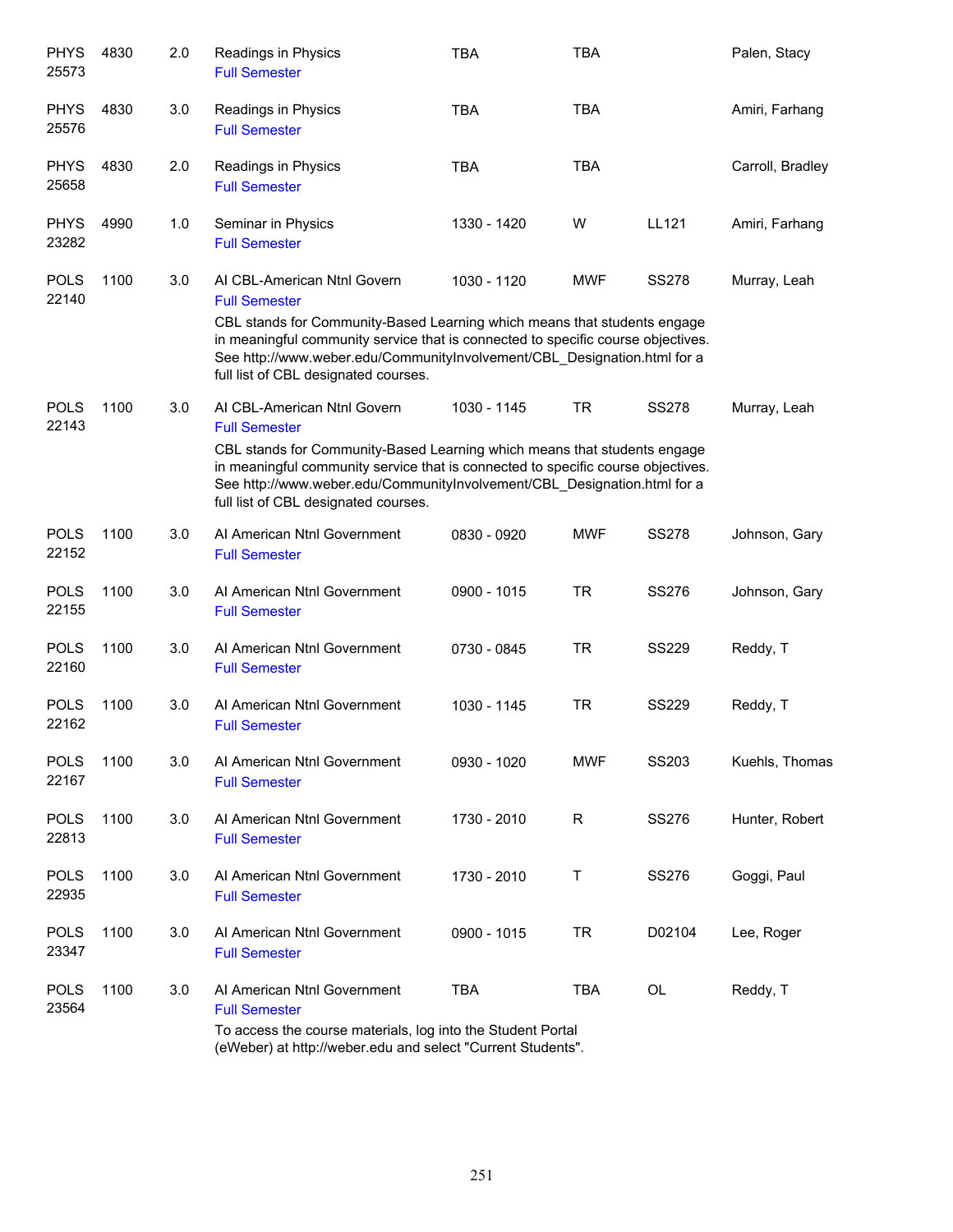| Subject / CRN | Course | Credits | Title | Time | Days | Room | Instructor |
|---|---|---|---|---|---|---|---|
| PHYS 25573 | 4830 | 2.0 | Readings in Physics<br>Full Semester | TBA | TBA | | Palen, Stacy |
| PHYS 25576 | 4830 | 3.0 | Readings in Physics<br>Full Semester | TBA | TBA | | Amiri, Farhang |
| PHYS 25658 | 4830 | 2.0 | Readings in Physics<br>Full Semester | TBA | TBA | | Carroll, Bradley |
| PHYS 23282 | 4990 | 1.0 | Seminar in Physics<br>Full Semester | 1330 - 1420 | W | LL121 | Amiri, Farhang |
| POLS 22140 | 1100 | 3.0 | AI CBL-American Ntnl Govern<br>Full Semester<br>CBL stands for Community-Based Learning which means that students engage in meaningful community service that is connected to specific course objectives. See http://www.weber.edu/CommunityInvolvement/CBL_Designation.html for a full list of CBL designated courses. | 1030 - 1120 | MWF | SS278 | Murray, Leah |
| POLS 22143 | 1100 | 3.0 | AI CBL-American Ntnl Govern<br>Full Semester<br>CBL stands for Community-Based Learning which means that students engage in meaningful community service that is connected to specific course objectives. See http://www.weber.edu/CommunityInvolvement/CBL_Designation.html for a full list of CBL designated courses. | 1030 - 1145 | TR | SS278 | Murray, Leah |
| POLS 22152 | 1100 | 3.0 | AI American Ntnl Government<br>Full Semester | 0830 - 0920 | MWF | SS278 | Johnson, Gary |
| POLS 22155 | 1100 | 3.0 | AI American Ntnl Government<br>Full Semester | 0900 - 1015 | TR | SS276 | Johnson, Gary |
| POLS 22160 | 1100 | 3.0 | AI American Ntnl Government<br>Full Semester | 0730 - 0845 | TR | SS229 | Reddy, T |
| POLS 22162 | 1100 | 3.0 | AI American Ntnl Government<br>Full Semester | 1030 - 1145 | TR | SS229 | Reddy, T |
| POLS 22167 | 1100 | 3.0 | AI American Ntnl Government<br>Full Semester | 0930 - 1020 | MWF | SS203 | Kuehls, Thomas |
| POLS 22813 | 1100 | 3.0 | AI American Ntnl Government<br>Full Semester | 1730 - 2010 | R | SS276 | Hunter, Robert |
| POLS 22935 | 1100 | 3.0 | AI American Ntnl Government<br>Full Semester | 1730 - 2010 | T | SS276 | Goggi, Paul |
| POLS 23347 | 1100 | 3.0 | AI American Ntnl Government<br>Full Semester | 0900 - 1015 | TR | D02104 | Lee, Roger |
| POLS 23564 | 1100 | 3.0 | AI American Ntnl Government<br>Full Semester<br>To access the course materials, log into the Student Portal (eWeber) at http://weber.edu and select "Current Students". | TBA | TBA | OL | Reddy, T |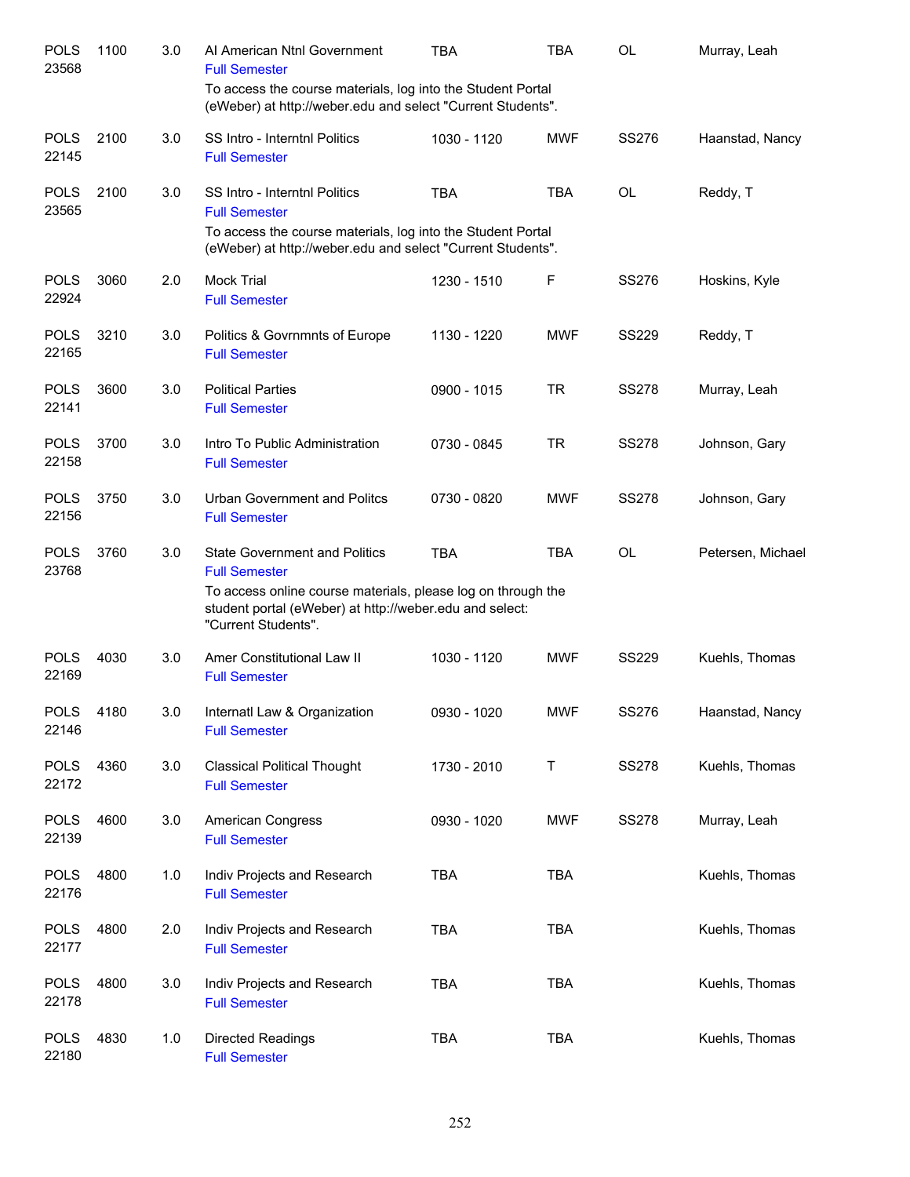| | | | | | | | |
|---|---|---|---|---|---|---|---|
| POLS 23568 | 1100 | 3.0 | AI American Ntnl Government<br>Full Semester<br>To access the course materials, log into the Student Portal (eWeber) at http://weber.edu and select "Current Students". | TBA | TBA | OL | Murray, Leah |
| POLS 22145 | 2100 | 3.0 | SS Intro - Interntnl Politics<br>Full Semester | 1030 - 1120 | MWF | SS276 | Haanstad, Nancy |
| POLS 23565 | 2100 | 3.0 | SS Intro - Interntnl Politics<br>Full Semester<br>To access the course materials, log into the Student Portal (eWeber) at http://weber.edu and select "Current Students". | TBA | TBA | OL | Reddy, T |
| POLS 22924 | 3060 | 2.0 | Mock Trial<br>Full Semester | 1230 - 1510 | F | SS276 | Hoskins, Kyle |
| POLS 22165 | 3210 | 3.0 | Politics & Govrnmnts of Europe<br>Full Semester | 1130 - 1220 | MWF | SS229 | Reddy, T |
| POLS 22141 | 3600 | 3.0 | Political Parties<br>Full Semester | 0900 - 1015 | TR | SS278 | Murray, Leah |
| POLS 22158 | 3700 | 3.0 | Intro To Public Administration<br>Full Semester | 0730 - 0845 | TR | SS278 | Johnson, Gary |
| POLS 22156 | 3750 | 3.0 | Urban Government and Politcs<br>Full Semester | 0730 - 0820 | MWF | SS278 | Johnson, Gary |
| POLS 23768 | 3760 | 3.0 | State Government and Politics<br>Full Semester<br>To access online course materials, please log on through the student portal (eWeber) at http://weber.edu and select: "Current Students". | TBA | TBA | OL | Petersen, Michael |
| POLS 22169 | 4030 | 3.0 | Amer Constitutional Law II<br>Full Semester | 1030 - 1120 | MWF | SS229 | Kuehls, Thomas |
| POLS 22146 | 4180 | 3.0 | Internatl Law & Organization<br>Full Semester | 0930 - 1020 | MWF | SS276 | Haanstad, Nancy |
| POLS 22172 | 4360 | 3.0 | Classical Political Thought<br>Full Semester | 1730 - 2010 | T | SS278 | Kuehls, Thomas |
| POLS 22139 | 4600 | 3.0 | American Congress<br>Full Semester | 0930 - 1020 | MWF | SS278 | Murray, Leah |
| POLS 22176 | 4800 | 1.0 | Indiv Projects and Research<br>Full Semester | TBA | TBA | | Kuehls, Thomas |
| POLS 22177 | 4800 | 2.0 | Indiv Projects and Research<br>Full Semester | TBA | TBA | | Kuehls, Thomas |
| POLS 22178 | 4800 | 3.0 | Indiv Projects and Research<br>Full Semester | TBA | TBA | | Kuehls, Thomas |
| POLS 22180 | 4830 | 1.0 | Directed Readings<br>Full Semester | TBA | TBA | | Kuehls, Thomas |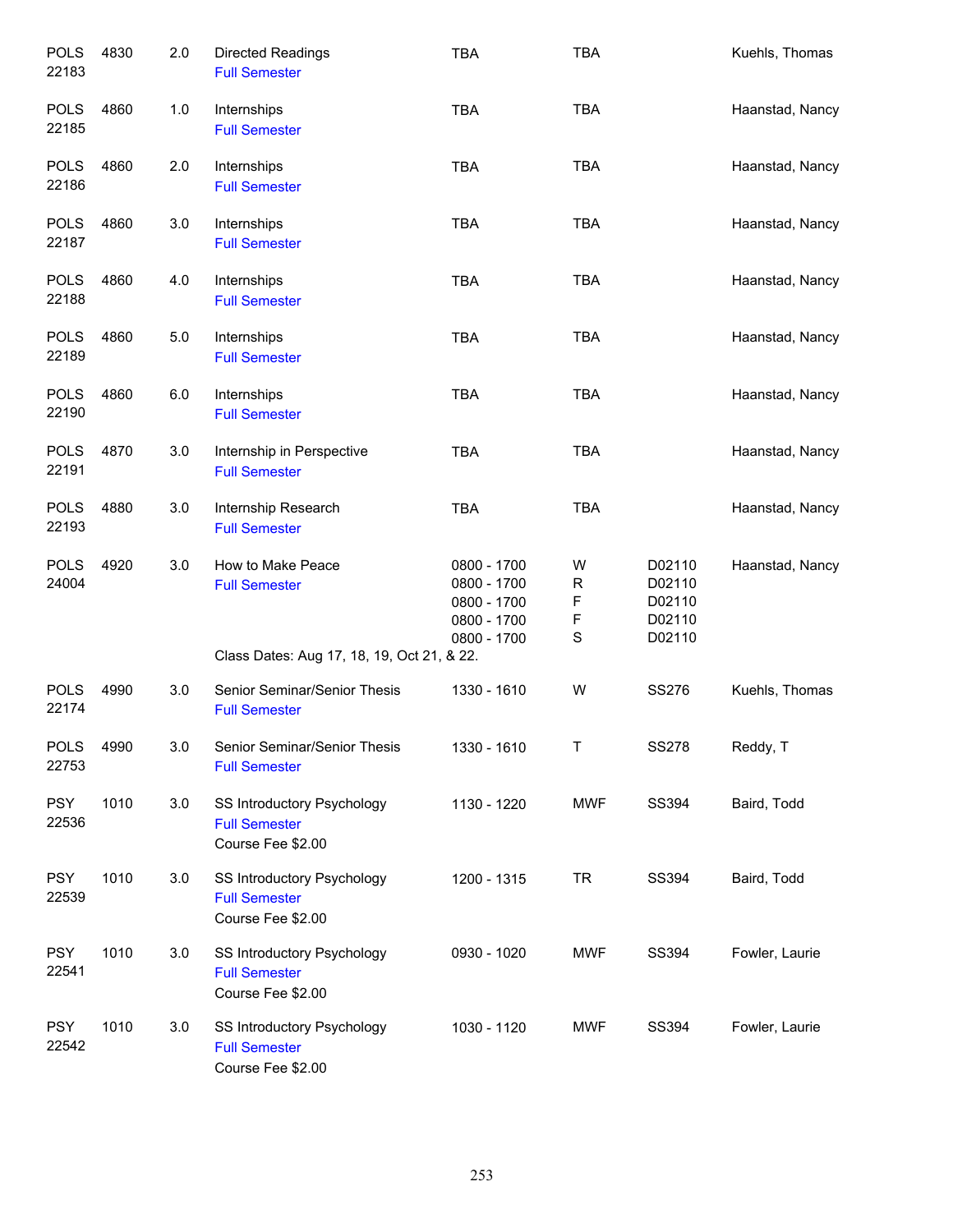| Subject / CRN | Course | Credits | Title | Time | Days | Room | Instructor |
|---|---|---|---|---|---|---|---|
| POLS 22183 | 4830 | 2.0 | Directed Readings<br>Full Semester | TBA | TBA | | Kuehls, Thomas |
| POLS 22185 | 4860 | 1.0 | Internships<br>Full Semester | TBA | TBA | | Haanstad, Nancy |
| POLS 22186 | 4860 | 2.0 | Internships<br>Full Semester | TBA | TBA | | Haanstad, Nancy |
| POLS 22187 | 4860 | 3.0 | Internships<br>Full Semester | TBA | TBA | | Haanstad, Nancy |
| POLS 22188 | 4860 | 4.0 | Internships<br>Full Semester | TBA | TBA | | Haanstad, Nancy |
| POLS 22189 | 4860 | 5.0 | Internships<br>Full Semester | TBA | TBA | | Haanstad, Nancy |
| POLS 22190 | 4860 | 6.0 | Internships<br>Full Semester | TBA | TBA | | Haanstad, Nancy |
| POLS 22191 | 4870 | 3.0 | Internship in Perspective<br>Full Semester | TBA | TBA | | Haanstad, Nancy |
| POLS 22193 | 4880 | 3.0 | Internship Research<br>Full Semester | TBA | TBA | | Haanstad, Nancy |
| POLS 24004 | 4920 | 3.0 | How to Make Peace<br>Full Semester<br>Class Dates: Aug 17, 18, 19, Oct 21, & 22. | 0800 - 1700<br>0800 - 1700<br>0800 - 1700<br>0800 - 1700<br>0800 - 1700 | W<br>R<br>F<br>F<br>S | D02110<br>D02110<br>D02110<br>D02110<br>D02110 | Haanstad, Nancy |
| POLS 22174 | 4990 | 3.0 | Senior Seminar/Senior Thesis<br>Full Semester | 1330 - 1610 | W | SS276 | Kuehls, Thomas |
| POLS 22753 | 4990 | 3.0 | Senior Seminar/Senior Thesis<br>Full Semester | 1330 - 1610 | T | SS278 | Reddy, T |
| PSY 22536 | 1010 | 3.0 | SS Introductory Psychology<br>Full Semester<br>Course Fee $2.00 | 1130 - 1220 | MWF | SS394 | Baird, Todd |
| PSY 22539 | 1010 | 3.0 | SS Introductory Psychology<br>Full Semester<br>Course Fee $2.00 | 1200 - 1315 | TR | SS394 | Baird, Todd |
| PSY 22541 | 1010 | 3.0 | SS Introductory Psychology<br>Full Semester<br>Course Fee $2.00 | 0930 - 1020 | MWF | SS394 | Fowler, Laurie |
| PSY 22542 | 1010 | 3.0 | SS Introductory Psychology<br>Full Semester<br>Course Fee $2.00 | 1030 - 1120 | MWF | SS394 | Fowler, Laurie |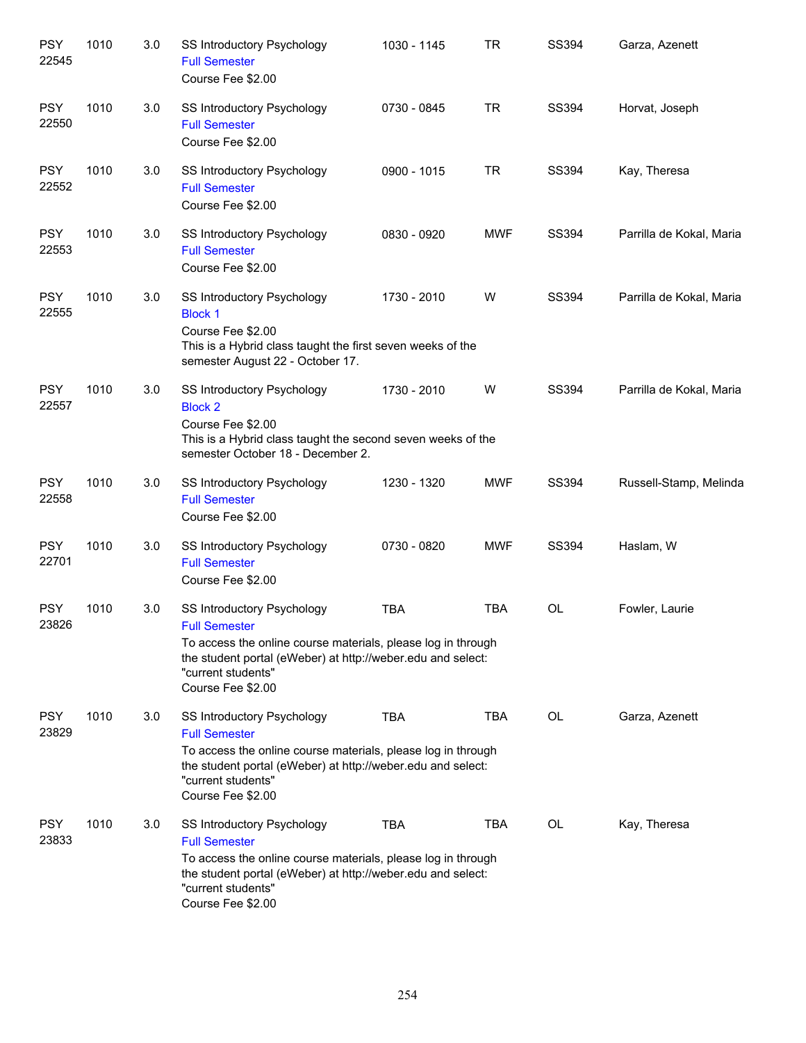| | | | | | | | |
|---|---|---|---|---|---|---|---|
| PSY 22545 | 1010 | 3.0 | SS Introductory Psychology<br>Full Semester<br>Course Fee $2.00 | 1030 - 1145 | TR | SS394 | Garza, Azenett |
| PSY 22550 | 1010 | 3.0 | SS Introductory Psychology<br>Full Semester<br>Course Fee $2.00 | 0730 - 0845 | TR | SS394 | Horvat, Joseph |
| PSY 22552 | 1010 | 3.0 | SS Introductory Psychology<br>Full Semester<br>Course Fee $2.00 | 0900 - 1015 | TR | SS394 | Kay, Theresa |
| PSY 22553 | 1010 | 3.0 | SS Introductory Psychology<br>Full Semester<br>Course Fee $2.00 | 0830 - 0920 | MWF | SS394 | Parrilla de Kokal, Maria |
| PSY 22555 | 1010 | 3.0 | SS Introductory Psychology<br>Block 1<br>Course Fee $2.00<br>This is a Hybrid class taught the first seven weeks of the semester August 22 - October 17. | 1730 - 2010 | W | SS394 | Parrilla de Kokal, Maria |
| PSY 22557 | 1010 | 3.0 | SS Introductory Psychology<br>Block 2<br>Course Fee $2.00<br>This is a Hybrid class taught the second seven weeks of the semester October 18 - December 2. | 1730 - 2010 | W | SS394 | Parrilla de Kokal, Maria |
| PSY 22558 | 1010 | 3.0 | SS Introductory Psychology<br>Full Semester<br>Course Fee $2.00 | 1230 - 1320 | MWF | SS394 | Russell-Stamp, Melinda |
| PSY 22701 | 1010 | 3.0 | SS Introductory Psychology<br>Full Semester<br>Course Fee $2.00 | 0730 - 0820 | MWF | SS394 | Haslam, W |
| PSY 23826 | 1010 | 3.0 | SS Introductory Psychology<br>Full Semester<br>To access the online course materials, please log in through the student portal (eWeber) at http://weber.edu and select: "current students"<br>Course Fee $2.00 | TBA | TBA | OL | Fowler, Laurie |
| PSY 23829 | 1010 | 3.0 | SS Introductory Psychology<br>Full Semester<br>To access the online course materials, please log in through the student portal (eWeber) at http://weber.edu and select: "current students"<br>Course Fee $2.00 | TBA | TBA | OL | Garza, Azenett |
| PSY 23833 | 1010 | 3.0 | SS Introductory Psychology<br>Full Semester<br>To access the online course materials, please log in through the student portal (eWeber) at http://weber.edu and select: "current students"<br>Course Fee $2.00 | TBA | TBA | OL | Kay, Theresa |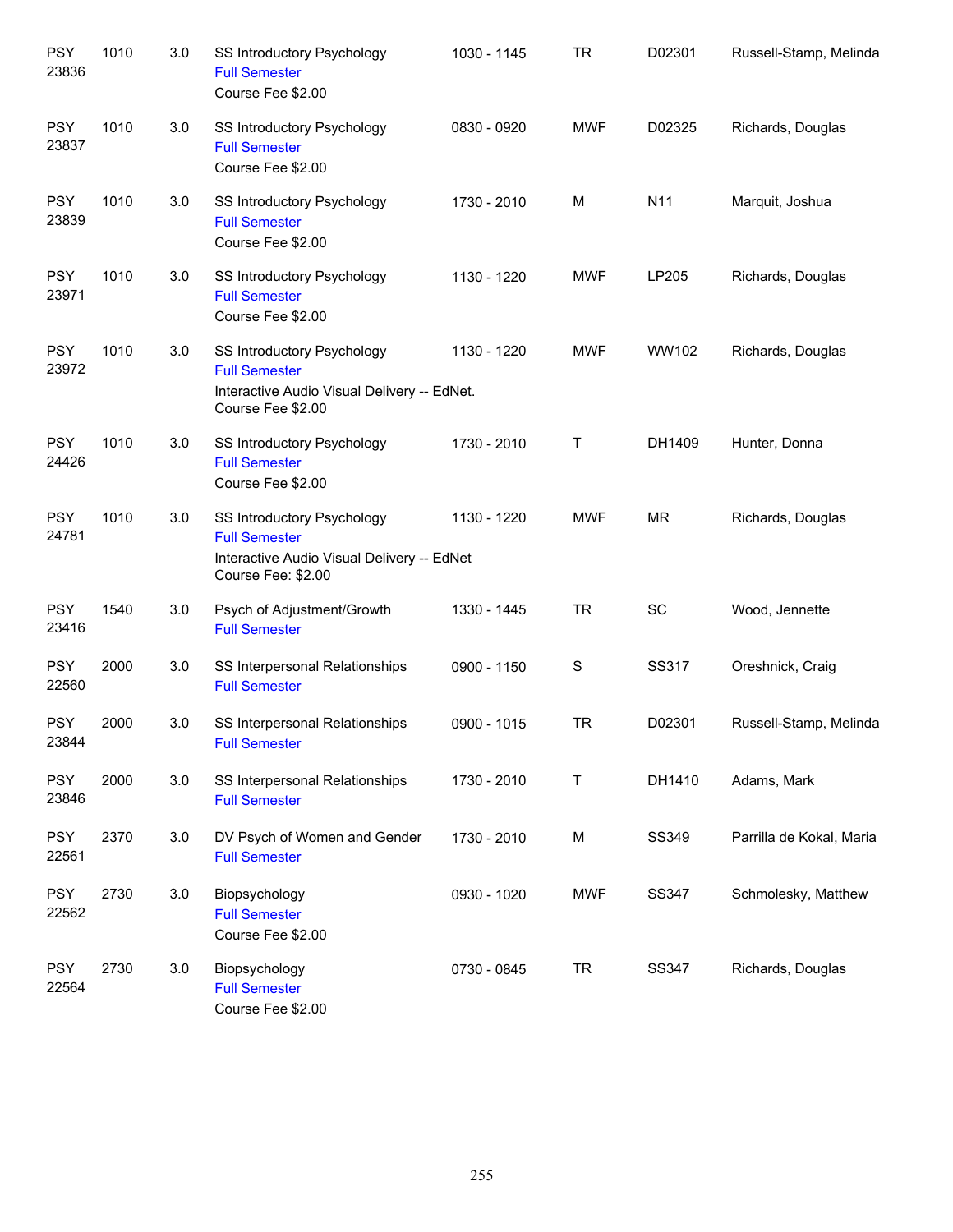| | | | | | | | |
|---|---|---|---|---|---|---|---|
| PSY 23836 | 1010 | 3.0 | SS Introductory Psychology<br>Full Semester<br>Course Fee $2.00 | 1030 - 1145 | TR | D02301 | Russell-Stamp, Melinda |
| PSY 23837 | 1010 | 3.0 | SS Introductory Psychology<br>Full Semester<br>Course Fee $2.00 | 0830 - 0920 | MWF | D02325 | Richards, Douglas |
| PSY 23839 | 1010 | 3.0 | SS Introductory Psychology<br>Full Semester<br>Course Fee $2.00 | 1730 - 2010 | M | N11 | Marquit, Joshua |
| PSY 23971 | 1010 | 3.0 | SS Introductory Psychology<br>Full Semester<br>Course Fee $2.00 | 1130 - 1220 | MWF | LP205 | Richards, Douglas |
| PSY 23972 | 1010 | 3.0 | SS Introductory Psychology<br>Full Semester<br>Interactive Audio Visual Delivery -- EdNet.<br>Course Fee $2.00 | 1130 - 1220 | MWF | WW102 | Richards, Douglas |
| PSY 24426 | 1010 | 3.0 | SS Introductory Psychology<br>Full Semester<br>Course Fee $2.00 | 1730 - 2010 | T | DH1409 | Hunter, Donna |
| PSY 24781 | 1010 | 3.0 | SS Introductory Psychology<br>Full Semester<br>Interactive Audio Visual Delivery -- EdNet<br>Course Fee: $2.00 | 1130 - 1220 | MWF | MR | Richards, Douglas |
| PSY 23416 | 1540 | 3.0 | Psych of Adjustment/Growth<br>Full Semester | 1330 - 1445 | TR | SC | Wood, Jennette |
| PSY 22560 | 2000 | 3.0 | SS Interpersonal Relationships<br>Full Semester | 0900 - 1150 | S | SS317 | Oreshnick, Craig |
| PSY 23844 | 2000 | 3.0 | SS Interpersonal Relationships<br>Full Semester | 0900 - 1015 | TR | D02301 | Russell-Stamp, Melinda |
| PSY 23846 | 2000 | 3.0 | SS Interpersonal Relationships<br>Full Semester | 1730 - 2010 | T | DH1410 | Adams, Mark |
| PSY 22561 | 2370 | 3.0 | DV Psych of Women and Gender<br>Full Semester | 1730 - 2010 | M | SS349 | Parrilla de Kokal, Maria |
| PSY 22562 | 2730 | 3.0 | Biopsychology<br>Full Semester<br>Course Fee $2.00 | 0930 - 1020 | MWF | SS347 | Schmolesky, Matthew |
| PSY 22564 | 2730 | 3.0 | Biopsychology<br>Full Semester<br>Course Fee $2.00 | 0730 - 0845 | TR | SS347 | Richards, Douglas |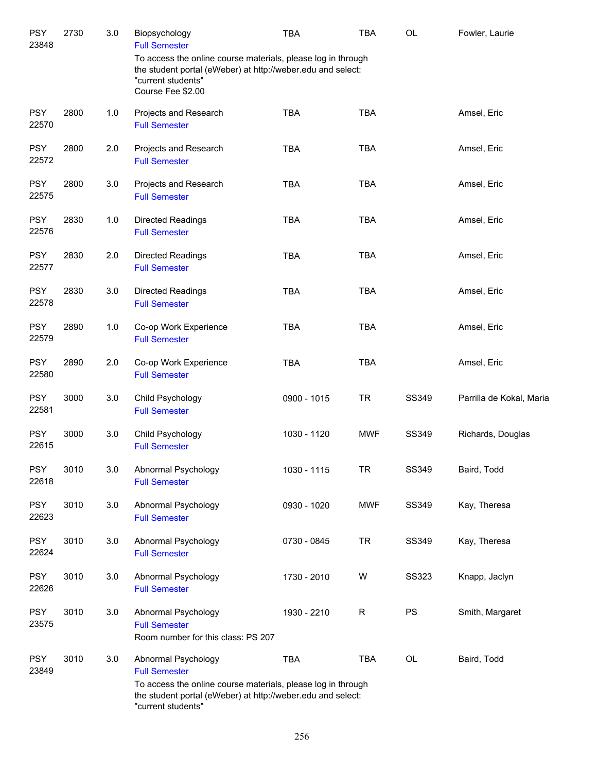| Dept/CRN | Course | Credits | Title | Time | Days | Room | Instructor |
|---|---|---|---|---|---|---|---|
| PSY 23848 | 2730 | 3.0 | Biopsychology<br>Full Semester<br>To access the online course materials, please log in through the student portal (eWeber) at http://weber.edu and select: "current students"<br>Course Fee $2.00 | TBA | TBA | OL | Fowler, Laurie |
| PSY 22570 | 2800 | 1.0 | Projects and Research<br>Full Semester | TBA | TBA | | Amsel, Eric |
| PSY 22572 | 2800 | 2.0 | Projects and Research<br>Full Semester | TBA | TBA | | Amsel, Eric |
| PSY 22575 | 2800 | 3.0 | Projects and Research<br>Full Semester | TBA | TBA | | Amsel, Eric |
| PSY 22576 | 2830 | 1.0 | Directed Readings<br>Full Semester | TBA | TBA | | Amsel, Eric |
| PSY 22577 | 2830 | 2.0 | Directed Readings<br>Full Semester | TBA | TBA | | Amsel, Eric |
| PSY 22578 | 2830 | 3.0 | Directed Readings<br>Full Semester | TBA | TBA | | Amsel, Eric |
| PSY 22579 | 2890 | 1.0 | Co-op Work Experience<br>Full Semester | TBA | TBA | | Amsel, Eric |
| PSY 22580 | 2890 | 2.0 | Co-op Work Experience<br>Full Semester | TBA | TBA | | Amsel, Eric |
| PSY 22581 | 3000 | 3.0 | Child Psychology<br>Full Semester | 0900 - 1015 | TR | SS349 | Parrilla de Kokal, Maria |
| PSY 22615 | 3000 | 3.0 | Child Psychology<br>Full Semester | 1030 - 1120 | MWF | SS349 | Richards, Douglas |
| PSY 22618 | 3010 | 3.0 | Abnormal Psychology<br>Full Semester | 1030 - 1115 | TR | SS349 | Baird, Todd |
| PSY 22623 | 3010 | 3.0 | Abnormal Psychology<br>Full Semester | 0930 - 1020 | MWF | SS349 | Kay, Theresa |
| PSY 22624 | 3010 | 3.0 | Abnormal Psychology<br>Full Semester | 0730 - 0845 | TR | SS349 | Kay, Theresa |
| PSY 22626 | 3010 | 3.0 | Abnormal Psychology<br>Full Semester | 1730 - 2010 | W | SS323 | Knapp, Jaclyn |
| PSY 23575 | 3010 | 3.0 | Abnormal Psychology<br>Full Semester<br>Room number for this class: PS 207 | 1930 - 2210 | R | PS | Smith, Margaret |
| PSY 23849 | 3010 | 3.0 | Abnormal Psychology<br>Full Semester<br>To access the online course materials, please log in through the student portal (eWeber) at http://weber.edu and select: "current students" | TBA | TBA | OL | Baird, Todd |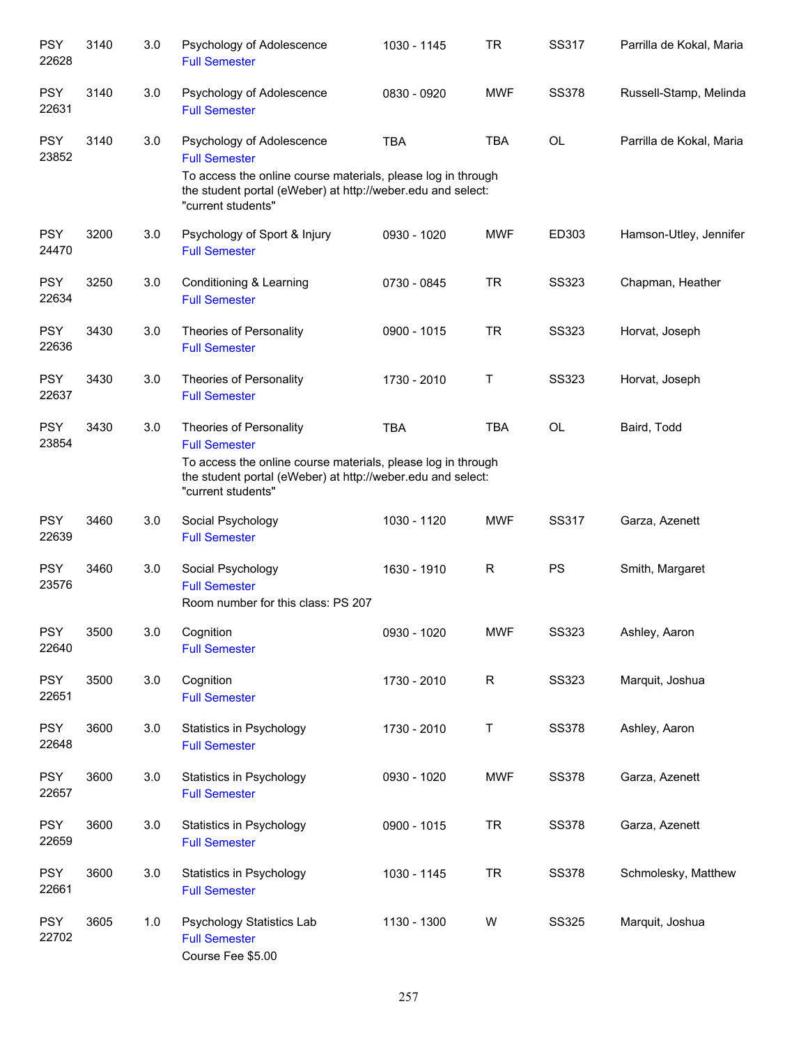| Subject / CRN | Course | Credits | Title | Time | Days | Room | Instructor |
|---|---|---|---|---|---|---|---|
| PSY 22628 | 3140 | 3.0 | Psychology of Adolescence<br>Full Semester | 1030 - 1145 | TR | SS317 | Parrilla de Kokal, Maria |
| PSY 22631 | 3140 | 3.0 | Psychology of Adolescence<br>Full Semester | 0830 - 0920 | MWF | SS378 | Russell-Stamp, Melinda |
| PSY 23852 | 3140 | 3.0 | Psychology of Adolescence<br>Full Semester<br>To access the online course materials, please log in through the student portal (eWeber) at http://weber.edu and select: "current students" | TBA | TBA | OL | Parrilla de Kokal, Maria |
| PSY 24470 | 3200 | 3.0 | Psychology of Sport & Injury<br>Full Semester | 0930 - 1020 | MWF | ED303 | Hamson-Utley, Jennifer |
| PSY 22634 | 3250 | 3.0 | Conditioning & Learning<br>Full Semester | 0730 - 0845 | TR | SS323 | Chapman, Heather |
| PSY 22636 | 3430 | 3.0 | Theories of Personality<br>Full Semester | 0900 - 1015 | TR | SS323 | Horvat, Joseph |
| PSY 22637 | 3430 | 3.0 | Theories of Personality<br>Full Semester | 1730 - 2010 | T | SS323 | Horvat, Joseph |
| PSY 23854 | 3430 | 3.0 | Theories of Personality<br>Full Semester<br>To access the online course materials, please log in through the student portal (eWeber) at http://weber.edu and select: "current students" | TBA | TBA | OL | Baird, Todd |
| PSY 22639 | 3460 | 3.0 | Social Psychology<br>Full Semester | 1030 - 1120 | MWF | SS317 | Garza, Azenett |
| PSY 23576 | 3460 | 3.0 | Social Psychology<br>Full Semester<br>Room number for this class: PS 207 | 1630 - 1910 | R | PS | Smith, Margaret |
| PSY 22640 | 3500 | 3.0 | Cognition<br>Full Semester | 0930 - 1020 | MWF | SS323 | Ashley, Aaron |
| PSY 22651 | 3500 | 3.0 | Cognition<br>Full Semester | 1730 - 2010 | R | SS323 | Marquit, Joshua |
| PSY 22648 | 3600 | 3.0 | Statistics in Psychology<br>Full Semester | 1730 - 2010 | T | SS378 | Ashley, Aaron |
| PSY 22657 | 3600 | 3.0 | Statistics in Psychology<br>Full Semester | 0930 - 1020 | MWF | SS378 | Garza, Azenett |
| PSY 22659 | 3600 | 3.0 | Statistics in Psychology<br>Full Semester | 0900 - 1015 | TR | SS378 | Garza, Azenett |
| PSY 22661 | 3600 | 3.0 | Statistics in Psychology<br>Full Semester | 1030 - 1145 | TR | SS378 | Schmolesky, Matthew |
| PSY 22702 | 3605 | 1.0 | Psychology Statistics Lab<br>Full Semester<br>Course Fee $5.00 | 1130 - 1300 | W | SS325 | Marquit, Joshua |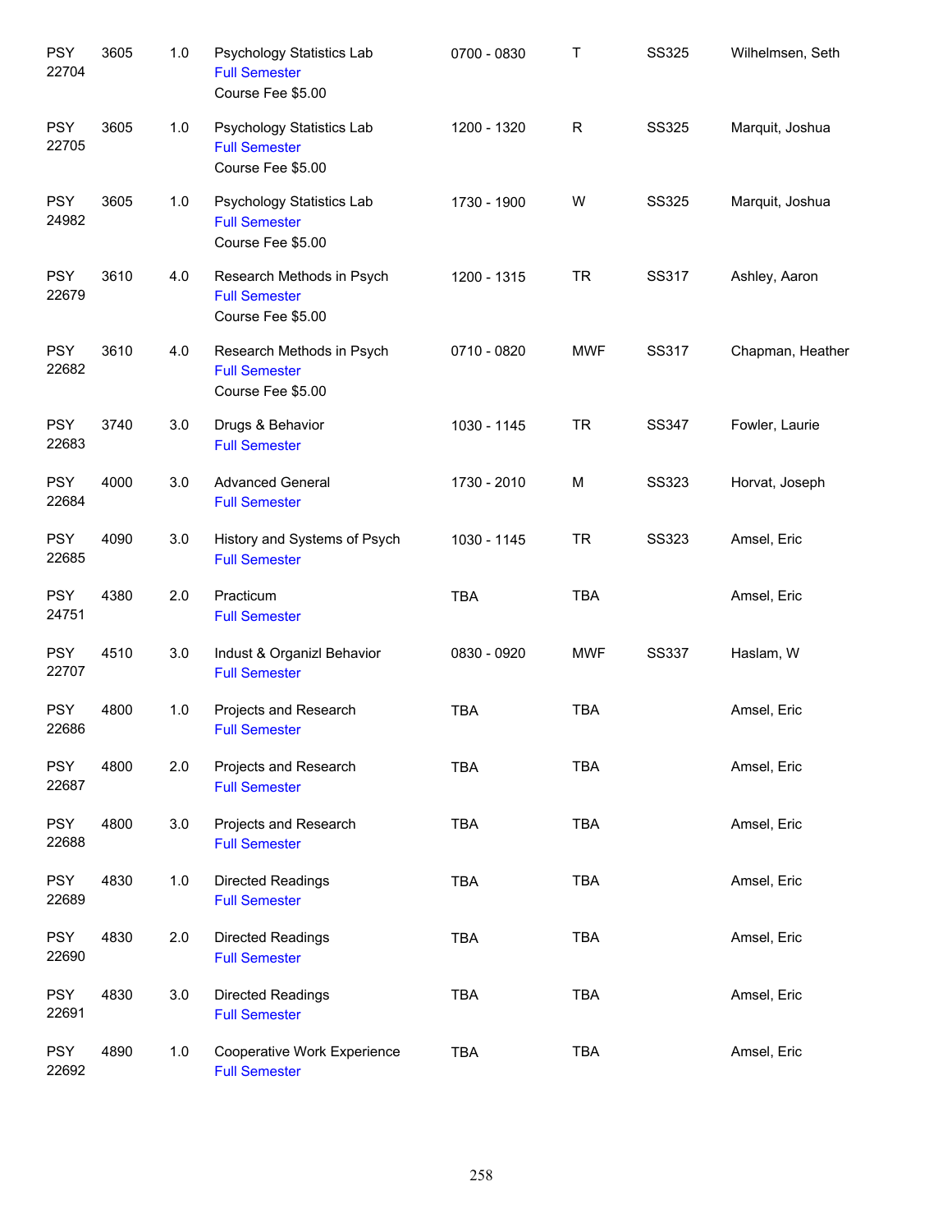| Subject / CRN | Course | Credits | Title | Time | Days | Room | Instructor |
|---|---|---|---|---|---|---|---|
| PSY 22704 | 3605 | 1.0 | Psychology Statistics Lab<br>Full Semester<br>Course Fee $5.00 | 0700 - 0830 | T | SS325 | Wilhelmsen, Seth |
| PSY 22705 | 3605 | 1.0 | Psychology Statistics Lab<br>Full Semester<br>Course Fee $5.00 | 1200 - 1320 | R | SS325 | Marquit, Joshua |
| PSY 24982 | 3605 | 1.0 | Psychology Statistics Lab<br>Full Semester<br>Course Fee $5.00 | 1730 - 1900 | W | SS325 | Marquit, Joshua |
| PSY 22679 | 3610 | 4.0 | Research Methods in Psych<br>Full Semester<br>Course Fee $5.00 | 1200 - 1315 | TR | SS317 | Ashley, Aaron |
| PSY 22682 | 3610 | 4.0 | Research Methods in Psych<br>Full Semester<br>Course Fee $5.00 | 0710 - 0820 | MWF | SS317 | Chapman, Heather |
| PSY 22683 | 3740 | 3.0 | Drugs & Behavior<br>Full Semester | 1030 - 1145 | TR | SS347 | Fowler, Laurie |
| PSY 22684 | 4000 | 3.0 | Advanced General<br>Full Semester | 1730 - 2010 | M | SS323 | Horvat, Joseph |
| PSY 22685 | 4090 | 3.0 | History and Systems of Psych<br>Full Semester | 1030 - 1145 | TR | SS323 | Amsel, Eric |
| PSY 24751 | 4380 | 2.0 | Practicum<br>Full Semester | TBA | TBA | | Amsel, Eric |
| PSY 22707 | 4510 | 3.0 | Indust & Organizl Behavior<br>Full Semester | 0830 - 0920 | MWF | SS337 | Haslam, W |
| PSY 22686 | 4800 | 1.0 | Projects and Research<br>Full Semester | TBA | TBA | | Amsel, Eric |
| PSY 22687 | 4800 | 2.0 | Projects and Research<br>Full Semester | TBA | TBA | | Amsel, Eric |
| PSY 22688 | 4800 | 3.0 | Projects and Research<br>Full Semester | TBA | TBA | | Amsel, Eric |
| PSY 22689 | 4830 | 1.0 | Directed Readings<br>Full Semester | TBA | TBA | | Amsel, Eric |
| PSY 22690 | 4830 | 2.0 | Directed Readings<br>Full Semester | TBA | TBA | | Amsel, Eric |
| PSY 22691 | 4830 | 3.0 | Directed Readings<br>Full Semester | TBA | TBA | | Amsel, Eric |
| PSY 22692 | 4890 | 1.0 | Cooperative Work Experience<br>Full Semester | TBA | TBA | | Amsel, Eric |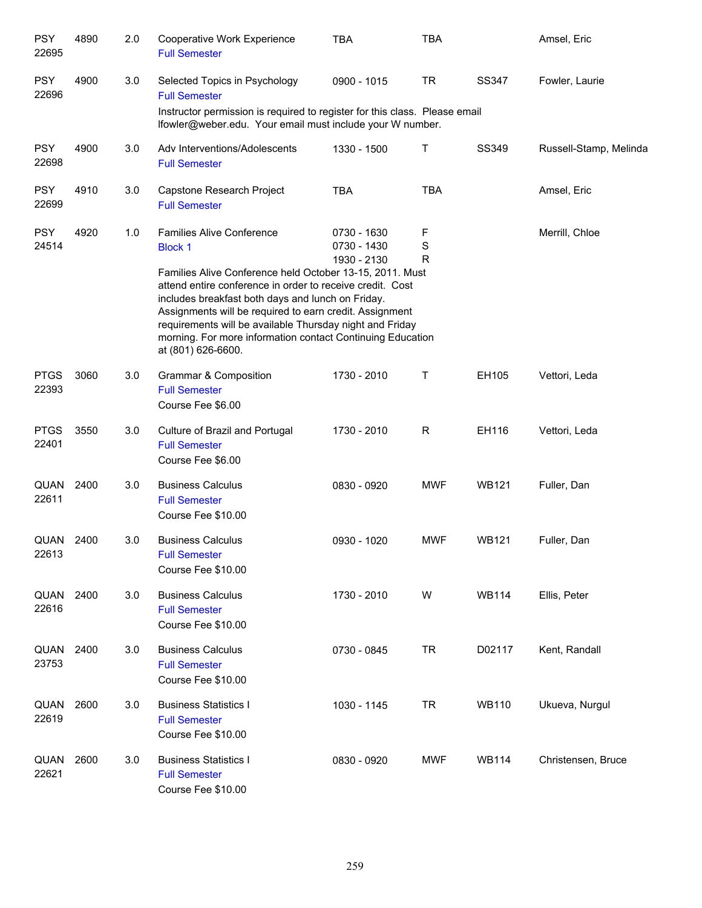| Subject / CRN | Course | Credits | Title | Time | Days | Room | Instructor |
|---|---|---|---|---|---|---|---|
| PSY 22695 | 4890 | 2.0 | Cooperative Work Experience<br>Full Semester | TBA | TBA | | Amsel, Eric |
| PSY 22696 | 4900 | 3.0 | Selected Topics in Psychology<br>Full Semester<br>Instructor permission is required to register for this class. Please email lfowler@weber.edu. Your email must include your W number. | 0900 - 1015 | TR | SS347 | Fowler, Laurie |
| PSY 22698 | 4900 | 3.0 | Adv Interventions/Adolescents<br>Full Semester | 1330 - 1500 | T | SS349 | Russell-Stamp, Melinda |
| PSY 22699 | 4910 | 3.0 | Capstone Research Project<br>Full Semester | TBA | TBA | | Amsel, Eric |
| PSY 24514 | 4920 | 1.0 | Families Alive Conference<br>Block 1<br>Families Alive Conference held October 13-15, 2011. Must attend entire conference in order to receive credit. Cost includes breakfast both days and lunch on Friday. Assignments will be required to earn credit. Assignment requirements will be available Thursday night and Friday morning. For more information contact Continuing Education at (801) 626-6600. | 0730 - 1630<br>0730 - 1430<br>1930 - 2130 | F<br>S<br>R | | Merrill, Chloe |
| PTGS 22393 | 3060 | 3.0 | Grammar & Composition<br>Full Semester<br>Course Fee $6.00 | 1730 - 2010 | T | EH105 | Vettori, Leda |
| PTGS 22401 | 3550 | 3.0 | Culture of Brazil and Portugal<br>Full Semester<br>Course Fee $6.00 | 1730 - 2010 | R | EH116 | Vettori, Leda |
| QUAN 22611 | 2400 | 3.0 | Business Calculus<br>Full Semester<br>Course Fee $10.00 | 0830 - 0920 | MWF | WB121 | Fuller, Dan |
| QUAN 22613 | 2400 | 3.0 | Business Calculus<br>Full Semester<br>Course Fee $10.00 | 0930 - 1020 | MWF | WB121 | Fuller, Dan |
| QUAN 22616 | 2400 | 3.0 | Business Calculus<br>Full Semester<br>Course Fee $10.00 | 1730 - 2010 | W | WB114 | Ellis, Peter |
| QUAN 23753 | 2400 | 3.0 | Business Calculus<br>Full Semester<br>Course Fee $10.00 | 0730 - 0845 | TR | D02117 | Kent, Randall |
| QUAN 22619 | 2600 | 3.0 | Business Statistics I<br>Full Semester<br>Course Fee $10.00 | 1030 - 1145 | TR | WB110 | Ukueva, Nurgul |
| QUAN 22621 | 2600 | 3.0 | Business Statistics I<br>Full Semester<br>Course Fee $10.00 | 0830 - 0920 | MWF | WB114 | Christensen, Bruce |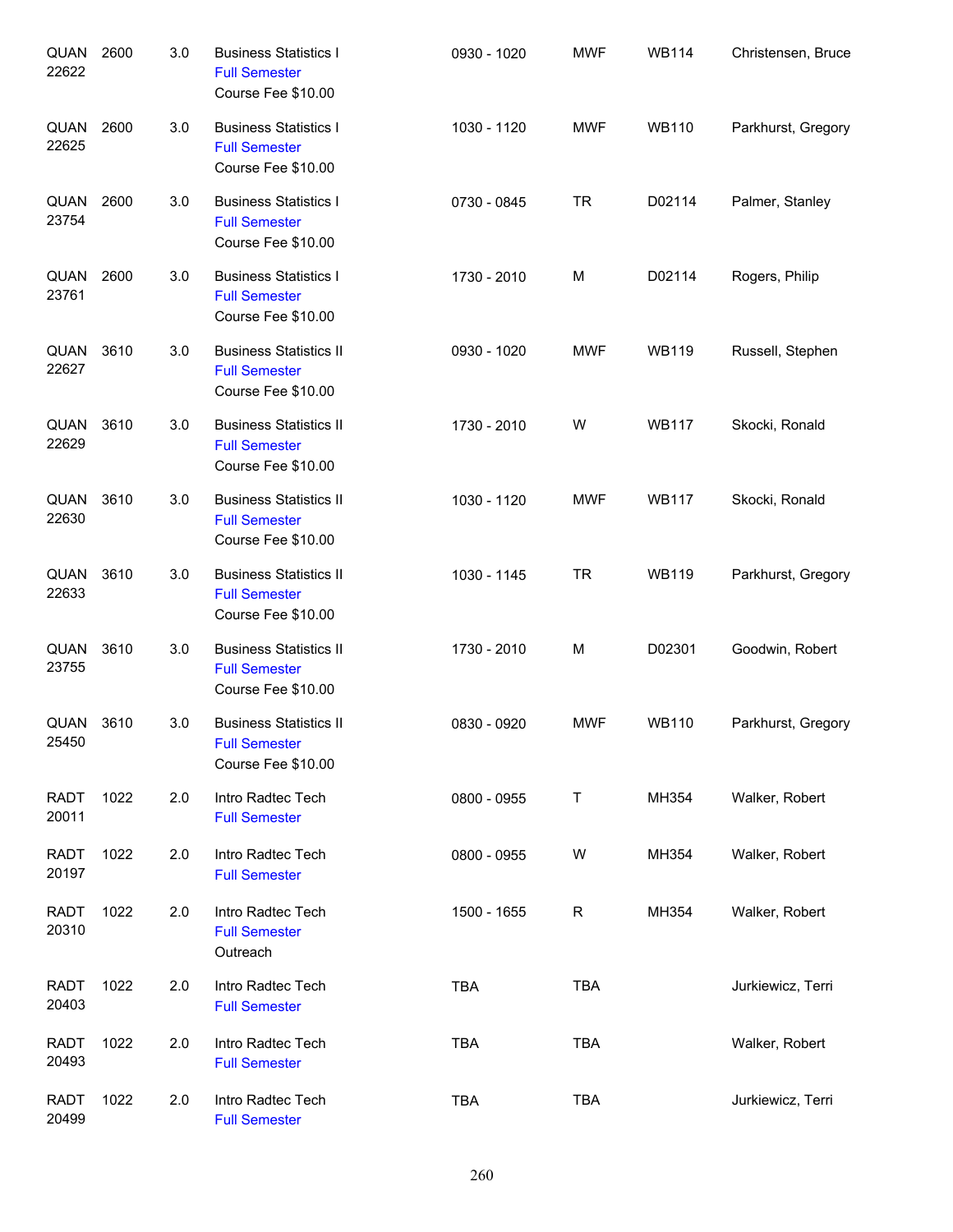| | | | | | | | |
|---|---|---|---|---|---|---|---|
| QUAN 22622 | 2600 | 3.0 | Business Statistics I<br>Full Semester<br>Course Fee $10.00 | 0930 - 1020 | MWF | WB114 | Christensen, Bruce |
| QUAN 22625 | 2600 | 3.0 | Business Statistics I<br>Full Semester<br>Course Fee $10.00 | 1030 - 1120 | MWF | WB110 | Parkhurst, Gregory |
| QUAN 23754 | 2600 | 3.0 | Business Statistics I<br>Full Semester<br>Course Fee $10.00 | 0730 - 0845 | TR | D02114 | Palmer, Stanley |
| QUAN 23761 | 2600 | 3.0 | Business Statistics I<br>Full Semester<br>Course Fee $10.00 | 1730 - 2010 | M | D02114 | Rogers, Philip |
| QUAN 22627 | 3610 | 3.0 | Business Statistics II<br>Full Semester<br>Course Fee $10.00 | 0930 - 1020 | MWF | WB119 | Russell, Stephen |
| QUAN 22629 | 3610 | 3.0 | Business Statistics II<br>Full Semester<br>Course Fee $10.00 | 1730 - 2010 | W | WB117 | Skocki, Ronald |
| QUAN 22630 | 3610 | 3.0 | Business Statistics II<br>Full Semester<br>Course Fee $10.00 | 1030 - 1120 | MWF | WB117 | Skocki, Ronald |
| QUAN 22633 | 3610 | 3.0 | Business Statistics II<br>Full Semester<br>Course Fee $10.00 | 1030 - 1145 | TR | WB119 | Parkhurst, Gregory |
| QUAN 23755 | 3610 | 3.0 | Business Statistics II<br>Full Semester<br>Course Fee $10.00 | 1730 - 2010 | M | D02301 | Goodwin, Robert |
| QUAN 25450 | 3610 | 3.0 | Business Statistics II<br>Full Semester<br>Course Fee $10.00 | 0830 - 0920 | MWF | WB110 | Parkhurst, Gregory |
| RADT 20011 | 1022 | 2.0 | Intro Radtec Tech<br>Full Semester | 0800 - 0955 | T | MH354 | Walker, Robert |
| RADT 20197 | 1022 | 2.0 | Intro Radtec Tech<br>Full Semester | 0800 - 0955 | W | MH354 | Walker, Robert |
| RADT 20310 | 1022 | 2.0 | Intro Radtec Tech<br>Full Semester<br>Outreach | 1500 - 1655 | R | MH354 | Walker, Robert |
| RADT 20403 | 1022 | 2.0 | Intro Radtec Tech<br>Full Semester | TBA | TBA | | Jurkiewicz, Terri |
| RADT 20493 | 1022 | 2.0 | Intro Radtec Tech<br>Full Semester | TBA | TBA | | Walker, Robert |
| RADT 20499 | 1022 | 2.0 | Intro Radtec Tech<br>Full Semester | TBA | TBA | | Jurkiewicz, Terri |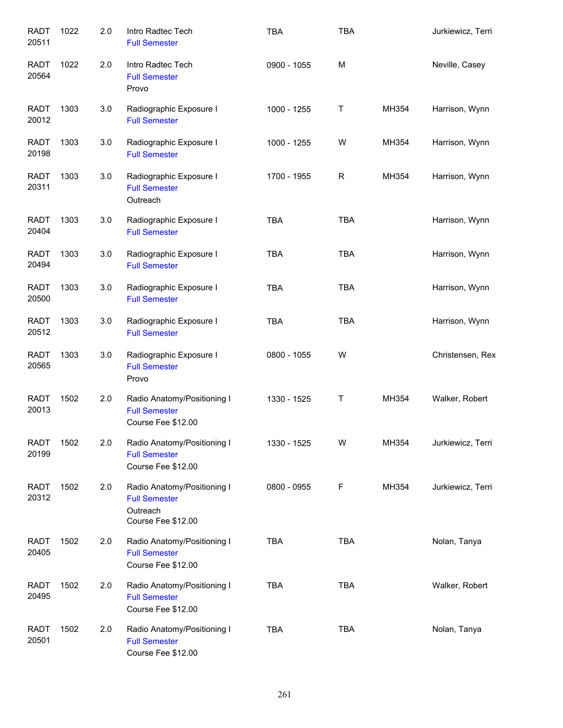| | | | | | | | |
|---|---|---|---|---|---|---|---|
| RADT 20511 | 1022 | 2.0 | Intro Radtec Tech<br>Full Semester | TBA | TBA | | Jurkiewicz, Terri |
| RADT 20564 | 1022 | 2.0 | Intro Radtec Tech<br>Full Semester<br>Provo | 0900 - 1055 | M | | Neville, Casey |
| RADT 20012 | 1303 | 3.0 | Radiographic Exposure I<br>Full Semester | 1000 - 1255 | T | MH354 | Harrison, Wynn |
| RADT 20198 | 1303 | 3.0 | Radiographic Exposure I<br>Full Semester | 1000 - 1255 | W | MH354 | Harrison, Wynn |
| RADT 20311 | 1303 | 3.0 | Radiographic Exposure I<br>Full Semester<br>Outreach | 1700 - 1955 | R | MH354 | Harrison, Wynn |
| RADT 20404 | 1303 | 3.0 | Radiographic Exposure I<br>Full Semester | TBA | TBA | | Harrison, Wynn |
| RADT 20494 | 1303 | 3.0 | Radiographic Exposure I<br>Full Semester | TBA | TBA | | Harrison, Wynn |
| RADT 20500 | 1303 | 3.0 | Radiographic Exposure I<br>Full Semester | TBA | TBA | | Harrison, Wynn |
| RADT 20512 | 1303 | 3.0 | Radiographic Exposure I<br>Full Semester | TBA | TBA | | Harrison, Wynn |
| RADT 20565 | 1303 | 3.0 | Radiographic Exposure I<br>Full Semester<br>Provo | 0800 - 1055 | W | | Christensen, Rex |
| RADT 20013 | 1502 | 2.0 | Radio Anatomy/Positioning I<br>Full Semester<br>Course Fee $12.00 | 1330 - 1525 | T | MH354 | Walker, Robert |
| RADT 20199 | 1502 | 2.0 | Radio Anatomy/Positioning I<br>Full Semester<br>Course Fee $12.00 | 1330 - 1525 | W | MH354 | Jurkiewicz, Terri |
| RADT 20312 | 1502 | 2.0 | Radio Anatomy/Positioning I<br>Full Semester<br>Outreach<br>Course Fee $12.00 | 0800 - 0955 | F | MH354 | Jurkiewicz, Terri |
| RADT 20405 | 1502 | 2.0 | Radio Anatomy/Positioning I<br>Full Semester<br>Course Fee $12.00 | TBA | TBA | | Nolan, Tanya |
| RADT 20495 | 1502 | 2.0 | Radio Anatomy/Positioning I<br>Full Semester<br>Course Fee $12.00 | TBA | TBA | | Walker, Robert |
| RADT 20501 | 1502 | 2.0 | Radio Anatomy/Positioning I<br>Full Semester<br>Course Fee $12.00 | TBA | TBA | | Nolan, Tanya |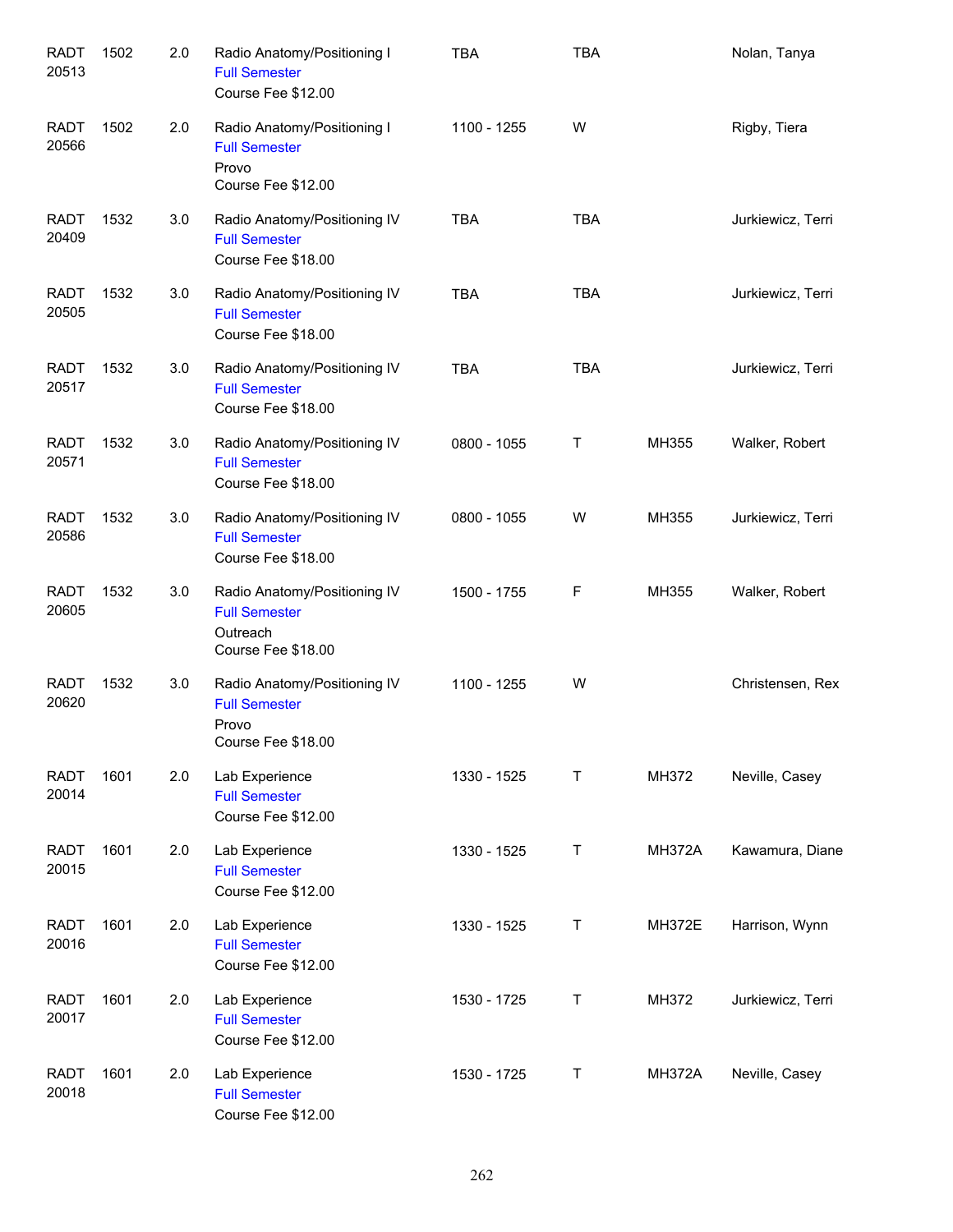| | | | | | | | |
|---|---|---|---|---|---|---|---|
| RADT 20513 | 1502 | 2.0 | Radio Anatomy/Positioning I<br>Full Semester<br>Course Fee $12.00 | TBA | TBA | | Nolan, Tanya |
| RADT 20566 | 1502 | 2.0 | Radio Anatomy/Positioning I<br>Full Semester<br>Provo<br>Course Fee $12.00 | 1100 - 1255 | W | | Rigby, Tiera |
| RADT 20409 | 1532 | 3.0 | Radio Anatomy/Positioning IV<br>Full Semester<br>Course Fee $18.00 | TBA | TBA | | Jurkiewicz, Terri |
| RADT 20505 | 1532 | 3.0 | Radio Anatomy/Positioning IV<br>Full Semester<br>Course Fee $18.00 | TBA | TBA | | Jurkiewicz, Terri |
| RADT 20517 | 1532 | 3.0 | Radio Anatomy/Positioning IV<br>Full Semester<br>Course Fee $18.00 | TBA | TBA | | Jurkiewicz, Terri |
| RADT 20571 | 1532 | 3.0 | Radio Anatomy/Positioning IV<br>Full Semester<br>Course Fee $18.00 | 0800 - 1055 | T | MH355 | Walker, Robert |
| RADT 20586 | 1532 | 3.0 | Radio Anatomy/Positioning IV<br>Full Semester<br>Course Fee $18.00 | 0800 - 1055 | W | MH355 | Jurkiewicz, Terri |
| RADT 20605 | 1532 | 3.0 | Radio Anatomy/Positioning IV<br>Full Semester<br>Outreach<br>Course Fee $18.00 | 1500 - 1755 | F | MH355 | Walker, Robert |
| RADT 20620 | 1532 | 3.0 | Radio Anatomy/Positioning IV<br>Full Semester<br>Provo<br>Course Fee $18.00 | 1100 - 1255 | W | | Christensen, Rex |
| RADT 20014 | 1601 | 2.0 | Lab Experience<br>Full Semester<br>Course Fee $12.00 | 1330 - 1525 | T | MH372 | Neville, Casey |
| RADT 20015 | 1601 | 2.0 | Lab Experience<br>Full Semester<br>Course Fee $12.00 | 1330 - 1525 | T | MH372A | Kawamura, Diane |
| RADT 20016 | 1601 | 2.0 | Lab Experience<br>Full Semester<br>Course Fee $12.00 | 1330 - 1525 | T | MH372E | Harrison, Wynn |
| RADT 20017 | 1601 | 2.0 | Lab Experience<br>Full Semester<br>Course Fee $12.00 | 1530 - 1725 | T | MH372 | Jurkiewicz, Terri |
| RADT 20018 | 1601 | 2.0 | Lab Experience<br>Full Semester<br>Course Fee $12.00 | 1530 - 1725 | T | MH372A | Neville, Casey |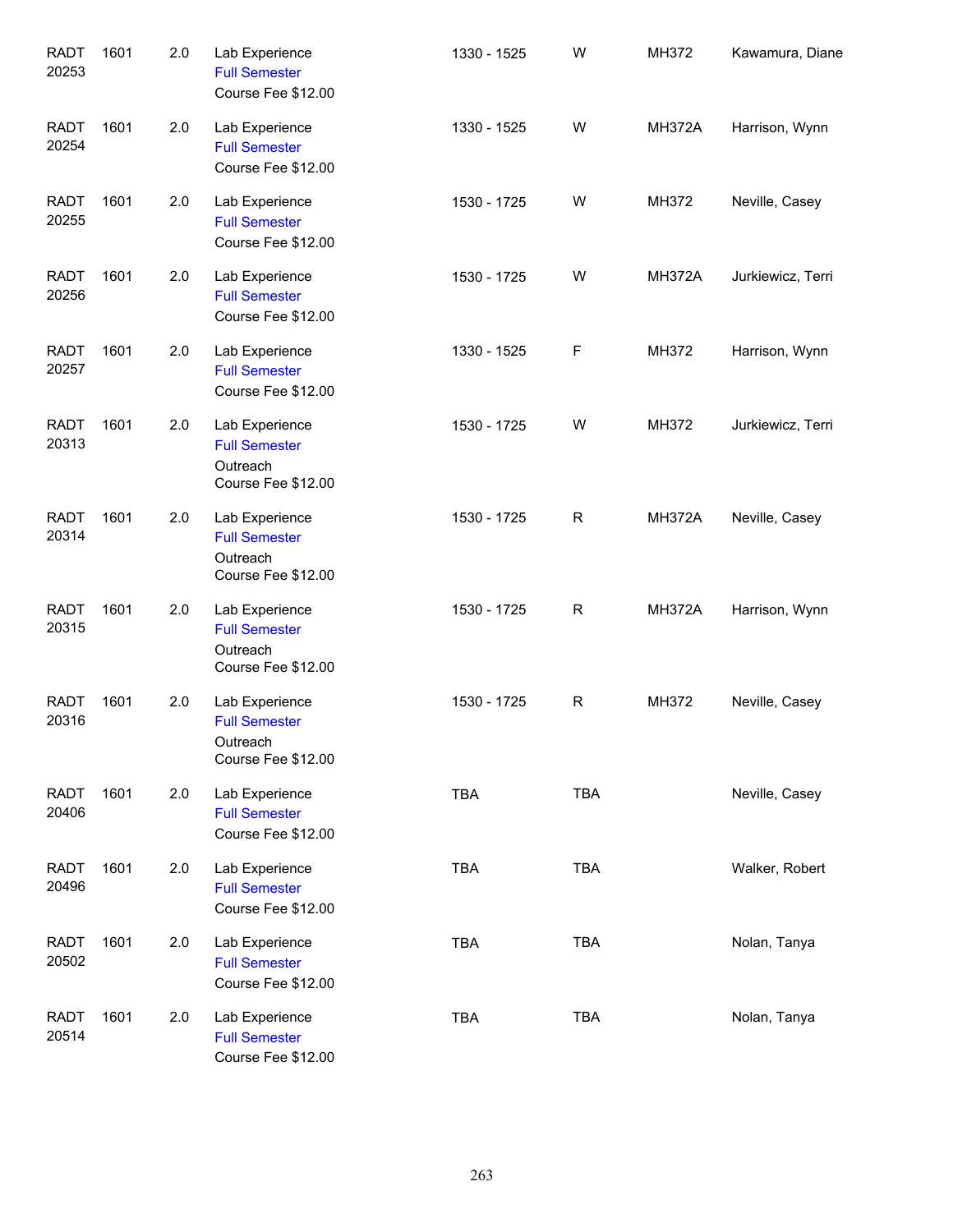| | | | | | | | |
|---|---|---|---|---|---|---|---|
| RADT 20253 | 1601 | 2.0 | Lab Experience<br>Full Semester<br>Course Fee $12.00 | 1330 - 1525 | W | MH372 | Kawamura, Diane |
| RADT 20254 | 1601 | 2.0 | Lab Experience<br>Full Semester<br>Course Fee $12.00 | 1330 - 1525 | W | MH372A | Harrison, Wynn |
| RADT 20255 | 1601 | 2.0 | Lab Experience<br>Full Semester<br>Course Fee $12.00 | 1530 - 1725 | W | MH372 | Neville, Casey |
| RADT 20256 | 1601 | 2.0 | Lab Experience<br>Full Semester<br>Course Fee $12.00 | 1530 - 1725 | W | MH372A | Jurkiewicz, Terri |
| RADT 20257 | 1601 | 2.0 | Lab Experience<br>Full Semester<br>Course Fee $12.00 | 1330 - 1525 | F | MH372 | Harrison, Wynn |
| RADT 20313 | 1601 | 2.0 | Lab Experience<br>Full Semester<br>Outreach<br>Course Fee $12.00 | 1530 - 1725 | W | MH372 | Jurkiewicz, Terri |
| RADT 20314 | 1601 | 2.0 | Lab Experience<br>Full Semester<br>Outreach<br>Course Fee $12.00 | 1530 - 1725 | R | MH372A | Neville, Casey |
| RADT 20315 | 1601 | 2.0 | Lab Experience<br>Full Semester<br>Outreach<br>Course Fee $12.00 | 1530 - 1725 | R | MH372A | Harrison, Wynn |
| RADT 20316 | 1601 | 2.0 | Lab Experience<br>Full Semester<br>Outreach<br>Course Fee $12.00 | 1530 - 1725 | R | MH372 | Neville, Casey |
| RADT 20406 | 1601 | 2.0 | Lab Experience<br>Full Semester<br>Course Fee $12.00 | TBA | TBA | | Neville, Casey |
| RADT 20496 | 1601 | 2.0 | Lab Experience<br>Full Semester<br>Course Fee $12.00 | TBA | TBA | | Walker, Robert |
| RADT 20502 | 1601 | 2.0 | Lab Experience<br>Full Semester<br>Course Fee $12.00 | TBA | TBA | | Nolan, Tanya |
| RADT 20514 | 1601 | 2.0 | Lab Experience<br>Full Semester<br>Course Fee $12.00 | TBA | TBA | | Nolan, Tanya |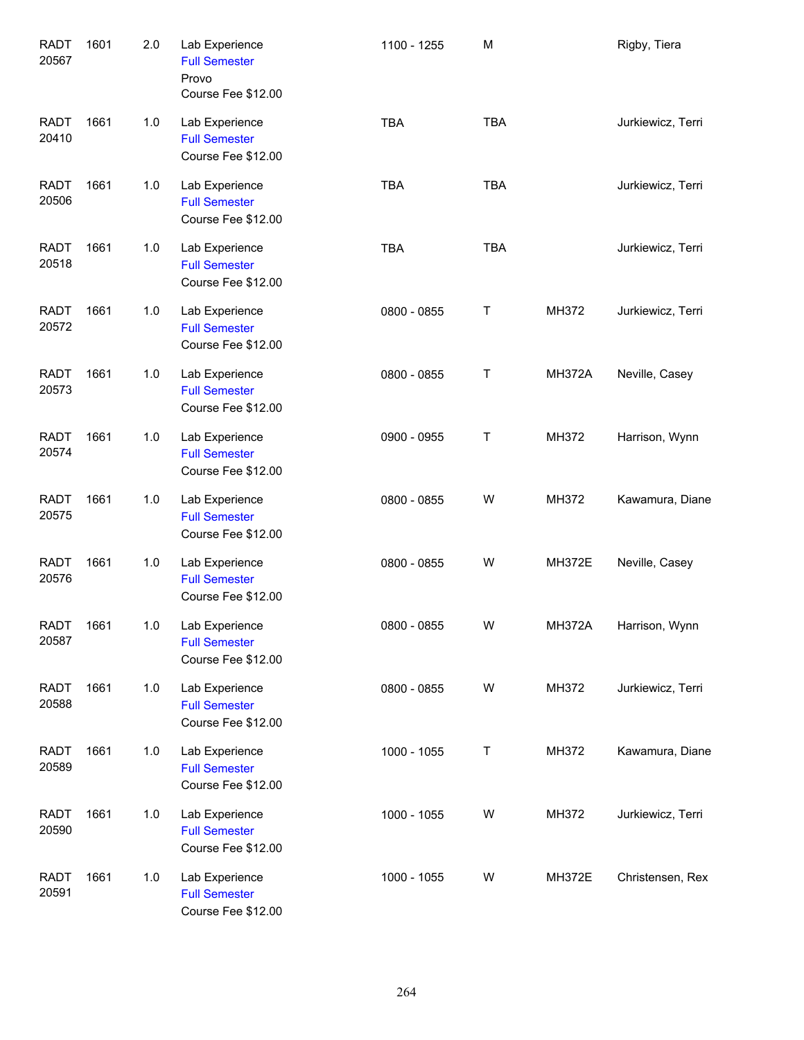| Course | Number | Credits | Title | Time | Days | Room | Instructor |
|---|---|---|---|---|---|---|---|
| RADT 20567 | 1601 | 2.0 | Lab Experience<br>Full Semester<br>Provo<br>Course Fee $12.00 | 1100 - 1255 | M | | Rigby, Tiera |
| RADT 20410 | 1661 | 1.0 | Lab Experience<br>Full Semester<br>Course Fee $12.00 | TBA | TBA | | Jurkiewicz, Terri |
| RADT 20506 | 1661 | 1.0 | Lab Experience<br>Full Semester<br>Course Fee $12.00 | TBA | TBA | | Jurkiewicz, Terri |
| RADT 20518 | 1661 | 1.0 | Lab Experience<br>Full Semester<br>Course Fee $12.00 | TBA | TBA | | Jurkiewicz, Terri |
| RADT 20572 | 1661 | 1.0 | Lab Experience<br>Full Semester<br>Course Fee $12.00 | 0800 - 0855 | T | MH372 | Jurkiewicz, Terri |
| RADT 20573 | 1661 | 1.0 | Lab Experience<br>Full Semester<br>Course Fee $12.00 | 0800 - 0855 | T | MH372A | Neville, Casey |
| RADT 20574 | 1661 | 1.0 | Lab Experience<br>Full Semester<br>Course Fee $12.00 | 0900 - 0955 | T | MH372 | Harrison, Wynn |
| RADT 20575 | 1661 | 1.0 | Lab Experience<br>Full Semester<br>Course Fee $12.00 | 0800 - 0855 | W | MH372 | Kawamura, Diane |
| RADT 20576 | 1661 | 1.0 | Lab Experience<br>Full Semester<br>Course Fee $12.00 | 0800 - 0855 | W | MH372E | Neville, Casey |
| RADT 20587 | 1661 | 1.0 | Lab Experience<br>Full Semester<br>Course Fee $12.00 | 0800 - 0855 | W | MH372A | Harrison, Wynn |
| RADT 20588 | 1661 | 1.0 | Lab Experience<br>Full Semester<br>Course Fee $12.00 | 0800 - 0855 | W | MH372 | Jurkiewicz, Terri |
| RADT 20589 | 1661 | 1.0 | Lab Experience<br>Full Semester<br>Course Fee $12.00 | 1000 - 1055 | T | MH372 | Kawamura, Diane |
| RADT 20590 | 1661 | 1.0 | Lab Experience<br>Full Semester<br>Course Fee $12.00 | 1000 - 1055 | W | MH372 | Jurkiewicz, Terri |
| RADT 20591 | 1661 | 1.0 | Lab Experience<br>Full Semester<br>Course Fee $12.00 | 1000 - 1055 | W | MH372E | Christensen, Rex |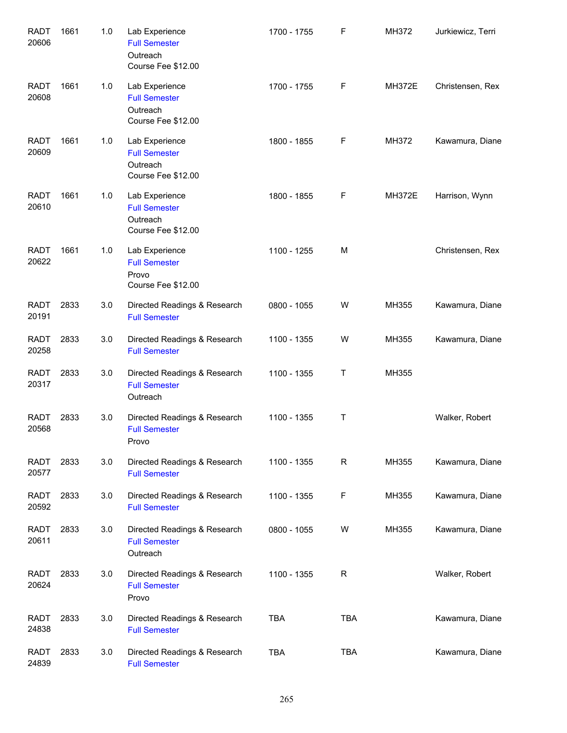| | | | | | | | |
|---|---|---|---|---|---|---|---|
| RADT 20606 | 1661 | 1.0 | Lab Experience<br>Full Semester<br>Outreach<br>Course Fee $12.00 | 1700 - 1755 | F | MH372 | Jurkiewicz, Terri |
| RADT 20608 | 1661 | 1.0 | Lab Experience<br>Full Semester<br>Outreach<br>Course Fee $12.00 | 1700 - 1755 | F | MH372E | Christensen, Rex |
| RADT 20609 | 1661 | 1.0 | Lab Experience<br>Full Semester<br>Outreach<br>Course Fee $12.00 | 1800 - 1855 | F | MH372 | Kawamura, Diane |
| RADT 20610 | 1661 | 1.0 | Lab Experience<br>Full Semester<br>Outreach<br>Course Fee $12.00 | 1800 - 1855 | F | MH372E | Harrison, Wynn |
| RADT 20622 | 1661 | 1.0 | Lab Experience<br>Full Semester<br>Provo<br>Course Fee $12.00 | 1100 - 1255 | M | | Christensen, Rex |
| RADT 20191 | 2833 | 3.0 | Directed Readings & Research<br>Full Semester | 0800 - 1055 | W | MH355 | Kawamura, Diane |
| RADT 20258 | 2833 | 3.0 | Directed Readings & Research<br>Full Semester | 1100 - 1355 | W | MH355 | Kawamura, Diane |
| RADT 20317 | 2833 | 3.0 | Directed Readings & Research<br>Full Semester<br>Outreach | 1100 - 1355 | T | MH355 | |
| RADT 20568 | 2833 | 3.0 | Directed Readings & Research<br>Full Semester<br>Provo | 1100 - 1355 | T | | Walker, Robert |
| RADT 20577 | 2833 | 3.0 | Directed Readings & Research<br>Full Semester | 1100 - 1355 | R | MH355 | Kawamura, Diane |
| RADT 20592 | 2833 | 3.0 | Directed Readings & Research<br>Full Semester | 1100 - 1355 | F | MH355 | Kawamura, Diane |
| RADT 20611 | 2833 | 3.0 | Directed Readings & Research<br>Full Semester<br>Outreach | 0800 - 1055 | W | MH355 | Kawamura, Diane |
| RADT 20624 | 2833 | 3.0 | Directed Readings & Research<br>Full Semester<br>Provo | 1100 - 1355 | R | | Walker, Robert |
| RADT 24838 | 2833 | 3.0 | Directed Readings & Research<br>Full Semester | TBA | TBA | | Kawamura, Diane |
| RADT 24839 | 2833 | 3.0 | Directed Readings & Research<br>Full Semester | TBA | TBA | | Kawamura, Diane |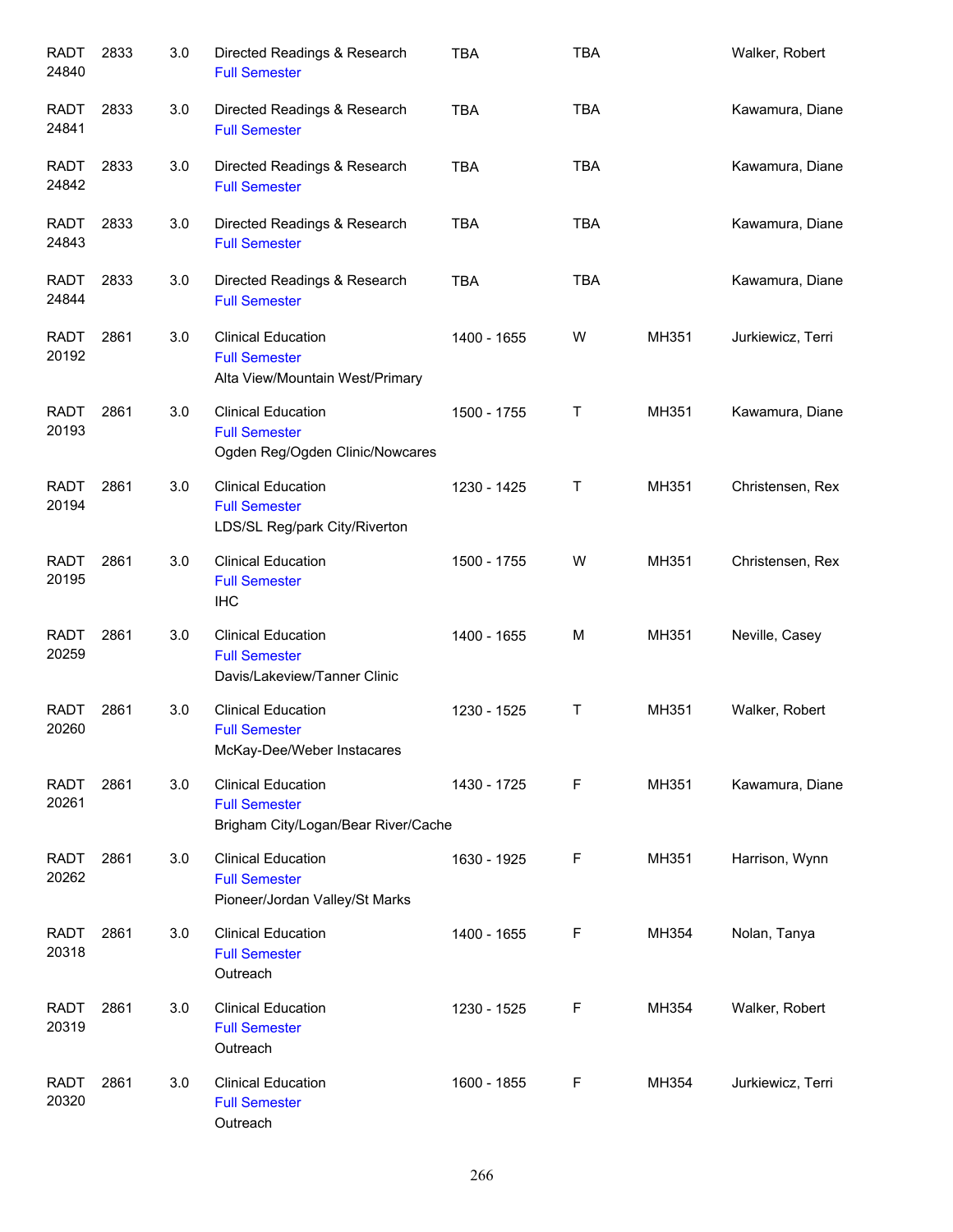| | | | | | | | |
|---|---|---|---|---|---|---|---|
| RADT 24840 | 2833 | 3.0 | Directed Readings & Research<br>Full Semester | TBA | TBA | | Walker, Robert |
| RADT 24841 | 2833 | 3.0 | Directed Readings & Research<br>Full Semester | TBA | TBA | | Kawamura, Diane |
| RADT 24842 | 2833 | 3.0 | Directed Readings & Research<br>Full Semester | TBA | TBA | | Kawamura, Diane |
| RADT 24843 | 2833 | 3.0 | Directed Readings & Research<br>Full Semester | TBA | TBA | | Kawamura, Diane |
| RADT 24844 | 2833 | 3.0 | Directed Readings & Research<br>Full Semester | TBA | TBA | | Kawamura, Diane |
| RADT 20192 | 2861 | 3.0 | Clinical Education<br>Full Semester<br>Alta View/Mountain West/Primary | 1400 - 1655 | W | MH351 | Jurkiewicz, Terri |
| RADT 20193 | 2861 | 3.0 | Clinical Education<br>Full Semester<br>Ogden Reg/Ogden Clinic/Nowcares | 1500 - 1755 | T | MH351 | Kawamura, Diane |
| RADT 20194 | 2861 | 3.0 | Clinical Education<br>Full Semester<br>LDS/SL Reg/park City/Riverton | 1230 - 1425 | T | MH351 | Christensen, Rex |
| RADT 20195 | 2861 | 3.0 | Clinical Education<br>Full Semester<br>IHC | 1500 - 1755 | W | MH351 | Christensen, Rex |
| RADT 20259 | 2861 | 3.0 | Clinical Education<br>Full Semester<br>Davis/Lakeview/Tanner Clinic | 1400 - 1655 | M | MH351 | Neville, Casey |
| RADT 20260 | 2861 | 3.0 | Clinical Education<br>Full Semester<br>McKay-Dee/Weber Instacares | 1230 - 1525 | T | MH351 | Walker, Robert |
| RADT 20261 | 2861 | 3.0 | Clinical Education<br>Full Semester<br>Brigham City/Logan/Bear River/Cache | 1430 - 1725 | F | MH351 | Kawamura, Diane |
| RADT 20262 | 2861 | 3.0 | Clinical Education<br>Full Semester<br>Pioneer/Jordan Valley/St Marks | 1630 - 1925 | F | MH351 | Harrison, Wynn |
| RADT 20318 | 2861 | 3.0 | Clinical Education<br>Full Semester<br>Outreach | 1400 - 1655 | F | MH354 | Nolan, Tanya |
| RADT 20319 | 2861 | 3.0 | Clinical Education<br>Full Semester<br>Outreach | 1230 - 1525 | F | MH354 | Walker, Robert |
| RADT 20320 | 2861 | 3.0 | Clinical Education<br>Full Semester<br>Outreach | 1600 - 1855 | F | MH354 | Jurkiewicz, Terri |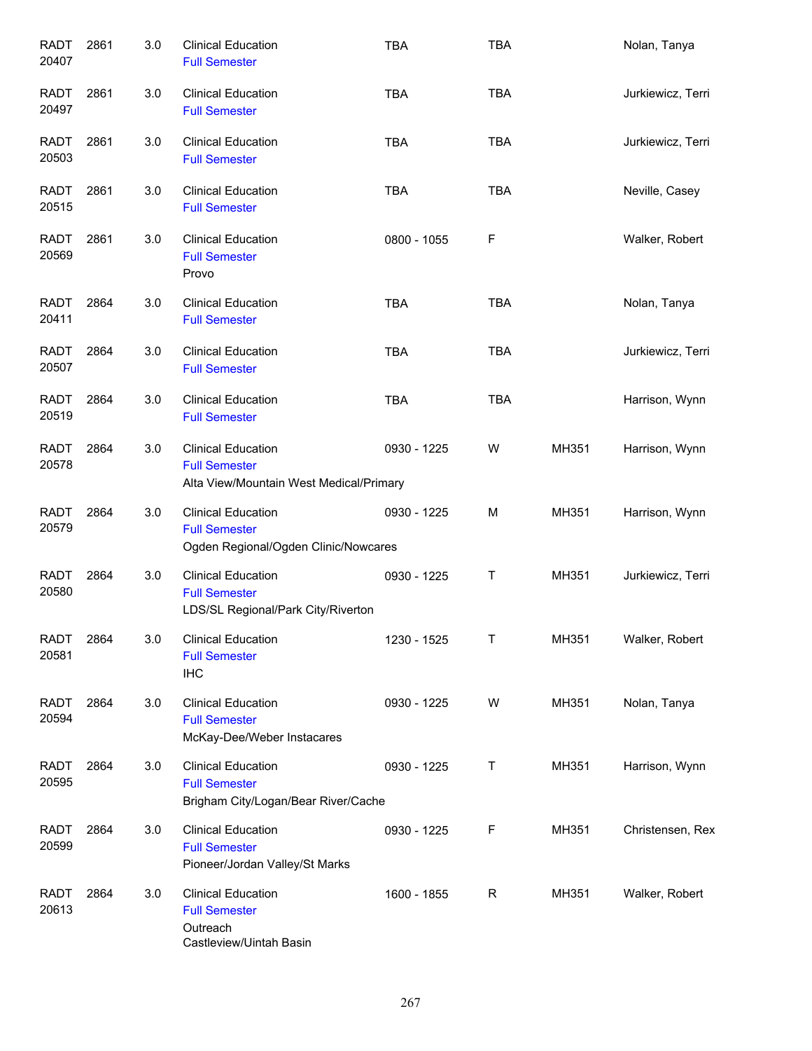| | | | | | | | |
|---|---|---|---|---|---|---|---|
| RADT 20407 | 2861 | 3.0 | Clinical Education<br>Full Semester | TBA | TBA | | Nolan, Tanya |
| RADT 20497 | 2861 | 3.0 | Clinical Education<br>Full Semester | TBA | TBA | | Jurkiewicz, Terri |
| RADT 20503 | 2861 | 3.0 | Clinical Education<br>Full Semester | TBA | TBA | | Jurkiewicz, Terri |
| RADT 20515 | 2861 | 3.0 | Clinical Education<br>Full Semester | TBA | TBA | | Neville, Casey |
| RADT 20569 | 2861 | 3.0 | Clinical Education<br>Full Semester<br>Provo | 0800 - 1055 | F | | Walker, Robert |
| RADT 20411 | 2864 | 3.0 | Clinical Education<br>Full Semester | TBA | TBA | | Nolan, Tanya |
| RADT 20507 | 2864 | 3.0 | Clinical Education<br>Full Semester | TBA | TBA | | Jurkiewicz, Terri |
| RADT 20519 | 2864 | 3.0 | Clinical Education<br>Full Semester | TBA | TBA | | Harrison, Wynn |
| RADT 20578 | 2864 | 3.0 | Clinical Education<br>Full Semester<br>Alta View/Mountain West Medical/Primary | 0930 - 1225 | W | MH351 | Harrison, Wynn |
| RADT 20579 | 2864 | 3.0 | Clinical Education<br>Full Semester<br>Ogden Regional/Ogden Clinic/Nowcares | 0930 - 1225 | M | MH351 | Harrison, Wynn |
| RADT 20580 | 2864 | 3.0 | Clinical Education<br>Full Semester<br>LDS/SL Regional/Park City/Riverton | 0930 - 1225 | T | MH351 | Jurkiewicz, Terri |
| RADT 20581 | 2864 | 3.0 | Clinical Education<br>Full Semester<br>IHC | 1230 - 1525 | T | MH351 | Walker, Robert |
| RADT 20594 | 2864 | 3.0 | Clinical Education<br>Full Semester<br>McKay-Dee/Weber Instacares | 0930 - 1225 | W | MH351 | Nolan, Tanya |
| RADT 20595 | 2864 | 3.0 | Clinical Education<br>Full Semester<br>Brigham City/Logan/Bear River/Cache | 0930 - 1225 | T | MH351 | Harrison, Wynn |
| RADT 20599 | 2864 | 3.0 | Clinical Education<br>Full Semester<br>Pioneer/Jordan Valley/St Marks | 0930 - 1225 | F | MH351 | Christensen, Rex |
| RADT 20613 | 2864 | 3.0 | Clinical Education<br>Full Semester<br>Outreach<br>Castleview/Uintah Basin | 1600 - 1855 | R | MH351 | Walker, Robert |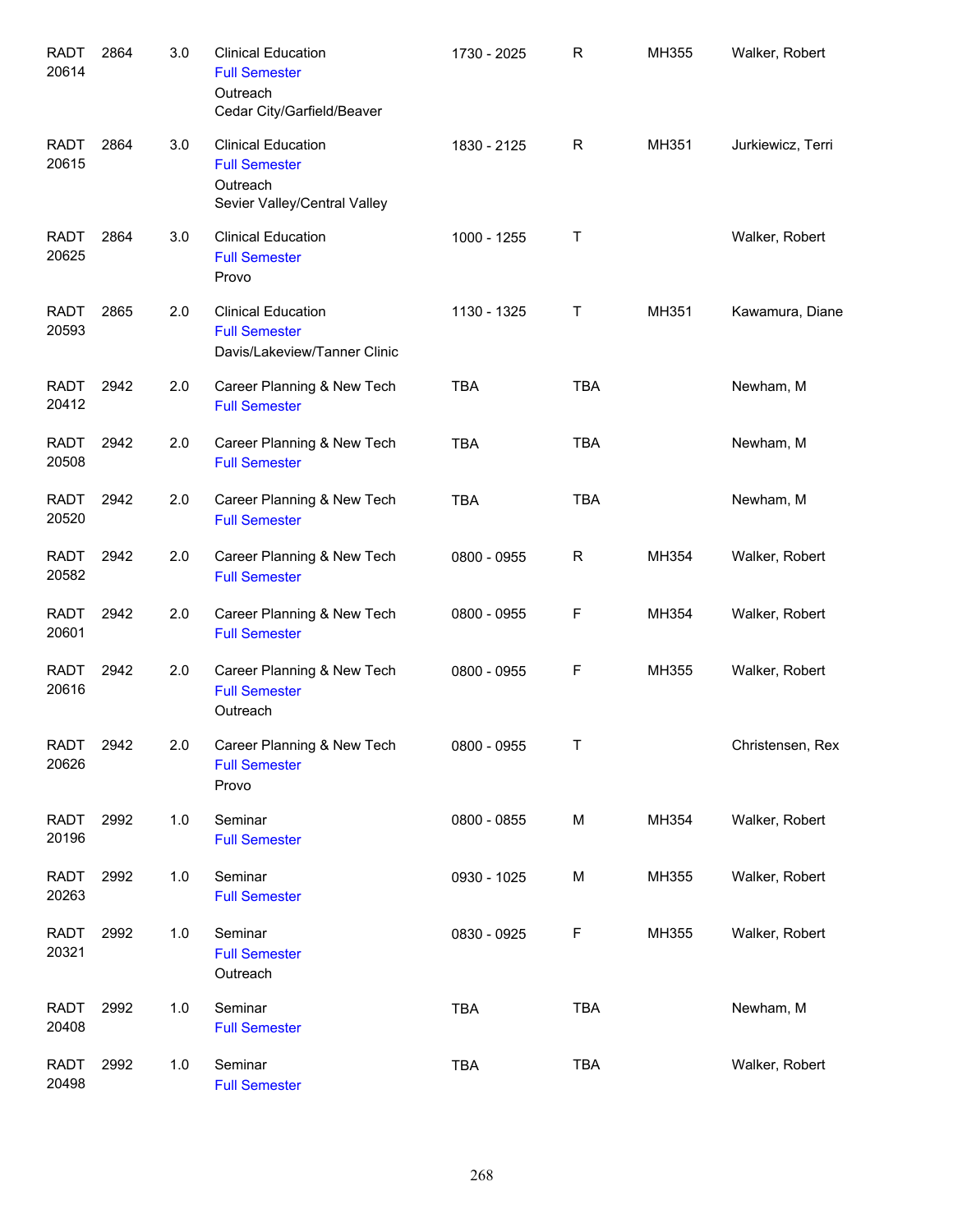| | | | | | | | |
|---|---|---|---|---|---|---|---|
| RADT 20614 | 2864 | 3.0 | Clinical Education<br>Full Semester<br>Outreach<br>Cedar City/Garfield/Beaver | 1730 - 2025 | R | MH355 | Walker, Robert |
| RADT 20615 | 2864 | 3.0 | Clinical Education<br>Full Semester<br>Outreach<br>Sevier Valley/Central Valley | 1830 - 2125 | R | MH351 | Jurkiewicz, Terri |
| RADT 20625 | 2864 | 3.0 | Clinical Education<br>Full Semester<br>Provo | 1000 - 1255 | T | | Walker, Robert |
| RADT 20593 | 2865 | 2.0 | Clinical Education<br>Full Semester<br>Davis/Lakeview/Tanner Clinic | 1130 - 1325 | T | MH351 | Kawamura, Diane |
| RADT 20412 | 2942 | 2.0 | Career Planning & New Tech<br>Full Semester | TBA | TBA | | Newham, M |
| RADT 20508 | 2942 | 2.0 | Career Planning & New Tech<br>Full Semester | TBA | TBA | | Newham, M |
| RADT 20520 | 2942 | 2.0 | Career Planning & New Tech<br>Full Semester | TBA | TBA | | Newham, M |
| RADT 20582 | 2942 | 2.0 | Career Planning & New Tech<br>Full Semester | 0800 - 0955 | R | MH354 | Walker, Robert |
| RADT 20601 | 2942 | 2.0 | Career Planning & New Tech<br>Full Semester | 0800 - 0955 | F | MH354 | Walker, Robert |
| RADT 20616 | 2942 | 2.0 | Career Planning & New Tech<br>Full Semester<br>Outreach | 0800 - 0955 | F | MH355 | Walker, Robert |
| RADT 20626 | 2942 | 2.0 | Career Planning & New Tech<br>Full Semester<br>Provo | 0800 - 0955 | T | | Christensen, Rex |
| RADT 20196 | 2992 | 1.0 | Seminar<br>Full Semester | 0800 - 0855 | M | MH354 | Walker, Robert |
| RADT 20263 | 2992 | 1.0 | Seminar<br>Full Semester | 0930 - 1025 | M | MH355 | Walker, Robert |
| RADT 20321 | 2992 | 1.0 | Seminar<br>Full Semester<br>Outreach | 0830 - 0925 | F | MH355 | Walker, Robert |
| RADT 20408 | 2992 | 1.0 | Seminar<br>Full Semester | TBA | TBA | | Newham, M |
| RADT 20498 | 2992 | 1.0 | Seminar<br>Full Semester | TBA | TBA | | Walker, Robert |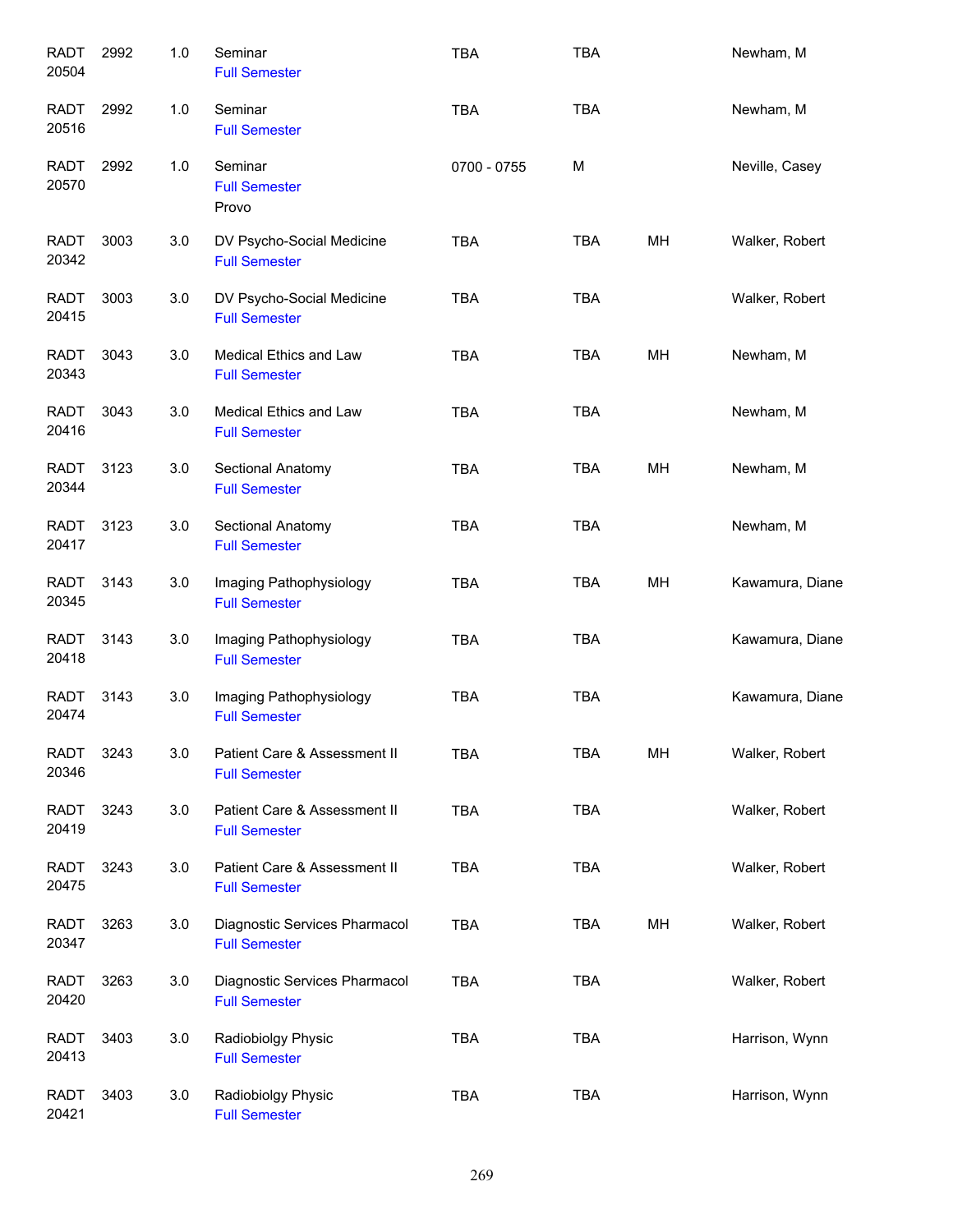| | | | | | | | |
|---|---|---|---|---|---|---|---|
| RADT 20504 | 2992 | 1.0 | Seminar<br>Full Semester | TBA | TBA | | Newham, M |
| RADT 20516 | 2992 | 1.0 | Seminar<br>Full Semester | TBA | TBA | | Newham, M |
| RADT 20570 | 2992 | 1.0 | Seminar<br>Full Semester<br>Provo | 0700 - 0755 | M | | Neville, Casey |
| RADT 20342 | 3003 | 3.0 | DV Psycho-Social Medicine<br>Full Semester | TBA | TBA | MH | Walker, Robert |
| RADT 20415 | 3003 | 3.0 | DV Psycho-Social Medicine<br>Full Semester | TBA | TBA | | Walker, Robert |
| RADT 20343 | 3043 | 3.0 | Medical Ethics and Law<br>Full Semester | TBA | TBA | MH | Newham, M |
| RADT 20416 | 3043 | 3.0 | Medical Ethics and Law<br>Full Semester | TBA | TBA | | Newham, M |
| RADT 20344 | 3123 | 3.0 | Sectional Anatomy<br>Full Semester | TBA | TBA | MH | Newham, M |
| RADT 20417 | 3123 | 3.0 | Sectional Anatomy<br>Full Semester | TBA | TBA | | Newham, M |
| RADT 20345 | 3143 | 3.0 | Imaging Pathophysiology<br>Full Semester | TBA | TBA | MH | Kawamura, Diane |
| RADT 20418 | 3143 | 3.0 | Imaging Pathophysiology<br>Full Semester | TBA | TBA | | Kawamura, Diane |
| RADT 20474 | 3143 | 3.0 | Imaging Pathophysiology<br>Full Semester | TBA | TBA | | Kawamura, Diane |
| RADT 20346 | 3243 | 3.0 | Patient Care & Assessment II<br>Full Semester | TBA | TBA | MH | Walker, Robert |
| RADT 20419 | 3243 | 3.0 | Patient Care & Assessment II<br>Full Semester | TBA | TBA | | Walker, Robert |
| RADT 20475 | 3243 | 3.0 | Patient Care & Assessment II<br>Full Semester | TBA | TBA | | Walker, Robert |
| RADT 20347 | 3263 | 3.0 | Diagnostic Services Pharmacol<br>Full Semester | TBA | TBA | MH | Walker, Robert |
| RADT 20420 | 3263 | 3.0 | Diagnostic Services Pharmacol<br>Full Semester | TBA | TBA | | Walker, Robert |
| RADT 20413 | 3403 | 3.0 | Radiobiolgy Physic<br>Full Semester | TBA | TBA | | Harrison, Wynn |
| RADT 20421 | 3403 | 3.0 | Radiobiolgy Physic<br>Full Semester | TBA | TBA | | Harrison, Wynn |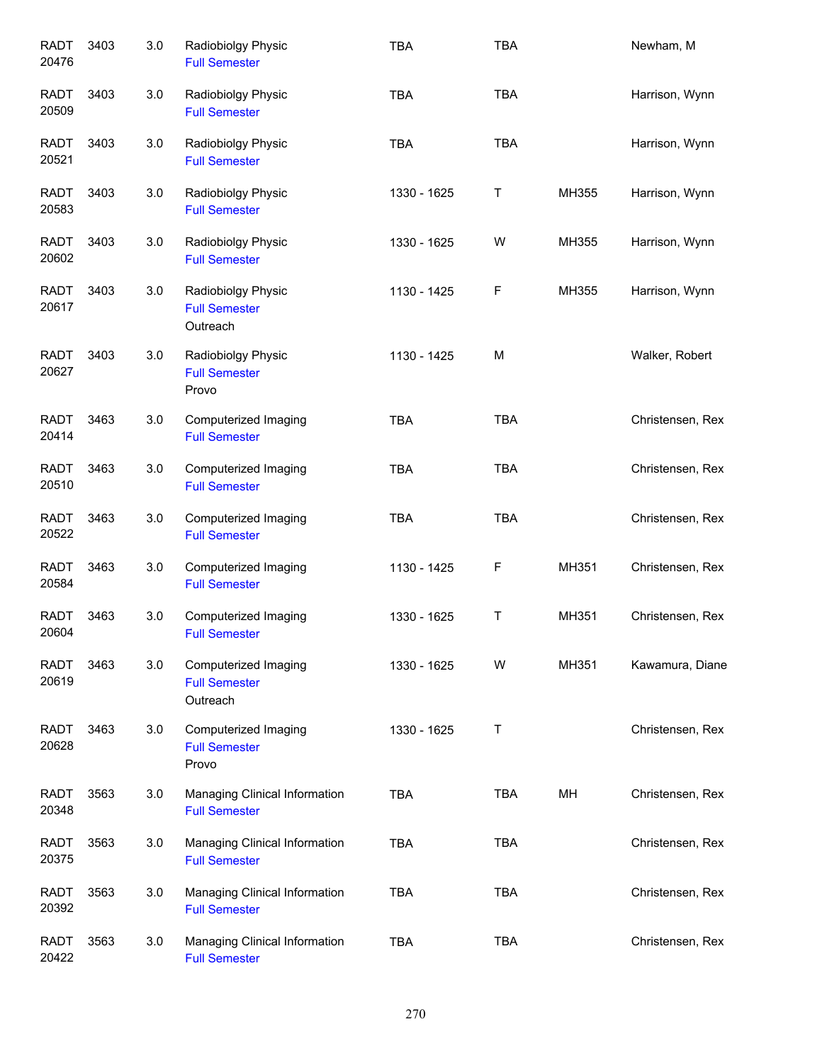| Subject | Course | Credits | Title | Time | Days | Room | Instructor |
|---|---|---|---|---|---|---|---|
| RADT 20476 | 3403 | 3.0 | Radiobiolgy Physic<br>Full Semester | TBA | TBA | | Newham, M |
| RADT 20509 | 3403 | 3.0 | Radiobiolgy Physic<br>Full Semester | TBA | TBA | | Harrison, Wynn |
| RADT 20521 | 3403 | 3.0 | Radiobiolgy Physic<br>Full Semester | TBA | TBA | | Harrison, Wynn |
| RADT 20583 | 3403 | 3.0 | Radiobiolgy Physic<br>Full Semester | 1330 - 1625 | T | MH355 | Harrison, Wynn |
| RADT 20602 | 3403 | 3.0 | Radiobiolgy Physic<br>Full Semester | 1330 - 1625 | W | MH355 | Harrison, Wynn |
| RADT 20617 | 3403 | 3.0 | Radiobiolgy Physic<br>Full Semester<br>Outreach | 1130 - 1425 | F | MH355 | Harrison, Wynn |
| RADT 20627 | 3403 | 3.0 | Radiobiolgy Physic<br>Full Semester<br>Provo | 1130 - 1425 | M | | Walker, Robert |
| RADT 20414 | 3463 | 3.0 | Computerized Imaging<br>Full Semester | TBA | TBA | | Christensen, Rex |
| RADT 20510 | 3463 | 3.0 | Computerized Imaging<br>Full Semester | TBA | TBA | | Christensen, Rex |
| RADT 20522 | 3463 | 3.0 | Computerized Imaging<br>Full Semester | TBA | TBA | | Christensen, Rex |
| RADT 20584 | 3463 | 3.0 | Computerized Imaging<br>Full Semester | 1130 - 1425 | F | MH351 | Christensen, Rex |
| RADT 20604 | 3463 | 3.0 | Computerized Imaging<br>Full Semester | 1330 - 1625 | T | MH351 | Christensen, Rex |
| RADT 20619 | 3463 | 3.0 | Computerized Imaging<br>Full Semester<br>Outreach | 1330 - 1625 | W | MH351 | Kawamura, Diane |
| RADT 20628 | 3463 | 3.0 | Computerized Imaging<br>Full Semester<br>Provo | 1330 - 1625 | T | | Christensen, Rex |
| RADT 20348 | 3563 | 3.0 | Managing Clinical Information<br>Full Semester | TBA | TBA | MH | Christensen, Rex |
| RADT 20375 | 3563 | 3.0 | Managing Clinical Information<br>Full Semester | TBA | TBA | | Christensen, Rex |
| RADT 20392 | 3563 | 3.0 | Managing Clinical Information<br>Full Semester | TBA | TBA | | Christensen, Rex |
| RADT 20422 | 3563 | 3.0 | Managing Clinical Information<br>Full Semester | TBA | TBA | | Christensen, Rex |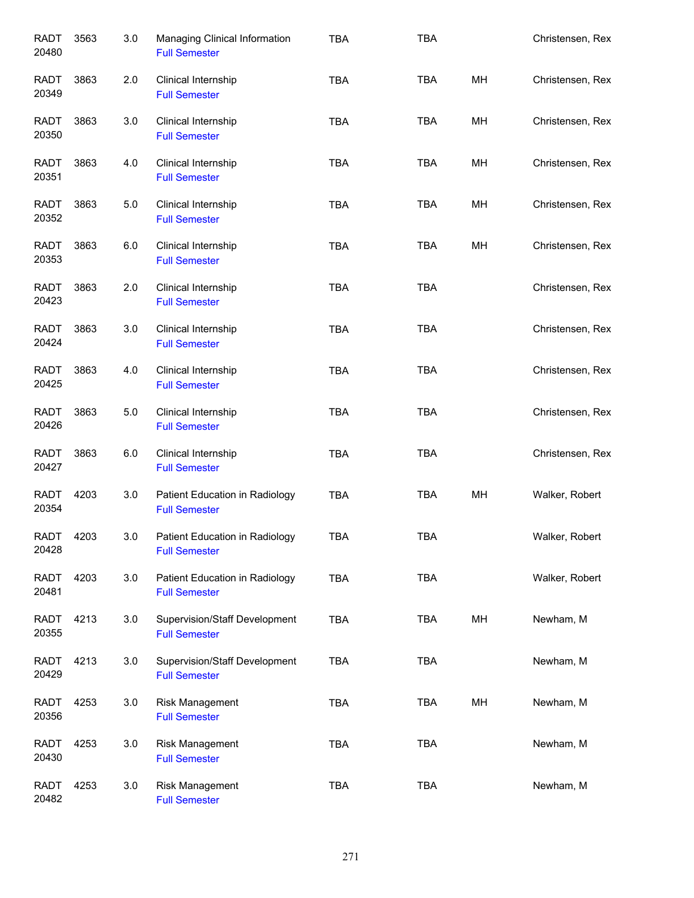| | | | | | | | |
|---|---|---|---|---|---|---|---|
| RADT 20480 | 3563 | 3.0 | Managing Clinical Information<br>Full Semester | TBA | TBA | | Christensen, Rex |
| RADT 20349 | 3863 | 2.0 | Clinical Internship<br>Full Semester | TBA | TBA | MH | Christensen, Rex |
| RADT 20350 | 3863 | 3.0 | Clinical Internship<br>Full Semester | TBA | TBA | MH | Christensen, Rex |
| RADT 20351 | 3863 | 4.0 | Clinical Internship<br>Full Semester | TBA | TBA | MH | Christensen, Rex |
| RADT 20352 | 3863 | 5.0 | Clinical Internship<br>Full Semester | TBA | TBA | MH | Christensen, Rex |
| RADT 20353 | 3863 | 6.0 | Clinical Internship<br>Full Semester | TBA | TBA | MH | Christensen, Rex |
| RADT 20423 | 3863 | 2.0 | Clinical Internship<br>Full Semester | TBA | TBA | | Christensen, Rex |
| RADT 20424 | 3863 | 3.0 | Clinical Internship<br>Full Semester | TBA | TBA | | Christensen, Rex |
| RADT 20425 | 3863 | 4.0 | Clinical Internship<br>Full Semester | TBA | TBA | | Christensen, Rex |
| RADT 20426 | 3863 | 5.0 | Clinical Internship<br>Full Semester | TBA | TBA | | Christensen, Rex |
| RADT 20427 | 3863 | 6.0 | Clinical Internship<br>Full Semester | TBA | TBA | | Christensen, Rex |
| RADT 20354 | 4203 | 3.0 | Patient Education in Radiology<br>Full Semester | TBA | TBA | MH | Walker, Robert |
| RADT 20428 | 4203 | 3.0 | Patient Education in Radiology<br>Full Semester | TBA | TBA | | Walker, Robert |
| RADT 20481 | 4203 | 3.0 | Patient Education in Radiology<br>Full Semester | TBA | TBA | | Walker, Robert |
| RADT 20355 | 4213 | 3.0 | Supervision/Staff Development<br>Full Semester | TBA | TBA | MH | Newham, M |
| RADT 20429 | 4213 | 3.0 | Supervision/Staff Development<br>Full Semester | TBA | TBA | | Newham, M |
| RADT 20356 | 4253 | 3.0 | Risk Management<br>Full Semester | TBA | TBA | MH | Newham, M |
| RADT 20430 | 4253 | 3.0 | Risk Management<br>Full Semester | TBA | TBA | | Newham, M |
| RADT 20482 | 4253 | 3.0 | Risk Management<br>Full Semester | TBA | TBA | | Newham, M |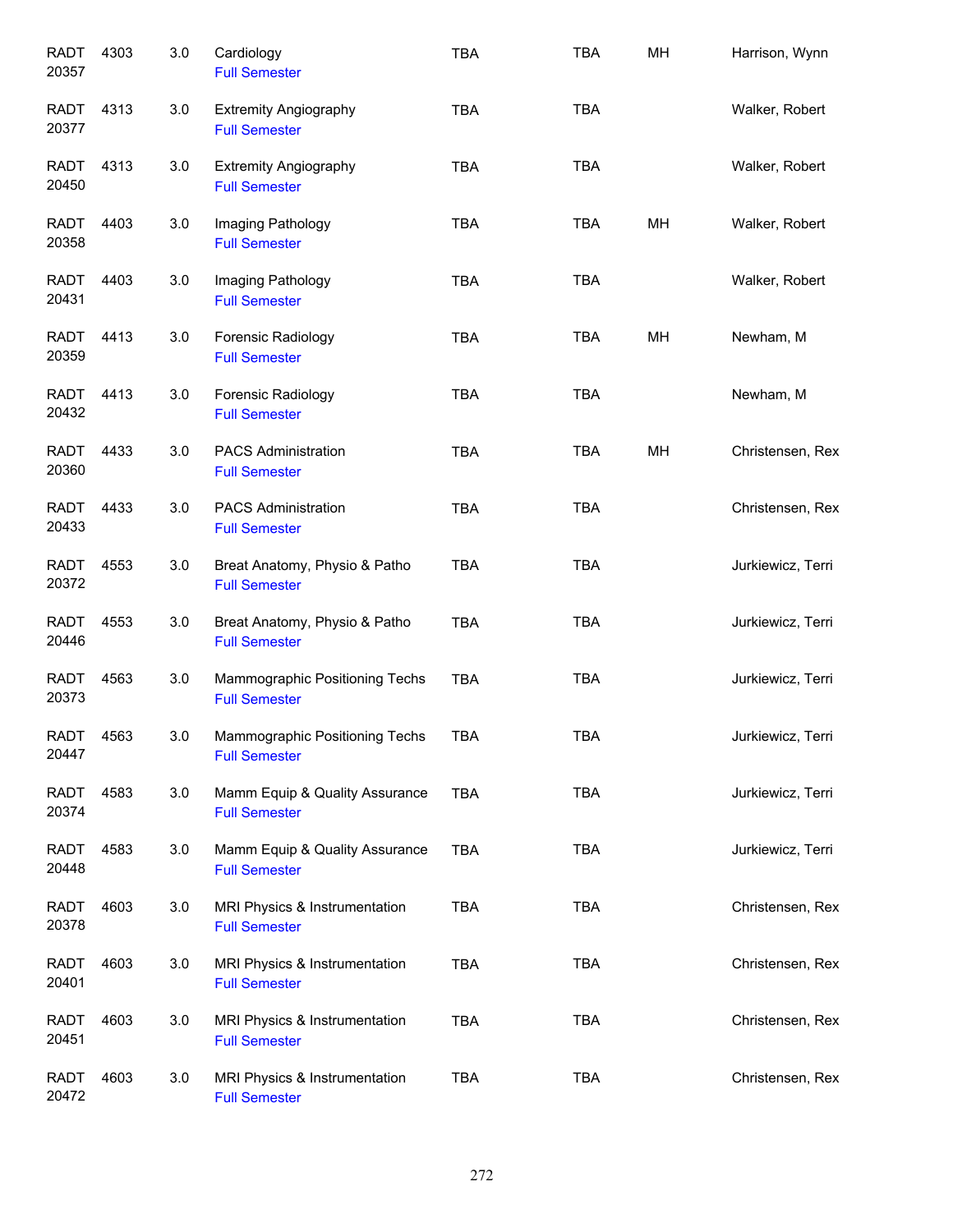| | | | | | | | |
|---|---|---|---|---|---|---|---|
| RADT 20357 | 4303 | 3.0 | Cardiology<br>Full Semester | TBA | TBA | MH | Harrison, Wynn |
| RADT 20377 | 4313 | 3.0 | Extremity Angiography<br>Full Semester | TBA | TBA | | Walker, Robert |
| RADT 20450 | 4313 | 3.0 | Extremity Angiography<br>Full Semester | TBA | TBA | | Walker, Robert |
| RADT 20358 | 4403 | 3.0 | Imaging Pathology<br>Full Semester | TBA | TBA | MH | Walker, Robert |
| RADT 20431 | 4403 | 3.0 | Imaging Pathology<br>Full Semester | TBA | TBA | | Walker, Robert |
| RADT 20359 | 4413 | 3.0 | Forensic Radiology<br>Full Semester | TBA | TBA | MH | Newham, M |
| RADT 20432 | 4413 | 3.0 | Forensic Radiology<br>Full Semester | TBA | TBA | | Newham, M |
| RADT 20360 | 4433 | 3.0 | PACS Administration<br>Full Semester | TBA | TBA | MH | Christensen, Rex |
| RADT 20433 | 4433 | 3.0 | PACS Administration<br>Full Semester | TBA | TBA | | Christensen, Rex |
| RADT 20372 | 4553 | 3.0 | Breat Anatomy, Physio & Patho<br>Full Semester | TBA | TBA | | Jurkiewicz, Terri |
| RADT 20446 | 4553 | 3.0 | Breat Anatomy, Physio & Patho<br>Full Semester | TBA | TBA | | Jurkiewicz, Terri |
| RADT 20373 | 4563 | 3.0 | Mammographic Positioning Techs<br>Full Semester | TBA | TBA | | Jurkiewicz, Terri |
| RADT 20447 | 4563 | 3.0 | Mammographic Positioning Techs<br>Full Semester | TBA | TBA | | Jurkiewicz, Terri |
| RADT 20374 | 4583 | 3.0 | Mamm Equip & Quality Assurance<br>Full Semester | TBA | TBA | | Jurkiewicz, Terri |
| RADT 20448 | 4583 | 3.0 | Mamm Equip & Quality Assurance<br>Full Semester | TBA | TBA | | Jurkiewicz, Terri |
| RADT 20378 | 4603 | 3.0 | MRI Physics & Instrumentation<br>Full Semester | TBA | TBA | | Christensen, Rex |
| RADT 20401 | 4603 | 3.0 | MRI Physics & Instrumentation<br>Full Semester | TBA | TBA | | Christensen, Rex |
| RADT 20451 | 4603 | 3.0 | MRI Physics & Instrumentation<br>Full Semester | TBA | TBA | | Christensen, Rex |
| RADT 20472 | 4603 | 3.0 | MRI Physics & Instrumentation<br>Full Semester | TBA | TBA | | Christensen, Rex |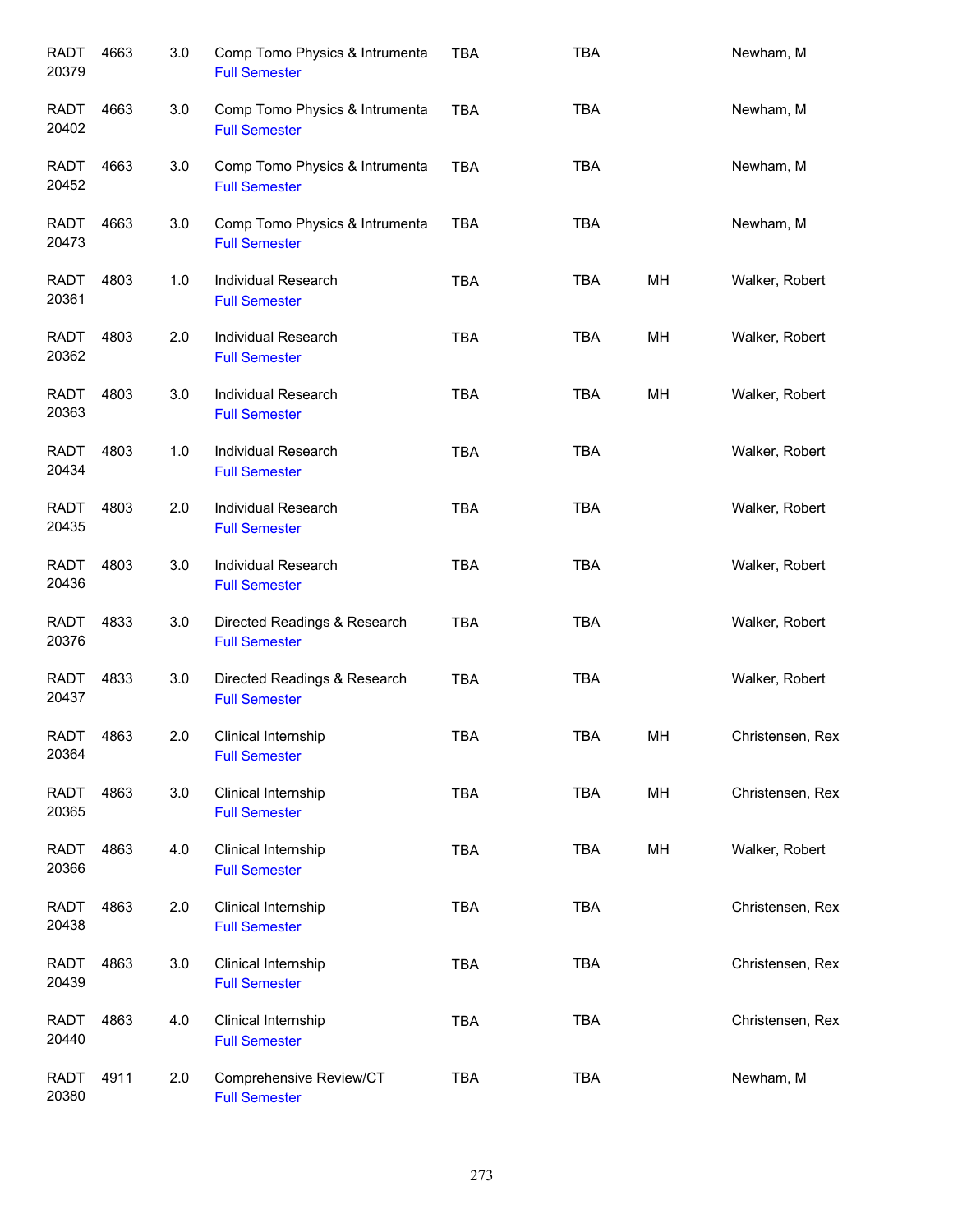| | | | | | | | |
|---|---|---|---|---|---|---|---|
| RADT 20379 | 4663 | 3.0 | Comp Tomo Physics & Intrumenta<br>Full Semester | TBA | TBA | | Newham, M |
| RADT 20402 | 4663 | 3.0 | Comp Tomo Physics & Intrumenta<br>Full Semester | TBA | TBA | | Newham, M |
| RADT 20452 | 4663 | 3.0 | Comp Tomo Physics & Intrumenta<br>Full Semester | TBA | TBA | | Newham, M |
| RADT 20473 | 4663 | 3.0 | Comp Tomo Physics & Intrumenta<br>Full Semester | TBA | TBA | | Newham, M |
| RADT 20361 | 4803 | 1.0 | Individual Research<br>Full Semester | TBA | TBA | MH | Walker, Robert |
| RADT 20362 | 4803 | 2.0 | Individual Research<br>Full Semester | TBA | TBA | MH | Walker, Robert |
| RADT 20363 | 4803 | 3.0 | Individual Research<br>Full Semester | TBA | TBA | MH | Walker, Robert |
| RADT 20434 | 4803 | 1.0 | Individual Research<br>Full Semester | TBA | TBA | | Walker, Robert |
| RADT 20435 | 4803 | 2.0 | Individual Research<br>Full Semester | TBA | TBA | | Walker, Robert |
| RADT 20436 | 4803 | 3.0 | Individual Research<br>Full Semester | TBA | TBA | | Walker, Robert |
| RADT 20376 | 4833 | 3.0 | Directed Readings & Research<br>Full Semester | TBA | TBA | | Walker, Robert |
| RADT 20437 | 4833 | 3.0 | Directed Readings & Research<br>Full Semester | TBA | TBA | | Walker, Robert |
| RADT 20364 | 4863 | 2.0 | Clinical Internship<br>Full Semester | TBA | TBA | MH | Christensen, Rex |
| RADT 20365 | 4863 | 3.0 | Clinical Internship<br>Full Semester | TBA | TBA | MH | Christensen, Rex |
| RADT 20366 | 4863 | 4.0 | Clinical Internship<br>Full Semester | TBA | TBA | MH | Walker, Robert |
| RADT 20438 | 4863 | 2.0 | Clinical Internship<br>Full Semester | TBA | TBA | | Christensen, Rex |
| RADT 20439 | 4863 | 3.0 | Clinical Internship<br>Full Semester | TBA | TBA | | Christensen, Rex |
| RADT 20440 | 4863 | 4.0 | Clinical Internship<br>Full Semester | TBA | TBA | | Christensen, Rex |
| RADT 20380 | 4911 | 2.0 | Comprehensive Review/CT<br>Full Semester | TBA | TBA | | Newham, M |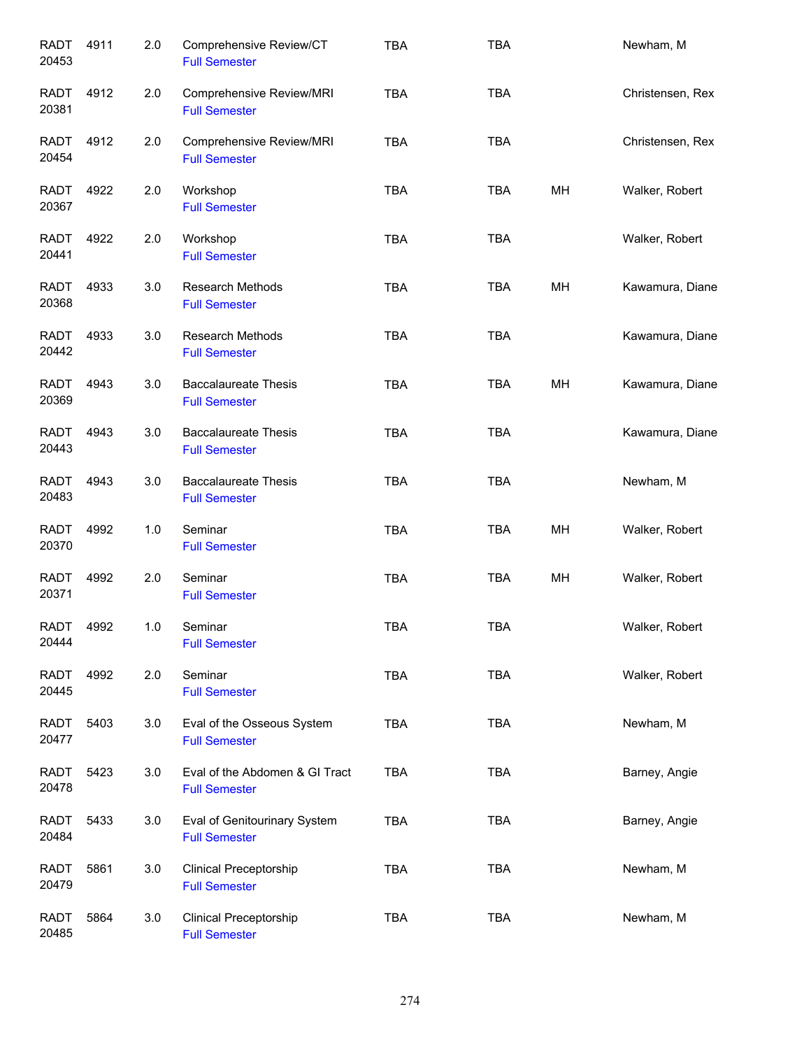| | | | | | | | |
|---|---|---|---|---|---|---|---|
| RADT 20453 | 4911 | 2.0 | Comprehensive Review/CT<br>Full Semester | TBA | TBA | | Newham, M |
| RADT 20381 | 4912 | 2.0 | Comprehensive Review/MRI<br>Full Semester | TBA | TBA | | Christensen, Rex |
| RADT 20454 | 4912 | 2.0 | Comprehensive Review/MRI<br>Full Semester | TBA | TBA | | Christensen, Rex |
| RADT 20367 | 4922 | 2.0 | Workshop<br>Full Semester | TBA | TBA | MH | Walker, Robert |
| RADT 20441 | 4922 | 2.0 | Workshop<br>Full Semester | TBA | TBA | | Walker, Robert |
| RADT 20368 | 4933 | 3.0 | Research Methods<br>Full Semester | TBA | TBA | MH | Kawamura, Diane |
| RADT 20442 | 4933 | 3.0 | Research Methods<br>Full Semester | TBA | TBA | | Kawamura, Diane |
| RADT 20369 | 4943 | 3.0 | Baccalaureate Thesis<br>Full Semester | TBA | TBA | MH | Kawamura, Diane |
| RADT 20443 | 4943 | 3.0 | Baccalaureate Thesis<br>Full Semester | TBA | TBA | | Kawamura, Diane |
| RADT 20483 | 4943 | 3.0 | Baccalaureate Thesis<br>Full Semester | TBA | TBA | | Newham, M |
| RADT 20370 | 4992 | 1.0 | Seminar<br>Full Semester | TBA | TBA | MH | Walker, Robert |
| RADT 20371 | 4992 | 2.0 | Seminar<br>Full Semester | TBA | TBA | MH | Walker, Robert |
| RADT 20444 | 4992 | 1.0 | Seminar<br>Full Semester | TBA | TBA | | Walker, Robert |
| RADT 20445 | 4992 | 2.0 | Seminar<br>Full Semester | TBA | TBA | | Walker, Robert |
| RADT 20477 | 5403 | 3.0 | Eval of the Osseous System<br>Full Semester | TBA | TBA | | Newham, M |
| RADT 20478 | 5423 | 3.0 | Eval of the Abdomen & GI Tract<br>Full Semester | TBA | TBA | | Barney, Angie |
| RADT 20484 | 5433 | 3.0 | Eval of Genitourinary System<br>Full Semester | TBA | TBA | | Barney, Angie |
| RADT 20479 | 5861 | 3.0 | Clinical Preceptorship<br>Full Semester | TBA | TBA | | Newham, M |
| RADT 20485 | 5864 | 3.0 | Clinical Preceptorship<br>Full Semester | TBA | TBA | | Newham, M |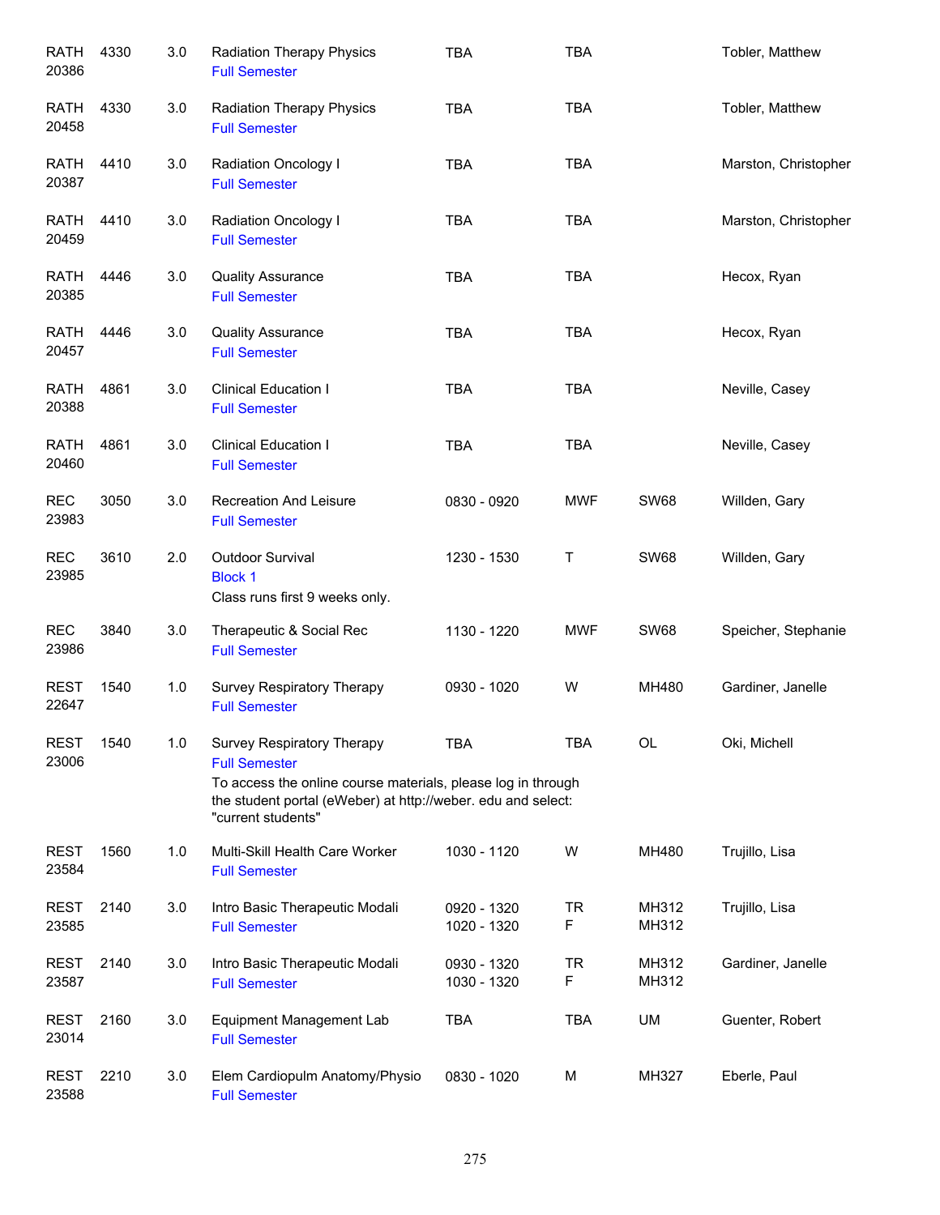| Course | Number | Credits | Title | Time | Days | Room | Instructor |
|---|---|---|---|---|---|---|---|
| RATH 20386 | 4330 | 3.0 | Radiation Therapy Physics<br>Full Semester | TBA | TBA | | Tobler, Matthew |
| RATH 20458 | 4330 | 3.0 | Radiation Therapy Physics<br>Full Semester | TBA | TBA | | Tobler, Matthew |
| RATH 20387 | 4410 | 3.0 | Radiation Oncology I<br>Full Semester | TBA | TBA | | Marston, Christopher |
| RATH 20459 | 4410 | 3.0 | Radiation Oncology I<br>Full Semester | TBA | TBA | | Marston, Christopher |
| RATH 20385 | 4446 | 3.0 | Quality Assurance<br>Full Semester | TBA | TBA | | Hecox, Ryan |
| RATH 20457 | 4446 | 3.0 | Quality Assurance<br>Full Semester | TBA | TBA | | Hecox, Ryan |
| RATH 20388 | 4861 | 3.0 | Clinical Education I<br>Full Semester | TBA | TBA | | Neville, Casey |
| RATH 20460 | 4861 | 3.0 | Clinical Education I<br>Full Semester | TBA | TBA | | Neville, Casey |
| REC 23983 | 3050 | 3.0 | Recreation And Leisure<br>Full Semester | 0830 - 0920 | MWF | SW68 | Willden, Gary |
| REC 23985 | 3610 | 2.0 | Outdoor Survival<br>Block 1<br>Class runs first 9 weeks only. | 1230 - 1530 | T | SW68 | Willden, Gary |
| REC 23986 | 3840 | 3.0 | Therapeutic & Social Rec<br>Full Semester | 1130 - 1220 | MWF | SW68 | Speicher, Stephanie |
| REST 22647 | 1540 | 1.0 | Survey Respiratory Therapy<br>Full Semester | 0930 - 1020 | W | MH480 | Gardiner, Janelle |
| REST 23006 | 1540 | 1.0 | Survey Respiratory Therapy<br>Full Semester<br>To access the online course materials, please log in through the student portal (eWeber) at http://weber. edu and select: "current students" | TBA | TBA | OL | Oki, Michell |
| REST 23584 | 1560 | 1.0 | Multi-Skill Health Care Worker<br>Full Semester | 1030 - 1120 | W | MH480 | Trujillo, Lisa |
| REST 23585 | 2140 | 3.0 | Intro Basic Therapeutic Modali<br>Full Semester | 0920 - 1320<br>1020 - 1320 | TR<br>F | MH312<br>MH312 | Trujillo, Lisa |
| REST 23587 | 2140 | 3.0 | Intro Basic Therapeutic Modali<br>Full Semester | 0930 - 1320<br>1030 - 1320 | TR<br>F | MH312<br>MH312 | Gardiner, Janelle |
| REST 23014 | 2160 | 3.0 | Equipment Management Lab<br>Full Semester | TBA | TBA | UM | Guenter, Robert |
| REST 23588 | 2210 | 3.0 | Elem Cardiopulm Anatomy/Physio<br>Full Semester | 0830 - 1020 | M | MH327 | Eberle, Paul |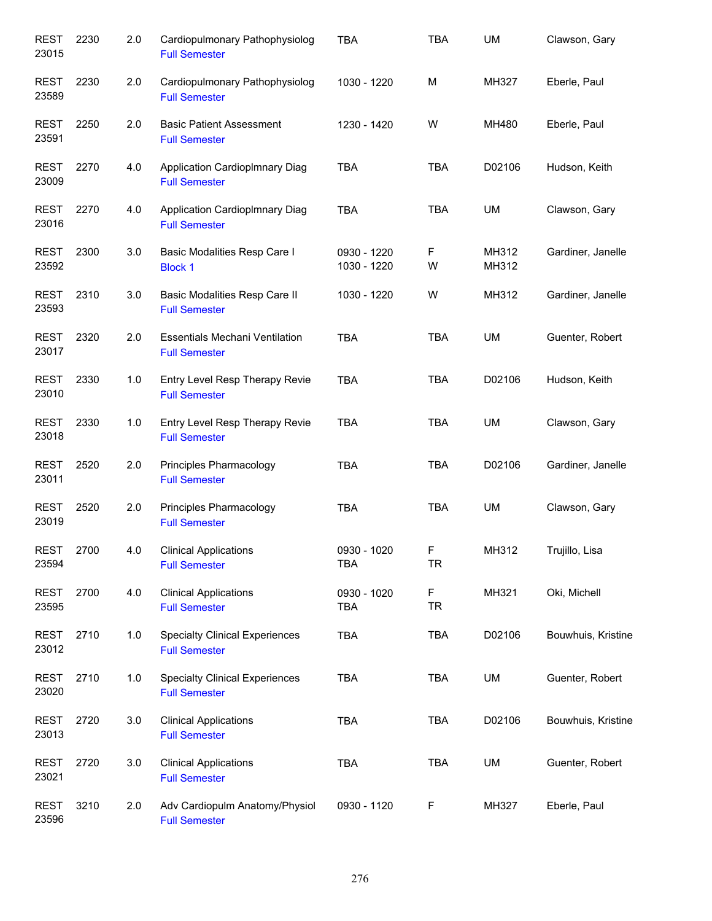| | | | | | | | |
|---|---|---|---|---|---|---|---|
| REST 23015 | 2230 | 2.0 | Cardiopulmonary Pathophysiolog<br>Full Semester | TBA | TBA | UM | Clawson, Gary |
| REST 23589 | 2230 | 2.0 | Cardiopulmonary Pathophysiolog<br>Full Semester | 1030 - 1220 | M | MH327 | Eberle, Paul |
| REST 23591 | 2250 | 2.0 | Basic Patient Assessment<br>Full Semester | 1230 - 1420 | W | MH480 | Eberle, Paul |
| REST 23009 | 2270 | 4.0 | Application Cardioplmnary Diag<br>Full Semester | TBA | TBA | D02106 | Hudson, Keith |
| REST 23016 | 2270 | 4.0 | Application Cardioplmnary Diag<br>Full Semester | TBA | TBA | UM | Clawson, Gary |
| REST 23592 | 2300 | 3.0 | Basic Modalities Resp Care I<br>Block 1 | 0930 - 1220<br>1030 - 1220 | F<br>W | MH312<br>MH312 | Gardiner, Janelle |
| REST 23593 | 2310 | 3.0 | Basic Modalities Resp Care II<br>Full Semester | 1030 - 1220 | W | MH312 | Gardiner, Janelle |
| REST 23017 | 2320 | 2.0 | Essentials Mechani Ventilation<br>Full Semester | TBA | TBA | UM | Guenter, Robert |
| REST 23010 | 2330 | 1.0 | Entry Level Resp Therapy Revie<br>Full Semester | TBA | TBA | D02106 | Hudson, Keith |
| REST 23018 | 2330 | 1.0 | Entry Level Resp Therapy Revie<br>Full Semester | TBA | TBA | UM | Clawson, Gary |
| REST 23011 | 2520 | 2.0 | Principles Pharmacology<br>Full Semester | TBA | TBA | D02106 | Gardiner, Janelle |
| REST 23019 | 2520 | 2.0 | Principles Pharmacology<br>Full Semester | TBA | TBA | UM | Clawson, Gary |
| REST 23594 | 2700 | 4.0 | Clinical Applications<br>Full Semester | 0930 - 1020<br>TBA | F<br>TR | MH312 | Trujillo, Lisa |
| REST 23595 | 2700 | 4.0 | Clinical Applications<br>Full Semester | 0930 - 1020<br>TBA | F<br>TR | MH321 | Oki, Michell |
| REST 23012 | 2710 | 1.0 | Specialty Clinical Experiences<br>Full Semester | TBA | TBA | D02106 | Bouwhuis, Kristine |
| REST 23020 | 2710 | 1.0 | Specialty Clinical Experiences<br>Full Semester | TBA | TBA | UM | Guenter, Robert |
| REST 23013 | 2720 | 3.0 | Clinical Applications<br>Full Semester | TBA | TBA | D02106 | Bouwhuis, Kristine |
| REST 23021 | 2720 | 3.0 | Clinical Applications<br>Full Semester | TBA | TBA | UM | Guenter, Robert |
| REST 23596 | 3210 | 2.0 | Adv Cardiopulm Anatomy/Physiol<br>Full Semester | 0930 - 1120 | F | MH327 | Eberle, Paul |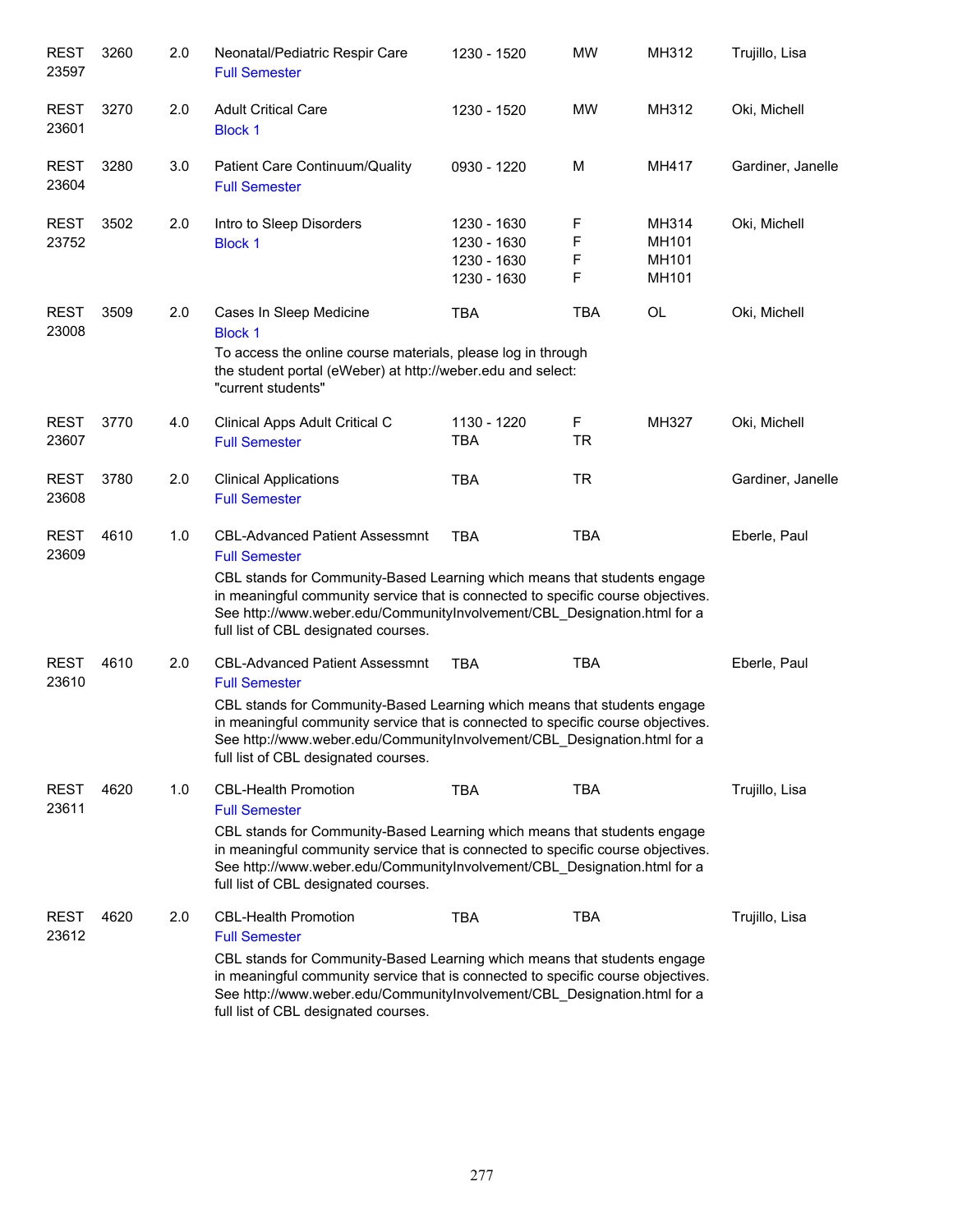| Course | | Credits | Title | Time | Days | Room | Instructor |
|---|---|---|---|---|---|---|---|
| REST 23597 | 3260 | 2.0 | Neonatal/Pediatric Respir Care<br>Full Semester | 1230 - 1520 | MW | MH312 | Trujillo, Lisa |
| REST 23601 | 3270 | 2.0 | Adult Critical Care<br>Block 1 | 1230 - 1520 | MW | MH312 | Oki, Michell |
| REST 23604 | 3280 | 3.0 | Patient Care Continuum/Quality<br>Full Semester | 0930 - 1220 | M | MH417 | Gardiner, Janelle |
| REST 23752 | 3502 | 2.0 | Intro to Sleep Disorders<br>Block 1 | 1230 - 1630<br>1230 - 1630<br>1230 - 1630<br>1230 - 1630 | F<br>F<br>F<br>F | MH314<br>MH101<br>MH101<br>MH101 | Oki, Michell |
| REST 23008 | 3509 | 2.0 | Cases In Sleep Medicine<br>Block 1<br>To access the online course materials, please log in through the student portal (eWeber) at http://weber.edu and select: "current students" | TBA | TBA | OL | Oki, Michell |
| REST 23607 | 3770 | 4.0 | Clinical Apps Adult Critical C<br>Full Semester | 1130 - 1220<br>TBA | F<br>TR | MH327 | Oki, Michell |
| REST 23608 | 3780 | 2.0 | Clinical Applications<br>Full Semester | TBA | TR | | Gardiner, Janelle |
| REST 23609 | 4610 | 1.0 | CBL-Advanced Patient Assessmnt<br>Full Semester<br>CBL stands for Community-Based Learning which means that students engage in meaningful community service that is connected to specific course objectives. See http://www.weber.edu/CommunityInvolvement/CBL_Designation.html for a full list of CBL designated courses. | TBA | TBA | | Eberle, Paul |
| REST 23610 | 4610 | 2.0 | CBL-Advanced Patient Assessmnt<br>Full Semester<br>CBL stands for Community-Based Learning which means that students engage in meaningful community service that is connected to specific course objectives. See http://www.weber.edu/CommunityInvolvement/CBL_Designation.html for a full list of CBL designated courses. | TBA | TBA | | Eberle, Paul |
| REST 23611 | 4620 | 1.0 | CBL-Health Promotion<br>Full Semester<br>CBL stands for Community-Based Learning which means that students engage in meaningful community service that is connected to specific course objectives. See http://www.weber.edu/CommunityInvolvement/CBL_Designation.html for a full list of CBL designated courses. | TBA | TBA | | Trujillo, Lisa |
| REST 23612 | 4620 | 2.0 | CBL-Health Promotion<br>Full Semester<br>CBL stands for Community-Based Learning which means that students engage in meaningful community service that is connected to specific course objectives. See http://www.weber.edu/CommunityInvolvement/CBL_Designation.html for a full list of CBL designated courses. | TBA | TBA | | Trujillo, Lisa |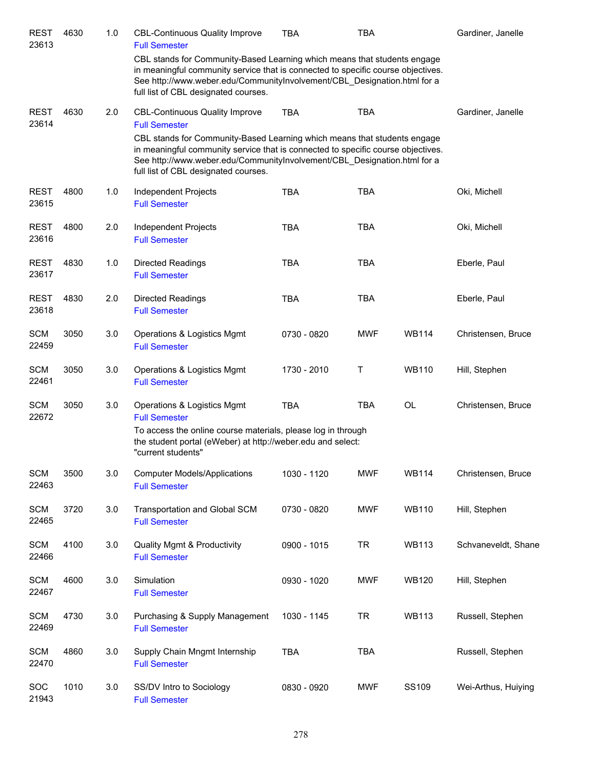| Course | Number | Credits | Title | Time | Days | Room | Instructor |
|---|---|---|---|---|---|---|---|
| REST 23613 | 4630 | 1.0 | CBL-Continuous Quality Improve<br>Full Semester<br>CBL stands for Community-Based Learning which means that students engage in meaningful community service that is connected to specific course objectives. See http://www.weber.edu/CommunityInvolvement/CBL_Designation.html for a full list of CBL designated courses. | TBA | TBA | | Gardiner, Janelle |
| REST 23614 | 4630 | 2.0 | CBL-Continuous Quality Improve<br>Full Semester<br>CBL stands for Community-Based Learning which means that students engage in meaningful community service that is connected to specific course objectives. See http://www.weber.edu/CommunityInvolvement/CBL_Designation.html for a full list of CBL designated courses. | TBA | TBA | | Gardiner, Janelle |
| REST 23615 | 4800 | 1.0 | Independent Projects<br>Full Semester | TBA | TBA | | Oki, Michell |
| REST 23616 | 4800 | 2.0 | Independent Projects<br>Full Semester | TBA | TBA | | Oki, Michell |
| REST 23617 | 4830 | 1.0 | Directed Readings<br>Full Semester | TBA | TBA | | Eberle, Paul |
| REST 23618 | 4830 | 2.0 | Directed Readings<br>Full Semester | TBA | TBA | | Eberle, Paul |
| SCM 22459 | 3050 | 3.0 | Operations & Logistics Mgmt<br>Full Semester | 0730 - 0820 | MWF | WB114 | Christensen, Bruce |
| SCM 22461 | 3050 | 3.0 | Operations & Logistics Mgmt<br>Full Semester | 1730 - 2010 | T | WB110 | Hill, Stephen |
| SCM 22672 | 3050 | 3.0 | Operations & Logistics Mgmt<br>Full Semester<br>To access the online course materials, please log in through the student portal (eWeber) at http://weber.edu and select: "current students" | TBA | TBA | OL | Christensen, Bruce |
| SCM 22463 | 3500 | 3.0 | Computer Models/Applications<br>Full Semester | 1030 - 1120 | MWF | WB114 | Christensen, Bruce |
| SCM 22465 | 3720 | 3.0 | Transportation and Global SCM<br>Full Semester | 0730 - 0820 | MWF | WB110 | Hill, Stephen |
| SCM 22466 | 4100 | 3.0 | Quality Mgmt & Productivity<br>Full Semester | 0900 - 1015 | TR | WB113 | Schvaneveldt, Shane |
| SCM 22467 | 4600 | 3.0 | Simulation<br>Full Semester | 0930 - 1020 | MWF | WB120 | Hill, Stephen |
| SCM 22469 | 4730 | 3.0 | Purchasing & Supply Management<br>Full Semester | 1030 - 1145 | TR | WB113 | Russell, Stephen |
| SCM 22470 | 4860 | 3.0 | Supply Chain Mngmt Internship<br>Full Semester | TBA | TBA | | Russell, Stephen |
| SOC 21943 | 1010 | 3.0 | SS/DV Intro to Sociology<br>Full Semester | 0830 - 0920 | MWF | SS109 | Wei-Arthus, Huiying |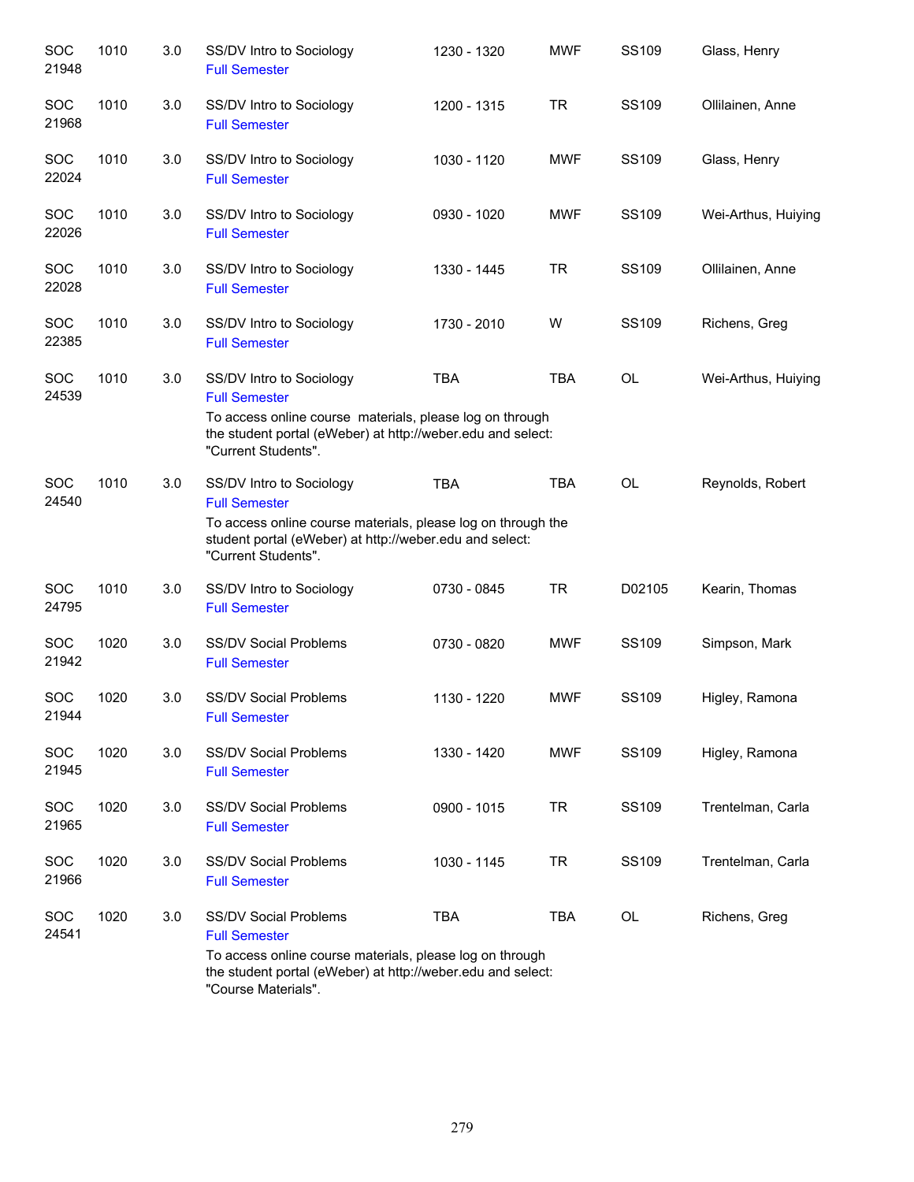| | | | | | | | |
|---|---|---|---|---|---|---|---|
| SOC 21948 | 1010 | 3.0 | SS/DV Intro to Sociology<br>Full Semester | 1230 - 1320 | MWF | SS109 | Glass, Henry |
| SOC 21968 | 1010 | 3.0 | SS/DV Intro to Sociology<br>Full Semester | 1200 - 1315 | TR | SS109 | Ollilainen, Anne |
| SOC 22024 | 1010 | 3.0 | SS/DV Intro to Sociology<br>Full Semester | 1030 - 1120 | MWF | SS109 | Glass, Henry |
| SOC 22026 | 1010 | 3.0 | SS/DV Intro to Sociology<br>Full Semester | 0930 - 1020 | MWF | SS109 | Wei-Arthus, Huiying |
| SOC 22028 | 1010 | 3.0 | SS/DV Intro to Sociology<br>Full Semester | 1330 - 1445 | TR | SS109 | Ollilainen, Anne |
| SOC 22385 | 1010 | 3.0 | SS/DV Intro to Sociology<br>Full Semester | 1730 - 2010 | W | SS109 | Richens, Greg |
| SOC 24539 | 1010 | 3.0 | SS/DV Intro to Sociology<br>Full Semester<br>To access online course materials, please log on through the student portal (eWeber) at http://weber.edu and select: "Current Students". | TBA | TBA | OL | Wei-Arthus, Huiying |
| SOC 24540 | 1010 | 3.0 | SS/DV Intro to Sociology<br>Full Semester<br>To access online course materials, please log on through the student portal (eWeber) at http://weber.edu and select: "Current Students". | TBA | TBA | OL | Reynolds, Robert |
| SOC 24795 | 1010 | 3.0 | SS/DV Intro to Sociology<br>Full Semester | 0730 - 0845 | TR | D02105 | Kearin, Thomas |
| SOC 21942 | 1020 | 3.0 | SS/DV Social Problems<br>Full Semester | 0730 - 0820 | MWF | SS109 | Simpson, Mark |
| SOC 21944 | 1020 | 3.0 | SS/DV Social Problems<br>Full Semester | 1130 - 1220 | MWF | SS109 | Higley, Ramona |
| SOC 21945 | 1020 | 3.0 | SS/DV Social Problems<br>Full Semester | 1330 - 1420 | MWF | SS109 | Higley, Ramona |
| SOC 21965 | 1020 | 3.0 | SS/DV Social Problems<br>Full Semester | 0900 - 1015 | TR | SS109 | Trentelman, Carla |
| SOC 21966 | 1020 | 3.0 | SS/DV Social Problems<br>Full Semester | 1030 - 1145 | TR | SS109 | Trentelman, Carla |
| SOC 24541 | 1020 | 3.0 | SS/DV Social Problems<br>Full Semester<br>To access online course materials, please log on through the student portal (eWeber) at http://weber.edu and select: "Course Materials". | TBA | TBA | OL | Richens, Greg |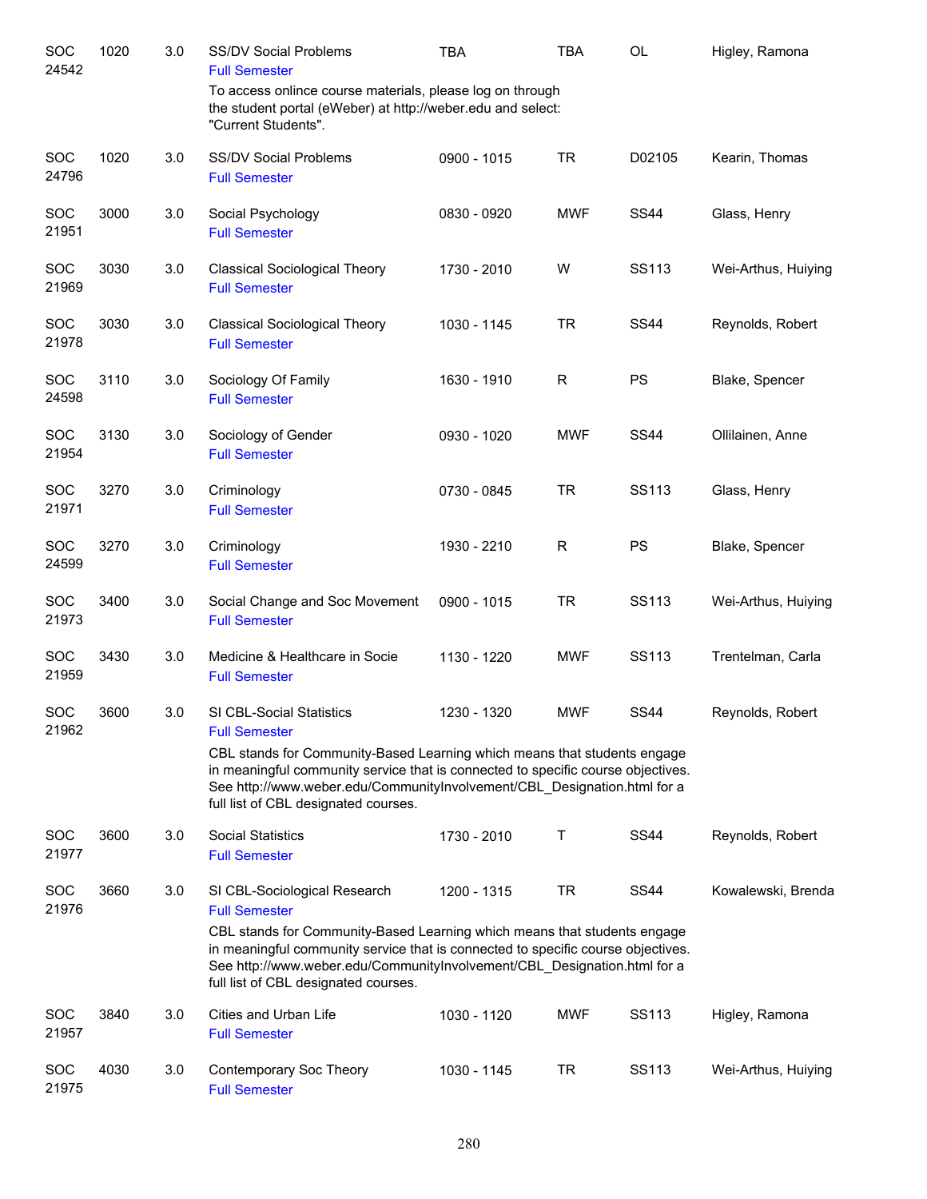| | | | | | | | |
|---|---|---|---|---|---|---|---|
| SOC 24542 | 1020 | 3.0 | SS/DV Social Problems<br>Full Semester<br>To access onlince course materials, please log on through the student portal (eWeber) at http://weber.edu and select: "Current Students". | TBA | TBA | OL | Higley, Ramona |
| SOC 24796 | 1020 | 3.0 | SS/DV Social Problems<br>Full Semester | 0900 - 1015 | TR | D02105 | Kearin, Thomas |
| SOC 21951 | 3000 | 3.0 | Social Psychology<br>Full Semester | 0830 - 0920 | MWF | SS44 | Glass, Henry |
| SOC 21969 | 3030 | 3.0 | Classical Sociological Theory<br>Full Semester | 1730 - 2010 | W | SS113 | Wei-Arthus, Huiying |
| SOC 21978 | 3030 | 3.0 | Classical Sociological Theory<br>Full Semester | 1030 - 1145 | TR | SS44 | Reynolds, Robert |
| SOC 24598 | 3110 | 3.0 | Sociology Of Family<br>Full Semester | 1630 - 1910 | R | PS | Blake, Spencer |
| SOC 21954 | 3130 | 3.0 | Sociology of Gender<br>Full Semester | 0930 - 1020 | MWF | SS44 | Ollilainen, Anne |
| SOC 21971 | 3270 | 3.0 | Criminology<br>Full Semester | 0730 - 0845 | TR | SS113 | Glass, Henry |
| SOC 24599 | 3270 | 3.0 | Criminology<br>Full Semester | 1930 - 2210 | R | PS | Blake, Spencer |
| SOC 21973 | 3400 | 3.0 | Social Change and Soc Movement<br>Full Semester | 0900 - 1015 | TR | SS113 | Wei-Arthus, Huiying |
| SOC 21959 | 3430 | 3.0 | Medicine & Healthcare in Socie<br>Full Semester | 1130 - 1220 | MWF | SS113 | Trentelman, Carla |
| SOC 21962 | 3600 | 3.0 | SI CBL-Social Statistics<br>Full Semester<br>CBL stands for Community-Based Learning which means that students engage in meaningful community service that is connected to specific course objectives. See http://www.weber.edu/CommunityInvolvement/CBL_Designation.html for a full list of CBL designated courses. | 1230 - 1320 | MWF | SS44 | Reynolds, Robert |
| SOC 21977 | 3600 | 3.0 | Social Statistics<br>Full Semester | 1730 - 2010 | T | SS44 | Reynolds, Robert |
| SOC 21976 | 3660 | 3.0 | SI CBL-Sociological Research<br>Full Semester<br>CBL stands for Community-Based Learning which means that students engage in meaningful community service that is connected to specific course objectives. See http://www.weber.edu/CommunityInvolvement/CBL_Designation.html for a full list of CBL designated courses. | 1200 - 1315 | TR | SS44 | Kowalewski, Brenda |
| SOC 21957 | 3840 | 3.0 | Cities and Urban Life<br>Full Semester | 1030 - 1120 | MWF | SS113 | Higley, Ramona |
| SOC 21975 | 4030 | 3.0 | Contemporary Soc Theory<br>Full Semester | 1030 - 1145 | TR | SS113 | Wei-Arthus, Huiying |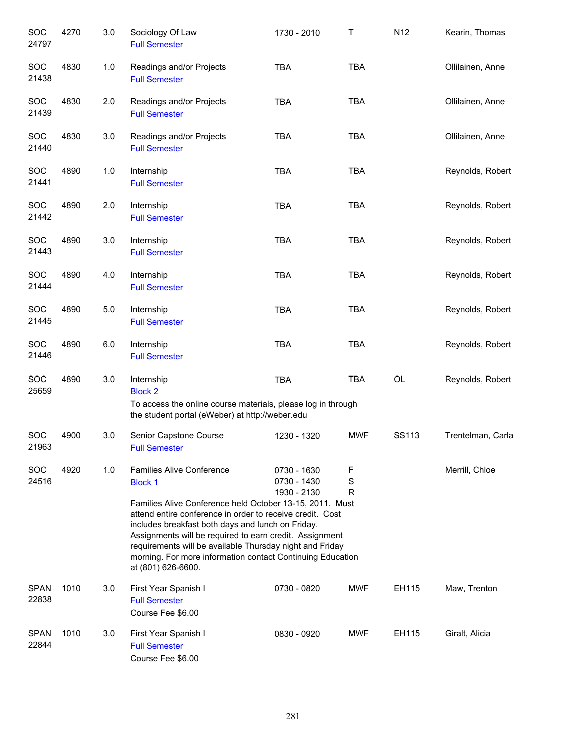| Subject / CRN | Course | Credits | Title | Time | Days | Room | Instructor |
|---|---|---|---|---|---|---|---|
| SOC 24797 | 4270 | 3.0 | Sociology Of Law<br>Full Semester | 1730 - 2010 | T | N12 | Kearin, Thomas |
| SOC 21438 | 4830 | 1.0 | Readings and/or Projects<br>Full Semester | TBA | TBA | | Ollilainen, Anne |
| SOC 21439 | 4830 | 2.0 | Readings and/or Projects<br>Full Semester | TBA | TBA | | Ollilainen, Anne |
| SOC 21440 | 4830 | 3.0 | Readings and/or Projects<br>Full Semester | TBA | TBA | | Ollilainen, Anne |
| SOC 21441 | 4890 | 1.0 | Internship<br>Full Semester | TBA | TBA | | Reynolds, Robert |
| SOC 21442 | 4890 | 2.0 | Internship<br>Full Semester | TBA | TBA | | Reynolds, Robert |
| SOC 21443 | 4890 | 3.0 | Internship<br>Full Semester | TBA | TBA | | Reynolds, Robert |
| SOC 21444 | 4890 | 4.0 | Internship<br>Full Semester | TBA | TBA | | Reynolds, Robert |
| SOC 21445 | 4890 | 5.0 | Internship<br>Full Semester | TBA | TBA | | Reynolds, Robert |
| SOC 21446 | 4890 | 6.0 | Internship<br>Full Semester | TBA | TBA | | Reynolds, Robert |
| SOC 25659 | 4890 | 3.0 | Internship<br>Block 2<br>To access the online course materials, please log in through the student portal (eWeber) at http://weber.edu | TBA | TBA | OL | Reynolds, Robert |
| SOC 21963 | 4900 | 3.0 | Senior Capstone Course<br>Full Semester | 1230 - 1320 | MWF | SS113 | Trentelman, Carla |
| SOC 24516 | 4920 | 1.0 | Families Alive Conference<br>Block 1<br>Families Alive Conference held October 13-15, 2011. Must attend entire conference in order to receive credit. Cost includes breakfast both days and lunch on Friday. Assignments will be required to earn credit. Assignment requirements will be available Thursday night and Friday morning. For more information contact Continuing Education at (801) 626-6600. | 0730 - 1630<br>0730 - 1430<br>1930 - 2130 | F<br>S<br>R | | Merrill, Chloe |
| SPAN 22838 | 1010 | 3.0 | First Year Spanish I<br>Full Semester<br>Course Fee $6.00 | 0730 - 0820 | MWF | EH115 | Maw, Trenton |
| SPAN 22844 | 1010 | 3.0 | First Year Spanish I<br>Full Semester<br>Course Fee $6.00 | 0830 - 0920 | MWF | EH115 | Giralt, Alicia |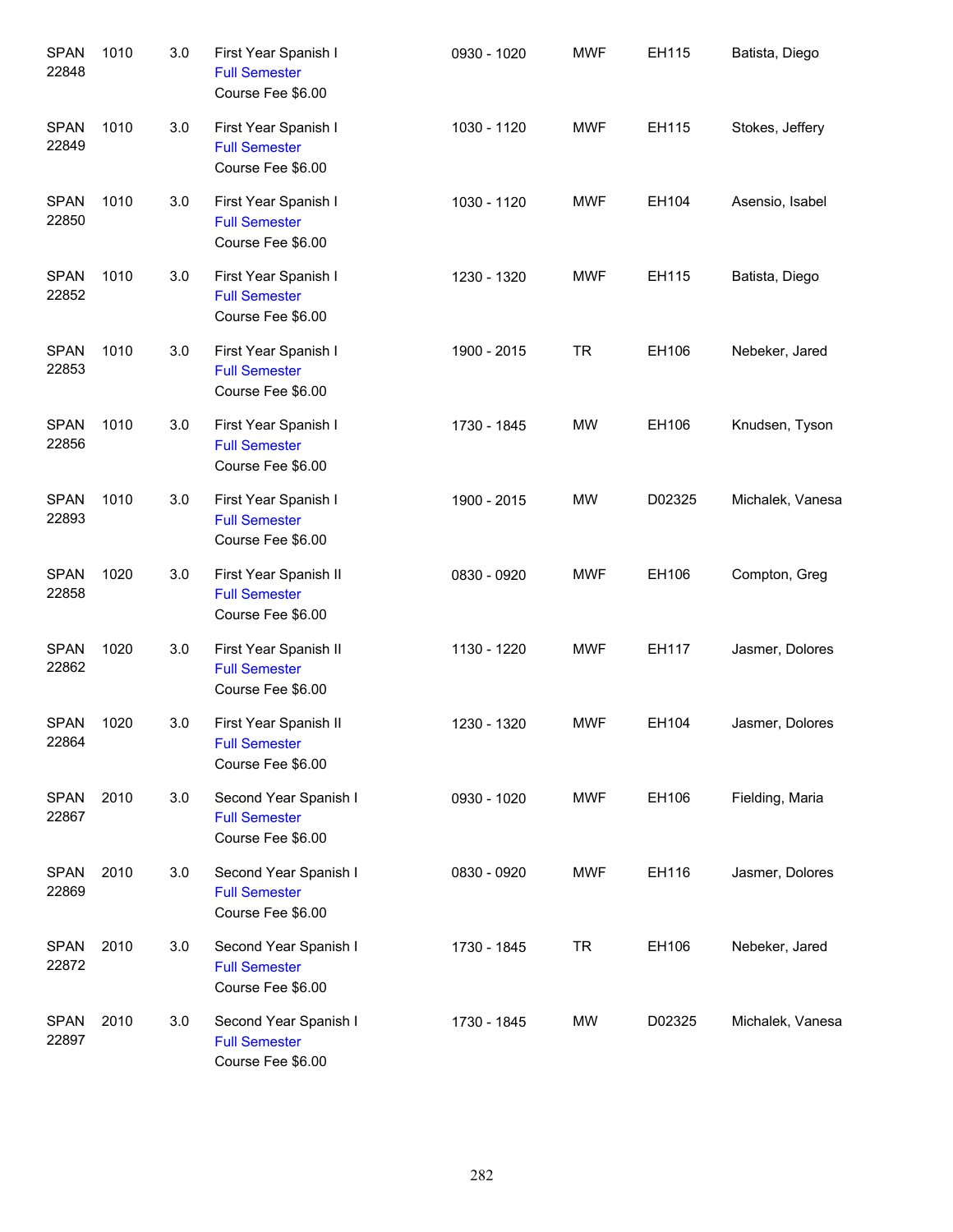| | | | | | | | |
|---|---|---|---|---|---|---|---|
| SPAN 22848 | 1010 | 3.0 | First Year Spanish I<br>Full Semester<br>Course Fee $6.00 | 0930 - 1020 | MWF | EH115 | Batista, Diego |
| SPAN 22849 | 1010 | 3.0 | First Year Spanish I<br>Full Semester<br>Course Fee $6.00 | 1030 - 1120 | MWF | EH115 | Stokes, Jeffery |
| SPAN 22850 | 1010 | 3.0 | First Year Spanish I<br>Full Semester<br>Course Fee $6.00 | 1030 - 1120 | MWF | EH104 | Asensio, Isabel |
| SPAN 22852 | 1010 | 3.0 | First Year Spanish I<br>Full Semester<br>Course Fee $6.00 | 1230 - 1320 | MWF | EH115 | Batista, Diego |
| SPAN 22853 | 1010 | 3.0 | First Year Spanish I<br>Full Semester<br>Course Fee $6.00 | 1900 - 2015 | TR | EH106 | Nebeker, Jared |
| SPAN 22856 | 1010 | 3.0 | First Year Spanish I<br>Full Semester<br>Course Fee $6.00 | 1730 - 1845 | MW | EH106 | Knudsen, Tyson |
| SPAN 22893 | 1010 | 3.0 | First Year Spanish I<br>Full Semester<br>Course Fee $6.00 | 1900 - 2015 | MW | D02325 | Michalek, Vanesa |
| SPAN 22858 | 1020 | 3.0 | First Year Spanish II<br>Full Semester<br>Course Fee $6.00 | 0830 - 0920 | MWF | EH106 | Compton, Greg |
| SPAN 22862 | 1020 | 3.0 | First Year Spanish II<br>Full Semester<br>Course Fee $6.00 | 1130 - 1220 | MWF | EH117 | Jasmer, Dolores |
| SPAN 22864 | 1020 | 3.0 | First Year Spanish II<br>Full Semester<br>Course Fee $6.00 | 1230 - 1320 | MWF | EH104 | Jasmer, Dolores |
| SPAN 22867 | 2010 | 3.0 | Second Year Spanish I<br>Full Semester<br>Course Fee $6.00 | 0930 - 1020 | MWF | EH106 | Fielding, Maria |
| SPAN 22869 | 2010 | 3.0 | Second Year Spanish I<br>Full Semester<br>Course Fee $6.00 | 0830 - 0920 | MWF | EH116 | Jasmer, Dolores |
| SPAN 22872 | 2010 | 3.0 | Second Year Spanish I<br>Full Semester<br>Course Fee $6.00 | 1730 - 1845 | TR | EH106 | Nebeker, Jared |
| SPAN 22897 | 2010 | 3.0 | Second Year Spanish I<br>Full Semester<br>Course Fee $6.00 | 1730 - 1845 | MW | D02325 | Michalek, Vanesa |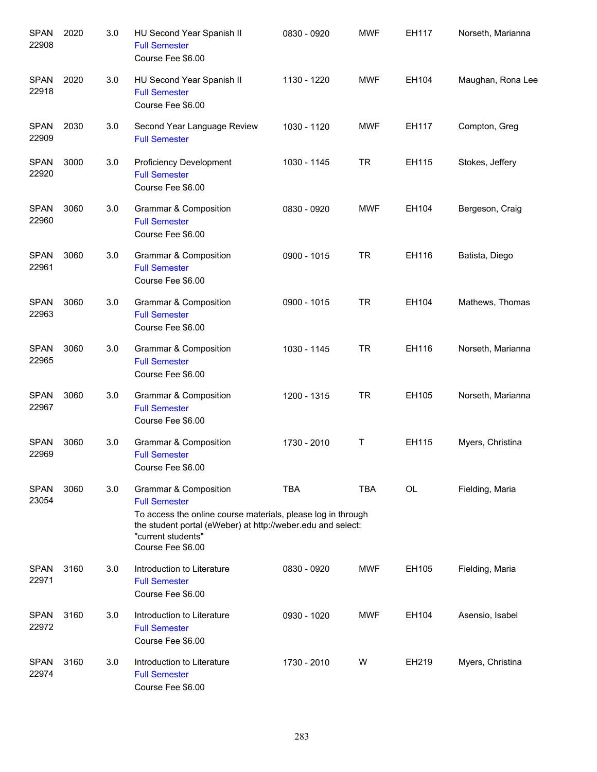| | | | | | | | |
|---|---|---|---|---|---|---|---|
| SPAN 22908 | 2020 | 3.0 | HU Second Year Spanish II<br>Full Semester<br>Course Fee $6.00 | 0830 - 0920 | MWF | EH117 | Norseth, Marianna |
| SPAN 22918 | 2020 | 3.0 | HU Second Year Spanish II<br>Full Semester<br>Course Fee $6.00 | 1130 - 1220 | MWF | EH104 | Maughan, Rona Lee |
| SPAN 22909 | 2030 | 3.0 | Second Year Language Review<br>Full Semester | 1030 - 1120 | MWF | EH117 | Compton, Greg |
| SPAN 22920 | 3000 | 3.0 | Proficiency Development<br>Full Semester<br>Course Fee $6.00 | 1030 - 1145 | TR | EH115 | Stokes, Jeffery |
| SPAN 22960 | 3060 | 3.0 | Grammar & Composition<br>Full Semester<br>Course Fee $6.00 | 0830 - 0920 | MWF | EH104 | Bergeson, Craig |
| SPAN 22961 | 3060 | 3.0 | Grammar & Composition<br>Full Semester<br>Course Fee $6.00 | 0900 - 1015 | TR | EH116 | Batista, Diego |
| SPAN 22963 | 3060 | 3.0 | Grammar & Composition<br>Full Semester<br>Course Fee $6.00 | 0900 - 1015 | TR | EH104 | Mathews, Thomas |
| SPAN 22965 | 3060 | 3.0 | Grammar & Composition<br>Full Semester<br>Course Fee $6.00 | 1030 - 1145 | TR | EH116 | Norseth, Marianna |
| SPAN 22967 | 3060 | 3.0 | Grammar & Composition<br>Full Semester<br>Course Fee $6.00 | 1200 - 1315 | TR | EH105 | Norseth, Marianna |
| SPAN 22969 | 3060 | 3.0 | Grammar & Composition<br>Full Semester<br>Course Fee $6.00 | 1730 - 2010 | T | EH115 | Myers, Christina |
| SPAN 23054 | 3060 | 3.0 | Grammar & Composition<br>Full Semester<br>To access the online course materials, please log in through the student portal (eWeber) at http://weber.edu and select: "current students"<br>Course Fee $6.00 | TBA | TBA | OL | Fielding, Maria |
| SPAN 22971 | 3160 | 3.0 | Introduction to Literature<br>Full Semester<br>Course Fee $6.00 | 0830 - 0920 | MWF | EH105 | Fielding, Maria |
| SPAN 22972 | 3160 | 3.0 | Introduction to Literature<br>Full Semester<br>Course Fee $6.00 | 0930 - 1020 | MWF | EH104 | Asensio, Isabel |
| SPAN 22974 | 3160 | 3.0 | Introduction to Literature<br>Full Semester<br>Course Fee $6.00 | 1730 - 2010 | W | EH219 | Myers, Christina |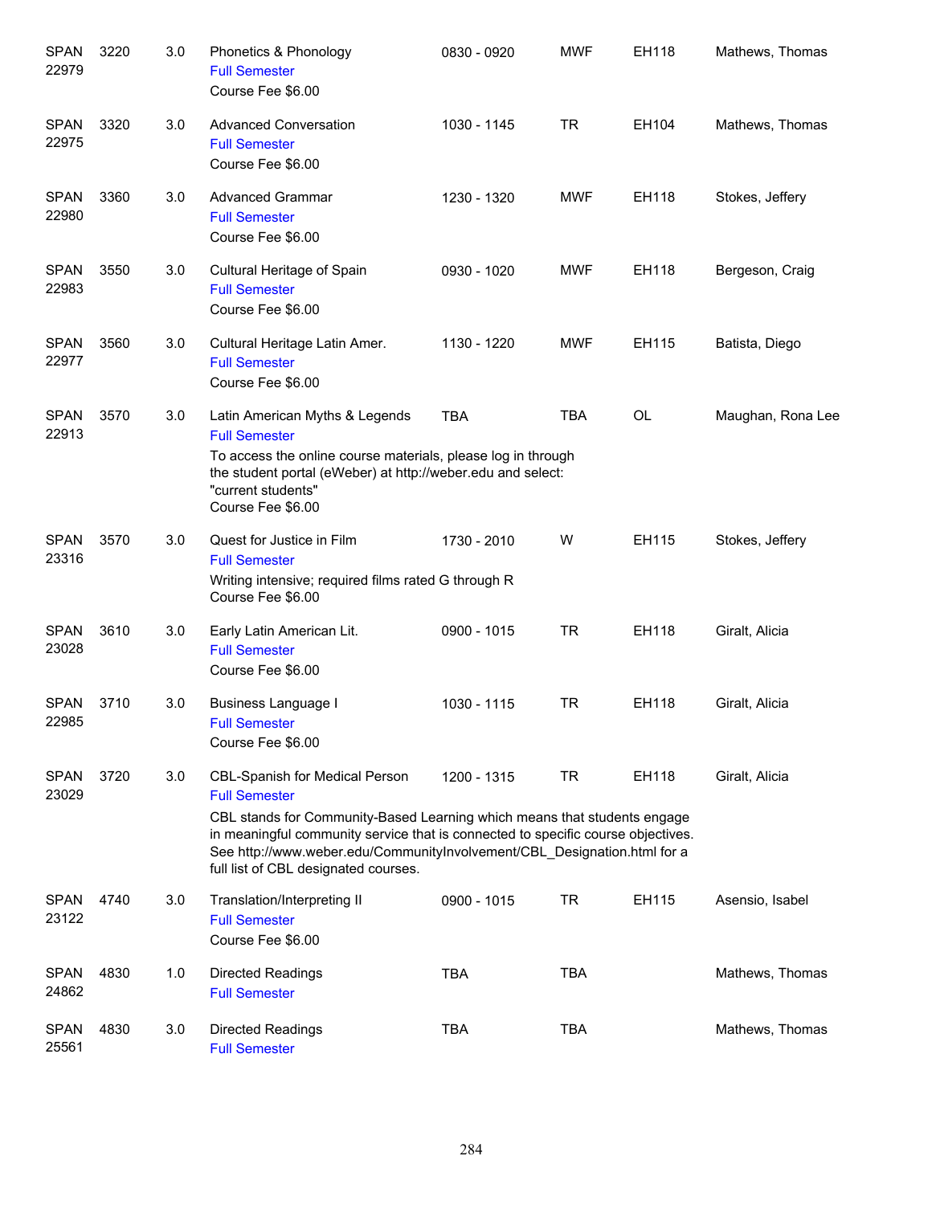| Subject / CRN | Course | Credits | Title | Time | Days | Room | Instructor |
|---|---|---|---|---|---|---|---|
| SPAN 22979 | 3220 | 3.0 | Phonetics & Phonology<br>Full Semester<br>Course Fee $6.00 | 0830 - 0920 | MWF | EH118 | Mathews, Thomas |
| SPAN 22975 | 3320 | 3.0 | Advanced Conversation<br>Full Semester<br>Course Fee $6.00 | 1030 - 1145 | TR | EH104 | Mathews, Thomas |
| SPAN 22980 | 3360 | 3.0 | Advanced Grammar<br>Full Semester<br>Course Fee $6.00 | 1230 - 1320 | MWF | EH118 | Stokes, Jeffery |
| SPAN 22983 | 3550 | 3.0 | Cultural Heritage of Spain<br>Full Semester<br>Course Fee $6.00 | 0930 - 1020 | MWF | EH118 | Bergeson, Craig |
| SPAN 22977 | 3560 | 3.0 | Cultural Heritage Latin Amer.<br>Full Semester<br>Course Fee $6.00 | 1130 - 1220 | MWF | EH115 | Batista, Diego |
| SPAN 22913 | 3570 | 3.0 | Latin American Myths & Legends<br>Full Semester<br>To access the online course materials, please log in through the student portal (eWeber) at http://weber.edu and select: "current students"<br>Course Fee $6.00 | TBA | TBA | OL | Maughan, Rona Lee |
| SPAN 23316 | 3570 | 3.0 | Quest for Justice in Film<br>Full Semester<br>Writing intensive; required films rated G through R<br>Course Fee $6.00 | 1730 - 2010 | W | EH115 | Stokes, Jeffery |
| SPAN 23028 | 3610 | 3.0 | Early Latin American Lit.<br>Full Semester<br>Course Fee $6.00 | 0900 - 1015 | TR | EH118 | Giralt, Alicia |
| SPAN 22985 | 3710 | 3.0 | Business Language I<br>Full Semester<br>Course Fee $6.00 | 1030 - 1115 | TR | EH118 | Giralt, Alicia |
| SPAN 23029 | 3720 | 3.0 | CBL-Spanish for Medical Person<br>Full Semester<br>CBL stands for Community-Based Learning which means that students engage in meaningful community service that is connected to specific course objectives. See http://www.weber.edu/CommunityInvolvement/CBL_Designation.html for a full list of CBL designated courses. | 1200 - 1315 | TR | EH118 | Giralt, Alicia |
| SPAN 23122 | 4740 | 3.0 | Translation/Interpreting II<br>Full Semester<br>Course Fee $6.00 | 0900 - 1015 | TR | EH115 | Asensio, Isabel |
| SPAN 24862 | 4830 | 1.0 | Directed Readings<br>Full Semester | TBA | TBA | | Mathews, Thomas |
| SPAN 25561 | 4830 | 3.0 | Directed Readings<br>Full Semester | TBA | TBA | | Mathews, Thomas |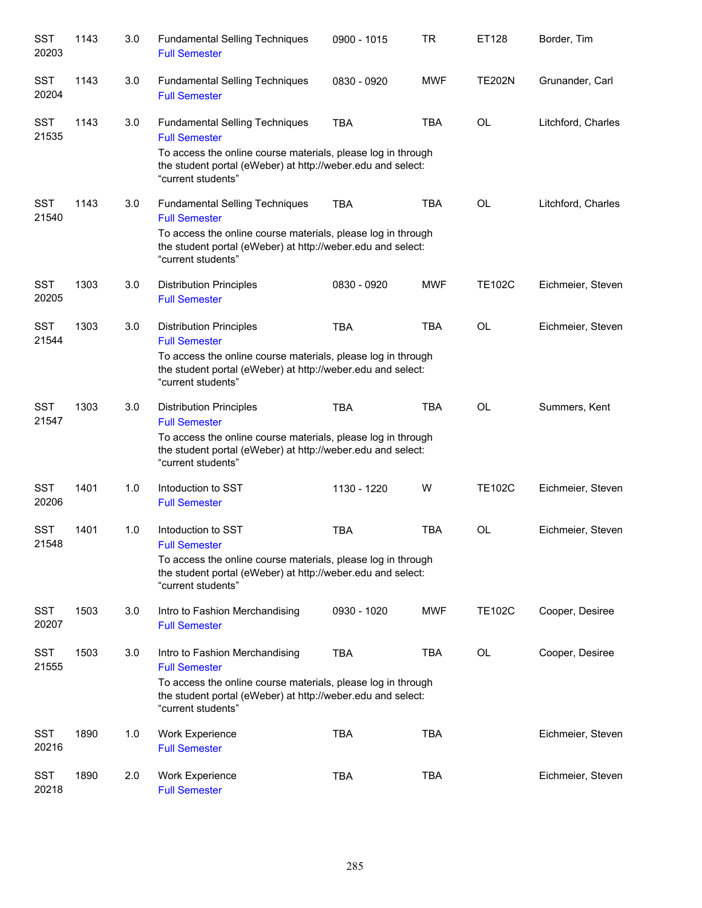| | | | | | | | |
|---|---|---|---|---|---|---|---|
| SST 20203 | 1143 | 3.0 | Fundamental Selling Techniques<br>Full Semester | 0900 - 1015 | TR | ET128 | Border, Tim |
| SST 20204 | 1143 | 3.0 | Fundamental Selling Techniques<br>Full Semester | 0830 - 0920 | MWF | TE202N | Grunander, Carl |
| SST 21535 | 1143 | 3.0 | Fundamental Selling Techniques<br>Full Semester<br>To access the online course materials, please log in through the student portal (eWeber) at http://weber.edu and select: “current students” | TBA | TBA | OL | Litchford, Charles |
| SST 21540 | 1143 | 3.0 | Fundamental Selling Techniques<br>Full Semester<br>To access the online course materials, please log in through the student portal (eWeber) at http://weber.edu and select: “current students” | TBA | TBA | OL | Litchford, Charles |
| SST 20205 | 1303 | 3.0 | Distribution Principles<br>Full Semester | 0830 - 0920 | MWF | TE102C | Eichmeier, Steven |
| SST 21544 | 1303 | 3.0 | Distribution Principles<br>Full Semester<br>To access the online course materials, please log in through the student portal (eWeber) at http://weber.edu and select: “current students” | TBA | TBA | OL | Eichmeier, Steven |
| SST 21547 | 1303 | 3.0 | Distribution Principles<br>Full Semester<br>To access the online course materials, please log in through the student portal (eWeber) at http://weber.edu and select: “current students” | TBA | TBA | OL | Summers, Kent |
| SST 20206 | 1401 | 1.0 | Intoduction to SST<br>Full Semester | 1130 - 1220 | W | TE102C | Eichmeier, Steven |
| SST 21548 | 1401 | 1.0 | Intoduction to SST<br>Full Semester<br>To access the online course materials, please log in through the student portal (eWeber) at http://weber.edu and select: “current students” | TBA | TBA | OL | Eichmeier, Steven |
| SST 20207 | 1503 | 3.0 | Intro to Fashion Merchandising<br>Full Semester | 0930 - 1020 | MWF | TE102C | Cooper, Desiree |
| SST 21555 | 1503 | 3.0 | Intro to Fashion Merchandising<br>Full Semester<br>To access the online course materials, please log in through the student portal (eWeber) at http://weber.edu and select: “current students” | TBA | TBA | OL | Cooper, Desiree |
| SST 20216 | 1890 | 1.0 | Work Experience<br>Full Semester | TBA | TBA | | Eichmeier, Steven |
| SST 20218 | 1890 | 2.0 | Work Experience<br>Full Semester | TBA | TBA | | Eichmeier, Steven |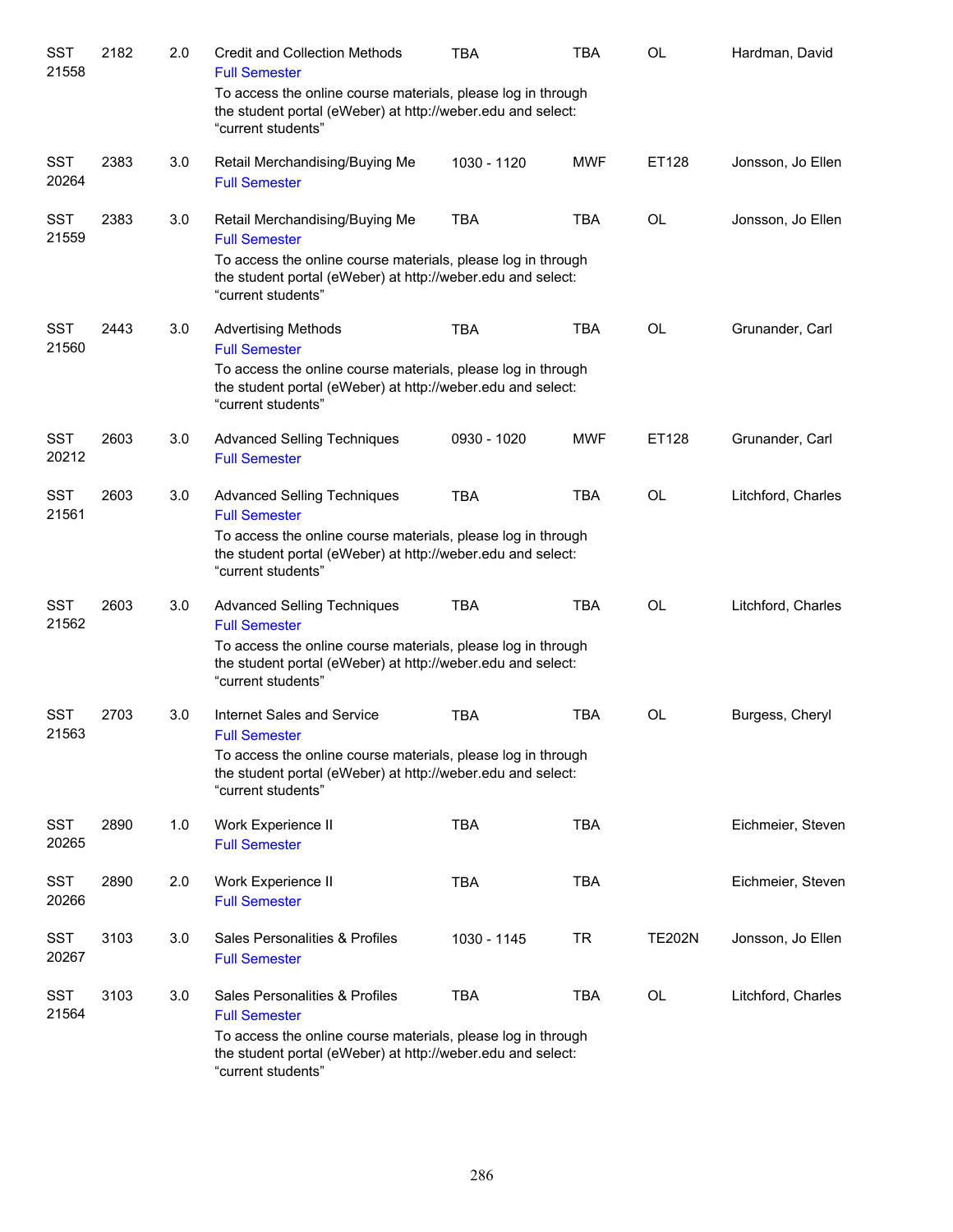| | | | | | | | |
|---|---|---|---|---|---|---|---|
| SST 21558 | 2182 | 2.0 | Credit and Collection Methods<br>Full Semester<br>To access the online course materials, please log in through the student portal (eWeber) at http://weber.edu and select: “current students” | TBA | TBA | OL | Hardman, David |
| SST 20264 | 2383 | 3.0 | Retail Merchandising/Buying Me<br>Full Semester | 1030 - 1120 | MWF | ET128 | Jonsson, Jo Ellen |
| SST 21559 | 2383 | 3.0 | Retail Merchandising/Buying Me<br>Full Semester<br>To access the online course materials, please log in through the student portal (eWeber) at http://weber.edu and select: “current students” | TBA | TBA | OL | Jonsson, Jo Ellen |
| SST 21560 | 2443 | 3.0 | Advertising Methods<br>Full Semester<br>To access the online course materials, please log in through the student portal (eWeber) at http://weber.edu and select: “current students” | TBA | TBA | OL | Grunander, Carl |
| SST 20212 | 2603 | 3.0 | Advanced Selling Techniques<br>Full Semester | 0930 - 1020 | MWF | ET128 | Grunander, Carl |
| SST 21561 | 2603 | 3.0 | Advanced Selling Techniques<br>Full Semester<br>To access the online course materials, please log in through the student portal (eWeber) at http://weber.edu and select: “current students” | TBA | TBA | OL | Litchford, Charles |
| SST 21562 | 2603 | 3.0 | Advanced Selling Techniques<br>Full Semester<br>To access the online course materials, please log in through the student portal (eWeber) at http://weber.edu and select: “current students” | TBA | TBA | OL | Litchford, Charles |
| SST 21563 | 2703 | 3.0 | Internet Sales and Service<br>Full Semester<br>To access the online course materials, please log in through the student portal (eWeber) at http://weber.edu and select: “current students” | TBA | TBA | OL | Burgess, Cheryl |
| SST 20265 | 2890 | 1.0 | Work Experience II<br>Full Semester | TBA | TBA | | Eichmeier, Steven |
| SST 20266 | 2890 | 2.0 | Work Experience II<br>Full Semester | TBA | TBA | | Eichmeier, Steven |
| SST 20267 | 3103 | 3.0 | Sales Personalities & Profiles<br>Full Semester | 1030 - 1145 | TR | TE202N | Jonsson, Jo Ellen |
| SST 21564 | 3103 | 3.0 | Sales Personalities & Profiles<br>Full Semester<br>To access the online course materials, please log in through the student portal (eWeber) at http://weber.edu and select: “current students” | TBA | TBA | OL | Litchford, Charles |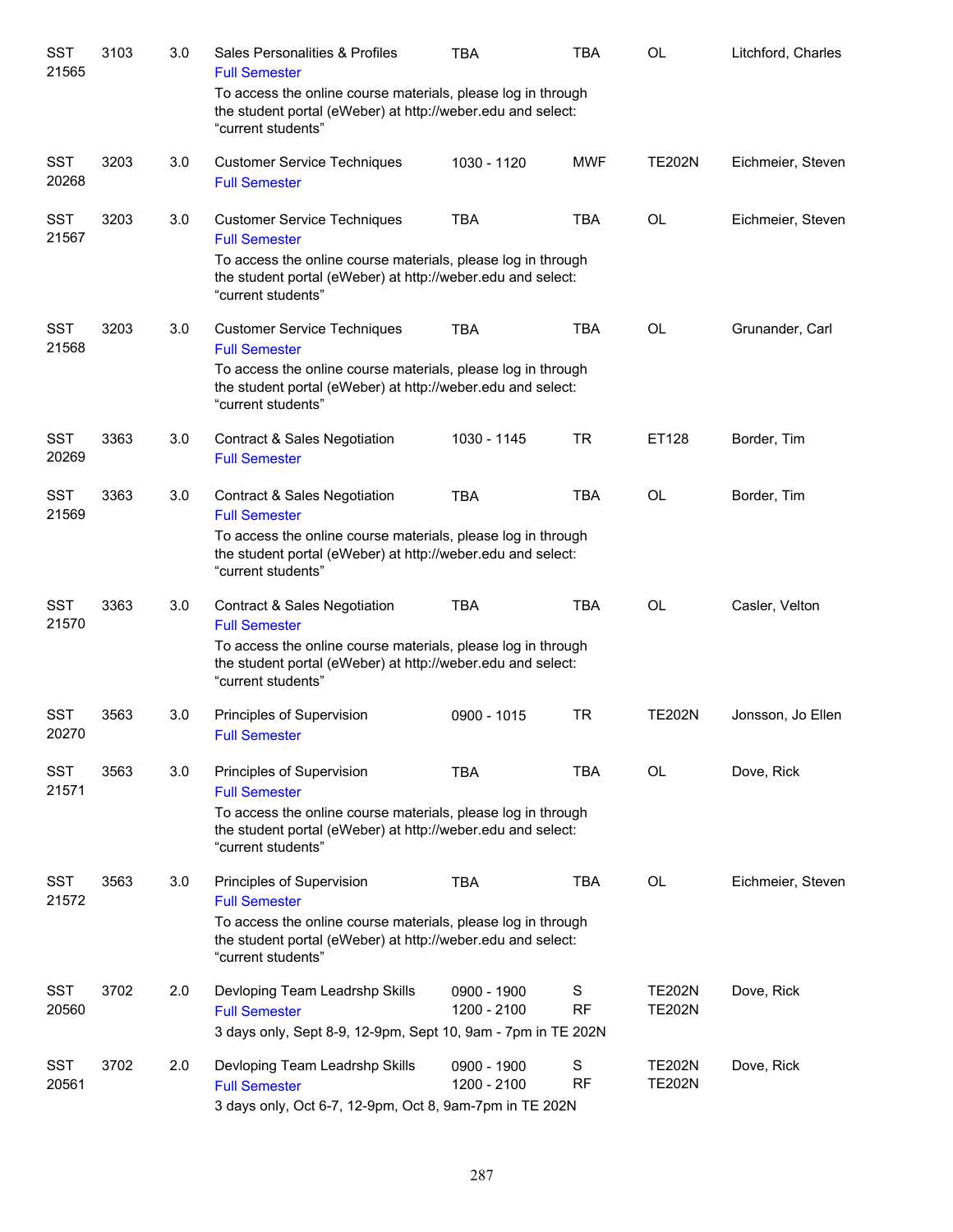| | | | | | | | |
|---|---|---|---|---|---|---|---|
| SST 21565 | 3103 | 3.0 | Sales Personalities & Profiles<br>Full Semester<br>To access the online course materials, please log in through the student portal (eWeber) at http://weber.edu and select: "current students" | TBA | TBA | OL | Litchford, Charles |
| SST 20268 | 3203 | 3.0 | Customer Service Techniques<br>Full Semester | 1030 - 1120 | MWF | TE202N | Eichmeier, Steven |
| SST 21567 | 3203 | 3.0 | Customer Service Techniques<br>Full Semester<br>To access the online course materials, please log in through the student portal (eWeber) at http://weber.edu and select: "current students" | TBA | TBA | OL | Eichmeier, Steven |
| SST 21568 | 3203 | 3.0 | Customer Service Techniques<br>Full Semester<br>To access the online course materials, please log in through the student portal (eWeber) at http://weber.edu and select: "current students" | TBA | TBA | OL | Grunander, Carl |
| SST 20269 | 3363 | 3.0 | Contract & Sales Negotiation<br>Full Semester | 1030 - 1145 | TR | ET128 | Border, Tim |
| SST 21569 | 3363 | 3.0 | Contract & Sales Negotiation<br>Full Semester<br>To access the online course materials, please log in through the student portal (eWeber) at http://weber.edu and select: "current students" | TBA | TBA | OL | Border, Tim |
| SST 21570 | 3363 | 3.0 | Contract & Sales Negotiation<br>Full Semester<br>To access the online course materials, please log in through the student portal (eWeber) at http://weber.edu and select: "current students" | TBA | TBA | OL | Casler, Velton |
| SST 20270 | 3563 | 3.0 | Principles of Supervision<br>Full Semester | 0900 - 1015 | TR | TE202N | Jonsson, Jo Ellen |
| SST 21571 | 3563 | 3.0 | Principles of Supervision<br>Full Semester<br>To access the online course materials, please log in through the student portal (eWeber) at http://weber.edu and select: "current students" | TBA | TBA | OL | Dove, Rick |
| SST 21572 | 3563 | 3.0 | Principles of Supervision<br>Full Semester<br>To access the online course materials, please log in through the student portal (eWeber) at http://weber.edu and select: "current students" | TBA | TBA | OL | Eichmeier, Steven |
| SST 20560 | 3702 | 2.0 | Devloping Team Leadrshp Skills<br>Full Semester<br>3 days only, Sept 8-9, 12-9pm, Sept 10, 9am - 7pm in TE 202N | 0900 - 1900<br>1200 - 2100 | S<br>RF | TE202N<br>TE202N | Dove, Rick |
| SST 20561 | 3702 | 2.0 | Devloping Team Leadrshp Skills<br>Full Semester<br>3 days only, Oct 6-7, 12-9pm, Oct 8, 9am-7pm in TE 202N | 0900 - 1900<br>1200 - 2100 | S<br>RF | TE202N<br>TE202N | Dove, Rick |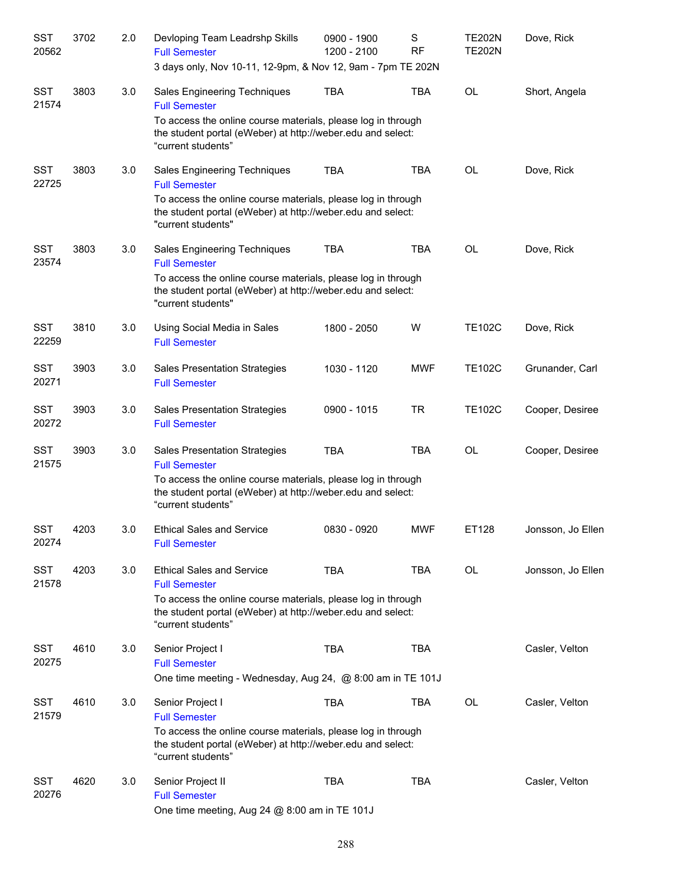| Subject | Course | Credits | Title | Time | Days | Room | Instructor |
|---|---|---|---|---|---|---|---|
| SST 20562 | 3702 | 2.0 | Devloping Team Leadrshp Skills<br>Full Semester<br>3 days only, Nov 10-11, 12-9pm, & Nov 12, 9am - 7pm TE 202N | 0900 - 1900<br>1200 - 2100 | S<br>RF | TE202N<br>TE202N | Dove, Rick |
| SST 21574 | 3803 | 3.0 | Sales Engineering Techniques<br>Full Semester<br>To access the online course materials, please log in through the student portal (eWeber) at http://weber.edu and select: "current students" | TBA | TBA | OL | Short, Angela |
| SST 22725 | 3803 | 3.0 | Sales Engineering Techniques<br>Full Semester<br>To access the online course materials, please log in through the student portal (eWeber) at http://weber.edu and select: "current students" | TBA | TBA | OL | Dove, Rick |
| SST 23574 | 3803 | 3.0 | Sales Engineering Techniques<br>Full Semester<br>To access the online course materials, please log in through the student portal (eWeber) at http://weber.edu and select: "current students" | TBA | TBA | OL | Dove, Rick |
| SST 22259 | 3810 | 3.0 | Using Social Media in Sales<br>Full Semester | 1800 - 2050 | W | TE102C | Dove, Rick |
| SST 20271 | 3903 | 3.0 | Sales Presentation Strategies<br>Full Semester | 1030 - 1120 | MWF | TE102C | Grunander, Carl |
| SST 20272 | 3903 | 3.0 | Sales Presentation Strategies<br>Full Semester | 0900 - 1015 | TR | TE102C | Cooper, Desiree |
| SST 21575 | 3903 | 3.0 | Sales Presentation Strategies<br>Full Semester<br>To access the online course materials, please log in through the student portal (eWeber) at http://weber.edu and select: "current students" | TBA | TBA | OL | Cooper, Desiree |
| SST 20274 | 4203 | 3.0 | Ethical Sales and Service<br>Full Semester | 0830 - 0920 | MWF | ET128 | Jonsson, Jo Ellen |
| SST 21578 | 4203 | 3.0 | Ethical Sales and Service<br>Full Semester<br>To access the online course materials, please log in through the student portal (eWeber) at http://weber.edu and select: "current students" | TBA | TBA | OL | Jonsson, Jo Ellen |
| SST 20275 | 4610 | 3.0 | Senior Project I<br>Full Semester<br>One time meeting - Wednesday, Aug 24, @ 8:00 am in TE 101J | TBA | TBA | | Casler, Velton |
| SST 21579 | 4610 | 3.0 | Senior Project I<br>Full Semester<br>To access the online course materials, please log in through the student portal (eWeber) at http://weber.edu and select: "current students" | TBA | TBA | OL | Casler, Velton |
| SST 20276 | 4620 | 3.0 | Senior Project II<br>Full Semester<br>One time meeting, Aug 24 @ 8:00 am in TE 101J | TBA | TBA | | Casler, Velton |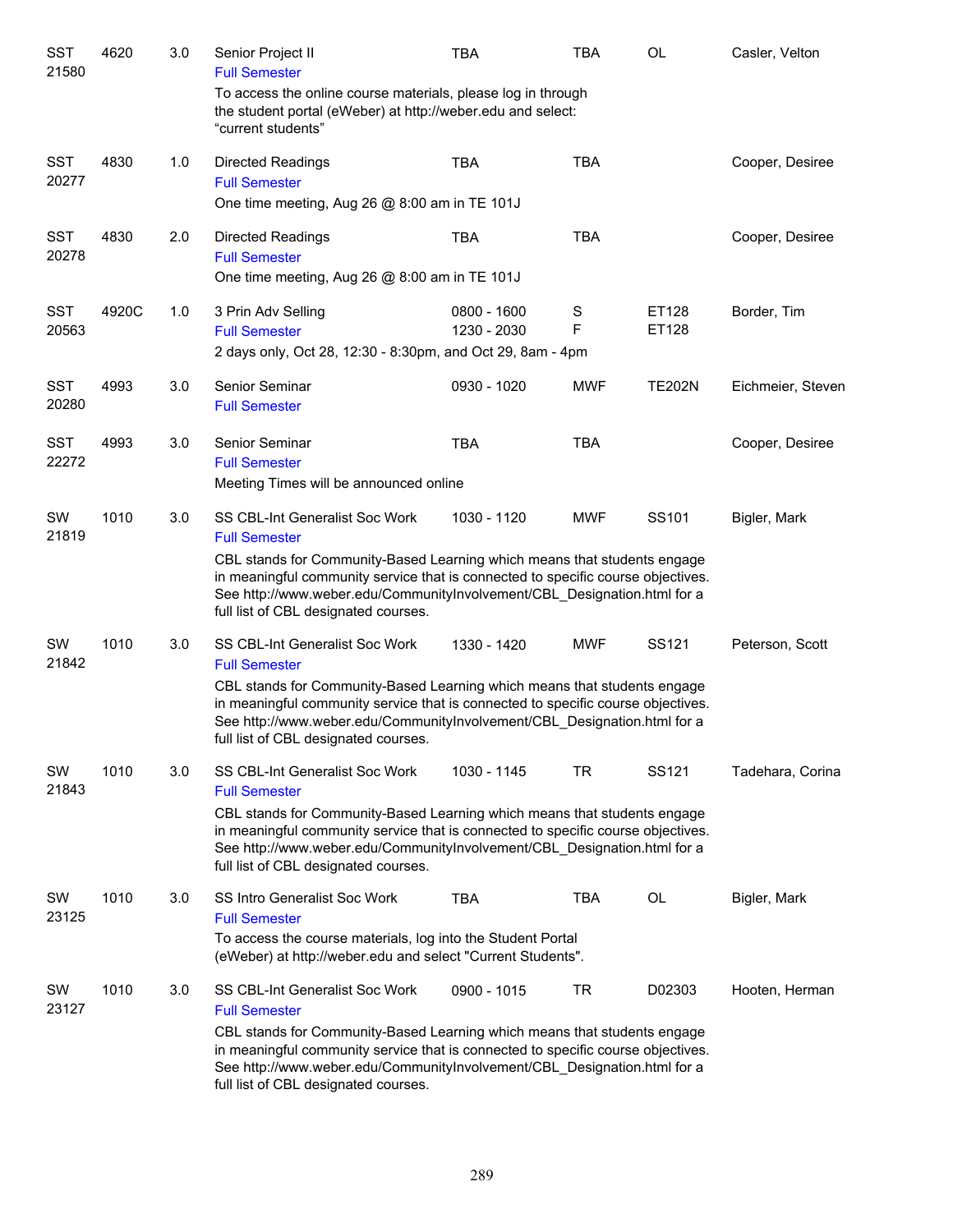| | | | | | | | |
|---|---|---|---|---|---|---|---|
| SST 21580 | 4620 | 3.0 | Senior Project II<br>Full Semester<br>To access the online course materials, please log in through the student portal (eWeber) at http://weber.edu and select: "current students" | TBA | TBA | OL | Casler, Velton |
| SST 20277 | 4830 | 1.0 | Directed Readings<br>Full Semester<br>One time meeting, Aug 26 @ 8:00 am in TE 101J | TBA | TBA | | Cooper, Desiree |
| SST 20278 | 4830 | 2.0 | Directed Readings<br>Full Semester<br>One time meeting, Aug 26 @ 8:00 am in TE 101J | TBA | TBA | | Cooper, Desiree |
| SST 20563 | 4920C | 1.0 | 3 Prin Adv Selling<br>Full Semester<br>2 days only, Oct 28, 12:30 - 8:30pm, and Oct 29, 8am - 4pm | 0800 - 1600<br>1230 - 2030 | S<br>F | ET128<br>ET128 | Border, Tim |
| SST 20280 | 4993 | 3.0 | Senior Seminar<br>Full Semester | 0930 - 1020 | MWF | TE202N | Eichmeier, Steven |
| SST 22272 | 4993 | 3.0 | Senior Seminar<br>Full Semester<br>Meeting Times will be announced online | TBA | TBA | | Cooper, Desiree |
| SW 21819 | 1010 | 3.0 | SS CBL-Int Generalist Soc Work<br>Full Semester<br>CBL stands for Community-Based Learning which means that students engage in meaningful community service that is connected to specific course objectives. See http://www.weber.edu/CommunityInvolvement/CBL_Designation.html for a full list of CBL designated courses. | 1030 - 1120 | MWF | SS101 | Bigler, Mark |
| SW 21842 | 1010 | 3.0 | SS CBL-Int Generalist Soc Work<br>Full Semester<br>CBL stands for Community-Based Learning which means that students engage in meaningful community service that is connected to specific course objectives. See http://www.weber.edu/CommunityInvolvement/CBL_Designation.html for a full list of CBL designated courses. | 1330 - 1420 | MWF | SS121 | Peterson, Scott |
| SW 21843 | 1010 | 3.0 | SS CBL-Int Generalist Soc Work<br>Full Semester<br>CBL stands for Community-Based Learning which means that students engage in meaningful community service that is connected to specific course objectives. See http://www.weber.edu/CommunityInvolvement/CBL_Designation.html for a full list of CBL designated courses. | 1030 - 1145 | TR | SS121 | Tadehara, Corina |
| SW 23125 | 1010 | 3.0 | SS Intro Generalist Soc Work<br>Full Semester<br>To access the course materials, log into the Student Portal (eWeber) at http://weber.edu and select "Current Students". | TBA | TBA | OL | Bigler, Mark |
| SW 23127 | 1010 | 3.0 | SS CBL-Int Generalist Soc Work<br>Full Semester<br>CBL stands for Community-Based Learning which means that students engage in meaningful community service that is connected to specific course objectives. See http://www.weber.edu/CommunityInvolvement/CBL_Designation.html for a full list of CBL designated courses. | 0900 - 1015 | TR | D02303 | Hooten, Herman |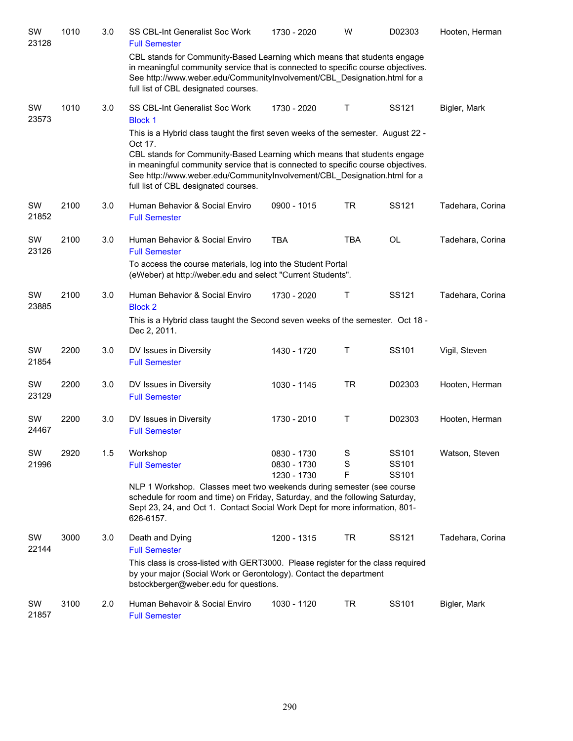| Subject / CRN | Course | Credits | Title | Time | Days | Room | Instructor |
|---|---|---|---|---|---|---|---|
| SW 23128 | 1010 | 3.0 | SS CBL-Int Generalist Soc Work<br>Full Semester | 1730 - 2020 | W | D02303 | Hooten, Herman |
| | | | CBL stands for Community-Based Learning which means that students engage in meaningful community service that is connected to specific course objectives. See http://www.weber.edu/CommunityInvolvement/CBL_Designation.html for a full list of CBL designated courses. | | | | |
| SW 23573 | 1010 | 3.0 | SS CBL-Int Generalist Soc Work<br>Block 1 | 1730 - 2020 | T | SS121 | Bigler, Mark |
| | | | This is a Hybrid class taught the first seven weeks of the semester. August 22 - Oct 17.<br>CBL stands for Community-Based Learning which means that students engage in meaningful community service that is connected to specific course objectives. See http://www.weber.edu/CommunityInvolvement/CBL_Designation.html for a full list of CBL designated courses. | | | | |
| SW 21852 | 2100 | 3.0 | Human Behavior & Social Enviro<br>Full Semester | 0900 - 1015 | TR | SS121 | Tadehara, Corina |
| SW 23126 | 2100 | 3.0 | Human Behavior & Social Enviro<br>Full Semester | TBA | TBA | OL | Tadehara, Corina |
| | | | To access the course materials, log into the Student Portal (eWeber) at http://weber.edu and select "Current Students". | | | | |
| SW 23885 | 2100 | 3.0 | Human Behavior & Social Enviro<br>Block 2 | 1730 - 2020 | T | SS121 | Tadehara, Corina |
| | | | This is a Hybrid class taught the Second seven weeks of the semester. Oct 18 - Dec 2, 2011. | | | | |
| SW 21854 | 2200 | 3.0 | DV Issues in Diversity<br>Full Semester | 1430 - 1720 | T | SS101 | Vigil, Steven |
| SW 23129 | 2200 | 3.0 | DV Issues in Diversity<br>Full Semester | 1030 - 1145 | TR | D02303 | Hooten, Herman |
| SW 24467 | 2200 | 3.0 | DV Issues in Diversity<br>Full Semester | 1730 - 2010 | T | D02303 | Hooten, Herman |
| SW 21996 | 2920 | 1.5 | Workshop<br>Full Semester | 0830 - 1730<br>0830 - 1730<br>1230 - 1730 | S<br>S<br>F | SS101<br>SS101<br>SS101 | Watson, Steven |
| | | | NLP 1 Workshop. Classes meet two weekends during semester (see course schedule for room and time) on Friday, Saturday, and the following Saturday, Sept 23, 24, and Oct 1. Contact Social Work Dept for more information, 801-626-6157. | | | | |
| SW 22144 | 3000 | 3.0 | Death and Dying<br>Full Semester | 1200 - 1315 | TR | SS121 | Tadehara, Corina |
| | | | This class is cross-listed with GERT3000. Please register for the class required by your major (Social Work or Gerontology). Contact the department bstockberger@weber.edu for questions. | | | | |
| SW 21857 | 3100 | 2.0 | Human Behavoir & Social Enviro<br>Full Semester | 1030 - 1120 | TR | SS101 | Bigler, Mark |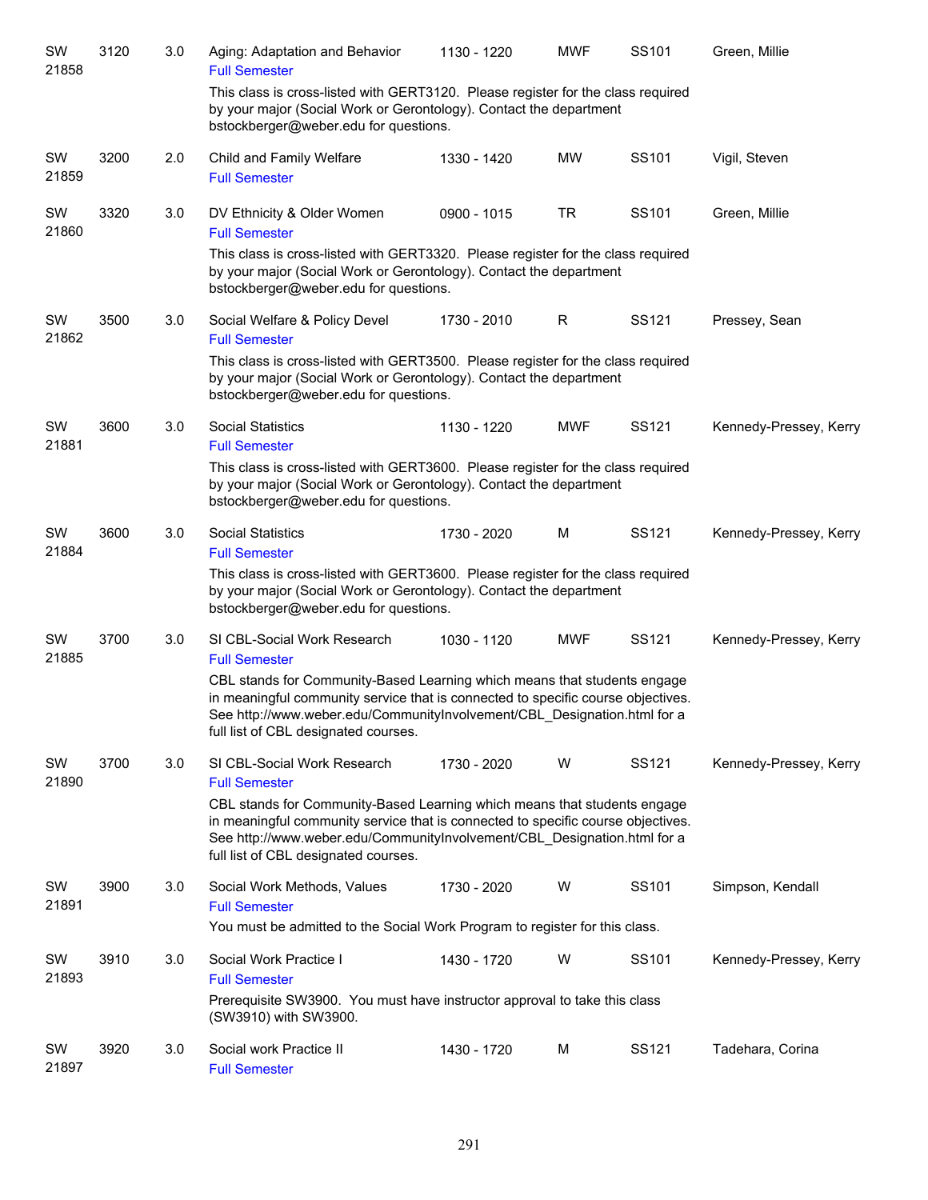| Subject / CRN | Course | Credits | Title | Time | Days | Room | Instructor |
|---|---|---|---|---|---|---|---|
| SW 21858 | 3120 | 3.0 | Aging: Adaptation and Behavior<br>Full Semester<br>This class is cross-listed with GERT3120. Please register for the class required by your major (Social Work or Gerontology). Contact the department bstockberger@weber.edu for questions. | 1130 - 1220 | MWF | SS101 | Green, Millie |
| SW 21859 | 3200 | 2.0 | Child and Family Welfare<br>Full Semester | 1330 - 1420 | MW | SS101 | Vigil, Steven |
| SW 21860 | 3320 | 3.0 | DV Ethnicity & Older Women<br>Full Semester<br>This class is cross-listed with GERT3320. Please register for the class required by your major (Social Work or Gerontology). Contact the department bstockberger@weber.edu for questions. | 0900 - 1015 | TR | SS101 | Green, Millie |
| SW 21862 | 3500 | 3.0 | Social Welfare & Policy Devel<br>Full Semester<br>This class is cross-listed with GERT3500. Please register for the class required by your major (Social Work or Gerontology). Contact the department bstockberger@weber.edu for questions. | 1730 - 2010 | R | SS121 | Pressey, Sean |
| SW 21881 | 3600 | 3.0 | Social Statistics<br>Full Semester<br>This class is cross-listed with GERT3600. Please register for the class required by your major (Social Work or Gerontology). Contact the department bstockberger@weber.edu for questions. | 1130 - 1220 | MWF | SS121 | Kennedy-Pressey, Kerry |
| SW 21884 | 3600 | 3.0 | Social Statistics<br>Full Semester<br>This class is cross-listed with GERT3600. Please register for the class required by your major (Social Work or Gerontology). Contact the department bstockberger@weber.edu for questions. | 1730 - 2020 | M | SS121 | Kennedy-Pressey, Kerry |
| SW 21885 | 3700 | 3.0 | SI CBL-Social Work Research<br>Full Semester<br>CBL stands for Community-Based Learning which means that students engage in meaningful community service that is connected to specific course objectives. See http://www.weber.edu/CommunityInvolvement/CBL_Designation.html for a full list of CBL designated courses. | 1030 - 1120 | MWF | SS121 | Kennedy-Pressey, Kerry |
| SW 21890 | 3700 | 3.0 | SI CBL-Social Work Research<br>Full Semester<br>CBL stands for Community-Based Learning which means that students engage in meaningful community service that is connected to specific course objectives. See http://www.weber.edu/CommunityInvolvement/CBL_Designation.html for a full list of CBL designated courses. | 1730 - 2020 | W | SS121 | Kennedy-Pressey, Kerry |
| SW 21891 | 3900 | 3.0 | Social Work Methods, Values<br>Full Semester<br>You must be admitted to the Social Work Program to register for this class. | 1730 - 2020 | W | SS101 | Simpson, Kendall |
| SW 21893 | 3910 | 3.0 | Social Work Practice I<br>Full Semester<br>Prerequisite SW3900. You must have instructor approval to take this class (SW3910) with SW3900. | 1430 - 1720 | W | SS101 | Kennedy-Pressey, Kerry |
| SW 21897 | 3920 | 3.0 | Social work Practice II<br>Full Semester | 1430 - 1720 | M | SS121 | Tadehara, Corina |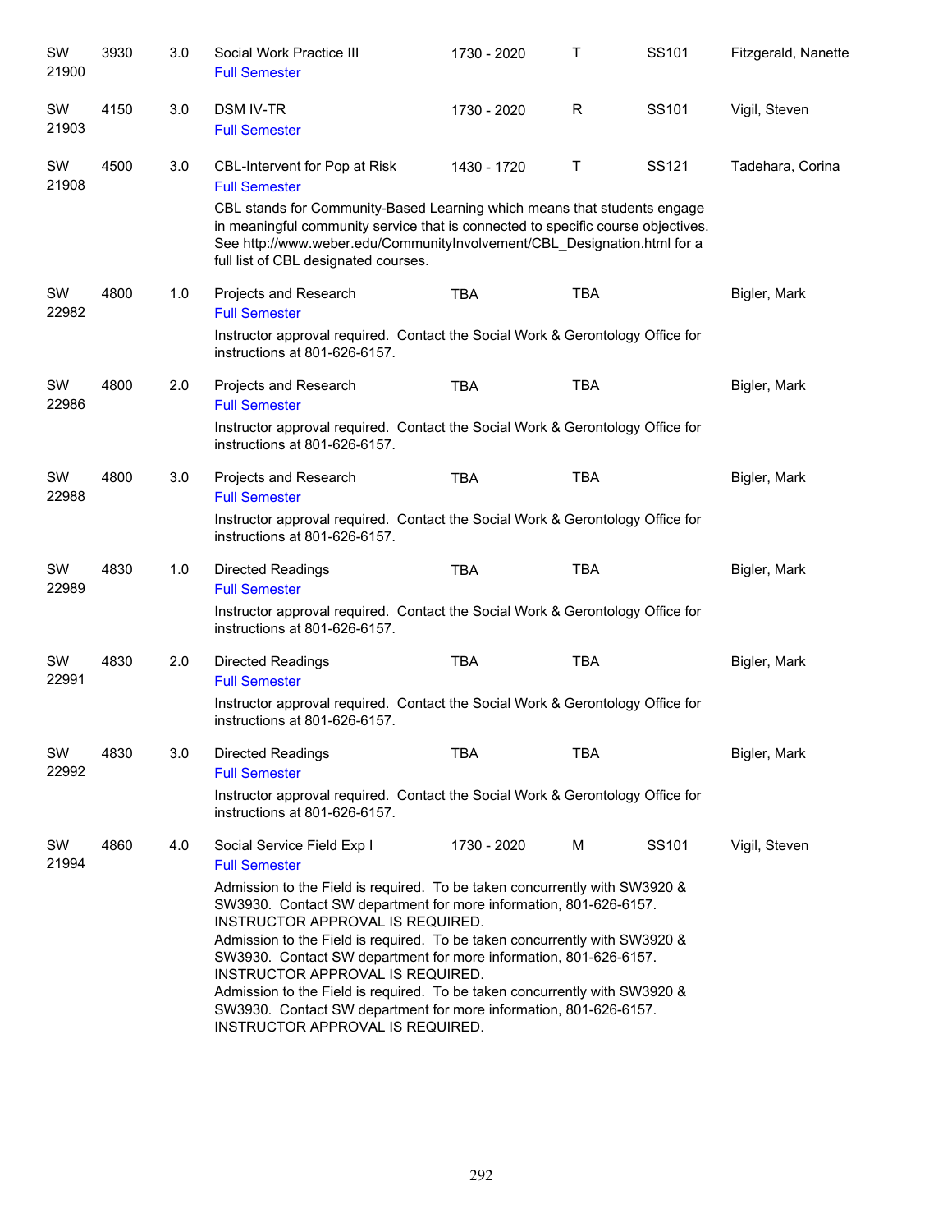| Subject / CRN | Course | Credits | Title | Time | Days | Room | Instructor |
|---|---|---|---|---|---|---|---|
| SW 21900 | 3930 | 3.0 | Social Work Practice III<br>Full Semester | 1730 - 2020 | T | SS101 | Fitzgerald, Nanette |
| SW 21903 | 4150 | 3.0 | DSM IV-TR<br>Full Semester | 1730 - 2020 | R | SS101 | Vigil, Steven |
| SW 21908 | 4500 | 3.0 | CBL-Intervent for Pop at Risk<br>Full Semester<br>CBL stands for Community-Based Learning which means that students engage in meaningful community service that is connected to specific course objectives. See http://www.weber.edu/CommunityInvolvement/CBL_Designation.html for a full list of CBL designated courses. | 1430 - 1720 | T | SS121 | Tadehara, Corina |
| SW 22982 | 4800 | 1.0 | Projects and Research<br>Full Semester<br>Instructor approval required. Contact the Social Work & Gerontology Office for instructions at 801-626-6157. | TBA | TBA | | Bigler, Mark |
| SW 22986 | 4800 | 2.0 | Projects and Research<br>Full Semester<br>Instructor approval required. Contact the Social Work & Gerontology Office for instructions at 801-626-6157. | TBA | TBA | | Bigler, Mark |
| SW 22988 | 4800 | 3.0 | Projects and Research<br>Full Semester<br>Instructor approval required. Contact the Social Work & Gerontology Office for instructions at 801-626-6157. | TBA | TBA | | Bigler, Mark |
| SW 22989 | 4830 | 1.0 | Directed Readings<br>Full Semester<br>Instructor approval required. Contact the Social Work & Gerontology Office for instructions at 801-626-6157. | TBA | TBA | | Bigler, Mark |
| SW 22991 | 4830 | 2.0 | Directed Readings<br>Full Semester<br>Instructor approval required. Contact the Social Work & Gerontology Office for instructions at 801-626-6157. | TBA | TBA | | Bigler, Mark |
| SW 22992 | 4830 | 3.0 | Directed Readings<br>Full Semester<br>Instructor approval required. Contact the Social Work & Gerontology Office for instructions at 801-626-6157. | TBA | TBA | | Bigler, Mark |
| SW 21994 | 4860 | 4.0 | Social Service Field Exp I<br>Full Semester<br>Admission to the Field is required. To be taken concurrently with SW3920 & SW3930. Contact SW department for more information, 801-626-6157. INSTRUCTOR APPROVAL IS REQUIRED.<br>Admission to the Field is required. To be taken concurrently with SW3920 & SW3930. Contact SW department for more information, 801-626-6157. INSTRUCTOR APPROVAL IS REQUIRED.<br>Admission to the Field is required. To be taken concurrently with SW3920 & SW3930. Contact SW department for more information, 801-626-6157. INSTRUCTOR APPROVAL IS REQUIRED. | 1730 - 2020 | M | SS101 | Vigil, Steven |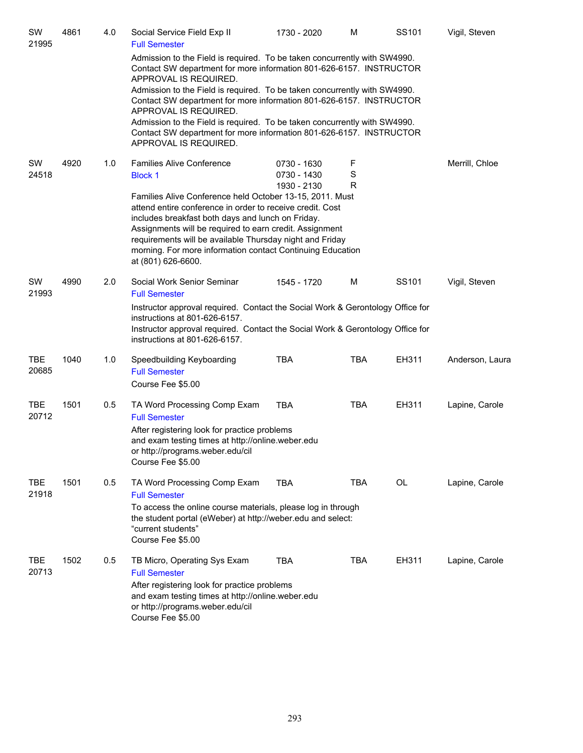| | | | | | | | |
|---|---|---|---|---|---|---|---|
| SW 21995 | 4861 | 4.0 | Social Service Field Exp II<br>Full Semester | 1730 - 2020 | M | SS101 | Vigil, Steven |

Admission to the Field is required. To be taken concurrently with SW4990. Contact SW department for more information 801-626-6157. INSTRUCTOR APPROVAL IS REQUIRED.
Admission to the Field is required. To be taken concurrently with SW4990. Contact SW department for more information 801-626-6157. INSTRUCTOR APPROVAL IS REQUIRED.
Admission to the Field is required. To be taken concurrently with SW4990. Contact SW department for more information 801-626-6157. INSTRUCTOR APPROVAL IS REQUIRED.

| | | | | | | | |
|---|---|---|---|---|---|---|---|
| SW 24518 | 4920 | 1.0 | Families Alive Conference<br>Block 1 | 0730 - 1630<br>0730 - 1430<br>1930 - 2130 | F<br>S<br>R | | Merrill, Chloe |

Families Alive Conference held October 13-15, 2011. Must attend entire conference in order to receive credit. Cost includes breakfast both days and lunch on Friday. Assignments will be required to earn credit. Assignment requirements will be available Thursday night and Friday morning. For more information contact Continuing Education at (801) 626-6600.

| | | | | | | | |
|---|---|---|---|---|---|---|---|
| SW 21993 | 4990 | 2.0 | Social Work Senior Seminar<br>Full Semester | 1545 - 1720 | M | SS101 | Vigil, Steven |

Instructor approval required. Contact the Social Work & Gerontology Office for instructions at 801-626-6157.
Instructor approval required. Contact the Social Work & Gerontology Office for instructions at 801-626-6157.

| | | | | | | | |
|---|---|---|---|---|---|---|---|
| TBE 20685 | 1040 | 1.0 | Speedbuilding Keyboarding<br>Full Semester | TBA | TBA | EH311 | Anderson, Laura |

Course Fee $5.00

| | | | | | | | |
|---|---|---|---|---|---|---|---|
| TBE 20712 | 1501 | 0.5 | TA Word Processing Comp Exam<br>Full Semester | TBA | TBA | EH311 | Lapine, Carole |

After registering look for practice problems and exam testing times at http://online.weber.edu or http://programs.weber.edu/cil
Course Fee $5.00

| | | | | | | | |
|---|---|---|---|---|---|---|---|
| TBE 21918 | 1501 | 0.5 | TA Word Processing Comp Exam<br>Full Semester | TBA | TBA | OL | Lapine, Carole |

To access the online course materials, please log in through the student portal (eWeber) at http://weber.edu and select: "current students"
Course Fee $5.00

| | | | | | | | |
|---|---|---|---|---|---|---|---|
| TBE 20713 | 1502 | 0.5 | TB Micro, Operating Sys Exam<br>Full Semester | TBA | TBA | EH311 | Lapine, Carole |

After registering look for practice problems and exam testing times at http://online.weber.edu or http://programs.weber.edu/cil
Course Fee $5.00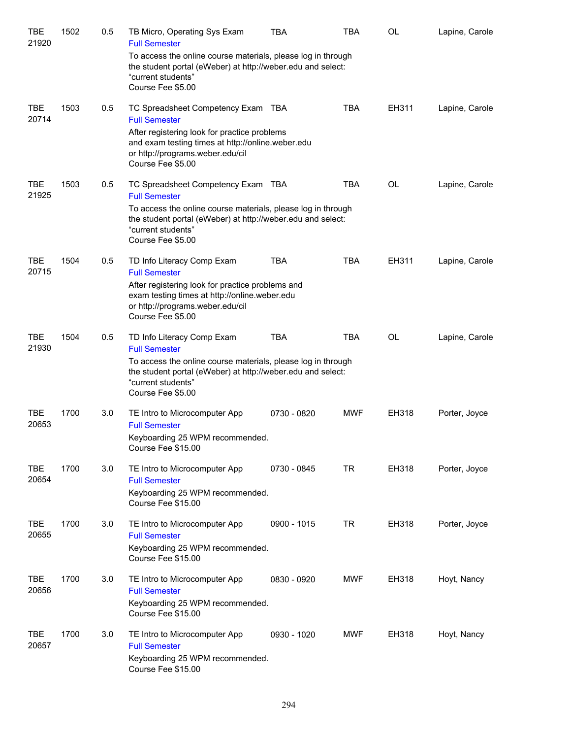| | | | | | | | |
|---|---|---|---|---|---|---|---|
| TBE 21920 | 1502 | 0.5 | TB Micro, Operating Sys Exam<br>Full Semester<br>To access the online course materials, please log in through the student portal (eWeber) at http://weber.edu and select: "current students"<br>Course Fee $5.00 | TBA | TBA | OL | Lapine, Carole |
| TBE 20714 | 1503 | 0.5 | TC Spreadsheet Competency Exam<br>Full Semester<br>After registering look for practice problems and exam testing times at http://online.weber.edu or http://programs.weber.edu/cil<br>Course Fee $5.00 | TBA | TBA | EH311 | Lapine, Carole |
| TBE 21925 | 1503 | 0.5 | TC Spreadsheet Competency Exam<br>Full Semester<br>To access the online course materials, please log in through the student portal (eWeber) at http://weber.edu and select: "current students"<br>Course Fee $5.00 | TBA | TBA | OL | Lapine, Carole |
| TBE 20715 | 1504 | 0.5 | TD Info Literacy Comp Exam<br>Full Semester<br>After registering look for practice problems and exam testing times at http://online.weber.edu or http://programs.weber.edu/cil<br>Course Fee $5.00 | TBA | TBA | EH311 | Lapine, Carole |
| TBE 21930 | 1504 | 0.5 | TD Info Literacy Comp Exam<br>Full Semester<br>To access the online course materials, please log in through the student portal (eWeber) at http://weber.edu and select: "current students"<br>Course Fee $5.00 | TBA | TBA | OL | Lapine, Carole |
| TBE 20653 | 1700 | 3.0 | TE Intro to Microcomputer App<br>Full Semester<br>Keyboarding 25 WPM recommended.<br>Course Fee $15.00 | 0730 - 0820 | MWF | EH318 | Porter, Joyce |
| TBE 20654 | 1700 | 3.0 | TE Intro to Microcomputer App<br>Full Semester<br>Keyboarding 25 WPM recommended.<br>Course Fee $15.00 | 0730 - 0845 | TR | EH318 | Porter, Joyce |
| TBE 20655 | 1700 | 3.0 | TE Intro to Microcomputer App<br>Full Semester<br>Keyboarding 25 WPM recommended.<br>Course Fee $15.00 | 0900 - 1015 | TR | EH318 | Porter, Joyce |
| TBE 20656 | 1700 | 3.0 | TE Intro to Microcomputer App<br>Full Semester<br>Keyboarding 25 WPM recommended.<br>Course Fee $15.00 | 0830 - 0920 | MWF | EH318 | Hoyt, Nancy |
| TBE 20657 | 1700 | 3.0 | TE Intro to Microcomputer App<br>Full Semester<br>Keyboarding 25 WPM recommended.<br>Course Fee $15.00 | 0930 - 1020 | MWF | EH318 | Hoyt, Nancy |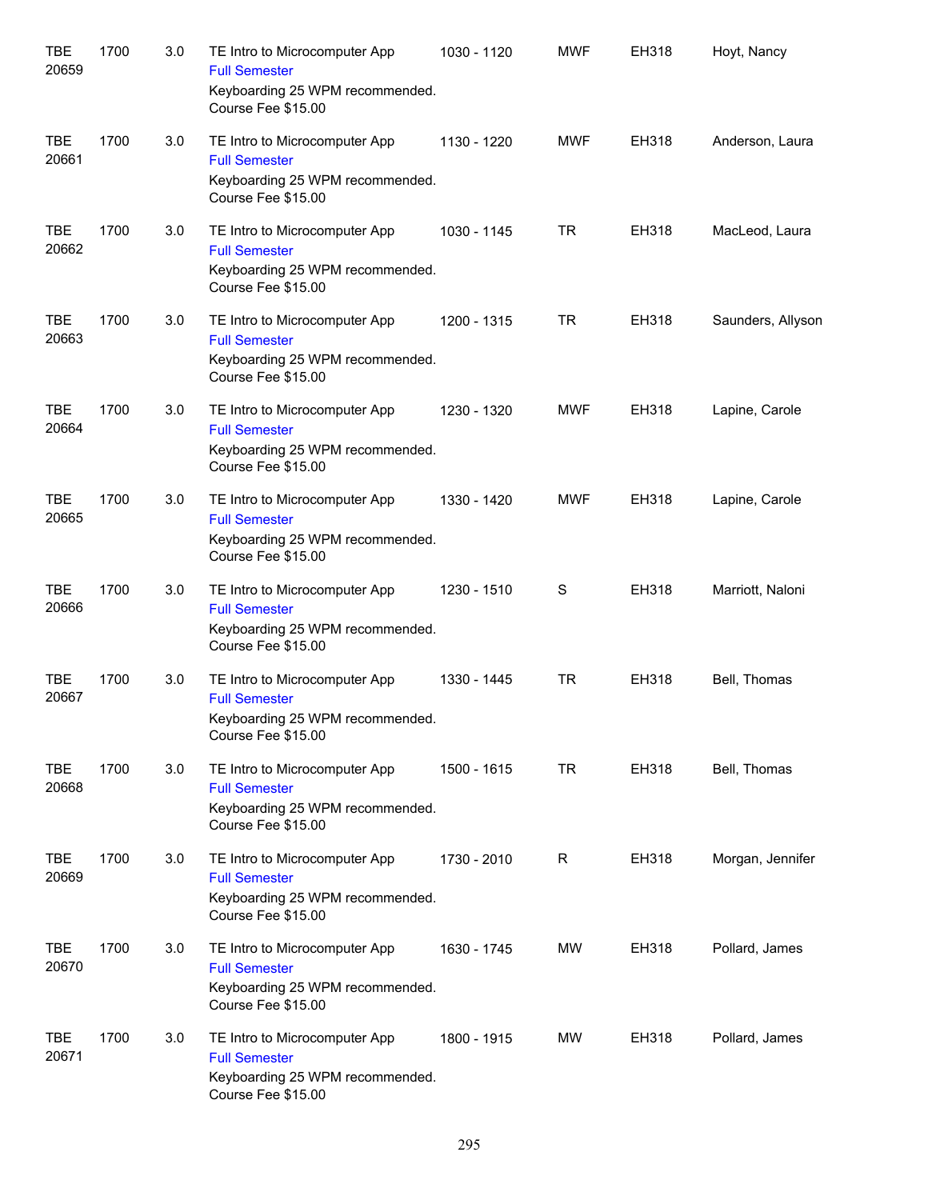| | | | | | | | |
|---|---|---|---|---|---|---|---|
| TBE 20659 | 1700 | 3.0 | TE Intro to Microcomputer App<br>Full Semester<br>Keyboarding 25 WPM recommended.<br>Course Fee $15.00 | 1030 - 1120 | MWF | EH318 | Hoyt, Nancy |
| TBE 20661 | 1700 | 3.0 | TE Intro to Microcomputer App<br>Full Semester<br>Keyboarding 25 WPM recommended.<br>Course Fee $15.00 | 1130 - 1220 | MWF | EH318 | Anderson, Laura |
| TBE 20662 | 1700 | 3.0 | TE Intro to Microcomputer App<br>Full Semester<br>Keyboarding 25 WPM recommended.<br>Course Fee $15.00 | 1030 - 1145 | TR | EH318 | MacLeod, Laura |
| TBE 20663 | 1700 | 3.0 | TE Intro to Microcomputer App<br>Full Semester<br>Keyboarding 25 WPM recommended.<br>Course Fee $15.00 | 1200 - 1315 | TR | EH318 | Saunders, Allyson |
| TBE 20664 | 1700 | 3.0 | TE Intro to Microcomputer App<br>Full Semester<br>Keyboarding 25 WPM recommended.<br>Course Fee $15.00 | 1230 - 1320 | MWF | EH318 | Lapine, Carole |
| TBE 20665 | 1700 | 3.0 | TE Intro to Microcomputer App<br>Full Semester<br>Keyboarding 25 WPM recommended.<br>Course Fee $15.00 | 1330 - 1420 | MWF | EH318 | Lapine, Carole |
| TBE 20666 | 1700 | 3.0 | TE Intro to Microcomputer App<br>Full Semester<br>Keyboarding 25 WPM recommended.<br>Course Fee $15.00 | 1230 - 1510 | S | EH318 | Marriott, Naloni |
| TBE 20667 | 1700 | 3.0 | TE Intro to Microcomputer App<br>Full Semester<br>Keyboarding 25 WPM recommended.<br>Course Fee $15.00 | 1330 - 1445 | TR | EH318 | Bell, Thomas |
| TBE 20668 | 1700 | 3.0 | TE Intro to Microcomputer App<br>Full Semester<br>Keyboarding 25 WPM recommended.<br>Course Fee $15.00 | 1500 - 1615 | TR | EH318 | Bell, Thomas |
| TBE 20669 | 1700 | 3.0 | TE Intro to Microcomputer App<br>Full Semester<br>Keyboarding 25 WPM recommended.<br>Course Fee $15.00 | 1730 - 2010 | R | EH318 | Morgan, Jennifer |
| TBE 20670 | 1700 | 3.0 | TE Intro to Microcomputer App<br>Full Semester<br>Keyboarding 25 WPM recommended.<br>Course Fee $15.00 | 1630 - 1745 | MW | EH318 | Pollard, James |
| TBE 20671 | 1700 | 3.0 | TE Intro to Microcomputer App<br>Full Semester<br>Keyboarding 25 WPM recommended.<br>Course Fee $15.00 | 1800 - 1915 | MW | EH318 | Pollard, James |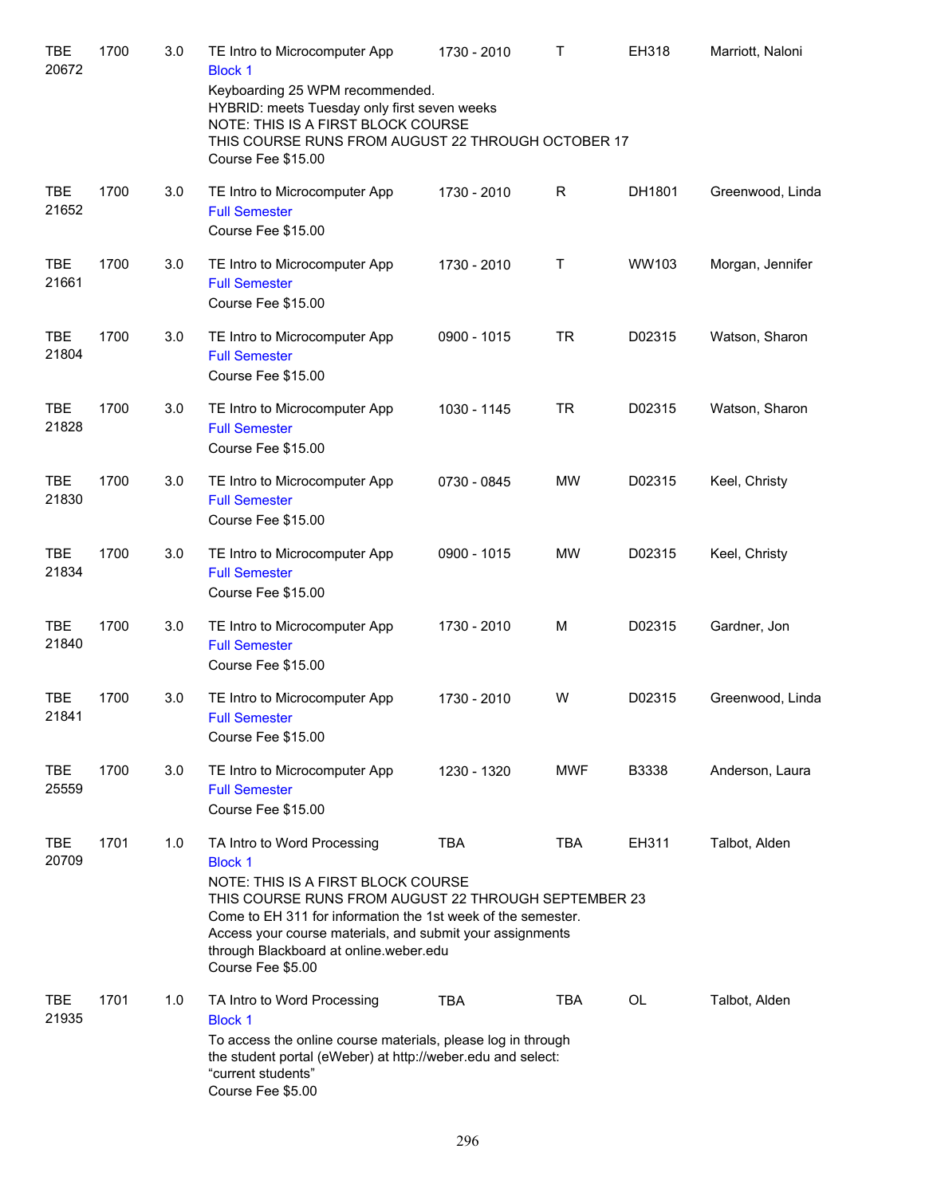| | | | | | | | |
|---|---|---|---|---|---|---|---|
| TBE 20672 | 1700 | 3.0 | TE Intro to Microcomputer App<br>Block 1<br>Keyboarding 25 WPM recommended.<br>HYBRID: meets Tuesday only first seven weeks<br>NOTE: THIS IS A FIRST BLOCK COURSE<br>THIS COURSE RUNS FROM AUGUST 22 THROUGH OCTOBER 17<br>Course Fee $15.00 | 1730 - 2010 | T | EH318 | Marriott, Naloni |
| TBE 21652 | 1700 | 3.0 | TE Intro to Microcomputer App<br>Full Semester<br>Course Fee $15.00 | 1730 - 2010 | R | DH1801 | Greenwood, Linda |
| TBE 21661 | 1700 | 3.0 | TE Intro to Microcomputer App<br>Full Semester<br>Course Fee $15.00 | 1730 - 2010 | T | WW103 | Morgan, Jennifer |
| TBE 21804 | 1700 | 3.0 | TE Intro to Microcomputer App<br>Full Semester<br>Course Fee $15.00 | 0900 - 1015 | TR | D02315 | Watson, Sharon |
| TBE 21828 | 1700 | 3.0 | TE Intro to Microcomputer App<br>Full Semester<br>Course Fee $15.00 | 1030 - 1145 | TR | D02315 | Watson, Sharon |
| TBE 21830 | 1700 | 3.0 | TE Intro to Microcomputer App<br>Full Semester<br>Course Fee $15.00 | 0730 - 0845 | MW | D02315 | Keel, Christy |
| TBE 21834 | 1700 | 3.0 | TE Intro to Microcomputer App<br>Full Semester<br>Course Fee $15.00 | 0900 - 1015 | MW | D02315 | Keel, Christy |
| TBE 21840 | 1700 | 3.0 | TE Intro to Microcomputer App<br>Full Semester<br>Course Fee $15.00 | 1730 - 2010 | M | D02315 | Gardner, Jon |
| TBE 21841 | 1700 | 3.0 | TE Intro to Microcomputer App<br>Full Semester<br>Course Fee $15.00 | 1730 - 2010 | W | D02315 | Greenwood, Linda |
| TBE 25559 | 1700 | 3.0 | TE Intro to Microcomputer App<br>Full Semester<br>Course Fee $15.00 | 1230 - 1320 | MWF | B3338 | Anderson, Laura |
| TBE 20709 | 1701 | 1.0 | TA Intro to Word Processing<br>Block 1<br>NOTE: THIS IS A FIRST BLOCK COURSE<br>THIS COURSE RUNS FROM AUGUST 22 THROUGH SEPTEMBER 23<br>Come to EH 311 for information the 1st week of the semester.<br>Access your course materials, and submit your assignments through Blackboard at online.weber.edu<br>Course Fee $5.00 | TBA | TBA | EH311 | Talbot, Alden |
| TBE 21935 | 1701 | 1.0 | TA Intro to Word Processing<br>Block 1<br>To access the online course materials, please log in through the student portal (eWeber) at http://weber.edu and select: “current students”<br>Course Fee $5.00 | TBA | TBA | OL | Talbot, Alden |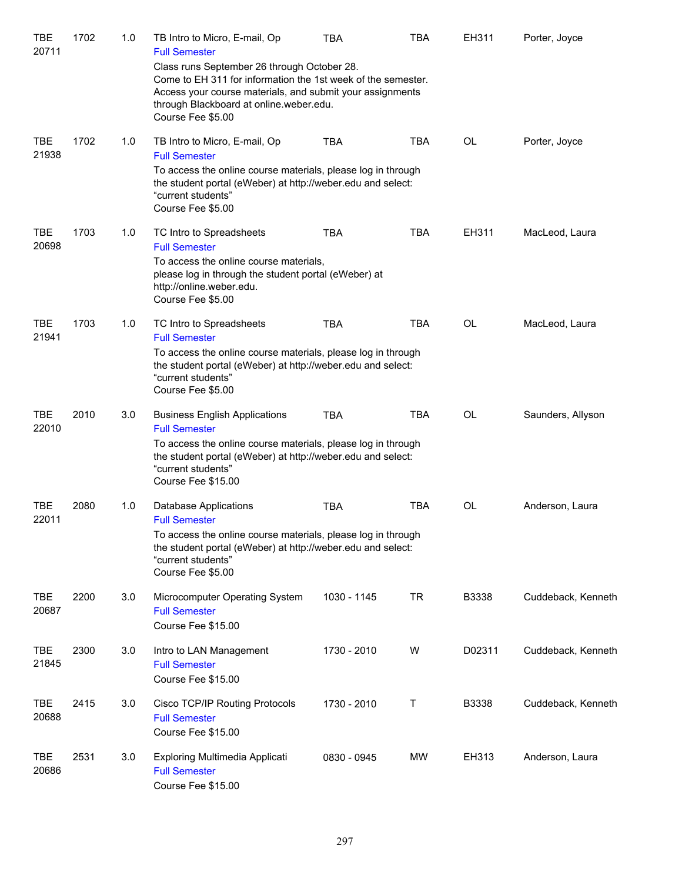| | | | | | | | |
|---|---|---|---|---|---|---|---|
| TBE 20711 | 1702 | 1.0 | TB Intro to Micro, E-mail, Op<br>Full Semester<br>Class runs September 26 through October 28.<br>Come to EH 311 for information the 1st week of the semester.<br>Access your course materials, and submit your assignments through Blackboard at online.weber.edu.<br>Course Fee $5.00 | TBA | TBA | EH311 | Porter, Joyce |
| TBE 21938 | 1702 | 1.0 | TB Intro to Micro, E-mail, Op<br>Full Semester<br>To access the online course materials, please log in through the student portal (eWeber) at http://weber.edu and select: "current students"<br>Course Fee $5.00 | TBA | TBA | OL | Porter, Joyce |
| TBE 20698 | 1703 | 1.0 | TC Intro to Spreadsheets<br>Full Semester<br>To access the online course materials, please log in through the student portal (eWeber) at http://online.weber.edu.<br>Course Fee $5.00 | TBA | TBA | EH311 | MacLeod, Laura |
| TBE 21941 | 1703 | 1.0 | TC Intro to Spreadsheets<br>Full Semester<br>To access the online course materials, please log in through the student portal (eWeber) at http://weber.edu and select: "current students"<br>Course Fee $5.00 | TBA | TBA | OL | MacLeod, Laura |
| TBE 22010 | 2010 | 3.0 | Business English Applications<br>Full Semester<br>To access the online course materials, please log in through the student portal (eWeber) at http://weber.edu and select: "current students"<br>Course Fee $15.00 | TBA | TBA | OL | Saunders, Allyson |
| TBE 22011 | 2080 | 1.0 | Database Applications<br>Full Semester<br>To access the online course materials, please log in through the student portal (eWeber) at http://weber.edu and select: "current students"<br>Course Fee $5.00 | TBA | TBA | OL | Anderson, Laura |
| TBE 20687 | 2200 | 3.0 | Microcomputer Operating System<br>Full Semester<br>Course Fee $15.00 | 1030 - 1145 | TR | B3338 | Cuddeback, Kenneth |
| TBE 21845 | 2300 | 3.0 | Intro to LAN Management<br>Full Semester<br>Course Fee $15.00 | 1730 - 2010 | W | D02311 | Cuddeback, Kenneth |
| TBE 20688 | 2415 | 3.0 | Cisco TCP/IP Routing Protocols<br>Full Semester<br>Course Fee $15.00 | 1730 - 2010 | T | B3338 | Cuddeback, Kenneth |
| TBE 20686 | 2531 | 3.0 | Exploring Multimedia Applicati<br>Full Semester<br>Course Fee $15.00 | 0830 - 0945 | MW | EH313 | Anderson, Laura |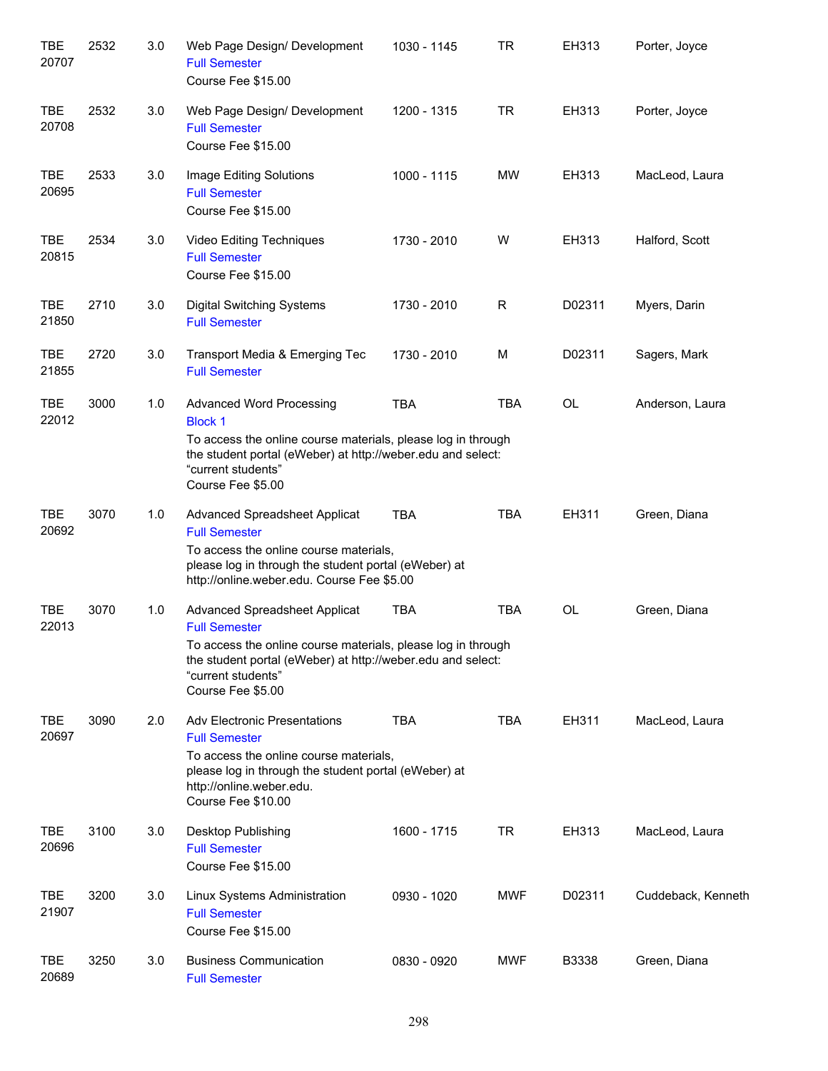| | | | | | | | |
|---|---|---|---|---|---|---|---|
| TBE 20707 | 2532 | 3.0 | Web Page Design/ Development<br>Full Semester<br>Course Fee $15.00 | 1030 - 1145 | TR | EH313 | Porter, Joyce |
| TBE 20708 | 2532 | 3.0 | Web Page Design/ Development<br>Full Semester<br>Course Fee $15.00 | 1200 - 1315 | TR | EH313 | Porter, Joyce |
| TBE 20695 | 2533 | 3.0 | Image Editing Solutions<br>Full Semester<br>Course Fee $15.00 | 1000 - 1115 | MW | EH313 | MacLeod, Laura |
| TBE 20815 | 2534 | 3.0 | Video Editing Techniques<br>Full Semester<br>Course Fee $15.00 | 1730 - 2010 | W | EH313 | Halford, Scott |
| TBE 21850 | 2710 | 3.0 | Digital Switching Systems<br>Full Semester | 1730 - 2010 | R | D02311 | Myers, Darin |
| TBE 21855 | 2720 | 3.0 | Transport Media & Emerging Tec<br>Full Semester | 1730 - 2010 | M | D02311 | Sagers, Mark |
| TBE 22012 | 3000 | 1.0 | Advanced Word Processing<br>Block 1<br>To access the online course materials, please log in through the student portal (eWeber) at http://weber.edu and select: “current students”<br>Course Fee $5.00 | TBA | TBA | OL | Anderson, Laura |
| TBE 20692 | 3070 | 1.0 | Advanced Spreadsheet Applicat<br>Full Semester<br>To access the online course materials, please log in through the student portal (eWeber) at http://online.weber.edu. Course Fee $5.00 | TBA | TBA | EH311 | Green, Diana |
| TBE 22013 | 3070 | 1.0 | Advanced Spreadsheet Applicat<br>Full Semester<br>To access the online course materials, please log in through the student portal (eWeber) at http://weber.edu and select: “current students”<br>Course Fee $5.00 | TBA | TBA | OL | Green, Diana |
| TBE 20697 | 3090 | 2.0 | Adv Electronic Presentations<br>Full Semester<br>To access the online course materials, please log in through the student portal (eWeber) at http://online.weber.edu.<br>Course Fee $10.00 | TBA | TBA | EH311 | MacLeod, Laura |
| TBE 20696 | 3100 | 3.0 | Desktop Publishing<br>Full Semester<br>Course Fee $15.00 | 1600 - 1715 | TR | EH313 | MacLeod, Laura |
| TBE 21907 | 3200 | 3.0 | Linux Systems Administration<br>Full Semester<br>Course Fee $15.00 | 0930 - 1020 | MWF | D02311 | Cuddeback, Kenneth |
| TBE 20689 | 3250 | 3.0 | Business Communication<br>Full Semester | 0830 - 0920 | MWF | B3338 | Green, Diana |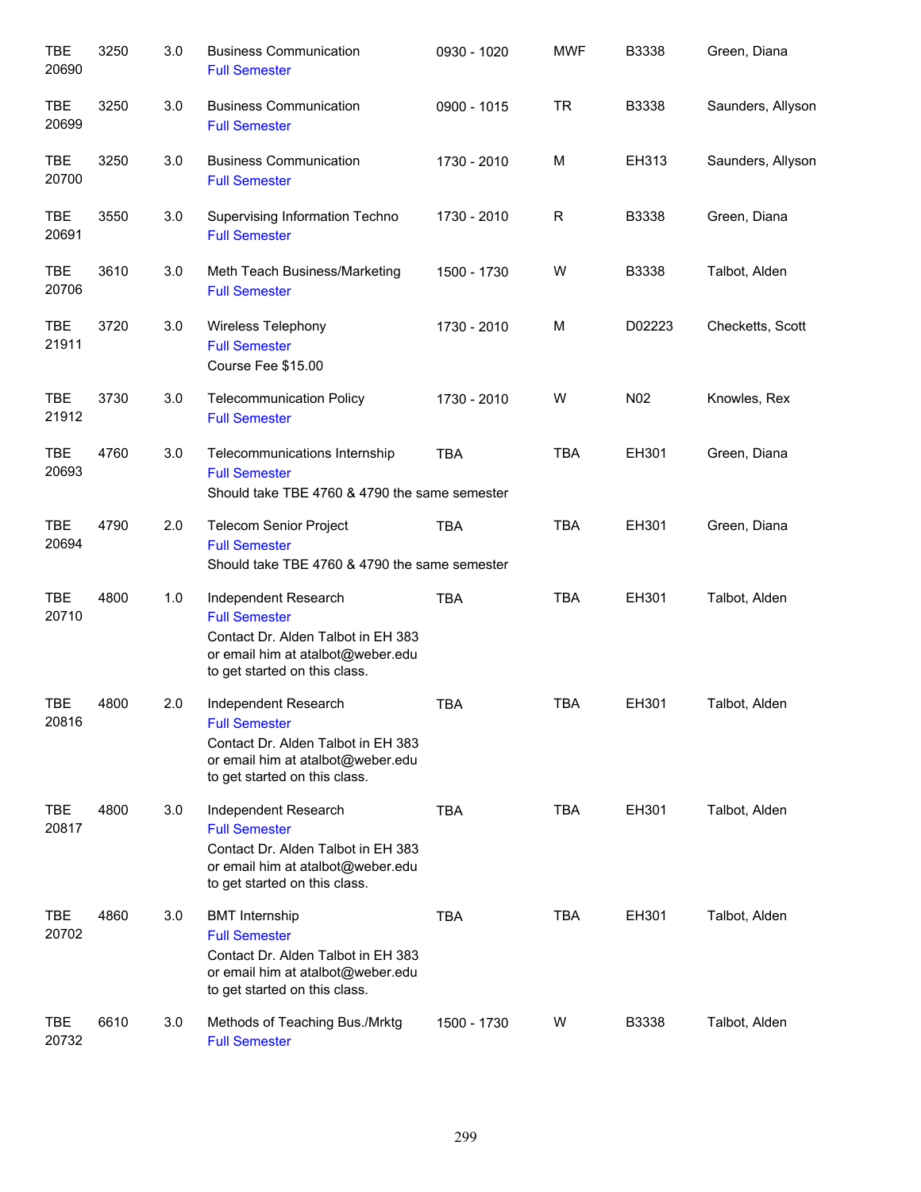| | | | | | | | |
|---|---|---|---|---|---|---|---|
| TBE 20690 | 3250 | 3.0 | Business Communication<br>Full Semester | 0930 - 1020 | MWF | B3338 | Green, Diana |
| TBE 20699 | 3250 | 3.0 | Business Communication<br>Full Semester | 0900 - 1015 | TR | B3338 | Saunders, Allyson |
| TBE 20700 | 3250 | 3.0 | Business Communication<br>Full Semester | 1730 - 2010 | M | EH313 | Saunders, Allyson |
| TBE 20691 | 3550 | 3.0 | Supervising Information Techno<br>Full Semester | 1730 - 2010 | R | B3338 | Green, Diana |
| TBE 20706 | 3610 | 3.0 | Meth Teach Business/Marketing<br>Full Semester | 1500 - 1730 | W | B3338 | Talbot, Alden |
| TBE 21911 | 3720 | 3.0 | Wireless Telephony<br>Full Semester<br>Course Fee $15.00 | 1730 - 2010 | M | D02223 | Checketts, Scott |
| TBE 21912 | 3730 | 3.0 | Telecommunication Policy<br>Full Semester | 1730 - 2010 | W | N02 | Knowles, Rex |
| TBE 20693 | 4760 | 3.0 | Telecommunications Internship<br>Full Semester<br>Should take TBE 4760 & 4790 the same semester | TBA | TBA | EH301 | Green, Diana |
| TBE 20694 | 4790 | 2.0 | Telecom Senior Project<br>Full Semester<br>Should take TBE 4760 & 4790 the same semester | TBA | TBA | EH301 | Green, Diana |
| TBE 20710 | 4800 | 1.0 | Independent Research<br>Full Semester<br>Contact Dr. Alden Talbot in EH 383 or email him at atalbot@weber.edu to get started on this class. | TBA | TBA | EH301 | Talbot, Alden |
| TBE 20816 | 4800 | 2.0 | Independent Research<br>Full Semester<br>Contact Dr. Alden Talbot in EH 383 or email him at atalbot@weber.edu to get started on this class. | TBA | TBA | EH301 | Talbot, Alden |
| TBE 20817 | 4800 | 3.0 | Independent Research<br>Full Semester<br>Contact Dr. Alden Talbot in EH 383 or email him at atalbot@weber.edu to get started on this class. | TBA | TBA | EH301 | Talbot, Alden |
| TBE 20702 | 4860 | 3.0 | BMT Internship<br>Full Semester<br>Contact Dr. Alden Talbot in EH 383 or email him at atalbot@weber.edu to get started on this class. | TBA | TBA | EH301 | Talbot, Alden |
| TBE 20732 | 6610 | 3.0 | Methods of Teaching Bus./Mrktg<br>Full Semester | 1500 - 1730 | W | B3338 | Talbot, Alden |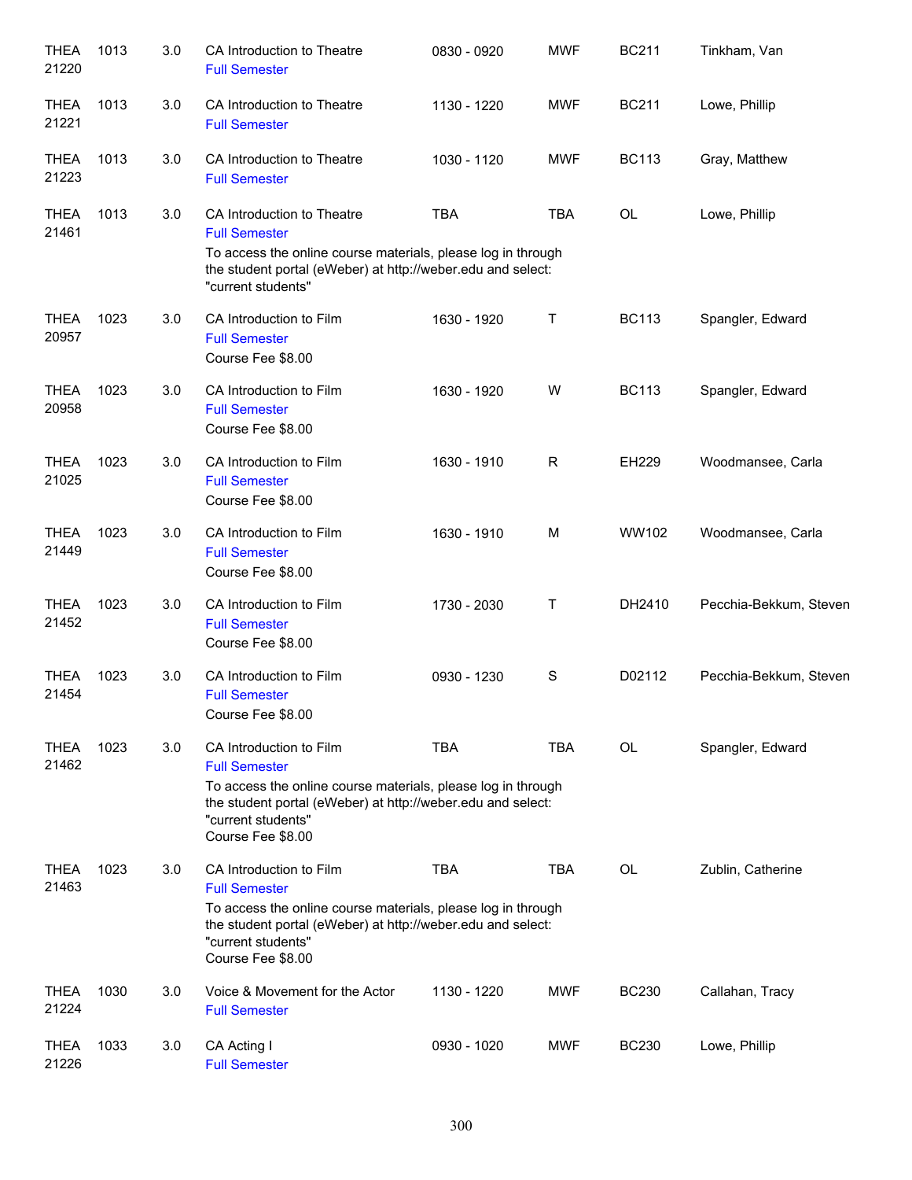| | | | | | | | |
|---|---|---|---|---|---|---|---|
| THEA 21220 | 1013 | 3.0 | CA Introduction to Theatre<br>Full Semester | 0830 - 0920 | MWF | BC211 | Tinkham, Van |
| THEA 21221 | 1013 | 3.0 | CA Introduction to Theatre<br>Full Semester | 1130 - 1220 | MWF | BC211 | Lowe, Phillip |
| THEA 21223 | 1013 | 3.0 | CA Introduction to Theatre<br>Full Semester | 1030 - 1120 | MWF | BC113 | Gray, Matthew |
| THEA 21461 | 1013 | 3.0 | CA Introduction to Theatre<br>Full Semester<br>To access the online course materials, please log in through the student portal (eWeber) at http://weber.edu and select: "current students" | TBA | TBA | OL | Lowe, Phillip |
| THEA 20957 | 1023 | 3.0 | CA Introduction to Film<br>Full Semester<br>Course Fee $8.00 | 1630 - 1920 | T | BC113 | Spangler, Edward |
| THEA 20958 | 1023 | 3.0 | CA Introduction to Film<br>Full Semester<br>Course Fee $8.00 | 1630 - 1920 | W | BC113 | Spangler, Edward |
| THEA 21025 | 1023 | 3.0 | CA Introduction to Film<br>Full Semester<br>Course Fee $8.00 | 1630 - 1910 | R | EH229 | Woodmansee, Carla |
| THEA 21449 | 1023 | 3.0 | CA Introduction to Film<br>Full Semester<br>Course Fee $8.00 | 1630 - 1910 | M | WW102 | Woodmansee, Carla |
| THEA 21452 | 1023 | 3.0 | CA Introduction to Film<br>Full Semester<br>Course Fee $8.00 | 1730 - 2030 | T | DH2410 | Pecchia-Bekkum, Steven |
| THEA 21454 | 1023 | 3.0 | CA Introduction to Film<br>Full Semester<br>Course Fee $8.00 | 0930 - 1230 | S | D02112 | Pecchia-Bekkum, Steven |
| THEA 21462 | 1023 | 3.0 | CA Introduction to Film<br>Full Semester<br>To access the online course materials, please log in through the student portal (eWeber) at http://weber.edu and select: "current students"<br>Course Fee $8.00 | TBA | TBA | OL | Spangler, Edward |
| THEA 21463 | 1023 | 3.0 | CA Introduction to Film<br>Full Semester<br>To access the online course materials, please log in through the student portal (eWeber) at http://weber.edu and select: "current students"<br>Course Fee $8.00 | TBA | TBA | OL | Zublin, Catherine |
| THEA 21224 | 1030 | 3.0 | Voice & Movement for the Actor<br>Full Semester | 1130 - 1220 | MWF | BC230 | Callahan, Tracy |
| THEA 21226 | 1033 | 3.0 | CA Acting I<br>Full Semester | 0930 - 1020 | MWF | BC230 | Lowe, Phillip |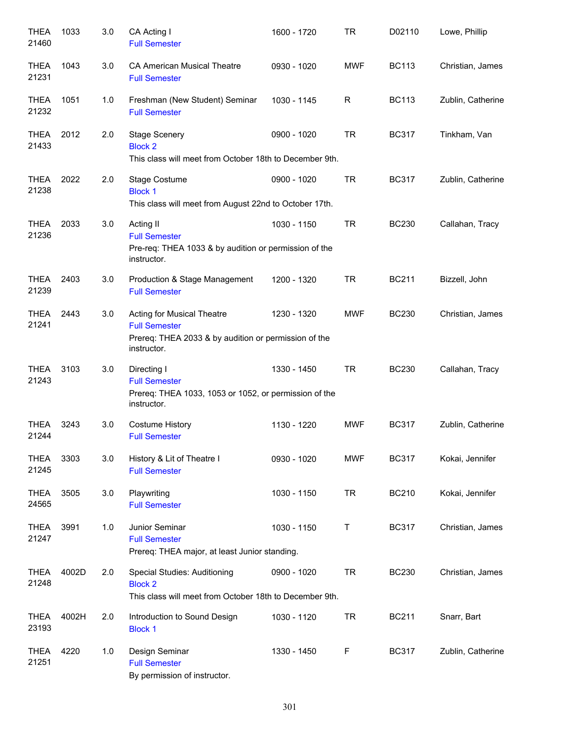| Subject / CRN | Course | Credits | Title | Time | Days | Room | Instructor |
|---|---|---|---|---|---|---|---|
| THEA 21460 | 1033 | 3.0 | CA Acting I<br>Full Semester | 1600 - 1720 | TR | D02110 | Lowe, Phillip |
| THEA 21231 | 1043 | 3.0 | CA American Musical Theatre<br>Full Semester | 0930 - 1020 | MWF | BC113 | Christian, James |
| THEA 21232 | 1051 | 1.0 | Freshman (New Student) Seminar<br>Full Semester | 1030 - 1145 | R | BC113 | Zublin, Catherine |
| THEA 21433 | 2012 | 2.0 | Stage Scenery<br>Block 2<br>This class will meet from October 18th to December 9th. | 0900 - 1020 | TR | BC317 | Tinkham, Van |
| THEA 21238 | 2022 | 2.0 | Stage Costume<br>Block 1<br>This class will meet from August 22nd to October 17th. | 0900 - 1020 | TR | BC317 | Zublin, Catherine |
| THEA 21236 | 2033 | 3.0 | Acting II<br>Full Semester<br>Pre-req: THEA 1033 & by audition or permission of the instructor. | 1030 - 1150 | TR | BC230 | Callahan, Tracy |
| THEA 21239 | 2403 | 3.0 | Production & Stage Management<br>Full Semester | 1200 - 1320 | TR | BC211 | Bizzell, John |
| THEA 21241 | 2443 | 3.0 | Acting for Musical Theatre<br>Full Semester<br>Prereq: THEA 2033 & by audition or permission of the instructor. | 1230 - 1320 | MWF | BC230 | Christian, James |
| THEA 21243 | 3103 | 3.0 | Directing I<br>Full Semester<br>Prereq: THEA 1033, 1053 or 1052, or permission of the instructor. | 1330 - 1450 | TR | BC230 | Callahan, Tracy |
| THEA 21244 | 3243 | 3.0 | Costume History<br>Full Semester | 1130 - 1220 | MWF | BC317 | Zublin, Catherine |
| THEA 21245 | 3303 | 3.0 | History & Lit of Theatre I<br>Full Semester | 0930 - 1020 | MWF | BC317 | Kokai, Jennifer |
| THEA 24565 | 3505 | 3.0 | Playwriting<br>Full Semester | 1030 - 1150 | TR | BC210 | Kokai, Jennifer |
| THEA 21247 | 3991 | 1.0 | Junior Seminar<br>Full Semester<br>Prereq: THEA major, at least Junior standing. | 1030 - 1150 | T | BC317 | Christian, James |
| THEA 21248 | 4002D | 2.0 | Special Studies: Auditioning<br>Block 2<br>This class will meet from October 18th to December 9th. | 0900 - 1020 | TR | BC230 | Christian, James |
| THEA 23193 | 4002H | 2.0 | Introduction to Sound Design<br>Block 1 | 1030 - 1120 | TR | BC211 | Snarr, Bart |
| THEA 21251 | 4220 | 1.0 | Design Seminar<br>Full Semester<br>By permission of instructor. | 1330 - 1450 | F | BC317 | Zublin, Catherine |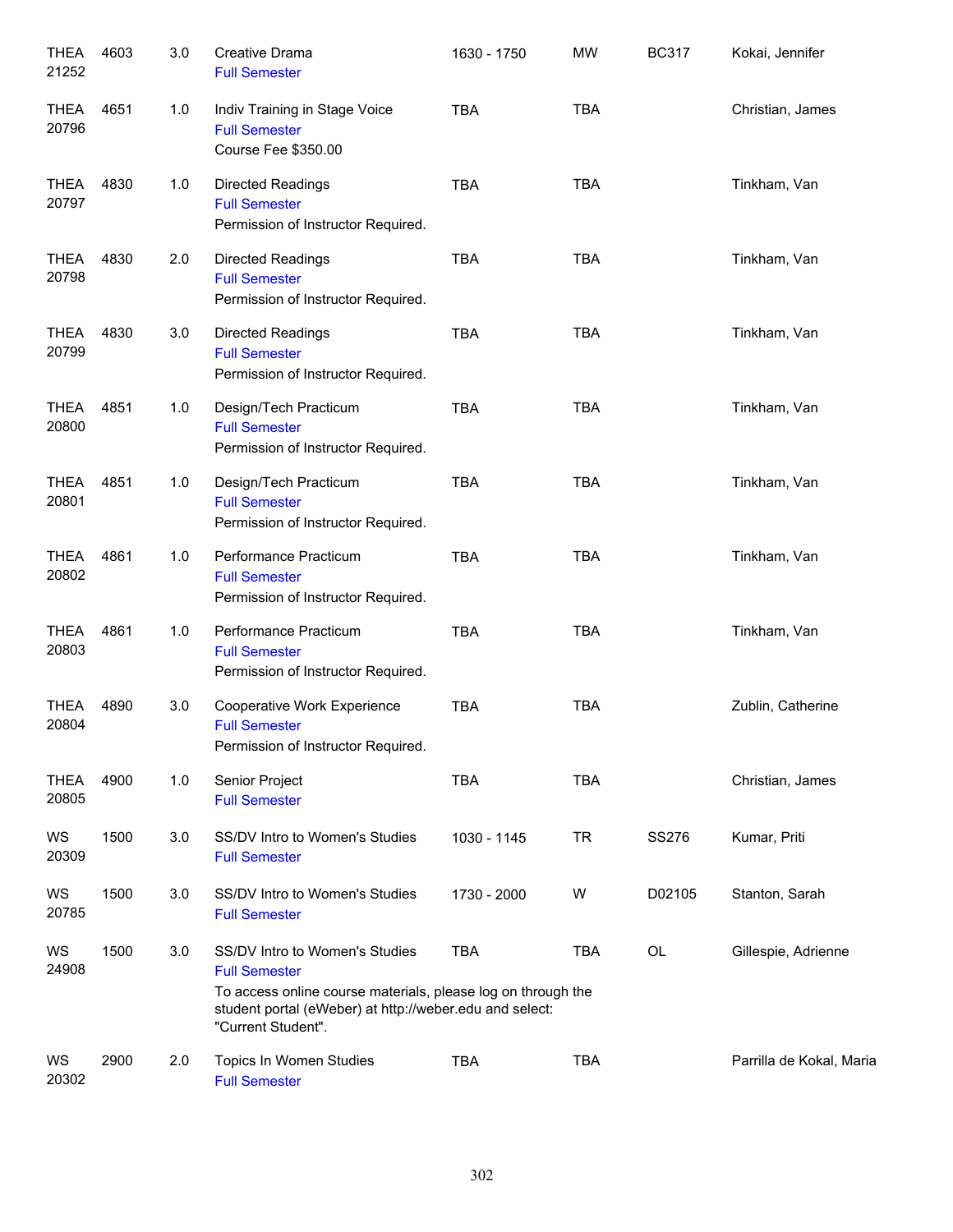| | | | | | | | |
|---|---|---|---|---|---|---|---|
| THEA 21252 | 4603 | 3.0 | Creative Drama<br>Full Semester | 1630 - 1750 | MW | BC317 | Kokai, Jennifer |
| THEA 20796 | 4651 | 1.0 | Indiv Training in Stage Voice<br>Full Semester<br>Course Fee $350.00 | TBA | TBA | | Christian, James |
| THEA 20797 | 4830 | 1.0 | Directed Readings<br>Full Semester<br>Permission of Instructor Required. | TBA | TBA | | Tinkham, Van |
| THEA 20798 | 4830 | 2.0 | Directed Readings<br>Full Semester<br>Permission of Instructor Required. | TBA | TBA | | Tinkham, Van |
| THEA 20799 | 4830 | 3.0 | Directed Readings<br>Full Semester<br>Permission of Instructor Required. | TBA | TBA | | Tinkham, Van |
| THEA 20800 | 4851 | 1.0 | Design/Tech Practicum<br>Full Semester<br>Permission of Instructor Required. | TBA | TBA | | Tinkham, Van |
| THEA 20801 | 4851 | 1.0 | Design/Tech Practicum<br>Full Semester<br>Permission of Instructor Required. | TBA | TBA | | Tinkham, Van |
| THEA 20802 | 4861 | 1.0 | Performance Practicum<br>Full Semester<br>Permission of Instructor Required. | TBA | TBA | | Tinkham, Van |
| THEA 20803 | 4861 | 1.0 | Performance Practicum<br>Full Semester<br>Permission of Instructor Required. | TBA | TBA | | Tinkham, Van |
| THEA 20804 | 4890 | 3.0 | Cooperative Work Experience<br>Full Semester<br>Permission of Instructor Required. | TBA | TBA | | Zublin, Catherine |
| THEA 20805 | 4900 | 1.0 | Senior Project<br>Full Semester | TBA | TBA | | Christian, James |
| WS 20309 | 1500 | 3.0 | SS/DV Intro to Women's Studies<br>Full Semester | 1030 - 1145 | TR | SS276 | Kumar, Priti |
| WS 20785 | 1500 | 3.0 | SS/DV Intro to Women's Studies<br>Full Semester | 1730 - 2000 | W | D02105 | Stanton, Sarah |
| WS 24908 | 1500 | 3.0 | SS/DV Intro to Women's Studies<br>Full Semester<br>To access online course materials, please log on through the student portal (eWeber) at http://weber.edu and select: "Current Student". | TBA | TBA | OL | Gillespie, Adrienne |
| WS 20302 | 2900 | 2.0 | Topics In Women Studies<br>Full Semester | TBA | TBA | | Parrilla de Kokal, Maria |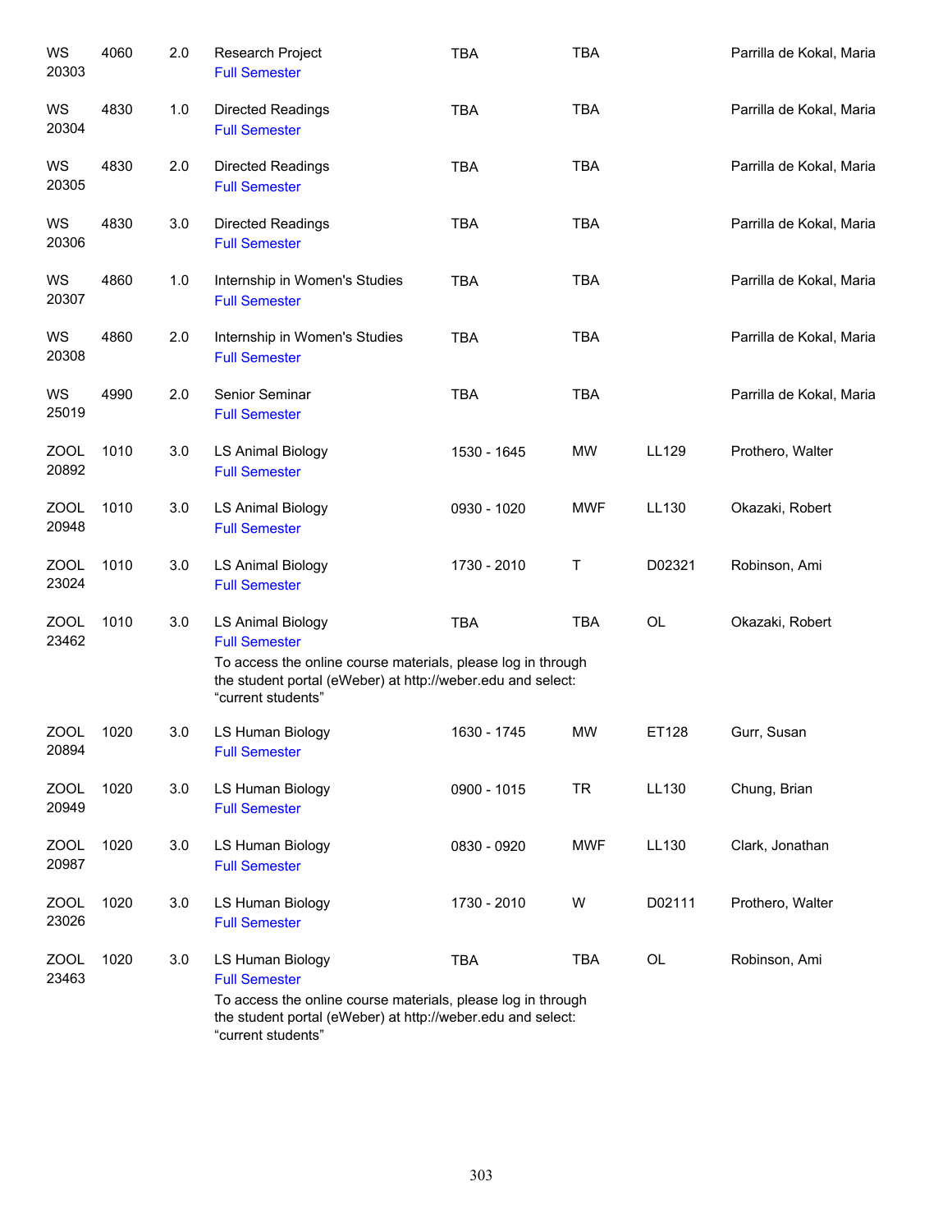| Subject / CRN | Course | Credits | Title | Time | Days | Room | Instructor |
|---|---|---|---|---|---|---|---|
| WS 20303 | 4060 | 2.0 | Research Project<br>Full Semester | TBA | TBA | | Parrilla de Kokal, Maria |
| WS 20304 | 4830 | 1.0 | Directed Readings<br>Full Semester | TBA | TBA | | Parrilla de Kokal, Maria |
| WS 20305 | 4830 | 2.0 | Directed Readings<br>Full Semester | TBA | TBA | | Parrilla de Kokal, Maria |
| WS 20306 | 4830 | 3.0 | Directed Readings<br>Full Semester | TBA | TBA | | Parrilla de Kokal, Maria |
| WS 20307 | 4860 | 1.0 | Internship in Women's Studies<br>Full Semester | TBA | TBA | | Parrilla de Kokal, Maria |
| WS 20308 | 4860 | 2.0 | Internship in Women's Studies<br>Full Semester | TBA | TBA | | Parrilla de Kokal, Maria |
| WS 25019 | 4990 | 2.0 | Senior Seminar<br>Full Semester | TBA | TBA | | Parrilla de Kokal, Maria |
| ZOOL 20892 | 1010 | 3.0 | LS Animal Biology<br>Full Semester | 1530 - 1645 | MW | LL129 | Prothero, Walter |
| ZOOL 20948 | 1010 | 3.0 | LS Animal Biology<br>Full Semester | 0930 - 1020 | MWF | LL130 | Okazaki, Robert |
| ZOOL 23024 | 1010 | 3.0 | LS Animal Biology<br>Full Semester | 1730 - 2010 | T | D02321 | Robinson, Ami |
| ZOOL 23462 | 1010 | 3.0 | LS Animal Biology<br>Full Semester<br>To access the online course materials, please log in through the student portal (eWeber) at http://weber.edu and select: "current students" | TBA | TBA | OL | Okazaki, Robert |
| ZOOL 20894 | 1020 | 3.0 | LS Human Biology<br>Full Semester | 1630 - 1745 | MW | ET128 | Gurr, Susan |
| ZOOL 20949 | 1020 | 3.0 | LS Human Biology<br>Full Semester | 0900 - 1015 | TR | LL130 | Chung, Brian |
| ZOOL 20987 | 1020 | 3.0 | LS Human Biology<br>Full Semester | 0830 - 0920 | MWF | LL130 | Clark, Jonathan |
| ZOOL 23026 | 1020 | 3.0 | LS Human Biology<br>Full Semester | 1730 - 2010 | W | D02111 | Prothero, Walter |
| ZOOL 23463 | 1020 | 3.0 | LS Human Biology<br>Full Semester<br>To access the online course materials, please log in through the student portal (eWeber) at http://weber.edu and select: "current students" | TBA | TBA | OL | Robinson, Ami |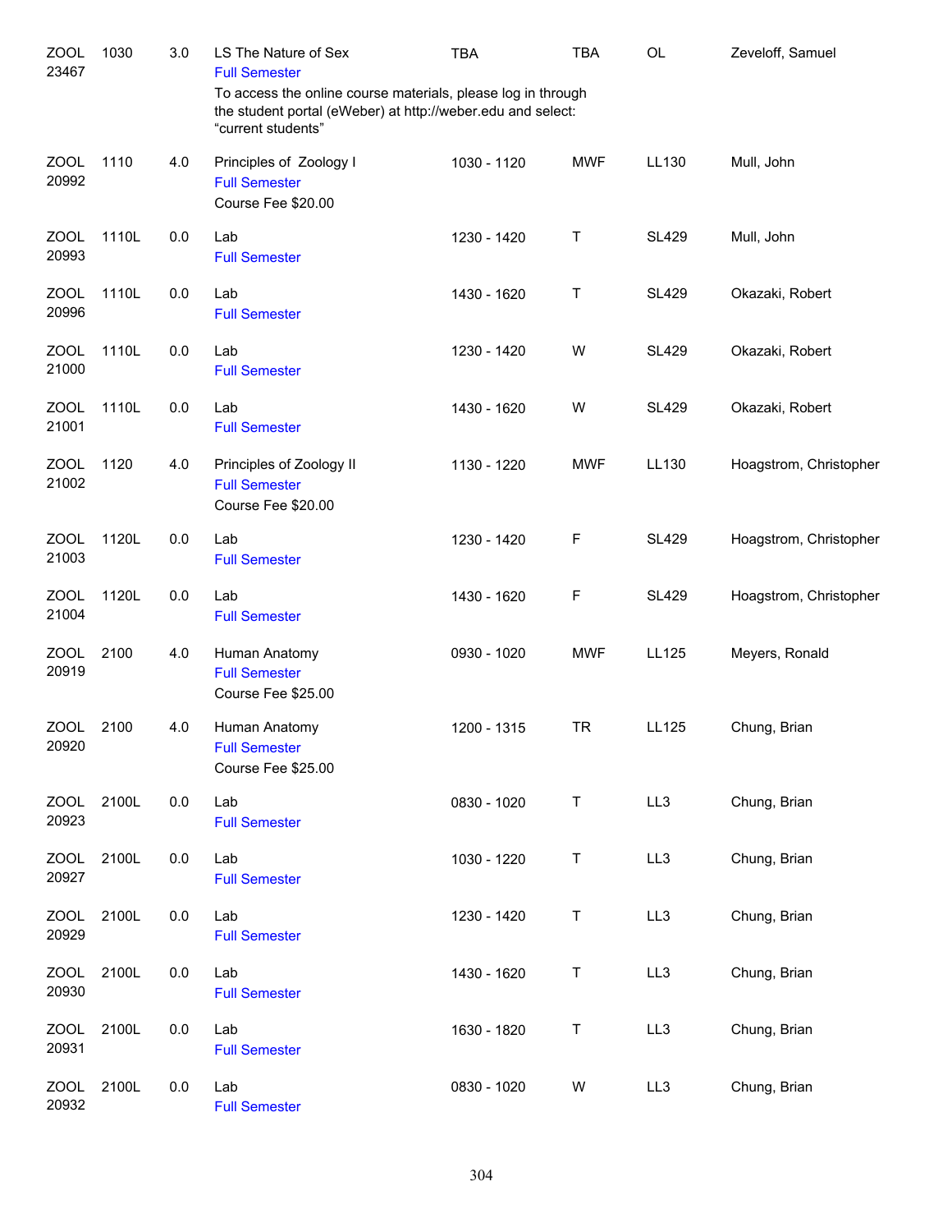| Subject/CRN | Course | Credits | Title | Time | Days | Room | Instructor |
|---|---|---|---|---|---|---|---|
| ZOOL 23467 | 1030 | 3.0 | LS The Nature of Sex<br>Full Semester<br>To access the online course materials, please log in through the student portal (eWeber) at http://weber.edu and select: "current students" | TBA | TBA | OL | Zeveloff, Samuel |
| ZOOL 20992 | 1110 | 4.0 | Principles of Zoology I<br>Full Semester<br>Course Fee $20.00 | 1030 - 1120 | MWF | LL130 | Mull, John |
| ZOOL 20993 | 1110L | 0.0 | Lab<br>Full Semester | 1230 - 1420 | T | SL429 | Mull, John |
| ZOOL 20996 | 1110L | 0.0 | Lab<br>Full Semester | 1430 - 1620 | T | SL429 | Okazaki, Robert |
| ZOOL 21000 | 1110L | 0.0 | Lab<br>Full Semester | 1230 - 1420 | W | SL429 | Okazaki, Robert |
| ZOOL 21001 | 1110L | 0.0 | Lab<br>Full Semester | 1430 - 1620 | W | SL429 | Okazaki, Robert |
| ZOOL 21002 | 1120 | 4.0 | Principles of Zoology II<br>Full Semester<br>Course Fee $20.00 | 1130 - 1220 | MWF | LL130 | Hoagstrom, Christopher |
| ZOOL 21003 | 1120L | 0.0 | Lab<br>Full Semester | 1230 - 1420 | F | SL429 | Hoagstrom, Christopher |
| ZOOL 21004 | 1120L | 0.0 | Lab<br>Full Semester | 1430 - 1620 | F | SL429 | Hoagstrom, Christopher |
| ZOOL 20919 | 2100 | 4.0 | Human Anatomy<br>Full Semester<br>Course Fee $25.00 | 0930 - 1020 | MWF | LL125 | Meyers, Ronald |
| ZOOL 20920 | 2100 | 4.0 | Human Anatomy<br>Full Semester<br>Course Fee $25.00 | 1200 - 1315 | TR | LL125 | Chung, Brian |
| ZOOL 20923 | 2100L | 0.0 | Lab<br>Full Semester | 0830 - 1020 | T | LL3 | Chung, Brian |
| ZOOL 20927 | 2100L | 0.0 | Lab<br>Full Semester | 1030 - 1220 | T | LL3 | Chung, Brian |
| ZOOL 20929 | 2100L | 0.0 | Lab<br>Full Semester | 1230 - 1420 | T | LL3 | Chung, Brian |
| ZOOL 20930 | 2100L | 0.0 | Lab<br>Full Semester | 1430 - 1620 | T | LL3 | Chung, Brian |
| ZOOL 20931 | 2100L | 0.0 | Lab<br>Full Semester | 1630 - 1820 | T | LL3 | Chung, Brian |
| ZOOL 20932 | 2100L | 0.0 | Lab<br>Full Semester | 0830 - 1020 | W | LL3 | Chung, Brian |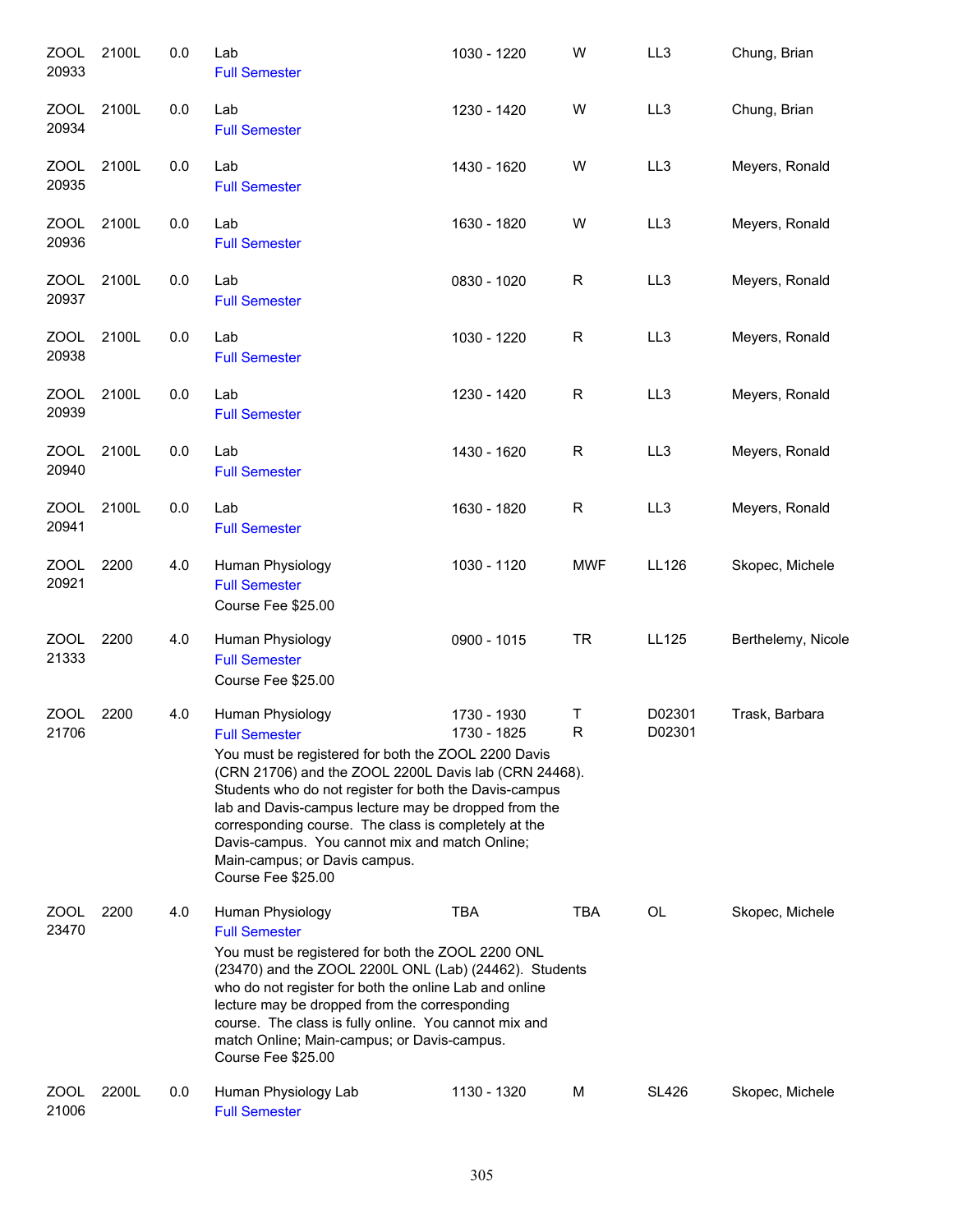| Subject/CRN | Course | Credits | Title | Time | Days | Room | Instructor |
|---|---|---|---|---|---|---|---|
| ZOOL 20933 | 2100L | 0.0 | Lab<br>Full Semester | 1030 - 1220 | W | LL3 | Chung, Brian |
| ZOOL 20934 | 2100L | 0.0 | Lab<br>Full Semester | 1230 - 1420 | W | LL3 | Chung, Brian |
| ZOOL 20935 | 2100L | 0.0 | Lab<br>Full Semester | 1430 - 1620 | W | LL3 | Meyers, Ronald |
| ZOOL 20936 | 2100L | 0.0 | Lab<br>Full Semester | 1630 - 1820 | W | LL3 | Meyers, Ronald |
| ZOOL 20937 | 2100L | 0.0 | Lab<br>Full Semester | 0830 - 1020 | R | LL3 | Meyers, Ronald |
| ZOOL 20938 | 2100L | 0.0 | Lab<br>Full Semester | 1030 - 1220 | R | LL3 | Meyers, Ronald |
| ZOOL 20939 | 2100L | 0.0 | Lab<br>Full Semester | 1230 - 1420 | R | LL3 | Meyers, Ronald |
| ZOOL 20940 | 2100L | 0.0 | Lab<br>Full Semester | 1430 - 1620 | R | LL3 | Meyers, Ronald |
| ZOOL 20941 | 2100L | 0.0 | Lab<br>Full Semester | 1630 - 1820 | R | LL3 | Meyers, Ronald |
| ZOOL 20921 | 2200 | 4.0 | Human Physiology<br>Full Semester<br>Course Fee $25.00 | 1030 - 1120 | MWF | LL126 | Skopec, Michele |
| ZOOL 21333 | 2200 | 4.0 | Human Physiology<br>Full Semester<br>Course Fee $25.00 | 0900 - 1015 | TR | LL125 | Berthelemy, Nicole |
| ZOOL 21706 | 2200 | 4.0 | Human Physiology<br>Full Semester<br>You must be registered for both the ZOOL 2200 Davis (CRN 21706) and the ZOOL 2200L Davis lab (CRN 24468). Students who do not register for both the Davis-campus lab and Davis-campus lecture may be dropped from the corresponding course. The class is completely at the Davis-campus. You cannot mix and match Online; Main-campus; or Davis campus.<br>Course Fee $25.00 | 1730 - 1930<br>1730 - 1825 | T<br>R | D02301<br>D02301 | Trask, Barbara |
| ZOOL 23470 | 2200 | 4.0 | Human Physiology<br>Full Semester<br>You must be registered for both the ZOOL 2200 ONL (23470) and the ZOOL 2200L ONL (Lab) (24462). Students who do not register for both the online Lab and online lecture may be dropped from the corresponding course. The class is fully online. You cannot mix and match Online; Main-campus; or Davis-campus.<br>Course Fee $25.00 | TBA | TBA | OL | Skopec, Michele |
| ZOOL 21006 | 2200L | 0.0 | Human Physiology Lab<br>Full Semester | 1130 - 1320 | M | SL426 | Skopec, Michele |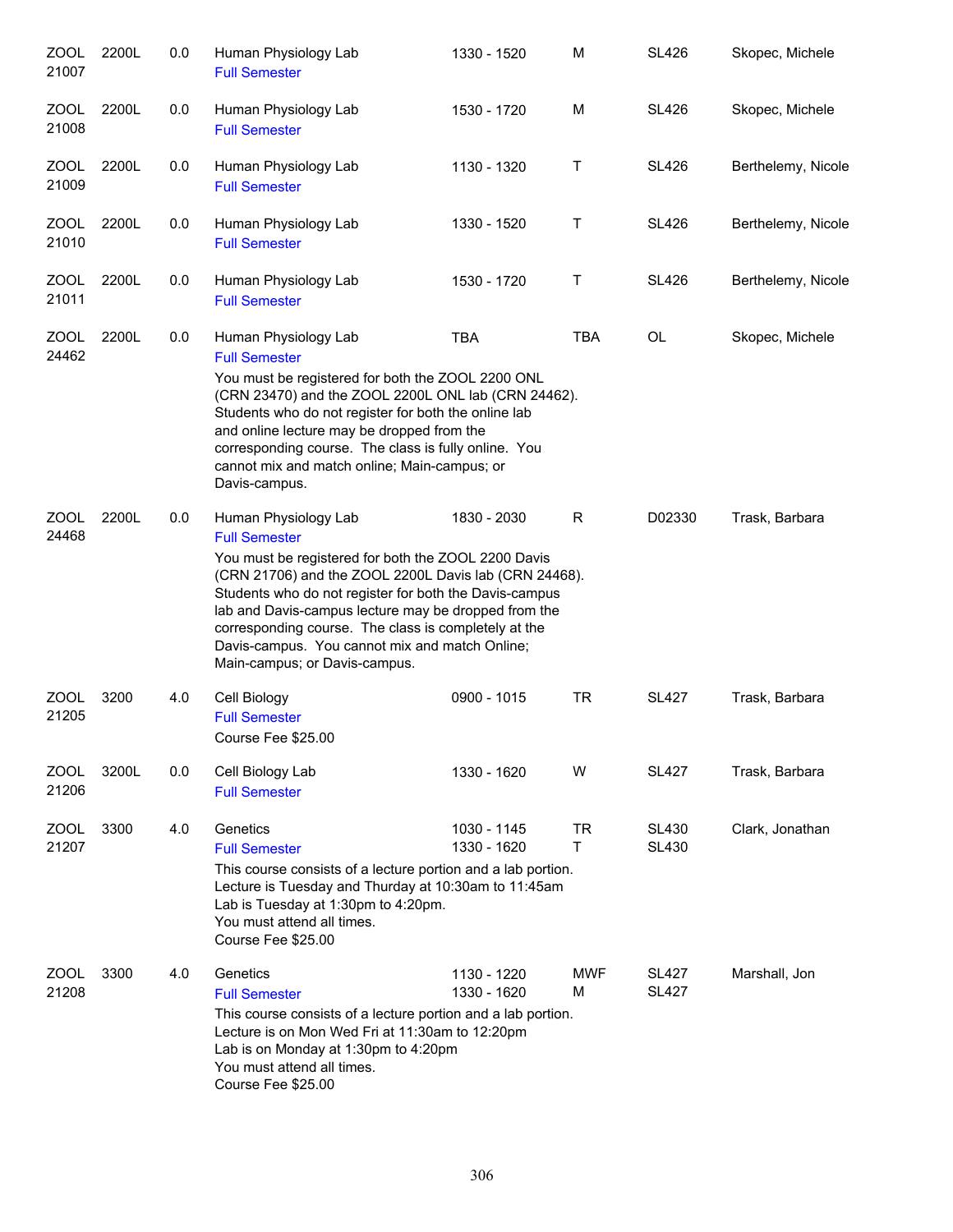| | | | | | | | |
|---|---|---|---|---|---|---|---|
| ZOOL 21007 | 2200L | 0.0 | Human Physiology Lab<br>Full Semester | 1330 - 1520 | M | SL426 | Skopec, Michele |
| ZOOL 21008 | 2200L | 0.0 | Human Physiology Lab<br>Full Semester | 1530 - 1720 | M | SL426 | Skopec, Michele |
| ZOOL 21009 | 2200L | 0.0 | Human Physiology Lab<br>Full Semester | 1130 - 1320 | T | SL426 | Berthelemy, Nicole |
| ZOOL 21010 | 2200L | 0.0 | Human Physiology Lab<br>Full Semester | 1330 - 1520 | T | SL426 | Berthelemy, Nicole |
| ZOOL 21011 | 2200L | 0.0 | Human Physiology Lab<br>Full Semester | 1530 - 1720 | T | SL426 | Berthelemy, Nicole |
| ZOOL 24462 | 2200L | 0.0 | Human Physiology Lab<br>Full Semester<br>You must be registered for both the ZOOL 2200 ONL (CRN 23470) and the ZOOL 2200L ONL lab (CRN 24462). Students who do not register for both the online lab and online lecture may be dropped from the corresponding course. The class is fully online. You cannot mix and match online; Main-campus; or Davis-campus. | TBA | TBA | OL | Skopec, Michele |
| ZOOL 24468 | 2200L | 0.0 | Human Physiology Lab<br>Full Semester<br>You must be registered for both the ZOOL 2200 Davis (CRN 21706) and the ZOOL 2200L Davis lab (CRN 24468). Students who do not register for both the Davis-campus lab and Davis-campus lecture may be dropped from the corresponding course. The class is completely at the Davis-campus. You cannot mix and match Online; Main-campus; or Davis-campus. | 1830 - 2030 | R | D02330 | Trask, Barbara |
| ZOOL 21205 | 3200 | 4.0 | Cell Biology<br>Full Semester<br>Course Fee $25.00 | 0900 - 1015 | TR | SL427 | Trask, Barbara |
| ZOOL 21206 | 3200L | 0.0 | Cell Biology Lab<br>Full Semester | 1330 - 1620 | W | SL427 | Trask, Barbara |
| ZOOL 21207 | 3300 | 4.0 | Genetics<br>Full Semester<br>This course consists of a lecture portion and a lab portion. Lecture is Tuesday and Thurday at 10:30am to 11:45am Lab is Tuesday at 1:30pm to 4:20pm. You must attend all times.<br>Course Fee $25.00 | 1030 - 1145<br>1330 - 1620 | TR<br>T | SL430<br>SL430 | Clark, Jonathan |
| ZOOL 21208 | 3300 | 4.0 | Genetics<br>Full Semester<br>This course consists of a lecture portion and a lab portion. Lecture is on Mon Wed Fri at 11:30am to 12:20pm Lab is on Monday at 1:30pm to 4:20pm You must attend all times.<br>Course Fee $25.00 | 1130 - 1220<br>1330 - 1620 | MWF<br>M | SL427<br>SL427 | Marshall, Jon |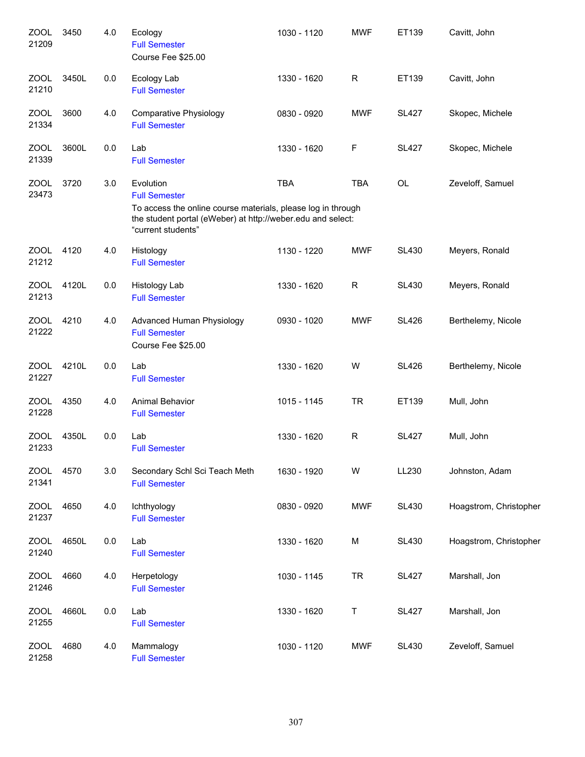| Subject / CRN | Course | Credits | Title | Time | Days | Room | Instructor |
|---|---|---|---|---|---|---|---|
| ZOOL 21209 | 3450 | 4.0 | Ecology<br>Full Semester<br>Course Fee $25.00 | 1030 - 1120 | MWF | ET139 | Cavitt, John |
| ZOOL 21210 | 3450L | 0.0 | Ecology Lab<br>Full Semester | 1330 - 1620 | R | ET139 | Cavitt, John |
| ZOOL 21334 | 3600 | 4.0 | Comparative Physiology<br>Full Semester | 0830 - 0920 | MWF | SL427 | Skopec, Michele |
| ZOOL 21339 | 3600L | 0.0 | Lab<br>Full Semester | 1330 - 1620 | F | SL427 | Skopec, Michele |
| ZOOL 23473 | 3720 | 3.0 | Evolution<br>Full Semester<br>To access the online course materials, please log in through the student portal (eWeber) at http://weber.edu and select: "current students" | TBA | TBA | OL | Zeveloff, Samuel |
| ZOOL 21212 | 4120 | 4.0 | Histology<br>Full Semester | 1130 - 1220 | MWF | SL430 | Meyers, Ronald |
| ZOOL 21213 | 4120L | 0.0 | Histology Lab<br>Full Semester | 1330 - 1620 | R | SL430 | Meyers, Ronald |
| ZOOL 21222 | 4210 | 4.0 | Advanced Human Physiology<br>Full Semester<br>Course Fee $25.00 | 0930 - 1020 | MWF | SL426 | Berthelemy, Nicole |
| ZOOL 21227 | 4210L | 0.0 | Lab<br>Full Semester | 1330 - 1620 | W | SL426 | Berthelemy, Nicole |
| ZOOL 21228 | 4350 | 4.0 | Animal Behavior<br>Full Semester | 1015 - 1145 | TR | ET139 | Mull, John |
| ZOOL 21233 | 4350L | 0.0 | Lab<br>Full Semester | 1330 - 1620 | R | SL427 | Mull, John |
| ZOOL 21341 | 4570 | 3.0 | Secondary Schl Sci Teach Meth<br>Full Semester | 1630 - 1920 | W | LL230 | Johnston, Adam |
| ZOOL 21237 | 4650 | 4.0 | Ichthyology<br>Full Semester | 0830 - 0920 | MWF | SL430 | Hoagstrom, Christopher |
| ZOOL 21240 | 4650L | 0.0 | Lab<br>Full Semester | 1330 - 1620 | M | SL430 | Hoagstrom, Christopher |
| ZOOL 21246 | 4660 | 4.0 | Herpetology<br>Full Semester | 1030 - 1145 | TR | SL427 | Marshall, Jon |
| ZOOL 21255 | 4660L | 0.0 | Lab<br>Full Semester | 1330 - 1620 | T | SL427 | Marshall, Jon |
| ZOOL 21258 | 4680 | 4.0 | Mammalogy<br>Full Semester | 1030 - 1120 | MWF | SL430 | Zeveloff, Samuel |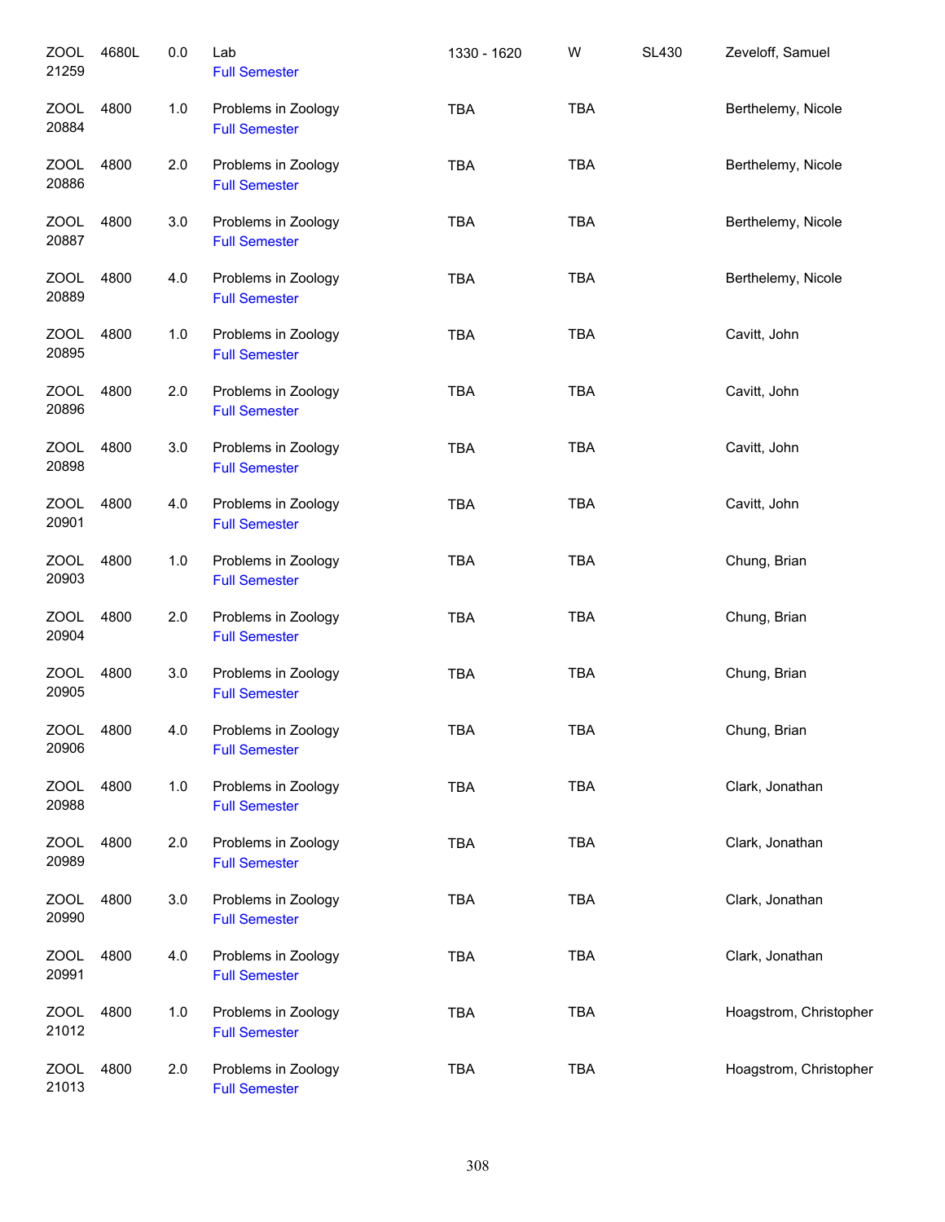| | | | | | | | |
|---|---|---|---|---|---|---|---|
| ZOOL 21259 | 4680L | 0.0 | Lab<br>Full Semester | 1330 - 1620 | W | SL430 | Zeveloff, Samuel |
| ZOOL 20884 | 4800 | 1.0 | Problems in Zoology<br>Full Semester | TBA | TBA | | Berthelemy, Nicole |
| ZOOL 20886 | 4800 | 2.0 | Problems in Zoology<br>Full Semester | TBA | TBA | | Berthelemy, Nicole |
| ZOOL 20887 | 4800 | 3.0 | Problems in Zoology<br>Full Semester | TBA | TBA | | Berthelemy, Nicole |
| ZOOL 20889 | 4800 | 4.0 | Problems in Zoology<br>Full Semester | TBA | TBA | | Berthelemy, Nicole |
| ZOOL 20895 | 4800 | 1.0 | Problems in Zoology<br>Full Semester | TBA | TBA | | Cavitt, John |
| ZOOL 20896 | 4800 | 2.0 | Problems in Zoology<br>Full Semester | TBA | TBA | | Cavitt, John |
| ZOOL 20898 | 4800 | 3.0 | Problems in Zoology<br>Full Semester | TBA | TBA | | Cavitt, John |
| ZOOL 20901 | 4800 | 4.0 | Problems in Zoology<br>Full Semester | TBA | TBA | | Cavitt, John |
| ZOOL 20903 | 4800 | 1.0 | Problems in Zoology<br>Full Semester | TBA | TBA | | Chung, Brian |
| ZOOL 20904 | 4800 | 2.0 | Problems in Zoology<br>Full Semester | TBA | TBA | | Chung, Brian |
| ZOOL 20905 | 4800 | 3.0 | Problems in Zoology<br>Full Semester | TBA | TBA | | Chung, Brian |
| ZOOL 20906 | 4800 | 4.0 | Problems in Zoology<br>Full Semester | TBA | TBA | | Chung, Brian |
| ZOOL 20988 | 4800 | 1.0 | Problems in Zoology<br>Full Semester | TBA | TBA | | Clark, Jonathan |
| ZOOL 20989 | 4800 | 2.0 | Problems in Zoology<br>Full Semester | TBA | TBA | | Clark, Jonathan |
| ZOOL 20990 | 4800 | 3.0 | Problems in Zoology<br>Full Semester | TBA | TBA | | Clark, Jonathan |
| ZOOL 20991 | 4800 | 4.0 | Problems in Zoology<br>Full Semester | TBA | TBA | | Clark, Jonathan |
| ZOOL 21012 | 4800 | 1.0 | Problems in Zoology<br>Full Semester | TBA | TBA | | Hoagstrom, Christopher |
| ZOOL 21013 | 4800 | 2.0 | Problems in Zoology<br>Full Semester | TBA | TBA | | Hoagstrom, Christopher |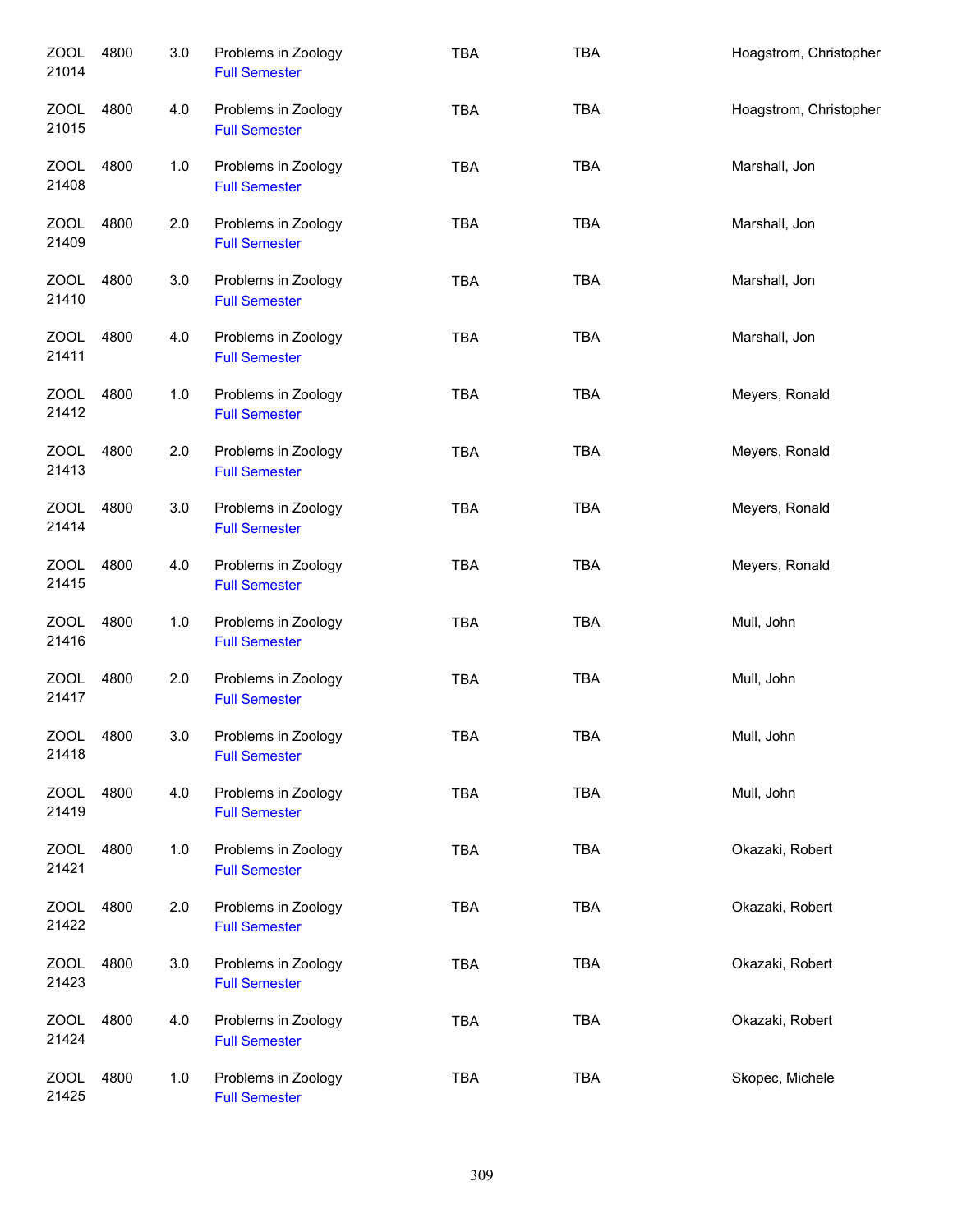| | | | | | | |
|---|---|---|---|---|---|---|
| ZOOL 21014 | 4800 | 3.0 | Problems in Zoology<br>Full Semester | TBA | TBA | Hoagstrom, Christopher |
| ZOOL 21015 | 4800 | 4.0 | Problems in Zoology<br>Full Semester | TBA | TBA | Hoagstrom, Christopher |
| ZOOL 21408 | 4800 | 1.0 | Problems in Zoology<br>Full Semester | TBA | TBA | Marshall, Jon |
| ZOOL 21409 | 4800 | 2.0 | Problems in Zoology<br>Full Semester | TBA | TBA | Marshall, Jon |
| ZOOL 21410 | 4800 | 3.0 | Problems in Zoology<br>Full Semester | TBA | TBA | Marshall, Jon |
| ZOOL 21411 | 4800 | 4.0 | Problems in Zoology<br>Full Semester | TBA | TBA | Marshall, Jon |
| ZOOL 21412 | 4800 | 1.0 | Problems in Zoology<br>Full Semester | TBA | TBA | Meyers, Ronald |
| ZOOL 21413 | 4800 | 2.0 | Problems in Zoology<br>Full Semester | TBA | TBA | Meyers, Ronald |
| ZOOL 21414 | 4800 | 3.0 | Problems in Zoology<br>Full Semester | TBA | TBA | Meyers, Ronald |
| ZOOL 21415 | 4800 | 4.0 | Problems in Zoology<br>Full Semester | TBA | TBA | Meyers, Ronald |
| ZOOL 21416 | 4800 | 1.0 | Problems in Zoology<br>Full Semester | TBA | TBA | Mull, John |
| ZOOL 21417 | 4800 | 2.0 | Problems in Zoology<br>Full Semester | TBA | TBA | Mull, John |
| ZOOL 21418 | 4800 | 3.0 | Problems in Zoology<br>Full Semester | TBA | TBA | Mull, John |
| ZOOL 21419 | 4800 | 4.0 | Problems in Zoology<br>Full Semester | TBA | TBA | Mull, John |
| ZOOL 21421 | 4800 | 1.0 | Problems in Zoology<br>Full Semester | TBA | TBA | Okazaki, Robert |
| ZOOL 21422 | 4800 | 2.0 | Problems in Zoology<br>Full Semester | TBA | TBA | Okazaki, Robert |
| ZOOL 21423 | 4800 | 3.0 | Problems in Zoology<br>Full Semester | TBA | TBA | Okazaki, Robert |
| ZOOL 21424 | 4800 | 4.0 | Problems in Zoology<br>Full Semester | TBA | TBA | Okazaki, Robert |
| ZOOL 21425 | 4800 | 1.0 | Problems in Zoology<br>Full Semester | TBA | TBA | Skopec, Michele |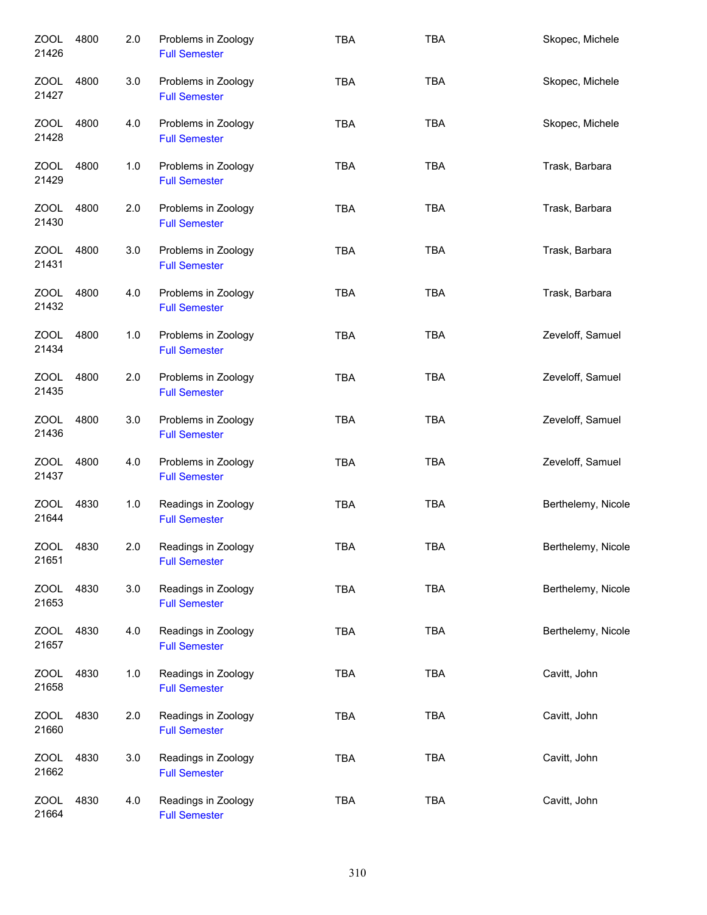| Subject / CRN | Course | Credits | Title / Session | Days | Time | Instructor |
|---|---|---|---|---|---|---|
| ZOOL 21426 | 4800 | 2.0 | Problems in Zoology Full Semester | TBA | TBA | Skopec, Michele |
| ZOOL 21427 | 4800 | 3.0 | Problems in Zoology Full Semester | TBA | TBA | Skopec, Michele |
| ZOOL 21428 | 4800 | 4.0 | Problems in Zoology Full Semester | TBA | TBA | Skopec, Michele |
| ZOOL 21429 | 4800 | 1.0 | Problems in Zoology Full Semester | TBA | TBA | Trask, Barbara |
| ZOOL 21430 | 4800 | 2.0 | Problems in Zoology Full Semester | TBA | TBA | Trask, Barbara |
| ZOOL 21431 | 4800 | 3.0 | Problems in Zoology Full Semester | TBA | TBA | Trask, Barbara |
| ZOOL 21432 | 4800 | 4.0 | Problems in Zoology Full Semester | TBA | TBA | Trask, Barbara |
| ZOOL 21434 | 4800 | 1.0 | Problems in Zoology Full Semester | TBA | TBA | Zeveloff, Samuel |
| ZOOL 21435 | 4800 | 2.0 | Problems in Zoology Full Semester | TBA | TBA | Zeveloff, Samuel |
| ZOOL 21436 | 4800 | 3.0 | Problems in Zoology Full Semester | TBA | TBA | Zeveloff, Samuel |
| ZOOL 21437 | 4800 | 4.0 | Problems in Zoology Full Semester | TBA | TBA | Zeveloff, Samuel |
| ZOOL 21644 | 4830 | 1.0 | Readings in Zoology Full Semester | TBA | TBA | Berthelemy, Nicole |
| ZOOL 21651 | 4830 | 2.0 | Readings in Zoology Full Semester | TBA | TBA | Berthelemy, Nicole |
| ZOOL 21653 | 4830 | 3.0 | Readings in Zoology Full Semester | TBA | TBA | Berthelemy, Nicole |
| ZOOL 21657 | 4830 | 4.0 | Readings in Zoology Full Semester | TBA | TBA | Berthelemy, Nicole |
| ZOOL 21658 | 4830 | 1.0 | Readings in Zoology Full Semester | TBA | TBA | Cavitt, John |
| ZOOL 21660 | 4830 | 2.0 | Readings in Zoology Full Semester | TBA | TBA | Cavitt, John |
| ZOOL 21662 | 4830 | 3.0 | Readings in Zoology Full Semester | TBA | TBA | Cavitt, John |
| ZOOL 21664 | 4830 | 4.0 | Readings in Zoology Full Semester | TBA | TBA | Cavitt, John |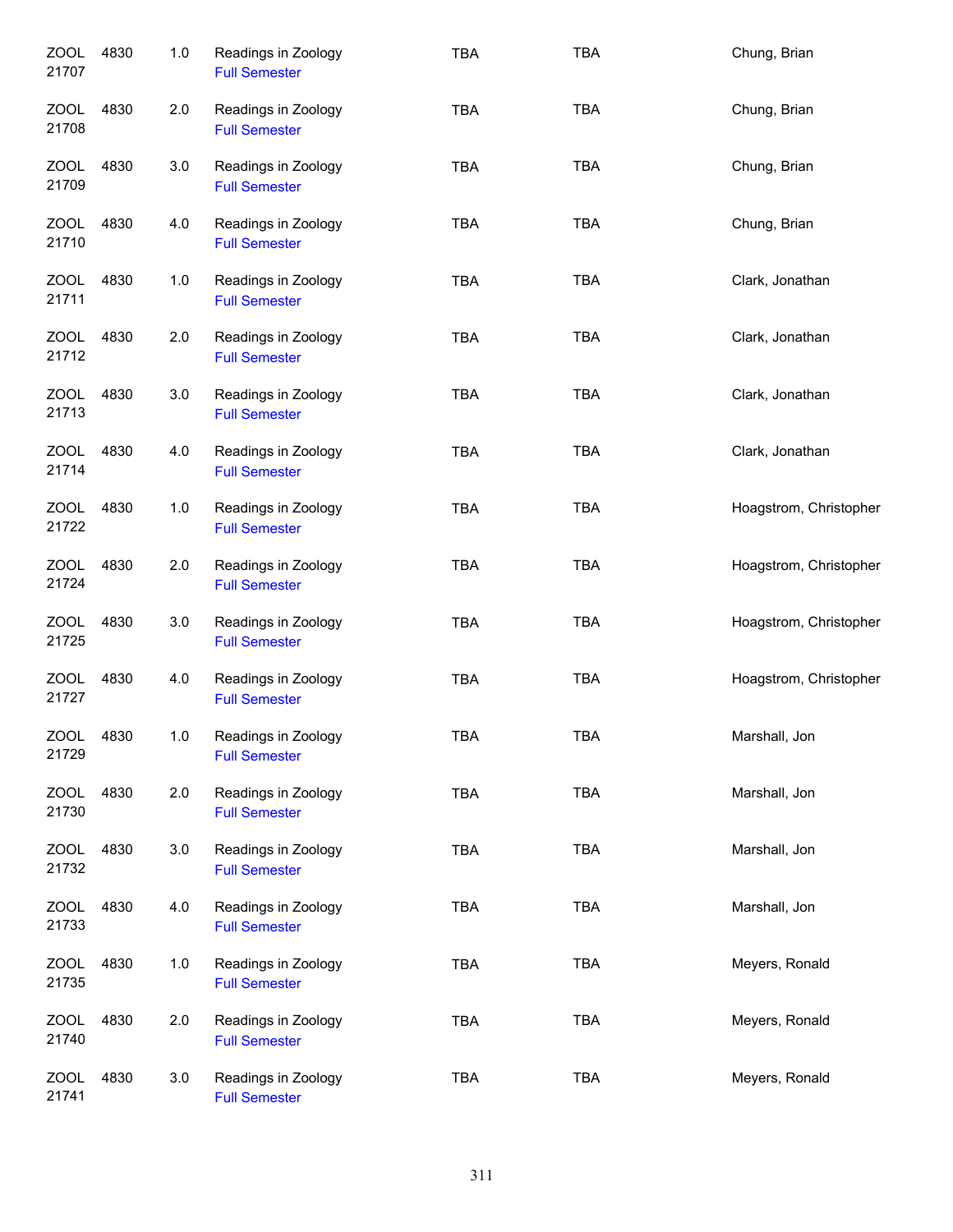| Course | Number | Credits | Title | Days | Time | Instructor |
|---|---|---|---|---|---|---|
| ZOOL 21707 | 4830 | 1.0 | Readings in Zoology Full Semester | TBA | TBA | Chung, Brian |
| ZOOL 21708 | 4830 | 2.0 | Readings in Zoology Full Semester | TBA | TBA | Chung, Brian |
| ZOOL 21709 | 4830 | 3.0 | Readings in Zoology Full Semester | TBA | TBA | Chung, Brian |
| ZOOL 21710 | 4830 | 4.0 | Readings in Zoology Full Semester | TBA | TBA | Chung, Brian |
| ZOOL 21711 | 4830 | 1.0 | Readings in Zoology Full Semester | TBA | TBA | Clark, Jonathan |
| ZOOL 21712 | 4830 | 2.0 | Readings in Zoology Full Semester | TBA | TBA | Clark, Jonathan |
| ZOOL 21713 | 4830 | 3.0 | Readings in Zoology Full Semester | TBA | TBA | Clark, Jonathan |
| ZOOL 21714 | 4830 | 4.0 | Readings in Zoology Full Semester | TBA | TBA | Clark, Jonathan |
| ZOOL 21722 | 4830 | 1.0 | Readings in Zoology Full Semester | TBA | TBA | Hoagstrom, Christopher |
| ZOOL 21724 | 4830 | 2.0 | Readings in Zoology Full Semester | TBA | TBA | Hoagstrom, Christopher |
| ZOOL 21725 | 4830 | 3.0 | Readings in Zoology Full Semester | TBA | TBA | Hoagstrom, Christopher |
| ZOOL 21727 | 4830 | 4.0 | Readings in Zoology Full Semester | TBA | TBA | Hoagstrom, Christopher |
| ZOOL 21729 | 4830 | 1.0 | Readings in Zoology Full Semester | TBA | TBA | Marshall, Jon |
| ZOOL 21730 | 4830 | 2.0 | Readings in Zoology Full Semester | TBA | TBA | Marshall, Jon |
| ZOOL 21732 | 4830 | 3.0 | Readings in Zoology Full Semester | TBA | TBA | Marshall, Jon |
| ZOOL 21733 | 4830 | 4.0 | Readings in Zoology Full Semester | TBA | TBA | Marshall, Jon |
| ZOOL 21735 | 4830 | 1.0 | Readings in Zoology Full Semester | TBA | TBA | Meyers, Ronald |
| ZOOL 21740 | 4830 | 2.0 | Readings in Zoology Full Semester | TBA | TBA | Meyers, Ronald |
| ZOOL 21741 | 4830 | 3.0 | Readings in Zoology Full Semester | TBA | TBA | Meyers, Ronald |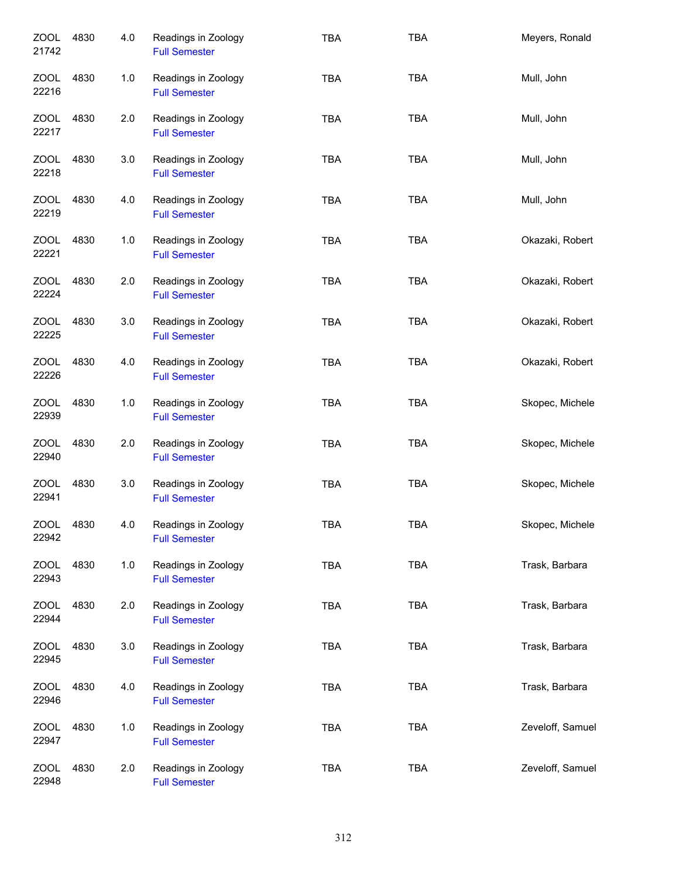| | | | | | | |
|---|---|---|---|---|---|---|
| ZOOL 21742 | 4830 | 4.0 | Readings in Zoology<br>Full Semester | TBA | TBA | Meyers, Ronald |
| ZOOL 22216 | 4830 | 1.0 | Readings in Zoology<br>Full Semester | TBA | TBA | Mull, John |
| ZOOL 22217 | 4830 | 2.0 | Readings in Zoology<br>Full Semester | TBA | TBA | Mull, John |
| ZOOL 22218 | 4830 | 3.0 | Readings in Zoology<br>Full Semester | TBA | TBA | Mull, John |
| ZOOL 22219 | 4830 | 4.0 | Readings in Zoology<br>Full Semester | TBA | TBA | Mull, John |
| ZOOL 22221 | 4830 | 1.0 | Readings in Zoology<br>Full Semester | TBA | TBA | Okazaki, Robert |
| ZOOL 22224 | 4830 | 2.0 | Readings in Zoology<br>Full Semester | TBA | TBA | Okazaki, Robert |
| ZOOL 22225 | 4830 | 3.0 | Readings in Zoology<br>Full Semester | TBA | TBA | Okazaki, Robert |
| ZOOL 22226 | 4830 | 4.0 | Readings in Zoology<br>Full Semester | TBA | TBA | Okazaki, Robert |
| ZOOL 22939 | 4830 | 1.0 | Readings in Zoology<br>Full Semester | TBA | TBA | Skopec, Michele |
| ZOOL 22940 | 4830 | 2.0 | Readings in Zoology<br>Full Semester | TBA | TBA | Skopec, Michele |
| ZOOL 22941 | 4830 | 3.0 | Readings in Zoology<br>Full Semester | TBA | TBA | Skopec, Michele |
| ZOOL 22942 | 4830 | 4.0 | Readings in Zoology<br>Full Semester | TBA | TBA | Skopec, Michele |
| ZOOL 22943 | 4830 | 1.0 | Readings in Zoology<br>Full Semester | TBA | TBA | Trask, Barbara |
| ZOOL 22944 | 4830 | 2.0 | Readings in Zoology<br>Full Semester | TBA | TBA | Trask, Barbara |
| ZOOL 22945 | 4830 | 3.0 | Readings in Zoology<br>Full Semester | TBA | TBA | Trask, Barbara |
| ZOOL 22946 | 4830 | 4.0 | Readings in Zoology<br>Full Semester | TBA | TBA | Trask, Barbara |
| ZOOL 22947 | 4830 | 1.0 | Readings in Zoology<br>Full Semester | TBA | TBA | Zeveloff, Samuel |
| ZOOL 22948 | 4830 | 2.0 | Readings in Zoology<br>Full Semester | TBA | TBA | Zeveloff, Samuel |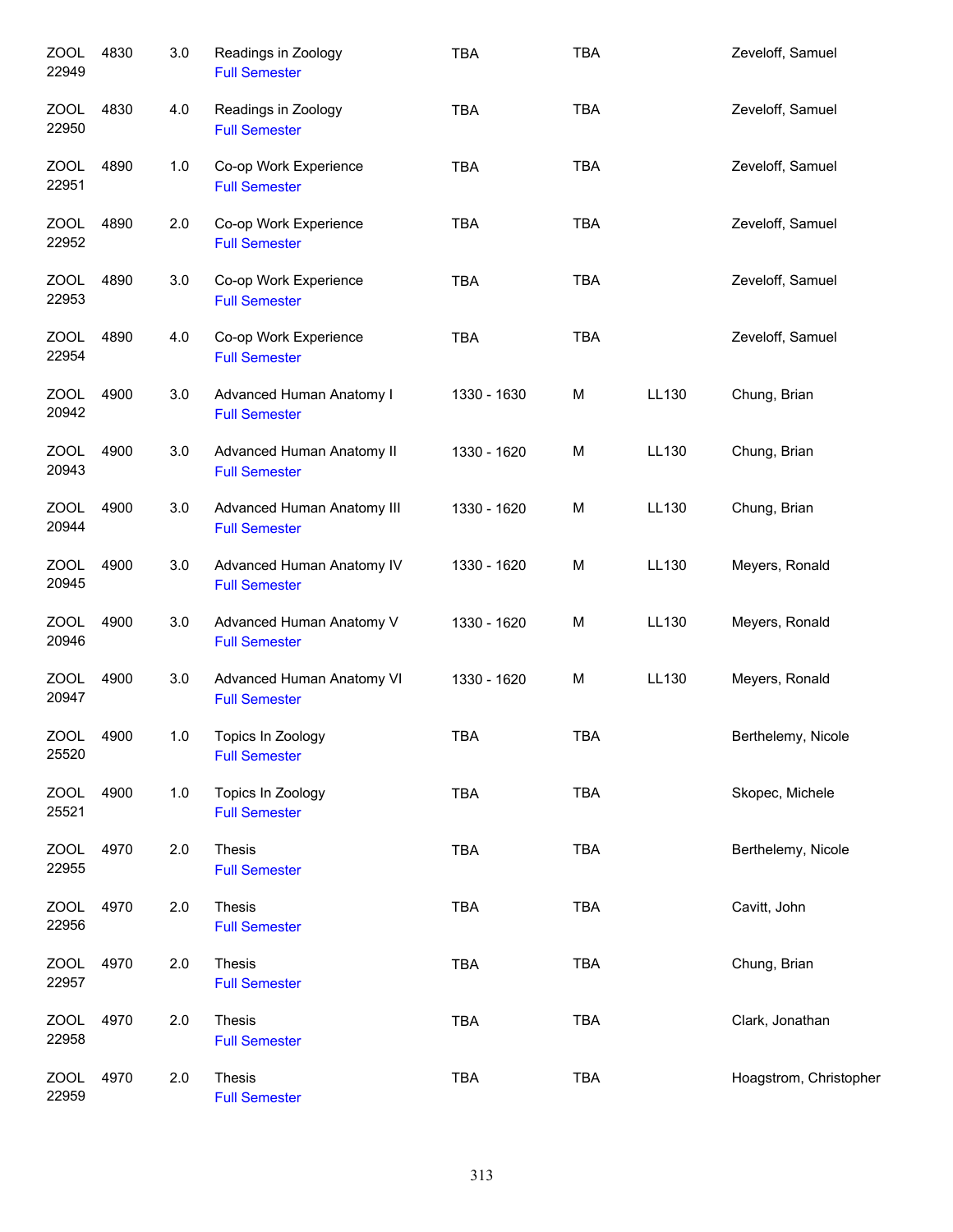| | | | | | | | |
|---|---|---|---|---|---|---|---|
| ZOOL 22949 | 4830 | 3.0 | Readings in Zoology<br>Full Semester | TBA | TBA | | Zeveloff, Samuel |
| ZOOL 22950 | 4830 | 4.0 | Readings in Zoology<br>Full Semester | TBA | TBA | | Zeveloff, Samuel |
| ZOOL 22951 | 4890 | 1.0 | Co-op Work Experience<br>Full Semester | TBA | TBA | | Zeveloff, Samuel |
| ZOOL 22952 | 4890 | 2.0 | Co-op Work Experience<br>Full Semester | TBA | TBA | | Zeveloff, Samuel |
| ZOOL 22953 | 4890 | 3.0 | Co-op Work Experience<br>Full Semester | TBA | TBA | | Zeveloff, Samuel |
| ZOOL 22954 | 4890 | 4.0 | Co-op Work Experience<br>Full Semester | TBA | TBA | | Zeveloff, Samuel |
| ZOOL 20942 | 4900 | 3.0 | Advanced Human Anatomy I<br>Full Semester | 1330 - 1630 | M | LL130 | Chung, Brian |
| ZOOL 20943 | 4900 | 3.0 | Advanced Human Anatomy II<br>Full Semester | 1330 - 1620 | M | LL130 | Chung, Brian |
| ZOOL 20944 | 4900 | 3.0 | Advanced Human Anatomy III<br>Full Semester | 1330 - 1620 | M | LL130 | Chung, Brian |
| ZOOL 20945 | 4900 | 3.0 | Advanced Human Anatomy IV<br>Full Semester | 1330 - 1620 | M | LL130 | Meyers, Ronald |
| ZOOL 20946 | 4900 | 3.0 | Advanced Human Anatomy V<br>Full Semester | 1330 - 1620 | M | LL130 | Meyers, Ronald |
| ZOOL 20947 | 4900 | 3.0 | Advanced Human Anatomy VI<br>Full Semester | 1330 - 1620 | M | LL130 | Meyers, Ronald |
| ZOOL 25520 | 4900 | 1.0 | Topics In Zoology<br>Full Semester | TBA | TBA | | Berthelemy, Nicole |
| ZOOL 25521 | 4900 | 1.0 | Topics In Zoology<br>Full Semester | TBA | TBA | | Skopec, Michele |
| ZOOL 22955 | 4970 | 2.0 | Thesis<br>Full Semester | TBA | TBA | | Berthelemy, Nicole |
| ZOOL 22956 | 4970 | 2.0 | Thesis<br>Full Semester | TBA | TBA | | Cavitt, John |
| ZOOL 22957 | 4970 | 2.0 | Thesis<br>Full Semester | TBA | TBA | | Chung, Brian |
| ZOOL 22958 | 4970 | 2.0 | Thesis<br>Full Semester | TBA | TBA | | Clark, Jonathan |
| ZOOL 22959 | 4970 | 2.0 | Thesis<br>Full Semester | TBA | TBA | | Hoagstrom, Christopher |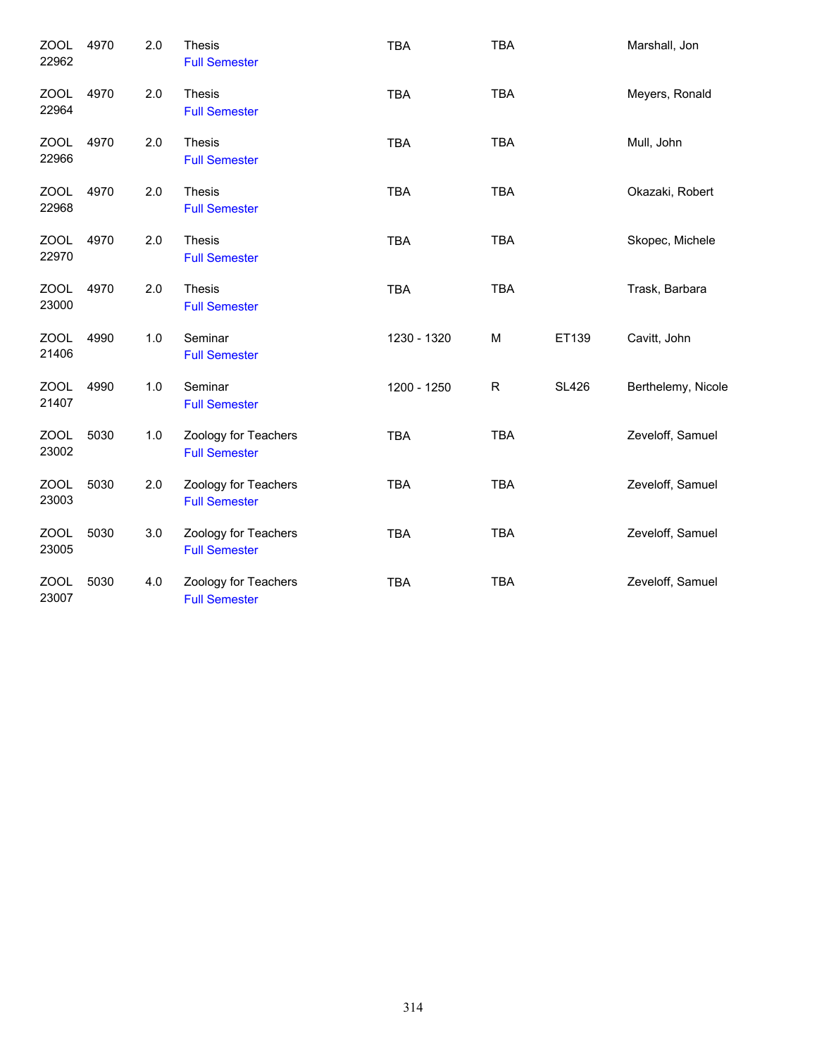| | | | | | | | |
|---|---|---|---|---|---|---|---|
| ZOOL 22962 | 4970 | 2.0 | Thesis<br>Full Semester | TBA | TBA | | Marshall, Jon |
| ZOOL 22964 | 4970 | 2.0 | Thesis<br>Full Semester | TBA | TBA | | Meyers, Ronald |
| ZOOL 22966 | 4970 | 2.0 | Thesis<br>Full Semester | TBA | TBA | | Mull, John |
| ZOOL 22968 | 4970 | 2.0 | Thesis<br>Full Semester | TBA | TBA | | Okazaki, Robert |
| ZOOL 22970 | 4970 | 2.0 | Thesis<br>Full Semester | TBA | TBA | | Skopec, Michele |
| ZOOL 23000 | 4970 | 2.0 | Thesis<br>Full Semester | TBA | TBA | | Trask, Barbara |
| ZOOL 21406 | 4990 | 1.0 | Seminar<br>Full Semester | 1230 - 1320 | M | ET139 | Cavitt, John |
| ZOOL 21407 | 4990 | 1.0 | Seminar<br>Full Semester | 1200 - 1250 | R | SL426 | Berthelemy, Nicole |
| ZOOL 23002 | 5030 | 1.0 | Zoology for Teachers<br>Full Semester | TBA | TBA | | Zeveloff, Samuel |
| ZOOL 23003 | 5030 | 2.0 | Zoology for Teachers<br>Full Semester | TBA | TBA | | Zeveloff, Samuel |
| ZOOL 23005 | 5030 | 3.0 | Zoology for Teachers<br>Full Semester | TBA | TBA | | Zeveloff, Samuel |
| ZOOL 23007 | 5030 | 4.0 | Zoology for Teachers<br>Full Semester | TBA | TBA | | Zeveloff, Samuel |